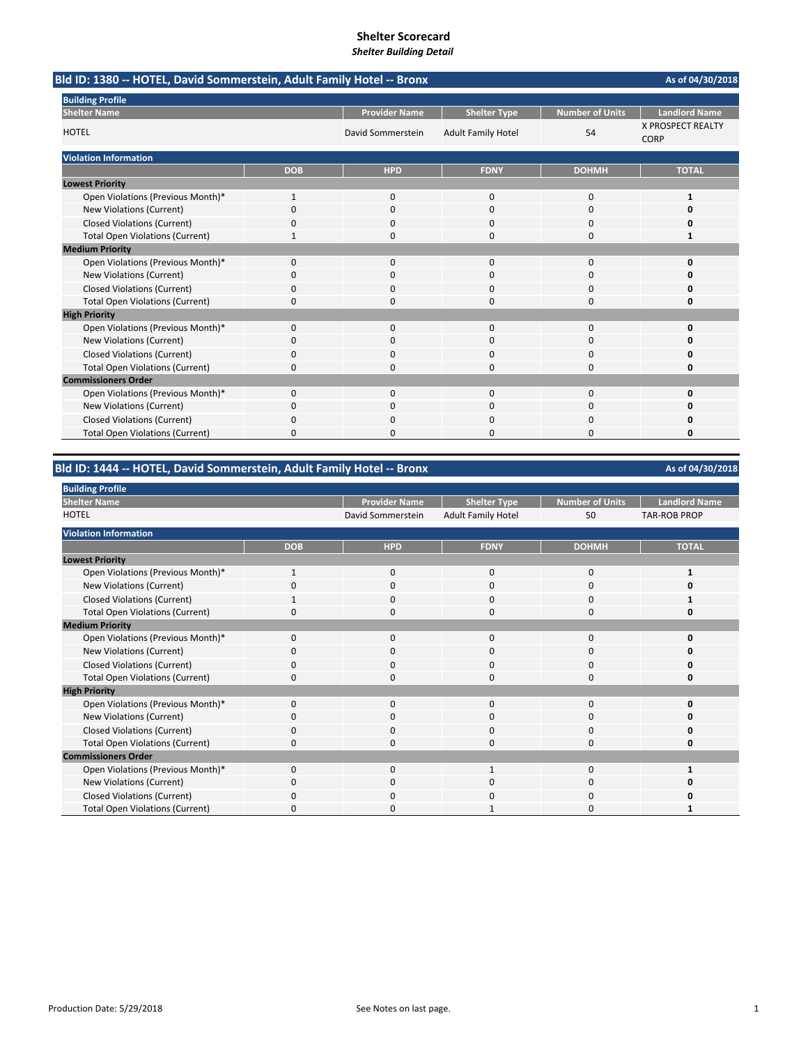# Shelter Scorecard

*Shelter Building Detail*

## Bld ID: 1380 -- HOTEL, David Sommerstein, Adult Family Hotel -- Bronx

As of 04/30/2018

**Building Profile**

| Shelter Name | Provider Name | Shelter Type | Number of Units | Landlord Name |
|---|---|---|---|---|
| HOTEL | David Sommerstein | Adult Family Hotel | 54 | X PROSPECT REALTY CORP |

**Violation Information**

| | DOB | HPD | FDNY | DOHMH | TOTAL |
|---|---|---|---|---|---|
| **Lowest Priority** | | | | | |
| Open Violations (Previous Month)* | 1 | 0 | 0 | 0 | **1** |
| New Violations (Current) | 0 | 0 | 0 | 0 | **0** |
| Closed Violations (Current) | 0 | 0 | 0 | 0 | **0** |
| Total Open Violations (Current) | 1 | 0 | 0 | 0 | **1** |
| **Medium Priority** | | | | | |
| Open Violations (Previous Month)* | 0 | 0 | 0 | 0 | **0** |
| New Violations (Current) | 0 | 0 | 0 | 0 | **0** |
| Closed Violations (Current) | 0 | 0 | 0 | 0 | **0** |
| Total Open Violations (Current) | 0 | 0 | 0 | 0 | **0** |
| **High Priority** | | | | | |
| Open Violations (Previous Month)* | 0 | 0 | 0 | 0 | **0** |
| New Violations (Current) | 0 | 0 | 0 | 0 | **0** |
| Closed Violations (Current) | 0 | 0 | 0 | 0 | **0** |
| Total Open Violations (Current) | 0 | 0 | 0 | 0 | **0** |
| **Commissioners Order** | | | | | |
| Open Violations (Previous Month)* | 0 | 0 | 0 | 0 | **0** |
| New Violations (Current) | 0 | 0 | 0 | 0 | **0** |
| Closed Violations (Current) | 0 | 0 | 0 | 0 | **0** |
| Total Open Violations (Current) | 0 | 0 | 0 | 0 | **0** |

## Bld ID: 1444 -- HOTEL, David Sommerstein, Adult Family Hotel -- Bronx

As of 04/30/2018

**Building Profile**

| Shelter Name | Provider Name | Shelter Type | Number of Units | Landlord Name |
|---|---|---|---|---|
| HOTEL | David Sommerstein | Adult Family Hotel | 50 | TAR-ROB PROP |

**Violation Information**

| | DOB | HPD | FDNY | DOHMH | TOTAL |
|---|---|---|---|---|---|
| **Lowest Priority** | | | | | |
| Open Violations (Previous Month)* | 1 | 0 | 0 | 0 | **1** |
| New Violations (Current) | 0 | 0 | 0 | 0 | **0** |
| Closed Violations (Current) | 1 | 0 | 0 | 0 | **1** |
| Total Open Violations (Current) | 0 | 0 | 0 | 0 | **0** |
| **Medium Priority** | | | | | |
| Open Violations (Previous Month)* | 0 | 0 | 0 | 0 | **0** |
| New Violations (Current) | 0 | 0 | 0 | 0 | **0** |
| Closed Violations (Current) | 0 | 0 | 0 | 0 | **0** |
| Total Open Violations (Current) | 0 | 0 | 0 | 0 | **0** |
| **High Priority** | | | | | |
| Open Violations (Previous Month)* | 0 | 0 | 0 | 0 | **0** |
| New Violations (Current) | 0 | 0 | 0 | 0 | **0** |
| Closed Violations (Current) | 0 | 0 | 0 | 0 | **0** |
| Total Open Violations (Current) | 0 | 0 | 0 | 0 | **0** |
| **Commissioners Order** | | | | | |
| Open Violations (Previous Month)* | 0 | 0 | 1 | 0 | **1** |
| New Violations (Current) | 0 | 0 | 0 | 0 | **0** |
| Closed Violations (Current) | 0 | 0 | 0 | 0 | **0** |
| Total Open Violations (Current) | 0 | 0 | 1 | 0 | **1** |

Production Date: 5/29/2018

See Notes on last page.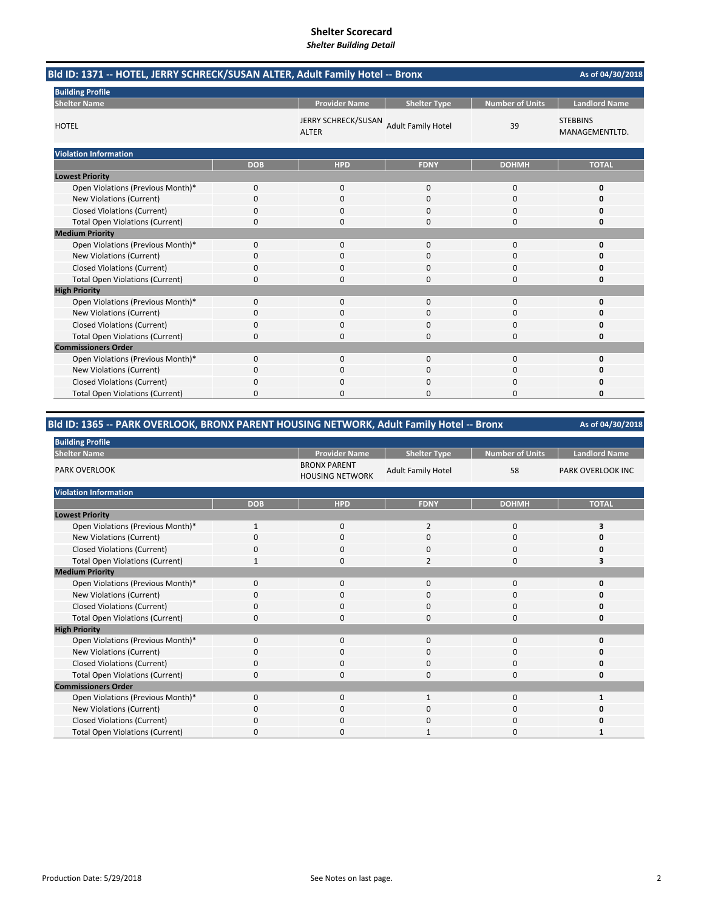# Shelter Scorecard

*Shelter Building Detail*

## Bld ID: 1371 -- HOTEL, JERRY SCHRECK/SUSAN ALTER, Adult Family Hotel -- Bronx

As of 04/30/2018

**Building Profile**

| Shelter Name | Provider Name | Shelter Type | Number of Units | Landlord Name |
|---|---|---|---|---|
| HOTEL | JERRY SCHRECK/SUSAN ALTER | Adult Family Hotel | 39 | STEBBINS MANAGEMENTLTD. |

**Violation Information**

| | DOB | HPD | FDNY | DOHMH | TOTAL |
|---|---|---|---|---|---|
| **Lowest Priority** | | | | | |
| Open Violations (Previous Month)* | 0 | 0 | 0 | 0 | **0** |
| New Violations (Current) | 0 | 0 | 0 | 0 | **0** |
| Closed Violations (Current) | 0 | 0 | 0 | 0 | **0** |
| Total Open Violations (Current) | 0 | 0 | 0 | 0 | **0** |
| **Medium Priority** | | | | | |
| Open Violations (Previous Month)* | 0 | 0 | 0 | 0 | **0** |
| New Violations (Current) | 0 | 0 | 0 | 0 | **0** |
| Closed Violations (Current) | 0 | 0 | 0 | 0 | **0** |
| Total Open Violations (Current) | 0 | 0 | 0 | 0 | **0** |
| **High Priority** | | | | | |
| Open Violations (Previous Month)* | 0 | 0 | 0 | 0 | **0** |
| New Violations (Current) | 0 | 0 | 0 | 0 | **0** |
| Closed Violations (Current) | 0 | 0 | 0 | 0 | **0** |
| Total Open Violations (Current) | 0 | 0 | 0 | 0 | **0** |
| **Commissioners Order** | | | | | |
| Open Violations (Previous Month)* | 0 | 0 | 0 | 0 | **0** |
| New Violations (Current) | 0 | 0 | 0 | 0 | **0** |
| Closed Violations (Current) | 0 | 0 | 0 | 0 | **0** |
| Total Open Violations (Current) | 0 | 0 | 0 | 0 | **0** |

## Bld ID: 1365 -- PARK OVERLOOK, BRONX PARENT HOUSING NETWORK, Adult Family Hotel -- Bronx

As of 04/30/2018

**Building Profile**

| Shelter Name | Provider Name | Shelter Type | Number of Units | Landlord Name |
|---|---|---|---|---|
| PARK OVERLOOK | BRONX PARENT HOUSING NETWORK | Adult Family Hotel | 58 | PARK OVERLOOK INC |

**Violation Information**

| | DOB | HPD | FDNY | DOHMH | TOTAL |
|---|---|---|---|---|---|
| **Lowest Priority** | | | | | |
| Open Violations (Previous Month)* | 1 | 0 | 2 | 0 | **3** |
| New Violations (Current) | 0 | 0 | 0 | 0 | **0** |
| Closed Violations (Current) | 0 | 0 | 0 | 0 | **0** |
| Total Open Violations (Current) | 1 | 0 | 2 | 0 | **3** |
| **Medium Priority** | | | | | |
| Open Violations (Previous Month)* | 0 | 0 | 0 | 0 | **0** |
| New Violations (Current) | 0 | 0 | 0 | 0 | **0** |
| Closed Violations (Current) | 0 | 0 | 0 | 0 | **0** |
| Total Open Violations (Current) | 0 | 0 | 0 | 0 | **0** |
| **High Priority** | | | | | |
| Open Violations (Previous Month)* | 0 | 0 | 0 | 0 | **0** |
| New Violations (Current) | 0 | 0 | 0 | 0 | **0** |
| Closed Violations (Current) | 0 | 0 | 0 | 0 | **0** |
| Total Open Violations (Current) | 0 | 0 | 0 | 0 | **0** |
| **Commissioners Order** | | | | | |
| Open Violations (Previous Month)* | 0 | 0 | 1 | 0 | **1** |
| New Violations (Current) | 0 | 0 | 0 | 0 | **0** |
| Closed Violations (Current) | 0 | 0 | 0 | 0 | **0** |
| Total Open Violations (Current) | 0 | 0 | 1 | 0 | **1** |

Production Date: 5/29/2018

See Notes on last page.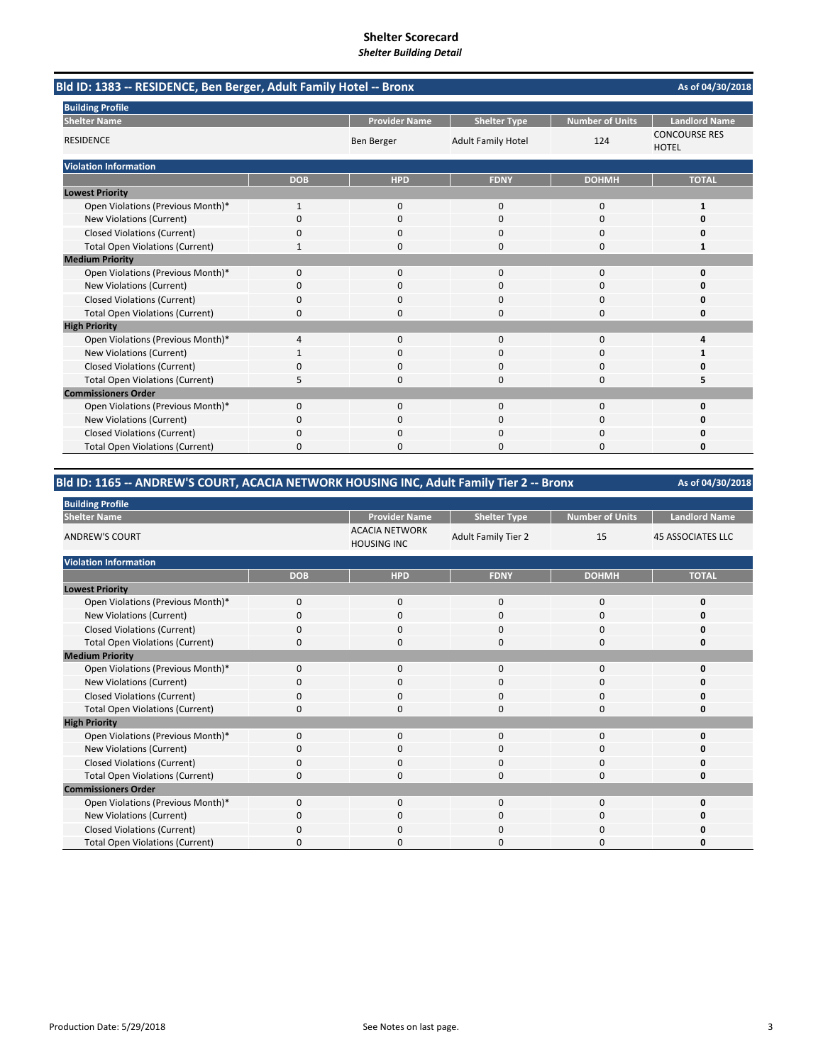# Shelter Scorecard

*Shelter Building Detail*

## Bld ID: 1383 -- RESIDENCE, Ben Berger, Adult Family Hotel -- Bronx

As of 04/30/2018

**Building Profile**

| Shelter Name | Provider Name | Shelter Type | Number of Units | Landlord Name |
|---|---|---|---|---|
| RESIDENCE | Ben Berger | Adult Family Hotel | 124 | CONCOURSE RES HOTEL |

**Violation Information**

| | DOB | HPD | FDNY | DOHMH | TOTAL |
|---|---|---|---|---|---|
| **Lowest Priority** | | | | | |
| Open Violations (Previous Month)* | 1 | 0 | 0 | 0 | **1** |
| New Violations (Current) | 0 | 0 | 0 | 0 | **0** |
| Closed Violations (Current) | 0 | 0 | 0 | 0 | **0** |
| Total Open Violations (Current) | 1 | 0 | 0 | 0 | **1** |
| **Medium Priority** | | | | | |
| Open Violations (Previous Month)* | 0 | 0 | 0 | 0 | **0** |
| New Violations (Current) | 0 | 0 | 0 | 0 | **0** |
| Closed Violations (Current) | 0 | 0 | 0 | 0 | **0** |
| Total Open Violations (Current) | 0 | 0 | 0 | 0 | **0** |
| **High Priority** | | | | | |
| Open Violations (Previous Month)* | 4 | 0 | 0 | 0 | **4** |
| New Violations (Current) | 1 | 0 | 0 | 0 | **1** |
| Closed Violations (Current) | 0 | 0 | 0 | 0 | **0** |
| Total Open Violations (Current) | 5 | 0 | 0 | 0 | **5** |
| **Commissioners Order** | | | | | |
| Open Violations (Previous Month)* | 0 | 0 | 0 | 0 | **0** |
| New Violations (Current) | 0 | 0 | 0 | 0 | **0** |
| Closed Violations (Current) | 0 | 0 | 0 | 0 | **0** |
| Total Open Violations (Current) | 0 | 0 | 0 | 0 | **0** |

## Bld ID: 1165 -- ANDREW'S COURT, ACACIA NETWORK HOUSING INC, Adult Family Tier 2 -- Bronx

As of 04/30/2018

**Building Profile**

| Shelter Name | Provider Name | Shelter Type | Number of Units | Landlord Name |
|---|---|---|---|---|
| ANDREW'S COURT | ACACIA NETWORK HOUSING INC | Adult Family Tier 2 | 15 | 45 ASSOCIATES LLC |

**Violation Information**

| | DOB | HPD | FDNY | DOHMH | TOTAL |
|---|---|---|---|---|---|
| **Lowest Priority** | | | | | |
| Open Violations (Previous Month)* | 0 | 0 | 0 | 0 | **0** |
| New Violations (Current) | 0 | 0 | 0 | 0 | **0** |
| Closed Violations (Current) | 0 | 0 | 0 | 0 | **0** |
| Total Open Violations (Current) | 0 | 0 | 0 | 0 | **0** |
| **Medium Priority** | | | | | |
| Open Violations (Previous Month)* | 0 | 0 | 0 | 0 | **0** |
| New Violations (Current) | 0 | 0 | 0 | 0 | **0** |
| Closed Violations (Current) | 0 | 0 | 0 | 0 | **0** |
| Total Open Violations (Current) | 0 | 0 | 0 | 0 | **0** |
| **High Priority** | | | | | |
| Open Violations (Previous Month)* | 0 | 0 | 0 | 0 | **0** |
| New Violations (Current) | 0 | 0 | 0 | 0 | **0** |
| Closed Violations (Current) | 0 | 0 | 0 | 0 | **0** |
| Total Open Violations (Current) | 0 | 0 | 0 | 0 | **0** |
| **Commissioners Order** | | | | | |
| Open Violations (Previous Month)* | 0 | 0 | 0 | 0 | **0** |
| New Violations (Current) | 0 | 0 | 0 | 0 | **0** |
| Closed Violations (Current) | 0 | 0 | 0 | 0 | **0** |
| Total Open Violations (Current) | 0 | 0 | 0 | 0 | **0** |

Production Date: 5/29/2018

See Notes on last page.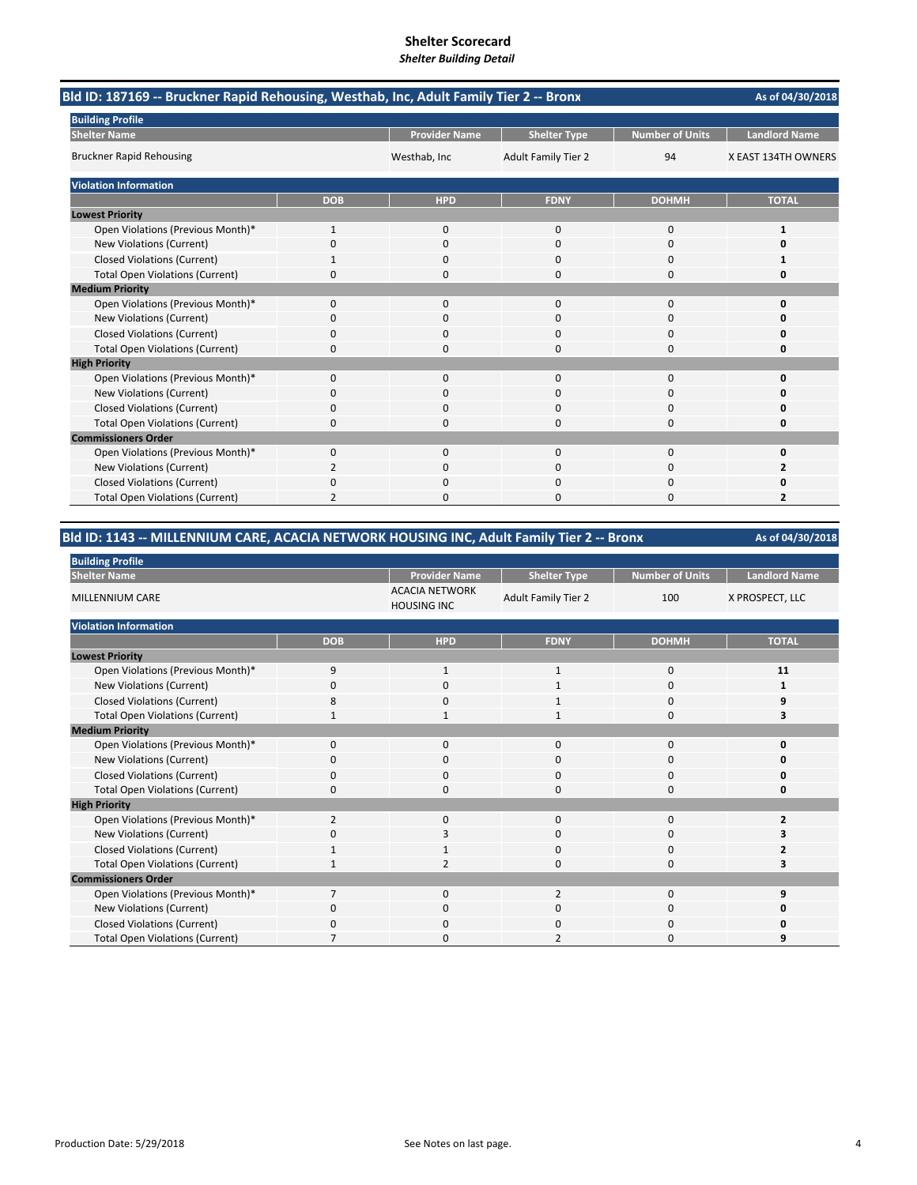# Shelter Scorecard

*Shelter Building Detail*

## Bld ID: 187169 -- Bruckner Rapid Rehousing, Westhab, Inc, Adult Family Tier 2 -- Bronx

As of 04/30/2018

**Building Profile**

| Shelter Name | Provider Name | Shelter Type | Number of Units | Landlord Name |
|---|---|---|---|---|
| Bruckner Rapid Rehousing | Westhab, Inc | Adult Family Tier 2 | 94 | X EAST 134TH OWNERS |

**Violation Information**

| | DOB | HPD | FDNY | DOHMH | TOTAL |
|---|---|---|---|---|---|
| **Lowest Priority** | | | | | |
| Open Violations (Previous Month)* | 1 | 0 | 0 | 0 | **1** |
| New Violations (Current) | 0 | 0 | 0 | 0 | **0** |
| Closed Violations (Current) | 1 | 0 | 0 | 0 | **1** |
| Total Open Violations (Current) | 0 | 0 | 0 | 0 | **0** |
| **Medium Priority** | | | | | |
| Open Violations (Previous Month)* | 0 | 0 | 0 | 0 | **0** |
| New Violations (Current) | 0 | 0 | 0 | 0 | **0** |
| Closed Violations (Current) | 0 | 0 | 0 | 0 | **0** |
| Total Open Violations (Current) | 0 | 0 | 0 | 0 | **0** |
| **High Priority** | | | | | |
| Open Violations (Previous Month)* | 0 | 0 | 0 | 0 | **0** |
| New Violations (Current) | 0 | 0 | 0 | 0 | **0** |
| Closed Violations (Current) | 0 | 0 | 0 | 0 | **0** |
| Total Open Violations (Current) | 0 | 0 | 0 | 0 | **0** |
| **Commissioners Order** | | | | | |
| Open Violations (Previous Month)* | 0 | 0 | 0 | 0 | **0** |
| New Violations (Current) | 2 | 0 | 0 | 0 | **2** |
| Closed Violations (Current) | 0 | 0 | 0 | 0 | **0** |
| Total Open Violations (Current) | 2 | 0 | 0 | 0 | **2** |

## Bld ID: 1143 -- MILLENNIUM CARE, ACACIA NETWORK HOUSING INC, Adult Family Tier 2 -- Bronx

As of 04/30/2018

**Building Profile**

| Shelter Name | Provider Name | Shelter Type | Number of Units | Landlord Name |
|---|---|---|---|---|
| MILLENNIUM CARE | ACACIA NETWORK HOUSING INC | Adult Family Tier 2 | 100 | X PROSPECT, LLC |

**Violation Information**

| | DOB | HPD | FDNY | DOHMH | TOTAL |
|---|---|---|---|---|---|
| **Lowest Priority** | | | | | |
| Open Violations (Previous Month)* | 9 | 1 | 1 | 0 | **11** |
| New Violations (Current) | 0 | 0 | 1 | 0 | **1** |
| Closed Violations (Current) | 8 | 0 | 1 | 0 | **9** |
| Total Open Violations (Current) | 1 | 1 | 1 | 0 | **3** |
| **Medium Priority** | | | | | |
| Open Violations (Previous Month)* | 0 | 0 | 0 | 0 | **0** |
| New Violations (Current) | 0 | 0 | 0 | 0 | **0** |
| Closed Violations (Current) | 0 | 0 | 0 | 0 | **0** |
| Total Open Violations (Current) | 0 | 0 | 0 | 0 | **0** |
| **High Priority** | | | | | |
| Open Violations (Previous Month)* | 2 | 0 | 0 | 0 | **2** |
| New Violations (Current) | 0 | 3 | 0 | 0 | **3** |
| Closed Violations (Current) | 1 | 1 | 0 | 0 | **2** |
| Total Open Violations (Current) | 1 | 2 | 0 | 0 | **3** |
| **Commissioners Order** | | | | | |
| Open Violations (Previous Month)* | 7 | 0 | 2 | 0 | **9** |
| New Violations (Current) | 0 | 0 | 0 | 0 | **0** |
| Closed Violations (Current) | 0 | 0 | 0 | 0 | **0** |
| Total Open Violations (Current) | 7 | 0 | 2 | 0 | **9** |

Production Date: 5/29/2018

See Notes on last page.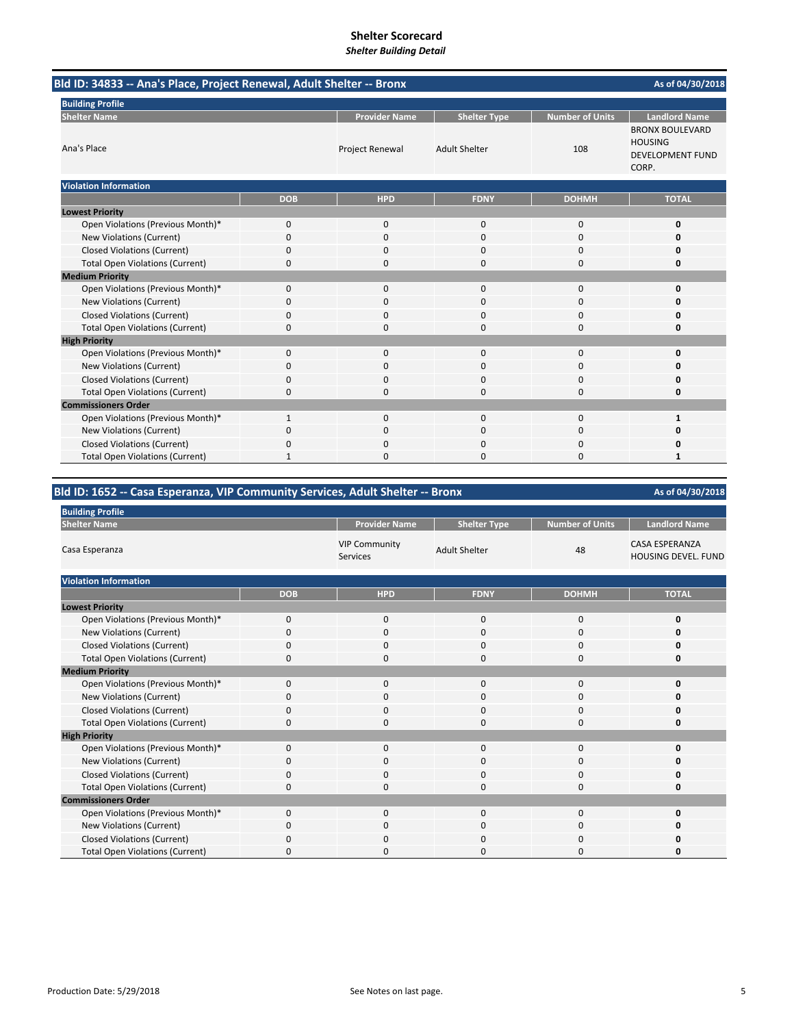# Shelter Scorecard

*Shelter Building Detail*

## Bld ID: 34833 -- Ana's Place, Project Renewal, Adult Shelter -- Bronx

As of 04/30/2018

**Building Profile**

| Shelter Name | Provider Name | Shelter Type | Number of Units | Landlord Name |
|---|---|---|---|---|
| Ana's Place | Project Renewal | Adult Shelter | 108 | BRONX BOULEVARD HOUSING DEVELOPMENT FUND CORP. |

**Violation Information**

| | DOB | HPD | FDNY | DOHMH | TOTAL |
|---|---|---|---|---|---|
| **Lowest Priority** | | | | | |
| Open Violations (Previous Month)* | 0 | 0 | 0 | 0 | **0** |
| New Violations (Current) | 0 | 0 | 0 | 0 | **0** |
| Closed Violations (Current) | 0 | 0 | 0 | 0 | **0** |
| Total Open Violations (Current) | 0 | 0 | 0 | 0 | **0** |
| **Medium Priority** | | | | | |
| Open Violations (Previous Month)* | 0 | 0 | 0 | 0 | **0** |
| New Violations (Current) | 0 | 0 | 0 | 0 | **0** |
| Closed Violations (Current) | 0 | 0 | 0 | 0 | **0** |
| Total Open Violations (Current) | 0 | 0 | 0 | 0 | **0** |
| **High Priority** | | | | | |
| Open Violations (Previous Month)* | 0 | 0 | 0 | 0 | **0** |
| New Violations (Current) | 0 | 0 | 0 | 0 | **0** |
| Closed Violations (Current) | 0 | 0 | 0 | 0 | **0** |
| Total Open Violations (Current) | 0 | 0 | 0 | 0 | **0** |
| **Commissioners Order** | | | | | |
| Open Violations (Previous Month)* | 1 | 0 | 0 | 0 | **1** |
| New Violations (Current) | 0 | 0 | 0 | 0 | **0** |
| Closed Violations (Current) | 0 | 0 | 0 | 0 | **0** |
| Total Open Violations (Current) | 1 | 0 | 0 | 0 | **1** |

## Bld ID: 1652 -- Casa Esperanza, VIP Community Services, Adult Shelter -- Bronx

As of 04/30/2018

**Building Profile**

| Shelter Name | Provider Name | Shelter Type | Number of Units | Landlord Name |
|---|---|---|---|---|
| Casa Esperanza | VIP Community Services | Adult Shelter | 48 | CASA ESPERANZA HOUSING DEVEL. FUND |

**Violation Information**

| | DOB | HPD | FDNY | DOHMH | TOTAL |
|---|---|---|---|---|---|
| **Lowest Priority** | | | | | |
| Open Violations (Previous Month)* | 0 | 0 | 0 | 0 | **0** |
| New Violations (Current) | 0 | 0 | 0 | 0 | **0** |
| Closed Violations (Current) | 0 | 0 | 0 | 0 | **0** |
| Total Open Violations (Current) | 0 | 0 | 0 | 0 | **0** |
| **Medium Priority** | | | | | |
| Open Violations (Previous Month)* | 0 | 0 | 0 | 0 | **0** |
| New Violations (Current) | 0 | 0 | 0 | 0 | **0** |
| Closed Violations (Current) | 0 | 0 | 0 | 0 | **0** |
| Total Open Violations (Current) | 0 | 0 | 0 | 0 | **0** |
| **High Priority** | | | | | |
| Open Violations (Previous Month)* | 0 | 0 | 0 | 0 | **0** |
| New Violations (Current) | 0 | 0 | 0 | 0 | **0** |
| Closed Violations (Current) | 0 | 0 | 0 | 0 | **0** |
| Total Open Violations (Current) | 0 | 0 | 0 | 0 | **0** |
| **Commissioners Order** | | | | | |
| Open Violations (Previous Month)* | 0 | 0 | 0 | 0 | **0** |
| New Violations (Current) | 0 | 0 | 0 | 0 | **0** |
| Closed Violations (Current) | 0 | 0 | 0 | 0 | **0** |
| Total Open Violations (Current) | 0 | 0 | 0 | 0 | **0** |

Production Date: 5/29/2018

See Notes on last page.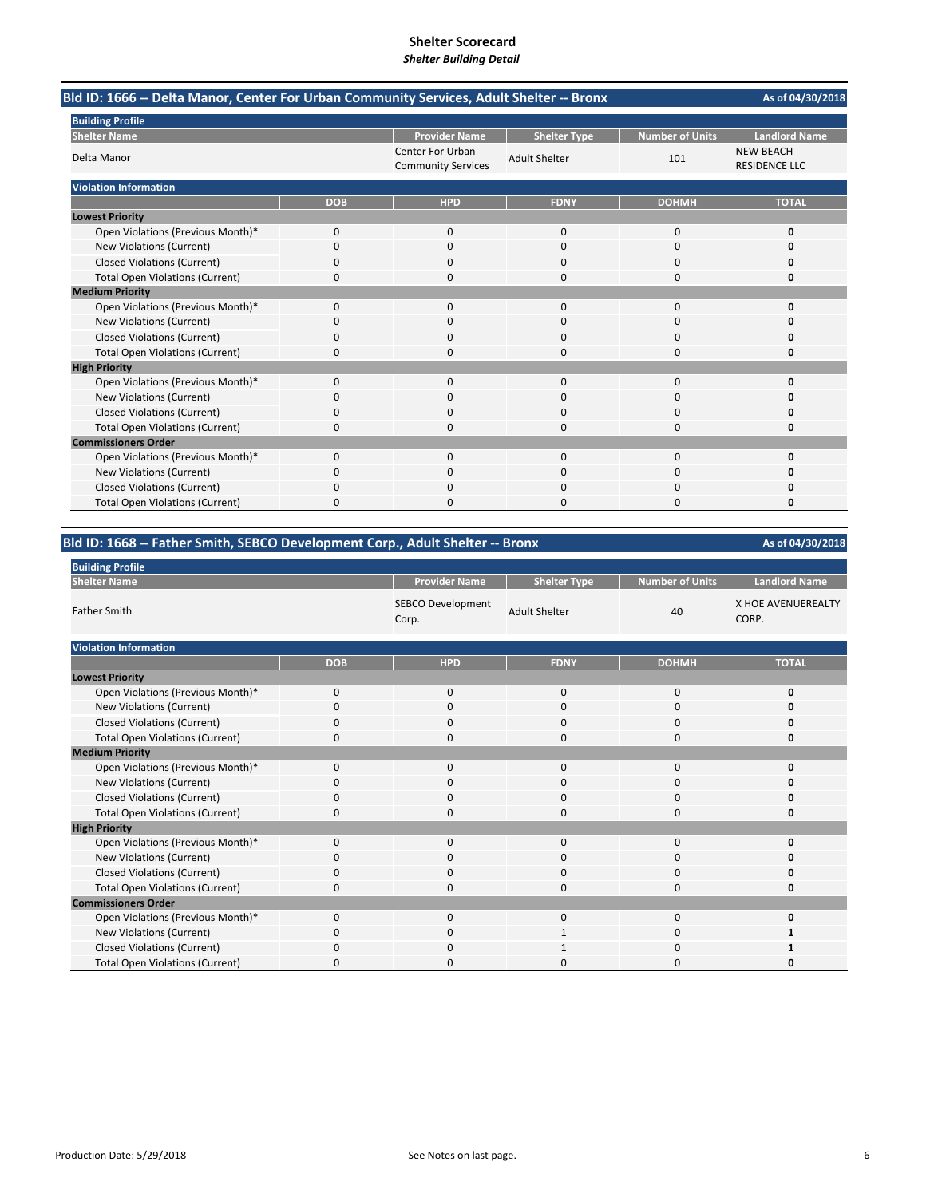# Shelter Scorecard

*Shelter Building Detail*

## Bld ID: 1666 -- Delta Manor, Center For Urban Community Services, Adult Shelter -- Bronx

As of 04/30/2018

**Building Profile**

| Shelter Name | Provider Name | Shelter Type | Number of Units | Landlord Name |
|---|---|---|---|---|
| Delta Manor | Center For Urban Community Services | Adult Shelter | 101 | NEW BEACH RESIDENCE LLC |

**Violation Information**

| | DOB | HPD | FDNY | DOHMH | TOTAL |
|---|---|---|---|---|---|
| **Lowest Priority** | | | | | |
| Open Violations (Previous Month)* | 0 | 0 | 0 | 0 | **0** |
| New Violations (Current) | 0 | 0 | 0 | 0 | **0** |
| Closed Violations (Current) | 0 | 0 | 0 | 0 | **0** |
| Total Open Violations (Current) | 0 | 0 | 0 | 0 | **0** |
| **Medium Priority** | | | | | |
| Open Violations (Previous Month)* | 0 | 0 | 0 | 0 | **0** |
| New Violations (Current) | 0 | 0 | 0 | 0 | **0** |
| Closed Violations (Current) | 0 | 0 | 0 | 0 | **0** |
| Total Open Violations (Current) | 0 | 0 | 0 | 0 | **0** |
| **High Priority** | | | | | |
| Open Violations (Previous Month)* | 0 | 0 | 0 | 0 | **0** |
| New Violations (Current) | 0 | 0 | 0 | 0 | **0** |
| Closed Violations (Current) | 0 | 0 | 0 | 0 | **0** |
| Total Open Violations (Current) | 0 | 0 | 0 | 0 | **0** |
| **Commissioners Order** | | | | | |
| Open Violations (Previous Month)* | 0 | 0 | 0 | 0 | **0** |
| New Violations (Current) | 0 | 0 | 0 | 0 | **0** |
| Closed Violations (Current) | 0 | 0 | 0 | 0 | **0** |
| Total Open Violations (Current) | 0 | 0 | 0 | 0 | **0** |

## Bld ID: 1668 -- Father Smith, SEBCO Development Corp., Adult Shelter -- Bronx

As of 04/30/2018

**Building Profile**

| Shelter Name | Provider Name | Shelter Type | Number of Units | Landlord Name |
|---|---|---|---|---|
| Father Smith | SEBCO Development Corp. | Adult Shelter | 40 | X HOE AVENUEREALTY CORP. |

**Violation Information**

| | DOB | HPD | FDNY | DOHMH | TOTAL |
|---|---|---|---|---|---|
| **Lowest Priority** | | | | | |
| Open Violations (Previous Month)* | 0 | 0 | 0 | 0 | **0** |
| New Violations (Current) | 0 | 0 | 0 | 0 | **0** |
| Closed Violations (Current) | 0 | 0 | 0 | 0 | **0** |
| Total Open Violations (Current) | 0 | 0 | 0 | 0 | **0** |
| **Medium Priority** | | | | | |
| Open Violations (Previous Month)* | 0 | 0 | 0 | 0 | **0** |
| New Violations (Current) | 0 | 0 | 0 | 0 | **0** |
| Closed Violations (Current) | 0 | 0 | 0 | 0 | **0** |
| Total Open Violations (Current) | 0 | 0 | 0 | 0 | **0** |
| **High Priority** | | | | | |
| Open Violations (Previous Month)* | 0 | 0 | 0 | 0 | **0** |
| New Violations (Current) | 0 | 0 | 0 | 0 | **0** |
| Closed Violations (Current) | 0 | 0 | 0 | 0 | **0** |
| Total Open Violations (Current) | 0 | 0 | 0 | 0 | **0** |
| **Commissioners Order** | | | | | |
| Open Violations (Previous Month)* | 0 | 0 | 0 | 0 | **0** |
| New Violations (Current) | 0 | 0 | 1 | 0 | **1** |
| Closed Violations (Current) | 0 | 0 | 1 | 0 | **1** |
| Total Open Violations (Current) | 0 | 0 | 0 | 0 | **0** |

Production Date: 5/29/2018

See Notes on last page.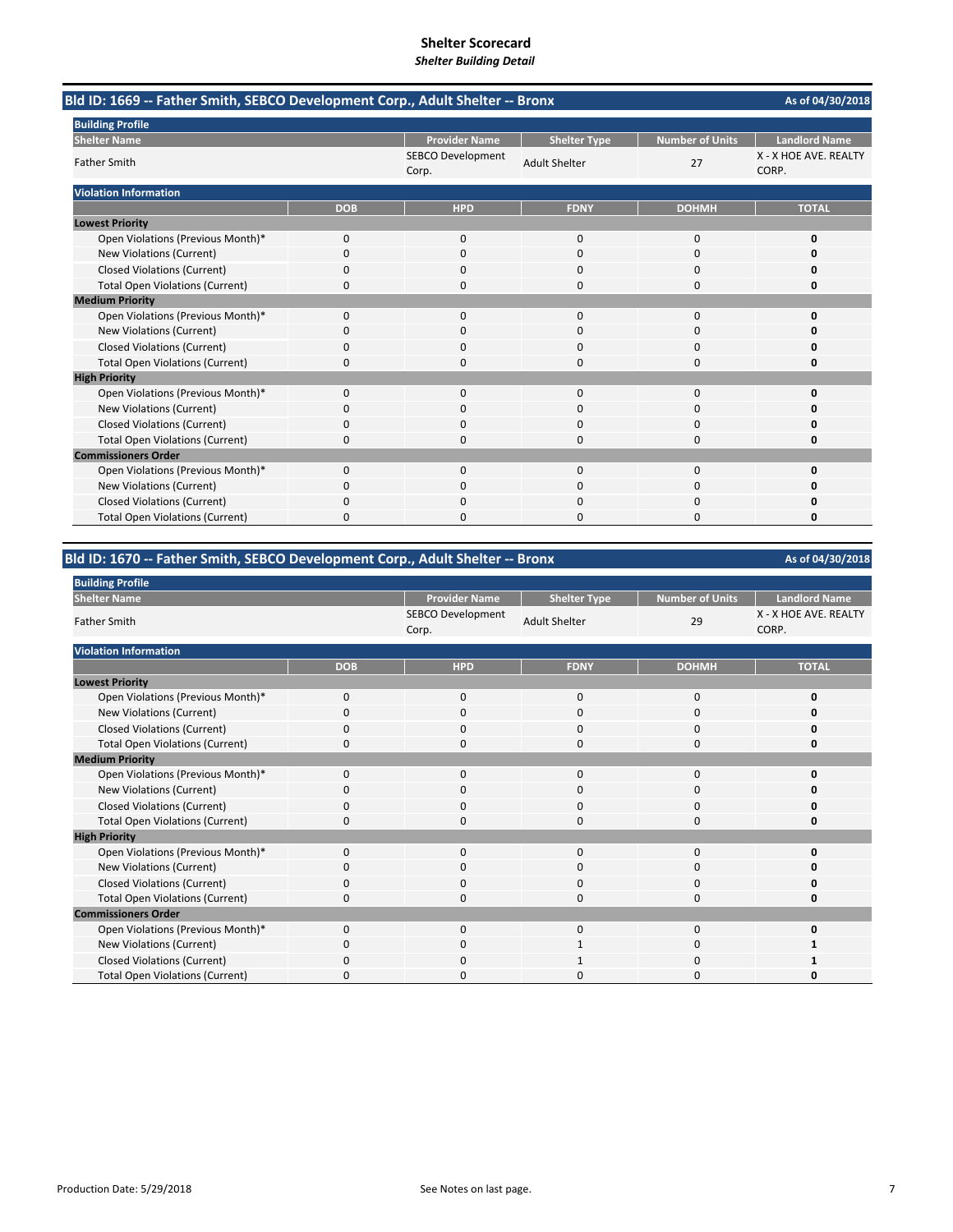# Shelter Scorecard
*Shelter Building Detail*

## Bld ID: 1669 -- Father Smith, SEBCO Development Corp., Adult Shelter -- Bronx

As of 04/30/2018

**Building Profile**

| Shelter Name | Provider Name | Shelter Type | Number of Units | Landlord Name |
|---|---|---|---|---|
| Father Smith | SEBCO Development Corp. | Adult Shelter | 27 | X - X HOE AVE. REALTY CORP. |

**Violation Information**

| | DOB | HPD | FDNY | DOHMH | TOTAL |
|---|---|---|---|---|---|
| **Lowest Priority** | | | | | |
| Open Violations (Previous Month)* | 0 | 0 | 0 | 0 | **0** |
| New Violations (Current) | 0 | 0 | 0 | 0 | **0** |
| Closed Violations (Current) | 0 | 0 | 0 | 0 | **0** |
| Total Open Violations (Current) | 0 | 0 | 0 | 0 | **0** |
| **Medium Priority** | | | | | |
| Open Violations (Previous Month)* | 0 | 0 | 0 | 0 | **0** |
| New Violations (Current) | 0 | 0 | 0 | 0 | **0** |
| Closed Violations (Current) | 0 | 0 | 0 | 0 | **0** |
| Total Open Violations (Current) | 0 | 0 | 0 | 0 | **0** |
| **High Priority** | | | | | |
| Open Violations (Previous Month)* | 0 | 0 | 0 | 0 | **0** |
| New Violations (Current) | 0 | 0 | 0 | 0 | **0** |
| Closed Violations (Current) | 0 | 0 | 0 | 0 | **0** |
| Total Open Violations (Current) | 0 | 0 | 0 | 0 | **0** |
| **Commissioners Order** | | | | | |
| Open Violations (Previous Month)* | 0 | 0 | 0 | 0 | **0** |
| New Violations (Current) | 0 | 0 | 0 | 0 | **0** |
| Closed Violations (Current) | 0 | 0 | 0 | 0 | **0** |
| Total Open Violations (Current) | 0 | 0 | 0 | 0 | **0** |

## Bld ID: 1670 -- Father Smith, SEBCO Development Corp., Adult Shelter -- Bronx

As of 04/30/2018

**Building Profile**

| Shelter Name | Provider Name | Shelter Type | Number of Units | Landlord Name |
|---|---|---|---|---|
| Father Smith | SEBCO Development Corp. | Adult Shelter | 29 | X - X HOE AVE. REALTY CORP. |

**Violation Information**

| | DOB | HPD | FDNY | DOHMH | TOTAL |
|---|---|---|---|---|---|
| **Lowest Priority** | | | | | |
| Open Violations (Previous Month)* | 0 | 0 | 0 | 0 | **0** |
| New Violations (Current) | 0 | 0 | 0 | 0 | **0** |
| Closed Violations (Current) | 0 | 0 | 0 | 0 | **0** |
| Total Open Violations (Current) | 0 | 0 | 0 | 0 | **0** |
| **Medium Priority** | | | | | |
| Open Violations (Previous Month)* | 0 | 0 | 0 | 0 | **0** |
| New Violations (Current) | 0 | 0 | 0 | 0 | **0** |
| Closed Violations (Current) | 0 | 0 | 0 | 0 | **0** |
| Total Open Violations (Current) | 0 | 0 | 0 | 0 | **0** |
| **High Priority** | | | | | |
| Open Violations (Previous Month)* | 0 | 0 | 0 | 0 | **0** |
| New Violations (Current) | 0 | 0 | 0 | 0 | **0** |
| Closed Violations (Current) | 0 | 0 | 0 | 0 | **0** |
| Total Open Violations (Current) | 0 | 0 | 0 | 0 | **0** |
| **Commissioners Order** | | | | | |
| Open Violations (Previous Month)* | 0 | 0 | 0 | 0 | **0** |
| New Violations (Current) | 0 | 0 | 1 | 0 | **1** |
| Closed Violations (Current) | 0 | 0 | 1 | 0 | **1** |
| Total Open Violations (Current) | 0 | 0 | 0 | 0 | **0** |

Production Date: 5/29/2018 — See Notes on last page.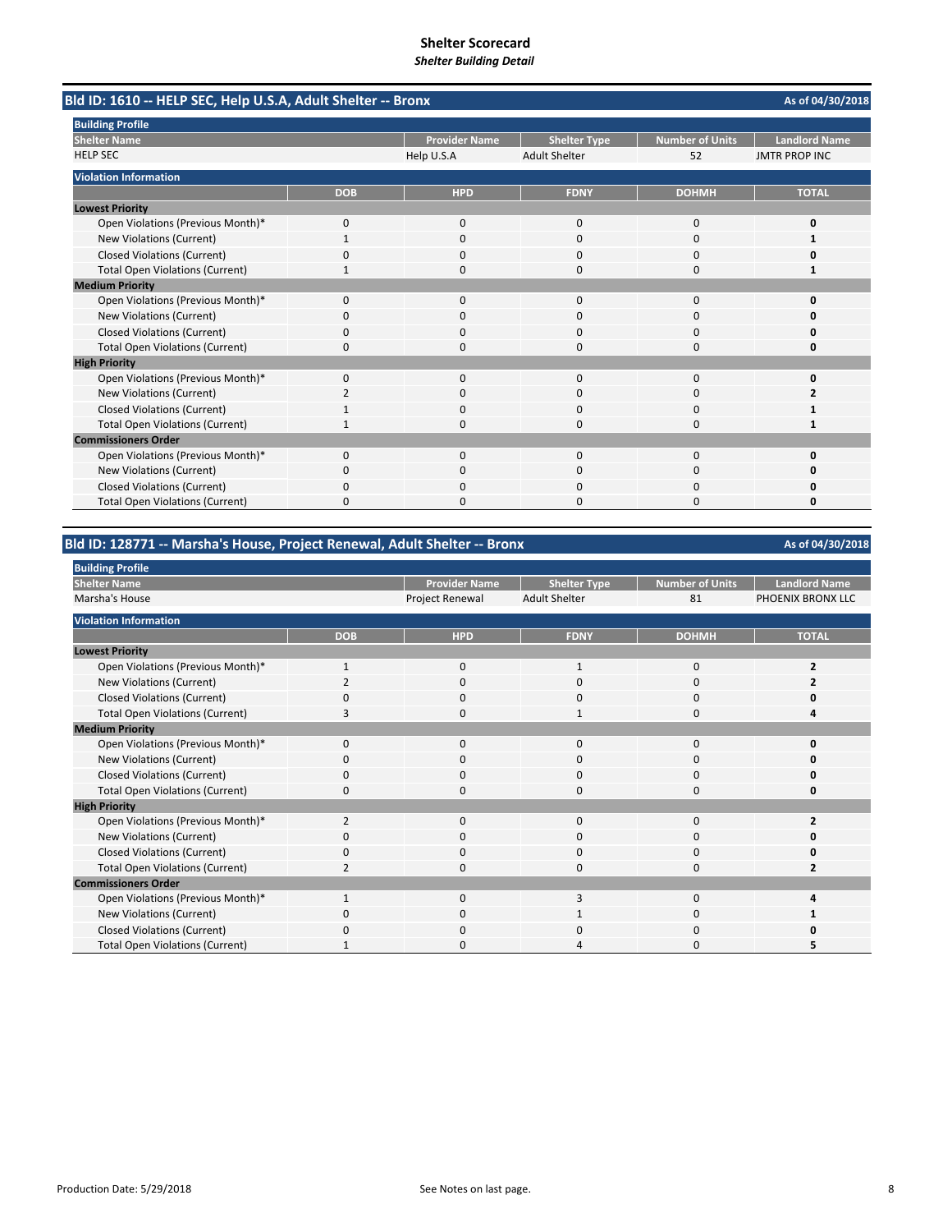# Shelter Scorecard

*Shelter Building Detail*

## Bld ID: 1610 -- HELP SEC, Help U.S.A, Adult Shelter -- Bronx

As of 04/30/2018

**Building Profile**

| Shelter Name | Provider Name | Shelter Type | Number of Units | Landlord Name |
|---|---|---|---|---|
| HELP SEC | Help U.S.A | Adult Shelter | 52 | JMTR PROP INC |

**Violation Information**

| | DOB | HPD | FDNY | DOHMH | TOTAL |
|---|---|---|---|---|---|
| **Lowest Priority** | | | | | |
| Open Violations (Previous Month)* | 0 | 0 | 0 | 0 | **0** |
| New Violations (Current) | 1 | 0 | 0 | 0 | **1** |
| Closed Violations (Current) | 0 | 0 | 0 | 0 | **0** |
| Total Open Violations (Current) | 1 | 0 | 0 | 0 | **1** |
| **Medium Priority** | | | | | |
| Open Violations (Previous Month)* | 0 | 0 | 0 | 0 | **0** |
| New Violations (Current) | 0 | 0 | 0 | 0 | **0** |
| Closed Violations (Current) | 0 | 0 | 0 | 0 | **0** |
| Total Open Violations (Current) | 0 | 0 | 0 | 0 | **0** |
| **High Priority** | | | | | |
| Open Violations (Previous Month)* | 0 | 0 | 0 | 0 | **0** |
| New Violations (Current) | 2 | 0 | 0 | 0 | **2** |
| Closed Violations (Current) | 1 | 0 | 0 | 0 | **1** |
| Total Open Violations (Current) | 1 | 0 | 0 | 0 | **1** |
| **Commissioners Order** | | | | | |
| Open Violations (Previous Month)* | 0 | 0 | 0 | 0 | **0** |
| New Violations (Current) | 0 | 0 | 0 | 0 | **0** |
| Closed Violations (Current) | 0 | 0 | 0 | 0 | **0** |
| Total Open Violations (Current) | 0 | 0 | 0 | 0 | **0** |

## Bld ID: 128771 -- Marsha's House, Project Renewal, Adult Shelter -- Bronx

As of 04/30/2018

**Building Profile**

| Shelter Name | Provider Name | Shelter Type | Number of Units | Landlord Name |
|---|---|---|---|---|
| Marsha's House | Project Renewal | Adult Shelter | 81 | PHOENIX BRONX LLC |

**Violation Information**

| | DOB | HPD | FDNY | DOHMH | TOTAL |
|---|---|---|---|---|---|
| **Lowest Priority** | | | | | |
| Open Violations (Previous Month)* | 1 | 0 | 1 | 0 | **2** |
| New Violations (Current) | 2 | 0 | 0 | 0 | **2** |
| Closed Violations (Current) | 0 | 0 | 0 | 0 | **0** |
| Total Open Violations (Current) | 3 | 0 | 1 | 0 | **4** |
| **Medium Priority** | | | | | |
| Open Violations (Previous Month)* | 0 | 0 | 0 | 0 | **0** |
| New Violations (Current) | 0 | 0 | 0 | 0 | **0** |
| Closed Violations (Current) | 0 | 0 | 0 | 0 | **0** |
| Total Open Violations (Current) | 0 | 0 | 0 | 0 | **0** |
| **High Priority** | | | | | |
| Open Violations (Previous Month)* | 2 | 0 | 0 | 0 | **2** |
| New Violations (Current) | 0 | 0 | 0 | 0 | **0** |
| Closed Violations (Current) | 0 | 0 | 0 | 0 | **0** |
| Total Open Violations (Current) | 2 | 0 | 0 | 0 | **2** |
| **Commissioners Order** | | | | | |
| Open Violations (Previous Month)* | 1 | 0 | 3 | 0 | **4** |
| New Violations (Current) | 0 | 0 | 1 | 0 | **1** |
| Closed Violations (Current) | 0 | 0 | 0 | 0 | **0** |
| Total Open Violations (Current) | 1 | 0 | 4 | 0 | **5** |

Production Date: 5/29/2018

See Notes on last page.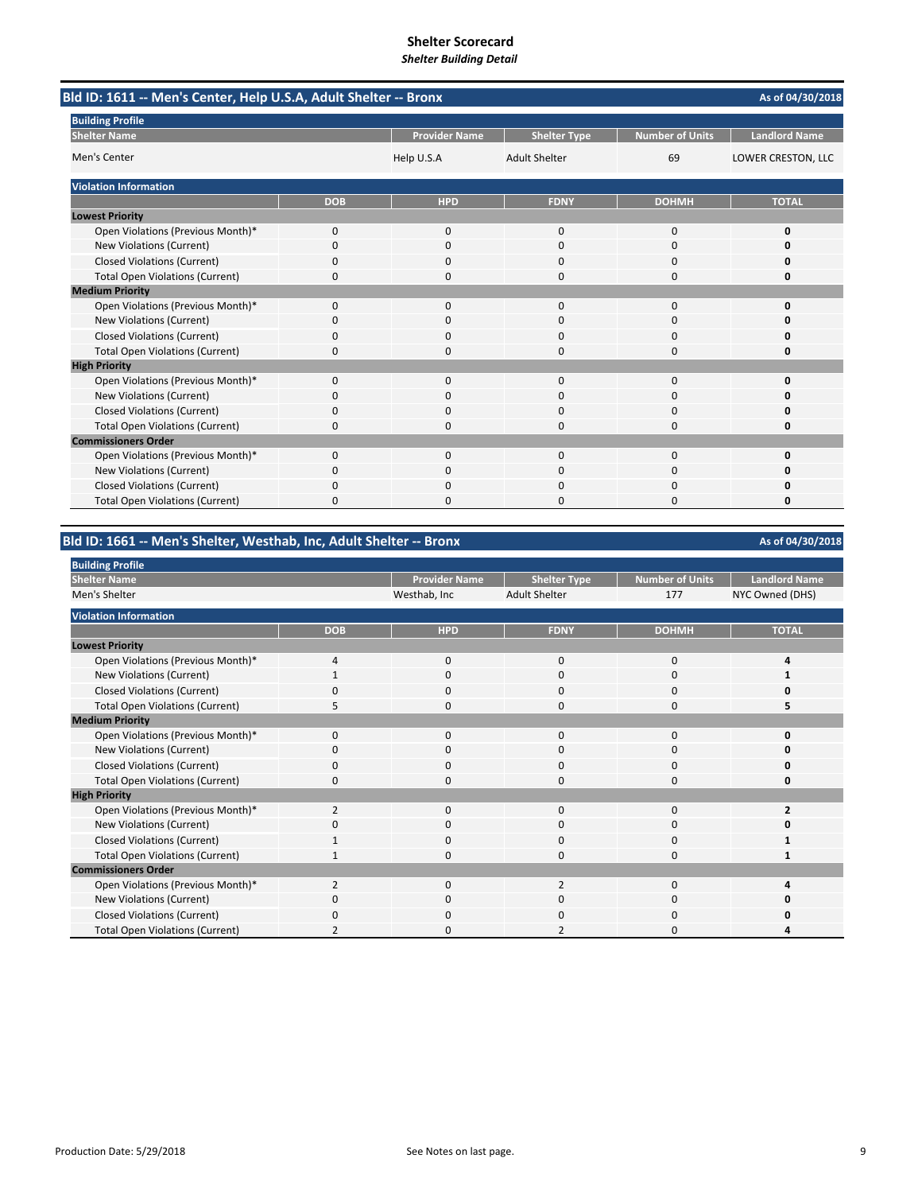# Shelter Scorecard

*Shelter Building Detail*

## Bld ID: 1611 -- Men's Center, Help U.S.A, Adult Shelter -- Bronx

As of 04/30/2018

**Building Profile**

| Shelter Name | Provider Name | Shelter Type | Number of Units | Landlord Name |
|---|---|---|---|---|
| Men's Center | Help U.S.A | Adult Shelter | 69 | LOWER CRESTON, LLC |

**Violation Information**

| | DOB | HPD | FDNY | DOHMH | TOTAL |
|---|---|---|---|---|---|
| **Lowest Priority** | | | | | |
| Open Violations (Previous Month)* | 0 | 0 | 0 | 0 | **0** |
| New Violations (Current) | 0 | 0 | 0 | 0 | **0** |
| Closed Violations (Current) | 0 | 0 | 0 | 0 | **0** |
| Total Open Violations (Current) | 0 | 0 | 0 | 0 | **0** |
| **Medium Priority** | | | | | |
| Open Violations (Previous Month)* | 0 | 0 | 0 | 0 | **0** |
| New Violations (Current) | 0 | 0 | 0 | 0 | **0** |
| Closed Violations (Current) | 0 | 0 | 0 | 0 | **0** |
| Total Open Violations (Current) | 0 | 0 | 0 | 0 | **0** |
| **High Priority** | | | | | |
| Open Violations (Previous Month)* | 0 | 0 | 0 | 0 | **0** |
| New Violations (Current) | 0 | 0 | 0 | 0 | **0** |
| Closed Violations (Current) | 0 | 0 | 0 | 0 | **0** |
| Total Open Violations (Current) | 0 | 0 | 0 | 0 | **0** |
| **Commissioners Order** | | | | | |
| Open Violations (Previous Month)* | 0 | 0 | 0 | 0 | **0** |
| New Violations (Current) | 0 | 0 | 0 | 0 | **0** |
| Closed Violations (Current) | 0 | 0 | 0 | 0 | **0** |
| Total Open Violations (Current) | 0 | 0 | 0 | 0 | **0** |

## Bld ID: 1661 -- Men's Shelter, Westhab, Inc, Adult Shelter -- Bronx

As of 04/30/2018

**Building Profile**

| Shelter Name | Provider Name | Shelter Type | Number of Units | Landlord Name |
|---|---|---|---|---|
| Men's Shelter | Westhab, Inc | Adult Shelter | 177 | NYC Owned (DHS) |

**Violation Information**

| | DOB | HPD | FDNY | DOHMH | TOTAL |
|---|---|---|---|---|---|
| **Lowest Priority** | | | | | |
| Open Violations (Previous Month)* | 4 | 0 | 0 | 0 | **4** |
| New Violations (Current) | 1 | 0 | 0 | 0 | **1** |
| Closed Violations (Current) | 0 | 0 | 0 | 0 | **0** |
| Total Open Violations (Current) | 5 | 0 | 0 | 0 | **5** |
| **Medium Priority** | | | | | |
| Open Violations (Previous Month)* | 0 | 0 | 0 | 0 | **0** |
| New Violations (Current) | 0 | 0 | 0 | 0 | **0** |
| Closed Violations (Current) | 0 | 0 | 0 | 0 | **0** |
| Total Open Violations (Current) | 0 | 0 | 0 | 0 | **0** |
| **High Priority** | | | | | |
| Open Violations (Previous Month)* | 2 | 0 | 0 | 0 | **2** |
| New Violations (Current) | 0 | 0 | 0 | 0 | **0** |
| Closed Violations (Current) | 1 | 0 | 0 | 0 | **1** |
| Total Open Violations (Current) | 1 | 0 | 0 | 0 | **1** |
| **Commissioners Order** | | | | | |
| Open Violations (Previous Month)* | 2 | 0 | 2 | 0 | **4** |
| New Violations (Current) | 0 | 0 | 0 | 0 | **0** |
| Closed Violations (Current) | 0 | 0 | 0 | 0 | **0** |
| Total Open Violations (Current) | 2 | 0 | 2 | 0 | **4** |

Production Date: 5/29/2018

See Notes on last page.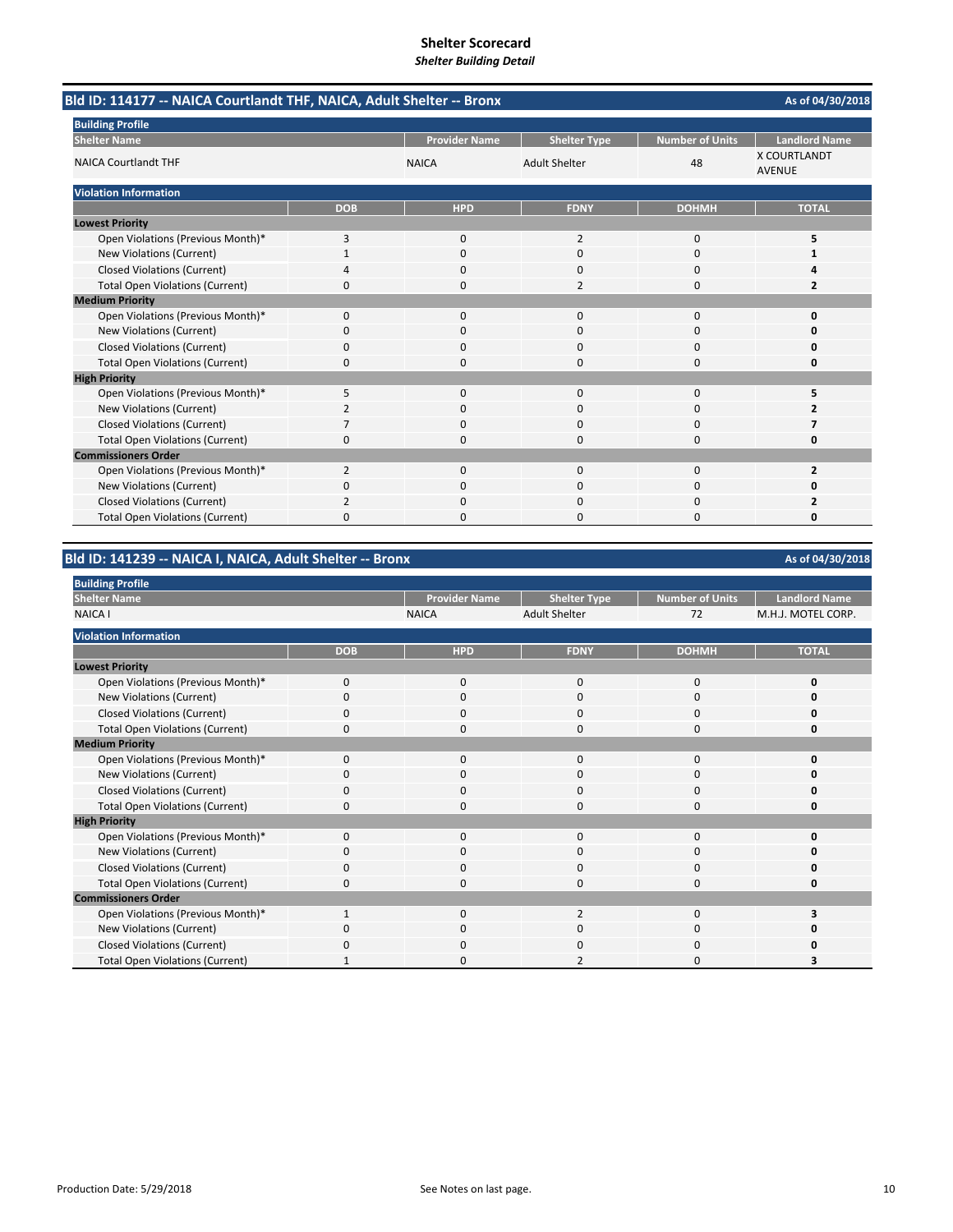# Shelter Scorecard

*Shelter Building Detail*

## Bld ID: 114177 -- NAICA Courtlandt THF, NAICA, Adult Shelter -- Bronx

As of 04/30/2018

**Building Profile**

| Shelter Name | Provider Name | Shelter Type | Number of Units | Landlord Name |
|---|---|---|---|---|
| NAICA Courtlandt THF | NAICA | Adult Shelter | 48 | X COURTLANDT AVENUE |

**Violation Information**

| | DOB | HPD | FDNY | DOHMH | TOTAL |
|---|---|---|---|---|---|
| **Lowest Priority** | | | | | |
| Open Violations (Previous Month)* | 3 | 0 | 2 | 0 | **5** |
| New Violations (Current) | 1 | 0 | 0 | 0 | **1** |
| Closed Violations (Current) | 4 | 0 | 0 | 0 | **4** |
| Total Open Violations (Current) | 0 | 0 | 2 | 0 | **2** |
| **Medium Priority** | | | | | |
| Open Violations (Previous Month)* | 0 | 0 | 0 | 0 | **0** |
| New Violations (Current) | 0 | 0 | 0 | 0 | **0** |
| Closed Violations (Current) | 0 | 0 | 0 | 0 | **0** |
| Total Open Violations (Current) | 0 | 0 | 0 | 0 | **0** |
| **High Priority** | | | | | |
| Open Violations (Previous Month)* | 5 | 0 | 0 | 0 | **5** |
| New Violations (Current) | 2 | 0 | 0 | 0 | **2** |
| Closed Violations (Current) | 7 | 0 | 0 | 0 | **7** |
| Total Open Violations (Current) | 0 | 0 | 0 | 0 | **0** |
| **Commissioners Order** | | | | | |
| Open Violations (Previous Month)* | 2 | 0 | 0 | 0 | **2** |
| New Violations (Current) | 0 | 0 | 0 | 0 | **0** |
| Closed Violations (Current) | 2 | 0 | 0 | 0 | **2** |
| Total Open Violations (Current) | 0 | 0 | 0 | 0 | **0** |

## Bld ID: 141239 -- NAICA I, NAICA, Adult Shelter -- Bronx

As of 04/30/2018

**Building Profile**

| Shelter Name | Provider Name | Shelter Type | Number of Units | Landlord Name |
|---|---|---|---|---|
| NAICA I | NAICA | Adult Shelter | 72 | M.H.J. MOTEL CORP. |

**Violation Information**

| | DOB | HPD | FDNY | DOHMH | TOTAL |
|---|---|---|---|---|---|
| **Lowest Priority** | | | | | |
| Open Violations (Previous Month)* | 0 | 0 | 0 | 0 | **0** |
| New Violations (Current) | 0 | 0 | 0 | 0 | **0** |
| Closed Violations (Current) | 0 | 0 | 0 | 0 | **0** |
| Total Open Violations (Current) | 0 | 0 | 0 | 0 | **0** |
| **Medium Priority** | | | | | |
| Open Violations (Previous Month)* | 0 | 0 | 0 | 0 | **0** |
| New Violations (Current) | 0 | 0 | 0 | 0 | **0** |
| Closed Violations (Current) | 0 | 0 | 0 | 0 | **0** |
| Total Open Violations (Current) | 0 | 0 | 0 | 0 | **0** |
| **High Priority** | | | | | |
| Open Violations (Previous Month)* | 0 | 0 | 0 | 0 | **0** |
| New Violations (Current) | 0 | 0 | 0 | 0 | **0** |
| Closed Violations (Current) | 0 | 0 | 0 | 0 | **0** |
| Total Open Violations (Current) | 0 | 0 | 0 | 0 | **0** |
| **Commissioners Order** | | | | | |
| Open Violations (Previous Month)* | 1 | 0 | 2 | 0 | **3** |
| New Violations (Current) | 0 | 0 | 0 | 0 | **0** |
| Closed Violations (Current) | 0 | 0 | 0 | 0 | **0** |
| Total Open Violations (Current) | 1 | 0 | 2 | 0 | **3** |

Production Date: 5/29/2018

See Notes on last page.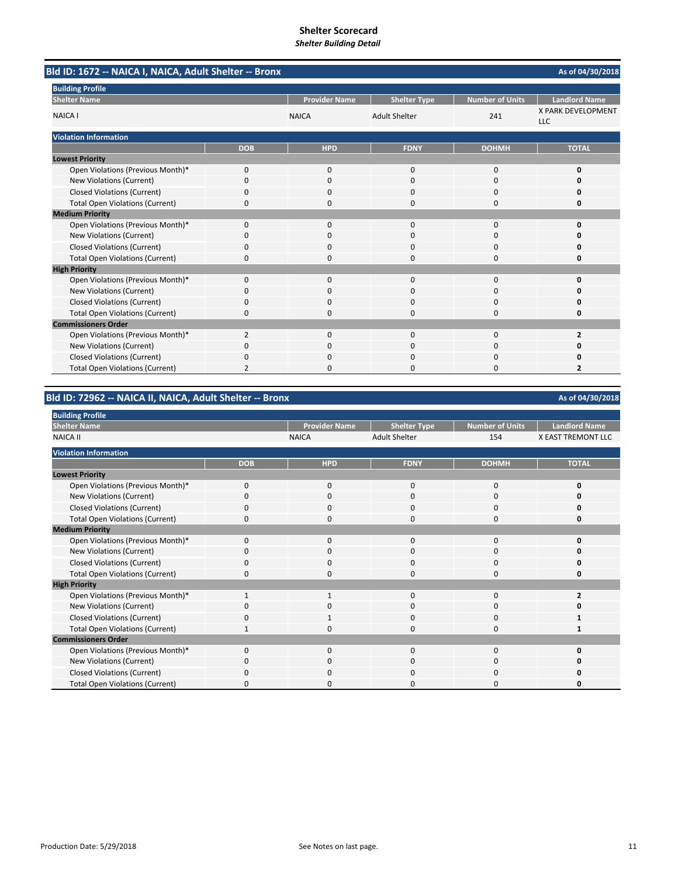# Shelter Scorecard

*Shelter Building Detail*

## Bld ID: 1672 -- NAICA I, NAICA, Adult Shelter -- Bronx

As of 04/30/2018

**Building Profile**

| Shelter Name | Provider Name | Shelter Type | Number of Units | Landlord Name |
|---|---|---|---|---|
| NAICA I | NAICA | Adult Shelter | 241 | X PARK DEVELOPMENT LLC |

**Violation Information**

| | DOB | HPD | FDNY | DOHMH | TOTAL |
|---|---|---|---|---|---|
| **Lowest Priority** | | | | | |
| Open Violations (Previous Month)* | 0 | 0 | 0 | 0 | **0** |
| New Violations (Current) | 0 | 0 | 0 | 0 | **0** |
| Closed Violations (Current) | 0 | 0 | 0 | 0 | **0** |
| Total Open Violations (Current) | 0 | 0 | 0 | 0 | **0** |
| **Medium Priority** | | | | | |
| Open Violations (Previous Month)* | 0 | 0 | 0 | 0 | **0** |
| New Violations (Current) | 0 | 0 | 0 | 0 | **0** |
| Closed Violations (Current) | 0 | 0 | 0 | 0 | **0** |
| Total Open Violations (Current) | 0 | 0 | 0 | 0 | **0** |
| **High Priority** | | | | | |
| Open Violations (Previous Month)* | 0 | 0 | 0 | 0 | **0** |
| New Violations (Current) | 0 | 0 | 0 | 0 | **0** |
| Closed Violations (Current) | 0 | 0 | 0 | 0 | **0** |
| Total Open Violations (Current) | 0 | 0 | 0 | 0 | **0** |
| **Commissioners Order** | | | | | |
| Open Violations (Previous Month)* | 2 | 0 | 0 | 0 | **2** |
| New Violations (Current) | 0 | 0 | 0 | 0 | **0** |
| Closed Violations (Current) | 0 | 0 | 0 | 0 | **0** |
| Total Open Violations (Current) | 2 | 0 | 0 | 0 | **2** |

## Bld ID: 72962 -- NAICA II, NAICA, Adult Shelter -- Bronx

As of 04/30/2018

**Building Profile**

| Shelter Name | Provider Name | Shelter Type | Number of Units | Landlord Name |
|---|---|---|---|---|
| NAICA II | NAICA | Adult Shelter | 154 | X EAST TREMONT LLC |

**Violation Information**

| | DOB | HPD | FDNY | DOHMH | TOTAL |
|---|---|---|---|---|---|
| **Lowest Priority** | | | | | |
| Open Violations (Previous Month)* | 0 | 0 | 0 | 0 | **0** |
| New Violations (Current) | 0 | 0 | 0 | 0 | **0** |
| Closed Violations (Current) | 0 | 0 | 0 | 0 | **0** |
| Total Open Violations (Current) | 0 | 0 | 0 | 0 | **0** |
| **Medium Priority** | | | | | |
| Open Violations (Previous Month)* | 0 | 0 | 0 | 0 | **0** |
| New Violations (Current) | 0 | 0 | 0 | 0 | **0** |
| Closed Violations (Current) | 0 | 0 | 0 | 0 | **0** |
| Total Open Violations (Current) | 0 | 0 | 0 | 0 | **0** |
| **High Priority** | | | | | |
| Open Violations (Previous Month)* | 1 | 1 | 0 | 0 | **2** |
| New Violations (Current) | 0 | 0 | 0 | 0 | **0** |
| Closed Violations (Current) | 0 | 1 | 0 | 0 | **1** |
| Total Open Violations (Current) | 1 | 0 | 0 | 0 | **1** |
| **Commissioners Order** | | | | | |
| Open Violations (Previous Month)* | 0 | 0 | 0 | 0 | **0** |
| New Violations (Current) | 0 | 0 | 0 | 0 | **0** |
| Closed Violations (Current) | 0 | 0 | 0 | 0 | **0** |
| Total Open Violations (Current) | 0 | 0 | 0 | 0 | **0** |

Production Date: 5/29/2018

See Notes on last page.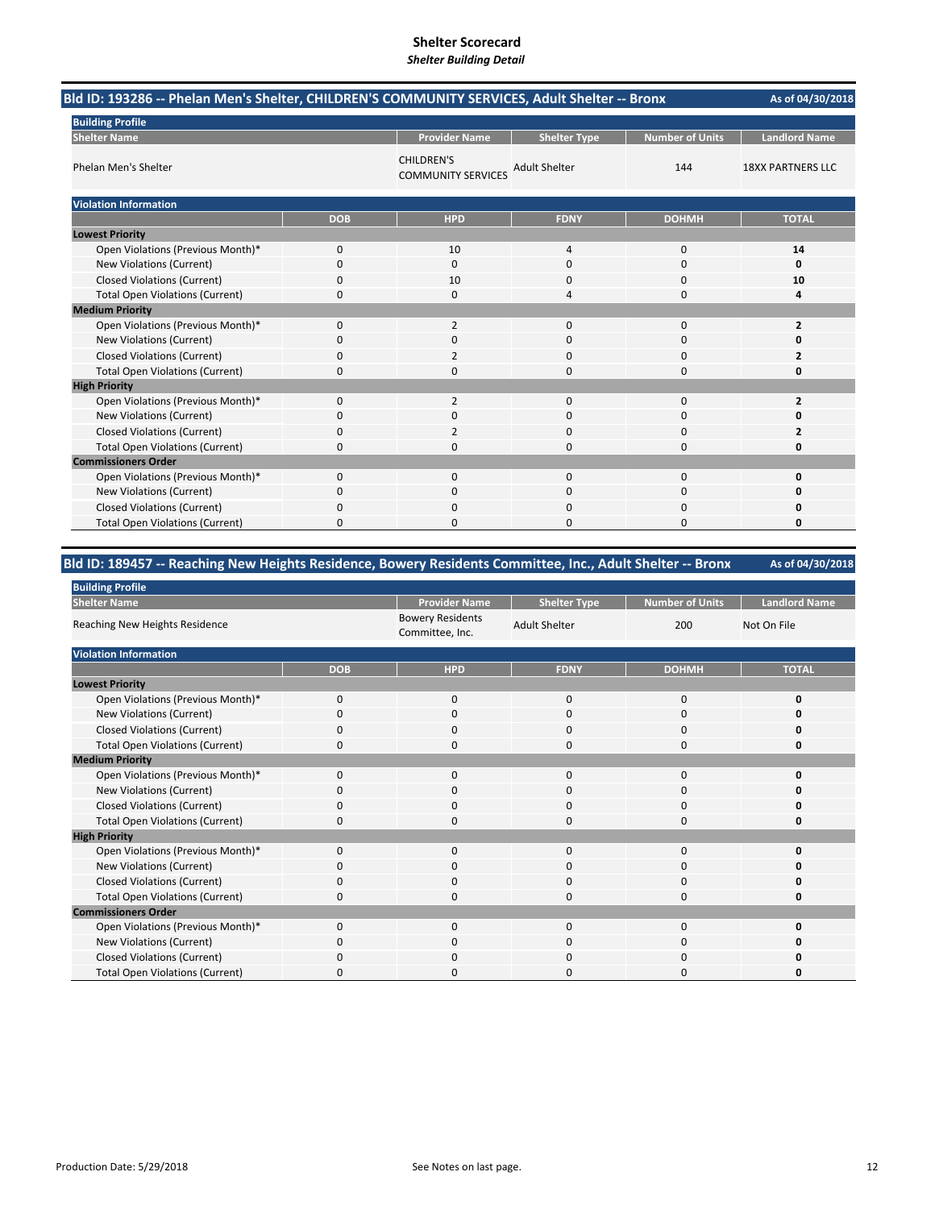# Shelter Scorecard

*Shelter Building Detail*

## Bld ID: 193286 -- Phelan Men's Shelter, CHILDREN'S COMMUNITY SERVICES, Adult Shelter -- Bronx

As of 04/30/2018

**Building Profile**

| Shelter Name | Provider Name | Shelter Type | Number of Units | Landlord Name |
|---|---|---|---|---|
| Phelan Men's Shelter | CHILDREN'S COMMUNITY SERVICES | Adult Shelter | 144 | 18XX PARTNERS LLC |

**Violation Information**

| | DOB | HPD | FDNY | DOHMH | TOTAL |
|---|---|---|---|---|---|
| **Lowest Priority** | | | | | |
| Open Violations (Previous Month)* | 0 | 10 | 4 | 0 | **14** |
| New Violations (Current) | 0 | 0 | 0 | 0 | **0** |
| Closed Violations (Current) | 0 | 10 | 0 | 0 | **10** |
| Total Open Violations (Current) | 0 | 0 | 4 | 0 | **4** |
| **Medium Priority** | | | | | |
| Open Violations (Previous Month)* | 0 | 2 | 0 | 0 | **2** |
| New Violations (Current) | 0 | 0 | 0 | 0 | **0** |
| Closed Violations (Current) | 0 | 2 | 0 | 0 | **2** |
| Total Open Violations (Current) | 0 | 0 | 0 | 0 | **0** |
| **High Priority** | | | | | |
| Open Violations (Previous Month)* | 0 | 2 | 0 | 0 | **2** |
| New Violations (Current) | 0 | 0 | 0 | 0 | **0** |
| Closed Violations (Current) | 0 | 2 | 0 | 0 | **2** |
| Total Open Violations (Current) | 0 | 0 | 0 | 0 | **0** |
| **Commissioners Order** | | | | | |
| Open Violations (Previous Month)* | 0 | 0 | 0 | 0 | **0** |
| New Violations (Current) | 0 | 0 | 0 | 0 | **0** |
| Closed Violations (Current) | 0 | 0 | 0 | 0 | **0** |
| Total Open Violations (Current) | 0 | 0 | 0 | 0 | **0** |

## Bld ID: 189457 -- Reaching New Heights Residence, Bowery Residents Committee, Inc., Adult Shelter -- Bronx

As of 04/30/2018

**Building Profile**

| Shelter Name | Provider Name | Shelter Type | Number of Units | Landlord Name |
|---|---|---|---|---|
| Reaching New Heights Residence | Bowery Residents Committee, Inc. | Adult Shelter | 200 | Not On File |

**Violation Information**

| | DOB | HPD | FDNY | DOHMH | TOTAL |
|---|---|---|---|---|---|
| **Lowest Priority** | | | | | |
| Open Violations (Previous Month)* | 0 | 0 | 0 | 0 | **0** |
| New Violations (Current) | 0 | 0 | 0 | 0 | **0** |
| Closed Violations (Current) | 0 | 0 | 0 | 0 | **0** |
| Total Open Violations (Current) | 0 | 0 | 0 | 0 | **0** |
| **Medium Priority** | | | | | |
| Open Violations (Previous Month)* | 0 | 0 | 0 | 0 | **0** |
| New Violations (Current) | 0 | 0 | 0 | 0 | **0** |
| Closed Violations (Current) | 0 | 0 | 0 | 0 | **0** |
| Total Open Violations (Current) | 0 | 0 | 0 | 0 | **0** |
| **High Priority** | | | | | |
| Open Violations (Previous Month)* | 0 | 0 | 0 | 0 | **0** |
| New Violations (Current) | 0 | 0 | 0 | 0 | **0** |
| Closed Violations (Current) | 0 | 0 | 0 | 0 | **0** |
| Total Open Violations (Current) | 0 | 0 | 0 | 0 | **0** |
| **Commissioners Order** | | | | | |
| Open Violations (Previous Month)* | 0 | 0 | 0 | 0 | **0** |
| New Violations (Current) | 0 | 0 | 0 | 0 | **0** |
| Closed Violations (Current) | 0 | 0 | 0 | 0 | **0** |
| Total Open Violations (Current) | 0 | 0 | 0 | 0 | **0** |

Production Date: 5/29/2018

See Notes on last page.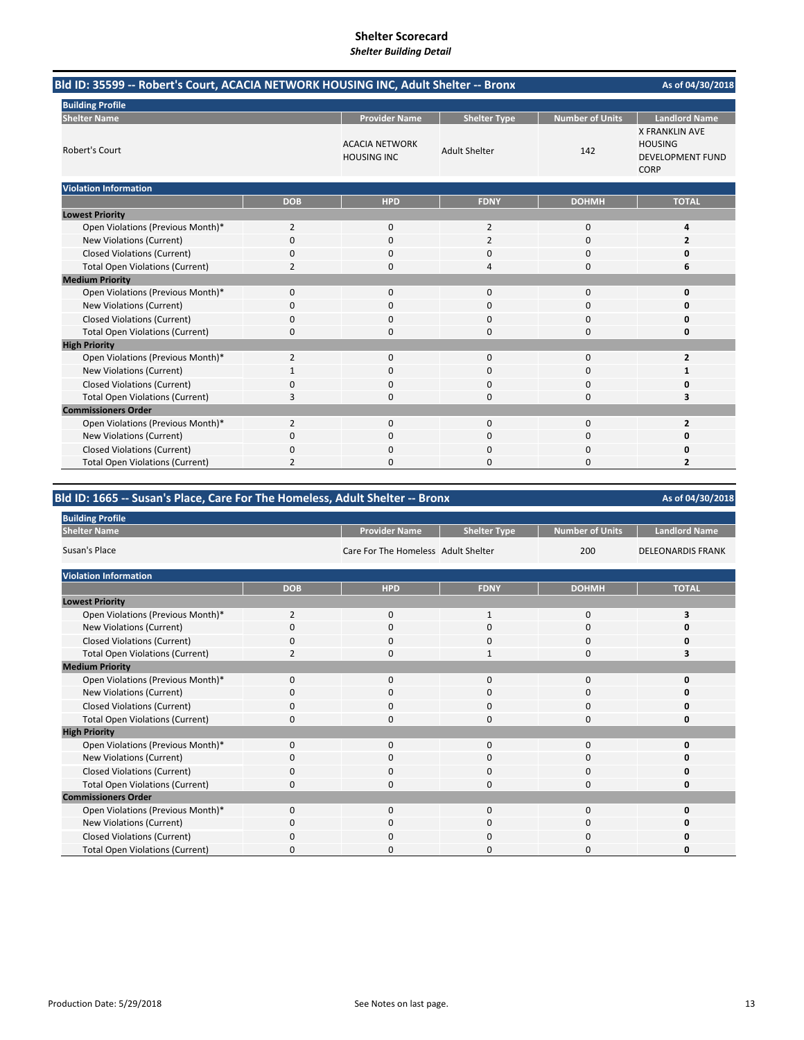# Shelter Scorecard

*Shelter Building Detail*

## Bld ID: 35599 -- Robert's Court, ACACIA NETWORK HOUSING INC, Adult Shelter -- Bronx

As of 04/30/2018

**Building Profile**

| Shelter Name | Provider Name | Shelter Type | Number of Units | Landlord Name |
|---|---|---|---|---|
| Robert's Court | ACACIA NETWORK HOUSING INC | Adult Shelter | 142 | X FRANKLIN AVE HOUSING DEVELOPMENT FUND CORP |

**Violation Information**

| | DOB | HPD | FDNY | DOHMH | TOTAL |
|---|---|---|---|---|---|
| **Lowest Priority** | | | | | |
| Open Violations (Previous Month)* | 2 | 0 | 2 | 0 | **4** |
| New Violations (Current) | 0 | 0 | 2 | 0 | **2** |
| Closed Violations (Current) | 0 | 0 | 0 | 0 | **0** |
| Total Open Violations (Current) | 2 | 0 | 4 | 0 | **6** |
| **Medium Priority** | | | | | |
| Open Violations (Previous Month)* | 0 | 0 | 0 | 0 | **0** |
| New Violations (Current) | 0 | 0 | 0 | 0 | **0** |
| Closed Violations (Current) | 0 | 0 | 0 | 0 | **0** |
| Total Open Violations (Current) | 0 | 0 | 0 | 0 | **0** |
| **High Priority** | | | | | |
| Open Violations (Previous Month)* | 2 | 0 | 0 | 0 | **2** |
| New Violations (Current) | 1 | 0 | 0 | 0 | **1** |
| Closed Violations (Current) | 0 | 0 | 0 | 0 | **0** |
| Total Open Violations (Current) | 3 | 0 | 0 | 0 | **3** |
| **Commissioners Order** | | | | | |
| Open Violations (Previous Month)* | 2 | 0 | 0 | 0 | **2** |
| New Violations (Current) | 0 | 0 | 0 | 0 | **0** |
| Closed Violations (Current) | 0 | 0 | 0 | 0 | **0** |
| Total Open Violations (Current) | 2 | 0 | 0 | 0 | **2** |

## Bld ID: 1665 -- Susan's Place, Care For The Homeless, Adult Shelter -- Bronx

As of 04/30/2018

**Building Profile**

| Shelter Name | Provider Name | Shelter Type | Number of Units | Landlord Name |
|---|---|---|---|---|
| Susan's Place | Care For The Homeless | Adult Shelter | 200 | DELEONARDIS FRANK |

**Violation Information**

| | DOB | HPD | FDNY | DOHMH | TOTAL |
|---|---|---|---|---|---|
| **Lowest Priority** | | | | | |
| Open Violations (Previous Month)* | 2 | 0 | 1 | 0 | **3** |
| New Violations (Current) | 0 | 0 | 0 | 0 | **0** |
| Closed Violations (Current) | 0 | 0 | 0 | 0 | **0** |
| Total Open Violations (Current) | 2 | 0 | 1 | 0 | **3** |
| **Medium Priority** | | | | | |
| Open Violations (Previous Month)* | 0 | 0 | 0 | 0 | **0** |
| New Violations (Current) | 0 | 0 | 0 | 0 | **0** |
| Closed Violations (Current) | 0 | 0 | 0 | 0 | **0** |
| Total Open Violations (Current) | 0 | 0 | 0 | 0 | **0** |
| **High Priority** | | | | | |
| Open Violations (Previous Month)* | 0 | 0 | 0 | 0 | **0** |
| New Violations (Current) | 0 | 0 | 0 | 0 | **0** |
| Closed Violations (Current) | 0 | 0 | 0 | 0 | **0** |
| Total Open Violations (Current) | 0 | 0 | 0 | 0 | **0** |
| **Commissioners Order** | | | | | |
| Open Violations (Previous Month)* | 0 | 0 | 0 | 0 | **0** |
| New Violations (Current) | 0 | 0 | 0 | 0 | **0** |
| Closed Violations (Current) | 0 | 0 | 0 | 0 | **0** |
| Total Open Violations (Current) | 0 | 0 | 0 | 0 | **0** |

Production Date: 5/29/2018

See Notes on last page.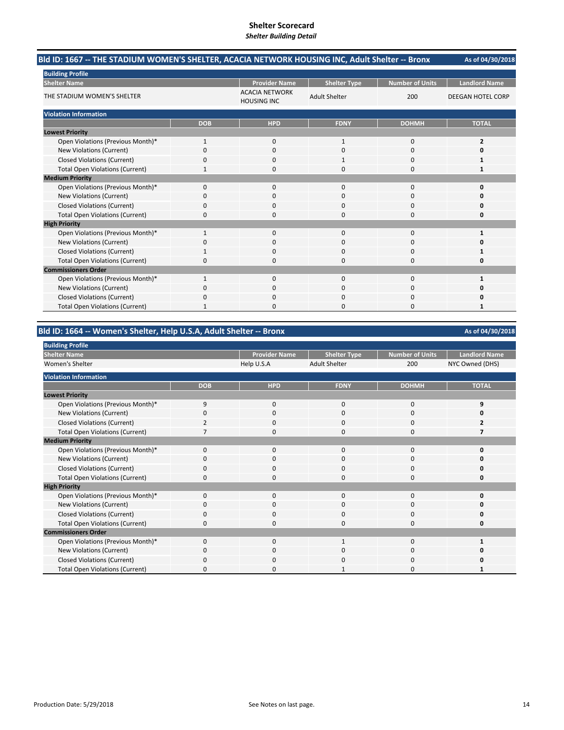# Shelter Scorecard

***Shelter Building Detail***

## Bld ID: 1667 -- THE STADIUM WOMEN'S SHELTER, ACACIA NETWORK HOUSING INC, Adult Shelter -- Bronx

As of 04/30/2018

**Building Profile**

| Shelter Name | Provider Name | Shelter Type | Number of Units | Landlord Name |
|---|---|---|---|---|
| THE STADIUM WOMEN'S SHELTER | ACACIA NETWORK HOUSING INC | Adult Shelter | 200 | DEEGAN HOTEL CORP |

**Violation Information**

| | DOB | HPD | FDNY | DOHMH | TOTAL |
|---|---|---|---|---|---|
| **Lowest Priority** | | | | | |
| Open Violations (Previous Month)* | 1 | 0 | 1 | 0 | **2** |
| New Violations (Current) | 0 | 0 | 0 | 0 | **0** |
| Closed Violations (Current) | 0 | 0 | 1 | 0 | **1** |
| Total Open Violations (Current) | 1 | 0 | 0 | 0 | **1** |
| **Medium Priority** | | | | | |
| Open Violations (Previous Month)* | 0 | 0 | 0 | 0 | **0** |
| New Violations (Current) | 0 | 0 | 0 | 0 | **0** |
| Closed Violations (Current) | 0 | 0 | 0 | 0 | **0** |
| Total Open Violations (Current) | 0 | 0 | 0 | 0 | **0** |
| **High Priority** | | | | | |
| Open Violations (Previous Month)* | 1 | 0 | 0 | 0 | **1** |
| New Violations (Current) | 0 | 0 | 0 | 0 | **0** |
| Closed Violations (Current) | 1 | 0 | 0 | 0 | **1** |
| Total Open Violations (Current) | 0 | 0 | 0 | 0 | **0** |
| **Commissioners Order** | | | | | |
| Open Violations (Previous Month)* | 1 | 0 | 0 | 0 | **1** |
| New Violations (Current) | 0 | 0 | 0 | 0 | **0** |
| Closed Violations (Current) | 0 | 0 | 0 | 0 | **0** |
| Total Open Violations (Current) | 1 | 0 | 0 | 0 | **1** |

## Bld ID: 1664 -- Women's Shelter, Help U.S.A, Adult Shelter -- Bronx

As of 04/30/2018

**Building Profile**

| Shelter Name | Provider Name | Shelter Type | Number of Units | Landlord Name |
|---|---|---|---|---|
| Women's Shelter | Help U.S.A | Adult Shelter | 200 | NYC Owned (DHS) |

**Violation Information**

| | DOB | HPD | FDNY | DOHMH | TOTAL |
|---|---|---|---|---|---|
| **Lowest Priority** | | | | | |
| Open Violations (Previous Month)* | 9 | 0 | 0 | 0 | **9** |
| New Violations (Current) | 0 | 0 | 0 | 0 | **0** |
| Closed Violations (Current) | 2 | 0 | 0 | 0 | **2** |
| Total Open Violations (Current) | 7 | 0 | 0 | 0 | **7** |
| **Medium Priority** | | | | | |
| Open Violations (Previous Month)* | 0 | 0 | 0 | 0 | **0** |
| New Violations (Current) | 0 | 0 | 0 | 0 | **0** |
| Closed Violations (Current) | 0 | 0 | 0 | 0 | **0** |
| Total Open Violations (Current) | 0 | 0 | 0 | 0 | **0** |
| **High Priority** | | | | | |
| Open Violations (Previous Month)* | 0 | 0 | 0 | 0 | **0** |
| New Violations (Current) | 0 | 0 | 0 | 0 | **0** |
| Closed Violations (Current) | 0 | 0 | 0 | 0 | **0** |
| Total Open Violations (Current) | 0 | 0 | 0 | 0 | **0** |
| **Commissioners Order** | | | | | |
| Open Violations (Previous Month)* | 0 | 0 | 1 | 0 | **1** |
| New Violations (Current) | 0 | 0 | 0 | 0 | **0** |
| Closed Violations (Current) | 0 | 0 | 0 | 0 | **0** |
| Total Open Violations (Current) | 0 | 0 | 1 | 0 | **1** |

Production Date: 5/29/2018

See Notes on last page.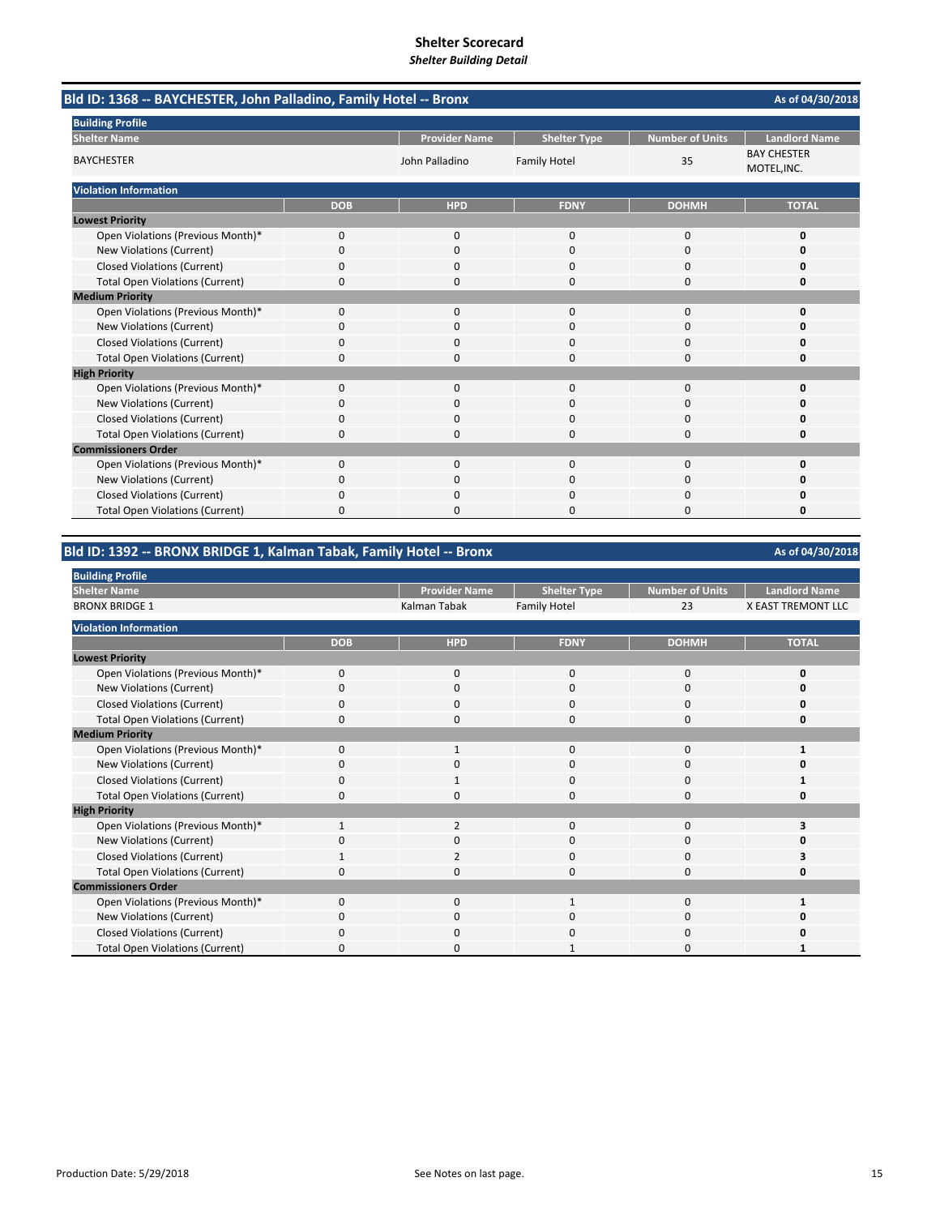# Shelter Scorecard

*Shelter Building Detail*

## Bld ID: 1368 -- BAYCHESTER, John Palladino, Family Hotel -- Bronx

As of 04/30/2018

**Building Profile**

| Shelter Name | Provider Name | Shelter Type | Number of Units | Landlord Name |
|---|---|---|---|---|
| BAYCHESTER | John Palladino | Family Hotel | 35 | BAY CHESTER MOTEL,INC. |

**Violation Information**

| | DOB | HPD | FDNY | DOHMH | TOTAL |
|---|---|---|---|---|---|
| **Lowest Priority** | | | | | |
| Open Violations (Previous Month)* | 0 | 0 | 0 | 0 | **0** |
| New Violations (Current) | 0 | 0 | 0 | 0 | **0** |
| Closed Violations (Current) | 0 | 0 | 0 | 0 | **0** |
| Total Open Violations (Current) | 0 | 0 | 0 | 0 | **0** |
| **Medium Priority** | | | | | |
| Open Violations (Previous Month)* | 0 | 0 | 0 | 0 | **0** |
| New Violations (Current) | 0 | 0 | 0 | 0 | **0** |
| Closed Violations (Current) | 0 | 0 | 0 | 0 | **0** |
| Total Open Violations (Current) | 0 | 0 | 0 | 0 | **0** |
| **High Priority** | | | | | |
| Open Violations (Previous Month)* | 0 | 0 | 0 | 0 | **0** |
| New Violations (Current) | 0 | 0 | 0 | 0 | **0** |
| Closed Violations (Current) | 0 | 0 | 0 | 0 | **0** |
| Total Open Violations (Current) | 0 | 0 | 0 | 0 | **0** |
| **Commissioners Order** | | | | | |
| Open Violations (Previous Month)* | 0 | 0 | 0 | 0 | **0** |
| New Violations (Current) | 0 | 0 | 0 | 0 | **0** |
| Closed Violations (Current) | 0 | 0 | 0 | 0 | **0** |
| Total Open Violations (Current) | 0 | 0 | 0 | 0 | **0** |

## Bld ID: 1392 -- BRONX BRIDGE 1, Kalman Tabak, Family Hotel -- Bronx

As of 04/30/2018

**Building Profile**

| Shelter Name | Provider Name | Shelter Type | Number of Units | Landlord Name |
|---|---|---|---|---|
| BRONX BRIDGE 1 | Kalman Tabak | Family Hotel | 23 | X EAST TREMONT LLC |

**Violation Information**

| | DOB | HPD | FDNY | DOHMH | TOTAL |
|---|---|---|---|---|---|
| **Lowest Priority** | | | | | |
| Open Violations (Previous Month)* | 0 | 0 | 0 | 0 | **0** |
| New Violations (Current) | 0 | 0 | 0 | 0 | **0** |
| Closed Violations (Current) | 0 | 0 | 0 | 0 | **0** |
| Total Open Violations (Current) | 0 | 0 | 0 | 0 | **0** |
| **Medium Priority** | | | | | |
| Open Violations (Previous Month)* | 0 | 1 | 0 | 0 | **1** |
| New Violations (Current) | 0 | 0 | 0 | 0 | **0** |
| Closed Violations (Current) | 0 | 1 | 0 | 0 | **1** |
| Total Open Violations (Current) | 0 | 0 | 0 | 0 | **0** |
| **High Priority** | | | | | |
| Open Violations (Previous Month)* | 1 | 2 | 0 | 0 | **3** |
| New Violations (Current) | 0 | 0 | 0 | 0 | **0** |
| Closed Violations (Current) | 1 | 2 | 0 | 0 | **3** |
| Total Open Violations (Current) | 0 | 0 | 0 | 0 | **0** |
| **Commissioners Order** | | | | | |
| Open Violations (Previous Month)* | 0 | 0 | 1 | 0 | **1** |
| New Violations (Current) | 0 | 0 | 0 | 0 | **0** |
| Closed Violations (Current) | 0 | 0 | 0 | 0 | **0** |
| Total Open Violations (Current) | 0 | 0 | 1 | 0 | **1** |

Production Date: 5/29/2018

See Notes on last page.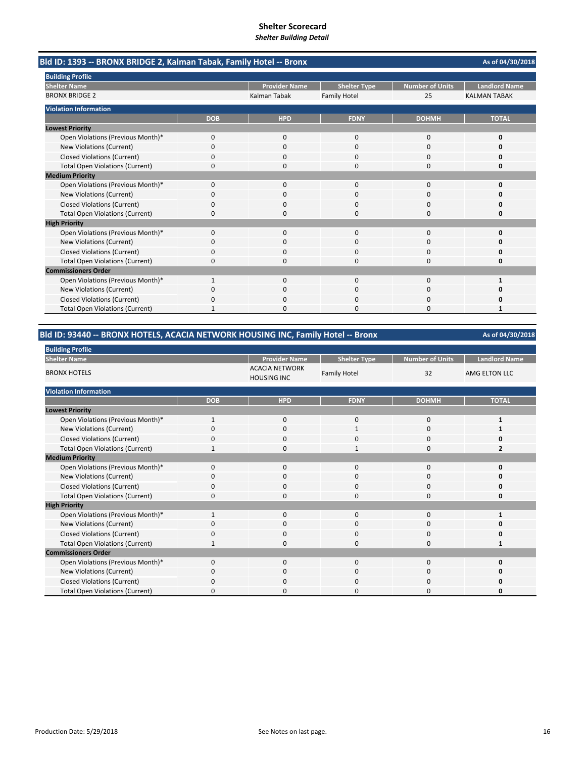# Shelter Scorecard

*Shelter Building Detail*

## Bld ID: 1393 -- BRONX BRIDGE 2, Kalman Tabak, Family Hotel -- Bronx

As of 04/30/2018

**Building Profile**

| Shelter Name | Provider Name | Shelter Type | Number of Units | Landlord Name |
|---|---|---|---|---|
| BRONX BRIDGE 2 | Kalman Tabak | Family Hotel | 25 | KALMAN TABAK |

**Violation Information**

| | DOB | HPD | FDNY | DOHMH | TOTAL |
|---|---|---|---|---|---|
| **Lowest Priority** | | | | | |
| Open Violations (Previous Month)* | 0 | 0 | 0 | 0 | **0** |
| New Violations (Current) | 0 | 0 | 0 | 0 | **0** |
| Closed Violations (Current) | 0 | 0 | 0 | 0 | **0** |
| Total Open Violations (Current) | 0 | 0 | 0 | 0 | **0** |
| **Medium Priority** | | | | | |
| Open Violations (Previous Month)* | 0 | 0 | 0 | 0 | **0** |
| New Violations (Current) | 0 | 0 | 0 | 0 | **0** |
| Closed Violations (Current) | 0 | 0 | 0 | 0 | **0** |
| Total Open Violations (Current) | 0 | 0 | 0 | 0 | **0** |
| **High Priority** | | | | | |
| Open Violations (Previous Month)* | 0 | 0 | 0 | 0 | **0** |
| New Violations (Current) | 0 | 0 | 0 | 0 | **0** |
| Closed Violations (Current) | 0 | 0 | 0 | 0 | **0** |
| Total Open Violations (Current) | 0 | 0 | 0 | 0 | **0** |
| **Commissioners Order** | | | | | |
| Open Violations (Previous Month)* | 1 | 0 | 0 | 0 | **1** |
| New Violations (Current) | 0 | 0 | 0 | 0 | **0** |
| Closed Violations (Current) | 0 | 0 | 0 | 0 | **0** |
| Total Open Violations (Current) | 1 | 0 | 0 | 0 | **1** |

## Bld ID: 93440 -- BRONX HOTELS, ACACIA NETWORK HOUSING INC, Family Hotel -- Bronx

As of 04/30/2018

**Building Profile**

| Shelter Name | Provider Name | Shelter Type | Number of Units | Landlord Name |
|---|---|---|---|---|
| BRONX HOTELS | ACACIA NETWORK HOUSING INC | Family Hotel | 32 | AMG ELTON LLC |

**Violation Information**

| | DOB | HPD | FDNY | DOHMH | TOTAL |
|---|---|---|---|---|---|
| **Lowest Priority** | | | | | |
| Open Violations (Previous Month)* | 1 | 0 | 0 | 0 | **1** |
| New Violations (Current) | 0 | 0 | 1 | 0 | **1** |
| Closed Violations (Current) | 0 | 0 | 0 | 0 | **0** |
| Total Open Violations (Current) | 1 | 0 | 1 | 0 | **2** |
| **Medium Priority** | | | | | |
| Open Violations (Previous Month)* | 0 | 0 | 0 | 0 | **0** |
| New Violations (Current) | 0 | 0 | 0 | 0 | **0** |
| Closed Violations (Current) | 0 | 0 | 0 | 0 | **0** |
| Total Open Violations (Current) | 0 | 0 | 0 | 0 | **0** |
| **High Priority** | | | | | |
| Open Violations (Previous Month)* | 1 | 0 | 0 | 0 | **1** |
| New Violations (Current) | 0 | 0 | 0 | 0 | **0** |
| Closed Violations (Current) | 0 | 0 | 0 | 0 | **0** |
| Total Open Violations (Current) | 1 | 0 | 0 | 0 | **1** |
| **Commissioners Order** | | | | | |
| Open Violations (Previous Month)* | 0 | 0 | 0 | 0 | **0** |
| New Violations (Current) | 0 | 0 | 0 | 0 | **0** |
| Closed Violations (Current) | 0 | 0 | 0 | 0 | **0** |
| Total Open Violations (Current) | 0 | 0 | 0 | 0 | **0** |

Production Date: 5/29/2018

See Notes on last page.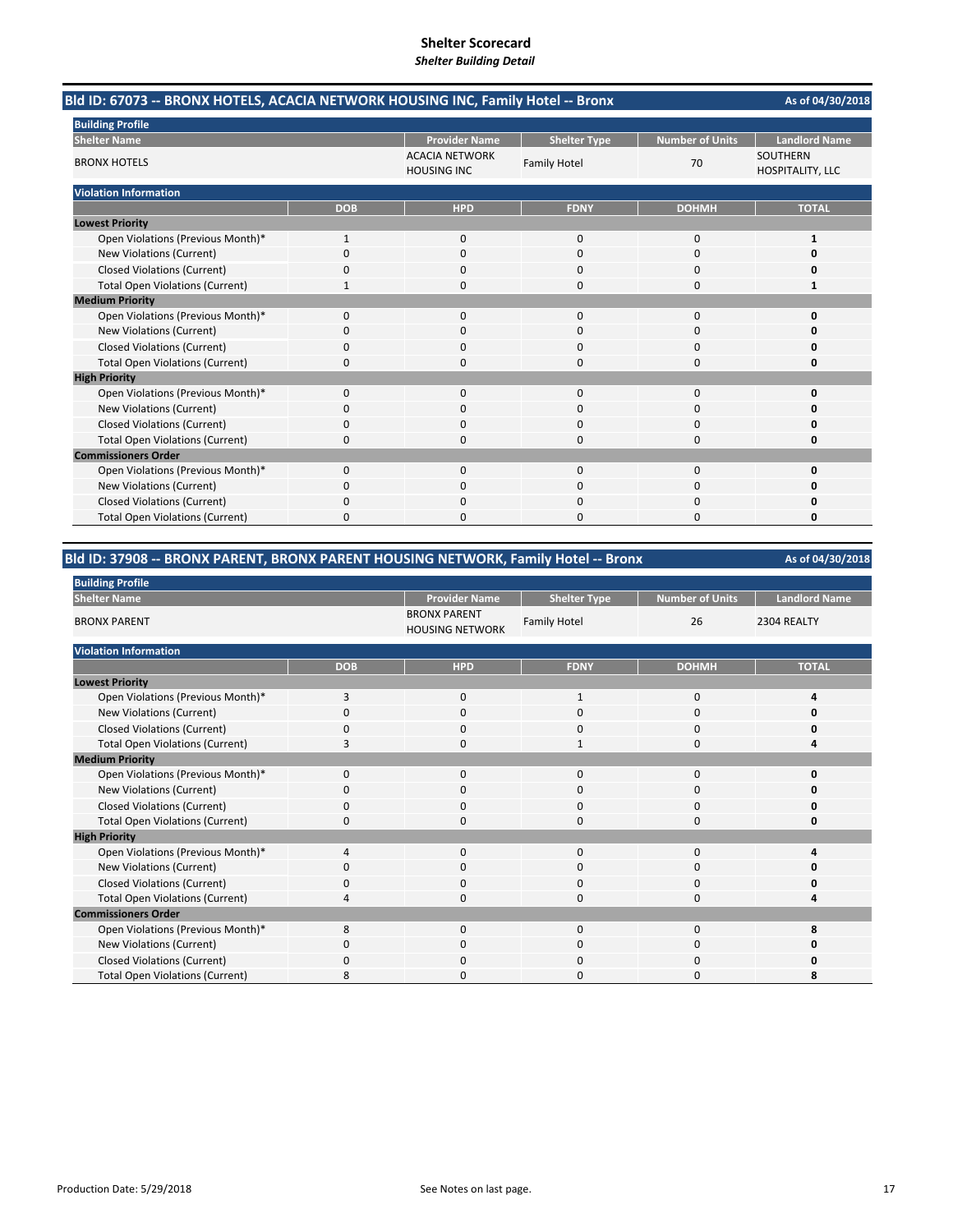# Shelter Scorecard
*Shelter Building Detail*

## Bld ID: 67073 -- BRONX HOTELS, ACACIA NETWORK HOUSING INC, Family Hotel -- Bronx

As of 04/30/2018

**Building Profile**

| Shelter Name | Provider Name | Shelter Type | Number of Units | Landlord Name |
|---|---|---|---|---|
| BRONX HOTELS | ACACIA NETWORK HOUSING INC | Family Hotel | 70 | SOUTHERN HOSPITALITY, LLC |

**Violation Information**

| | DOB | HPD | FDNY | DOHMH | TOTAL |
|---|---|---|---|---|---|
| **Lowest Priority** | | | | | |
| Open Violations (Previous Month)* | 1 | 0 | 0 | 0 | **1** |
| New Violations (Current) | 0 | 0 | 0 | 0 | **0** |
| Closed Violations (Current) | 0 | 0 | 0 | 0 | **0** |
| Total Open Violations (Current) | 1 | 0 | 0 | 0 | **1** |
| **Medium Priority** | | | | | |
| Open Violations (Previous Month)* | 0 | 0 | 0 | 0 | **0** |
| New Violations (Current) | 0 | 0 | 0 | 0 | **0** |
| Closed Violations (Current) | 0 | 0 | 0 | 0 | **0** |
| Total Open Violations (Current) | 0 | 0 | 0 | 0 | **0** |
| **High Priority** | | | | | |
| Open Violations (Previous Month)* | 0 | 0 | 0 | 0 | **0** |
| New Violations (Current) | 0 | 0 | 0 | 0 | **0** |
| Closed Violations (Current) | 0 | 0 | 0 | 0 | **0** |
| Total Open Violations (Current) | 0 | 0 | 0 | 0 | **0** |
| **Commissioners Order** | | | | | |
| Open Violations (Previous Month)* | 0 | 0 | 0 | 0 | **0** |
| New Violations (Current) | 0 | 0 | 0 | 0 | **0** |
| Closed Violations (Current) | 0 | 0 | 0 | 0 | **0** |
| Total Open Violations (Current) | 0 | 0 | 0 | 0 | **0** |

## Bld ID: 37908 -- BRONX PARENT, BRONX PARENT HOUSING NETWORK, Family Hotel -- Bronx

As of 04/30/2018

**Building Profile**

| Shelter Name | Provider Name | Shelter Type | Number of Units | Landlord Name |
|---|---|---|---|---|
| BRONX PARENT | BRONX PARENT HOUSING NETWORK | Family Hotel | 26 | 2304 REALTY |

**Violation Information**

| | DOB | HPD | FDNY | DOHMH | TOTAL |
|---|---|---|---|---|---|
| **Lowest Priority** | | | | | |
| Open Violations (Previous Month)* | 3 | 0 | 1 | 0 | **4** |
| New Violations (Current) | 0 | 0 | 0 | 0 | **0** |
| Closed Violations (Current) | 0 | 0 | 0 | 0 | **0** |
| Total Open Violations (Current) | 3 | 0 | 1 | 0 | **4** |
| **Medium Priority** | | | | | |
| Open Violations (Previous Month)* | 0 | 0 | 0 | 0 | **0** |
| New Violations (Current) | 0 | 0 | 0 | 0 | **0** |
| Closed Violations (Current) | 0 | 0 | 0 | 0 | **0** |
| Total Open Violations (Current) | 0 | 0 | 0 | 0 | **0** |
| **High Priority** | | | | | |
| Open Violations (Previous Month)* | 4 | 0 | 0 | 0 | **4** |
| New Violations (Current) | 0 | 0 | 0 | 0 | **0** |
| Closed Violations (Current) | 0 | 0 | 0 | 0 | **0** |
| Total Open Violations (Current) | 4 | 0 | 0 | 0 | **4** |
| **Commissioners Order** | | | | | |
| Open Violations (Previous Month)* | 8 | 0 | 0 | 0 | **8** |
| New Violations (Current) | 0 | 0 | 0 | 0 | **0** |
| Closed Violations (Current) | 0 | 0 | 0 | 0 | **0** |
| Total Open Violations (Current) | 8 | 0 | 0 | 0 | **8** |

Production Date: 5/29/2018

See Notes on last page.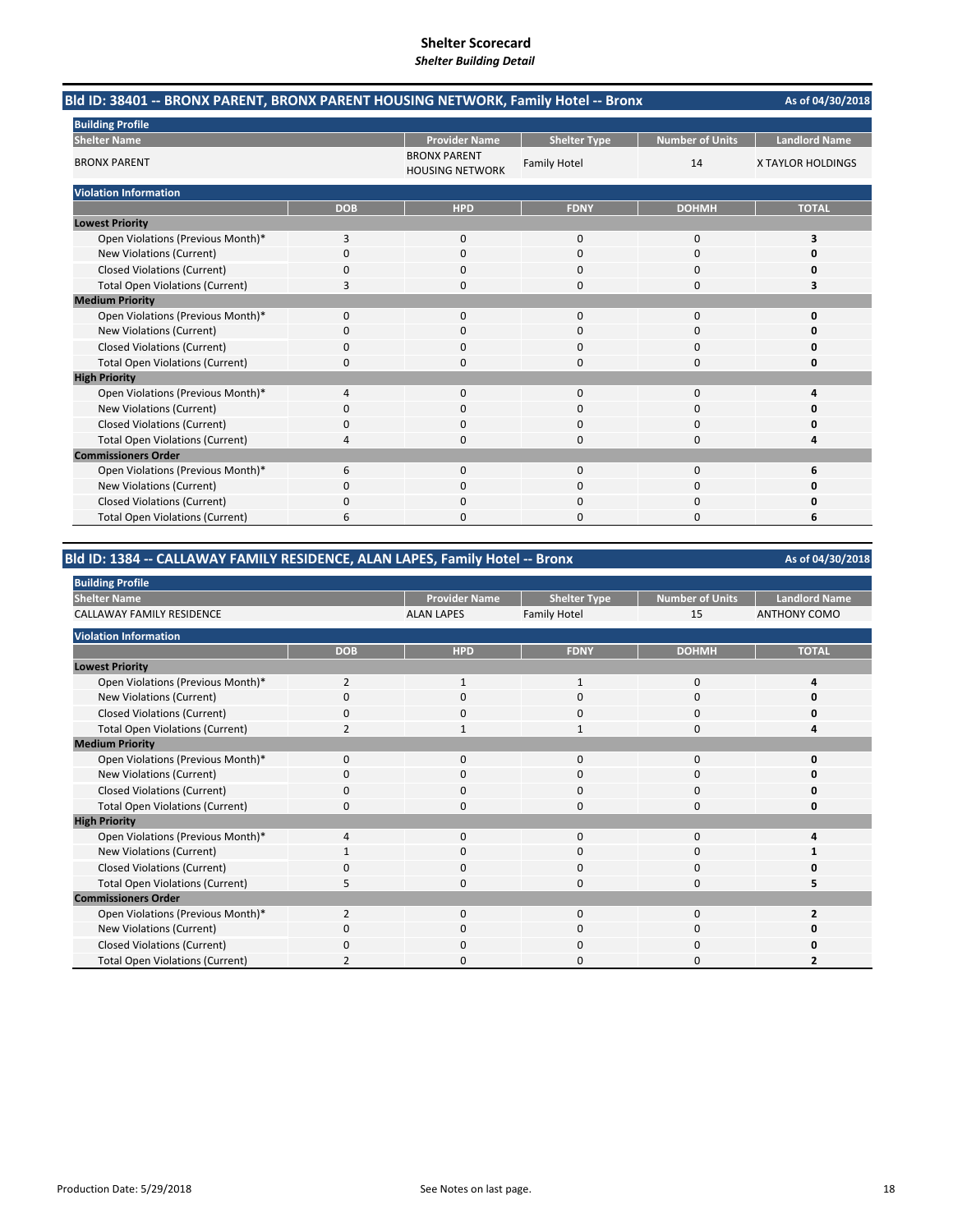# Shelter Scorecard

*Shelter Building Detail*

## Bld ID: 38401 -- BRONX PARENT, BRONX PARENT HOUSING NETWORK, Family Hotel -- Bronx

As of 04/30/2018

**Building Profile**

| Shelter Name | Provider Name | Shelter Type | Number of Units | Landlord Name |
|---|---|---|---|---|
| BRONX PARENT | BRONX PARENT HOUSING NETWORK | Family Hotel | 14 | X TAYLOR HOLDINGS |

**Violation Information**

| | DOB | HPD | FDNY | DOHMH | TOTAL |
|---|---|---|---|---|---|
| **Lowest Priority** | | | | | |
| Open Violations (Previous Month)* | 3 | 0 | 0 | 0 | **3** |
| New Violations (Current) | 0 | 0 | 0 | 0 | **0** |
| Closed Violations (Current) | 0 | 0 | 0 | 0 | **0** |
| Total Open Violations (Current) | 3 | 0 | 0 | 0 | **3** |
| **Medium Priority** | | | | | |
| Open Violations (Previous Month)* | 0 | 0 | 0 | 0 | **0** |
| New Violations (Current) | 0 | 0 | 0 | 0 | **0** |
| Closed Violations (Current) | 0 | 0 | 0 | 0 | **0** |
| Total Open Violations (Current) | 0 | 0 | 0 | 0 | **0** |
| **High Priority** | | | | | |
| Open Violations (Previous Month)* | 4 | 0 | 0 | 0 | **4** |
| New Violations (Current) | 0 | 0 | 0 | 0 | **0** |
| Closed Violations (Current) | 0 | 0 | 0 | 0 | **0** |
| Total Open Violations (Current) | 4 | 0 | 0 | 0 | **4** |
| **Commissioners Order** | | | | | |
| Open Violations (Previous Month)* | 6 | 0 | 0 | 0 | **6** |
| New Violations (Current) | 0 | 0 | 0 | 0 | **0** |
| Closed Violations (Current) | 0 | 0 | 0 | 0 | **0** |
| Total Open Violations (Current) | 6 | 0 | 0 | 0 | **6** |

## Bld ID: 1384 -- CALLAWAY FAMILY RESIDENCE, ALAN LAPES, Family Hotel -- Bronx

As of 04/30/2018

**Building Profile**

| Shelter Name | Provider Name | Shelter Type | Number of Units | Landlord Name |
|---|---|---|---|---|
| CALLAWAY FAMILY RESIDENCE | ALAN LAPES | Family Hotel | 15 | ANTHONY COMO |

**Violation Information**

| | DOB | HPD | FDNY | DOHMH | TOTAL |
|---|---|---|---|---|---|
| **Lowest Priority** | | | | | |
| Open Violations (Previous Month)* | 2 | 1 | 1 | 0 | **4** |
| New Violations (Current) | 0 | 0 | 0 | 0 | **0** |
| Closed Violations (Current) | 0 | 0 | 0 | 0 | **0** |
| Total Open Violations (Current) | 2 | 1 | 1 | 0 | **4** |
| **Medium Priority** | | | | | |
| Open Violations (Previous Month)* | 0 | 0 | 0 | 0 | **0** |
| New Violations (Current) | 0 | 0 | 0 | 0 | **0** |
| Closed Violations (Current) | 0 | 0 | 0 | 0 | **0** |
| Total Open Violations (Current) | 0 | 0 | 0 | 0 | **0** |
| **High Priority** | | | | | |
| Open Violations (Previous Month)* | 4 | 0 | 0 | 0 | **4** |
| New Violations (Current) | 1 | 0 | 0 | 0 | **1** |
| Closed Violations (Current) | 0 | 0 | 0 | 0 | **0** |
| Total Open Violations (Current) | 5 | 0 | 0 | 0 | **5** |
| **Commissioners Order** | | | | | |
| Open Violations (Previous Month)* | 2 | 0 | 0 | 0 | **2** |
| New Violations (Current) | 0 | 0 | 0 | 0 | **0** |
| Closed Violations (Current) | 0 | 0 | 0 | 0 | **0** |
| Total Open Violations (Current) | 2 | 0 | 0 | 0 | **2** |

Production Date: 5/29/2018

See Notes on last page.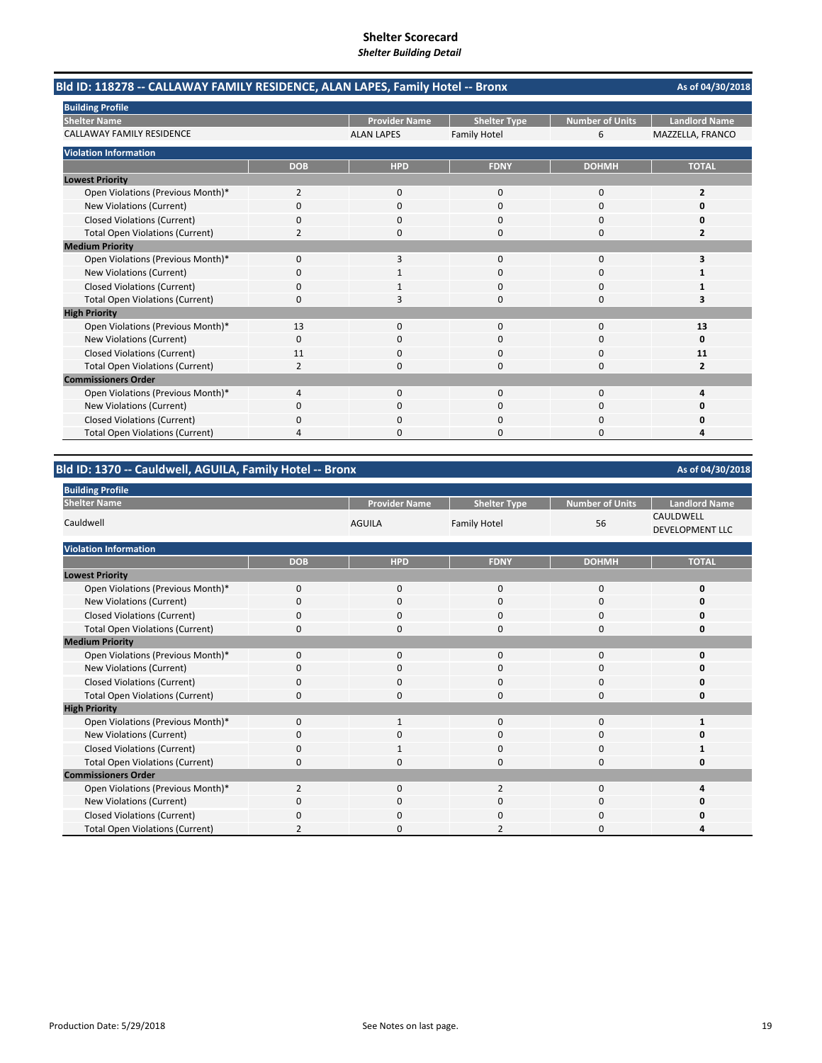# Shelter Scorecard
*Shelter Building Detail*

## Bld ID: 118278 -- CALLAWAY FAMILY RESIDENCE, ALAN LAPES, Family Hotel -- Bronx

As of 04/30/2018

**Building Profile**

| Shelter Name | Provider Name | Shelter Type | Number of Units | Landlord Name |
|---|---|---|---|---|
| CALLAWAY FAMILY RESIDENCE | ALAN LAPES | Family Hotel | 6 | MAZZELLA, FRANCO |

**Violation Information**

| | DOB | HPD | FDNY | DOHMH | TOTAL |
|---|---|---|---|---|---|
| **Lowest Priority** | | | | | |
| Open Violations (Previous Month)* | 2 | 0 | 0 | 0 | **2** |
| New Violations (Current) | 0 | 0 | 0 | 0 | **0** |
| Closed Violations (Current) | 0 | 0 | 0 | 0 | **0** |
| Total Open Violations (Current) | 2 | 0 | 0 | 0 | **2** |
| **Medium Priority** | | | | | |
| Open Violations (Previous Month)* | 0 | 3 | 0 | 0 | **3** |
| New Violations (Current) | 0 | 1 | 0 | 0 | **1** |
| Closed Violations (Current) | 0 | 1 | 0 | 0 | **1** |
| Total Open Violations (Current) | 0 | 3 | 0 | 0 | **3** |
| **High Priority** | | | | | |
| Open Violations (Previous Month)* | 13 | 0 | 0 | 0 | **13** |
| New Violations (Current) | 0 | 0 | 0 | 0 | **0** |
| Closed Violations (Current) | 11 | 0 | 0 | 0 | **11** |
| Total Open Violations (Current) | 2 | 0 | 0 | 0 | **2** |
| **Commissioners Order** | | | | | |
| Open Violations (Previous Month)* | 4 | 0 | 0 | 0 | **4** |
| New Violations (Current) | 0 | 0 | 0 | 0 | **0** |
| Closed Violations (Current) | 0 | 0 | 0 | 0 | **0** |
| Total Open Violations (Current) | 4 | 0 | 0 | 0 | **4** |

## Bld ID: 1370 -- Cauldwell, AGUILA, Family Hotel -- Bronx

As of 04/30/2018

**Building Profile**

| Shelter Name | Provider Name | Shelter Type | Number of Units | Landlord Name |
|---|---|---|---|---|
| Cauldwell | AGUILA | Family Hotel | 56 | CAULDWELL DEVELOPMENT LLC |

**Violation Information**

| | DOB | HPD | FDNY | DOHMH | TOTAL |
|---|---|---|---|---|---|
| **Lowest Priority** | | | | | |
| Open Violations (Previous Month)* | 0 | 0 | 0 | 0 | **0** |
| New Violations (Current) | 0 | 0 | 0 | 0 | **0** |
| Closed Violations (Current) | 0 | 0 | 0 | 0 | **0** |
| Total Open Violations (Current) | 0 | 0 | 0 | 0 | **0** |
| **Medium Priority** | | | | | |
| Open Violations (Previous Month)* | 0 | 0 | 0 | 0 | **0** |
| New Violations (Current) | 0 | 0 | 0 | 0 | **0** |
| Closed Violations (Current) | 0 | 0 | 0 | 0 | **0** |
| Total Open Violations (Current) | 0 | 0 | 0 | 0 | **0** |
| **High Priority** | | | | | |
| Open Violations (Previous Month)* | 0 | 1 | 0 | 0 | **1** |
| New Violations (Current) | 0 | 0 | 0 | 0 | **0** |
| Closed Violations (Current) | 0 | 1 | 0 | 0 | **1** |
| Total Open Violations (Current) | 0 | 0 | 0 | 0 | **0** |
| **Commissioners Order** | | | | | |
| Open Violations (Previous Month)* | 2 | 0 | 2 | 0 | **4** |
| New Violations (Current) | 0 | 0 | 0 | 0 | **0** |
| Closed Violations (Current) | 0 | 0 | 0 | 0 | **0** |
| Total Open Violations (Current) | 2 | 0 | 2 | 0 | **4** |

Production Date: 5/29/2018 See Notes on last page.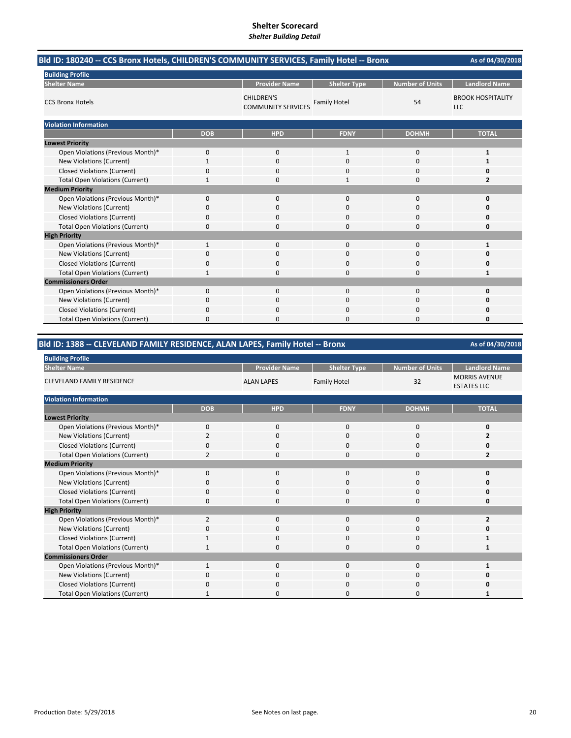# Shelter Scorecard

*Shelter Building Detail*

## Bld ID: 180240 -- CCS Bronx Hotels, CHILDREN'S COMMUNITY SERVICES, Family Hotel -- Bronx

As of 04/30/2018

**Building Profile**

| Shelter Name | Provider Name | Shelter Type | Number of Units | Landlord Name |
|---|---|---|---|---|
| CCS Bronx Hotels | CHILDREN'S COMMUNITY SERVICES | Family Hotel | 54 | BROOK HOSPITALITY LLC |

**Violation Information**

| | DOB | HPD | FDNY | DOHMH | TOTAL |
|---|---|---|---|---|---|
| **Lowest Priority** | | | | | |
| Open Violations (Previous Month)* | 0 | 0 | 1 | 0 | **1** |
| New Violations (Current) | 1 | 0 | 0 | 0 | **1** |
| Closed Violations (Current) | 0 | 0 | 0 | 0 | **0** |
| Total Open Violations (Current) | 1 | 0 | 1 | 0 | **2** |
| **Medium Priority** | | | | | |
| Open Violations (Previous Month)* | 0 | 0 | 0 | 0 | **0** |
| New Violations (Current) | 0 | 0 | 0 | 0 | **0** |
| Closed Violations (Current) | 0 | 0 | 0 | 0 | **0** |
| Total Open Violations (Current) | 0 | 0 | 0 | 0 | **0** |
| **High Priority** | | | | | |
| Open Violations (Previous Month)* | 1 | 0 | 0 | 0 | **1** |
| New Violations (Current) | 0 | 0 | 0 | 0 | **0** |
| Closed Violations (Current) | 0 | 0 | 0 | 0 | **0** |
| Total Open Violations (Current) | 1 | 0 | 0 | 0 | **1** |
| **Commissioners Order** | | | | | |
| Open Violations (Previous Month)* | 0 | 0 | 0 | 0 | **0** |
| New Violations (Current) | 0 | 0 | 0 | 0 | **0** |
| Closed Violations (Current) | 0 | 0 | 0 | 0 | **0** |
| Total Open Violations (Current) | 0 | 0 | 0 | 0 | **0** |

## Bld ID: 1388 -- CLEVELAND FAMILY RESIDENCE, ALAN LAPES, Family Hotel -- Bronx

As of 04/30/2018

**Building Profile**

| Shelter Name | Provider Name | Shelter Type | Number of Units | Landlord Name |
|---|---|---|---|---|
| CLEVELAND FAMILY RESIDENCE | ALAN LAPES | Family Hotel | 32 | MORRIS AVENUE ESTATES LLC |

**Violation Information**

| | DOB | HPD | FDNY | DOHMH | TOTAL |
|---|---|---|---|---|---|
| **Lowest Priority** | | | | | |
| Open Violations (Previous Month)* | 0 | 0 | 0 | 0 | **0** |
| New Violations (Current) | 2 | 0 | 0 | 0 | **2** |
| Closed Violations (Current) | 0 | 0 | 0 | 0 | **0** |
| Total Open Violations (Current) | 2 | 0 | 0 | 0 | **2** |
| **Medium Priority** | | | | | |
| Open Violations (Previous Month)* | 0 | 0 | 0 | 0 | **0** |
| New Violations (Current) | 0 | 0 | 0 | 0 | **0** |
| Closed Violations (Current) | 0 | 0 | 0 | 0 | **0** |
| Total Open Violations (Current) | 0 | 0 | 0 | 0 | **0** |
| **High Priority** | | | | | |
| Open Violations (Previous Month)* | 2 | 0 | 0 | 0 | **2** |
| New Violations (Current) | 0 | 0 | 0 | 0 | **0** |
| Closed Violations (Current) | 1 | 0 | 0 | 0 | **1** |
| Total Open Violations (Current) | 1 | 0 | 0 | 0 | **1** |
| **Commissioners Order** | | | | | |
| Open Violations (Previous Month)* | 1 | 0 | 0 | 0 | **1** |
| New Violations (Current) | 0 | 0 | 0 | 0 | **0** |
| Closed Violations (Current) | 0 | 0 | 0 | 0 | **0** |
| Total Open Violations (Current) | 1 | 0 | 0 | 0 | **1** |

Production Date: 5/29/2018

See Notes on last page.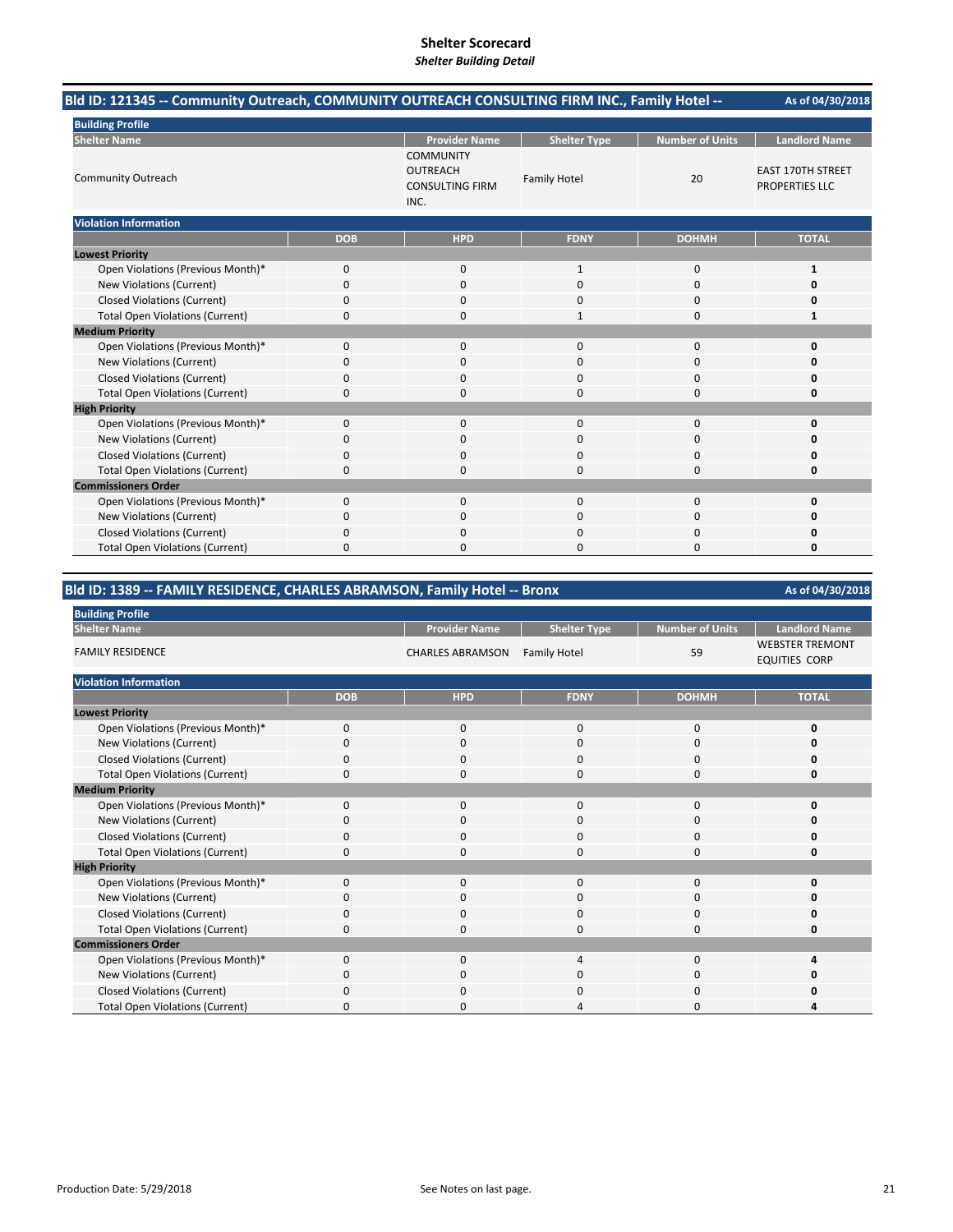# Shelter Scorecard

*Shelter Building Detail*

## Bld ID: 121345 -- Community Outreach, COMMUNITY OUTREACH CONSULTING FIRM INC., Family Hotel --

As of 04/30/2018

**Building Profile**

| Shelter Name | Provider Name | Shelter Type | Number of Units | Landlord Name |
|---|---|---|---|---|
| Community Outreach | COMMUNITY OUTREACH CONSULTING FIRM INC. | Family Hotel | 20 | EAST 170TH STREET PROPERTIES LLC |

**Violation Information**

| | DOB | HPD | FDNY | DOHMH | TOTAL |
|---|---|---|---|---|---|
| **Lowest Priority** | | | | | |
| Open Violations (Previous Month)* | 0 | 0 | 1 | 0 | **1** |
| New Violations (Current) | 0 | 0 | 0 | 0 | **0** |
| Closed Violations (Current) | 0 | 0 | 0 | 0 | **0** |
| Total Open Violations (Current) | 0 | 0 | 1 | 0 | **1** |
| **Medium Priority** | | | | | |
| Open Violations (Previous Month)* | 0 | 0 | 0 | 0 | **0** |
| New Violations (Current) | 0 | 0 | 0 | 0 | **0** |
| Closed Violations (Current) | 0 | 0 | 0 | 0 | **0** |
| Total Open Violations (Current) | 0 | 0 | 0 | 0 | **0** |
| **High Priority** | | | | | |
| Open Violations (Previous Month)* | 0 | 0 | 0 | 0 | **0** |
| New Violations (Current) | 0 | 0 | 0 | 0 | **0** |
| Closed Violations (Current) | 0 | 0 | 0 | 0 | **0** |
| Total Open Violations (Current) | 0 | 0 | 0 | 0 | **0** |
| **Commissioners Order** | | | | | |
| Open Violations (Previous Month)* | 0 | 0 | 0 | 0 | **0** |
| New Violations (Current) | 0 | 0 | 0 | 0 | **0** |
| Closed Violations (Current) | 0 | 0 | 0 | 0 | **0** |
| Total Open Violations (Current) | 0 | 0 | 0 | 0 | **0** |

## Bld ID: 1389 -- FAMILY RESIDENCE, CHARLES ABRAMSON, Family Hotel -- Bronx

As of 04/30/2018

**Building Profile**

| Shelter Name | Provider Name | Shelter Type | Number of Units | Landlord Name |
|---|---|---|---|---|
| FAMILY RESIDENCE | CHARLES ABRAMSON | Family Hotel | 59 | WEBSTER TREMONT EQUITIES CORP |

**Violation Information**

| | DOB | HPD | FDNY | DOHMH | TOTAL |
|---|---|---|---|---|---|
| **Lowest Priority** | | | | | |
| Open Violations (Previous Month)* | 0 | 0 | 0 | 0 | **0** |
| New Violations (Current) | 0 | 0 | 0 | 0 | **0** |
| Closed Violations (Current) | 0 | 0 | 0 | 0 | **0** |
| Total Open Violations (Current) | 0 | 0 | 0 | 0 | **0** |
| **Medium Priority** | | | | | |
| Open Violations (Previous Month)* | 0 | 0 | 0 | 0 | **0** |
| New Violations (Current) | 0 | 0 | 0 | 0 | **0** |
| Closed Violations (Current) | 0 | 0 | 0 | 0 | **0** |
| Total Open Violations (Current) | 0 | 0 | 0 | 0 | **0** |
| **High Priority** | | | | | |
| Open Violations (Previous Month)* | 0 | 0 | 0 | 0 | **0** |
| New Violations (Current) | 0 | 0 | 0 | 0 | **0** |
| Closed Violations (Current) | 0 | 0 | 0 | 0 | **0** |
| Total Open Violations (Current) | 0 | 0 | 0 | 0 | **0** |
| **Commissioners Order** | | | | | |
| Open Violations (Previous Month)* | 0 | 0 | 4 | 0 | **4** |
| New Violations (Current) | 0 | 0 | 0 | 0 | **0** |
| Closed Violations (Current) | 0 | 0 | 0 | 0 | **0** |
| Total Open Violations (Current) | 0 | 0 | 4 | 0 | **4** |

Production Date: 5/29/2018

See Notes on last page.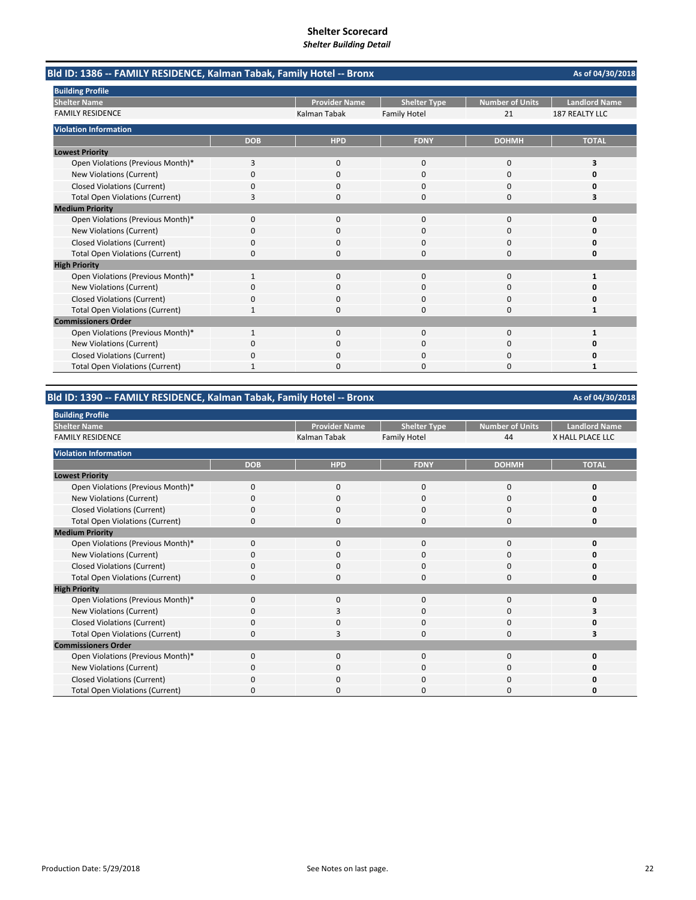# Shelter Scorecard

*Shelter Building Detail*

## Bld ID: 1386 -- FAMILY RESIDENCE, Kalman Tabak, Family Hotel -- Bronx

As of 04/30/2018

**Building Profile**

| Shelter Name | Provider Name | Shelter Type | Number of Units | Landlord Name |
|---|---|---|---|---|
| FAMILY RESIDENCE | Kalman Tabak | Family Hotel | 21 | 187 REALTY LLC |

**Violation Information**

| | DOB | HPD | FDNY | DOHMH | TOTAL |
|---|---|---|---|---|---|
| **Lowest Priority** | | | | | |
| Open Violations (Previous Month)* | 3 | 0 | 0 | 0 | **3** |
| New Violations (Current) | 0 | 0 | 0 | 0 | **0** |
| Closed Violations (Current) | 0 | 0 | 0 | 0 | **0** |
| Total Open Violations (Current) | 3 | 0 | 0 | 0 | **3** |
| **Medium Priority** | | | | | |
| Open Violations (Previous Month)* | 0 | 0 | 0 | 0 | **0** |
| New Violations (Current) | 0 | 0 | 0 | 0 | **0** |
| Closed Violations (Current) | 0 | 0 | 0 | 0 | **0** |
| Total Open Violations (Current) | 0 | 0 | 0 | 0 | **0** |
| **High Priority** | | | | | |
| Open Violations (Previous Month)* | 1 | 0 | 0 | 0 | **1** |
| New Violations (Current) | 0 | 0 | 0 | 0 | **0** |
| Closed Violations (Current) | 0 | 0 | 0 | 0 | **0** |
| Total Open Violations (Current) | 1 | 0 | 0 | 0 | **1** |
| **Commissioners Order** | | | | | |
| Open Violations (Previous Month)* | 1 | 0 | 0 | 0 | **1** |
| New Violations (Current) | 0 | 0 | 0 | 0 | **0** |
| Closed Violations (Current) | 0 | 0 | 0 | 0 | **0** |
| Total Open Violations (Current) | 1 | 0 | 0 | 0 | **1** |

## Bld ID: 1390 -- FAMILY RESIDENCE, Kalman Tabak, Family Hotel -- Bronx

As of 04/30/2018

**Building Profile**

| Shelter Name | Provider Name | Shelter Type | Number of Units | Landlord Name |
|---|---|---|---|---|
| FAMILY RESIDENCE | Kalman Tabak | Family Hotel | 44 | X HALL PLACE LLC |

**Violation Information**

| | DOB | HPD | FDNY | DOHMH | TOTAL |
|---|---|---|---|---|---|
| **Lowest Priority** | | | | | |
| Open Violations (Previous Month)* | 0 | 0 | 0 | 0 | **0** |
| New Violations (Current) | 0 | 0 | 0 | 0 | **0** |
| Closed Violations (Current) | 0 | 0 | 0 | 0 | **0** |
| Total Open Violations (Current) | 0 | 0 | 0 | 0 | **0** |
| **Medium Priority** | | | | | |
| Open Violations (Previous Month)* | 0 | 0 | 0 | 0 | **0** |
| New Violations (Current) | 0 | 0 | 0 | 0 | **0** |
| Closed Violations (Current) | 0 | 0 | 0 | 0 | **0** |
| Total Open Violations (Current) | 0 | 0 | 0 | 0 | **0** |
| **High Priority** | | | | | |
| Open Violations (Previous Month)* | 0 | 0 | 0 | 0 | **0** |
| New Violations (Current) | 0 | 3 | 0 | 0 | **3** |
| Closed Violations (Current) | 0 | 0 | 0 | 0 | **0** |
| Total Open Violations (Current) | 0 | 3 | 0 | 0 | **3** |
| **Commissioners Order** | | | | | |
| Open Violations (Previous Month)* | 0 | 0 | 0 | 0 | **0** |
| New Violations (Current) | 0 | 0 | 0 | 0 | **0** |
| Closed Violations (Current) | 0 | 0 | 0 | 0 | **0** |
| Total Open Violations (Current) | 0 | 0 | 0 | 0 | **0** |

Production Date: 5/29/2018

See Notes on last page.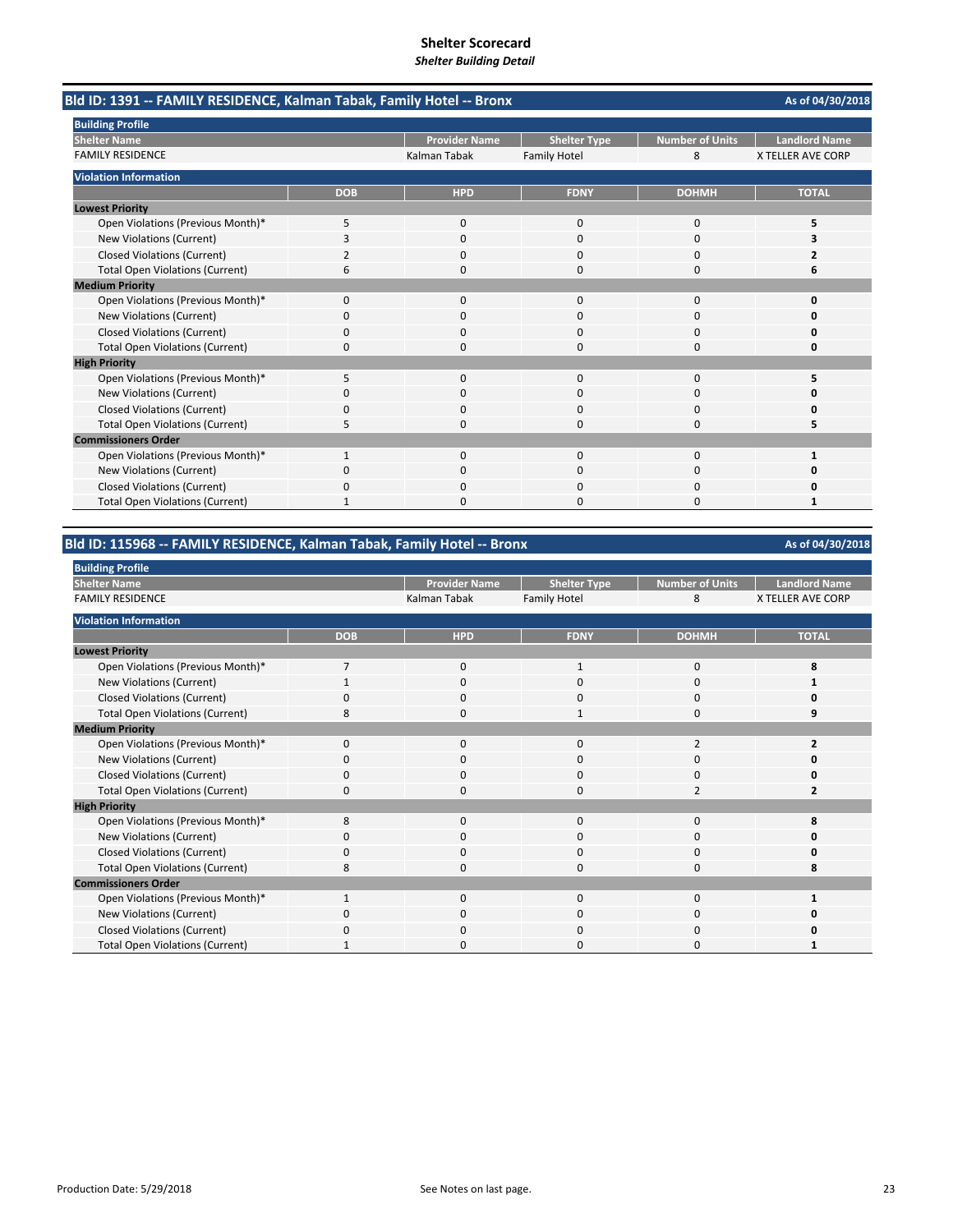# Shelter Scorecard

*Shelter Building Detail*

## Bld ID: 1391 -- FAMILY RESIDENCE, Kalman Tabak, Family Hotel -- Bronx

As of 04/30/2018

**Building Profile**

| Shelter Name | Provider Name | Shelter Type | Number of Units | Landlord Name |
|---|---|---|---|---|
| FAMILY RESIDENCE | Kalman Tabak | Family Hotel | 8 | X TELLER AVE CORP |

**Violation Information**

| | DOB | HPD | FDNY | DOHMH | TOTAL |
|---|---|---|---|---|---|
| **Lowest Priority** | | | | | |
| Open Violations (Previous Month)* | 5 | 0 | 0 | 0 | **5** |
| New Violations (Current) | 3 | 0 | 0 | 0 | **3** |
| Closed Violations (Current) | 2 | 0 | 0 | 0 | **2** |
| Total Open Violations (Current) | 6 | 0 | 0 | 0 | **6** |
| **Medium Priority** | | | | | |
| Open Violations (Previous Month)* | 0 | 0 | 0 | 0 | **0** |
| New Violations (Current) | 0 | 0 | 0 | 0 | **0** |
| Closed Violations (Current) | 0 | 0 | 0 | 0 | **0** |
| Total Open Violations (Current) | 0 | 0 | 0 | 0 | **0** |
| **High Priority** | | | | | |
| Open Violations (Previous Month)* | 5 | 0 | 0 | 0 | **5** |
| New Violations (Current) | 0 | 0 | 0 | 0 | **0** |
| Closed Violations (Current) | 0 | 0 | 0 | 0 | **0** |
| Total Open Violations (Current) | 5 | 0 | 0 | 0 | **5** |
| **Commissioners Order** | | | | | |
| Open Violations (Previous Month)* | 1 | 0 | 0 | 0 | **1** |
| New Violations (Current) | 0 | 0 | 0 | 0 | **0** |
| Closed Violations (Current) | 0 | 0 | 0 | 0 | **0** |
| Total Open Violations (Current) | 1 | 0 | 0 | 0 | **1** |

## Bld ID: 115968 -- FAMILY RESIDENCE, Kalman Tabak, Family Hotel -- Bronx

As of 04/30/2018

**Building Profile**

| Shelter Name | Provider Name | Shelter Type | Number of Units | Landlord Name |
|---|---|---|---|---|
| FAMILY RESIDENCE | Kalman Tabak | Family Hotel | 8 | X TELLER AVE CORP |

**Violation Information**

| | DOB | HPD | FDNY | DOHMH | TOTAL |
|---|---|---|---|---|---|
| **Lowest Priority** | | | | | |
| Open Violations (Previous Month)* | 7 | 0 | 1 | 0 | **8** |
| New Violations (Current) | 1 | 0 | 0 | 0 | **1** |
| Closed Violations (Current) | 0 | 0 | 0 | 0 | **0** |
| Total Open Violations (Current) | 8 | 0 | 1 | 0 | **9** |
| **Medium Priority** | | | | | |
| Open Violations (Previous Month)* | 0 | 0 | 0 | 2 | **2** |
| New Violations (Current) | 0 | 0 | 0 | 0 | **0** |
| Closed Violations (Current) | 0 | 0 | 0 | 0 | **0** |
| Total Open Violations (Current) | 0 | 0 | 0 | 2 | **2** |
| **High Priority** | | | | | |
| Open Violations (Previous Month)* | 8 | 0 | 0 | 0 | **8** |
| New Violations (Current) | 0 | 0 | 0 | 0 | **0** |
| Closed Violations (Current) | 0 | 0 | 0 | 0 | **0** |
| Total Open Violations (Current) | 8 | 0 | 0 | 0 | **8** |
| **Commissioners Order** | | | | | |
| Open Violations (Previous Month)* | 1 | 0 | 0 | 0 | **1** |
| New Violations (Current) | 0 | 0 | 0 | 0 | **0** |
| Closed Violations (Current) | 0 | 0 | 0 | 0 | **0** |
| Total Open Violations (Current) | 1 | 0 | 0 | 0 | **1** |

Production Date: 5/29/2018

See Notes on last page.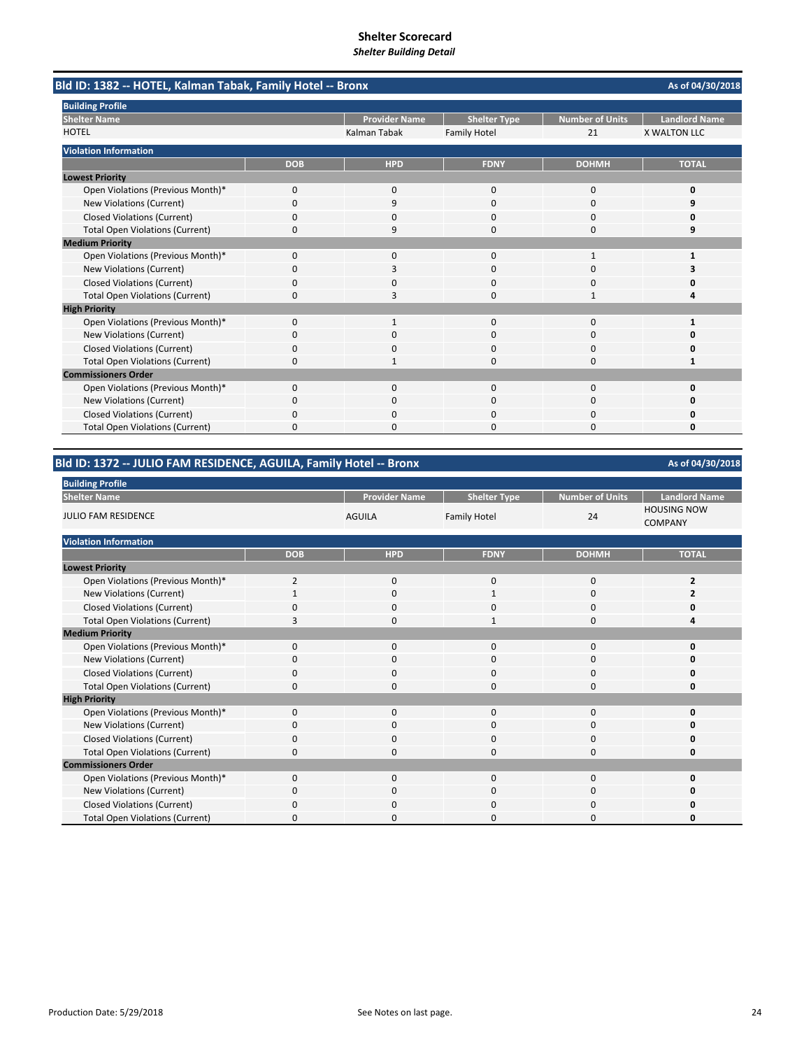# Shelter Scorecard
*Shelter Building Detail*

## Bld ID: 1382 -- HOTEL, Kalman Tabak, Family Hotel -- Bronx

As of 04/30/2018

**Building Profile**

| Shelter Name | Provider Name | Shelter Type | Number of Units | Landlord Name |
|---|---|---|---|---|
| HOTEL | Kalman Tabak | Family Hotel | 21 | X WALTON LLC |

**Violation Information**

| | DOB | HPD | FDNY | DOHMH | TOTAL |
|---|---|---|---|---|---|
| **Lowest Priority** | | | | | |
| Open Violations (Previous Month)* | 0 | 0 | 0 | 0 | **0** |
| New Violations (Current) | 0 | 9 | 0 | 0 | **9** |
| Closed Violations (Current) | 0 | 0 | 0 | 0 | **0** |
| Total Open Violations (Current) | 0 | 9 | 0 | 0 | **9** |
| **Medium Priority** | | | | | |
| Open Violations (Previous Month)* | 0 | 0 | 0 | 1 | **1** |
| New Violations (Current) | 0 | 3 | 0 | 0 | **3** |
| Closed Violations (Current) | 0 | 0 | 0 | 0 | **0** |
| Total Open Violations (Current) | 0 | 3 | 0 | 1 | **4** |
| **High Priority** | | | | | |
| Open Violations (Previous Month)* | 0 | 1 | 0 | 0 | **1** |
| New Violations (Current) | 0 | 0 | 0 | 0 | **0** |
| Closed Violations (Current) | 0 | 0 | 0 | 0 | **0** |
| Total Open Violations (Current) | 0 | 1 | 0 | 0 | **1** |
| **Commissioners Order** | | | | | |
| Open Violations (Previous Month)* | 0 | 0 | 0 | 0 | **0** |
| New Violations (Current) | 0 | 0 | 0 | 0 | **0** |
| Closed Violations (Current) | 0 | 0 | 0 | 0 | **0** |
| Total Open Violations (Current) | 0 | 0 | 0 | 0 | **0** |

## Bld ID: 1372 -- JULIO FAM RESIDENCE, AGUILA, Family Hotel -- Bronx

As of 04/30/2018

**Building Profile**

| Shelter Name | Provider Name | Shelter Type | Number of Units | Landlord Name |
|---|---|---|---|---|
| JULIO FAM RESIDENCE | AGUILA | Family Hotel | 24 | HOUSING NOW COMPANY |

**Violation Information**

| | DOB | HPD | FDNY | DOHMH | TOTAL |
|---|---|---|---|---|---|
| **Lowest Priority** | | | | | |
| Open Violations (Previous Month)* | 2 | 0 | 0 | 0 | **2** |
| New Violations (Current) | 1 | 0 | 1 | 0 | **2** |
| Closed Violations (Current) | 0 | 0 | 0 | 0 | **0** |
| Total Open Violations (Current) | 3 | 0 | 1 | 0 | **4** |
| **Medium Priority** | | | | | |
| Open Violations (Previous Month)* | 0 | 0 | 0 | 0 | **0** |
| New Violations (Current) | 0 | 0 | 0 | 0 | **0** |
| Closed Violations (Current) | 0 | 0 | 0 | 0 | **0** |
| Total Open Violations (Current) | 0 | 0 | 0 | 0 | **0** |
| **High Priority** | | | | | |
| Open Violations (Previous Month)* | 0 | 0 | 0 | 0 | **0** |
| New Violations (Current) | 0 | 0 | 0 | 0 | **0** |
| Closed Violations (Current) | 0 | 0 | 0 | 0 | **0** |
| Total Open Violations (Current) | 0 | 0 | 0 | 0 | **0** |
| **Commissioners Order** | | | | | |
| Open Violations (Previous Month)* | 0 | 0 | 0 | 0 | **0** |
| New Violations (Current) | 0 | 0 | 0 | 0 | **0** |
| Closed Violations (Current) | 0 | 0 | 0 | 0 | **0** |
| Total Open Violations (Current) | 0 | 0 | 0 | 0 | **0** |

Production Date: 5/29/2018

See Notes on last page.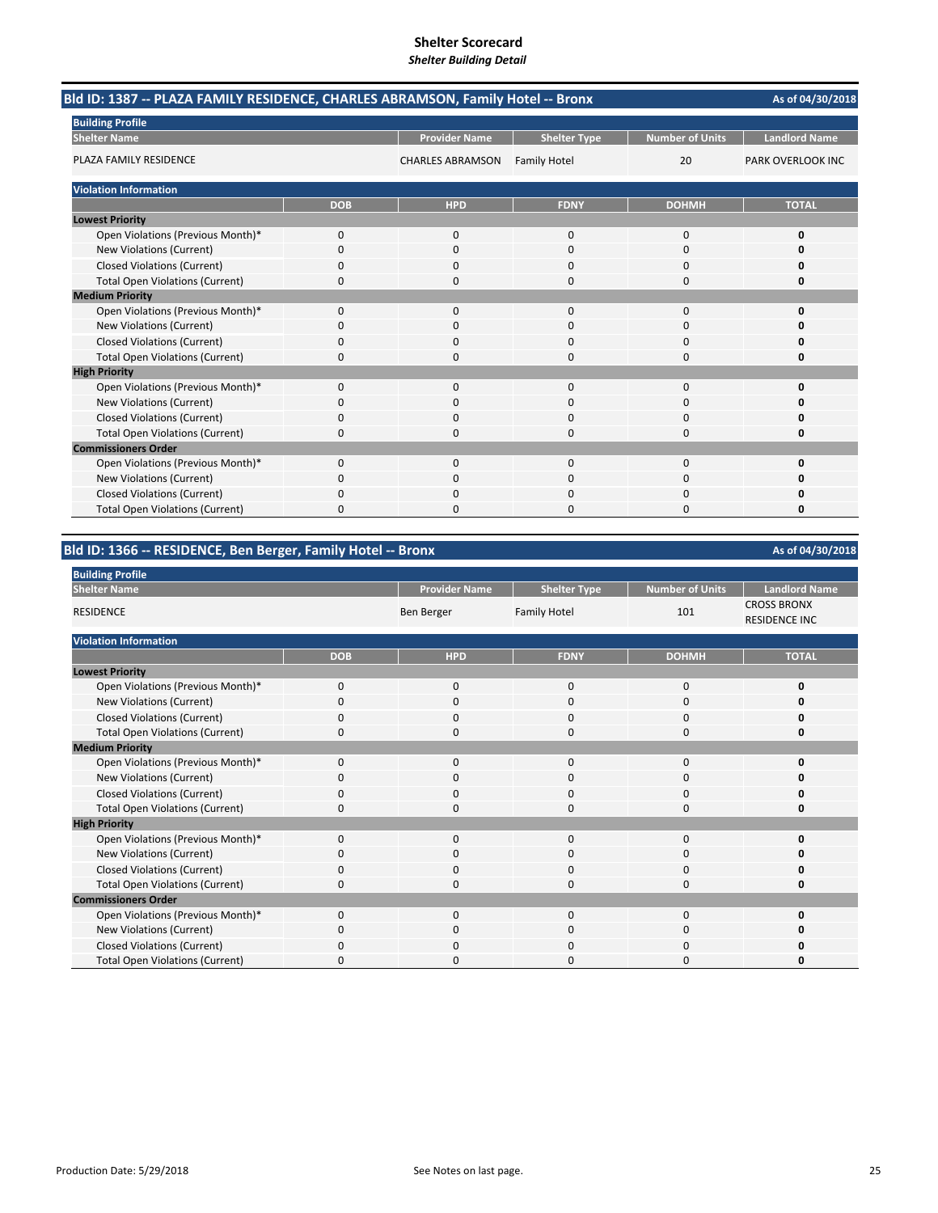# Shelter Scorecard
*Shelter Building Detail*

## Bld ID: 1387 -- PLAZA FAMILY RESIDENCE, CHARLES ABRAMSON, Family Hotel -- Bronx

As of 04/30/2018

**Building Profile**

| Shelter Name | Provider Name | Shelter Type | Number of Units | Landlord Name |
|---|---|---|---|---|
| PLAZA FAMILY RESIDENCE | CHARLES ABRAMSON | Family Hotel | 20 | PARK OVERLOOK INC |

**Violation Information**

| | DOB | HPD | FDNY | DOHMH | TOTAL |
|---|---|---|---|---|---|
| **Lowest Priority** | | | | | |
| Open Violations (Previous Month)* | 0 | 0 | 0 | 0 | **0** |
| New Violations (Current) | 0 | 0 | 0 | 0 | **0** |
| Closed Violations (Current) | 0 | 0 | 0 | 0 | **0** |
| Total Open Violations (Current) | 0 | 0 | 0 | 0 | **0** |
| **Medium Priority** | | | | | |
| Open Violations (Previous Month)* | 0 | 0 | 0 | 0 | **0** |
| New Violations (Current) | 0 | 0 | 0 | 0 | **0** |
| Closed Violations (Current) | 0 | 0 | 0 | 0 | **0** |
| Total Open Violations (Current) | 0 | 0 | 0 | 0 | **0** |
| **High Priority** | | | | | |
| Open Violations (Previous Month)* | 0 | 0 | 0 | 0 | **0** |
| New Violations (Current) | 0 | 0 | 0 | 0 | **0** |
| Closed Violations (Current) | 0 | 0 | 0 | 0 | **0** |
| Total Open Violations (Current) | 0 | 0 | 0 | 0 | **0** |
| **Commissioners Order** | | | | | |
| Open Violations (Previous Month)* | 0 | 0 | 0 | 0 | **0** |
| New Violations (Current) | 0 | 0 | 0 | 0 | **0** |
| Closed Violations (Current) | 0 | 0 | 0 | 0 | **0** |
| Total Open Violations (Current) | 0 | 0 | 0 | 0 | **0** |

## Bld ID: 1366 -- RESIDENCE, Ben Berger, Family Hotel -- Bronx

As of 04/30/2018

**Building Profile**

| Shelter Name | Provider Name | Shelter Type | Number of Units | Landlord Name |
|---|---|---|---|---|
| RESIDENCE | Ben Berger | Family Hotel | 101 | CROSS BRONX RESIDENCE INC |

**Violation Information**

| | DOB | HPD | FDNY | DOHMH | TOTAL |
|---|---|---|---|---|---|
| **Lowest Priority** | | | | | |
| Open Violations (Previous Month)* | 0 | 0 | 0 | 0 | **0** |
| New Violations (Current) | 0 | 0 | 0 | 0 | **0** |
| Closed Violations (Current) | 0 | 0 | 0 | 0 | **0** |
| Total Open Violations (Current) | 0 | 0 | 0 | 0 | **0** |
| **Medium Priority** | | | | | |
| Open Violations (Previous Month)* | 0 | 0 | 0 | 0 | **0** |
| New Violations (Current) | 0 | 0 | 0 | 0 | **0** |
| Closed Violations (Current) | 0 | 0 | 0 | 0 | **0** |
| Total Open Violations (Current) | 0 | 0 | 0 | 0 | **0** |
| **High Priority** | | | | | |
| Open Violations (Previous Month)* | 0 | 0 | 0 | 0 | **0** |
| New Violations (Current) | 0 | 0 | 0 | 0 | **0** |
| Closed Violations (Current) | 0 | 0 | 0 | 0 | **0** |
| Total Open Violations (Current) | 0 | 0 | 0 | 0 | **0** |
| **Commissioners Order** | | | | | |
| Open Violations (Previous Month)* | 0 | 0 | 0 | 0 | **0** |
| New Violations (Current) | 0 | 0 | 0 | 0 | **0** |
| Closed Violations (Current) | 0 | 0 | 0 | 0 | **0** |
| Total Open Violations (Current) | 0 | 0 | 0 | 0 | **0** |

Production Date: 5/29/2018

See Notes on last page.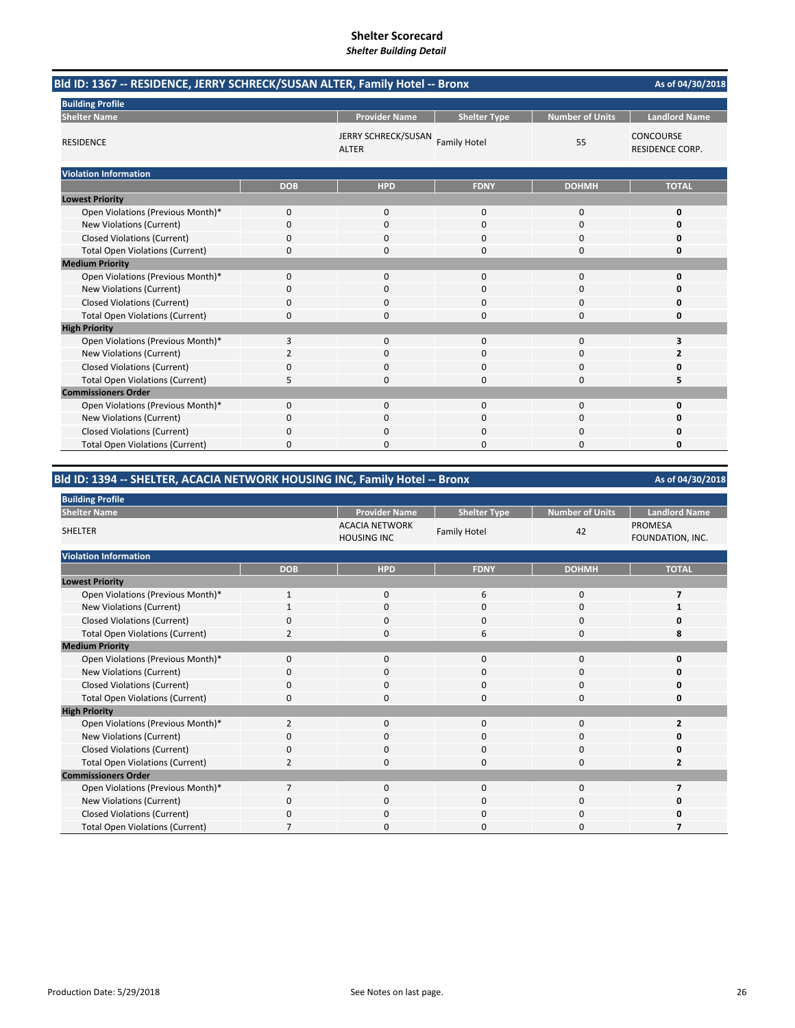# Shelter Scorecard

*Shelter Building Detail*

## Bld ID: 1367 -- RESIDENCE, JERRY SCHRECK/SUSAN ALTER, Family Hotel -- Bronx

As of 04/30/2018

**Building Profile**

| Shelter Name | Provider Name | Shelter Type | Number of Units | Landlord Name |
|---|---|---|---|---|
| RESIDENCE | JERRY SCHRECK/SUSAN ALTER | Family Hotel | 55 | CONCOURSE RESIDENCE CORP. |

**Violation Information**

| | DOB | HPD | FDNY | DOHMH | TOTAL |
|---|---|---|---|---|---|
| **Lowest Priority** | | | | | |
| Open Violations (Previous Month)* | 0 | 0 | 0 | 0 | **0** |
| New Violations (Current) | 0 | 0 | 0 | 0 | **0** |
| Closed Violations (Current) | 0 | 0 | 0 | 0 | **0** |
| Total Open Violations (Current) | 0 | 0 | 0 | 0 | **0** |
| **Medium Priority** | | | | | |
| Open Violations (Previous Month)* | 0 | 0 | 0 | 0 | **0** |
| New Violations (Current) | 0 | 0 | 0 | 0 | **0** |
| Closed Violations (Current) | 0 | 0 | 0 | 0 | **0** |
| Total Open Violations (Current) | 0 | 0 | 0 | 0 | **0** |
| **High Priority** | | | | | |
| Open Violations (Previous Month)* | 3 | 0 | 0 | 0 | **3** |
| New Violations (Current) | 2 | 0 | 0 | 0 | **2** |
| Closed Violations (Current) | 0 | 0 | 0 | 0 | **0** |
| Total Open Violations (Current) | 5 | 0 | 0 | 0 | **5** |
| **Commissioners Order** | | | | | |
| Open Violations (Previous Month)* | 0 | 0 | 0 | 0 | **0** |
| New Violations (Current) | 0 | 0 | 0 | 0 | **0** |
| Closed Violations (Current) | 0 | 0 | 0 | 0 | **0** |
| Total Open Violations (Current) | 0 | 0 | 0 | 0 | **0** |

## Bld ID: 1394 -- SHELTER, ACACIA NETWORK HOUSING INC, Family Hotel -- Bronx

As of 04/30/2018

**Building Profile**

| Shelter Name | Provider Name | Shelter Type | Number of Units | Landlord Name |
|---|---|---|---|---|
| SHELTER | ACACIA NETWORK HOUSING INC | Family Hotel | 42 | PROMESA FOUNDATION, INC. |

**Violation Information**

| | DOB | HPD | FDNY | DOHMH | TOTAL |
|---|---|---|---|---|---|
| **Lowest Priority** | | | | | |
| Open Violations (Previous Month)* | 1 | 0 | 6 | 0 | **7** |
| New Violations (Current) | 1 | 0 | 0 | 0 | **1** |
| Closed Violations (Current) | 0 | 0 | 0 | 0 | **0** |
| Total Open Violations (Current) | 2 | 0 | 6 | 0 | **8** |
| **Medium Priority** | | | | | |
| Open Violations (Previous Month)* | 0 | 0 | 0 | 0 | **0** |
| New Violations (Current) | 0 | 0 | 0 | 0 | **0** |
| Closed Violations (Current) | 0 | 0 | 0 | 0 | **0** |
| Total Open Violations (Current) | 0 | 0 | 0 | 0 | **0** |
| **High Priority** | | | | | |
| Open Violations (Previous Month)* | 2 | 0 | 0 | 0 | **2** |
| New Violations (Current) | 0 | 0 | 0 | 0 | **0** |
| Closed Violations (Current) | 0 | 0 | 0 | 0 | **0** |
| Total Open Violations (Current) | 2 | 0 | 0 | 0 | **2** |
| **Commissioners Order** | | | | | |
| Open Violations (Previous Month)* | 7 | 0 | 0 | 0 | **7** |
| New Violations (Current) | 0 | 0 | 0 | 0 | **0** |
| Closed Violations (Current) | 0 | 0 | 0 | 0 | **0** |
| Total Open Violations (Current) | 7 | 0 | 0 | 0 | **7** |

Production Date: 5/29/2018

See Notes on last page.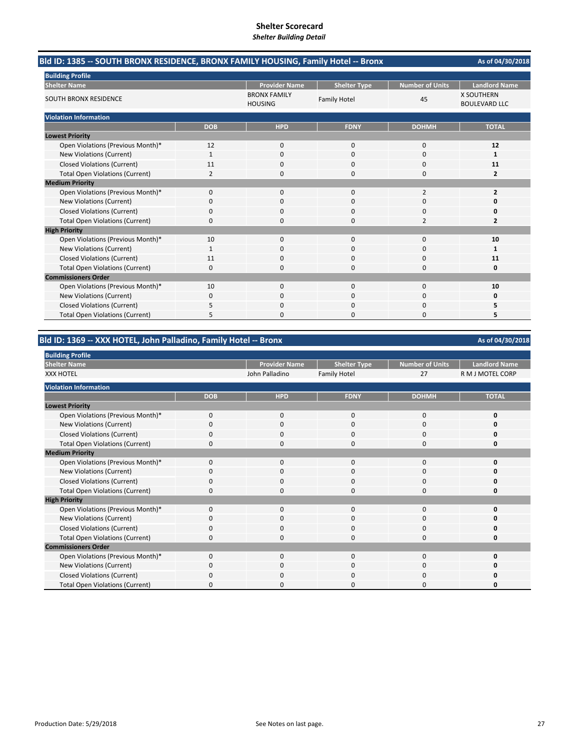# Shelter Scorecard

*Shelter Building Detail*

## Bld ID: 1385 -- SOUTH BRONX RESIDENCE, BRONX FAMILY HOUSING, Family Hotel -- Bronx

As of 04/30/2018

**Building Profile**

| Shelter Name | Provider Name | Shelter Type | Number of Units | Landlord Name |
|---|---|---|---|---|
| SOUTH BRONX RESIDENCE | BRONX FAMILY HOUSING | Family Hotel | 45 | X SOUTHERN BOULEVARD LLC |

**Violation Information**

| | DOB | HPD | FDNY | DOHMH | TOTAL |
|---|---|---|---|---|---|
| **Lowest Priority** | | | | | |
| Open Violations (Previous Month)* | 12 | 0 | 0 | 0 | **12** |
| New Violations (Current) | 1 | 0 | 0 | 0 | **1** |
| Closed Violations (Current) | 11 | 0 | 0 | 0 | **11** |
| Total Open Violations (Current) | 2 | 0 | 0 | 0 | **2** |
| **Medium Priority** | | | | | |
| Open Violations (Previous Month)* | 0 | 0 | 0 | 2 | **2** |
| New Violations (Current) | 0 | 0 | 0 | 0 | **0** |
| Closed Violations (Current) | 0 | 0 | 0 | 0 | **0** |
| Total Open Violations (Current) | 0 | 0 | 0 | 2 | **2** |
| **High Priority** | | | | | |
| Open Violations (Previous Month)* | 10 | 0 | 0 | 0 | **10** |
| New Violations (Current) | 1 | 0 | 0 | 0 | **1** |
| Closed Violations (Current) | 11 | 0 | 0 | 0 | **11** |
| Total Open Violations (Current) | 0 | 0 | 0 | 0 | **0** |
| **Commissioners Order** | | | | | |
| Open Violations (Previous Month)* | 10 | 0 | 0 | 0 | **10** |
| New Violations (Current) | 0 | 0 | 0 | 0 | **0** |
| Closed Violations (Current) | 5 | 0 | 0 | 0 | **5** |
| Total Open Violations (Current) | 5 | 0 | 0 | 0 | **5** |

## Bld ID: 1369 -- XXX HOTEL, John Palladino, Family Hotel -- Bronx

As of 04/30/2018

**Building Profile**

| Shelter Name | Provider Name | Shelter Type | Number of Units | Landlord Name |
|---|---|---|---|---|
| XXX HOTEL | John Palladino | Family Hotel | 27 | R M J MOTEL CORP |

**Violation Information**

| | DOB | HPD | FDNY | DOHMH | TOTAL |
|---|---|---|---|---|---|
| **Lowest Priority** | | | | | |
| Open Violations (Previous Month)* | 0 | 0 | 0 | 0 | **0** |
| New Violations (Current) | 0 | 0 | 0 | 0 | **0** |
| Closed Violations (Current) | 0 | 0 | 0 | 0 | **0** |
| Total Open Violations (Current) | 0 | 0 | 0 | 0 | **0** |
| **Medium Priority** | | | | | |
| Open Violations (Previous Month)* | 0 | 0 | 0 | 0 | **0** |
| New Violations (Current) | 0 | 0 | 0 | 0 | **0** |
| Closed Violations (Current) | 0 | 0 | 0 | 0 | **0** |
| Total Open Violations (Current) | 0 | 0 | 0 | 0 | **0** |
| **High Priority** | | | | | |
| Open Violations (Previous Month)* | 0 | 0 | 0 | 0 | **0** |
| New Violations (Current) | 0 | 0 | 0 | 0 | **0** |
| Closed Violations (Current) | 0 | 0 | 0 | 0 | **0** |
| Total Open Violations (Current) | 0 | 0 | 0 | 0 | **0** |
| **Commissioners Order** | | | | | |
| Open Violations (Previous Month)* | 0 | 0 | 0 | 0 | **0** |
| New Violations (Current) | 0 | 0 | 0 | 0 | **0** |
| Closed Violations (Current) | 0 | 0 | 0 | 0 | **0** |
| Total Open Violations (Current) | 0 | 0 | 0 | 0 | **0** |

Production Date: 5/29/2018

See Notes on last page.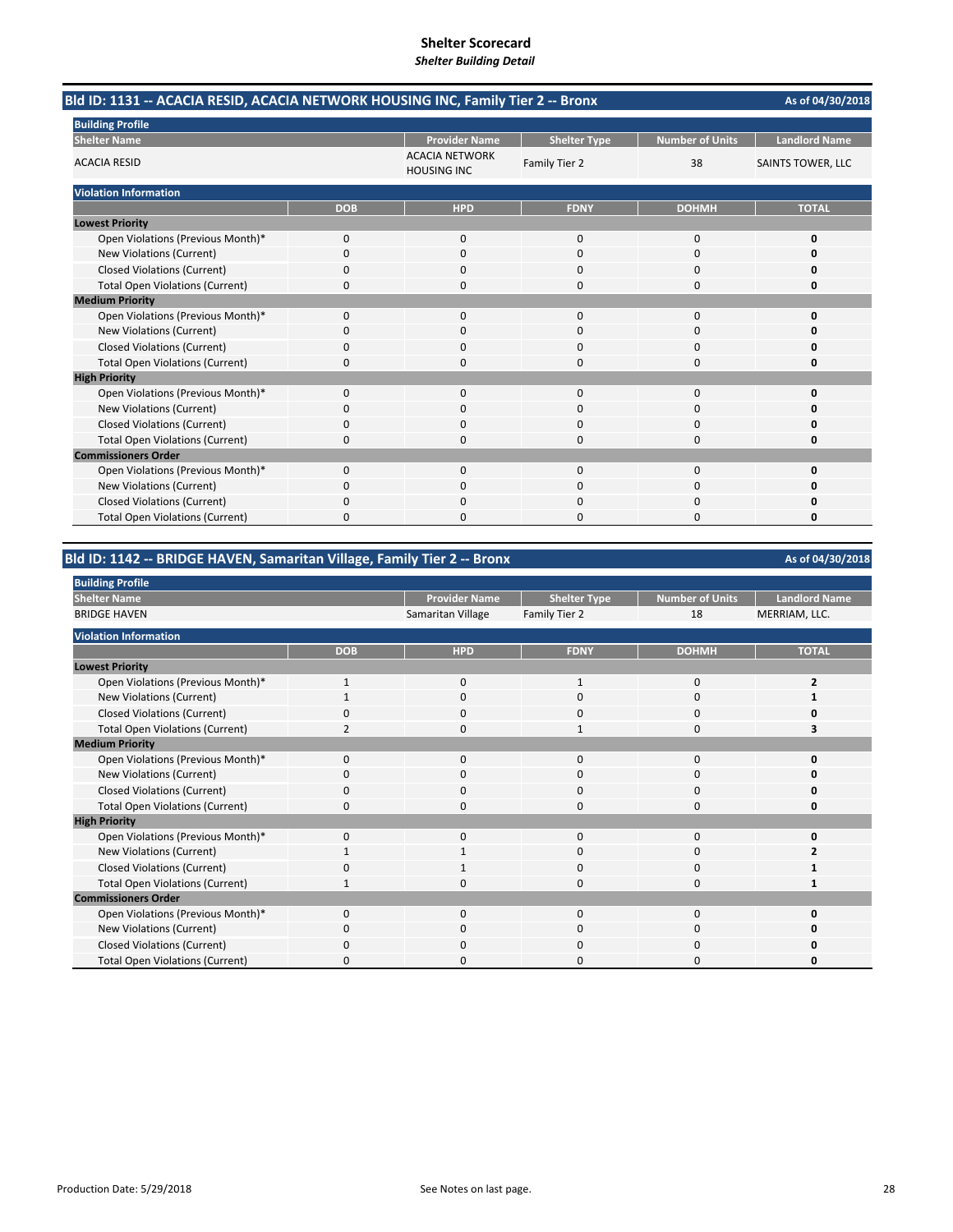# Shelter Scorecard
***Shelter Building Detail***

## Bld ID: 1131 -- ACACIA RESID, ACACIA NETWORK HOUSING INC, Family Tier 2 -- Bronx

As of 04/30/2018

**Building Profile**

| Shelter Name | Provider Name | Shelter Type | Number of Units | Landlord Name |
|---|---|---|---|---|
| ACACIA RESID | ACACIA NETWORK HOUSING INC | Family Tier 2 | 38 | SAINTS TOWER, LLC |

**Violation Information**

| | DOB | HPD | FDNY | DOHMH | TOTAL |
|---|---|---|---|---|---|
| **Lowest Priority** | | | | | |
| Open Violations (Previous Month)* | 0 | 0 | 0 | 0 | **0** |
| New Violations (Current) | 0 | 0 | 0 | 0 | **0** |
| Closed Violations (Current) | 0 | 0 | 0 | 0 | **0** |
| Total Open Violations (Current) | 0 | 0 | 0 | 0 | **0** |
| **Medium Priority** | | | | | |
| Open Violations (Previous Month)* | 0 | 0 | 0 | 0 | **0** |
| New Violations (Current) | 0 | 0 | 0 | 0 | **0** |
| Closed Violations (Current) | 0 | 0 | 0 | 0 | **0** |
| Total Open Violations (Current) | 0 | 0 | 0 | 0 | **0** |
| **High Priority** | | | | | |
| Open Violations (Previous Month)* | 0 | 0 | 0 | 0 | **0** |
| New Violations (Current) | 0 | 0 | 0 | 0 | **0** |
| Closed Violations (Current) | 0 | 0 | 0 | 0 | **0** |
| Total Open Violations (Current) | 0 | 0 | 0 | 0 | **0** |
| **Commissioners Order** | | | | | |
| Open Violations (Previous Month)* | 0 | 0 | 0 | 0 | **0** |
| New Violations (Current) | 0 | 0 | 0 | 0 | **0** |
| Closed Violations (Current) | 0 | 0 | 0 | 0 | **0** |
| Total Open Violations (Current) | 0 | 0 | 0 | 0 | **0** |

## Bld ID: 1142 -- BRIDGE HAVEN, Samaritan Village, Family Tier 2 -- Bronx

As of 04/30/2018

**Building Profile**

| Shelter Name | Provider Name | Shelter Type | Number of Units | Landlord Name |
|---|---|---|---|---|
| BRIDGE HAVEN | Samaritan Village | Family Tier 2 | 18 | MERRIAM, LLC. |

**Violation Information**

| | DOB | HPD | FDNY | DOHMH | TOTAL |
|---|---|---|---|---|---|
| **Lowest Priority** | | | | | |
| Open Violations (Previous Month)* | 1 | 0 | 1 | 0 | **2** |
| New Violations (Current) | 1 | 0 | 0 | 0 | **1** |
| Closed Violations (Current) | 0 | 0 | 0 | 0 | **0** |
| Total Open Violations (Current) | 2 | 0 | 1 | 0 | **3** |
| **Medium Priority** | | | | | |
| Open Violations (Previous Month)* | 0 | 0 | 0 | 0 | **0** |
| New Violations (Current) | 0 | 0 | 0 | 0 | **0** |
| Closed Violations (Current) | 0 | 0 | 0 | 0 | **0** |
| Total Open Violations (Current) | 0 | 0 | 0 | 0 | **0** |
| **High Priority** | | | | | |
| Open Violations (Previous Month)* | 0 | 0 | 0 | 0 | **0** |
| New Violations (Current) | 1 | 1 | 0 | 0 | **2** |
| Closed Violations (Current) | 0 | 1 | 0 | 0 | **1** |
| Total Open Violations (Current) | 1 | 0 | 0 | 0 | **1** |
| **Commissioners Order** | | | | | |
| Open Violations (Previous Month)* | 0 | 0 | 0 | 0 | **0** |
| New Violations (Current) | 0 | 0 | 0 | 0 | **0** |
| Closed Violations (Current) | 0 | 0 | 0 | 0 | **0** |
| Total Open Violations (Current) | 0 | 0 | 0 | 0 | **0** |

Production Date: 5/29/2018

See Notes on last page.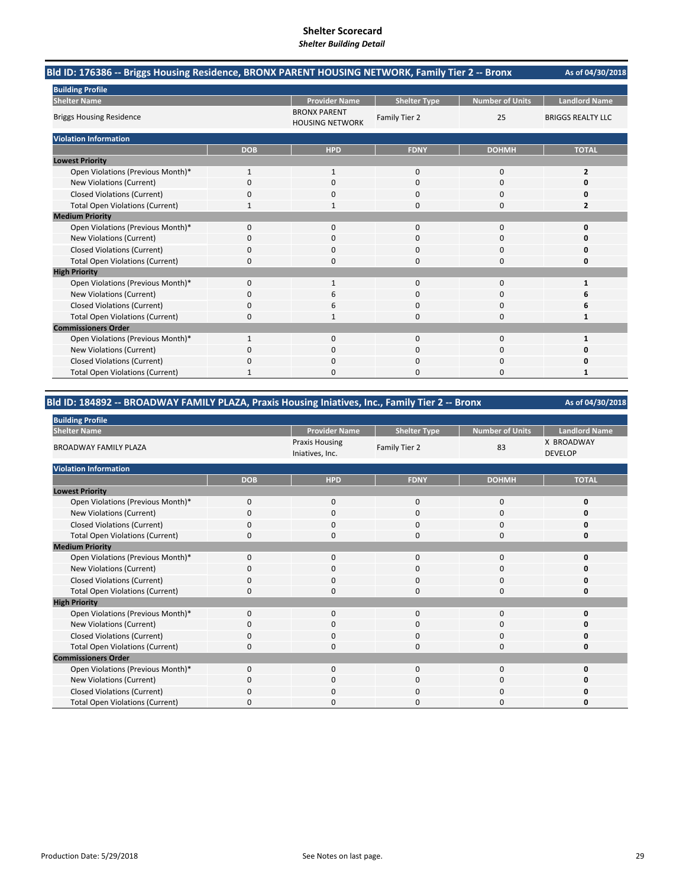# Shelter Scorecard

*Shelter Building Detail*

## Bld ID: 176386 -- Briggs Housing Residence, BRONX PARENT HOUSING NETWORK, Family Tier 2 -- Bronx

As of 04/30/2018

**Building Profile**

| Shelter Name | Provider Name | Shelter Type | Number of Units | Landlord Name |
|---|---|---|---|---|
| Briggs Housing Residence | BRONX PARENT HOUSING NETWORK | Family Tier 2 | 25 | BRIGGS REALTY LLC |

**Violation Information**

| | DOB | HPD | FDNY | DOHMH | TOTAL |
|---|---|---|---|---|---|
| **Lowest Priority** | | | | | |
| Open Violations (Previous Month)* | 1 | 1 | 0 | 0 | **2** |
| New Violations (Current) | 0 | 0 | 0 | 0 | **0** |
| Closed Violations (Current) | 0 | 0 | 0 | 0 | **0** |
| Total Open Violations (Current) | 1 | 1 | 0 | 0 | **2** |
| **Medium Priority** | | | | | |
| Open Violations (Previous Month)* | 0 | 0 | 0 | 0 | **0** |
| New Violations (Current) | 0 | 0 | 0 | 0 | **0** |
| Closed Violations (Current) | 0 | 0 | 0 | 0 | **0** |
| Total Open Violations (Current) | 0 | 0 | 0 | 0 | **0** |
| **High Priority** | | | | | |
| Open Violations (Previous Month)* | 0 | 1 | 0 | 0 | **1** |
| New Violations (Current) | 0 | 6 | 0 | 0 | **6** |
| Closed Violations (Current) | 0 | 6 | 0 | 0 | **6** |
| Total Open Violations (Current) | 0 | 1 | 0 | 0 | **1** |
| **Commissioners Order** | | | | | |
| Open Violations (Previous Month)* | 1 | 0 | 0 | 0 | **1** |
| New Violations (Current) | 0 | 0 | 0 | 0 | **0** |
| Closed Violations (Current) | 0 | 0 | 0 | 0 | **0** |
| Total Open Violations (Current) | 1 | 0 | 0 | 0 | **1** |

## Bld ID: 184892 -- BROADWAY FAMILY PLAZA, Praxis Housing Iniatives, Inc., Family Tier 2 -- Bronx

As of 04/30/2018

**Building Profile**

| Shelter Name | Provider Name | Shelter Type | Number of Units | Landlord Name |
|---|---|---|---|---|
| BROADWAY FAMILY PLAZA | Praxis Housing Iniatives, Inc. | Family Tier 2 | 83 | X BROADWAY DEVELOP |

**Violation Information**

| | DOB | HPD | FDNY | DOHMH | TOTAL |
|---|---|---|---|---|---|
| **Lowest Priority** | | | | | |
| Open Violations (Previous Month)* | 0 | 0 | 0 | 0 | **0** |
| New Violations (Current) | 0 | 0 | 0 | 0 | **0** |
| Closed Violations (Current) | 0 | 0 | 0 | 0 | **0** |
| Total Open Violations (Current) | 0 | 0 | 0 | 0 | **0** |
| **Medium Priority** | | | | | |
| Open Violations (Previous Month)* | 0 | 0 | 0 | 0 | **0** |
| New Violations (Current) | 0 | 0 | 0 | 0 | **0** |
| Closed Violations (Current) | 0 | 0 | 0 | 0 | **0** |
| Total Open Violations (Current) | 0 | 0 | 0 | 0 | **0** |
| **High Priority** | | | | | |
| Open Violations (Previous Month)* | 0 | 0 | 0 | 0 | **0** |
| New Violations (Current) | 0 | 0 | 0 | 0 | **0** |
| Closed Violations (Current) | 0 | 0 | 0 | 0 | **0** |
| Total Open Violations (Current) | 0 | 0 | 0 | 0 | **0** |
| **Commissioners Order** | | | | | |
| Open Violations (Previous Month)* | 0 | 0 | 0 | 0 | **0** |
| New Violations (Current) | 0 | 0 | 0 | 0 | **0** |
| Closed Violations (Current) | 0 | 0 | 0 | 0 | **0** |
| Total Open Violations (Current) | 0 | 0 | 0 | 0 | **0** |

Production Date: 5/29/2018

See Notes on last page.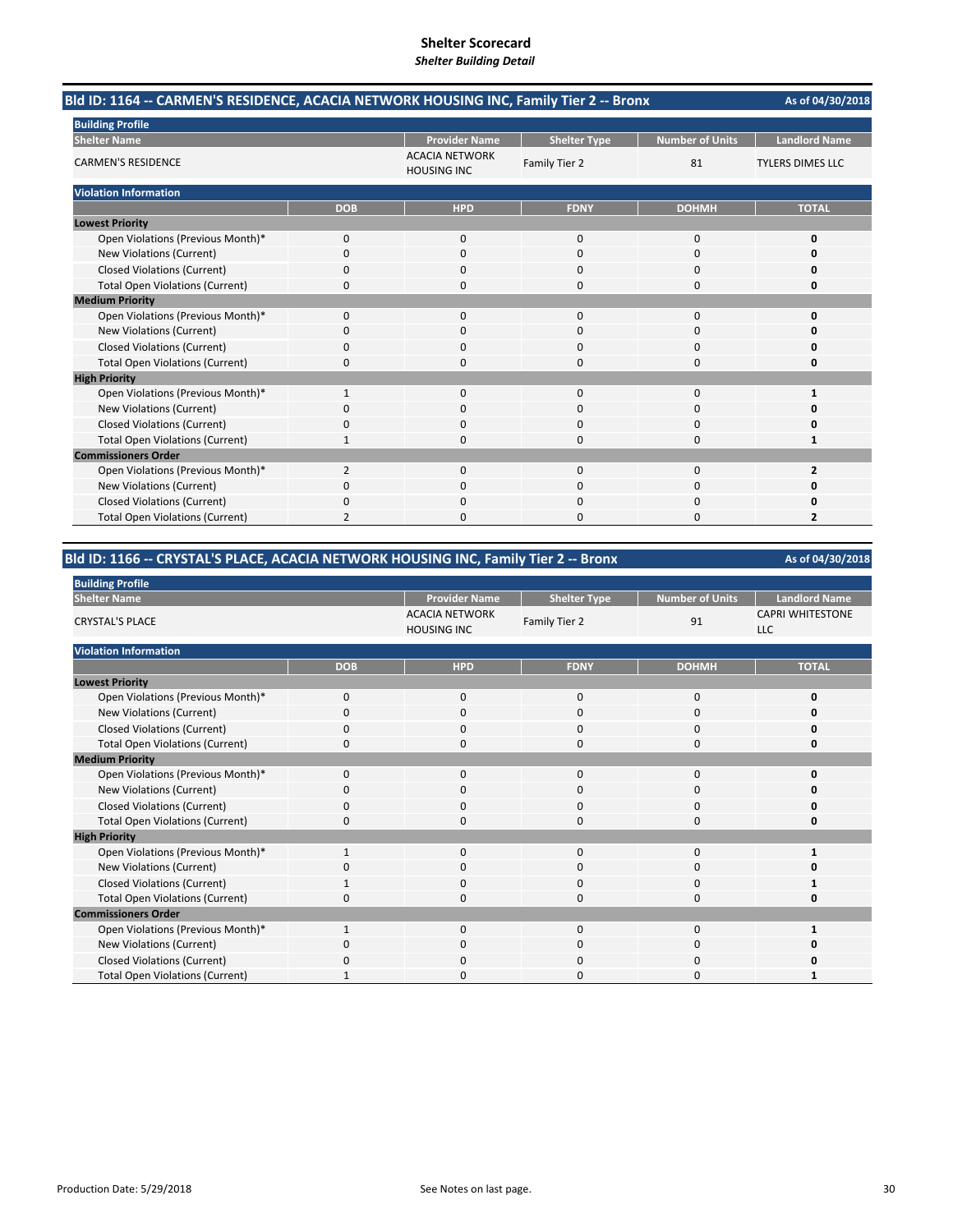# Shelter Scorecard

*Shelter Building Detail*

## Bld ID: 1164 -- CARMEN'S RESIDENCE, ACACIA NETWORK HOUSING INC, Family Tier 2 -- Bronx

As of 04/30/2018

**Building Profile**

| Shelter Name | Provider Name | Shelter Type | Number of Units | Landlord Name |
|---|---|---|---|---|
| CARMEN'S RESIDENCE | ACACIA NETWORK HOUSING INC | Family Tier 2 | 81 | TYLERS DIMES LLC |

**Violation Information**

| | DOB | HPD | FDNY | DOHMH | TOTAL |
|---|---|---|---|---|---|
| **Lowest Priority** | | | | | |
| Open Violations (Previous Month)* | 0 | 0 | 0 | 0 | **0** |
| New Violations (Current) | 0 | 0 | 0 | 0 | **0** |
| Closed Violations (Current) | 0 | 0 | 0 | 0 | **0** |
| Total Open Violations (Current) | 0 | 0 | 0 | 0 | **0** |
| **Medium Priority** | | | | | |
| Open Violations (Previous Month)* | 0 | 0 | 0 | 0 | **0** |
| New Violations (Current) | 0 | 0 | 0 | 0 | **0** |
| Closed Violations (Current) | 0 | 0 | 0 | 0 | **0** |
| Total Open Violations (Current) | 0 | 0 | 0 | 0 | **0** |
| **High Priority** | | | | | |
| Open Violations (Previous Month)* | 1 | 0 | 0 | 0 | **1** |
| New Violations (Current) | 0 | 0 | 0 | 0 | **0** |
| Closed Violations (Current) | 0 | 0 | 0 | 0 | **0** |
| Total Open Violations (Current) | 1 | 0 | 0 | 0 | **1** |
| **Commissioners Order** | | | | | |
| Open Violations (Previous Month)* | 2 | 0 | 0 | 0 | **2** |
| New Violations (Current) | 0 | 0 | 0 | 0 | **0** |
| Closed Violations (Current) | 0 | 0 | 0 | 0 | **0** |
| Total Open Violations (Current) | 2 | 0 | 0 | 0 | **2** |

## Bld ID: 1166 -- CRYSTAL'S PLACE, ACACIA NETWORK HOUSING INC, Family Tier 2 -- Bronx

As of 04/30/2018

**Building Profile**

| Shelter Name | Provider Name | Shelter Type | Number of Units | Landlord Name |
|---|---|---|---|---|
| CRYSTAL'S PLACE | ACACIA NETWORK HOUSING INC | Family Tier 2 | 91 | CAPRI WHITESTONE LLC |

**Violation Information**

| | DOB | HPD | FDNY | DOHMH | TOTAL |
|---|---|---|---|---|---|
| **Lowest Priority** | | | | | |
| Open Violations (Previous Month)* | 0 | 0 | 0 | 0 | **0** |
| New Violations (Current) | 0 | 0 | 0 | 0 | **0** |
| Closed Violations (Current) | 0 | 0 | 0 | 0 | **0** |
| Total Open Violations (Current) | 0 | 0 | 0 | 0 | **0** |
| **Medium Priority** | | | | | |
| Open Violations (Previous Month)* | 0 | 0 | 0 | 0 | **0** |
| New Violations (Current) | 0 | 0 | 0 | 0 | **0** |
| Closed Violations (Current) | 0 | 0 | 0 | 0 | **0** |
| Total Open Violations (Current) | 0 | 0 | 0 | 0 | **0** |
| **High Priority** | | | | | |
| Open Violations (Previous Month)* | 1 | 0 | 0 | 0 | **1** |
| New Violations (Current) | 0 | 0 | 0 | 0 | **0** |
| Closed Violations (Current) | 1 | 0 | 0 | 0 | **1** |
| Total Open Violations (Current) | 0 | 0 | 0 | 0 | **0** |
| **Commissioners Order** | | | | | |
| Open Violations (Previous Month)* | 1 | 0 | 0 | 0 | **1** |
| New Violations (Current) | 0 | 0 | 0 | 0 | **0** |
| Closed Violations (Current) | 0 | 0 | 0 | 0 | **0** |
| Total Open Violations (Current) | 1 | 0 | 0 | 0 | **1** |

Production Date: 5/29/2018

See Notes on last page.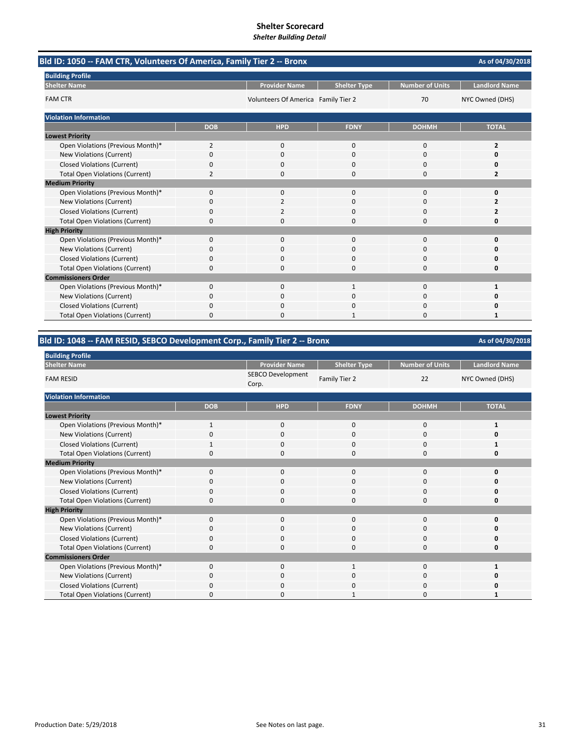# Shelter Scorecard
*Shelter Building Detail*

## Bld ID: 1050 -- FAM CTR, Volunteers Of America, Family Tier 2 -- Bronx

As of 04/30/2018

**Building Profile**

| Shelter Name | Provider Name | Shelter Type | Number of Units | Landlord Name |
|---|---|---|---|---|
| FAM CTR | Volunteers Of America | Family Tier 2 | 70 | NYC Owned (DHS) |

**Violation Information**

| | DOB | HPD | FDNY | DOHMH | TOTAL |
|---|---|---|---|---|---|
| **Lowest Priority** | | | | | |
| Open Violations (Previous Month)* | 2 | 0 | 0 | 0 | **2** |
| New Violations (Current) | 0 | 0 | 0 | 0 | **0** |
| Closed Violations (Current) | 0 | 0 | 0 | 0 | **0** |
| Total Open Violations (Current) | 2 | 0 | 0 | 0 | **2** |
| **Medium Priority** | | | | | |
| Open Violations (Previous Month)* | 0 | 0 | 0 | 0 | **0** |
| New Violations (Current) | 0 | 2 | 0 | 0 | **2** |
| Closed Violations (Current) | 0 | 2 | 0 | 0 | **2** |
| Total Open Violations (Current) | 0 | 0 | 0 | 0 | **0** |
| **High Priority** | | | | | |
| Open Violations (Previous Month)* | 0 | 0 | 0 | 0 | **0** |
| New Violations (Current) | 0 | 0 | 0 | 0 | **0** |
| Closed Violations (Current) | 0 | 0 | 0 | 0 | **0** |
| Total Open Violations (Current) | 0 | 0 | 0 | 0 | **0** |
| **Commissioners Order** | | | | | |
| Open Violations (Previous Month)* | 0 | 0 | 1 | 0 | **1** |
| New Violations (Current) | 0 | 0 | 0 | 0 | **0** |
| Closed Violations (Current) | 0 | 0 | 0 | 0 | **0** |
| Total Open Violations (Current) | 0 | 0 | 1 | 0 | **1** |

## Bld ID: 1048 -- FAM RESID, SEBCO Development Corp., Family Tier 2 -- Bronx

As of 04/30/2018

**Building Profile**

| Shelter Name | Provider Name | Shelter Type | Number of Units | Landlord Name |
|---|---|---|---|---|
| FAM RESID | SEBCO Development Corp. | Family Tier 2 | 22 | NYC Owned (DHS) |

**Violation Information**

| | DOB | HPD | FDNY | DOHMH | TOTAL |
|---|---|---|---|---|---|
| **Lowest Priority** | | | | | |
| Open Violations (Previous Month)* | 1 | 0 | 0 | 0 | **1** |
| New Violations (Current) | 0 | 0 | 0 | 0 | **0** |
| Closed Violations (Current) | 1 | 0 | 0 | 0 | **1** |
| Total Open Violations (Current) | 0 | 0 | 0 | 0 | **0** |
| **Medium Priority** | | | | | |
| Open Violations (Previous Month)* | 0 | 0 | 0 | 0 | **0** |
| New Violations (Current) | 0 | 0 | 0 | 0 | **0** |
| Closed Violations (Current) | 0 | 0 | 0 | 0 | **0** |
| Total Open Violations (Current) | 0 | 0 | 0 | 0 | **0** |
| **High Priority** | | | | | |
| Open Violations (Previous Month)* | 0 | 0 | 0 | 0 | **0** |
| New Violations (Current) | 0 | 0 | 0 | 0 | **0** |
| Closed Violations (Current) | 0 | 0 | 0 | 0 | **0** |
| Total Open Violations (Current) | 0 | 0 | 0 | 0 | **0** |
| **Commissioners Order** | | | | | |
| Open Violations (Previous Month)* | 0 | 0 | 1 | 0 | **1** |
| New Violations (Current) | 0 | 0 | 0 | 0 | **0** |
| Closed Violations (Current) | 0 | 0 | 0 | 0 | **0** |
| Total Open Violations (Current) | 0 | 0 | 1 | 0 | **1** |

Production Date: 5/29/2018

See Notes on last page.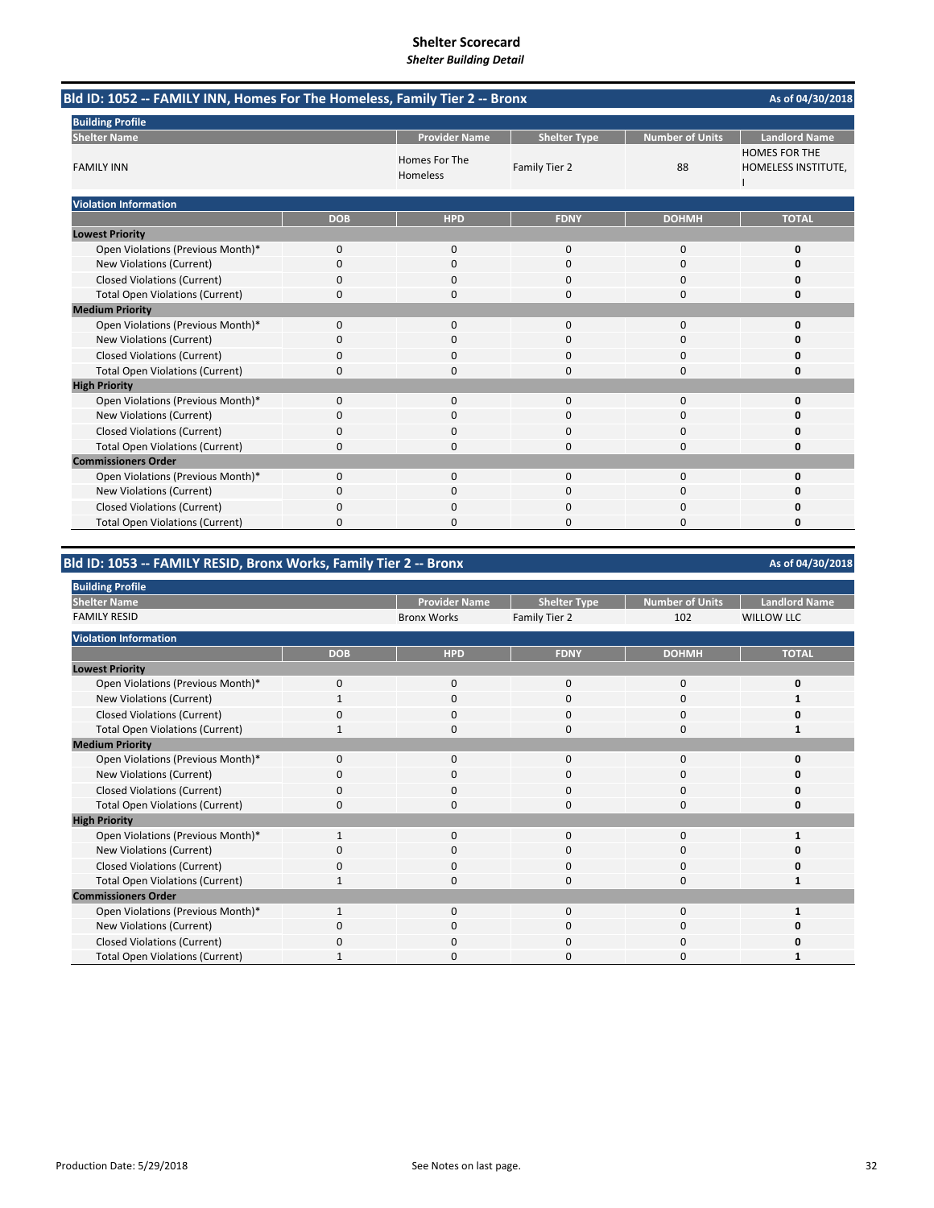# Shelter Scorecard

*Shelter Building Detail*

## Bld ID: 1052 -- FAMILY INN, Homes For The Homeless, Family Tier 2 -- Bronx

As of 04/30/2018

**Building Profile**

| Shelter Name | Provider Name | Shelter Type | Number of Units | Landlord Name |
|---|---|---|---|---|
| FAMILY INN | Homes For The Homeless | Family Tier 2 | 88 | HOMES FOR THE HOMELESS INSTITUTE, I |

**Violation Information**

| | DOB | HPD | FDNY | DOHMH | TOTAL |
|---|---|---|---|---|---|
| **Lowest Priority** | | | | | |
| Open Violations (Previous Month)* | 0 | 0 | 0 | 0 | **0** |
| New Violations (Current) | 0 | 0 | 0 | 0 | **0** |
| Closed Violations (Current) | 0 | 0 | 0 | 0 | **0** |
| Total Open Violations (Current) | 0 | 0 | 0 | 0 | **0** |
| **Medium Priority** | | | | | |
| Open Violations (Previous Month)* | 0 | 0 | 0 | 0 | **0** |
| New Violations (Current) | 0 | 0 | 0 | 0 | **0** |
| Closed Violations (Current) | 0 | 0 | 0 | 0 | **0** |
| Total Open Violations (Current) | 0 | 0 | 0 | 0 | **0** |
| **High Priority** | | | | | |
| Open Violations (Previous Month)* | 0 | 0 | 0 | 0 | **0** |
| New Violations (Current) | 0 | 0 | 0 | 0 | **0** |
| Closed Violations (Current) | 0 | 0 | 0 | 0 | **0** |
| Total Open Violations (Current) | 0 | 0 | 0 | 0 | **0** |
| **Commissioners Order** | | | | | |
| Open Violations (Previous Month)* | 0 | 0 | 0 | 0 | **0** |
| New Violations (Current) | 0 | 0 | 0 | 0 | **0** |
| Closed Violations (Current) | 0 | 0 | 0 | 0 | **0** |
| Total Open Violations (Current) | 0 | 0 | 0 | 0 | **0** |

## Bld ID: 1053 -- FAMILY RESID, Bronx Works, Family Tier 2 -- Bronx

As of 04/30/2018

**Building Profile**

| Shelter Name | Provider Name | Shelter Type | Number of Units | Landlord Name |
|---|---|---|---|---|
| FAMILY RESID | Bronx Works | Family Tier 2 | 102 | WILLOW LLC |

**Violation Information**

| | DOB | HPD | FDNY | DOHMH | TOTAL |
|---|---|---|---|---|---|
| **Lowest Priority** | | | | | |
| Open Violations (Previous Month)* | 0 | 0 | 0 | 0 | **0** |
| New Violations (Current) | 1 | 0 | 0 | 0 | **1** |
| Closed Violations (Current) | 0 | 0 | 0 | 0 | **0** |
| Total Open Violations (Current) | 1 | 0 | 0 | 0 | **1** |
| **Medium Priority** | | | | | |
| Open Violations (Previous Month)* | 0 | 0 | 0 | 0 | **0** |
| New Violations (Current) | 0 | 0 | 0 | 0 | **0** |
| Closed Violations (Current) | 0 | 0 | 0 | 0 | **0** |
| Total Open Violations (Current) | 0 | 0 | 0 | 0 | **0** |
| **High Priority** | | | | | |
| Open Violations (Previous Month)* | 1 | 0 | 0 | 0 | **1** |
| New Violations (Current) | 0 | 0 | 0 | 0 | **0** |
| Closed Violations (Current) | 0 | 0 | 0 | 0 | **0** |
| Total Open Violations (Current) | 1 | 0 | 0 | 0 | **1** |
| **Commissioners Order** | | | | | |
| Open Violations (Previous Month)* | 1 | 0 | 0 | 0 | **1** |
| New Violations (Current) | 0 | 0 | 0 | 0 | **0** |
| Closed Violations (Current) | 0 | 0 | 0 | 0 | **0** |
| Total Open Violations (Current) | 1 | 0 | 0 | 0 | **1** |

Production Date: 5/29/2018

See Notes on last page.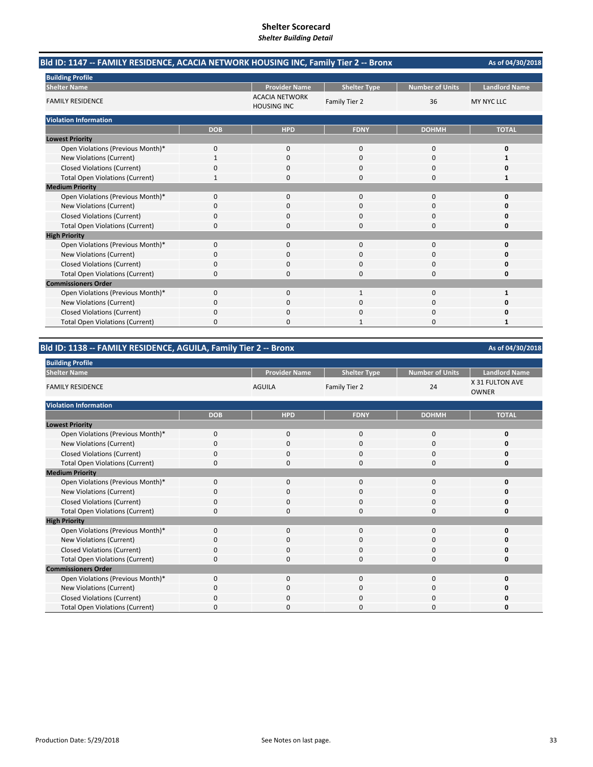# Shelter Scorecard
*Shelter Building Detail*

## Bld ID: 1147 -- FAMILY RESIDENCE, ACACIA NETWORK HOUSING INC, Family Tier 2 -- Bronx

As of 04/30/2018

**Building Profile**

| Shelter Name | Provider Name | Shelter Type | Number of Units | Landlord Name |
|---|---|---|---|---|
| FAMILY RESIDENCE | ACACIA NETWORK HOUSING INC | Family Tier 2 | 36 | MY NYC LLC |

**Violation Information**

| | DOB | HPD | FDNY | DOHMH | TOTAL |
|---|---|---|---|---|---|
| **Lowest Priority** | | | | | |
| Open Violations (Previous Month)* | 0 | 0 | 0 | 0 | **0** |
| New Violations (Current) | 1 | 0 | 0 | 0 | **1** |
| Closed Violations (Current) | 0 | 0 | 0 | 0 | **0** |
| Total Open Violations (Current) | 1 | 0 | 0 | 0 | **1** |
| **Medium Priority** | | | | | |
| Open Violations (Previous Month)* | 0 | 0 | 0 | 0 | **0** |
| New Violations (Current) | 0 | 0 | 0 | 0 | **0** |
| Closed Violations (Current) | 0 | 0 | 0 | 0 | **0** |
| Total Open Violations (Current) | 0 | 0 | 0 | 0 | **0** |
| **High Priority** | | | | | |
| Open Violations (Previous Month)* | 0 | 0 | 0 | 0 | **0** |
| New Violations (Current) | 0 | 0 | 0 | 0 | **0** |
| Closed Violations (Current) | 0 | 0 | 0 | 0 | **0** |
| Total Open Violations (Current) | 0 | 0 | 0 | 0 | **0** |
| **Commissioners Order** | | | | | |
| Open Violations (Previous Month)* | 0 | 0 | 1 | 0 | **1** |
| New Violations (Current) | 0 | 0 | 0 | 0 | **0** |
| Closed Violations (Current) | 0 | 0 | 0 | 0 | **0** |
| Total Open Violations (Current) | 0 | 0 | 1 | 0 | **1** |

## Bld ID: 1138 -- FAMILY RESIDENCE, AGUILA, Family Tier 2 -- Bronx

As of 04/30/2018

**Building Profile**

| Shelter Name | Provider Name | Shelter Type | Number of Units | Landlord Name |
|---|---|---|---|---|
| FAMILY RESIDENCE | AGUILA | Family Tier 2 | 24 | X 31 FULTON AVE OWNER |

**Violation Information**

| | DOB | HPD | FDNY | DOHMH | TOTAL |
|---|---|---|---|---|---|
| **Lowest Priority** | | | | | |
| Open Violations (Previous Month)* | 0 | 0 | 0 | 0 | **0** |
| New Violations (Current) | 0 | 0 | 0 | 0 | **0** |
| Closed Violations (Current) | 0 | 0 | 0 | 0 | **0** |
| Total Open Violations (Current) | 0 | 0 | 0 | 0 | **0** |
| **Medium Priority** | | | | | |
| Open Violations (Previous Month)* | 0 | 0 | 0 | 0 | **0** |
| New Violations (Current) | 0 | 0 | 0 | 0 | **0** |
| Closed Violations (Current) | 0 | 0 | 0 | 0 | **0** |
| Total Open Violations (Current) | 0 | 0 | 0 | 0 | **0** |
| **High Priority** | | | | | |
| Open Violations (Previous Month)* | 0 | 0 | 0 | 0 | **0** |
| New Violations (Current) | 0 | 0 | 0 | 0 | **0** |
| Closed Violations (Current) | 0 | 0 | 0 | 0 | **0** |
| Total Open Violations (Current) | 0 | 0 | 0 | 0 | **0** |
| **Commissioners Order** | | | | | |
| Open Violations (Previous Month)* | 0 | 0 | 0 | 0 | **0** |
| New Violations (Current) | 0 | 0 | 0 | 0 | **0** |
| Closed Violations (Current) | 0 | 0 | 0 | 0 | **0** |
| Total Open Violations (Current) | 0 | 0 | 0 | 0 | **0** |

Production Date: 5/29/2018

See Notes on last page.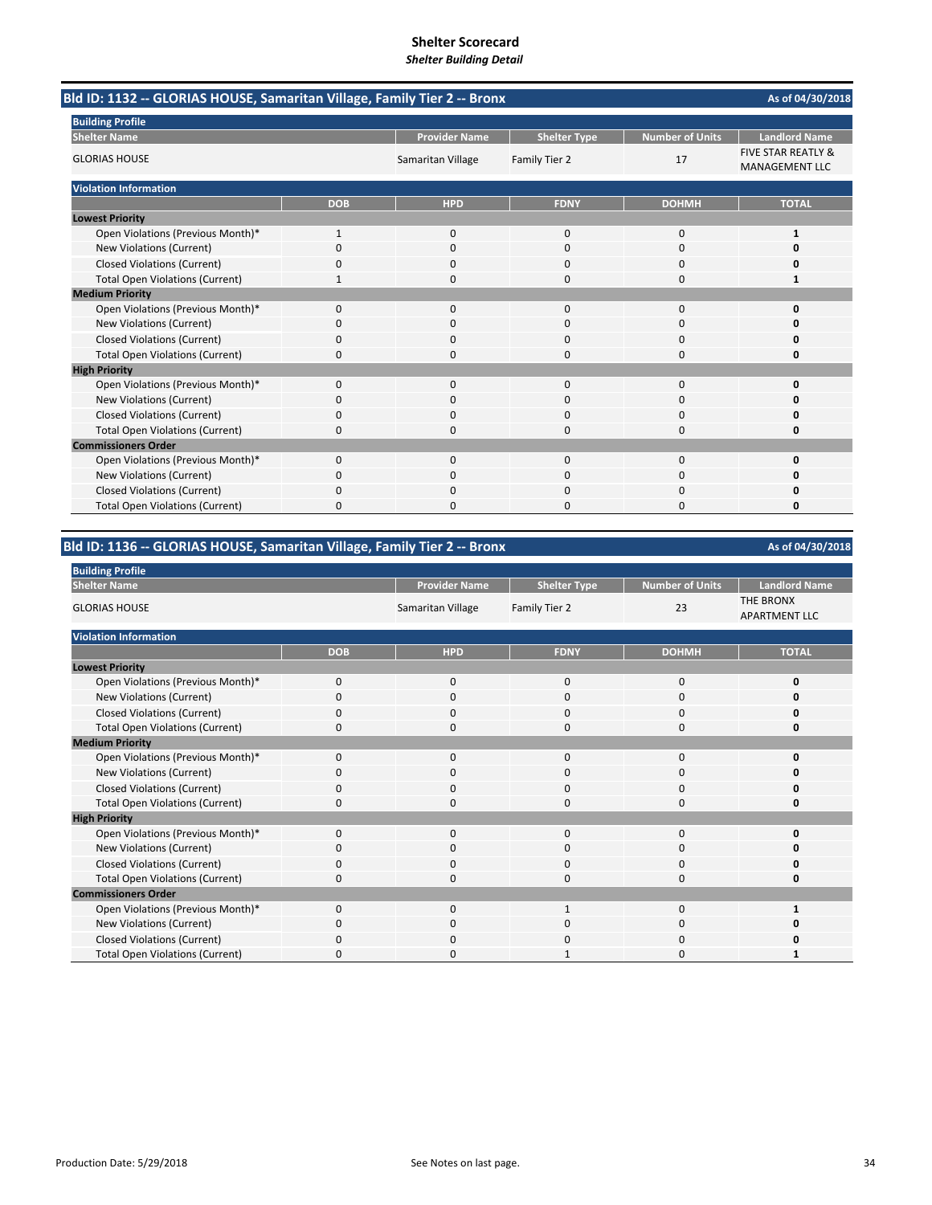# Shelter Scorecard

*Shelter Building Detail*

## Bld ID: 1132 -- GLORIAS HOUSE, Samaritan Village, Family Tier 2 -- Bronx

As of 04/30/2018

**Building Profile**

| Shelter Name | Provider Name | Shelter Type | Number of Units | Landlord Name |
|---|---|---|---|---|
| GLORIAS HOUSE | Samaritan Village | Family Tier 2 | 17 | FIVE STAR REATLY & MANAGEMENT LLC |

**Violation Information**

| | DOB | HPD | FDNY | DOHMH | TOTAL |
|---|---|---|---|---|---|
| **Lowest Priority** | | | | | |
| Open Violations (Previous Month)* | 1 | 0 | 0 | 0 | **1** |
| New Violations (Current) | 0 | 0 | 0 | 0 | **0** |
| Closed Violations (Current) | 0 | 0 | 0 | 0 | **0** |
| Total Open Violations (Current) | 1 | 0 | 0 | 0 | **1** |
| **Medium Priority** | | | | | |
| Open Violations (Previous Month)* | 0 | 0 | 0 | 0 | **0** |
| New Violations (Current) | 0 | 0 | 0 | 0 | **0** |
| Closed Violations (Current) | 0 | 0 | 0 | 0 | **0** |
| Total Open Violations (Current) | 0 | 0 | 0 | 0 | **0** |
| **High Priority** | | | | | |
| Open Violations (Previous Month)* | 0 | 0 | 0 | 0 | **0** |
| New Violations (Current) | 0 | 0 | 0 | 0 | **0** |
| Closed Violations (Current) | 0 | 0 | 0 | 0 | **0** |
| Total Open Violations (Current) | 0 | 0 | 0 | 0 | **0** |
| **Commissioners Order** | | | | | |
| Open Violations (Previous Month)* | 0 | 0 | 0 | 0 | **0** |
| New Violations (Current) | 0 | 0 | 0 | 0 | **0** |
| Closed Violations (Current) | 0 | 0 | 0 | 0 | **0** |
| Total Open Violations (Current) | 0 | 0 | 0 | 0 | **0** |

## Bld ID: 1136 -- GLORIAS HOUSE, Samaritan Village, Family Tier 2 -- Bronx

As of 04/30/2018

**Building Profile**

| Shelter Name | Provider Name | Shelter Type | Number of Units | Landlord Name |
|---|---|---|---|---|
| GLORIAS HOUSE | Samaritan Village | Family Tier 2 | 23 | THE BRONX APARTMENT LLC |

**Violation Information**

| | DOB | HPD | FDNY | DOHMH | TOTAL |
|---|---|---|---|---|---|
| **Lowest Priority** | | | | | |
| Open Violations (Previous Month)* | 0 | 0 | 0 | 0 | **0** |
| New Violations (Current) | 0 | 0 | 0 | 0 | **0** |
| Closed Violations (Current) | 0 | 0 | 0 | 0 | **0** |
| Total Open Violations (Current) | 0 | 0 | 0 | 0 | **0** |
| **Medium Priority** | | | | | |
| Open Violations (Previous Month)* | 0 | 0 | 0 | 0 | **0** |
| New Violations (Current) | 0 | 0 | 0 | 0 | **0** |
| Closed Violations (Current) | 0 | 0 | 0 | 0 | **0** |
| Total Open Violations (Current) | 0 | 0 | 0 | 0 | **0** |
| **High Priority** | | | | | |
| Open Violations (Previous Month)* | 0 | 0 | 0 | 0 | **0** |
| New Violations (Current) | 0 | 0 | 0 | 0 | **0** |
| Closed Violations (Current) | 0 | 0 | 0 | 0 | **0** |
| Total Open Violations (Current) | 0 | 0 | 0 | 0 | **0** |
| **Commissioners Order** | | | | | |
| Open Violations (Previous Month)* | 0 | 0 | 1 | 0 | **1** |
| New Violations (Current) | 0 | 0 | 0 | 0 | **0** |
| Closed Violations (Current) | 0 | 0 | 0 | 0 | **0** |
| Total Open Violations (Current) | 0 | 0 | 1 | 0 | **1** |

Production Date: 5/29/2018

See Notes on last page.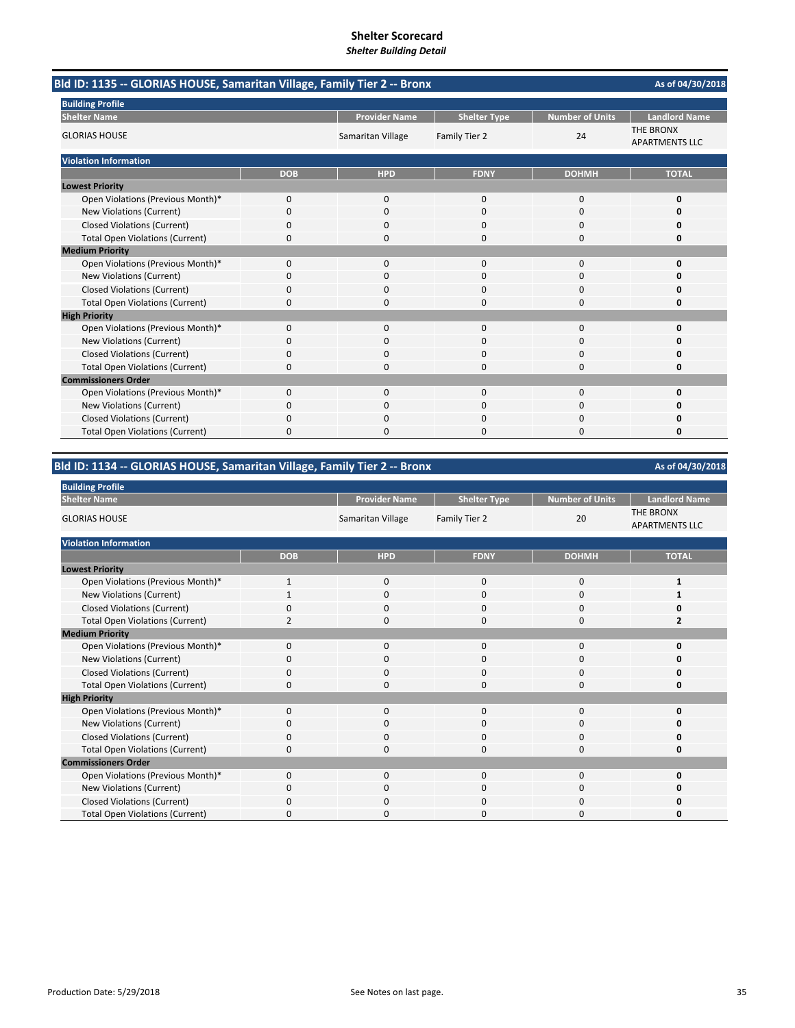# Shelter Scorecard
*Shelter Building Detail*

## Bld ID: 1135 -- GLORIAS HOUSE, Samaritan Village, Family Tier 2 -- Bronx

As of 04/30/2018

**Building Profile**

| Shelter Name | Provider Name | Shelter Type | Number of Units | Landlord Name |
|---|---|---|---|---|
| GLORIAS HOUSE | Samaritan Village | Family Tier 2 | 24 | THE BRONX APARTMENTS LLC |

**Violation Information**

| | DOB | HPD | FDNY | DOHMH | TOTAL |
|---|---|---|---|---|---|
| **Lowest Priority** | | | | | |
| Open Violations (Previous Month)* | 0 | 0 | 0 | 0 | **0** |
| New Violations (Current) | 0 | 0 | 0 | 0 | **0** |
| Closed Violations (Current) | 0 | 0 | 0 | 0 | **0** |
| Total Open Violations (Current) | 0 | 0 | 0 | 0 | **0** |
| **Medium Priority** | | | | | |
| Open Violations (Previous Month)* | 0 | 0 | 0 | 0 | **0** |
| New Violations (Current) | 0 | 0 | 0 | 0 | **0** |
| Closed Violations (Current) | 0 | 0 | 0 | 0 | **0** |
| Total Open Violations (Current) | 0 | 0 | 0 | 0 | **0** |
| **High Priority** | | | | | |
| Open Violations (Previous Month)* | 0 | 0 | 0 | 0 | **0** |
| New Violations (Current) | 0 | 0 | 0 | 0 | **0** |
| Closed Violations (Current) | 0 | 0 | 0 | 0 | **0** |
| Total Open Violations (Current) | 0 | 0 | 0 | 0 | **0** |
| **Commissioners Order** | | | | | |
| Open Violations (Previous Month)* | 0 | 0 | 0 | 0 | **0** |
| New Violations (Current) | 0 | 0 | 0 | 0 | **0** |
| Closed Violations (Current) | 0 | 0 | 0 | 0 | **0** |
| Total Open Violations (Current) | 0 | 0 | 0 | 0 | **0** |

## Bld ID: 1134 -- GLORIAS HOUSE, Samaritan Village, Family Tier 2 -- Bronx

As of 04/30/2018

**Building Profile**

| Shelter Name | Provider Name | Shelter Type | Number of Units | Landlord Name |
|---|---|---|---|---|
| GLORIAS HOUSE | Samaritan Village | Family Tier 2 | 20 | THE BRONX APARTMENTS LLC |

**Violation Information**

| | DOB | HPD | FDNY | DOHMH | TOTAL |
|---|---|---|---|---|---|
| **Lowest Priority** | | | | | |
| Open Violations (Previous Month)* | 1 | 0 | 0 | 0 | **1** |
| New Violations (Current) | 1 | 0 | 0 | 0 | **1** |
| Closed Violations (Current) | 0 | 0 | 0 | 0 | **0** |
| Total Open Violations (Current) | 2 | 0 | 0 | 0 | **2** |
| **Medium Priority** | | | | | |
| Open Violations (Previous Month)* | 0 | 0 | 0 | 0 | **0** |
| New Violations (Current) | 0 | 0 | 0 | 0 | **0** |
| Closed Violations (Current) | 0 | 0 | 0 | 0 | **0** |
| Total Open Violations (Current) | 0 | 0 | 0 | 0 | **0** |
| **High Priority** | | | | | |
| Open Violations (Previous Month)* | 0 | 0 | 0 | 0 | **0** |
| New Violations (Current) | 0 | 0 | 0 | 0 | **0** |
| Closed Violations (Current) | 0 | 0 | 0 | 0 | **0** |
| Total Open Violations (Current) | 0 | 0 | 0 | 0 | **0** |
| **Commissioners Order** | | | | | |
| Open Violations (Previous Month)* | 0 | 0 | 0 | 0 | **0** |
| New Violations (Current) | 0 | 0 | 0 | 0 | **0** |
| Closed Violations (Current) | 0 | 0 | 0 | 0 | **0** |
| Total Open Violations (Current) | 0 | 0 | 0 | 0 | **0** |

Production Date: 5/29/2018

See Notes on last page.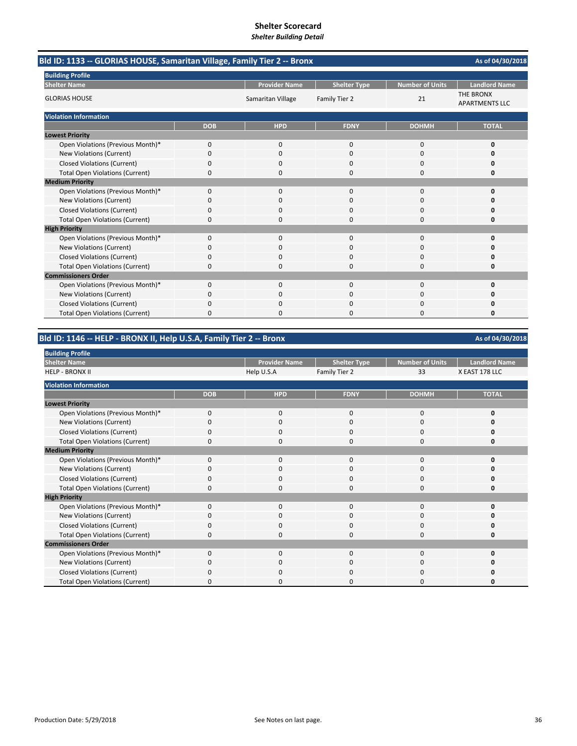# Shelter Scorecard
*Shelter Building Detail*

## Bld ID: 1133 -- GLORIAS HOUSE, Samaritan Village, Family Tier 2 -- Bronx

As of 04/30/2018

**Building Profile**

| Shelter Name | Provider Name | Shelter Type | Number of Units | Landlord Name |
|---|---|---|---|---|
| GLORIAS HOUSE | Samaritan Village | Family Tier 2 | 21 | THE BRONX APARTMENTS LLC |

**Violation Information**

| | DOB | HPD | FDNY | DOHMH | TOTAL |
|---|---|---|---|---|---|
| **Lowest Priority** | | | | | |
| Open Violations (Previous Month)* | 0 | 0 | 0 | 0 | **0** |
| New Violations (Current) | 0 | 0 | 0 | 0 | **0** |
| Closed Violations (Current) | 0 | 0 | 0 | 0 | **0** |
| Total Open Violations (Current) | 0 | 0 | 0 | 0 | **0** |
| **Medium Priority** | | | | | |
| Open Violations (Previous Month)* | 0 | 0 | 0 | 0 | **0** |
| New Violations (Current) | 0 | 0 | 0 | 0 | **0** |
| Closed Violations (Current) | 0 | 0 | 0 | 0 | **0** |
| Total Open Violations (Current) | 0 | 0 | 0 | 0 | **0** |
| **High Priority** | | | | | |
| Open Violations (Previous Month)* | 0 | 0 | 0 | 0 | **0** |
| New Violations (Current) | 0 | 0 | 0 | 0 | **0** |
| Closed Violations (Current) | 0 | 0 | 0 | 0 | **0** |
| Total Open Violations (Current) | 0 | 0 | 0 | 0 | **0** |
| **Commissioners Order** | | | | | |
| Open Violations (Previous Month)* | 0 | 0 | 0 | 0 | **0** |
| New Violations (Current) | 0 | 0 | 0 | 0 | **0** |
| Closed Violations (Current) | 0 | 0 | 0 | 0 | **0** |
| Total Open Violations (Current) | 0 | 0 | 0 | 0 | **0** |

## Bld ID: 1146 -- HELP - BRONX II, Help U.S.A, Family Tier 2 -- Bronx

As of 04/30/2018

**Building Profile**

| Shelter Name | Provider Name | Shelter Type | Number of Units | Landlord Name |
|---|---|---|---|---|
| HELP - BRONX II | Help U.S.A | Family Tier 2 | 33 | X EAST 178 LLC |

**Violation Information**

| | DOB | HPD | FDNY | DOHMH | TOTAL |
|---|---|---|---|---|---|
| **Lowest Priority** | | | | | |
| Open Violations (Previous Month)* | 0 | 0 | 0 | 0 | **0** |
| New Violations (Current) | 0 | 0 | 0 | 0 | **0** |
| Closed Violations (Current) | 0 | 0 | 0 | 0 | **0** |
| Total Open Violations (Current) | 0 | 0 | 0 | 0 | **0** |
| **Medium Priority** | | | | | |
| Open Violations (Previous Month)* | 0 | 0 | 0 | 0 | **0** |
| New Violations (Current) | 0 | 0 | 0 | 0 | **0** |
| Closed Violations (Current) | 0 | 0 | 0 | 0 | **0** |
| Total Open Violations (Current) | 0 | 0 | 0 | 0 | **0** |
| **High Priority** | | | | | |
| Open Violations (Previous Month)* | 0 | 0 | 0 | 0 | **0** |
| New Violations (Current) | 0 | 0 | 0 | 0 | **0** |
| Closed Violations (Current) | 0 | 0 | 0 | 0 | **0** |
| Total Open Violations (Current) | 0 | 0 | 0 | 0 | **0** |
| **Commissioners Order** | | | | | |
| Open Violations (Previous Month)* | 0 | 0 | 0 | 0 | **0** |
| New Violations (Current) | 0 | 0 | 0 | 0 | **0** |
| Closed Violations (Current) | 0 | 0 | 0 | 0 | **0** |
| Total Open Violations (Current) | 0 | 0 | 0 | 0 | **0** |

Production Date: 5/29/2018

See Notes on last page.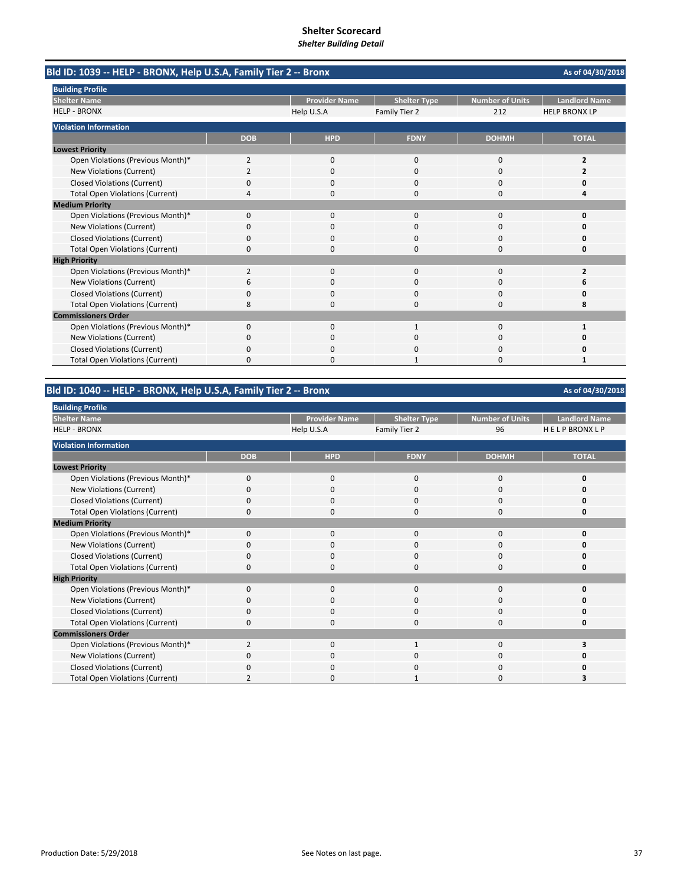# Shelter Scorecard
*Shelter Building Detail*

## Bld ID: 1039 -- HELP - BRONX, Help U.S.A, Family Tier 2 -- Bronx

As of 04/30/2018

**Building Profile**

| Shelter Name | Provider Name | Shelter Type | Number of Units | Landlord Name |
|---|---|---|---|---|
| HELP - BRONX | Help U.S.A | Family Tier 2 | 212 | HELP BRONX LP |

**Violation Information**

| | DOB | HPD | FDNY | DOHMH | TOTAL |
|---|---|---|---|---|---|
| **Lowest Priority** | | | | | |
| Open Violations (Previous Month)* | 2 | 0 | 0 | 0 | **2** |
| New Violations (Current) | 2 | 0 | 0 | 0 | **2** |
| Closed Violations (Current) | 0 | 0 | 0 | 0 | **0** |
| Total Open Violations (Current) | 4 | 0 | 0 | 0 | **4** |
| **Medium Priority** | | | | | |
| Open Violations (Previous Month)* | 0 | 0 | 0 | 0 | **0** |
| New Violations (Current) | 0 | 0 | 0 | 0 | **0** |
| Closed Violations (Current) | 0 | 0 | 0 | 0 | **0** |
| Total Open Violations (Current) | 0 | 0 | 0 | 0 | **0** |
| **High Priority** | | | | | |
| Open Violations (Previous Month)* | 2 | 0 | 0 | 0 | **2** |
| New Violations (Current) | 6 | 0 | 0 | 0 | **6** |
| Closed Violations (Current) | 0 | 0 | 0 | 0 | **0** |
| Total Open Violations (Current) | 8 | 0 | 0 | 0 | **8** |
| **Commissioners Order** | | | | | |
| Open Violations (Previous Month)* | 0 | 0 | 1 | 0 | **1** |
| New Violations (Current) | 0 | 0 | 0 | 0 | **0** |
| Closed Violations (Current) | 0 | 0 | 0 | 0 | **0** |
| Total Open Violations (Current) | 0 | 0 | 1 | 0 | **1** |

## Bld ID: 1040 -- HELP - BRONX, Help U.S.A, Family Tier 2 -- Bronx

As of 04/30/2018

**Building Profile**

| Shelter Name | Provider Name | Shelter Type | Number of Units | Landlord Name |
|---|---|---|---|---|
| HELP - BRONX | Help U.S.A | Family Tier 2 | 96 | H E L P BRONX L P |

**Violation Information**

| | DOB | HPD | FDNY | DOHMH | TOTAL |
|---|---|---|---|---|---|
| **Lowest Priority** | | | | | |
| Open Violations (Previous Month)* | 0 | 0 | 0 | 0 | **0** |
| New Violations (Current) | 0 | 0 | 0 | 0 | **0** |
| Closed Violations (Current) | 0 | 0 | 0 | 0 | **0** |
| Total Open Violations (Current) | 0 | 0 | 0 | 0 | **0** |
| **Medium Priority** | | | | | |
| Open Violations (Previous Month)* | 0 | 0 | 0 | 0 | **0** |
| New Violations (Current) | 0 | 0 | 0 | 0 | **0** |
| Closed Violations (Current) | 0 | 0 | 0 | 0 | **0** |
| Total Open Violations (Current) | 0 | 0 | 0 | 0 | **0** |
| **High Priority** | | | | | |
| Open Violations (Previous Month)* | 0 | 0 | 0 | 0 | **0** |
| New Violations (Current) | 0 | 0 | 0 | 0 | **0** |
| Closed Violations (Current) | 0 | 0 | 0 | 0 | **0** |
| Total Open Violations (Current) | 0 | 0 | 0 | 0 | **0** |
| **Commissioners Order** | | | | | |
| Open Violations (Previous Month)* | 2 | 0 | 1 | 0 | **3** |
| New Violations (Current) | 0 | 0 | 0 | 0 | **0** |
| Closed Violations (Current) | 0 | 0 | 0 | 0 | **0** |
| Total Open Violations (Current) | 2 | 0 | 1 | 0 | **3** |

Production Date: 5/29/2018

See Notes on last page.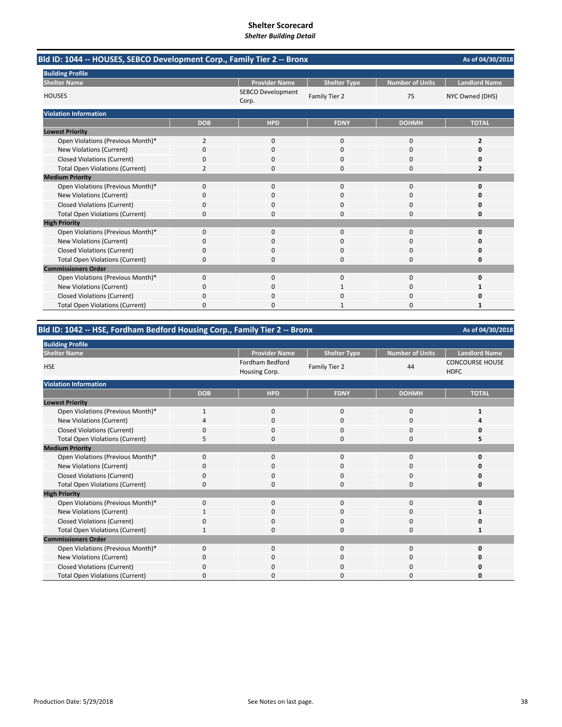# Shelter Scorecard

*Shelter Building Detail*

## Bld ID: 1044 -- HOUSES, SEBCO Development Corp., Family Tier 2 -- Bronx

As of 04/30/2018

**Building Profile**

| Shelter Name | Provider Name | Shelter Type | Number of Units | Landlord Name |
|---|---|---|---|---|
| HOUSES | SEBCO Development Corp. | Family Tier 2 | 75 | NYC Owned (DHS) |

**Violation Information**

| | DOB | HPD | FDNY | DOHMH | TOTAL |
|---|---|---|---|---|---|
| **Lowest Priority** | | | | | |
| Open Violations (Previous Month)* | 2 | 0 | 0 | 0 | **2** |
| New Violations (Current) | 0 | 0 | 0 | 0 | **0** |
| Closed Violations (Current) | 0 | 0 | 0 | 0 | **0** |
| Total Open Violations (Current) | 2 | 0 | 0 | 0 | **2** |
| **Medium Priority** | | | | | |
| Open Violations (Previous Month)* | 0 | 0 | 0 | 0 | **0** |
| New Violations (Current) | 0 | 0 | 0 | 0 | **0** |
| Closed Violations (Current) | 0 | 0 | 0 | 0 | **0** |
| Total Open Violations (Current) | 0 | 0 | 0 | 0 | **0** |
| **High Priority** | | | | | |
| Open Violations (Previous Month)* | 0 | 0 | 0 | 0 | **0** |
| New Violations (Current) | 0 | 0 | 0 | 0 | **0** |
| Closed Violations (Current) | 0 | 0 | 0 | 0 | **0** |
| Total Open Violations (Current) | 0 | 0 | 0 | 0 | **0** |
| **Commissioners Order** | | | | | |
| Open Violations (Previous Month)* | 0 | 0 | 0 | 0 | **0** |
| New Violations (Current) | 0 | 0 | 1 | 0 | **1** |
| Closed Violations (Current) | 0 | 0 | 0 | 0 | **0** |
| Total Open Violations (Current) | 0 | 0 | 1 | 0 | **1** |

## Bld ID: 1042 -- HSE, Fordham Bedford Housing Corp., Family Tier 2 -- Bronx

As of 04/30/2018

**Building Profile**

| Shelter Name | Provider Name | Shelter Type | Number of Units | Landlord Name |
|---|---|---|---|---|
| HSE | Fordham Bedford Housing Corp. | Family Tier 2 | 44 | CONCOURSE HOUSE HDFC |

**Violation Information**

| | DOB | HPD | FDNY | DOHMH | TOTAL |
|---|---|---|---|---|---|
| **Lowest Priority** | | | | | |
| Open Violations (Previous Month)* | 1 | 0 | 0 | 0 | **1** |
| New Violations (Current) | 4 | 0 | 0 | 0 | **4** |
| Closed Violations (Current) | 0 | 0 | 0 | 0 | **0** |
| Total Open Violations (Current) | 5 | 0 | 0 | 0 | **5** |
| **Medium Priority** | | | | | |
| Open Violations (Previous Month)* | 0 | 0 | 0 | 0 | **0** |
| New Violations (Current) | 0 | 0 | 0 | 0 | **0** |
| Closed Violations (Current) | 0 | 0 | 0 | 0 | **0** |
| Total Open Violations (Current) | 0 | 0 | 0 | 0 | **0** |
| **High Priority** | | | | | |
| Open Violations (Previous Month)* | 0 | 0 | 0 | 0 | **0** |
| New Violations (Current) | 1 | 0 | 0 | 0 | **1** |
| Closed Violations (Current) | 0 | 0 | 0 | 0 | **0** |
| Total Open Violations (Current) | 1 | 0 | 0 | 0 | **1** |
| **Commissioners Order** | | | | | |
| Open Violations (Previous Month)* | 0 | 0 | 0 | 0 | **0** |
| New Violations (Current) | 0 | 0 | 0 | 0 | **0** |
| Closed Violations (Current) | 0 | 0 | 0 | 0 | **0** |
| Total Open Violations (Current) | 0 | 0 | 0 | 0 | **0** |

Production Date: 5/29/2018

See Notes on last page.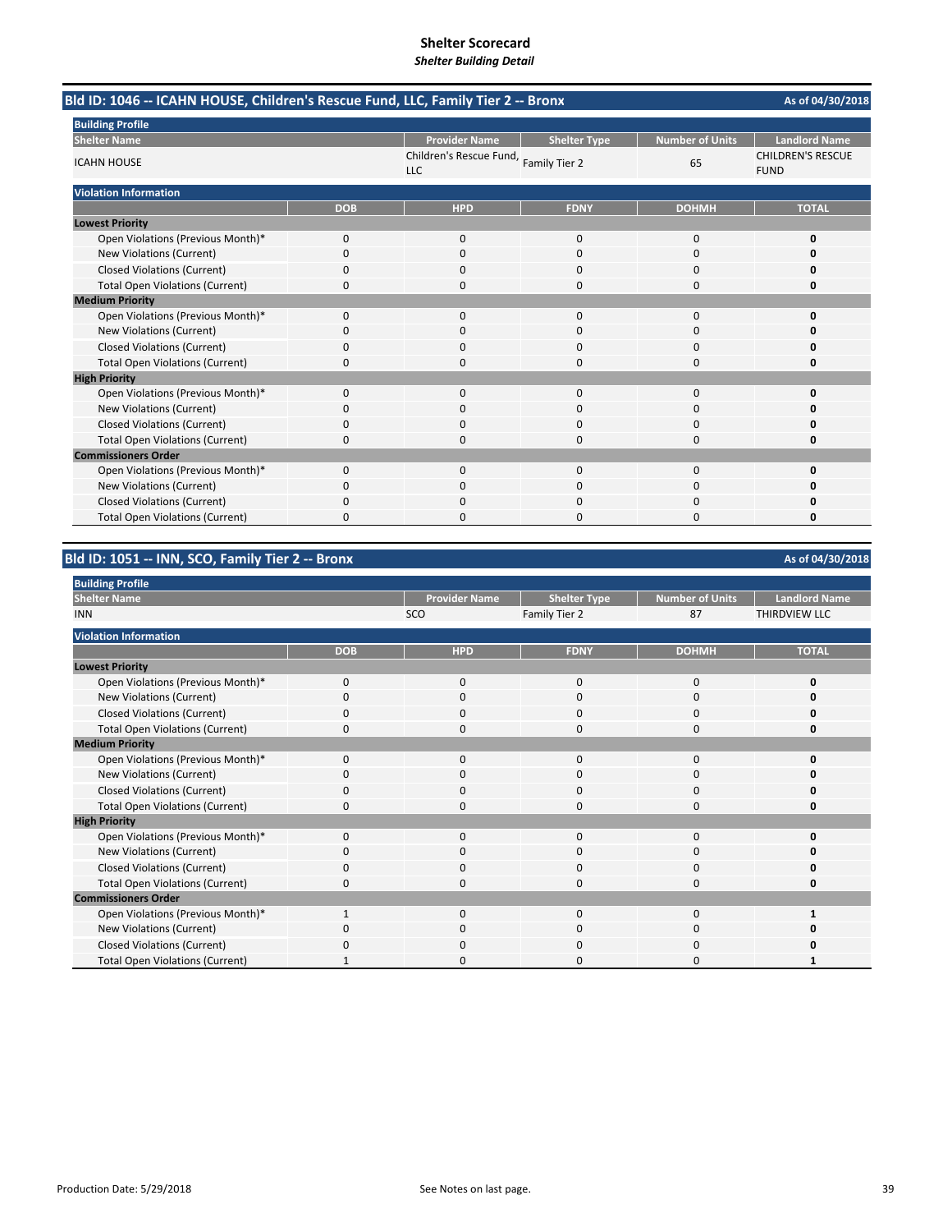# Shelter Scorecard
*Shelter Building Detail*

## Bld ID: 1046 -- ICAHN HOUSE, Children's Rescue Fund, LLC, Family Tier 2 -- Bronx

As of 04/30/2018

**Building Profile**

| Shelter Name | Provider Name | Shelter Type | Number of Units | Landlord Name |
|---|---|---|---|---|
| ICAHN HOUSE | Children's Rescue Fund, LLC | Family Tier 2 | 65 | CHILDREN'S RESCUE FUND |

**Violation Information**

| | DOB | HPD | FDNY | DOHMH | TOTAL |
|---|---|---|---|---|---|
| **Lowest Priority** | | | | | |
| Open Violations (Previous Month)* | 0 | 0 | 0 | 0 | **0** |
| New Violations (Current) | 0 | 0 | 0 | 0 | **0** |
| Closed Violations (Current) | 0 | 0 | 0 | 0 | **0** |
| Total Open Violations (Current) | 0 | 0 | 0 | 0 | **0** |
| **Medium Priority** | | | | | |
| Open Violations (Previous Month)* | 0 | 0 | 0 | 0 | **0** |
| New Violations (Current) | 0 | 0 | 0 | 0 | **0** |
| Closed Violations (Current) | 0 | 0 | 0 | 0 | **0** |
| Total Open Violations (Current) | 0 | 0 | 0 | 0 | **0** |
| **High Priority** | | | | | |
| Open Violations (Previous Month)* | 0 | 0 | 0 | 0 | **0** |
| New Violations (Current) | 0 | 0 | 0 | 0 | **0** |
| Closed Violations (Current) | 0 | 0 | 0 | 0 | **0** |
| Total Open Violations (Current) | 0 | 0 | 0 | 0 | **0** |
| **Commissioners Order** | | | | | |
| Open Violations (Previous Month)* | 0 | 0 | 0 | 0 | **0** |
| New Violations (Current) | 0 | 0 | 0 | 0 | **0** |
| Closed Violations (Current) | 0 | 0 | 0 | 0 | **0** |
| Total Open Violations (Current) | 0 | 0 | 0 | 0 | **0** |

## Bld ID: 1051 -- INN, SCO, Family Tier 2 -- Bronx

As of 04/30/2018

**Building Profile**

| Shelter Name | Provider Name | Shelter Type | Number of Units | Landlord Name |
|---|---|---|---|---|
| INN | SCO | Family Tier 2 | 87 | THIRDVIEW LLC |

**Violation Information**

| | DOB | HPD | FDNY | DOHMH | TOTAL |
|---|---|---|---|---|---|
| **Lowest Priority** | | | | | |
| Open Violations (Previous Month)* | 0 | 0 | 0 | 0 | **0** |
| New Violations (Current) | 0 | 0 | 0 | 0 | **0** |
| Closed Violations (Current) | 0 | 0 | 0 | 0 | **0** |
| Total Open Violations (Current) | 0 | 0 | 0 | 0 | **0** |
| **Medium Priority** | | | | | |
| Open Violations (Previous Month)* | 0 | 0 | 0 | 0 | **0** |
| New Violations (Current) | 0 | 0 | 0 | 0 | **0** |
| Closed Violations (Current) | 0 | 0 | 0 | 0 | **0** |
| Total Open Violations (Current) | 0 | 0 | 0 | 0 | **0** |
| **High Priority** | | | | | |
| Open Violations (Previous Month)* | 0 | 0 | 0 | 0 | **0** |
| New Violations (Current) | 0 | 0 | 0 | 0 | **0** |
| Closed Violations (Current) | 0 | 0 | 0 | 0 | **0** |
| Total Open Violations (Current) | 0 | 0 | 0 | 0 | **0** |
| **Commissioners Order** | | | | | |
| Open Violations (Previous Month)* | 1 | 0 | 0 | 0 | **1** |
| New Violations (Current) | 0 | 0 | 0 | 0 | **0** |
| Closed Violations (Current) | 0 | 0 | 0 | 0 | **0** |
| Total Open Violations (Current) | 1 | 0 | 0 | 0 | **1** |

Production Date: 5/29/2018

See Notes on last page.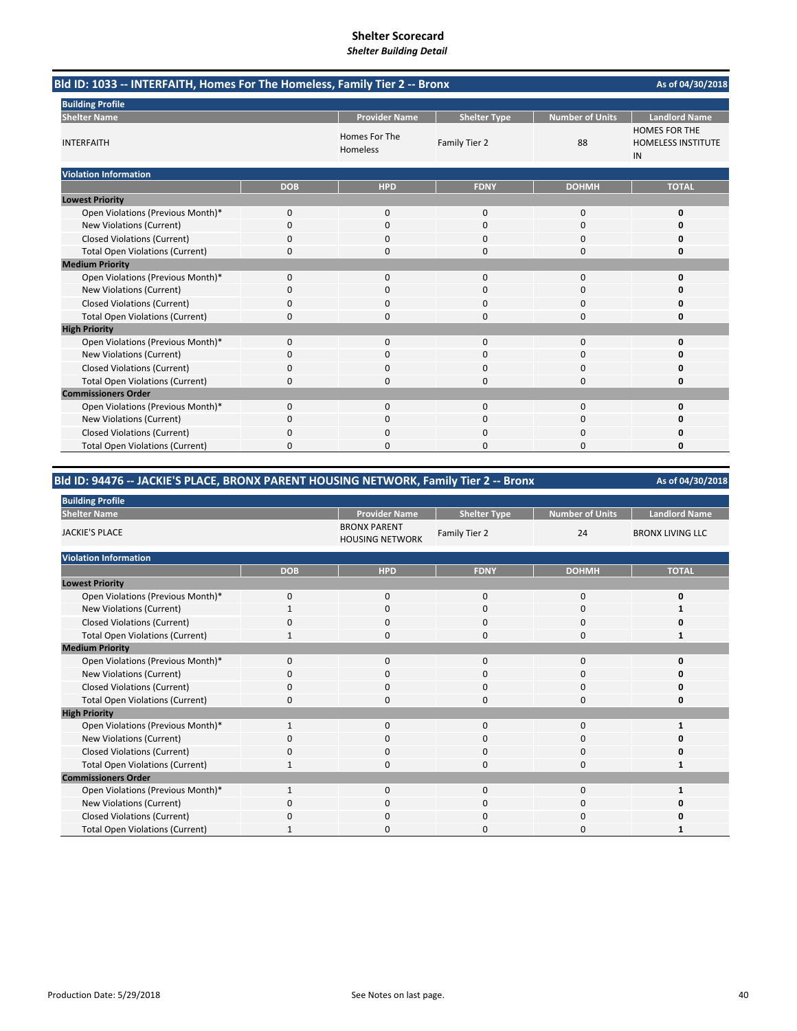# Shelter Scorecard

*Shelter Building Detail*

## Bld ID: 1033 -- INTERFAITH, Homes For The Homeless, Family Tier 2 -- Bronx

As of 04/30/2018

**Building Profile**

| Shelter Name | Provider Name | Shelter Type | Number of Units | Landlord Name |
|---|---|---|---|---|
| INTERFAITH | Homes For The Homeless | Family Tier 2 | 88 | HOMES FOR THE HOMELESS INSTITUTE IN |

**Violation Information**

| | DOB | HPD | FDNY | DOHMH | TOTAL |
|---|---|---|---|---|---|
| **Lowest Priority** | | | | | |
| Open Violations (Previous Month)* | 0 | 0 | 0 | 0 | **0** |
| New Violations (Current) | 0 | 0 | 0 | 0 | **0** |
| Closed Violations (Current) | 0 | 0 | 0 | 0 | **0** |
| Total Open Violations (Current) | 0 | 0 | 0 | 0 | **0** |
| **Medium Priority** | | | | | |
| Open Violations (Previous Month)* | 0 | 0 | 0 | 0 | **0** |
| New Violations (Current) | 0 | 0 | 0 | 0 | **0** |
| Closed Violations (Current) | 0 | 0 | 0 | 0 | **0** |
| Total Open Violations (Current) | 0 | 0 | 0 | 0 | **0** |
| **High Priority** | | | | | |
| Open Violations (Previous Month)* | 0 | 0 | 0 | 0 | **0** |
| New Violations (Current) | 0 | 0 | 0 | 0 | **0** |
| Closed Violations (Current) | 0 | 0 | 0 | 0 | **0** |
| Total Open Violations (Current) | 0 | 0 | 0 | 0 | **0** |
| **Commissioners Order** | | | | | |
| Open Violations (Previous Month)* | 0 | 0 | 0 | 0 | **0** |
| New Violations (Current) | 0 | 0 | 0 | 0 | **0** |
| Closed Violations (Current) | 0 | 0 | 0 | 0 | **0** |
| Total Open Violations (Current) | 0 | 0 | 0 | 0 | **0** |

## Bld ID: 94476 -- JACKIE'S PLACE, BRONX PARENT HOUSING NETWORK, Family Tier 2 -- Bronx

As of 04/30/2018

**Building Profile**

| Shelter Name | Provider Name | Shelter Type | Number of Units | Landlord Name |
|---|---|---|---|---|
| JACKIE'S PLACE | BRONX PARENT HOUSING NETWORK | Family Tier 2 | 24 | BRONX LIVING LLC |

**Violation Information**

| | DOB | HPD | FDNY | DOHMH | TOTAL |
|---|---|---|---|---|---|
| **Lowest Priority** | | | | | |
| Open Violations (Previous Month)* | 0 | 0 | 0 | 0 | **0** |
| New Violations (Current) | 1 | 0 | 0 | 0 | **1** |
| Closed Violations (Current) | 0 | 0 | 0 | 0 | **0** |
| Total Open Violations (Current) | 1 | 0 | 0 | 0 | **1** |
| **Medium Priority** | | | | | |
| Open Violations (Previous Month)* | 0 | 0 | 0 | 0 | **0** |
| New Violations (Current) | 0 | 0 | 0 | 0 | **0** |
| Closed Violations (Current) | 0 | 0 | 0 | 0 | **0** |
| Total Open Violations (Current) | 0 | 0 | 0 | 0 | **0** |
| **High Priority** | | | | | |
| Open Violations (Previous Month)* | 1 | 0 | 0 | 0 | **1** |
| New Violations (Current) | 0 | 0 | 0 | 0 | **0** |
| Closed Violations (Current) | 0 | 0 | 0 | 0 | **0** |
| Total Open Violations (Current) | 1 | 0 | 0 | 0 | **1** |
| **Commissioners Order** | | | | | |
| Open Violations (Previous Month)* | 1 | 0 | 0 | 0 | **1** |
| New Violations (Current) | 0 | 0 | 0 | 0 | **0** |
| Closed Violations (Current) | 0 | 0 | 0 | 0 | **0** |
| Total Open Violations (Current) | 1 | 0 | 0 | 0 | **1** |

Production Date: 5/29/2018

See Notes on last page.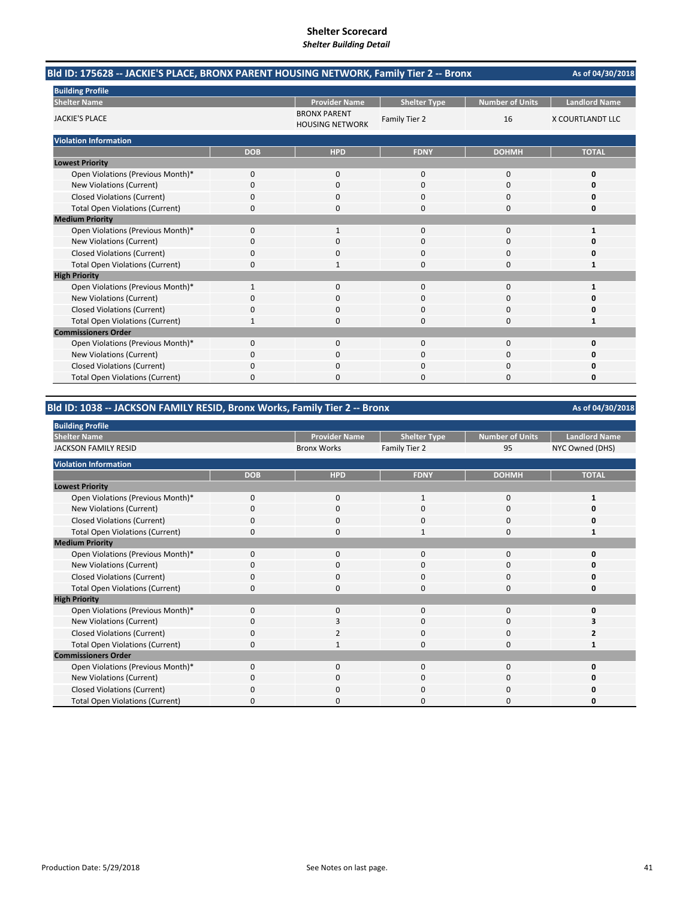# Shelter Scorecard
*Shelter Building Detail*

## Bld ID: 175628 -- JACKIE'S PLACE, BRONX PARENT HOUSING NETWORK, Family Tier 2 -- Bronx

As of 04/30/2018

**Building Profile**

| Shelter Name | Provider Name | Shelter Type | Number of Units | Landlord Name |
|---|---|---|---|---|
| JACKIE'S PLACE | BRONX PARENT HOUSING NETWORK | Family Tier 2 | 16 | X COURTLANDT LLC |

**Violation Information**

| | DOB | HPD | FDNY | DOHMH | TOTAL |
|---|---|---|---|---|---|
| **Lowest Priority** | | | | | |
| Open Violations (Previous Month)* | 0 | 0 | 0 | 0 | **0** |
| New Violations (Current) | 0 | 0 | 0 | 0 | **0** |
| Closed Violations (Current) | 0 | 0 | 0 | 0 | **0** |
| Total Open Violations (Current) | 0 | 0 | 0 | 0 | **0** |
| **Medium Priority** | | | | | |
| Open Violations (Previous Month)* | 0 | 1 | 0 | 0 | **1** |
| New Violations (Current) | 0 | 0 | 0 | 0 | **0** |
| Closed Violations (Current) | 0 | 0 | 0 | 0 | **0** |
| Total Open Violations (Current) | 0 | 1 | 0 | 0 | **1** |
| **High Priority** | | | | | |
| Open Violations (Previous Month)* | 1 | 0 | 0 | 0 | **1** |
| New Violations (Current) | 0 | 0 | 0 | 0 | **0** |
| Closed Violations (Current) | 0 | 0 | 0 | 0 | **0** |
| Total Open Violations (Current) | 1 | 0 | 0 | 0 | **1** |
| **Commissioners Order** | | | | | |
| Open Violations (Previous Month)* | 0 | 0 | 0 | 0 | **0** |
| New Violations (Current) | 0 | 0 | 0 | 0 | **0** |
| Closed Violations (Current) | 0 | 0 | 0 | 0 | **0** |
| Total Open Violations (Current) | 0 | 0 | 0 | 0 | **0** |

## Bld ID: 1038 -- JACKSON FAMILY RESID, Bronx Works, Family Tier 2 -- Bronx

As of 04/30/2018

**Building Profile**

| Shelter Name | Provider Name | Shelter Type | Number of Units | Landlord Name |
|---|---|---|---|---|
| JACKSON FAMILY RESID | Bronx Works | Family Tier 2 | 95 | NYC Owned (DHS) |

**Violation Information**

| | DOB | HPD | FDNY | DOHMH | TOTAL |
|---|---|---|---|---|---|
| **Lowest Priority** | | | | | |
| Open Violations (Previous Month)* | 0 | 0 | 1 | 0 | **1** |
| New Violations (Current) | 0 | 0 | 0 | 0 | **0** |
| Closed Violations (Current) | 0 | 0 | 0 | 0 | **0** |
| Total Open Violations (Current) | 0 | 0 | 1 | 0 | **1** |
| **Medium Priority** | | | | | |
| Open Violations (Previous Month)* | 0 | 0 | 0 | 0 | **0** |
| New Violations (Current) | 0 | 0 | 0 | 0 | **0** |
| Closed Violations (Current) | 0 | 0 | 0 | 0 | **0** |
| Total Open Violations (Current) | 0 | 0 | 0 | 0 | **0** |
| **High Priority** | | | | | |
| Open Violations (Previous Month)* | 0 | 0 | 0 | 0 | **0** |
| New Violations (Current) | 0 | 3 | 0 | 0 | **3** |
| Closed Violations (Current) | 0 | 2 | 0 | 0 | **2** |
| Total Open Violations (Current) | 0 | 1 | 0 | 0 | **1** |
| **Commissioners Order** | | | | | |
| Open Violations (Previous Month)* | 0 | 0 | 0 | 0 | **0** |
| New Violations (Current) | 0 | 0 | 0 | 0 | **0** |
| Closed Violations (Current) | 0 | 0 | 0 | 0 | **0** |
| Total Open Violations (Current) | 0 | 0 | 0 | 0 | **0** |

Production Date: 5/29/2018

See Notes on last page.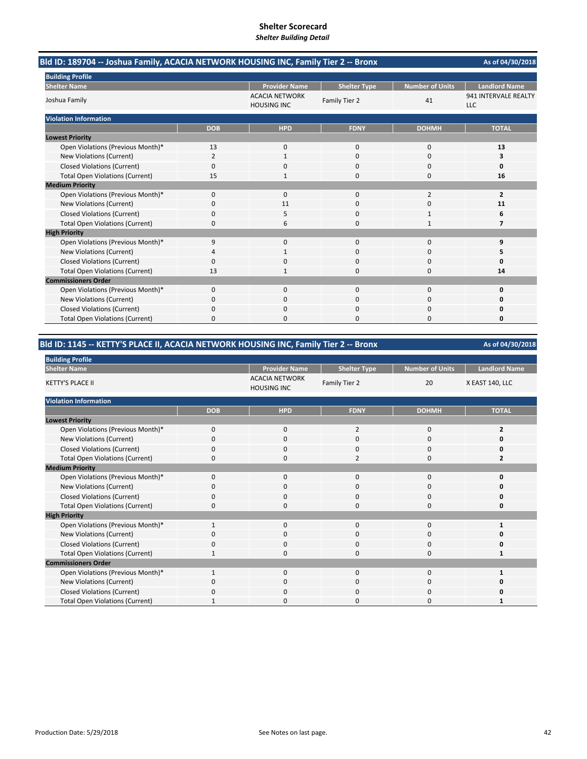# Shelter Scorecard

*Shelter Building Detail*

## Bld ID: 189704 -- Joshua Family, ACACIA NETWORK HOUSING INC, Family Tier 2 -- Bronx

As of 04/30/2018

**Building Profile**

| Shelter Name | Provider Name | Shelter Type | Number of Units | Landlord Name |
|---|---|---|---|---|
| Joshua Family | ACACIA NETWORK HOUSING INC | Family Tier 2 | 41 | 941 INTERVALE REALTY LLC |

**Violation Information**

| | DOB | HPD | FDNY | DOHMH | TOTAL |
|---|---|---|---|---|---|
| **Lowest Priority** | | | | | |
| Open Violations (Previous Month)* | 13 | 0 | 0 | 0 | **13** |
| New Violations (Current) | 2 | 1 | 0 | 0 | **3** |
| Closed Violations (Current) | 0 | 0 | 0 | 0 | **0** |
| Total Open Violations (Current) | 15 | 1 | 0 | 0 | **16** |
| **Medium Priority** | | | | | |
| Open Violations (Previous Month)* | 0 | 0 | 0 | 2 | **2** |
| New Violations (Current) | 0 | 11 | 0 | 0 | **11** |
| Closed Violations (Current) | 0 | 5 | 0 | 1 | **6** |
| Total Open Violations (Current) | 0 | 6 | 0 | 1 | **7** |
| **High Priority** | | | | | |
| Open Violations (Previous Month)* | 9 | 0 | 0 | 0 | **9** |
| New Violations (Current) | 4 | 1 | 0 | 0 | **5** |
| Closed Violations (Current) | 0 | 0 | 0 | 0 | **0** |
| Total Open Violations (Current) | 13 | 1 | 0 | 0 | **14** |
| **Commissioners Order** | | | | | |
| Open Violations (Previous Month)* | 0 | 0 | 0 | 0 | **0** |
| New Violations (Current) | 0 | 0 | 0 | 0 | **0** |
| Closed Violations (Current) | 0 | 0 | 0 | 0 | **0** |
| Total Open Violations (Current) | 0 | 0 | 0 | 0 | **0** |

## Bld ID: 1145 -- KETTY'S PLACE II, ACACIA NETWORK HOUSING INC, Family Tier 2 -- Bronx

As of 04/30/2018

**Building Profile**

| Shelter Name | Provider Name | Shelter Type | Number of Units | Landlord Name |
|---|---|---|---|---|
| KETTY'S PLACE II | ACACIA NETWORK HOUSING INC | Family Tier 2 | 20 | X EAST 140, LLC |

**Violation Information**

| | DOB | HPD | FDNY | DOHMH | TOTAL |
|---|---|---|---|---|---|
| **Lowest Priority** | | | | | |
| Open Violations (Previous Month)* | 0 | 0 | 2 | 0 | **2** |
| New Violations (Current) | 0 | 0 | 0 | 0 | **0** |
| Closed Violations (Current) | 0 | 0 | 0 | 0 | **0** |
| Total Open Violations (Current) | 0 | 0 | 2 | 0 | **2** |
| **Medium Priority** | | | | | |
| Open Violations (Previous Month)* | 0 | 0 | 0 | 0 | **0** |
| New Violations (Current) | 0 | 0 | 0 | 0 | **0** |
| Closed Violations (Current) | 0 | 0 | 0 | 0 | **0** |
| Total Open Violations (Current) | 0 | 0 | 0 | 0 | **0** |
| **High Priority** | | | | | |
| Open Violations (Previous Month)* | 1 | 0 | 0 | 0 | **1** |
| New Violations (Current) | 0 | 0 | 0 | 0 | **0** |
| Closed Violations (Current) | 0 | 0 | 0 | 0 | **0** |
| Total Open Violations (Current) | 1 | 0 | 0 | 0 | **1** |
| **Commissioners Order** | | | | | |
| Open Violations (Previous Month)* | 1 | 0 | 0 | 0 | **1** |
| New Violations (Current) | 0 | 0 | 0 | 0 | **0** |
| Closed Violations (Current) | 0 | 0 | 0 | 0 | **0** |
| Total Open Violations (Current) | 1 | 0 | 0 | 0 | **1** |

Production Date: 5/29/2018

See Notes on last page.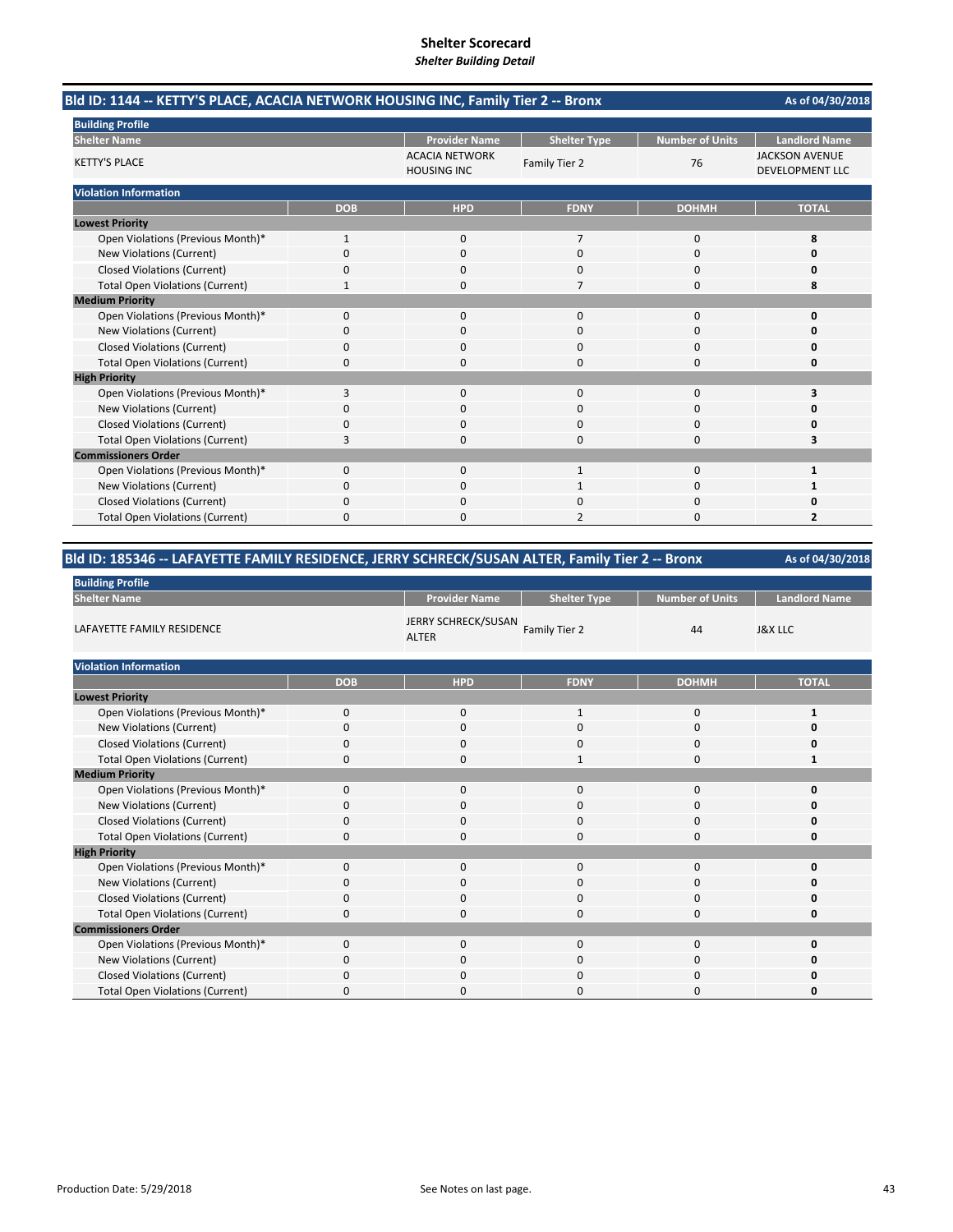# Shelter Scorecard

*Shelter Building Detail*

## Bld ID: 1144 -- KETTY'S PLACE, ACACIA NETWORK HOUSING INC, Family Tier 2 -- Bronx

As of 04/30/2018

**Building Profile**

| Shelter Name | Provider Name | Shelter Type | Number of Units | Landlord Name |
|---|---|---|---|---|
| KETTY'S PLACE | ACACIA NETWORK HOUSING INC | Family Tier 2 | 76 | JACKSON AVENUE DEVELOPMENT LLC |

**Violation Information**

| | DOB | HPD | FDNY | DOHMH | TOTAL |
|---|---|---|---|---|---|
| **Lowest Priority** | | | | | |
| Open Violations (Previous Month)* | 1 | 0 | 7 | 0 | **8** |
| New Violations (Current) | 0 | 0 | 0 | 0 | **0** |
| Closed Violations (Current) | 0 | 0 | 0 | 0 | **0** |
| Total Open Violations (Current) | 1 | 0 | 7 | 0 | **8** |
| **Medium Priority** | | | | | |
| Open Violations (Previous Month)* | 0 | 0 | 0 | 0 | **0** |
| New Violations (Current) | 0 | 0 | 0 | 0 | **0** |
| Closed Violations (Current) | 0 | 0 | 0 | 0 | **0** |
| Total Open Violations (Current) | 0 | 0 | 0 | 0 | **0** |
| **High Priority** | | | | | |
| Open Violations (Previous Month)* | 3 | 0 | 0 | 0 | **3** |
| New Violations (Current) | 0 | 0 | 0 | 0 | **0** |
| Closed Violations (Current) | 0 | 0 | 0 | 0 | **0** |
| Total Open Violations (Current) | 3 | 0 | 0 | 0 | **3** |
| **Commissioners Order** | | | | | |
| Open Violations (Previous Month)* | 0 | 0 | 1 | 0 | **1** |
| New Violations (Current) | 0 | 0 | 1 | 0 | **1** |
| Closed Violations (Current) | 0 | 0 | 0 | 0 | **0** |
| Total Open Violations (Current) | 0 | 0 | 2 | 0 | **2** |

## Bld ID: 185346 -- LAFAYETTE FAMILY RESIDENCE, JERRY SCHRECK/SUSAN ALTER, Family Tier 2 -- Bronx

As of 04/30/2018

**Building Profile**

| Shelter Name | Provider Name | Shelter Type | Number of Units | Landlord Name |
|---|---|---|---|---|
| LAFAYETTE FAMILY RESIDENCE | JERRY SCHRECK/SUSAN ALTER | Family Tier 2 | 44 | J&X LLC |

**Violation Information**

| | DOB | HPD | FDNY | DOHMH | TOTAL |
|---|---|---|---|---|---|
| **Lowest Priority** | | | | | |
| Open Violations (Previous Month)* | 0 | 0 | 1 | 0 | **1** |
| New Violations (Current) | 0 | 0 | 0 | 0 | **0** |
| Closed Violations (Current) | 0 | 0 | 0 | 0 | **0** |
| Total Open Violations (Current) | 0 | 0 | 1 | 0 | **1** |
| **Medium Priority** | | | | | |
| Open Violations (Previous Month)* | 0 | 0 | 0 | 0 | **0** |
| New Violations (Current) | 0 | 0 | 0 | 0 | **0** |
| Closed Violations (Current) | 0 | 0 | 0 | 0 | **0** |
| Total Open Violations (Current) | 0 | 0 | 0 | 0 | **0** |
| **High Priority** | | | | | |
| Open Violations (Previous Month)* | 0 | 0 | 0 | 0 | **0** |
| New Violations (Current) | 0 | 0 | 0 | 0 | **0** |
| Closed Violations (Current) | 0 | 0 | 0 | 0 | **0** |
| Total Open Violations (Current) | 0 | 0 | 0 | 0 | **0** |
| **Commissioners Order** | | | | | |
| Open Violations (Previous Month)* | 0 | 0 | 0 | 0 | **0** |
| New Violations (Current) | 0 | 0 | 0 | 0 | **0** |
| Closed Violations (Current) | 0 | 0 | 0 | 0 | **0** |
| Total Open Violations (Current) | 0 | 0 | 0 | 0 | **0** |

Production Date: 5/29/2018 See Notes on last page.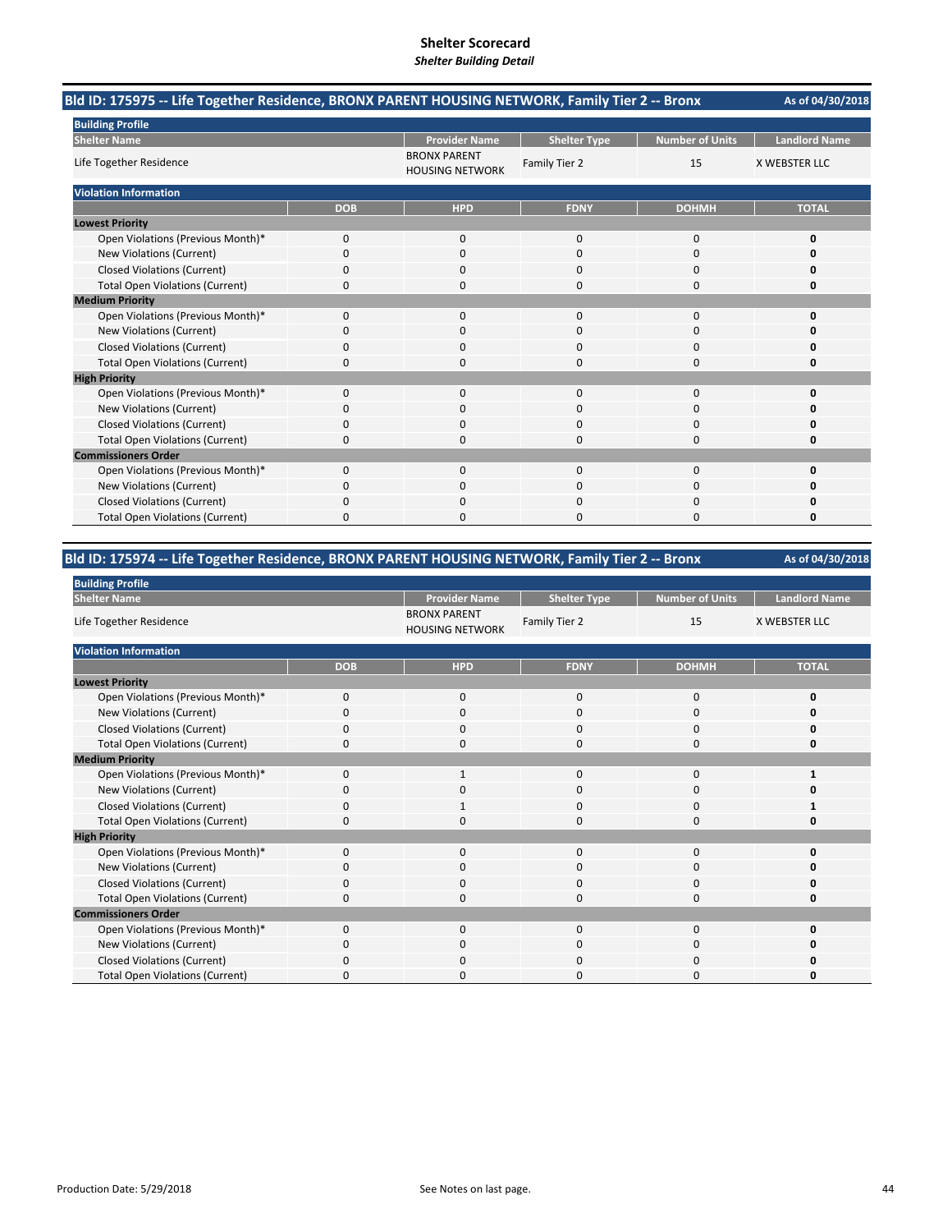# Shelter Scorecard

*Shelter Building Detail*

## Bld ID: 175975 -- Life Together Residence, BRONX PARENT HOUSING NETWORK, Family Tier 2 -- Bronx

As of 04/30/2018

**Building Profile**

| Shelter Name | Provider Name | Shelter Type | Number of Units | Landlord Name |
|---|---|---|---|---|
| Life Together Residence | BRONX PARENT HOUSING NETWORK | Family Tier 2 | 15 | X WEBSTER LLC |

**Violation Information**

| | DOB | HPD | FDNY | DOHMH | TOTAL |
|---|---|---|---|---|---|
| **Lowest Priority** | | | | | |
| Open Violations (Previous Month)* | 0 | 0 | 0 | 0 | **0** |
| New Violations (Current) | 0 | 0 | 0 | 0 | **0** |
| Closed Violations (Current) | 0 | 0 | 0 | 0 | **0** |
| Total Open Violations (Current) | 0 | 0 | 0 | 0 | **0** |
| **Medium Priority** | | | | | |
| Open Violations (Previous Month)* | 0 | 0 | 0 | 0 | **0** |
| New Violations (Current) | 0 | 0 | 0 | 0 | **0** |
| Closed Violations (Current) | 0 | 0 | 0 | 0 | **0** |
| Total Open Violations (Current) | 0 | 0 | 0 | 0 | **0** |
| **High Priority** | | | | | |
| Open Violations (Previous Month)* | 0 | 0 | 0 | 0 | **0** |
| New Violations (Current) | 0 | 0 | 0 | 0 | **0** |
| Closed Violations (Current) | 0 | 0 | 0 | 0 | **0** |
| Total Open Violations (Current) | 0 | 0 | 0 | 0 | **0** |
| **Commissioners Order** | | | | | |
| Open Violations (Previous Month)* | 0 | 0 | 0 | 0 | **0** |
| New Violations (Current) | 0 | 0 | 0 | 0 | **0** |
| Closed Violations (Current) | 0 | 0 | 0 | 0 | **0** |
| Total Open Violations (Current) | 0 | 0 | 0 | 0 | **0** |

## Bld ID: 175974 -- Life Together Residence, BRONX PARENT HOUSING NETWORK, Family Tier 2 -- Bronx

As of 04/30/2018

**Building Profile**

| Shelter Name | Provider Name | Shelter Type | Number of Units | Landlord Name |
|---|---|---|---|---|
| Life Together Residence | BRONX PARENT HOUSING NETWORK | Family Tier 2 | 15 | X WEBSTER LLC |

**Violation Information**

| | DOB | HPD | FDNY | DOHMH | TOTAL |
|---|---|---|---|---|---|
| **Lowest Priority** | | | | | |
| Open Violations (Previous Month)* | 0 | 0 | 0 | 0 | **0** |
| New Violations (Current) | 0 | 0 | 0 | 0 | **0** |
| Closed Violations (Current) | 0 | 0 | 0 | 0 | **0** |
| Total Open Violations (Current) | 0 | 0 | 0 | 0 | **0** |
| **Medium Priority** | | | | | |
| Open Violations (Previous Month)* | 0 | 1 | 0 | 0 | **1** |
| New Violations (Current) | 0 | 0 | 0 | 0 | **0** |
| Closed Violations (Current) | 0 | 1 | 0 | 0 | **1** |
| Total Open Violations (Current) | 0 | 0 | 0 | 0 | **0** |
| **High Priority** | | | | | |
| Open Violations (Previous Month)* | 0 | 0 | 0 | 0 | **0** |
| New Violations (Current) | 0 | 0 | 0 | 0 | **0** |
| Closed Violations (Current) | 0 | 0 | 0 | 0 | **0** |
| Total Open Violations (Current) | 0 | 0 | 0 | 0 | **0** |
| **Commissioners Order** | | | | | |
| Open Violations (Previous Month)* | 0 | 0 | 0 | 0 | **0** |
| New Violations (Current) | 0 | 0 | 0 | 0 | **0** |
| Closed Violations (Current) | 0 | 0 | 0 | 0 | **0** |
| Total Open Violations (Current) | 0 | 0 | 0 | 0 | **0** |

Production Date: 5/29/2018

See Notes on last page.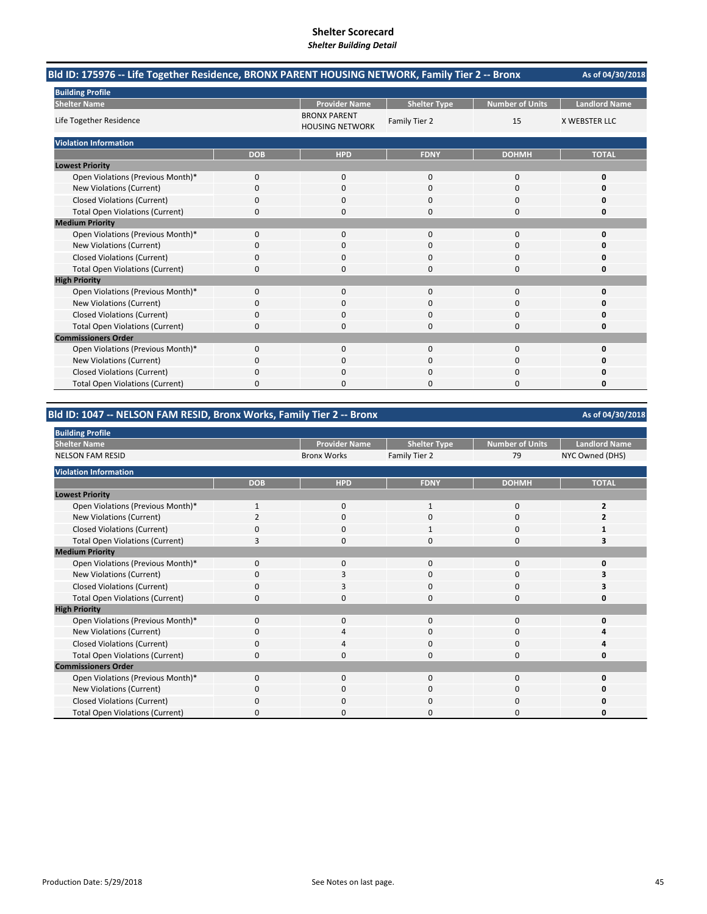# Shelter Scorecard
***Shelter Building Detail***

## Bld ID: 175976 -- Life Together Residence, BRONX PARENT HOUSING NETWORK, Family Tier 2 -- Bronx

As of 04/30/2018

**Building Profile**

| Shelter Name | Provider Name | Shelter Type | Number of Units | Landlord Name |
|---|---|---|---|---|
| Life Together Residence | BRONX PARENT HOUSING NETWORK | Family Tier 2 | 15 | X WEBSTER LLC |

**Violation Information**

| | DOB | HPD | FDNY | DOHMH | TOTAL |
|---|---|---|---|---|---|
| **Lowest Priority** | | | | | |
| Open Violations (Previous Month)* | 0 | 0 | 0 | 0 | **0** |
| New Violations (Current) | 0 | 0 | 0 | 0 | **0** |
| Closed Violations (Current) | 0 | 0 | 0 | 0 | **0** |
| Total Open Violations (Current) | 0 | 0 | 0 | 0 | **0** |
| **Medium Priority** | | | | | |
| Open Violations (Previous Month)* | 0 | 0 | 0 | 0 | **0** |
| New Violations (Current) | 0 | 0 | 0 | 0 | **0** |
| Closed Violations (Current) | 0 | 0 | 0 | 0 | **0** |
| Total Open Violations (Current) | 0 | 0 | 0 | 0 | **0** |
| **High Priority** | | | | | |
| Open Violations (Previous Month)* | 0 | 0 | 0 | 0 | **0** |
| New Violations (Current) | 0 | 0 | 0 | 0 | **0** |
| Closed Violations (Current) | 0 | 0 | 0 | 0 | **0** |
| Total Open Violations (Current) | 0 | 0 | 0 | 0 | **0** |
| **Commissioners Order** | | | | | |
| Open Violations (Previous Month)* | 0 | 0 | 0 | 0 | **0** |
| New Violations (Current) | 0 | 0 | 0 | 0 | **0** |
| Closed Violations (Current) | 0 | 0 | 0 | 0 | **0** |
| Total Open Violations (Current) | 0 | 0 | 0 | 0 | **0** |

## Bld ID: 1047 -- NELSON FAM RESID, Bronx Works, Family Tier 2 -- Bronx

As of 04/30/2018

**Building Profile**

| Shelter Name | Provider Name | Shelter Type | Number of Units | Landlord Name |
|---|---|---|---|---|
| NELSON FAM RESID | Bronx Works | Family Tier 2 | 79 | NYC Owned (DHS) |

**Violation Information**

| | DOB | HPD | FDNY | DOHMH | TOTAL |
|---|---|---|---|---|---|
| **Lowest Priority** | | | | | |
| Open Violations (Previous Month)* | 1 | 0 | 1 | 0 | **2** |
| New Violations (Current) | 2 | 0 | 0 | 0 | **2** |
| Closed Violations (Current) | 0 | 0 | 1 | 0 | **1** |
| Total Open Violations (Current) | 3 | 0 | 0 | 0 | **3** |
| **Medium Priority** | | | | | |
| Open Violations (Previous Month)* | 0 | 0 | 0 | 0 | **0** |
| New Violations (Current) | 0 | 3 | 0 | 0 | **3** |
| Closed Violations (Current) | 0 | 3 | 0 | 0 | **3** |
| Total Open Violations (Current) | 0 | 0 | 0 | 0 | **0** |
| **High Priority** | | | | | |
| Open Violations (Previous Month)* | 0 | 0 | 0 | 0 | **0** |
| New Violations (Current) | 0 | 4 | 0 | 0 | **4** |
| Closed Violations (Current) | 0 | 4 | 0 | 0 | **4** |
| Total Open Violations (Current) | 0 | 0 | 0 | 0 | **0** |
| **Commissioners Order** | | | | | |
| Open Violations (Previous Month)* | 0 | 0 | 0 | 0 | **0** |
| New Violations (Current) | 0 | 0 | 0 | 0 | **0** |
| Closed Violations (Current) | 0 | 0 | 0 | 0 | **0** |
| Total Open Violations (Current) | 0 | 0 | 0 | 0 | **0** |

Production Date: 5/29/2018

See Notes on last page.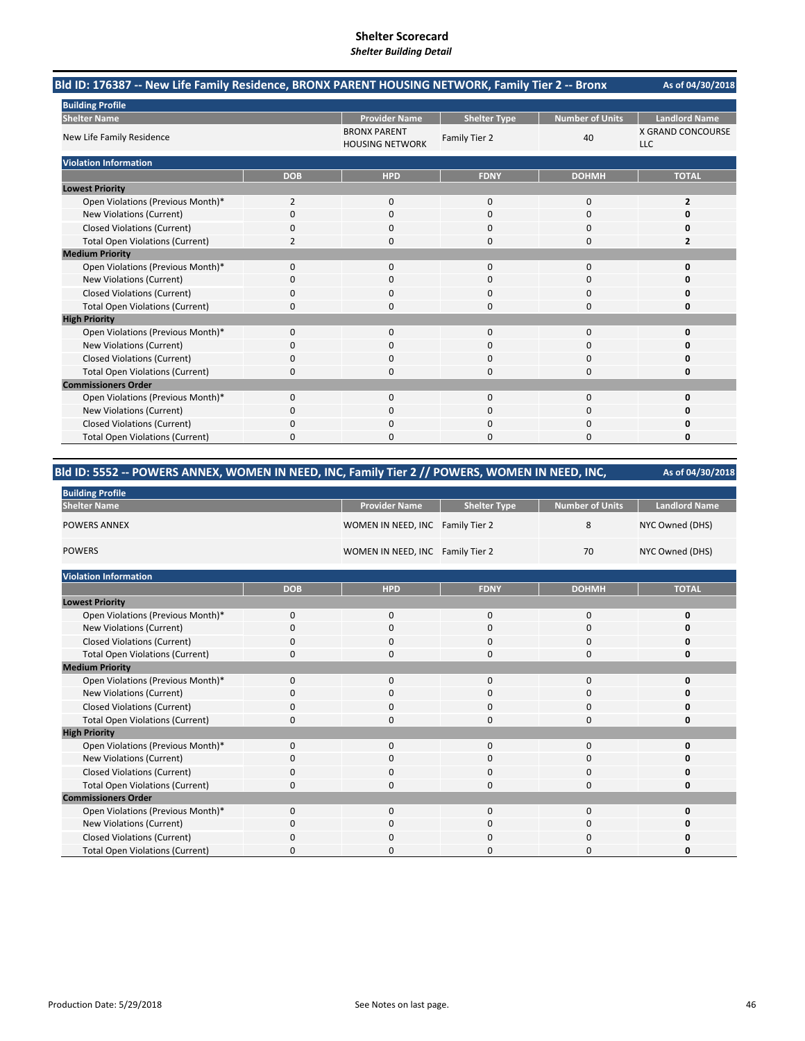# Shelter Scorecard

*Shelter Building Detail*

## Bld ID: 176387 -- New Life Family Residence, BRONX PARENT HOUSING NETWORK, Family Tier 2 -- Bronx

As of 04/30/2018

**Building Profile**

| Shelter Name | Provider Name | Shelter Type | Number of Units | Landlord Name |
|---|---|---|---|---|
| New Life Family Residence | BRONX PARENT HOUSING NETWORK | Family Tier 2 | 40 | X GRAND CONCOURSE LLC |

**Violation Information**

| | DOB | HPD | FDNY | DOHMH | TOTAL |
|---|---|---|---|---|---|
| **Lowest Priority** | | | | | |
| Open Violations (Previous Month)* | 2 | 0 | 0 | 0 | **2** |
| New Violations (Current) | 0 | 0 | 0 | 0 | **0** |
| Closed Violations (Current) | 0 | 0 | 0 | 0 | **0** |
| Total Open Violations (Current) | 2 | 0 | 0 | 0 | **2** |
| **Medium Priority** | | | | | |
| Open Violations (Previous Month)* | 0 | 0 | 0 | 0 | **0** |
| New Violations (Current) | 0 | 0 | 0 | 0 | **0** |
| Closed Violations (Current) | 0 | 0 | 0 | 0 | **0** |
| Total Open Violations (Current) | 0 | 0 | 0 | 0 | **0** |
| **High Priority** | | | | | |
| Open Violations (Previous Month)* | 0 | 0 | 0 | 0 | **0** |
| New Violations (Current) | 0 | 0 | 0 | 0 | **0** |
| Closed Violations (Current) | 0 | 0 | 0 | 0 | **0** |
| Total Open Violations (Current) | 0 | 0 | 0 | 0 | **0** |
| **Commissioners Order** | | | | | |
| Open Violations (Previous Month)* | 0 | 0 | 0 | 0 | **0** |
| New Violations (Current) | 0 | 0 | 0 | 0 | **0** |
| Closed Violations (Current) | 0 | 0 | 0 | 0 | **0** |
| Total Open Violations (Current) | 0 | 0 | 0 | 0 | **0** |

## Bld ID: 5552 -- POWERS ANNEX, WOMEN IN NEED, INC, Family Tier 2 // POWERS, WOMEN IN NEED, INC,

As of 04/30/2018

**Building Profile**

| Shelter Name | Provider Name | Shelter Type | Number of Units | Landlord Name |
|---|---|---|---|---|
| POWERS ANNEX | WOMEN IN NEED, INC | Family Tier 2 | 8 | NYC Owned (DHS) |
| POWERS | WOMEN IN NEED, INC | Family Tier 2 | 70 | NYC Owned (DHS) |

**Violation Information**

| | DOB | HPD | FDNY | DOHMH | TOTAL |
|---|---|---|---|---|---|
| **Lowest Priority** | | | | | |
| Open Violations (Previous Month)* | 0 | 0 | 0 | 0 | **0** |
| New Violations (Current) | 0 | 0 | 0 | 0 | **0** |
| Closed Violations (Current) | 0 | 0 | 0 | 0 | **0** |
| Total Open Violations (Current) | 0 | 0 | 0 | 0 | **0** |
| **Medium Priority** | | | | | |
| Open Violations (Previous Month)* | 0 | 0 | 0 | 0 | **0** |
| New Violations (Current) | 0 | 0 | 0 | 0 | **0** |
| Closed Violations (Current) | 0 | 0 | 0 | 0 | **0** |
| Total Open Violations (Current) | 0 | 0 | 0 | 0 | **0** |
| **High Priority** | | | | | |
| Open Violations (Previous Month)* | 0 | 0 | 0 | 0 | **0** |
| New Violations (Current) | 0 | 0 | 0 | 0 | **0** |
| Closed Violations (Current) | 0 | 0 | 0 | 0 | **0** |
| Total Open Violations (Current) | 0 | 0 | 0 | 0 | **0** |
| **Commissioners Order** | | | | | |
| Open Violations (Previous Month)* | 0 | 0 | 0 | 0 | **0** |
| New Violations (Current) | 0 | 0 | 0 | 0 | **0** |
| Closed Violations (Current) | 0 | 0 | 0 | 0 | **0** |
| Total Open Violations (Current) | 0 | 0 | 0 | 0 | **0** |

Production Date: 5/29/2018

See Notes on last page.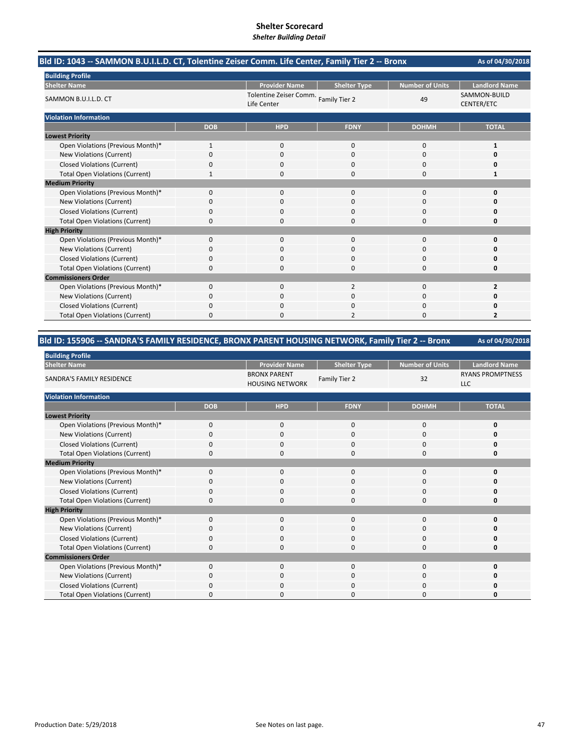# Shelter Scorecard
*Shelter Building Detail*

## Bld ID: 1043 -- SAMMON B.U.I.L.D. CT, Tolentine Zeiser Comm. Life Center, Family Tier 2 -- Bronx

As of 04/30/2018

**Building Profile**

| Shelter Name | Provider Name | Shelter Type | Number of Units | Landlord Name |
|---|---|---|---|---|
| SAMMON B.U.I.L.D. CT | Tolentine Zeiser Comm. Life Center | Family Tier 2 | 49 | SAMMON-BUILD CENTER/ETC |

**Violation Information**

| | DOB | HPD | FDNY | DOHMH | TOTAL |
|---|---|---|---|---|---|
| **Lowest Priority** | | | | | |
| Open Violations (Previous Month)* | 1 | 0 | 0 | 0 | **1** |
| New Violations (Current) | 0 | 0 | 0 | 0 | **0** |
| Closed Violations (Current) | 0 | 0 | 0 | 0 | **0** |
| Total Open Violations (Current) | 1 | 0 | 0 | 0 | **1** |
| **Medium Priority** | | | | | |
| Open Violations (Previous Month)* | 0 | 0 | 0 | 0 | **0** |
| New Violations (Current) | 0 | 0 | 0 | 0 | **0** |
| Closed Violations (Current) | 0 | 0 | 0 | 0 | **0** |
| Total Open Violations (Current) | 0 | 0 | 0 | 0 | **0** |
| **High Priority** | | | | | |
| Open Violations (Previous Month)* | 0 | 0 | 0 | 0 | **0** |
| New Violations (Current) | 0 | 0 | 0 | 0 | **0** |
| Closed Violations (Current) | 0 | 0 | 0 | 0 | **0** |
| Total Open Violations (Current) | 0 | 0 | 0 | 0 | **0** |
| **Commissioners Order** | | | | | |
| Open Violations (Previous Month)* | 0 | 0 | 2 | 0 | **2** |
| New Violations (Current) | 0 | 0 | 0 | 0 | **0** |
| Closed Violations (Current) | 0 | 0 | 0 | 0 | **0** |
| Total Open Violations (Current) | 0 | 0 | 2 | 0 | **2** |

## Bld ID: 155906 -- SANDRA'S FAMILY RESIDENCE, BRONX PARENT HOUSING NETWORK, Family Tier 2 -- Bronx

As of 04/30/2018

**Building Profile**

| Shelter Name | Provider Name | Shelter Type | Number of Units | Landlord Name |
|---|---|---|---|---|
| SANDRA'S FAMILY RESIDENCE | BRONX PARENT HOUSING NETWORK | Family Tier 2 | 32 | RYANS PROMPTNESS LLC |

**Violation Information**

| | DOB | HPD | FDNY | DOHMH | TOTAL |
|---|---|---|---|---|---|
| **Lowest Priority** | | | | | |
| Open Violations (Previous Month)* | 0 | 0 | 0 | 0 | **0** |
| New Violations (Current) | 0 | 0 | 0 | 0 | **0** |
| Closed Violations (Current) | 0 | 0 | 0 | 0 | **0** |
| Total Open Violations (Current) | 0 | 0 | 0 | 0 | **0** |
| **Medium Priority** | | | | | |
| Open Violations (Previous Month)* | 0 | 0 | 0 | 0 | **0** |
| New Violations (Current) | 0 | 0 | 0 | 0 | **0** |
| Closed Violations (Current) | 0 | 0 | 0 | 0 | **0** |
| Total Open Violations (Current) | 0 | 0 | 0 | 0 | **0** |
| **High Priority** | | | | | |
| Open Violations (Previous Month)* | 0 | 0 | 0 | 0 | **0** |
| New Violations (Current) | 0 | 0 | 0 | 0 | **0** |
| Closed Violations (Current) | 0 | 0 | 0 | 0 | **0** |
| Total Open Violations (Current) | 0 | 0 | 0 | 0 | **0** |
| **Commissioners Order** | | | | | |
| Open Violations (Previous Month)* | 0 | 0 | 0 | 0 | **0** |
| New Violations (Current) | 0 | 0 | 0 | 0 | **0** |
| Closed Violations (Current) | 0 | 0 | 0 | 0 | **0** |
| Total Open Violations (Current) | 0 | 0 | 0 | 0 | **0** |

Production Date: 5/29/2018

See Notes on last page.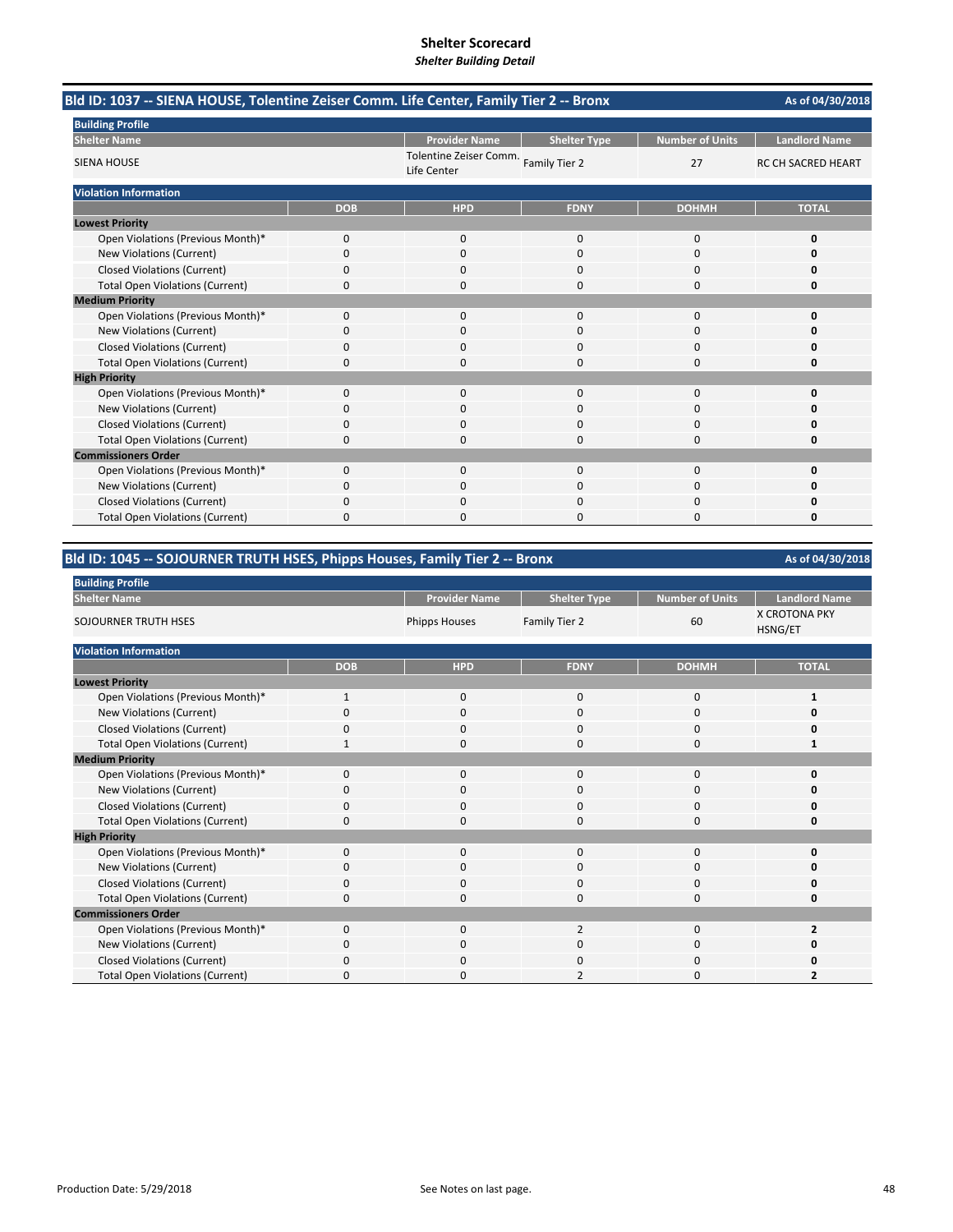# Shelter Scorecard
*Shelter Building Detail*

## Bld ID: 1037 -- SIENA HOUSE, Tolentine Zeiser Comm. Life Center, Family Tier 2 -- Bronx

As of 04/30/2018

**Building Profile**

| Shelter Name | Provider Name | Shelter Type | Number of Units | Landlord Name |
|---|---|---|---|---|
| SIENA HOUSE | Tolentine Zeiser Comm. Life Center | Family Tier 2 | 27 | RC CH SACRED HEART |

**Violation Information**

| | DOB | HPD | FDNY | DOHMH | TOTAL |
|---|---|---|---|---|---|
| **Lowest Priority** | | | | | |
| Open Violations (Previous Month)* | 0 | 0 | 0 | 0 | **0** |
| New Violations (Current) | 0 | 0 | 0 | 0 | **0** |
| Closed Violations (Current) | 0 | 0 | 0 | 0 | **0** |
| Total Open Violations (Current) | 0 | 0 | 0 | 0 | **0** |
| **Medium Priority** | | | | | |
| Open Violations (Previous Month)* | 0 | 0 | 0 | 0 | **0** |
| New Violations (Current) | 0 | 0 | 0 | 0 | **0** |
| Closed Violations (Current) | 0 | 0 | 0 | 0 | **0** |
| Total Open Violations (Current) | 0 | 0 | 0 | 0 | **0** |
| **High Priority** | | | | | |
| Open Violations (Previous Month)* | 0 | 0 | 0 | 0 | **0** |
| New Violations (Current) | 0 | 0 | 0 | 0 | **0** |
| Closed Violations (Current) | 0 | 0 | 0 | 0 | **0** |
| Total Open Violations (Current) | 0 | 0 | 0 | 0 | **0** |
| **Commissioners Order** | | | | | |
| Open Violations (Previous Month)* | 0 | 0 | 0 | 0 | **0** |
| New Violations (Current) | 0 | 0 | 0 | 0 | **0** |
| Closed Violations (Current) | 0 | 0 | 0 | 0 | **0** |
| Total Open Violations (Current) | 0 | 0 | 0 | 0 | **0** |

## Bld ID: 1045 -- SOJOURNER TRUTH HSES, Phipps Houses, Family Tier 2 -- Bronx

As of 04/30/2018

**Building Profile**

| Shelter Name | Provider Name | Shelter Type | Number of Units | Landlord Name |
|---|---|---|---|---|
| SOJOURNER TRUTH HSES | Phipps Houses | Family Tier 2 | 60 | X CROTONA PKY HSNG/ET |

**Violation Information**

| | DOB | HPD | FDNY | DOHMH | TOTAL |
|---|---|---|---|---|---|
| **Lowest Priority** | | | | | |
| Open Violations (Previous Month)* | 1 | 0 | 0 | 0 | **1** |
| New Violations (Current) | 0 | 0 | 0 | 0 | **0** |
| Closed Violations (Current) | 0 | 0 | 0 | 0 | **0** |
| Total Open Violations (Current) | 1 | 0 | 0 | 0 | **1** |
| **Medium Priority** | | | | | |
| Open Violations (Previous Month)* | 0 | 0 | 0 | 0 | **0** |
| New Violations (Current) | 0 | 0 | 0 | 0 | **0** |
| Closed Violations (Current) | 0 | 0 | 0 | 0 | **0** |
| Total Open Violations (Current) | 0 | 0 | 0 | 0 | **0** |
| **High Priority** | | | | | |
| Open Violations (Previous Month)* | 0 | 0 | 0 | 0 | **0** |
| New Violations (Current) | 0 | 0 | 0 | 0 | **0** |
| Closed Violations (Current) | 0 | 0 | 0 | 0 | **0** |
| Total Open Violations (Current) | 0 | 0 | 0 | 0 | **0** |
| **Commissioners Order** | | | | | |
| Open Violations (Previous Month)* | 0 | 0 | 2 | 0 | **2** |
| New Violations (Current) | 0 | 0 | 0 | 0 | **0** |
| Closed Violations (Current) | 0 | 0 | 0 | 0 | **0** |
| Total Open Violations (Current) | 0 | 0 | 2 | 0 | **2** |

Production Date: 5/29/2018

See Notes on last page.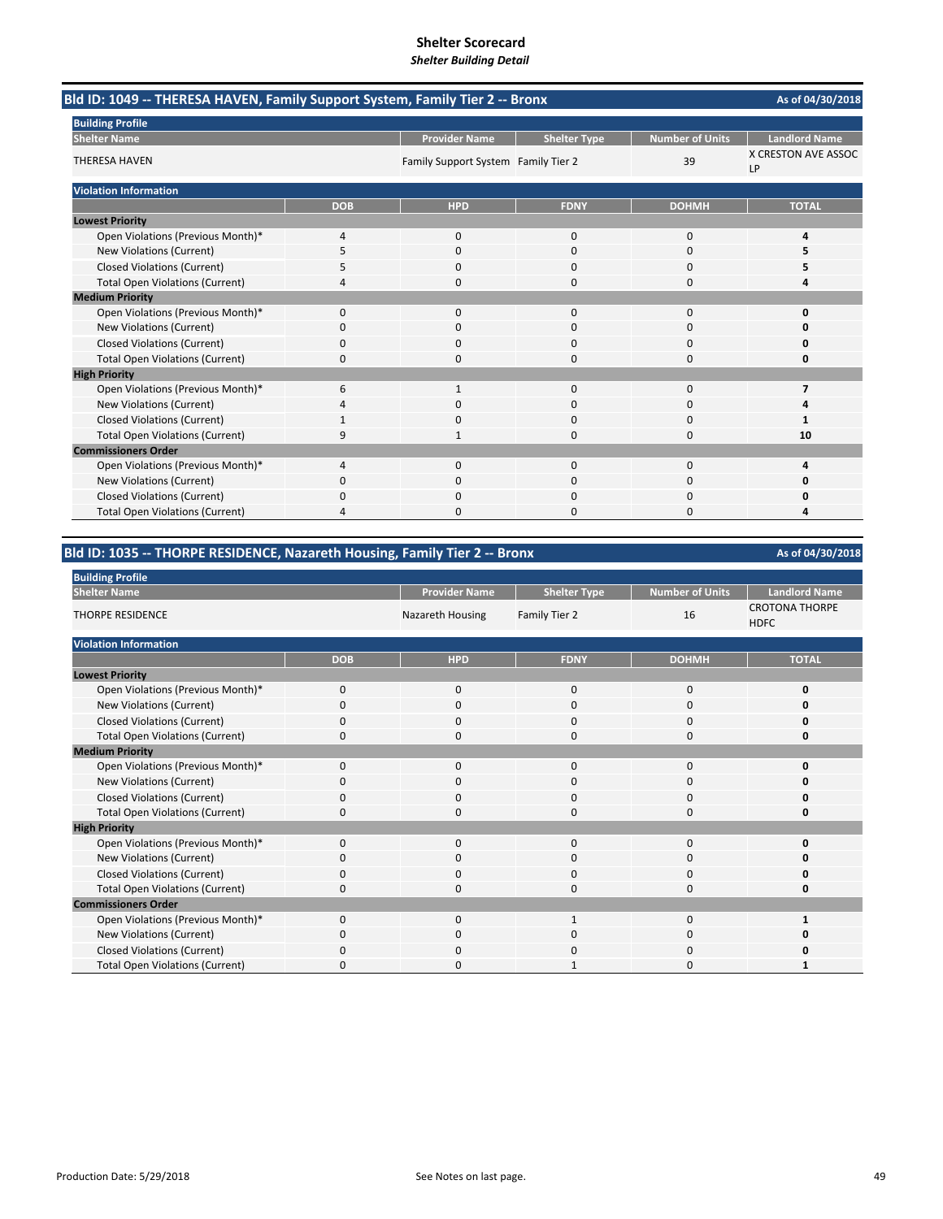# Shelter Scorecard

*Shelter Building Detail*

## Bld ID: 1049 -- THERESA HAVEN, Family Support System, Family Tier 2 -- Bronx

As of 04/30/2018

**Building Profile**

| Shelter Name | Provider Name | Shelter Type | Number of Units | Landlord Name |
|---|---|---|---|---|
| THERESA HAVEN | Family Support System | Family Tier 2 | 39 | X CRESTON AVE ASSOC LP |

**Violation Information**

| | DOB | HPD | FDNY | DOHMH | TOTAL |
|---|---|---|---|---|---|
| **Lowest Priority** | | | | | |
| Open Violations (Previous Month)* | 4 | 0 | 0 | 0 | **4** |
| New Violations (Current) | 5 | 0 | 0 | 0 | **5** |
| Closed Violations (Current) | 5 | 0 | 0 | 0 | **5** |
| Total Open Violations (Current) | 4 | 0 | 0 | 0 | **4** |
| **Medium Priority** | | | | | |
| Open Violations (Previous Month)* | 0 | 0 | 0 | 0 | **0** |
| New Violations (Current) | 0 | 0 | 0 | 0 | **0** |
| Closed Violations (Current) | 0 | 0 | 0 | 0 | **0** |
| Total Open Violations (Current) | 0 | 0 | 0 | 0 | **0** |
| **High Priority** | | | | | |
| Open Violations (Previous Month)* | 6 | 1 | 0 | 0 | **7** |
| New Violations (Current) | 4 | 0 | 0 | 0 | **4** |
| Closed Violations (Current) | 1 | 0 | 0 | 0 | **1** |
| Total Open Violations (Current) | 9 | 1 | 0 | 0 | **10** |
| **Commissioners Order** | | | | | |
| Open Violations (Previous Month)* | 4 | 0 | 0 | 0 | **4** |
| New Violations (Current) | 0 | 0 | 0 | 0 | **0** |
| Closed Violations (Current) | 0 | 0 | 0 | 0 | **0** |
| Total Open Violations (Current) | 4 | 0 | 0 | 0 | **4** |

## Bld ID: 1035 -- THORPE RESIDENCE, Nazareth Housing, Family Tier 2 -- Bronx

As of 04/30/2018

**Building Profile**

| Shelter Name | Provider Name | Shelter Type | Number of Units | Landlord Name |
|---|---|---|---|---|
| THORPE RESIDENCE | Nazareth Housing | Family Tier 2 | 16 | CROTONA THORPE HDFC |

**Violation Information**

| | DOB | HPD | FDNY | DOHMH | TOTAL |
|---|---|---|---|---|---|
| **Lowest Priority** | | | | | |
| Open Violations (Previous Month)* | 0 | 0 | 0 | 0 | **0** |
| New Violations (Current) | 0 | 0 | 0 | 0 | **0** |
| Closed Violations (Current) | 0 | 0 | 0 | 0 | **0** |
| Total Open Violations (Current) | 0 | 0 | 0 | 0 | **0** |
| **Medium Priority** | | | | | |
| Open Violations (Previous Month)* | 0 | 0 | 0 | 0 | **0** |
| New Violations (Current) | 0 | 0 | 0 | 0 | **0** |
| Closed Violations (Current) | 0 | 0 | 0 | 0 | **0** |
| Total Open Violations (Current) | 0 | 0 | 0 | 0 | **0** |
| **High Priority** | | | | | |
| Open Violations (Previous Month)* | 0 | 0 | 0 | 0 | **0** |
| New Violations (Current) | 0 | 0 | 0 | 0 | **0** |
| Closed Violations (Current) | 0 | 0 | 0 | 0 | **0** |
| Total Open Violations (Current) | 0 | 0 | 0 | 0 | **0** |
| **Commissioners Order** | | | | | |
| Open Violations (Previous Month)* | 0 | 0 | 1 | 0 | **1** |
| New Violations (Current) | 0 | 0 | 0 | 0 | **0** |
| Closed Violations (Current) | 0 | 0 | 0 | 0 | **0** |
| Total Open Violations (Current) | 0 | 0 | 1 | 0 | **1** |

Production Date: 5/29/2018

See Notes on last page.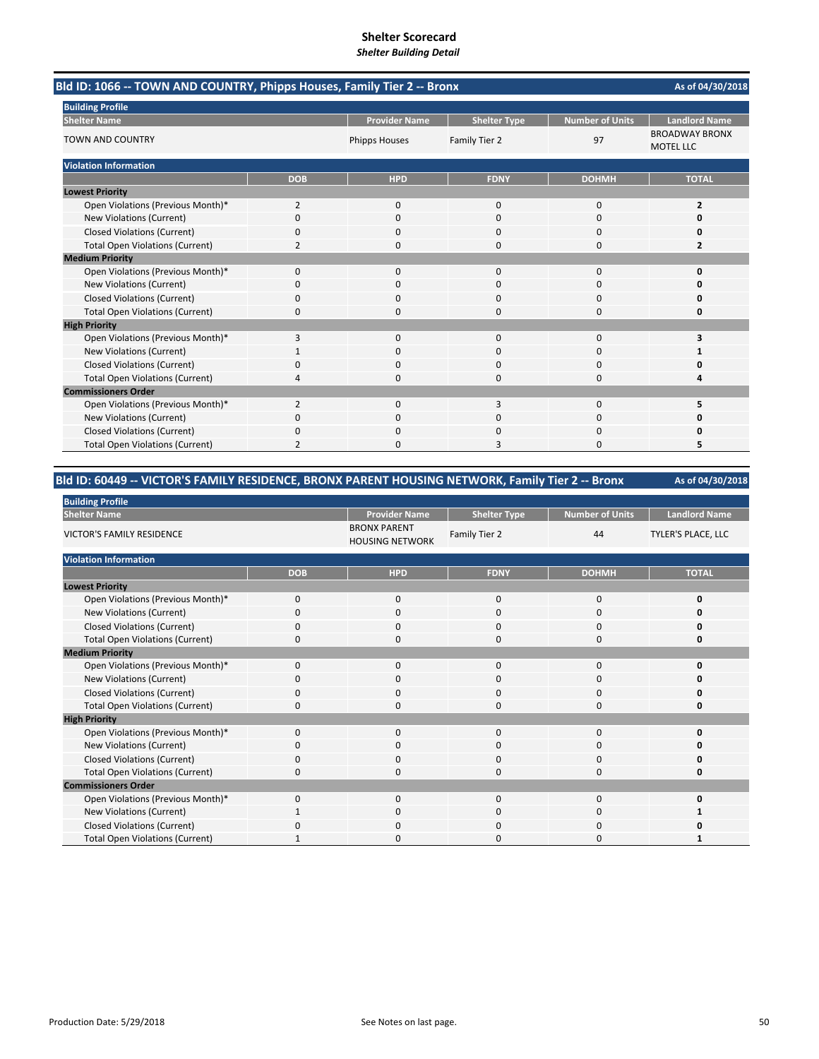# Shelter Scorecard

*Shelter Building Detail*

## Bld ID: 1066 -- TOWN AND COUNTRY, Phipps Houses, Family Tier 2 -- Bronx

As of 04/30/2018

**Building Profile**

| Shelter Name | Provider Name | Shelter Type | Number of Units | Landlord Name |
|---|---|---|---|---|
| TOWN AND COUNTRY | Phipps Houses | Family Tier 2 | 97 | BROADWAY BRONX MOTEL LLC |

**Violation Information**

| | DOB | HPD | FDNY | DOHMH | TOTAL |
|---|---|---|---|---|---|
| **Lowest Priority** | | | | | |
| Open Violations (Previous Month)* | 2 | 0 | 0 | 0 | **2** |
| New Violations (Current) | 0 | 0 | 0 | 0 | **0** |
| Closed Violations (Current) | 0 | 0 | 0 | 0 | **0** |
| Total Open Violations (Current) | 2 | 0 | 0 | 0 | **2** |
| **Medium Priority** | | | | | |
| Open Violations (Previous Month)* | 0 | 0 | 0 | 0 | **0** |
| New Violations (Current) | 0 | 0 | 0 | 0 | **0** |
| Closed Violations (Current) | 0 | 0 | 0 | 0 | **0** |
| Total Open Violations (Current) | 0 | 0 | 0 | 0 | **0** |
| **High Priority** | | | | | |
| Open Violations (Previous Month)* | 3 | 0 | 0 | 0 | **3** |
| New Violations (Current) | 1 | 0 | 0 | 0 | **1** |
| Closed Violations (Current) | 0 | 0 | 0 | 0 | **0** |
| Total Open Violations (Current) | 4 | 0 | 0 | 0 | **4** |
| **Commissioners Order** | | | | | |
| Open Violations (Previous Month)* | 2 | 0 | 3 | 0 | **5** |
| New Violations (Current) | 0 | 0 | 0 | 0 | **0** |
| Closed Violations (Current) | 0 | 0 | 0 | 0 | **0** |
| Total Open Violations (Current) | 2 | 0 | 3 | 0 | **5** |

## Bld ID: 60449 -- VICTOR'S FAMILY RESIDENCE, BRONX PARENT HOUSING NETWORK, Family Tier 2 -- Bronx

As of 04/30/2018

**Building Profile**

| Shelter Name | Provider Name | Shelter Type | Number of Units | Landlord Name |
|---|---|---|---|---|
| VICTOR'S FAMILY RESIDENCE | BRONX PARENT HOUSING NETWORK | Family Tier 2 | 44 | TYLER'S PLACE, LLC |

**Violation Information**

| | DOB | HPD | FDNY | DOHMH | TOTAL |
|---|---|---|---|---|---|
| **Lowest Priority** | | | | | |
| Open Violations (Previous Month)* | 0 | 0 | 0 | 0 | **0** |
| New Violations (Current) | 0 | 0 | 0 | 0 | **0** |
| Closed Violations (Current) | 0 | 0 | 0 | 0 | **0** |
| Total Open Violations (Current) | 0 | 0 | 0 | 0 | **0** |
| **Medium Priority** | | | | | |
| Open Violations (Previous Month)* | 0 | 0 | 0 | 0 | **0** |
| New Violations (Current) | 0 | 0 | 0 | 0 | **0** |
| Closed Violations (Current) | 0 | 0 | 0 | 0 | **0** |
| Total Open Violations (Current) | 0 | 0 | 0 | 0 | **0** |
| **High Priority** | | | | | |
| Open Violations (Previous Month)* | 0 | 0 | 0 | 0 | **0** |
| New Violations (Current) | 0 | 0 | 0 | 0 | **0** |
| Closed Violations (Current) | 0 | 0 | 0 | 0 | **0** |
| Total Open Violations (Current) | 0 | 0 | 0 | 0 | **0** |
| **Commissioners Order** | | | | | |
| Open Violations (Previous Month)* | 0 | 0 | 0 | 0 | **0** |
| New Violations (Current) | 1 | 0 | 0 | 0 | **1** |
| Closed Violations (Current) | 0 | 0 | 0 | 0 | **0** |
| Total Open Violations (Current) | 1 | 0 | 0 | 0 | **1** |

Production Date: 5/29/2018

See Notes on last page.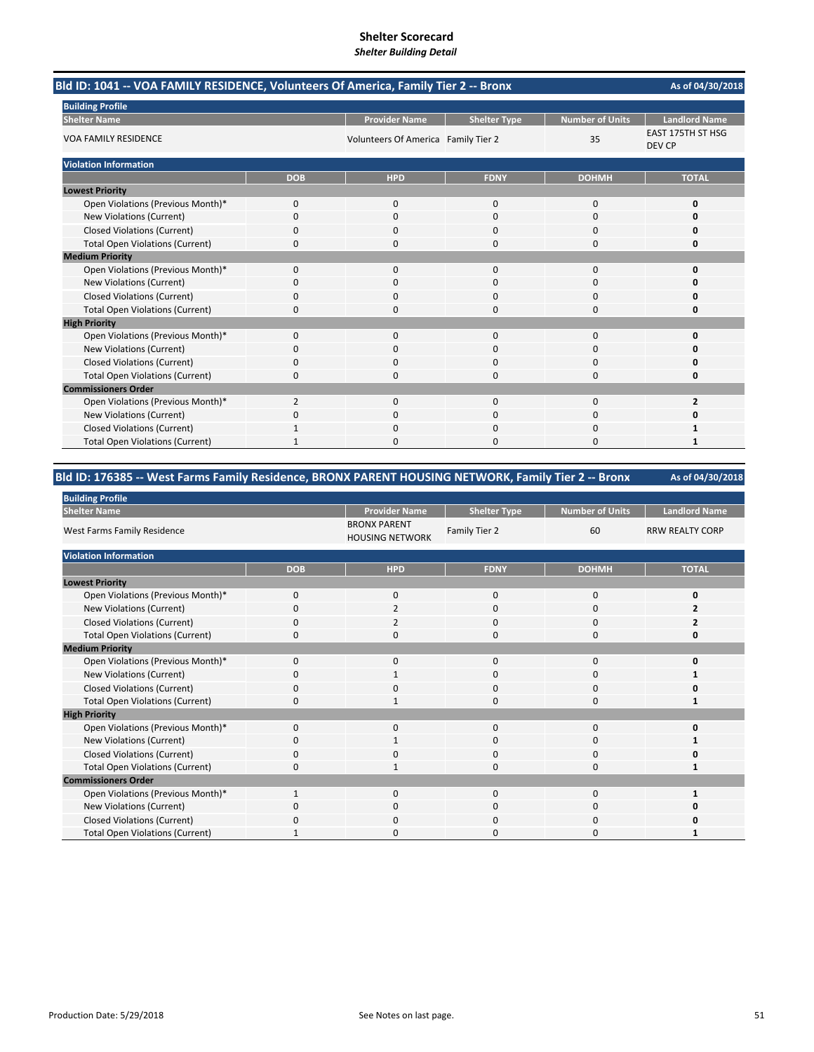# Shelter Scorecard

*Shelter Building Detail*

## Bld ID: 1041 -- VOA FAMILY RESIDENCE, Volunteers Of America, Family Tier 2 -- Bronx

As of 04/30/2018

**Building Profile**

| Shelter Name | Provider Name | Shelter Type | Number of Units | Landlord Name |
|---|---|---|---|---|
| VOA FAMILY RESIDENCE | Volunteers Of America | Family Tier 2 | 35 | EAST 175TH ST HSG DEV CP |

**Violation Information**

| | DOB | HPD | FDNY | DOHMH | TOTAL |
|---|---|---|---|---|---|
| **Lowest Priority** | | | | | |
| Open Violations (Previous Month)* | 0 | 0 | 0 | 0 | **0** |
| New Violations (Current) | 0 | 0 | 0 | 0 | **0** |
| Closed Violations (Current) | 0 | 0 | 0 | 0 | **0** |
| Total Open Violations (Current) | 0 | 0 | 0 | 0 | **0** |
| **Medium Priority** | | | | | |
| Open Violations (Previous Month)* | 0 | 0 | 0 | 0 | **0** |
| New Violations (Current) | 0 | 0 | 0 | 0 | **0** |
| Closed Violations (Current) | 0 | 0 | 0 | 0 | **0** |
| Total Open Violations (Current) | 0 | 0 | 0 | 0 | **0** |
| **High Priority** | | | | | |
| Open Violations (Previous Month)* | 0 | 0 | 0 | 0 | **0** |
| New Violations (Current) | 0 | 0 | 0 | 0 | **0** |
| Closed Violations (Current) | 0 | 0 | 0 | 0 | **0** |
| Total Open Violations (Current) | 0 | 0 | 0 | 0 | **0** |
| **Commissioners Order** | | | | | |
| Open Violations (Previous Month)* | 2 | 0 | 0 | 0 | **2** |
| New Violations (Current) | 0 | 0 | 0 | 0 | **0** |
| Closed Violations (Current) | 1 | 0 | 0 | 0 | **1** |
| Total Open Violations (Current) | 1 | 0 | 0 | 0 | **1** |

## Bld ID: 176385 -- West Farms Family Residence, BRONX PARENT HOUSING NETWORK, Family Tier 2 -- Bronx

As of 04/30/2018

**Building Profile**

| Shelter Name | Provider Name | Shelter Type | Number of Units | Landlord Name |
|---|---|---|---|---|
| West Farms Family Residence | BRONX PARENT HOUSING NETWORK | Family Tier 2 | 60 | RRW REALTY CORP |

**Violation Information**

| | DOB | HPD | FDNY | DOHMH | TOTAL |
|---|---|---|---|---|---|
| **Lowest Priority** | | | | | |
| Open Violations (Previous Month)* | 0 | 0 | 0 | 0 | **0** |
| New Violations (Current) | 0 | 2 | 0 | 0 | **2** |
| Closed Violations (Current) | 0 | 2 | 0 | 0 | **2** |
| Total Open Violations (Current) | 0 | 0 | 0 | 0 | **0** |
| **Medium Priority** | | | | | |
| Open Violations (Previous Month)* | 0 | 0 | 0 | 0 | **0** |
| New Violations (Current) | 0 | 1 | 0 | 0 | **1** |
| Closed Violations (Current) | 0 | 0 | 0 | 0 | **0** |
| Total Open Violations (Current) | 0 | 1 | 0 | 0 | **1** |
| **High Priority** | | | | | |
| Open Violations (Previous Month)* | 0 | 0 | 0 | 0 | **0** |
| New Violations (Current) | 0 | 1 | 0 | 0 | **1** |
| Closed Violations (Current) | 0 | 0 | 0 | 0 | **0** |
| Total Open Violations (Current) | 0 | 1 | 0 | 0 | **1** |
| **Commissioners Order** | | | | | |
| Open Violations (Previous Month)* | 1 | 0 | 0 | 0 | **1** |
| New Violations (Current) | 0 | 0 | 0 | 0 | **0** |
| Closed Violations (Current) | 0 | 0 | 0 | 0 | **0** |
| Total Open Violations (Current) | 1 | 0 | 0 | 0 | **1** |

Production Date: 5/29/2018

See Notes on last page.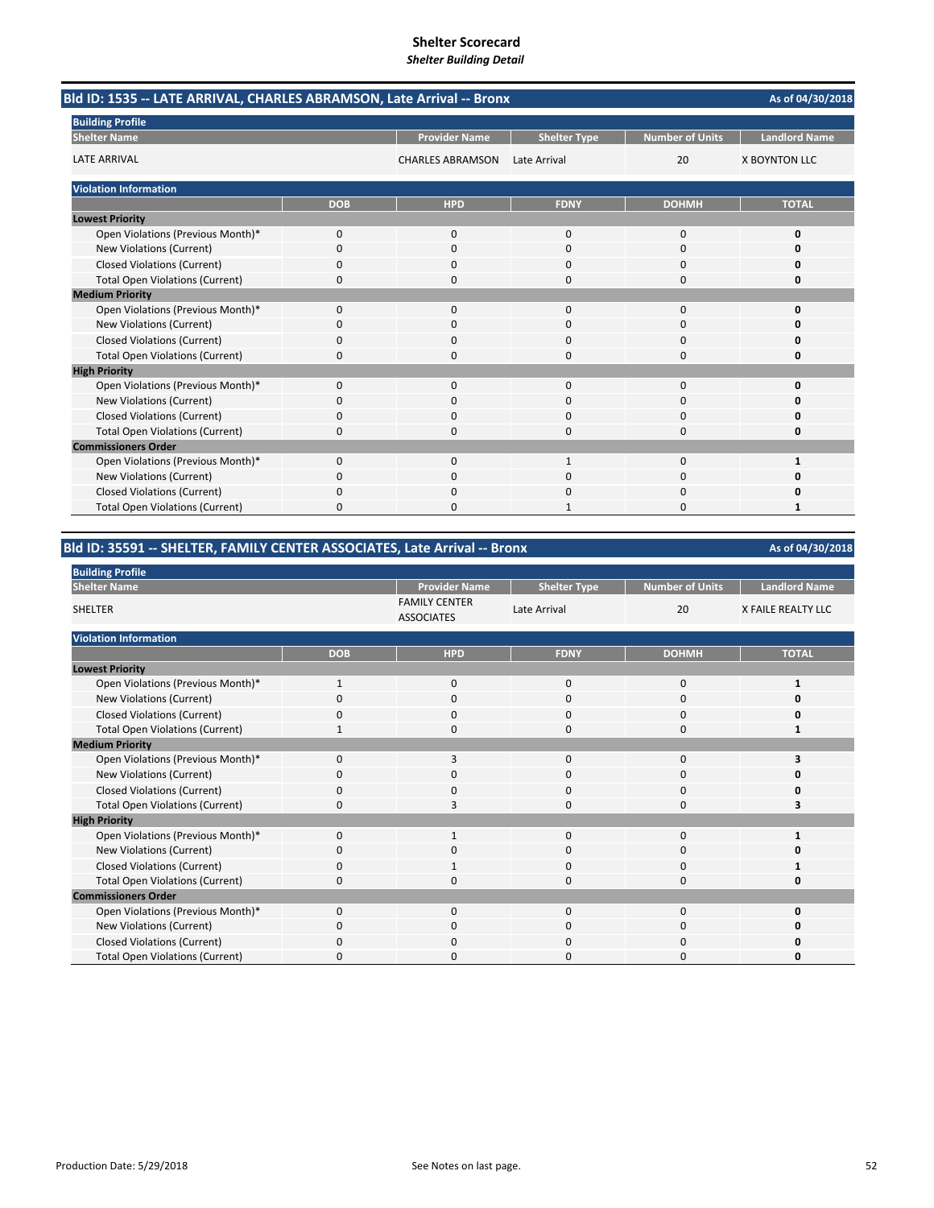# Shelter Scorecard
*Shelter Building Detail*

## Bld ID: 1535 -- LATE ARRIVAL, CHARLES ABRAMSON, Late Arrival -- Bronx

As of 04/30/2018

**Building Profile**

| Shelter Name | Provider Name | Shelter Type | Number of Units | Landlord Name |
|---|---|---|---|---|
| LATE ARRIVAL | CHARLES ABRAMSON | Late Arrival | 20 | X BOYNTON LLC |

**Violation Information**

| | DOB | HPD | FDNY | DOHMH | TOTAL |
|---|---|---|---|---|---|
| **Lowest Priority** | | | | | |
| Open Violations (Previous Month)* | 0 | 0 | 0 | 0 | **0** |
| New Violations (Current) | 0 | 0 | 0 | 0 | **0** |
| Closed Violations (Current) | 0 | 0 | 0 | 0 | **0** |
| Total Open Violations (Current) | 0 | 0 | 0 | 0 | **0** |
| **Medium Priority** | | | | | |
| Open Violations (Previous Month)* | 0 | 0 | 0 | 0 | **0** |
| New Violations (Current) | 0 | 0 | 0 | 0 | **0** |
| Closed Violations (Current) | 0 | 0 | 0 | 0 | **0** |
| Total Open Violations (Current) | 0 | 0 | 0 | 0 | **0** |
| **High Priority** | | | | | |
| Open Violations (Previous Month)* | 0 | 0 | 0 | 0 | **0** |
| New Violations (Current) | 0 | 0 | 0 | 0 | **0** |
| Closed Violations (Current) | 0 | 0 | 0 | 0 | **0** |
| Total Open Violations (Current) | 0 | 0 | 0 | 0 | **0** |
| **Commissioners Order** | | | | | |
| Open Violations (Previous Month)* | 0 | 0 | 1 | 0 | **1** |
| New Violations (Current) | 0 | 0 | 0 | 0 | **0** |
| Closed Violations (Current) | 0 | 0 | 0 | 0 | **0** |
| Total Open Violations (Current) | 0 | 0 | 1 | 0 | **1** |

## Bld ID: 35591 -- SHELTER, FAMILY CENTER ASSOCIATES, Late Arrival -- Bronx

As of 04/30/2018

**Building Profile**

| Shelter Name | Provider Name | Shelter Type | Number of Units | Landlord Name |
|---|---|---|---|---|
| SHELTER | FAMILY CENTER ASSOCIATES | Late Arrival | 20 | X FAILE REALTY LLC |

**Violation Information**

| | DOB | HPD | FDNY | DOHMH | TOTAL |
|---|---|---|---|---|---|
| **Lowest Priority** | | | | | |
| Open Violations (Previous Month)* | 1 | 0 | 0 | 0 | **1** |
| New Violations (Current) | 0 | 0 | 0 | 0 | **0** |
| Closed Violations (Current) | 0 | 0 | 0 | 0 | **0** |
| Total Open Violations (Current) | 1 | 0 | 0 | 0 | **1** |
| **Medium Priority** | | | | | |
| Open Violations (Previous Month)* | 0 | 3 | 0 | 0 | **3** |
| New Violations (Current) | 0 | 0 | 0 | 0 | **0** |
| Closed Violations (Current) | 0 | 0 | 0 | 0 | **0** |
| Total Open Violations (Current) | 0 | 3 | 0 | 0 | **3** |
| **High Priority** | | | | | |
| Open Violations (Previous Month)* | 0 | 1 | 0 | 0 | **1** |
| New Violations (Current) | 0 | 0 | 0 | 0 | **0** |
| Closed Violations (Current) | 0 | 1 | 0 | 0 | **1** |
| Total Open Violations (Current) | 0 | 0 | 0 | 0 | **0** |
| **Commissioners Order** | | | | | |
| Open Violations (Previous Month)* | 0 | 0 | 0 | 0 | **0** |
| New Violations (Current) | 0 | 0 | 0 | 0 | **0** |
| Closed Violations (Current) | 0 | 0 | 0 | 0 | **0** |
| Total Open Violations (Current) | 0 | 0 | 0 | 0 | **0** |

Production Date: 5/29/2018 | See Notes on last page.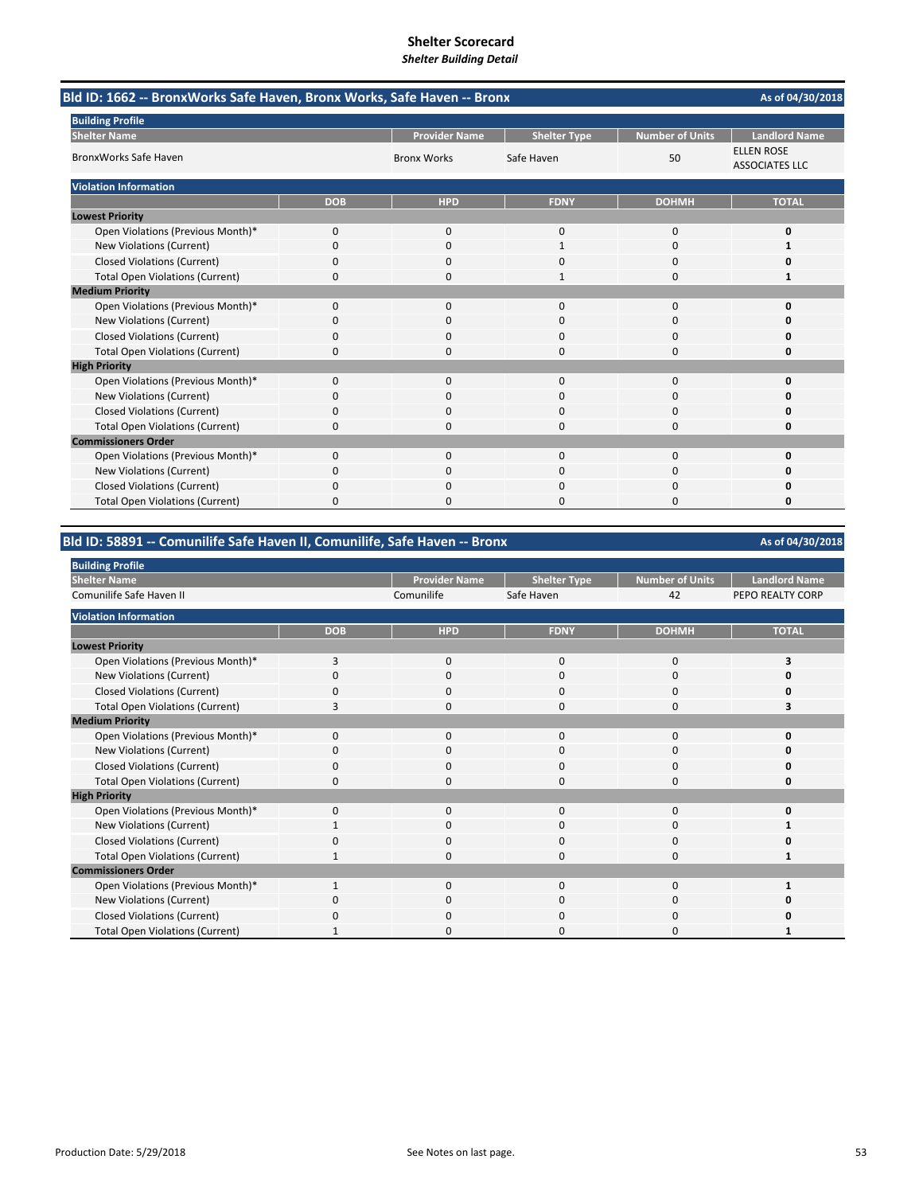# Shelter Scorecard

*Shelter Building Detail*

## Bld ID: 1662 -- BronxWorks Safe Haven, Bronx Works, Safe Haven -- Bronx

As of 04/30/2018

**Building Profile**

| Shelter Name | Provider Name | Shelter Type | Number of Units | Landlord Name |
|---|---|---|---|---|
| BronxWorks Safe Haven | Bronx Works | Safe Haven | 50 | ELLEN ROSE ASSOCIATES LLC |

**Violation Information**

| | DOB | HPD | FDNY | DOHMH | TOTAL |
|---|---|---|---|---|---|
| **Lowest Priority** | | | | | |
| Open Violations (Previous Month)* | 0 | 0 | 0 | 0 | **0** |
| New Violations (Current) | 0 | 0 | 1 | 0 | **1** |
| Closed Violations (Current) | 0 | 0 | 0 | 0 | **0** |
| Total Open Violations (Current) | 0 | 0 | 1 | 0 | **1** |
| **Medium Priority** | | | | | |
| Open Violations (Previous Month)* | 0 | 0 | 0 | 0 | **0** |
| New Violations (Current) | 0 | 0 | 0 | 0 | **0** |
| Closed Violations (Current) | 0 | 0 | 0 | 0 | **0** |
| Total Open Violations (Current) | 0 | 0 | 0 | 0 | **0** |
| **High Priority** | | | | | |
| Open Violations (Previous Month)* | 0 | 0 | 0 | 0 | **0** |
| New Violations (Current) | 0 | 0 | 0 | 0 | **0** |
| Closed Violations (Current) | 0 | 0 | 0 | 0 | **0** |
| Total Open Violations (Current) | 0 | 0 | 0 | 0 | **0** |
| **Commissioners Order** | | | | | |
| Open Violations (Previous Month)* | 0 | 0 | 0 | 0 | **0** |
| New Violations (Current) | 0 | 0 | 0 | 0 | **0** |
| Closed Violations (Current) | 0 | 0 | 0 | 0 | **0** |
| Total Open Violations (Current) | 0 | 0 | 0 | 0 | **0** |

## Bld ID: 58891 -- Comunilife Safe Haven II, Comunilife, Safe Haven -- Bronx

As of 04/30/2018

**Building Profile**

| Shelter Name | Provider Name | Shelter Type | Number of Units | Landlord Name |
|---|---|---|---|---|
| Comunilife Safe Haven II | Comunilife | Safe Haven | 42 | PEPO REALTY CORP |

**Violation Information**

| | DOB | HPD | FDNY | DOHMH | TOTAL |
|---|---|---|---|---|---|
| **Lowest Priority** | | | | | |
| Open Violations (Previous Month)* | 3 | 0 | 0 | 0 | **3** |
| New Violations (Current) | 0 | 0 | 0 | 0 | **0** |
| Closed Violations (Current) | 0 | 0 | 0 | 0 | **0** |
| Total Open Violations (Current) | 3 | 0 | 0 | 0 | **3** |
| **Medium Priority** | | | | | |
| Open Violations (Previous Month)* | 0 | 0 | 0 | 0 | **0** |
| New Violations (Current) | 0 | 0 | 0 | 0 | **0** |
| Closed Violations (Current) | 0 | 0 | 0 | 0 | **0** |
| Total Open Violations (Current) | 0 | 0 | 0 | 0 | **0** |
| **High Priority** | | | | | |
| Open Violations (Previous Month)* | 0 | 0 | 0 | 0 | **0** |
| New Violations (Current) | 1 | 0 | 0 | 0 | **1** |
| Closed Violations (Current) | 0 | 0 | 0 | 0 | **0** |
| Total Open Violations (Current) | 1 | 0 | 0 | 0 | **1** |
| **Commissioners Order** | | | | | |
| Open Violations (Previous Month)* | 1 | 0 | 0 | 0 | **1** |
| New Violations (Current) | 0 | 0 | 0 | 0 | **0** |
| Closed Violations (Current) | 0 | 0 | 0 | 0 | **0** |
| Total Open Violations (Current) | 1 | 0 | 0 | 0 | **1** |

Production Date: 5/29/2018

See Notes on last page.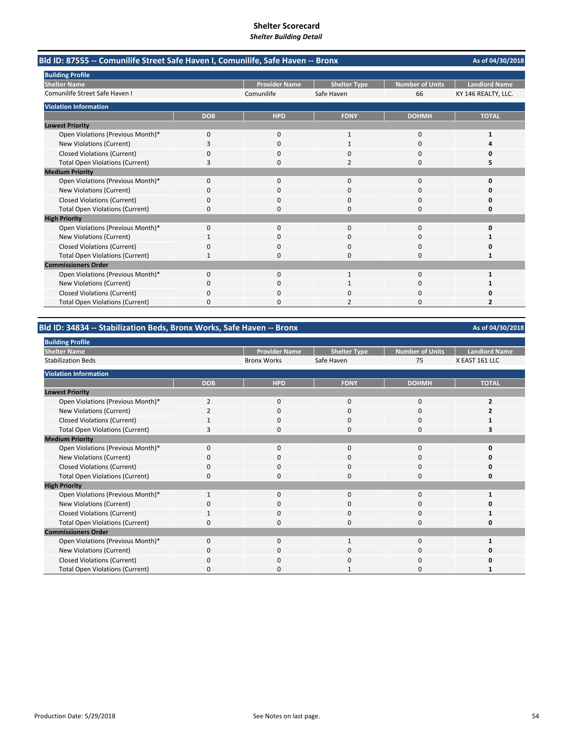# Shelter Scorecard

*Shelter Building Detail*

## Bld ID: 87555 -- Comunilife Street Safe Haven I, Comunilife, Safe Haven -- Bronx

As of 04/30/2018

**Building Profile**

| Shelter Name | Provider Name | Shelter Type | Number of Units | Landlord Name |
|---|---|---|---|---|
| Comunilife Street Safe Haven I | Comunilife | Safe Haven | 66 | KY 146 REALTY, LLC. |

**Violation Information**

| | DOB | HPD | FDNY | DOHMH | TOTAL |
|---|---|---|---|---|---|
| **Lowest Priority** | | | | | |
| Open Violations (Previous Month)* | 0 | 0 | 1 | 0 | **1** |
| New Violations (Current) | 3 | 0 | 1 | 0 | **4** |
| Closed Violations (Current) | 0 | 0 | 0 | 0 | **0** |
| Total Open Violations (Current) | 3 | 0 | 2 | 0 | **5** |
| **Medium Priority** | | | | | |
| Open Violations (Previous Month)* | 0 | 0 | 0 | 0 | **0** |
| New Violations (Current) | 0 | 0 | 0 | 0 | **0** |
| Closed Violations (Current) | 0 | 0 | 0 | 0 | **0** |
| Total Open Violations (Current) | 0 | 0 | 0 | 0 | **0** |
| **High Priority** | | | | | |
| Open Violations (Previous Month)* | 0 | 0 | 0 | 0 | **0** |
| New Violations (Current) | 1 | 0 | 0 | 0 | **1** |
| Closed Violations (Current) | 0 | 0 | 0 | 0 | **0** |
| Total Open Violations (Current) | 1 | 0 | 0 | 0 | **1** |
| **Commissioners Order** | | | | | |
| Open Violations (Previous Month)* | 0 | 0 | 1 | 0 | **1** |
| New Violations (Current) | 0 | 0 | 1 | 0 | **1** |
| Closed Violations (Current) | 0 | 0 | 0 | 0 | **0** |
| Total Open Violations (Current) | 0 | 0 | 2 | 0 | **2** |

## Bld ID: 34834 -- Stabilization Beds, Bronx Works, Safe Haven -- Bronx

As of 04/30/2018

**Building Profile**

| Shelter Name | Provider Name | Shelter Type | Number of Units | Landlord Name |
|---|---|---|---|---|
| Stabilization Beds | Bronx Works | Safe Haven | 75 | X EAST 161 LLC |

**Violation Information**

| | DOB | HPD | FDNY | DOHMH | TOTAL |
|---|---|---|---|---|---|
| **Lowest Priority** | | | | | |
| Open Violations (Previous Month)* | 2 | 0 | 0 | 0 | **2** |
| New Violations (Current) | 2 | 0 | 0 | 0 | **2** |
| Closed Violations (Current) | 1 | 0 | 0 | 0 | **1** |
| Total Open Violations (Current) | 3 | 0 | 0 | 0 | **3** |
| **Medium Priority** | | | | | |
| Open Violations (Previous Month)* | 0 | 0 | 0 | 0 | **0** |
| New Violations (Current) | 0 | 0 | 0 | 0 | **0** |
| Closed Violations (Current) | 0 | 0 | 0 | 0 | **0** |
| Total Open Violations (Current) | 0 | 0 | 0 | 0 | **0** |
| **High Priority** | | | | | |
| Open Violations (Previous Month)* | 1 | 0 | 0 | 0 | **1** |
| New Violations (Current) | 0 | 0 | 0 | 0 | **0** |
| Closed Violations (Current) | 1 | 0 | 0 | 0 | **1** |
| Total Open Violations (Current) | 0 | 0 | 0 | 0 | **0** |
| **Commissioners Order** | | | | | |
| Open Violations (Previous Month)* | 0 | 0 | 1 | 0 | **1** |
| New Violations (Current) | 0 | 0 | 0 | 0 | **0** |
| Closed Violations (Current) | 0 | 0 | 0 | 0 | **0** |
| Total Open Violations (Current) | 0 | 0 | 1 | 0 | **1** |

Production Date: 5/29/2018

See Notes on last page.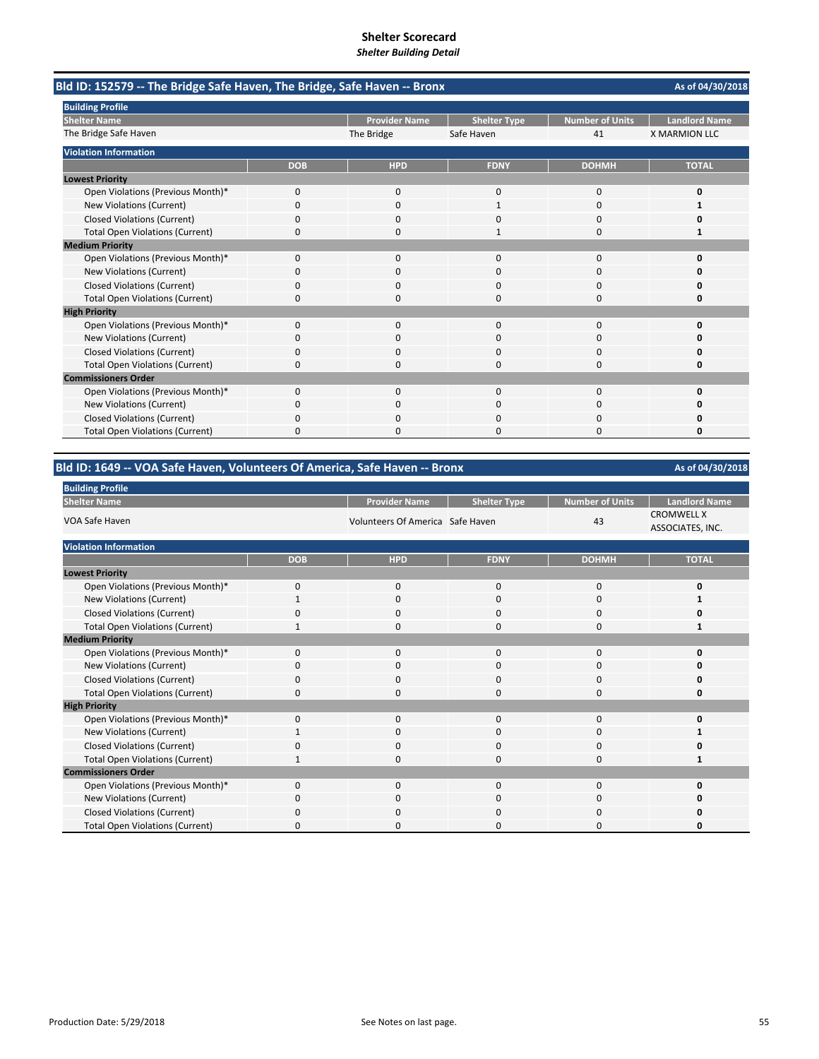# Shelter Scorecard
*Shelter Building Detail*

## Bld ID: 152579 -- The Bridge Safe Haven, The Bridge, Safe Haven -- Bronx

As of 04/30/2018

**Building Profile**

| Shelter Name | Provider Name | Shelter Type | Number of Units | Landlord Name |
|---|---|---|---|---|
| The Bridge Safe Haven | The Bridge | Safe Haven | 41 | X MARMION LLC |

**Violation Information**

| | DOB | HPD | FDNY | DOHMH | TOTAL |
|---|---|---|---|---|---|
| **Lowest Priority** | | | | | |
| Open Violations (Previous Month)* | 0 | 0 | 0 | 0 | **0** |
| New Violations (Current) | 0 | 0 | 1 | 0 | **1** |
| Closed Violations (Current) | 0 | 0 | 0 | 0 | **0** |
| Total Open Violations (Current) | 0 | 0 | 1 | 0 | **1** |
| **Medium Priority** | | | | | |
| Open Violations (Previous Month)* | 0 | 0 | 0 | 0 | **0** |
| New Violations (Current) | 0 | 0 | 0 | 0 | **0** |
| Closed Violations (Current) | 0 | 0 | 0 | 0 | **0** |
| Total Open Violations (Current) | 0 | 0 | 0 | 0 | **0** |
| **High Priority** | | | | | |
| Open Violations (Previous Month)* | 0 | 0 | 0 | 0 | **0** |
| New Violations (Current) | 0 | 0 | 0 | 0 | **0** |
| Closed Violations (Current) | 0 | 0 | 0 | 0 | **0** |
| Total Open Violations (Current) | 0 | 0 | 0 | 0 | **0** |
| **Commissioners Order** | | | | | |
| Open Violations (Previous Month)* | 0 | 0 | 0 | 0 | **0** |
| New Violations (Current) | 0 | 0 | 0 | 0 | **0** |
| Closed Violations (Current) | 0 | 0 | 0 | 0 | **0** |
| Total Open Violations (Current) | 0 | 0 | 0 | 0 | **0** |

## Bld ID: 1649 -- VOA Safe Haven, Volunteers Of America, Safe Haven -- Bronx

As of 04/30/2018

**Building Profile**

| Shelter Name | Provider Name | Shelter Type | Number of Units | Landlord Name |
|---|---|---|---|---|
| VOA Safe Haven | Volunteers Of America | Safe Haven | 43 | CROMWELL X ASSOCIATES, INC. |

**Violation Information**

| | DOB | HPD | FDNY | DOHMH | TOTAL |
|---|---|---|---|---|---|
| **Lowest Priority** | | | | | |
| Open Violations (Previous Month)* | 0 | 0 | 0 | 0 | **0** |
| New Violations (Current) | 1 | 0 | 0 | 0 | **1** |
| Closed Violations (Current) | 0 | 0 | 0 | 0 | **0** |
| Total Open Violations (Current) | 1 | 0 | 0 | 0 | **1** |
| **Medium Priority** | | | | | |
| Open Violations (Previous Month)* | 0 | 0 | 0 | 0 | **0** |
| New Violations (Current) | 0 | 0 | 0 | 0 | **0** |
| Closed Violations (Current) | 0 | 0 | 0 | 0 | **0** |
| Total Open Violations (Current) | 0 | 0 | 0 | 0 | **0** |
| **High Priority** | | | | | |
| Open Violations (Previous Month)* | 0 | 0 | 0 | 0 | **0** |
| New Violations (Current) | 1 | 0 | 0 | 0 | **1** |
| Closed Violations (Current) | 0 | 0 | 0 | 0 | **0** |
| Total Open Violations (Current) | 1 | 0 | 0 | 0 | **1** |
| **Commissioners Order** | | | | | |
| Open Violations (Previous Month)* | 0 | 0 | 0 | 0 | **0** |
| New Violations (Current) | 0 | 0 | 0 | 0 | **0** |
| Closed Violations (Current) | 0 | 0 | 0 | 0 | **0** |
| Total Open Violations (Current) | 0 | 0 | 0 | 0 | **0** |

Production Date: 5/29/2018

See Notes on last page.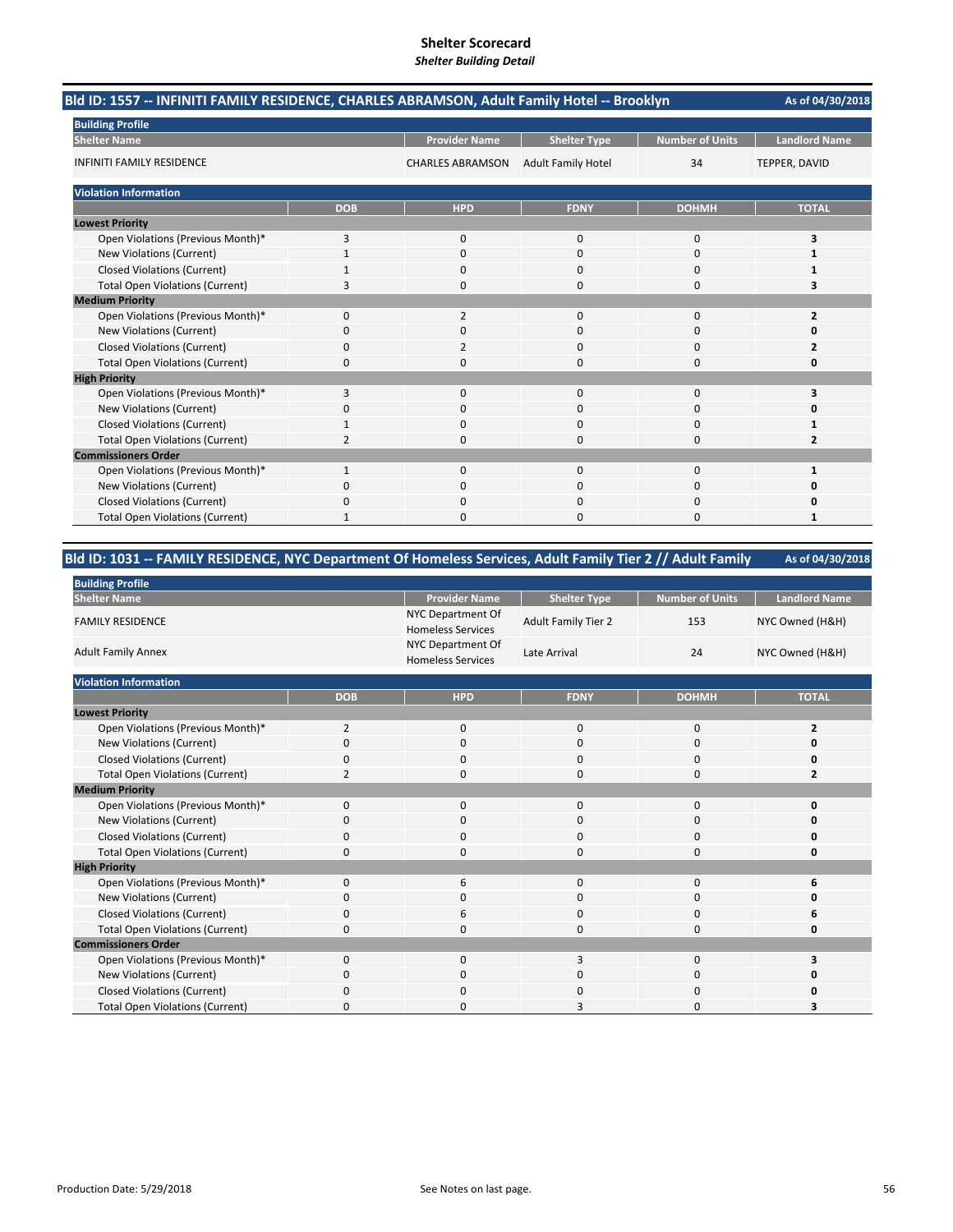# Shelter Scorecard
*Shelter Building Detail*

## Bld ID: 1557 -- INFINITI FAMILY RESIDENCE, CHARLES ABRAMSON, Adult Family Hotel -- Brooklyn

As of 04/30/2018

**Building Profile**

| Shelter Name | Provider Name | Shelter Type | Number of Units | Landlord Name |
|---|---|---|---|---|
| INFINITI FAMILY RESIDENCE | CHARLES ABRAMSON | Adult Family Hotel | 34 | TEPPER, DAVID |

**Violation Information**

| | DOB | HPD | FDNY | DOHMH | TOTAL |
|---|---|---|---|---|---|
| **Lowest Priority** | | | | | |
| Open Violations (Previous Month)* | 3 | 0 | 0 | 0 | **3** |
| New Violations (Current) | 1 | 0 | 0 | 0 | **1** |
| Closed Violations (Current) | 1 | 0 | 0 | 0 | **1** |
| Total Open Violations (Current) | 3 | 0 | 0 | 0 | **3** |
| **Medium Priority** | | | | | |
| Open Violations (Previous Month)* | 0 | 2 | 0 | 0 | **2** |
| New Violations (Current) | 0 | 0 | 0 | 0 | **0** |
| Closed Violations (Current) | 0 | 2 | 0 | 0 | **2** |
| Total Open Violations (Current) | 0 | 0 | 0 | 0 | **0** |
| **High Priority** | | | | | |
| Open Violations (Previous Month)* | 3 | 0 | 0 | 0 | **3** |
| New Violations (Current) | 0 | 0 | 0 | 0 | **0** |
| Closed Violations (Current) | 1 | 0 | 0 | 0 | **1** |
| Total Open Violations (Current) | 2 | 0 | 0 | 0 | **2** |
| **Commissioners Order** | | | | | |
| Open Violations (Previous Month)* | 1 | 0 | 0 | 0 | **1** |
| New Violations (Current) | 0 | 0 | 0 | 0 | **0** |
| Closed Violations (Current) | 0 | 0 | 0 | 0 | **0** |
| Total Open Violations (Current) | 1 | 0 | 0 | 0 | **1** |

## Bld ID: 1031 -- FAMILY RESIDENCE, NYC Department Of Homeless Services, Adult Family Tier 2 // Adult Family

As of 04/30/2018

**Building Profile**

| Shelter Name | Provider Name | Shelter Type | Number of Units | Landlord Name |
|---|---|---|---|---|
| FAMILY RESIDENCE | NYC Department Of Homeless Services | Adult Family Tier 2 | 153 | NYC Owned (H&H) |
| Adult Family Annex | NYC Department Of Homeless Services | Late Arrival | 24 | NYC Owned (H&H) |

**Violation Information**

| | DOB | HPD | FDNY | DOHMH | TOTAL |
|---|---|---|---|---|---|
| **Lowest Priority** | | | | | |
| Open Violations (Previous Month)* | 2 | 0 | 0 | 0 | **2** |
| New Violations (Current) | 0 | 0 | 0 | 0 | **0** |
| Closed Violations (Current) | 0 | 0 | 0 | 0 | **0** |
| Total Open Violations (Current) | 2 | 0 | 0 | 0 | **2** |
| **Medium Priority** | | | | | |
| Open Violations (Previous Month)* | 0 | 0 | 0 | 0 | **0** |
| New Violations (Current) | 0 | 0 | 0 | 0 | **0** |
| Closed Violations (Current) | 0 | 0 | 0 | 0 | **0** |
| Total Open Violations (Current) | 0 | 0 | 0 | 0 | **0** |
| **High Priority** | | | | | |
| Open Violations (Previous Month)* | 0 | 6 | 0 | 0 | **6** |
| New Violations (Current) | 0 | 0 | 0 | 0 | **0** |
| Closed Violations (Current) | 0 | 6 | 0 | 0 | **6** |
| Total Open Violations (Current) | 0 | 0 | 0 | 0 | **0** |
| **Commissioners Order** | | | | | |
| Open Violations (Previous Month)* | 0 | 0 | 3 | 0 | **3** |
| New Violations (Current) | 0 | 0 | 0 | 0 | **0** |
| Closed Violations (Current) | 0 | 0 | 0 | 0 | **0** |
| Total Open Violations (Current) | 0 | 0 | 3 | 0 | **3** |

Production Date: 5/29/2018

See Notes on last page.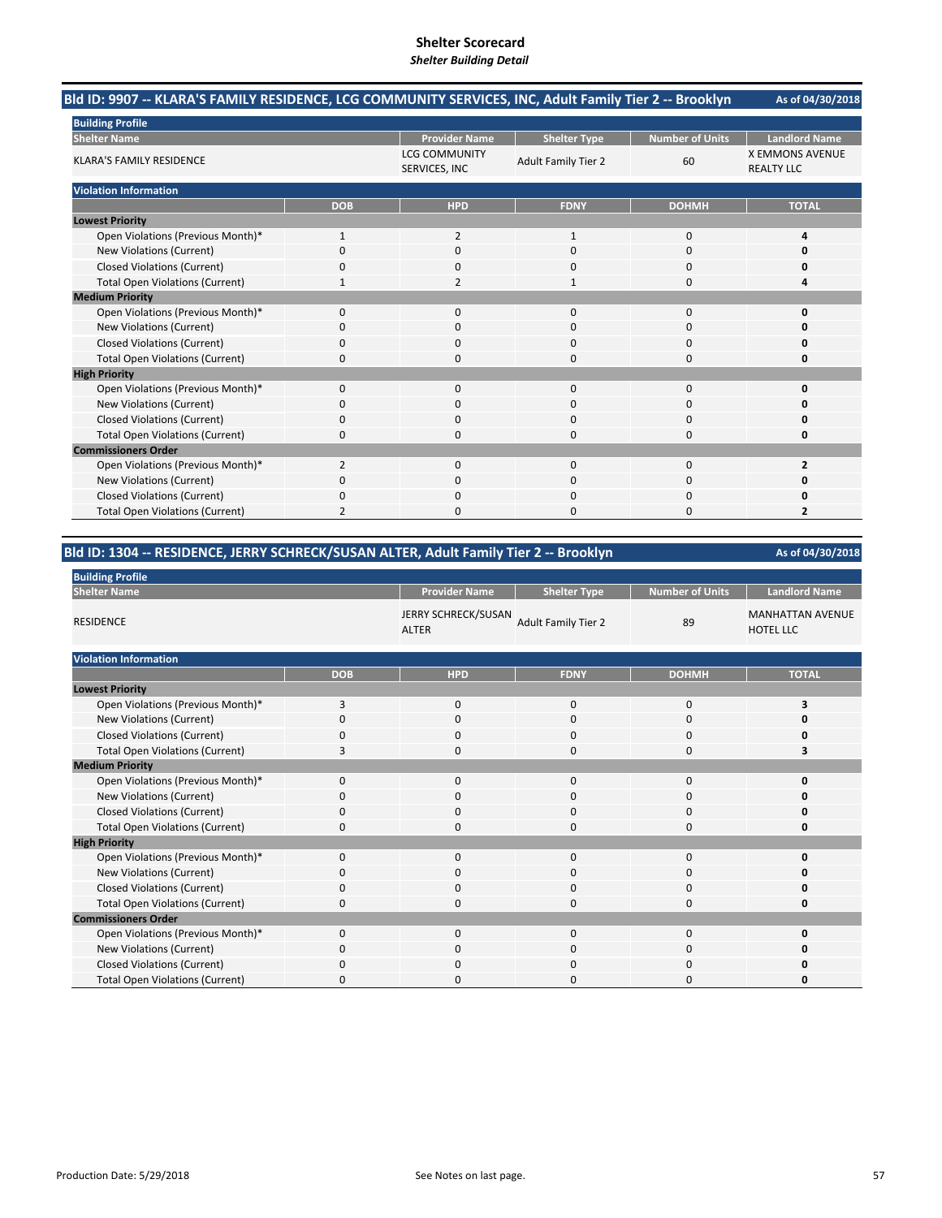# Shelter Scorecard

***Shelter Building Detail***

## Bld ID: 9907 -- KLARA'S FAMILY RESIDENCE, LCG COMMUNITY SERVICES, INC, Adult Family Tier 2 -- Brooklyn

As of 04/30/2018

**Building Profile**

| Shelter Name | Provider Name | Shelter Type | Number of Units | Landlord Name |
|---|---|---|---|---|
| KLARA'S FAMILY RESIDENCE | LCG COMMUNITY SERVICES, INC | Adult Family Tier 2 | 60 | X EMMONS AVENUE REALTY LLC |

**Violation Information**

| | DOB | HPD | FDNY | DOHMH | TOTAL |
|---|---|---|---|---|---|
| **Lowest Priority** | | | | | |
| Open Violations (Previous Month)* | 1 | 2 | 1 | 0 | **4** |
| New Violations (Current) | 0 | 0 | 0 | 0 | **0** |
| Closed Violations (Current) | 0 | 0 | 0 | 0 | **0** |
| Total Open Violations (Current) | 1 | 2 | 1 | 0 | **4** |
| **Medium Priority** | | | | | |
| Open Violations (Previous Month)* | 0 | 0 | 0 | 0 | **0** |
| New Violations (Current) | 0 | 0 | 0 | 0 | **0** |
| Closed Violations (Current) | 0 | 0 | 0 | 0 | **0** |
| Total Open Violations (Current) | 0 | 0 | 0 | 0 | **0** |
| **High Priority** | | | | | |
| Open Violations (Previous Month)* | 0 | 0 | 0 | 0 | **0** |
| New Violations (Current) | 0 | 0 | 0 | 0 | **0** |
| Closed Violations (Current) | 0 | 0 | 0 | 0 | **0** |
| Total Open Violations (Current) | 0 | 0 | 0 | 0 | **0** |
| **Commissioners Order** | | | | | |
| Open Violations (Previous Month)* | 2 | 0 | 0 | 0 | **2** |
| New Violations (Current) | 0 | 0 | 0 | 0 | **0** |
| Closed Violations (Current) | 0 | 0 | 0 | 0 | **0** |
| Total Open Violations (Current) | 2 | 0 | 0 | 0 | **2** |

## Bld ID: 1304 -- RESIDENCE, JERRY SCHRECK/SUSAN ALTER, Adult Family Tier 2 -- Brooklyn

As of 04/30/2018

**Building Profile**

| Shelter Name | Provider Name | Shelter Type | Number of Units | Landlord Name |
|---|---|---|---|---|
| RESIDENCE | JERRY SCHRECK/SUSAN ALTER | Adult Family Tier 2 | 89 | MANHATTAN AVENUE HOTEL LLC |

**Violation Information**

| | DOB | HPD | FDNY | DOHMH | TOTAL |
|---|---|---|---|---|---|
| **Lowest Priority** | | | | | |
| Open Violations (Previous Month)* | 3 | 0 | 0 | 0 | **3** |
| New Violations (Current) | 0 | 0 | 0 | 0 | **0** |
| Closed Violations (Current) | 0 | 0 | 0 | 0 | **0** |
| Total Open Violations (Current) | 3 | 0 | 0 | 0 | **3** |
| **Medium Priority** | | | | | |
| Open Violations (Previous Month)* | 0 | 0 | 0 | 0 | **0** |
| New Violations (Current) | 0 | 0 | 0 | 0 | **0** |
| Closed Violations (Current) | 0 | 0 | 0 | 0 | **0** |
| Total Open Violations (Current) | 0 | 0 | 0 | 0 | **0** |
| **High Priority** | | | | | |
| Open Violations (Previous Month)* | 0 | 0 | 0 | 0 | **0** |
| New Violations (Current) | 0 | 0 | 0 | 0 | **0** |
| Closed Violations (Current) | 0 | 0 | 0 | 0 | **0** |
| Total Open Violations (Current) | 0 | 0 | 0 | 0 | **0** |
| **Commissioners Order** | | | | | |
| Open Violations (Previous Month)* | 0 | 0 | 0 | 0 | **0** |
| New Violations (Current) | 0 | 0 | 0 | 0 | **0** |
| Closed Violations (Current) | 0 | 0 | 0 | 0 | **0** |
| Total Open Violations (Current) | 0 | 0 | 0 | 0 | **0** |

Production Date: 5/29/2018

See Notes on last page.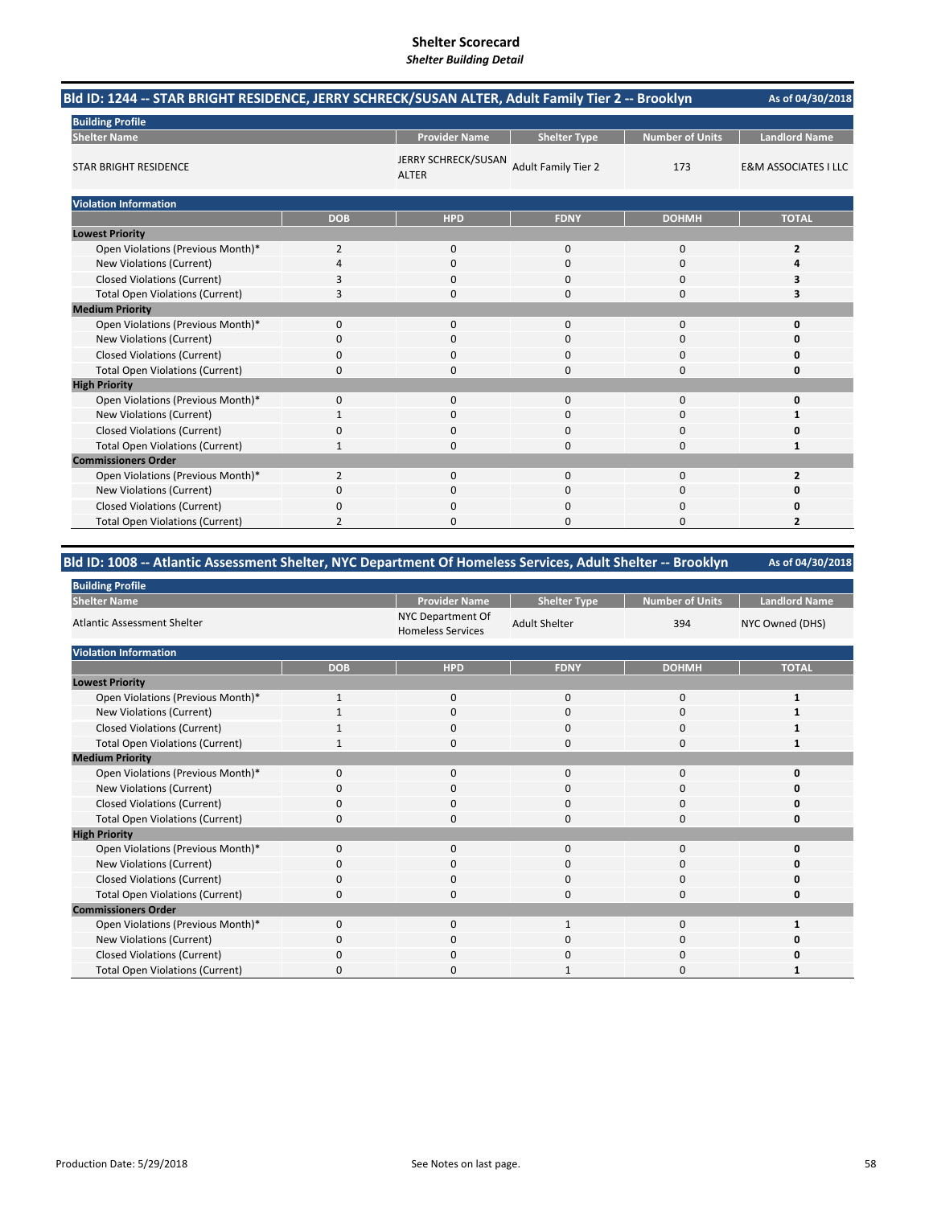# Shelter Scorecard

*Shelter Building Detail*

## Bld ID: 1244 -- STAR BRIGHT RESIDENCE, JERRY SCHRECK/SUSAN ALTER, Adult Family Tier 2 -- Brooklyn

As of 04/30/2018

**Building Profile**

| Shelter Name | Provider Name | Shelter Type | Number of Units | Landlord Name |
|---|---|---|---|---|
| STAR BRIGHT RESIDENCE | JERRY SCHRECK/SUSAN ALTER | Adult Family Tier 2 | 173 | E&M ASSOCIATES I LLC |

**Violation Information**

| | DOB | HPD | FDNY | DOHMH | TOTAL |
|---|---|---|---|---|---|
| **Lowest Priority** | | | | | |
| Open Violations (Previous Month)* | 2 | 0 | 0 | 0 | **2** |
| New Violations (Current) | 4 | 0 | 0 | 0 | **4** |
| Closed Violations (Current) | 3 | 0 | 0 | 0 | **3** |
| Total Open Violations (Current) | 3 | 0 | 0 | 0 | **3** |
| **Medium Priority** | | | | | |
| Open Violations (Previous Month)* | 0 | 0 | 0 | 0 | **0** |
| New Violations (Current) | 0 | 0 | 0 | 0 | **0** |
| Closed Violations (Current) | 0 | 0 | 0 | 0 | **0** |
| Total Open Violations (Current) | 0 | 0 | 0 | 0 | **0** |
| **High Priority** | | | | | |
| Open Violations (Previous Month)* | 0 | 0 | 0 | 0 | **0** |
| New Violations (Current) | 1 | 0 | 0 | 0 | **1** |
| Closed Violations (Current) | 0 | 0 | 0 | 0 | **0** |
| Total Open Violations (Current) | 1 | 0 | 0 | 0 | **1** |
| **Commissioners Order** | | | | | |
| Open Violations (Previous Month)* | 2 | 0 | 0 | 0 | **2** |
| New Violations (Current) | 0 | 0 | 0 | 0 | **0** |
| Closed Violations (Current) | 0 | 0 | 0 | 0 | **0** |
| Total Open Violations (Current) | 2 | 0 | 0 | 0 | **2** |

## Bld ID: 1008 -- Atlantic Assessment Shelter, NYC Department Of Homeless Services, Adult Shelter -- Brooklyn

As of 04/30/2018

**Building Profile**

| Shelter Name | Provider Name | Shelter Type | Number of Units | Landlord Name |
|---|---|---|---|---|
| Atlantic Assessment Shelter | NYC Department Of Homeless Services | Adult Shelter | 394 | NYC Owned (DHS) |

**Violation Information**

| | DOB | HPD | FDNY | DOHMH | TOTAL |
|---|---|---|---|---|---|
| **Lowest Priority** | | | | | |
| Open Violations (Previous Month)* | 1 | 0 | 0 | 0 | **1** |
| New Violations (Current) | 1 | 0 | 0 | 0 | **1** |
| Closed Violations (Current) | 1 | 0 | 0 | 0 | **1** |
| Total Open Violations (Current) | 1 | 0 | 0 | 0 | **1** |
| **Medium Priority** | | | | | |
| Open Violations (Previous Month)* | 0 | 0 | 0 | 0 | **0** |
| New Violations (Current) | 0 | 0 | 0 | 0 | **0** |
| Closed Violations (Current) | 0 | 0 | 0 | 0 | **0** |
| Total Open Violations (Current) | 0 | 0 | 0 | 0 | **0** |
| **High Priority** | | | | | |
| Open Violations (Previous Month)* | 0 | 0 | 0 | 0 | **0** |
| New Violations (Current) | 0 | 0 | 0 | 0 | **0** |
| Closed Violations (Current) | 0 | 0 | 0 | 0 | **0** |
| Total Open Violations (Current) | 0 | 0 | 0 | 0 | **0** |
| **Commissioners Order** | | | | | |
| Open Violations (Previous Month)* | 0 | 0 | 1 | 0 | **1** |
| New Violations (Current) | 0 | 0 | 0 | 0 | **0** |
| Closed Violations (Current) | 0 | 0 | 0 | 0 | **0** |
| Total Open Violations (Current) | 0 | 0 | 1 | 0 | **1** |

Production Date: 5/29/2018

See Notes on last page.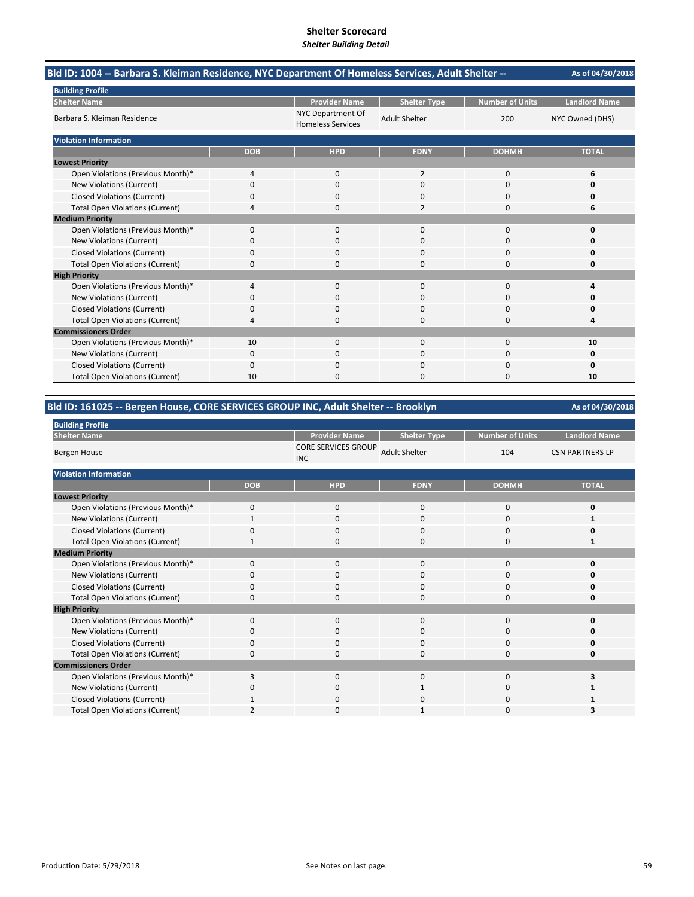# Shelter Scorecard

*Shelter Building Detail*

## Bld ID: 1004 -- Barbara S. Kleiman Residence, NYC Department Of Homeless Services, Adult Shelter --

As of 04/30/2018

**Building Profile**

| Shelter Name | Provider Name | Shelter Type | Number of Units | Landlord Name |
|---|---|---|---|---|
| Barbara S. Kleiman Residence | NYC Department Of Homeless Services | Adult Shelter | 200 | NYC Owned (DHS) |

**Violation Information**

| | DOB | HPD | FDNY | DOHMH | TOTAL |
|---|---|---|---|---|---|
| **Lowest Priority** | | | | | |
| Open Violations (Previous Month)* | 4 | 0 | 2 | 0 | **6** |
| New Violations (Current) | 0 | 0 | 0 | 0 | **0** |
| Closed Violations (Current) | 0 | 0 | 0 | 0 | **0** |
| Total Open Violations (Current) | 4 | 0 | 2 | 0 | **6** |
| **Medium Priority** | | | | | |
| Open Violations (Previous Month)* | 0 | 0 | 0 | 0 | **0** |
| New Violations (Current) | 0 | 0 | 0 | 0 | **0** |
| Closed Violations (Current) | 0 | 0 | 0 | 0 | **0** |
| Total Open Violations (Current) | 0 | 0 | 0 | 0 | **0** |
| **High Priority** | | | | | |
| Open Violations (Previous Month)* | 4 | 0 | 0 | 0 | **4** |
| New Violations (Current) | 0 | 0 | 0 | 0 | **0** |
| Closed Violations (Current) | 0 | 0 | 0 | 0 | **0** |
| Total Open Violations (Current) | 4 | 0 | 0 | 0 | **4** |
| **Commissioners Order** | | | | | |
| Open Violations (Previous Month)* | 10 | 0 | 0 | 0 | **10** |
| New Violations (Current) | 0 | 0 | 0 | 0 | **0** |
| Closed Violations (Current) | 0 | 0 | 0 | 0 | **0** |
| Total Open Violations (Current) | 10 | 0 | 0 | 0 | **10** |

## Bld ID: 161025 -- Bergen House, CORE SERVICES GROUP INC, Adult Shelter -- Brooklyn

As of 04/30/2018

**Building Profile**

| Shelter Name | Provider Name | Shelter Type | Number of Units | Landlord Name |
|---|---|---|---|---|
| Bergen House | CORE SERVICES GROUP INC | Adult Shelter | 104 | CSN PARTNERS LP |

**Violation Information**

| | DOB | HPD | FDNY | DOHMH | TOTAL |
|---|---|---|---|---|---|
| **Lowest Priority** | | | | | |
| Open Violations (Previous Month)* | 0 | 0 | 0 | 0 | **0** |
| New Violations (Current) | 1 | 0 | 0 | 0 | **1** |
| Closed Violations (Current) | 0 | 0 | 0 | 0 | **0** |
| Total Open Violations (Current) | 1 | 0 | 0 | 0 | **1** |
| **Medium Priority** | | | | | |
| Open Violations (Previous Month)* | 0 | 0 | 0 | 0 | **0** |
| New Violations (Current) | 0 | 0 | 0 | 0 | **0** |
| Closed Violations (Current) | 0 | 0 | 0 | 0 | **0** |
| Total Open Violations (Current) | 0 | 0 | 0 | 0 | **0** |
| **High Priority** | | | | | |
| Open Violations (Previous Month)* | 0 | 0 | 0 | 0 | **0** |
| New Violations (Current) | 0 | 0 | 0 | 0 | **0** |
| Closed Violations (Current) | 0 | 0 | 0 | 0 | **0** |
| Total Open Violations (Current) | 0 | 0 | 0 | 0 | **0** |
| **Commissioners Order** | | | | | |
| Open Violations (Previous Month)* | 3 | 0 | 0 | 0 | **3** |
| New Violations (Current) | 0 | 0 | 1 | 0 | **1** |
| Closed Violations (Current) | 1 | 0 | 0 | 0 | **1** |
| Total Open Violations (Current) | 2 | 0 | 1 | 0 | **3** |

Production Date: 5/29/2018

See Notes on last page.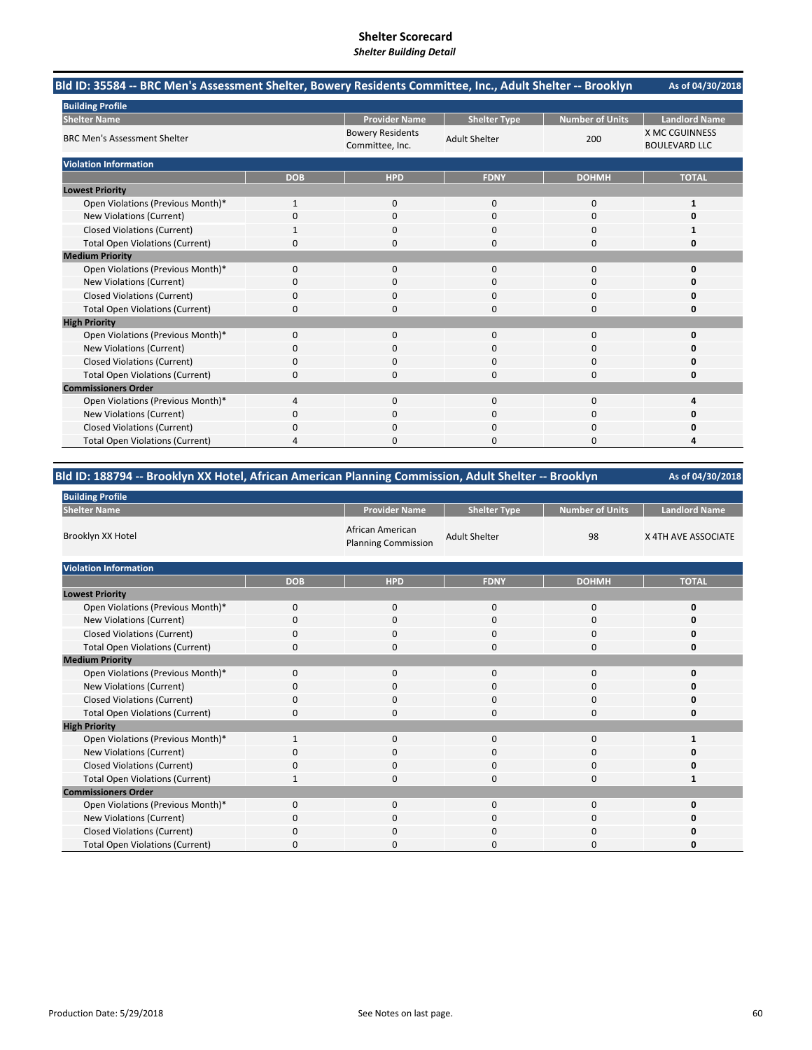# Shelter Scorecard

*Shelter Building Detail*

## Bld ID: 35584 -- BRC Men's Assessment Shelter, Bowery Residents Committee, Inc., Adult Shelter -- Brooklyn

As of 04/30/2018

**Building Profile**

| Shelter Name | Provider Name | Shelter Type | Number of Units | Landlord Name |
|---|---|---|---|---|
| BRC Men's Assessment Shelter | Bowery Residents Committee, Inc. | Adult Shelter | 200 | X MC CGUINNESS BOULEVARD LLC |

**Violation Information**

| | DOB | HPD | FDNY | DOHMH | TOTAL |
|---|---|---|---|---|---|
| **Lowest Priority** | | | | | |
| Open Violations (Previous Month)* | 1 | 0 | 0 | 0 | **1** |
| New Violations (Current) | 0 | 0 | 0 | 0 | **0** |
| Closed Violations (Current) | 1 | 0 | 0 | 0 | **1** |
| Total Open Violations (Current) | 0 | 0 | 0 | 0 | **0** |
| **Medium Priority** | | | | | |
| Open Violations (Previous Month)* | 0 | 0 | 0 | 0 | **0** |
| New Violations (Current) | 0 | 0 | 0 | 0 | **0** |
| Closed Violations (Current) | 0 | 0 | 0 | 0 | **0** |
| Total Open Violations (Current) | 0 | 0 | 0 | 0 | **0** |
| **High Priority** | | | | | |
| Open Violations (Previous Month)* | 0 | 0 | 0 | 0 | **0** |
| New Violations (Current) | 0 | 0 | 0 | 0 | **0** |
| Closed Violations (Current) | 0 | 0 | 0 | 0 | **0** |
| Total Open Violations (Current) | 0 | 0 | 0 | 0 | **0** |
| **Commissioners Order** | | | | | |
| Open Violations (Previous Month)* | 4 | 0 | 0 | 0 | **4** |
| New Violations (Current) | 0 | 0 | 0 | 0 | **0** |
| Closed Violations (Current) | 0 | 0 | 0 | 0 | **0** |
| Total Open Violations (Current) | 4 | 0 | 0 | 0 | **4** |

## Bld ID: 188794 -- Brooklyn XX Hotel, African American Planning Commission, Adult Shelter -- Brooklyn

As of 04/30/2018

**Building Profile**

| Shelter Name | Provider Name | Shelter Type | Number of Units | Landlord Name |
|---|---|---|---|---|
| Brooklyn XX Hotel | African American Planning Commission | Adult Shelter | 98 | X 4TH AVE ASSOCIATE |

**Violation Information**

| | DOB | HPD | FDNY | DOHMH | TOTAL |
|---|---|---|---|---|---|
| **Lowest Priority** | | | | | |
| Open Violations (Previous Month)* | 0 | 0 | 0 | 0 | **0** |
| New Violations (Current) | 0 | 0 | 0 | 0 | **0** |
| Closed Violations (Current) | 0 | 0 | 0 | 0 | **0** |
| Total Open Violations (Current) | 0 | 0 | 0 | 0 | **0** |
| **Medium Priority** | | | | | |
| Open Violations (Previous Month)* | 0 | 0 | 0 | 0 | **0** |
| New Violations (Current) | 0 | 0 | 0 | 0 | **0** |
| Closed Violations (Current) | 0 | 0 | 0 | 0 | **0** |
| Total Open Violations (Current) | 0 | 0 | 0 | 0 | **0** |
| **High Priority** | | | | | |
| Open Violations (Previous Month)* | 1 | 0 | 0 | 0 | **1** |
| New Violations (Current) | 0 | 0 | 0 | 0 | **0** |
| Closed Violations (Current) | 0 | 0 | 0 | 0 | **0** |
| Total Open Violations (Current) | 1 | 0 | 0 | 0 | **1** |
| **Commissioners Order** | | | | | |
| Open Violations (Previous Month)* | 0 | 0 | 0 | 0 | **0** |
| New Violations (Current) | 0 | 0 | 0 | 0 | **0** |
| Closed Violations (Current) | 0 | 0 | 0 | 0 | **0** |
| Total Open Violations (Current) | 0 | 0 | 0 | 0 | **0** |

Production Date: 5/29/2018

See Notes on last page.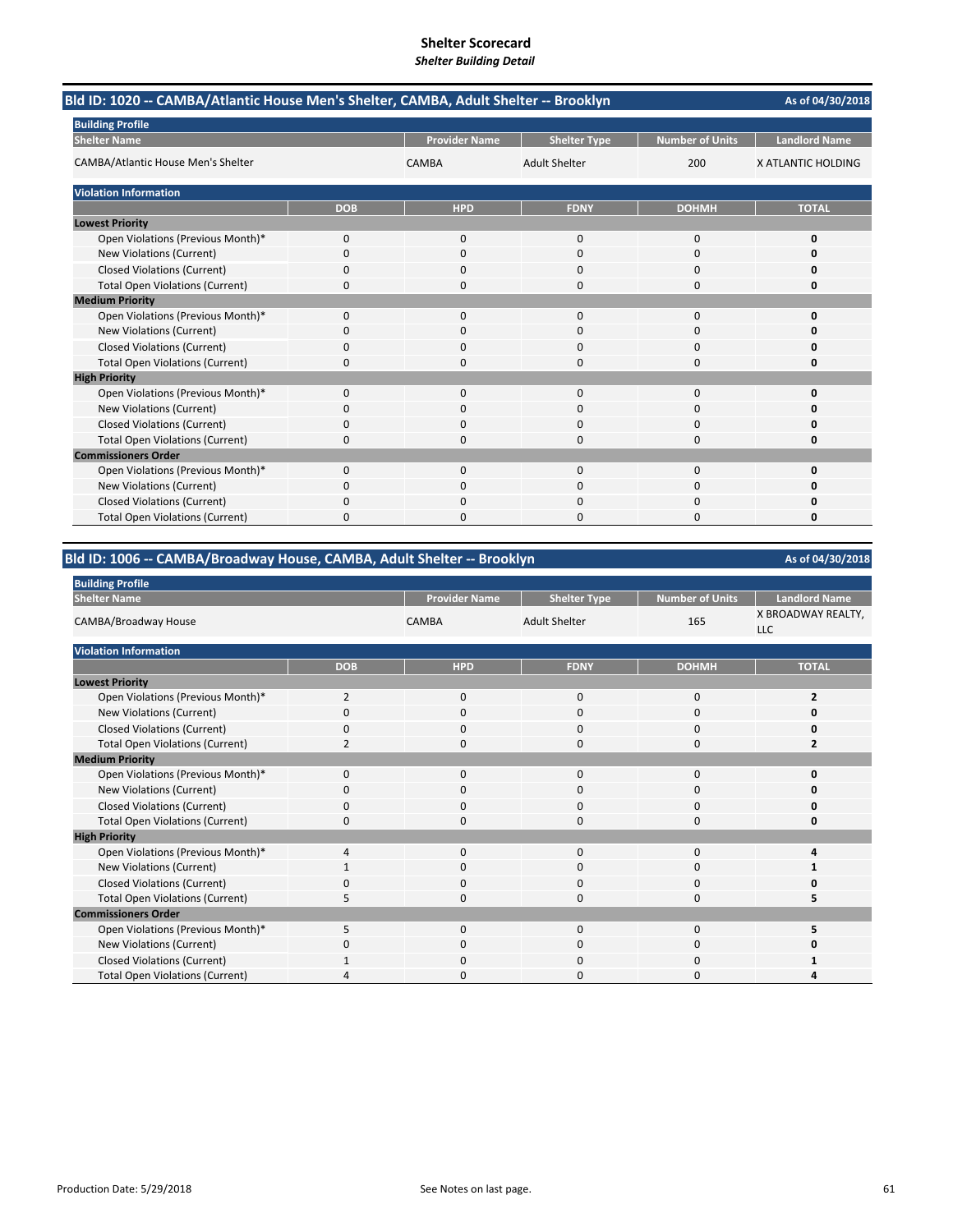# Shelter Scorecard
*Shelter Building Detail*

## Bld ID: 1020 -- CAMBA/Atlantic House Men's Shelter, CAMBA, Adult Shelter -- Brooklyn

As of 04/30/2018

**Building Profile**

| Shelter Name | Provider Name | Shelter Type | Number of Units | Landlord Name |
|---|---|---|---|---|
| CAMBA/Atlantic House Men's Shelter | CAMBA | Adult Shelter | 200 | X ATLANTIC HOLDING |

**Violation Information**

| | DOB | HPD | FDNY | DOHMH | TOTAL |
|---|---|---|---|---|---|
| **Lowest Priority** | | | | | |
| Open Violations (Previous Month)* | 0 | 0 | 0 | 0 | **0** |
| New Violations (Current) | 0 | 0 | 0 | 0 | **0** |
| Closed Violations (Current) | 0 | 0 | 0 | 0 | **0** |
| Total Open Violations (Current) | 0 | 0 | 0 | 0 | **0** |
| **Medium Priority** | | | | | |
| Open Violations (Previous Month)* | 0 | 0 | 0 | 0 | **0** |
| New Violations (Current) | 0 | 0 | 0 | 0 | **0** |
| Closed Violations (Current) | 0 | 0 | 0 | 0 | **0** |
| Total Open Violations (Current) | 0 | 0 | 0 | 0 | **0** |
| **High Priority** | | | | | |
| Open Violations (Previous Month)* | 0 | 0 | 0 | 0 | **0** |
| New Violations (Current) | 0 | 0 | 0 | 0 | **0** |
| Closed Violations (Current) | 0 | 0 | 0 | 0 | **0** |
| Total Open Violations (Current) | 0 | 0 | 0 | 0 | **0** |
| **Commissioners Order** | | | | | |
| Open Violations (Previous Month)* | 0 | 0 | 0 | 0 | **0** |
| New Violations (Current) | 0 | 0 | 0 | 0 | **0** |
| Closed Violations (Current) | 0 | 0 | 0 | 0 | **0** |
| Total Open Violations (Current) | 0 | 0 | 0 | 0 | **0** |

## Bld ID: 1006 -- CAMBA/Broadway House, CAMBA, Adult Shelter -- Brooklyn

As of 04/30/2018

**Building Profile**

| Shelter Name | Provider Name | Shelter Type | Number of Units | Landlord Name |
|---|---|---|---|---|
| CAMBA/Broadway House | CAMBA | Adult Shelter | 165 | X BROADWAY REALTY, LLC |

**Violation Information**

| | DOB | HPD | FDNY | DOHMH | TOTAL |
|---|---|---|---|---|---|
| **Lowest Priority** | | | | | |
| Open Violations (Previous Month)* | 2 | 0 | 0 | 0 | **2** |
| New Violations (Current) | 0 | 0 | 0 | 0 | **0** |
| Closed Violations (Current) | 0 | 0 | 0 | 0 | **0** |
| Total Open Violations (Current) | 2 | 0 | 0 | 0 | **2** |
| **Medium Priority** | | | | | |
| Open Violations (Previous Month)* | 0 | 0 | 0 | 0 | **0** |
| New Violations (Current) | 0 | 0 | 0 | 0 | **0** |
| Closed Violations (Current) | 0 | 0 | 0 | 0 | **0** |
| Total Open Violations (Current) | 0 | 0 | 0 | 0 | **0** |
| **High Priority** | | | | | |
| Open Violations (Previous Month)* | 4 | 0 | 0 | 0 | **4** |
| New Violations (Current) | 1 | 0 | 0 | 0 | **1** |
| Closed Violations (Current) | 0 | 0 | 0 | 0 | **0** |
| Total Open Violations (Current) | 5 | 0 | 0 | 0 | **5** |
| **Commissioners Order** | | | | | |
| Open Violations (Previous Month)* | 5 | 0 | 0 | 0 | **5** |
| New Violations (Current) | 0 | 0 | 0 | 0 | **0** |
| Closed Violations (Current) | 1 | 0 | 0 | 0 | **1** |
| Total Open Violations (Current) | 4 | 0 | 0 | 0 | **4** |

Production Date: 5/29/2018

See Notes on last page.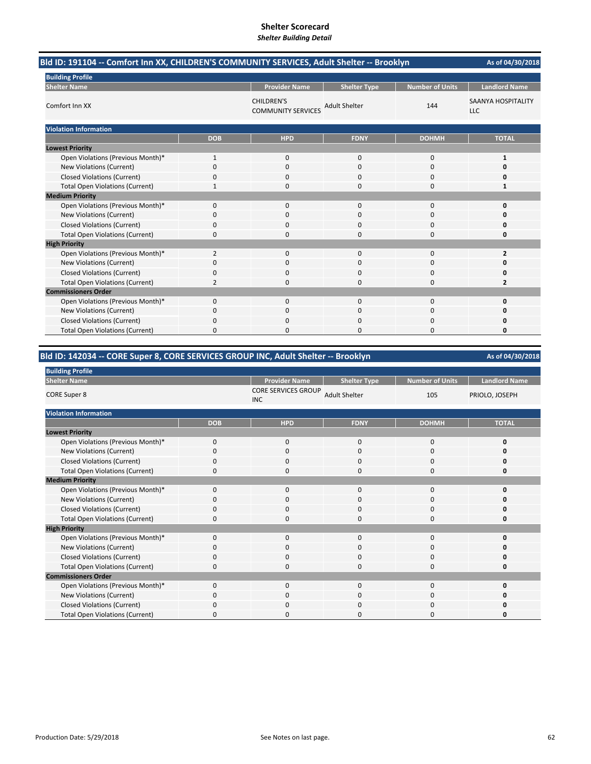# Shelter Scorecard

*Shelter Building Detail*

## Bld ID: 191104 -- Comfort Inn XX, CHILDREN'S COMMUNITY SERVICES, Adult Shelter -- Brooklyn

As of 04/30/2018

**Building Profile**

| Shelter Name | Provider Name | Shelter Type | Number of Units | Landlord Name |
|---|---|---|---|---|
| Comfort Inn XX | CHILDREN'S COMMUNITY SERVICES | Adult Shelter | 144 | SAANYA HOSPITALITY LLC |

**Violation Information**

| | DOB | HPD | FDNY | DOHMH | TOTAL |
|---|---|---|---|---|---|
| **Lowest Priority** | | | | | |
| Open Violations (Previous Month)* | 1 | 0 | 0 | 0 | **1** |
| New Violations (Current) | 0 | 0 | 0 | 0 | **0** |
| Closed Violations (Current) | 0 | 0 | 0 | 0 | **0** |
| Total Open Violations (Current) | 1 | 0 | 0 | 0 | **1** |
| **Medium Priority** | | | | | |
| Open Violations (Previous Month)* | 0 | 0 | 0 | 0 | **0** |
| New Violations (Current) | 0 | 0 | 0 | 0 | **0** |
| Closed Violations (Current) | 0 | 0 | 0 | 0 | **0** |
| Total Open Violations (Current) | 0 | 0 | 0 | 0 | **0** |
| **High Priority** | | | | | |
| Open Violations (Previous Month)* | 2 | 0 | 0 | 0 | **2** |
| New Violations (Current) | 0 | 0 | 0 | 0 | **0** |
| Closed Violations (Current) | 0 | 0 | 0 | 0 | **0** |
| Total Open Violations (Current) | 2 | 0 | 0 | 0 | **2** |
| **Commissioners Order** | | | | | |
| Open Violations (Previous Month)* | 0 | 0 | 0 | 0 | **0** |
| New Violations (Current) | 0 | 0 | 0 | 0 | **0** |
| Closed Violations (Current) | 0 | 0 | 0 | 0 | **0** |
| Total Open Violations (Current) | 0 | 0 | 0 | 0 | **0** |

## Bld ID: 142034 -- CORE Super 8, CORE SERVICES GROUP INC, Adult Shelter -- Brooklyn

As of 04/30/2018

**Building Profile**

| Shelter Name | Provider Name | Shelter Type | Number of Units | Landlord Name |
|---|---|---|---|---|
| CORE Super 8 | CORE SERVICES GROUP INC | Adult Shelter | 105 | PRIOLO, JOSEPH |

**Violation Information**

| | DOB | HPD | FDNY | DOHMH | TOTAL |
|---|---|---|---|---|---|
| **Lowest Priority** | | | | | |
| Open Violations (Previous Month)* | 0 | 0 | 0 | 0 | **0** |
| New Violations (Current) | 0 | 0 | 0 | 0 | **0** |
| Closed Violations (Current) | 0 | 0 | 0 | 0 | **0** |
| Total Open Violations (Current) | 0 | 0 | 0 | 0 | **0** |
| **Medium Priority** | | | | | |
| Open Violations (Previous Month)* | 0 | 0 | 0 | 0 | **0** |
| New Violations (Current) | 0 | 0 | 0 | 0 | **0** |
| Closed Violations (Current) | 0 | 0 | 0 | 0 | **0** |
| Total Open Violations (Current) | 0 | 0 | 0 | 0 | **0** |
| **High Priority** | | | | | |
| Open Violations (Previous Month)* | 0 | 0 | 0 | 0 | **0** |
| New Violations (Current) | 0 | 0 | 0 | 0 | **0** |
| Closed Violations (Current) | 0 | 0 | 0 | 0 | **0** |
| Total Open Violations (Current) | 0 | 0 | 0 | 0 | **0** |
| **Commissioners Order** | | | | | |
| Open Violations (Previous Month)* | 0 | 0 | 0 | 0 | **0** |
| New Violations (Current) | 0 | 0 | 0 | 0 | **0** |
| Closed Violations (Current) | 0 | 0 | 0 | 0 | **0** |
| Total Open Violations (Current) | 0 | 0 | 0 | 0 | **0** |

Production Date: 5/29/2018

See Notes on last page.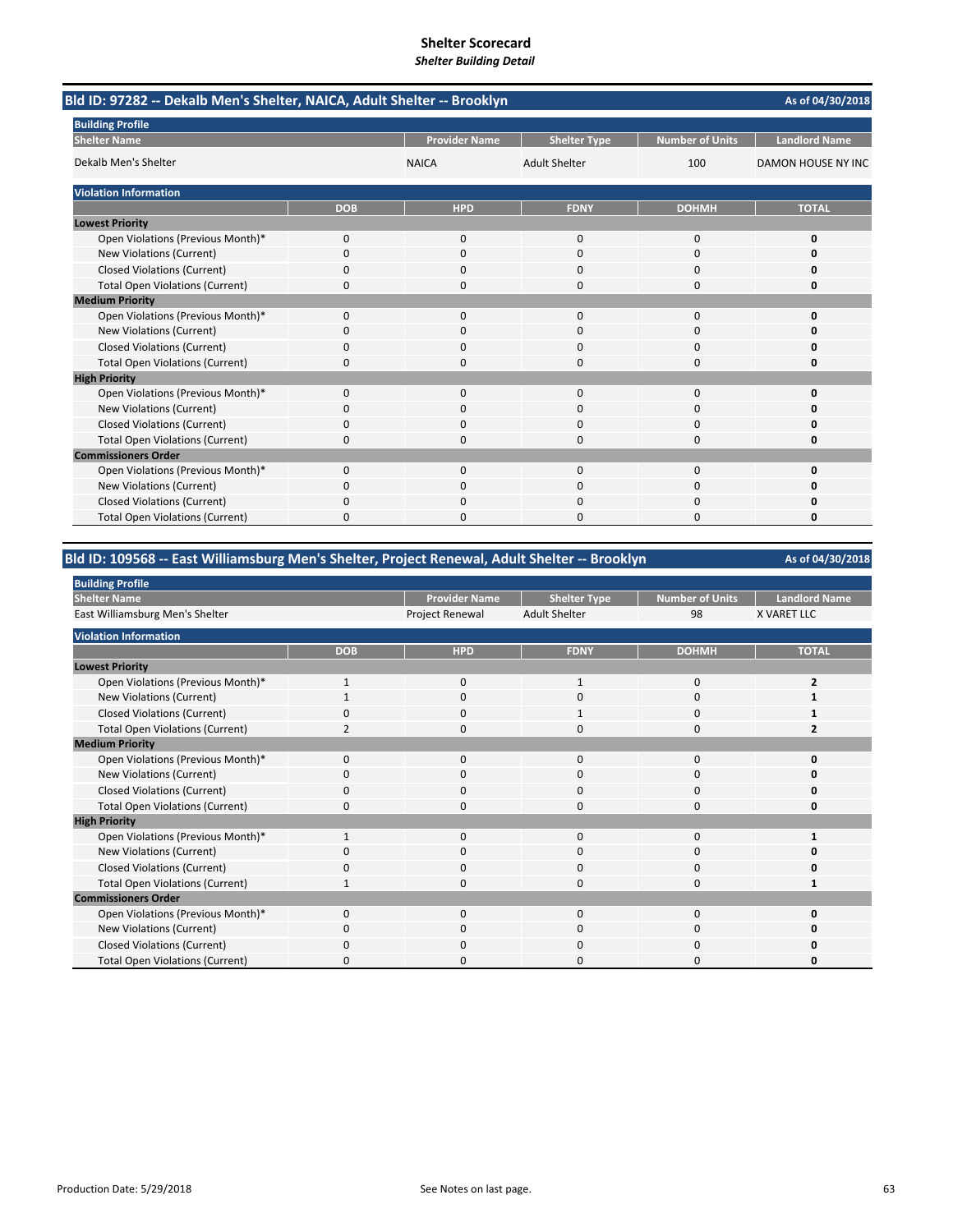# Shelter Scorecard

***Shelter Building Detail***

## Bld ID: 97282 -- Dekalb Men's Shelter, NAICA, Adult Shelter -- Brooklyn

As of 04/30/2018

**Building Profile**

| Shelter Name | Provider Name | Shelter Type | Number of Units | Landlord Name |
|---|---|---|---|---|
| Dekalb Men's Shelter | NAICA | Adult Shelter | 100 | DAMON HOUSE NY INC |

**Violation Information**

| | DOB | HPD | FDNY | DOHMH | TOTAL |
|---|---|---|---|---|---|
| **Lowest Priority** | | | | | |
| Open Violations (Previous Month)* | 0 | 0 | 0 | 0 | **0** |
| New Violations (Current) | 0 | 0 | 0 | 0 | **0** |
| Closed Violations (Current) | 0 | 0 | 0 | 0 | **0** |
| Total Open Violations (Current) | 0 | 0 | 0 | 0 | **0** |
| **Medium Priority** | | | | | |
| Open Violations (Previous Month)* | 0 | 0 | 0 | 0 | **0** |
| New Violations (Current) | 0 | 0 | 0 | 0 | **0** |
| Closed Violations (Current) | 0 | 0 | 0 | 0 | **0** |
| Total Open Violations (Current) | 0 | 0 | 0 | 0 | **0** |
| **High Priority** | | | | | |
| Open Violations (Previous Month)* | 0 | 0 | 0 | 0 | **0** |
| New Violations (Current) | 0 | 0 | 0 | 0 | **0** |
| Closed Violations (Current) | 0 | 0 | 0 | 0 | **0** |
| Total Open Violations (Current) | 0 | 0 | 0 | 0 | **0** |
| **Commissioners Order** | | | | | |
| Open Violations (Previous Month)* | 0 | 0 | 0 | 0 | **0** |
| New Violations (Current) | 0 | 0 | 0 | 0 | **0** |
| Closed Violations (Current) | 0 | 0 | 0 | 0 | **0** |
| Total Open Violations (Current) | 0 | 0 | 0 | 0 | **0** |

## Bld ID: 109568 -- East Williamsburg Men's Shelter, Project Renewal, Adult Shelter -- Brooklyn

As of 04/30/2018

**Building Profile**

| Shelter Name | Provider Name | Shelter Type | Number of Units | Landlord Name |
|---|---|---|---|---|
| East Williamsburg Men's Shelter | Project Renewal | Adult Shelter | 98 | X VARET LLC |

**Violation Information**

| | DOB | HPD | FDNY | DOHMH | TOTAL |
|---|---|---|---|---|---|
| **Lowest Priority** | | | | | |
| Open Violations (Previous Month)* | 1 | 0 | 1 | 0 | **2** |
| New Violations (Current) | 1 | 0 | 0 | 0 | **1** |
| Closed Violations (Current) | 0 | 0 | 1 | 0 | **1** |
| Total Open Violations (Current) | 2 | 0 | 0 | 0 | **2** |
| **Medium Priority** | | | | | |
| Open Violations (Previous Month)* | 0 | 0 | 0 | 0 | **0** |
| New Violations (Current) | 0 | 0 | 0 | 0 | **0** |
| Closed Violations (Current) | 0 | 0 | 0 | 0 | **0** |
| Total Open Violations (Current) | 0 | 0 | 0 | 0 | **0** |
| **High Priority** | | | | | |
| Open Violations (Previous Month)* | 1 | 0 | 0 | 0 | **1** |
| New Violations (Current) | 0 | 0 | 0 | 0 | **0** |
| Closed Violations (Current) | 0 | 0 | 0 | 0 | **0** |
| Total Open Violations (Current) | 1 | 0 | 0 | 0 | **1** |
| **Commissioners Order** | | | | | |
| Open Violations (Previous Month)* | 0 | 0 | 0 | 0 | **0** |
| New Violations (Current) | 0 | 0 | 0 | 0 | **0** |
| Closed Violations (Current) | 0 | 0 | 0 | 0 | **0** |
| Total Open Violations (Current) | 0 | 0 | 0 | 0 | **0** |

Production Date: 5/29/2018

See Notes on last page.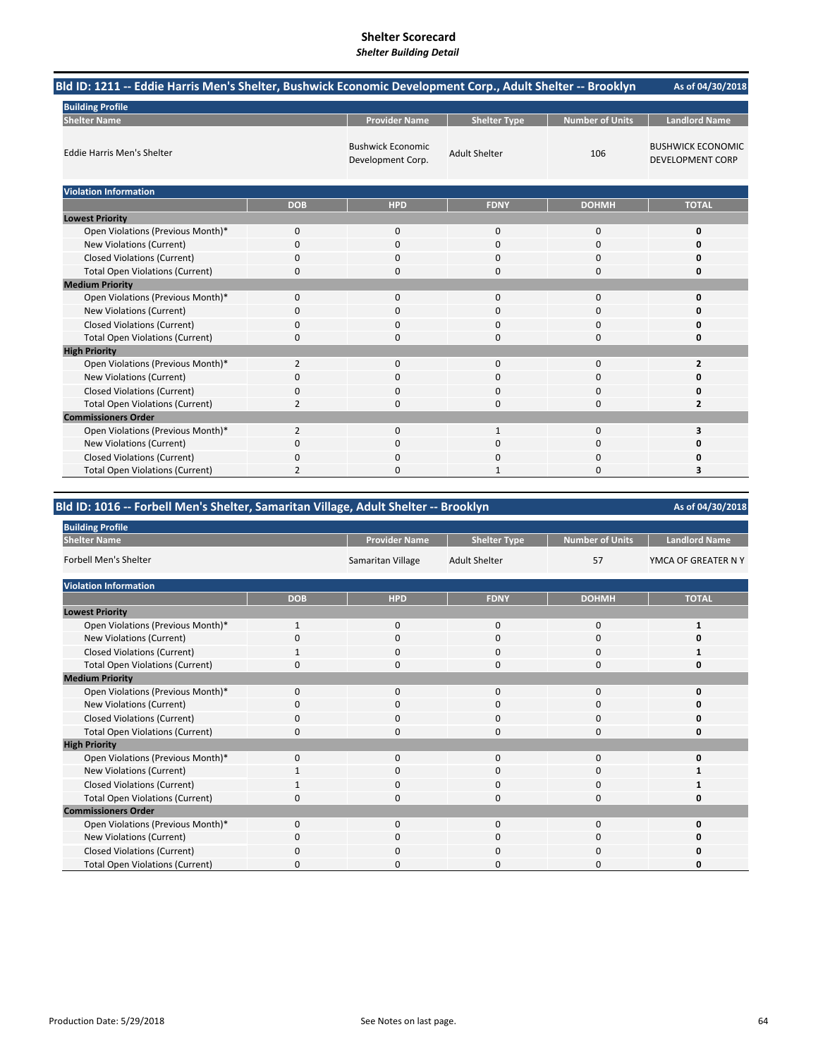# Shelter Scorecard
*Shelter Building Detail*

## Bld ID: 1211 -- Eddie Harris Men's Shelter, Bushwick Economic Development Corp., Adult Shelter -- Brooklyn

As of 04/30/2018

**Building Profile**

| Shelter Name | Provider Name | Shelter Type | Number of Units | Landlord Name |
|---|---|---|---|---|
| Eddie Harris Men's Shelter | Bushwick Economic Development Corp. | Adult Shelter | 106 | BUSHWICK ECONOMIC DEVELOPMENT CORP |

**Violation Information**

| | DOB | HPD | FDNY | DOHMH | TOTAL |
|---|---|---|---|---|---|
| **Lowest Priority** | | | | | |
| Open Violations (Previous Month)* | 0 | 0 | 0 | 0 | **0** |
| New Violations (Current) | 0 | 0 | 0 | 0 | **0** |
| Closed Violations (Current) | 0 | 0 | 0 | 0 | **0** |
| Total Open Violations (Current) | 0 | 0 | 0 | 0 | **0** |
| **Medium Priority** | | | | | |
| Open Violations (Previous Month)* | 0 | 0 | 0 | 0 | **0** |
| New Violations (Current) | 0 | 0 | 0 | 0 | **0** |
| Closed Violations (Current) | 0 | 0 | 0 | 0 | **0** |
| Total Open Violations (Current) | 0 | 0 | 0 | 0 | **0** |
| **High Priority** | | | | | |
| Open Violations (Previous Month)* | 2 | 0 | 0 | 0 | **2** |
| New Violations (Current) | 0 | 0 | 0 | 0 | **0** |
| Closed Violations (Current) | 0 | 0 | 0 | 0 | **0** |
| Total Open Violations (Current) | 2 | 0 | 0 | 0 | **2** |
| **Commissioners Order** | | | | | |
| Open Violations (Previous Month)* | 2 | 0 | 1 | 0 | **3** |
| New Violations (Current) | 0 | 0 | 0 | 0 | **0** |
| Closed Violations (Current) | 0 | 0 | 0 | 0 | **0** |
| Total Open Violations (Current) | 2 | 0 | 1 | 0 | **3** |

## Bld ID: 1016 -- Forbell Men's Shelter, Samaritan Village, Adult Shelter -- Brooklyn

As of 04/30/2018

**Building Profile**

| Shelter Name | Provider Name | Shelter Type | Number of Units | Landlord Name |
|---|---|---|---|---|
| Forbell Men's Shelter | Samaritan Village | Adult Shelter | 57 | YMCA OF GREATER N Y |

**Violation Information**

| | DOB | HPD | FDNY | DOHMH | TOTAL |
|---|---|---|---|---|---|
| **Lowest Priority** | | | | | |
| Open Violations (Previous Month)* | 1 | 0 | 0 | 0 | **1** |
| New Violations (Current) | 0 | 0 | 0 | 0 | **0** |
| Closed Violations (Current) | 1 | 0 | 0 | 0 | **1** |
| Total Open Violations (Current) | 0 | 0 | 0 | 0 | **0** |
| **Medium Priority** | | | | | |
| Open Violations (Previous Month)* | 0 | 0 | 0 | 0 | **0** |
| New Violations (Current) | 0 | 0 | 0 | 0 | **0** |
| Closed Violations (Current) | 0 | 0 | 0 | 0 | **0** |
| Total Open Violations (Current) | 0 | 0 | 0 | 0 | **0** |
| **High Priority** | | | | | |
| Open Violations (Previous Month)* | 0 | 0 | 0 | 0 | **0** |
| New Violations (Current) | 1 | 0 | 0 | 0 | **1** |
| Closed Violations (Current) | 1 | 0 | 0 | 0 | **1** |
| Total Open Violations (Current) | 0 | 0 | 0 | 0 | **0** |
| **Commissioners Order** | | | | | |
| Open Violations (Previous Month)* | 0 | 0 | 0 | 0 | **0** |
| New Violations (Current) | 0 | 0 | 0 | 0 | **0** |
| Closed Violations (Current) | 0 | 0 | 0 | 0 | **0** |
| Total Open Violations (Current) | 0 | 0 | 0 | 0 | **0** |

Production Date: 5/29/2018

See Notes on last page.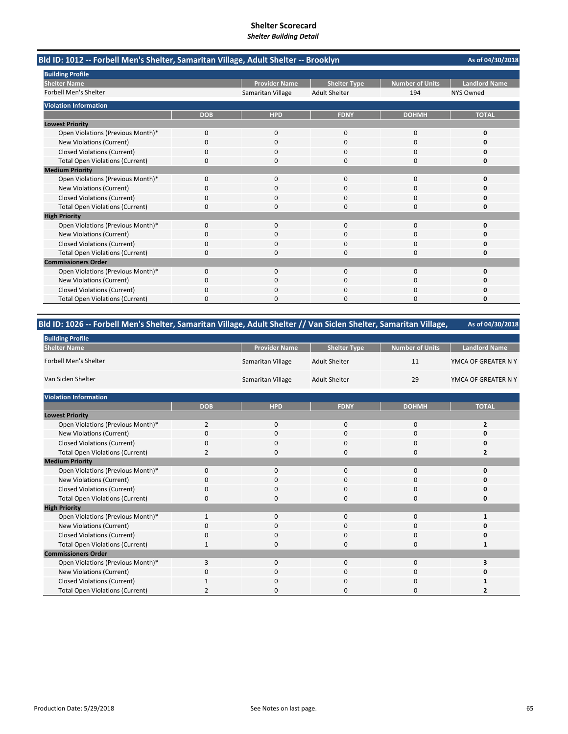# Shelter Scorecard
*Shelter Building Detail*

## Bld ID: 1012 -- Forbell Men's Shelter, Samaritan Village, Adult Shelter -- Brooklyn

As of 04/30/2018

**Building Profile**

| Shelter Name | Provider Name | Shelter Type | Number of Units | Landlord Name |
|---|---|---|---|---|
| Forbell Men's Shelter | Samaritan Village | Adult Shelter | 194 | NYS Owned |

**Violation Information**

| | DOB | HPD | FDNY | DOHMH | TOTAL |
|---|---|---|---|---|---|
| **Lowest Priority** | | | | | |
| Open Violations (Previous Month)* | 0 | 0 | 0 | 0 | **0** |
| New Violations (Current) | 0 | 0 | 0 | 0 | **0** |
| Closed Violations (Current) | 0 | 0 | 0 | 0 | **0** |
| Total Open Violations (Current) | 0 | 0 | 0 | 0 | **0** |
| **Medium Priority** | | | | | |
| Open Violations (Previous Month)* | 0 | 0 | 0 | 0 | **0** |
| New Violations (Current) | 0 | 0 | 0 | 0 | **0** |
| Closed Violations (Current) | 0 | 0 | 0 | 0 | **0** |
| Total Open Violations (Current) | 0 | 0 | 0 | 0 | **0** |
| **High Priority** | | | | | |
| Open Violations (Previous Month)* | 0 | 0 | 0 | 0 | **0** |
| New Violations (Current) | 0 | 0 | 0 | 0 | **0** |
| Closed Violations (Current) | 0 | 0 | 0 | 0 | **0** |
| Total Open Violations (Current) | 0 | 0 | 0 | 0 | **0** |
| **Commissioners Order** | | | | | |
| Open Violations (Previous Month)* | 0 | 0 | 0 | 0 | **0** |
| New Violations (Current) | 0 | 0 | 0 | 0 | **0** |
| Closed Violations (Current) | 0 | 0 | 0 | 0 | **0** |
| Total Open Violations (Current) | 0 | 0 | 0 | 0 | **0** |

## Bld ID: 1026 -- Forbell Men's Shelter, Samaritan Village, Adult Shelter // Van Siclen Shelter, Samaritan Village,

As of 04/30/2018

**Building Profile**

| Shelter Name | Provider Name | Shelter Type | Number of Units | Landlord Name |
|---|---|---|---|---|
| Forbell Men's Shelter | Samaritan Village | Adult Shelter | 11 | YMCA OF GREATER N Y |
| Van Siclen Shelter | Samaritan Village | Adult Shelter | 29 | YMCA OF GREATER N Y |

**Violation Information**

| | DOB | HPD | FDNY | DOHMH | TOTAL |
|---|---|---|---|---|---|
| **Lowest Priority** | | | | | |
| Open Violations (Previous Month)* | 2 | 0 | 0 | 0 | **2** |
| New Violations (Current) | 0 | 0 | 0 | 0 | **0** |
| Closed Violations (Current) | 0 | 0 | 0 | 0 | **0** |
| Total Open Violations (Current) | 2 | 0 | 0 | 0 | **2** |
| **Medium Priority** | | | | | |
| Open Violations (Previous Month)* | 0 | 0 | 0 | 0 | **0** |
| New Violations (Current) | 0 | 0 | 0 | 0 | **0** |
| Closed Violations (Current) | 0 | 0 | 0 | 0 | **0** |
| Total Open Violations (Current) | 0 | 0 | 0 | 0 | **0** |
| **High Priority** | | | | | |
| Open Violations (Previous Month)* | 1 | 0 | 0 | 0 | **1** |
| New Violations (Current) | 0 | 0 | 0 | 0 | **0** |
| Closed Violations (Current) | 0 | 0 | 0 | 0 | **0** |
| Total Open Violations (Current) | 1 | 0 | 0 | 0 | **1** |
| **Commissioners Order** | | | | | |
| Open Violations (Previous Month)* | 3 | 0 | 0 | 0 | **3** |
| New Violations (Current) | 0 | 0 | 0 | 0 | **0** |
| Closed Violations (Current) | 1 | 0 | 0 | 0 | **1** |
| Total Open Violations (Current) | 2 | 0 | 0 | 0 | **2** |

Production Date: 5/29/2018

See Notes on last page.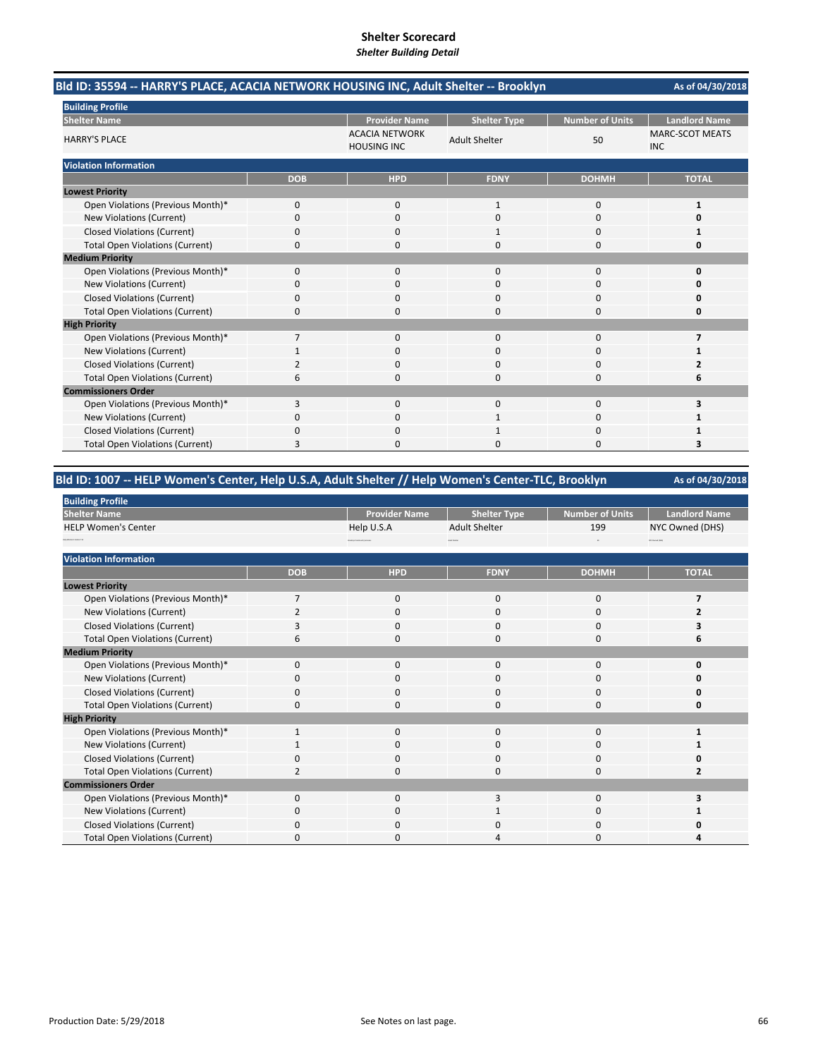# Shelter Scorecard

*Shelter Building Detail*

## Bld ID: 35594 -- HARRY'S PLACE, ACACIA NETWORK HOUSING INC, Adult Shelter -- Brooklyn

As of 04/30/2018

**Building Profile**

| Shelter Name | Provider Name | Shelter Type | Number of Units | Landlord Name |
|---|---|---|---|---|
| HARRY'S PLACE | ACACIA NETWORK HOUSING INC | Adult Shelter | 50 | MARC-SCOT MEATS INC |

**Violation Information**

| | DOB | HPD | FDNY | DOHMH | TOTAL |
|---|---|---|---|---|---|
| **Lowest Priority** | | | | | |
| Open Violations (Previous Month)* | 0 | 0 | 1 | 0 | **1** |
| New Violations (Current) | 0 | 0 | 0 | 0 | **0** |
| Closed Violations (Current) | 0 | 0 | 1 | 0 | **1** |
| Total Open Violations (Current) | 0 | 0 | 0 | 0 | **0** |
| **Medium Priority** | | | | | |
| Open Violations (Previous Month)* | 0 | 0 | 0 | 0 | **0** |
| New Violations (Current) | 0 | 0 | 0 | 0 | **0** |
| Closed Violations (Current) | 0 | 0 | 0 | 0 | **0** |
| Total Open Violations (Current) | 0 | 0 | 0 | 0 | **0** |
| **High Priority** | | | | | |
| Open Violations (Previous Month)* | 7 | 0 | 0 | 0 | **7** |
| New Violations (Current) | 1 | 0 | 0 | 0 | **1** |
| Closed Violations (Current) | 2 | 0 | 0 | 0 | **2** |
| Total Open Violations (Current) | 6 | 0 | 0 | 0 | **6** |
| **Commissioners Order** | | | | | |
| Open Violations (Previous Month)* | 3 | 0 | 0 | 0 | **3** |
| New Violations (Current) | 0 | 0 | 1 | 0 | **1** |
| Closed Violations (Current) | 0 | 0 | 1 | 0 | **1** |
| Total Open Violations (Current) | 3 | 0 | 0 | 0 | **3** |

## Bld ID: 1007 -- HELP Women's Center, Help U.S.A, Adult Shelter // Help Women's Center-TLC, Brooklyn

As of 04/30/2018

**Building Profile**

| Shelter Name | Provider Name | Shelter Type | Number of Units | Landlord Name |
|---|---|---|---|---|
| HELP Women's Center | Help U.S.A | Adult Shelter | 199 | NYC Owned (DHS) |

**Violation Information**

| | DOB | HPD | FDNY | DOHMH | TOTAL |
|---|---|---|---|---|---|
| **Lowest Priority** | | | | | |
| Open Violations (Previous Month)* | 7 | 0 | 0 | 0 | **7** |
| New Violations (Current) | 2 | 0 | 0 | 0 | **2** |
| Closed Violations (Current) | 3 | 0 | 0 | 0 | **3** |
| Total Open Violations (Current) | 6 | 0 | 0 | 0 | **6** |
| **Medium Priority** | | | | | |
| Open Violations (Previous Month)* | 0 | 0 | 0 | 0 | **0** |
| New Violations (Current) | 0 | 0 | 0 | 0 | **0** |
| Closed Violations (Current) | 0 | 0 | 0 | 0 | **0** |
| Total Open Violations (Current) | 0 | 0 | 0 | 0 | **0** |
| **High Priority** | | | | | |
| Open Violations (Previous Month)* | 1 | 0 | 0 | 0 | **1** |
| New Violations (Current) | 1 | 0 | 0 | 0 | **1** |
| Closed Violations (Current) | 0 | 0 | 0 | 0 | **0** |
| Total Open Violations (Current) | 2 | 0 | 0 | 0 | **2** |
| **Commissioners Order** | | | | | |
| Open Violations (Previous Month)* | 0 | 0 | 3 | 0 | **3** |
| New Violations (Current) | 0 | 0 | 1 | 0 | **1** |
| Closed Violations (Current) | 0 | 0 | 0 | 0 | **0** |
| Total Open Violations (Current) | 0 | 0 | 4 | 0 | **4** |

Production Date: 5/29/2018

See Notes on last page.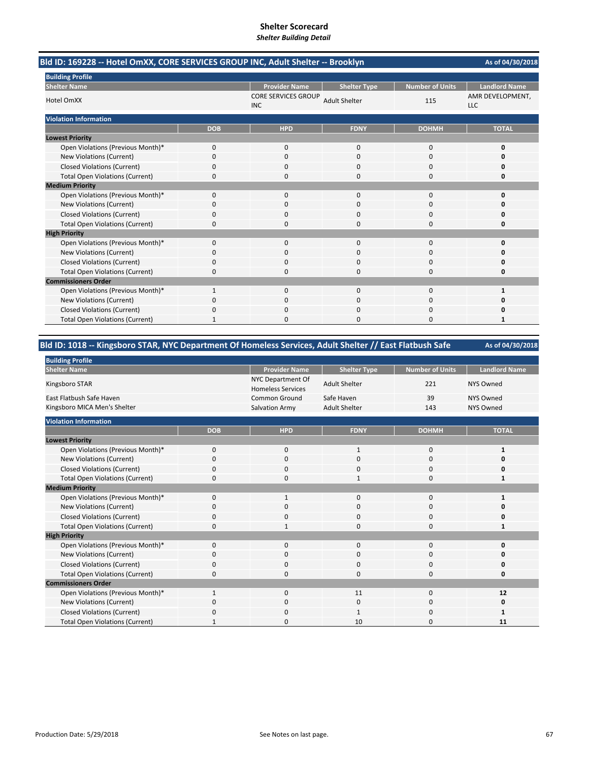# Shelter Scorecard

*Shelter Building Detail*

## Bld ID: 169228 -- Hotel OmXX, CORE SERVICES GROUP INC, Adult Shelter -- Brooklyn

As of 04/30/2018

**Building Profile**

| Shelter Name | Provider Name | Shelter Type | Number of Units | Landlord Name |
|---|---|---|---|---|
| Hotel OmXX | CORE SERVICES GROUP INC | Adult Shelter | 115 | AMR DEVELOPMENT, LLC |

**Violation Information**

| | DOB | HPD | FDNY | DOHMH | TOTAL |
|---|---|---|---|---|---|
| **Lowest Priority** | | | | | |
| Open Violations (Previous Month)* | 0 | 0 | 0 | 0 | **0** |
| New Violations (Current) | 0 | 0 | 0 | 0 | **0** |
| Closed Violations (Current) | 0 | 0 | 0 | 0 | **0** |
| Total Open Violations (Current) | 0 | 0 | 0 | 0 | **0** |
| **Medium Priority** | | | | | |
| Open Violations (Previous Month)* | 0 | 0 | 0 | 0 | **0** |
| New Violations (Current) | 0 | 0 | 0 | 0 | **0** |
| Closed Violations (Current) | 0 | 0 | 0 | 0 | **0** |
| Total Open Violations (Current) | 0 | 0 | 0 | 0 | **0** |
| **High Priority** | | | | | |
| Open Violations (Previous Month)* | 0 | 0 | 0 | 0 | **0** |
| New Violations (Current) | 0 | 0 | 0 | 0 | **0** |
| Closed Violations (Current) | 0 | 0 | 0 | 0 | **0** |
| Total Open Violations (Current) | 0 | 0 | 0 | 0 | **0** |
| **Commissioners Order** | | | | | |
| Open Violations (Previous Month)* | 1 | 0 | 0 | 0 | **1** |
| New Violations (Current) | 0 | 0 | 0 | 0 | **0** |
| Closed Violations (Current) | 0 | 0 | 0 | 0 | **0** |
| Total Open Violations (Current) | 1 | 0 | 0 | 0 | **1** |

## Bld ID: 1018 -- Kingsboro STAR, NYC Department Of Homeless Services, Adult Shelter // East Flatbush Safe

As of 04/30/2018

**Building Profile**

| Shelter Name | Provider Name | Shelter Type | Number of Units | Landlord Name |
|---|---|---|---|---|
| Kingsboro STAR | NYC Department Of Homeless Services | Adult Shelter | 221 | NYS Owned |
| East Flatbush Safe Haven | Common Ground | Safe Haven | 39 | NYS Owned |
| Kingsboro MICA Men's Shelter | Salvation Army | Adult Shelter | 143 | NYS Owned |

**Violation Information**

| | DOB | HPD | FDNY | DOHMH | TOTAL |
|---|---|---|---|---|---|
| **Lowest Priority** | | | | | |
| Open Violations (Previous Month)* | 0 | 0 | 1 | 0 | **1** |
| New Violations (Current) | 0 | 0 | 0 | 0 | **0** |
| Closed Violations (Current) | 0 | 0 | 0 | 0 | **0** |
| Total Open Violations (Current) | 0 | 0 | 1 | 0 | **1** |
| **Medium Priority** | | | | | |
| Open Violations (Previous Month)* | 0 | 1 | 0 | 0 | **1** |
| New Violations (Current) | 0 | 0 | 0 | 0 | **0** |
| Closed Violations (Current) | 0 | 0 | 0 | 0 | **0** |
| Total Open Violations (Current) | 0 | 1 | 0 | 0 | **1** |
| **High Priority** | | | | | |
| Open Violations (Previous Month)* | 0 | 0 | 0 | 0 | **0** |
| New Violations (Current) | 0 | 0 | 0 | 0 | **0** |
| Closed Violations (Current) | 0 | 0 | 0 | 0 | **0** |
| Total Open Violations (Current) | 0 | 0 | 0 | 0 | **0** |
| **Commissioners Order** | | | | | |
| Open Violations (Previous Month)* | 1 | 0 | 11 | 0 | **12** |
| New Violations (Current) | 0 | 0 | 0 | 0 | **0** |
| Closed Violations (Current) | 0 | 0 | 1 | 0 | **1** |
| Total Open Violations (Current) | 1 | 0 | 10 | 0 | **11** |

Production Date: 5/29/2018

See Notes on last page.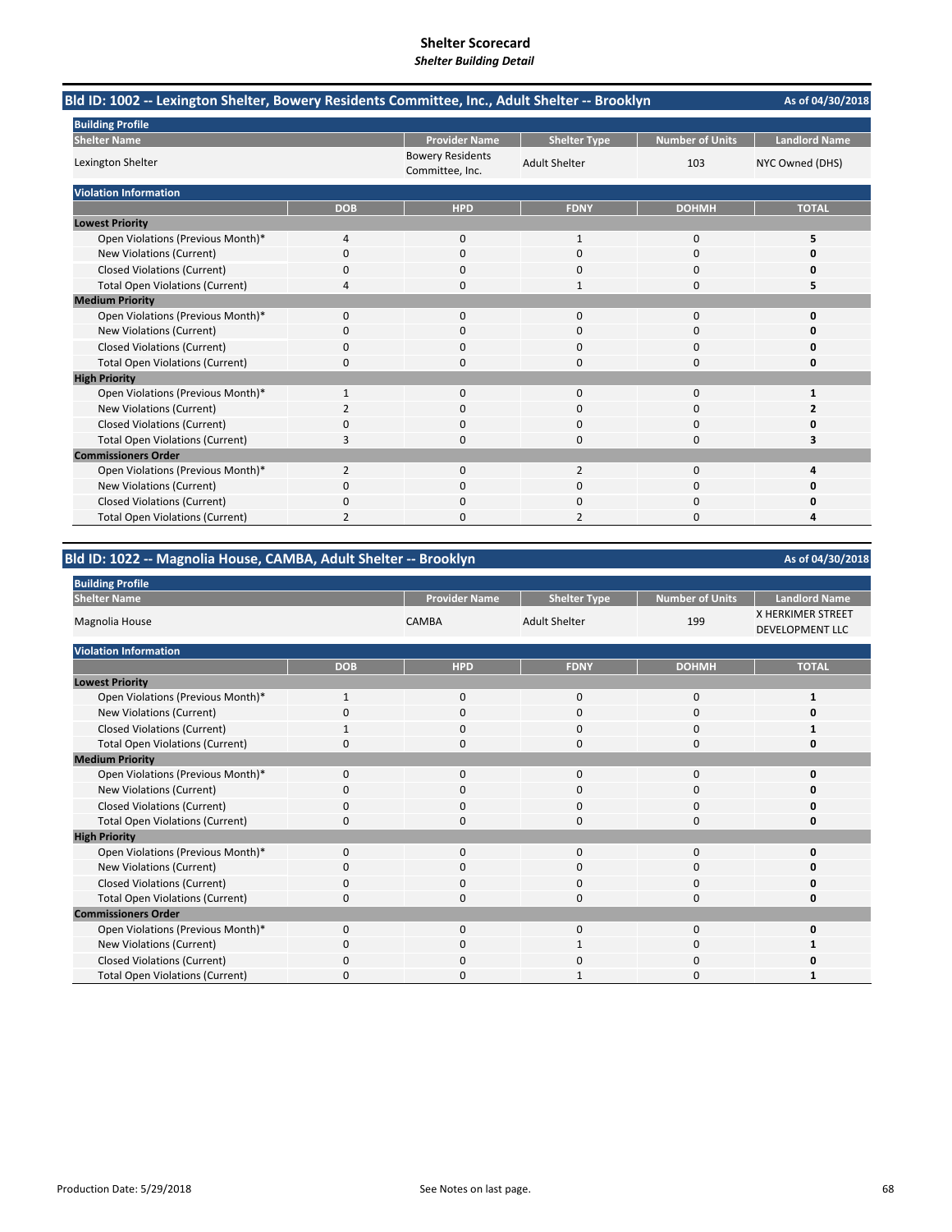# Shelter Scorecard

***Shelter Building Detail***

## Bld ID: 1002 -- Lexington Shelter, Bowery Residents Committee, Inc., Adult Shelter -- Brooklyn

As of 04/30/2018

**Building Profile**

| Shelter Name | Provider Name | Shelter Type | Number of Units | Landlord Name |
|---|---|---|---|---|
| Lexington Shelter | Bowery Residents Committee, Inc. | Adult Shelter | 103 | NYC Owned (DHS) |

**Violation Information**

| | DOB | HPD | FDNY | DOHMH | TOTAL |
|---|---|---|---|---|---|
| **Lowest Priority** | | | | | |
| Open Violations (Previous Month)* | 4 | 0 | 1 | 0 | **5** |
| New Violations (Current) | 0 | 0 | 0 | 0 | **0** |
| Closed Violations (Current) | 0 | 0 | 0 | 0 | **0** |
| Total Open Violations (Current) | 4 | 0 | 1 | 0 | **5** |
| **Medium Priority** | | | | | |
| Open Violations (Previous Month)* | 0 | 0 | 0 | 0 | **0** |
| New Violations (Current) | 0 | 0 | 0 | 0 | **0** |
| Closed Violations (Current) | 0 | 0 | 0 | 0 | **0** |
| Total Open Violations (Current) | 0 | 0 | 0 | 0 | **0** |
| **High Priority** | | | | | |
| Open Violations (Previous Month)* | 1 | 0 | 0 | 0 | **1** |
| New Violations (Current) | 2 | 0 | 0 | 0 | **2** |
| Closed Violations (Current) | 0 | 0 | 0 | 0 | **0** |
| Total Open Violations (Current) | 3 | 0 | 0 | 0 | **3** |
| **Commissioners Order** | | | | | |
| Open Violations (Previous Month)* | 2 | 0 | 2 | 0 | **4** |
| New Violations (Current) | 0 | 0 | 0 | 0 | **0** |
| Closed Violations (Current) | 0 | 0 | 0 | 0 | **0** |
| Total Open Violations (Current) | 2 | 0 | 2 | 0 | **4** |

## Bld ID: 1022 -- Magnolia House, CAMBA, Adult Shelter -- Brooklyn

As of 04/30/2018

**Building Profile**

| Shelter Name | Provider Name | Shelter Type | Number of Units | Landlord Name |
|---|---|---|---|---|
| Magnolia House | CAMBA | Adult Shelter | 199 | X HERKIMER STREET DEVELOPMENT LLC |

**Violation Information**

| | DOB | HPD | FDNY | DOHMH | TOTAL |
|---|---|---|---|---|---|
| **Lowest Priority** | | | | | |
| Open Violations (Previous Month)* | 1 | 0 | 0 | 0 | **1** |
| New Violations (Current) | 0 | 0 | 0 | 0 | **0** |
| Closed Violations (Current) | 1 | 0 | 0 | 0 | **1** |
| Total Open Violations (Current) | 0 | 0 | 0 | 0 | **0** |
| **Medium Priority** | | | | | |
| Open Violations (Previous Month)* | 0 | 0 | 0 | 0 | **0** |
| New Violations (Current) | 0 | 0 | 0 | 0 | **0** |
| Closed Violations (Current) | 0 | 0 | 0 | 0 | **0** |
| Total Open Violations (Current) | 0 | 0 | 0 | 0 | **0** |
| **High Priority** | | | | | |
| Open Violations (Previous Month)* | 0 | 0 | 0 | 0 | **0** |
| New Violations (Current) | 0 | 0 | 0 | 0 | **0** |
| Closed Violations (Current) | 0 | 0 | 0 | 0 | **0** |
| Total Open Violations (Current) | 0 | 0 | 0 | 0 | **0** |
| **Commissioners Order** | | | | | |
| Open Violations (Previous Month)* | 0 | 0 | 0 | 0 | **0** |
| New Violations (Current) | 0 | 0 | 1 | 0 | **1** |
| Closed Violations (Current) | 0 | 0 | 0 | 0 | **0** |
| Total Open Violations (Current) | 0 | 0 | 1 | 0 | **1** |

Production Date: 5/29/2018

See Notes on last page.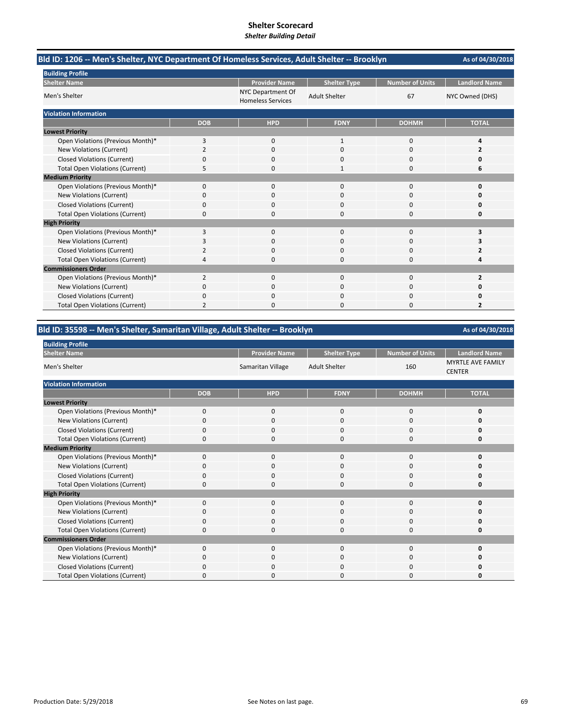# Shelter Scorecard
*Shelter Building Detail*

## Bld ID: 1206 -- Men's Shelter, NYC Department Of Homeless Services, Adult Shelter -- Brooklyn

As of 04/30/2018

**Building Profile**

| Shelter Name | Provider Name | Shelter Type | Number of Units | Landlord Name |
|---|---|---|---|---|
| Men's Shelter | NYC Department Of Homeless Services | Adult Shelter | 67 | NYC Owned (DHS) |

**Violation Information**

| | DOB | HPD | FDNY | DOHMH | TOTAL |
|---|---|---|---|---|---|
| **Lowest Priority** | | | | | |
| Open Violations (Previous Month)* | 3 | 0 | 1 | 0 | **4** |
| New Violations (Current) | 2 | 0 | 0 | 0 | **2** |
| Closed Violations (Current) | 0 | 0 | 0 | 0 | **0** |
| Total Open Violations (Current) | 5 | 0 | 1 | 0 | **6** |
| **Medium Priority** | | | | | |
| Open Violations (Previous Month)* | 0 | 0 | 0 | 0 | **0** |
| New Violations (Current) | 0 | 0 | 0 | 0 | **0** |
| Closed Violations (Current) | 0 | 0 | 0 | 0 | **0** |
| Total Open Violations (Current) | 0 | 0 | 0 | 0 | **0** |
| **High Priority** | | | | | |
| Open Violations (Previous Month)* | 3 | 0 | 0 | 0 | **3** |
| New Violations (Current) | 3 | 0 | 0 | 0 | **3** |
| Closed Violations (Current) | 2 | 0 | 0 | 0 | **2** |
| Total Open Violations (Current) | 4 | 0 | 0 | 0 | **4** |
| **Commissioners Order** | | | | | |
| Open Violations (Previous Month)* | 2 | 0 | 0 | 0 | **2** |
| New Violations (Current) | 0 | 0 | 0 | 0 | **0** |
| Closed Violations (Current) | 0 | 0 | 0 | 0 | **0** |
| Total Open Violations (Current) | 2 | 0 | 0 | 0 | **2** |

## Bld ID: 35598 -- Men's Shelter, Samaritan Village, Adult Shelter -- Brooklyn

As of 04/30/2018

**Building Profile**

| Shelter Name | Provider Name | Shelter Type | Number of Units | Landlord Name |
|---|---|---|---|---|
| Men's Shelter | Samaritan Village | Adult Shelter | 160 | MYRTLE AVE FAMILY CENTER |

**Violation Information**

| | DOB | HPD | FDNY | DOHMH | TOTAL |
|---|---|---|---|---|---|
| **Lowest Priority** | | | | | |
| Open Violations (Previous Month)* | 0 | 0 | 0 | 0 | **0** |
| New Violations (Current) | 0 | 0 | 0 | 0 | **0** |
| Closed Violations (Current) | 0 | 0 | 0 | 0 | **0** |
| Total Open Violations (Current) | 0 | 0 | 0 | 0 | **0** |
| **Medium Priority** | | | | | |
| Open Violations (Previous Month)* | 0 | 0 | 0 | 0 | **0** |
| New Violations (Current) | 0 | 0 | 0 | 0 | **0** |
| Closed Violations (Current) | 0 | 0 | 0 | 0 | **0** |
| Total Open Violations (Current) | 0 | 0 | 0 | 0 | **0** |
| **High Priority** | | | | | |
| Open Violations (Previous Month)* | 0 | 0 | 0 | 0 | **0** |
| New Violations (Current) | 0 | 0 | 0 | 0 | **0** |
| Closed Violations (Current) | 0 | 0 | 0 | 0 | **0** |
| Total Open Violations (Current) | 0 | 0 | 0 | 0 | **0** |
| **Commissioners Order** | | | | | |
| Open Violations (Previous Month)* | 0 | 0 | 0 | 0 | **0** |
| New Violations (Current) | 0 | 0 | 0 | 0 | **0** |
| Closed Violations (Current) | 0 | 0 | 0 | 0 | **0** |
| Total Open Violations (Current) | 0 | 0 | 0 | 0 | **0** |

Production Date: 5/29/2018

See Notes on last page.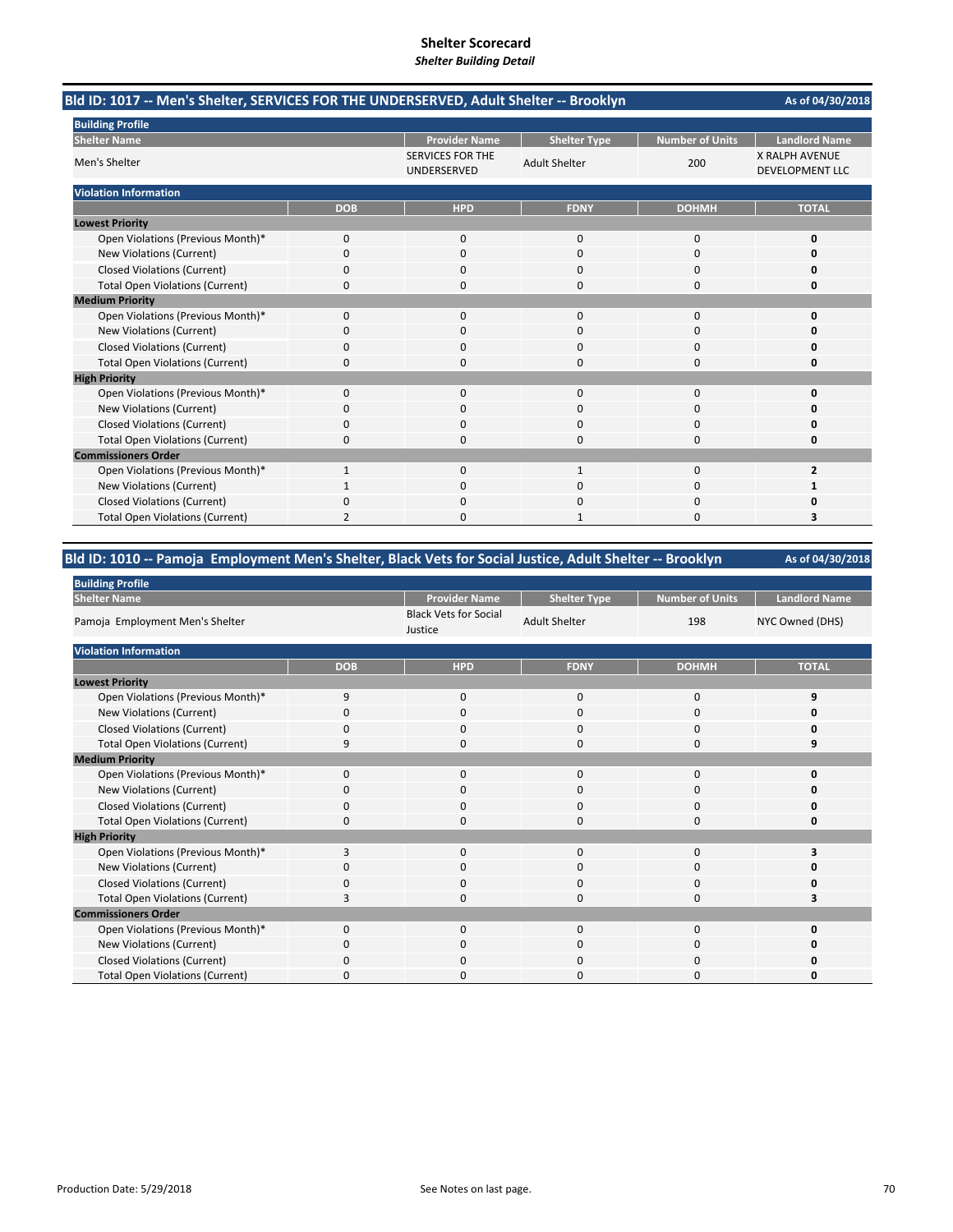# Shelter Scorecard

*Shelter Building Detail*

## Bld ID: 1017 -- Men's Shelter, SERVICES FOR THE UNDERSERVED, Adult Shelter -- Brooklyn

As of 04/30/2018

**Building Profile**

| Shelter Name | Provider Name | Shelter Type | Number of Units | Landlord Name |
|---|---|---|---|---|
| Men's Shelter | SERVICES FOR THE UNDERSERVED | Adult Shelter | 200 | X RALPH AVENUE DEVELOPMENT LLC |

**Violation Information**

| | DOB | HPD | FDNY | DOHMH | TOTAL |
|---|---|---|---|---|---|
| **Lowest Priority** | | | | | |
| Open Violations (Previous Month)* | 0 | 0 | 0 | 0 | **0** |
| New Violations (Current) | 0 | 0 | 0 | 0 | **0** |
| Closed Violations (Current) | 0 | 0 | 0 | 0 | **0** |
| Total Open Violations (Current) | 0 | 0 | 0 | 0 | **0** |
| **Medium Priority** | | | | | |
| Open Violations (Previous Month)* | 0 | 0 | 0 | 0 | **0** |
| New Violations (Current) | 0 | 0 | 0 | 0 | **0** |
| Closed Violations (Current) | 0 | 0 | 0 | 0 | **0** |
| Total Open Violations (Current) | 0 | 0 | 0 | 0 | **0** |
| **High Priority** | | | | | |
| Open Violations (Previous Month)* | 0 | 0 | 0 | 0 | **0** |
| New Violations (Current) | 0 | 0 | 0 | 0 | **0** |
| Closed Violations (Current) | 0 | 0 | 0 | 0 | **0** |
| Total Open Violations (Current) | 0 | 0 | 0 | 0 | **0** |
| **Commissioners Order** | | | | | |
| Open Violations (Previous Month)* | 1 | 0 | 1 | 0 | **2** |
| New Violations (Current) | 1 | 0 | 0 | 0 | **1** |
| Closed Violations (Current) | 0 | 0 | 0 | 0 | **0** |
| Total Open Violations (Current) | 2 | 0 | 1 | 0 | **3** |

## Bld ID: 1010 -- Pamoja Employment Men's Shelter, Black Vets for Social Justice, Adult Shelter -- Brooklyn

As of 04/30/2018

**Building Profile**

| Shelter Name | Provider Name | Shelter Type | Number of Units | Landlord Name |
|---|---|---|---|---|
| Pamoja Employment Men's Shelter | Black Vets for Social Justice | Adult Shelter | 198 | NYC Owned (DHS) |

**Violation Information**

| | DOB | HPD | FDNY | DOHMH | TOTAL |
|---|---|---|---|---|---|
| **Lowest Priority** | | | | | |
| Open Violations (Previous Month)* | 9 | 0 | 0 | 0 | **9** |
| New Violations (Current) | 0 | 0 | 0 | 0 | **0** |
| Closed Violations (Current) | 0 | 0 | 0 | 0 | **0** |
| Total Open Violations (Current) | 9 | 0 | 0 | 0 | **9** |
| **Medium Priority** | | | | | |
| Open Violations (Previous Month)* | 0 | 0 | 0 | 0 | **0** |
| New Violations (Current) | 0 | 0 | 0 | 0 | **0** |
| Closed Violations (Current) | 0 | 0 | 0 | 0 | **0** |
| Total Open Violations (Current) | 0 | 0 | 0 | 0 | **0** |
| **High Priority** | | | | | |
| Open Violations (Previous Month)* | 3 | 0 | 0 | 0 | **3** |
| New Violations (Current) | 0 | 0 | 0 | 0 | **0** |
| Closed Violations (Current) | 0 | 0 | 0 | 0 | **0** |
| Total Open Violations (Current) | 3 | 0 | 0 | 0 | **3** |
| **Commissioners Order** | | | | | |
| Open Violations (Previous Month)* | 0 | 0 | 0 | 0 | **0** |
| New Violations (Current) | 0 | 0 | 0 | 0 | **0** |
| Closed Violations (Current) | 0 | 0 | 0 | 0 | **0** |
| Total Open Violations (Current) | 0 | 0 | 0 | 0 | **0** |

Production Date: 5/29/2018

See Notes on last page.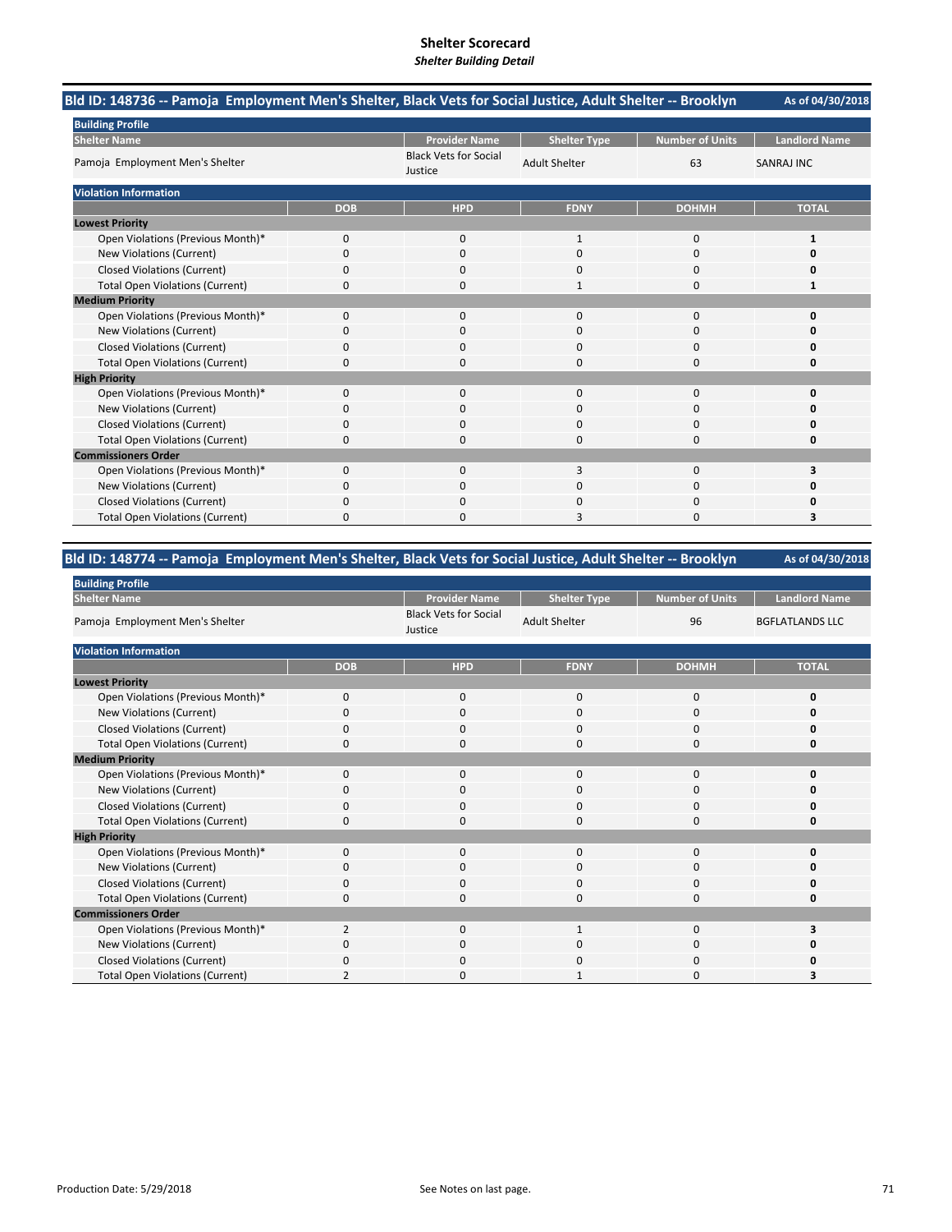# Shelter Scorecard

*Shelter Building Detail*

## Bld ID: 148736 -- Pamoja Employment Men's Shelter, Black Vets for Social Justice, Adult Shelter -- Brooklyn

As of 04/30/2018

**Building Profile**

| Shelter Name | Provider Name | Shelter Type | Number of Units | Landlord Name |
|---|---|---|---|---|
| Pamoja Employment Men's Shelter | Black Vets for Social Justice | Adult Shelter | 63 | SANRAJ INC |

**Violation Information**

| | DOB | HPD | FDNY | DOHMH | TOTAL |
|---|---|---|---|---|---|
| **Lowest Priority** | | | | | |
| Open Violations (Previous Month)* | 0 | 0 | 1 | 0 | **1** |
| New Violations (Current) | 0 | 0 | 0 | 0 | **0** |
| Closed Violations (Current) | 0 | 0 | 0 | 0 | **0** |
| Total Open Violations (Current) | 0 | 0 | 1 | 0 | **1** |
| **Medium Priority** | | | | | |
| Open Violations (Previous Month)* | 0 | 0 | 0 | 0 | **0** |
| New Violations (Current) | 0 | 0 | 0 | 0 | **0** |
| Closed Violations (Current) | 0 | 0 | 0 | 0 | **0** |
| Total Open Violations (Current) | 0 | 0 | 0 | 0 | **0** |
| **High Priority** | | | | | |
| Open Violations (Previous Month)* | 0 | 0 | 0 | 0 | **0** |
| New Violations (Current) | 0 | 0 | 0 | 0 | **0** |
| Closed Violations (Current) | 0 | 0 | 0 | 0 | **0** |
| Total Open Violations (Current) | 0 | 0 | 0 | 0 | **0** |
| **Commissioners Order** | | | | | |
| Open Violations (Previous Month)* | 0 | 0 | 3 | 0 | **3** |
| New Violations (Current) | 0 | 0 | 0 | 0 | **0** |
| Closed Violations (Current) | 0 | 0 | 0 | 0 | **0** |
| Total Open Violations (Current) | 0 | 0 | 3 | 0 | **3** |

## Bld ID: 148774 -- Pamoja Employment Men's Shelter, Black Vets for Social Justice, Adult Shelter -- Brooklyn

As of 04/30/2018

**Building Profile**

| Shelter Name | Provider Name | Shelter Type | Number of Units | Landlord Name |
|---|---|---|---|---|
| Pamoja Employment Men's Shelter | Black Vets for Social Justice | Adult Shelter | 96 | BGFLATLANDS LLC |

**Violation Information**

| | DOB | HPD | FDNY | DOHMH | TOTAL |
|---|---|---|---|---|---|
| **Lowest Priority** | | | | | |
| Open Violations (Previous Month)* | 0 | 0 | 0 | 0 | **0** |
| New Violations (Current) | 0 | 0 | 0 | 0 | **0** |
| Closed Violations (Current) | 0 | 0 | 0 | 0 | **0** |
| Total Open Violations (Current) | 0 | 0 | 0 | 0 | **0** |
| **Medium Priority** | | | | | |
| Open Violations (Previous Month)* | 0 | 0 | 0 | 0 | **0** |
| New Violations (Current) | 0 | 0 | 0 | 0 | **0** |
| Closed Violations (Current) | 0 | 0 | 0 | 0 | **0** |
| Total Open Violations (Current) | 0 | 0 | 0 | 0 | **0** |
| **High Priority** | | | | | |
| Open Violations (Previous Month)* | 0 | 0 | 0 | 0 | **0** |
| New Violations (Current) | 0 | 0 | 0 | 0 | **0** |
| Closed Violations (Current) | 0 | 0 | 0 | 0 | **0** |
| Total Open Violations (Current) | 0 | 0 | 0 | 0 | **0** |
| **Commissioners Order** | | | | | |
| Open Violations (Previous Month)* | 2 | 0 | 1 | 0 | **3** |
| New Violations (Current) | 0 | 0 | 0 | 0 | **0** |
| Closed Violations (Current) | 0 | 0 | 0 | 0 | **0** |
| Total Open Violations (Current) | 2 | 0 | 1 | 0 | **3** |

Production Date: 5/29/2018

See Notes on last page.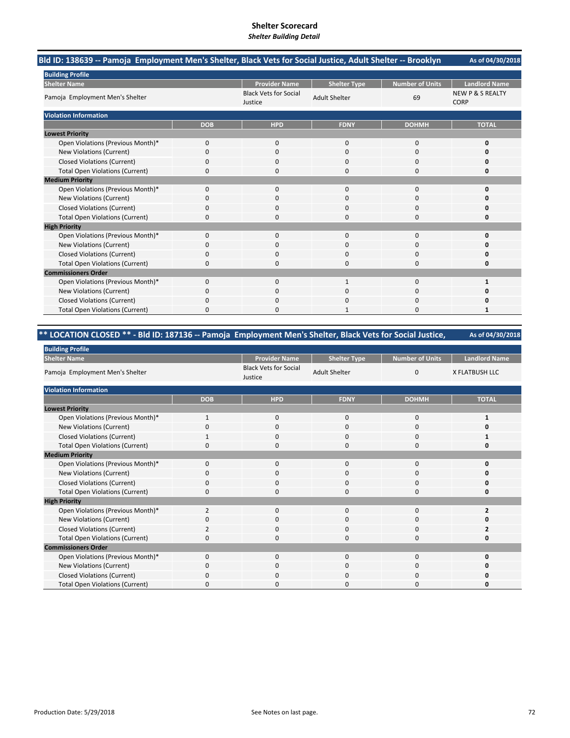# Shelter Scorecard
*Shelter Building Detail*

## Bld ID: 138639 -- Pamoja Employment Men's Shelter, Black Vets for Social Justice, Adult Shelter -- Brooklyn

As of 04/30/2018

**Building Profile**

| Shelter Name | Provider Name | Shelter Type | Number of Units | Landlord Name |
|---|---|---|---|---|
| Pamoja Employment Men's Shelter | Black Vets for Social Justice | Adult Shelter | 69 | NEW P & S REALTY CORP |

**Violation Information**

| | DOB | HPD | FDNY | DOHMH | TOTAL |
|---|---|---|---|---|---|
| **Lowest Priority** | | | | | |
| Open Violations (Previous Month)* | 0 | 0 | 0 | 0 | **0** |
| New Violations (Current) | 0 | 0 | 0 | 0 | **0** |
| Closed Violations (Current) | 0 | 0 | 0 | 0 | **0** |
| Total Open Violations (Current) | 0 | 0 | 0 | 0 | **0** |
| **Medium Priority** | | | | | |
| Open Violations (Previous Month)* | 0 | 0 | 0 | 0 | **0** |
| New Violations (Current) | 0 | 0 | 0 | 0 | **0** |
| Closed Violations (Current) | 0 | 0 | 0 | 0 | **0** |
| Total Open Violations (Current) | 0 | 0 | 0 | 0 | **0** |
| **High Priority** | | | | | |
| Open Violations (Previous Month)* | 0 | 0 | 0 | 0 | **0** |
| New Violations (Current) | 0 | 0 | 0 | 0 | **0** |
| Closed Violations (Current) | 0 | 0 | 0 | 0 | **0** |
| Total Open Violations (Current) | 0 | 0 | 0 | 0 | **0** |
| **Commissioners Order** | | | | | |
| Open Violations (Previous Month)* | 0 | 0 | 1 | 0 | **1** |
| New Violations (Current) | 0 | 0 | 0 | 0 | **0** |
| Closed Violations (Current) | 0 | 0 | 0 | 0 | **0** |
| Total Open Violations (Current) | 0 | 0 | 1 | 0 | **1** |

## ** LOCATION CLOSED ** - Bld ID: 187136 -- Pamoja Employment Men's Shelter, Black Vets for Social Justice,

As of 04/30/2018

**Building Profile**

| Shelter Name | Provider Name | Shelter Type | Number of Units | Landlord Name |
|---|---|---|---|---|
| Pamoja Employment Men's Shelter | Black Vets for Social Justice | Adult Shelter | 0 | X FLATBUSH LLC |

**Violation Information**

| | DOB | HPD | FDNY | DOHMH | TOTAL |
|---|---|---|---|---|---|
| **Lowest Priority** | | | | | |
| Open Violations (Previous Month)* | 1 | 0 | 0 | 0 | **1** |
| New Violations (Current) | 0 | 0 | 0 | 0 | **0** |
| Closed Violations (Current) | 1 | 0 | 0 | 0 | **1** |
| Total Open Violations (Current) | 0 | 0 | 0 | 0 | **0** |
| **Medium Priority** | | | | | |
| Open Violations (Previous Month)* | 0 | 0 | 0 | 0 | **0** |
| New Violations (Current) | 0 | 0 | 0 | 0 | **0** |
| Closed Violations (Current) | 0 | 0 | 0 | 0 | **0** |
| Total Open Violations (Current) | 0 | 0 | 0 | 0 | **0** |
| **High Priority** | | | | | |
| Open Violations (Previous Month)* | 2 | 0 | 0 | 0 | **2** |
| New Violations (Current) | 0 | 0 | 0 | 0 | **0** |
| Closed Violations (Current) | 2 | 0 | 0 | 0 | **2** |
| Total Open Violations (Current) | 0 | 0 | 0 | 0 | **0** |
| **Commissioners Order** | | | | | |
| Open Violations (Previous Month)* | 0 | 0 | 0 | 0 | **0** |
| New Violations (Current) | 0 | 0 | 0 | 0 | **0** |
| Closed Violations (Current) | 0 | 0 | 0 | 0 | **0** |
| Total Open Violations (Current) | 0 | 0 | 0 | 0 | **0** |

Production Date: 5/29/2018

See Notes on last page.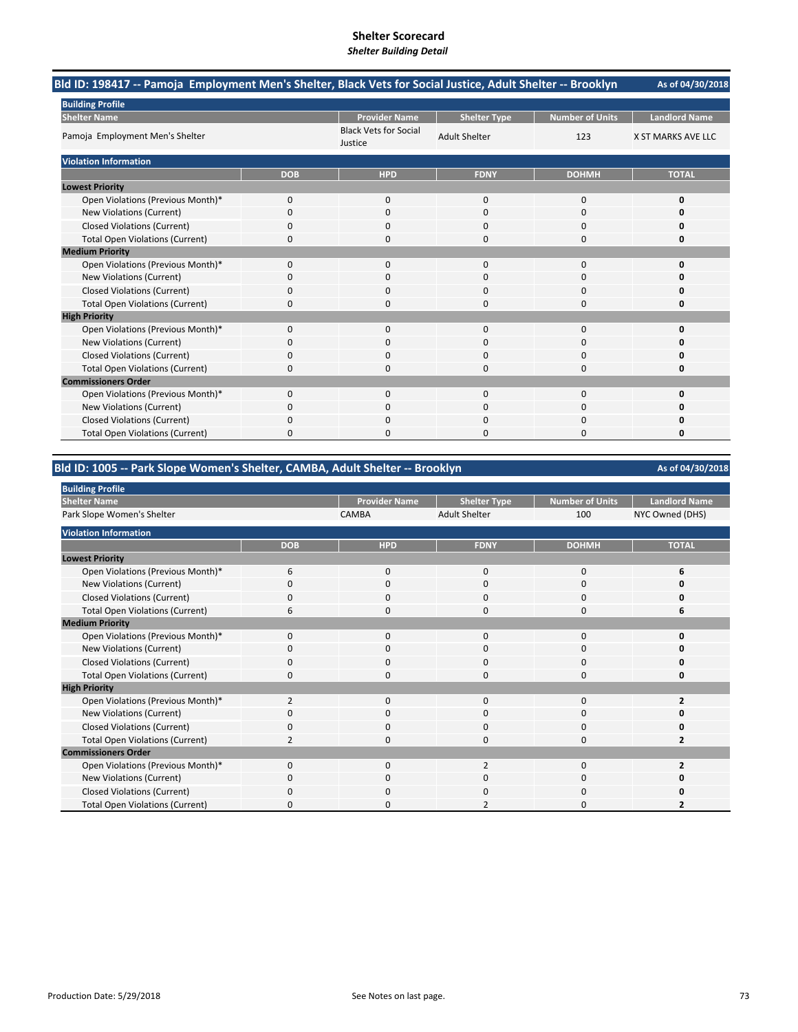# Shelter Scorecard
*Shelter Building Detail*

## Bld ID: 198417 -- Pamoja Employment Men's Shelter, Black Vets for Social Justice, Adult Shelter -- Brooklyn

As of 04/30/2018

**Building Profile**

| Shelter Name | Provider Name | Shelter Type | Number of Units | Landlord Name |
|---|---|---|---|---|
| Pamoja Employment Men's Shelter | Black Vets for Social Justice | Adult Shelter | 123 | X ST MARKS AVE LLC |

**Violation Information**

| | DOB | HPD | FDNY | DOHMH | TOTAL |
|---|---|---|---|---|---|
| **Lowest Priority** | | | | | |
| Open Violations (Previous Month)* | 0 | 0 | 0 | 0 | **0** |
| New Violations (Current) | 0 | 0 | 0 | 0 | **0** |
| Closed Violations (Current) | 0 | 0 | 0 | 0 | **0** |
| Total Open Violations (Current) | 0 | 0 | 0 | 0 | **0** |
| **Medium Priority** | | | | | |
| Open Violations (Previous Month)* | 0 | 0 | 0 | 0 | **0** |
| New Violations (Current) | 0 | 0 | 0 | 0 | **0** |
| Closed Violations (Current) | 0 | 0 | 0 | 0 | **0** |
| Total Open Violations (Current) | 0 | 0 | 0 | 0 | **0** |
| **High Priority** | | | | | |
| Open Violations (Previous Month)* | 0 | 0 | 0 | 0 | **0** |
| New Violations (Current) | 0 | 0 | 0 | 0 | **0** |
| Closed Violations (Current) | 0 | 0 | 0 | 0 | **0** |
| Total Open Violations (Current) | 0 | 0 | 0 | 0 | **0** |
| **Commissioners Order** | | | | | |
| Open Violations (Previous Month)* | 0 | 0 | 0 | 0 | **0** |
| New Violations (Current) | 0 | 0 | 0 | 0 | **0** |
| Closed Violations (Current) | 0 | 0 | 0 | 0 | **0** |
| Total Open Violations (Current) | 0 | 0 | 0 | 0 | **0** |

## Bld ID: 1005 -- Park Slope Women's Shelter, CAMBA, Adult Shelter -- Brooklyn

As of 04/30/2018

**Building Profile**

| Shelter Name | Provider Name | Shelter Type | Number of Units | Landlord Name |
|---|---|---|---|---|
| Park Slope Women's Shelter | CAMBA | Adult Shelter | 100 | NYC Owned (DHS) |

**Violation Information**

| | DOB | HPD | FDNY | DOHMH | TOTAL |
|---|---|---|---|---|---|
| **Lowest Priority** | | | | | |
| Open Violations (Previous Month)* | 6 | 0 | 0 | 0 | **6** |
| New Violations (Current) | 0 | 0 | 0 | 0 | **0** |
| Closed Violations (Current) | 0 | 0 | 0 | 0 | **0** |
| Total Open Violations (Current) | 6 | 0 | 0 | 0 | **6** |
| **Medium Priority** | | | | | |
| Open Violations (Previous Month)* | 0 | 0 | 0 | 0 | **0** |
| New Violations (Current) | 0 | 0 | 0 | 0 | **0** |
| Closed Violations (Current) | 0 | 0 | 0 | 0 | **0** |
| Total Open Violations (Current) | 0 | 0 | 0 | 0 | **0** |
| **High Priority** | | | | | |
| Open Violations (Previous Month)* | 2 | 0 | 0 | 0 | **2** |
| New Violations (Current) | 0 | 0 | 0 | 0 | **0** |
| Closed Violations (Current) | 0 | 0 | 0 | 0 | **0** |
| Total Open Violations (Current) | 2 | 0 | 0 | 0 | **2** |
| **Commissioners Order** | | | | | |
| Open Violations (Previous Month)* | 0 | 0 | 2 | 0 | **2** |
| New Violations (Current) | 0 | 0 | 0 | 0 | **0** |
| Closed Violations (Current) | 0 | 0 | 0 | 0 | **0** |
| Total Open Violations (Current) | 0 | 0 | 2 | 0 | **2** |

Production Date: 5/29/2018

See Notes on last page.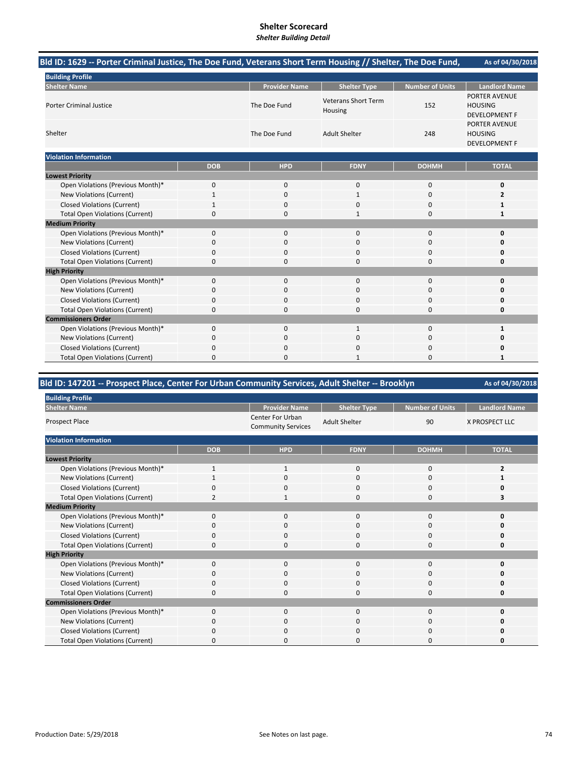# Shelter Scorecard

*Shelter Building Detail*

## Bld ID: 1629 -- Porter Criminal Justice, The Doe Fund, Veterans Short Term Housing // Shelter, The Doe Fund,

As of 04/30/2018

**Building Profile**

| Shelter Name | Provider Name | Shelter Type | Number of Units | Landlord Name |
|---|---|---|---|---|
| Porter Criminal Justice | The Doe Fund | Veterans Short Term Housing | 152 | PORTER AVENUE HOUSING DEVELOPMENT F |
| Shelter | The Doe Fund | Adult Shelter | 248 | PORTER AVENUE HOUSING DEVELOPMENT F |

**Violation Information**

| | DOB | HPD | FDNY | DOHMH | TOTAL |
|---|---|---|---|---|---|
| **Lowest Priority** | | | | | |
| Open Violations (Previous Month)* | 0 | 0 | 0 | 0 | **0** |
| New Violations (Current) | 1 | 0 | 1 | 0 | **2** |
| Closed Violations (Current) | 1 | 0 | 0 | 0 | **1** |
| Total Open Violations (Current) | 0 | 0 | 1 | 0 | **1** |
| **Medium Priority** | | | | | |
| Open Violations (Previous Month)* | 0 | 0 | 0 | 0 | **0** |
| New Violations (Current) | 0 | 0 | 0 | 0 | **0** |
| Closed Violations (Current) | 0 | 0 | 0 | 0 | **0** |
| Total Open Violations (Current) | 0 | 0 | 0 | 0 | **0** |
| **High Priority** | | | | | |
| Open Violations (Previous Month)* | 0 | 0 | 0 | 0 | **0** |
| New Violations (Current) | 0 | 0 | 0 | 0 | **0** |
| Closed Violations (Current) | 0 | 0 | 0 | 0 | **0** |
| Total Open Violations (Current) | 0 | 0 | 0 | 0 | **0** |
| **Commissioners Order** | | | | | |
| Open Violations (Previous Month)* | 0 | 0 | 1 | 0 | **1** |
| New Violations (Current) | 0 | 0 | 0 | 0 | **0** |
| Closed Violations (Current) | 0 | 0 | 0 | 0 | **0** |
| Total Open Violations (Current) | 0 | 0 | 1 | 0 | **1** |

## Bld ID: 147201 -- Prospect Place, Center For Urban Community Services, Adult Shelter -- Brooklyn

As of 04/30/2018

**Building Profile**

| Shelter Name | Provider Name | Shelter Type | Number of Units | Landlord Name |
|---|---|---|---|---|
| Prospect Place | Center For Urban Community Services | Adult Shelter | 90 | X PROSPECT LLC |

**Violation Information**

| | DOB | HPD | FDNY | DOHMH | TOTAL |
|---|---|---|---|---|---|
| **Lowest Priority** | | | | | |
| Open Violations (Previous Month)* | 1 | 1 | 0 | 0 | **2** |
| New Violations (Current) | 1 | 0 | 0 | 0 | **1** |
| Closed Violations (Current) | 0 | 0 | 0 | 0 | **0** |
| Total Open Violations (Current) | 2 | 1 | 0 | 0 | **3** |
| **Medium Priority** | | | | | |
| Open Violations (Previous Month)* | 0 | 0 | 0 | 0 | **0** |
| New Violations (Current) | 0 | 0 | 0 | 0 | **0** |
| Closed Violations (Current) | 0 | 0 | 0 | 0 | **0** |
| Total Open Violations (Current) | 0 | 0 | 0 | 0 | **0** |
| **High Priority** | | | | | |
| Open Violations (Previous Month)* | 0 | 0 | 0 | 0 | **0** |
| New Violations (Current) | 0 | 0 | 0 | 0 | **0** |
| Closed Violations (Current) | 0 | 0 | 0 | 0 | **0** |
| Total Open Violations (Current) | 0 | 0 | 0 | 0 | **0** |
| **Commissioners Order** | | | | | |
| Open Violations (Previous Month)* | 0 | 0 | 0 | 0 | **0** |
| New Violations (Current) | 0 | 0 | 0 | 0 | **0** |
| Closed Violations (Current) | 0 | 0 | 0 | 0 | **0** |
| Total Open Violations (Current) | 0 | 0 | 0 | 0 | **0** |

Production Date: 5/29/2018 See Notes on last page.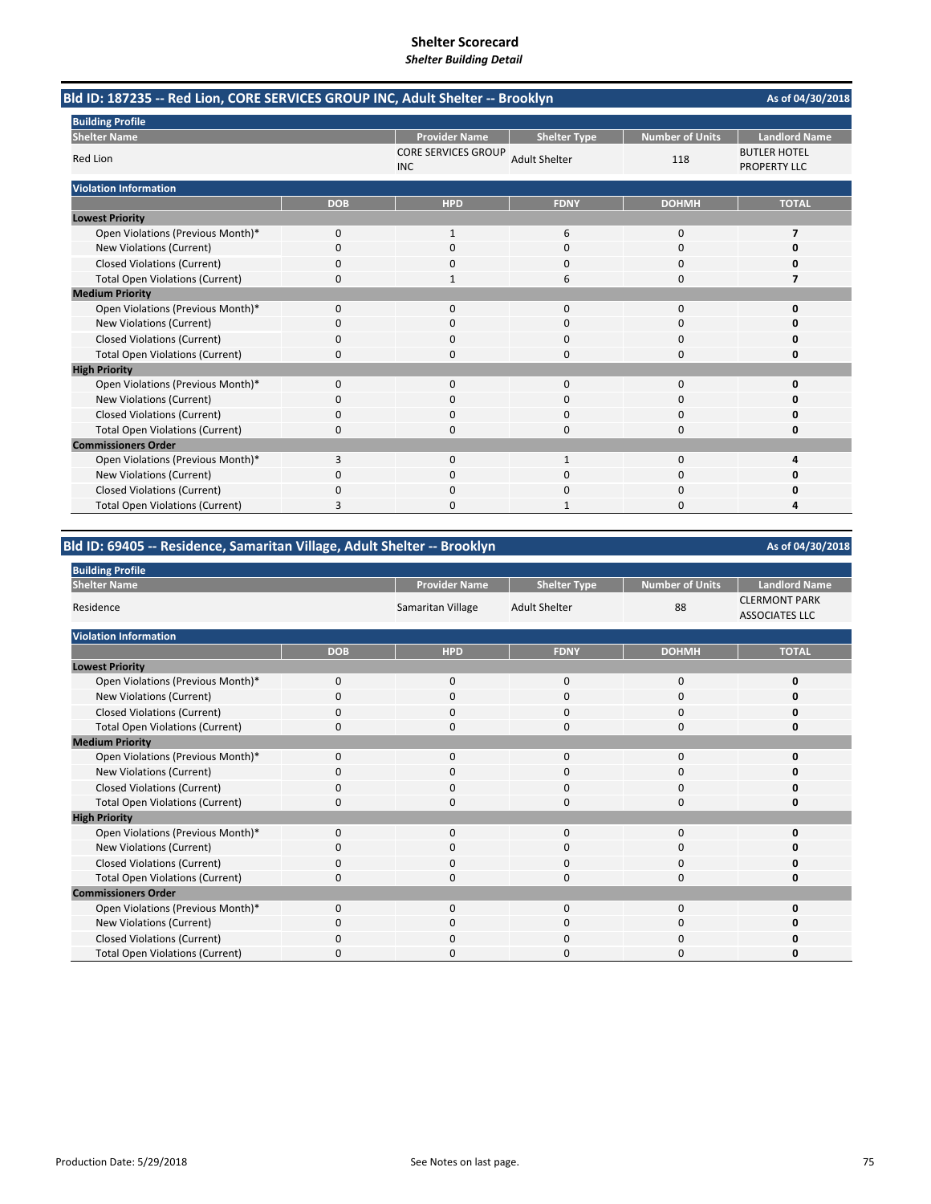# Shelter Scorecard
*Shelter Building Detail*

## Bld ID: 187235 -- Red Lion, CORE SERVICES GROUP INC, Adult Shelter -- Brooklyn

As of 04/30/2018

**Building Profile**

| Shelter Name | Provider Name | Shelter Type | Number of Units | Landlord Name |
|---|---|---|---|---|
| Red Lion | CORE SERVICES GROUP INC | Adult Shelter | 118 | BUTLER HOTEL PROPERTY LLC |

**Violation Information**

| | DOB | HPD | FDNY | DOHMH | TOTAL |
|---|---|---|---|---|---|
| **Lowest Priority** | | | | | |
| Open Violations (Previous Month)* | 0 | 1 | 6 | 0 | **7** |
| New Violations (Current) | 0 | 0 | 0 | 0 | **0** |
| Closed Violations (Current) | 0 | 0 | 0 | 0 | **0** |
| Total Open Violations (Current) | 0 | 1 | 6 | 0 | **7** |
| **Medium Priority** | | | | | |
| Open Violations (Previous Month)* | 0 | 0 | 0 | 0 | **0** |
| New Violations (Current) | 0 | 0 | 0 | 0 | **0** |
| Closed Violations (Current) | 0 | 0 | 0 | 0 | **0** |
| Total Open Violations (Current) | 0 | 0 | 0 | 0 | **0** |
| **High Priority** | | | | | |
| Open Violations (Previous Month)* | 0 | 0 | 0 | 0 | **0** |
| New Violations (Current) | 0 | 0 | 0 | 0 | **0** |
| Closed Violations (Current) | 0 | 0 | 0 | 0 | **0** |
| Total Open Violations (Current) | 0 | 0 | 0 | 0 | **0** |
| **Commissioners Order** | | | | | |
| Open Violations (Previous Month)* | 3 | 0 | 1 | 0 | **4** |
| New Violations (Current) | 0 | 0 | 0 | 0 | **0** |
| Closed Violations (Current) | 0 | 0 | 0 | 0 | **0** |
| Total Open Violations (Current) | 3 | 0 | 1 | 0 | **4** |

## Bld ID: 69405 -- Residence, Samaritan Village, Adult Shelter -- Brooklyn

As of 04/30/2018

**Building Profile**

| Shelter Name | Provider Name | Shelter Type | Number of Units | Landlord Name |
|---|---|---|---|---|
| Residence | Samaritan Village | Adult Shelter | 88 | CLERMONT PARK ASSOCIATES LLC |

**Violation Information**

| | DOB | HPD | FDNY | DOHMH | TOTAL |
|---|---|---|---|---|---|
| **Lowest Priority** | | | | | |
| Open Violations (Previous Month)* | 0 | 0 | 0 | 0 | **0** |
| New Violations (Current) | 0 | 0 | 0 | 0 | **0** |
| Closed Violations (Current) | 0 | 0 | 0 | 0 | **0** |
| Total Open Violations (Current) | 0 | 0 | 0 | 0 | **0** |
| **Medium Priority** | | | | | |
| Open Violations (Previous Month)* | 0 | 0 | 0 | 0 | **0** |
| New Violations (Current) | 0 | 0 | 0 | 0 | **0** |
| Closed Violations (Current) | 0 | 0 | 0 | 0 | **0** |
| Total Open Violations (Current) | 0 | 0 | 0 | 0 | **0** |
| **High Priority** | | | | | |
| Open Violations (Previous Month)* | 0 | 0 | 0 | 0 | **0** |
| New Violations (Current) | 0 | 0 | 0 | 0 | **0** |
| Closed Violations (Current) | 0 | 0 | 0 | 0 | **0** |
| Total Open Violations (Current) | 0 | 0 | 0 | 0 | **0** |
| **Commissioners Order** | | | | | |
| Open Violations (Previous Month)* | 0 | 0 | 0 | 0 | **0** |
| New Violations (Current) | 0 | 0 | 0 | 0 | **0** |
| Closed Violations (Current) | 0 | 0 | 0 | 0 | **0** |
| Total Open Violations (Current) | 0 | 0 | 0 | 0 | **0** |

Production Date: 5/29/2018

See Notes on last page.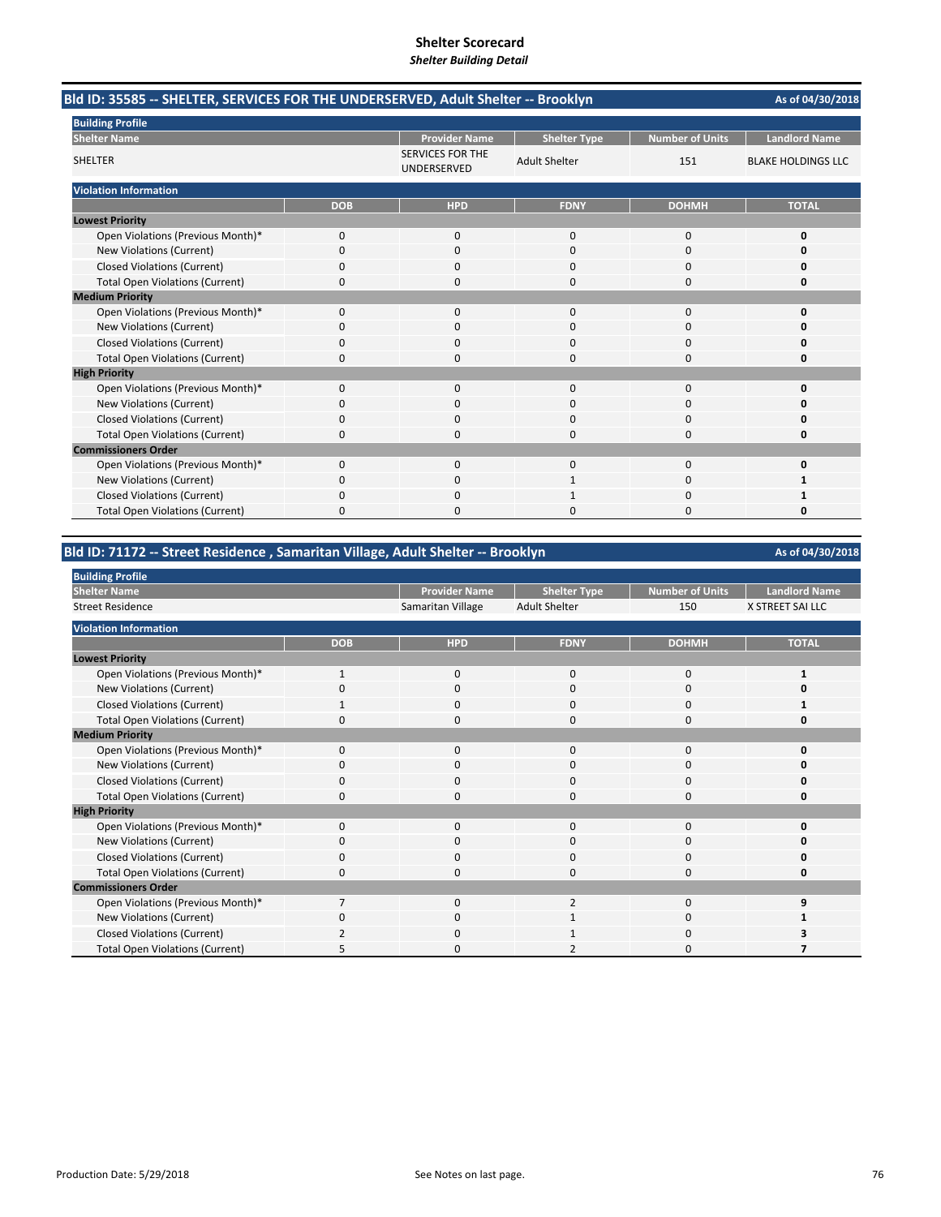# Shelter Scorecard

*Shelter Building Detail*

## Bld ID: 35585 -- SHELTER, SERVICES FOR THE UNDERSERVED, Adult Shelter -- Brooklyn

As of 04/30/2018

**Building Profile**

| Shelter Name | Provider Name | Shelter Type | Number of Units | Landlord Name |
|---|---|---|---|---|
| SHELTER | SERVICES FOR THE UNDERSERVED | Adult Shelter | 151 | BLAKE HOLDINGS LLC |

**Violation Information**

| | DOB | HPD | FDNY | DOHMH | TOTAL |
|---|---|---|---|---|---|
| **Lowest Priority** | | | | | |
| Open Violations (Previous Month)* | 0 | 0 | 0 | 0 | **0** |
| New Violations (Current) | 0 | 0 | 0 | 0 | **0** |
| Closed Violations (Current) | 0 | 0 | 0 | 0 | **0** |
| Total Open Violations (Current) | 0 | 0 | 0 | 0 | **0** |
| **Medium Priority** | | | | | |
| Open Violations (Previous Month)* | 0 | 0 | 0 | 0 | **0** |
| New Violations (Current) | 0 | 0 | 0 | 0 | **0** |
| Closed Violations (Current) | 0 | 0 | 0 | 0 | **0** |
| Total Open Violations (Current) | 0 | 0 | 0 | 0 | **0** |
| **High Priority** | | | | | |
| Open Violations (Previous Month)* | 0 | 0 | 0 | 0 | **0** |
| New Violations (Current) | 0 | 0 | 0 | 0 | **0** |
| Closed Violations (Current) | 0 | 0 | 0 | 0 | **0** |
| Total Open Violations (Current) | 0 | 0 | 0 | 0 | **0** |
| **Commissioners Order** | | | | | |
| Open Violations (Previous Month)* | 0 | 0 | 0 | 0 | **0** |
| New Violations (Current) | 0 | 0 | 1 | 0 | **1** |
| Closed Violations (Current) | 0 | 0 | 1 | 0 | **1** |
| Total Open Violations (Current) | 0 | 0 | 0 | 0 | **0** |

## Bld ID: 71172 -- Street Residence , Samaritan Village, Adult Shelter -- Brooklyn

As of 04/30/2018

**Building Profile**

| Shelter Name | Provider Name | Shelter Type | Number of Units | Landlord Name |
|---|---|---|---|---|
| Street Residence | Samaritan Village | Adult Shelter | 150 | X STREET SAI LLC |

**Violation Information**

| | DOB | HPD | FDNY | DOHMH | TOTAL |
|---|---|---|---|---|---|
| **Lowest Priority** | | | | | |
| Open Violations (Previous Month)* | 1 | 0 | 0 | 0 | **1** |
| New Violations (Current) | 0 | 0 | 0 | 0 | **0** |
| Closed Violations (Current) | 1 | 0 | 0 | 0 | **1** |
| Total Open Violations (Current) | 0 | 0 | 0 | 0 | **0** |
| **Medium Priority** | | | | | |
| Open Violations (Previous Month)* | 0 | 0 | 0 | 0 | **0** |
| New Violations (Current) | 0 | 0 | 0 | 0 | **0** |
| Closed Violations (Current) | 0 | 0 | 0 | 0 | **0** |
| Total Open Violations (Current) | 0 | 0 | 0 | 0 | **0** |
| **High Priority** | | | | | |
| Open Violations (Previous Month)* | 0 | 0 | 0 | 0 | **0** |
| New Violations (Current) | 0 | 0 | 0 | 0 | **0** |
| Closed Violations (Current) | 0 | 0 | 0 | 0 | **0** |
| Total Open Violations (Current) | 0 | 0 | 0 | 0 | **0** |
| **Commissioners Order** | | | | | |
| Open Violations (Previous Month)* | 7 | 0 | 2 | 0 | **9** |
| New Violations (Current) | 0 | 0 | 1 | 0 | **1** |
| Closed Violations (Current) | 2 | 0 | 1 | 0 | **3** |
| Total Open Violations (Current) | 5 | 0 | 2 | 0 | **7** |

Production Date: 5/29/2018

See Notes on last page.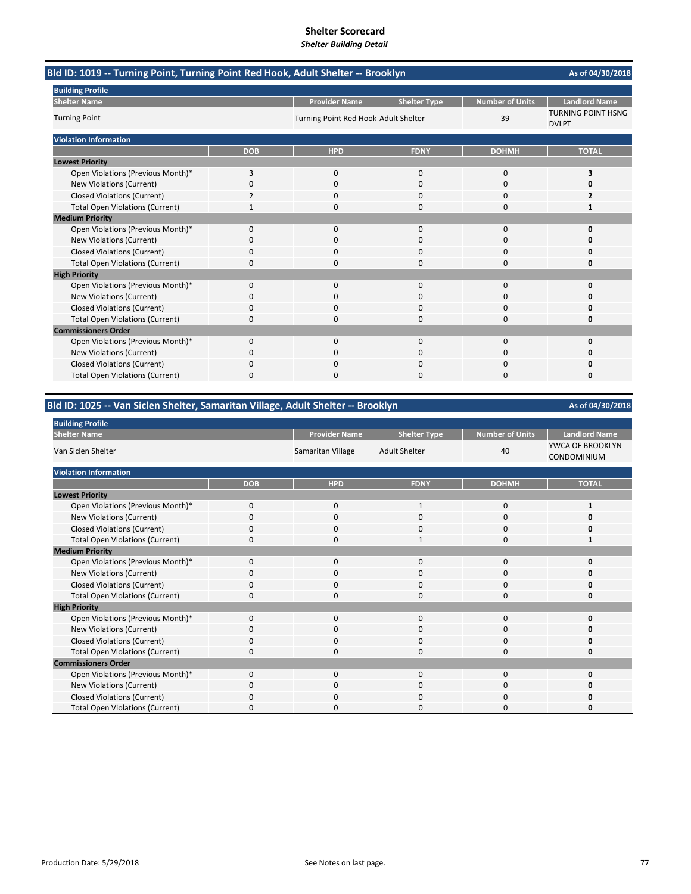# Shelter Scorecard
*Shelter Building Detail*

## Bld ID: 1019 -- Turning Point, Turning Point Red Hook, Adult Shelter -- Brooklyn

As of 04/30/2018

**Building Profile**

| Shelter Name | Provider Name | Shelter Type | Number of Units | Landlord Name |
|---|---|---|---|---|
| Turning Point | Turning Point Red Hook | Adult Shelter | 39 | TURNING POINT HSNG DVLPT |

**Violation Information**

| | DOB | HPD | FDNY | DOHMH | TOTAL |
|---|---|---|---|---|---|
| **Lowest Priority** | | | | | |
| Open Violations (Previous Month)* | 3 | 0 | 0 | 0 | **3** |
| New Violations (Current) | 0 | 0 | 0 | 0 | **0** |
| Closed Violations (Current) | 2 | 0 | 0 | 0 | **2** |
| Total Open Violations (Current) | 1 | 0 | 0 | 0 | **1** |
| **Medium Priority** | | | | | |
| Open Violations (Previous Month)* | 0 | 0 | 0 | 0 | **0** |
| New Violations (Current) | 0 | 0 | 0 | 0 | **0** |
| Closed Violations (Current) | 0 | 0 | 0 | 0 | **0** |
| Total Open Violations (Current) | 0 | 0 | 0 | 0 | **0** |
| **High Priority** | | | | | |
| Open Violations (Previous Month)* | 0 | 0 | 0 | 0 | **0** |
| New Violations (Current) | 0 | 0 | 0 | 0 | **0** |
| Closed Violations (Current) | 0 | 0 | 0 | 0 | **0** |
| Total Open Violations (Current) | 0 | 0 | 0 | 0 | **0** |
| **Commissioners Order** | | | | | |
| Open Violations (Previous Month)* | 0 | 0 | 0 | 0 | **0** |
| New Violations (Current) | 0 | 0 | 0 | 0 | **0** |
| Closed Violations (Current) | 0 | 0 | 0 | 0 | **0** |
| Total Open Violations (Current) | 0 | 0 | 0 | 0 | **0** |

## Bld ID: 1025 -- Van Siclen Shelter, Samaritan Village, Adult Shelter -- Brooklyn

As of 04/30/2018

**Building Profile**

| Shelter Name | Provider Name | Shelter Type | Number of Units | Landlord Name |
|---|---|---|---|---|
| Van Siclen Shelter | Samaritan Village | Adult Shelter | 40 | YWCA OF BROOKLYN CONDOMINIUM |

**Violation Information**

| | DOB | HPD | FDNY | DOHMH | TOTAL |
|---|---|---|---|---|---|
| **Lowest Priority** | | | | | |
| Open Violations (Previous Month)* | 0 | 0 | 1 | 0 | **1** |
| New Violations (Current) | 0 | 0 | 0 | 0 | **0** |
| Closed Violations (Current) | 0 | 0 | 0 | 0 | **0** |
| Total Open Violations (Current) | 0 | 0 | 1 | 0 | **1** |
| **Medium Priority** | | | | | |
| Open Violations (Previous Month)* | 0 | 0 | 0 | 0 | **0** |
| New Violations (Current) | 0 | 0 | 0 | 0 | **0** |
| Closed Violations (Current) | 0 | 0 | 0 | 0 | **0** |
| Total Open Violations (Current) | 0 | 0 | 0 | 0 | **0** |
| **High Priority** | | | | | |
| Open Violations (Previous Month)* | 0 | 0 | 0 | 0 | **0** |
| New Violations (Current) | 0 | 0 | 0 | 0 | **0** |
| Closed Violations (Current) | 0 | 0 | 0 | 0 | **0** |
| Total Open Violations (Current) | 0 | 0 | 0 | 0 | **0** |
| **Commissioners Order** | | | | | |
| Open Violations (Previous Month)* | 0 | 0 | 0 | 0 | **0** |
| New Violations (Current) | 0 | 0 | 0 | 0 | **0** |
| Closed Violations (Current) | 0 | 0 | 0 | 0 | **0** |
| Total Open Violations (Current) | 0 | 0 | 0 | 0 | **0** |

Production Date: 5/29/2018

See Notes on last page.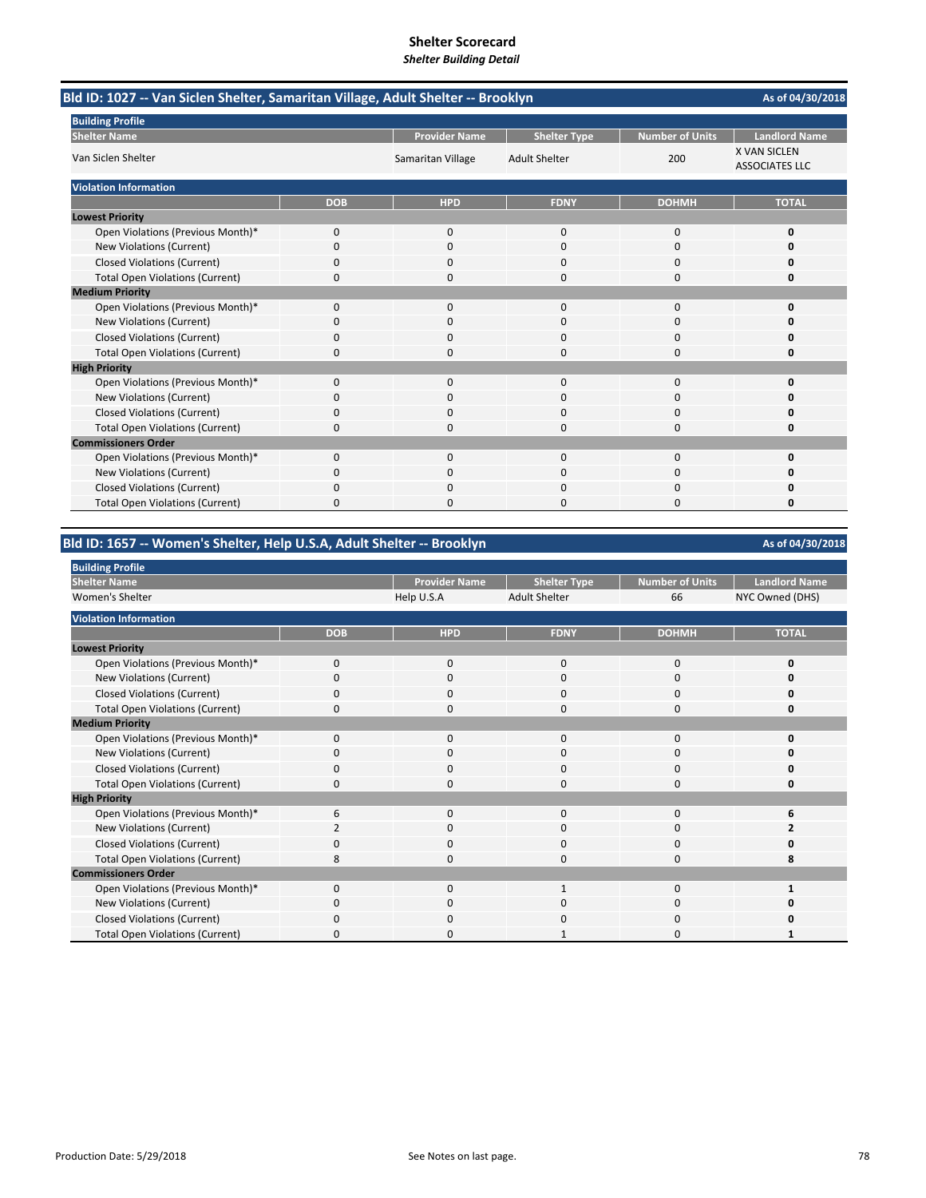# Shelter Scorecard
*Shelter Building Detail*

## Bld ID: 1027 -- Van Siclen Shelter, Samaritan Village, Adult Shelter -- Brooklyn

As of 04/30/2018

**Building Profile**

| Shelter Name | Provider Name | Shelter Type | Number of Units | Landlord Name |
|---|---|---|---|---|
| Van Siclen Shelter | Samaritan Village | Adult Shelter | 200 | X VAN SICLEN ASSOCIATES LLC |

**Violation Information**

| | DOB | HPD | FDNY | DOHMH | TOTAL |
|---|---|---|---|---|---|
| **Lowest Priority** | | | | | |
| Open Violations (Previous Month)* | 0 | 0 | 0 | 0 | **0** |
| New Violations (Current) | 0 | 0 | 0 | 0 | **0** |
| Closed Violations (Current) | 0 | 0 | 0 | 0 | **0** |
| Total Open Violations (Current) | 0 | 0 | 0 | 0 | **0** |
| **Medium Priority** | | | | | |
| Open Violations (Previous Month)* | 0 | 0 | 0 | 0 | **0** |
| New Violations (Current) | 0 | 0 | 0 | 0 | **0** |
| Closed Violations (Current) | 0 | 0 | 0 | 0 | **0** |
| Total Open Violations (Current) | 0 | 0 | 0 | 0 | **0** |
| **High Priority** | | | | | |
| Open Violations (Previous Month)* | 0 | 0 | 0 | 0 | **0** |
| New Violations (Current) | 0 | 0 | 0 | 0 | **0** |
| Closed Violations (Current) | 0 | 0 | 0 | 0 | **0** |
| Total Open Violations (Current) | 0 | 0 | 0 | 0 | **0** |
| **Commissioners Order** | | | | | |
| Open Violations (Previous Month)* | 0 | 0 | 0 | 0 | **0** |
| New Violations (Current) | 0 | 0 | 0 | 0 | **0** |
| Closed Violations (Current) | 0 | 0 | 0 | 0 | **0** |
| Total Open Violations (Current) | 0 | 0 | 0 | 0 | **0** |

## Bld ID: 1657 -- Women's Shelter, Help U.S.A, Adult Shelter -- Brooklyn

As of 04/30/2018

**Building Profile**

| Shelter Name | Provider Name | Shelter Type | Number of Units | Landlord Name |
|---|---|---|---|---|
| Women's Shelter | Help U.S.A | Adult Shelter | 66 | NYC Owned (DHS) |

**Violation Information**

| | DOB | HPD | FDNY | DOHMH | TOTAL |
|---|---|---|---|---|---|
| **Lowest Priority** | | | | | |
| Open Violations (Previous Month)* | 0 | 0 | 0 | 0 | **0** |
| New Violations (Current) | 0 | 0 | 0 | 0 | **0** |
| Closed Violations (Current) | 0 | 0 | 0 | 0 | **0** |
| Total Open Violations (Current) | 0 | 0 | 0 | 0 | **0** |
| **Medium Priority** | | | | | |
| Open Violations (Previous Month)* | 0 | 0 | 0 | 0 | **0** |
| New Violations (Current) | 0 | 0 | 0 | 0 | **0** |
| Closed Violations (Current) | 0 | 0 | 0 | 0 | **0** |
| Total Open Violations (Current) | 0 | 0 | 0 | 0 | **0** |
| **High Priority** | | | | | |
| Open Violations (Previous Month)* | 6 | 0 | 0 | 0 | **6** |
| New Violations (Current) | 2 | 0 | 0 | 0 | **2** |
| Closed Violations (Current) | 0 | 0 | 0 | 0 | **0** |
| Total Open Violations (Current) | 8 | 0 | 0 | 0 | **8** |
| **Commissioners Order** | | | | | |
| Open Violations (Previous Month)* | 0 | 0 | 1 | 0 | **1** |
| New Violations (Current) | 0 | 0 | 0 | 0 | **0** |
| Closed Violations (Current) | 0 | 0 | 0 | 0 | **0** |
| Total Open Violations (Current) | 0 | 0 | 1 | 0 | **1** |

Production Date: 5/29/2018

See Notes on last page.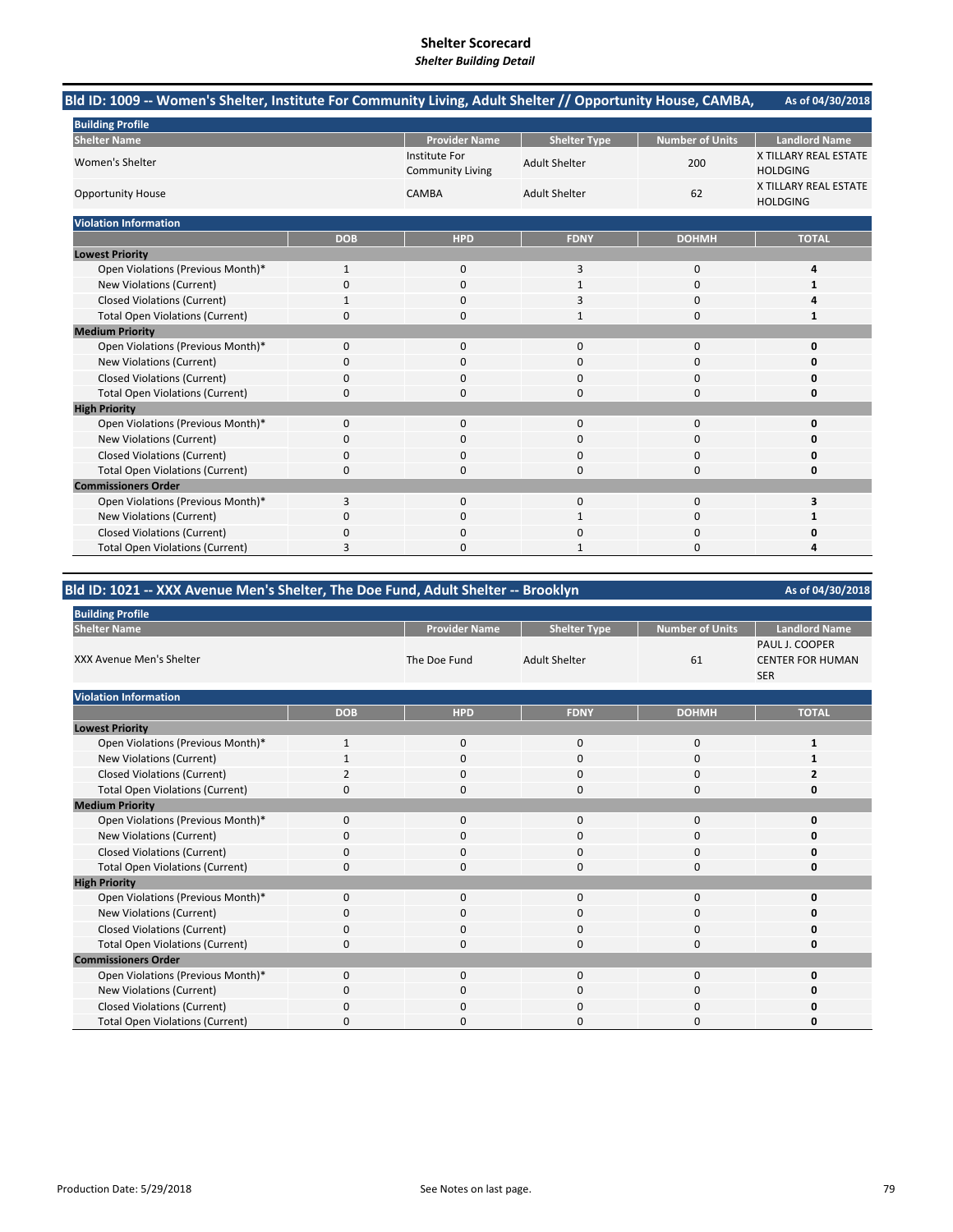# Shelter Scorecard

*Shelter Building Detail*

## Bld ID: 1009 -- Women's Shelter, Institute For Community Living, Adult Shelter // Opportunity House, CAMBA,

As of 04/30/2018

**Building Profile**

| Shelter Name | Provider Name | Shelter Type | Number of Units | Landlord Name |
|---|---|---|---|---|
| Women's Shelter | Institute For Community Living | Adult Shelter | 200 | X TILLARY REAL ESTATE HOLDGING |
| Opportunity House | CAMBA | Adult Shelter | 62 | X TILLARY REAL ESTATE HOLDGING |

**Violation Information**

| | DOB | HPD | FDNY | DOHMH | TOTAL |
|---|---|---|---|---|---|
| **Lowest Priority** | | | | | |
| Open Violations (Previous Month)* | 1 | 0 | 3 | 0 | **4** |
| New Violations (Current) | 0 | 0 | 1 | 0 | **1** |
| Closed Violations (Current) | 1 | 0 | 3 | 0 | **4** |
| Total Open Violations (Current) | 0 | 0 | 1 | 0 | **1** |
| **Medium Priority** | | | | | |
| Open Violations (Previous Month)* | 0 | 0 | 0 | 0 | **0** |
| New Violations (Current) | 0 | 0 | 0 | 0 | **0** |
| Closed Violations (Current) | 0 | 0 | 0 | 0 | **0** |
| Total Open Violations (Current) | 0 | 0 | 0 | 0 | **0** |
| **High Priority** | | | | | |
| Open Violations (Previous Month)* | 0 | 0 | 0 | 0 | **0** |
| New Violations (Current) | 0 | 0 | 0 | 0 | **0** |
| Closed Violations (Current) | 0 | 0 | 0 | 0 | **0** |
| Total Open Violations (Current) | 0 | 0 | 0 | 0 | **0** |
| **Commissioners Order** | | | | | |
| Open Violations (Previous Month)* | 3 | 0 | 0 | 0 | **3** |
| New Violations (Current) | 0 | 0 | 1 | 0 | **1** |
| Closed Violations (Current) | 0 | 0 | 0 | 0 | **0** |
| Total Open Violations (Current) | 3 | 0 | 1 | 0 | **4** |

## Bld ID: 1021 -- XXX Avenue Men's Shelter, The Doe Fund, Adult Shelter -- Brooklyn

As of 04/30/2018

**Building Profile**

| Shelter Name | Provider Name | Shelter Type | Number of Units | Landlord Name |
|---|---|---|---|---|
| XXX Avenue Men's Shelter | The Doe Fund | Adult Shelter | 61 | PAUL J. COOPER CENTER FOR HUMAN SER |

**Violation Information**

| | DOB | HPD | FDNY | DOHMH | TOTAL |
|---|---|---|---|---|---|
| **Lowest Priority** | | | | | |
| Open Violations (Previous Month)* | 1 | 0 | 0 | 0 | **1** |
| New Violations (Current) | 1 | 0 | 0 | 0 | **1** |
| Closed Violations (Current) | 2 | 0 | 0 | 0 | **2** |
| Total Open Violations (Current) | 0 | 0 | 0 | 0 | **0** |
| **Medium Priority** | | | | | |
| Open Violations (Previous Month)* | 0 | 0 | 0 | 0 | **0** |
| New Violations (Current) | 0 | 0 | 0 | 0 | **0** |
| Closed Violations (Current) | 0 | 0 | 0 | 0 | **0** |
| Total Open Violations (Current) | 0 | 0 | 0 | 0 | **0** |
| **High Priority** | | | | | |
| Open Violations (Previous Month)* | 0 | 0 | 0 | 0 | **0** |
| New Violations (Current) | 0 | 0 | 0 | 0 | **0** |
| Closed Violations (Current) | 0 | 0 | 0 | 0 | **0** |
| Total Open Violations (Current) | 0 | 0 | 0 | 0 | **0** |
| **Commissioners Order** | | | | | |
| Open Violations (Previous Month)* | 0 | 0 | 0 | 0 | **0** |
| New Violations (Current) | 0 | 0 | 0 | 0 | **0** |
| Closed Violations (Current) | 0 | 0 | 0 | 0 | **0** |
| Total Open Violations (Current) | 0 | 0 | 0 | 0 | **0** |

Production Date: 5/29/2018

See Notes on last page.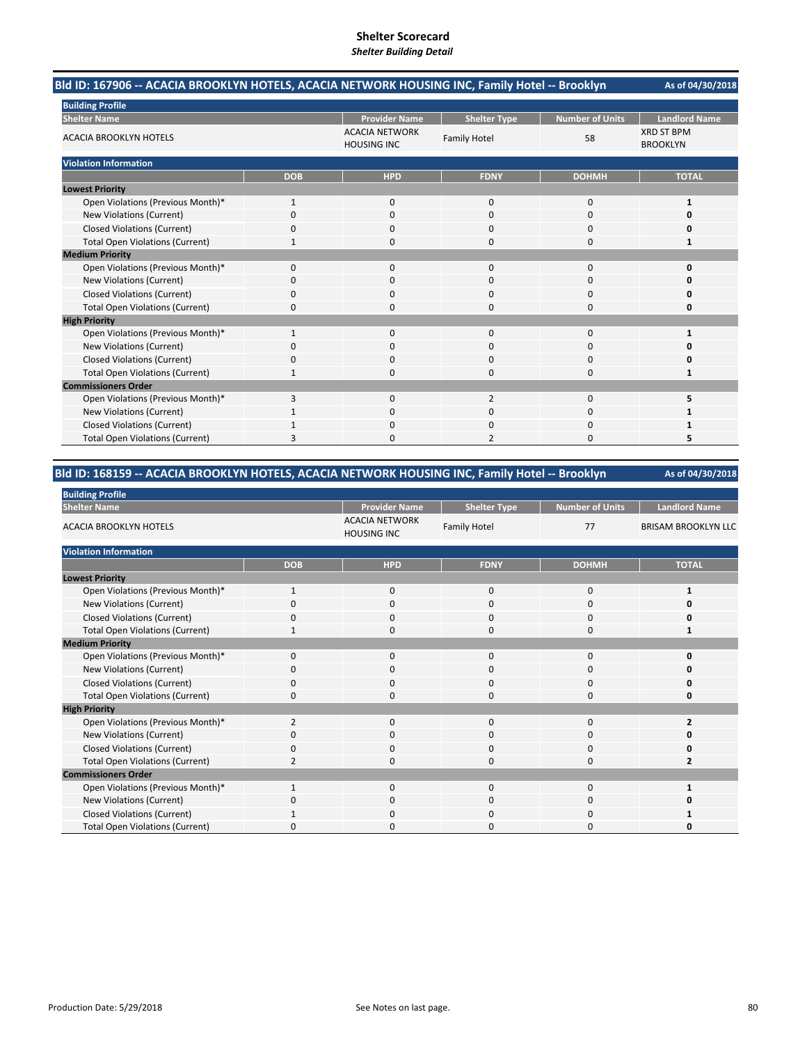# Shelter Scorecard

*Shelter Building Detail*

## Bld ID: 167906 -- ACACIA BROOKLYN HOTELS, ACACIA NETWORK HOUSING INC, Family Hotel -- Brooklyn

As of 04/30/2018

**Building Profile**

| Shelter Name | Provider Name | Shelter Type | Number of Units | Landlord Name |
|---|---|---|---|---|
| ACACIA BROOKLYN HOTELS | ACACIA NETWORK HOUSING INC | Family Hotel | 58 | XRD ST BPM BROOKLYN |

**Violation Information**

| | DOB | HPD | FDNY | DOHMH | TOTAL |
|---|---|---|---|---|---|
| **Lowest Priority** | | | | | |
| Open Violations (Previous Month)* | 1 | 0 | 0 | 0 | **1** |
| New Violations (Current) | 0 | 0 | 0 | 0 | **0** |
| Closed Violations (Current) | 0 | 0 | 0 | 0 | **0** |
| Total Open Violations (Current) | 1 | 0 | 0 | 0 | **1** |
| **Medium Priority** | | | | | |
| Open Violations (Previous Month)* | 0 | 0 | 0 | 0 | **0** |
| New Violations (Current) | 0 | 0 | 0 | 0 | **0** |
| Closed Violations (Current) | 0 | 0 | 0 | 0 | **0** |
| Total Open Violations (Current) | 0 | 0 | 0 | 0 | **0** |
| **High Priority** | | | | | |
| Open Violations (Previous Month)* | 1 | 0 | 0 | 0 | **1** |
| New Violations (Current) | 0 | 0 | 0 | 0 | **0** |
| Closed Violations (Current) | 0 | 0 | 0 | 0 | **0** |
| Total Open Violations (Current) | 1 | 0 | 0 | 0 | **1** |
| **Commissioners Order** | | | | | |
| Open Violations (Previous Month)* | 3 | 0 | 2 | 0 | **5** |
| New Violations (Current) | 1 | 0 | 0 | 0 | **1** |
| Closed Violations (Current) | 1 | 0 | 0 | 0 | **1** |
| Total Open Violations (Current) | 3 | 0 | 2 | 0 | **5** |

## Bld ID: 168159 -- ACACIA BROOKLYN HOTELS, ACACIA NETWORK HOUSING INC, Family Hotel -- Brooklyn

As of 04/30/2018

**Building Profile**

| Shelter Name | Provider Name | Shelter Type | Number of Units | Landlord Name |
|---|---|---|---|---|
| ACACIA BROOKLYN HOTELS | ACACIA NETWORK HOUSING INC | Family Hotel | 77 | BRISAM BROOKLYN LLC |

**Violation Information**

| | DOB | HPD | FDNY | DOHMH | TOTAL |
|---|---|---|---|---|---|
| **Lowest Priority** | | | | | |
| Open Violations (Previous Month)* | 1 | 0 | 0 | 0 | **1** |
| New Violations (Current) | 0 | 0 | 0 | 0 | **0** |
| Closed Violations (Current) | 0 | 0 | 0 | 0 | **0** |
| Total Open Violations (Current) | 1 | 0 | 0 | 0 | **1** |
| **Medium Priority** | | | | | |
| Open Violations (Previous Month)* | 0 | 0 | 0 | 0 | **0** |
| New Violations (Current) | 0 | 0 | 0 | 0 | **0** |
| Closed Violations (Current) | 0 | 0 | 0 | 0 | **0** |
| Total Open Violations (Current) | 0 | 0 | 0 | 0 | **0** |
| **High Priority** | | | | | |
| Open Violations (Previous Month)* | 2 | 0 | 0 | 0 | **2** |
| New Violations (Current) | 0 | 0 | 0 | 0 | **0** |
| Closed Violations (Current) | 0 | 0 | 0 | 0 | **0** |
| Total Open Violations (Current) | 2 | 0 | 0 | 0 | **2** |
| **Commissioners Order** | | | | | |
| Open Violations (Previous Month)* | 1 | 0 | 0 | 0 | **1** |
| New Violations (Current) | 0 | 0 | 0 | 0 | **0** |
| Closed Violations (Current) | 1 | 0 | 0 | 0 | **1** |
| Total Open Violations (Current) | 0 | 0 | 0 | 0 | **0** |

Production Date: 5/29/2018 | See Notes on last page.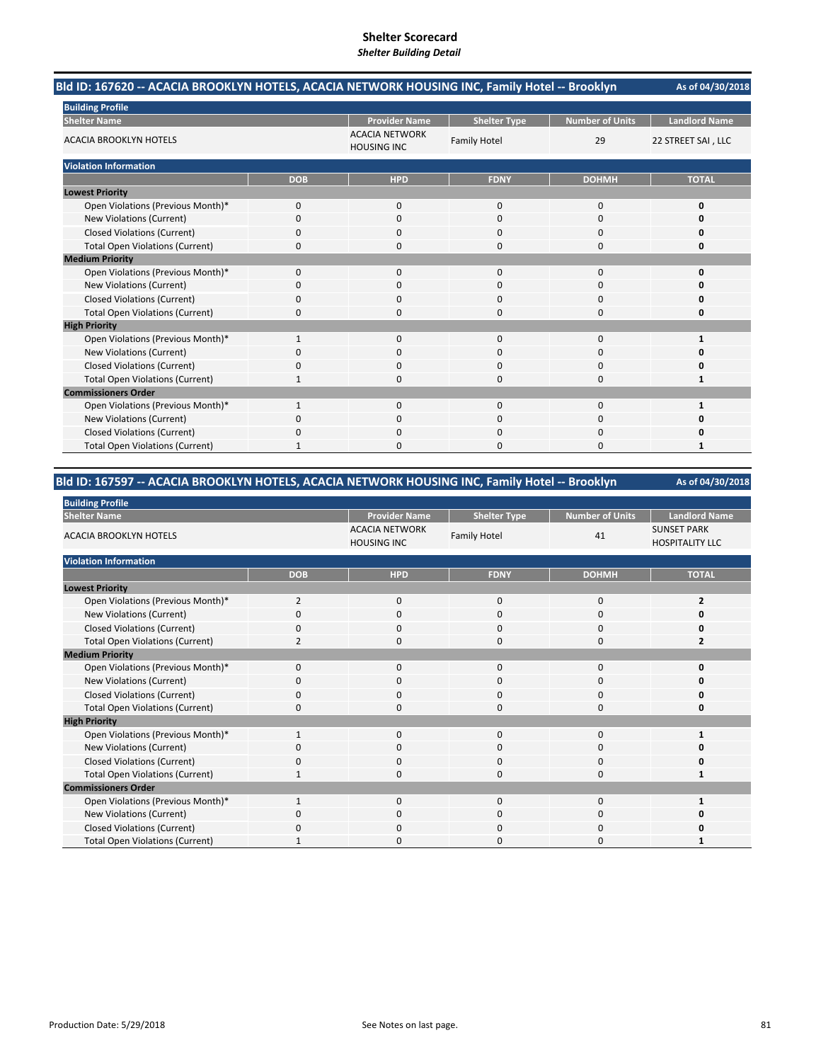# Shelter Scorecard
*Shelter Building Detail*

## Bld ID: 167620 -- ACACIA BROOKLYN HOTELS, ACACIA NETWORK HOUSING INC, Family Hotel -- Brooklyn

As of 04/30/2018

**Building Profile**

| Shelter Name | Provider Name | Shelter Type | Number of Units | Landlord Name |
|---|---|---|---|---|
| ACACIA BROOKLYN HOTELS | ACACIA NETWORK HOUSING INC | Family Hotel | 29 | 22 STREET SAI , LLC |

**Violation Information**

| | DOB | HPD | FDNY | DOHMH | TOTAL |
|---|---|---|---|---|---|
| **Lowest Priority** | | | | | |
| Open Violations (Previous Month)* | 0 | 0 | 0 | 0 | **0** |
| New Violations (Current) | 0 | 0 | 0 | 0 | **0** |
| Closed Violations (Current) | 0 | 0 | 0 | 0 | **0** |
| Total Open Violations (Current) | 0 | 0 | 0 | 0 | **0** |
| **Medium Priority** | | | | | |
| Open Violations (Previous Month)* | 0 | 0 | 0 | 0 | **0** |
| New Violations (Current) | 0 | 0 | 0 | 0 | **0** |
| Closed Violations (Current) | 0 | 0 | 0 | 0 | **0** |
| Total Open Violations (Current) | 0 | 0 | 0 | 0 | **0** |
| **High Priority** | | | | | |
| Open Violations (Previous Month)* | 1 | 0 | 0 | 0 | **1** |
| New Violations (Current) | 0 | 0 | 0 | 0 | **0** |
| Closed Violations (Current) | 0 | 0 | 0 | 0 | **0** |
| Total Open Violations (Current) | 1 | 0 | 0 | 0 | **1** |
| **Commissioners Order** | | | | | |
| Open Violations (Previous Month)* | 1 | 0 | 0 | 0 | **1** |
| New Violations (Current) | 0 | 0 | 0 | 0 | **0** |
| Closed Violations (Current) | 0 | 0 | 0 | 0 | **0** |
| Total Open Violations (Current) | 1 | 0 | 0 | 0 | **1** |

## Bld ID: 167597 -- ACACIA BROOKLYN HOTELS, ACACIA NETWORK HOUSING INC, Family Hotel -- Brooklyn

As of 04/30/2018

**Building Profile**

| Shelter Name | Provider Name | Shelter Type | Number of Units | Landlord Name |
|---|---|---|---|---|
| ACACIA BROOKLYN HOTELS | ACACIA NETWORK HOUSING INC | Family Hotel | 41 | SUNSET PARK HOSPITALITY LLC |

**Violation Information**

| | DOB | HPD | FDNY | DOHMH | TOTAL |
|---|---|---|---|---|---|
| **Lowest Priority** | | | | | |
| Open Violations (Previous Month)* | 2 | 0 | 0 | 0 | **2** |
| New Violations (Current) | 0 | 0 | 0 | 0 | **0** |
| Closed Violations (Current) | 0 | 0 | 0 | 0 | **0** |
| Total Open Violations (Current) | 2 | 0 | 0 | 0 | **2** |
| **Medium Priority** | | | | | |
| Open Violations (Previous Month)* | 0 | 0 | 0 | 0 | **0** |
| New Violations (Current) | 0 | 0 | 0 | 0 | **0** |
| Closed Violations (Current) | 0 | 0 | 0 | 0 | **0** |
| Total Open Violations (Current) | 0 | 0 | 0 | 0 | **0** |
| **High Priority** | | | | | |
| Open Violations (Previous Month)* | 1 | 0 | 0 | 0 | **1** |
| New Violations (Current) | 0 | 0 | 0 | 0 | **0** |
| Closed Violations (Current) | 0 | 0 | 0 | 0 | **0** |
| Total Open Violations (Current) | 1 | 0 | 0 | 0 | **1** |
| **Commissioners Order** | | | | | |
| Open Violations (Previous Month)* | 1 | 0 | 0 | 0 | **1** |
| New Violations (Current) | 0 | 0 | 0 | 0 | **0** |
| Closed Violations (Current) | 0 | 0 | 0 | 0 | **0** |
| Total Open Violations (Current) | 1 | 0 | 0 | 0 | **1** |

Production Date: 5/29/2018

See Notes on last page.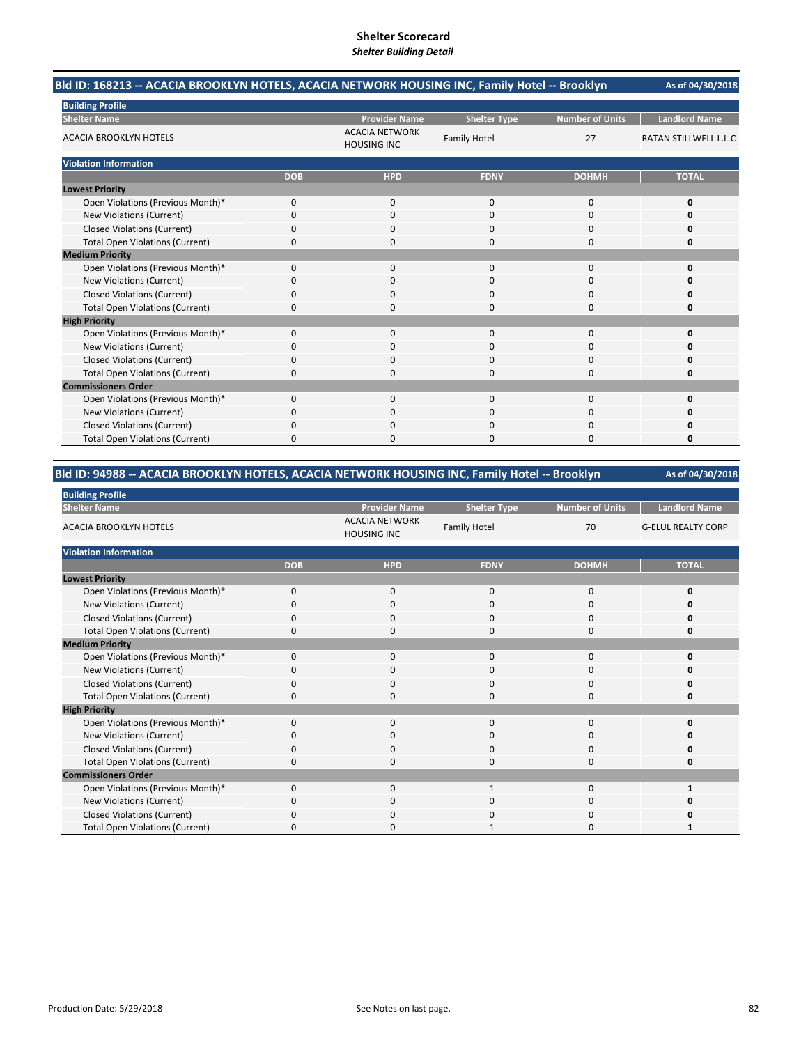# Shelter Scorecard
*Shelter Building Detail*

## Bld ID: 168213 -- ACACIA BROOKLYN HOTELS, ACACIA NETWORK HOUSING INC, Family Hotel -- Brooklyn

As of 04/30/2018

**Building Profile**

| Shelter Name | Provider Name | Shelter Type | Number of Units | Landlord Name |
|---|---|---|---|---|
| ACACIA BROOKLYN HOTELS | ACACIA NETWORK HOUSING INC | Family Hotel | 27 | RATAN STILLWELL L.L.C |

**Violation Information**

| | DOB | HPD | FDNY | DOHMH | TOTAL |
|---|---|---|---|---|---|
| **Lowest Priority** | | | | | |
| Open Violations (Previous Month)* | 0 | 0 | 0 | 0 | **0** |
| New Violations (Current) | 0 | 0 | 0 | 0 | **0** |
| Closed Violations (Current) | 0 | 0 | 0 | 0 | **0** |
| Total Open Violations (Current) | 0 | 0 | 0 | 0 | **0** |
| **Medium Priority** | | | | | |
| Open Violations (Previous Month)* | 0 | 0 | 0 | 0 | **0** |
| New Violations (Current) | 0 | 0 | 0 | 0 | **0** |
| Closed Violations (Current) | 0 | 0 | 0 | 0 | **0** |
| Total Open Violations (Current) | 0 | 0 | 0 | 0 | **0** |
| **High Priority** | | | | | |
| Open Violations (Previous Month)* | 0 | 0 | 0 | 0 | **0** |
| New Violations (Current) | 0 | 0 | 0 | 0 | **0** |
| Closed Violations (Current) | 0 | 0 | 0 | 0 | **0** |
| Total Open Violations (Current) | 0 | 0 | 0 | 0 | **0** |
| **Commissioners Order** | | | | | |
| Open Violations (Previous Month)* | 0 | 0 | 0 | 0 | **0** |
| New Violations (Current) | 0 | 0 | 0 | 0 | **0** |
| Closed Violations (Current) | 0 | 0 | 0 | 0 | **0** |
| Total Open Violations (Current) | 0 | 0 | 0 | 0 | **0** |

## Bld ID: 94988 -- ACACIA BROOKLYN HOTELS, ACACIA NETWORK HOUSING INC, Family Hotel -- Brooklyn

As of 04/30/2018

**Building Profile**

| Shelter Name | Provider Name | Shelter Type | Number of Units | Landlord Name |
|---|---|---|---|---|
| ACACIA BROOKLYN HOTELS | ACACIA NETWORK HOUSING INC | Family Hotel | 70 | G-ELUL REALTY CORP |

**Violation Information**

| | DOB | HPD | FDNY | DOHMH | TOTAL |
|---|---|---|---|---|---|
| **Lowest Priority** | | | | | |
| Open Violations (Previous Month)* | 0 | 0 | 0 | 0 | **0** |
| New Violations (Current) | 0 | 0 | 0 | 0 | **0** |
| Closed Violations (Current) | 0 | 0 | 0 | 0 | **0** |
| Total Open Violations (Current) | 0 | 0 | 0 | 0 | **0** |
| **Medium Priority** | | | | | |
| Open Violations (Previous Month)* | 0 | 0 | 0 | 0 | **0** |
| New Violations (Current) | 0 | 0 | 0 | 0 | **0** |
| Closed Violations (Current) | 0 | 0 | 0 | 0 | **0** |
| Total Open Violations (Current) | 0 | 0 | 0 | 0 | **0** |
| **High Priority** | | | | | |
| Open Violations (Previous Month)* | 0 | 0 | 0 | 0 | **0** |
| New Violations (Current) | 0 | 0 | 0 | 0 | **0** |
| Closed Violations (Current) | 0 | 0 | 0 | 0 | **0** |
| Total Open Violations (Current) | 0 | 0 | 0 | 0 | **0** |
| **Commissioners Order** | | | | | |
| Open Violations (Previous Month)* | 0 | 0 | 1 | 0 | **1** |
| New Violations (Current) | 0 | 0 | 0 | 0 | **0** |
| Closed Violations (Current) | 0 | 0 | 0 | 0 | **0** |
| Total Open Violations (Current) | 0 | 0 | 1 | 0 | **1** |

Production Date: 5/29/2018

See Notes on last page.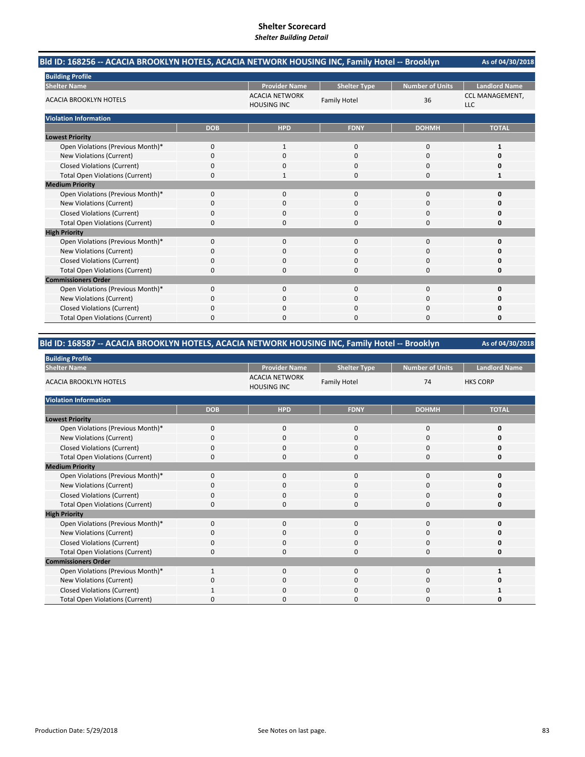# Shelter Scorecard

*Shelter Building Detail*

## Bld ID: 168256 -- ACACIA BROOKLYN HOTELS, ACACIA NETWORK HOUSING INC, Family Hotel -- Brooklyn

As of 04/30/2018

**Building Profile**

| Shelter Name | Provider Name | Shelter Type | Number of Units | Landlord Name |
|---|---|---|---|---|
| ACACIA BROOKLYN HOTELS | ACACIA NETWORK HOUSING INC | Family Hotel | 36 | CCL MANAGEMENT, LLC |

**Violation Information**

| | DOB | HPD | FDNY | DOHMH | TOTAL |
|---|---|---|---|---|---|
| **Lowest Priority** | | | | | |
| Open Violations (Previous Month)* | 0 | 1 | 0 | 0 | **1** |
| New Violations (Current) | 0 | 0 | 0 | 0 | **0** |
| Closed Violations (Current) | 0 | 0 | 0 | 0 | **0** |
| Total Open Violations (Current) | 0 | 1 | 0 | 0 | **1** |
| **Medium Priority** | | | | | |
| Open Violations (Previous Month)* | 0 | 0 | 0 | 0 | **0** |
| New Violations (Current) | 0 | 0 | 0 | 0 | **0** |
| Closed Violations (Current) | 0 | 0 | 0 | 0 | **0** |
| Total Open Violations (Current) | 0 | 0 | 0 | 0 | **0** |
| **High Priority** | | | | | |
| Open Violations (Previous Month)* | 0 | 0 | 0 | 0 | **0** |
| New Violations (Current) | 0 | 0 | 0 | 0 | **0** |
| Closed Violations (Current) | 0 | 0 | 0 | 0 | **0** |
| Total Open Violations (Current) | 0 | 0 | 0 | 0 | **0** |
| **Commissioners Order** | | | | | |
| Open Violations (Previous Month)* | 0 | 0 | 0 | 0 | **0** |
| New Violations (Current) | 0 | 0 | 0 | 0 | **0** |
| Closed Violations (Current) | 0 | 0 | 0 | 0 | **0** |
| Total Open Violations (Current) | 0 | 0 | 0 | 0 | **0** |

## Bld ID: 168587 -- ACACIA BROOKLYN HOTELS, ACACIA NETWORK HOUSING INC, Family Hotel -- Brooklyn

As of 04/30/2018

**Building Profile**

| Shelter Name | Provider Name | Shelter Type | Number of Units | Landlord Name |
|---|---|---|---|---|
| ACACIA BROOKLYN HOTELS | ACACIA NETWORK HOUSING INC | Family Hotel | 74 | HKS CORP |

**Violation Information**

| | DOB | HPD | FDNY | DOHMH | TOTAL |
|---|---|---|---|---|---|
| **Lowest Priority** | | | | | |
| Open Violations (Previous Month)* | 0 | 0 | 0 | 0 | **0** |
| New Violations (Current) | 0 | 0 | 0 | 0 | **0** |
| Closed Violations (Current) | 0 | 0 | 0 | 0 | **0** |
| Total Open Violations (Current) | 0 | 0 | 0 | 0 | **0** |
| **Medium Priority** | | | | | |
| Open Violations (Previous Month)* | 0 | 0 | 0 | 0 | **0** |
| New Violations (Current) | 0 | 0 | 0 | 0 | **0** |
| Closed Violations (Current) | 0 | 0 | 0 | 0 | **0** |
| Total Open Violations (Current) | 0 | 0 | 0 | 0 | **0** |
| **High Priority** | | | | | |
| Open Violations (Previous Month)* | 0 | 0 | 0 | 0 | **0** |
| New Violations (Current) | 0 | 0 | 0 | 0 | **0** |
| Closed Violations (Current) | 0 | 0 | 0 | 0 | **0** |
| Total Open Violations (Current) | 0 | 0 | 0 | 0 | **0** |
| **Commissioners Order** | | | | | |
| Open Violations (Previous Month)* | 1 | 0 | 0 | 0 | **1** |
| New Violations (Current) | 0 | 0 | 0 | 0 | **0** |
| Closed Violations (Current) | 1 | 0 | 0 | 0 | **1** |
| Total Open Violations (Current) | 0 | 0 | 0 | 0 | **0** |

Production Date: 5/29/2018

See Notes on last page.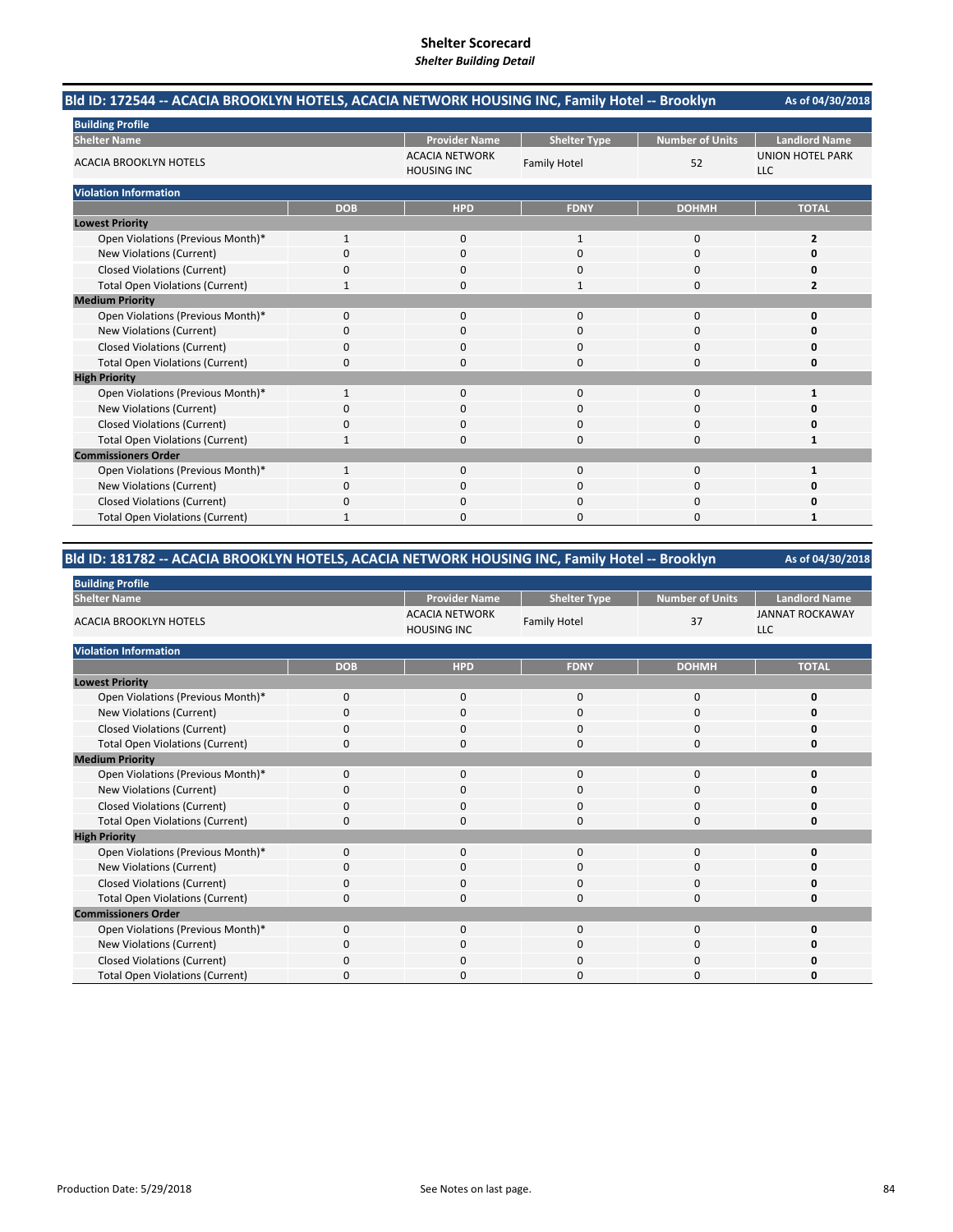# Shelter Scorecard

*Shelter Building Detail*

## Bld ID: 172544 -- ACACIA BROOKLYN HOTELS, ACACIA NETWORK HOUSING INC, Family Hotel -- Brooklyn

As of 04/30/2018

**Building Profile**

| Shelter Name | Provider Name | Shelter Type | Number of Units | Landlord Name |
|---|---|---|---|---|
| ACACIA BROOKLYN HOTELS | ACACIA NETWORK HOUSING INC | Family Hotel | 52 | UNION HOTEL PARK LLC |

**Violation Information**

| | DOB | HPD | FDNY | DOHMH | TOTAL |
|---|---|---|---|---|---|
| **Lowest Priority** | | | | | |
| Open Violations (Previous Month)* | 1 | 0 | 1 | 0 | **2** |
| New Violations (Current) | 0 | 0 | 0 | 0 | **0** |
| Closed Violations (Current) | 0 | 0 | 0 | 0 | **0** |
| Total Open Violations (Current) | 1 | 0 | 1 | 0 | **2** |
| **Medium Priority** | | | | | |
| Open Violations (Previous Month)* | 0 | 0 | 0 | 0 | **0** |
| New Violations (Current) | 0 | 0 | 0 | 0 | **0** |
| Closed Violations (Current) | 0 | 0 | 0 | 0 | **0** |
| Total Open Violations (Current) | 0 | 0 | 0 | 0 | **0** |
| **High Priority** | | | | | |
| Open Violations (Previous Month)* | 1 | 0 | 0 | 0 | **1** |
| New Violations (Current) | 0 | 0 | 0 | 0 | **0** |
| Closed Violations (Current) | 0 | 0 | 0 | 0 | **0** |
| Total Open Violations (Current) | 1 | 0 | 0 | 0 | **1** |
| **Commissioners Order** | | | | | |
| Open Violations (Previous Month)* | 1 | 0 | 0 | 0 | **1** |
| New Violations (Current) | 0 | 0 | 0 | 0 | **0** |
| Closed Violations (Current) | 0 | 0 | 0 | 0 | **0** |
| Total Open Violations (Current) | 1 | 0 | 0 | 0 | **1** |

## Bld ID: 181782 -- ACACIA BROOKLYN HOTELS, ACACIA NETWORK HOUSING INC, Family Hotel -- Brooklyn

As of 04/30/2018

**Building Profile**

| Shelter Name | Provider Name | Shelter Type | Number of Units | Landlord Name |
|---|---|---|---|---|
| ACACIA BROOKLYN HOTELS | ACACIA NETWORK HOUSING INC | Family Hotel | 37 | JANNAT ROCKAWAY LLC |

**Violation Information**

| | DOB | HPD | FDNY | DOHMH | TOTAL |
|---|---|---|---|---|---|
| **Lowest Priority** | | | | | |
| Open Violations (Previous Month)* | 0 | 0 | 0 | 0 | **0** |
| New Violations (Current) | 0 | 0 | 0 | 0 | **0** |
| Closed Violations (Current) | 0 | 0 | 0 | 0 | **0** |
| Total Open Violations (Current) | 0 | 0 | 0 | 0 | **0** |
| **Medium Priority** | | | | | |
| Open Violations (Previous Month)* | 0 | 0 | 0 | 0 | **0** |
| New Violations (Current) | 0 | 0 | 0 | 0 | **0** |
| Closed Violations (Current) | 0 | 0 | 0 | 0 | **0** |
| Total Open Violations (Current) | 0 | 0 | 0 | 0 | **0** |
| **High Priority** | | | | | |
| Open Violations (Previous Month)* | 0 | 0 | 0 | 0 | **0** |
| New Violations (Current) | 0 | 0 | 0 | 0 | **0** |
| Closed Violations (Current) | 0 | 0 | 0 | 0 | **0** |
| Total Open Violations (Current) | 0 | 0 | 0 | 0 | **0** |
| **Commissioners Order** | | | | | |
| Open Violations (Previous Month)* | 0 | 0 | 0 | 0 | **0** |
| New Violations (Current) | 0 | 0 | 0 | 0 | **0** |
| Closed Violations (Current) | 0 | 0 | 0 | 0 | **0** |
| Total Open Violations (Current) | 0 | 0 | 0 | 0 | **0** |

Production Date: 5/29/2018

See Notes on last page.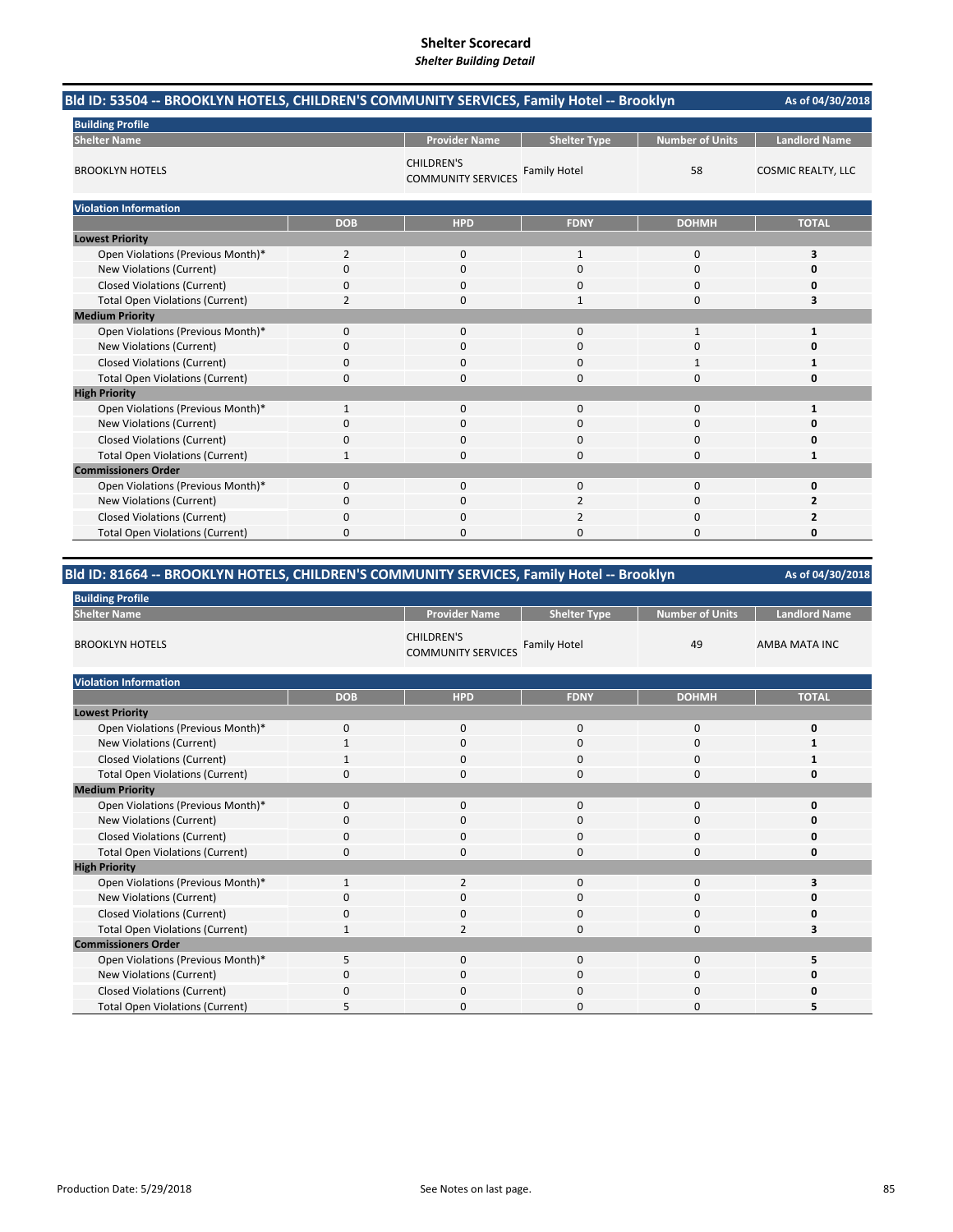# Shelter Scorecard

*Shelter Building Detail*

## Bld ID: 53504 -- BROOKLYN HOTELS, CHILDREN'S COMMUNITY SERVICES, Family Hotel -- Brooklyn

As of 04/30/2018

**Building Profile**

| Shelter Name | Provider Name | Shelter Type | Number of Units | Landlord Name |
|---|---|---|---|---|
| BROOKLYN HOTELS | CHILDREN'S COMMUNITY SERVICES | Family Hotel | 58 | COSMIC REALTY, LLC |

**Violation Information**

| | DOB | HPD | FDNY | DOHMH | TOTAL |
|---|---|---|---|---|---|
| **Lowest Priority** | | | | | |
| Open Violations (Previous Month)* | 2 | 0 | 1 | 0 | **3** |
| New Violations (Current) | 0 | 0 | 0 | 0 | **0** |
| Closed Violations (Current) | 0 | 0 | 0 | 0 | **0** |
| Total Open Violations (Current) | 2 | 0 | 1 | 0 | **3** |
| **Medium Priority** | | | | | |
| Open Violations (Previous Month)* | 0 | 0 | 0 | 1 | **1** |
| New Violations (Current) | 0 | 0 | 0 | 0 | **0** |
| Closed Violations (Current) | 0 | 0 | 0 | 1 | **1** |
| Total Open Violations (Current) | 0 | 0 | 0 | 0 | **0** |
| **High Priority** | | | | | |
| Open Violations (Previous Month)* | 1 | 0 | 0 | 0 | **1** |
| New Violations (Current) | 0 | 0 | 0 | 0 | **0** |
| Closed Violations (Current) | 0 | 0 | 0 | 0 | **0** |
| Total Open Violations (Current) | 1 | 0 | 0 | 0 | **1** |
| **Commissioners Order** | | | | | |
| Open Violations (Previous Month)* | 0 | 0 | 0 | 0 | **0** |
| New Violations (Current) | 0 | 0 | 2 | 0 | **2** |
| Closed Violations (Current) | 0 | 0 | 2 | 0 | **2** |
| Total Open Violations (Current) | 0 | 0 | 0 | 0 | **0** |

## Bld ID: 81664 -- BROOKLYN HOTELS, CHILDREN'S COMMUNITY SERVICES, Family Hotel -- Brooklyn

As of 04/30/2018

**Building Profile**

| Shelter Name | Provider Name | Shelter Type | Number of Units | Landlord Name |
|---|---|---|---|---|
| BROOKLYN HOTELS | CHILDREN'S COMMUNITY SERVICES | Family Hotel | 49 | AMBA MATA INC |

**Violation Information**

| | DOB | HPD | FDNY | DOHMH | TOTAL |
|---|---|---|---|---|---|
| **Lowest Priority** | | | | | |
| Open Violations (Previous Month)* | 0 | 0 | 0 | 0 | **0** |
| New Violations (Current) | 1 | 0 | 0 | 0 | **1** |
| Closed Violations (Current) | 1 | 0 | 0 | 0 | **1** |
| Total Open Violations (Current) | 0 | 0 | 0 | 0 | **0** |
| **Medium Priority** | | | | | |
| Open Violations (Previous Month)* | 0 | 0 | 0 | 0 | **0** |
| New Violations (Current) | 0 | 0 | 0 | 0 | **0** |
| Closed Violations (Current) | 0 | 0 | 0 | 0 | **0** |
| Total Open Violations (Current) | 0 | 0 | 0 | 0 | **0** |
| **High Priority** | | | | | |
| Open Violations (Previous Month)* | 1 | 2 | 0 | 0 | **3** |
| New Violations (Current) | 0 | 0 | 0 | 0 | **0** |
| Closed Violations (Current) | 0 | 0 | 0 | 0 | **0** |
| Total Open Violations (Current) | 1 | 2 | 0 | 0 | **3** |
| **Commissioners Order** | | | | | |
| Open Violations (Previous Month)* | 5 | 0 | 0 | 0 | **5** |
| New Violations (Current) | 0 | 0 | 0 | 0 | **0** |
| Closed Violations (Current) | 0 | 0 | 0 | 0 | **0** |
| Total Open Violations (Current) | 5 | 0 | 0 | 0 | **5** |

Production Date: 5/29/2018

See Notes on last page.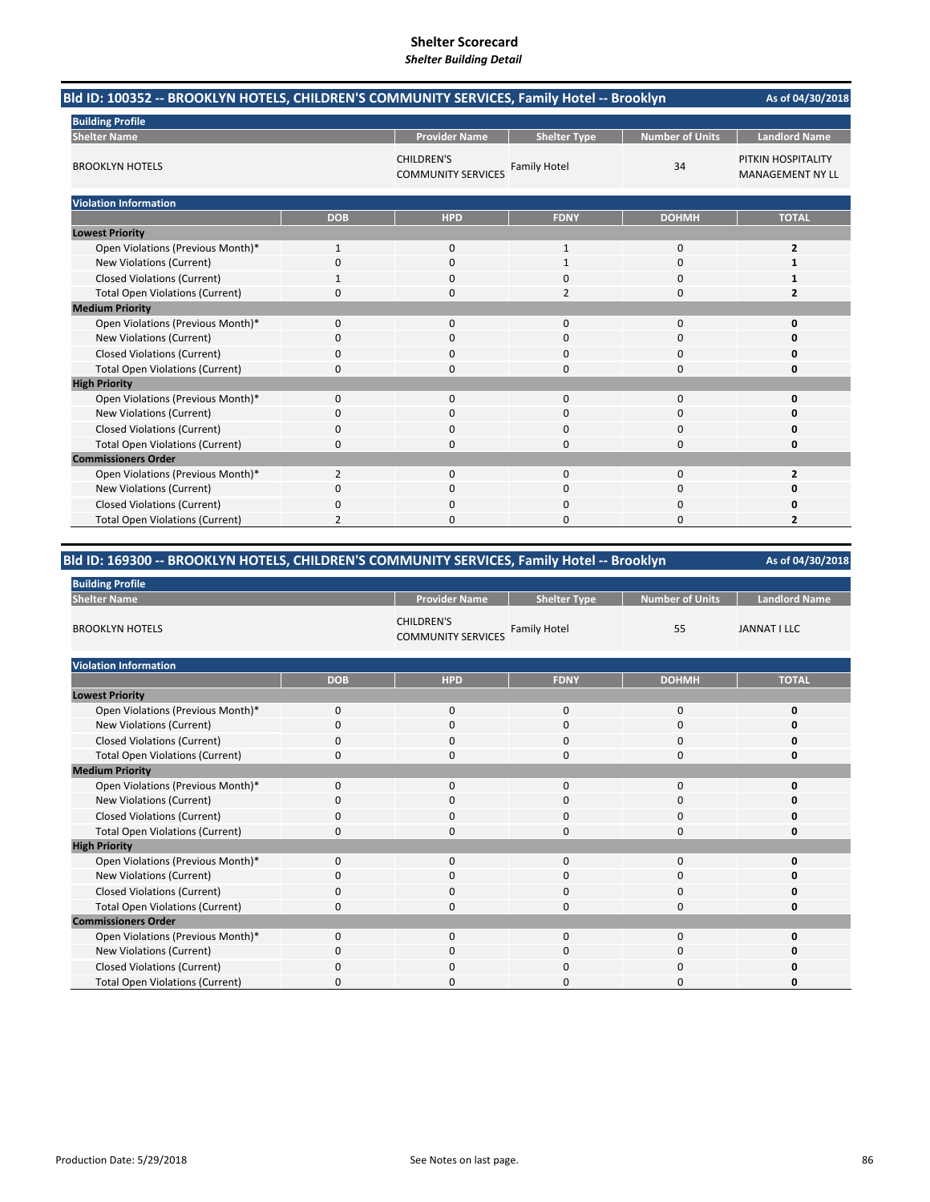# Shelter Scorecard

*Shelter Building Detail*

## Bld ID: 100352 -- BROOKLYN HOTELS, CHILDREN'S COMMUNITY SERVICES, Family Hotel -- Brooklyn

As of 04/30/2018

**Building Profile**

| Shelter Name | Provider Name | Shelter Type | Number of Units | Landlord Name |
|---|---|---|---|---|
| BROOKLYN HOTELS | CHILDREN'S COMMUNITY SERVICES | Family Hotel | 34 | PITKIN HOSPITALITY MANAGEMENT NY LL |

**Violation Information**

| | DOB | HPD | FDNY | DOHMH | TOTAL |
|---|---|---|---|---|---|
| **Lowest Priority** | | | | | |
| Open Violations (Previous Month)* | 1 | 0 | 1 | 0 | **2** |
| New Violations (Current) | 0 | 0 | 1 | 0 | **1** |
| Closed Violations (Current) | 1 | 0 | 0 | 0 | **1** |
| Total Open Violations (Current) | 0 | 0 | 2 | 0 | **2** |
| **Medium Priority** | | | | | |
| Open Violations (Previous Month)* | 0 | 0 | 0 | 0 | **0** |
| New Violations (Current) | 0 | 0 | 0 | 0 | **0** |
| Closed Violations (Current) | 0 | 0 | 0 | 0 | **0** |
| Total Open Violations (Current) | 0 | 0 | 0 | 0 | **0** |
| **High Priority** | | | | | |
| Open Violations (Previous Month)* | 0 | 0 | 0 | 0 | **0** |
| New Violations (Current) | 0 | 0 | 0 | 0 | **0** |
| Closed Violations (Current) | 0 | 0 | 0 | 0 | **0** |
| Total Open Violations (Current) | 0 | 0 | 0 | 0 | **0** |
| **Commissioners Order** | | | | | |
| Open Violations (Previous Month)* | 2 | 0 | 0 | 0 | **2** |
| New Violations (Current) | 0 | 0 | 0 | 0 | **0** |
| Closed Violations (Current) | 0 | 0 | 0 | 0 | **0** |
| Total Open Violations (Current) | 2 | 0 | 0 | 0 | **2** |

## Bld ID: 169300 -- BROOKLYN HOTELS, CHILDREN'S COMMUNITY SERVICES, Family Hotel -- Brooklyn

As of 04/30/2018

**Building Profile**

| Shelter Name | Provider Name | Shelter Type | Number of Units | Landlord Name |
|---|---|---|---|---|
| BROOKLYN HOTELS | CHILDREN'S COMMUNITY SERVICES | Family Hotel | 55 | JANNAT I LLC |

**Violation Information**

| | DOB | HPD | FDNY | DOHMH | TOTAL |
|---|---|---|---|---|---|
| **Lowest Priority** | | | | | |
| Open Violations (Previous Month)* | 0 | 0 | 0 | 0 | **0** |
| New Violations (Current) | 0 | 0 | 0 | 0 | **0** |
| Closed Violations (Current) | 0 | 0 | 0 | 0 | **0** |
| Total Open Violations (Current) | 0 | 0 | 0 | 0 | **0** |
| **Medium Priority** | | | | | |
| Open Violations (Previous Month)* | 0 | 0 | 0 | 0 | **0** |
| New Violations (Current) | 0 | 0 | 0 | 0 | **0** |
| Closed Violations (Current) | 0 | 0 | 0 | 0 | **0** |
| Total Open Violations (Current) | 0 | 0 | 0 | 0 | **0** |
| **High Priority** | | | | | |
| Open Violations (Previous Month)* | 0 | 0 | 0 | 0 | **0** |
| New Violations (Current) | 0 | 0 | 0 | 0 | **0** |
| Closed Violations (Current) | 0 | 0 | 0 | 0 | **0** |
| Total Open Violations (Current) | 0 | 0 | 0 | 0 | **0** |
| **Commissioners Order** | | | | | |
| Open Violations (Previous Month)* | 0 | 0 | 0 | 0 | **0** |
| New Violations (Current) | 0 | 0 | 0 | 0 | **0** |
| Closed Violations (Current) | 0 | 0 | 0 | 0 | **0** |
| Total Open Violations (Current) | 0 | 0 | 0 | 0 | **0** |

Production Date: 5/29/2018

See Notes on last page.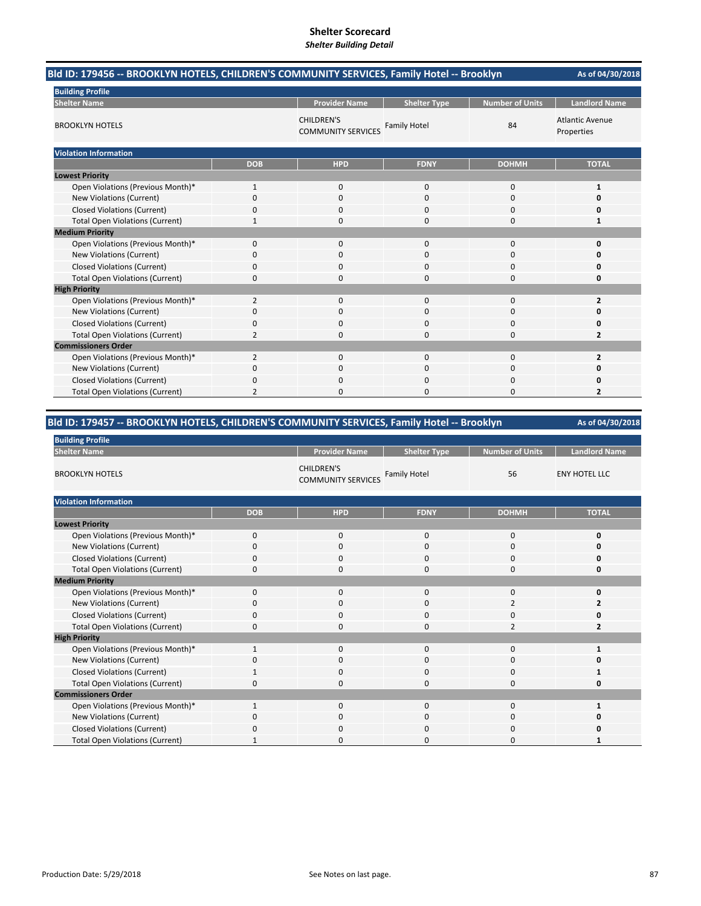# Shelter Scorecard

*Shelter Building Detail*

## Bld ID: 179456 -- BROOKLYN HOTELS, CHILDREN'S COMMUNITY SERVICES, Family Hotel -- Brooklyn

As of 04/30/2018

**Building Profile**

| Shelter Name | Provider Name | Shelter Type | Number of Units | Landlord Name |
|---|---|---|---|---|
| BROOKLYN HOTELS | CHILDREN'S COMMUNITY SERVICES | Family Hotel | 84 | Atlantic Avenue Properties |

**Violation Information**

| | DOB | HPD | FDNY | DOHMH | TOTAL |
|---|---|---|---|---|---|
| **Lowest Priority** | | | | | |
| Open Violations (Previous Month)* | 1 | 0 | 0 | 0 | **1** |
| New Violations (Current) | 0 | 0 | 0 | 0 | **0** |
| Closed Violations (Current) | 0 | 0 | 0 | 0 | **0** |
| Total Open Violations (Current) | 1 | 0 | 0 | 0 | **1** |
| **Medium Priority** | | | | | |
| Open Violations (Previous Month)* | 0 | 0 | 0 | 0 | **0** |
| New Violations (Current) | 0 | 0 | 0 | 0 | **0** |
| Closed Violations (Current) | 0 | 0 | 0 | 0 | **0** |
| Total Open Violations (Current) | 0 | 0 | 0 | 0 | **0** |
| **High Priority** | | | | | |
| Open Violations (Previous Month)* | 2 | 0 | 0 | 0 | **2** |
| New Violations (Current) | 0 | 0 | 0 | 0 | **0** |
| Closed Violations (Current) | 0 | 0 | 0 | 0 | **0** |
| Total Open Violations (Current) | 2 | 0 | 0 | 0 | **2** |
| **Commissioners Order** | | | | | |
| Open Violations (Previous Month)* | 2 | 0 | 0 | 0 | **2** |
| New Violations (Current) | 0 | 0 | 0 | 0 | **0** |
| Closed Violations (Current) | 0 | 0 | 0 | 0 | **0** |
| Total Open Violations (Current) | 2 | 0 | 0 | 0 | **2** |

## Bld ID: 179457 -- BROOKLYN HOTELS, CHILDREN'S COMMUNITY SERVICES, Family Hotel -- Brooklyn

As of 04/30/2018

**Building Profile**

| Shelter Name | Provider Name | Shelter Type | Number of Units | Landlord Name |
|---|---|---|---|---|
| BROOKLYN HOTELS | CHILDREN'S COMMUNITY SERVICES | Family Hotel | 56 | ENY HOTEL LLC |

**Violation Information**

| | DOB | HPD | FDNY | DOHMH | TOTAL |
|---|---|---|---|---|---|
| **Lowest Priority** | | | | | |
| Open Violations (Previous Month)* | 0 | 0 | 0 | 0 | **0** |
| New Violations (Current) | 0 | 0 | 0 | 0 | **0** |
| Closed Violations (Current) | 0 | 0 | 0 | 0 | **0** |
| Total Open Violations (Current) | 0 | 0 | 0 | 0 | **0** |
| **Medium Priority** | | | | | |
| Open Violations (Previous Month)* | 0 | 0 | 0 | 0 | **0** |
| New Violations (Current) | 0 | 0 | 0 | 2 | **2** |
| Closed Violations (Current) | 0 | 0 | 0 | 0 | **0** |
| Total Open Violations (Current) | 0 | 0 | 0 | 2 | **2** |
| **High Priority** | | | | | |
| Open Violations (Previous Month)* | 1 | 0 | 0 | 0 | **1** |
| New Violations (Current) | 0 | 0 | 0 | 0 | **0** |
| Closed Violations (Current) | 1 | 0 | 0 | 0 | **1** |
| Total Open Violations (Current) | 0 | 0 | 0 | 0 | **0** |
| **Commissioners Order** | | | | | |
| Open Violations (Previous Month)* | 1 | 0 | 0 | 0 | **1** |
| New Violations (Current) | 0 | 0 | 0 | 0 | **0** |
| Closed Violations (Current) | 0 | 0 | 0 | 0 | **0** |
| Total Open Violations (Current) | 1 | 0 | 0 | 0 | **1** |

Production Date: 5/29/2018

See Notes on last page.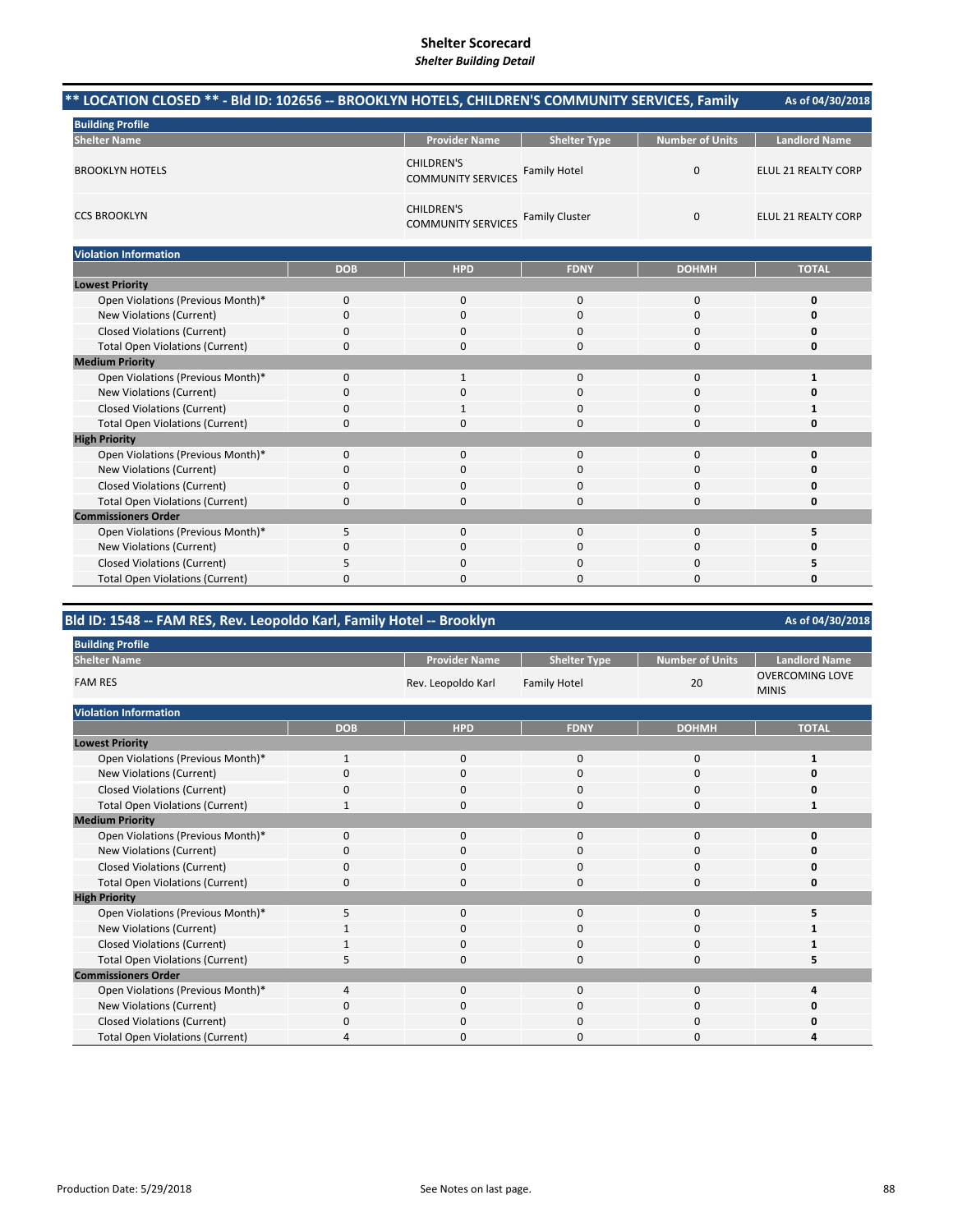# Shelter Scorecard
*Shelter Building Detail*

## ** LOCATION CLOSED ** - Bld ID: 102656 -- BROOKLYN HOTELS, CHILDREN'S COMMUNITY SERVICES, Family

As of 04/30/2018

**Building Profile**

| Shelter Name | Provider Name | Shelter Type | Number of Units | Landlord Name |
|---|---|---|---|---|
| BROOKLYN HOTELS | CHILDREN'S COMMUNITY SERVICES | Family Hotel | 0 | ELUL 21 REALTY CORP |
| CCS BROOKLYN | CHILDREN'S COMMUNITY SERVICES | Family Cluster | 0 | ELUL 21 REALTY CORP |

**Violation Information**

| | DOB | HPD | FDNY | DOHMH | TOTAL |
|---|---|---|---|---|---|
| **Lowest Priority** | | | | | |
| Open Violations (Previous Month)* | 0 | 0 | 0 | 0 | **0** |
| New Violations (Current) | 0 | 0 | 0 | 0 | **0** |
| Closed Violations (Current) | 0 | 0 | 0 | 0 | **0** |
| Total Open Violations (Current) | 0 | 0 | 0 | 0 | **0** |
| **Medium Priority** | | | | | |
| Open Violations (Previous Month)* | 0 | 1 | 0 | 0 | **1** |
| New Violations (Current) | 0 | 0 | 0 | 0 | **0** |
| Closed Violations (Current) | 0 | 1 | 0 | 0 | **1** |
| Total Open Violations (Current) | 0 | 0 | 0 | 0 | **0** |
| **High Priority** | | | | | |
| Open Violations (Previous Month)* | 0 | 0 | 0 | 0 | **0** |
| New Violations (Current) | 0 | 0 | 0 | 0 | **0** |
| Closed Violations (Current) | 0 | 0 | 0 | 0 | **0** |
| Total Open Violations (Current) | 0 | 0 | 0 | 0 | **0** |
| **Commissioners Order** | | | | | |
| Open Violations (Previous Month)* | 5 | 0 | 0 | 0 | **5** |
| New Violations (Current) | 0 | 0 | 0 | 0 | **0** |
| Closed Violations (Current) | 5 | 0 | 0 | 0 | **5** |
| Total Open Violations (Current) | 0 | 0 | 0 | 0 | **0** |

## Bld ID: 1548 -- FAM RES, Rev. Leopoldo Karl, Family Hotel -- Brooklyn

As of 04/30/2018

**Building Profile**

| Shelter Name | Provider Name | Shelter Type | Number of Units | Landlord Name |
|---|---|---|---|---|
| FAM RES | Rev. Leopoldo Karl | Family Hotel | 20 | OVERCOMING LOVE MINIS |

**Violation Information**

| | DOB | HPD | FDNY | DOHMH | TOTAL |
|---|---|---|---|---|---|
| **Lowest Priority** | | | | | |
| Open Violations (Previous Month)* | 1 | 0 | 0 | 0 | **1** |
| New Violations (Current) | 0 | 0 | 0 | 0 | **0** |
| Closed Violations (Current) | 0 | 0 | 0 | 0 | **0** |
| Total Open Violations (Current) | 1 | 0 | 0 | 0 | **1** |
| **Medium Priority** | | | | | |
| Open Violations (Previous Month)* | 0 | 0 | 0 | 0 | **0** |
| New Violations (Current) | 0 | 0 | 0 | 0 | **0** |
| Closed Violations (Current) | 0 | 0 | 0 | 0 | **0** |
| Total Open Violations (Current) | 0 | 0 | 0 | 0 | **0** |
| **High Priority** | | | | | |
| Open Violations (Previous Month)* | 5 | 0 | 0 | 0 | **5** |
| New Violations (Current) | 1 | 0 | 0 | 0 | **1** |
| Closed Violations (Current) | 1 | 0 | 0 | 0 | **1** |
| Total Open Violations (Current) | 5 | 0 | 0 | 0 | **5** |
| **Commissioners Order** | | | | | |
| Open Violations (Previous Month)* | 4 | 0 | 0 | 0 | **4** |
| New Violations (Current) | 0 | 0 | 0 | 0 | **0** |
| Closed Violations (Current) | 0 | 0 | 0 | 0 | **0** |
| Total Open Violations (Current) | 4 | 0 | 0 | 0 | **4** |

Production Date: 5/29/2018 | See Notes on last page.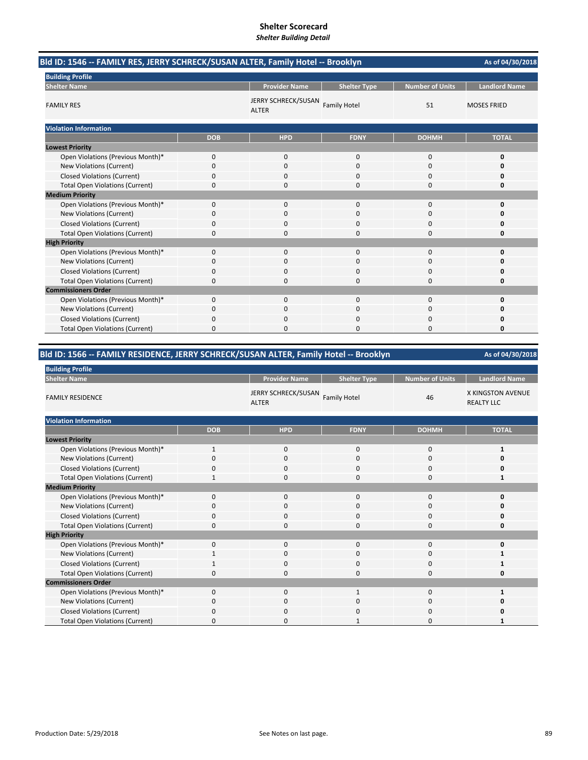# Shelter Scorecard
*Shelter Building Detail*

## Bld ID: 1546 -- FAMILY RES, JERRY SCHRECK/SUSAN ALTER, Family Hotel -- Brooklyn

As of 04/30/2018

**Building Profile**

| Shelter Name | Provider Name | Shelter Type | Number of Units | Landlord Name |
|---|---|---|---|---|
| FAMILY RES | JERRY SCHRECK/SUSAN ALTER | Family Hotel | 51 | MOSES FRIED |

**Violation Information**

| | DOB | HPD | FDNY | DOHMH | TOTAL |
|---|---|---|---|---|---|
| **Lowest Priority** | | | | | |
| Open Violations (Previous Month)* | 0 | 0 | 0 | 0 | **0** |
| New Violations (Current) | 0 | 0 | 0 | 0 | **0** |
| Closed Violations (Current) | 0 | 0 | 0 | 0 | **0** |
| Total Open Violations (Current) | 0 | 0 | 0 | 0 | **0** |
| **Medium Priority** | | | | | |
| Open Violations (Previous Month)* | 0 | 0 | 0 | 0 | **0** |
| New Violations (Current) | 0 | 0 | 0 | 0 | **0** |
| Closed Violations (Current) | 0 | 0 | 0 | 0 | **0** |
| Total Open Violations (Current) | 0 | 0 | 0 | 0 | **0** |
| **High Priority** | | | | | |
| Open Violations (Previous Month)* | 0 | 0 | 0 | 0 | **0** |
| New Violations (Current) | 0 | 0 | 0 | 0 | **0** |
| Closed Violations (Current) | 0 | 0 | 0 | 0 | **0** |
| Total Open Violations (Current) | 0 | 0 | 0 | 0 | **0** |
| **Commissioners Order** | | | | | |
| Open Violations (Previous Month)* | 0 | 0 | 0 | 0 | **0** |
| New Violations (Current) | 0 | 0 | 0 | 0 | **0** |
| Closed Violations (Current) | 0 | 0 | 0 | 0 | **0** |
| Total Open Violations (Current) | 0 | 0 | 0 | 0 | **0** |

## Bld ID: 1566 -- FAMILY RESIDENCE, JERRY SCHRECK/SUSAN ALTER, Family Hotel -- Brooklyn

As of 04/30/2018

**Building Profile**

| Shelter Name | Provider Name | Shelter Type | Number of Units | Landlord Name |
|---|---|---|---|---|
| FAMILY RESIDENCE | JERRY SCHRECK/SUSAN ALTER | Family Hotel | 46 | X KINGSTON AVENUE REALTY LLC |

**Violation Information**

| | DOB | HPD | FDNY | DOHMH | TOTAL |
|---|---|---|---|---|---|
| **Lowest Priority** | | | | | |
| Open Violations (Previous Month)* | 1 | 0 | 0 | 0 | **1** |
| New Violations (Current) | 0 | 0 | 0 | 0 | **0** |
| Closed Violations (Current) | 0 | 0 | 0 | 0 | **0** |
| Total Open Violations (Current) | 1 | 0 | 0 | 0 | **1** |
| **Medium Priority** | | | | | |
| Open Violations (Previous Month)* | 0 | 0 | 0 | 0 | **0** |
| New Violations (Current) | 0 | 0 | 0 | 0 | **0** |
| Closed Violations (Current) | 0 | 0 | 0 | 0 | **0** |
| Total Open Violations (Current) | 0 | 0 | 0 | 0 | **0** |
| **High Priority** | | | | | |
| Open Violations (Previous Month)* | 0 | 0 | 0 | 0 | **0** |
| New Violations (Current) | 1 | 0 | 0 | 0 | **1** |
| Closed Violations (Current) | 1 | 0 | 0 | 0 | **1** |
| Total Open Violations (Current) | 0 | 0 | 0 | 0 | **0** |
| **Commissioners Order** | | | | | |
| Open Violations (Previous Month)* | 0 | 0 | 1 | 0 | **1** |
| New Violations (Current) | 0 | 0 | 0 | 0 | **0** |
| Closed Violations (Current) | 0 | 0 | 0 | 0 | **0** |
| Total Open Violations (Current) | 0 | 0 | 1 | 0 | **1** |

Production Date: 5/29/2018

See Notes on last page.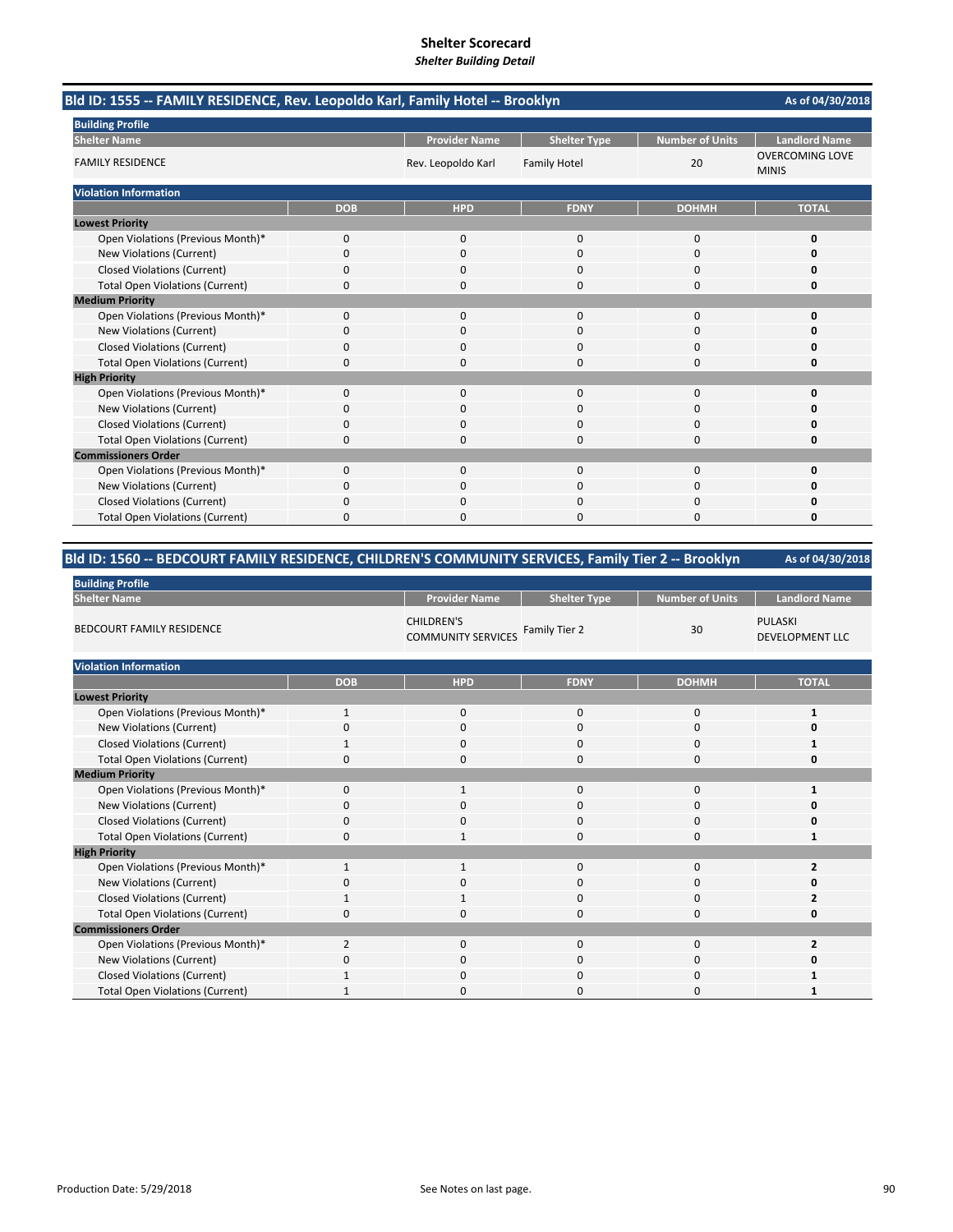# Shelter Scorecard

*Shelter Building Detail*

## Bld ID: 1555 -- FAMILY RESIDENCE, Rev. Leopoldo Karl, Family Hotel -- Brooklyn

As of 04/30/2018

**Building Profile**

| Shelter Name | Provider Name | Shelter Type | Number of Units | Landlord Name |
|---|---|---|---|---|
| FAMILY RESIDENCE | Rev. Leopoldo Karl | Family Hotel | 20 | OVERCOMING LOVE MINIS |

**Violation Information**

| | DOB | HPD | FDNY | DOHMH | TOTAL |
|---|---|---|---|---|---|
| **Lowest Priority** | | | | | |
| Open Violations (Previous Month)* | 0 | 0 | 0 | 0 | **0** |
| New Violations (Current) | 0 | 0 | 0 | 0 | **0** |
| Closed Violations (Current) | 0 | 0 | 0 | 0 | **0** |
| Total Open Violations (Current) | 0 | 0 | 0 | 0 | **0** |
| **Medium Priority** | | | | | |
| Open Violations (Previous Month)* | 0 | 0 | 0 | 0 | **0** |
| New Violations (Current) | 0 | 0 | 0 | 0 | **0** |
| Closed Violations (Current) | 0 | 0 | 0 | 0 | **0** |
| Total Open Violations (Current) | 0 | 0 | 0 | 0 | **0** |
| **High Priority** | | | | | |
| Open Violations (Previous Month)* | 0 | 0 | 0 | 0 | **0** |
| New Violations (Current) | 0 | 0 | 0 | 0 | **0** |
| Closed Violations (Current) | 0 | 0 | 0 | 0 | **0** |
| Total Open Violations (Current) | 0 | 0 | 0 | 0 | **0** |
| **Commissioners Order** | | | | | |
| Open Violations (Previous Month)* | 0 | 0 | 0 | 0 | **0** |
| New Violations (Current) | 0 | 0 | 0 | 0 | **0** |
| Closed Violations (Current) | 0 | 0 | 0 | 0 | **0** |
| Total Open Violations (Current) | 0 | 0 | 0 | 0 | **0** |

## Bld ID: 1560 -- BEDCOURT FAMILY RESIDENCE, CHILDREN'S COMMUNITY SERVICES, Family Tier 2 -- Brooklyn

As of 04/30/2018

**Building Profile**

| Shelter Name | Provider Name | Shelter Type | Number of Units | Landlord Name |
|---|---|---|---|---|
| BEDCOURT FAMILY RESIDENCE | CHILDREN'S COMMUNITY SERVICES | Family Tier 2 | 30 | PULASKI DEVELOPMENT LLC |

**Violation Information**

| | DOB | HPD | FDNY | DOHMH | TOTAL |
|---|---|---|---|---|---|
| **Lowest Priority** | | | | | |
| Open Violations (Previous Month)* | 1 | 0 | 0 | 0 | **1** |
| New Violations (Current) | 0 | 0 | 0 | 0 | **0** |
| Closed Violations (Current) | 1 | 0 | 0 | 0 | **1** |
| Total Open Violations (Current) | 0 | 0 | 0 | 0 | **0** |
| **Medium Priority** | | | | | |
| Open Violations (Previous Month)* | 0 | 1 | 0 | 0 | **1** |
| New Violations (Current) | 0 | 0 | 0 | 0 | **0** |
| Closed Violations (Current) | 0 | 0 | 0 | 0 | **0** |
| Total Open Violations (Current) | 0 | 1 | 0 | 0 | **1** |
| **High Priority** | | | | | |
| Open Violations (Previous Month)* | 1 | 1 | 0 | 0 | **2** |
| New Violations (Current) | 0 | 0 | 0 | 0 | **0** |
| Closed Violations (Current) | 1 | 1 | 0 | 0 | **2** |
| Total Open Violations (Current) | 0 | 0 | 0 | 0 | **0** |
| **Commissioners Order** | | | | | |
| Open Violations (Previous Month)* | 2 | 0 | 0 | 0 | **2** |
| New Violations (Current) | 0 | 0 | 0 | 0 | **0** |
| Closed Violations (Current) | 1 | 0 | 0 | 0 | **1** |
| Total Open Violations (Current) | 1 | 0 | 0 | 0 | **1** |

Production Date: 5/29/2018

See Notes on last page.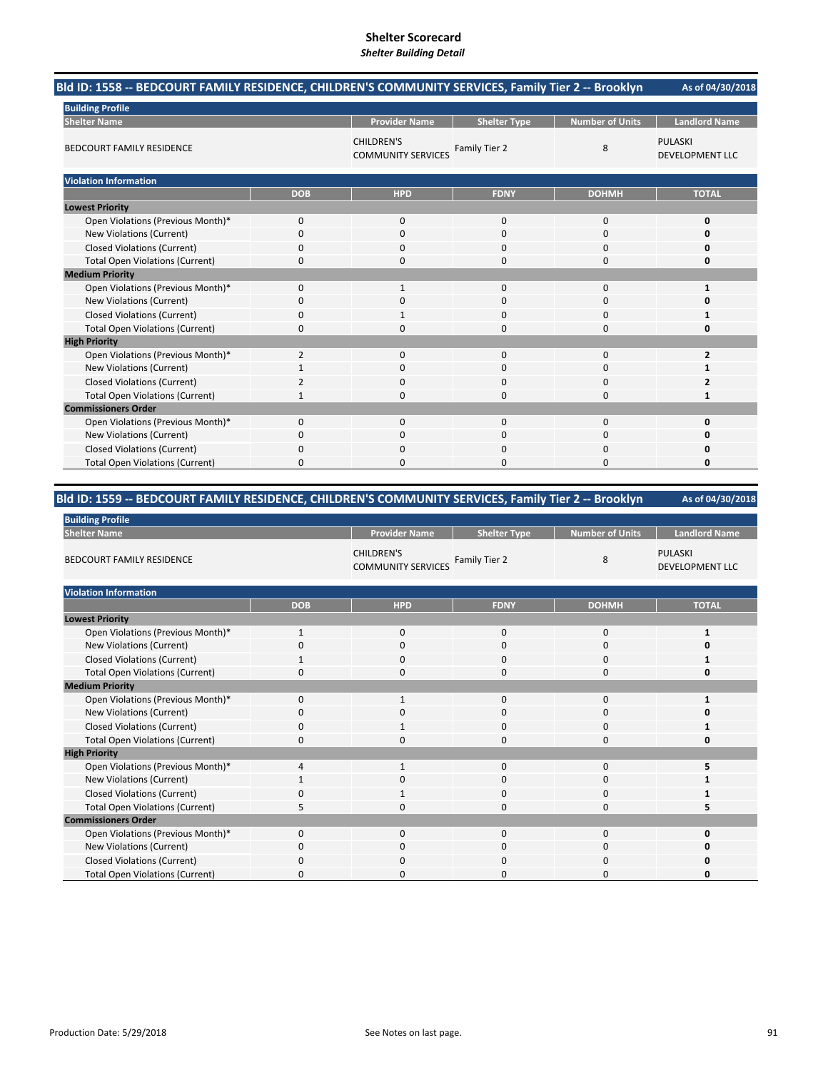# Shelter Scorecard

*Shelter Building Detail*

## Bld ID: 1558 -- BEDCOURT FAMILY RESIDENCE, CHILDREN'S COMMUNITY SERVICES, Family Tier 2 -- Brooklyn

As of 04/30/2018

**Building Profile**

| Shelter Name | Provider Name | Shelter Type | Number of Units | Landlord Name |
|---|---|---|---|---|
| BEDCOURT FAMILY RESIDENCE | CHILDREN'S COMMUNITY SERVICES | Family Tier 2 | 8 | PULASKI DEVELOPMENT LLC |

**Violation Information**

| | DOB | HPD | FDNY | DOHMH | TOTAL |
|---|---|---|---|---|---|
| **Lowest Priority** | | | | | |
| Open Violations (Previous Month)* | 0 | 0 | 0 | 0 | **0** |
| New Violations (Current) | 0 | 0 | 0 | 0 | **0** |
| Closed Violations (Current) | 0 | 0 | 0 | 0 | **0** |
| Total Open Violations (Current) | 0 | 0 | 0 | 0 | **0** |
| **Medium Priority** | | | | | |
| Open Violations (Previous Month)* | 0 | 1 | 0 | 0 | **1** |
| New Violations (Current) | 0 | 0 | 0 | 0 | **0** |
| Closed Violations (Current) | 0 | 1 | 0 | 0 | **1** |
| Total Open Violations (Current) | 0 | 0 | 0 | 0 | **0** |
| **High Priority** | | | | | |
| Open Violations (Previous Month)* | 2 | 0 | 0 | 0 | **2** |
| New Violations (Current) | 1 | 0 | 0 | 0 | **1** |
| Closed Violations (Current) | 2 | 0 | 0 | 0 | **2** |
| Total Open Violations (Current) | 1 | 0 | 0 | 0 | **1** |
| **Commissioners Order** | | | | | |
| Open Violations (Previous Month)* | 0 | 0 | 0 | 0 | **0** |
| New Violations (Current) | 0 | 0 | 0 | 0 | **0** |
| Closed Violations (Current) | 0 | 0 | 0 | 0 | **0** |
| Total Open Violations (Current) | 0 | 0 | 0 | 0 | **0** |

## Bld ID: 1559 -- BEDCOURT FAMILY RESIDENCE, CHILDREN'S COMMUNITY SERVICES, Family Tier 2 -- Brooklyn

As of 04/30/2018

**Building Profile**

| Shelter Name | Provider Name | Shelter Type | Number of Units | Landlord Name |
|---|---|---|---|---|
| BEDCOURT FAMILY RESIDENCE | CHILDREN'S COMMUNITY SERVICES | Family Tier 2 | 8 | PULASKI DEVELOPMENT LLC |

**Violation Information**

| | DOB | HPD | FDNY | DOHMH | TOTAL |
|---|---|---|---|---|---|
| **Lowest Priority** | | | | | |
| Open Violations (Previous Month)* | 1 | 0 | 0 | 0 | **1** |
| New Violations (Current) | 0 | 0 | 0 | 0 | **0** |
| Closed Violations (Current) | 1 | 0 | 0 | 0 | **1** |
| Total Open Violations (Current) | 0 | 0 | 0 | 0 | **0** |
| **Medium Priority** | | | | | |
| Open Violations (Previous Month)* | 0 | 1 | 0 | 0 | **1** |
| New Violations (Current) | 0 | 0 | 0 | 0 | **0** |
| Closed Violations (Current) | 0 | 1 | 0 | 0 | **1** |
| Total Open Violations (Current) | 0 | 0 | 0 | 0 | **0** |
| **High Priority** | | | | | |
| Open Violations (Previous Month)* | 4 | 1 | 0 | 0 | **5** |
| New Violations (Current) | 1 | 0 | 0 | 0 | **1** |
| Closed Violations (Current) | 0 | 1 | 0 | 0 | **1** |
| Total Open Violations (Current) | 5 | 0 | 0 | 0 | **5** |
| **Commissioners Order** | | | | | |
| Open Violations (Previous Month)* | 0 | 0 | 0 | 0 | **0** |
| New Violations (Current) | 0 | 0 | 0 | 0 | **0** |
| Closed Violations (Current) | 0 | 0 | 0 | 0 | **0** |
| Total Open Violations (Current) | 0 | 0 | 0 | 0 | **0** |

Production Date: 5/29/2018

See Notes on last page.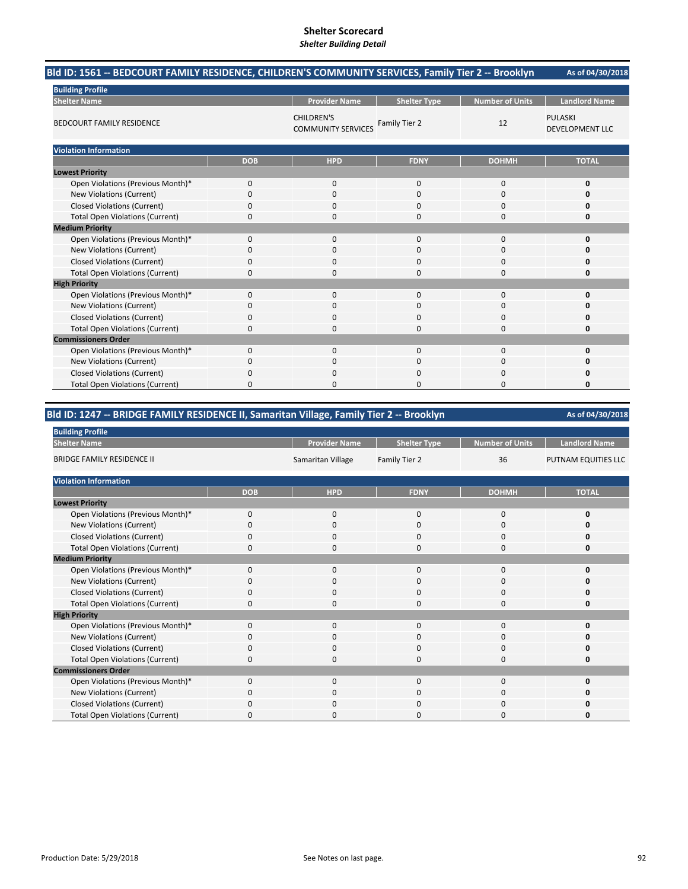# Shelter Scorecard
*Shelter Building Detail*

## Bld ID: 1561 -- BEDCOURT FAMILY RESIDENCE, CHILDREN'S COMMUNITY SERVICES, Family Tier 2 -- Brooklyn

As of 04/30/2018

**Building Profile**

| Shelter Name | Provider Name | Shelter Type | Number of Units | Landlord Name |
|---|---|---|---|---|
| BEDCOURT FAMILY RESIDENCE | CHILDREN'S COMMUNITY SERVICES | Family Tier 2 | 12 | PULASKI DEVELOPMENT LLC |

**Violation Information**

| | DOB | HPD | FDNY | DOHMH | TOTAL |
|---|---|---|---|---|---|
| **Lowest Priority** | | | | | |
| Open Violations (Previous Month)* | 0 | 0 | 0 | 0 | **0** |
| New Violations (Current) | 0 | 0 | 0 | 0 | **0** |
| Closed Violations (Current) | 0 | 0 | 0 | 0 | **0** |
| Total Open Violations (Current) | 0 | 0 | 0 | 0 | **0** |
| **Medium Priority** | | | | | |
| Open Violations (Previous Month)* | 0 | 0 | 0 | 0 | **0** |
| New Violations (Current) | 0 | 0 | 0 | 0 | **0** |
| Closed Violations (Current) | 0 | 0 | 0 | 0 | **0** |
| Total Open Violations (Current) | 0 | 0 | 0 | 0 | **0** |
| **High Priority** | | | | | |
| Open Violations (Previous Month)* | 0 | 0 | 0 | 0 | **0** |
| New Violations (Current) | 0 | 0 | 0 | 0 | **0** |
| Closed Violations (Current) | 0 | 0 | 0 | 0 | **0** |
| Total Open Violations (Current) | 0 | 0 | 0 | 0 | **0** |
| **Commissioners Order** | | | | | |
| Open Violations (Previous Month)* | 0 | 0 | 0 | 0 | **0** |
| New Violations (Current) | 0 | 0 | 0 | 0 | **0** |
| Closed Violations (Current) | 0 | 0 | 0 | 0 | **0** |
| Total Open Violations (Current) | 0 | 0 | 0 | 0 | **0** |

## Bld ID: 1247 -- BRIDGE FAMILY RESIDENCE II, Samaritan Village, Family Tier 2 -- Brooklyn

As of 04/30/2018

**Building Profile**

| Shelter Name | Provider Name | Shelter Type | Number of Units | Landlord Name |
|---|---|---|---|---|
| BRIDGE FAMILY RESIDENCE II | Samaritan Village | Family Tier 2 | 36 | PUTNAM EQUITIES LLC |

**Violation Information**

| | DOB | HPD | FDNY | DOHMH | TOTAL |
|---|---|---|---|---|---|
| **Lowest Priority** | | | | | |
| Open Violations (Previous Month)* | 0 | 0 | 0 | 0 | **0** |
| New Violations (Current) | 0 | 0 | 0 | 0 | **0** |
| Closed Violations (Current) | 0 | 0 | 0 | 0 | **0** |
| Total Open Violations (Current) | 0 | 0 | 0 | 0 | **0** |
| **Medium Priority** | | | | | |
| Open Violations (Previous Month)* | 0 | 0 | 0 | 0 | **0** |
| New Violations (Current) | 0 | 0 | 0 | 0 | **0** |
| Closed Violations (Current) | 0 | 0 | 0 | 0 | **0** |
| Total Open Violations (Current) | 0 | 0 | 0 | 0 | **0** |
| **High Priority** | | | | | |
| Open Violations (Previous Month)* | 0 | 0 | 0 | 0 | **0** |
| New Violations (Current) | 0 | 0 | 0 | 0 | **0** |
| Closed Violations (Current) | 0 | 0 | 0 | 0 | **0** |
| Total Open Violations (Current) | 0 | 0 | 0 | 0 | **0** |
| **Commissioners Order** | | | | | |
| Open Violations (Previous Month)* | 0 | 0 | 0 | 0 | **0** |
| New Violations (Current) | 0 | 0 | 0 | 0 | **0** |
| Closed Violations (Current) | 0 | 0 | 0 | 0 | **0** |
| Total Open Violations (Current) | 0 | 0 | 0 | 0 | **0** |

Production Date: 5/29/2018

See Notes on last page.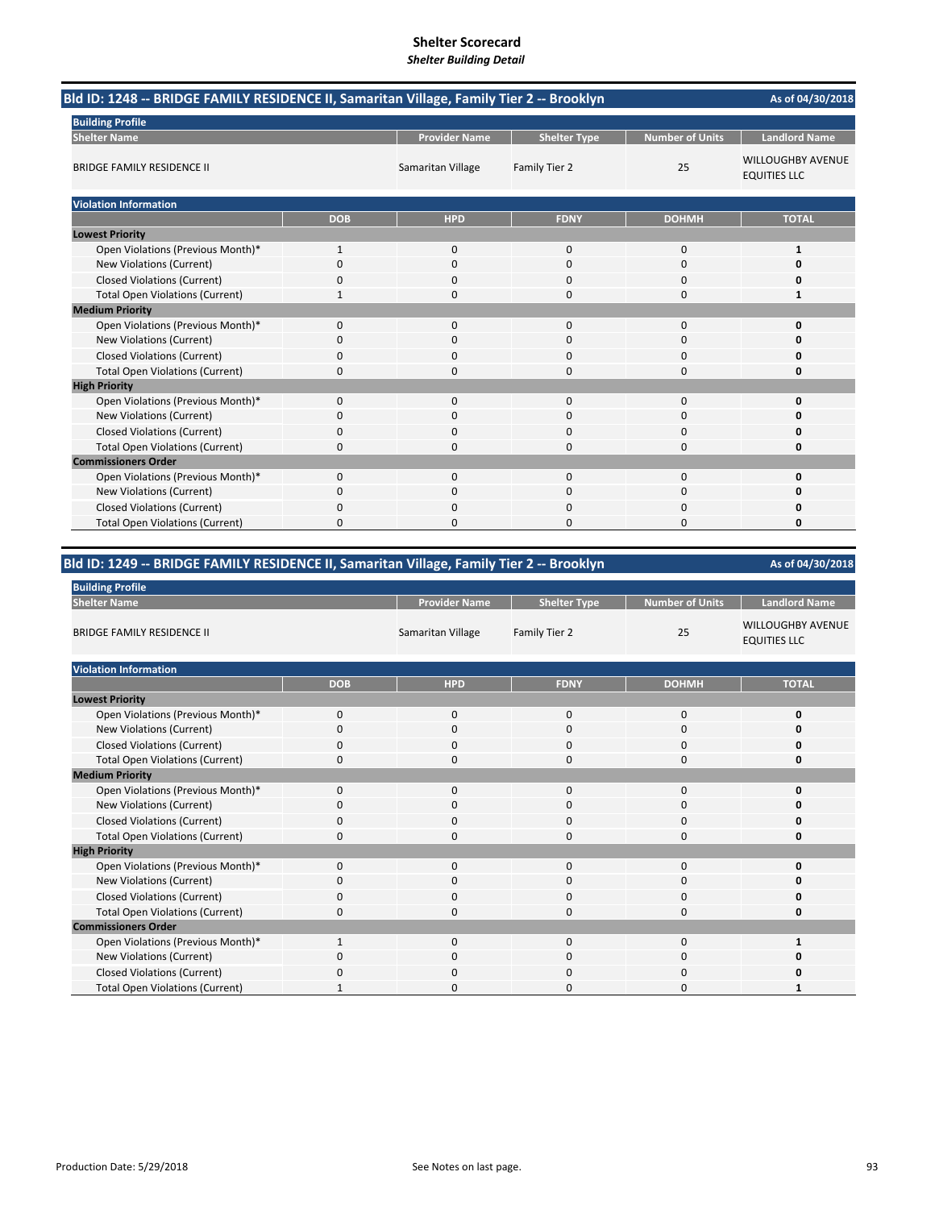# Shelter Scorecard

*Shelter Building Detail*

## Bld ID: 1248 -- BRIDGE FAMILY RESIDENCE II, Samaritan Village, Family Tier 2 -- Brooklyn

As of 04/30/2018

**Building Profile**

| Shelter Name | Provider Name | Shelter Type | Number of Units | Landlord Name |
|---|---|---|---|---|
| BRIDGE FAMILY RESIDENCE II | Samaritan Village | Family Tier 2 | 25 | WILLOUGHBY AVENUE EQUITIES LLC |

**Violation Information**

| | DOB | HPD | FDNY | DOHMH | TOTAL |
|---|---|---|---|---|---|
| **Lowest Priority** | | | | | |
| Open Violations (Previous Month)* | 1 | 0 | 0 | 0 | **1** |
| New Violations (Current) | 0 | 0 | 0 | 0 | **0** |
| Closed Violations (Current) | 0 | 0 | 0 | 0 | **0** |
| Total Open Violations (Current) | 1 | 0 | 0 | 0 | **1** |
| **Medium Priority** | | | | | |
| Open Violations (Previous Month)* | 0 | 0 | 0 | 0 | **0** |
| New Violations (Current) | 0 | 0 | 0 | 0 | **0** |
| Closed Violations (Current) | 0 | 0 | 0 | 0 | **0** |
| Total Open Violations (Current) | 0 | 0 | 0 | 0 | **0** |
| **High Priority** | | | | | |
| Open Violations (Previous Month)* | 0 | 0 | 0 | 0 | **0** |
| New Violations (Current) | 0 | 0 | 0 | 0 | **0** |
| Closed Violations (Current) | 0 | 0 | 0 | 0 | **0** |
| Total Open Violations (Current) | 0 | 0 | 0 | 0 | **0** |
| **Commissioners Order** | | | | | |
| Open Violations (Previous Month)* | 0 | 0 | 0 | 0 | **0** |
| New Violations (Current) | 0 | 0 | 0 | 0 | **0** |
| Closed Violations (Current) | 0 | 0 | 0 | 0 | **0** |
| Total Open Violations (Current) | 0 | 0 | 0 | 0 | **0** |

## Bld ID: 1249 -- BRIDGE FAMILY RESIDENCE II, Samaritan Village, Family Tier 2 -- Brooklyn

As of 04/30/2018

**Building Profile**

| Shelter Name | Provider Name | Shelter Type | Number of Units | Landlord Name |
|---|---|---|---|---|
| BRIDGE FAMILY RESIDENCE II | Samaritan Village | Family Tier 2 | 25 | WILLOUGHBY AVENUE EQUITIES LLC |

**Violation Information**

| | DOB | HPD | FDNY | DOHMH | TOTAL |
|---|---|---|---|---|---|
| **Lowest Priority** | | | | | |
| Open Violations (Previous Month)* | 0 | 0 | 0 | 0 | **0** |
| New Violations (Current) | 0 | 0 | 0 | 0 | **0** |
| Closed Violations (Current) | 0 | 0 | 0 | 0 | **0** |
| Total Open Violations (Current) | 0 | 0 | 0 | 0 | **0** |
| **Medium Priority** | | | | | |
| Open Violations (Previous Month)* | 0 | 0 | 0 | 0 | **0** |
| New Violations (Current) | 0 | 0 | 0 | 0 | **0** |
| Closed Violations (Current) | 0 | 0 | 0 | 0 | **0** |
| Total Open Violations (Current) | 0 | 0 | 0 | 0 | **0** |
| **High Priority** | | | | | |
| Open Violations (Previous Month)* | 0 | 0 | 0 | 0 | **0** |
| New Violations (Current) | 0 | 0 | 0 | 0 | **0** |
| Closed Violations (Current) | 0 | 0 | 0 | 0 | **0** |
| Total Open Violations (Current) | 0 | 0 | 0 | 0 | **0** |
| **Commissioners Order** | | | | | |
| Open Violations (Previous Month)* | 1 | 0 | 0 | 0 | **1** |
| New Violations (Current) | 0 | 0 | 0 | 0 | **0** |
| Closed Violations (Current) | 0 | 0 | 0 | 0 | **0** |
| Total Open Violations (Current) | 1 | 0 | 0 | 0 | **1** |

Production Date: 5/29/2018

See Notes on last page.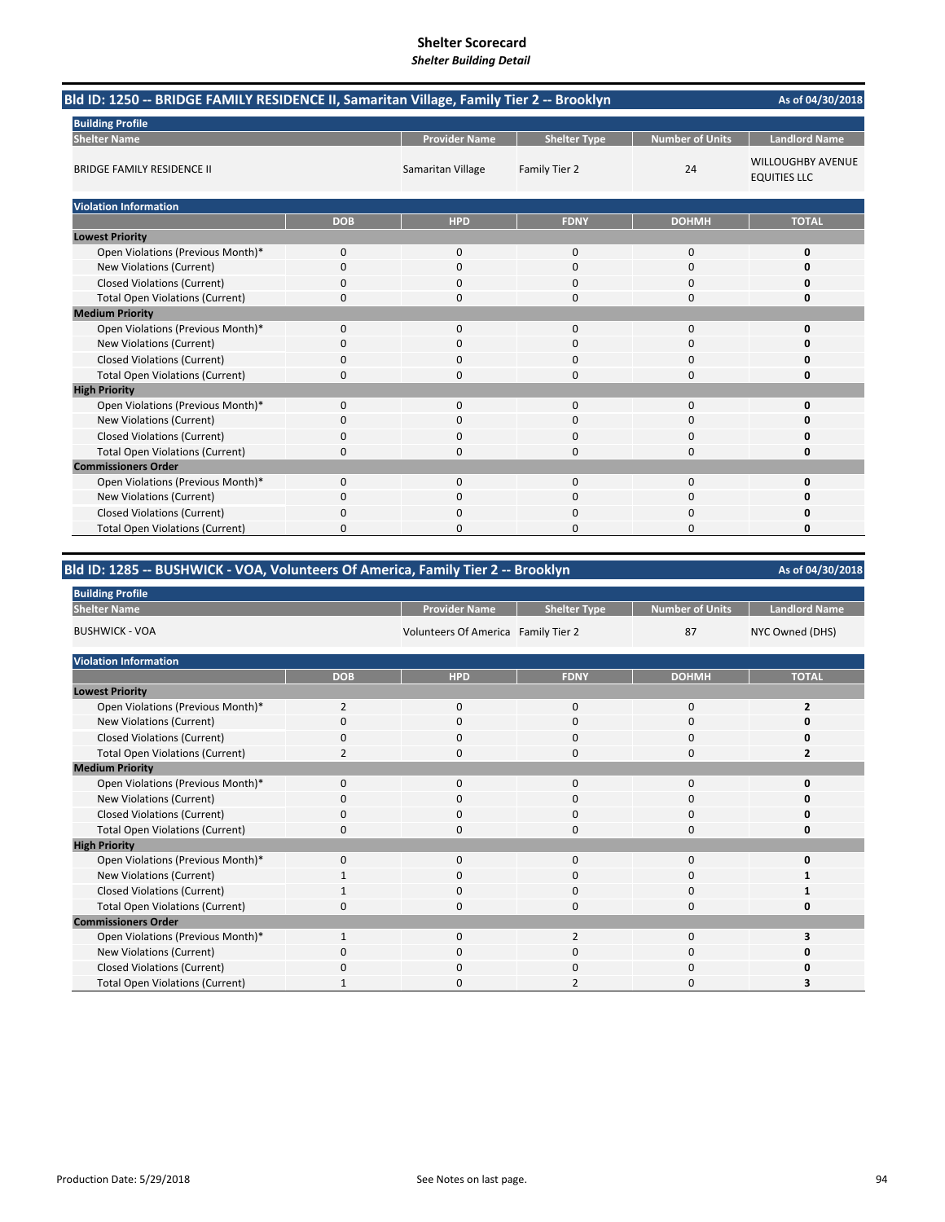# Shelter Scorecard

***Shelter Building Detail***

## Bld ID: 1250 -- BRIDGE FAMILY RESIDENCE II, Samaritan Village, Family Tier 2 -- Brooklyn

As of 04/30/2018

**Building Profile**

| Shelter Name | Provider Name | Shelter Type | Number of Units | Landlord Name |
|---|---|---|---|---|
| BRIDGE FAMILY RESIDENCE II | Samaritan Village | Family Tier 2 | 24 | WILLOUGHBY AVENUE EQUITIES LLC |

**Violation Information**

| | DOB | HPD | FDNY | DOHMH | TOTAL |
|---|---|---|---|---|---|
| **Lowest Priority** | | | | | |
| Open Violations (Previous Month)* | 0 | 0 | 0 | 0 | **0** |
| New Violations (Current) | 0 | 0 | 0 | 0 | **0** |
| Closed Violations (Current) | 0 | 0 | 0 | 0 | **0** |
| Total Open Violations (Current) | 0 | 0 | 0 | 0 | **0** |
| **Medium Priority** | | | | | |
| Open Violations (Previous Month)* | 0 | 0 | 0 | 0 | **0** |
| New Violations (Current) | 0 | 0 | 0 | 0 | **0** |
| Closed Violations (Current) | 0 | 0 | 0 | 0 | **0** |
| Total Open Violations (Current) | 0 | 0 | 0 | 0 | **0** |
| **High Priority** | | | | | |
| Open Violations (Previous Month)* | 0 | 0 | 0 | 0 | **0** |
| New Violations (Current) | 0 | 0 | 0 | 0 | **0** |
| Closed Violations (Current) | 0 | 0 | 0 | 0 | **0** |
| Total Open Violations (Current) | 0 | 0 | 0 | 0 | **0** |
| **Commissioners Order** | | | | | |
| Open Violations (Previous Month)* | 0 | 0 | 0 | 0 | **0** |
| New Violations (Current) | 0 | 0 | 0 | 0 | **0** |
| Closed Violations (Current) | 0 | 0 | 0 | 0 | **0** |
| Total Open Violations (Current) | 0 | 0 | 0 | 0 | **0** |

## Bld ID: 1285 -- BUSHWICK - VOA, Volunteers Of America, Family Tier 2 -- Brooklyn

As of 04/30/2018

**Building Profile**

| Shelter Name | Provider Name | Shelter Type | Number of Units | Landlord Name |
|---|---|---|---|---|
| BUSHWICK - VOA | Volunteers Of America | Family Tier 2 | 87 | NYC Owned (DHS) |

**Violation Information**

| | DOB | HPD | FDNY | DOHMH | TOTAL |
|---|---|---|---|---|---|
| **Lowest Priority** | | | | | |
| Open Violations (Previous Month)* | 2 | 0 | 0 | 0 | **2** |
| New Violations (Current) | 0 | 0 | 0 | 0 | **0** |
| Closed Violations (Current) | 0 | 0 | 0 | 0 | **0** |
| Total Open Violations (Current) | 2 | 0 | 0 | 0 | **2** |
| **Medium Priority** | | | | | |
| Open Violations (Previous Month)* | 0 | 0 | 0 | 0 | **0** |
| New Violations (Current) | 0 | 0 | 0 | 0 | **0** |
| Closed Violations (Current) | 0 | 0 | 0 | 0 | **0** |
| Total Open Violations (Current) | 0 | 0 | 0 | 0 | **0** |
| **High Priority** | | | | | |
| Open Violations (Previous Month)* | 0 | 0 | 0 | 0 | **0** |
| New Violations (Current) | 1 | 0 | 0 | 0 | **1** |
| Closed Violations (Current) | 1 | 0 | 0 | 0 | **1** |
| Total Open Violations (Current) | 0 | 0 | 0 | 0 | **0** |
| **Commissioners Order** | | | | | |
| Open Violations (Previous Month)* | 1 | 0 | 2 | 0 | **3** |
| New Violations (Current) | 0 | 0 | 0 | 0 | **0** |
| Closed Violations (Current) | 0 | 0 | 0 | 0 | **0** |
| Total Open Violations (Current) | 1 | 0 | 2 | 0 | **3** |

Production Date: 5/29/2018

See Notes on last page.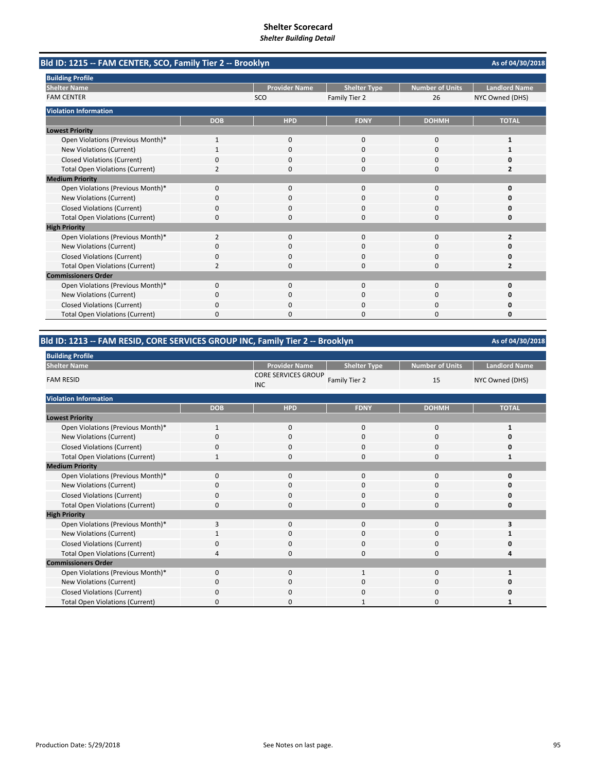# Shelter Scorecard

***Shelter Building Detail***

## Bld ID: 1215 -- FAM CENTER, SCO, Family Tier 2 -- Brooklyn

As of 04/30/2018

**Building Profile**

| Shelter Name | Provider Name | Shelter Type | Number of Units | Landlord Name |
|---|---|---|---|---|
| FAM CENTER | SCO | Family Tier 2 | 26 | NYC Owned (DHS) |

**Violation Information**

| | DOB | HPD | FDNY | DOHMH | TOTAL |
|---|---|---|---|---|---|
| **Lowest Priority** | | | | | |
| Open Violations (Previous Month)* | 1 | 0 | 0 | 0 | **1** |
| New Violations (Current) | 1 | 0 | 0 | 0 | **1** |
| Closed Violations (Current) | 0 | 0 | 0 | 0 | **0** |
| Total Open Violations (Current) | 2 | 0 | 0 | 0 | **2** |
| **Medium Priority** | | | | | |
| Open Violations (Previous Month)* | 0 | 0 | 0 | 0 | **0** |
| New Violations (Current) | 0 | 0 | 0 | 0 | **0** |
| Closed Violations (Current) | 0 | 0 | 0 | 0 | **0** |
| Total Open Violations (Current) | 0 | 0 | 0 | 0 | **0** |
| **High Priority** | | | | | |
| Open Violations (Previous Month)* | 2 | 0 | 0 | 0 | **2** |
| New Violations (Current) | 0 | 0 | 0 | 0 | **0** |
| Closed Violations (Current) | 0 | 0 | 0 | 0 | **0** |
| Total Open Violations (Current) | 2 | 0 | 0 | 0 | **2** |
| **Commissioners Order** | | | | | |
| Open Violations (Previous Month)* | 0 | 0 | 0 | 0 | **0** |
| New Violations (Current) | 0 | 0 | 0 | 0 | **0** |
| Closed Violations (Current) | 0 | 0 | 0 | 0 | **0** |
| Total Open Violations (Current) | 0 | 0 | 0 | 0 | **0** |

## Bld ID: 1213 -- FAM RESID, CORE SERVICES GROUP INC, Family Tier 2 -- Brooklyn

As of 04/30/2018

**Building Profile**

| Shelter Name | Provider Name | Shelter Type | Number of Units | Landlord Name |
|---|---|---|---|---|
| FAM RESID | CORE SERVICES GROUP INC | Family Tier 2 | 15 | NYC Owned (DHS) |

**Violation Information**

| | DOB | HPD | FDNY | DOHMH | TOTAL |
|---|---|---|---|---|---|
| **Lowest Priority** | | | | | |
| Open Violations (Previous Month)* | 1 | 0 | 0 | 0 | **1** |
| New Violations (Current) | 0 | 0 | 0 | 0 | **0** |
| Closed Violations (Current) | 0 | 0 | 0 | 0 | **0** |
| Total Open Violations (Current) | 1 | 0 | 0 | 0 | **1** |
| **Medium Priority** | | | | | |
| Open Violations (Previous Month)* | 0 | 0 | 0 | 0 | **0** |
| New Violations (Current) | 0 | 0 | 0 | 0 | **0** |
| Closed Violations (Current) | 0 | 0 | 0 | 0 | **0** |
| Total Open Violations (Current) | 0 | 0 | 0 | 0 | **0** |
| **High Priority** | | | | | |
| Open Violations (Previous Month)* | 3 | 0 | 0 | 0 | **3** |
| New Violations (Current) | 1 | 0 | 0 | 0 | **1** |
| Closed Violations (Current) | 0 | 0 | 0 | 0 | **0** |
| Total Open Violations (Current) | 4 | 0 | 0 | 0 | **4** |
| **Commissioners Order** | | | | | |
| Open Violations (Previous Month)* | 0 | 0 | 1 | 0 | **1** |
| New Violations (Current) | 0 | 0 | 0 | 0 | **0** |
| Closed Violations (Current) | 0 | 0 | 0 | 0 | **0** |
| Total Open Violations (Current) | 0 | 0 | 1 | 0 | **1** |

Production Date: 5/29/2018

See Notes on last page.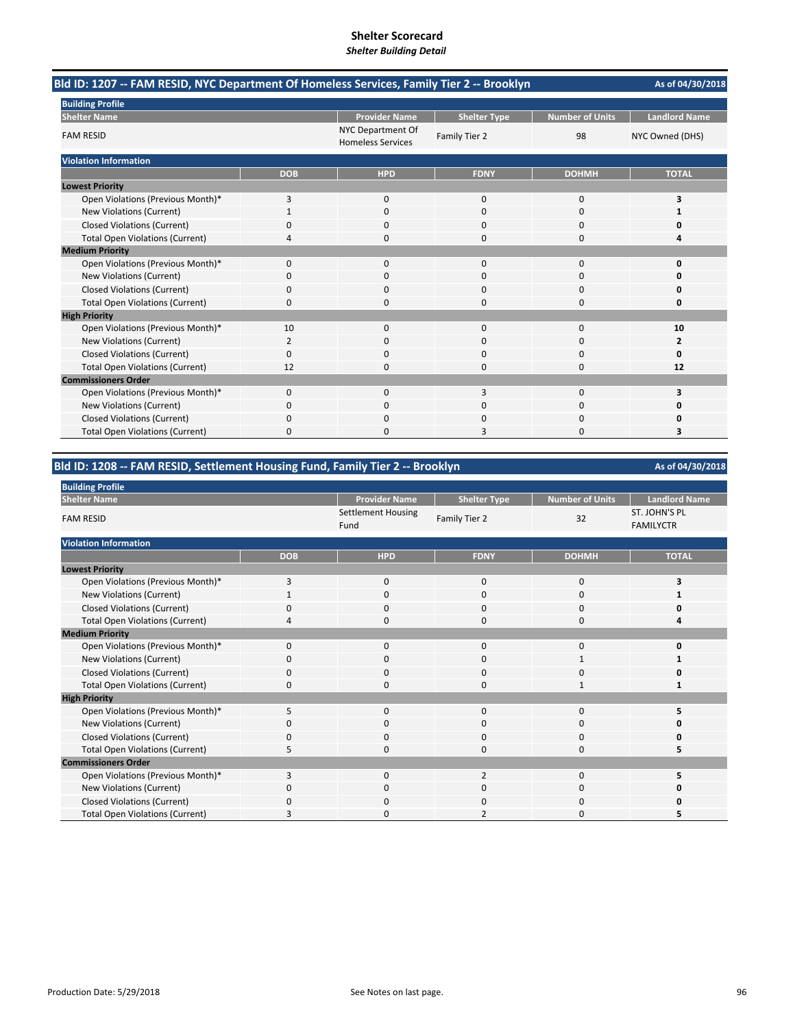# Shelter Scorecard
*Shelter Building Detail*

## Bld ID: 1207 -- FAM RESID, NYC Department Of Homeless Services, Family Tier 2 -- Brooklyn

As of 04/30/2018

**Building Profile**

| Shelter Name | Provider Name | Shelter Type | Number of Units | Landlord Name |
|---|---|---|---|---|
| FAM RESID | NYC Department Of Homeless Services | Family Tier 2 | 98 | NYC Owned (DHS) |

**Violation Information**

| | DOB | HPD | FDNY | DOHMH | TOTAL |
|---|---|---|---|---|---|
| **Lowest Priority** | | | | | |
| Open Violations (Previous Month)* | 3 | 0 | 0 | 0 | **3** |
| New Violations (Current) | 1 | 0 | 0 | 0 | **1** |
| Closed Violations (Current) | 0 | 0 | 0 | 0 | **0** |
| Total Open Violations (Current) | 4 | 0 | 0 | 0 | **4** |
| **Medium Priority** | | | | | |
| Open Violations (Previous Month)* | 0 | 0 | 0 | 0 | **0** |
| New Violations (Current) | 0 | 0 | 0 | 0 | **0** |
| Closed Violations (Current) | 0 | 0 | 0 | 0 | **0** |
| Total Open Violations (Current) | 0 | 0 | 0 | 0 | **0** |
| **High Priority** | | | | | |
| Open Violations (Previous Month)* | 10 | 0 | 0 | 0 | **10** |
| New Violations (Current) | 2 | 0 | 0 | 0 | **2** |
| Closed Violations (Current) | 0 | 0 | 0 | 0 | **0** |
| Total Open Violations (Current) | 12 | 0 | 0 | 0 | **12** |
| **Commissioners Order** | | | | | |
| Open Violations (Previous Month)* | 0 | 0 | 3 | 0 | **3** |
| New Violations (Current) | 0 | 0 | 0 | 0 | **0** |
| Closed Violations (Current) | 0 | 0 | 0 | 0 | **0** |
| Total Open Violations (Current) | 0 | 0 | 3 | 0 | **3** |

## Bld ID: 1208 -- FAM RESID, Settlement Housing Fund, Family Tier 2 -- Brooklyn

As of 04/30/2018

**Building Profile**

| Shelter Name | Provider Name | Shelter Type | Number of Units | Landlord Name |
|---|---|---|---|---|
| FAM RESID | Settlement Housing Fund | Family Tier 2 | 32 | ST. JOHN'S PL FAMILYCTR |

**Violation Information**

| | DOB | HPD | FDNY | DOHMH | TOTAL |
|---|---|---|---|---|---|
| **Lowest Priority** | | | | | |
| Open Violations (Previous Month)* | 3 | 0 | 0 | 0 | **3** |
| New Violations (Current) | 1 | 0 | 0 | 0 | **1** |
| Closed Violations (Current) | 0 | 0 | 0 | 0 | **0** |
| Total Open Violations (Current) | 4 | 0 | 0 | 0 | **4** |
| **Medium Priority** | | | | | |
| Open Violations (Previous Month)* | 0 | 0 | 0 | 0 | **0** |
| New Violations (Current) | 0 | 0 | 0 | 1 | **1** |
| Closed Violations (Current) | 0 | 0 | 0 | 0 | **0** |
| Total Open Violations (Current) | 0 | 0 | 0 | 1 | **1** |
| **High Priority** | | | | | |
| Open Violations (Previous Month)* | 5 | 0 | 0 | 0 | **5** |
| New Violations (Current) | 0 | 0 | 0 | 0 | **0** |
| Closed Violations (Current) | 0 | 0 | 0 | 0 | **0** |
| Total Open Violations (Current) | 5 | 0 | 0 | 0 | **5** |
| **Commissioners Order** | | | | | |
| Open Violations (Previous Month)* | 3 | 0 | 2 | 0 | **5** |
| New Violations (Current) | 0 | 0 | 0 | 0 | **0** |
| Closed Violations (Current) | 0 | 0 | 0 | 0 | **0** |
| Total Open Violations (Current) | 3 | 0 | 2 | 0 | **5** |

Production Date: 5/29/2018 See Notes on last page.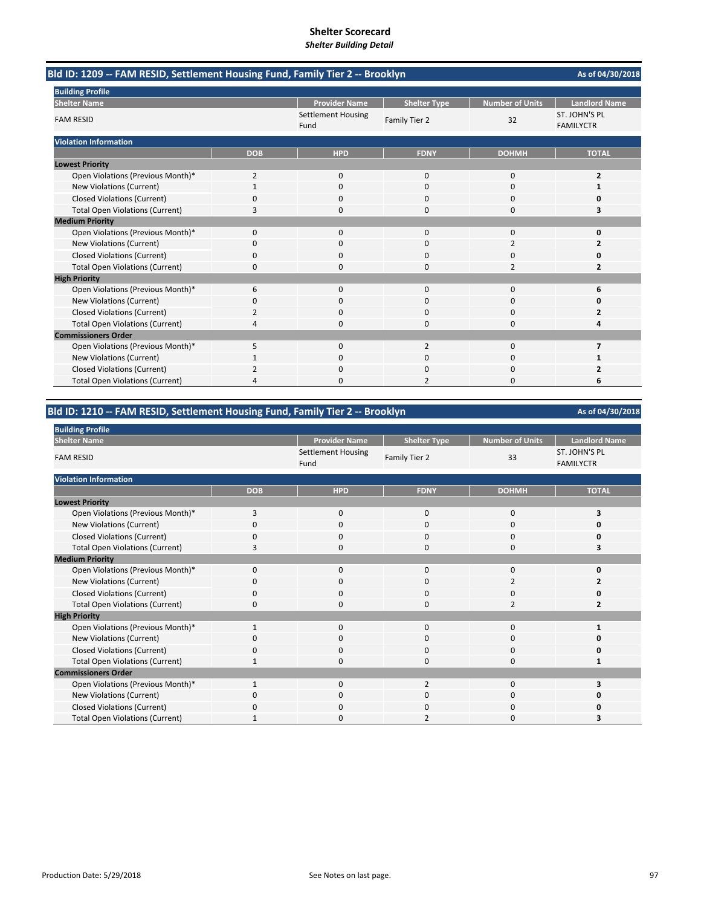# Shelter Scorecard

*Shelter Building Detail*

## Bld ID: 1209 -- FAM RESID, Settlement Housing Fund, Family Tier 2 -- Brooklyn

As of 04/30/2018

**Building Profile**

| Shelter Name | Provider Name | Shelter Type | Number of Units | Landlord Name |
|---|---|---|---|---|
| FAM RESID | Settlement Housing Fund | Family Tier 2 | 32 | ST. JOHN'S PL FAMILYCTR |

**Violation Information**

| | DOB | HPD | FDNY | DOHMH | TOTAL |
|---|---|---|---|---|---|
| **Lowest Priority** | | | | | |
| Open Violations (Previous Month)* | 2 | 0 | 0 | 0 | **2** |
| New Violations (Current) | 1 | 0 | 0 | 0 | **1** |
| Closed Violations (Current) | 0 | 0 | 0 | 0 | **0** |
| Total Open Violations (Current) | 3 | 0 | 0 | 0 | **3** |
| **Medium Priority** | | | | | |
| Open Violations (Previous Month)* | 0 | 0 | 0 | 0 | **0** |
| New Violations (Current) | 0 | 0 | 0 | 2 | **2** |
| Closed Violations (Current) | 0 | 0 | 0 | 0 | **0** |
| Total Open Violations (Current) | 0 | 0 | 0 | 2 | **2** |
| **High Priority** | | | | | |
| Open Violations (Previous Month)* | 6 | 0 | 0 | 0 | **6** |
| New Violations (Current) | 0 | 0 | 0 | 0 | **0** |
| Closed Violations (Current) | 2 | 0 | 0 | 0 | **2** |
| Total Open Violations (Current) | 4 | 0 | 0 | 0 | **4** |
| **Commissioners Order** | | | | | |
| Open Violations (Previous Month)* | 5 | 0 | 2 | 0 | **7** |
| New Violations (Current) | 1 | 0 | 0 | 0 | **1** |
| Closed Violations (Current) | 2 | 0 | 0 | 0 | **2** |
| Total Open Violations (Current) | 4 | 0 | 2 | 0 | **6** |

## Bld ID: 1210 -- FAM RESID, Settlement Housing Fund, Family Tier 2 -- Brooklyn

As of 04/30/2018

**Building Profile**

| Shelter Name | Provider Name | Shelter Type | Number of Units | Landlord Name |
|---|---|---|---|---|
| FAM RESID | Settlement Housing Fund | Family Tier 2 | 33 | ST. JOHN'S PL FAMILYCTR |

**Violation Information**

| | DOB | HPD | FDNY | DOHMH | TOTAL |
|---|---|---|---|---|---|
| **Lowest Priority** | | | | | |
| Open Violations (Previous Month)* | 3 | 0 | 0 | 0 | **3** |
| New Violations (Current) | 0 | 0 | 0 | 0 | **0** |
| Closed Violations (Current) | 0 | 0 | 0 | 0 | **0** |
| Total Open Violations (Current) | 3 | 0 | 0 | 0 | **3** |
| **Medium Priority** | | | | | |
| Open Violations (Previous Month)* | 0 | 0 | 0 | 0 | **0** |
| New Violations (Current) | 0 | 0 | 0 | 2 | **2** |
| Closed Violations (Current) | 0 | 0 | 0 | 0 | **0** |
| Total Open Violations (Current) | 0 | 0 | 0 | 2 | **2** |
| **High Priority** | | | | | |
| Open Violations (Previous Month)* | 1 | 0 | 0 | 0 | **1** |
| New Violations (Current) | 0 | 0 | 0 | 0 | **0** |
| Closed Violations (Current) | 0 | 0 | 0 | 0 | **0** |
| Total Open Violations (Current) | 1 | 0 | 0 | 0 | **1** |
| **Commissioners Order** | | | | | |
| Open Violations (Previous Month)* | 1 | 0 | 2 | 0 | **3** |
| New Violations (Current) | 0 | 0 | 0 | 0 | **0** |
| Closed Violations (Current) | 0 | 0 | 0 | 0 | **0** |
| Total Open Violations (Current) | 1 | 0 | 2 | 0 | **3** |

Production Date: 5/29/2018

See Notes on last page.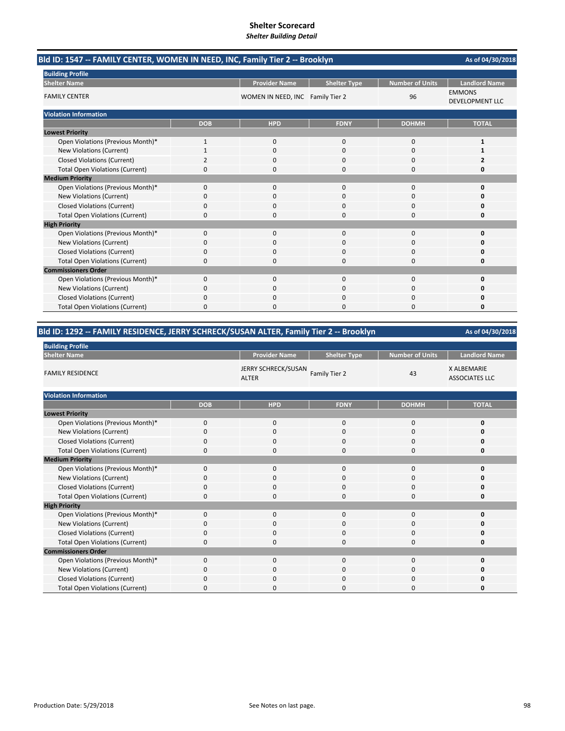# Shelter Scorecard

*Shelter Building Detail*

## Bld ID: 1547 -- FAMILY CENTER, WOMEN IN NEED, INC, Family Tier 2 -- Brooklyn

As of 04/30/2018

**Building Profile**

| Shelter Name | Provider Name | Shelter Type | Number of Units | Landlord Name |
|---|---|---|---|---|
| FAMILY CENTER | WOMEN IN NEED, INC | Family Tier 2 | 96 | EMMONS DEVELOPMENT LLC |

**Violation Information**

| | DOB | HPD | FDNY | DOHMH | TOTAL |
|---|---|---|---|---|---|
| **Lowest Priority** | | | | | |
| Open Violations (Previous Month)* | 1 | 0 | 0 | 0 | **1** |
| New Violations (Current) | 1 | 0 | 0 | 0 | **1** |
| Closed Violations (Current) | 2 | 0 | 0 | 0 | **2** |
| Total Open Violations (Current) | 0 | 0 | 0 | 0 | **0** |
| **Medium Priority** | | | | | |
| Open Violations (Previous Month)* | 0 | 0 | 0 | 0 | **0** |
| New Violations (Current) | 0 | 0 | 0 | 0 | **0** |
| Closed Violations (Current) | 0 | 0 | 0 | 0 | **0** |
| Total Open Violations (Current) | 0 | 0 | 0 | 0 | **0** |
| **High Priority** | | | | | |
| Open Violations (Previous Month)* | 0 | 0 | 0 | 0 | **0** |
| New Violations (Current) | 0 | 0 | 0 | 0 | **0** |
| Closed Violations (Current) | 0 | 0 | 0 | 0 | **0** |
| Total Open Violations (Current) | 0 | 0 | 0 | 0 | **0** |
| **Commissioners Order** | | | | | |
| Open Violations (Previous Month)* | 0 | 0 | 0 | 0 | **0** |
| New Violations (Current) | 0 | 0 | 0 | 0 | **0** |
| Closed Violations (Current) | 0 | 0 | 0 | 0 | **0** |
| Total Open Violations (Current) | 0 | 0 | 0 | 0 | **0** |

## Bld ID: 1292 -- FAMILY RESIDENCE, JERRY SCHRECK/SUSAN ALTER, Family Tier 2 -- Brooklyn

As of 04/30/2018

**Building Profile**

| Shelter Name | Provider Name | Shelter Type | Number of Units | Landlord Name |
|---|---|---|---|---|
| FAMILY RESIDENCE | JERRY SCHRECK/SUSAN ALTER | Family Tier 2 | 43 | X ALBEMARIE ASSOCIATES LLC |

**Violation Information**

| | DOB | HPD | FDNY | DOHMH | TOTAL |
|---|---|---|---|---|---|
| **Lowest Priority** | | | | | |
| Open Violations (Previous Month)* | 0 | 0 | 0 | 0 | **0** |
| New Violations (Current) | 0 | 0 | 0 | 0 | **0** |
| Closed Violations (Current) | 0 | 0 | 0 | 0 | **0** |
| Total Open Violations (Current) | 0 | 0 | 0 | 0 | **0** |
| **Medium Priority** | | | | | |
| Open Violations (Previous Month)* | 0 | 0 | 0 | 0 | **0** |
| New Violations (Current) | 0 | 0 | 0 | 0 | **0** |
| Closed Violations (Current) | 0 | 0 | 0 | 0 | **0** |
| Total Open Violations (Current) | 0 | 0 | 0 | 0 | **0** |
| **High Priority** | | | | | |
| Open Violations (Previous Month)* | 0 | 0 | 0 | 0 | **0** |
| New Violations (Current) | 0 | 0 | 0 | 0 | **0** |
| Closed Violations (Current) | 0 | 0 | 0 | 0 | **0** |
| Total Open Violations (Current) | 0 | 0 | 0 | 0 | **0** |
| **Commissioners Order** | | | | | |
| Open Violations (Previous Month)* | 0 | 0 | 0 | 0 | **0** |
| New Violations (Current) | 0 | 0 | 0 | 0 | **0** |
| Closed Violations (Current) | 0 | 0 | 0 | 0 | **0** |
| Total Open Violations (Current) | 0 | 0 | 0 | 0 | **0** |

Production Date: 5/29/2018

See Notes on last page.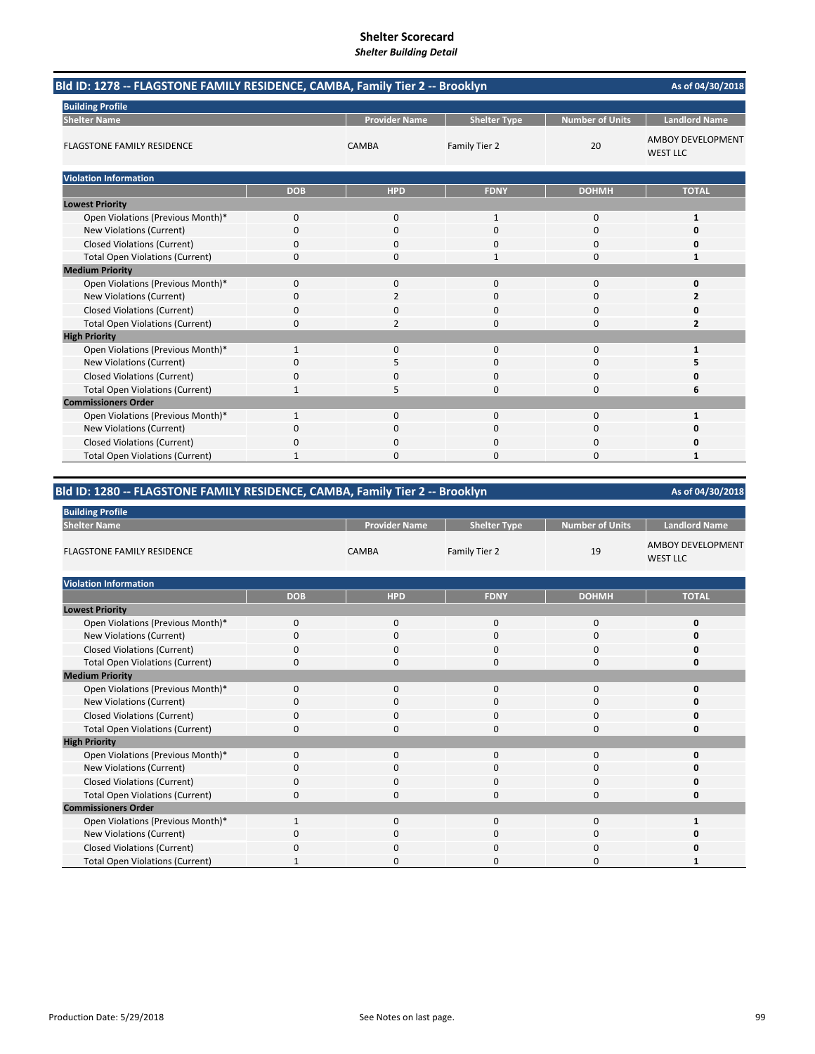# Shelter Scorecard
*Shelter Building Detail*

## Bld ID: 1278 -- FLAGSTONE FAMILY RESIDENCE, CAMBA, Family Tier 2 -- Brooklyn

As of 04/30/2018

**Building Profile**

| Shelter Name | Provider Name | Shelter Type | Number of Units | Landlord Name |
|---|---|---|---|---|
| FLAGSTONE FAMILY RESIDENCE | CAMBA | Family Tier 2 | 20 | AMBOY DEVELOPMENT WEST LLC |

**Violation Information**

| | DOB | HPD | FDNY | DOHMH | TOTAL |
|---|---|---|---|---|---|
| **Lowest Priority** | | | | | |
| Open Violations (Previous Month)* | 0 | 0 | 1 | 0 | **1** |
| New Violations (Current) | 0 | 0 | 0 | 0 | **0** |
| Closed Violations (Current) | 0 | 0 | 0 | 0 | **0** |
| Total Open Violations (Current) | 0 | 0 | 1 | 0 | **1** |
| **Medium Priority** | | | | | |
| Open Violations (Previous Month)* | 0 | 0 | 0 | 0 | **0** |
| New Violations (Current) | 0 | 2 | 0 | 0 | **2** |
| Closed Violations (Current) | 0 | 0 | 0 | 0 | **0** |
| Total Open Violations (Current) | 0 | 2 | 0 | 0 | **2** |
| **High Priority** | | | | | |
| Open Violations (Previous Month)* | 1 | 0 | 0 | 0 | **1** |
| New Violations (Current) | 0 | 5 | 0 | 0 | **5** |
| Closed Violations (Current) | 0 | 0 | 0 | 0 | **0** |
| Total Open Violations (Current) | 1 | 5 | 0 | 0 | **6** |
| **Commissioners Order** | | | | | |
| Open Violations (Previous Month)* | 1 | 0 | 0 | 0 | **1** |
| New Violations (Current) | 0 | 0 | 0 | 0 | **0** |
| Closed Violations (Current) | 0 | 0 | 0 | 0 | **0** |
| Total Open Violations (Current) | 1 | 0 | 0 | 0 | **1** |

## Bld ID: 1280 -- FLAGSTONE FAMILY RESIDENCE, CAMBA, Family Tier 2 -- Brooklyn

As of 04/30/2018

**Building Profile**

| Shelter Name | Provider Name | Shelter Type | Number of Units | Landlord Name |
|---|---|---|---|---|
| FLAGSTONE FAMILY RESIDENCE | CAMBA | Family Tier 2 | 19 | AMBOY DEVELOPMENT WEST LLC |

**Violation Information**

| | DOB | HPD | FDNY | DOHMH | TOTAL |
|---|---|---|---|---|---|
| **Lowest Priority** | | | | | |
| Open Violations (Previous Month)* | 0 | 0 | 0 | 0 | **0** |
| New Violations (Current) | 0 | 0 | 0 | 0 | **0** |
| Closed Violations (Current) | 0 | 0 | 0 | 0 | **0** |
| Total Open Violations (Current) | 0 | 0 | 0 | 0 | **0** |
| **Medium Priority** | | | | | |
| Open Violations (Previous Month)* | 0 | 0 | 0 | 0 | **0** |
| New Violations (Current) | 0 | 0 | 0 | 0 | **0** |
| Closed Violations (Current) | 0 | 0 | 0 | 0 | **0** |
| Total Open Violations (Current) | 0 | 0 | 0 | 0 | **0** |
| **High Priority** | | | | | |
| Open Violations (Previous Month)* | 0 | 0 | 0 | 0 | **0** |
| New Violations (Current) | 0 | 0 | 0 | 0 | **0** |
| Closed Violations (Current) | 0 | 0 | 0 | 0 | **0** |
| Total Open Violations (Current) | 0 | 0 | 0 | 0 | **0** |
| **Commissioners Order** | | | | | |
| Open Violations (Previous Month)* | 1 | 0 | 0 | 0 | **1** |
| New Violations (Current) | 0 | 0 | 0 | 0 | **0** |
| Closed Violations (Current) | 0 | 0 | 0 | 0 | **0** |
| Total Open Violations (Current) | 1 | 0 | 0 | 0 | **1** |

Production Date: 5/29/2018

See Notes on last page.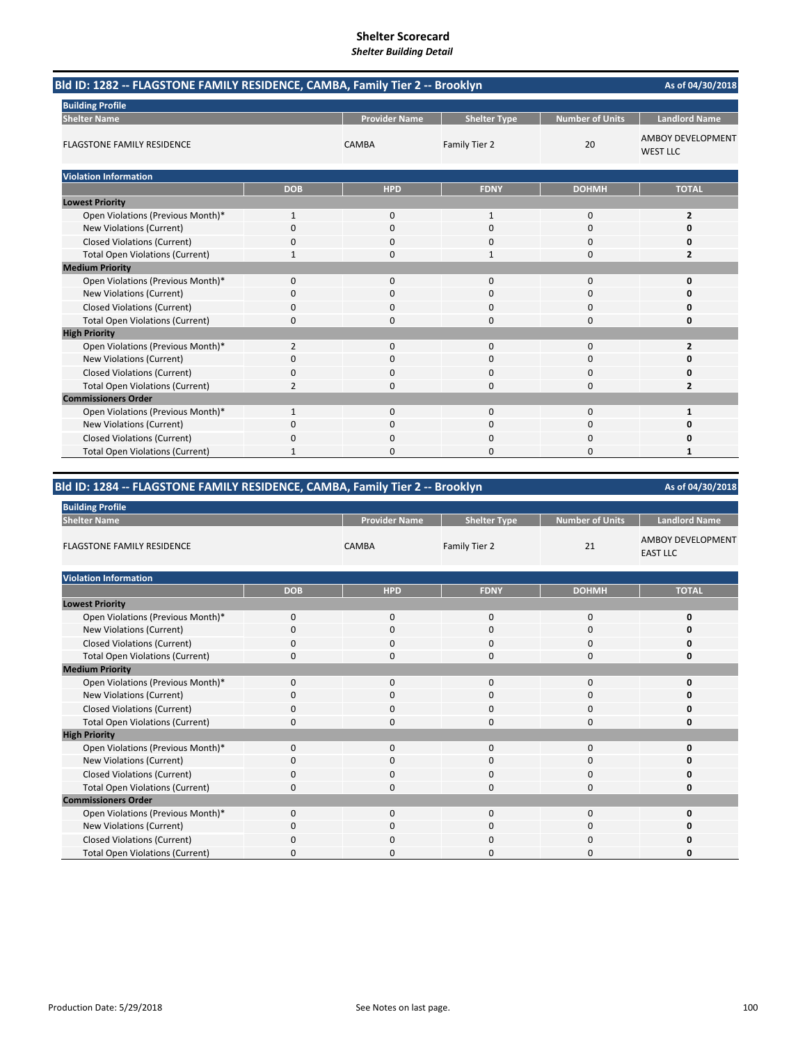# Shelter Scorecard

*Shelter Building Detail*

## Bld ID: 1282 -- FLAGSTONE FAMILY RESIDENCE, CAMBA, Family Tier 2 -- Brooklyn

As of 04/30/2018

**Building Profile**

| Shelter Name | Provider Name | Shelter Type | Number of Units | Landlord Name |
|---|---|---|---|---|
| FLAGSTONE FAMILY RESIDENCE | CAMBA | Family Tier 2 | 20 | AMBOY DEVELOPMENT WEST LLC |

**Violation Information**

| | DOB | HPD | FDNY | DOHMH | TOTAL |
|---|---|---|---|---|---|
| **Lowest Priority** | | | | | |
| Open Violations (Previous Month)* | 1 | 0 | 1 | 0 | **2** |
| New Violations (Current) | 0 | 0 | 0 | 0 | **0** |
| Closed Violations (Current) | 0 | 0 | 0 | 0 | **0** |
| Total Open Violations (Current) | 1 | 0 | 1 | 0 | **2** |
| **Medium Priority** | | | | | |
| Open Violations (Previous Month)* | 0 | 0 | 0 | 0 | **0** |
| New Violations (Current) | 0 | 0 | 0 | 0 | **0** |
| Closed Violations (Current) | 0 | 0 | 0 | 0 | **0** |
| Total Open Violations (Current) | 0 | 0 | 0 | 0 | **0** |
| **High Priority** | | | | | |
| Open Violations (Previous Month)* | 2 | 0 | 0 | 0 | **2** |
| New Violations (Current) | 0 | 0 | 0 | 0 | **0** |
| Closed Violations (Current) | 0 | 0 | 0 | 0 | **0** |
| Total Open Violations (Current) | 2 | 0 | 0 | 0 | **2** |
| **Commissioners Order** | | | | | |
| Open Violations (Previous Month)* | 1 | 0 | 0 | 0 | **1** |
| New Violations (Current) | 0 | 0 | 0 | 0 | **0** |
| Closed Violations (Current) | 0 | 0 | 0 | 0 | **0** |
| Total Open Violations (Current) | 1 | 0 | 0 | 0 | **1** |

## Bld ID: 1284 -- FLAGSTONE FAMILY RESIDENCE, CAMBA, Family Tier 2 -- Brooklyn

As of 04/30/2018

**Building Profile**

| Shelter Name | Provider Name | Shelter Type | Number of Units | Landlord Name |
|---|---|---|---|---|
| FLAGSTONE FAMILY RESIDENCE | CAMBA | Family Tier 2 | 21 | AMBOY DEVELOPMENT EAST LLC |

**Violation Information**

| | DOB | HPD | FDNY | DOHMH | TOTAL |
|---|---|---|---|---|---|
| **Lowest Priority** | | | | | |
| Open Violations (Previous Month)* | 0 | 0 | 0 | 0 | **0** |
| New Violations (Current) | 0 | 0 | 0 | 0 | **0** |
| Closed Violations (Current) | 0 | 0 | 0 | 0 | **0** |
| Total Open Violations (Current) | 0 | 0 | 0 | 0 | **0** |
| **Medium Priority** | | | | | |
| Open Violations (Previous Month)* | 0 | 0 | 0 | 0 | **0** |
| New Violations (Current) | 0 | 0 | 0 | 0 | **0** |
| Closed Violations (Current) | 0 | 0 | 0 | 0 | **0** |
| Total Open Violations (Current) | 0 | 0 | 0 | 0 | **0** |
| **High Priority** | | | | | |
| Open Violations (Previous Month)* | 0 | 0 | 0 | 0 | **0** |
| New Violations (Current) | 0 | 0 | 0 | 0 | **0** |
| Closed Violations (Current) | 0 | 0 | 0 | 0 | **0** |
| Total Open Violations (Current) | 0 | 0 | 0 | 0 | **0** |
| **Commissioners Order** | | | | | |
| Open Violations (Previous Month)* | 0 | 0 | 0 | 0 | **0** |
| New Violations (Current) | 0 | 0 | 0 | 0 | **0** |
| Closed Violations (Current) | 0 | 0 | 0 | 0 | **0** |
| Total Open Violations (Current) | 0 | 0 | 0 | 0 | **0** |

Production Date: 5/29/2018

See Notes on last page.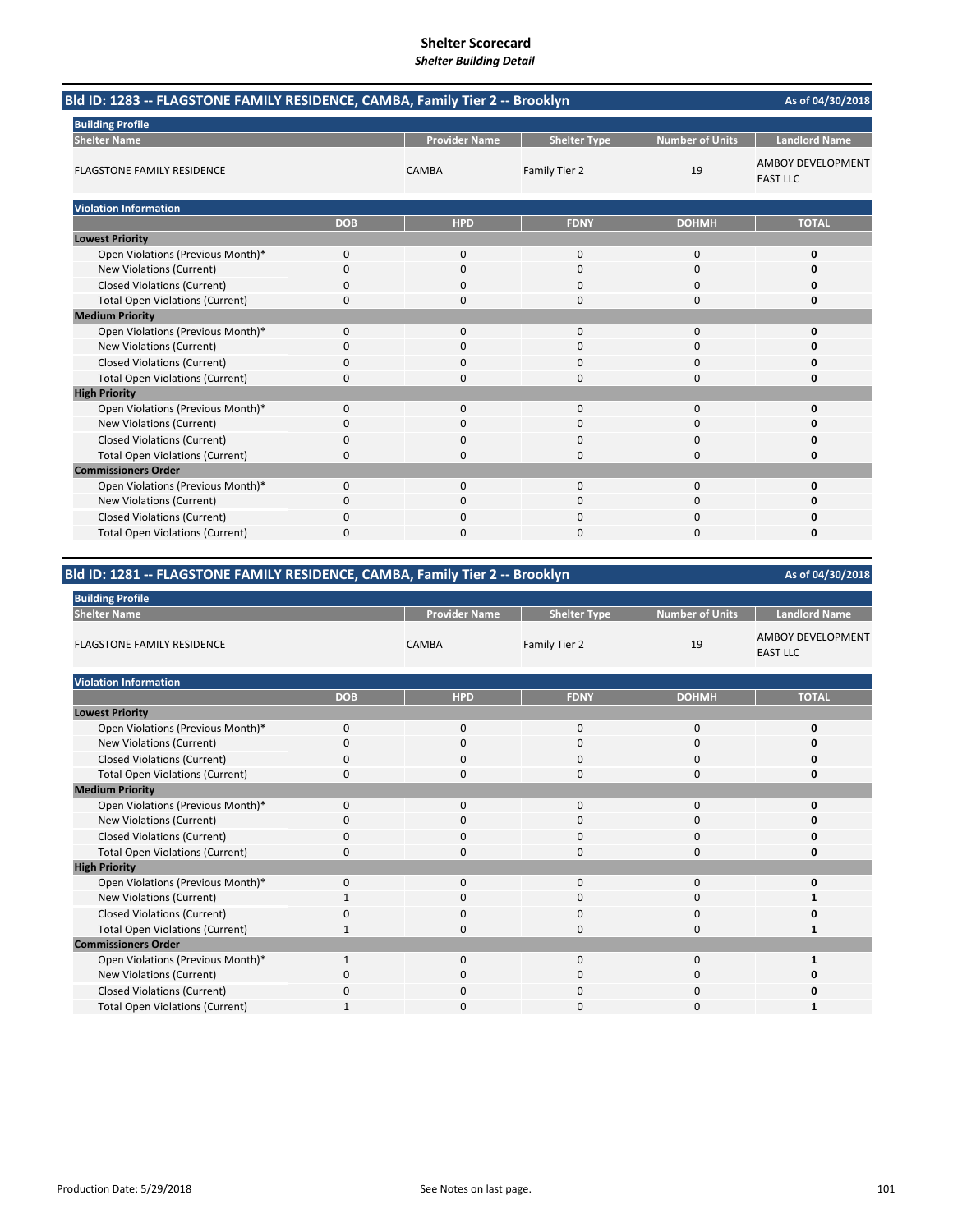# Shelter Scorecard

*Shelter Building Detail*

## Bld ID: 1283 -- FLAGSTONE FAMILY RESIDENCE, CAMBA, Family Tier 2 -- Brooklyn

As of 04/30/2018

**Building Profile**

| Shelter Name | Provider Name | Shelter Type | Number of Units | Landlord Name |
|---|---|---|---|---|
| FLAGSTONE FAMILY RESIDENCE | CAMBA | Family Tier 2 | 19 | AMBOY DEVELOPMENT EAST LLC |

**Violation Information**

| | DOB | HPD | FDNY | DOHMH | TOTAL |
|---|---|---|---|---|---|
| **Lowest Priority** | | | | | |
| Open Violations (Previous Month)* | 0 | 0 | 0 | 0 | **0** |
| New Violations (Current) | 0 | 0 | 0 | 0 | **0** |
| Closed Violations (Current) | 0 | 0 | 0 | 0 | **0** |
| Total Open Violations (Current) | 0 | 0 | 0 | 0 | **0** |
| **Medium Priority** | | | | | |
| Open Violations (Previous Month)* | 0 | 0 | 0 | 0 | **0** |
| New Violations (Current) | 0 | 0 | 0 | 0 | **0** |
| Closed Violations (Current) | 0 | 0 | 0 | 0 | **0** |
| Total Open Violations (Current) | 0 | 0 | 0 | 0 | **0** |
| **High Priority** | | | | | |
| Open Violations (Previous Month)* | 0 | 0 | 0 | 0 | **0** |
| New Violations (Current) | 0 | 0 | 0 | 0 | **0** |
| Closed Violations (Current) | 0 | 0 | 0 | 0 | **0** |
| Total Open Violations (Current) | 0 | 0 | 0 | 0 | **0** |
| **Commissioners Order** | | | | | |
| Open Violations (Previous Month)* | 0 | 0 | 0 | 0 | **0** |
| New Violations (Current) | 0 | 0 | 0 | 0 | **0** |
| Closed Violations (Current) | 0 | 0 | 0 | 0 | **0** |
| Total Open Violations (Current) | 0 | 0 | 0 | 0 | **0** |

## Bld ID: 1281 -- FLAGSTONE FAMILY RESIDENCE, CAMBA, Family Tier 2 -- Brooklyn

As of 04/30/2018

**Building Profile**

| Shelter Name | Provider Name | Shelter Type | Number of Units | Landlord Name |
|---|---|---|---|---|
| FLAGSTONE FAMILY RESIDENCE | CAMBA | Family Tier 2 | 19 | AMBOY DEVELOPMENT EAST LLC |

**Violation Information**

| | DOB | HPD | FDNY | DOHMH | TOTAL |
|---|---|---|---|---|---|
| **Lowest Priority** | | | | | |
| Open Violations (Previous Month)* | 0 | 0 | 0 | 0 | **0** |
| New Violations (Current) | 0 | 0 | 0 | 0 | **0** |
| Closed Violations (Current) | 0 | 0 | 0 | 0 | **0** |
| Total Open Violations (Current) | 0 | 0 | 0 | 0 | **0** |
| **Medium Priority** | | | | | |
| Open Violations (Previous Month)* | 0 | 0 | 0 | 0 | **0** |
| New Violations (Current) | 0 | 0 | 0 | 0 | **0** |
| Closed Violations (Current) | 0 | 0 | 0 | 0 | **0** |
| Total Open Violations (Current) | 0 | 0 | 0 | 0 | **0** |
| **High Priority** | | | | | |
| Open Violations (Previous Month)* | 0 | 0 | 0 | 0 | **0** |
| New Violations (Current) | 1 | 0 | 0 | 0 | **1** |
| Closed Violations (Current) | 0 | 0 | 0 | 0 | **0** |
| Total Open Violations (Current) | 1 | 0 | 0 | 0 | **1** |
| **Commissioners Order** | | | | | |
| Open Violations (Previous Month)* | 1 | 0 | 0 | 0 | **1** |
| New Violations (Current) | 0 | 0 | 0 | 0 | **0** |
| Closed Violations (Current) | 0 | 0 | 0 | 0 | **0** |
| Total Open Violations (Current) | 1 | 0 | 0 | 0 | **1** |

Production Date: 5/29/2018

See Notes on last page.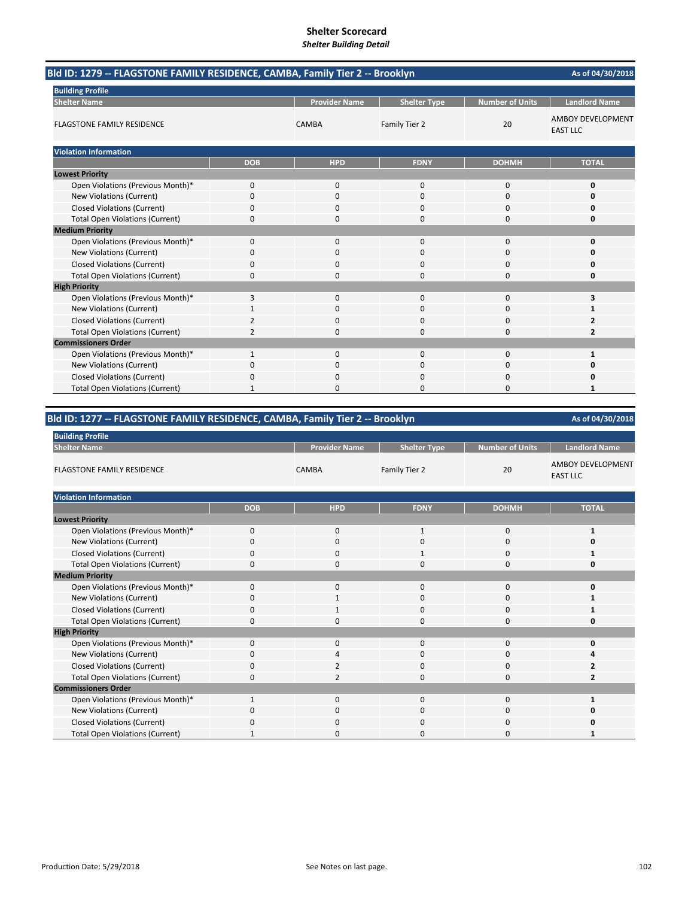# Shelter Scorecard

*Shelter Building Detail*

## Bld ID: 1279 -- FLAGSTONE FAMILY RESIDENCE, CAMBA, Family Tier 2 -- Brooklyn

As of 04/30/2018

**Building Profile**

| Shelter Name | Provider Name | Shelter Type | Number of Units | Landlord Name |
|---|---|---|---|---|
| FLAGSTONE FAMILY RESIDENCE | CAMBA | Family Tier 2 | 20 | AMBOY DEVELOPMENT EAST LLC |

**Violation Information**

| | DOB | HPD | FDNY | DOHMH | TOTAL |
|---|---|---|---|---|---|
| **Lowest Priority** | | | | | |
| Open Violations (Previous Month)* | 0 | 0 | 0 | 0 | **0** |
| New Violations (Current) | 0 | 0 | 0 | 0 | **0** |
| Closed Violations (Current) | 0 | 0 | 0 | 0 | **0** |
| Total Open Violations (Current) | 0 | 0 | 0 | 0 | **0** |
| **Medium Priority** | | | | | |
| Open Violations (Previous Month)* | 0 | 0 | 0 | 0 | **0** |
| New Violations (Current) | 0 | 0 | 0 | 0 | **0** |
| Closed Violations (Current) | 0 | 0 | 0 | 0 | **0** |
| Total Open Violations (Current) | 0 | 0 | 0 | 0 | **0** |
| **High Priority** | | | | | |
| Open Violations (Previous Month)* | 3 | 0 | 0 | 0 | **3** |
| New Violations (Current) | 1 | 0 | 0 | 0 | **1** |
| Closed Violations (Current) | 2 | 0 | 0 | 0 | **2** |
| Total Open Violations (Current) | 2 | 0 | 0 | 0 | **2** |
| **Commissioners Order** | | | | | |
| Open Violations (Previous Month)* | 1 | 0 | 0 | 0 | **1** |
| New Violations (Current) | 0 | 0 | 0 | 0 | **0** |
| Closed Violations (Current) | 0 | 0 | 0 | 0 | **0** |
| Total Open Violations (Current) | 1 | 0 | 0 | 0 | **1** |

## Bld ID: 1277 -- FLAGSTONE FAMILY RESIDENCE, CAMBA, Family Tier 2 -- Brooklyn

As of 04/30/2018

**Building Profile**

| Shelter Name | Provider Name | Shelter Type | Number of Units | Landlord Name |
|---|---|---|---|---|
| FLAGSTONE FAMILY RESIDENCE | CAMBA | Family Tier 2 | 20 | AMBOY DEVELOPMENT EAST LLC |

**Violation Information**

| | DOB | HPD | FDNY | DOHMH | TOTAL |
|---|---|---|---|---|---|
| **Lowest Priority** | | | | | |
| Open Violations (Previous Month)* | 0 | 0 | 1 | 0 | **1** |
| New Violations (Current) | 0 | 0 | 0 | 0 | **0** |
| Closed Violations (Current) | 0 | 0 | 1 | 0 | **1** |
| Total Open Violations (Current) | 0 | 0 | 0 | 0 | **0** |
| **Medium Priority** | | | | | |
| Open Violations (Previous Month)* | 0 | 0 | 0 | 0 | **0** |
| New Violations (Current) | 0 | 1 | 0 | 0 | **1** |
| Closed Violations (Current) | 0 | 1 | 0 | 0 | **1** |
| Total Open Violations (Current) | 0 | 0 | 0 | 0 | **0** |
| **High Priority** | | | | | |
| Open Violations (Previous Month)* | 0 | 0 | 0 | 0 | **0** |
| New Violations (Current) | 0 | 4 | 0 | 0 | **4** |
| Closed Violations (Current) | 0 | 2 | 0 | 0 | **2** |
| Total Open Violations (Current) | 0 | 2 | 0 | 0 | **2** |
| **Commissioners Order** | | | | | |
| Open Violations (Previous Month)* | 1 | 0 | 0 | 0 | **1** |
| New Violations (Current) | 0 | 0 | 0 | 0 | **0** |
| Closed Violations (Current) | 0 | 0 | 0 | 0 | **0** |
| Total Open Violations (Current) | 1 | 0 | 0 | 0 | **1** |

Production Date: 5/29/2018

See Notes on last page.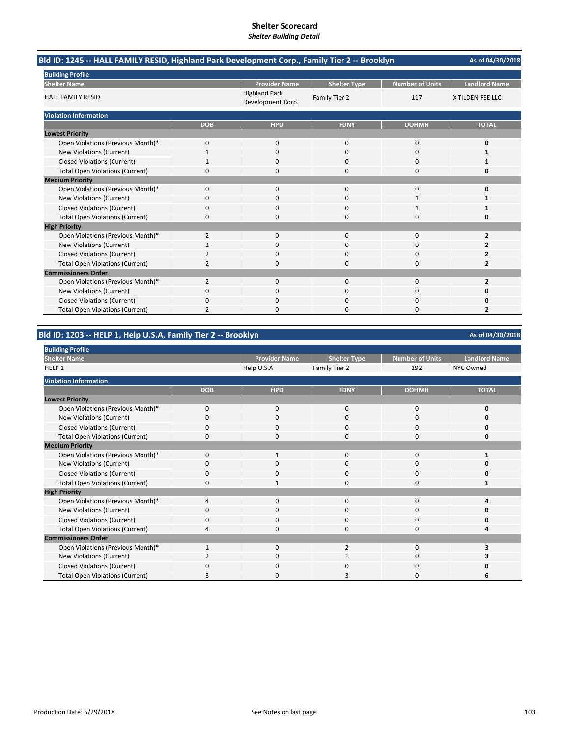# Shelter Scorecard
*Shelter Building Detail*

## Bld ID: 1245 -- HALL FAMILY RESID, Highland Park Development Corp., Family Tier 2 -- Brooklyn

As of 04/30/2018

**Building Profile**

| Shelter Name | Provider Name | Shelter Type | Number of Units | Landlord Name |
|---|---|---|---|---|
| HALL FAMILY RESID | Highland Park Development Corp. | Family Tier 2 | 117 | X TILDEN FEE LLC |

**Violation Information**

| | DOB | HPD | FDNY | DOHMH | TOTAL |
|---|---|---|---|---|---|
| **Lowest Priority** | | | | | |
| Open Violations (Previous Month)* | 0 | 0 | 0 | 0 | **0** |
| New Violations (Current) | 1 | 0 | 0 | 0 | **1** |
| Closed Violations (Current) | 1 | 0 | 0 | 0 | **1** |
| Total Open Violations (Current) | 0 | 0 | 0 | 0 | **0** |
| **Medium Priority** | | | | | |
| Open Violations (Previous Month)* | 0 | 0 | 0 | 0 | **0** |
| New Violations (Current) | 0 | 0 | 0 | 1 | **1** |
| Closed Violations (Current) | 0 | 0 | 0 | 1 | **1** |
| Total Open Violations (Current) | 0 | 0 | 0 | 0 | **0** |
| **High Priority** | | | | | |
| Open Violations (Previous Month)* | 2 | 0 | 0 | 0 | **2** |
| New Violations (Current) | 2 | 0 | 0 | 0 | **2** |
| Closed Violations (Current) | 2 | 0 | 0 | 0 | **2** |
| Total Open Violations (Current) | 2 | 0 | 0 | 0 | **2** |
| **Commissioners Order** | | | | | |
| Open Violations (Previous Month)* | 2 | 0 | 0 | 0 | **2** |
| New Violations (Current) | 0 | 0 | 0 | 0 | **0** |
| Closed Violations (Current) | 0 | 0 | 0 | 0 | **0** |
| Total Open Violations (Current) | 2 | 0 | 0 | 0 | **2** |

## Bld ID: 1203 -- HELP 1, Help U.S.A, Family Tier 2 -- Brooklyn

As of 04/30/2018

**Building Profile**

| Shelter Name | Provider Name | Shelter Type | Number of Units | Landlord Name |
|---|---|---|---|---|
| HELP 1 | Help U.S.A | Family Tier 2 | 192 | NYC Owned |

**Violation Information**

| | DOB | HPD | FDNY | DOHMH | TOTAL |
|---|---|---|---|---|---|
| **Lowest Priority** | | | | | |
| Open Violations (Previous Month)* | 0 | 0 | 0 | 0 | **0** |
| New Violations (Current) | 0 | 0 | 0 | 0 | **0** |
| Closed Violations (Current) | 0 | 0 | 0 | 0 | **0** |
| Total Open Violations (Current) | 0 | 0 | 0 | 0 | **0** |
| **Medium Priority** | | | | | |
| Open Violations (Previous Month)* | 0 | 1 | 0 | 0 | **1** |
| New Violations (Current) | 0 | 0 | 0 | 0 | **0** |
| Closed Violations (Current) | 0 | 0 | 0 | 0 | **0** |
| Total Open Violations (Current) | 0 | 1 | 0 | 0 | **1** |
| **High Priority** | | | | | |
| Open Violations (Previous Month)* | 4 | 0 | 0 | 0 | **4** |
| New Violations (Current) | 0 | 0 | 0 | 0 | **0** |
| Closed Violations (Current) | 0 | 0 | 0 | 0 | **0** |
| Total Open Violations (Current) | 4 | 0 | 0 | 0 | **4** |
| **Commissioners Order** | | | | | |
| Open Violations (Previous Month)* | 1 | 0 | 2 | 0 | **3** |
| New Violations (Current) | 2 | 0 | 1 | 0 | **3** |
| Closed Violations (Current) | 0 | 0 | 0 | 0 | **0** |
| Total Open Violations (Current) | 3 | 0 | 3 | 0 | **6** |

Production Date: 5/29/2018

See Notes on last page.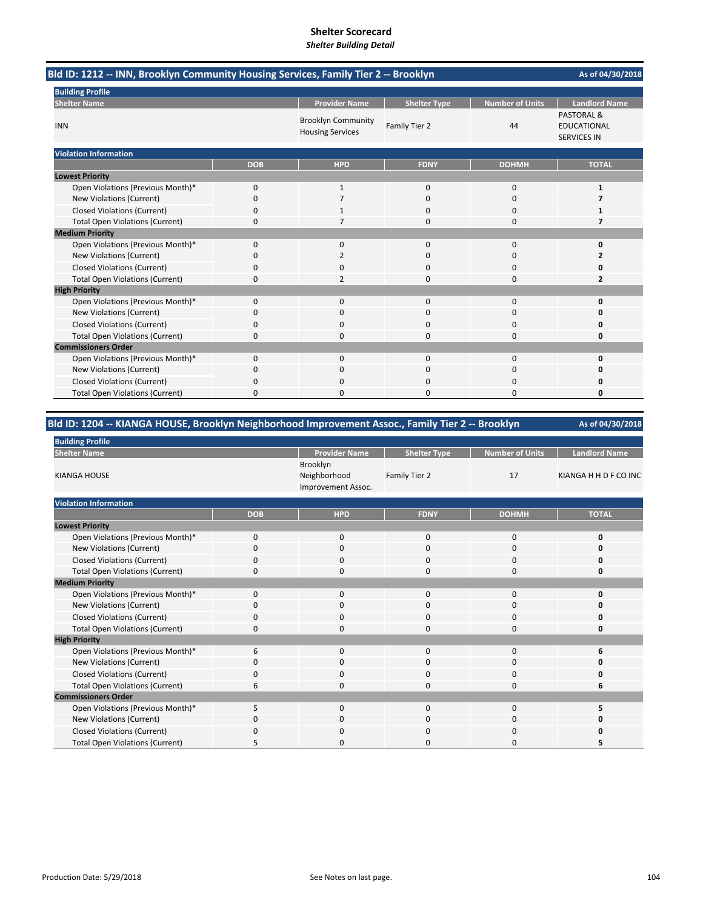# Shelter Scorecard
*Shelter Building Detail*

## Bld ID: 1212 -- INN, Brooklyn Community Housing Services, Family Tier 2 -- Brooklyn

As of 04/30/2018

**Building Profile**

| Shelter Name | Provider Name | Shelter Type | Number of Units | Landlord Name |
|---|---|---|---|---|
| INN | Brooklyn Community Housing Services | Family Tier 2 | 44 | PASTORAL & EDUCATIONAL SERVICES IN |

**Violation Information**

| | DOB | HPD | FDNY | DOHMH | TOTAL |
|---|---|---|---|---|---|
| **Lowest Priority** | | | | | |
| Open Violations (Previous Month)* | 0 | 1 | 0 | 0 | **1** |
| New Violations (Current) | 0 | 7 | 0 | 0 | **7** |
| Closed Violations (Current) | 0 | 1 | 0 | 0 | **1** |
| Total Open Violations (Current) | 0 | 7 | 0 | 0 | **7** |
| **Medium Priority** | | | | | |
| Open Violations (Previous Month)* | 0 | 0 | 0 | 0 | **0** |
| New Violations (Current) | 0 | 2 | 0 | 0 | **2** |
| Closed Violations (Current) | 0 | 0 | 0 | 0 | **0** |
| Total Open Violations (Current) | 0 | 2 | 0 | 0 | **2** |
| **High Priority** | | | | | |
| Open Violations (Previous Month)* | 0 | 0 | 0 | 0 | **0** |
| New Violations (Current) | 0 | 0 | 0 | 0 | **0** |
| Closed Violations (Current) | 0 | 0 | 0 | 0 | **0** |
| Total Open Violations (Current) | 0 | 0 | 0 | 0 | **0** |
| **Commissioners Order** | | | | | |
| Open Violations (Previous Month)* | 0 | 0 | 0 | 0 | **0** |
| New Violations (Current) | 0 | 0 | 0 | 0 | **0** |
| Closed Violations (Current) | 0 | 0 | 0 | 0 | **0** |
| Total Open Violations (Current) | 0 | 0 | 0 | 0 | **0** |

## Bld ID: 1204 -- KIANGA HOUSE, Brooklyn Neighborhood Improvement Assoc., Family Tier 2 -- Brooklyn

As of 04/30/2018

**Building Profile**

| Shelter Name | Provider Name | Shelter Type | Number of Units | Landlord Name |
|---|---|---|---|---|
| KIANGA HOUSE | Brooklyn Neighborhood Improvement Assoc. | Family Tier 2 | 17 | KIANGA H H D F CO INC |

**Violation Information**

| | DOB | HPD | FDNY | DOHMH | TOTAL |
|---|---|---|---|---|---|
| **Lowest Priority** | | | | | |
| Open Violations (Previous Month)* | 0 | 0 | 0 | 0 | **0** |
| New Violations (Current) | 0 | 0 | 0 | 0 | **0** |
| Closed Violations (Current) | 0 | 0 | 0 | 0 | **0** |
| Total Open Violations (Current) | 0 | 0 | 0 | 0 | **0** |
| **Medium Priority** | | | | | |
| Open Violations (Previous Month)* | 0 | 0 | 0 | 0 | **0** |
| New Violations (Current) | 0 | 0 | 0 | 0 | **0** |
| Closed Violations (Current) | 0 | 0 | 0 | 0 | **0** |
| Total Open Violations (Current) | 0 | 0 | 0 | 0 | **0** |
| **High Priority** | | | | | |
| Open Violations (Previous Month)* | 6 | 0 | 0 | 0 | **6** |
| New Violations (Current) | 0 | 0 | 0 | 0 | **0** |
| Closed Violations (Current) | 0 | 0 | 0 | 0 | **0** |
| Total Open Violations (Current) | 6 | 0 | 0 | 0 | **6** |
| **Commissioners Order** | | | | | |
| Open Violations (Previous Month)* | 5 | 0 | 0 | 0 | **5** |
| New Violations (Current) | 0 | 0 | 0 | 0 | **0** |
| Closed Violations (Current) | 0 | 0 | 0 | 0 | **0** |
| Total Open Violations (Current) | 5 | 0 | 0 | 0 | **5** |

Production Date: 5/29/2018

See Notes on last page.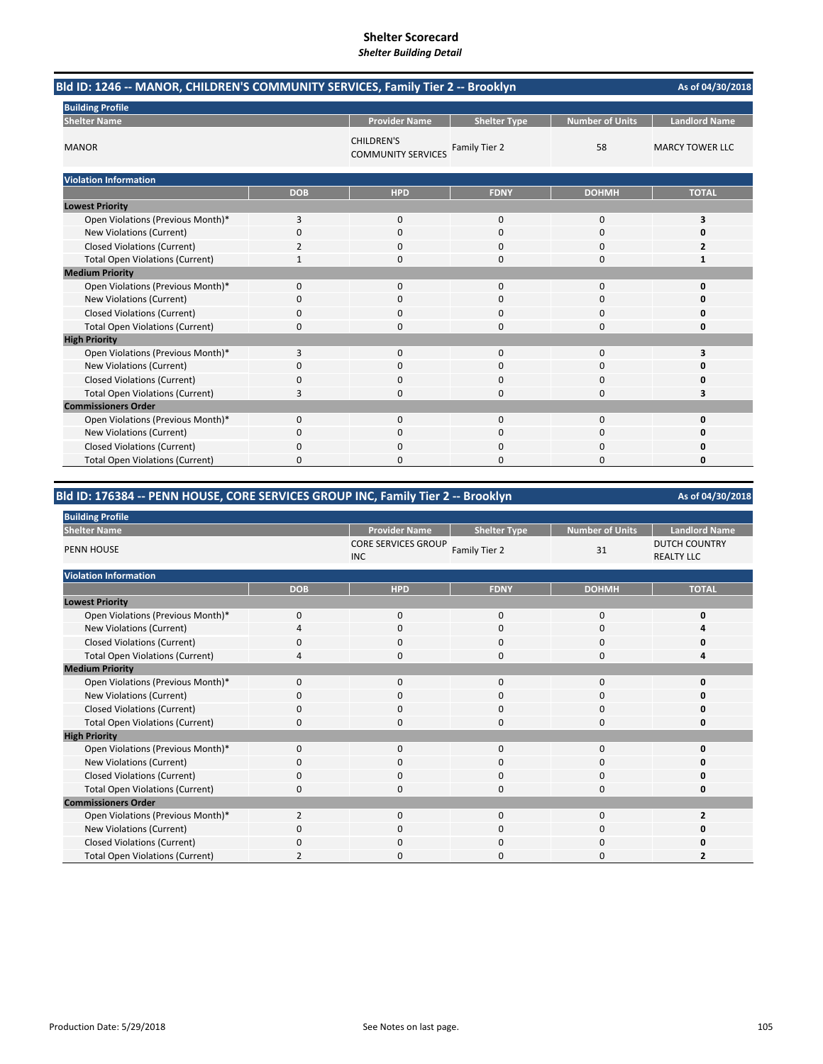# Shelter Scorecard
*Shelter Building Detail*

## Bld ID: 1246 -- MANOR, CHILDREN'S COMMUNITY SERVICES, Family Tier 2 -- Brooklyn

As of 04/30/2018

**Building Profile**

| Shelter Name | Provider Name | Shelter Type | Number of Units | Landlord Name |
|---|---|---|---|---|
| MANOR | CHILDREN'S COMMUNITY SERVICES | Family Tier 2 | 58 | MARCY TOWER LLC |

**Violation Information**

| | DOB | HPD | FDNY | DOHMH | TOTAL |
|---|---|---|---|---|---|
| **Lowest Priority** | | | | | |
| Open Violations (Previous Month)* | 3 | 0 | 0 | 0 | **3** |
| New Violations (Current) | 0 | 0 | 0 | 0 | **0** |
| Closed Violations (Current) | 2 | 0 | 0 | 0 | **2** |
| Total Open Violations (Current) | 1 | 0 | 0 | 0 | **1** |
| **Medium Priority** | | | | | |
| Open Violations (Previous Month)* | 0 | 0 | 0 | 0 | **0** |
| New Violations (Current) | 0 | 0 | 0 | 0 | **0** |
| Closed Violations (Current) | 0 | 0 | 0 | 0 | **0** |
| Total Open Violations (Current) | 0 | 0 | 0 | 0 | **0** |
| **High Priority** | | | | | |
| Open Violations (Previous Month)* | 3 | 0 | 0 | 0 | **3** |
| New Violations (Current) | 0 | 0 | 0 | 0 | **0** |
| Closed Violations (Current) | 0 | 0 | 0 | 0 | **0** |
| Total Open Violations (Current) | 3 | 0 | 0 | 0 | **3** |
| **Commissioners Order** | | | | | |
| Open Violations (Previous Month)* | 0 | 0 | 0 | 0 | **0** |
| New Violations (Current) | 0 | 0 | 0 | 0 | **0** |
| Closed Violations (Current) | 0 | 0 | 0 | 0 | **0** |
| Total Open Violations (Current) | 0 | 0 | 0 | 0 | **0** |

## Bld ID: 176384 -- PENN HOUSE, CORE SERVICES GROUP INC, Family Tier 2 -- Brooklyn

As of 04/30/2018

**Building Profile**

| Shelter Name | Provider Name | Shelter Type | Number of Units | Landlord Name |
|---|---|---|---|---|
| PENN HOUSE | CORE SERVICES GROUP INC | Family Tier 2 | 31 | DUTCH COUNTRY REALTY LLC |

**Violation Information**

| | DOB | HPD | FDNY | DOHMH | TOTAL |
|---|---|---|---|---|---|
| **Lowest Priority** | | | | | |
| Open Violations (Previous Month)* | 0 | 0 | 0 | 0 | **0** |
| New Violations (Current) | 4 | 0 | 0 | 0 | **4** |
| Closed Violations (Current) | 0 | 0 | 0 | 0 | **0** |
| Total Open Violations (Current) | 4 | 0 | 0 | 0 | **4** |
| **Medium Priority** | | | | | |
| Open Violations (Previous Month)* | 0 | 0 | 0 | 0 | **0** |
| New Violations (Current) | 0 | 0 | 0 | 0 | **0** |
| Closed Violations (Current) | 0 | 0 | 0 | 0 | **0** |
| Total Open Violations (Current) | 0 | 0 | 0 | 0 | **0** |
| **High Priority** | | | | | |
| Open Violations (Previous Month)* | 0 | 0 | 0 | 0 | **0** |
| New Violations (Current) | 0 | 0 | 0 | 0 | **0** |
| Closed Violations (Current) | 0 | 0 | 0 | 0 | **0** |
| Total Open Violations (Current) | 0 | 0 | 0 | 0 | **0** |
| **Commissioners Order** | | | | | |
| Open Violations (Previous Month)* | 2 | 0 | 0 | 0 | **2** |
| New Violations (Current) | 0 | 0 | 0 | 0 | **0** |
| Closed Violations (Current) | 0 | 0 | 0 | 0 | **0** |
| Total Open Violations (Current) | 2 | 0 | 0 | 0 | **2** |

Production Date: 5/29/2018

See Notes on last page.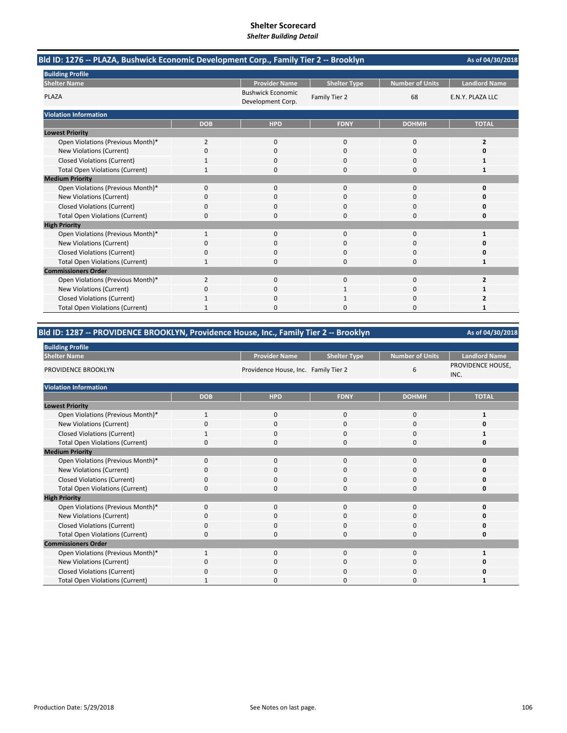# Shelter Scorecard

*Shelter Building Detail*

## Bld ID: 1276 -- PLAZA, Bushwick Economic Development Corp., Family Tier 2 -- Brooklyn

As of 04/30/2018

**Building Profile**

| Shelter Name | Provider Name | Shelter Type | Number of Units | Landlord Name |
|---|---|---|---|---|
| PLAZA | Bushwick Economic Development Corp. | Family Tier 2 | 68 | E.N.Y. PLAZA LLC |

**Violation Information**

| | DOB | HPD | FDNY | DOHMH | TOTAL |
|---|---|---|---|---|---|
| **Lowest Priority** | | | | | |
| Open Violations (Previous Month)* | 2 | 0 | 0 | 0 | **2** |
| New Violations (Current) | 0 | 0 | 0 | 0 | **0** |
| Closed Violations (Current) | 1 | 0 | 0 | 0 | **1** |
| Total Open Violations (Current) | 1 | 0 | 0 | 0 | **1** |
| **Medium Priority** | | | | | |
| Open Violations (Previous Month)* | 0 | 0 | 0 | 0 | **0** |
| New Violations (Current) | 0 | 0 | 0 | 0 | **0** |
| Closed Violations (Current) | 0 | 0 | 0 | 0 | **0** |
| Total Open Violations (Current) | 0 | 0 | 0 | 0 | **0** |
| **High Priority** | | | | | |
| Open Violations (Previous Month)* | 1 | 0 | 0 | 0 | **1** |
| New Violations (Current) | 0 | 0 | 0 | 0 | **0** |
| Closed Violations (Current) | 0 | 0 | 0 | 0 | **0** |
| Total Open Violations (Current) | 1 | 0 | 0 | 0 | **1** |
| **Commissioners Order** | | | | | |
| Open Violations (Previous Month)* | 2 | 0 | 0 | 0 | **2** |
| New Violations (Current) | 0 | 0 | 1 | 0 | **1** |
| Closed Violations (Current) | 1 | 0 | 1 | 0 | **2** |
| Total Open Violations (Current) | 1 | 0 | 0 | 0 | **1** |

## Bld ID: 1287 -- PROVIDENCE BROOKLYN, Providence House, Inc., Family Tier 2 -- Brooklyn

As of 04/30/2018

**Building Profile**

| Shelter Name | Provider Name | Shelter Type | Number of Units | Landlord Name |
|---|---|---|---|---|
| PROVIDENCE BROOKLYN | Providence House, Inc. | Family Tier 2 | 6 | PROVIDENCE HOUSE, INC. |

**Violation Information**

| | DOB | HPD | FDNY | DOHMH | TOTAL |
|---|---|---|---|---|---|
| **Lowest Priority** | | | | | |
| Open Violations (Previous Month)* | 1 | 0 | 0 | 0 | **1** |
| New Violations (Current) | 0 | 0 | 0 | 0 | **0** |
| Closed Violations (Current) | 1 | 0 | 0 | 0 | **1** |
| Total Open Violations (Current) | 0 | 0 | 0 | 0 | **0** |
| **Medium Priority** | | | | | |
| Open Violations (Previous Month)* | 0 | 0 | 0 | 0 | **0** |
| New Violations (Current) | 0 | 0 | 0 | 0 | **0** |
| Closed Violations (Current) | 0 | 0 | 0 | 0 | **0** |
| Total Open Violations (Current) | 0 | 0 | 0 | 0 | **0** |
| **High Priority** | | | | | |
| Open Violations (Previous Month)* | 0 | 0 | 0 | 0 | **0** |
| New Violations (Current) | 0 | 0 | 0 | 0 | **0** |
| Closed Violations (Current) | 0 | 0 | 0 | 0 | **0** |
| Total Open Violations (Current) | 0 | 0 | 0 | 0 | **0** |
| **Commissioners Order** | | | | | |
| Open Violations (Previous Month)* | 1 | 0 | 0 | 0 | **1** |
| New Violations (Current) | 0 | 0 | 0 | 0 | **0** |
| Closed Violations (Current) | 0 | 0 | 0 | 0 | **0** |
| Total Open Violations (Current) | 1 | 0 | 0 | 0 | **1** |

Production Date: 5/29/2018

See Notes on last page.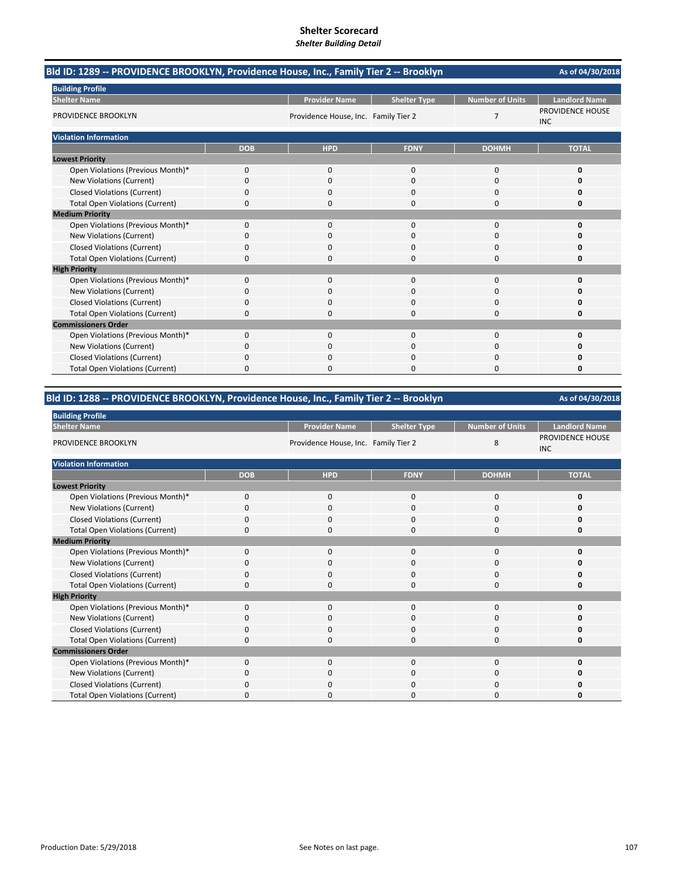# Shelter Scorecard
*Shelter Building Detail*

## Bld ID: 1289 -- PROVIDENCE BROOKLYN, Providence House, Inc., Family Tier 2 -- Brooklyn

As of 04/30/2018

**Building Profile**

| Shelter Name | Provider Name | Shelter Type | Number of Units | Landlord Name |
|---|---|---|---|---|
| PROVIDENCE BROOKLYN | Providence House, Inc. | Family Tier 2 | 7 | PROVIDENCE HOUSE INC |

**Violation Information**

| | DOB | HPD | FDNY | DOHMH | TOTAL |
|---|---|---|---|---|---|
| **Lowest Priority** | | | | | |
| Open Violations (Previous Month)* | 0 | 0 | 0 | 0 | **0** |
| New Violations (Current) | 0 | 0 | 0 | 0 | **0** |
| Closed Violations (Current) | 0 | 0 | 0 | 0 | **0** |
| Total Open Violations (Current) | 0 | 0 | 0 | 0 | **0** |
| **Medium Priority** | | | | | |
| Open Violations (Previous Month)* | 0 | 0 | 0 | 0 | **0** |
| New Violations (Current) | 0 | 0 | 0 | 0 | **0** |
| Closed Violations (Current) | 0 | 0 | 0 | 0 | **0** |
| Total Open Violations (Current) | 0 | 0 | 0 | 0 | **0** |
| **High Priority** | | | | | |
| Open Violations (Previous Month)* | 0 | 0 | 0 | 0 | **0** |
| New Violations (Current) | 0 | 0 | 0 | 0 | **0** |
| Closed Violations (Current) | 0 | 0 | 0 | 0 | **0** |
| Total Open Violations (Current) | 0 | 0 | 0 | 0 | **0** |
| **Commissioners Order** | | | | | |
| Open Violations (Previous Month)* | 0 | 0 | 0 | 0 | **0** |
| New Violations (Current) | 0 | 0 | 0 | 0 | **0** |
| Closed Violations (Current) | 0 | 0 | 0 | 0 | **0** |
| Total Open Violations (Current) | 0 | 0 | 0 | 0 | **0** |

## Bld ID: 1288 -- PROVIDENCE BROOKLYN, Providence House, Inc., Family Tier 2 -- Brooklyn

As of 04/30/2018

**Building Profile**

| Shelter Name | Provider Name | Shelter Type | Number of Units | Landlord Name |
|---|---|---|---|---|
| PROVIDENCE BROOKLYN | Providence House, Inc. | Family Tier 2 | 8 | PROVIDENCE HOUSE INC |

**Violation Information**

| | DOB | HPD | FDNY | DOHMH | TOTAL |
|---|---|---|---|---|---|
| **Lowest Priority** | | | | | |
| Open Violations (Previous Month)* | 0 | 0 | 0 | 0 | **0** |
| New Violations (Current) | 0 | 0 | 0 | 0 | **0** |
| Closed Violations (Current) | 0 | 0 | 0 | 0 | **0** |
| Total Open Violations (Current) | 0 | 0 | 0 | 0 | **0** |
| **Medium Priority** | | | | | |
| Open Violations (Previous Month)* | 0 | 0 | 0 | 0 | **0** |
| New Violations (Current) | 0 | 0 | 0 | 0 | **0** |
| Closed Violations (Current) | 0 | 0 | 0 | 0 | **0** |
| Total Open Violations (Current) | 0 | 0 | 0 | 0 | **0** |
| **High Priority** | | | | | |
| Open Violations (Previous Month)* | 0 | 0 | 0 | 0 | **0** |
| New Violations (Current) | 0 | 0 | 0 | 0 | **0** |
| Closed Violations (Current) | 0 | 0 | 0 | 0 | **0** |
| Total Open Violations (Current) | 0 | 0 | 0 | 0 | **0** |
| **Commissioners Order** | | | | | |
| Open Violations (Previous Month)* | 0 | 0 | 0 | 0 | **0** |
| New Violations (Current) | 0 | 0 | 0 | 0 | **0** |
| Closed Violations (Current) | 0 | 0 | 0 | 0 | **0** |
| Total Open Violations (Current) | 0 | 0 | 0 | 0 | **0** |

Production Date: 5/29/2018

See Notes on last page.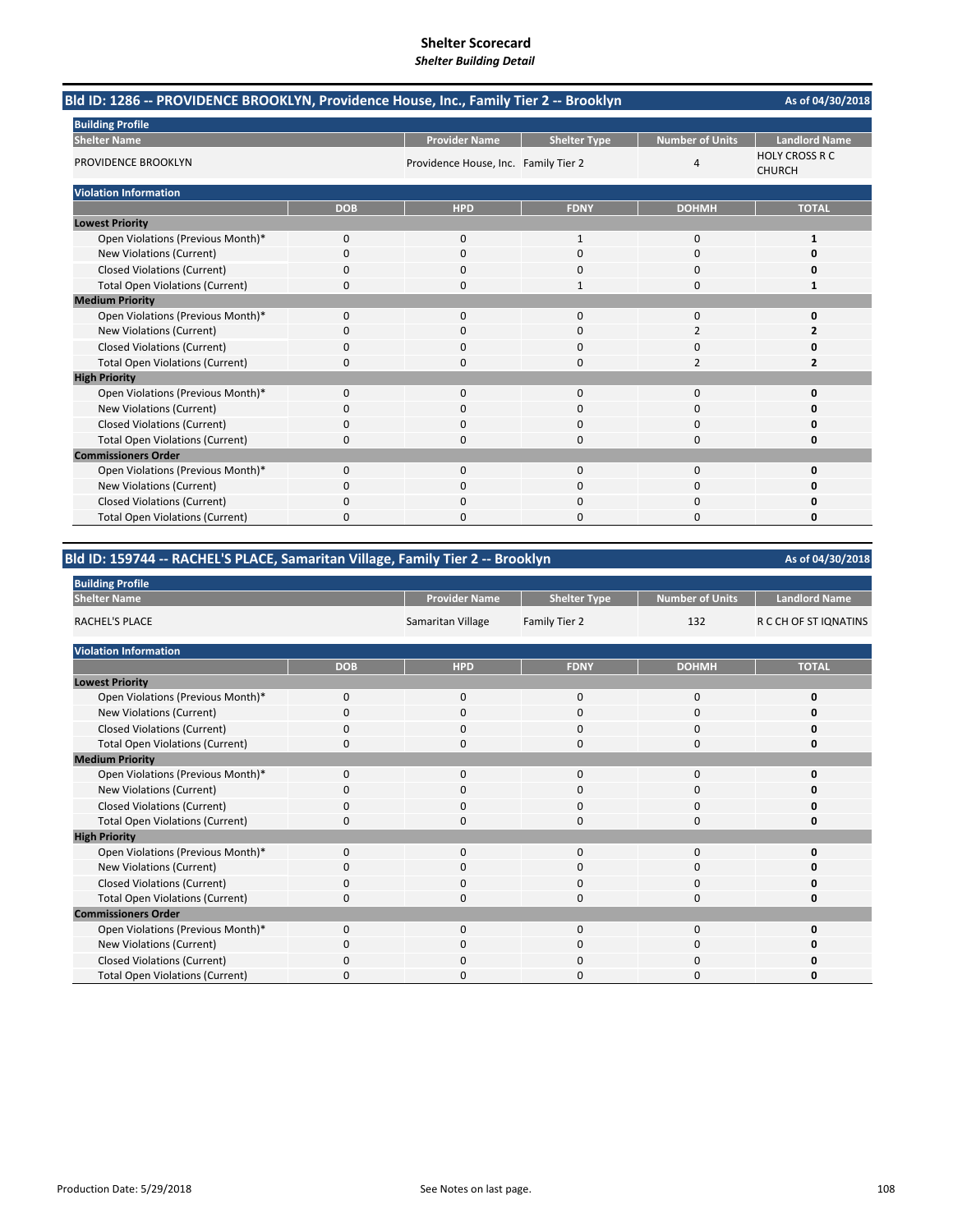# Shelter Scorecard

*Shelter Building Detail*

## Bld ID: 1286 -- PROVIDENCE BROOKLYN, Providence House, Inc., Family Tier 2 -- Brooklyn

As of 04/30/2018

**Building Profile**

| Shelter Name | Provider Name | Shelter Type | Number of Units | Landlord Name |
|---|---|---|---|---|
| PROVIDENCE BROOKLYN | Providence House, Inc. | Family Tier 2 | 4 | HOLY CROSS R C CHURCH |

**Violation Information**

| | DOB | HPD | FDNY | DOHMH | TOTAL |
|---|---|---|---|---|---|
| **Lowest Priority** | | | | | |
| Open Violations (Previous Month)* | 0 | 0 | 1 | 0 | **1** |
| New Violations (Current) | 0 | 0 | 0 | 0 | **0** |
| Closed Violations (Current) | 0 | 0 | 0 | 0 | **0** |
| Total Open Violations (Current) | 0 | 0 | 1 | 0 | **1** |
| **Medium Priority** | | | | | |
| Open Violations (Previous Month)* | 0 | 0 | 0 | 0 | **0** |
| New Violations (Current) | 0 | 0 | 0 | 2 | **2** |
| Closed Violations (Current) | 0 | 0 | 0 | 0 | **0** |
| Total Open Violations (Current) | 0 | 0 | 0 | 2 | **2** |
| **High Priority** | | | | | |
| Open Violations (Previous Month)* | 0 | 0 | 0 | 0 | **0** |
| New Violations (Current) | 0 | 0 | 0 | 0 | **0** |
| Closed Violations (Current) | 0 | 0 | 0 | 0 | **0** |
| Total Open Violations (Current) | 0 | 0 | 0 | 0 | **0** |
| **Commissioners Order** | | | | | |
| Open Violations (Previous Month)* | 0 | 0 | 0 | 0 | **0** |
| New Violations (Current) | 0 | 0 | 0 | 0 | **0** |
| Closed Violations (Current) | 0 | 0 | 0 | 0 | **0** |
| Total Open Violations (Current) | 0 | 0 | 0 | 0 | **0** |

## Bld ID: 159744 -- RACHEL'S PLACE, Samaritan Village, Family Tier 2 -- Brooklyn

As of 04/30/2018

**Building Profile**

| Shelter Name | Provider Name | Shelter Type | Number of Units | Landlord Name |
|---|---|---|---|---|
| RACHEL'S PLACE | Samaritan Village | Family Tier 2 | 132 | R C CH OF ST IQNATINS |

**Violation Information**

| | DOB | HPD | FDNY | DOHMH | TOTAL |
|---|---|---|---|---|---|
| **Lowest Priority** | | | | | |
| Open Violations (Previous Month)* | 0 | 0 | 0 | 0 | **0** |
| New Violations (Current) | 0 | 0 | 0 | 0 | **0** |
| Closed Violations (Current) | 0 | 0 | 0 | 0 | **0** |
| Total Open Violations (Current) | 0 | 0 | 0 | 0 | **0** |
| **Medium Priority** | | | | | |
| Open Violations (Previous Month)* | 0 | 0 | 0 | 0 | **0** |
| New Violations (Current) | 0 | 0 | 0 | 0 | **0** |
| Closed Violations (Current) | 0 | 0 | 0 | 0 | **0** |
| Total Open Violations (Current) | 0 | 0 | 0 | 0 | **0** |
| **High Priority** | | | | | |
| Open Violations (Previous Month)* | 0 | 0 | 0 | 0 | **0** |
| New Violations (Current) | 0 | 0 | 0 | 0 | **0** |
| Closed Violations (Current) | 0 | 0 | 0 | 0 | **0** |
| Total Open Violations (Current) | 0 | 0 | 0 | 0 | **0** |
| **Commissioners Order** | | | | | |
| Open Violations (Previous Month)* | 0 | 0 | 0 | 0 | **0** |
| New Violations (Current) | 0 | 0 | 0 | 0 | **0** |
| Closed Violations (Current) | 0 | 0 | 0 | 0 | **0** |
| Total Open Violations (Current) | 0 | 0 | 0 | 0 | **0** |

Production Date: 5/29/2018

See Notes on last page.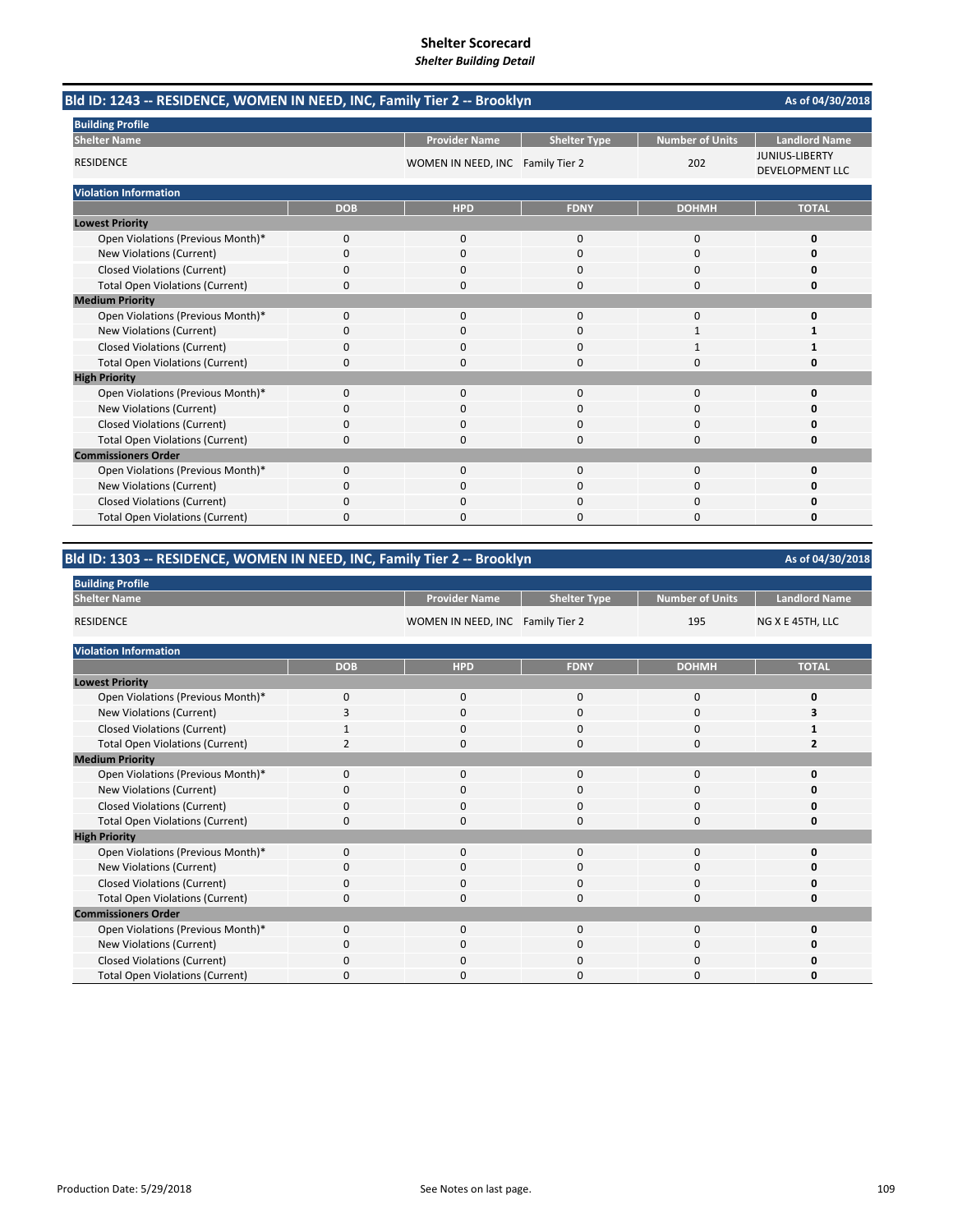# Shelter Scorecard
*Shelter Building Detail*

## Bld ID: 1243 -- RESIDENCE, WOMEN IN NEED, INC, Family Tier 2 -- Brooklyn

As of 04/30/2018

**Building Profile**

| Shelter Name | Provider Name | Shelter Type | Number of Units | Landlord Name |
|---|---|---|---|---|
| RESIDENCE | WOMEN IN NEED, INC | Family Tier 2 | 202 | JUNIUS-LIBERTY DEVELOPMENT LLC |

**Violation Information**

| | DOB | HPD | FDNY | DOHMH | TOTAL |
|---|---|---|---|---|---|
| **Lowest Priority** | | | | | |
| Open Violations (Previous Month)* | 0 | 0 | 0 | 0 | **0** |
| New Violations (Current) | 0 | 0 | 0 | 0 | **0** |
| Closed Violations (Current) | 0 | 0 | 0 | 0 | **0** |
| Total Open Violations (Current) | 0 | 0 | 0 | 0 | **0** |
| **Medium Priority** | | | | | |
| Open Violations (Previous Month)* | 0 | 0 | 0 | 0 | **0** |
| New Violations (Current) | 0 | 0 | 0 | 1 | **1** |
| Closed Violations (Current) | 0 | 0 | 0 | 1 | **1** |
| Total Open Violations (Current) | 0 | 0 | 0 | 0 | **0** |
| **High Priority** | | | | | |
| Open Violations (Previous Month)* | 0 | 0 | 0 | 0 | **0** |
| New Violations (Current) | 0 | 0 | 0 | 0 | **0** |
| Closed Violations (Current) | 0 | 0 | 0 | 0 | **0** |
| Total Open Violations (Current) | 0 | 0 | 0 | 0 | **0** |
| **Commissioners Order** | | | | | |
| Open Violations (Previous Month)* | 0 | 0 | 0 | 0 | **0** |
| New Violations (Current) | 0 | 0 | 0 | 0 | **0** |
| Closed Violations (Current) | 0 | 0 | 0 | 0 | **0** |
| Total Open Violations (Current) | 0 | 0 | 0 | 0 | **0** |

## Bld ID: 1303 -- RESIDENCE, WOMEN IN NEED, INC, Family Tier 2 -- Brooklyn

As of 04/30/2018

**Building Profile**

| Shelter Name | Provider Name | Shelter Type | Number of Units | Landlord Name |
|---|---|---|---|---|
| RESIDENCE | WOMEN IN NEED, INC | Family Tier 2 | 195 | NG X E 45TH, LLC |

**Violation Information**

| | DOB | HPD | FDNY | DOHMH | TOTAL |
|---|---|---|---|---|---|
| **Lowest Priority** | | | | | |
| Open Violations (Previous Month)* | 0 | 0 | 0 | 0 | **0** |
| New Violations (Current) | 3 | 0 | 0 | 0 | **3** |
| Closed Violations (Current) | 1 | 0 | 0 | 0 | **1** |
| Total Open Violations (Current) | 2 | 0 | 0 | 0 | **2** |
| **Medium Priority** | | | | | |
| Open Violations (Previous Month)* | 0 | 0 | 0 | 0 | **0** |
| New Violations (Current) | 0 | 0 | 0 | 0 | **0** |
| Closed Violations (Current) | 0 | 0 | 0 | 0 | **0** |
| Total Open Violations (Current) | 0 | 0 | 0 | 0 | **0** |
| **High Priority** | | | | | |
| Open Violations (Previous Month)* | 0 | 0 | 0 | 0 | **0** |
| New Violations (Current) | 0 | 0 | 0 | 0 | **0** |
| Closed Violations (Current) | 0 | 0 | 0 | 0 | **0** |
| Total Open Violations (Current) | 0 | 0 | 0 | 0 | **0** |
| **Commissioners Order** | | | | | |
| Open Violations (Previous Month)* | 0 | 0 | 0 | 0 | **0** |
| New Violations (Current) | 0 | 0 | 0 | 0 | **0** |
| Closed Violations (Current) | 0 | 0 | 0 | 0 | **0** |
| Total Open Violations (Current) | 0 | 0 | 0 | 0 | **0** |

Production Date: 5/29/2018

See Notes on last page.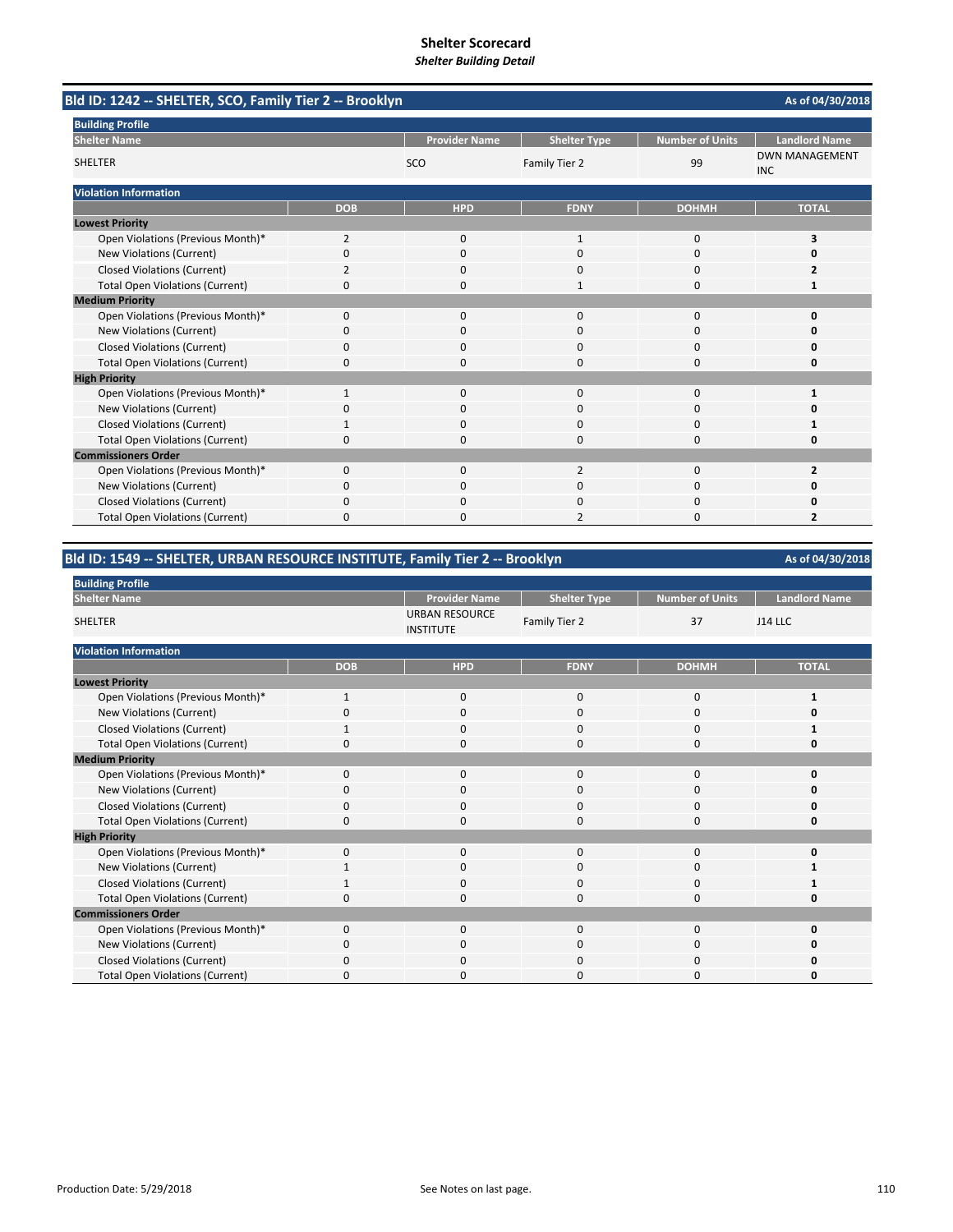# Shelter Scorecard
*Shelter Building Detail*

## Bld ID: 1242 -- SHELTER, SCO, Family Tier 2 -- Brooklyn

As of 04/30/2018

**Building Profile**

| Shelter Name | Provider Name | Shelter Type | Number of Units | Landlord Name |
|---|---|---|---|---|
| SHELTER | SCO | Family Tier 2 | 99 | DWN MANAGEMENT INC |

**Violation Information**

| | DOB | HPD | FDNY | DOHMH | TOTAL |
|---|---|---|---|---|---|
| **Lowest Priority** | | | | | |
| Open Violations (Previous Month)* | 2 | 0 | 1 | 0 | **3** |
| New Violations (Current) | 0 | 0 | 0 | 0 | **0** |
| Closed Violations (Current) | 2 | 0 | 0 | 0 | **2** |
| Total Open Violations (Current) | 0 | 0 | 1 | 0 | **1** |
| **Medium Priority** | | | | | |
| Open Violations (Previous Month)* | 0 | 0 | 0 | 0 | **0** |
| New Violations (Current) | 0 | 0 | 0 | 0 | **0** |
| Closed Violations (Current) | 0 | 0 | 0 | 0 | **0** |
| Total Open Violations (Current) | 0 | 0 | 0 | 0 | **0** |
| **High Priority** | | | | | |
| Open Violations (Previous Month)* | 1 | 0 | 0 | 0 | **1** |
| New Violations (Current) | 0 | 0 | 0 | 0 | **0** |
| Closed Violations (Current) | 1 | 0 | 0 | 0 | **1** |
| Total Open Violations (Current) | 0 | 0 | 0 | 0 | **0** |
| **Commissioners Order** | | | | | |
| Open Violations (Previous Month)* | 0 | 0 | 2 | 0 | **2** |
| New Violations (Current) | 0 | 0 | 0 | 0 | **0** |
| Closed Violations (Current) | 0 | 0 | 0 | 0 | **0** |
| Total Open Violations (Current) | 0 | 0 | 2 | 0 | **2** |

## Bld ID: 1549 -- SHELTER, URBAN RESOURCE INSTITUTE, Family Tier 2 -- Brooklyn

As of 04/30/2018

**Building Profile**

| Shelter Name | Provider Name | Shelter Type | Number of Units | Landlord Name |
|---|---|---|---|---|
| SHELTER | URBAN RESOURCE INSTITUTE | Family Tier 2 | 37 | J14 LLC |

**Violation Information**

| | DOB | HPD | FDNY | DOHMH | TOTAL |
|---|---|---|---|---|---|
| **Lowest Priority** | | | | | |
| Open Violations (Previous Month)* | 1 | 0 | 0 | 0 | **1** |
| New Violations (Current) | 0 | 0 | 0 | 0 | **0** |
| Closed Violations (Current) | 1 | 0 | 0 | 0 | **1** |
| Total Open Violations (Current) | 0 | 0 | 0 | 0 | **0** |
| **Medium Priority** | | | | | |
| Open Violations (Previous Month)* | 0 | 0 | 0 | 0 | **0** |
| New Violations (Current) | 0 | 0 | 0 | 0 | **0** |
| Closed Violations (Current) | 0 | 0 | 0 | 0 | **0** |
| Total Open Violations (Current) | 0 | 0 | 0 | 0 | **0** |
| **High Priority** | | | | | |
| Open Violations (Previous Month)* | 0 | 0 | 0 | 0 | **0** |
| New Violations (Current) | 1 | 0 | 0 | 0 | **1** |
| Closed Violations (Current) | 1 | 0 | 0 | 0 | **1** |
| Total Open Violations (Current) | 0 | 0 | 0 | 0 | **0** |
| **Commissioners Order** | | | | | |
| Open Violations (Previous Month)* | 0 | 0 | 0 | 0 | **0** |
| New Violations (Current) | 0 | 0 | 0 | 0 | **0** |
| Closed Violations (Current) | 0 | 0 | 0 | 0 | **0** |
| Total Open Violations (Current) | 0 | 0 | 0 | 0 | **0** |

Production Date: 5/29/2018

See Notes on last page.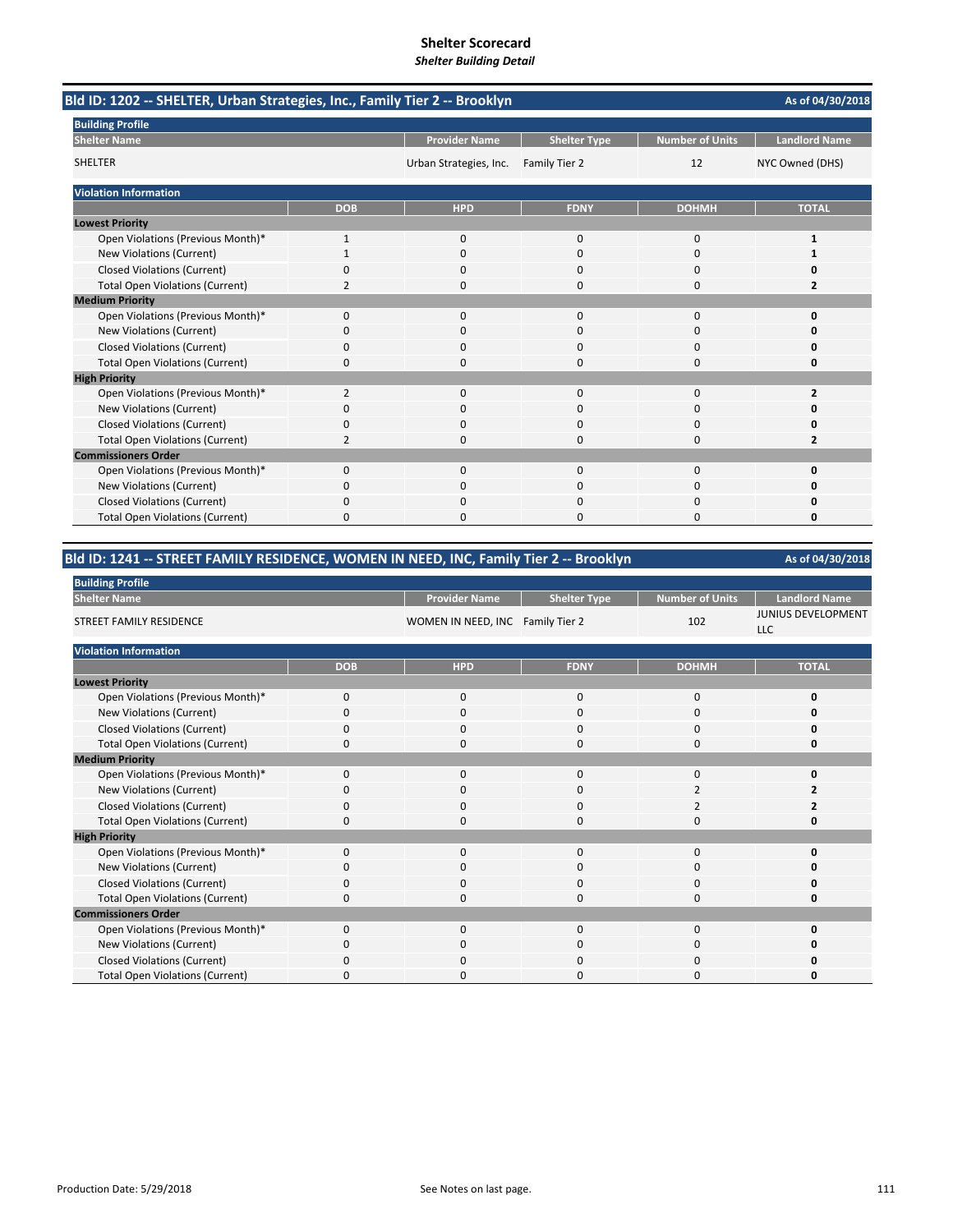# Shelter Scorecard

*Shelter Building Detail*

## Bld ID: 1202 -- SHELTER, Urban Strategies, Inc., Family Tier 2 -- Brooklyn

As of 04/30/2018

**Building Profile**

| Shelter Name | Provider Name | Shelter Type | Number of Units | Landlord Name |
|---|---|---|---|---|
| SHELTER | Urban Strategies, Inc. | Family Tier 2 | 12 | NYC Owned (DHS) |

**Violation Information**

| | DOB | HPD | FDNY | DOHMH | TOTAL |
|---|---|---|---|---|---|
| **Lowest Priority** | | | | | |
| Open Violations (Previous Month)* | 1 | 0 | 0 | 0 | **1** |
| New Violations (Current) | 1 | 0 | 0 | 0 | **1** |
| Closed Violations (Current) | 0 | 0 | 0 | 0 | **0** |
| Total Open Violations (Current) | 2 | 0 | 0 | 0 | **2** |
| **Medium Priority** | | | | | |
| Open Violations (Previous Month)* | 0 | 0 | 0 | 0 | **0** |
| New Violations (Current) | 0 | 0 | 0 | 0 | **0** |
| Closed Violations (Current) | 0 | 0 | 0 | 0 | **0** |
| Total Open Violations (Current) | 0 | 0 | 0 | 0 | **0** |
| **High Priority** | | | | | |
| Open Violations (Previous Month)* | 2 | 0 | 0 | 0 | **2** |
| New Violations (Current) | 0 | 0 | 0 | 0 | **0** |
| Closed Violations (Current) | 0 | 0 | 0 | 0 | **0** |
| Total Open Violations (Current) | 2 | 0 | 0 | 0 | **2** |
| **Commissioners Order** | | | | | |
| Open Violations (Previous Month)* | 0 | 0 | 0 | 0 | **0** |
| New Violations (Current) | 0 | 0 | 0 | 0 | **0** |
| Closed Violations (Current) | 0 | 0 | 0 | 0 | **0** |
| Total Open Violations (Current) | 0 | 0 | 0 | 0 | **0** |

## Bld ID: 1241 -- STREET FAMILY RESIDENCE, WOMEN IN NEED, INC, Family Tier 2 -- Brooklyn

As of 04/30/2018

**Building Profile**

| Shelter Name | Provider Name | Shelter Type | Number of Units | Landlord Name |
|---|---|---|---|---|
| STREET FAMILY RESIDENCE | WOMEN IN NEED, INC | Family Tier 2 | 102 | JUNIUS DEVELOPMENT LLC |

**Violation Information**

| | DOB | HPD | FDNY | DOHMH | TOTAL |
|---|---|---|---|---|---|
| **Lowest Priority** | | | | | |
| Open Violations (Previous Month)* | 0 | 0 | 0 | 0 | **0** |
| New Violations (Current) | 0 | 0 | 0 | 0 | **0** |
| Closed Violations (Current) | 0 | 0 | 0 | 0 | **0** |
| Total Open Violations (Current) | 0 | 0 | 0 | 0 | **0** |
| **Medium Priority** | | | | | |
| Open Violations (Previous Month)* | 0 | 0 | 0 | 0 | **0** |
| New Violations (Current) | 0 | 0 | 0 | 2 | **2** |
| Closed Violations (Current) | 0 | 0 | 0 | 2 | **2** |
| Total Open Violations (Current) | 0 | 0 | 0 | 0 | **0** |
| **High Priority** | | | | | |
| Open Violations (Previous Month)* | 0 | 0 | 0 | 0 | **0** |
| New Violations (Current) | 0 | 0 | 0 | 0 | **0** |
| Closed Violations (Current) | 0 | 0 | 0 | 0 | **0** |
| Total Open Violations (Current) | 0 | 0 | 0 | 0 | **0** |
| **Commissioners Order** | | | | | |
| Open Violations (Previous Month)* | 0 | 0 | 0 | 0 | **0** |
| New Violations (Current) | 0 | 0 | 0 | 0 | **0** |
| Closed Violations (Current) | 0 | 0 | 0 | 0 | **0** |
| Total Open Violations (Current) | 0 | 0 | 0 | 0 | **0** |

Production Date: 5/29/2018

See Notes on last page.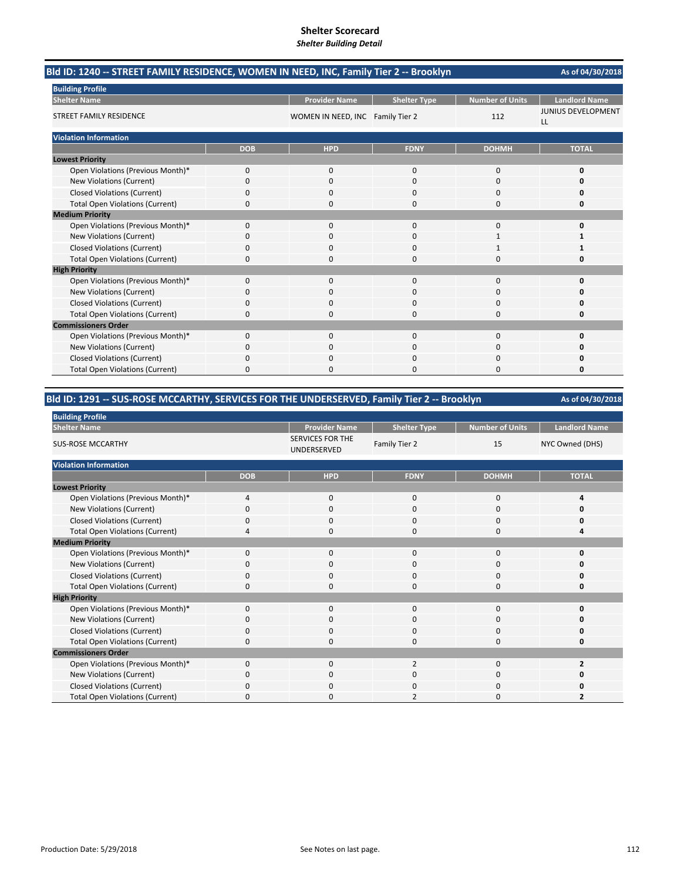# Shelter Scorecard
*Shelter Building Detail*

## Bld ID: 1240 -- STREET FAMILY RESIDENCE, WOMEN IN NEED, INC, Family Tier 2 -- Brooklyn

As of 04/30/2018

**Building Profile**

| Shelter Name | Provider Name | Shelter Type | Number of Units | Landlord Name |
|---|---|---|---|---|
| STREET FAMILY RESIDENCE | WOMEN IN NEED, INC | Family Tier 2 | 112 | JUNIUS DEVELOPMENT LL |

**Violation Information**

| | DOB | HPD | FDNY | DOHMH | TOTAL |
|---|---|---|---|---|---|
| **Lowest Priority** | | | | | |
| Open Violations (Previous Month)* | 0 | 0 | 0 | 0 | **0** |
| New Violations (Current) | 0 | 0 | 0 | 0 | **0** |
| Closed Violations (Current) | 0 | 0 | 0 | 0 | **0** |
| Total Open Violations (Current) | 0 | 0 | 0 | 0 | **0** |
| **Medium Priority** | | | | | |
| Open Violations (Previous Month)* | 0 | 0 | 0 | 0 | **0** |
| New Violations (Current) | 0 | 0 | 0 | 1 | **1** |
| Closed Violations (Current) | 0 | 0 | 0 | 1 | **1** |
| Total Open Violations (Current) | 0 | 0 | 0 | 0 | **0** |
| **High Priority** | | | | | |
| Open Violations (Previous Month)* | 0 | 0 | 0 | 0 | **0** |
| New Violations (Current) | 0 | 0 | 0 | 0 | **0** |
| Closed Violations (Current) | 0 | 0 | 0 | 0 | **0** |
| Total Open Violations (Current) | 0 | 0 | 0 | 0 | **0** |
| **Commissioners Order** | | | | | |
| Open Violations (Previous Month)* | 0 | 0 | 0 | 0 | **0** |
| New Violations (Current) | 0 | 0 | 0 | 0 | **0** |
| Closed Violations (Current) | 0 | 0 | 0 | 0 | **0** |
| Total Open Violations (Current) | 0 | 0 | 0 | 0 | **0** |

## Bld ID: 1291 -- SUS-ROSE MCCARTHY, SERVICES FOR THE UNDERSERVED, Family Tier 2 -- Brooklyn

As of 04/30/2018

**Building Profile**

| Shelter Name | Provider Name | Shelter Type | Number of Units | Landlord Name |
|---|---|---|---|---|
| SUS-ROSE MCCARTHY | SERVICES FOR THE UNDERSERVED | Family Tier 2 | 15 | NYC Owned (DHS) |

**Violation Information**

| | DOB | HPD | FDNY | DOHMH | TOTAL |
|---|---|---|---|---|---|
| **Lowest Priority** | | | | | |
| Open Violations (Previous Month)* | 4 | 0 | 0 | 0 | **4** |
| New Violations (Current) | 0 | 0 | 0 | 0 | **0** |
| Closed Violations (Current) | 0 | 0 | 0 | 0 | **0** |
| Total Open Violations (Current) | 4 | 0 | 0 | 0 | **4** |
| **Medium Priority** | | | | | |
| Open Violations (Previous Month)* | 0 | 0 | 0 | 0 | **0** |
| New Violations (Current) | 0 | 0 | 0 | 0 | **0** |
| Closed Violations (Current) | 0 | 0 | 0 | 0 | **0** |
| Total Open Violations (Current) | 0 | 0 | 0 | 0 | **0** |
| **High Priority** | | | | | |
| Open Violations (Previous Month)* | 0 | 0 | 0 | 0 | **0** |
| New Violations (Current) | 0 | 0 | 0 | 0 | **0** |
| Closed Violations (Current) | 0 | 0 | 0 | 0 | **0** |
| Total Open Violations (Current) | 0 | 0 | 0 | 0 | **0** |
| **Commissioners Order** | | | | | |
| Open Violations (Previous Month)* | 0 | 0 | 2 | 0 | **2** |
| New Violations (Current) | 0 | 0 | 0 | 0 | **0** |
| Closed Violations (Current) | 0 | 0 | 0 | 0 | **0** |
| Total Open Violations (Current) | 0 | 0 | 2 | 0 | **2** |

Production Date: 5/29/2018

See Notes on last page.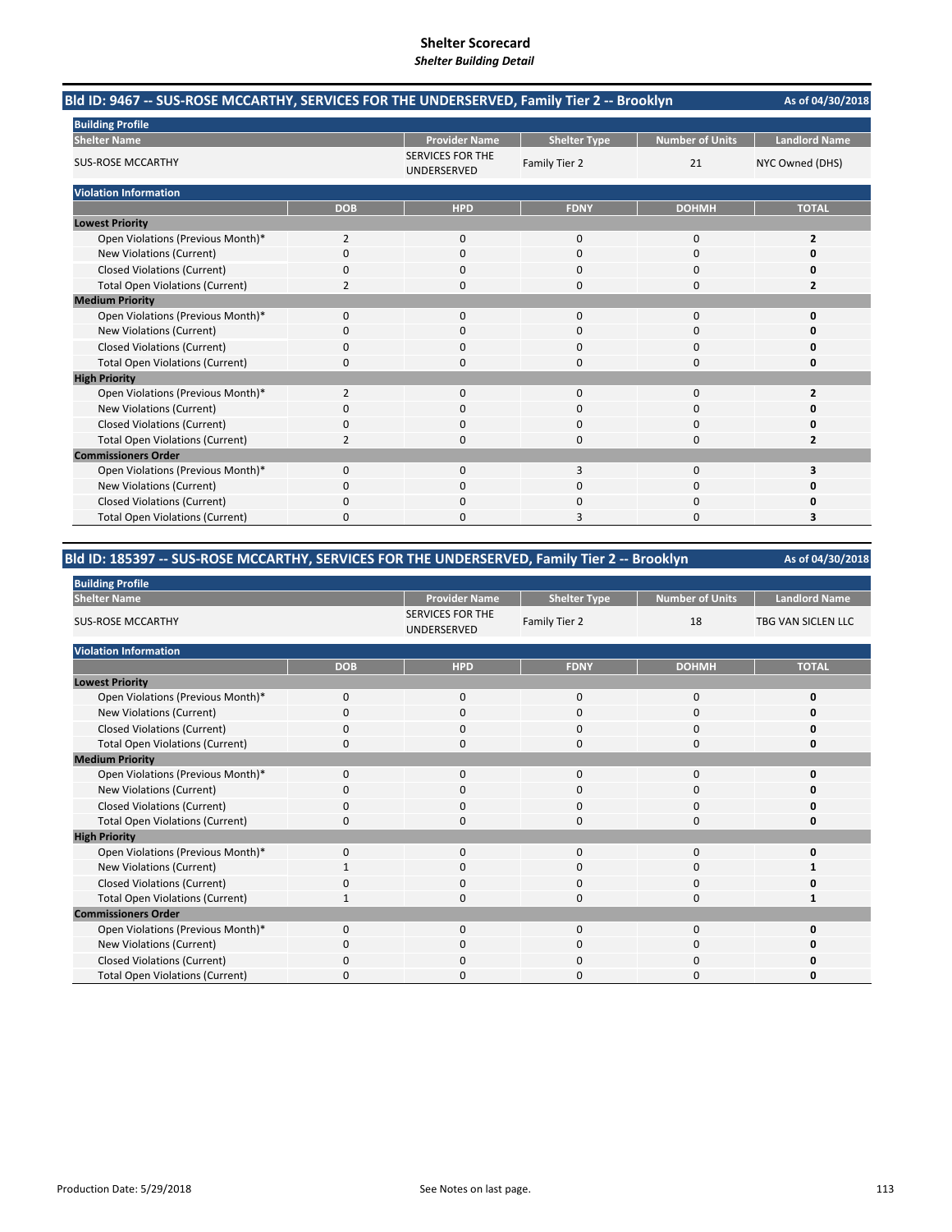# Shelter Scorecard
*Shelter Building Detail*

## Bld ID: 9467 -- SUS-ROSE MCCARTHY, SERVICES FOR THE UNDERSERVED, Family Tier 2 -- Brooklyn

As of 04/30/2018

**Building Profile**

| Shelter Name | Provider Name | Shelter Type | Number of Units | Landlord Name |
|---|---|---|---|---|
| SUS-ROSE MCCARTHY | SERVICES FOR THE UNDERSERVED | Family Tier 2 | 21 | NYC Owned (DHS) |

**Violation Information**

| | DOB | HPD | FDNY | DOHMH | TOTAL |
|---|---|---|---|---|---|
| **Lowest Priority** | | | | | |
| Open Violations (Previous Month)* | 2 | 0 | 0 | 0 | **2** |
| New Violations (Current) | 0 | 0 | 0 | 0 | **0** |
| Closed Violations (Current) | 0 | 0 | 0 | 0 | **0** |
| Total Open Violations (Current) | 2 | 0 | 0 | 0 | **2** |
| **Medium Priority** | | | | | |
| Open Violations (Previous Month)* | 0 | 0 | 0 | 0 | **0** |
| New Violations (Current) | 0 | 0 | 0 | 0 | **0** |
| Closed Violations (Current) | 0 | 0 | 0 | 0 | **0** |
| Total Open Violations (Current) | 0 | 0 | 0 | 0 | **0** |
| **High Priority** | | | | | |
| Open Violations (Previous Month)* | 2 | 0 | 0 | 0 | **2** |
| New Violations (Current) | 0 | 0 | 0 | 0 | **0** |
| Closed Violations (Current) | 0 | 0 | 0 | 0 | **0** |
| Total Open Violations (Current) | 2 | 0 | 0 | 0 | **2** |
| **Commissioners Order** | | | | | |
| Open Violations (Previous Month)* | 0 | 0 | 3 | 0 | **3** |
| New Violations (Current) | 0 | 0 | 0 | 0 | **0** |
| Closed Violations (Current) | 0 | 0 | 0 | 0 | **0** |
| Total Open Violations (Current) | 0 | 0 | 3 | 0 | **3** |

## Bld ID: 185397 -- SUS-ROSE MCCARTHY, SERVICES FOR THE UNDERSERVED, Family Tier 2 -- Brooklyn

As of 04/30/2018

**Building Profile**

| Shelter Name | Provider Name | Shelter Type | Number of Units | Landlord Name |
|---|---|---|---|---|
| SUS-ROSE MCCARTHY | SERVICES FOR THE UNDERSERVED | Family Tier 2 | 18 | TBG VAN SICLEN LLC |

**Violation Information**

| | DOB | HPD | FDNY | DOHMH | TOTAL |
|---|---|---|---|---|---|
| **Lowest Priority** | | | | | |
| Open Violations (Previous Month)* | 0 | 0 | 0 | 0 | **0** |
| New Violations (Current) | 0 | 0 | 0 | 0 | **0** |
| Closed Violations (Current) | 0 | 0 | 0 | 0 | **0** |
| Total Open Violations (Current) | 0 | 0 | 0 | 0 | **0** |
| **Medium Priority** | | | | | |
| Open Violations (Previous Month)* | 0 | 0 | 0 | 0 | **0** |
| New Violations (Current) | 0 | 0 | 0 | 0 | **0** |
| Closed Violations (Current) | 0 | 0 | 0 | 0 | **0** |
| Total Open Violations (Current) | 0 | 0 | 0 | 0 | **0** |
| **High Priority** | | | | | |
| Open Violations (Previous Month)* | 0 | 0 | 0 | 0 | **0** |
| New Violations (Current) | 1 | 0 | 0 | 0 | **1** |
| Closed Violations (Current) | 0 | 0 | 0 | 0 | **0** |
| Total Open Violations (Current) | 1 | 0 | 0 | 0 | **1** |
| **Commissioners Order** | | | | | |
| Open Violations (Previous Month)* | 0 | 0 | 0 | 0 | **0** |
| New Violations (Current) | 0 | 0 | 0 | 0 | **0** |
| Closed Violations (Current) | 0 | 0 | 0 | 0 | **0** |
| Total Open Violations (Current) | 0 | 0 | 0 | 0 | **0** |

Production Date: 5/29/2018

See Notes on last page.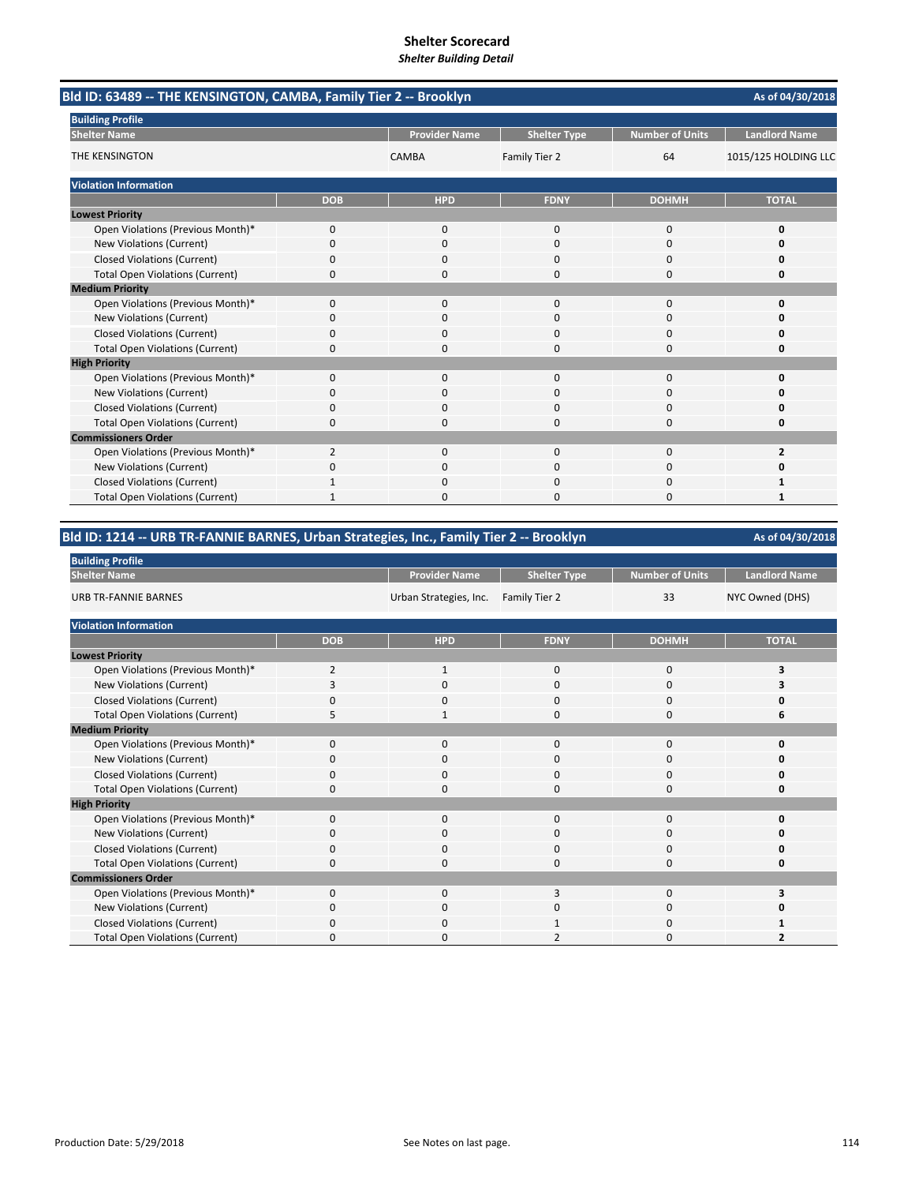# Shelter Scorecard
*Shelter Building Detail*

## Bld ID: 63489 -- THE KENSINGTON, CAMBA, Family Tier 2 -- Brooklyn

As of 04/30/2018

**Building Profile**

| Shelter Name | Provider Name | Shelter Type | Number of Units | Landlord Name |
|---|---|---|---|---|
| THE KENSINGTON | CAMBA | Family Tier 2 | 64 | 1015/125 HOLDING LLC |

**Violation Information**

| | DOB | HPD | FDNY | DOHMH | TOTAL |
|---|---|---|---|---|---|
| **Lowest Priority** | | | | | |
| Open Violations (Previous Month)* | 0 | 0 | 0 | 0 | **0** |
| New Violations (Current) | 0 | 0 | 0 | 0 | **0** |
| Closed Violations (Current) | 0 | 0 | 0 | 0 | **0** |
| Total Open Violations (Current) | 0 | 0 | 0 | 0 | **0** |
| **Medium Priority** | | | | | |
| Open Violations (Previous Month)* | 0 | 0 | 0 | 0 | **0** |
| New Violations (Current) | 0 | 0 | 0 | 0 | **0** |
| Closed Violations (Current) | 0 | 0 | 0 | 0 | **0** |
| Total Open Violations (Current) | 0 | 0 | 0 | 0 | **0** |
| **High Priority** | | | | | |
| Open Violations (Previous Month)* | 0 | 0 | 0 | 0 | **0** |
| New Violations (Current) | 0 | 0 | 0 | 0 | **0** |
| Closed Violations (Current) | 0 | 0 | 0 | 0 | **0** |
| Total Open Violations (Current) | 0 | 0 | 0 | 0 | **0** |
| **Commissioners Order** | | | | | |
| Open Violations (Previous Month)* | 2 | 0 | 0 | 0 | **2** |
| New Violations (Current) | 0 | 0 | 0 | 0 | **0** |
| Closed Violations (Current) | 1 | 0 | 0 | 0 | **1** |
| Total Open Violations (Current) | 1 | 0 | 0 | 0 | **1** |

## Bld ID: 1214 -- URB TR-FANNIE BARNES, Urban Strategies, Inc., Family Tier 2 -- Brooklyn

As of 04/30/2018

**Building Profile**

| Shelter Name | Provider Name | Shelter Type | Number of Units | Landlord Name |
|---|---|---|---|---|
| URB TR-FANNIE BARNES | Urban Strategies, Inc. | Family Tier 2 | 33 | NYC Owned (DHS) |

**Violation Information**

| | DOB | HPD | FDNY | DOHMH | TOTAL |
|---|---|---|---|---|---|
| **Lowest Priority** | | | | | |
| Open Violations (Previous Month)* | 2 | 1 | 0 | 0 | **3** |
| New Violations (Current) | 3 | 0 | 0 | 0 | **3** |
| Closed Violations (Current) | 0 | 0 | 0 | 0 | **0** |
| Total Open Violations (Current) | 5 | 1 | 0 | 0 | **6** |
| **Medium Priority** | | | | | |
| Open Violations (Previous Month)* | 0 | 0 | 0 | 0 | **0** |
| New Violations (Current) | 0 | 0 | 0 | 0 | **0** |
| Closed Violations (Current) | 0 | 0 | 0 | 0 | **0** |
| Total Open Violations (Current) | 0 | 0 | 0 | 0 | **0** |
| **High Priority** | | | | | |
| Open Violations (Previous Month)* | 0 | 0 | 0 | 0 | **0** |
| New Violations (Current) | 0 | 0 | 0 | 0 | **0** |
| Closed Violations (Current) | 0 | 0 | 0 | 0 | **0** |
| Total Open Violations (Current) | 0 | 0 | 0 | 0 | **0** |
| **Commissioners Order** | | | | | |
| Open Violations (Previous Month)* | 0 | 0 | 3 | 0 | **3** |
| New Violations (Current) | 0 | 0 | 0 | 0 | **0** |
| Closed Violations (Current) | 0 | 0 | 1 | 0 | **1** |
| Total Open Violations (Current) | 0 | 0 | 2 | 0 | **2** |

Production Date: 5/29/2018

See Notes on last page.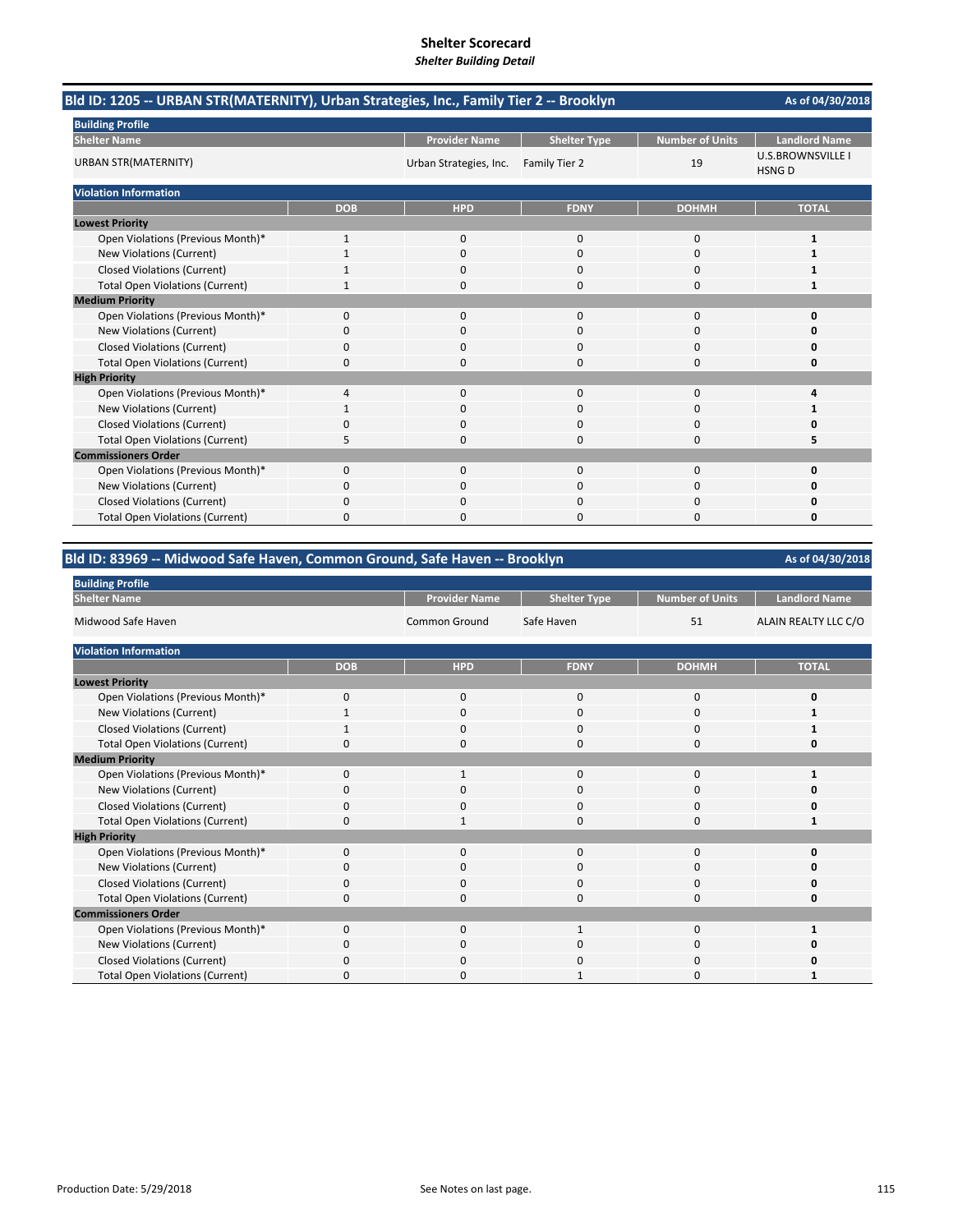# Shelter Scorecard
*Shelter Building Detail*

## Bld ID: 1205 -- URBAN STR(MATERNITY), Urban Strategies, Inc., Family Tier 2 -- Brooklyn

As of 04/30/2018

**Building Profile**

| Shelter Name | Provider Name | Shelter Type | Number of Units | Landlord Name |
|---|---|---|---|---|
| URBAN STR(MATERNITY) | Urban Strategies, Inc. | Family Tier 2 | 19 | U.S.BROWNSVILLE I HSNG D |

**Violation Information**

| | DOB | HPD | FDNY | DOHMH | TOTAL |
|---|---|---|---|---|---|
| **Lowest Priority** | | | | | |
| Open Violations (Previous Month)* | 1 | 0 | 0 | 0 | **1** |
| New Violations (Current) | 1 | 0 | 0 | 0 | **1** |
| Closed Violations (Current) | 1 | 0 | 0 | 0 | **1** |
| Total Open Violations (Current) | 1 | 0 | 0 | 0 | **1** |
| **Medium Priority** | | | | | |
| Open Violations (Previous Month)* | 0 | 0 | 0 | 0 | **0** |
| New Violations (Current) | 0 | 0 | 0 | 0 | **0** |
| Closed Violations (Current) | 0 | 0 | 0 | 0 | **0** |
| Total Open Violations (Current) | 0 | 0 | 0 | 0 | **0** |
| **High Priority** | | | | | |
| Open Violations (Previous Month)* | 4 | 0 | 0 | 0 | **4** |
| New Violations (Current) | 1 | 0 | 0 | 0 | **1** |
| Closed Violations (Current) | 0 | 0 | 0 | 0 | **0** |
| Total Open Violations (Current) | 5 | 0 | 0 | 0 | **5** |
| **Commissioners Order** | | | | | |
| Open Violations (Previous Month)* | 0 | 0 | 0 | 0 | **0** |
| New Violations (Current) | 0 | 0 | 0 | 0 | **0** |
| Closed Violations (Current) | 0 | 0 | 0 | 0 | **0** |
| Total Open Violations (Current) | 0 | 0 | 0 | 0 | **0** |

## Bld ID: 83969 -- Midwood Safe Haven, Common Ground, Safe Haven -- Brooklyn

As of 04/30/2018

**Building Profile**

| Shelter Name | Provider Name | Shelter Type | Number of Units | Landlord Name |
|---|---|---|---|---|
| Midwood Safe Haven | Common Ground | Safe Haven | 51 | ALAIN REALTY LLC C/O |

**Violation Information**

| | DOB | HPD | FDNY | DOHMH | TOTAL |
|---|---|---|---|---|---|
| **Lowest Priority** | | | | | |
| Open Violations (Previous Month)* | 0 | 0 | 0 | 0 | **0** |
| New Violations (Current) | 1 | 0 | 0 | 0 | **1** |
| Closed Violations (Current) | 1 | 0 | 0 | 0 | **1** |
| Total Open Violations (Current) | 0 | 0 | 0 | 0 | **0** |
| **Medium Priority** | | | | | |
| Open Violations (Previous Month)* | 0 | 1 | 0 | 0 | **1** |
| New Violations (Current) | 0 | 0 | 0 | 0 | **0** |
| Closed Violations (Current) | 0 | 0 | 0 | 0 | **0** |
| Total Open Violations (Current) | 0 | 1 | 0 | 0 | **1** |
| **High Priority** | | | | | |
| Open Violations (Previous Month)* | 0 | 0 | 0 | 0 | **0** |
| New Violations (Current) | 0 | 0 | 0 | 0 | **0** |
| Closed Violations (Current) | 0 | 0 | 0 | 0 | **0** |
| Total Open Violations (Current) | 0 | 0 | 0 | 0 | **0** |
| **Commissioners Order** | | | | | |
| Open Violations (Previous Month)* | 0 | 0 | 1 | 0 | **1** |
| New Violations (Current) | 0 | 0 | 0 | 0 | **0** |
| Closed Violations (Current) | 0 | 0 | 0 | 0 | **0** |
| Total Open Violations (Current) | 0 | 0 | 1 | 0 | **1** |

Production Date: 5/29/2018

See Notes on last page.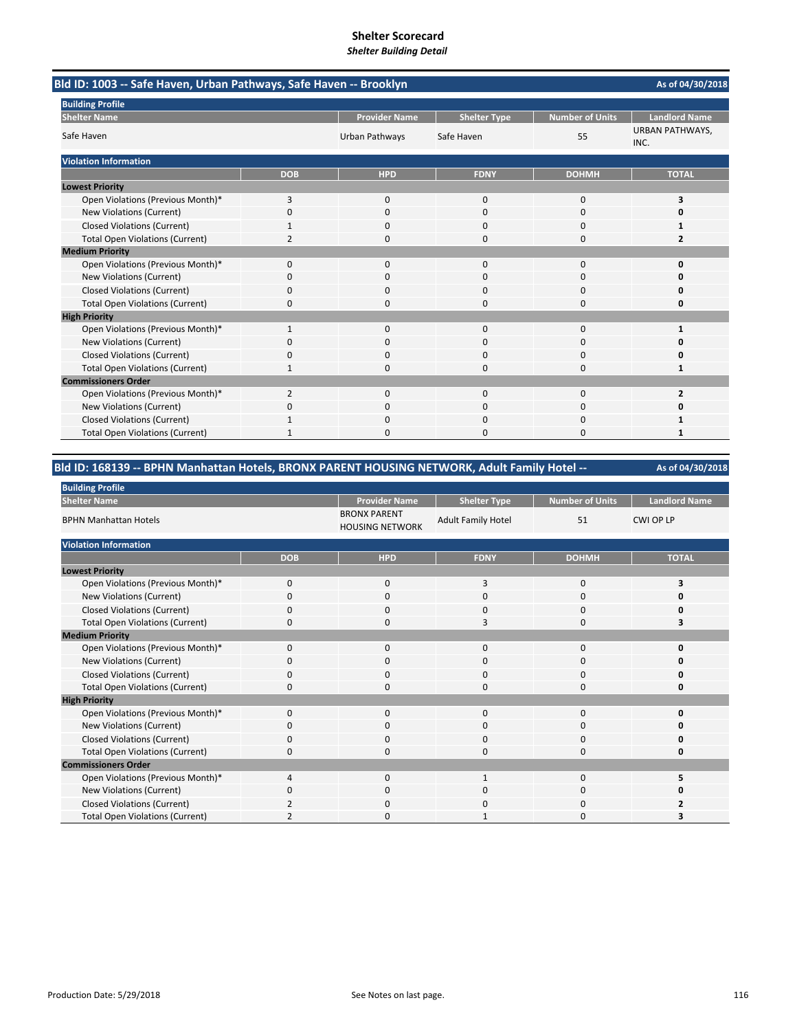# Shelter Scorecard
*Shelter Building Detail*

## Bld ID: 1003 -- Safe Haven, Urban Pathways, Safe Haven -- Brooklyn

As of 04/30/2018

**Building Profile**

| Shelter Name | Provider Name | Shelter Type | Number of Units | Landlord Name |
|---|---|---|---|---|
| Safe Haven | Urban Pathways | Safe Haven | 55 | URBAN PATHWAYS, INC. |

**Violation Information**

| | DOB | HPD | FDNY | DOHMH | TOTAL |
|---|---|---|---|---|---|
| **Lowest Priority** | | | | | |
| Open Violations (Previous Month)* | 3 | 0 | 0 | 0 | **3** |
| New Violations (Current) | 0 | 0 | 0 | 0 | **0** |
| Closed Violations (Current) | 1 | 0 | 0 | 0 | **1** |
| Total Open Violations (Current) | 2 | 0 | 0 | 0 | **2** |
| **Medium Priority** | | | | | |
| Open Violations (Previous Month)* | 0 | 0 | 0 | 0 | **0** |
| New Violations (Current) | 0 | 0 | 0 | 0 | **0** |
| Closed Violations (Current) | 0 | 0 | 0 | 0 | **0** |
| Total Open Violations (Current) | 0 | 0 | 0 | 0 | **0** |
| **High Priority** | | | | | |
| Open Violations (Previous Month)* | 1 | 0 | 0 | 0 | **1** |
| New Violations (Current) | 0 | 0 | 0 | 0 | **0** |
| Closed Violations (Current) | 0 | 0 | 0 | 0 | **0** |
| Total Open Violations (Current) | 1 | 0 | 0 | 0 | **1** |
| **Commissioners Order** | | | | | |
| Open Violations (Previous Month)* | 2 | 0 | 0 | 0 | **2** |
| New Violations (Current) | 0 | 0 | 0 | 0 | **0** |
| Closed Violations (Current) | 1 | 0 | 0 | 0 | **1** |
| Total Open Violations (Current) | 1 | 0 | 0 | 0 | **1** |

## Bld ID: 168139 -- BPHN Manhattan Hotels, BRONX PARENT HOUSING NETWORK, Adult Family Hotel --

As of 04/30/2018

**Building Profile**

| Shelter Name | Provider Name | Shelter Type | Number of Units | Landlord Name |
|---|---|---|---|---|
| BPHN Manhattan Hotels | BRONX PARENT HOUSING NETWORK | Adult Family Hotel | 51 | CWI OP LP |

**Violation Information**

| | DOB | HPD | FDNY | DOHMH | TOTAL |
|---|---|---|---|---|---|
| **Lowest Priority** | | | | | |
| Open Violations (Previous Month)* | 0 | 0 | 3 | 0 | **3** |
| New Violations (Current) | 0 | 0 | 0 | 0 | **0** |
| Closed Violations (Current) | 0 | 0 | 0 | 0 | **0** |
| Total Open Violations (Current) | 0 | 0 | 3 | 0 | **3** |
| **Medium Priority** | | | | | |
| Open Violations (Previous Month)* | 0 | 0 | 0 | 0 | **0** |
| New Violations (Current) | 0 | 0 | 0 | 0 | **0** |
| Closed Violations (Current) | 0 | 0 | 0 | 0 | **0** |
| Total Open Violations (Current) | 0 | 0 | 0 | 0 | **0** |
| **High Priority** | | | | | |
| Open Violations (Previous Month)* | 0 | 0 | 0 | 0 | **0** |
| New Violations (Current) | 0 | 0 | 0 | 0 | **0** |
| Closed Violations (Current) | 0 | 0 | 0 | 0 | **0** |
| Total Open Violations (Current) | 0 | 0 | 0 | 0 | **0** |
| **Commissioners Order** | | | | | |
| Open Violations (Previous Month)* | 4 | 0 | 1 | 0 | **5** |
| New Violations (Current) | 0 | 0 | 0 | 0 | **0** |
| Closed Violations (Current) | 2 | 0 | 0 | 0 | **2** |
| Total Open Violations (Current) | 2 | 0 | 1 | 0 | **3** |

Production Date: 5/29/2018

See Notes on last page.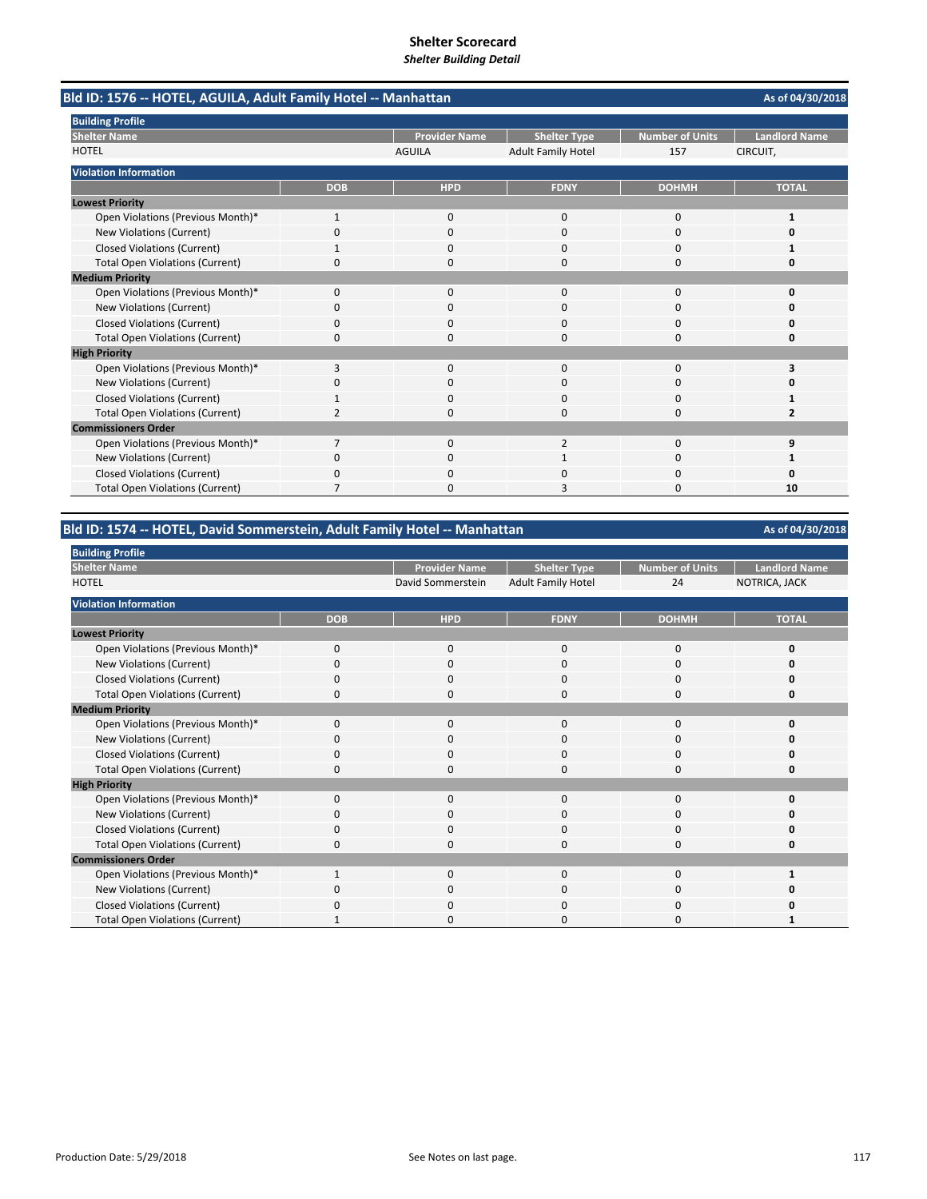# Shelter Scorecard

*Shelter Building Detail*

## Bld ID: 1576 -- HOTEL, AGUILA, Adult Family Hotel -- Manhattan

As of 04/30/2018

**Building Profile**

| Shelter Name | Provider Name | Shelter Type | Number of Units | Landlord Name |
|---|---|---|---|---|
| HOTEL | AGUILA | Adult Family Hotel | 157 | CIRCUIT, |

**Violation Information**

| | DOB | HPD | FDNY | DOHMH | TOTAL |
|---|---|---|---|---|---|
| **Lowest Priority** | | | | | |
| Open Violations (Previous Month)* | 1 | 0 | 0 | 0 | **1** |
| New Violations (Current) | 0 | 0 | 0 | 0 | **0** |
| Closed Violations (Current) | 1 | 0 | 0 | 0 | **1** |
| Total Open Violations (Current) | 0 | 0 | 0 | 0 | **0** |
| **Medium Priority** | | | | | |
| Open Violations (Previous Month)* | 0 | 0 | 0 | 0 | **0** |
| New Violations (Current) | 0 | 0 | 0 | 0 | **0** |
| Closed Violations (Current) | 0 | 0 | 0 | 0 | **0** |
| Total Open Violations (Current) | 0 | 0 | 0 | 0 | **0** |
| **High Priority** | | | | | |
| Open Violations (Previous Month)* | 3 | 0 | 0 | 0 | **3** |
| New Violations (Current) | 0 | 0 | 0 | 0 | **0** |
| Closed Violations (Current) | 1 | 0 | 0 | 0 | **1** |
| Total Open Violations (Current) | 2 | 0 | 0 | 0 | **2** |
| **Commissioners Order** | | | | | |
| Open Violations (Previous Month)* | 7 | 0 | 2 | 0 | **9** |
| New Violations (Current) | 0 | 0 | 1 | 0 | **1** |
| Closed Violations (Current) | 0 | 0 | 0 | 0 | **0** |
| Total Open Violations (Current) | 7 | 0 | 3 | 0 | **10** |

## Bld ID: 1574 -- HOTEL, David Sommerstein, Adult Family Hotel -- Manhattan

As of 04/30/2018

**Building Profile**

| Shelter Name | Provider Name | Shelter Type | Number of Units | Landlord Name |
|---|---|---|---|---|
| HOTEL | David Sommerstein | Adult Family Hotel | 24 | NOTRICA, JACK |

**Violation Information**

| | DOB | HPD | FDNY | DOHMH | TOTAL |
|---|---|---|---|---|---|
| **Lowest Priority** | | | | | |
| Open Violations (Previous Month)* | 0 | 0 | 0 | 0 | **0** |
| New Violations (Current) | 0 | 0 | 0 | 0 | **0** |
| Closed Violations (Current) | 0 | 0 | 0 | 0 | **0** |
| Total Open Violations (Current) | 0 | 0 | 0 | 0 | **0** |
| **Medium Priority** | | | | | |
| Open Violations (Previous Month)* | 0 | 0 | 0 | 0 | **0** |
| New Violations (Current) | 0 | 0 | 0 | 0 | **0** |
| Closed Violations (Current) | 0 | 0 | 0 | 0 | **0** |
| Total Open Violations (Current) | 0 | 0 | 0 | 0 | **0** |
| **High Priority** | | | | | |
| Open Violations (Previous Month)* | 0 | 0 | 0 | 0 | **0** |
| New Violations (Current) | 0 | 0 | 0 | 0 | **0** |
| Closed Violations (Current) | 0 | 0 | 0 | 0 | **0** |
| Total Open Violations (Current) | 0 | 0 | 0 | 0 | **0** |
| **Commissioners Order** | | | | | |
| Open Violations (Previous Month)* | 1 | 0 | 0 | 0 | **1** |
| New Violations (Current) | 0 | 0 | 0 | 0 | **0** |
| Closed Violations (Current) | 0 | 0 | 0 | 0 | **0** |
| Total Open Violations (Current) | 1 | 0 | 0 | 0 | **1** |

Production Date: 5/29/2018

See Notes on last page.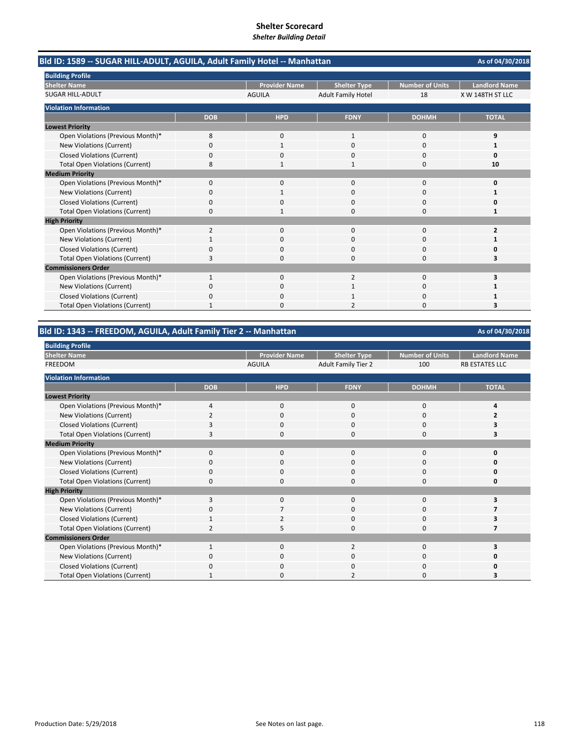# Shelter Scorecard

*Shelter Building Detail*

## Bld ID: 1589 -- SUGAR HILL-ADULT, AGUILA, Adult Family Hotel -- Manhattan

As of 04/30/2018

**Building Profile**

| Shelter Name | Provider Name | Shelter Type | Number of Units | Landlord Name |
|---|---|---|---|---|
| SUGAR HILL-ADULT | AGUILA | Adult Family Hotel | 18 | X W 148TH ST LLC |

**Violation Information**

| | DOB | HPD | FDNY | DOHMH | TOTAL |
|---|---|---|---|---|---|
| **Lowest Priority** | | | | | |
| Open Violations (Previous Month)* | 8 | 0 | 1 | 0 | **9** |
| New Violations (Current) | 0 | 1 | 0 | 0 | **1** |
| Closed Violations (Current) | 0 | 0 | 0 | 0 | **0** |
| Total Open Violations (Current) | 8 | 1 | 1 | 0 | **10** |
| **Medium Priority** | | | | | |
| Open Violations (Previous Month)* | 0 | 0 | 0 | 0 | **0** |
| New Violations (Current) | 0 | 1 | 0 | 0 | **1** |
| Closed Violations (Current) | 0 | 0 | 0 | 0 | **0** |
| Total Open Violations (Current) | 0 | 1 | 0 | 0 | **1** |
| **High Priority** | | | | | |
| Open Violations (Previous Month)* | 2 | 0 | 0 | 0 | **2** |
| New Violations (Current) | 1 | 0 | 0 | 0 | **1** |
| Closed Violations (Current) | 0 | 0 | 0 | 0 | **0** |
| Total Open Violations (Current) | 3 | 0 | 0 | 0 | **3** |
| **Commissioners Order** | | | | | |
| Open Violations (Previous Month)* | 1 | 0 | 2 | 0 | **3** |
| New Violations (Current) | 0 | 0 | 1 | 0 | **1** |
| Closed Violations (Current) | 0 | 0 | 1 | 0 | **1** |
| Total Open Violations (Current) | 1 | 0 | 2 | 0 | **3** |

## Bld ID: 1343 -- FREEDOM, AGUILA, Adult Family Tier 2 -- Manhattan

As of 04/30/2018

**Building Profile**

| Shelter Name | Provider Name | Shelter Type | Number of Units | Landlord Name |
|---|---|---|---|---|
| FREEDOM | AGUILA | Adult Family Tier 2 | 100 | RB ESTATES LLC |

**Violation Information**

| | DOB | HPD | FDNY | DOHMH | TOTAL |
|---|---|---|---|---|---|
| **Lowest Priority** | | | | | |
| Open Violations (Previous Month)* | 4 | 0 | 0 | 0 | **4** |
| New Violations (Current) | 2 | 0 | 0 | 0 | **2** |
| Closed Violations (Current) | 3 | 0 | 0 | 0 | **3** |
| Total Open Violations (Current) | 3 | 0 | 0 | 0 | **3** |
| **Medium Priority** | | | | | |
| Open Violations (Previous Month)* | 0 | 0 | 0 | 0 | **0** |
| New Violations (Current) | 0 | 0 | 0 | 0 | **0** |
| Closed Violations (Current) | 0 | 0 | 0 | 0 | **0** |
| Total Open Violations (Current) | 0 | 0 | 0 | 0 | **0** |
| **High Priority** | | | | | |
| Open Violations (Previous Month)* | 3 | 0 | 0 | 0 | **3** |
| New Violations (Current) | 0 | 7 | 0 | 0 | **7** |
| Closed Violations (Current) | 1 | 2 | 0 | 0 | **3** |
| Total Open Violations (Current) | 2 | 5 | 0 | 0 | **7** |
| **Commissioners Order** | | | | | |
| Open Violations (Previous Month)* | 1 | 0 | 2 | 0 | **3** |
| New Violations (Current) | 0 | 0 | 0 | 0 | **0** |
| Closed Violations (Current) | 0 | 0 | 0 | 0 | **0** |
| Total Open Violations (Current) | 1 | 0 | 2 | 0 | **3** |

Production Date: 5/29/2018

See Notes on last page.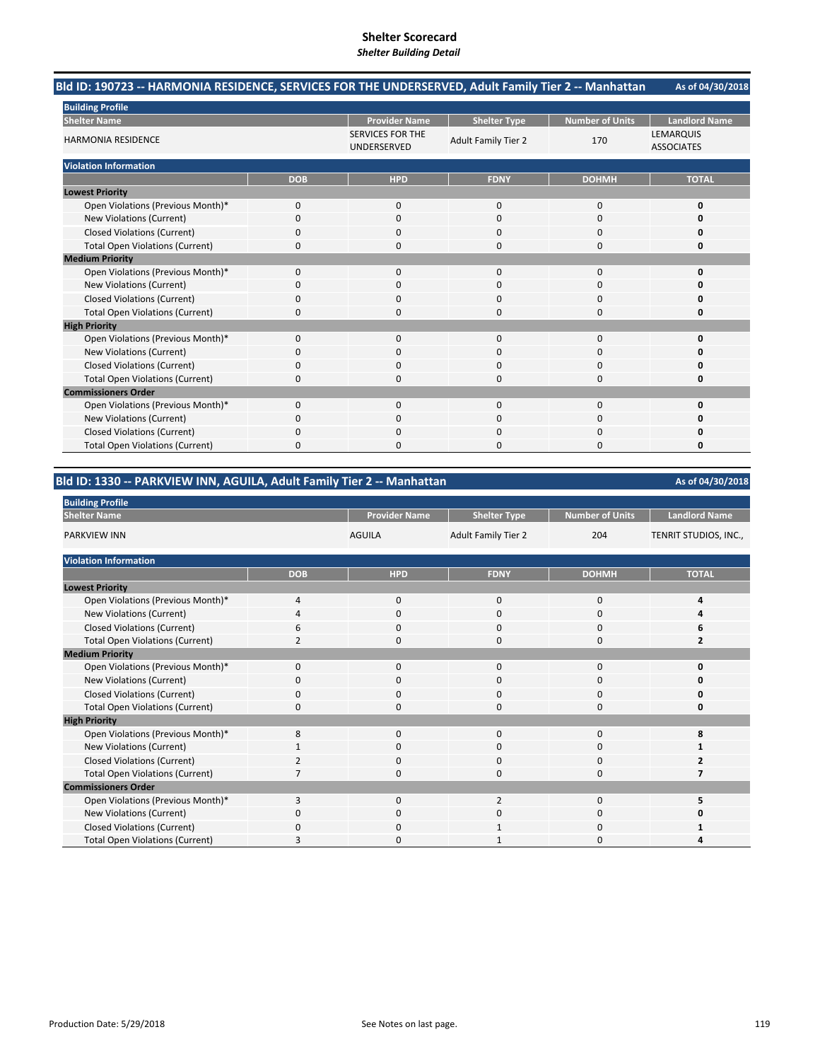# Shelter Scorecard

*Shelter Building Detail*

## Bld ID: 190723 -- HARMONIA RESIDENCE, SERVICES FOR THE UNDERSERVED, Adult Family Tier 2 -- Manhattan

As of 04/30/2018

**Building Profile**

| Shelter Name | Provider Name | Shelter Type | Number of Units | Landlord Name |
|---|---|---|---|---|
| HARMONIA RESIDENCE | SERVICES FOR THE UNDERSERVED | Adult Family Tier 2 | 170 | LEMARQUIS ASSOCIATES |

**Violation Information**

| | DOB | HPD | FDNY | DOHMH | TOTAL |
|---|---|---|---|---|---|
| **Lowest Priority** | | | | | |
| Open Violations (Previous Month)* | 0 | 0 | 0 | 0 | **0** |
| New Violations (Current) | 0 | 0 | 0 | 0 | **0** |
| Closed Violations (Current) | 0 | 0 | 0 | 0 | **0** |
| Total Open Violations (Current) | 0 | 0 | 0 | 0 | **0** |
| **Medium Priority** | | | | | |
| Open Violations (Previous Month)* | 0 | 0 | 0 | 0 | **0** |
| New Violations (Current) | 0 | 0 | 0 | 0 | **0** |
| Closed Violations (Current) | 0 | 0 | 0 | 0 | **0** |
| Total Open Violations (Current) | 0 | 0 | 0 | 0 | **0** |
| **High Priority** | | | | | |
| Open Violations (Previous Month)* | 0 | 0 | 0 | 0 | **0** |
| New Violations (Current) | 0 | 0 | 0 | 0 | **0** |
| Closed Violations (Current) | 0 | 0 | 0 | 0 | **0** |
| Total Open Violations (Current) | 0 | 0 | 0 | 0 | **0** |
| **Commissioners Order** | | | | | |
| Open Violations (Previous Month)* | 0 | 0 | 0 | 0 | **0** |
| New Violations (Current) | 0 | 0 | 0 | 0 | **0** |
| Closed Violations (Current) | 0 | 0 | 0 | 0 | **0** |
| Total Open Violations (Current) | 0 | 0 | 0 | 0 | **0** |

## Bld ID: 1330 -- PARKVIEW INN, AGUILA, Adult Family Tier 2 -- Manhattan

As of 04/30/2018

**Building Profile**

| Shelter Name | Provider Name | Shelter Type | Number of Units | Landlord Name |
|---|---|---|---|---|
| PARKVIEW INN | AGUILA | Adult Family Tier 2 | 204 | TENRIT STUDIOS, INC., |

**Violation Information**

| | DOB | HPD | FDNY | DOHMH | TOTAL |
|---|---|---|---|---|---|
| **Lowest Priority** | | | | | |
| Open Violations (Previous Month)* | 4 | 0 | 0 | 0 | **4** |
| New Violations (Current) | 4 | 0 | 0 | 0 | **4** |
| Closed Violations (Current) | 6 | 0 | 0 | 0 | **6** |
| Total Open Violations (Current) | 2 | 0 | 0 | 0 | **2** |
| **Medium Priority** | | | | | |
| Open Violations (Previous Month)* | 0 | 0 | 0 | 0 | **0** |
| New Violations (Current) | 0 | 0 | 0 | 0 | **0** |
| Closed Violations (Current) | 0 | 0 | 0 | 0 | **0** |
| Total Open Violations (Current) | 0 | 0 | 0 | 0 | **0** |
| **High Priority** | | | | | |
| Open Violations (Previous Month)* | 8 | 0 | 0 | 0 | **8** |
| New Violations (Current) | 1 | 0 | 0 | 0 | **1** |
| Closed Violations (Current) | 2 | 0 | 0 | 0 | **2** |
| Total Open Violations (Current) | 7 | 0 | 0 | 0 | **7** |
| **Commissioners Order** | | | | | |
| Open Violations (Previous Month)* | 3 | 0 | 2 | 0 | **5** |
| New Violations (Current) | 0 | 0 | 0 | 0 | **0** |
| Closed Violations (Current) | 0 | 0 | 1 | 0 | **1** |
| Total Open Violations (Current) | 3 | 0 | 1 | 0 | **4** |

Production Date: 5/29/2018

See Notes on last page.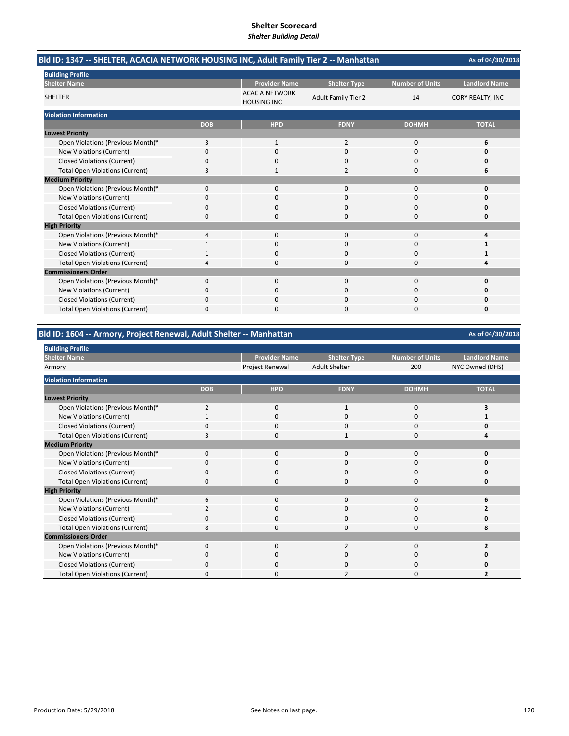# Shelter Scorecard

*Shelter Building Detail*

## Bld ID: 1347 -- SHELTER, ACACIA NETWORK HOUSING INC, Adult Family Tier 2 -- Manhattan

As of 04/30/2018

**Building Profile**

| Shelter Name | Provider Name | Shelter Type | Number of Units | Landlord Name |
|---|---|---|---|---|
| SHELTER | ACACIA NETWORK HOUSING INC | Adult Family Tier 2 | 14 | CORY REALTY, INC |

**Violation Information**

| | DOB | HPD | FDNY | DOHMH | TOTAL |
|---|---|---|---|---|---|
| **Lowest Priority** | | | | | |
| Open Violations (Previous Month)* | 3 | 1 | 2 | 0 | **6** |
| New Violations (Current) | 0 | 0 | 0 | 0 | **0** |
| Closed Violations (Current) | 0 | 0 | 0 | 0 | **0** |
| Total Open Violations (Current) | 3 | 1 | 2 | 0 | **6** |
| **Medium Priority** | | | | | |
| Open Violations (Previous Month)* | 0 | 0 | 0 | 0 | **0** |
| New Violations (Current) | 0 | 0 | 0 | 0 | **0** |
| Closed Violations (Current) | 0 | 0 | 0 | 0 | **0** |
| Total Open Violations (Current) | 0 | 0 | 0 | 0 | **0** |
| **High Priority** | | | | | |
| Open Violations (Previous Month)* | 4 | 0 | 0 | 0 | **4** |
| New Violations (Current) | 1 | 0 | 0 | 0 | **1** |
| Closed Violations (Current) | 1 | 0 | 0 | 0 | **1** |
| Total Open Violations (Current) | 4 | 0 | 0 | 0 | **4** |
| **Commissioners Order** | | | | | |
| Open Violations (Previous Month)* | 0 | 0 | 0 | 0 | **0** |
| New Violations (Current) | 0 | 0 | 0 | 0 | **0** |
| Closed Violations (Current) | 0 | 0 | 0 | 0 | **0** |
| Total Open Violations (Current) | 0 | 0 | 0 | 0 | **0** |

## Bld ID: 1604 -- Armory, Project Renewal, Adult Shelter -- Manhattan

As of 04/30/2018

**Building Profile**

| Shelter Name | Provider Name | Shelter Type | Number of Units | Landlord Name |
|---|---|---|---|---|
| Armory | Project Renewal | Adult Shelter | 200 | NYC Owned (DHS) |

**Violation Information**

| | DOB | HPD | FDNY | DOHMH | TOTAL |
|---|---|---|---|---|---|
| **Lowest Priority** | | | | | |
| Open Violations (Previous Month)* | 2 | 0 | 1 | 0 | **3** |
| New Violations (Current) | 1 | 0 | 0 | 0 | **1** |
| Closed Violations (Current) | 0 | 0 | 0 | 0 | **0** |
| Total Open Violations (Current) | 3 | 0 | 1 | 0 | **4** |
| **Medium Priority** | | | | | |
| Open Violations (Previous Month)* | 0 | 0 | 0 | 0 | **0** |
| New Violations (Current) | 0 | 0 | 0 | 0 | **0** |
| Closed Violations (Current) | 0 | 0 | 0 | 0 | **0** |
| Total Open Violations (Current) | 0 | 0 | 0 | 0 | **0** |
| **High Priority** | | | | | |
| Open Violations (Previous Month)* | 6 | 0 | 0 | 0 | **6** |
| New Violations (Current) | 2 | 0 | 0 | 0 | **2** |
| Closed Violations (Current) | 0 | 0 | 0 | 0 | **0** |
| Total Open Violations (Current) | 8 | 0 | 0 | 0 | **8** |
| **Commissioners Order** | | | | | |
| Open Violations (Previous Month)* | 0 | 0 | 2 | 0 | **2** |
| New Violations (Current) | 0 | 0 | 0 | 0 | **0** |
| Closed Violations (Current) | 0 | 0 | 0 | 0 | **0** |
| Total Open Violations (Current) | 0 | 0 | 2 | 0 | **2** |

Production Date: 5/29/2018

See Notes on last page.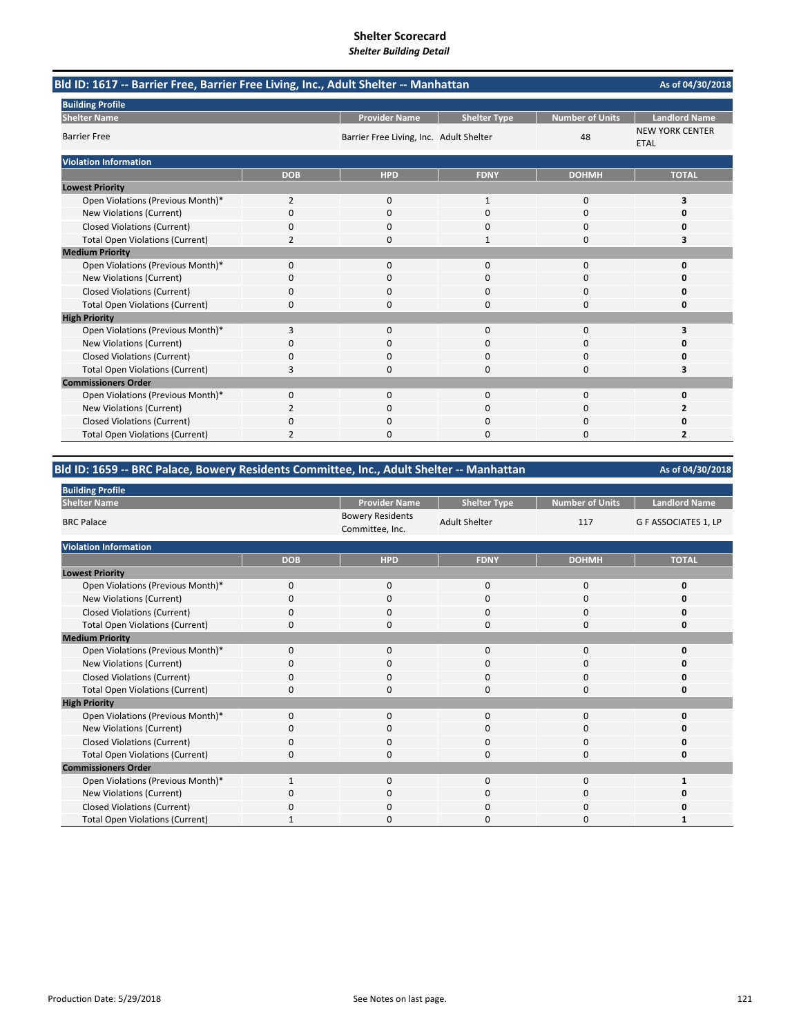# Shelter Scorecard

*Shelter Building Detail*

## Bld ID: 1617 -- Barrier Free, Barrier Free Living, Inc., Adult Shelter -- Manhattan

As of 04/30/2018

**Building Profile**

| Shelter Name | Provider Name | Shelter Type | Number of Units | Landlord Name |
|---|---|---|---|---|
| Barrier Free | Barrier Free Living, Inc. | Adult Shelter | 48 | NEW YORK CENTER ETAL |

**Violation Information**

| | DOB | HPD | FDNY | DOHMH | TOTAL |
|---|---|---|---|---|---|
| **Lowest Priority** | | | | | |
| Open Violations (Previous Month)* | 2 | 0 | 1 | 0 | **3** |
| New Violations (Current) | 0 | 0 | 0 | 0 | **0** |
| Closed Violations (Current) | 0 | 0 | 0 | 0 | **0** |
| Total Open Violations (Current) | 2 | 0 | 1 | 0 | **3** |
| **Medium Priority** | | | | | |
| Open Violations (Previous Month)* | 0 | 0 | 0 | 0 | **0** |
| New Violations (Current) | 0 | 0 | 0 | 0 | **0** |
| Closed Violations (Current) | 0 | 0 | 0 | 0 | **0** |
| Total Open Violations (Current) | 0 | 0 | 0 | 0 | **0** |
| **High Priority** | | | | | |
| Open Violations (Previous Month)* | 3 | 0 | 0 | 0 | **3** |
| New Violations (Current) | 0 | 0 | 0 | 0 | **0** |
| Closed Violations (Current) | 0 | 0 | 0 | 0 | **0** |
| Total Open Violations (Current) | 3 | 0 | 0 | 0 | **3** |
| **Commissioners Order** | | | | | |
| Open Violations (Previous Month)* | 0 | 0 | 0 | 0 | **0** |
| New Violations (Current) | 2 | 0 | 0 | 0 | **2** |
| Closed Violations (Current) | 0 | 0 | 0 | 0 | **0** |
| Total Open Violations (Current) | 2 | 0 | 0 | 0 | **2** |

## Bld ID: 1659 -- BRC Palace, Bowery Residents Committee, Inc., Adult Shelter -- Manhattan

As of 04/30/2018

**Building Profile**

| Shelter Name | Provider Name | Shelter Type | Number of Units | Landlord Name |
|---|---|---|---|---|
| BRC Palace | Bowery Residents Committee, Inc. | Adult Shelter | 117 | G F ASSOCIATES 1, LP |

**Violation Information**

| | DOB | HPD | FDNY | DOHMH | TOTAL |
|---|---|---|---|---|---|
| **Lowest Priority** | | | | | |
| Open Violations (Previous Month)* | 0 | 0 | 0 | 0 | **0** |
| New Violations (Current) | 0 | 0 | 0 | 0 | **0** |
| Closed Violations (Current) | 0 | 0 | 0 | 0 | **0** |
| Total Open Violations (Current) | 0 | 0 | 0 | 0 | **0** |
| **Medium Priority** | | | | | |
| Open Violations (Previous Month)* | 0 | 0 | 0 | 0 | **0** |
| New Violations (Current) | 0 | 0 | 0 | 0 | **0** |
| Closed Violations (Current) | 0 | 0 | 0 | 0 | **0** |
| Total Open Violations (Current) | 0 | 0 | 0 | 0 | **0** |
| **High Priority** | | | | | |
| Open Violations (Previous Month)* | 0 | 0 | 0 | 0 | **0** |
| New Violations (Current) | 0 | 0 | 0 | 0 | **0** |
| Closed Violations (Current) | 0 | 0 | 0 | 0 | **0** |
| Total Open Violations (Current) | 0 | 0 | 0 | 0 | **0** |
| **Commissioners Order** | | | | | |
| Open Violations (Previous Month)* | 1 | 0 | 0 | 0 | **1** |
| New Violations (Current) | 0 | 0 | 0 | 0 | **0** |
| Closed Violations (Current) | 0 | 0 | 0 | 0 | **0** |
| Total Open Violations (Current) | 1 | 0 | 0 | 0 | **1** |

Production Date: 5/29/2018

See Notes on last page.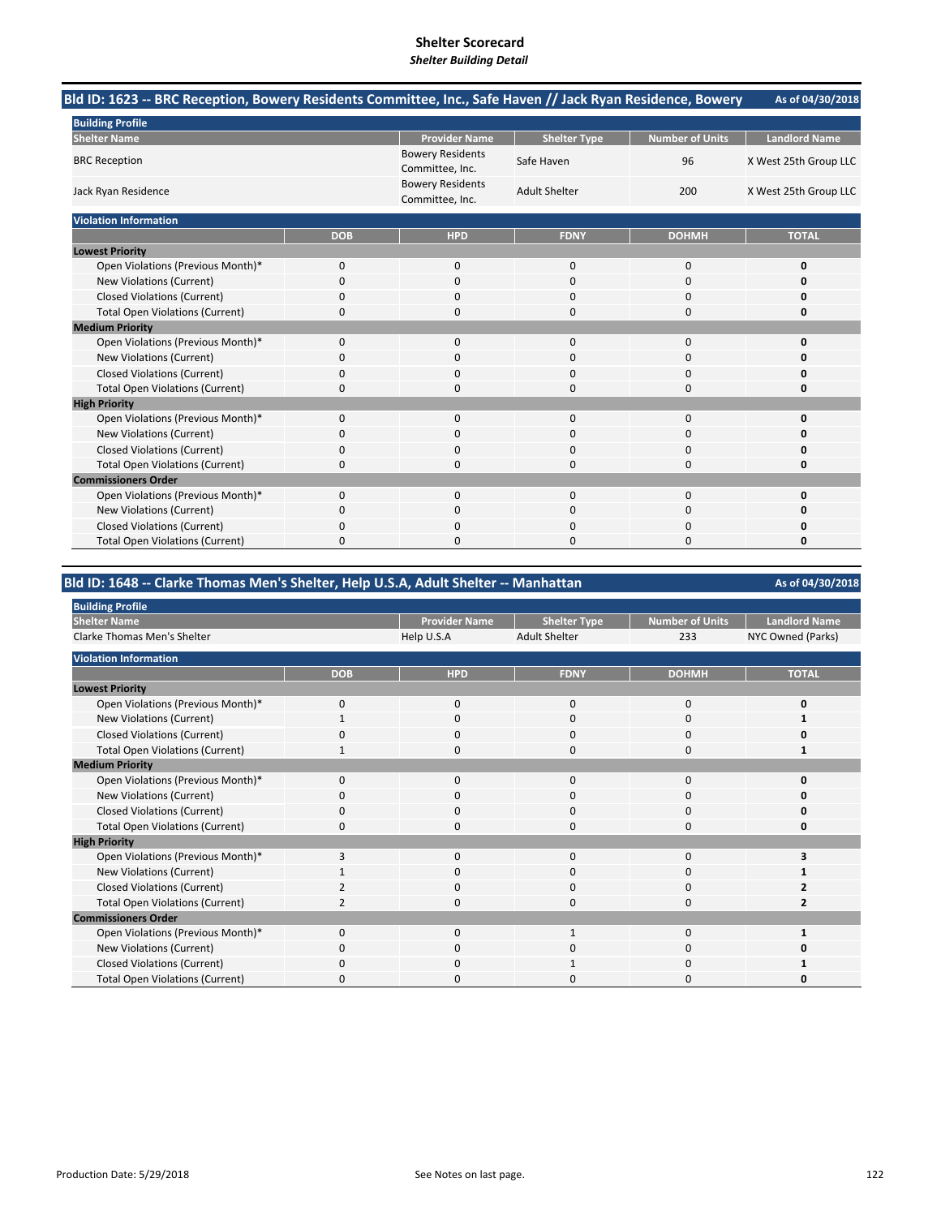# Shelter Scorecard

*Shelter Building Detail*

## Bld ID: 1623 -- BRC Reception, Bowery Residents Committee, Inc., Safe Haven // Jack Ryan Residence, Bowery

As of 04/30/2018

**Building Profile**

| Shelter Name | Provider Name | Shelter Type | Number of Units | Landlord Name |
|---|---|---|---|---|
| BRC Reception | Bowery Residents Committee, Inc. | Safe Haven | 96 | X West 25th Group LLC |
| Jack Ryan Residence | Bowery Residents Committee, Inc. | Adult Shelter | 200 | X West 25th Group LLC |

**Violation Information**

| | DOB | HPD | FDNY | DOHMH | TOTAL |
|---|---|---|---|---|---|
| **Lowest Priority** | | | | | |
| Open Violations (Previous Month)* | 0 | 0 | 0 | 0 | **0** |
| New Violations (Current) | 0 | 0 | 0 | 0 | **0** |
| Closed Violations (Current) | 0 | 0 | 0 | 0 | **0** |
| Total Open Violations (Current) | 0 | 0 | 0 | 0 | **0** |
| **Medium Priority** | | | | | |
| Open Violations (Previous Month)* | 0 | 0 | 0 | 0 | **0** |
| New Violations (Current) | 0 | 0 | 0 | 0 | **0** |
| Closed Violations (Current) | 0 | 0 | 0 | 0 | **0** |
| Total Open Violations (Current) | 0 | 0 | 0 | 0 | **0** |
| **High Priority** | | | | | |
| Open Violations (Previous Month)* | 0 | 0 | 0 | 0 | **0** |
| New Violations (Current) | 0 | 0 | 0 | 0 | **0** |
| Closed Violations (Current) | 0 | 0 | 0 | 0 | **0** |
| Total Open Violations (Current) | 0 | 0 | 0 | 0 | **0** |
| **Commissioners Order** | | | | | |
| Open Violations (Previous Month)* | 0 | 0 | 0 | 0 | **0** |
| New Violations (Current) | 0 | 0 | 0 | 0 | **0** |
| Closed Violations (Current) | 0 | 0 | 0 | 0 | **0** |
| Total Open Violations (Current) | 0 | 0 | 0 | 0 | **0** |

## Bld ID: 1648 -- Clarke Thomas Men's Shelter, Help U.S.A, Adult Shelter -- Manhattan

As of 04/30/2018

**Building Profile**

| Shelter Name | Provider Name | Shelter Type | Number of Units | Landlord Name |
|---|---|---|---|---|
| Clarke Thomas Men's Shelter | Help U.S.A | Adult Shelter | 233 | NYC Owned (Parks) |

**Violation Information**

| | DOB | HPD | FDNY | DOHMH | TOTAL |
|---|---|---|---|---|---|
| **Lowest Priority** | | | | | |
| Open Violations (Previous Month)* | 0 | 0 | 0 | 0 | **0** |
| New Violations (Current) | 1 | 0 | 0 | 0 | **1** |
| Closed Violations (Current) | 0 | 0 | 0 | 0 | **0** |
| Total Open Violations (Current) | 1 | 0 | 0 | 0 | **1** |
| **Medium Priority** | | | | | |
| Open Violations (Previous Month)* | 0 | 0 | 0 | 0 | **0** |
| New Violations (Current) | 0 | 0 | 0 | 0 | **0** |
| Closed Violations (Current) | 0 | 0 | 0 | 0 | **0** |
| Total Open Violations (Current) | 0 | 0 | 0 | 0 | **0** |
| **High Priority** | | | | | |
| Open Violations (Previous Month)* | 3 | 0 | 0 | 0 | **3** |
| New Violations (Current) | 1 | 0 | 0 | 0 | **1** |
| Closed Violations (Current) | 2 | 0 | 0 | 0 | **2** |
| Total Open Violations (Current) | 2 | 0 | 0 | 0 | **2** |
| **Commissioners Order** | | | | | |
| Open Violations (Previous Month)* | 0 | 0 | 1 | 0 | **1** |
| New Violations (Current) | 0 | 0 | 0 | 0 | **0** |
| Closed Violations (Current) | 0 | 0 | 1 | 0 | **1** |
| Total Open Violations (Current) | 0 | 0 | 0 | 0 | **0** |

Production Date: 5/29/2018

See Notes on last page.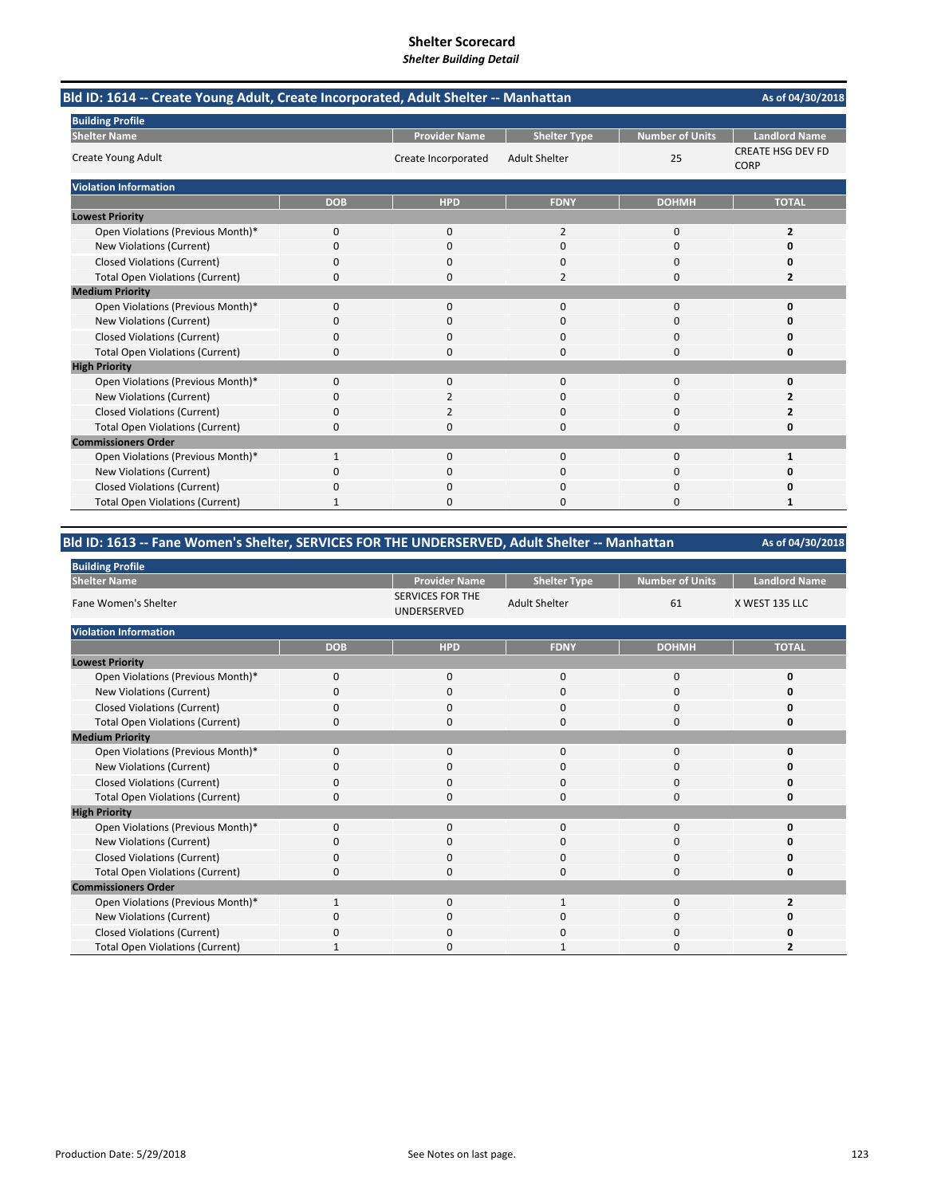# Shelter Scorecard
*Shelter Building Detail*

## Bld ID: 1614 -- Create Young Adult, Create Incorporated, Adult Shelter -- Manhattan

As of 04/30/2018

**Building Profile**

| Shelter Name | Provider Name | Shelter Type | Number of Units | Landlord Name |
|---|---|---|---|---|
| Create Young Adult | Create Incorporated | Adult Shelter | 25 | CREATE HSG DEV FD CORP |

**Violation Information**

| | DOB | HPD | FDNY | DOHMH | TOTAL |
|---|---|---|---|---|---|
| **Lowest Priority** | | | | | |
| Open Violations (Previous Month)* | 0 | 0 | 2 | 0 | **2** |
| New Violations (Current) | 0 | 0 | 0 | 0 | **0** |
| Closed Violations (Current) | 0 | 0 | 0 | 0 | **0** |
| Total Open Violations (Current) | 0 | 0 | 2 | 0 | **2** |
| **Medium Priority** | | | | | |
| Open Violations (Previous Month)* | 0 | 0 | 0 | 0 | **0** |
| New Violations (Current) | 0 | 0 | 0 | 0 | **0** |
| Closed Violations (Current) | 0 | 0 | 0 | 0 | **0** |
| Total Open Violations (Current) | 0 | 0 | 0 | 0 | **0** |
| **High Priority** | | | | | |
| Open Violations (Previous Month)* | 0 | 0 | 0 | 0 | **0** |
| New Violations (Current) | 0 | 2 | 0 | 0 | **2** |
| Closed Violations (Current) | 0 | 2 | 0 | 0 | **2** |
| Total Open Violations (Current) | 0 | 0 | 0 | 0 | **0** |
| **Commissioners Order** | | | | | |
| Open Violations (Previous Month)* | 1 | 0 | 0 | 0 | **1** |
| New Violations (Current) | 0 | 0 | 0 | 0 | **0** |
| Closed Violations (Current) | 0 | 0 | 0 | 0 | **0** |
| Total Open Violations (Current) | 1 | 0 | 0 | 0 | **1** |

## Bld ID: 1613 -- Fane Women's Shelter, SERVICES FOR THE UNDERSERVED, Adult Shelter -- Manhattan

As of 04/30/2018

**Building Profile**

| Shelter Name | Provider Name | Shelter Type | Number of Units | Landlord Name |
|---|---|---|---|---|
| Fane Women's Shelter | SERVICES FOR THE UNDERSERVED | Adult Shelter | 61 | X WEST 135 LLC |

**Violation Information**

| | DOB | HPD | FDNY | DOHMH | TOTAL |
|---|---|---|---|---|---|
| **Lowest Priority** | | | | | |
| Open Violations (Previous Month)* | 0 | 0 | 0 | 0 | **0** |
| New Violations (Current) | 0 | 0 | 0 | 0 | **0** |
| Closed Violations (Current) | 0 | 0 | 0 | 0 | **0** |
| Total Open Violations (Current) | 0 | 0 | 0 | 0 | **0** |
| **Medium Priority** | | | | | |
| Open Violations (Previous Month)* | 0 | 0 | 0 | 0 | **0** |
| New Violations (Current) | 0 | 0 | 0 | 0 | **0** |
| Closed Violations (Current) | 0 | 0 | 0 | 0 | **0** |
| Total Open Violations (Current) | 0 | 0 | 0 | 0 | **0** |
| **High Priority** | | | | | |
| Open Violations (Previous Month)* | 0 | 0 | 0 | 0 | **0** |
| New Violations (Current) | 0 | 0 | 0 | 0 | **0** |
| Closed Violations (Current) | 0 | 0 | 0 | 0 | **0** |
| Total Open Violations (Current) | 0 | 0 | 0 | 0 | **0** |
| **Commissioners Order** | | | | | |
| Open Violations (Previous Month)* | 1 | 0 | 1 | 0 | **2** |
| New Violations (Current) | 0 | 0 | 0 | 0 | **0** |
| Closed Violations (Current) | 0 | 0 | 0 | 0 | **0** |
| Total Open Violations (Current) | 1 | 0 | 1 | 0 | **2** |

Production Date: 5/29/2018 | See Notes on last page.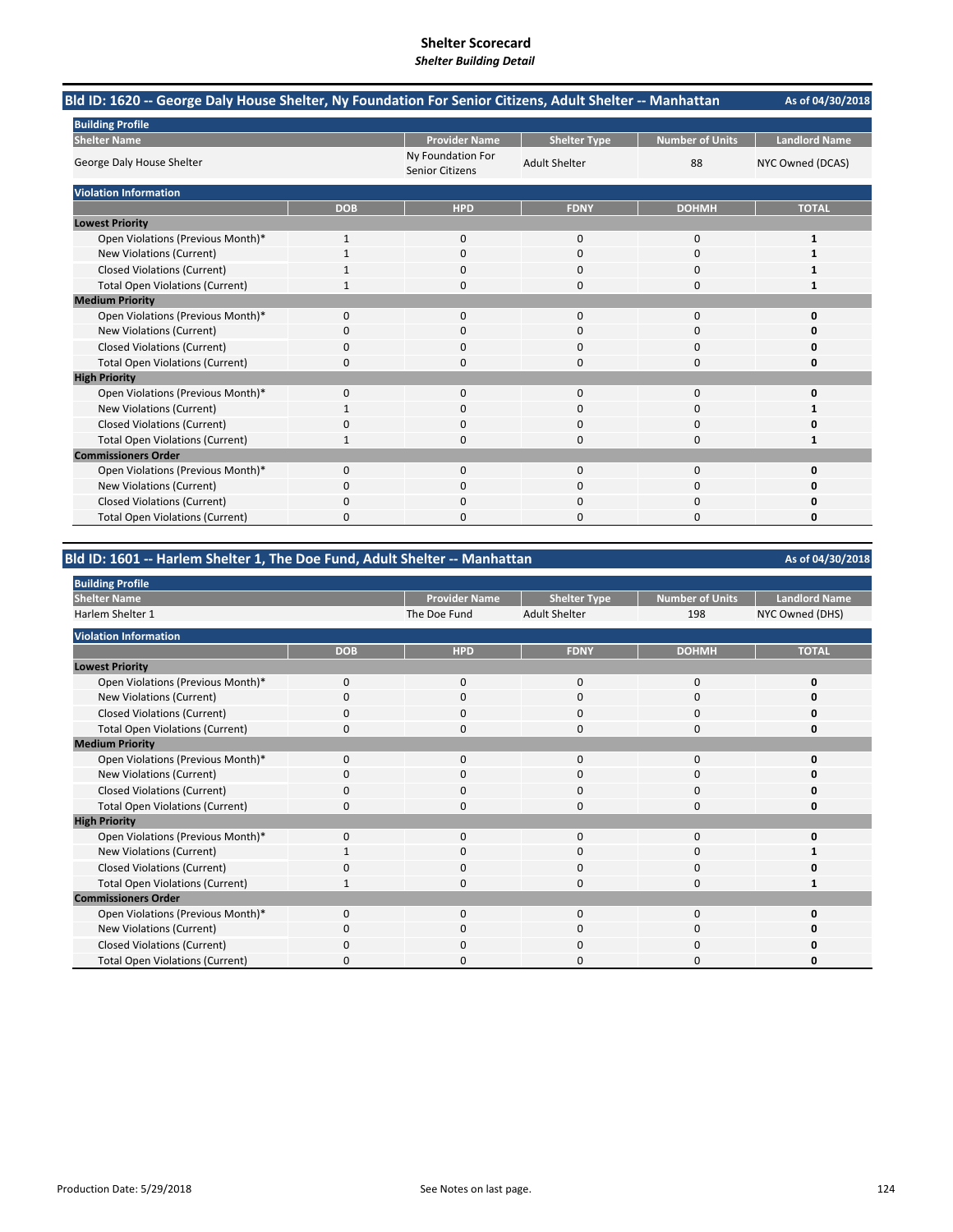# Shelter Scorecard

*Shelter Building Detail*

## Bld ID: 1620 -- George Daly House Shelter, Ny Foundation For Senior Citizens, Adult Shelter -- Manhattan

As of 04/30/2018

**Building Profile**

| Shelter Name | Provider Name | Shelter Type | Number of Units | Landlord Name |
|---|---|---|---|---|
| George Daly House Shelter | Ny Foundation For Senior Citizens | Adult Shelter | 88 | NYC Owned (DCAS) |

**Violation Information**

| | DOB | HPD | FDNY | DOHMH | TOTAL |
|---|---|---|---|---|---|
| **Lowest Priority** | | | | | |
| Open Violations (Previous Month)* | 1 | 0 | 0 | 0 | **1** |
| New Violations (Current) | 1 | 0 | 0 | 0 | **1** |
| Closed Violations (Current) | 1 | 0 | 0 | 0 | **1** |
| Total Open Violations (Current) | 1 | 0 | 0 | 0 | **1** |
| **Medium Priority** | | | | | |
| Open Violations (Previous Month)* | 0 | 0 | 0 | 0 | **0** |
| New Violations (Current) | 0 | 0 | 0 | 0 | **0** |
| Closed Violations (Current) | 0 | 0 | 0 | 0 | **0** |
| Total Open Violations (Current) | 0 | 0 | 0 | 0 | **0** |
| **High Priority** | | | | | |
| Open Violations (Previous Month)* | 0 | 0 | 0 | 0 | **0** |
| New Violations (Current) | 1 | 0 | 0 | 0 | **1** |
| Closed Violations (Current) | 0 | 0 | 0 | 0 | **0** |
| Total Open Violations (Current) | 1 | 0 | 0 | 0 | **1** |
| **Commissioners Order** | | | | | |
| Open Violations (Previous Month)* | 0 | 0 | 0 | 0 | **0** |
| New Violations (Current) | 0 | 0 | 0 | 0 | **0** |
| Closed Violations (Current) | 0 | 0 | 0 | 0 | **0** |
| Total Open Violations (Current) | 0 | 0 | 0 | 0 | **0** |

## Bld ID: 1601 -- Harlem Shelter 1, The Doe Fund, Adult Shelter -- Manhattan

As of 04/30/2018

**Building Profile**

| Shelter Name | Provider Name | Shelter Type | Number of Units | Landlord Name |
|---|---|---|---|---|
| Harlem Shelter 1 | The Doe Fund | Adult Shelter | 198 | NYC Owned (DHS) |

**Violation Information**

| | DOB | HPD | FDNY | DOHMH | TOTAL |
|---|---|---|---|---|---|
| **Lowest Priority** | | | | | |
| Open Violations (Previous Month)* | 0 | 0 | 0 | 0 | **0** |
| New Violations (Current) | 0 | 0 | 0 | 0 | **0** |
| Closed Violations (Current) | 0 | 0 | 0 | 0 | **0** |
| Total Open Violations (Current) | 0 | 0 | 0 | 0 | **0** |
| **Medium Priority** | | | | | |
| Open Violations (Previous Month)* | 0 | 0 | 0 | 0 | **0** |
| New Violations (Current) | 0 | 0 | 0 | 0 | **0** |
| Closed Violations (Current) | 0 | 0 | 0 | 0 | **0** |
| Total Open Violations (Current) | 0 | 0 | 0 | 0 | **0** |
| **High Priority** | | | | | |
| Open Violations (Previous Month)* | 0 | 0 | 0 | 0 | **0** |
| New Violations (Current) | 1 | 0 | 0 | 0 | **1** |
| Closed Violations (Current) | 0 | 0 | 0 | 0 | **0** |
| Total Open Violations (Current) | 1 | 0 | 0 | 0 | **1** |
| **Commissioners Order** | | | | | |
| Open Violations (Previous Month)* | 0 | 0 | 0 | 0 | **0** |
| New Violations (Current) | 0 | 0 | 0 | 0 | **0** |
| Closed Violations (Current) | 0 | 0 | 0 | 0 | **0** |
| Total Open Violations (Current) | 0 | 0 | 0 | 0 | **0** |

Production Date: 5/29/2018

See Notes on last page.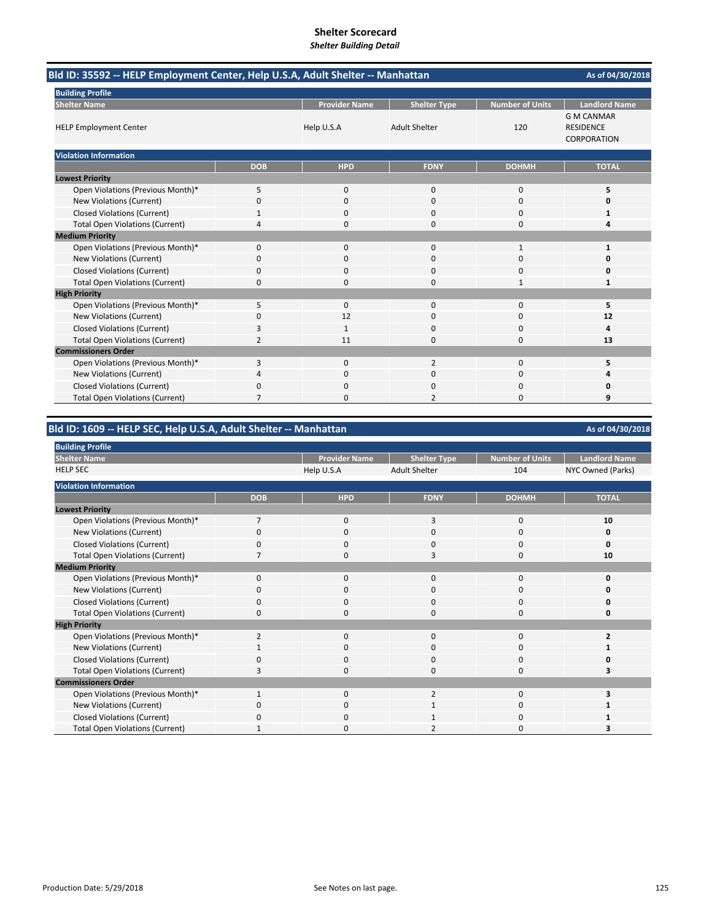# Shelter Scorecard
*Shelter Building Detail*

## Bld ID: 35592 -- HELP Employment Center, Help U.S.A, Adult Shelter -- Manhattan

As of 04/30/2018

**Building Profile**

| Shelter Name | Provider Name | Shelter Type | Number of Units | Landlord Name |
|---|---|---|---|---|
| HELP Employment Center | Help U.S.A | Adult Shelter | 120 | G M CANMAR RESIDENCE CORPORATION |

**Violation Information**

| | DOB | HPD | FDNY | DOHMH | TOTAL |
|---|---|---|---|---|---|
| **Lowest Priority** | | | | | |
| Open Violations (Previous Month)* | 5 | 0 | 0 | 0 | **5** |
| New Violations (Current) | 0 | 0 | 0 | 0 | **0** |
| Closed Violations (Current) | 1 | 0 | 0 | 0 | **1** |
| Total Open Violations (Current) | 4 | 0 | 0 | 0 | **4** |
| **Medium Priority** | | | | | |
| Open Violations (Previous Month)* | 0 | 0 | 0 | 1 | **1** |
| New Violations (Current) | 0 | 0 | 0 | 0 | **0** |
| Closed Violations (Current) | 0 | 0 | 0 | 0 | **0** |
| Total Open Violations (Current) | 0 | 0 | 0 | 1 | **1** |
| **High Priority** | | | | | |
| Open Violations (Previous Month)* | 5 | 0 | 0 | 0 | **5** |
| New Violations (Current) | 0 | 12 | 0 | 0 | **12** |
| Closed Violations (Current) | 3 | 1 | 0 | 0 | **4** |
| Total Open Violations (Current) | 2 | 11 | 0 | 0 | **13** |
| **Commissioners Order** | | | | | |
| Open Violations (Previous Month)* | 3 | 0 | 2 | 0 | **5** |
| New Violations (Current) | 4 | 0 | 0 | 0 | **4** |
| Closed Violations (Current) | 0 | 0 | 0 | 0 | **0** |
| Total Open Violations (Current) | 7 | 0 | 2 | 0 | **9** |

## Bld ID: 1609 -- HELP SEC, Help U.S.A, Adult Shelter -- Manhattan

As of 04/30/2018

**Building Profile**

| Shelter Name | Provider Name | Shelter Type | Number of Units | Landlord Name |
|---|---|---|---|---|
| HELP SEC | Help U.S.A | Adult Shelter | 104 | NYC Owned (Parks) |

**Violation Information**

| | DOB | HPD | FDNY | DOHMH | TOTAL |
|---|---|---|---|---|---|
| **Lowest Priority** | | | | | |
| Open Violations (Previous Month)* | 7 | 0 | 3 | 0 | **10** |
| New Violations (Current) | 0 | 0 | 0 | 0 | **0** |
| Closed Violations (Current) | 0 | 0 | 0 | 0 | **0** |
| Total Open Violations (Current) | 7 | 0 | 3 | 0 | **10** |
| **Medium Priority** | | | | | |
| Open Violations (Previous Month)* | 0 | 0 | 0 | 0 | **0** |
| New Violations (Current) | 0 | 0 | 0 | 0 | **0** |
| Closed Violations (Current) | 0 | 0 | 0 | 0 | **0** |
| Total Open Violations (Current) | 0 | 0 | 0 | 0 | **0** |
| **High Priority** | | | | | |
| Open Violations (Previous Month)* | 2 | 0 | 0 | 0 | **2** |
| New Violations (Current) | 1 | 0 | 0 | 0 | **1** |
| Closed Violations (Current) | 0 | 0 | 0 | 0 | **0** |
| Total Open Violations (Current) | 3 | 0 | 0 | 0 | **3** |
| **Commissioners Order** | | | | | |
| Open Violations (Previous Month)* | 1 | 0 | 2 | 0 | **3** |
| New Violations (Current) | 0 | 0 | 1 | 0 | **1** |
| Closed Violations (Current) | 0 | 0 | 1 | 0 | **1** |
| Total Open Violations (Current) | 1 | 0 | 2 | 0 | **3** |

Production Date: 5/29/2018

See Notes on last page.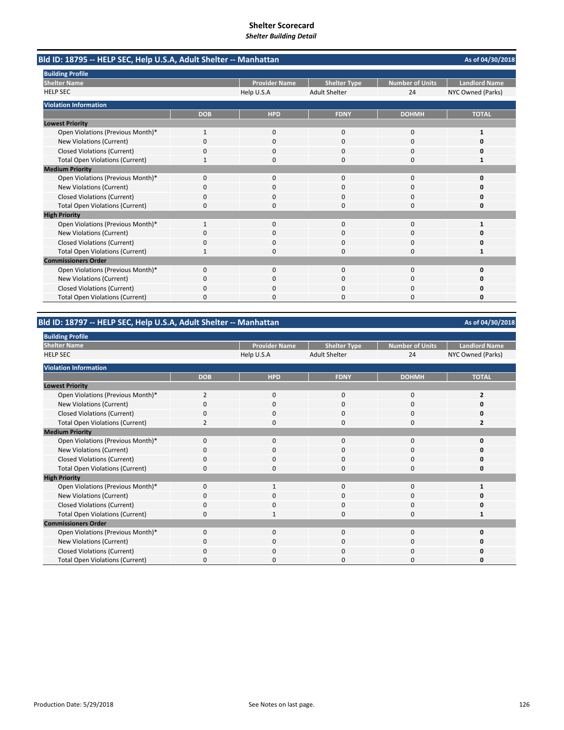# Shelter Scorecard

*Shelter Building Detail*

## Bld ID: 18795 -- HELP SEC, Help U.S.A, Adult Shelter -- Manhattan

As of 04/30/2018

**Building Profile**

| Shelter Name | Provider Name | Shelter Type | Number of Units | Landlord Name |
|---|---|---|---|---|
| HELP SEC | Help U.S.A | Adult Shelter | 24 | NYC Owned (Parks) |

**Violation Information**

| | DOB | HPD | FDNY | DOHMH | TOTAL |
|---|---|---|---|---|---|
| **Lowest Priority** | | | | | |
| Open Violations (Previous Month)* | 1 | 0 | 0 | 0 | **1** |
| New Violations (Current) | 0 | 0 | 0 | 0 | **0** |
| Closed Violations (Current) | 0 | 0 | 0 | 0 | **0** |
| Total Open Violations (Current) | 1 | 0 | 0 | 0 | **1** |
| **Medium Priority** | | | | | |
| Open Violations (Previous Month)* | 0 | 0 | 0 | 0 | **0** |
| New Violations (Current) | 0 | 0 | 0 | 0 | **0** |
| Closed Violations (Current) | 0 | 0 | 0 | 0 | **0** |
| Total Open Violations (Current) | 0 | 0 | 0 | 0 | **0** |
| **High Priority** | | | | | |
| Open Violations (Previous Month)* | 1 | 0 | 0 | 0 | **1** |
| New Violations (Current) | 0 | 0 | 0 | 0 | **0** |
| Closed Violations (Current) | 0 | 0 | 0 | 0 | **0** |
| Total Open Violations (Current) | 1 | 0 | 0 | 0 | **1** |
| **Commissioners Order** | | | | | |
| Open Violations (Previous Month)* | 0 | 0 | 0 | 0 | **0** |
| New Violations (Current) | 0 | 0 | 0 | 0 | **0** |
| Closed Violations (Current) | 0 | 0 | 0 | 0 | **0** |
| Total Open Violations (Current) | 0 | 0 | 0 | 0 | **0** |

## Bld ID: 18797 -- HELP SEC, Help U.S.A, Adult Shelter -- Manhattan

As of 04/30/2018

**Building Profile**

| Shelter Name | Provider Name | Shelter Type | Number of Units | Landlord Name |
|---|---|---|---|---|
| HELP SEC | Help U.S.A | Adult Shelter | 24 | NYC Owned (Parks) |

**Violation Information**

| | DOB | HPD | FDNY | DOHMH | TOTAL |
|---|---|---|---|---|---|
| **Lowest Priority** | | | | | |
| Open Violations (Previous Month)* | 2 | 0 | 0 | 0 | **2** |
| New Violations (Current) | 0 | 0 | 0 | 0 | **0** |
| Closed Violations (Current) | 0 | 0 | 0 | 0 | **0** |
| Total Open Violations (Current) | 2 | 0 | 0 | 0 | **2** |
| **Medium Priority** | | | | | |
| Open Violations (Previous Month)* | 0 | 0 | 0 | 0 | **0** |
| New Violations (Current) | 0 | 0 | 0 | 0 | **0** |
| Closed Violations (Current) | 0 | 0 | 0 | 0 | **0** |
| Total Open Violations (Current) | 0 | 0 | 0 | 0 | **0** |
| **High Priority** | | | | | |
| Open Violations (Previous Month)* | 0 | 1 | 0 | 0 | **1** |
| New Violations (Current) | 0 | 0 | 0 | 0 | **0** |
| Closed Violations (Current) | 0 | 0 | 0 | 0 | **0** |
| Total Open Violations (Current) | 0 | 1 | 0 | 0 | **1** |
| **Commissioners Order** | | | | | |
| Open Violations (Previous Month)* | 0 | 0 | 0 | 0 | **0** |
| New Violations (Current) | 0 | 0 | 0 | 0 | **0** |
| Closed Violations (Current) | 0 | 0 | 0 | 0 | **0** |
| Total Open Violations (Current) | 0 | 0 | 0 | 0 | **0** |

Production Date: 5/29/2018

See Notes on last page.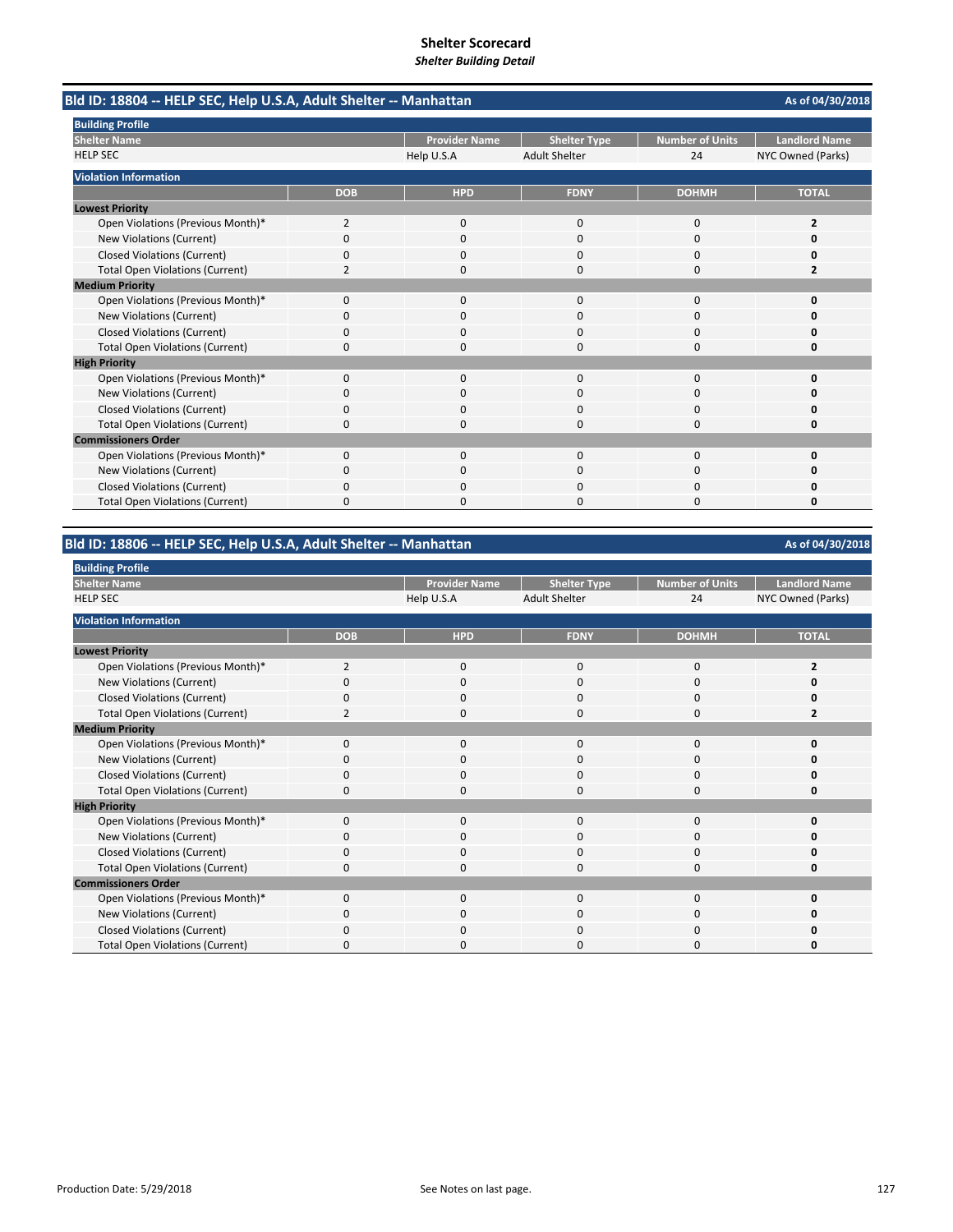# Shelter Scorecard

*Shelter Building Detail*

## Bld ID: 18804 -- HELP SEC, Help U.S.A, Adult Shelter -- Manhattan

As of 04/30/2018

### Building Profile

| Shelter Name | Provider Name | Shelter Type | Number of Units | Landlord Name |
|---|---|---|---|---|
| HELP SEC | Help U.S.A | Adult Shelter | 24 | NYC Owned (Parks) |

### Violation Information

| | DOB | HPD | FDNY | DOHMH | TOTAL |
|---|---|---|---|---|---|
| **Lowest Priority** | | | | | |
| Open Violations (Previous Month)* | 2 | 0 | 0 | 0 | **2** |
| New Violations (Current) | 0 | 0 | 0 | 0 | **0** |
| Closed Violations (Current) | 0 | 0 | 0 | 0 | **0** |
| Total Open Violations (Current) | 2 | 0 | 0 | 0 | **2** |
| **Medium Priority** | | | | | |
| Open Violations (Previous Month)* | 0 | 0 | 0 | 0 | **0** |
| New Violations (Current) | 0 | 0 | 0 | 0 | **0** |
| Closed Violations (Current) | 0 | 0 | 0 | 0 | **0** |
| Total Open Violations (Current) | 0 | 0 | 0 | 0 | **0** |
| **High Priority** | | | | | |
| Open Violations (Previous Month)* | 0 | 0 | 0 | 0 | **0** |
| New Violations (Current) | 0 | 0 | 0 | 0 | **0** |
| Closed Violations (Current) | 0 | 0 | 0 | 0 | **0** |
| Total Open Violations (Current) | 0 | 0 | 0 | 0 | **0** |
| **Commissioners Order** | | | | | |
| Open Violations (Previous Month)* | 0 | 0 | 0 | 0 | **0** |
| New Violations (Current) | 0 | 0 | 0 | 0 | **0** |
| Closed Violations (Current) | 0 | 0 | 0 | 0 | **0** |
| Total Open Violations (Current) | 0 | 0 | 0 | 0 | **0** |

## Bld ID: 18806 -- HELP SEC, Help U.S.A, Adult Shelter -- Manhattan

As of 04/30/2018

### Building Profile

| Shelter Name | Provider Name | Shelter Type | Number of Units | Landlord Name |
|---|---|---|---|---|
| HELP SEC | Help U.S.A | Adult Shelter | 24 | NYC Owned (Parks) |

### Violation Information

| | DOB | HPD | FDNY | DOHMH | TOTAL |
|---|---|---|---|---|---|
| **Lowest Priority** | | | | | |
| Open Violations (Previous Month)* | 2 | 0 | 0 | 0 | **2** |
| New Violations (Current) | 0 | 0 | 0 | 0 | **0** |
| Closed Violations (Current) | 0 | 0 | 0 | 0 | **0** |
| Total Open Violations (Current) | 2 | 0 | 0 | 0 | **2** |
| **Medium Priority** | | | | | |
| Open Violations (Previous Month)* | 0 | 0 | 0 | 0 | **0** |
| New Violations (Current) | 0 | 0 | 0 | 0 | **0** |
| Closed Violations (Current) | 0 | 0 | 0 | 0 | **0** |
| Total Open Violations (Current) | 0 | 0 | 0 | 0 | **0** |
| **High Priority** | | | | | |
| Open Violations (Previous Month)* | 0 | 0 | 0 | 0 | **0** |
| New Violations (Current) | 0 | 0 | 0 | 0 | **0** |
| Closed Violations (Current) | 0 | 0 | 0 | 0 | **0** |
| Total Open Violations (Current) | 0 | 0 | 0 | 0 | **0** |
| **Commissioners Order** | | | | | |
| Open Violations (Previous Month)* | 0 | 0 | 0 | 0 | **0** |
| New Violations (Current) | 0 | 0 | 0 | 0 | **0** |
| Closed Violations (Current) | 0 | 0 | 0 | 0 | **0** |
| Total Open Violations (Current) | 0 | 0 | 0 | 0 | **0** |

Production Date: 5/29/2018

See Notes on last page.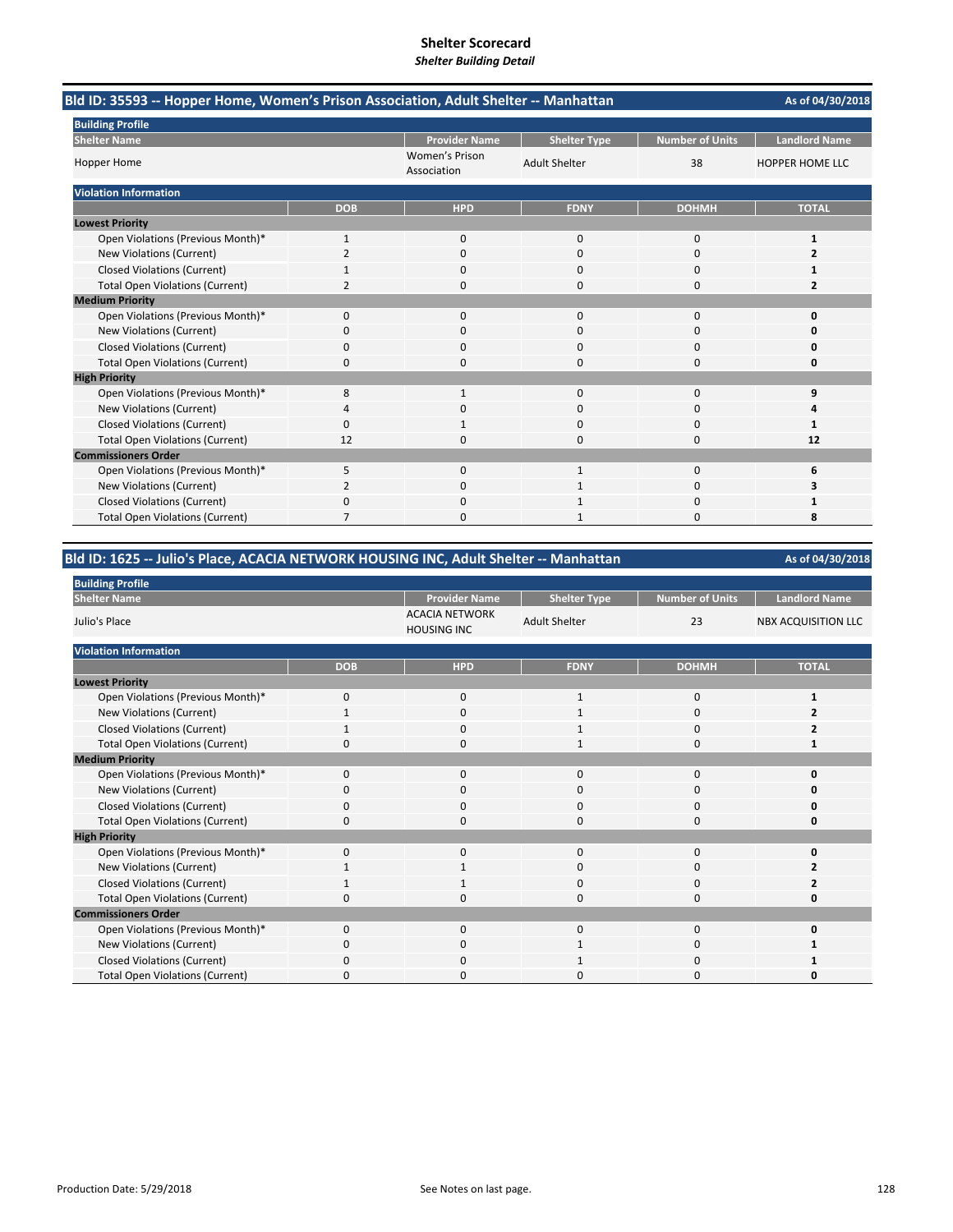# Shelter Scorecard

***Shelter Building Detail***

## Bld ID: 35593 -- Hopper Home, Women's Prison Association, Adult Shelter -- Manhattan

As of 04/30/2018

**Building Profile**

| Shelter Name | Provider Name | Shelter Type | Number of Units | Landlord Name |
|---|---|---|---|---|
| Hopper Home | Women's Prison Association | Adult Shelter | 38 | HOPPER HOME LLC |

**Violation Information**

| | DOB | HPD | FDNY | DOHMH | TOTAL |
|---|---|---|---|---|---|
| **Lowest Priority** | | | | | |
| Open Violations (Previous Month)* | 1 | 0 | 0 | 0 | **1** |
| New Violations (Current) | 2 | 0 | 0 | 0 | **2** |
| Closed Violations (Current) | 1 | 0 | 0 | 0 | **1** |
| Total Open Violations (Current) | 2 | 0 | 0 | 0 | **2** |
| **Medium Priority** | | | | | |
| Open Violations (Previous Month)* | 0 | 0 | 0 | 0 | **0** |
| New Violations (Current) | 0 | 0 | 0 | 0 | **0** |
| Closed Violations (Current) | 0 | 0 | 0 | 0 | **0** |
| Total Open Violations (Current) | 0 | 0 | 0 | 0 | **0** |
| **High Priority** | | | | | |
| Open Violations (Previous Month)* | 8 | 1 | 0 | 0 | **9** |
| New Violations (Current) | 4 | 0 | 0 | 0 | **4** |
| Closed Violations (Current) | 0 | 1 | 0 | 0 | **1** |
| Total Open Violations (Current) | 12 | 0 | 0 | 0 | **12** |
| **Commissioners Order** | | | | | |
| Open Violations (Previous Month)* | 5 | 0 | 1 | 0 | **6** |
| New Violations (Current) | 2 | 0 | 1 | 0 | **3** |
| Closed Violations (Current) | 0 | 0 | 1 | 0 | **1** |
| Total Open Violations (Current) | 7 | 0 | 1 | 0 | **8** |

## Bld ID: 1625 -- Julio's Place, ACACIA NETWORK HOUSING INC, Adult Shelter -- Manhattan

As of 04/30/2018

**Building Profile**

| Shelter Name | Provider Name | Shelter Type | Number of Units | Landlord Name |
|---|---|---|---|---|
| Julio's Place | ACACIA NETWORK HOUSING INC | Adult Shelter | 23 | NBX ACQUISITION LLC |

**Violation Information**

| | DOB | HPD | FDNY | DOHMH | TOTAL |
|---|---|---|---|---|---|
| **Lowest Priority** | | | | | |
| Open Violations (Previous Month)* | 0 | 0 | 1 | 0 | **1** |
| New Violations (Current) | 1 | 0 | 1 | 0 | **2** |
| Closed Violations (Current) | 1 | 0 | 1 | 0 | **2** |
| Total Open Violations (Current) | 0 | 0 | 1 | 0 | **1** |
| **Medium Priority** | | | | | |
| Open Violations (Previous Month)* | 0 | 0 | 0 | 0 | **0** |
| New Violations (Current) | 0 | 0 | 0 | 0 | **0** |
| Closed Violations (Current) | 0 | 0 | 0 | 0 | **0** |
| Total Open Violations (Current) | 0 | 0 | 0 | 0 | **0** |
| **High Priority** | | | | | |
| Open Violations (Previous Month)* | 0 | 0 | 0 | 0 | **0** |
| New Violations (Current) | 1 | 1 | 0 | 0 | **2** |
| Closed Violations (Current) | 1 | 1 | 0 | 0 | **2** |
| Total Open Violations (Current) | 0 | 0 | 0 | 0 | **0** |
| **Commissioners Order** | | | | | |
| Open Violations (Previous Month)* | 0 | 0 | 0 | 0 | **0** |
| New Violations (Current) | 0 | 0 | 1 | 0 | **1** |
| Closed Violations (Current) | 0 | 0 | 1 | 0 | **1** |
| Total Open Violations (Current) | 0 | 0 | 0 | 0 | **0** |

Production Date: 5/29/2018

See Notes on last page.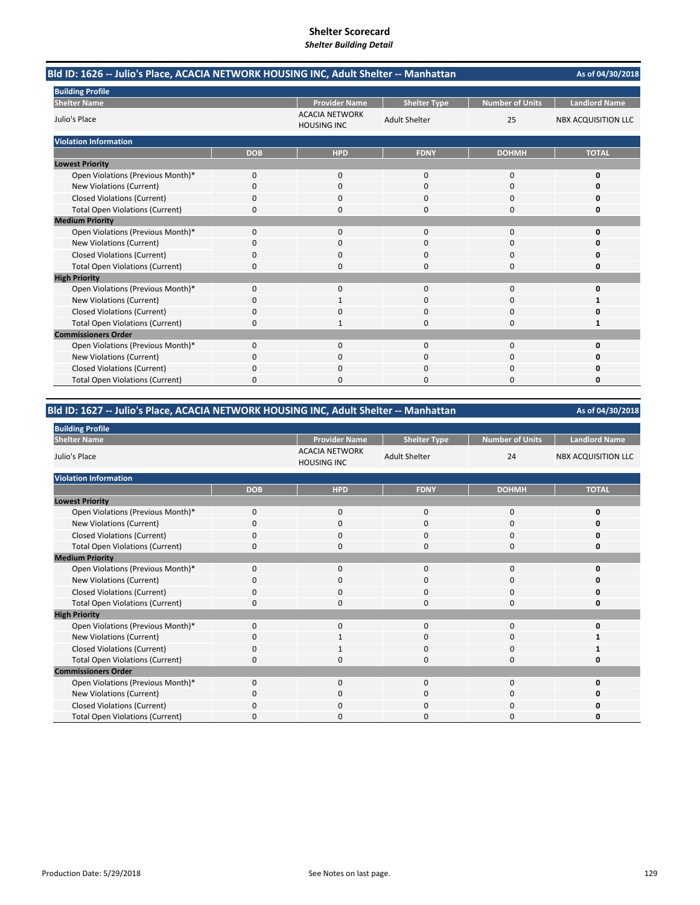# Shelter Scorecard

*Shelter Building Detail*

## Bld ID: 1626 -- Julio's Place, ACACIA NETWORK HOUSING INC, Adult Shelter -- Manhattan

As of 04/30/2018

**Building Profile**

| Shelter Name | Provider Name | Shelter Type | Number of Units | Landlord Name |
|---|---|---|---|---|
| Julio's Place | ACACIA NETWORK HOUSING INC | Adult Shelter | 25 | NBX ACQUISITION LLC |

**Violation Information**

| | DOB | HPD | FDNY | DOHMH | TOTAL |
|---|---|---|---|---|---|
| **Lowest Priority** | | | | | |
| Open Violations (Previous Month)* | 0 | 0 | 0 | 0 | **0** |
| New Violations (Current) | 0 | 0 | 0 | 0 | **0** |
| Closed Violations (Current) | 0 | 0 | 0 | 0 | **0** |
| Total Open Violations (Current) | 0 | 0 | 0 | 0 | **0** |
| **Medium Priority** | | | | | |
| Open Violations (Previous Month)* | 0 | 0 | 0 | 0 | **0** |
| New Violations (Current) | 0 | 0 | 0 | 0 | **0** |
| Closed Violations (Current) | 0 | 0 | 0 | 0 | **0** |
| Total Open Violations (Current) | 0 | 0 | 0 | 0 | **0** |
| **High Priority** | | | | | |
| Open Violations (Previous Month)* | 0 | 0 | 0 | 0 | **0** |
| New Violations (Current) | 0 | 1 | 0 | 0 | **1** |
| Closed Violations (Current) | 0 | 0 | 0 | 0 | **0** |
| Total Open Violations (Current) | 0 | 1 | 0 | 0 | **1** |
| **Commissioners Order** | | | | | |
| Open Violations (Previous Month)* | 0 | 0 | 0 | 0 | **0** |
| New Violations (Current) | 0 | 0 | 0 | 0 | **0** |
| Closed Violations (Current) | 0 | 0 | 0 | 0 | **0** |
| Total Open Violations (Current) | 0 | 0 | 0 | 0 | **0** |

## Bld ID: 1627 -- Julio's Place, ACACIA NETWORK HOUSING INC, Adult Shelter -- Manhattan

As of 04/30/2018

**Building Profile**

| Shelter Name | Provider Name | Shelter Type | Number of Units | Landlord Name |
|---|---|---|---|---|
| Julio's Place | ACACIA NETWORK HOUSING INC | Adult Shelter | 24 | NBX ACQUISITION LLC |

**Violation Information**

| | DOB | HPD | FDNY | DOHMH | TOTAL |
|---|---|---|---|---|---|
| **Lowest Priority** | | | | | |
| Open Violations (Previous Month)* | 0 | 0 | 0 | 0 | **0** |
| New Violations (Current) | 0 | 0 | 0 | 0 | **0** |
| Closed Violations (Current) | 0 | 0 | 0 | 0 | **0** |
| Total Open Violations (Current) | 0 | 0 | 0 | 0 | **0** |
| **Medium Priority** | | | | | |
| Open Violations (Previous Month)* | 0 | 0 | 0 | 0 | **0** |
| New Violations (Current) | 0 | 0 | 0 | 0 | **0** |
| Closed Violations (Current) | 0 | 0 | 0 | 0 | **0** |
| Total Open Violations (Current) | 0 | 0 | 0 | 0 | **0** |
| **High Priority** | | | | | |
| Open Violations (Previous Month)* | 0 | 0 | 0 | 0 | **0** |
| New Violations (Current) | 0 | 1 | 0 | 0 | **1** |
| Closed Violations (Current) | 0 | 1 | 0 | 0 | **1** |
| Total Open Violations (Current) | 0 | 0 | 0 | 0 | **0** |
| **Commissioners Order** | | | | | |
| Open Violations (Previous Month)* | 0 | 0 | 0 | 0 | **0** |
| New Violations (Current) | 0 | 0 | 0 | 0 | **0** |
| Closed Violations (Current) | 0 | 0 | 0 | 0 | **0** |
| Total Open Violations (Current) | 0 | 0 | 0 | 0 | **0** |

Production Date: 5/29/2018 See Notes on last page.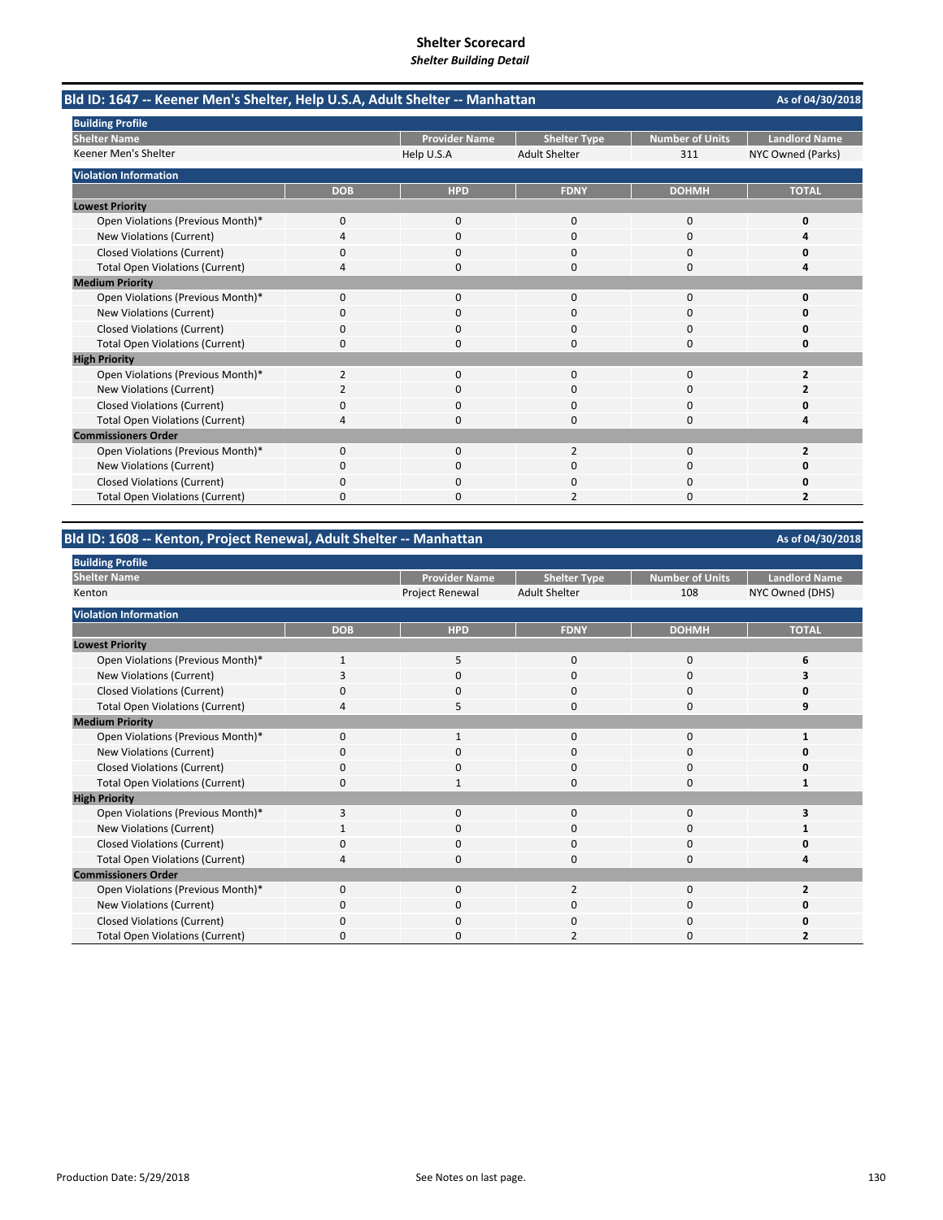# Shelter Scorecard
*Shelter Building Detail*

## Bld ID: 1647 -- Keener Men's Shelter, Help U.S.A, Adult Shelter -- Manhattan

As of 04/30/2018

**Building Profile**

| Shelter Name | Provider Name | Shelter Type | Number of Units | Landlord Name |
|---|---|---|---|---|
| Keener Men's Shelter | Help U.S.A | Adult Shelter | 311 | NYC Owned (Parks) |

**Violation Information**

| | DOB | HPD | FDNY | DOHMH | TOTAL |
|---|---|---|---|---|---|
| **Lowest Priority** | | | | | |
| Open Violations (Previous Month)* | 0 | 0 | 0 | 0 | **0** |
| New Violations (Current) | 4 | 0 | 0 | 0 | **4** |
| Closed Violations (Current) | 0 | 0 | 0 | 0 | **0** |
| Total Open Violations (Current) | 4 | 0 | 0 | 0 | **4** |
| **Medium Priority** | | | | | |
| Open Violations (Previous Month)* | 0 | 0 | 0 | 0 | **0** |
| New Violations (Current) | 0 | 0 | 0 | 0 | **0** |
| Closed Violations (Current) | 0 | 0 | 0 | 0 | **0** |
| Total Open Violations (Current) | 0 | 0 | 0 | 0 | **0** |
| **High Priority** | | | | | |
| Open Violations (Previous Month)* | 2 | 0 | 0 | 0 | **2** |
| New Violations (Current) | 2 | 0 | 0 | 0 | **2** |
| Closed Violations (Current) | 0 | 0 | 0 | 0 | **0** |
| Total Open Violations (Current) | 4 | 0 | 0 | 0 | **4** |
| **Commissioners Order** | | | | | |
| Open Violations (Previous Month)* | 0 | 0 | 2 | 0 | **2** |
| New Violations (Current) | 0 | 0 | 0 | 0 | **0** |
| Closed Violations (Current) | 0 | 0 | 0 | 0 | **0** |
| Total Open Violations (Current) | 0 | 0 | 2 | 0 | **2** |

## Bld ID: 1608 -- Kenton, Project Renewal, Adult Shelter -- Manhattan

As of 04/30/2018

**Building Profile**

| Shelter Name | Provider Name | Shelter Type | Number of Units | Landlord Name |
|---|---|---|---|---|
| Kenton | Project Renewal | Adult Shelter | 108 | NYC Owned (DHS) |

**Violation Information**

| | DOB | HPD | FDNY | DOHMH | TOTAL |
|---|---|---|---|---|---|
| **Lowest Priority** | | | | | |
| Open Violations (Previous Month)* | 1 | 5 | 0 | 0 | **6** |
| New Violations (Current) | 3 | 0 | 0 | 0 | **3** |
| Closed Violations (Current) | 0 | 0 | 0 | 0 | **0** |
| Total Open Violations (Current) | 4 | 5 | 0 | 0 | **9** |
| **Medium Priority** | | | | | |
| Open Violations (Previous Month)* | 0 | 1 | 0 | 0 | **1** |
| New Violations (Current) | 0 | 0 | 0 | 0 | **0** |
| Closed Violations (Current) | 0 | 0 | 0 | 0 | **0** |
| Total Open Violations (Current) | 0 | 1 | 0 | 0 | **1** |
| **High Priority** | | | | | |
| Open Violations (Previous Month)* | 3 | 0 | 0 | 0 | **3** |
| New Violations (Current) | 1 | 0 | 0 | 0 | **1** |
| Closed Violations (Current) | 0 | 0 | 0 | 0 | **0** |
| Total Open Violations (Current) | 4 | 0 | 0 | 0 | **4** |
| **Commissioners Order** | | | | | |
| Open Violations (Previous Month)* | 0 | 0 | 2 | 0 | **2** |
| New Violations (Current) | 0 | 0 | 0 | 0 | **0** |
| Closed Violations (Current) | 0 | 0 | 0 | 0 | **0** |
| Total Open Violations (Current) | 0 | 0 | 2 | 0 | **2** |

Production Date: 5/29/2018

See Notes on last page.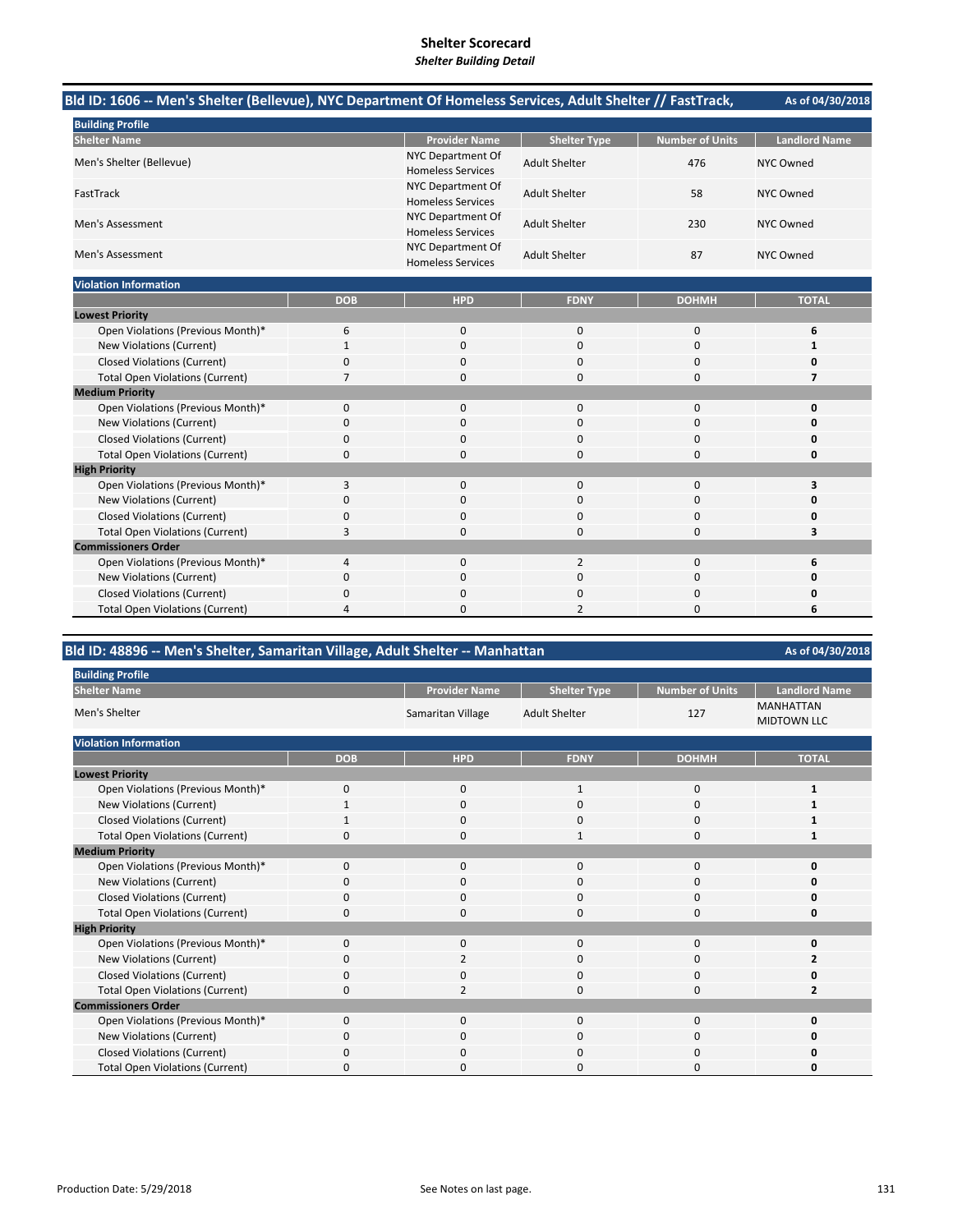# Shelter Scorecard

*Shelter Building Detail*

## Bld ID: 1606 -- Men's Shelter (Bellevue), NYC Department Of Homeless Services, Adult Shelter // FastTrack,

As of 04/30/2018

**Building Profile**

| Shelter Name | Provider Name | Shelter Type | Number of Units | Landlord Name |
|---|---|---|---|---|
| Men's Shelter (Bellevue) | NYC Department Of Homeless Services | Adult Shelter | 476 | NYC Owned |
| FastTrack | NYC Department Of Homeless Services | Adult Shelter | 58 | NYC Owned |
| Men's Assessment | NYC Department Of Homeless Services | Adult Shelter | 230 | NYC Owned |
| Men's Assessment | NYC Department Of Homeless Services | Adult Shelter | 87 | NYC Owned |

**Violation Information**

| | DOB | HPD | FDNY | DOHMH | TOTAL |
|---|---|---|---|---|---|
| **Lowest Priority** | | | | | |
| Open Violations (Previous Month)* | 6 | 0 | 0 | 0 | **6** |
| New Violations (Current) | 1 | 0 | 0 | 0 | **1** |
| Closed Violations (Current) | 0 | 0 | 0 | 0 | **0** |
| Total Open Violations (Current) | 7 | 0 | 0 | 0 | **7** |
| **Medium Priority** | | | | | |
| Open Violations (Previous Month)* | 0 | 0 | 0 | 0 | **0** |
| New Violations (Current) | 0 | 0 | 0 | 0 | **0** |
| Closed Violations (Current) | 0 | 0 | 0 | 0 | **0** |
| Total Open Violations (Current) | 0 | 0 | 0 | 0 | **0** |
| **High Priority** | | | | | |
| Open Violations (Previous Month)* | 3 | 0 | 0 | 0 | **3** |
| New Violations (Current) | 0 | 0 | 0 | 0 | **0** |
| Closed Violations (Current) | 0 | 0 | 0 | 0 | **0** |
| Total Open Violations (Current) | 3 | 0 | 0 | 0 | **3** |
| **Commissioners Order** | | | | | |
| Open Violations (Previous Month)* | 4 | 0 | 2 | 0 | **6** |
| New Violations (Current) | 0 | 0 | 0 | 0 | **0** |
| Closed Violations (Current) | 0 | 0 | 0 | 0 | **0** |
| Total Open Violations (Current) | 4 | 0 | 2 | 0 | **6** |

## Bld ID: 48896 -- Men's Shelter, Samaritan Village, Adult Shelter -- Manhattan

As of 04/30/2018

**Building Profile**

| Shelter Name | Provider Name | Shelter Type | Number of Units | Landlord Name |
|---|---|---|---|---|
| Men's Shelter | Samaritan Village | Adult Shelter | 127 | MANHATTAN MIDTOWN LLC |

**Violation Information**

| | DOB | HPD | FDNY | DOHMH | TOTAL |
|---|---|---|---|---|---|
| **Lowest Priority** | | | | | |
| Open Violations (Previous Month)* | 0 | 0 | 1 | 0 | **1** |
| New Violations (Current) | 1 | 0 | 0 | 0 | **1** |
| Closed Violations (Current) | 1 | 0 | 0 | 0 | **1** |
| Total Open Violations (Current) | 0 | 0 | 1 | 0 | **1** |
| **Medium Priority** | | | | | |
| Open Violations (Previous Month)* | 0 | 0 | 0 | 0 | **0** |
| New Violations (Current) | 0 | 0 | 0 | 0 | **0** |
| Closed Violations (Current) | 0 | 0 | 0 | 0 | **0** |
| Total Open Violations (Current) | 0 | 0 | 0 | 0 | **0** |
| **High Priority** | | | | | |
| Open Violations (Previous Month)* | 0 | 0 | 0 | 0 | **0** |
| New Violations (Current) | 0 | 2 | 0 | 0 | **2** |
| Closed Violations (Current) | 0 | 0 | 0 | 0 | **0** |
| Total Open Violations (Current) | 0 | 2 | 0 | 0 | **2** |
| **Commissioners Order** | | | | | |
| Open Violations (Previous Month)* | 0 | 0 | 0 | 0 | **0** |
| New Violations (Current) | 0 | 0 | 0 | 0 | **0** |
| Closed Violations (Current) | 0 | 0 | 0 | 0 | **0** |
| Total Open Violations (Current) | 0 | 0 | 0 | 0 | **0** |

Production Date: 5/29/2018

See Notes on last page.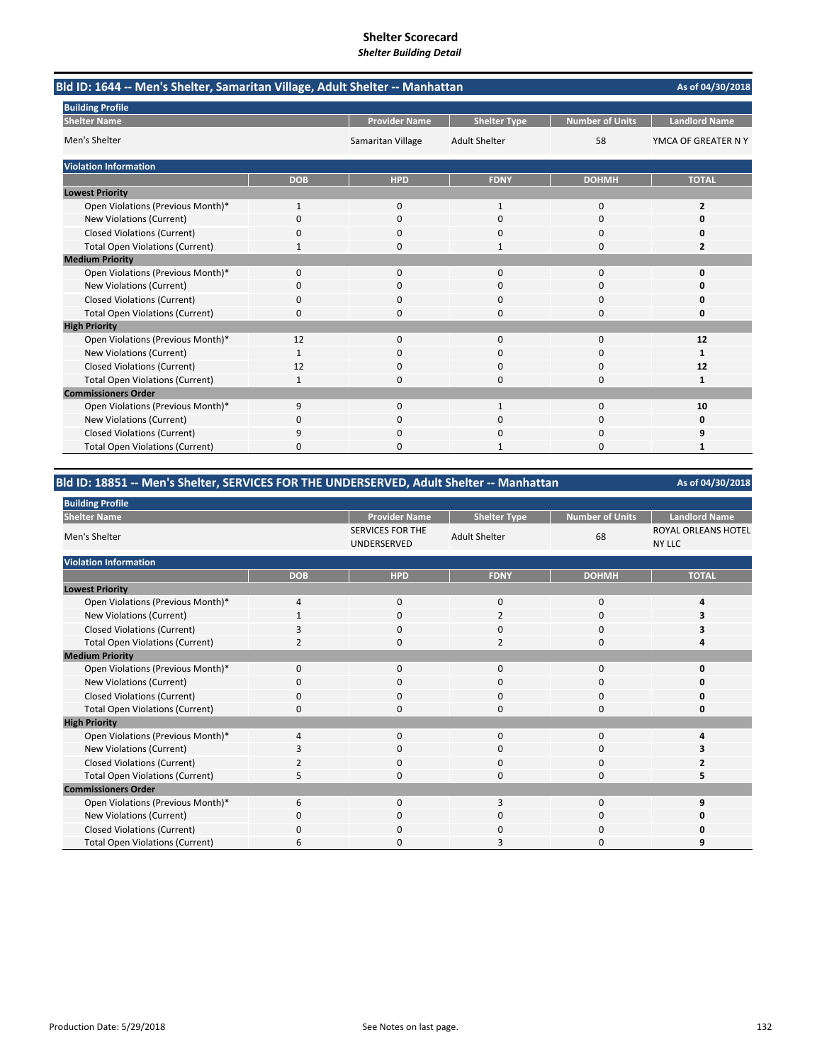# Shelter Scorecard
*Shelter Building Detail*

## Bld ID: 1644 -- Men's Shelter, Samaritan Village, Adult Shelter -- Manhattan

As of 04/30/2018

**Building Profile**

| Shelter Name | Provider Name | Shelter Type | Number of Units | Landlord Name |
|---|---|---|---|---|
| Men's Shelter | Samaritan Village | Adult Shelter | 58 | YMCA OF GREATER N Y |

**Violation Information**

| | DOB | HPD | FDNY | DOHMH | TOTAL |
|---|---|---|---|---|---|
| **Lowest Priority** | | | | | |
| Open Violations (Previous Month)* | 1 | 0 | 1 | 0 | **2** |
| New Violations (Current) | 0 | 0 | 0 | 0 | **0** |
| Closed Violations (Current) | 0 | 0 | 0 | 0 | **0** |
| Total Open Violations (Current) | 1 | 0 | 1 | 0 | **2** |
| **Medium Priority** | | | | | |
| Open Violations (Previous Month)* | 0 | 0 | 0 | 0 | **0** |
| New Violations (Current) | 0 | 0 | 0 | 0 | **0** |
| Closed Violations (Current) | 0 | 0 | 0 | 0 | **0** |
| Total Open Violations (Current) | 0 | 0 | 0 | 0 | **0** |
| **High Priority** | | | | | |
| Open Violations (Previous Month)* | 12 | 0 | 0 | 0 | **12** |
| New Violations (Current) | 1 | 0 | 0 | 0 | **1** |
| Closed Violations (Current) | 12 | 0 | 0 | 0 | **12** |
| Total Open Violations (Current) | 1 | 0 | 0 | 0 | **1** |
| **Commissioners Order** | | | | | |
| Open Violations (Previous Month)* | 9 | 0 | 1 | 0 | **10** |
| New Violations (Current) | 0 | 0 | 0 | 0 | **0** |
| Closed Violations (Current) | 9 | 0 | 0 | 0 | **9** |
| Total Open Violations (Current) | 0 | 0 | 1 | 0 | **1** |

## Bld ID: 18851 -- Men's Shelter, SERVICES FOR THE UNDERSERVED, Adult Shelter -- Manhattan

As of 04/30/2018

**Building Profile**

| Shelter Name | Provider Name | Shelter Type | Number of Units | Landlord Name |
|---|---|---|---|---|
| Men's Shelter | SERVICES FOR THE UNDERSERVED | Adult Shelter | 68 | ROYAL ORLEANS HOTEL NY LLC |

**Violation Information**

| | DOB | HPD | FDNY | DOHMH | TOTAL |
|---|---|---|---|---|---|
| **Lowest Priority** | | | | | |
| Open Violations (Previous Month)* | 4 | 0 | 0 | 0 | **4** |
| New Violations (Current) | 1 | 0 | 2 | 0 | **3** |
| Closed Violations (Current) | 3 | 0 | 0 | 0 | **3** |
| Total Open Violations (Current) | 2 | 0 | 2 | 0 | **4** |
| **Medium Priority** | | | | | |
| Open Violations (Previous Month)* | 0 | 0 | 0 | 0 | **0** |
| New Violations (Current) | 0 | 0 | 0 | 0 | **0** |
| Closed Violations (Current) | 0 | 0 | 0 | 0 | **0** |
| Total Open Violations (Current) | 0 | 0 | 0 | 0 | **0** |
| **High Priority** | | | | | |
| Open Violations (Previous Month)* | 4 | 0 | 0 | 0 | **4** |
| New Violations (Current) | 3 | 0 | 0 | 0 | **3** |
| Closed Violations (Current) | 2 | 0 | 0 | 0 | **2** |
| Total Open Violations (Current) | 5 | 0 | 0 | 0 | **5** |
| **Commissioners Order** | | | | | |
| Open Violations (Previous Month)* | 6 | 0 | 3 | 0 | **9** |
| New Violations (Current) | 0 | 0 | 0 | 0 | **0** |
| Closed Violations (Current) | 0 | 0 | 0 | 0 | **0** |
| Total Open Violations (Current) | 6 | 0 | 3 | 0 | **9** |

Production Date: 5/29/2018

See Notes on last page.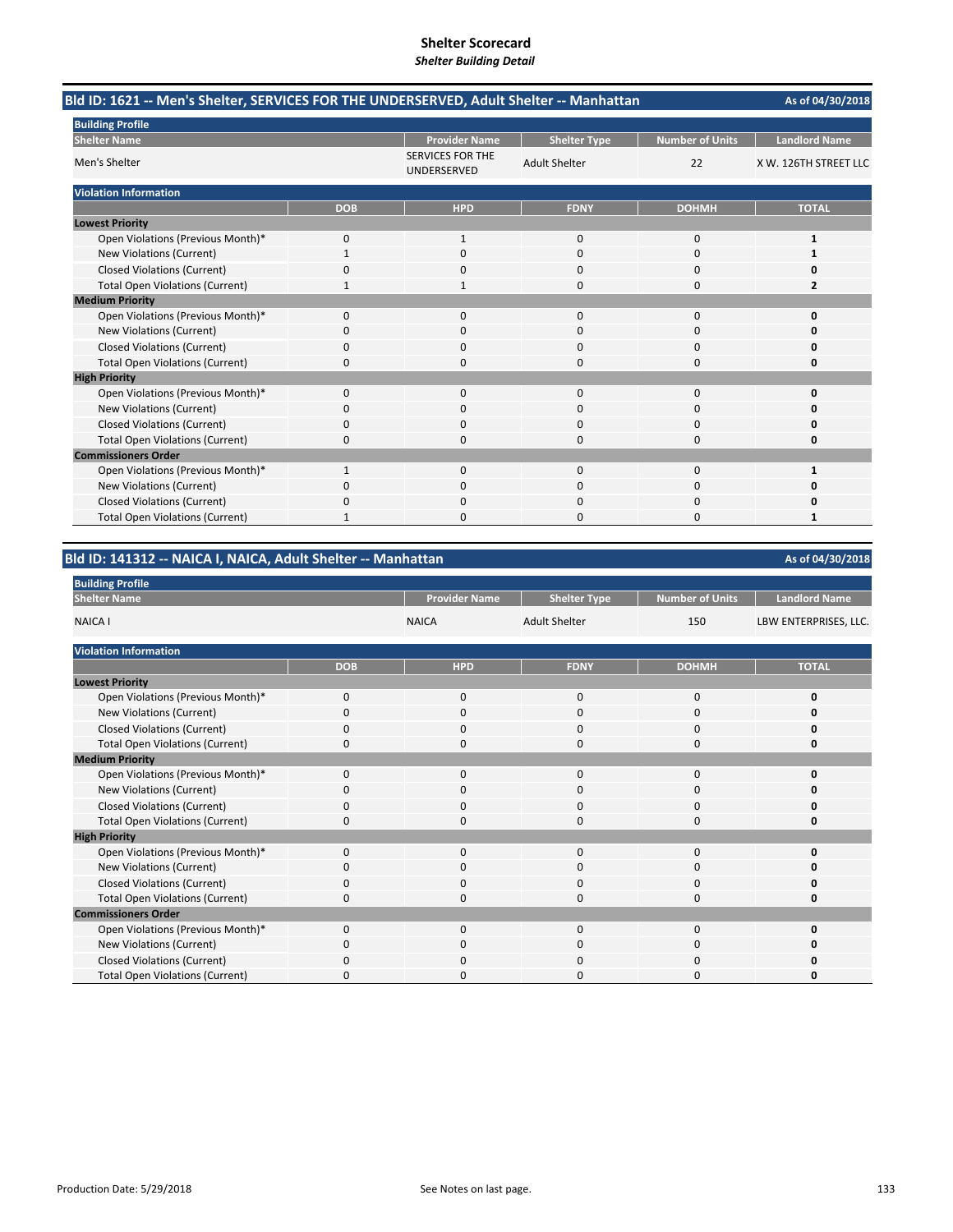# Shelter Scorecard

*Shelter Building Detail*

## Bld ID: 1621 -- Men's Shelter, SERVICES FOR THE UNDERSERVED, Adult Shelter -- Manhattan

As of 04/30/2018

**Building Profile**

| Shelter Name | Provider Name | Shelter Type | Number of Units | Landlord Name |
|---|---|---|---|---|
| Men's Shelter | SERVICES FOR THE UNDERSERVED | Adult Shelter | 22 | X W. 126TH STREET LLC |

**Violation Information**

| | DOB | HPD | FDNY | DOHMH | TOTAL |
|---|---|---|---|---|---|
| **Lowest Priority** | | | | | |
| Open Violations (Previous Month)* | 0 | 1 | 0 | 0 | **1** |
| New Violations (Current) | 1 | 0 | 0 | 0 | **1** |
| Closed Violations (Current) | 0 | 0 | 0 | 0 | **0** |
| Total Open Violations (Current) | 1 | 1 | 0 | 0 | **2** |
| **Medium Priority** | | | | | |
| Open Violations (Previous Month)* | 0 | 0 | 0 | 0 | **0** |
| New Violations (Current) | 0 | 0 | 0 | 0 | **0** |
| Closed Violations (Current) | 0 | 0 | 0 | 0 | **0** |
| Total Open Violations (Current) | 0 | 0 | 0 | 0 | **0** |
| **High Priority** | | | | | |
| Open Violations (Previous Month)* | 0 | 0 | 0 | 0 | **0** |
| New Violations (Current) | 0 | 0 | 0 | 0 | **0** |
| Closed Violations (Current) | 0 | 0 | 0 | 0 | **0** |
| Total Open Violations (Current) | 0 | 0 | 0 | 0 | **0** |
| **Commissioners Order** | | | | | |
| Open Violations (Previous Month)* | 1 | 0 | 0 | 0 | **1** |
| New Violations (Current) | 0 | 0 | 0 | 0 | **0** |
| Closed Violations (Current) | 0 | 0 | 0 | 0 | **0** |
| Total Open Violations (Current) | 1 | 0 | 0 | 0 | **1** |

## Bld ID: 141312 -- NAICA I, NAICA, Adult Shelter -- Manhattan

As of 04/30/2018

**Building Profile**

| Shelter Name | Provider Name | Shelter Type | Number of Units | Landlord Name |
|---|---|---|---|---|
| NAICA I | NAICA | Adult Shelter | 150 | LBW ENTERPRISES, LLC. |

**Violation Information**

| | DOB | HPD | FDNY | DOHMH | TOTAL |
|---|---|---|---|---|---|
| **Lowest Priority** | | | | | |
| Open Violations (Previous Month)* | 0 | 0 | 0 | 0 | **0** |
| New Violations (Current) | 0 | 0 | 0 | 0 | **0** |
| Closed Violations (Current) | 0 | 0 | 0 | 0 | **0** |
| Total Open Violations (Current) | 0 | 0 | 0 | 0 | **0** |
| **Medium Priority** | | | | | |
| Open Violations (Previous Month)* | 0 | 0 | 0 | 0 | **0** |
| New Violations (Current) | 0 | 0 | 0 | 0 | **0** |
| Closed Violations (Current) | 0 | 0 | 0 | 0 | **0** |
| Total Open Violations (Current) | 0 | 0 | 0 | 0 | **0** |
| **High Priority** | | | | | |
| Open Violations (Previous Month)* | 0 | 0 | 0 | 0 | **0** |
| New Violations (Current) | 0 | 0 | 0 | 0 | **0** |
| Closed Violations (Current) | 0 | 0 | 0 | 0 | **0** |
| Total Open Violations (Current) | 0 | 0 | 0 | 0 | **0** |
| **Commissioners Order** | | | | | |
| Open Violations (Previous Month)* | 0 | 0 | 0 | 0 | **0** |
| New Violations (Current) | 0 | 0 | 0 | 0 | **0** |
| Closed Violations (Current) | 0 | 0 | 0 | 0 | **0** |
| Total Open Violations (Current) | 0 | 0 | 0 | 0 | **0** |

Production Date: 5/29/2018

See Notes on last page.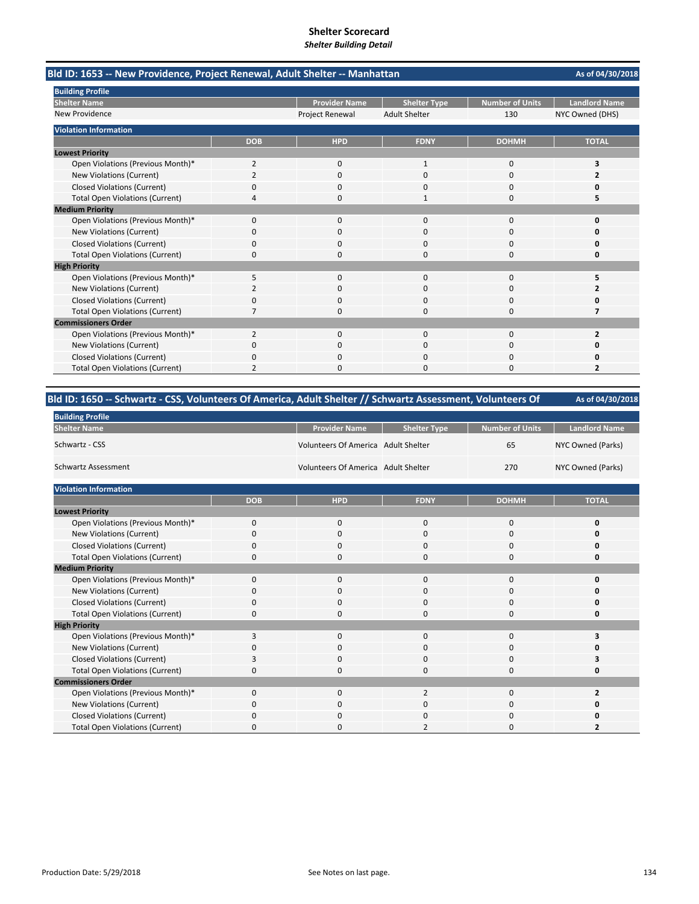# Shelter Scorecard

*Shelter Building Detail*

## Bld ID: 1653 -- New Providence, Project Renewal, Adult Shelter -- Manhattan

As of 04/30/2018

**Building Profile**

| Shelter Name | Provider Name | Shelter Type | Number of Units | Landlord Name |
|---|---|---|---|---|
| New Providence | Project Renewal | Adult Shelter | 130 | NYC Owned (DHS) |

**Violation Information**

| | DOB | HPD | FDNY | DOHMH | TOTAL |
|---|---|---|---|---|---|
| **Lowest Priority** | | | | | |
| Open Violations (Previous Month)* | 2 | 0 | 1 | 0 | **3** |
| New Violations (Current) | 2 | 0 | 0 | 0 | **2** |
| Closed Violations (Current) | 0 | 0 | 0 | 0 | **0** |
| Total Open Violations (Current) | 4 | 0 | 1 | 0 | **5** |
| **Medium Priority** | | | | | |
| Open Violations (Previous Month)* | 0 | 0 | 0 | 0 | **0** |
| New Violations (Current) | 0 | 0 | 0 | 0 | **0** |
| Closed Violations (Current) | 0 | 0 | 0 | 0 | **0** |
| Total Open Violations (Current) | 0 | 0 | 0 | 0 | **0** |
| **High Priority** | | | | | |
| Open Violations (Previous Month)* | 5 | 0 | 0 | 0 | **5** |
| New Violations (Current) | 2 | 0 | 0 | 0 | **2** |
| Closed Violations (Current) | 0 | 0 | 0 | 0 | **0** |
| Total Open Violations (Current) | 7 | 0 | 0 | 0 | **7** |
| **Commissioners Order** | | | | | |
| Open Violations (Previous Month)* | 2 | 0 | 0 | 0 | **2** |
| New Violations (Current) | 0 | 0 | 0 | 0 | **0** |
| Closed Violations (Current) | 0 | 0 | 0 | 0 | **0** |
| Total Open Violations (Current) | 2 | 0 | 0 | 0 | **2** |

## Bld ID: 1650 -- Schwartz - CSS, Volunteers Of America, Adult Shelter // Schwartz Assessment, Volunteers Of

As of 04/30/2018

**Building Profile**

| Shelter Name | Provider Name | Shelter Type | Number of Units | Landlord Name |
|---|---|---|---|---|
| Schwartz - CSS | Volunteers Of America | Adult Shelter | 65 | NYC Owned (Parks) |
| Schwartz Assessment | Volunteers Of America | Adult Shelter | 270 | NYC Owned (Parks) |

**Violation Information**

| | DOB | HPD | FDNY | DOHMH | TOTAL |
|---|---|---|---|---|---|
| **Lowest Priority** | | | | | |
| Open Violations (Previous Month)* | 0 | 0 | 0 | 0 | **0** |
| New Violations (Current) | 0 | 0 | 0 | 0 | **0** |
| Closed Violations (Current) | 0 | 0 | 0 | 0 | **0** |
| Total Open Violations (Current) | 0 | 0 | 0 | 0 | **0** |
| **Medium Priority** | | | | | |
| Open Violations (Previous Month)* | 0 | 0 | 0 | 0 | **0** |
| New Violations (Current) | 0 | 0 | 0 | 0 | **0** |
| Closed Violations (Current) | 0 | 0 | 0 | 0 | **0** |
| Total Open Violations (Current) | 0 | 0 | 0 | 0 | **0** |
| **High Priority** | | | | | |
| Open Violations (Previous Month)* | 3 | 0 | 0 | 0 | **3** |
| New Violations (Current) | 0 | 0 | 0 | 0 | **0** |
| Closed Violations (Current) | 3 | 0 | 0 | 0 | **3** |
| Total Open Violations (Current) | 0 | 0 | 0 | 0 | **0** |
| **Commissioners Order** | | | | | |
| Open Violations (Previous Month)* | 0 | 0 | 2 | 0 | **2** |
| New Violations (Current) | 0 | 0 | 0 | 0 | **0** |
| Closed Violations (Current) | 0 | 0 | 0 | 0 | **0** |
| Total Open Violations (Current) | 0 | 0 | 2 | 0 | **2** |

Production Date: 5/29/2018

See Notes on last page.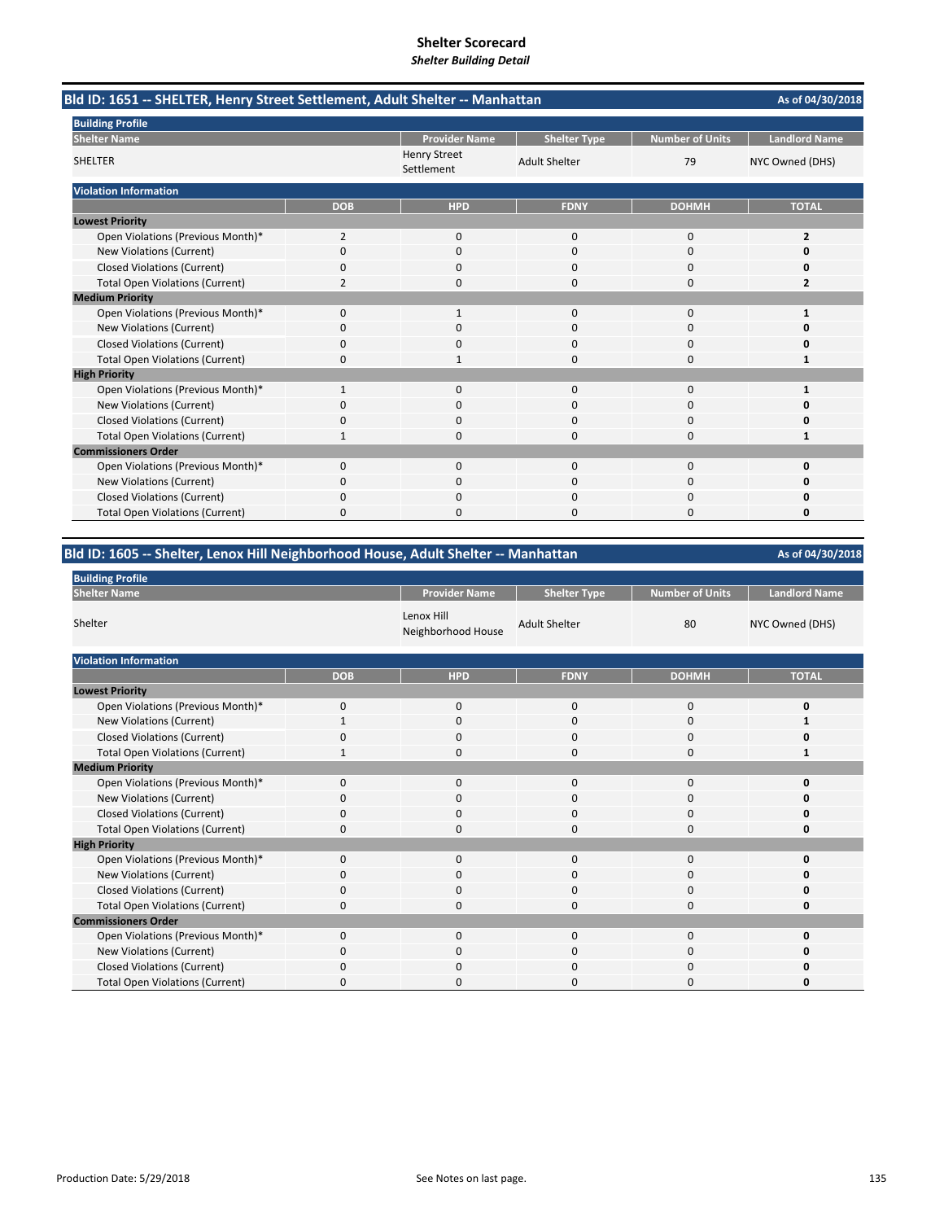# Shelter Scorecard

*Shelter Building Detail*

## Bld ID: 1651 -- SHELTER, Henry Street Settlement, Adult Shelter -- Manhattan

As of 04/30/2018

**Building Profile**

| Shelter Name | Provider Name | Shelter Type | Number of Units | Landlord Name |
|---|---|---|---|---|
| SHELTER | Henry Street Settlement | Adult Shelter | 79 | NYC Owned (DHS) |

**Violation Information**

| | DOB | HPD | FDNY | DOHMH | TOTAL |
|---|---|---|---|---|---|
| **Lowest Priority** | | | | | |
| Open Violations (Previous Month)* | 2 | 0 | 0 | 0 | **2** |
| New Violations (Current) | 0 | 0 | 0 | 0 | **0** |
| Closed Violations (Current) | 0 | 0 | 0 | 0 | **0** |
| Total Open Violations (Current) | 2 | 0 | 0 | 0 | **2** |
| **Medium Priority** | | | | | |
| Open Violations (Previous Month)* | 0 | 1 | 0 | 0 | **1** |
| New Violations (Current) | 0 | 0 | 0 | 0 | **0** |
| Closed Violations (Current) | 0 | 0 | 0 | 0 | **0** |
| Total Open Violations (Current) | 0 | 1 | 0 | 0 | **1** |
| **High Priority** | | | | | |
| Open Violations (Previous Month)* | 1 | 0 | 0 | 0 | **1** |
| New Violations (Current) | 0 | 0 | 0 | 0 | **0** |
| Closed Violations (Current) | 0 | 0 | 0 | 0 | **0** |
| Total Open Violations (Current) | 1 | 0 | 0 | 0 | **1** |
| **Commissioners Order** | | | | | |
| Open Violations (Previous Month)* | 0 | 0 | 0 | 0 | **0** |
| New Violations (Current) | 0 | 0 | 0 | 0 | **0** |
| Closed Violations (Current) | 0 | 0 | 0 | 0 | **0** |
| Total Open Violations (Current) | 0 | 0 | 0 | 0 | **0** |

## Bld ID: 1605 -- Shelter, Lenox Hill Neighborhood House, Adult Shelter -- Manhattan

As of 04/30/2018

**Building Profile**

| Shelter Name | Provider Name | Shelter Type | Number of Units | Landlord Name |
|---|---|---|---|---|
| Shelter | Lenox Hill Neighborhood House | Adult Shelter | 80 | NYC Owned (DHS) |

**Violation Information**

| | DOB | HPD | FDNY | DOHMH | TOTAL |
|---|---|---|---|---|---|
| **Lowest Priority** | | | | | |
| Open Violations (Previous Month)* | 0 | 0 | 0 | 0 | **0** |
| New Violations (Current) | 1 | 0 | 0 | 0 | **1** |
| Closed Violations (Current) | 0 | 0 | 0 | 0 | **0** |
| Total Open Violations (Current) | 1 | 0 | 0 | 0 | **1** |
| **Medium Priority** | | | | | |
| Open Violations (Previous Month)* | 0 | 0 | 0 | 0 | **0** |
| New Violations (Current) | 0 | 0 | 0 | 0 | **0** |
| Closed Violations (Current) | 0 | 0 | 0 | 0 | **0** |
| Total Open Violations (Current) | 0 | 0 | 0 | 0 | **0** |
| **High Priority** | | | | | |
| Open Violations (Previous Month)* | 0 | 0 | 0 | 0 | **0** |
| New Violations (Current) | 0 | 0 | 0 | 0 | **0** |
| Closed Violations (Current) | 0 | 0 | 0 | 0 | **0** |
| Total Open Violations (Current) | 0 | 0 | 0 | 0 | **0** |
| **Commissioners Order** | | | | | |
| Open Violations (Previous Month)* | 0 | 0 | 0 | 0 | **0** |
| New Violations (Current) | 0 | 0 | 0 | 0 | **0** |
| Closed Violations (Current) | 0 | 0 | 0 | 0 | **0** |
| Total Open Violations (Current) | 0 | 0 | 0 | 0 | **0** |

Production Date: 5/29/2018

See Notes on last page.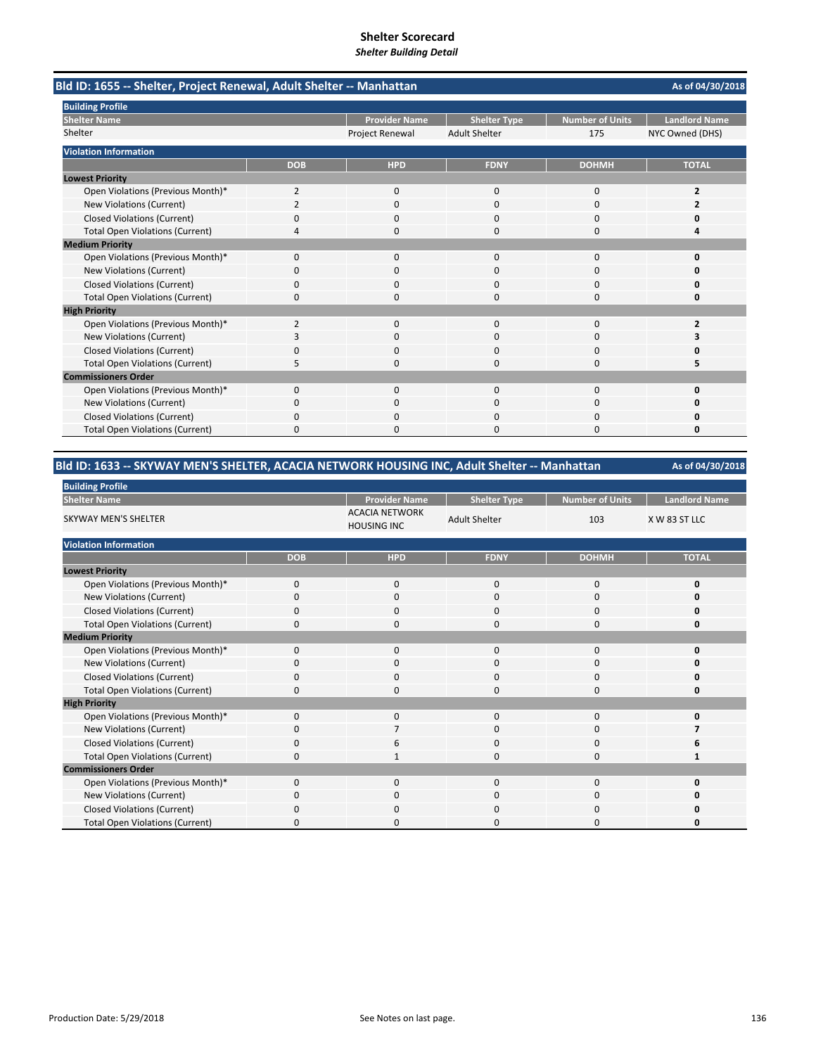# Shelter Scorecard

*Shelter Building Detail*

## Bld ID: 1655 -- Shelter, Project Renewal, Adult Shelter -- Manhattan

As of 04/30/2018

**Building Profile**

| Shelter Name | Provider Name | Shelter Type | Number of Units | Landlord Name |
|---|---|---|---|---|
| Shelter | Project Renewal | Adult Shelter | 175 | NYC Owned (DHS) |

**Violation Information**

| | DOB | HPD | FDNY | DOHMH | TOTAL |
|---|---|---|---|---|---|
| **Lowest Priority** | | | | | |
| Open Violations (Previous Month)* | 2 | 0 | 0 | 0 | **2** |
| New Violations (Current) | 2 | 0 | 0 | 0 | **2** |
| Closed Violations (Current) | 0 | 0 | 0 | 0 | **0** |
| Total Open Violations (Current) | 4 | 0 | 0 | 0 | **4** |
| **Medium Priority** | | | | | |
| Open Violations (Previous Month)* | 0 | 0 | 0 | 0 | **0** |
| New Violations (Current) | 0 | 0 | 0 | 0 | **0** |
| Closed Violations (Current) | 0 | 0 | 0 | 0 | **0** |
| Total Open Violations (Current) | 0 | 0 | 0 | 0 | **0** |
| **High Priority** | | | | | |
| Open Violations (Previous Month)* | 2 | 0 | 0 | 0 | **2** |
| New Violations (Current) | 3 | 0 | 0 | 0 | **3** |
| Closed Violations (Current) | 0 | 0 | 0 | 0 | **0** |
| Total Open Violations (Current) | 5 | 0 | 0 | 0 | **5** |
| **Commissioners Order** | | | | | |
| Open Violations (Previous Month)* | 0 | 0 | 0 | 0 | **0** |
| New Violations (Current) | 0 | 0 | 0 | 0 | **0** |
| Closed Violations (Current) | 0 | 0 | 0 | 0 | **0** |
| Total Open Violations (Current) | 0 | 0 | 0 | 0 | **0** |

## Bld ID: 1633 -- SKYWAY MEN'S SHELTER, ACACIA NETWORK HOUSING INC, Adult Shelter -- Manhattan

As of 04/30/2018

**Building Profile**

| Shelter Name | Provider Name | Shelter Type | Number of Units | Landlord Name |
|---|---|---|---|---|
| SKYWAY MEN'S SHELTER | ACACIA NETWORK HOUSING INC | Adult Shelter | 103 | X W 83 ST LLC |

**Violation Information**

| | DOB | HPD | FDNY | DOHMH | TOTAL |
|---|---|---|---|---|---|
| **Lowest Priority** | | | | | |
| Open Violations (Previous Month)* | 0 | 0 | 0 | 0 | **0** |
| New Violations (Current) | 0 | 0 | 0 | 0 | **0** |
| Closed Violations (Current) | 0 | 0 | 0 | 0 | **0** |
| Total Open Violations (Current) | 0 | 0 | 0 | 0 | **0** |
| **Medium Priority** | | | | | |
| Open Violations (Previous Month)* | 0 | 0 | 0 | 0 | **0** |
| New Violations (Current) | 0 | 0 | 0 | 0 | **0** |
| Closed Violations (Current) | 0 | 0 | 0 | 0 | **0** |
| Total Open Violations (Current) | 0 | 0 | 0 | 0 | **0** |
| **High Priority** | | | | | |
| Open Violations (Previous Month)* | 0 | 0 | 0 | 0 | **0** |
| New Violations (Current) | 0 | 7 | 0 | 0 | **7** |
| Closed Violations (Current) | 0 | 6 | 0 | 0 | **6** |
| Total Open Violations (Current) | 0 | 1 | 0 | 0 | **1** |
| **Commissioners Order** | | | | | |
| Open Violations (Previous Month)* | 0 | 0 | 0 | 0 | **0** |
| New Violations (Current) | 0 | 0 | 0 | 0 | **0** |
| Closed Violations (Current) | 0 | 0 | 0 | 0 | **0** |
| Total Open Violations (Current) | 0 | 0 | 0 | 0 | **0** |

Production Date: 5/29/2018

See Notes on last page.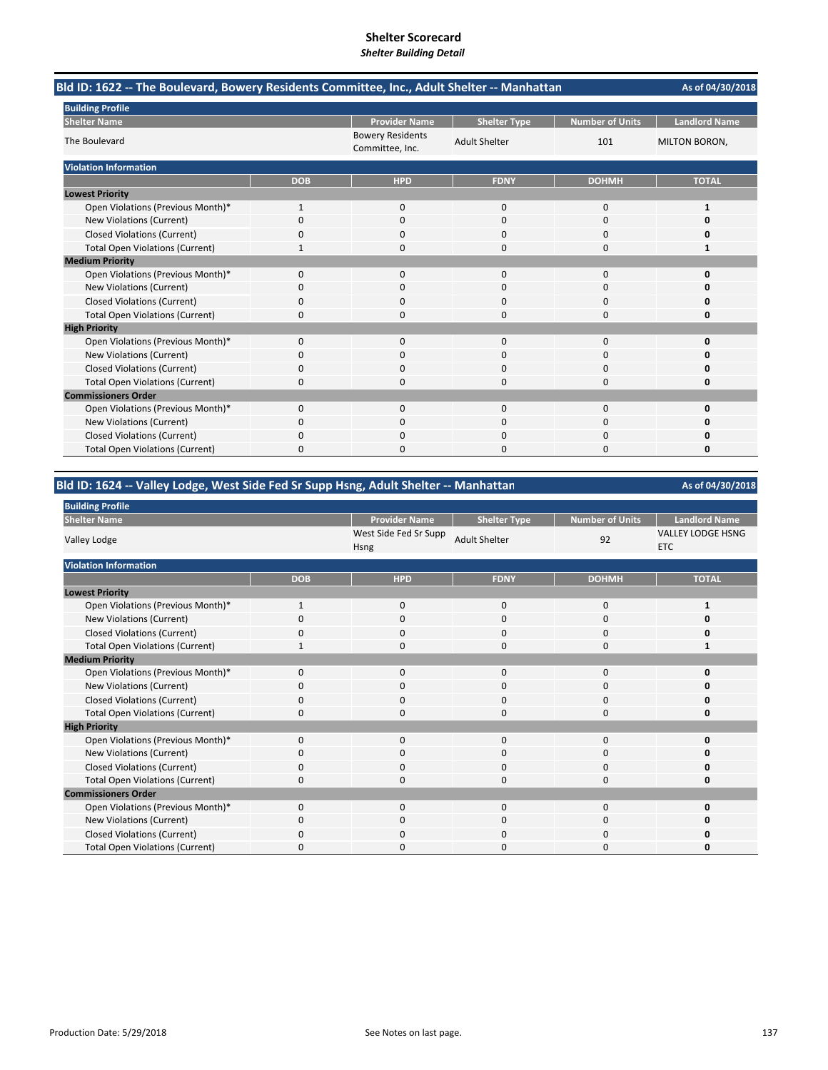# Shelter Scorecard
*Shelter Building Detail*

## Bld ID: 1622 -- The Boulevard, Bowery Residents Committee, Inc., Adult Shelter -- Manhattan

As of 04/30/2018

**Building Profile**

| Shelter Name | Provider Name | Shelter Type | Number of Units | Landlord Name |
|---|---|---|---|---|
| The Boulevard | Bowery Residents Committee, Inc. | Adult Shelter | 101 | MILTON BORON, |

**Violation Information**

| | DOB | HPD | FDNY | DOHMH | TOTAL |
|---|---|---|---|---|---|
| **Lowest Priority** | | | | | |
| Open Violations (Previous Month)* | 1 | 0 | 0 | 0 | **1** |
| New Violations (Current) | 0 | 0 | 0 | 0 | **0** |
| Closed Violations (Current) | 0 | 0 | 0 | 0 | **0** |
| Total Open Violations (Current) | 1 | 0 | 0 | 0 | **1** |
| **Medium Priority** | | | | | |
| Open Violations (Previous Month)* | 0 | 0 | 0 | 0 | **0** |
| New Violations (Current) | 0 | 0 | 0 | 0 | **0** |
| Closed Violations (Current) | 0 | 0 | 0 | 0 | **0** |
| Total Open Violations (Current) | 0 | 0 | 0 | 0 | **0** |
| **High Priority** | | | | | |
| Open Violations (Previous Month)* | 0 | 0 | 0 | 0 | **0** |
| New Violations (Current) | 0 | 0 | 0 | 0 | **0** |
| Closed Violations (Current) | 0 | 0 | 0 | 0 | **0** |
| Total Open Violations (Current) | 0 | 0 | 0 | 0 | **0** |
| **Commissioners Order** | | | | | |
| Open Violations (Previous Month)* | 0 | 0 | 0 | 0 | **0** |
| New Violations (Current) | 0 | 0 | 0 | 0 | **0** |
| Closed Violations (Current) | 0 | 0 | 0 | 0 | **0** |
| Total Open Violations (Current) | 0 | 0 | 0 | 0 | **0** |

## Bld ID: 1624 -- Valley Lodge, West Side Fed Sr Supp Hsng, Adult Shelter -- Manhattan

As of 04/30/2018

**Building Profile**

| Shelter Name | Provider Name | Shelter Type | Number of Units | Landlord Name |
|---|---|---|---|---|
| Valley Lodge | West Side Fed Sr Supp Hsng | Adult Shelter | 92 | VALLEY LODGE HSNG ETC |

**Violation Information**

| | DOB | HPD | FDNY | DOHMH | TOTAL |
|---|---|---|---|---|---|
| **Lowest Priority** | | | | | |
| Open Violations (Previous Month)* | 1 | 0 | 0 | 0 | **1** |
| New Violations (Current) | 0 | 0 | 0 | 0 | **0** |
| Closed Violations (Current) | 0 | 0 | 0 | 0 | **0** |
| Total Open Violations (Current) | 1 | 0 | 0 | 0 | **1** |
| **Medium Priority** | | | | | |
| Open Violations (Previous Month)* | 0 | 0 | 0 | 0 | **0** |
| New Violations (Current) | 0 | 0 | 0 | 0 | **0** |
| Closed Violations (Current) | 0 | 0 | 0 | 0 | **0** |
| Total Open Violations (Current) | 0 | 0 | 0 | 0 | **0** |
| **High Priority** | | | | | |
| Open Violations (Previous Month)* | 0 | 0 | 0 | 0 | **0** |
| New Violations (Current) | 0 | 0 | 0 | 0 | **0** |
| Closed Violations (Current) | 0 | 0 | 0 | 0 | **0** |
| Total Open Violations (Current) | 0 | 0 | 0 | 0 | **0** |
| **Commissioners Order** | | | | | |
| Open Violations (Previous Month)* | 0 | 0 | 0 | 0 | **0** |
| New Violations (Current) | 0 | 0 | 0 | 0 | **0** |
| Closed Violations (Current) | 0 | 0 | 0 | 0 | **0** |
| Total Open Violations (Current) | 0 | 0 | 0 | 0 | **0** |

Production Date: 5/29/2018

See Notes on last page.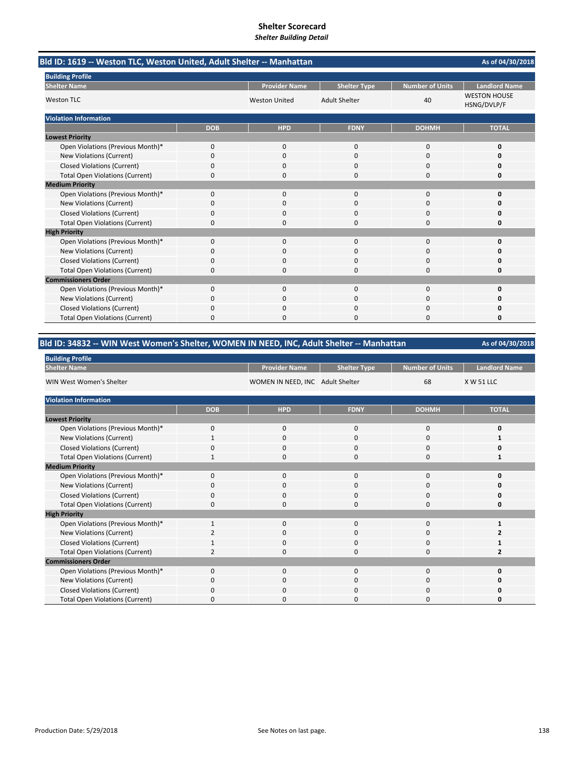# Shelter Scorecard

***Shelter Building Detail***

## Bld ID: 1619 -- Weston TLC, Weston United, Adult Shelter -- Manhattan

As of 04/30/2018

**Building Profile**

| Shelter Name | Provider Name | Shelter Type | Number of Units | Landlord Name |
|---|---|---|---|---|
| Weston TLC | Weston United | Adult Shelter | 40 | WESTON HOUSE HSNG/DVLP/F |

**Violation Information**

| | DOB | HPD | FDNY | DOHMH | TOTAL |
|---|---|---|---|---|---|
| **Lowest Priority** | | | | | |
| Open Violations (Previous Month)* | 0 | 0 | 0 | 0 | **0** |
| New Violations (Current) | 0 | 0 | 0 | 0 | **0** |
| Closed Violations (Current) | 0 | 0 | 0 | 0 | **0** |
| Total Open Violations (Current) | 0 | 0 | 0 | 0 | **0** |
| **Medium Priority** | | | | | |
| Open Violations (Previous Month)* | 0 | 0 | 0 | 0 | **0** |
| New Violations (Current) | 0 | 0 | 0 | 0 | **0** |
| Closed Violations (Current) | 0 | 0 | 0 | 0 | **0** |
| Total Open Violations (Current) | 0 | 0 | 0 | 0 | **0** |
| **High Priority** | | | | | |
| Open Violations (Previous Month)* | 0 | 0 | 0 | 0 | **0** |
| New Violations (Current) | 0 | 0 | 0 | 0 | **0** |
| Closed Violations (Current) | 0 | 0 | 0 | 0 | **0** |
| Total Open Violations (Current) | 0 | 0 | 0 | 0 | **0** |
| **Commissioners Order** | | | | | |
| Open Violations (Previous Month)* | 0 | 0 | 0 | 0 | **0** |
| New Violations (Current) | 0 | 0 | 0 | 0 | **0** |
| Closed Violations (Current) | 0 | 0 | 0 | 0 | **0** |
| Total Open Violations (Current) | 0 | 0 | 0 | 0 | **0** |

## Bld ID: 34832 -- WIN West Women's Shelter, WOMEN IN NEED, INC, Adult Shelter -- Manhattan

As of 04/30/2018

**Building Profile**

| Shelter Name | Provider Name | Shelter Type | Number of Units | Landlord Name |
|---|---|---|---|---|
| WIN West Women's Shelter | WOMEN IN NEED, INC | Adult Shelter | 68 | X W 51 LLC |

**Violation Information**

| | DOB | HPD | FDNY | DOHMH | TOTAL |
|---|---|---|---|---|---|
| **Lowest Priority** | | | | | |
| Open Violations (Previous Month)* | 0 | 0 | 0 | 0 | **0** |
| New Violations (Current) | 1 | 0 | 0 | 0 | **1** |
| Closed Violations (Current) | 0 | 0 | 0 | 0 | **0** |
| Total Open Violations (Current) | 1 | 0 | 0 | 0 | **1** |
| **Medium Priority** | | | | | |
| Open Violations (Previous Month)* | 0 | 0 | 0 | 0 | **0** |
| New Violations (Current) | 0 | 0 | 0 | 0 | **0** |
| Closed Violations (Current) | 0 | 0 | 0 | 0 | **0** |
| Total Open Violations (Current) | 0 | 0 | 0 | 0 | **0** |
| **High Priority** | | | | | |
| Open Violations (Previous Month)* | 1 | 0 | 0 | 0 | **1** |
| New Violations (Current) | 2 | 0 | 0 | 0 | **2** |
| Closed Violations (Current) | 1 | 0 | 0 | 0 | **1** |
| Total Open Violations (Current) | 2 | 0 | 0 | 0 | **2** |
| **Commissioners Order** | | | | | |
| Open Violations (Previous Month)* | 0 | 0 | 0 | 0 | **0** |
| New Violations (Current) | 0 | 0 | 0 | 0 | **0** |
| Closed Violations (Current) | 0 | 0 | 0 | 0 | **0** |
| Total Open Violations (Current) | 0 | 0 | 0 | 0 | **0** |

Production Date: 5/29/2018

See Notes on last page.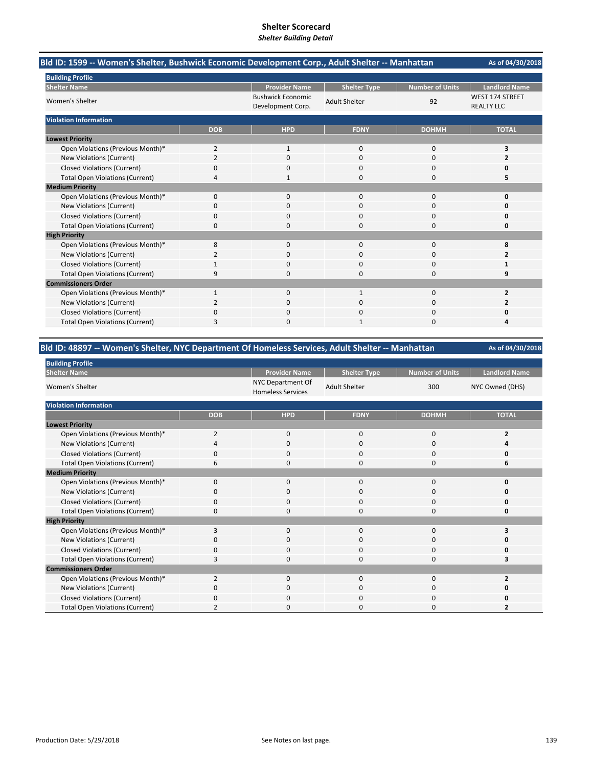# Shelter Scorecard

*Shelter Building Detail*

## Bld ID: 1599 -- Women's Shelter, Bushwick Economic Development Corp., Adult Shelter -- Manhattan

As of 04/30/2018

**Building Profile**

| Shelter Name | Provider Name | Shelter Type | Number of Units | Landlord Name |
|---|---|---|---|---|
| Women's Shelter | Bushwick Economic Development Corp. | Adult Shelter | 92 | WEST 174 STREET REALTY LLC |

**Violation Information**

| | DOB | HPD | FDNY | DOHMH | TOTAL |
|---|---|---|---|---|---|
| **Lowest Priority** | | | | | |
| Open Violations (Previous Month)* | 2 | 1 | 0 | 0 | **3** |
| New Violations (Current) | 2 | 0 | 0 | 0 | **2** |
| Closed Violations (Current) | 0 | 0 | 0 | 0 | **0** |
| Total Open Violations (Current) | 4 | 1 | 0 | 0 | **5** |
| **Medium Priority** | | | | | |
| Open Violations (Previous Month)* | 0 | 0 | 0 | 0 | **0** |
| New Violations (Current) | 0 | 0 | 0 | 0 | **0** |
| Closed Violations (Current) | 0 | 0 | 0 | 0 | **0** |
| Total Open Violations (Current) | 0 | 0 | 0 | 0 | **0** |
| **High Priority** | | | | | |
| Open Violations (Previous Month)* | 8 | 0 | 0 | 0 | **8** |
| New Violations (Current) | 2 | 0 | 0 | 0 | **2** |
| Closed Violations (Current) | 1 | 0 | 0 | 0 | **1** |
| Total Open Violations (Current) | 9 | 0 | 0 | 0 | **9** |
| **Commissioners Order** | | | | | |
| Open Violations (Previous Month)* | 1 | 0 | 1 | 0 | **2** |
| New Violations (Current) | 2 | 0 | 0 | 0 | **2** |
| Closed Violations (Current) | 0 | 0 | 0 | 0 | **0** |
| Total Open Violations (Current) | 3 | 0 | 1 | 0 | **4** |

## Bld ID: 48897 -- Women's Shelter, NYC Department Of Homeless Services, Adult Shelter -- Manhattan

As of 04/30/2018

**Building Profile**

| Shelter Name | Provider Name | Shelter Type | Number of Units | Landlord Name |
|---|---|---|---|---|
| Women's Shelter | NYC Department Of Homeless Services | Adult Shelter | 300 | NYC Owned (DHS) |

**Violation Information**

| | DOB | HPD | FDNY | DOHMH | TOTAL |
|---|---|---|---|---|---|
| **Lowest Priority** | | | | | |
| Open Violations (Previous Month)* | 2 | 0 | 0 | 0 | **2** |
| New Violations (Current) | 4 | 0 | 0 | 0 | **4** |
| Closed Violations (Current) | 0 | 0 | 0 | 0 | **0** |
| Total Open Violations (Current) | 6 | 0 | 0 | 0 | **6** |
| **Medium Priority** | | | | | |
| Open Violations (Previous Month)* | 0 | 0 | 0 | 0 | **0** |
| New Violations (Current) | 0 | 0 | 0 | 0 | **0** |
| Closed Violations (Current) | 0 | 0 | 0 | 0 | **0** |
| Total Open Violations (Current) | 0 | 0 | 0 | 0 | **0** |
| **High Priority** | | | | | |
| Open Violations (Previous Month)* | 3 | 0 | 0 | 0 | **3** |
| New Violations (Current) | 0 | 0 | 0 | 0 | **0** |
| Closed Violations (Current) | 0 | 0 | 0 | 0 | **0** |
| Total Open Violations (Current) | 3 | 0 | 0 | 0 | **3** |
| **Commissioners Order** | | | | | |
| Open Violations (Previous Month)* | 2 | 0 | 0 | 0 | **2** |
| New Violations (Current) | 0 | 0 | 0 | 0 | **0** |
| Closed Violations (Current) | 0 | 0 | 0 | 0 | **0** |
| Total Open Violations (Current) | 2 | 0 | 0 | 0 | **2** |

Production Date: 5/29/2018

See Notes on last page.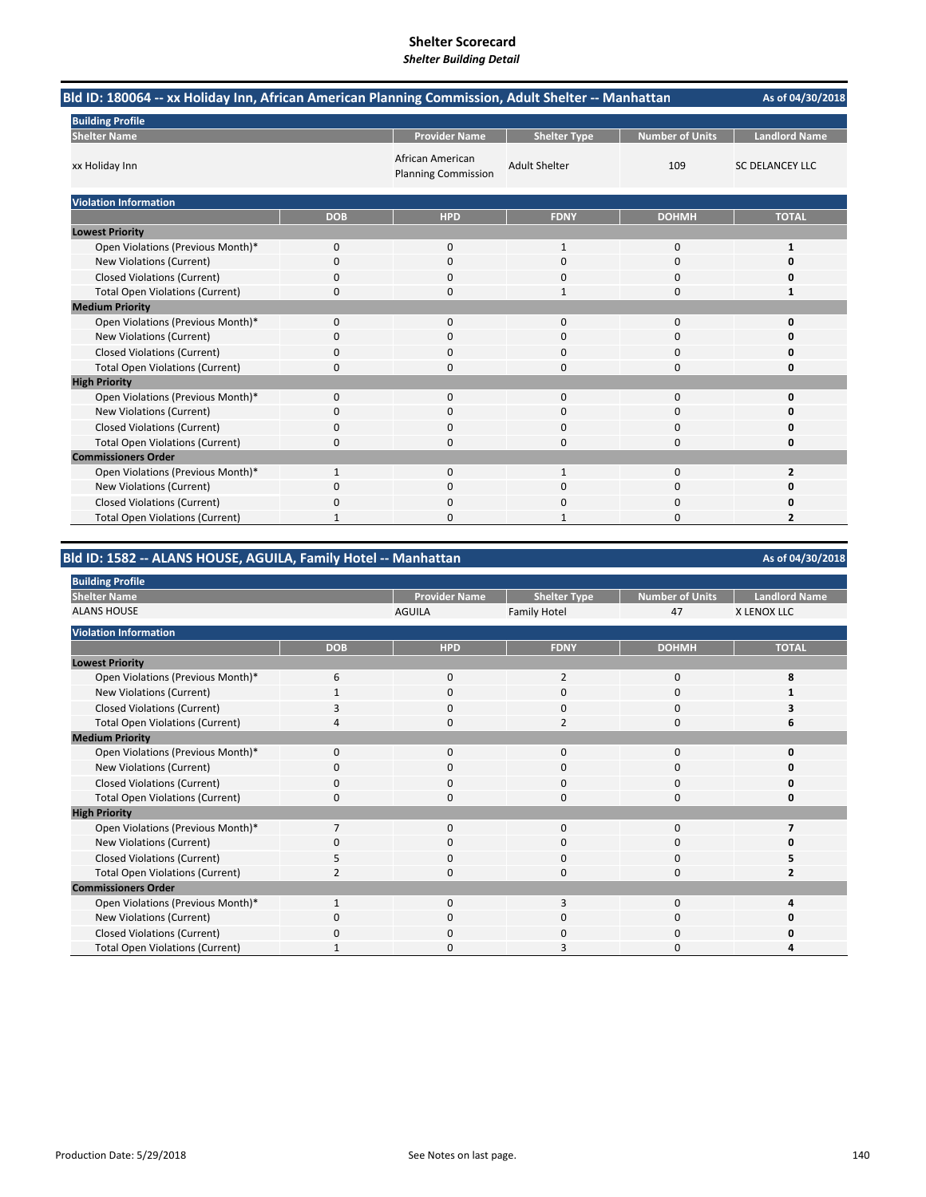# Shelter Scorecard

*Shelter Building Detail*

## Bld ID: 180064 -- xx Holiday Inn, African American Planning Commission, Adult Shelter -- Manhattan

As of 04/30/2018

**Building Profile**

| Shelter Name | Provider Name | Shelter Type | Number of Units | Landlord Name |
|---|---|---|---|---|
| xx Holiday Inn | African American Planning Commission | Adult Shelter | 109 | SC DELANCEY LLC |

**Violation Information**

| | DOB | HPD | FDNY | DOHMH | TOTAL |
|---|---|---|---|---|---|
| **Lowest Priority** | | | | | |
| Open Violations (Previous Month)* | 0 | 0 | 1 | 0 | **1** |
| New Violations (Current) | 0 | 0 | 0 | 0 | **0** |
| Closed Violations (Current) | 0 | 0 | 0 | 0 | **0** |
| Total Open Violations (Current) | 0 | 0 | 1 | 0 | **1** |
| **Medium Priority** | | | | | |
| Open Violations (Previous Month)* | 0 | 0 | 0 | 0 | **0** |
| New Violations (Current) | 0 | 0 | 0 | 0 | **0** |
| Closed Violations (Current) | 0 | 0 | 0 | 0 | **0** |
| Total Open Violations (Current) | 0 | 0 | 0 | 0 | **0** |
| **High Priority** | | | | | |
| Open Violations (Previous Month)* | 0 | 0 | 0 | 0 | **0** |
| New Violations (Current) | 0 | 0 | 0 | 0 | **0** |
| Closed Violations (Current) | 0 | 0 | 0 | 0 | **0** |
| Total Open Violations (Current) | 0 | 0 | 0 | 0 | **0** |
| **Commissioners Order** | | | | | |
| Open Violations (Previous Month)* | 1 | 0 | 1 | 0 | **2** |
| New Violations (Current) | 0 | 0 | 0 | 0 | **0** |
| Closed Violations (Current) | 0 | 0 | 0 | 0 | **0** |
| Total Open Violations (Current) | 1 | 0 | 1 | 0 | **2** |

## Bld ID: 1582 -- ALANS HOUSE, AGUILA, Family Hotel -- Manhattan

As of 04/30/2018

**Building Profile**

| Shelter Name | Provider Name | Shelter Type | Number of Units | Landlord Name |
|---|---|---|---|---|
| ALANS HOUSE | AGUILA | Family Hotel | 47 | X LENOX LLC |

**Violation Information**

| | DOB | HPD | FDNY | DOHMH | TOTAL |
|---|---|---|---|---|---|
| **Lowest Priority** | | | | | |
| Open Violations (Previous Month)* | 6 | 0 | 2 | 0 | **8** |
| New Violations (Current) | 1 | 0 | 0 | 0 | **1** |
| Closed Violations (Current) | 3 | 0 | 0 | 0 | **3** |
| Total Open Violations (Current) | 4 | 0 | 2 | 0 | **6** |
| **Medium Priority** | | | | | |
| Open Violations (Previous Month)* | 0 | 0 | 0 | 0 | **0** |
| New Violations (Current) | 0 | 0 | 0 | 0 | **0** |
| Closed Violations (Current) | 0 | 0 | 0 | 0 | **0** |
| Total Open Violations (Current) | 0 | 0 | 0 | 0 | **0** |
| **High Priority** | | | | | |
| Open Violations (Previous Month)* | 7 | 0 | 0 | 0 | **7** |
| New Violations (Current) | 0 | 0 | 0 | 0 | **0** |
| Closed Violations (Current) | 5 | 0 | 0 | 0 | **5** |
| Total Open Violations (Current) | 2 | 0 | 0 | 0 | **2** |
| **Commissioners Order** | | | | | |
| Open Violations (Previous Month)* | 1 | 0 | 3 | 0 | **4** |
| New Violations (Current) | 0 | 0 | 0 | 0 | **0** |
| Closed Violations (Current) | 0 | 0 | 0 | 0 | **0** |
| Total Open Violations (Current) | 1 | 0 | 3 | 0 | **4** |

Production Date: 5/29/2018

See Notes on last page.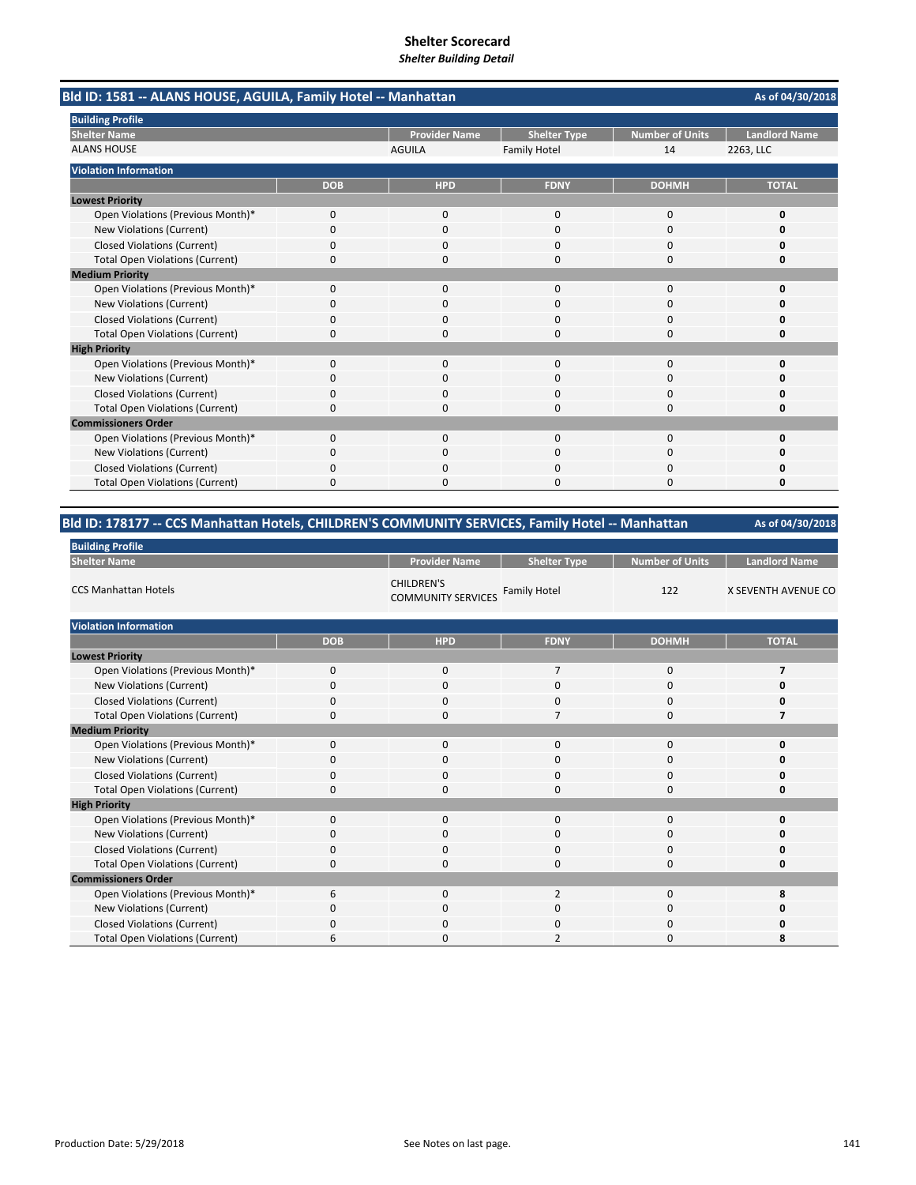# Shelter Scorecard
*Shelter Building Detail*

## Bld ID: 1581 -- ALANS HOUSE, AGUILA, Family Hotel -- Manhattan

As of 04/30/2018

**Building Profile**

| Shelter Name | Provider Name | Shelter Type | Number of Units | Landlord Name |
|---|---|---|---|---|
| ALANS HOUSE | AGUILA | Family Hotel | 14 | 2263, LLC |

**Violation Information**

| | DOB | HPD | FDNY | DOHMH | TOTAL |
|---|---|---|---|---|---|
| **Lowest Priority** | | | | | |
| Open Violations (Previous Month)* | 0 | 0 | 0 | 0 | **0** |
| New Violations (Current) | 0 | 0 | 0 | 0 | **0** |
| Closed Violations (Current) | 0 | 0 | 0 | 0 | **0** |
| Total Open Violations (Current) | 0 | 0 | 0 | 0 | **0** |
| **Medium Priority** | | | | | |
| Open Violations (Previous Month)* | 0 | 0 | 0 | 0 | **0** |
| New Violations (Current) | 0 | 0 | 0 | 0 | **0** |
| Closed Violations (Current) | 0 | 0 | 0 | 0 | **0** |
| Total Open Violations (Current) | 0 | 0 | 0 | 0 | **0** |
| **High Priority** | | | | | |
| Open Violations (Previous Month)* | 0 | 0 | 0 | 0 | **0** |
| New Violations (Current) | 0 | 0 | 0 | 0 | **0** |
| Closed Violations (Current) | 0 | 0 | 0 | 0 | **0** |
| Total Open Violations (Current) | 0 | 0 | 0 | 0 | **0** |
| **Commissioners Order** | | | | | |
| Open Violations (Previous Month)* | 0 | 0 | 0 | 0 | **0** |
| New Violations (Current) | 0 | 0 | 0 | 0 | **0** |
| Closed Violations (Current) | 0 | 0 | 0 | 0 | **0** |
| Total Open Violations (Current) | 0 | 0 | 0 | 0 | **0** |

## Bld ID: 178177 -- CCS Manhattan Hotels, CHILDREN'S COMMUNITY SERVICES, Family Hotel -- Manhattan

As of 04/30/2018

**Building Profile**

| Shelter Name | Provider Name | Shelter Type | Number of Units | Landlord Name |
|---|---|---|---|---|
| CCS Manhattan Hotels | CHILDREN'S COMMUNITY SERVICES | Family Hotel | 122 | X SEVENTH AVENUE CO |

**Violation Information**

| | DOB | HPD | FDNY | DOHMH | TOTAL |
|---|---|---|---|---|---|
| **Lowest Priority** | | | | | |
| Open Violations (Previous Month)* | 0 | 0 | 7 | 0 | **7** |
| New Violations (Current) | 0 | 0 | 0 | 0 | **0** |
| Closed Violations (Current) | 0 | 0 | 0 | 0 | **0** |
| Total Open Violations (Current) | 0 | 0 | 7 | 0 | **7** |
| **Medium Priority** | | | | | |
| Open Violations (Previous Month)* | 0 | 0 | 0 | 0 | **0** |
| New Violations (Current) | 0 | 0 | 0 | 0 | **0** |
| Closed Violations (Current) | 0 | 0 | 0 | 0 | **0** |
| Total Open Violations (Current) | 0 | 0 | 0 | 0 | **0** |
| **High Priority** | | | | | |
| Open Violations (Previous Month)* | 0 | 0 | 0 | 0 | **0** |
| New Violations (Current) | 0 | 0 | 0 | 0 | **0** |
| Closed Violations (Current) | 0 | 0 | 0 | 0 | **0** |
| Total Open Violations (Current) | 0 | 0 | 0 | 0 | **0** |
| **Commissioners Order** | | | | | |
| Open Violations (Previous Month)* | 6 | 0 | 2 | 0 | **8** |
| New Violations (Current) | 0 | 0 | 0 | 0 | **0** |
| Closed Violations (Current) | 0 | 0 | 0 | 0 | **0** |
| Total Open Violations (Current) | 6 | 0 | 2 | 0 | **8** |

Production Date: 5/29/2018

See Notes on last page.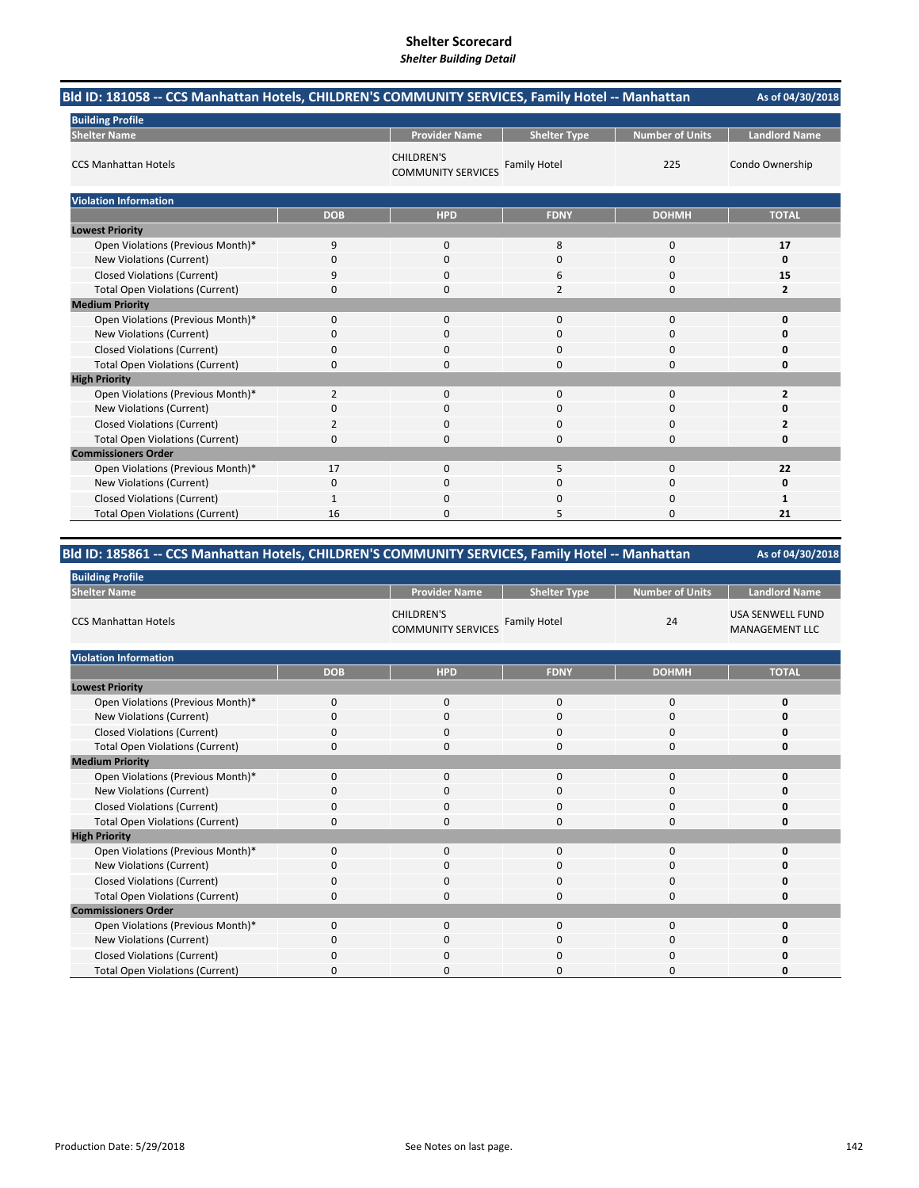# Shelter Scorecard
*Shelter Building Detail*

## Bld ID: 181058 -- CCS Manhattan Hotels, CHILDREN'S COMMUNITY SERVICES, Family Hotel -- Manhattan

As of 04/30/2018

**Building Profile**

| Shelter Name | Provider Name | Shelter Type | Number of Units | Landlord Name |
|---|---|---|---|---|
| CCS Manhattan Hotels | CHILDREN'S COMMUNITY SERVICES | Family Hotel | 225 | Condo Ownership |

**Violation Information**

| | DOB | HPD | FDNY | DOHMH | TOTAL |
|---|---|---|---|---|---|
| **Lowest Priority** | | | | | |
| Open Violations (Previous Month)* | 9 | 0 | 8 | 0 | **17** |
| New Violations (Current) | 0 | 0 | 0 | 0 | **0** |
| Closed Violations (Current) | 9 | 0 | 6 | 0 | **15** |
| Total Open Violations (Current) | 0 | 0 | 2 | 0 | **2** |
| **Medium Priority** | | | | | |
| Open Violations (Previous Month)* | 0 | 0 | 0 | 0 | **0** |
| New Violations (Current) | 0 | 0 | 0 | 0 | **0** |
| Closed Violations (Current) | 0 | 0 | 0 | 0 | **0** |
| Total Open Violations (Current) | 0 | 0 | 0 | 0 | **0** |
| **High Priority** | | | | | |
| Open Violations (Previous Month)* | 2 | 0 | 0 | 0 | **2** |
| New Violations (Current) | 0 | 0 | 0 | 0 | **0** |
| Closed Violations (Current) | 2 | 0 | 0 | 0 | **2** |
| Total Open Violations (Current) | 0 | 0 | 0 | 0 | **0** |
| **Commissioners Order** | | | | | |
| Open Violations (Previous Month)* | 17 | 0 | 5 | 0 | **22** |
| New Violations (Current) | 0 | 0 | 0 | 0 | **0** |
| Closed Violations (Current) | 1 | 0 | 0 | 0 | **1** |
| Total Open Violations (Current) | 16 | 0 | 5 | 0 | **21** |

## Bld ID: 185861 -- CCS Manhattan Hotels, CHILDREN'S COMMUNITY SERVICES, Family Hotel -- Manhattan

As of 04/30/2018

**Building Profile**

| Shelter Name | Provider Name | Shelter Type | Number of Units | Landlord Name |
|---|---|---|---|---|
| CCS Manhattan Hotels | CHILDREN'S COMMUNITY SERVICES | Family Hotel | 24 | USA SENWELL FUND MANAGEMENT LLC |

**Violation Information**

| | DOB | HPD | FDNY | DOHMH | TOTAL |
|---|---|---|---|---|---|
| **Lowest Priority** | | | | | |
| Open Violations (Previous Month)* | 0 | 0 | 0 | 0 | **0** |
| New Violations (Current) | 0 | 0 | 0 | 0 | **0** |
| Closed Violations (Current) | 0 | 0 | 0 | 0 | **0** |
| Total Open Violations (Current) | 0 | 0 | 0 | 0 | **0** |
| **Medium Priority** | | | | | |
| Open Violations (Previous Month)* | 0 | 0 | 0 | 0 | **0** |
| New Violations (Current) | 0 | 0 | 0 | 0 | **0** |
| Closed Violations (Current) | 0 | 0 | 0 | 0 | **0** |
| Total Open Violations (Current) | 0 | 0 | 0 | 0 | **0** |
| **High Priority** | | | | | |
| Open Violations (Previous Month)* | 0 | 0 | 0 | 0 | **0** |
| New Violations (Current) | 0 | 0 | 0 | 0 | **0** |
| Closed Violations (Current) | 0 | 0 | 0 | 0 | **0** |
| Total Open Violations (Current) | 0 | 0 | 0 | 0 | **0** |
| **Commissioners Order** | | | | | |
| Open Violations (Previous Month)* | 0 | 0 | 0 | 0 | **0** |
| New Violations (Current) | 0 | 0 | 0 | 0 | **0** |
| Closed Violations (Current) | 0 | 0 | 0 | 0 | **0** |
| Total Open Violations (Current) | 0 | 0 | 0 | 0 | **0** |

Production Date: 5/29/2018

See Notes on last page.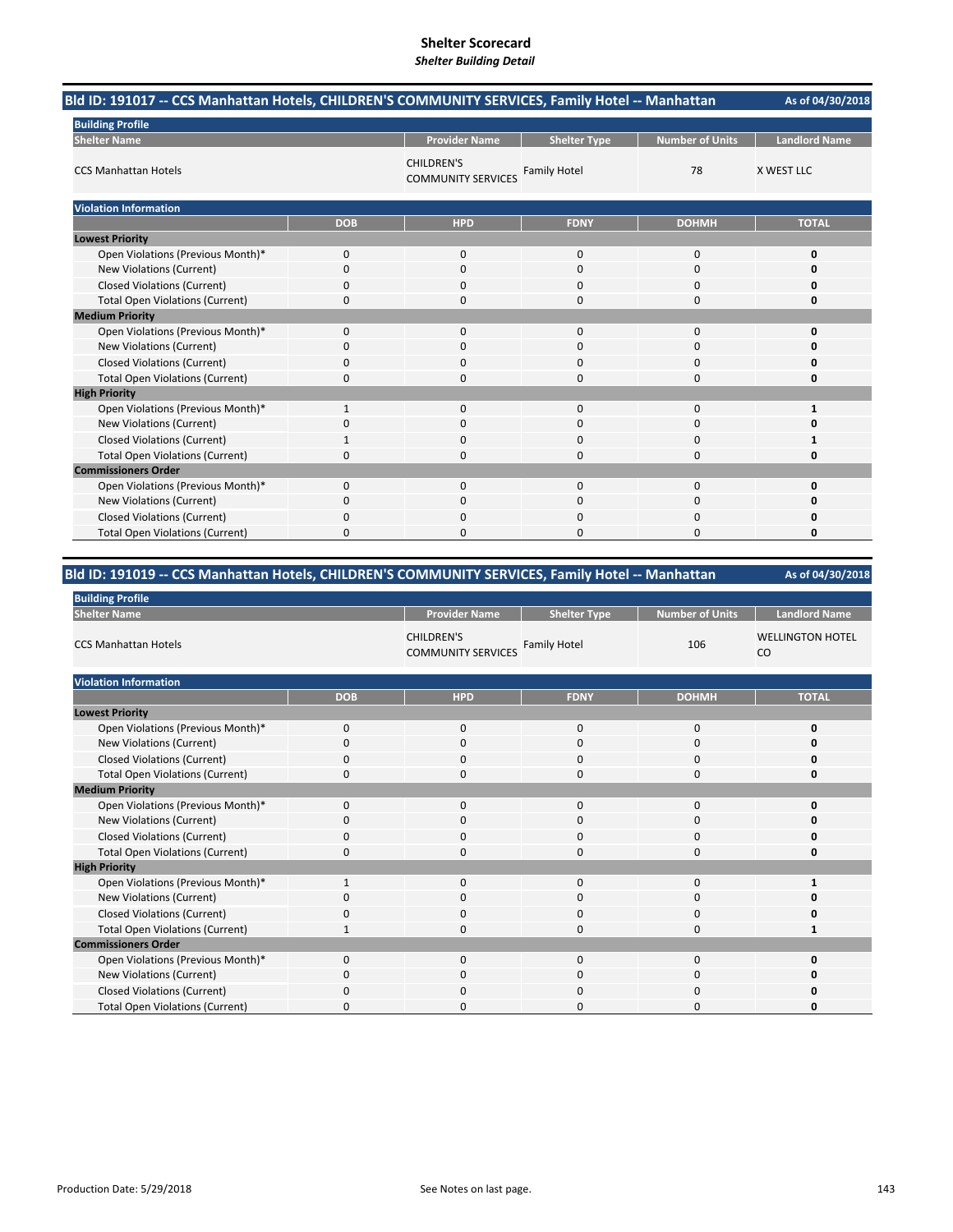# Shelter Scorecard
*Shelter Building Detail*

## Bld ID: 191017 -- CCS Manhattan Hotels, CHILDREN'S COMMUNITY SERVICES, Family Hotel -- Manhattan

As of 04/30/2018

**Building Profile**

| Shelter Name | Provider Name | Shelter Type | Number of Units | Landlord Name |
|---|---|---|---|---|
| CCS Manhattan Hotels | CHILDREN'S COMMUNITY SERVICES | Family Hotel | 78 | X WEST LLC |

**Violation Information**

| | DOB | HPD | FDNY | DOHMH | TOTAL |
|---|---|---|---|---|---|
| **Lowest Priority** | | | | | |
| Open Violations (Previous Month)* | 0 | 0 | 0 | 0 | **0** |
| New Violations (Current) | 0 | 0 | 0 | 0 | **0** |
| Closed Violations (Current) | 0 | 0 | 0 | 0 | **0** |
| Total Open Violations (Current) | 0 | 0 | 0 | 0 | **0** |
| **Medium Priority** | | | | | |
| Open Violations (Previous Month)* | 0 | 0 | 0 | 0 | **0** |
| New Violations (Current) | 0 | 0 | 0 | 0 | **0** |
| Closed Violations (Current) | 0 | 0 | 0 | 0 | **0** |
| Total Open Violations (Current) | 0 | 0 | 0 | 0 | **0** |
| **High Priority** | | | | | |
| Open Violations (Previous Month)* | 1 | 0 | 0 | 0 | **1** |
| New Violations (Current) | 0 | 0 | 0 | 0 | **0** |
| Closed Violations (Current) | 1 | 0 | 0 | 0 | **1** |
| Total Open Violations (Current) | 0 | 0 | 0 | 0 | **0** |
| **Commissioners Order** | | | | | |
| Open Violations (Previous Month)* | 0 | 0 | 0 | 0 | **0** |
| New Violations (Current) | 0 | 0 | 0 | 0 | **0** |
| Closed Violations (Current) | 0 | 0 | 0 | 0 | **0** |
| Total Open Violations (Current) | 0 | 0 | 0 | 0 | **0** |

## Bld ID: 191019 -- CCS Manhattan Hotels, CHILDREN'S COMMUNITY SERVICES, Family Hotel -- Manhattan

As of 04/30/2018

**Building Profile**

| Shelter Name | Provider Name | Shelter Type | Number of Units | Landlord Name |
|---|---|---|---|---|
| CCS Manhattan Hotels | CHILDREN'S COMMUNITY SERVICES | Family Hotel | 106 | WELLINGTON HOTEL CO |

**Violation Information**

| | DOB | HPD | FDNY | DOHMH | TOTAL |
|---|---|---|---|---|---|
| **Lowest Priority** | | | | | |
| Open Violations (Previous Month)* | 0 | 0 | 0 | 0 | **0** |
| New Violations (Current) | 0 | 0 | 0 | 0 | **0** |
| Closed Violations (Current) | 0 | 0 | 0 | 0 | **0** |
| Total Open Violations (Current) | 0 | 0 | 0 | 0 | **0** |
| **Medium Priority** | | | | | |
| Open Violations (Previous Month)* | 0 | 0 | 0 | 0 | **0** |
| New Violations (Current) | 0 | 0 | 0 | 0 | **0** |
| Closed Violations (Current) | 0 | 0 | 0 | 0 | **0** |
| Total Open Violations (Current) | 0 | 0 | 0 | 0 | **0** |
| **High Priority** | | | | | |
| Open Violations (Previous Month)* | 1 | 0 | 0 | 0 | **1** |
| New Violations (Current) | 0 | 0 | 0 | 0 | **0** |
| Closed Violations (Current) | 0 | 0 | 0 | 0 | **0** |
| Total Open Violations (Current) | 1 | 0 | 0 | 0 | **1** |
| **Commissioners Order** | | | | | |
| Open Violations (Previous Month)* | 0 | 0 | 0 | 0 | **0** |
| New Violations (Current) | 0 | 0 | 0 | 0 | **0** |
| Closed Violations (Current) | 0 | 0 | 0 | 0 | **0** |
| Total Open Violations (Current) | 0 | 0 | 0 | 0 | **0** |

Production Date: 5/29/2018

See Notes on last page.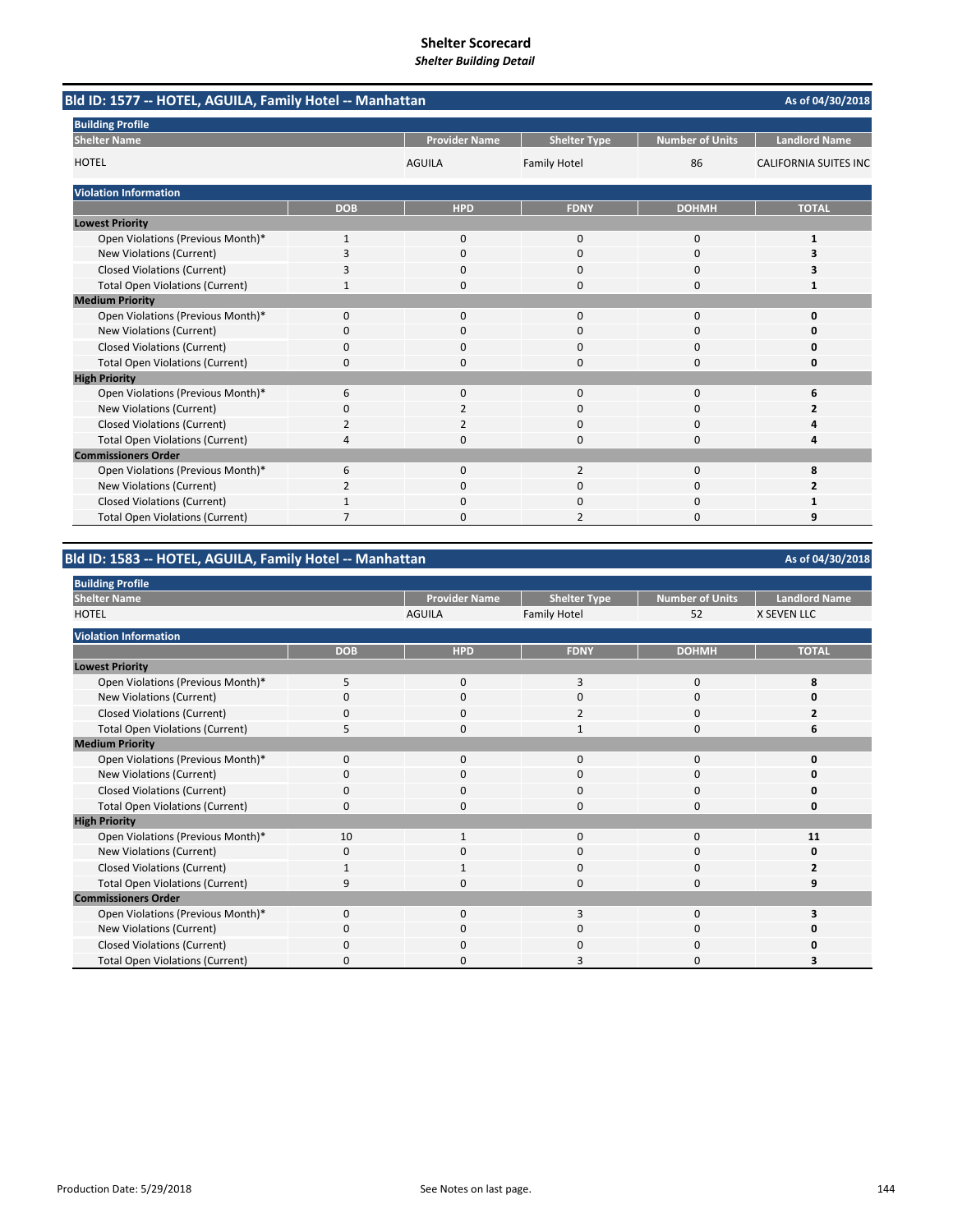# Shelter Scorecard

***Shelter Building Detail***

## Bld ID: 1577 -- HOTEL, AGUILA, Family Hotel -- Manhattan

As of 04/30/2018

**Building Profile**

| Shelter Name | Provider Name | Shelter Type | Number of Units | Landlord Name |
|---|---|---|---|---|
| HOTEL | AGUILA | Family Hotel | 86 | CALIFORNIA SUITES INC |

**Violation Information**

| | DOB | HPD | FDNY | DOHMH | TOTAL |
|---|---|---|---|---|---|
| **Lowest Priority** | | | | | |
| Open Violations (Previous Month)* | 1 | 0 | 0 | 0 | **1** |
| New Violations (Current) | 3 | 0 | 0 | 0 | **3** |
| Closed Violations (Current) | 3 | 0 | 0 | 0 | **3** |
| Total Open Violations (Current) | 1 | 0 | 0 | 0 | **1** |
| **Medium Priority** | | | | | |
| Open Violations (Previous Month)* | 0 | 0 | 0 | 0 | **0** |
| New Violations (Current) | 0 | 0 | 0 | 0 | **0** |
| Closed Violations (Current) | 0 | 0 | 0 | 0 | **0** |
| Total Open Violations (Current) | 0 | 0 | 0 | 0 | **0** |
| **High Priority** | | | | | |
| Open Violations (Previous Month)* | 6 | 0 | 0 | 0 | **6** |
| New Violations (Current) | 0 | 2 | 0 | 0 | **2** |
| Closed Violations (Current) | 2 | 2 | 0 | 0 | **4** |
| Total Open Violations (Current) | 4 | 0 | 0 | 0 | **4** |
| **Commissioners Order** | | | | | |
| Open Violations (Previous Month)* | 6 | 0 | 2 | 0 | **8** |
| New Violations (Current) | 2 | 0 | 0 | 0 | **2** |
| Closed Violations (Current) | 1 | 0 | 0 | 0 | **1** |
| Total Open Violations (Current) | 7 | 0 | 2 | 0 | **9** |

## Bld ID: 1583 -- HOTEL, AGUILA, Family Hotel -- Manhattan

As of 04/30/2018

**Building Profile**

| Shelter Name | Provider Name | Shelter Type | Number of Units | Landlord Name |
|---|---|---|---|---|
| HOTEL | AGUILA | Family Hotel | 52 | X SEVEN LLC |

**Violation Information**

| | DOB | HPD | FDNY | DOHMH | TOTAL |
|---|---|---|---|---|---|
| **Lowest Priority** | | | | | |
| Open Violations (Previous Month)* | 5 | 0 | 3 | 0 | **8** |
| New Violations (Current) | 0 | 0 | 0 | 0 | **0** |
| Closed Violations (Current) | 0 | 0 | 2 | 0 | **2** |
| Total Open Violations (Current) | 5 | 0 | 1 | 0 | **6** |
| **Medium Priority** | | | | | |
| Open Violations (Previous Month)* | 0 | 0 | 0 | 0 | **0** |
| New Violations (Current) | 0 | 0 | 0 | 0 | **0** |
| Closed Violations (Current) | 0 | 0 | 0 | 0 | **0** |
| Total Open Violations (Current) | 0 | 0 | 0 | 0 | **0** |
| **High Priority** | | | | | |
| Open Violations (Previous Month)* | 10 | 1 | 0 | 0 | **11** |
| New Violations (Current) | 0 | 0 | 0 | 0 | **0** |
| Closed Violations (Current) | 1 | 1 | 0 | 0 | **2** |
| Total Open Violations (Current) | 9 | 0 | 0 | 0 | **9** |
| **Commissioners Order** | | | | | |
| Open Violations (Previous Month)* | 0 | 0 | 3 | 0 | **3** |
| New Violations (Current) | 0 | 0 | 0 | 0 | **0** |
| Closed Violations (Current) | 0 | 0 | 0 | 0 | **0** |
| Total Open Violations (Current) | 0 | 0 | 3 | 0 | **3** |

Production Date: 5/29/2018

See Notes on last page.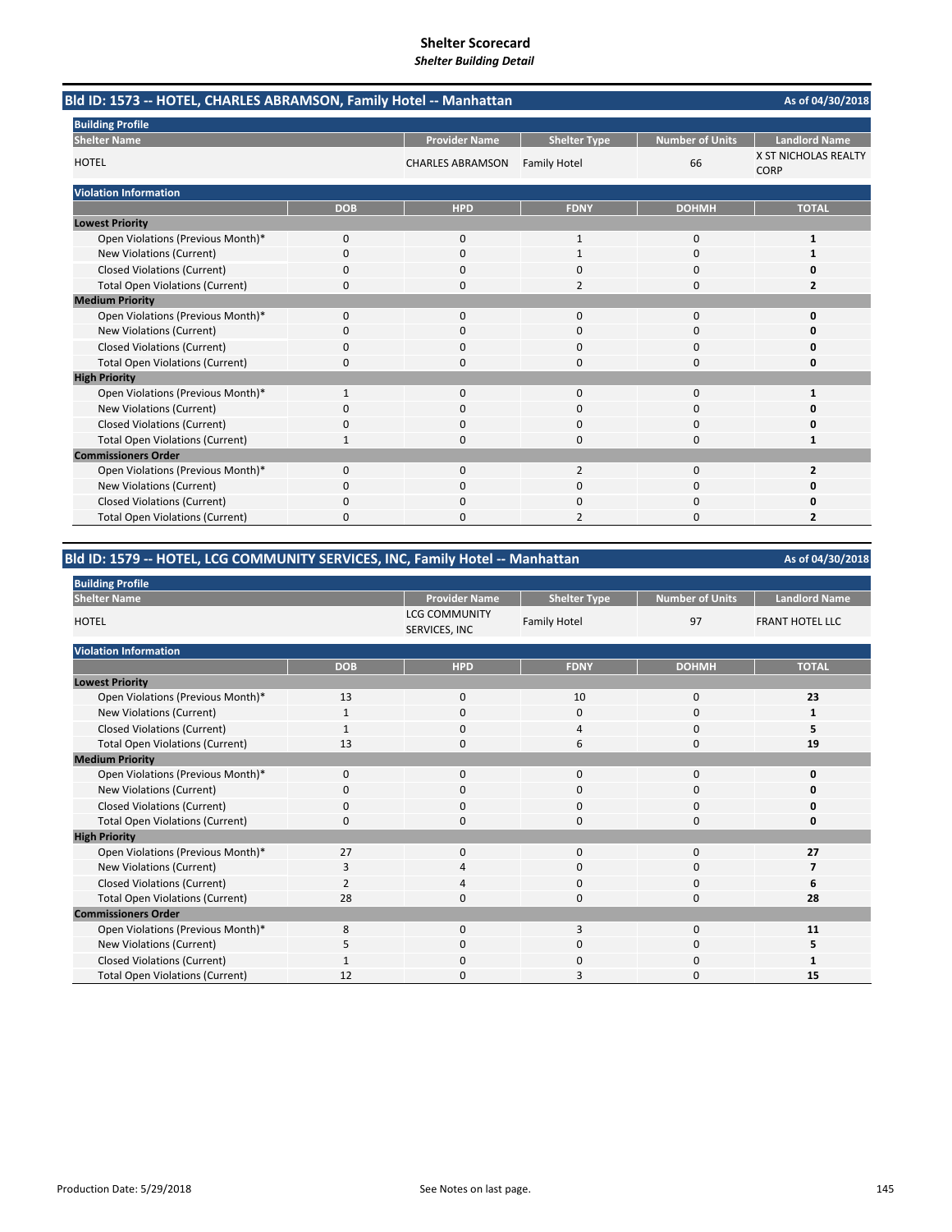# Shelter Scorecard

*Shelter Building Detail*

## Bld ID: 1573 -- HOTEL, CHARLES ABRAMSON, Family Hotel -- Manhattan

As of 04/30/2018

**Building Profile**

| Shelter Name | Provider Name | Shelter Type | Number of Units | Landlord Name |
|---|---|---|---|---|
| HOTEL | CHARLES ABRAMSON | Family Hotel | 66 | X ST NICHOLAS REALTY CORP |

**Violation Information**

| | DOB | HPD | FDNY | DOHMH | TOTAL |
|---|---|---|---|---|---|
| **Lowest Priority** | | | | | |
| Open Violations (Previous Month)* | 0 | 0 | 1 | 0 | **1** |
| New Violations (Current) | 0 | 0 | 1 | 0 | **1** |
| Closed Violations (Current) | 0 | 0 | 0 | 0 | **0** |
| Total Open Violations (Current) | 0 | 0 | 2 | 0 | **2** |
| **Medium Priority** | | | | | |
| Open Violations (Previous Month)* | 0 | 0 | 0 | 0 | **0** |
| New Violations (Current) | 0 | 0 | 0 | 0 | **0** |
| Closed Violations (Current) | 0 | 0 | 0 | 0 | **0** |
| Total Open Violations (Current) | 0 | 0 | 0 | 0 | **0** |
| **High Priority** | | | | | |
| Open Violations (Previous Month)* | 1 | 0 | 0 | 0 | **1** |
| New Violations (Current) | 0 | 0 | 0 | 0 | **0** |
| Closed Violations (Current) | 0 | 0 | 0 | 0 | **0** |
| Total Open Violations (Current) | 1 | 0 | 0 | 0 | **1** |
| **Commissioners Order** | | | | | |
| Open Violations (Previous Month)* | 0 | 0 | 2 | 0 | **2** |
| New Violations (Current) | 0 | 0 | 0 | 0 | **0** |
| Closed Violations (Current) | 0 | 0 | 0 | 0 | **0** |
| Total Open Violations (Current) | 0 | 0 | 2 | 0 | **2** |

## Bld ID: 1579 -- HOTEL, LCG COMMUNITY SERVICES, INC, Family Hotel -- Manhattan

As of 04/30/2018

**Building Profile**

| Shelter Name | Provider Name | Shelter Type | Number of Units | Landlord Name |
|---|---|---|---|---|
| HOTEL | LCG COMMUNITY SERVICES, INC | Family Hotel | 97 | FRANT HOTEL LLC |

**Violation Information**

| | DOB | HPD | FDNY | DOHMH | TOTAL |
|---|---|---|---|---|---|
| **Lowest Priority** | | | | | |
| Open Violations (Previous Month)* | 13 | 0 | 10 | 0 | **23** |
| New Violations (Current) | 1 | 0 | 0 | 0 | **1** |
| Closed Violations (Current) | 1 | 0 | 4 | 0 | **5** |
| Total Open Violations (Current) | 13 | 0 | 6 | 0 | **19** |
| **Medium Priority** | | | | | |
| Open Violations (Previous Month)* | 0 | 0 | 0 | 0 | **0** |
| New Violations (Current) | 0 | 0 | 0 | 0 | **0** |
| Closed Violations (Current) | 0 | 0 | 0 | 0 | **0** |
| Total Open Violations (Current) | 0 | 0 | 0 | 0 | **0** |
| **High Priority** | | | | | |
| Open Violations (Previous Month)* | 27 | 0 | 0 | 0 | **27** |
| New Violations (Current) | 3 | 4 | 0 | 0 | **7** |
| Closed Violations (Current) | 2 | 4 | 0 | 0 | **6** |
| Total Open Violations (Current) | 28 | 0 | 0 | 0 | **28** |
| **Commissioners Order** | | | | | |
| Open Violations (Previous Month)* | 8 | 0 | 3 | 0 | **11** |
| New Violations (Current) | 5 | 0 | 0 | 0 | **5** |
| Closed Violations (Current) | 1 | 0 | 0 | 0 | **1** |
| Total Open Violations (Current) | 12 | 0 | 3 | 0 | **15** |

Production Date: 5/29/2018

See Notes on last page.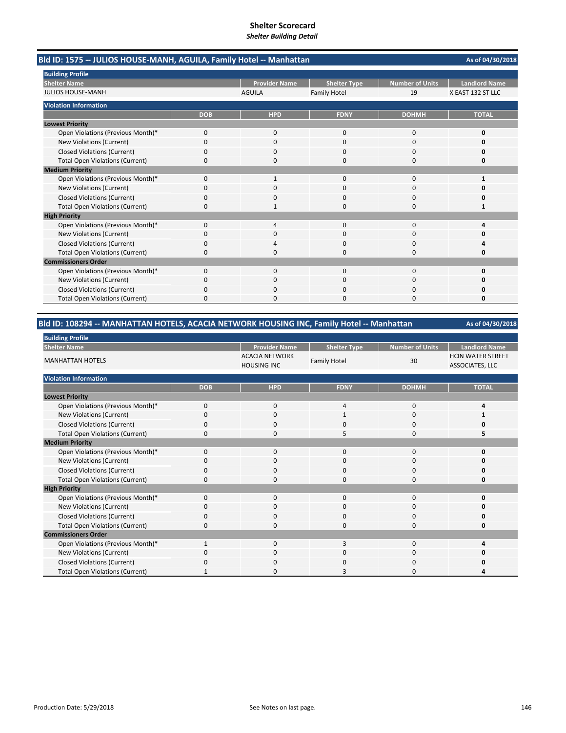# Shelter Scorecard
*Shelter Building Detail*

## Bld ID: 1575 -- JULIOS HOUSE-MANH, AGUILA, Family Hotel -- Manhattan

As of 04/30/2018

**Building Profile**

| Shelter Name | Provider Name | Shelter Type | Number of Units | Landlord Name |
|---|---|---|---|---|
| JULIOS HOUSE-MANH | AGUILA | Family Hotel | 19 | X EAST 132 ST LLC |

**Violation Information**

| | DOB | HPD | FDNY | DOHMH | TOTAL |
|---|---|---|---|---|---|
| **Lowest Priority** | | | | | |
| Open Violations (Previous Month)* | 0 | 0 | 0 | 0 | **0** |
| New Violations (Current) | 0 | 0 | 0 | 0 | **0** |
| Closed Violations (Current) | 0 | 0 | 0 | 0 | **0** |
| Total Open Violations (Current) | 0 | 0 | 0 | 0 | **0** |
| **Medium Priority** | | | | | |
| Open Violations (Previous Month)* | 0 | 1 | 0 | 0 | **1** |
| New Violations (Current) | 0 | 0 | 0 | 0 | **0** |
| Closed Violations (Current) | 0 | 0 | 0 | 0 | **0** |
| Total Open Violations (Current) | 0 | 1 | 0 | 0 | **1** |
| **High Priority** | | | | | |
| Open Violations (Previous Month)* | 0 | 4 | 0 | 0 | **4** |
| New Violations (Current) | 0 | 0 | 0 | 0 | **0** |
| Closed Violations (Current) | 0 | 4 | 0 | 0 | **4** |
| Total Open Violations (Current) | 0 | 0 | 0 | 0 | **0** |
| **Commissioners Order** | | | | | |
| Open Violations (Previous Month)* | 0 | 0 | 0 | 0 | **0** |
| New Violations (Current) | 0 | 0 | 0 | 0 | **0** |
| Closed Violations (Current) | 0 | 0 | 0 | 0 | **0** |
| Total Open Violations (Current) | 0 | 0 | 0 | 0 | **0** |

## Bld ID: 108294 -- MANHATTAN HOTELS, ACACIA NETWORK HOUSING INC, Family Hotel -- Manhattan

As of 04/30/2018

**Building Profile**

| Shelter Name | Provider Name | Shelter Type | Number of Units | Landlord Name |
|---|---|---|---|---|
| MANHATTAN HOTELS | ACACIA NETWORK HOUSING INC | Family Hotel | 30 | HCIN WATER STREET ASSOCIATES, LLC |

**Violation Information**

| | DOB | HPD | FDNY | DOHMH | TOTAL |
|---|---|---|---|---|---|
| **Lowest Priority** | | | | | |
| Open Violations (Previous Month)* | 0 | 0 | 4 | 0 | **4** |
| New Violations (Current) | 0 | 0 | 1 | 0 | **1** |
| Closed Violations (Current) | 0 | 0 | 0 | 0 | **0** |
| Total Open Violations (Current) | 0 | 0 | 5 | 0 | **5** |
| **Medium Priority** | | | | | |
| Open Violations (Previous Month)* | 0 | 0 | 0 | 0 | **0** |
| New Violations (Current) | 0 | 0 | 0 | 0 | **0** |
| Closed Violations (Current) | 0 | 0 | 0 | 0 | **0** |
| Total Open Violations (Current) | 0 | 0 | 0 | 0 | **0** |
| **High Priority** | | | | | |
| Open Violations (Previous Month)* | 0 | 0 | 0 | 0 | **0** |
| New Violations (Current) | 0 | 0 | 0 | 0 | **0** |
| Closed Violations (Current) | 0 | 0 | 0 | 0 | **0** |
| Total Open Violations (Current) | 0 | 0 | 0 | 0 | **0** |
| **Commissioners Order** | | | | | |
| Open Violations (Previous Month)* | 1 | 0 | 3 | 0 | **4** |
| New Violations (Current) | 0 | 0 | 0 | 0 | **0** |
| Closed Violations (Current) | 0 | 0 | 0 | 0 | **0** |
| Total Open Violations (Current) | 1 | 0 | 3 | 0 | **4** |

Production Date: 5/29/2018

See Notes on last page.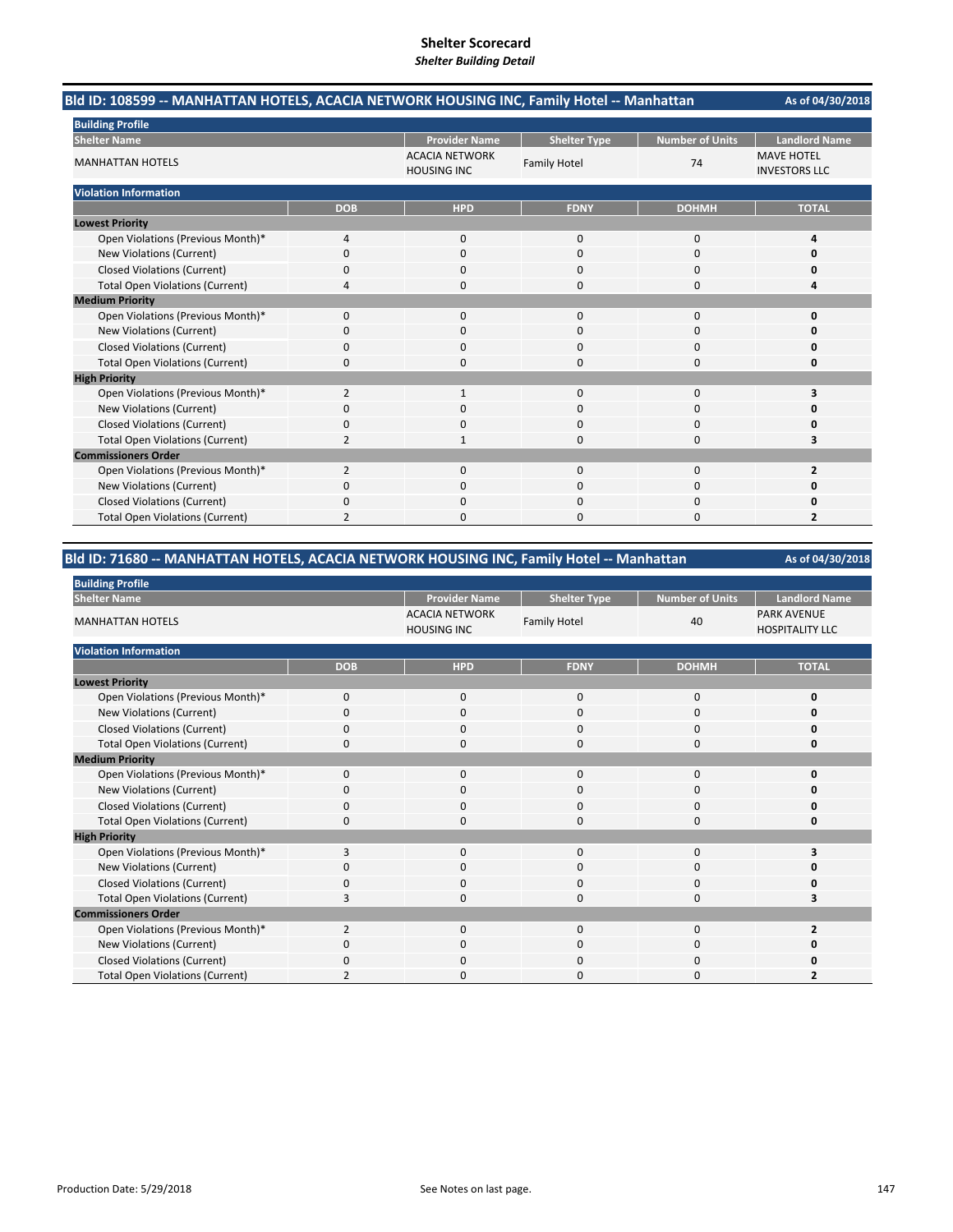# Shelter Scorecard

*Shelter Building Detail*

## Bld ID: 108599 -- MANHATTAN HOTELS, ACACIA NETWORK HOUSING INC, Family Hotel -- Manhattan

As of 04/30/2018

**Building Profile**

| Shelter Name | Provider Name | Shelter Type | Number of Units | Landlord Name |
|---|---|---|---|---|
| MANHATTAN HOTELS | ACACIA NETWORK HOUSING INC | Family Hotel | 74 | MAVE HOTEL INVESTORS LLC |

**Violation Information**

| | DOB | HPD | FDNY | DOHMH | TOTAL |
|---|---|---|---|---|---|
| **Lowest Priority** | | | | | |
| Open Violations (Previous Month)* | 4 | 0 | 0 | 0 | **4** |
| New Violations (Current) | 0 | 0 | 0 | 0 | **0** |
| Closed Violations (Current) | 0 | 0 | 0 | 0 | **0** |
| Total Open Violations (Current) | 4 | 0 | 0 | 0 | **4** |
| **Medium Priority** | | | | | |
| Open Violations (Previous Month)* | 0 | 0 | 0 | 0 | **0** |
| New Violations (Current) | 0 | 0 | 0 | 0 | **0** |
| Closed Violations (Current) | 0 | 0 | 0 | 0 | **0** |
| Total Open Violations (Current) | 0 | 0 | 0 | 0 | **0** |
| **High Priority** | | | | | |
| Open Violations (Previous Month)* | 2 | 1 | 0 | 0 | **3** |
| New Violations (Current) | 0 | 0 | 0 | 0 | **0** |
| Closed Violations (Current) | 0 | 0 | 0 | 0 | **0** |
| Total Open Violations (Current) | 2 | 1 | 0 | 0 | **3** |
| **Commissioners Order** | | | | | |
| Open Violations (Previous Month)* | 2 | 0 | 0 | 0 | **2** |
| New Violations (Current) | 0 | 0 | 0 | 0 | **0** |
| Closed Violations (Current) | 0 | 0 | 0 | 0 | **0** |
| Total Open Violations (Current) | 2 | 0 | 0 | 0 | **2** |

## Bld ID: 71680 -- MANHATTAN HOTELS, ACACIA NETWORK HOUSING INC, Family Hotel -- Manhattan

As of 04/30/2018

**Building Profile**

| Shelter Name | Provider Name | Shelter Type | Number of Units | Landlord Name |
|---|---|---|---|---|
| MANHATTAN HOTELS | ACACIA NETWORK HOUSING INC | Family Hotel | 40 | PARK AVENUE HOSPITALITY LLC |

**Violation Information**

| | DOB | HPD | FDNY | DOHMH | TOTAL |
|---|---|---|---|---|---|
| **Lowest Priority** | | | | | |
| Open Violations (Previous Month)* | 0 | 0 | 0 | 0 | **0** |
| New Violations (Current) | 0 | 0 | 0 | 0 | **0** |
| Closed Violations (Current) | 0 | 0 | 0 | 0 | **0** |
| Total Open Violations (Current) | 0 | 0 | 0 | 0 | **0** |
| **Medium Priority** | | | | | |
| Open Violations (Previous Month)* | 0 | 0 | 0 | 0 | **0** |
| New Violations (Current) | 0 | 0 | 0 | 0 | **0** |
| Closed Violations (Current) | 0 | 0 | 0 | 0 | **0** |
| Total Open Violations (Current) | 0 | 0 | 0 | 0 | **0** |
| **High Priority** | | | | | |
| Open Violations (Previous Month)* | 3 | 0 | 0 | 0 | **3** |
| New Violations (Current) | 0 | 0 | 0 | 0 | **0** |
| Closed Violations (Current) | 0 | 0 | 0 | 0 | **0** |
| Total Open Violations (Current) | 3 | 0 | 0 | 0 | **3** |
| **Commissioners Order** | | | | | |
| Open Violations (Previous Month)* | 2 | 0 | 0 | 0 | **2** |
| New Violations (Current) | 0 | 0 | 0 | 0 | **0** |
| Closed Violations (Current) | 0 | 0 | 0 | 0 | **0** |
| Total Open Violations (Current) | 2 | 0 | 0 | 0 | **2** |

Production Date: 5/29/2018

See Notes on last page.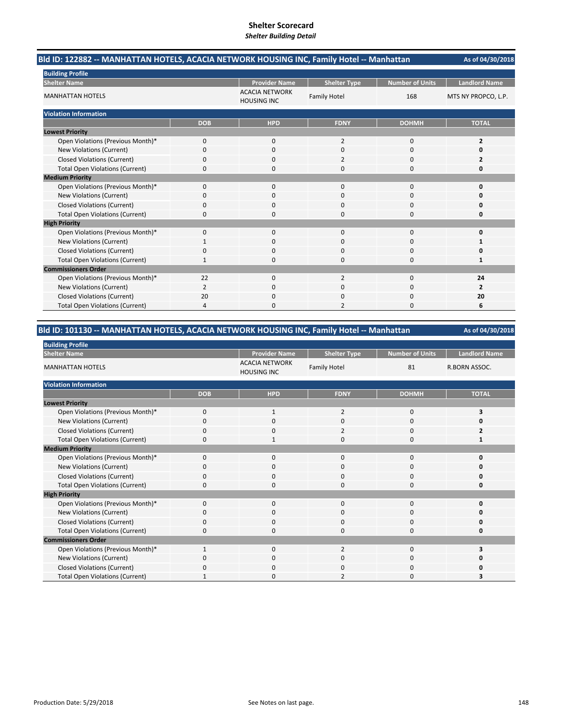# Shelter Scorecard

*Shelter Building Detail*

## Bld ID: 122882 -- MANHATTAN HOTELS, ACACIA NETWORK HOUSING INC, Family Hotel -- Manhattan

As of 04/30/2018

**Building Profile**

| Shelter Name | Provider Name | Shelter Type | Number of Units | Landlord Name |
|---|---|---|---|---|
| MANHATTAN HOTELS | ACACIA NETWORK HOUSING INC | Family Hotel | 168 | MTS NY PROPCO, L.P. |

**Violation Information**

| | DOB | HPD | FDNY | DOHMH | TOTAL |
|---|---|---|---|---|---|
| **Lowest Priority** | | | | | |
| Open Violations (Previous Month)* | 0 | 0 | 2 | 0 | **2** |
| New Violations (Current) | 0 | 0 | 0 | 0 | **0** |
| Closed Violations (Current) | 0 | 0 | 2 | 0 | **2** |
| Total Open Violations (Current) | 0 | 0 | 0 | 0 | **0** |
| **Medium Priority** | | | | | |
| Open Violations (Previous Month)* | 0 | 0 | 0 | 0 | **0** |
| New Violations (Current) | 0 | 0 | 0 | 0 | **0** |
| Closed Violations (Current) | 0 | 0 | 0 | 0 | **0** |
| Total Open Violations (Current) | 0 | 0 | 0 | 0 | **0** |
| **High Priority** | | | | | |
| Open Violations (Previous Month)* | 0 | 0 | 0 | 0 | **0** |
| New Violations (Current) | 1 | 0 | 0 | 0 | **1** |
| Closed Violations (Current) | 0 | 0 | 0 | 0 | **0** |
| Total Open Violations (Current) | 1 | 0 | 0 | 0 | **1** |
| **Commissioners Order** | | | | | |
| Open Violations (Previous Month)* | 22 | 0 | 2 | 0 | **24** |
| New Violations (Current) | 2 | 0 | 0 | 0 | **2** |
| Closed Violations (Current) | 20 | 0 | 0 | 0 | **20** |
| Total Open Violations (Current) | 4 | 0 | 2 | 0 | **6** |

## Bld ID: 101130 -- MANHATTAN HOTELS, ACACIA NETWORK HOUSING INC, Family Hotel -- Manhattan

As of 04/30/2018

**Building Profile**

| Shelter Name | Provider Name | Shelter Type | Number of Units | Landlord Name |
|---|---|---|---|---|
| MANHATTAN HOTELS | ACACIA NETWORK HOUSING INC | Family Hotel | 81 | R.BORN ASSOC. |

**Violation Information**

| | DOB | HPD | FDNY | DOHMH | TOTAL |
|---|---|---|---|---|---|
| **Lowest Priority** | | | | | |
| Open Violations (Previous Month)* | 0 | 1 | 2 | 0 | **3** |
| New Violations (Current) | 0 | 0 | 0 | 0 | **0** |
| Closed Violations (Current) | 0 | 0 | 2 | 0 | **2** |
| Total Open Violations (Current) | 0 | 1 | 0 | 0 | **1** |
| **Medium Priority** | | | | | |
| Open Violations (Previous Month)* | 0 | 0 | 0 | 0 | **0** |
| New Violations (Current) | 0 | 0 | 0 | 0 | **0** |
| Closed Violations (Current) | 0 | 0 | 0 | 0 | **0** |
| Total Open Violations (Current) | 0 | 0 | 0 | 0 | **0** |
| **High Priority** | | | | | |
| Open Violations (Previous Month)* | 0 | 0 | 0 | 0 | **0** |
| New Violations (Current) | 0 | 0 | 0 | 0 | **0** |
| Closed Violations (Current) | 0 | 0 | 0 | 0 | **0** |
| Total Open Violations (Current) | 0 | 0 | 0 | 0 | **0** |
| **Commissioners Order** | | | | | |
| Open Violations (Previous Month)* | 1 | 0 | 2 | 0 | **3** |
| New Violations (Current) | 0 | 0 | 0 | 0 | **0** |
| Closed Violations (Current) | 0 | 0 | 0 | 0 | **0** |
| Total Open Violations (Current) | 1 | 0 | 2 | 0 | **3** |

Production Date: 5/29/2018

See Notes on last page.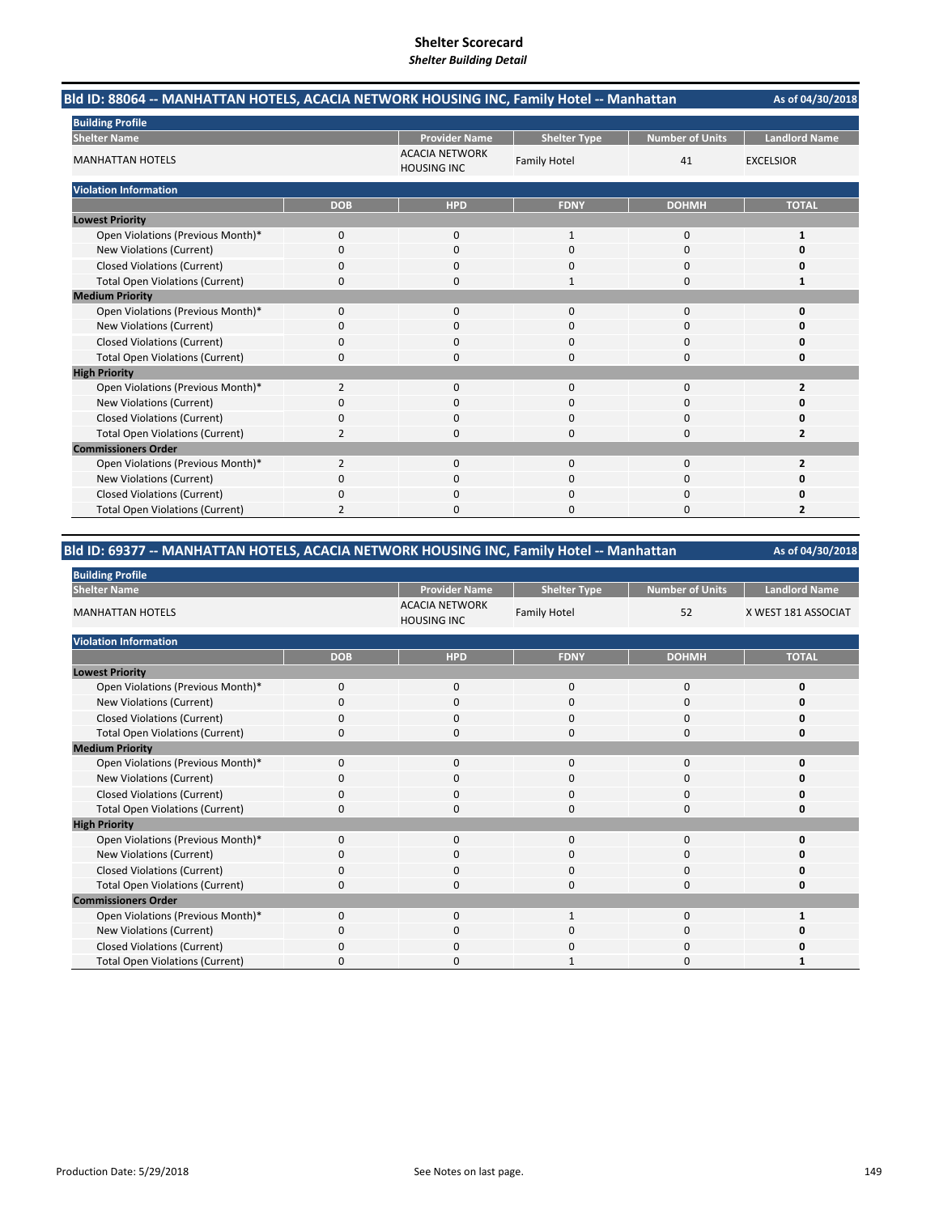# Shelter Scorecard
*Shelter Building Detail*

## Bld ID: 88064 -- MANHATTAN HOTELS, ACACIA NETWORK HOUSING INC, Family Hotel -- Manhattan

As of 04/30/2018

**Building Profile**

| Shelter Name | Provider Name | Shelter Type | Number of Units | Landlord Name |
|---|---|---|---|---|
| MANHATTAN HOTELS | ACACIA NETWORK HOUSING INC | Family Hotel | 41 | EXCELSIOR |

**Violation Information**

| | DOB | HPD | FDNY | DOHMH | TOTAL |
|---|---|---|---|---|---|
| **Lowest Priority** | | | | | |
| Open Violations (Previous Month)* | 0 | 0 | 1 | 0 | **1** |
| New Violations (Current) | 0 | 0 | 0 | 0 | **0** |
| Closed Violations (Current) | 0 | 0 | 0 | 0 | **0** |
| Total Open Violations (Current) | 0 | 0 | 1 | 0 | **1** |
| **Medium Priority** | | | | | |
| Open Violations (Previous Month)* | 0 | 0 | 0 | 0 | **0** |
| New Violations (Current) | 0 | 0 | 0 | 0 | **0** |
| Closed Violations (Current) | 0 | 0 | 0 | 0 | **0** |
| Total Open Violations (Current) | 0 | 0 | 0 | 0 | **0** |
| **High Priority** | | | | | |
| Open Violations (Previous Month)* | 2 | 0 | 0 | 0 | **2** |
| New Violations (Current) | 0 | 0 | 0 | 0 | **0** |
| Closed Violations (Current) | 0 | 0 | 0 | 0 | **0** |
| Total Open Violations (Current) | 2 | 0 | 0 | 0 | **2** |
| **Commissioners Order** | | | | | |
| Open Violations (Previous Month)* | 2 | 0 | 0 | 0 | **2** |
| New Violations (Current) | 0 | 0 | 0 | 0 | **0** |
| Closed Violations (Current) | 0 | 0 | 0 | 0 | **0** |
| Total Open Violations (Current) | 2 | 0 | 0 | 0 | **2** |

## Bld ID: 69377 -- MANHATTAN HOTELS, ACACIA NETWORK HOUSING INC, Family Hotel -- Manhattan

As of 04/30/2018

**Building Profile**

| Shelter Name | Provider Name | Shelter Type | Number of Units | Landlord Name |
|---|---|---|---|---|
| MANHATTAN HOTELS | ACACIA NETWORK HOUSING INC | Family Hotel | 52 | X WEST 181 ASSOCIAT |

**Violation Information**

| | DOB | HPD | FDNY | DOHMH | TOTAL |
|---|---|---|---|---|---|
| **Lowest Priority** | | | | | |
| Open Violations (Previous Month)* | 0 | 0 | 0 | 0 | **0** |
| New Violations (Current) | 0 | 0 | 0 | 0 | **0** |
| Closed Violations (Current) | 0 | 0 | 0 | 0 | **0** |
| Total Open Violations (Current) | 0 | 0 | 0 | 0 | **0** |
| **Medium Priority** | | | | | |
| Open Violations (Previous Month)* | 0 | 0 | 0 | 0 | **0** |
| New Violations (Current) | 0 | 0 | 0 | 0 | **0** |
| Closed Violations (Current) | 0 | 0 | 0 | 0 | **0** |
| Total Open Violations (Current) | 0 | 0 | 0 | 0 | **0** |
| **High Priority** | | | | | |
| Open Violations (Previous Month)* | 0 | 0 | 0 | 0 | **0** |
| New Violations (Current) | 0 | 0 | 0 | 0 | **0** |
| Closed Violations (Current) | 0 | 0 | 0 | 0 | **0** |
| Total Open Violations (Current) | 0 | 0 | 0 | 0 | **0** |
| **Commissioners Order** | | | | | |
| Open Violations (Previous Month)* | 0 | 0 | 1 | 0 | **1** |
| New Violations (Current) | 0 | 0 | 0 | 0 | **0** |
| Closed Violations (Current) | 0 | 0 | 0 | 0 | **0** |
| Total Open Violations (Current) | 0 | 0 | 1 | 0 | **1** |

Production Date: 5/29/2018

See Notes on last page.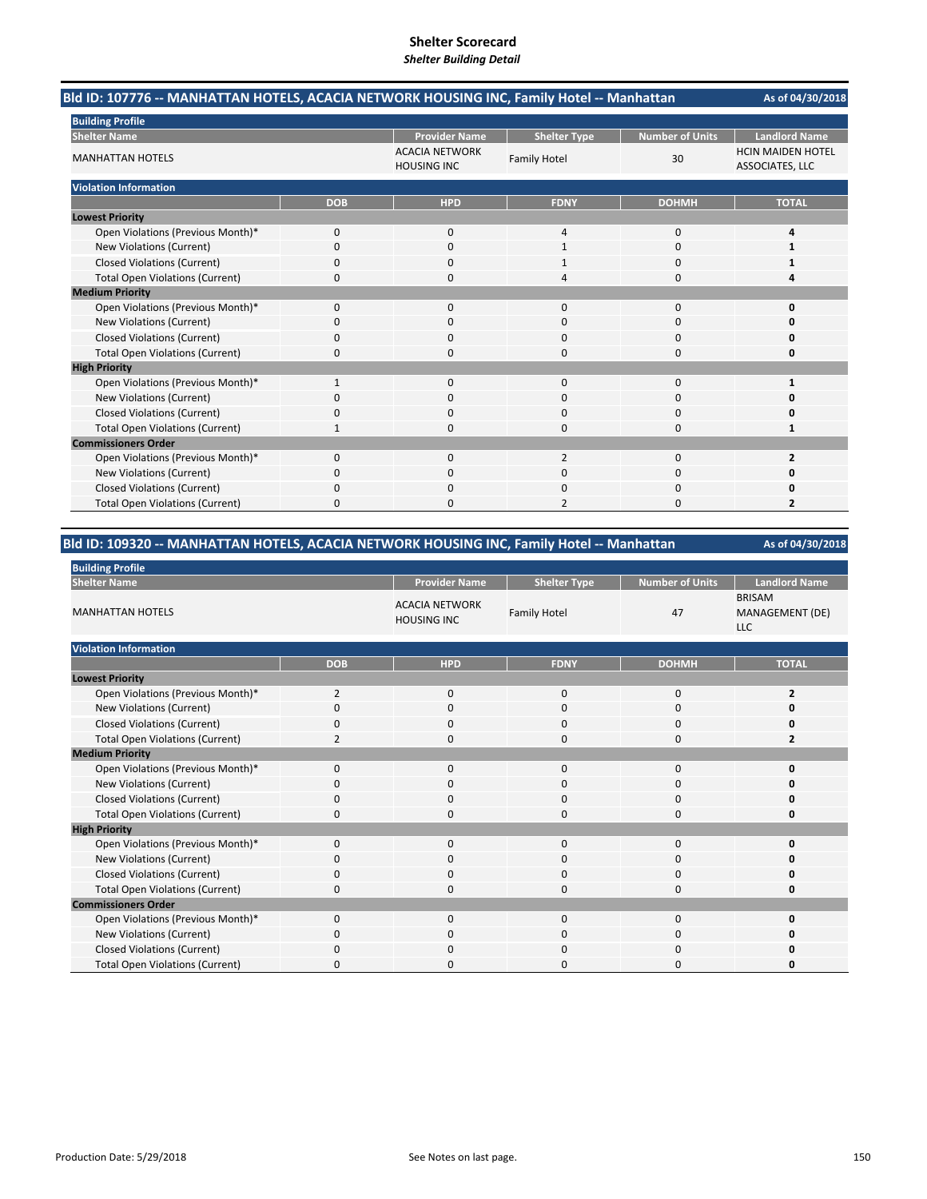# Shelter Scorecard

*Shelter Building Detail*

## Bld ID: 107776 -- MANHATTAN HOTELS, ACACIA NETWORK HOUSING INC, Family Hotel -- Manhattan

As of 04/30/2018

**Building Profile**

| Shelter Name | Provider Name | Shelter Type | Number of Units | Landlord Name |
|---|---|---|---|---|
| MANHATTAN HOTELS | ACACIA NETWORK HOUSING INC | Family Hotel | 30 | HCIN MAIDEN HOTEL ASSOCIATES, LLC |

**Violation Information**

| | DOB | HPD | FDNY | DOHMH | TOTAL |
|---|---|---|---|---|---|
| **Lowest Priority** | | | | | |
| Open Violations (Previous Month)* | 0 | 0 | 4 | 0 | **4** |
| New Violations (Current) | 0 | 0 | 1 | 0 | **1** |
| Closed Violations (Current) | 0 | 0 | 1 | 0 | **1** |
| Total Open Violations (Current) | 0 | 0 | 4 | 0 | **4** |
| **Medium Priority** | | | | | |
| Open Violations (Previous Month)* | 0 | 0 | 0 | 0 | **0** |
| New Violations (Current) | 0 | 0 | 0 | 0 | **0** |
| Closed Violations (Current) | 0 | 0 | 0 | 0 | **0** |
| Total Open Violations (Current) | 0 | 0 | 0 | 0 | **0** |
| **High Priority** | | | | | |
| Open Violations (Previous Month)* | 1 | 0 | 0 | 0 | **1** |
| New Violations (Current) | 0 | 0 | 0 | 0 | **0** |
| Closed Violations (Current) | 0 | 0 | 0 | 0 | **0** |
| Total Open Violations (Current) | 1 | 0 | 0 | 0 | **1** |
| **Commissioners Order** | | | | | |
| Open Violations (Previous Month)* | 0 | 0 | 2 | 0 | **2** |
| New Violations (Current) | 0 | 0 | 0 | 0 | **0** |
| Closed Violations (Current) | 0 | 0 | 0 | 0 | **0** |
| Total Open Violations (Current) | 0 | 0 | 2 | 0 | **2** |

## Bld ID: 109320 -- MANHATTAN HOTELS, ACACIA NETWORK HOUSING INC, Family Hotel -- Manhattan

As of 04/30/2018

**Building Profile**

| Shelter Name | Provider Name | Shelter Type | Number of Units | Landlord Name |
|---|---|---|---|---|
| MANHATTAN HOTELS | ACACIA NETWORK HOUSING INC | Family Hotel | 47 | BRISAM MANAGEMENT (DE) LLC |

**Violation Information**

| | DOB | HPD | FDNY | DOHMH | TOTAL |
|---|---|---|---|---|---|
| **Lowest Priority** | | | | | |
| Open Violations (Previous Month)* | 2 | 0 | 0 | 0 | **2** |
| New Violations (Current) | 0 | 0 | 0 | 0 | **0** |
| Closed Violations (Current) | 0 | 0 | 0 | 0 | **0** |
| Total Open Violations (Current) | 2 | 0 | 0 | 0 | **2** |
| **Medium Priority** | | | | | |
| Open Violations (Previous Month)* | 0 | 0 | 0 | 0 | **0** |
| New Violations (Current) | 0 | 0 | 0 | 0 | **0** |
| Closed Violations (Current) | 0 | 0 | 0 | 0 | **0** |
| Total Open Violations (Current) | 0 | 0 | 0 | 0 | **0** |
| **High Priority** | | | | | |
| Open Violations (Previous Month)* | 0 | 0 | 0 | 0 | **0** |
| New Violations (Current) | 0 | 0 | 0 | 0 | **0** |
| Closed Violations (Current) | 0 | 0 | 0 | 0 | **0** |
| Total Open Violations (Current) | 0 | 0 | 0 | 0 | **0** |
| **Commissioners Order** | | | | | |
| Open Violations (Previous Month)* | 0 | 0 | 0 | 0 | **0** |
| New Violations (Current) | 0 | 0 | 0 | 0 | **0** |
| Closed Violations (Current) | 0 | 0 | 0 | 0 | **0** |
| Total Open Violations (Current) | 0 | 0 | 0 | 0 | **0** |

Production Date: 5/29/2018

See Notes on last page.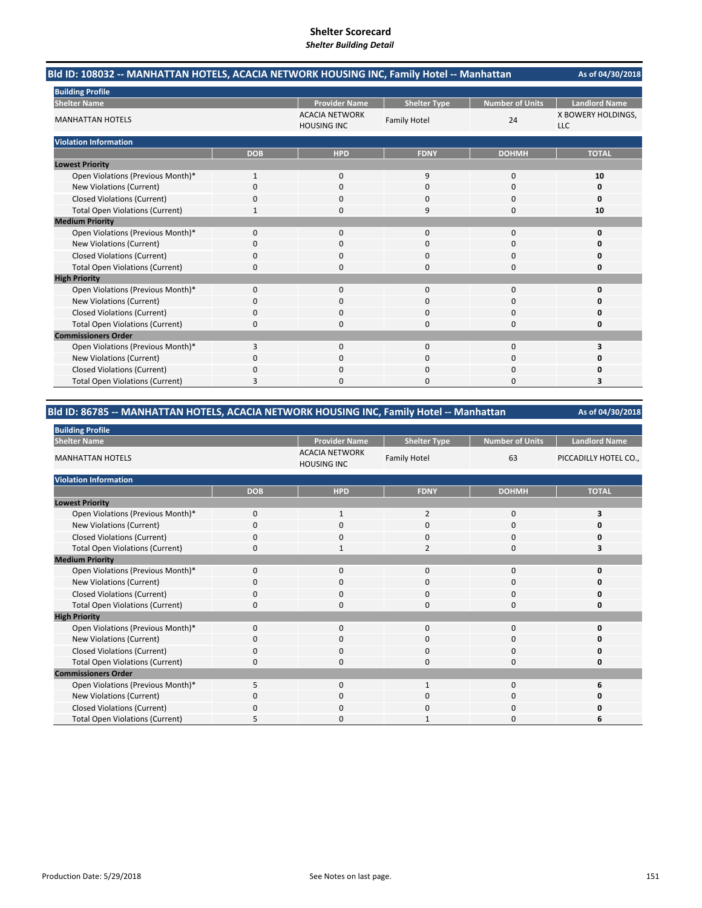# Shelter Scorecard

*Shelter Building Detail*

## Bld ID: 108032 -- MANHATTAN HOTELS, ACACIA NETWORK HOUSING INC, Family Hotel -- Manhattan

As of 04/30/2018

**Building Profile**

| Shelter Name | Provider Name | Shelter Type | Number of Units | Landlord Name |
|---|---|---|---|---|
| MANHATTAN HOTELS | ACACIA NETWORK HOUSING INC | Family Hotel | 24 | X BOWERY HOLDINGS, LLC |

**Violation Information**

| | DOB | HPD | FDNY | DOHMH | TOTAL |
|---|---|---|---|---|---|
| **Lowest Priority** | | | | | |
| Open Violations (Previous Month)* | 1 | 0 | 9 | 0 | **10** |
| New Violations (Current) | 0 | 0 | 0 | 0 | **0** |
| Closed Violations (Current) | 0 | 0 | 0 | 0 | **0** |
| Total Open Violations (Current) | 1 | 0 | 9 | 0 | **10** |
| **Medium Priority** | | | | | |
| Open Violations (Previous Month)* | 0 | 0 | 0 | 0 | **0** |
| New Violations (Current) | 0 | 0 | 0 | 0 | **0** |
| Closed Violations (Current) | 0 | 0 | 0 | 0 | **0** |
| Total Open Violations (Current) | 0 | 0 | 0 | 0 | **0** |
| **High Priority** | | | | | |
| Open Violations (Previous Month)* | 0 | 0 | 0 | 0 | **0** |
| New Violations (Current) | 0 | 0 | 0 | 0 | **0** |
| Closed Violations (Current) | 0 | 0 | 0 | 0 | **0** |
| Total Open Violations (Current) | 0 | 0 | 0 | 0 | **0** |
| **Commissioners Order** | | | | | |
| Open Violations (Previous Month)* | 3 | 0 | 0 | 0 | **3** |
| New Violations (Current) | 0 | 0 | 0 | 0 | **0** |
| Closed Violations (Current) | 0 | 0 | 0 | 0 | **0** |
| Total Open Violations (Current) | 3 | 0 | 0 | 0 | **3** |

## Bld ID: 86785 -- MANHATTAN HOTELS, ACACIA NETWORK HOUSING INC, Family Hotel -- Manhattan

As of 04/30/2018

**Building Profile**

| Shelter Name | Provider Name | Shelter Type | Number of Units | Landlord Name |
|---|---|---|---|---|
| MANHATTAN HOTELS | ACACIA NETWORK HOUSING INC | Family Hotel | 63 | PICCADILLY HOTEL CO., |

**Violation Information**

| | DOB | HPD | FDNY | DOHMH | TOTAL |
|---|---|---|---|---|---|
| **Lowest Priority** | | | | | |
| Open Violations (Previous Month)* | 0 | 1 | 2 | 0 | **3** |
| New Violations (Current) | 0 | 0 | 0 | 0 | **0** |
| Closed Violations (Current) | 0 | 0 | 0 | 0 | **0** |
| Total Open Violations (Current) | 0 | 1 | 2 | 0 | **3** |
| **Medium Priority** | | | | | |
| Open Violations (Previous Month)* | 0 | 0 | 0 | 0 | **0** |
| New Violations (Current) | 0 | 0 | 0 | 0 | **0** |
| Closed Violations (Current) | 0 | 0 | 0 | 0 | **0** |
| Total Open Violations (Current) | 0 | 0 | 0 | 0 | **0** |
| **High Priority** | | | | | |
| Open Violations (Previous Month)* | 0 | 0 | 0 | 0 | **0** |
| New Violations (Current) | 0 | 0 | 0 | 0 | **0** |
| Closed Violations (Current) | 0 | 0 | 0 | 0 | **0** |
| Total Open Violations (Current) | 0 | 0 | 0 | 0 | **0** |
| **Commissioners Order** | | | | | |
| Open Violations (Previous Month)* | 5 | 0 | 1 | 0 | **6** |
| New Violations (Current) | 0 | 0 | 0 | 0 | **0** |
| Closed Violations (Current) | 0 | 0 | 0 | 0 | **0** |
| Total Open Violations (Current) | 5 | 0 | 1 | 0 | **6** |

Production Date: 5/29/2018

See Notes on last page.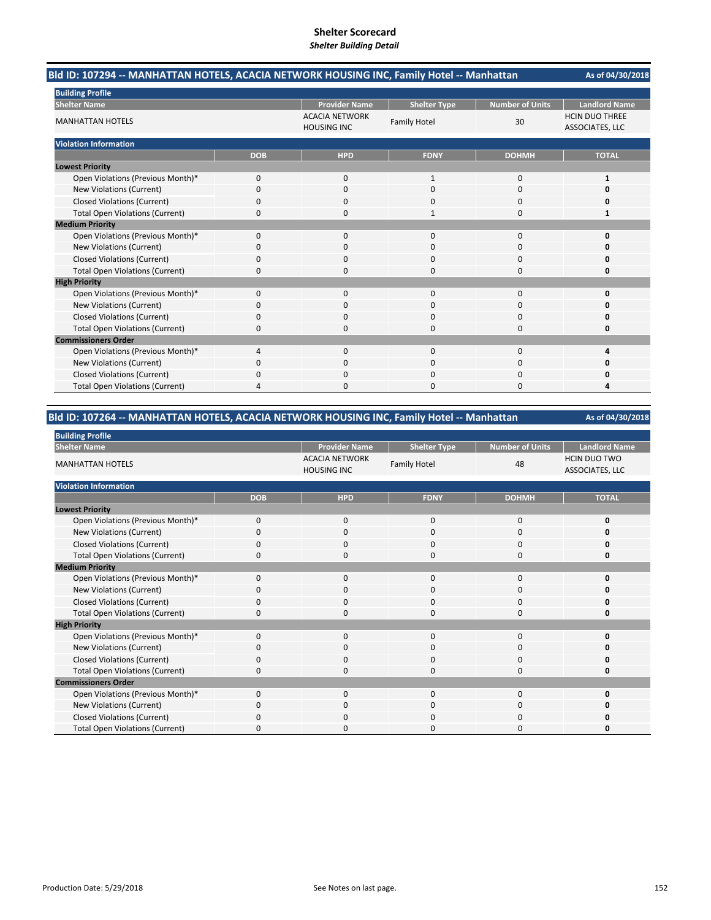# Shelter Scorecard

*Shelter Building Detail*

## Bld ID: 107294 -- MANHATTAN HOTELS, ACACIA NETWORK HOUSING INC, Family Hotel -- Manhattan

As of 04/30/2018

**Building Profile**

| Shelter Name | Provider Name | Shelter Type | Number of Units | Landlord Name |
|---|---|---|---|---|
| MANHATTAN HOTELS | ACACIA NETWORK HOUSING INC | Family Hotel | 30 | HCIN DUO THREE ASSOCIATES, LLC |

**Violation Information**

| | DOB | HPD | FDNY | DOHMH | TOTAL |
|---|---|---|---|---|---|
| **Lowest Priority** | | | | | |
| Open Violations (Previous Month)* | 0 | 0 | 1 | 0 | **1** |
| New Violations (Current) | 0 | 0 | 0 | 0 | **0** |
| Closed Violations (Current) | 0 | 0 | 0 | 0 | **0** |
| Total Open Violations (Current) | 0 | 0 | 1 | 0 | **1** |
| **Medium Priority** | | | | | |
| Open Violations (Previous Month)* | 0 | 0 | 0 | 0 | **0** |
| New Violations (Current) | 0 | 0 | 0 | 0 | **0** |
| Closed Violations (Current) | 0 | 0 | 0 | 0 | **0** |
| Total Open Violations (Current) | 0 | 0 | 0 | 0 | **0** |
| **High Priority** | | | | | |
| Open Violations (Previous Month)* | 0 | 0 | 0 | 0 | **0** |
| New Violations (Current) | 0 | 0 | 0 | 0 | **0** |
| Closed Violations (Current) | 0 | 0 | 0 | 0 | **0** |
| Total Open Violations (Current) | 0 | 0 | 0 | 0 | **0** |
| **Commissioners Order** | | | | | |
| Open Violations (Previous Month)* | 4 | 0 | 0 | 0 | **4** |
| New Violations (Current) | 0 | 0 | 0 | 0 | **0** |
| Closed Violations (Current) | 0 | 0 | 0 | 0 | **0** |
| Total Open Violations (Current) | 4 | 0 | 0 | 0 | **4** |

## Bld ID: 107264 -- MANHATTAN HOTELS, ACACIA NETWORK HOUSING INC, Family Hotel -- Manhattan

As of 04/30/2018

**Building Profile**

| Shelter Name | Provider Name | Shelter Type | Number of Units | Landlord Name |
|---|---|---|---|---|
| MANHATTAN HOTELS | ACACIA NETWORK HOUSING INC | Family Hotel | 48 | HCIN DUO TWO ASSOCIATES, LLC |

**Violation Information**

| | DOB | HPD | FDNY | DOHMH | TOTAL |
|---|---|---|---|---|---|
| **Lowest Priority** | | | | | |
| Open Violations (Previous Month)* | 0 | 0 | 0 | 0 | **0** |
| New Violations (Current) | 0 | 0 | 0 | 0 | **0** |
| Closed Violations (Current) | 0 | 0 | 0 | 0 | **0** |
| Total Open Violations (Current) | 0 | 0 | 0 | 0 | **0** |
| **Medium Priority** | | | | | |
| Open Violations (Previous Month)* | 0 | 0 | 0 | 0 | **0** |
| New Violations (Current) | 0 | 0 | 0 | 0 | **0** |
| Closed Violations (Current) | 0 | 0 | 0 | 0 | **0** |
| Total Open Violations (Current) | 0 | 0 | 0 | 0 | **0** |
| **High Priority** | | | | | |
| Open Violations (Previous Month)* | 0 | 0 | 0 | 0 | **0** |
| New Violations (Current) | 0 | 0 | 0 | 0 | **0** |
| Closed Violations (Current) | 0 | 0 | 0 | 0 | **0** |
| Total Open Violations (Current) | 0 | 0 | 0 | 0 | **0** |
| **Commissioners Order** | | | | | |
| Open Violations (Previous Month)* | 0 | 0 | 0 | 0 | **0** |
| New Violations (Current) | 0 | 0 | 0 | 0 | **0** |
| Closed Violations (Current) | 0 | 0 | 0 | 0 | **0** |
| Total Open Violations (Current) | 0 | 0 | 0 | 0 | **0** |

Production Date: 5/29/2018

See Notes on last page.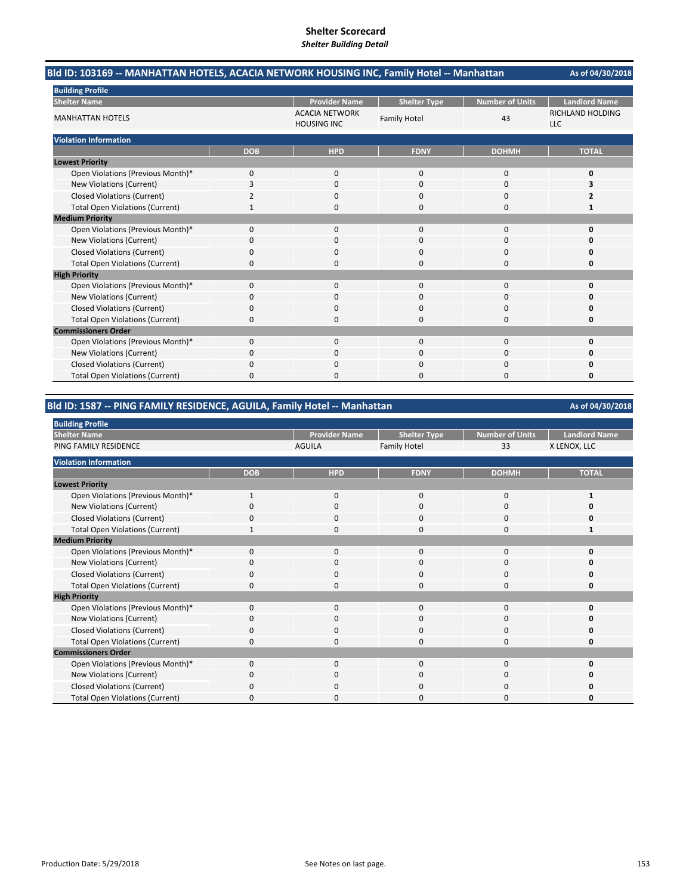# Shelter Scorecard
*Shelter Building Detail*

## Bld ID: 103169 -- MANHATTAN HOTELS, ACACIA NETWORK HOUSING INC, Family Hotel -- Manhattan

As of 04/30/2018

**Building Profile**

| Shelter Name | Provider Name | Shelter Type | Number of Units | Landlord Name |
|---|---|---|---|---|
| MANHATTAN HOTELS | ACACIA NETWORK HOUSING INC | Family Hotel | 43 | RICHLAND HOLDING LLC |

**Violation Information**

| | DOB | HPD | FDNY | DOHMH | TOTAL |
|---|---|---|---|---|---|
| **Lowest Priority** | | | | | |
| Open Violations (Previous Month)* | 0 | 0 | 0 | 0 | **0** |
| New Violations (Current) | 3 | 0 | 0 | 0 | **3** |
| Closed Violations (Current) | 2 | 0 | 0 | 0 | **2** |
| Total Open Violations (Current) | 1 | 0 | 0 | 0 | **1** |
| **Medium Priority** | | | | | |
| Open Violations (Previous Month)* | 0 | 0 | 0 | 0 | **0** |
| New Violations (Current) | 0 | 0 | 0 | 0 | **0** |
| Closed Violations (Current) | 0 | 0 | 0 | 0 | **0** |
| Total Open Violations (Current) | 0 | 0 | 0 | 0 | **0** |
| **High Priority** | | | | | |
| Open Violations (Previous Month)* | 0 | 0 | 0 | 0 | **0** |
| New Violations (Current) | 0 | 0 | 0 | 0 | **0** |
| Closed Violations (Current) | 0 | 0 | 0 | 0 | **0** |
| Total Open Violations (Current) | 0 | 0 | 0 | 0 | **0** |
| **Commissioners Order** | | | | | |
| Open Violations (Previous Month)* | 0 | 0 | 0 | 0 | **0** |
| New Violations (Current) | 0 | 0 | 0 | 0 | **0** |
| Closed Violations (Current) | 0 | 0 | 0 | 0 | **0** |
| Total Open Violations (Current) | 0 | 0 | 0 | 0 | **0** |

## Bld ID: 1587 -- PING FAMILY RESIDENCE, AGUILA, Family Hotel -- Manhattan

As of 04/30/2018

**Building Profile**

| Shelter Name | Provider Name | Shelter Type | Number of Units | Landlord Name |
|---|---|---|---|---|
| PING FAMILY RESIDENCE | AGUILA | Family Hotel | 33 | X LENOX, LLC |

**Violation Information**

| | DOB | HPD | FDNY | DOHMH | TOTAL |
|---|---|---|---|---|---|
| **Lowest Priority** | | | | | |
| Open Violations (Previous Month)* | 1 | 0 | 0 | 0 | **1** |
| New Violations (Current) | 0 | 0 | 0 | 0 | **0** |
| Closed Violations (Current) | 0 | 0 | 0 | 0 | **0** |
| Total Open Violations (Current) | 1 | 0 | 0 | 0 | **1** |
| **Medium Priority** | | | | | |
| Open Violations (Previous Month)* | 0 | 0 | 0 | 0 | **0** |
| New Violations (Current) | 0 | 0 | 0 | 0 | **0** |
| Closed Violations (Current) | 0 | 0 | 0 | 0 | **0** |
| Total Open Violations (Current) | 0 | 0 | 0 | 0 | **0** |
| **High Priority** | | | | | |
| Open Violations (Previous Month)* | 0 | 0 | 0 | 0 | **0** |
| New Violations (Current) | 0 | 0 | 0 | 0 | **0** |
| Closed Violations (Current) | 0 | 0 | 0 | 0 | **0** |
| Total Open Violations (Current) | 0 | 0 | 0 | 0 | **0** |
| **Commissioners Order** | | | | | |
| Open Violations (Previous Month)* | 0 | 0 | 0 | 0 | **0** |
| New Violations (Current) | 0 | 0 | 0 | 0 | **0** |
| Closed Violations (Current) | 0 | 0 | 0 | 0 | **0** |
| Total Open Violations (Current) | 0 | 0 | 0 | 0 | **0** |

Production Date: 5/29/2018

See Notes on last page.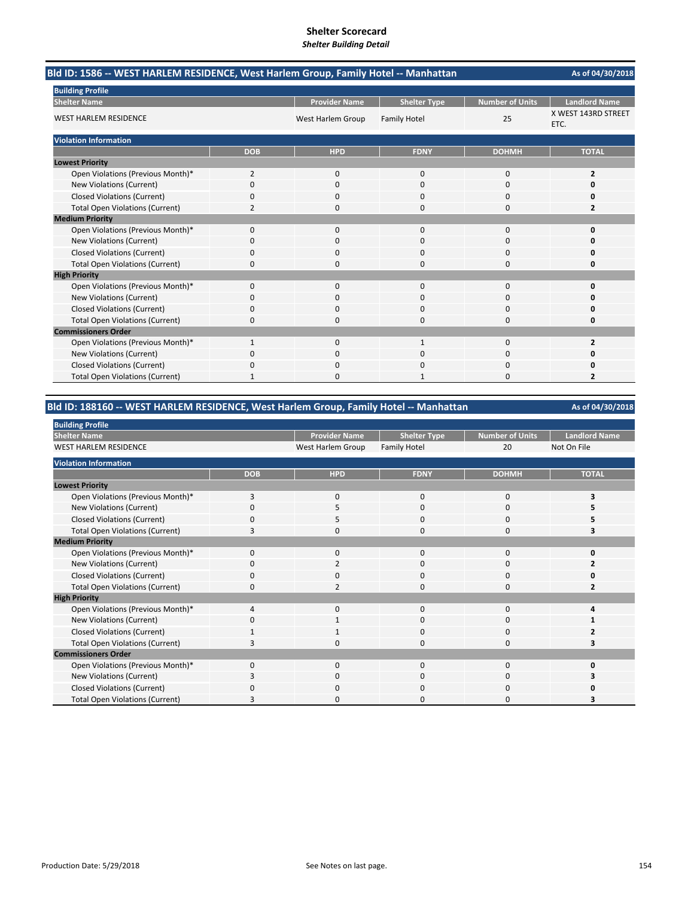# Shelter Scorecard
***Shelter Building Detail***

## Bld ID: 1586 -- WEST HARLEM RESIDENCE, West Harlem Group, Family Hotel -- Manhattan

As of 04/30/2018

**Building Profile**

| Shelter Name | Provider Name | Shelter Type | Number of Units | Landlord Name |
|---|---|---|---|---|
| WEST HARLEM RESIDENCE | West Harlem Group | Family Hotel | 25 | X WEST 143RD STREET ETC. |

**Violation Information**

| | DOB | HPD | FDNY | DOHMH | TOTAL |
|---|---|---|---|---|---|
| **Lowest Priority** | | | | | |
| Open Violations (Previous Month)* | 2 | 0 | 0 | 0 | **2** |
| New Violations (Current) | 0 | 0 | 0 | 0 | **0** |
| Closed Violations (Current) | 0 | 0 | 0 | 0 | **0** |
| Total Open Violations (Current) | 2 | 0 | 0 | 0 | **2** |
| **Medium Priority** | | | | | |
| Open Violations (Previous Month)* | 0 | 0 | 0 | 0 | **0** |
| New Violations (Current) | 0 | 0 | 0 | 0 | **0** |
| Closed Violations (Current) | 0 | 0 | 0 | 0 | **0** |
| Total Open Violations (Current) | 0 | 0 | 0 | 0 | **0** |
| **High Priority** | | | | | |
| Open Violations (Previous Month)* | 0 | 0 | 0 | 0 | **0** |
| New Violations (Current) | 0 | 0 | 0 | 0 | **0** |
| Closed Violations (Current) | 0 | 0 | 0 | 0 | **0** |
| Total Open Violations (Current) | 0 | 0 | 0 | 0 | **0** |
| **Commissioners Order** | | | | | |
| Open Violations (Previous Month)* | 1 | 0 | 1 | 0 | **2** |
| New Violations (Current) | 0 | 0 | 0 | 0 | **0** |
| Closed Violations (Current) | 0 | 0 | 0 | 0 | **0** |
| Total Open Violations (Current) | 1 | 0 | 1 | 0 | **2** |

## Bld ID: 188160 -- WEST HARLEM RESIDENCE, West Harlem Group, Family Hotel -- Manhattan

As of 04/30/2018

**Building Profile**

| Shelter Name | Provider Name | Shelter Type | Number of Units | Landlord Name |
|---|---|---|---|---|
| WEST HARLEM RESIDENCE | West Harlem Group | Family Hotel | 20 | Not On File |

**Violation Information**

| | DOB | HPD | FDNY | DOHMH | TOTAL |
|---|---|---|---|---|---|
| **Lowest Priority** | | | | | |
| Open Violations (Previous Month)* | 3 | 0 | 0 | 0 | **3** |
| New Violations (Current) | 0 | 5 | 0 | 0 | **5** |
| Closed Violations (Current) | 0 | 5 | 0 | 0 | **5** |
| Total Open Violations (Current) | 3 | 0 | 0 | 0 | **3** |
| **Medium Priority** | | | | | |
| Open Violations (Previous Month)* | 0 | 0 | 0 | 0 | **0** |
| New Violations (Current) | 0 | 2 | 0 | 0 | **2** |
| Closed Violations (Current) | 0 | 0 | 0 | 0 | **0** |
| Total Open Violations (Current) | 0 | 2 | 0 | 0 | **2** |
| **High Priority** | | | | | |
| Open Violations (Previous Month)* | 4 | 0 | 0 | 0 | **4** |
| New Violations (Current) | 0 | 1 | 0 | 0 | **1** |
| Closed Violations (Current) | 1 | 1 | 0 | 0 | **2** |
| Total Open Violations (Current) | 3 | 0 | 0 | 0 | **3** |
| **Commissioners Order** | | | | | |
| Open Violations (Previous Month)* | 0 | 0 | 0 | 0 | **0** |
| New Violations (Current) | 3 | 0 | 0 | 0 | **3** |
| Closed Violations (Current) | 0 | 0 | 0 | 0 | **0** |
| Total Open Violations (Current) | 3 | 0 | 0 | 0 | **3** |

Production Date: 5/29/2018

See Notes on last page.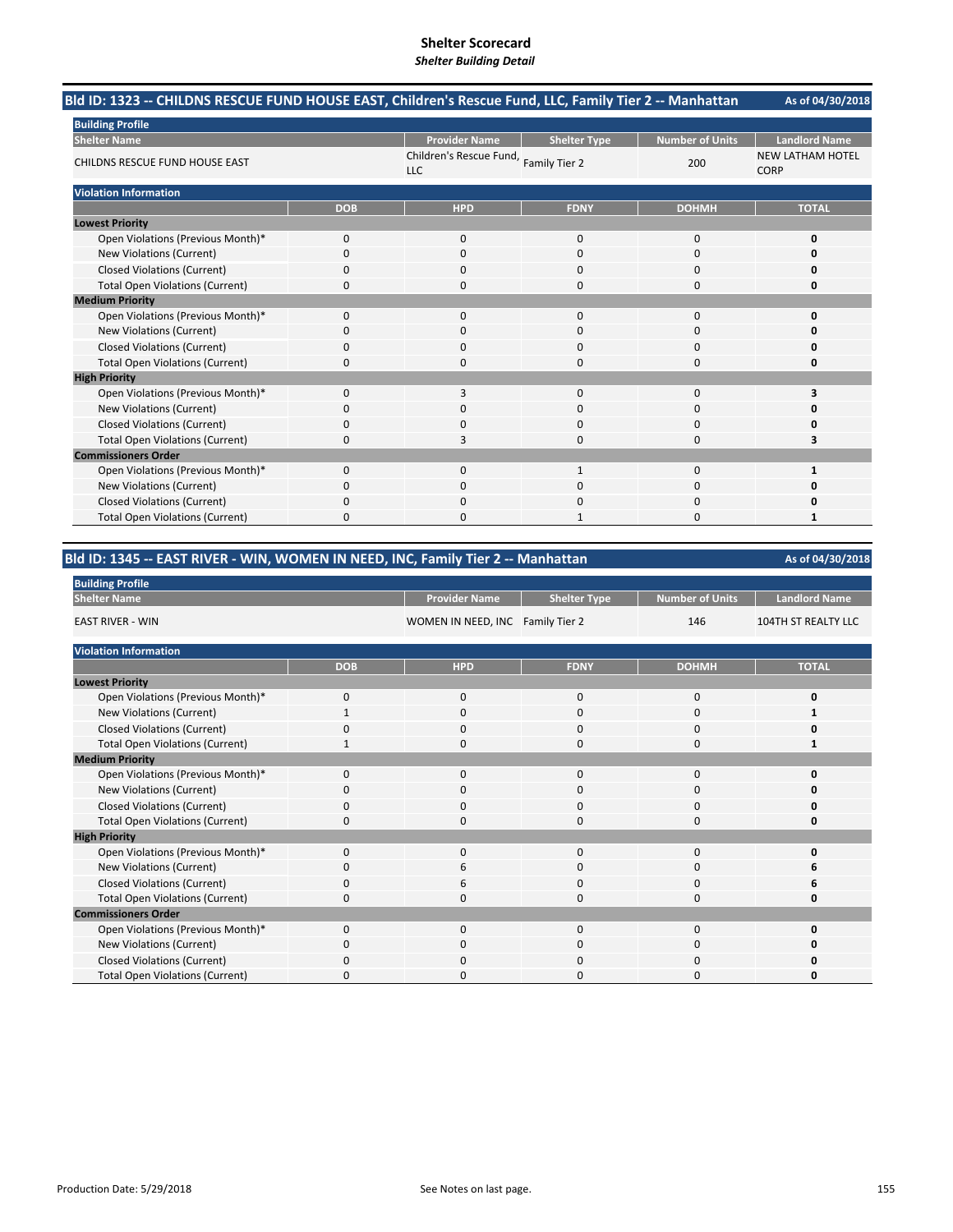# Shelter Scorecard

*Shelter Building Detail*

## Bld ID: 1323 -- CHILDNS RESCUE FUND HOUSE EAST, Children's Rescue Fund, LLC, Family Tier 2 -- Manhattan

As of 04/30/2018

**Building Profile**

| Shelter Name | Provider Name | Shelter Type | Number of Units | Landlord Name |
|---|---|---|---|---|
| CHILDNS RESCUE FUND HOUSE EAST | Children's Rescue Fund, LLC | Family Tier 2 | 200 | NEW LATHAM HOTEL CORP |

**Violation Information**

| | DOB | HPD | FDNY | DOHMH | TOTAL |
|---|---|---|---|---|---|
| **Lowest Priority** | | | | | |
| Open Violations (Previous Month)* | 0 | 0 | 0 | 0 | **0** |
| New Violations (Current) | 0 | 0 | 0 | 0 | **0** |
| Closed Violations (Current) | 0 | 0 | 0 | 0 | **0** |
| Total Open Violations (Current) | 0 | 0 | 0 | 0 | **0** |
| **Medium Priority** | | | | | |
| Open Violations (Previous Month)* | 0 | 0 | 0 | 0 | **0** |
| New Violations (Current) | 0 | 0 | 0 | 0 | **0** |
| Closed Violations (Current) | 0 | 0 | 0 | 0 | **0** |
| Total Open Violations (Current) | 0 | 0 | 0 | 0 | **0** |
| **High Priority** | | | | | |
| Open Violations (Previous Month)* | 0 | 3 | 0 | 0 | **3** |
| New Violations (Current) | 0 | 0 | 0 | 0 | **0** |
| Closed Violations (Current) | 0 | 0 | 0 | 0 | **0** |
| Total Open Violations (Current) | 0 | 3 | 0 | 0 | **3** |
| **Commissioners Order** | | | | | |
| Open Violations (Previous Month)* | 0 | 0 | 1 | 0 | **1** |
| New Violations (Current) | 0 | 0 | 0 | 0 | **0** |
| Closed Violations (Current) | 0 | 0 | 0 | 0 | **0** |
| Total Open Violations (Current) | 0 | 0 | 1 | 0 | **1** |

## Bld ID: 1345 -- EAST RIVER - WIN, WOMEN IN NEED, INC, Family Tier 2 -- Manhattan

As of 04/30/2018

**Building Profile**

| Shelter Name | Provider Name | Shelter Type | Number of Units | Landlord Name |
|---|---|---|---|---|
| EAST RIVER - WIN | WOMEN IN NEED, INC | Family Tier 2 | 146 | 104TH ST REALTY LLC |

**Violation Information**

| | DOB | HPD | FDNY | DOHMH | TOTAL |
|---|---|---|---|---|---|
| **Lowest Priority** | | | | | |
| Open Violations (Previous Month)* | 0 | 0 | 0 | 0 | **0** |
| New Violations (Current) | 1 | 0 | 0 | 0 | **1** |
| Closed Violations (Current) | 0 | 0 | 0 | 0 | **0** |
| Total Open Violations (Current) | 1 | 0 | 0 | 0 | **1** |
| **Medium Priority** | | | | | |
| Open Violations (Previous Month)* | 0 | 0 | 0 | 0 | **0** |
| New Violations (Current) | 0 | 0 | 0 | 0 | **0** |
| Closed Violations (Current) | 0 | 0 | 0 | 0 | **0** |
| Total Open Violations (Current) | 0 | 0 | 0 | 0 | **0** |
| **High Priority** | | | | | |
| Open Violations (Previous Month)* | 0 | 0 | 0 | 0 | **0** |
| New Violations (Current) | 0 | 6 | 0 | 0 | **6** |
| Closed Violations (Current) | 0 | 6 | 0 | 0 | **6** |
| Total Open Violations (Current) | 0 | 0 | 0 | 0 | **0** |
| **Commissioners Order** | | | | | |
| Open Violations (Previous Month)* | 0 | 0 | 0 | 0 | **0** |
| New Violations (Current) | 0 | 0 | 0 | 0 | **0** |
| Closed Violations (Current) | 0 | 0 | 0 | 0 | **0** |
| Total Open Violations (Current) | 0 | 0 | 0 | 0 | **0** |

Production Date: 5/29/2018

See Notes on last page.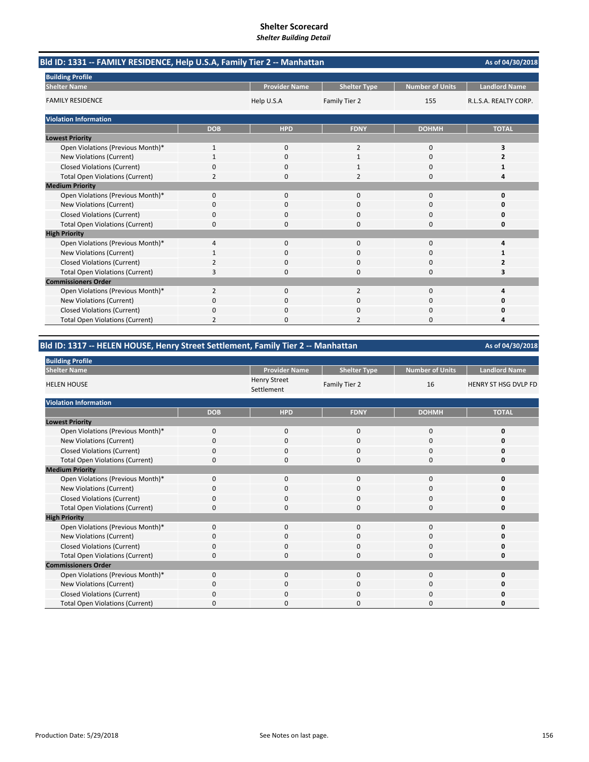# Shelter Scorecard
*Shelter Building Detail*

## Bld ID: 1331 -- FAMILY RESIDENCE, Help U.S.A, Family Tier 2 -- Manhattan

As of 04/30/2018

**Building Profile**

| Shelter Name | Provider Name | Shelter Type | Number of Units | Landlord Name |
|---|---|---|---|---|
| FAMILY RESIDENCE | Help U.S.A | Family Tier 2 | 155 | R.L.S.A. REALTY CORP. |

**Violation Information**

| | DOB | HPD | FDNY | DOHMH | TOTAL |
|---|---|---|---|---|---|
| **Lowest Priority** | | | | | |
| Open Violations (Previous Month)* | 1 | 0 | 2 | 0 | **3** |
| New Violations (Current) | 1 | 0 | 1 | 0 | **2** |
| Closed Violations (Current) | 0 | 0 | 1 | 0 | **1** |
| Total Open Violations (Current) | 2 | 0 | 2 | 0 | **4** |
| **Medium Priority** | | | | | |
| Open Violations (Previous Month)* | 0 | 0 | 0 | 0 | **0** |
| New Violations (Current) | 0 | 0 | 0 | 0 | **0** |
| Closed Violations (Current) | 0 | 0 | 0 | 0 | **0** |
| Total Open Violations (Current) | 0 | 0 | 0 | 0 | **0** |
| **High Priority** | | | | | |
| Open Violations (Previous Month)* | 4 | 0 | 0 | 0 | **4** |
| New Violations (Current) | 1 | 0 | 0 | 0 | **1** |
| Closed Violations (Current) | 2 | 0 | 0 | 0 | **2** |
| Total Open Violations (Current) | 3 | 0 | 0 | 0 | **3** |
| **Commissioners Order** | | | | | |
| Open Violations (Previous Month)* | 2 | 0 | 2 | 0 | **4** |
| New Violations (Current) | 0 | 0 | 0 | 0 | **0** |
| Closed Violations (Current) | 0 | 0 | 0 | 0 | **0** |
| Total Open Violations (Current) | 2 | 0 | 2 | 0 | **4** |

## Bld ID: 1317 -- HELEN HOUSE, Henry Street Settlement, Family Tier 2 -- Manhattan

As of 04/30/2018

**Building Profile**

| Shelter Name | Provider Name | Shelter Type | Number of Units | Landlord Name |
|---|---|---|---|---|
| HELEN HOUSE | Henry Street Settlement | Family Tier 2 | 16 | HENRY ST HSG DVLP FD |

**Violation Information**

| | DOB | HPD | FDNY | DOHMH | TOTAL |
|---|---|---|---|---|---|
| **Lowest Priority** | | | | | |
| Open Violations (Previous Month)* | 0 | 0 | 0 | 0 | **0** |
| New Violations (Current) | 0 | 0 | 0 | 0 | **0** |
| Closed Violations (Current) | 0 | 0 | 0 | 0 | **0** |
| Total Open Violations (Current) | 0 | 0 | 0 | 0 | **0** |
| **Medium Priority** | | | | | |
| Open Violations (Previous Month)* | 0 | 0 | 0 | 0 | **0** |
| New Violations (Current) | 0 | 0 | 0 | 0 | **0** |
| Closed Violations (Current) | 0 | 0 | 0 | 0 | **0** |
| Total Open Violations (Current) | 0 | 0 | 0 | 0 | **0** |
| **High Priority** | | | | | |
| Open Violations (Previous Month)* | 0 | 0 | 0 | 0 | **0** |
| New Violations (Current) | 0 | 0 | 0 | 0 | **0** |
| Closed Violations (Current) | 0 | 0 | 0 | 0 | **0** |
| Total Open Violations (Current) | 0 | 0 | 0 | 0 | **0** |
| **Commissioners Order** | | | | | |
| Open Violations (Previous Month)* | 0 | 0 | 0 | 0 | **0** |
| New Violations (Current) | 0 | 0 | 0 | 0 | **0** |
| Closed Violations (Current) | 0 | 0 | 0 | 0 | **0** |
| Total Open Violations (Current) | 0 | 0 | 0 | 0 | **0** |

Production Date: 5/29/2018

See Notes on last page.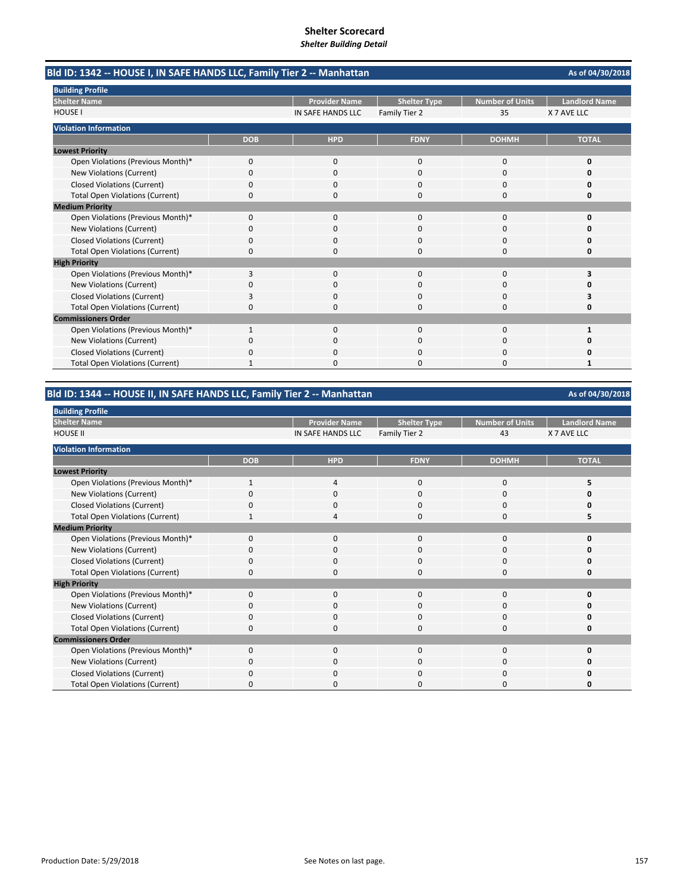# Shelter Scorecard

***Shelter Building Detail***

## Bld ID: 1342 -- HOUSE I, IN SAFE HANDS LLC, Family Tier 2 -- Manhattan

As of 04/30/2018

**Building Profile**

| Shelter Name | Provider Name | Shelter Type | Number of Units | Landlord Name |
|---|---|---|---|---|
| HOUSE I | IN SAFE HANDS LLC | Family Tier 2 | 35 | X 7 AVE LLC |

**Violation Information**

| | DOB | HPD | FDNY | DOHMH | TOTAL |
|---|---|---|---|---|---|
| **Lowest Priority** | | | | | |
| Open Violations (Previous Month)* | 0 | 0 | 0 | 0 | **0** |
| New Violations (Current) | 0 | 0 | 0 | 0 | **0** |
| Closed Violations (Current) | 0 | 0 | 0 | 0 | **0** |
| Total Open Violations (Current) | 0 | 0 | 0 | 0 | **0** |
| **Medium Priority** | | | | | |
| Open Violations (Previous Month)* | 0 | 0 | 0 | 0 | **0** |
| New Violations (Current) | 0 | 0 | 0 | 0 | **0** |
| Closed Violations (Current) | 0 | 0 | 0 | 0 | **0** |
| Total Open Violations (Current) | 0 | 0 | 0 | 0 | **0** |
| **High Priority** | | | | | |
| Open Violations (Previous Month)* | 3 | 0 | 0 | 0 | **3** |
| New Violations (Current) | 0 | 0 | 0 | 0 | **0** |
| Closed Violations (Current) | 3 | 0 | 0 | 0 | **3** |
| Total Open Violations (Current) | 0 | 0 | 0 | 0 | **0** |
| **Commissioners Order** | | | | | |
| Open Violations (Previous Month)* | 1 | 0 | 0 | 0 | **1** |
| New Violations (Current) | 0 | 0 | 0 | 0 | **0** |
| Closed Violations (Current) | 0 | 0 | 0 | 0 | **0** |
| Total Open Violations (Current) | 1 | 0 | 0 | 0 | **1** |

## Bld ID: 1344 -- HOUSE II, IN SAFE HANDS LLC, Family Tier 2 -- Manhattan

As of 04/30/2018

**Building Profile**

| Shelter Name | Provider Name | Shelter Type | Number of Units | Landlord Name |
|---|---|---|---|---|
| HOUSE II | IN SAFE HANDS LLC | Family Tier 2 | 43 | X 7 AVE LLC |

**Violation Information**

| | DOB | HPD | FDNY | DOHMH | TOTAL |
|---|---|---|---|---|---|
| **Lowest Priority** | | | | | |
| Open Violations (Previous Month)* | 1 | 4 | 0 | 0 | **5** |
| New Violations (Current) | 0 | 0 | 0 | 0 | **0** |
| Closed Violations (Current) | 0 | 0 | 0 | 0 | **0** |
| Total Open Violations (Current) | 1 | 4 | 0 | 0 | **5** |
| **Medium Priority** | | | | | |
| Open Violations (Previous Month)* | 0 | 0 | 0 | 0 | **0** |
| New Violations (Current) | 0 | 0 | 0 | 0 | **0** |
| Closed Violations (Current) | 0 | 0 | 0 | 0 | **0** |
| Total Open Violations (Current) | 0 | 0 | 0 | 0 | **0** |
| **High Priority** | | | | | |
| Open Violations (Previous Month)* | 0 | 0 | 0 | 0 | **0** |
| New Violations (Current) | 0 | 0 | 0 | 0 | **0** |
| Closed Violations (Current) | 0 | 0 | 0 | 0 | **0** |
| Total Open Violations (Current) | 0 | 0 | 0 | 0 | **0** |
| **Commissioners Order** | | | | | |
| Open Violations (Previous Month)* | 0 | 0 | 0 | 0 | **0** |
| New Violations (Current) | 0 | 0 | 0 | 0 | **0** |
| Closed Violations (Current) | 0 | 0 | 0 | 0 | **0** |
| Total Open Violations (Current) | 0 | 0 | 0 | 0 | **0** |

Production Date: 5/29/2018

See Notes on last page.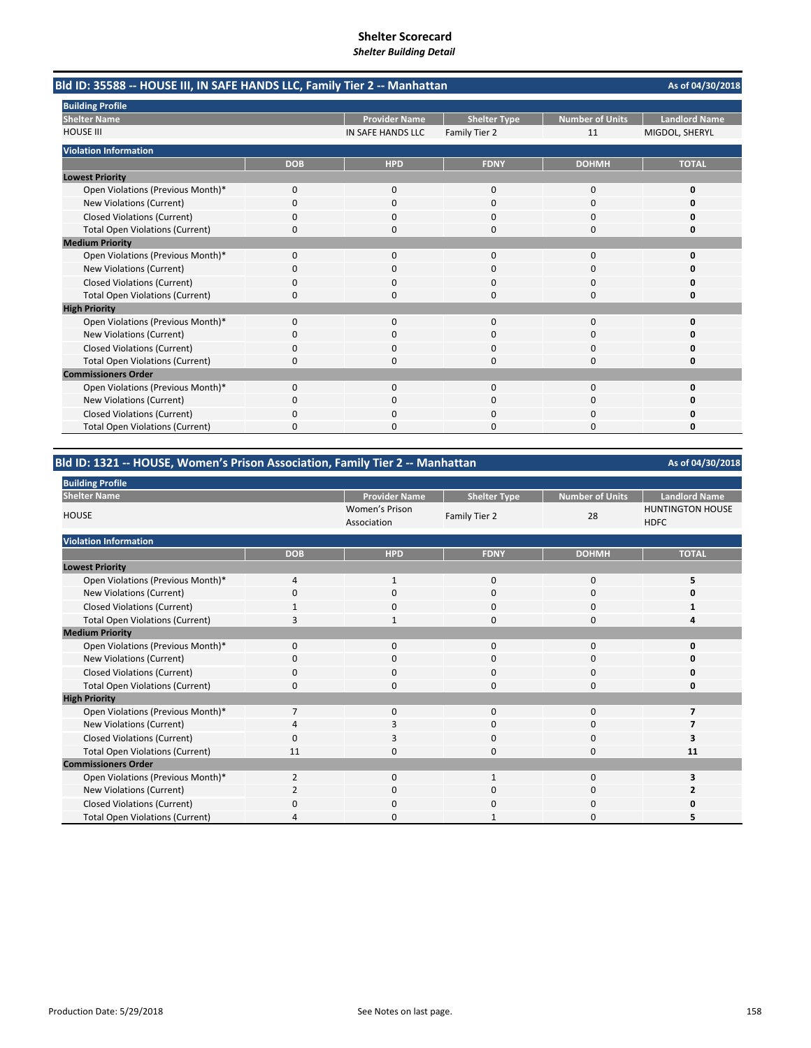# Shelter Scorecard

*Shelter Building Detail*

## Bld ID: 35588 -- HOUSE III, IN SAFE HANDS LLC, Family Tier 2 -- Manhattan

As of 04/30/2018

**Building Profile**

| Shelter Name | Provider Name | Shelter Type | Number of Units | Landlord Name |
|---|---|---|---|---|
| HOUSE III | IN SAFE HANDS LLC | Family Tier 2 | 11 | MIGDOL, SHERYL |

**Violation Information**

| | DOB | HPD | FDNY | DOHMH | TOTAL |
|---|---|---|---|---|---|
| **Lowest Priority** | | | | | |
| Open Violations (Previous Month)* | 0 | 0 | 0 | 0 | **0** |
| New Violations (Current) | 0 | 0 | 0 | 0 | **0** |
| Closed Violations (Current) | 0 | 0 | 0 | 0 | **0** |
| Total Open Violations (Current) | 0 | 0 | 0 | 0 | **0** |
| **Medium Priority** | | | | | |
| Open Violations (Previous Month)* | 0 | 0 | 0 | 0 | **0** |
| New Violations (Current) | 0 | 0 | 0 | 0 | **0** |
| Closed Violations (Current) | 0 | 0 | 0 | 0 | **0** |
| Total Open Violations (Current) | 0 | 0 | 0 | 0 | **0** |
| **High Priority** | | | | | |
| Open Violations (Previous Month)* | 0 | 0 | 0 | 0 | **0** |
| New Violations (Current) | 0 | 0 | 0 | 0 | **0** |
| Closed Violations (Current) | 0 | 0 | 0 | 0 | **0** |
| Total Open Violations (Current) | 0 | 0 | 0 | 0 | **0** |
| **Commissioners Order** | | | | | |
| Open Violations (Previous Month)* | 0 | 0 | 0 | 0 | **0** |
| New Violations (Current) | 0 | 0 | 0 | 0 | **0** |
| Closed Violations (Current) | 0 | 0 | 0 | 0 | **0** |
| Total Open Violations (Current) | 0 | 0 | 0 | 0 | **0** |

## Bld ID: 1321 -- HOUSE, Women's Prison Association, Family Tier 2 -- Manhattan

As of 04/30/2018

**Building Profile**

| Shelter Name | Provider Name | Shelter Type | Number of Units | Landlord Name |
|---|---|---|---|---|
| HOUSE | Women's Prison Association | Family Tier 2 | 28 | HUNTINGTON HOUSE HDFC |

**Violation Information**

| | DOB | HPD | FDNY | DOHMH | TOTAL |
|---|---|---|---|---|---|
| **Lowest Priority** | | | | | |
| Open Violations (Previous Month)* | 4 | 1 | 0 | 0 | **5** |
| New Violations (Current) | 0 | 0 | 0 | 0 | **0** |
| Closed Violations (Current) | 1 | 0 | 0 | 0 | **1** |
| Total Open Violations (Current) | 3 | 1 | 0 | 0 | **4** |
| **Medium Priority** | | | | | |
| Open Violations (Previous Month)* | 0 | 0 | 0 | 0 | **0** |
| New Violations (Current) | 0 | 0 | 0 | 0 | **0** |
| Closed Violations (Current) | 0 | 0 | 0 | 0 | **0** |
| Total Open Violations (Current) | 0 | 0 | 0 | 0 | **0** |
| **High Priority** | | | | | |
| Open Violations (Previous Month)* | 7 | 0 | 0 | 0 | **7** |
| New Violations (Current) | 4 | 3 | 0 | 0 | **7** |
| Closed Violations (Current) | 0 | 3 | 0 | 0 | **3** |
| Total Open Violations (Current) | 11 | 0 | 0 | 0 | **11** |
| **Commissioners Order** | | | | | |
| Open Violations (Previous Month)* | 2 | 0 | 1 | 0 | **3** |
| New Violations (Current) | 2 | 0 | 0 | 0 | **2** |
| Closed Violations (Current) | 0 | 0 | 0 | 0 | **0** |
| Total Open Violations (Current) | 4 | 0 | 1 | 0 | **5** |

Production Date: 5/29/2018

See Notes on last page.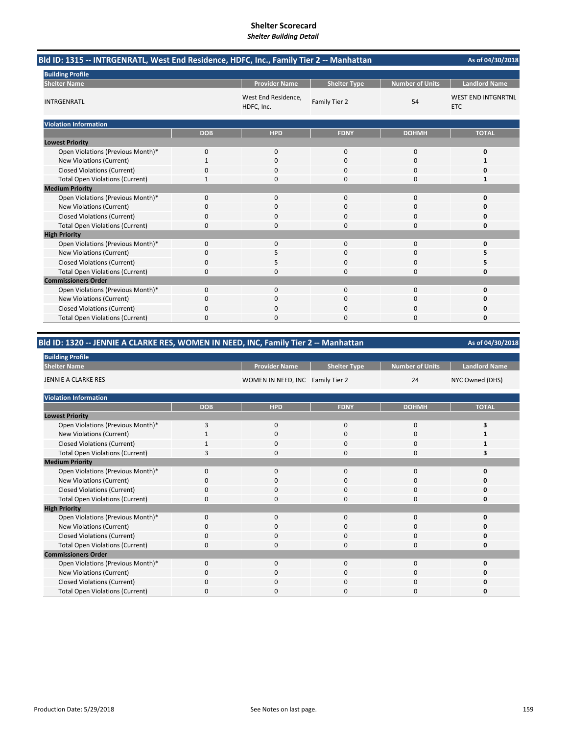# Shelter Scorecard

*Shelter Building Detail*

## Bld ID: 1315 -- INTRGENRATL, West End Residence, HDFC, Inc., Family Tier 2 -- Manhattan

As of 04/30/2018

**Building Profile**

| Shelter Name | Provider Name | Shelter Type | Number of Units | Landlord Name |
|---|---|---|---|---|
| INTRGENRATL | West End Residence, HDFC, Inc. | Family Tier 2 | 54 | WEST END INTGNRTNL ETC |

**Violation Information**

| | DOB | HPD | FDNY | DOHMH | TOTAL |
|---|---|---|---|---|---|
| **Lowest Priority** | | | | | |
| Open Violations (Previous Month)* | 0 | 0 | 0 | 0 | **0** |
| New Violations (Current) | 1 | 0 | 0 | 0 | **1** |
| Closed Violations (Current) | 0 | 0 | 0 | 0 | **0** |
| Total Open Violations (Current) | 1 | 0 | 0 | 0 | **1** |
| **Medium Priority** | | | | | |
| Open Violations (Previous Month)* | 0 | 0 | 0 | 0 | **0** |
| New Violations (Current) | 0 | 0 | 0 | 0 | **0** |
| Closed Violations (Current) | 0 | 0 | 0 | 0 | **0** |
| Total Open Violations (Current) | 0 | 0 | 0 | 0 | **0** |
| **High Priority** | | | | | |
| Open Violations (Previous Month)* | 0 | 0 | 0 | 0 | **0** |
| New Violations (Current) | 0 | 5 | 0 | 0 | **5** |
| Closed Violations (Current) | 0 | 5 | 0 | 0 | **5** |
| Total Open Violations (Current) | 0 | 0 | 0 | 0 | **0** |
| **Commissioners Order** | | | | | |
| Open Violations (Previous Month)* | 0 | 0 | 0 | 0 | **0** |
| New Violations (Current) | 0 | 0 | 0 | 0 | **0** |
| Closed Violations (Current) | 0 | 0 | 0 | 0 | **0** |
| Total Open Violations (Current) | 0 | 0 | 0 | 0 | **0** |

## Bld ID: 1320 -- JENNIE A CLARKE RES, WOMEN IN NEED, INC, Family Tier 2 -- Manhattan

As of 04/30/2018

**Building Profile**

| Shelter Name | Provider Name | Shelter Type | Number of Units | Landlord Name |
|---|---|---|---|---|
| JENNIE A CLARKE RES | WOMEN IN NEED, INC | Family Tier 2 | 24 | NYC Owned (DHS) |

**Violation Information**

| | DOB | HPD | FDNY | DOHMH | TOTAL |
|---|---|---|---|---|---|
| **Lowest Priority** | | | | | |
| Open Violations (Previous Month)* | 3 | 0 | 0 | 0 | **3** |
| New Violations (Current) | 1 | 0 | 0 | 0 | **1** |
| Closed Violations (Current) | 1 | 0 | 0 | 0 | **1** |
| Total Open Violations (Current) | 3 | 0 | 0 | 0 | **3** |
| **Medium Priority** | | | | | |
| Open Violations (Previous Month)* | 0 | 0 | 0 | 0 | **0** |
| New Violations (Current) | 0 | 0 | 0 | 0 | **0** |
| Closed Violations (Current) | 0 | 0 | 0 | 0 | **0** |
| Total Open Violations (Current) | 0 | 0 | 0 | 0 | **0** |
| **High Priority** | | | | | |
| Open Violations (Previous Month)* | 0 | 0 | 0 | 0 | **0** |
| New Violations (Current) | 0 | 0 | 0 | 0 | **0** |
| Closed Violations (Current) | 0 | 0 | 0 | 0 | **0** |
| Total Open Violations (Current) | 0 | 0 | 0 | 0 | **0** |
| **Commissioners Order** | | | | | |
| Open Violations (Previous Month)* | 0 | 0 | 0 | 0 | **0** |
| New Violations (Current) | 0 | 0 | 0 | 0 | **0** |
| Closed Violations (Current) | 0 | 0 | 0 | 0 | **0** |
| Total Open Violations (Current) | 0 | 0 | 0 | 0 | **0** |

Production Date: 5/29/2018

See Notes on last page.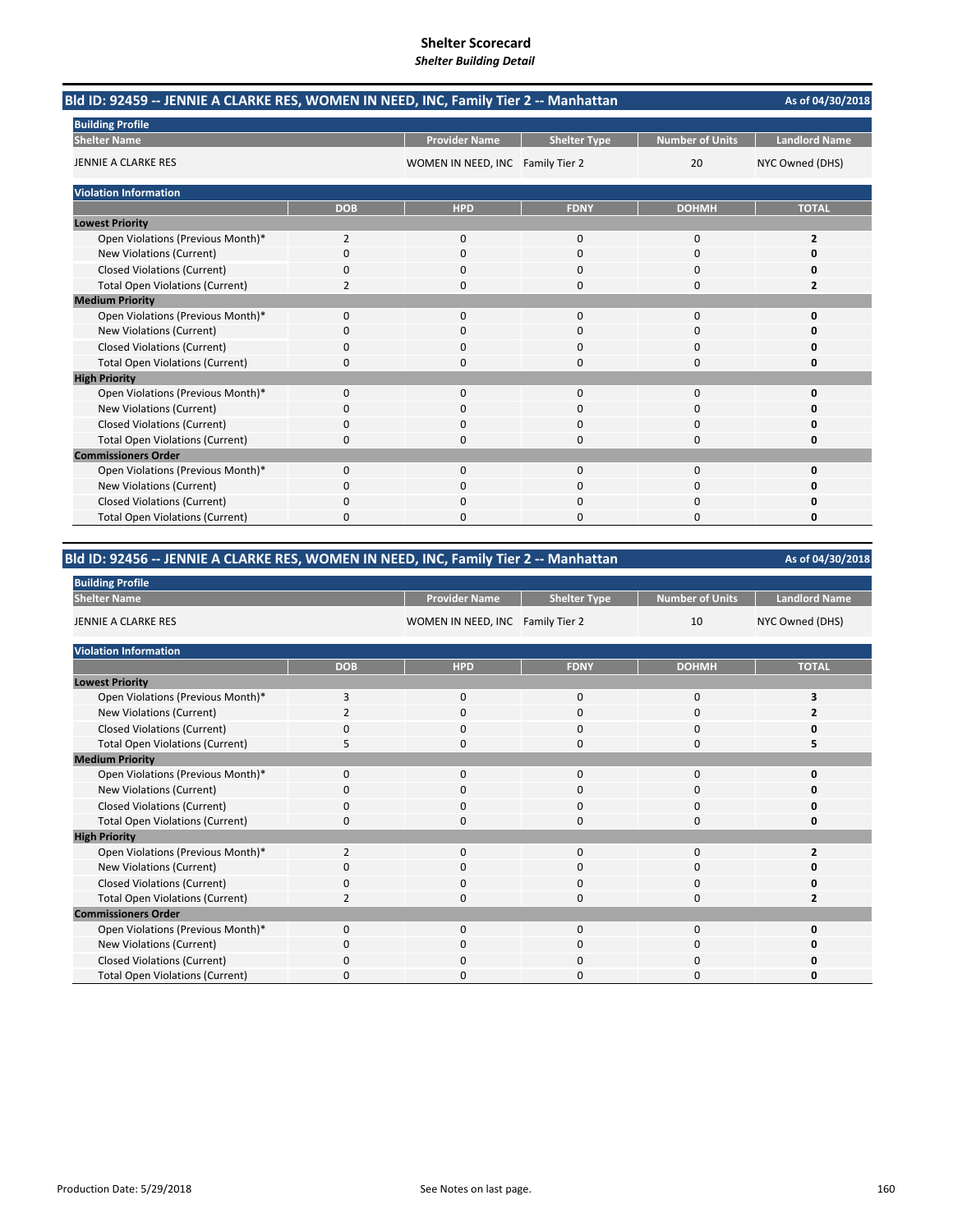# Shelter Scorecard
*Shelter Building Detail*

## Bld ID: 92459 -- JENNIE A CLARKE RES, WOMEN IN NEED, INC, Family Tier 2 -- Manhattan

As of 04/30/2018

**Building Profile**

| Shelter Name | Provider Name | Shelter Type | Number of Units | Landlord Name |
|---|---|---|---|---|
| JENNIE A CLARKE RES | WOMEN IN NEED, INC | Family Tier 2 | 20 | NYC Owned (DHS) |

**Violation Information**

| | DOB | HPD | FDNY | DOHMH | TOTAL |
|---|---|---|---|---|---|
| **Lowest Priority** | | | | | |
| Open Violations (Previous Month)* | 2 | 0 | 0 | 0 | **2** |
| New Violations (Current) | 0 | 0 | 0 | 0 | **0** |
| Closed Violations (Current) | 0 | 0 | 0 | 0 | **0** |
| Total Open Violations (Current) | 2 | 0 | 0 | 0 | **2** |
| **Medium Priority** | | | | | |
| Open Violations (Previous Month)* | 0 | 0 | 0 | 0 | **0** |
| New Violations (Current) | 0 | 0 | 0 | 0 | **0** |
| Closed Violations (Current) | 0 | 0 | 0 | 0 | **0** |
| Total Open Violations (Current) | 0 | 0 | 0 | 0 | **0** |
| **High Priority** | | | | | |
| Open Violations (Previous Month)* | 0 | 0 | 0 | 0 | **0** |
| New Violations (Current) | 0 | 0 | 0 | 0 | **0** |
| Closed Violations (Current) | 0 | 0 | 0 | 0 | **0** |
| Total Open Violations (Current) | 0 | 0 | 0 | 0 | **0** |
| **Commissioners Order** | | | | | |
| Open Violations (Previous Month)* | 0 | 0 | 0 | 0 | **0** |
| New Violations (Current) | 0 | 0 | 0 | 0 | **0** |
| Closed Violations (Current) | 0 | 0 | 0 | 0 | **0** |
| Total Open Violations (Current) | 0 | 0 | 0 | 0 | **0** |

## Bld ID: 92456 -- JENNIE A CLARKE RES, WOMEN IN NEED, INC, Family Tier 2 -- Manhattan

As of 04/30/2018

**Building Profile**

| Shelter Name | Provider Name | Shelter Type | Number of Units | Landlord Name |
|---|---|---|---|---|
| JENNIE A CLARKE RES | WOMEN IN NEED, INC | Family Tier 2 | 10 | NYC Owned (DHS) |

**Violation Information**

| | DOB | HPD | FDNY | DOHMH | TOTAL |
|---|---|---|---|---|---|
| **Lowest Priority** | | | | | |
| Open Violations (Previous Month)* | 3 | 0 | 0 | 0 | **3** |
| New Violations (Current) | 2 | 0 | 0 | 0 | **2** |
| Closed Violations (Current) | 0 | 0 | 0 | 0 | **0** |
| Total Open Violations (Current) | 5 | 0 | 0 | 0 | **5** |
| **Medium Priority** | | | | | |
| Open Violations (Previous Month)* | 0 | 0 | 0 | 0 | **0** |
| New Violations (Current) | 0 | 0 | 0 | 0 | **0** |
| Closed Violations (Current) | 0 | 0 | 0 | 0 | **0** |
| Total Open Violations (Current) | 0 | 0 | 0 | 0 | **0** |
| **High Priority** | | | | | |
| Open Violations (Previous Month)* | 2 | 0 | 0 | 0 | **2** |
| New Violations (Current) | 0 | 0 | 0 | 0 | **0** |
| Closed Violations (Current) | 0 | 0 | 0 | 0 | **0** |
| Total Open Violations (Current) | 2 | 0 | 0 | 0 | **2** |
| **Commissioners Order** | | | | | |
| Open Violations (Previous Month)* | 0 | 0 | 0 | 0 | **0** |
| New Violations (Current) | 0 | 0 | 0 | 0 | **0** |
| Closed Violations (Current) | 0 | 0 | 0 | 0 | **0** |
| Total Open Violations (Current) | 0 | 0 | 0 | 0 | **0** |

Production Date: 5/29/2018

See Notes on last page.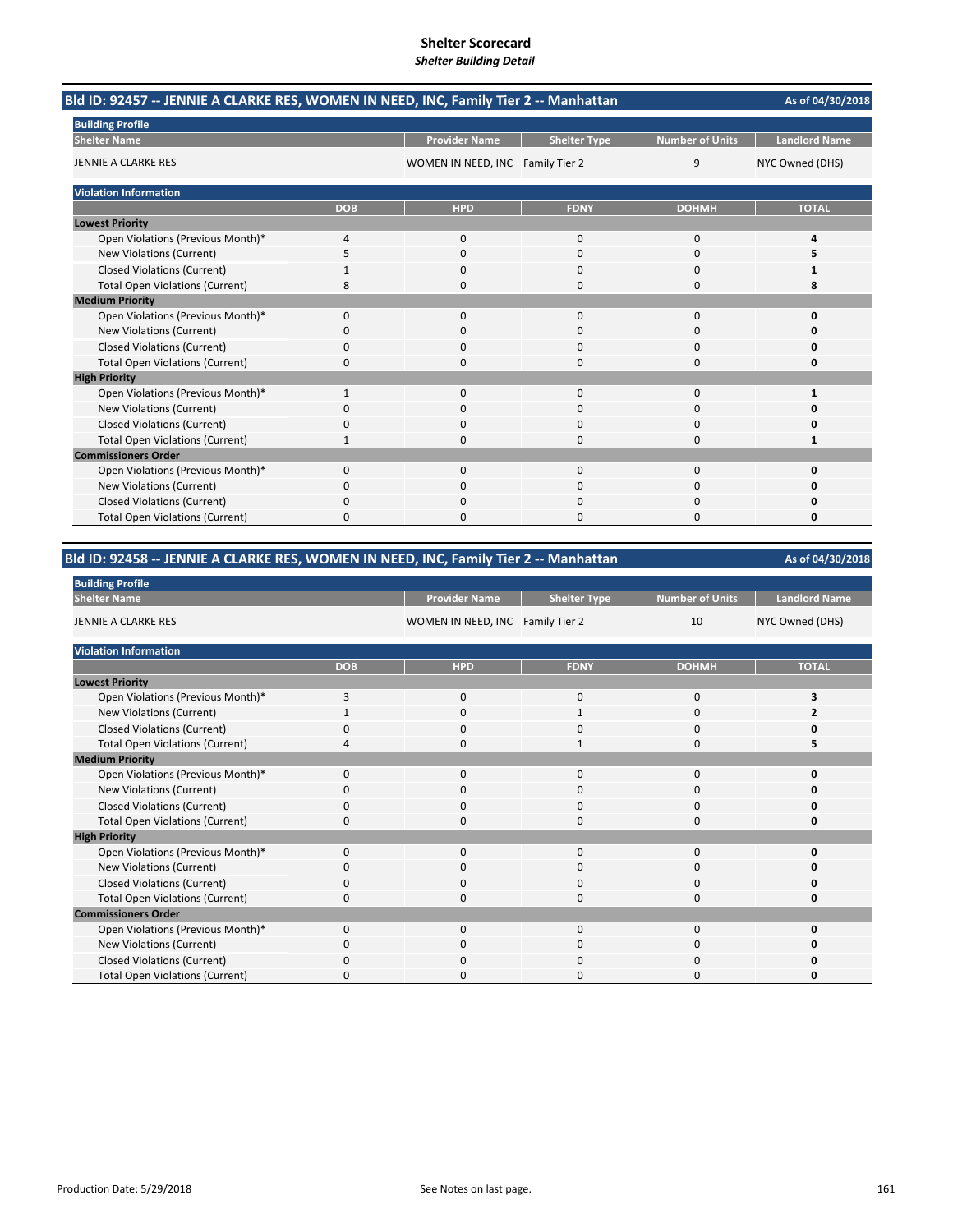# Shelter Scorecard

*Shelter Building Detail*

## Bld ID: 92457 -- JENNIE A CLARKE RES, WOMEN IN NEED, INC, Family Tier 2 -- Manhattan

As of 04/30/2018

**Building Profile**

| Shelter Name | Provider Name | Shelter Type | Number of Units | Landlord Name |
|---|---|---|---|---|
| JENNIE A CLARKE RES | WOMEN IN NEED, INC | Family Tier 2 | 9 | NYC Owned (DHS) |

**Violation Information**

| | DOB | HPD | FDNY | DOHMH | TOTAL |
|---|---|---|---|---|---|
| **Lowest Priority** | | | | | |
| Open Violations (Previous Month)* | 4 | 0 | 0 | 0 | **4** |
| New Violations (Current) | 5 | 0 | 0 | 0 | **5** |
| Closed Violations (Current) | 1 | 0 | 0 | 0 | **1** |
| Total Open Violations (Current) | 8 | 0 | 0 | 0 | **8** |
| **Medium Priority** | | | | | |
| Open Violations (Previous Month)* | 0 | 0 | 0 | 0 | **0** |
| New Violations (Current) | 0 | 0 | 0 | 0 | **0** |
| Closed Violations (Current) | 0 | 0 | 0 | 0 | **0** |
| Total Open Violations (Current) | 0 | 0 | 0 | 0 | **0** |
| **High Priority** | | | | | |
| Open Violations (Previous Month)* | 1 | 0 | 0 | 0 | **1** |
| New Violations (Current) | 0 | 0 | 0 | 0 | **0** |
| Closed Violations (Current) | 0 | 0 | 0 | 0 | **0** |
| Total Open Violations (Current) | 1 | 0 | 0 | 0 | **1** |
| **Commissioners Order** | | | | | |
| Open Violations (Previous Month)* | 0 | 0 | 0 | 0 | **0** |
| New Violations (Current) | 0 | 0 | 0 | 0 | **0** |
| Closed Violations (Current) | 0 | 0 | 0 | 0 | **0** |
| Total Open Violations (Current) | 0 | 0 | 0 | 0 | **0** |

## Bld ID: 92458 -- JENNIE A CLARKE RES, WOMEN IN NEED, INC, Family Tier 2 -- Manhattan

As of 04/30/2018

**Building Profile**

| Shelter Name | Provider Name | Shelter Type | Number of Units | Landlord Name |
|---|---|---|---|---|
| JENNIE A CLARKE RES | WOMEN IN NEED, INC | Family Tier 2 | 10 | NYC Owned (DHS) |

**Violation Information**

| | DOB | HPD | FDNY | DOHMH | TOTAL |
|---|---|---|---|---|---|
| **Lowest Priority** | | | | | |
| Open Violations (Previous Month)* | 3 | 0 | 0 | 0 | **3** |
| New Violations (Current) | 1 | 0 | 1 | 0 | **2** |
| Closed Violations (Current) | 0 | 0 | 0 | 0 | **0** |
| Total Open Violations (Current) | 4 | 0 | 1 | 0 | **5** |
| **Medium Priority** | | | | | |
| Open Violations (Previous Month)* | 0 | 0 | 0 | 0 | **0** |
| New Violations (Current) | 0 | 0 | 0 | 0 | **0** |
| Closed Violations (Current) | 0 | 0 | 0 | 0 | **0** |
| Total Open Violations (Current) | 0 | 0 | 0 | 0 | **0** |
| **High Priority** | | | | | |
| Open Violations (Previous Month)* | 0 | 0 | 0 | 0 | **0** |
| New Violations (Current) | 0 | 0 | 0 | 0 | **0** |
| Closed Violations (Current) | 0 | 0 | 0 | 0 | **0** |
| Total Open Violations (Current) | 0 | 0 | 0 | 0 | **0** |
| **Commissioners Order** | | | | | |
| Open Violations (Previous Month)* | 0 | 0 | 0 | 0 | **0** |
| New Violations (Current) | 0 | 0 | 0 | 0 | **0** |
| Closed Violations (Current) | 0 | 0 | 0 | 0 | **0** |
| Total Open Violations (Current) | 0 | 0 | 0 | 0 | **0** |

Production Date: 5/29/2018

See Notes on last page.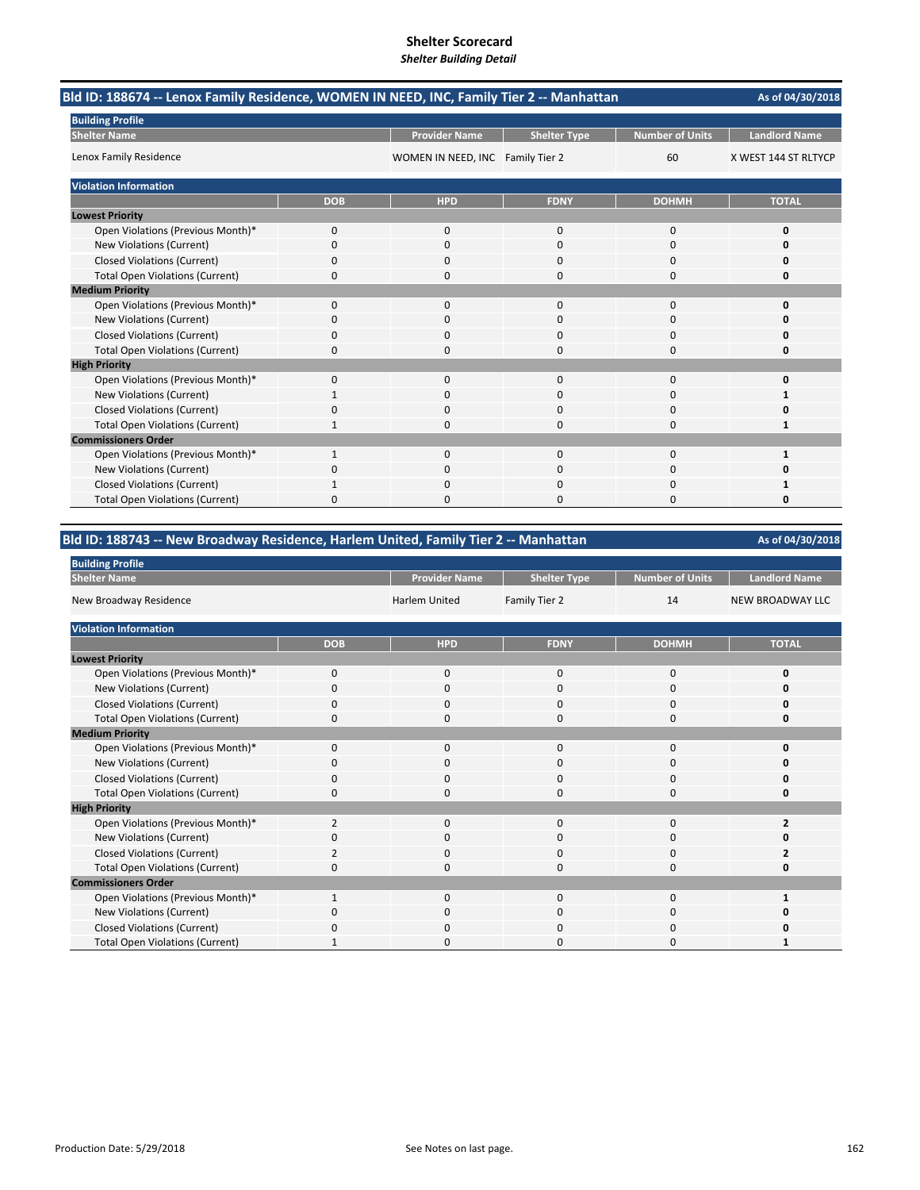# Shelter Scorecard

*Shelter Building Detail*

## Bld ID: 188674 -- Lenox Family Residence, WOMEN IN NEED, INC, Family Tier 2 -- Manhattan

As of 04/30/2018

**Building Profile**

| Shelter Name | Provider Name | Shelter Type | Number of Units | Landlord Name |
|---|---|---|---|---|
| Lenox Family Residence | WOMEN IN NEED, INC | Family Tier 2 | 60 | X WEST 144 ST RLTYCP |

**Violation Information**

| | DOB | HPD | FDNY | DOHMH | TOTAL |
|---|---|---|---|---|---|
| **Lowest Priority** | | | | | |
| Open Violations (Previous Month)* | 0 | 0 | 0 | 0 | **0** |
| New Violations (Current) | 0 | 0 | 0 | 0 | **0** |
| Closed Violations (Current) | 0 | 0 | 0 | 0 | **0** |
| Total Open Violations (Current) | 0 | 0 | 0 | 0 | **0** |
| **Medium Priority** | | | | | |
| Open Violations (Previous Month)* | 0 | 0 | 0 | 0 | **0** |
| New Violations (Current) | 0 | 0 | 0 | 0 | **0** |
| Closed Violations (Current) | 0 | 0 | 0 | 0 | **0** |
| Total Open Violations (Current) | 0 | 0 | 0 | 0 | **0** |
| **High Priority** | | | | | |
| Open Violations (Previous Month)* | 0 | 0 | 0 | 0 | **0** |
| New Violations (Current) | 1 | 0 | 0 | 0 | **1** |
| Closed Violations (Current) | 0 | 0 | 0 | 0 | **0** |
| Total Open Violations (Current) | 1 | 0 | 0 | 0 | **1** |
| **Commissioners Order** | | | | | |
| Open Violations (Previous Month)* | 1 | 0 | 0 | 0 | **1** |
| New Violations (Current) | 0 | 0 | 0 | 0 | **0** |
| Closed Violations (Current) | 1 | 0 | 0 | 0 | **1** |
| Total Open Violations (Current) | 0 | 0 | 0 | 0 | **0** |

## Bld ID: 188743 -- New Broadway Residence, Harlem United, Family Tier 2 -- Manhattan

As of 04/30/2018

**Building Profile**

| Shelter Name | Provider Name | Shelter Type | Number of Units | Landlord Name |
|---|---|---|---|---|
| New Broadway Residence | Harlem United | Family Tier 2 | 14 | NEW BROADWAY LLC |

**Violation Information**

| | DOB | HPD | FDNY | DOHMH | TOTAL |
|---|---|---|---|---|---|
| **Lowest Priority** | | | | | |
| Open Violations (Previous Month)* | 0 | 0 | 0 | 0 | **0** |
| New Violations (Current) | 0 | 0 | 0 | 0 | **0** |
| Closed Violations (Current) | 0 | 0 | 0 | 0 | **0** |
| Total Open Violations (Current) | 0 | 0 | 0 | 0 | **0** |
| **Medium Priority** | | | | | |
| Open Violations (Previous Month)* | 0 | 0 | 0 | 0 | **0** |
| New Violations (Current) | 0 | 0 | 0 | 0 | **0** |
| Closed Violations (Current) | 0 | 0 | 0 | 0 | **0** |
| Total Open Violations (Current) | 0 | 0 | 0 | 0 | **0** |
| **High Priority** | | | | | |
| Open Violations (Previous Month)* | 2 | 0 | 0 | 0 | **2** |
| New Violations (Current) | 0 | 0 | 0 | 0 | **0** |
| Closed Violations (Current) | 2 | 0 | 0 | 0 | **2** |
| Total Open Violations (Current) | 0 | 0 | 0 | 0 | **0** |
| **Commissioners Order** | | | | | |
| Open Violations (Previous Month)* | 1 | 0 | 0 | 0 | **1** |
| New Violations (Current) | 0 | 0 | 0 | 0 | **0** |
| Closed Violations (Current) | 0 | 0 | 0 | 0 | **0** |
| Total Open Violations (Current) | 1 | 0 | 0 | 0 | **1** |

Production Date: 5/29/2018

See Notes on last page.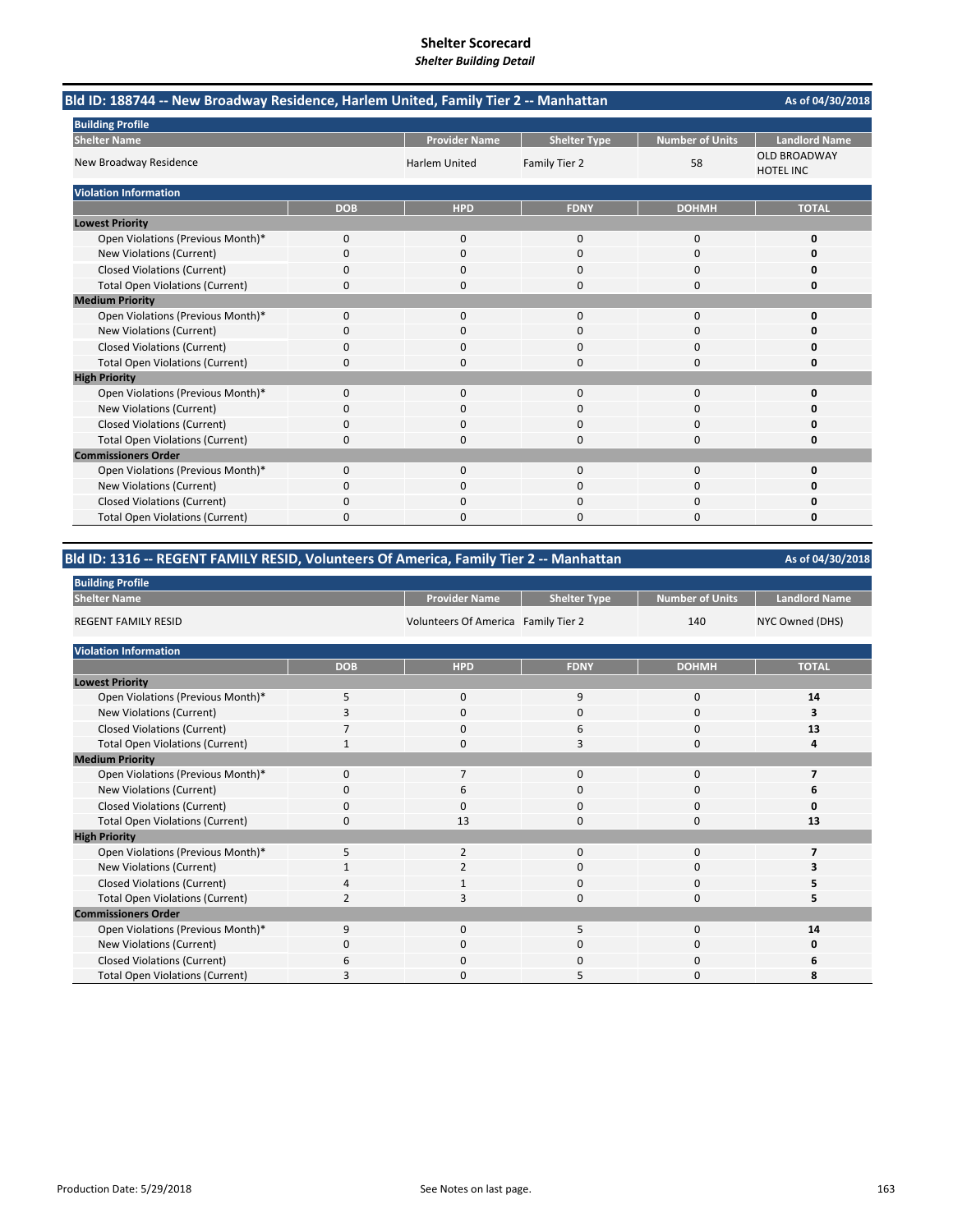# Shelter Scorecard
*Shelter Building Detail*

## Bld ID: 188744 -- New Broadway Residence, Harlem United, Family Tier 2 -- Manhattan

As of 04/30/2018

**Building Profile**

| Shelter Name | Provider Name | Shelter Type | Number of Units | Landlord Name |
|---|---|---|---|---|
| New Broadway Residence | Harlem United | Family Tier 2 | 58 | OLD BROADWAY HOTEL INC |

**Violation Information**

| | DOB | HPD | FDNY | DOHMH | TOTAL |
|---|---|---|---|---|---|
| **Lowest Priority** | | | | | |
| Open Violations (Previous Month)* | 0 | 0 | 0 | 0 | **0** |
| New Violations (Current) | 0 | 0 | 0 | 0 | **0** |
| Closed Violations (Current) | 0 | 0 | 0 | 0 | **0** |
| Total Open Violations (Current) | 0 | 0 | 0 | 0 | **0** |
| **Medium Priority** | | | | | |
| Open Violations (Previous Month)* | 0 | 0 | 0 | 0 | **0** |
| New Violations (Current) | 0 | 0 | 0 | 0 | **0** |
| Closed Violations (Current) | 0 | 0 | 0 | 0 | **0** |
| Total Open Violations (Current) | 0 | 0 | 0 | 0 | **0** |
| **High Priority** | | | | | |
| Open Violations (Previous Month)* | 0 | 0 | 0 | 0 | **0** |
| New Violations (Current) | 0 | 0 | 0 | 0 | **0** |
| Closed Violations (Current) | 0 | 0 | 0 | 0 | **0** |
| Total Open Violations (Current) | 0 | 0 | 0 | 0 | **0** |
| **Commissioners Order** | | | | | |
| Open Violations (Previous Month)* | 0 | 0 | 0 | 0 | **0** |
| New Violations (Current) | 0 | 0 | 0 | 0 | **0** |
| Closed Violations (Current) | 0 | 0 | 0 | 0 | **0** |
| Total Open Violations (Current) | 0 | 0 | 0 | 0 | **0** |

## Bld ID: 1316 -- REGENT FAMILY RESID, Volunteers Of America, Family Tier 2 -- Manhattan

As of 04/30/2018

**Building Profile**

| Shelter Name | Provider Name | Shelter Type | Number of Units | Landlord Name |
|---|---|---|---|---|
| REGENT FAMILY RESID | Volunteers Of America | Family Tier 2 | 140 | NYC Owned (DHS) |

**Violation Information**

| | DOB | HPD | FDNY | DOHMH | TOTAL |
|---|---|---|---|---|---|
| **Lowest Priority** | | | | | |
| Open Violations (Previous Month)* | 5 | 0 | 9 | 0 | **14** |
| New Violations (Current) | 3 | 0 | 0 | 0 | **3** |
| Closed Violations (Current) | 7 | 0 | 6 | 0 | **13** |
| Total Open Violations (Current) | 1 | 0 | 3 | 0 | **4** |
| **Medium Priority** | | | | | |
| Open Violations (Previous Month)* | 0 | 7 | 0 | 0 | **7** |
| New Violations (Current) | 0 | 6 | 0 | 0 | **6** |
| Closed Violations (Current) | 0 | 0 | 0 | 0 | **0** |
| Total Open Violations (Current) | 0 | 13 | 0 | 0 | **13** |
| **High Priority** | | | | | |
| Open Violations (Previous Month)* | 5 | 2 | 0 | 0 | **7** |
| New Violations (Current) | 1 | 2 | 0 | 0 | **3** |
| Closed Violations (Current) | 4 | 1 | 0 | 0 | **5** |
| Total Open Violations (Current) | 2 | 3 | 0 | 0 | **5** |
| **Commissioners Order** | | | | | |
| Open Violations (Previous Month)* | 9 | 0 | 5 | 0 | **14** |
| New Violations (Current) | 0 | 0 | 0 | 0 | **0** |
| Closed Violations (Current) | 6 | 0 | 0 | 0 | **6** |
| Total Open Violations (Current) | 3 | 0 | 5 | 0 | **8** |

Production Date: 5/29/2018

See Notes on last page.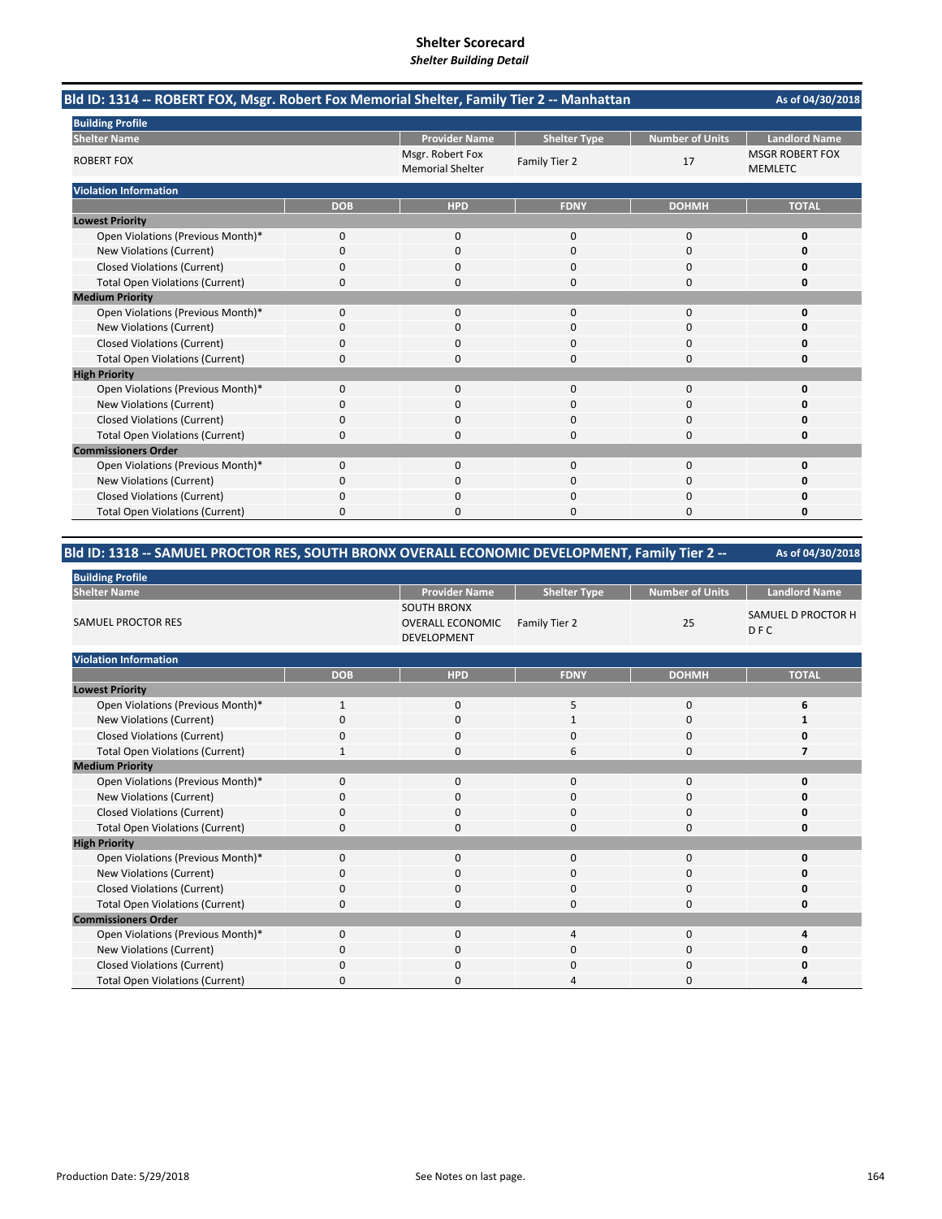# Shelter Scorecard

*Shelter Building Detail*

## Bld ID: 1314 -- ROBERT FOX, Msgr. Robert Fox Memorial Shelter, Family Tier 2 -- Manhattan

As of 04/30/2018

**Building Profile**

| Shelter Name | Provider Name | Shelter Type | Number of Units | Landlord Name |
|---|---|---|---|---|
| ROBERT FOX | Msgr. Robert Fox Memorial Shelter | Family Tier 2 | 17 | MSGR ROBERT FOX MEMLETC |

**Violation Information**

| | DOB | HPD | FDNY | DOHMH | TOTAL |
|---|---|---|---|---|---|
| **Lowest Priority** | | | | | |
| Open Violations (Previous Month)* | 0 | 0 | 0 | 0 | **0** |
| New Violations (Current) | 0 | 0 | 0 | 0 | **0** |
| Closed Violations (Current) | 0 | 0 | 0 | 0 | **0** |
| Total Open Violations (Current) | 0 | 0 | 0 | 0 | **0** |
| **Medium Priority** | | | | | |
| Open Violations (Previous Month)* | 0 | 0 | 0 | 0 | **0** |
| New Violations (Current) | 0 | 0 | 0 | 0 | **0** |
| Closed Violations (Current) | 0 | 0 | 0 | 0 | **0** |
| Total Open Violations (Current) | 0 | 0 | 0 | 0 | **0** |
| **High Priority** | | | | | |
| Open Violations (Previous Month)* | 0 | 0 | 0 | 0 | **0** |
| New Violations (Current) | 0 | 0 | 0 | 0 | **0** |
| Closed Violations (Current) | 0 | 0 | 0 | 0 | **0** |
| Total Open Violations (Current) | 0 | 0 | 0 | 0 | **0** |
| **Commissioners Order** | | | | | |
| Open Violations (Previous Month)* | 0 | 0 | 0 | 0 | **0** |
| New Violations (Current) | 0 | 0 | 0 | 0 | **0** |
| Closed Violations (Current) | 0 | 0 | 0 | 0 | **0** |
| Total Open Violations (Current) | 0 | 0 | 0 | 0 | **0** |

## Bld ID: 1318 -- SAMUEL PROCTOR RES, SOUTH BRONX OVERALL ECONOMIC DEVELOPMENT, Family Tier 2 --

As of 04/30/2018

**Building Profile**

| Shelter Name | Provider Name | Shelter Type | Number of Units | Landlord Name |
|---|---|---|---|---|
| SAMUEL PROCTOR RES | SOUTH BRONX OVERALL ECONOMIC DEVELOPMENT | Family Tier 2 | 25 | SAMUEL D PROCTOR H D F C |

**Violation Information**

| | DOB | HPD | FDNY | DOHMH | TOTAL |
|---|---|---|---|---|---|
| **Lowest Priority** | | | | | |
| Open Violations (Previous Month)* | 1 | 0 | 5 | 0 | **6** |
| New Violations (Current) | 0 | 0 | 1 | 0 | **1** |
| Closed Violations (Current) | 0 | 0 | 0 | 0 | **0** |
| Total Open Violations (Current) | 1 | 0 | 6 | 0 | **7** |
| **Medium Priority** | | | | | |
| Open Violations (Previous Month)* | 0 | 0 | 0 | 0 | **0** |
| New Violations (Current) | 0 | 0 | 0 | 0 | **0** |
| Closed Violations (Current) | 0 | 0 | 0 | 0 | **0** |
| Total Open Violations (Current) | 0 | 0 | 0 | 0 | **0** |
| **High Priority** | | | | | |
| Open Violations (Previous Month)* | 0 | 0 | 0 | 0 | **0** |
| New Violations (Current) | 0 | 0 | 0 | 0 | **0** |
| Closed Violations (Current) | 0 | 0 | 0 | 0 | **0** |
| Total Open Violations (Current) | 0 | 0 | 0 | 0 | **0** |
| **Commissioners Order** | | | | | |
| Open Violations (Previous Month)* | 0 | 0 | 4 | 0 | **4** |
| New Violations (Current) | 0 | 0 | 0 | 0 | **0** |
| Closed Violations (Current) | 0 | 0 | 0 | 0 | **0** |
| Total Open Violations (Current) | 0 | 0 | 4 | 0 | **4** |

Production Date: 5/29/2018

See Notes on last page.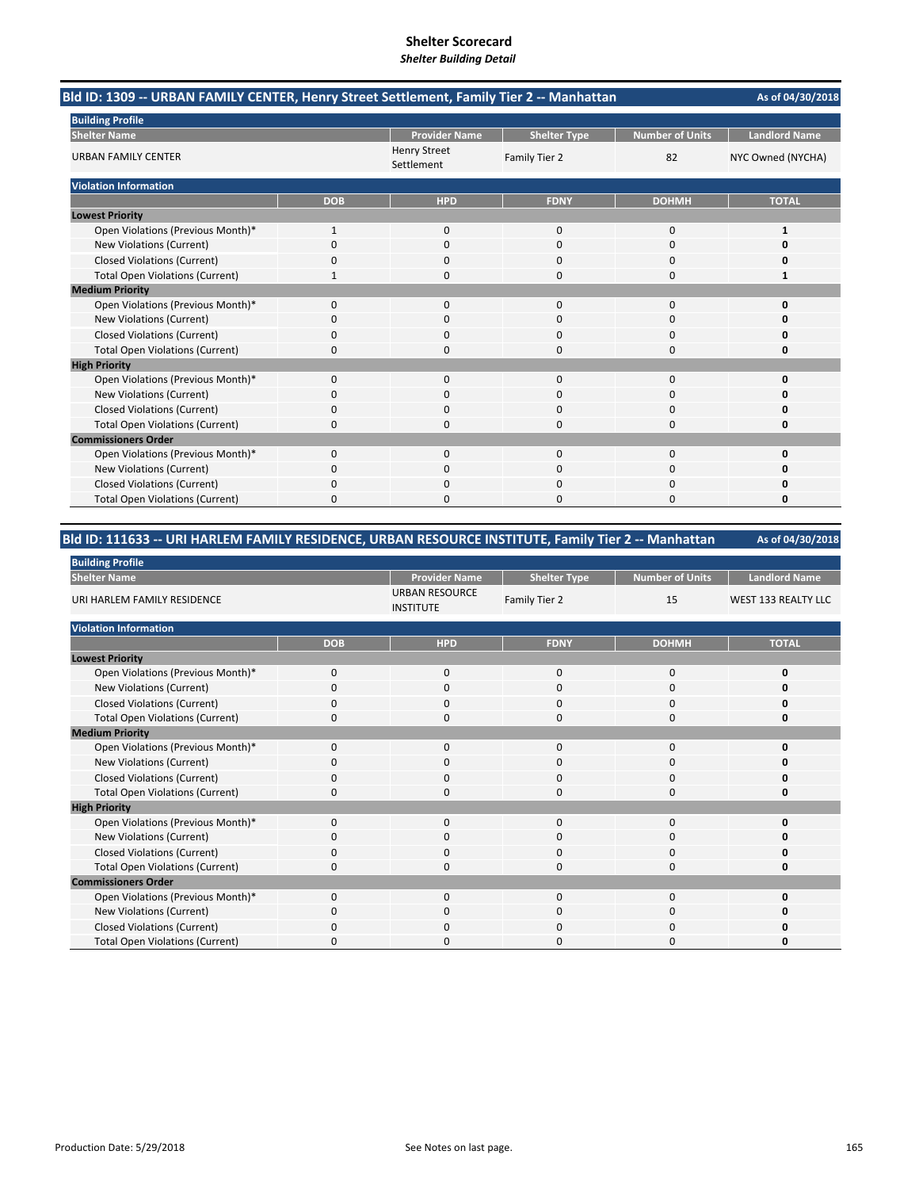# Shelter Scorecard
*Shelter Building Detail*

## Bld ID: 1309 -- URBAN FAMILY CENTER, Henry Street Settlement, Family Tier 2 -- Manhattan

As of 04/30/2018

**Building Profile**

| Shelter Name | Provider Name | Shelter Type | Number of Units | Landlord Name |
|---|---|---|---|---|
| URBAN FAMILY CENTER | Henry Street Settlement | Family Tier 2 | 82 | NYC Owned (NYCHA) |

**Violation Information**

| | DOB | HPD | FDNY | DOHMH | TOTAL |
|---|---|---|---|---|---|
| **Lowest Priority** | | | | | |
| Open Violations (Previous Month)* | 1 | 0 | 0 | 0 | **1** |
| New Violations (Current) | 0 | 0 | 0 | 0 | **0** |
| Closed Violations (Current) | 0 | 0 | 0 | 0 | **0** |
| Total Open Violations (Current) | 1 | 0 | 0 | 0 | **1** |
| **Medium Priority** | | | | | |
| Open Violations (Previous Month)* | 0 | 0 | 0 | 0 | **0** |
| New Violations (Current) | 0 | 0 | 0 | 0 | **0** |
| Closed Violations (Current) | 0 | 0 | 0 | 0 | **0** |
| Total Open Violations (Current) | 0 | 0 | 0 | 0 | **0** |
| **High Priority** | | | | | |
| Open Violations (Previous Month)* | 0 | 0 | 0 | 0 | **0** |
| New Violations (Current) | 0 | 0 | 0 | 0 | **0** |
| Closed Violations (Current) | 0 | 0 | 0 | 0 | **0** |
| Total Open Violations (Current) | 0 | 0 | 0 | 0 | **0** |
| **Commissioners Order** | | | | | |
| Open Violations (Previous Month)* | 0 | 0 | 0 | 0 | **0** |
| New Violations (Current) | 0 | 0 | 0 | 0 | **0** |
| Closed Violations (Current) | 0 | 0 | 0 | 0 | **0** |
| Total Open Violations (Current) | 0 | 0 | 0 | 0 | **0** |

## Bld ID: 111633 -- URI HARLEM FAMILY RESIDENCE, URBAN RESOURCE INSTITUTE, Family Tier 2 -- Manhattan

As of 04/30/2018

**Building Profile**

| Shelter Name | Provider Name | Shelter Type | Number of Units | Landlord Name |
|---|---|---|---|---|
| URI HARLEM FAMILY RESIDENCE | URBAN RESOURCE INSTITUTE | Family Tier 2 | 15 | WEST 133 REALTY LLC |

**Violation Information**

| | DOB | HPD | FDNY | DOHMH | TOTAL |
|---|---|---|---|---|---|
| **Lowest Priority** | | | | | |
| Open Violations (Previous Month)* | 0 | 0 | 0 | 0 | **0** |
| New Violations (Current) | 0 | 0 | 0 | 0 | **0** |
| Closed Violations (Current) | 0 | 0 | 0 | 0 | **0** |
| Total Open Violations (Current) | 0 | 0 | 0 | 0 | **0** |
| **Medium Priority** | | | | | |
| Open Violations (Previous Month)* | 0 | 0 | 0 | 0 | **0** |
| New Violations (Current) | 0 | 0 | 0 | 0 | **0** |
| Closed Violations (Current) | 0 | 0 | 0 | 0 | **0** |
| Total Open Violations (Current) | 0 | 0 | 0 | 0 | **0** |
| **High Priority** | | | | | |
| Open Violations (Previous Month)* | 0 | 0 | 0 | 0 | **0** |
| New Violations (Current) | 0 | 0 | 0 | 0 | **0** |
| Closed Violations (Current) | 0 | 0 | 0 | 0 | **0** |
| Total Open Violations (Current) | 0 | 0 | 0 | 0 | **0** |
| **Commissioners Order** | | | | | |
| Open Violations (Previous Month)* | 0 | 0 | 0 | 0 | **0** |
| New Violations (Current) | 0 | 0 | 0 | 0 | **0** |
| Closed Violations (Current) | 0 | 0 | 0 | 0 | **0** |
| Total Open Violations (Current) | 0 | 0 | 0 | 0 | **0** |

Production Date: 5/29/2018

See Notes on last page.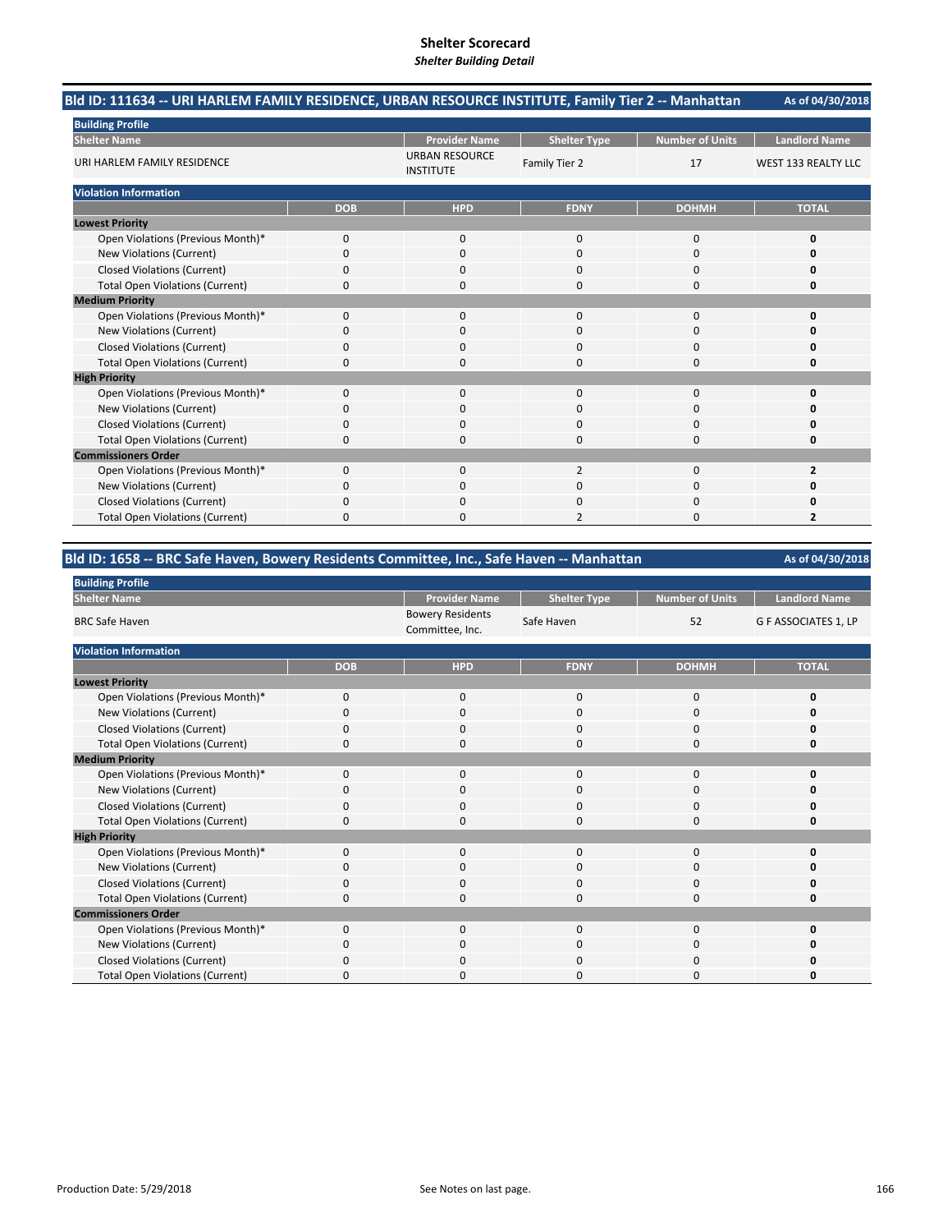# Shelter Scorecard

*Shelter Building Detail*

## Bld ID: 111634 -- URI HARLEM FAMILY RESIDENCE, URBAN RESOURCE INSTITUTE, Family Tier 2 -- Manhattan

As of 04/30/2018

**Building Profile**

| Shelter Name | Provider Name | Shelter Type | Number of Units | Landlord Name |
|---|---|---|---|---|
| URI HARLEM FAMILY RESIDENCE | URBAN RESOURCE INSTITUTE | Family Tier 2 | 17 | WEST 133 REALTY LLC |

**Violation Information**

| | DOB | HPD | FDNY | DOHMH | TOTAL |
|---|---|---|---|---|---|
| **Lowest Priority** | | | | | |
| Open Violations (Previous Month)* | 0 | 0 | 0 | 0 | **0** |
| New Violations (Current) | 0 | 0 | 0 | 0 | **0** |
| Closed Violations (Current) | 0 | 0 | 0 | 0 | **0** |
| Total Open Violations (Current) | 0 | 0 | 0 | 0 | **0** |
| **Medium Priority** | | | | | |
| Open Violations (Previous Month)* | 0 | 0 | 0 | 0 | **0** |
| New Violations (Current) | 0 | 0 | 0 | 0 | **0** |
| Closed Violations (Current) | 0 | 0 | 0 | 0 | **0** |
| Total Open Violations (Current) | 0 | 0 | 0 | 0 | **0** |
| **High Priority** | | | | | |
| Open Violations (Previous Month)* | 0 | 0 | 0 | 0 | **0** |
| New Violations (Current) | 0 | 0 | 0 | 0 | **0** |
| Closed Violations (Current) | 0 | 0 | 0 | 0 | **0** |
| Total Open Violations (Current) | 0 | 0 | 0 | 0 | **0** |
| **Commissioners Order** | | | | | |
| Open Violations (Previous Month)* | 0 | 0 | 2 | 0 | **2** |
| New Violations (Current) | 0 | 0 | 0 | 0 | **0** |
| Closed Violations (Current) | 0 | 0 | 0 | 0 | **0** |
| Total Open Violations (Current) | 0 | 0 | 2 | 0 | **2** |

## Bld ID: 1658 -- BRC Safe Haven, Bowery Residents Committee, Inc., Safe Haven -- Manhattan

As of 04/30/2018

**Building Profile**

| Shelter Name | Provider Name | Shelter Type | Number of Units | Landlord Name |
|---|---|---|---|---|
| BRC Safe Haven | Bowery Residents Committee, Inc. | Safe Haven | 52 | G F ASSOCIATES 1, LP |

**Violation Information**

| | DOB | HPD | FDNY | DOHMH | TOTAL |
|---|---|---|---|---|---|
| **Lowest Priority** | | | | | |
| Open Violations (Previous Month)* | 0 | 0 | 0 | 0 | **0** |
| New Violations (Current) | 0 | 0 | 0 | 0 | **0** |
| Closed Violations (Current) | 0 | 0 | 0 | 0 | **0** |
| Total Open Violations (Current) | 0 | 0 | 0 | 0 | **0** |
| **Medium Priority** | | | | | |
| Open Violations (Previous Month)* | 0 | 0 | 0 | 0 | **0** |
| New Violations (Current) | 0 | 0 | 0 | 0 | **0** |
| Closed Violations (Current) | 0 | 0 | 0 | 0 | **0** |
| Total Open Violations (Current) | 0 | 0 | 0 | 0 | **0** |
| **High Priority** | | | | | |
| Open Violations (Previous Month)* | 0 | 0 | 0 | 0 | **0** |
| New Violations (Current) | 0 | 0 | 0 | 0 | **0** |
| Closed Violations (Current) | 0 | 0 | 0 | 0 | **0** |
| Total Open Violations (Current) | 0 | 0 | 0 | 0 | **0** |
| **Commissioners Order** | | | | | |
| Open Violations (Previous Month)* | 0 | 0 | 0 | 0 | **0** |
| New Violations (Current) | 0 | 0 | 0 | 0 | **0** |
| Closed Violations (Current) | 0 | 0 | 0 | 0 | **0** |
| Total Open Violations (Current) | 0 | 0 | 0 | 0 | **0** |

Production Date: 5/29/2018

See Notes on last page.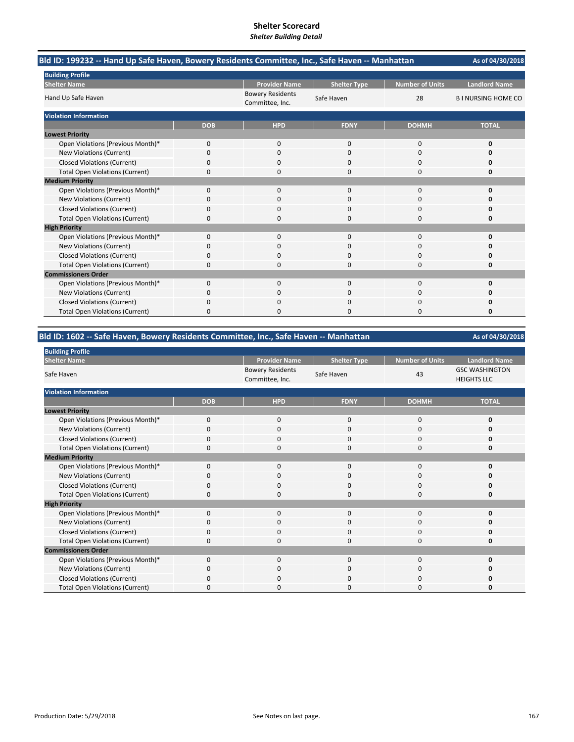# Shelter Scorecard

*Shelter Building Detail*

## Bld ID: 199232 -- Hand Up Safe Haven, Bowery Residents Committee, Inc., Safe Haven -- Manhattan

As of 04/30/2018

**Building Profile**

| Shelter Name | Provider Name | Shelter Type | Number of Units | Landlord Name |
|---|---|---|---|---|
| Hand Up Safe Haven | Bowery Residents Committee, Inc. | Safe Haven | 28 | B I NURSING HOME CO |

**Violation Information**

| | DOB | HPD | FDNY | DOHMH | TOTAL |
|---|---|---|---|---|---|
| **Lowest Priority** | | | | | |
| Open Violations (Previous Month)* | 0 | 0 | 0 | 0 | **0** |
| New Violations (Current) | 0 | 0 | 0 | 0 | **0** |
| Closed Violations (Current) | 0 | 0 | 0 | 0 | **0** |
| Total Open Violations (Current) | 0 | 0 | 0 | 0 | **0** |
| **Medium Priority** | | | | | |
| Open Violations (Previous Month)* | 0 | 0 | 0 | 0 | **0** |
| New Violations (Current) | 0 | 0 | 0 | 0 | **0** |
| Closed Violations (Current) | 0 | 0 | 0 | 0 | **0** |
| Total Open Violations (Current) | 0 | 0 | 0 | 0 | **0** |
| **High Priority** | | | | | |
| Open Violations (Previous Month)* | 0 | 0 | 0 | 0 | **0** |
| New Violations (Current) | 0 | 0 | 0 | 0 | **0** |
| Closed Violations (Current) | 0 | 0 | 0 | 0 | **0** |
| Total Open Violations (Current) | 0 | 0 | 0 | 0 | **0** |
| **Commissioners Order** | | | | | |
| Open Violations (Previous Month)* | 0 | 0 | 0 | 0 | **0** |
| New Violations (Current) | 0 | 0 | 0 | 0 | **0** |
| Closed Violations (Current) | 0 | 0 | 0 | 0 | **0** |
| Total Open Violations (Current) | 0 | 0 | 0 | 0 | **0** |

## Bld ID: 1602 -- Safe Haven, Bowery Residents Committee, Inc., Safe Haven -- Manhattan

As of 04/30/2018

**Building Profile**

| Shelter Name | Provider Name | Shelter Type | Number of Units | Landlord Name |
|---|---|---|---|---|
| Safe Haven | Bowery Residents Committee, Inc. | Safe Haven | 43 | GSC WASHINGTON HEIGHTS LLC |

**Violation Information**

| | DOB | HPD | FDNY | DOHMH | TOTAL |
|---|---|---|---|---|---|
| **Lowest Priority** | | | | | |
| Open Violations (Previous Month)* | 0 | 0 | 0 | 0 | **0** |
| New Violations (Current) | 0 | 0 | 0 | 0 | **0** |
| Closed Violations (Current) | 0 | 0 | 0 | 0 | **0** |
| Total Open Violations (Current) | 0 | 0 | 0 | 0 | **0** |
| **Medium Priority** | | | | | |
| Open Violations (Previous Month)* | 0 | 0 | 0 | 0 | **0** |
| New Violations (Current) | 0 | 0 | 0 | 0 | **0** |
| Closed Violations (Current) | 0 | 0 | 0 | 0 | **0** |
| Total Open Violations (Current) | 0 | 0 | 0 | 0 | **0** |
| **High Priority** | | | | | |
| Open Violations (Previous Month)* | 0 | 0 | 0 | 0 | **0** |
| New Violations (Current) | 0 | 0 | 0 | 0 | **0** |
| Closed Violations (Current) | 0 | 0 | 0 | 0 | **0** |
| Total Open Violations (Current) | 0 | 0 | 0 | 0 | **0** |
| **Commissioners Order** | | | | | |
| Open Violations (Previous Month)* | 0 | 0 | 0 | 0 | **0** |
| New Violations (Current) | 0 | 0 | 0 | 0 | **0** |
| Closed Violations (Current) | 0 | 0 | 0 | 0 | **0** |
| Total Open Violations (Current) | 0 | 0 | 0 | 0 | **0** |

Production Date: 5/29/2018

See Notes on last page.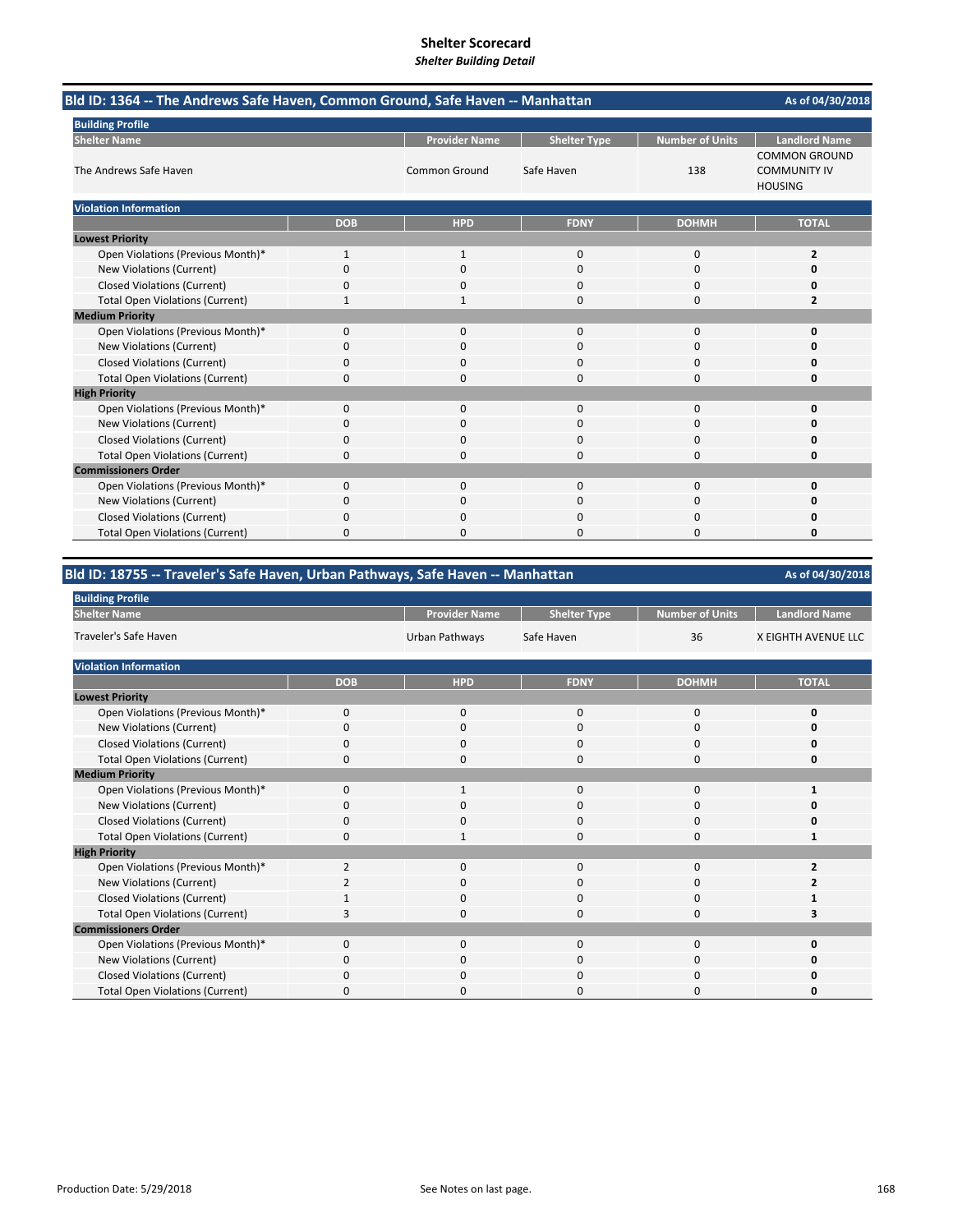# Shelter Scorecard
*Shelter Building Detail*

## Bld ID: 1364 -- The Andrews Safe Haven, Common Ground, Safe Haven -- Manhattan

As of 04/30/2018

**Building Profile**

| Shelter Name | Provider Name | Shelter Type | Number of Units | Landlord Name |
|---|---|---|---|---|
| The Andrews Safe Haven | Common Ground | Safe Haven | 138 | COMMON GROUND COMMUNITY IV HOUSING |

**Violation Information**

| | DOB | HPD | FDNY | DOHMH | TOTAL |
|---|---|---|---|---|---|
| **Lowest Priority** | | | | | |
| Open Violations (Previous Month)* | 1 | 1 | 0 | 0 | **2** |
| New Violations (Current) | 0 | 0 | 0 | 0 | **0** |
| Closed Violations (Current) | 0 | 0 | 0 | 0 | **0** |
| Total Open Violations (Current) | 1 | 1 | 0 | 0 | **2** |
| **Medium Priority** | | | | | |
| Open Violations (Previous Month)* | 0 | 0 | 0 | 0 | **0** |
| New Violations (Current) | 0 | 0 | 0 | 0 | **0** |
| Closed Violations (Current) | 0 | 0 | 0 | 0 | **0** |
| Total Open Violations (Current) | 0 | 0 | 0 | 0 | **0** |
| **High Priority** | | | | | |
| Open Violations (Previous Month)* | 0 | 0 | 0 | 0 | **0** |
| New Violations (Current) | 0 | 0 | 0 | 0 | **0** |
| Closed Violations (Current) | 0 | 0 | 0 | 0 | **0** |
| Total Open Violations (Current) | 0 | 0 | 0 | 0 | **0** |
| **Commissioners Order** | | | | | |
| Open Violations (Previous Month)* | 0 | 0 | 0 | 0 | **0** |
| New Violations (Current) | 0 | 0 | 0 | 0 | **0** |
| Closed Violations (Current) | 0 | 0 | 0 | 0 | **0** |
| Total Open Violations (Current) | 0 | 0 | 0 | 0 | **0** |

## Bld ID: 18755 -- Traveler's Safe Haven, Urban Pathways, Safe Haven -- Manhattan

As of 04/30/2018

**Building Profile**

| Shelter Name | Provider Name | Shelter Type | Number of Units | Landlord Name |
|---|---|---|---|---|
| Traveler's Safe Haven | Urban Pathways | Safe Haven | 36 | X EIGHTH AVENUE LLC |

**Violation Information**

| | DOB | HPD | FDNY | DOHMH | TOTAL |
|---|---|---|---|---|---|
| **Lowest Priority** | | | | | |
| Open Violations (Previous Month)* | 0 | 0 | 0 | 0 | **0** |
| New Violations (Current) | 0 | 0 | 0 | 0 | **0** |
| Closed Violations (Current) | 0 | 0 | 0 | 0 | **0** |
| Total Open Violations (Current) | 0 | 0 | 0 | 0 | **0** |
| **Medium Priority** | | | | | |
| Open Violations (Previous Month)* | 0 | 1 | 0 | 0 | **1** |
| New Violations (Current) | 0 | 0 | 0 | 0 | **0** |
| Closed Violations (Current) | 0 | 0 | 0 | 0 | **0** |
| Total Open Violations (Current) | 0 | 1 | 0 | 0 | **1** |
| **High Priority** | | | | | |
| Open Violations (Previous Month)* | 2 | 0 | 0 | 0 | **2** |
| New Violations (Current) | 2 | 0 | 0 | 0 | **2** |
| Closed Violations (Current) | 1 | 0 | 0 | 0 | **1** |
| Total Open Violations (Current) | 3 | 0 | 0 | 0 | **3** |
| **Commissioners Order** | | | | | |
| Open Violations (Previous Month)* | 0 | 0 | 0 | 0 | **0** |
| New Violations (Current) | 0 | 0 | 0 | 0 | **0** |
| Closed Violations (Current) | 0 | 0 | 0 | 0 | **0** |
| Total Open Violations (Current) | 0 | 0 | 0 | 0 | **0** |

Production Date: 5/29/2018

See Notes on last page.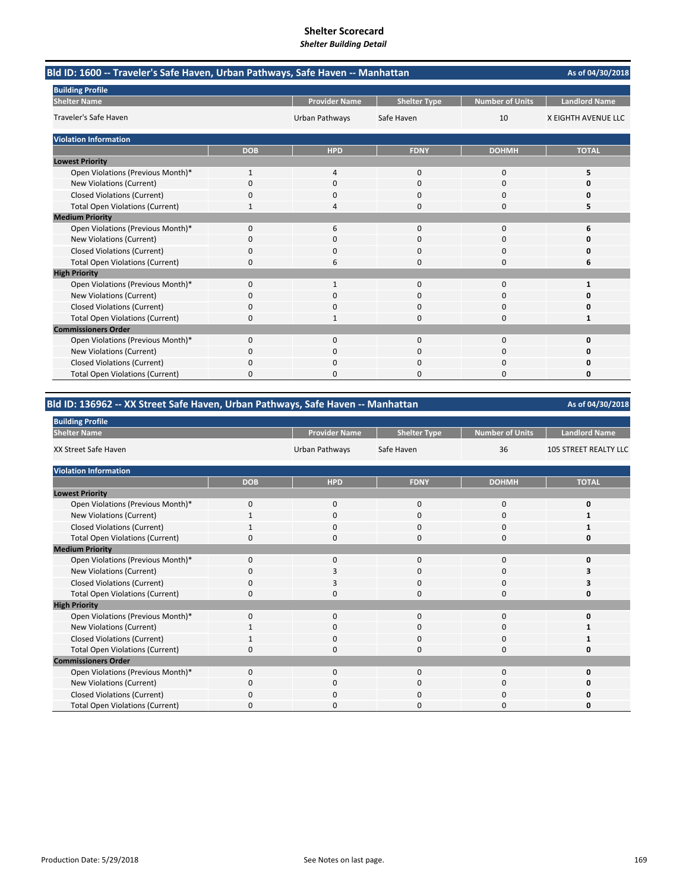# Shelter Scorecard

*Shelter Building Detail*

## Bld ID: 1600 -- Traveler's Safe Haven, Urban Pathways, Safe Haven -- Manhattan

As of 04/30/2018

**Building Profile**

| Shelter Name | Provider Name | Shelter Type | Number of Units | Landlord Name |
|---|---|---|---|---|
| Traveler's Safe Haven | Urban Pathways | Safe Haven | 10 | X EIGHTH AVENUE LLC |

**Violation Information**

| | DOB | HPD | FDNY | DOHMH | TOTAL |
|---|---|---|---|---|---|
| **Lowest Priority** | | | | | |
| Open Violations (Previous Month)* | 1 | 4 | 0 | 0 | **5** |
| New Violations (Current) | 0 | 0 | 0 | 0 | **0** |
| Closed Violations (Current) | 0 | 0 | 0 | 0 | **0** |
| Total Open Violations (Current) | 1 | 4 | 0 | 0 | **5** |
| **Medium Priority** | | | | | |
| Open Violations (Previous Month)* | 0 | 6 | 0 | 0 | **6** |
| New Violations (Current) | 0 | 0 | 0 | 0 | **0** |
| Closed Violations (Current) | 0 | 0 | 0 | 0 | **0** |
| Total Open Violations (Current) | 0 | 6 | 0 | 0 | **6** |
| **High Priority** | | | | | |
| Open Violations (Previous Month)* | 0 | 1 | 0 | 0 | **1** |
| New Violations (Current) | 0 | 0 | 0 | 0 | **0** |
| Closed Violations (Current) | 0 | 0 | 0 | 0 | **0** |
| Total Open Violations (Current) | 0 | 1 | 0 | 0 | **1** |
| **Commissioners Order** | | | | | |
| Open Violations (Previous Month)* | 0 | 0 | 0 | 0 | **0** |
| New Violations (Current) | 0 | 0 | 0 | 0 | **0** |
| Closed Violations (Current) | 0 | 0 | 0 | 0 | **0** |
| Total Open Violations (Current) | 0 | 0 | 0 | 0 | **0** |

## Bld ID: 136962 -- XX Street Safe Haven, Urban Pathways, Safe Haven -- Manhattan

As of 04/30/2018

**Building Profile**

| Shelter Name | Provider Name | Shelter Type | Number of Units | Landlord Name |
|---|---|---|---|---|
| XX Street Safe Haven | Urban Pathways | Safe Haven | 36 | 105 STREET REALTY LLC |

**Violation Information**

| | DOB | HPD | FDNY | DOHMH | TOTAL |
|---|---|---|---|---|---|
| **Lowest Priority** | | | | | |
| Open Violations (Previous Month)* | 0 | 0 | 0 | 0 | **0** |
| New Violations (Current) | 1 | 0 | 0 | 0 | **1** |
| Closed Violations (Current) | 1 | 0 | 0 | 0 | **1** |
| Total Open Violations (Current) | 0 | 0 | 0 | 0 | **0** |
| **Medium Priority** | | | | | |
| Open Violations (Previous Month)* | 0 | 0 | 0 | 0 | **0** |
| New Violations (Current) | 0 | 3 | 0 | 0 | **3** |
| Closed Violations (Current) | 0 | 3 | 0 | 0 | **3** |
| Total Open Violations (Current) | 0 | 0 | 0 | 0 | **0** |
| **High Priority** | | | | | |
| Open Violations (Previous Month)* | 0 | 0 | 0 | 0 | **0** |
| New Violations (Current) | 1 | 0 | 0 | 0 | **1** |
| Closed Violations (Current) | 1 | 0 | 0 | 0 | **1** |
| Total Open Violations (Current) | 0 | 0 | 0 | 0 | **0** |
| **Commissioners Order** | | | | | |
| Open Violations (Previous Month)* | 0 | 0 | 0 | 0 | **0** |
| New Violations (Current) | 0 | 0 | 0 | 0 | **0** |
| Closed Violations (Current) | 0 | 0 | 0 | 0 | **0** |
| Total Open Violations (Current) | 0 | 0 | 0 | 0 | **0** |

Production Date: 5/29/2018

See Notes on last page.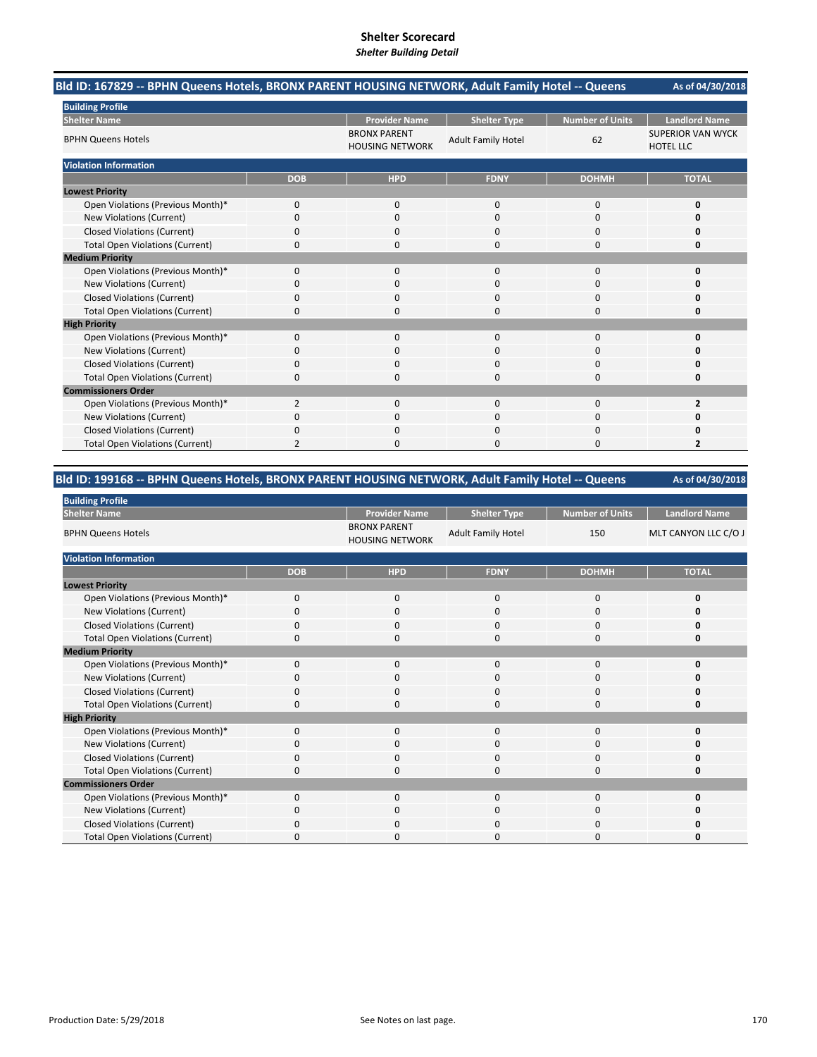# Shelter Scorecard

*Shelter Building Detail*

## Bld ID: 167829 -- BPHN Queens Hotels, BRONX PARENT HOUSING NETWORK, Adult Family Hotel -- Queens

As of 04/30/2018

**Building Profile**

| Shelter Name | Provider Name | Shelter Type | Number of Units | Landlord Name |
|---|---|---|---|---|
| BPHN Queens Hotels | BRONX PARENT HOUSING NETWORK | Adult Family Hotel | 62 | SUPERIOR VAN WYCK HOTEL LLC |

**Violation Information**

| | DOB | HPD | FDNY | DOHMH | TOTAL |
|---|---|---|---|---|---|
| **Lowest Priority** | | | | | |
| Open Violations (Previous Month)* | 0 | 0 | 0 | 0 | **0** |
| New Violations (Current) | 0 | 0 | 0 | 0 | **0** |
| Closed Violations (Current) | 0 | 0 | 0 | 0 | **0** |
| Total Open Violations (Current) | 0 | 0 | 0 | 0 | **0** |
| **Medium Priority** | | | | | |
| Open Violations (Previous Month)* | 0 | 0 | 0 | 0 | **0** |
| New Violations (Current) | 0 | 0 | 0 | 0 | **0** |
| Closed Violations (Current) | 0 | 0 | 0 | 0 | **0** |
| Total Open Violations (Current) | 0 | 0 | 0 | 0 | **0** |
| **High Priority** | | | | | |
| Open Violations (Previous Month)* | 0 | 0 | 0 | 0 | **0** |
| New Violations (Current) | 0 | 0 | 0 | 0 | **0** |
| Closed Violations (Current) | 0 | 0 | 0 | 0 | **0** |
| Total Open Violations (Current) | 0 | 0 | 0 | 0 | **0** |
| **Commissioners Order** | | | | | |
| Open Violations (Previous Month)* | 2 | 0 | 0 | 0 | **2** |
| New Violations (Current) | 0 | 0 | 0 | 0 | **0** |
| Closed Violations (Current) | 0 | 0 | 0 | 0 | **0** |
| Total Open Violations (Current) | 2 | 0 | 0 | 0 | **2** |

## Bld ID: 199168 -- BPHN Queens Hotels, BRONX PARENT HOUSING NETWORK, Adult Family Hotel -- Queens

As of 04/30/2018

**Building Profile**

| Shelter Name | Provider Name | Shelter Type | Number of Units | Landlord Name |
|---|---|---|---|---|
| BPHN Queens Hotels | BRONX PARENT HOUSING NETWORK | Adult Family Hotel | 150 | MLT CANYON LLC C/O J |

**Violation Information**

| | DOB | HPD | FDNY | DOHMH | TOTAL |
|---|---|---|---|---|---|
| **Lowest Priority** | | | | | |
| Open Violations (Previous Month)* | 0 | 0 | 0 | 0 | **0** |
| New Violations (Current) | 0 | 0 | 0 | 0 | **0** |
| Closed Violations (Current) | 0 | 0 | 0 | 0 | **0** |
| Total Open Violations (Current) | 0 | 0 | 0 | 0 | **0** |
| **Medium Priority** | | | | | |
| Open Violations (Previous Month)* | 0 | 0 | 0 | 0 | **0** |
| New Violations (Current) | 0 | 0 | 0 | 0 | **0** |
| Closed Violations (Current) | 0 | 0 | 0 | 0 | **0** |
| Total Open Violations (Current) | 0 | 0 | 0 | 0 | **0** |
| **High Priority** | | | | | |
| Open Violations (Previous Month)* | 0 | 0 | 0 | 0 | **0** |
| New Violations (Current) | 0 | 0 | 0 | 0 | **0** |
| Closed Violations (Current) | 0 | 0 | 0 | 0 | **0** |
| Total Open Violations (Current) | 0 | 0 | 0 | 0 | **0** |
| **Commissioners Order** | | | | | |
| Open Violations (Previous Month)* | 0 | 0 | 0 | 0 | **0** |
| New Violations (Current) | 0 | 0 | 0 | 0 | **0** |
| Closed Violations (Current) | 0 | 0 | 0 | 0 | **0** |
| Total Open Violations (Current) | 0 | 0 | 0 | 0 | **0** |

Production Date: 5/29/2018

See Notes on last page.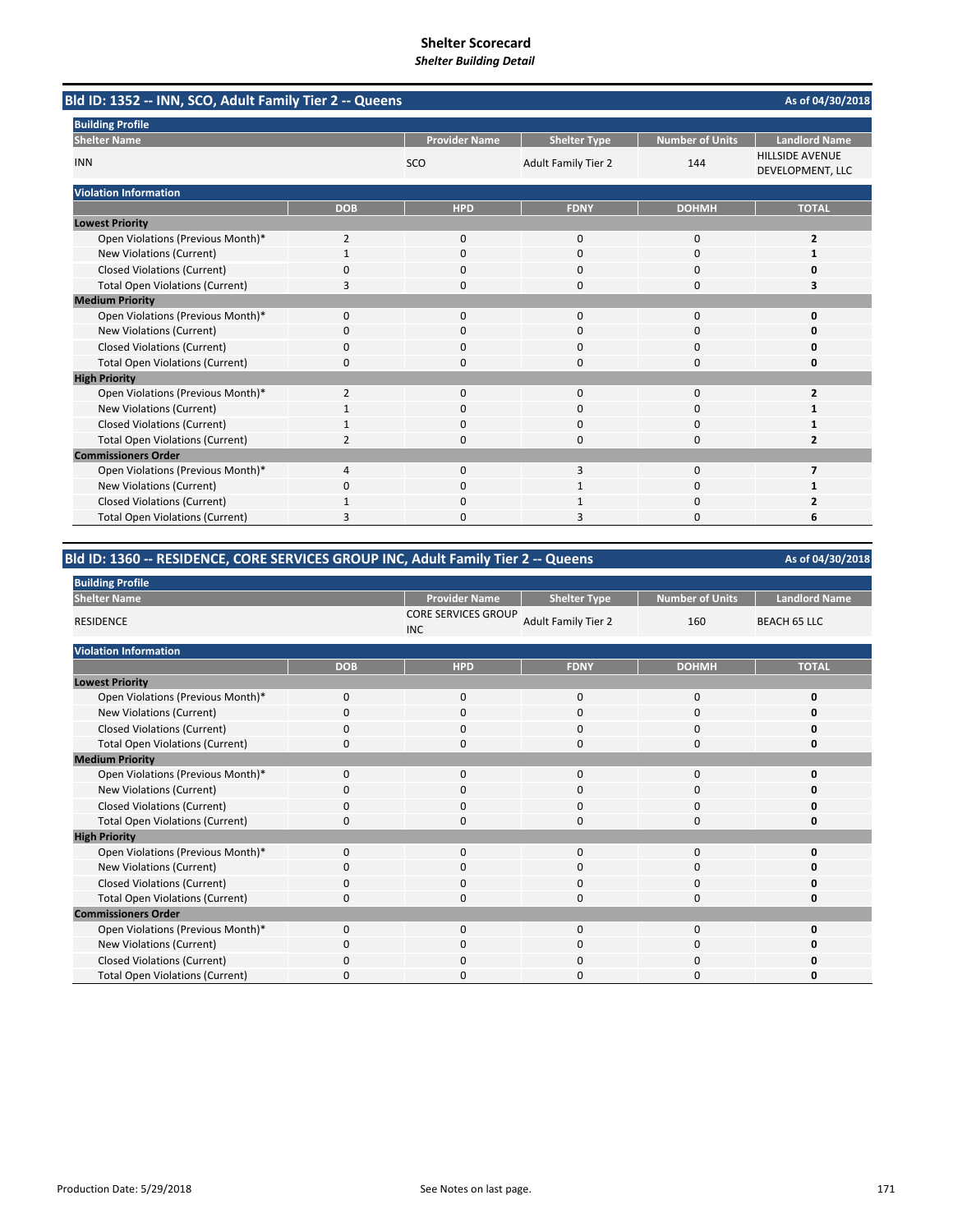# Shelter Scorecard
*Shelter Building Detail*

## Bld ID: 1352 -- INN, SCO, Adult Family Tier 2 -- Queens

As of 04/30/2018

**Building Profile**

| Shelter Name | Provider Name | Shelter Type | Number of Units | Landlord Name |
|---|---|---|---|---|
| INN | SCO | Adult Family Tier 2 | 144 | HILLSIDE AVENUE DEVELOPMENT, LLC |

**Violation Information**

| | DOB | HPD | FDNY | DOHMH | TOTAL |
|---|---|---|---|---|---|
| **Lowest Priority** | | | | | |
| Open Violations (Previous Month)* | 2 | 0 | 0 | 0 | **2** |
| New Violations (Current) | 1 | 0 | 0 | 0 | **1** |
| Closed Violations (Current) | 0 | 0 | 0 | 0 | **0** |
| Total Open Violations (Current) | 3 | 0 | 0 | 0 | **3** |
| **Medium Priority** | | | | | |
| Open Violations (Previous Month)* | 0 | 0 | 0 | 0 | **0** |
| New Violations (Current) | 0 | 0 | 0 | 0 | **0** |
| Closed Violations (Current) | 0 | 0 | 0 | 0 | **0** |
| Total Open Violations (Current) | 0 | 0 | 0 | 0 | **0** |
| **High Priority** | | | | | |
| Open Violations (Previous Month)* | 2 | 0 | 0 | 0 | **2** |
| New Violations (Current) | 1 | 0 | 0 | 0 | **1** |
| Closed Violations (Current) | 1 | 0 | 0 | 0 | **1** |
| Total Open Violations (Current) | 2 | 0 | 0 | 0 | **2** |
| **Commissioners Order** | | | | | |
| Open Violations (Previous Month)* | 4 | 0 | 3 | 0 | **7** |
| New Violations (Current) | 0 | 0 | 1 | 0 | **1** |
| Closed Violations (Current) | 1 | 0 | 1 | 0 | **2** |
| Total Open Violations (Current) | 3 | 0 | 3 | 0 | **6** |

## Bld ID: 1360 -- RESIDENCE, CORE SERVICES GROUP INC, Adult Family Tier 2 -- Queens

As of 04/30/2018

**Building Profile**

| Shelter Name | Provider Name | Shelter Type | Number of Units | Landlord Name |
|---|---|---|---|---|
| RESIDENCE | CORE SERVICES GROUP INC | Adult Family Tier 2 | 160 | BEACH 65 LLC |

**Violation Information**

| | DOB | HPD | FDNY | DOHMH | TOTAL |
|---|---|---|---|---|---|
| **Lowest Priority** | | | | | |
| Open Violations (Previous Month)* | 0 | 0 | 0 | 0 | **0** |
| New Violations (Current) | 0 | 0 | 0 | 0 | **0** |
| Closed Violations (Current) | 0 | 0 | 0 | 0 | **0** |
| Total Open Violations (Current) | 0 | 0 | 0 | 0 | **0** |
| **Medium Priority** | | | | | |
| Open Violations (Previous Month)* | 0 | 0 | 0 | 0 | **0** |
| New Violations (Current) | 0 | 0 | 0 | 0 | **0** |
| Closed Violations (Current) | 0 | 0 | 0 | 0 | **0** |
| Total Open Violations (Current) | 0 | 0 | 0 | 0 | **0** |
| **High Priority** | | | | | |
| Open Violations (Previous Month)* | 0 | 0 | 0 | 0 | **0** |
| New Violations (Current) | 0 | 0 | 0 | 0 | **0** |
| Closed Violations (Current) | 0 | 0 | 0 | 0 | **0** |
| Total Open Violations (Current) | 0 | 0 | 0 | 0 | **0** |
| **Commissioners Order** | | | | | |
| Open Violations (Previous Month)* | 0 | 0 | 0 | 0 | **0** |
| New Violations (Current) | 0 | 0 | 0 | 0 | **0** |
| Closed Violations (Current) | 0 | 0 | 0 | 0 | **0** |
| Total Open Violations (Current) | 0 | 0 | 0 | 0 | **0** |

Production Date: 5/29/2018 See Notes on last page.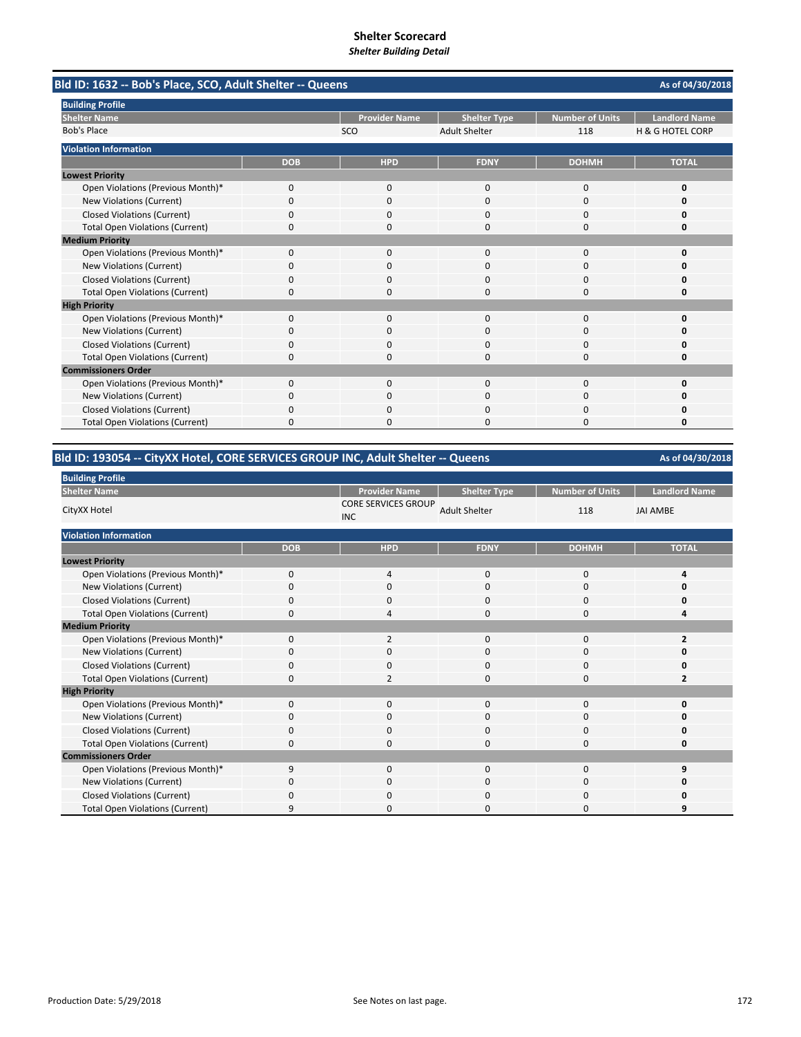# Shelter Scorecard

*Shelter Building Detail*

## Bld ID: 1632 -- Bob's Place, SCO, Adult Shelter -- Queens

As of 04/30/2018

**Building Profile**

| Shelter Name | Provider Name | Shelter Type | Number of Units | Landlord Name |
|---|---|---|---|---|
| Bob's Place | SCO | Adult Shelter | 118 | H & G HOTEL CORP |

**Violation Information**

| | DOB | HPD | FDNY | DOHMH | TOTAL |
|---|---|---|---|---|---|
| **Lowest Priority** | | | | | |
| Open Violations (Previous Month)* | 0 | 0 | 0 | 0 | **0** |
| New Violations (Current) | 0 | 0 | 0 | 0 | **0** |
| Closed Violations (Current) | 0 | 0 | 0 | 0 | **0** |
| Total Open Violations (Current) | 0 | 0 | 0 | 0 | **0** |
| **Medium Priority** | | | | | |
| Open Violations (Previous Month)* | 0 | 0 | 0 | 0 | **0** |
| New Violations (Current) | 0 | 0 | 0 | 0 | **0** |
| Closed Violations (Current) | 0 | 0 | 0 | 0 | **0** |
| Total Open Violations (Current) | 0 | 0 | 0 | 0 | **0** |
| **High Priority** | | | | | |
| Open Violations (Previous Month)* | 0 | 0 | 0 | 0 | **0** |
| New Violations (Current) | 0 | 0 | 0 | 0 | **0** |
| Closed Violations (Current) | 0 | 0 | 0 | 0 | **0** |
| Total Open Violations (Current) | 0 | 0 | 0 | 0 | **0** |
| **Commissioners Order** | | | | | |
| Open Violations (Previous Month)* | 0 | 0 | 0 | 0 | **0** |
| New Violations (Current) | 0 | 0 | 0 | 0 | **0** |
| Closed Violations (Current) | 0 | 0 | 0 | 0 | **0** |
| Total Open Violations (Current) | 0 | 0 | 0 | 0 | **0** |

## Bld ID: 193054 -- CityXX Hotel, CORE SERVICES GROUP INC, Adult Shelter -- Queens

As of 04/30/2018

**Building Profile**

| Shelter Name | Provider Name | Shelter Type | Number of Units | Landlord Name |
|---|---|---|---|---|
| CityXX Hotel | CORE SERVICES GROUP INC | Adult Shelter | 118 | JAI AMBE |

**Violation Information**

| | DOB | HPD | FDNY | DOHMH | TOTAL |
|---|---|---|---|---|---|
| **Lowest Priority** | | | | | |
| Open Violations (Previous Month)* | 0 | 4 | 0 | 0 | **4** |
| New Violations (Current) | 0 | 0 | 0 | 0 | **0** |
| Closed Violations (Current) | 0 | 0 | 0 | 0 | **0** |
| Total Open Violations (Current) | 0 | 4 | 0 | 0 | **4** |
| **Medium Priority** | | | | | |
| Open Violations (Previous Month)* | 0 | 2 | 0 | 0 | **2** |
| New Violations (Current) | 0 | 0 | 0 | 0 | **0** |
| Closed Violations (Current) | 0 | 0 | 0 | 0 | **0** |
| Total Open Violations (Current) | 0 | 2 | 0 | 0 | **2** |
| **High Priority** | | | | | |
| Open Violations (Previous Month)* | 0 | 0 | 0 | 0 | **0** |
| New Violations (Current) | 0 | 0 | 0 | 0 | **0** |
| Closed Violations (Current) | 0 | 0 | 0 | 0 | **0** |
| Total Open Violations (Current) | 0 | 0 | 0 | 0 | **0** |
| **Commissioners Order** | | | | | |
| Open Violations (Previous Month)* | 9 | 0 | 0 | 0 | **9** |
| New Violations (Current) | 0 | 0 | 0 | 0 | **0** |
| Closed Violations (Current) | 0 | 0 | 0 | 0 | **0** |
| Total Open Violations (Current) | 9 | 0 | 0 | 0 | **9** |

Production Date: 5/29/2018

See Notes on last page.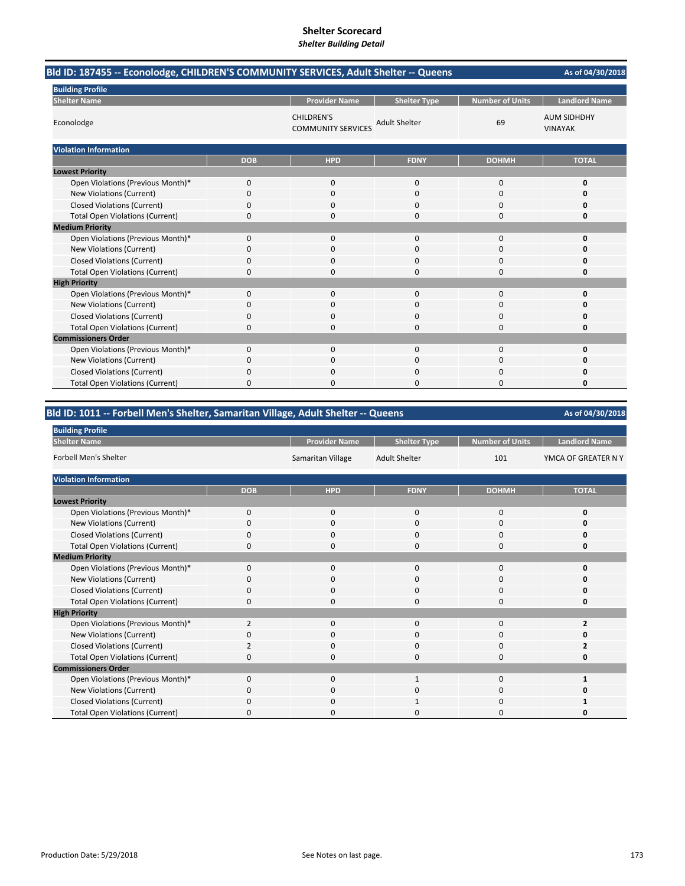# Shelter Scorecard

*Shelter Building Detail*

## Bld ID: 187455 -- Econolodge, CHILDREN'S COMMUNITY SERVICES, Adult Shelter -- Queens

As of 04/30/2018

**Building Profile**

| Shelter Name | Provider Name | Shelter Type | Number of Units | Landlord Name |
|---|---|---|---|---|
| Econolodge | CHILDREN'S COMMUNITY SERVICES | Adult Shelter | 69 | AUM SIDHDHY VINAYAK |

**Violation Information**

| | DOB | HPD | FDNY | DOHMH | TOTAL |
|---|---|---|---|---|---|
| **Lowest Priority** | | | | | |
| Open Violations (Previous Month)* | 0 | 0 | 0 | 0 | **0** |
| New Violations (Current) | 0 | 0 | 0 | 0 | **0** |
| Closed Violations (Current) | 0 | 0 | 0 | 0 | **0** |
| Total Open Violations (Current) | 0 | 0 | 0 | 0 | **0** |
| **Medium Priority** | | | | | |
| Open Violations (Previous Month)* | 0 | 0 | 0 | 0 | **0** |
| New Violations (Current) | 0 | 0 | 0 | 0 | **0** |
| Closed Violations (Current) | 0 | 0 | 0 | 0 | **0** |
| Total Open Violations (Current) | 0 | 0 | 0 | 0 | **0** |
| **High Priority** | | | | | |
| Open Violations (Previous Month)* | 0 | 0 | 0 | 0 | **0** |
| New Violations (Current) | 0 | 0 | 0 | 0 | **0** |
| Closed Violations (Current) | 0 | 0 | 0 | 0 | **0** |
| Total Open Violations (Current) | 0 | 0 | 0 | 0 | **0** |
| **Commissioners Order** | | | | | |
| Open Violations (Previous Month)* | 0 | 0 | 0 | 0 | **0** |
| New Violations (Current) | 0 | 0 | 0 | 0 | **0** |
| Closed Violations (Current) | 0 | 0 | 0 | 0 | **0** |
| Total Open Violations (Current) | 0 | 0 | 0 | 0 | **0** |

## Bld ID: 1011 -- Forbell Men's Shelter, Samaritan Village, Adult Shelter -- Queens

As of 04/30/2018

**Building Profile**

| Shelter Name | Provider Name | Shelter Type | Number of Units | Landlord Name |
|---|---|---|---|---|
| Forbell Men's Shelter | Samaritan Village | Adult Shelter | 101 | YMCA OF GREATER N Y |

**Violation Information**

| | DOB | HPD | FDNY | DOHMH | TOTAL |
|---|---|---|---|---|---|
| **Lowest Priority** | | | | | |
| Open Violations (Previous Month)* | 0 | 0 | 0 | 0 | **0** |
| New Violations (Current) | 0 | 0 | 0 | 0 | **0** |
| Closed Violations (Current) | 0 | 0 | 0 | 0 | **0** |
| Total Open Violations (Current) | 0 | 0 | 0 | 0 | **0** |
| **Medium Priority** | | | | | |
| Open Violations (Previous Month)* | 0 | 0 | 0 | 0 | **0** |
| New Violations (Current) | 0 | 0 | 0 | 0 | **0** |
| Closed Violations (Current) | 0 | 0 | 0 | 0 | **0** |
| Total Open Violations (Current) | 0 | 0 | 0 | 0 | **0** |
| **High Priority** | | | | | |
| Open Violations (Previous Month)* | 2 | 0 | 0 | 0 | **2** |
| New Violations (Current) | 0 | 0 | 0 | 0 | **0** |
| Closed Violations (Current) | 2 | 0 | 0 | 0 | **2** |
| Total Open Violations (Current) | 0 | 0 | 0 | 0 | **0** |
| **Commissioners Order** | | | | | |
| Open Violations (Previous Month)* | 0 | 0 | 1 | 0 | **1** |
| New Violations (Current) | 0 | 0 | 0 | 0 | **0** |
| Closed Violations (Current) | 0 | 0 | 1 | 0 | **1** |
| Total Open Violations (Current) | 0 | 0 | 0 | 0 | **0** |

Production Date: 5/29/2018

See Notes on last page.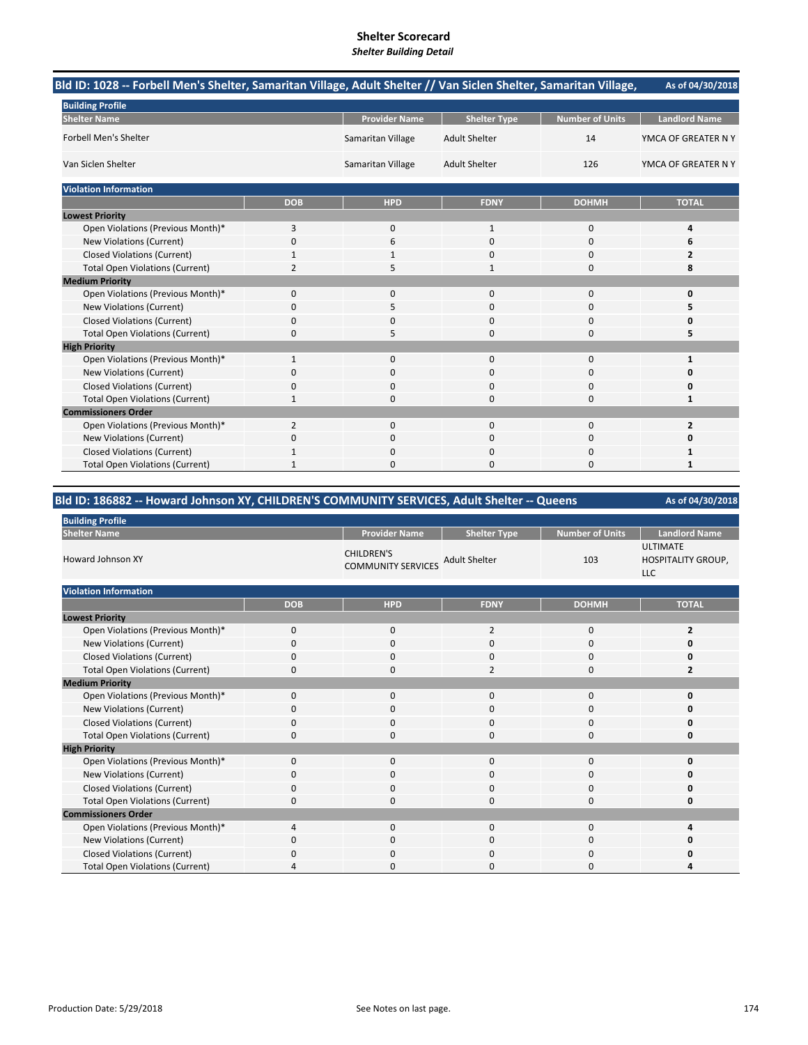# Shelter Scorecard
*Shelter Building Detail*

## Bld ID: 1028 -- Forbell Men's Shelter, Samaritan Village, Adult Shelter // Van Siclen Shelter, Samaritan Village,

As of 04/30/2018

**Building Profile**

| Shelter Name | Provider Name | Shelter Type | Number of Units | Landlord Name |
|---|---|---|---|---|
| Forbell Men's Shelter | Samaritan Village | Adult Shelter | 14 | YMCA OF GREATER N Y |
| Van Siclen Shelter | Samaritan Village | Adult Shelter | 126 | YMCA OF GREATER N Y |

**Violation Information**

| | DOB | HPD | FDNY | DOHMH | TOTAL |
|---|---|---|---|---|---|
| **Lowest Priority** | | | | | |
| Open Violations (Previous Month)* | 3 | 0 | 1 | 0 | **4** |
| New Violations (Current) | 0 | 6 | 0 | 0 | **6** |
| Closed Violations (Current) | 1 | 1 | 0 | 0 | **2** |
| Total Open Violations (Current) | 2 | 5 | 1 | 0 | **8** |
| **Medium Priority** | | | | | |
| Open Violations (Previous Month)* | 0 | 0 | 0 | 0 | **0** |
| New Violations (Current) | 0 | 5 | 0 | 0 | **5** |
| Closed Violations (Current) | 0 | 0 | 0 | 0 | **0** |
| Total Open Violations (Current) | 0 | 5 | 0 | 0 | **5** |
| **High Priority** | | | | | |
| Open Violations (Previous Month)* | 1 | 0 | 0 | 0 | **1** |
| New Violations (Current) | 0 | 0 | 0 | 0 | **0** |
| Closed Violations (Current) | 0 | 0 | 0 | 0 | **0** |
| Total Open Violations (Current) | 1 | 0 | 0 | 0 | **1** |
| **Commissioners Order** | | | | | |
| Open Violations (Previous Month)* | 2 | 0 | 0 | 0 | **2** |
| New Violations (Current) | 0 | 0 | 0 | 0 | **0** |
| Closed Violations (Current) | 1 | 0 | 0 | 0 | **1** |
| Total Open Violations (Current) | 1 | 0 | 0 | 0 | **1** |

## Bld ID: 186882 -- Howard Johnson XY, CHILDREN'S COMMUNITY SERVICES, Adult Shelter -- Queens

As of 04/30/2018

**Building Profile**

| Shelter Name | Provider Name | Shelter Type | Number of Units | Landlord Name |
|---|---|---|---|---|
| Howard Johnson XY | CHILDREN'S COMMUNITY SERVICES | Adult Shelter | 103 | ULTIMATE HOSPITALITY GROUP, LLC |

**Violation Information**

| | DOB | HPD | FDNY | DOHMH | TOTAL |
|---|---|---|---|---|---|
| **Lowest Priority** | | | | | |
| Open Violations (Previous Month)* | 0 | 0 | 2 | 0 | **2** |
| New Violations (Current) | 0 | 0 | 0 | 0 | **0** |
| Closed Violations (Current) | 0 | 0 | 0 | 0 | **0** |
| Total Open Violations (Current) | 0 | 0 | 2 | 0 | **2** |
| **Medium Priority** | | | | | |
| Open Violations (Previous Month)* | 0 | 0 | 0 | 0 | **0** |
| New Violations (Current) | 0 | 0 | 0 | 0 | **0** |
| Closed Violations (Current) | 0 | 0 | 0 | 0 | **0** |
| Total Open Violations (Current) | 0 | 0 | 0 | 0 | **0** |
| **High Priority** | | | | | |
| Open Violations (Previous Month)* | 0 | 0 | 0 | 0 | **0** |
| New Violations (Current) | 0 | 0 | 0 | 0 | **0** |
| Closed Violations (Current) | 0 | 0 | 0 | 0 | **0** |
| Total Open Violations (Current) | 0 | 0 | 0 | 0 | **0** |
| **Commissioners Order** | | | | | |
| Open Violations (Previous Month)* | 4 | 0 | 0 | 0 | **4** |
| New Violations (Current) | 0 | 0 | 0 | 0 | **0** |
| Closed Violations (Current) | 0 | 0 | 0 | 0 | **0** |
| Total Open Violations (Current) | 4 | 0 | 0 | 0 | **4** |

Production Date: 5/29/2018

See Notes on last page.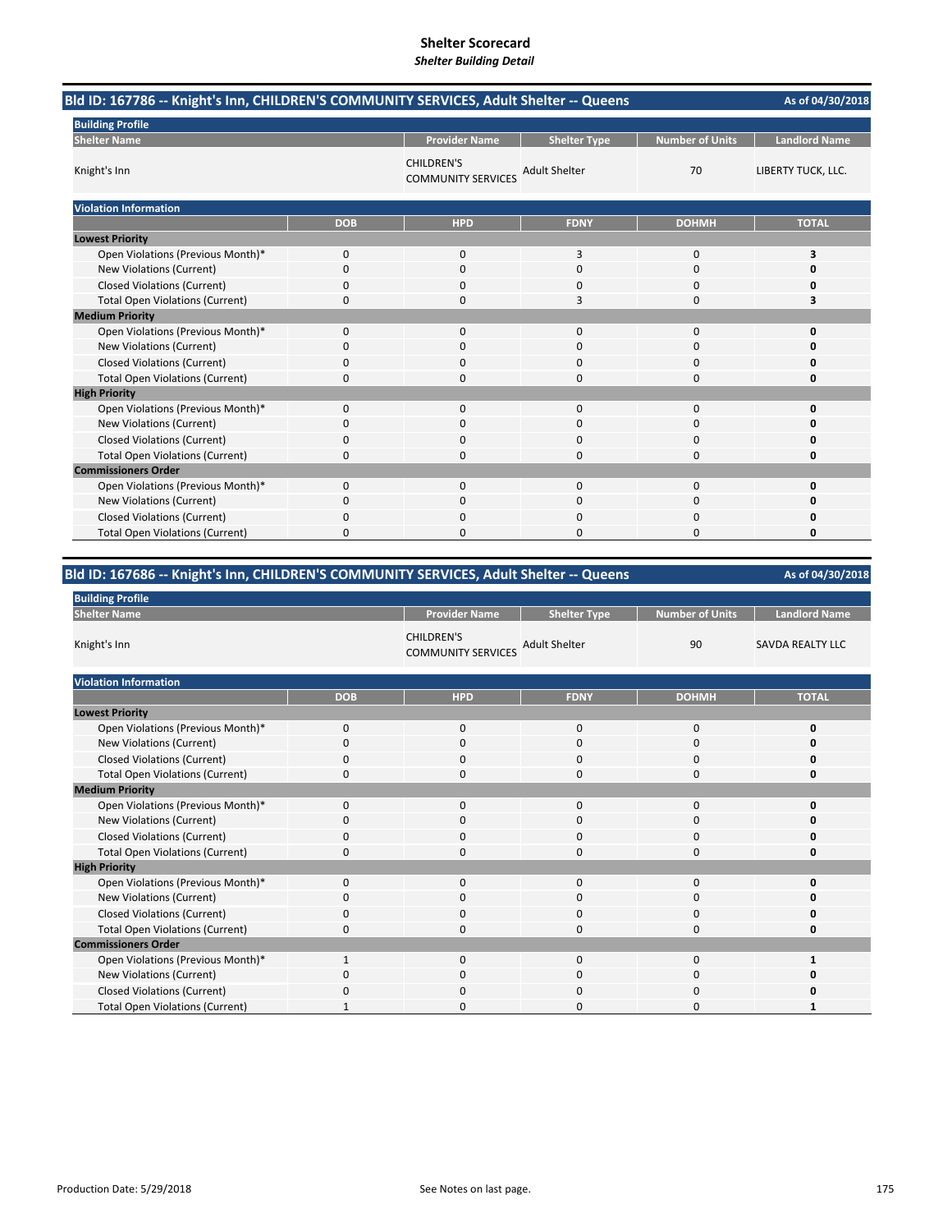# Shelter Scorecard

*Shelter Building Detail*

## Bld ID: 167786 -- Knight's Inn, CHILDREN'S COMMUNITY SERVICES, Adult Shelter -- Queens

As of 04/30/2018

**Building Profile**

| Shelter Name | Provider Name | Shelter Type | Number of Units | Landlord Name |
|---|---|---|---|---|
| Knight's Inn | CHILDREN'S COMMUNITY SERVICES | Adult Shelter | 70 | LIBERTY TUCK, LLC. |

**Violation Information**

| | DOB | HPD | FDNY | DOHMH | TOTAL |
|---|---|---|---|---|---|
| **Lowest Priority** | | | | | |
| Open Violations (Previous Month)* | 0 | 0 | 3 | 0 | **3** |
| New Violations (Current) | 0 | 0 | 0 | 0 | **0** |
| Closed Violations (Current) | 0 | 0 | 0 | 0 | **0** |
| Total Open Violations (Current) | 0 | 0 | 3 | 0 | **3** |
| **Medium Priority** | | | | | |
| Open Violations (Previous Month)* | 0 | 0 | 0 | 0 | **0** |
| New Violations (Current) | 0 | 0 | 0 | 0 | **0** |
| Closed Violations (Current) | 0 | 0 | 0 | 0 | **0** |
| Total Open Violations (Current) | 0 | 0 | 0 | 0 | **0** |
| **High Priority** | | | | | |
| Open Violations (Previous Month)* | 0 | 0 | 0 | 0 | **0** |
| New Violations (Current) | 0 | 0 | 0 | 0 | **0** |
| Closed Violations (Current) | 0 | 0 | 0 | 0 | **0** |
| Total Open Violations (Current) | 0 | 0 | 0 | 0 | **0** |
| **Commissioners Order** | | | | | |
| Open Violations (Previous Month)* | 0 | 0 | 0 | 0 | **0** |
| New Violations (Current) | 0 | 0 | 0 | 0 | **0** |
| Closed Violations (Current) | 0 | 0 | 0 | 0 | **0** |
| Total Open Violations (Current) | 0 | 0 | 0 | 0 | **0** |

## Bld ID: 167686 -- Knight's Inn, CHILDREN'S COMMUNITY SERVICES, Adult Shelter -- Queens

As of 04/30/2018

**Building Profile**

| Shelter Name | Provider Name | Shelter Type | Number of Units | Landlord Name |
|---|---|---|---|---|
| Knight's Inn | CHILDREN'S COMMUNITY SERVICES | Adult Shelter | 90 | SAVDA REALTY LLC |

**Violation Information**

| | DOB | HPD | FDNY | DOHMH | TOTAL |
|---|---|---|---|---|---|
| **Lowest Priority** | | | | | |
| Open Violations (Previous Month)* | 0 | 0 | 0 | 0 | **0** |
| New Violations (Current) | 0 | 0 | 0 | 0 | **0** |
| Closed Violations (Current) | 0 | 0 | 0 | 0 | **0** |
| Total Open Violations (Current) | 0 | 0 | 0 | 0 | **0** |
| **Medium Priority** | | | | | |
| Open Violations (Previous Month)* | 0 | 0 | 0 | 0 | **0** |
| New Violations (Current) | 0 | 0 | 0 | 0 | **0** |
| Closed Violations (Current) | 0 | 0 | 0 | 0 | **0** |
| Total Open Violations (Current) | 0 | 0 | 0 | 0 | **0** |
| **High Priority** | | | | | |
| Open Violations (Previous Month)* | 0 | 0 | 0 | 0 | **0** |
| New Violations (Current) | 0 | 0 | 0 | 0 | **0** |
| Closed Violations (Current) | 0 | 0 | 0 | 0 | **0** |
| Total Open Violations (Current) | 0 | 0 | 0 | 0 | **0** |
| **Commissioners Order** | | | | | |
| Open Violations (Previous Month)* | 1 | 0 | 0 | 0 | **1** |
| New Violations (Current) | 0 | 0 | 0 | 0 | **0** |
| Closed Violations (Current) | 0 | 0 | 0 | 0 | **0** |
| Total Open Violations (Current) | 1 | 0 | 0 | 0 | **1** |

Production Date: 5/29/2018

See Notes on last page.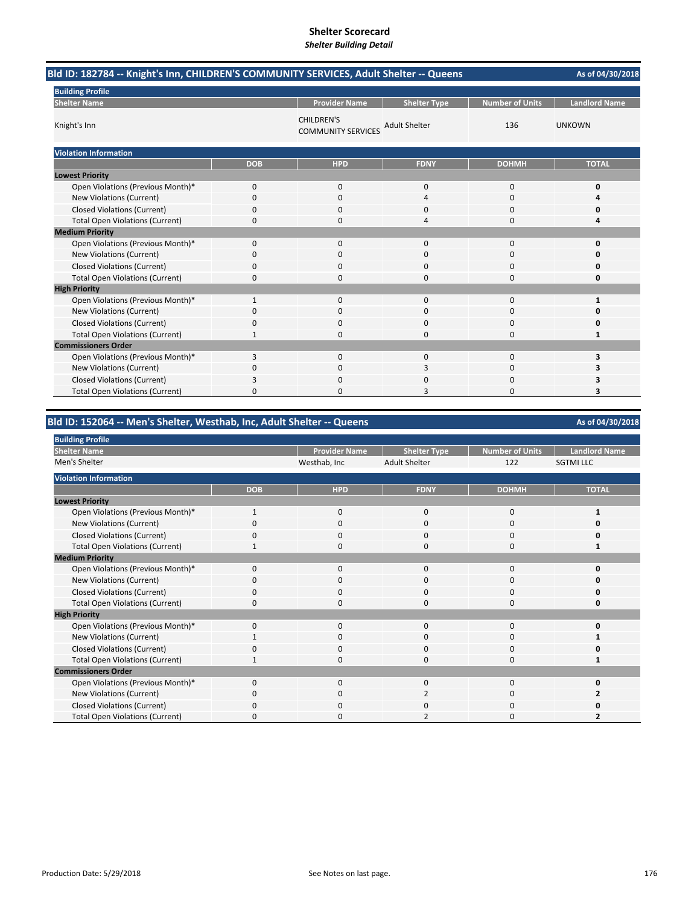# Shelter Scorecard

*Shelter Building Detail*

## Bld ID: 182784 -- Knight's Inn, CHILDREN'S COMMUNITY SERVICES, Adult Shelter -- Queens

As of 04/30/2018

**Building Profile**

| Shelter Name | Provider Name | Shelter Type | Number of Units | Landlord Name |
|---|---|---|---|---|
| Knight's Inn | CHILDREN'S COMMUNITY SERVICES | Adult Shelter | 136 | UNKOWN |

**Violation Information**

| | DOB | HPD | FDNY | DOHMH | TOTAL |
|---|---|---|---|---|---|
| **Lowest Priority** | | | | | |
| Open Violations (Previous Month)* | 0 | 0 | 0 | 0 | **0** |
| New Violations (Current) | 0 | 0 | 4 | 0 | **4** |
| Closed Violations (Current) | 0 | 0 | 0 | 0 | **0** |
| Total Open Violations (Current) | 0 | 0 | 4 | 0 | **4** |
| **Medium Priority** | | | | | |
| Open Violations (Previous Month)* | 0 | 0 | 0 | 0 | **0** |
| New Violations (Current) | 0 | 0 | 0 | 0 | **0** |
| Closed Violations (Current) | 0 | 0 | 0 | 0 | **0** |
| Total Open Violations (Current) | 0 | 0 | 0 | 0 | **0** |
| **High Priority** | | | | | |
| Open Violations (Previous Month)* | 1 | 0 | 0 | 0 | **1** |
| New Violations (Current) | 0 | 0 | 0 | 0 | **0** |
| Closed Violations (Current) | 0 | 0 | 0 | 0 | **0** |
| Total Open Violations (Current) | 1 | 0 | 0 | 0 | **1** |
| **Commissioners Order** | | | | | |
| Open Violations (Previous Month)* | 3 | 0 | 0 | 0 | **3** |
| New Violations (Current) | 0 | 0 | 3 | 0 | **3** |
| Closed Violations (Current) | 3 | 0 | 0 | 0 | **3** |
| Total Open Violations (Current) | 0 | 0 | 3 | 0 | **3** |

## Bld ID: 152064 -- Men's Shelter, Westhab, Inc, Adult Shelter -- Queens

As of 04/30/2018

**Building Profile**

| Shelter Name | Provider Name | Shelter Type | Number of Units | Landlord Name |
|---|---|---|---|---|
| Men's Shelter | Westhab, Inc | Adult Shelter | 122 | SGTMI LLC |

**Violation Information**

| | DOB | HPD | FDNY | DOHMH | TOTAL |
|---|---|---|---|---|---|
| **Lowest Priority** | | | | | |
| Open Violations (Previous Month)* | 1 | 0 | 0 | 0 | **1** |
| New Violations (Current) | 0 | 0 | 0 | 0 | **0** |
| Closed Violations (Current) | 0 | 0 | 0 | 0 | **0** |
| Total Open Violations (Current) | 1 | 0 | 0 | 0 | **1** |
| **Medium Priority** | | | | | |
| Open Violations (Previous Month)* | 0 | 0 | 0 | 0 | **0** |
| New Violations (Current) | 0 | 0 | 0 | 0 | **0** |
| Closed Violations (Current) | 0 | 0 | 0 | 0 | **0** |
| Total Open Violations (Current) | 0 | 0 | 0 | 0 | **0** |
| **High Priority** | | | | | |
| Open Violations (Previous Month)* | 0 | 0 | 0 | 0 | **0** |
| New Violations (Current) | 1 | 0 | 0 | 0 | **1** |
| Closed Violations (Current) | 0 | 0 | 0 | 0 | **0** |
| Total Open Violations (Current) | 1 | 0 | 0 | 0 | **1** |
| **Commissioners Order** | | | | | |
| Open Violations (Previous Month)* | 0 | 0 | 0 | 0 | **0** |
| New Violations (Current) | 0 | 0 | 2 | 0 | **2** |
| Closed Violations (Current) | 0 | 0 | 0 | 0 | **0** |
| Total Open Violations (Current) | 0 | 0 | 2 | 0 | **2** |

Production Date: 5/29/2018

See Notes on last page.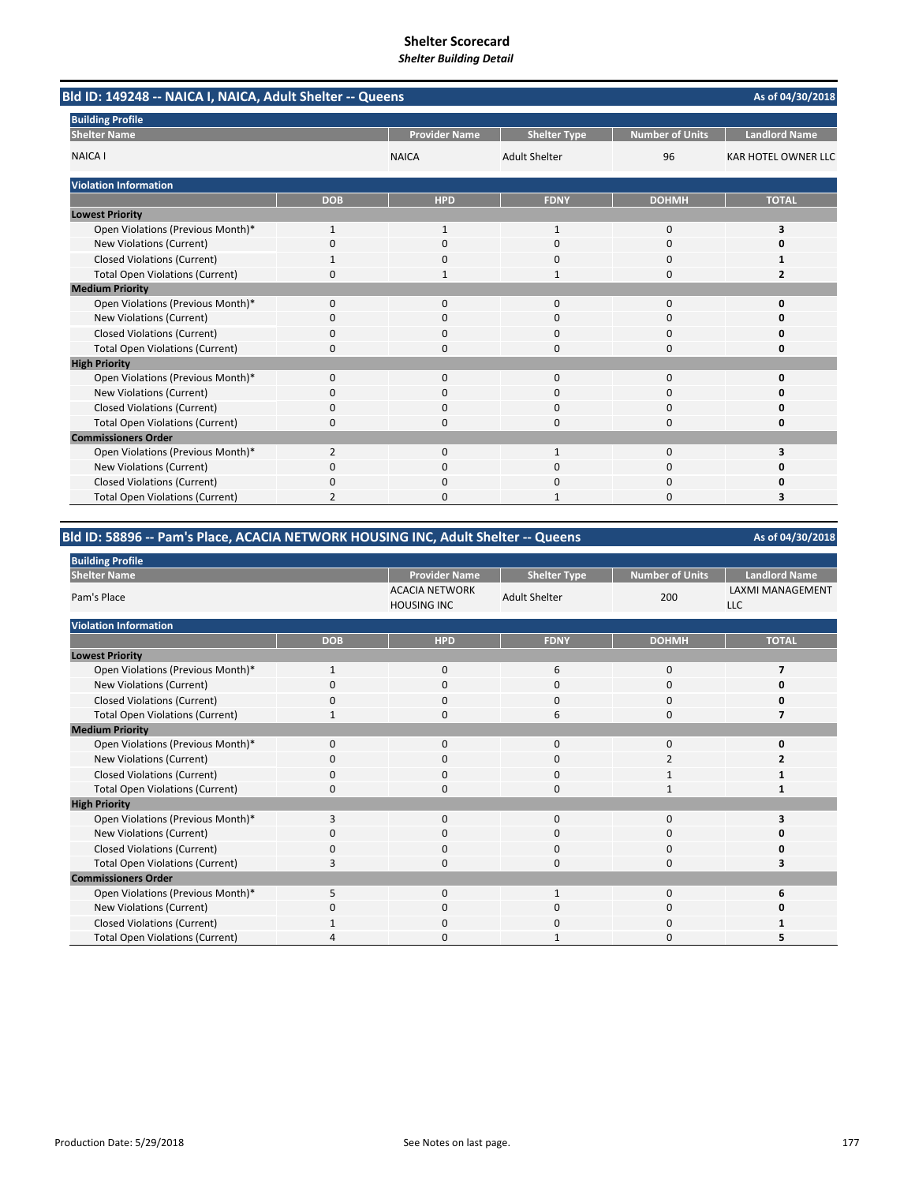# Shelter Scorecard

*Shelter Building Detail*

## Bld ID: 149248 -- NAICA I, NAICA, Adult Shelter -- Queens

As of 04/30/2018

**Building Profile**

| Shelter Name | Provider Name | Shelter Type | Number of Units | Landlord Name |
|---|---|---|---|---|
| NAICA I | NAICA | Adult Shelter | 96 | KAR HOTEL OWNER LLC |

**Violation Information**

| | DOB | HPD | FDNY | DOHMH | TOTAL |
|---|---|---|---|---|---|
| **Lowest Priority** | | | | | |
| Open Violations (Previous Month)* | 1 | 1 | 1 | 0 | **3** |
| New Violations (Current) | 0 | 0 | 0 | 0 | **0** |
| Closed Violations (Current) | 1 | 0 | 0 | 0 | **1** |
| Total Open Violations (Current) | 0 | 1 | 1 | 0 | **2** |
| **Medium Priority** | | | | | |
| Open Violations (Previous Month)* | 0 | 0 | 0 | 0 | **0** |
| New Violations (Current) | 0 | 0 | 0 | 0 | **0** |
| Closed Violations (Current) | 0 | 0 | 0 | 0 | **0** |
| Total Open Violations (Current) | 0 | 0 | 0 | 0 | **0** |
| **High Priority** | | | | | |
| Open Violations (Previous Month)* | 0 | 0 | 0 | 0 | **0** |
| New Violations (Current) | 0 | 0 | 0 | 0 | **0** |
| Closed Violations (Current) | 0 | 0 | 0 | 0 | **0** |
| Total Open Violations (Current) | 0 | 0 | 0 | 0 | **0** |
| **Commissioners Order** | | | | | |
| Open Violations (Previous Month)* | 2 | 0 | 1 | 0 | **3** |
| New Violations (Current) | 0 | 0 | 0 | 0 | **0** |
| Closed Violations (Current) | 0 | 0 | 0 | 0 | **0** |
| Total Open Violations (Current) | 2 | 0 | 1 | 0 | **3** |

## Bld ID: 58896 -- Pam's Place, ACACIA NETWORK HOUSING INC, Adult Shelter -- Queens

As of 04/30/2018

**Building Profile**

| Shelter Name | Provider Name | Shelter Type | Number of Units | Landlord Name |
|---|---|---|---|---|
| Pam's Place | ACACIA NETWORK HOUSING INC | Adult Shelter | 200 | LAXMI MANAGEMENT LLC |

**Violation Information**

| | DOB | HPD | FDNY | DOHMH | TOTAL |
|---|---|---|---|---|---|
| **Lowest Priority** | | | | | |
| Open Violations (Previous Month)* | 1 | 0 | 6 | 0 | **7** |
| New Violations (Current) | 0 | 0 | 0 | 0 | **0** |
| Closed Violations (Current) | 0 | 0 | 0 | 0 | **0** |
| Total Open Violations (Current) | 1 | 0 | 6 | 0 | **7** |
| **Medium Priority** | | | | | |
| Open Violations (Previous Month)* | 0 | 0 | 0 | 0 | **0** |
| New Violations (Current) | 0 | 0 | 0 | 2 | **2** |
| Closed Violations (Current) | 0 | 0 | 0 | 1 | **1** |
| Total Open Violations (Current) | 0 | 0 | 0 | 1 | **1** |
| **High Priority** | | | | | |
| Open Violations (Previous Month)* | 3 | 0 | 0 | 0 | **3** |
| New Violations (Current) | 0 | 0 | 0 | 0 | **0** |
| Closed Violations (Current) | 0 | 0 | 0 | 0 | **0** |
| Total Open Violations (Current) | 3 | 0 | 0 | 0 | **3** |
| **Commissioners Order** | | | | | |
| Open Violations (Previous Month)* | 5 | 0 | 1 | 0 | **6** |
| New Violations (Current) | 0 | 0 | 0 | 0 | **0** |
| Closed Violations (Current) | 1 | 0 | 0 | 0 | **1** |
| Total Open Violations (Current) | 4 | 0 | 1 | 0 | **5** |

Production Date: 5/29/2018

See Notes on last page.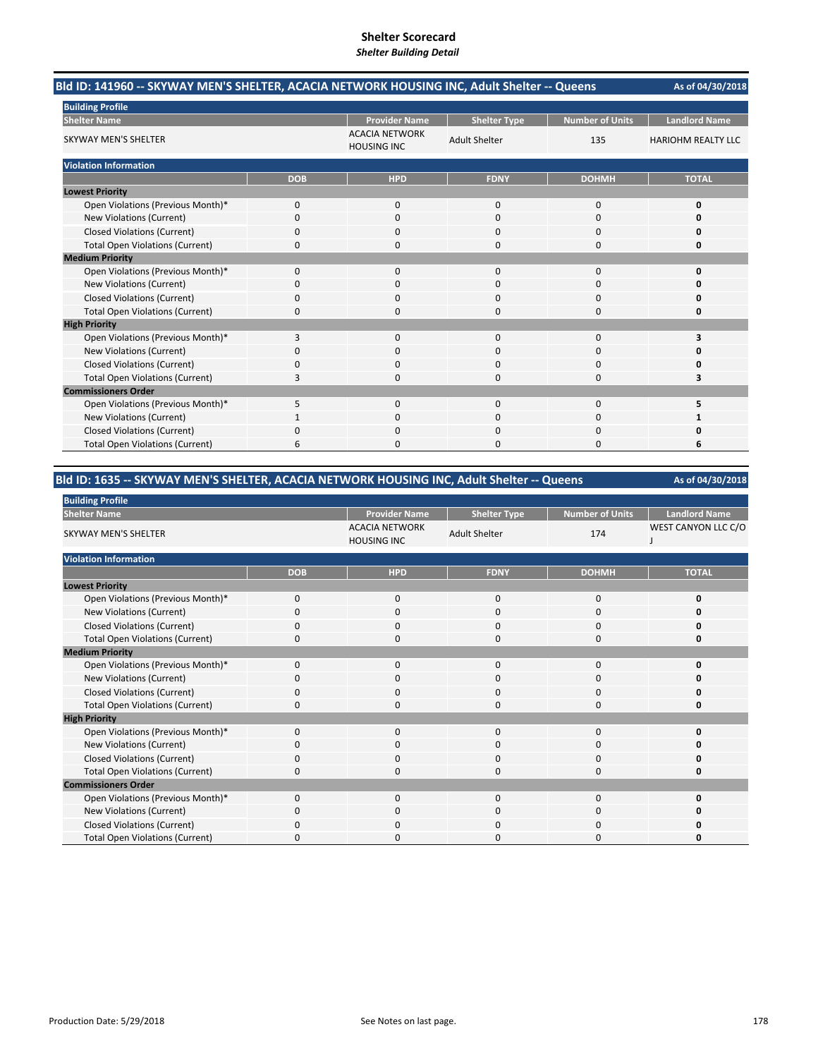# Shelter Scorecard

*Shelter Building Detail*

## Bld ID: 141960 -- SKYWAY MEN'S SHELTER, ACACIA NETWORK HOUSING INC, Adult Shelter -- Queens

As of 04/30/2018

**Building Profile**

| Shelter Name | Provider Name | Shelter Type | Number of Units | Landlord Name |
|---|---|---|---|---|
| SKYWAY MEN'S SHELTER | ACACIA NETWORK HOUSING INC | Adult Shelter | 135 | HARIOHM REALTY LLC |

**Violation Information**

| | DOB | HPD | FDNY | DOHMH | TOTAL |
|---|---|---|---|---|---|
| **Lowest Priority** | | | | | |
| Open Violations (Previous Month)* | 0 | 0 | 0 | 0 | **0** |
| New Violations (Current) | 0 | 0 | 0 | 0 | **0** |
| Closed Violations (Current) | 0 | 0 | 0 | 0 | **0** |
| Total Open Violations (Current) | 0 | 0 | 0 | 0 | **0** |
| **Medium Priority** | | | | | |
| Open Violations (Previous Month)* | 0 | 0 | 0 | 0 | **0** |
| New Violations (Current) | 0 | 0 | 0 | 0 | **0** |
| Closed Violations (Current) | 0 | 0 | 0 | 0 | **0** |
| Total Open Violations (Current) | 0 | 0 | 0 | 0 | **0** |
| **High Priority** | | | | | |
| Open Violations (Previous Month)* | 3 | 0 | 0 | 0 | **3** |
| New Violations (Current) | 0 | 0 | 0 | 0 | **0** |
| Closed Violations (Current) | 0 | 0 | 0 | 0 | **0** |
| Total Open Violations (Current) | 3 | 0 | 0 | 0 | **3** |
| **Commissioners Order** | | | | | |
| Open Violations (Previous Month)* | 5 | 0 | 0 | 0 | **5** |
| New Violations (Current) | 1 | 0 | 0 | 0 | **1** |
| Closed Violations (Current) | 0 | 0 | 0 | 0 | **0** |
| Total Open Violations (Current) | 6 | 0 | 0 | 0 | **6** |

## Bld ID: 1635 -- SKYWAY MEN'S SHELTER, ACACIA NETWORK HOUSING INC, Adult Shelter -- Queens

As of 04/30/2018

**Building Profile**

| Shelter Name | Provider Name | Shelter Type | Number of Units | Landlord Name |
|---|---|---|---|---|
| SKYWAY MEN'S SHELTER | ACACIA NETWORK HOUSING INC | Adult Shelter | 174 | WEST CANYON LLC C/O J |

**Violation Information**

| | DOB | HPD | FDNY | DOHMH | TOTAL |
|---|---|---|---|---|---|
| **Lowest Priority** | | | | | |
| Open Violations (Previous Month)* | 0 | 0 | 0 | 0 | **0** |
| New Violations (Current) | 0 | 0 | 0 | 0 | **0** |
| Closed Violations (Current) | 0 | 0 | 0 | 0 | **0** |
| Total Open Violations (Current) | 0 | 0 | 0 | 0 | **0** |
| **Medium Priority** | | | | | |
| Open Violations (Previous Month)* | 0 | 0 | 0 | 0 | **0** |
| New Violations (Current) | 0 | 0 | 0 | 0 | **0** |
| Closed Violations (Current) | 0 | 0 | 0 | 0 | **0** |
| Total Open Violations (Current) | 0 | 0 | 0 | 0 | **0** |
| **High Priority** | | | | | |
| Open Violations (Previous Month)* | 0 | 0 | 0 | 0 | **0** |
| New Violations (Current) | 0 | 0 | 0 | 0 | **0** |
| Closed Violations (Current) | 0 | 0 | 0 | 0 | **0** |
| Total Open Violations (Current) | 0 | 0 | 0 | 0 | **0** |
| **Commissioners Order** | | | | | |
| Open Violations (Previous Month)* | 0 | 0 | 0 | 0 | **0** |
| New Violations (Current) | 0 | 0 | 0 | 0 | **0** |
| Closed Violations (Current) | 0 | 0 | 0 | 0 | **0** |
| Total Open Violations (Current) | 0 | 0 | 0 | 0 | **0** |

Production Date: 5/29/2018

See Notes on last page.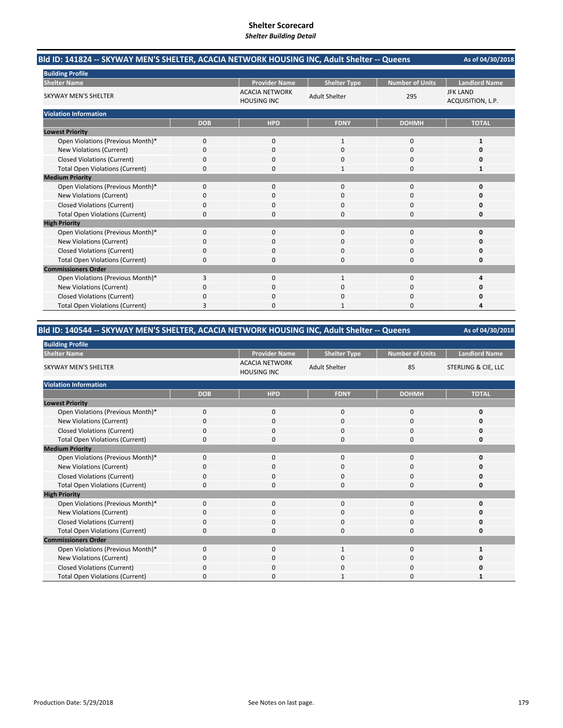# Shelter Scorecard
*Shelter Building Detail*

## Bld ID: 141824 -- SKYWAY MEN'S SHELTER, ACACIA NETWORK HOUSING INC, Adult Shelter -- Queens

As of 04/30/2018

**Building Profile**

| Shelter Name | Provider Name | Shelter Type | Number of Units | Landlord Name |
|---|---|---|---|---|
| SKYWAY MEN'S SHELTER | ACACIA NETWORK HOUSING INC | Adult Shelter | 295 | JFK LAND ACQUISITION, L.P. |

**Violation Information**

| | DOB | HPD | FDNY | DOHMH | TOTAL |
|---|---|---|---|---|---|
| **Lowest Priority** | | | | | |
| Open Violations (Previous Month)* | 0 | 0 | 1 | 0 | **1** |
| New Violations (Current) | 0 | 0 | 0 | 0 | **0** |
| Closed Violations (Current) | 0 | 0 | 0 | 0 | **0** |
| Total Open Violations (Current) | 0 | 0 | 1 | 0 | **1** |
| **Medium Priority** | | | | | |
| Open Violations (Previous Month)* | 0 | 0 | 0 | 0 | **0** |
| New Violations (Current) | 0 | 0 | 0 | 0 | **0** |
| Closed Violations (Current) | 0 | 0 | 0 | 0 | **0** |
| Total Open Violations (Current) | 0 | 0 | 0 | 0 | **0** |
| **High Priority** | | | | | |
| Open Violations (Previous Month)* | 0 | 0 | 0 | 0 | **0** |
| New Violations (Current) | 0 | 0 | 0 | 0 | **0** |
| Closed Violations (Current) | 0 | 0 | 0 | 0 | **0** |
| Total Open Violations (Current) | 0 | 0 | 0 | 0 | **0** |
| **Commissioners Order** | | | | | |
| Open Violations (Previous Month)* | 3 | 0 | 1 | 0 | **4** |
| New Violations (Current) | 0 | 0 | 0 | 0 | **0** |
| Closed Violations (Current) | 0 | 0 | 0 | 0 | **0** |
| Total Open Violations (Current) | 3 | 0 | 1 | 0 | **4** |

## Bld ID: 140544 -- SKYWAY MEN'S SHELTER, ACACIA NETWORK HOUSING INC, Adult Shelter -- Queens

As of 04/30/2018

**Building Profile**

| Shelter Name | Provider Name | Shelter Type | Number of Units | Landlord Name |
|---|---|---|---|---|
| SKYWAY MEN'S SHELTER | ACACIA NETWORK HOUSING INC | Adult Shelter | 85 | STERLING & CIE, LLC |

**Violation Information**

| | DOB | HPD | FDNY | DOHMH | TOTAL |
|---|---|---|---|---|---|
| **Lowest Priority** | | | | | |
| Open Violations (Previous Month)* | 0 | 0 | 0 | 0 | **0** |
| New Violations (Current) | 0 | 0 | 0 | 0 | **0** |
| Closed Violations (Current) | 0 | 0 | 0 | 0 | **0** |
| Total Open Violations (Current) | 0 | 0 | 0 | 0 | **0** |
| **Medium Priority** | | | | | |
| Open Violations (Previous Month)* | 0 | 0 | 0 | 0 | **0** |
| New Violations (Current) | 0 | 0 | 0 | 0 | **0** |
| Closed Violations (Current) | 0 | 0 | 0 | 0 | **0** |
| Total Open Violations (Current) | 0 | 0 | 0 | 0 | **0** |
| **High Priority** | | | | | |
| Open Violations (Previous Month)* | 0 | 0 | 0 | 0 | **0** |
| New Violations (Current) | 0 | 0 | 0 | 0 | **0** |
| Closed Violations (Current) | 0 | 0 | 0 | 0 | **0** |
| Total Open Violations (Current) | 0 | 0 | 0 | 0 | **0** |
| **Commissioners Order** | | | | | |
| Open Violations (Previous Month)* | 0 | 0 | 1 | 0 | **1** |
| New Violations (Current) | 0 | 0 | 0 | 0 | **0** |
| Closed Violations (Current) | 0 | 0 | 0 | 0 | **0** |
| Total Open Violations (Current) | 0 | 0 | 1 | 0 | **1** |

Production Date: 5/29/2018

See Notes on last page.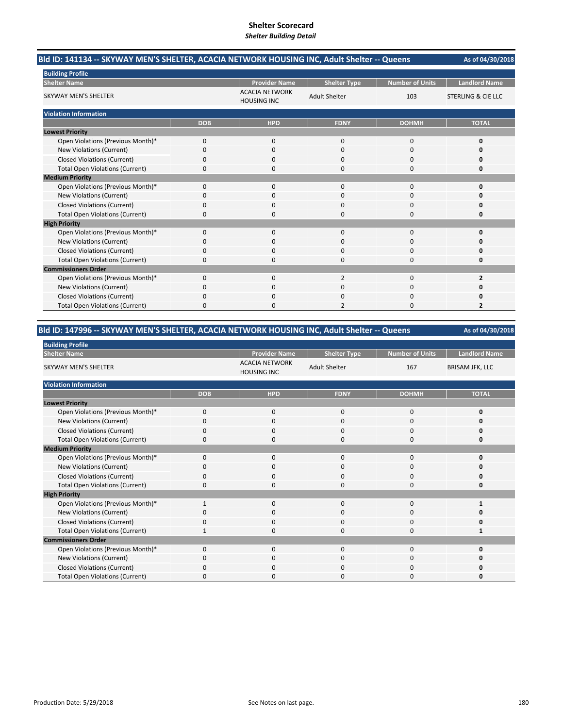# Shelter Scorecard

*Shelter Building Detail*

## Bld ID: 141134 -- SKYWAY MEN'S SHELTER, ACACIA NETWORK HOUSING INC, Adult Shelter -- Queens

As of 04/30/2018

**Building Profile**

| Shelter Name | Provider Name | Shelter Type | Number of Units | Landlord Name |
|---|---|---|---|---|
| SKYWAY MEN'S SHELTER | ACACIA NETWORK HOUSING INC | Adult Shelter | 103 | STERLING & CIE LLC |

**Violation Information**

| | DOB | HPD | FDNY | DOHMH | TOTAL |
|---|---|---|---|---|---|
| **Lowest Priority** | | | | | |
| Open Violations (Previous Month)* | 0 | 0 | 0 | 0 | **0** |
| New Violations (Current) | 0 | 0 | 0 | 0 | **0** |
| Closed Violations (Current) | 0 | 0 | 0 | 0 | **0** |
| Total Open Violations (Current) | 0 | 0 | 0 | 0 | **0** |
| **Medium Priority** | | | | | |
| Open Violations (Previous Month)* | 0 | 0 | 0 | 0 | **0** |
| New Violations (Current) | 0 | 0 | 0 | 0 | **0** |
| Closed Violations (Current) | 0 | 0 | 0 | 0 | **0** |
| Total Open Violations (Current) | 0 | 0 | 0 | 0 | **0** |
| **High Priority** | | | | | |
| Open Violations (Previous Month)* | 0 | 0 | 0 | 0 | **0** |
| New Violations (Current) | 0 | 0 | 0 | 0 | **0** |
| Closed Violations (Current) | 0 | 0 | 0 | 0 | **0** |
| Total Open Violations (Current) | 0 | 0 | 0 | 0 | **0** |
| **Commissioners Order** | | | | | |
| Open Violations (Previous Month)* | 0 | 0 | 2 | 0 | **2** |
| New Violations (Current) | 0 | 0 | 0 | 0 | **0** |
| Closed Violations (Current) | 0 | 0 | 0 | 0 | **0** |
| Total Open Violations (Current) | 0 | 0 | 2 | 0 | **2** |

## Bld ID: 147996 -- SKYWAY MEN'S SHELTER, ACACIA NETWORK HOUSING INC, Adult Shelter -- Queens

As of 04/30/2018

**Building Profile**

| Shelter Name | Provider Name | Shelter Type | Number of Units | Landlord Name |
|---|---|---|---|---|
| SKYWAY MEN'S SHELTER | ACACIA NETWORK HOUSING INC | Adult Shelter | 167 | BRISAM JFK, LLC |

**Violation Information**

| | DOB | HPD | FDNY | DOHMH | TOTAL |
|---|---|---|---|---|---|
| **Lowest Priority** | | | | | |
| Open Violations (Previous Month)* | 0 | 0 | 0 | 0 | **0** |
| New Violations (Current) | 0 | 0 | 0 | 0 | **0** |
| Closed Violations (Current) | 0 | 0 | 0 | 0 | **0** |
| Total Open Violations (Current) | 0 | 0 | 0 | 0 | **0** |
| **Medium Priority** | | | | | |
| Open Violations (Previous Month)* | 0 | 0 | 0 | 0 | **0** |
| New Violations (Current) | 0 | 0 | 0 | 0 | **0** |
| Closed Violations (Current) | 0 | 0 | 0 | 0 | **0** |
| Total Open Violations (Current) | 0 | 0 | 0 | 0 | **0** |
| **High Priority** | | | | | |
| Open Violations (Previous Month)* | 1 | 0 | 0 | 0 | **1** |
| New Violations (Current) | 0 | 0 | 0 | 0 | **0** |
| Closed Violations (Current) | 0 | 0 | 0 | 0 | **0** |
| Total Open Violations (Current) | 1 | 0 | 0 | 0 | **1** |
| **Commissioners Order** | | | | | |
| Open Violations (Previous Month)* | 0 | 0 | 0 | 0 | **0** |
| New Violations (Current) | 0 | 0 | 0 | 0 | **0** |
| Closed Violations (Current) | 0 | 0 | 0 | 0 | **0** |
| Total Open Violations (Current) | 0 | 0 | 0 | 0 | **0** |

Production Date: 5/29/2018

See Notes on last page.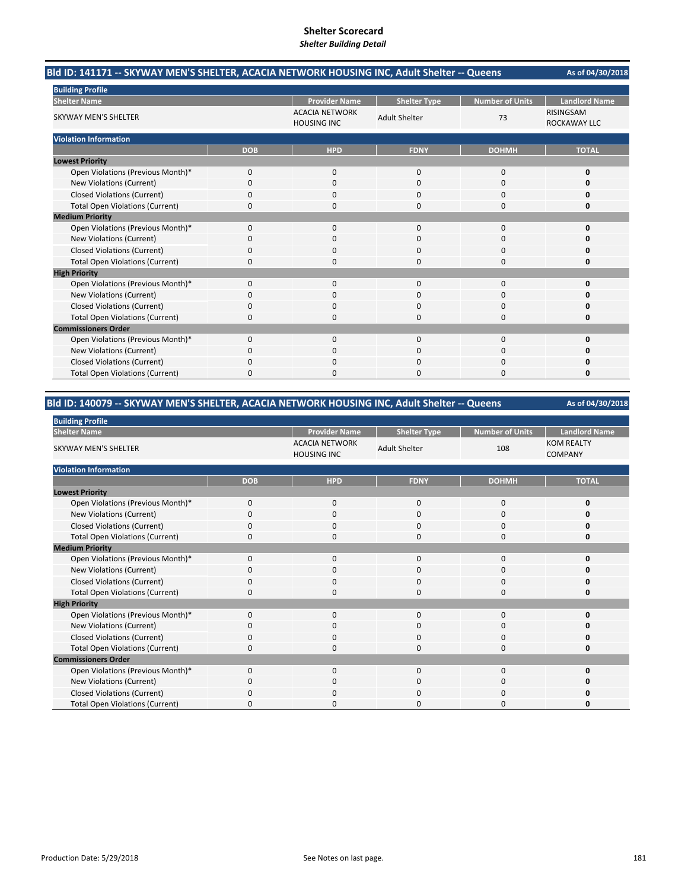# Shelter Scorecard

*Shelter Building Detail*

## Bld ID: 141171 -- SKYWAY MEN'S SHELTER, ACACIA NETWORK HOUSING INC, Adult Shelter -- Queens

As of 04/30/2018

**Building Profile**

| Shelter Name | Provider Name | Shelter Type | Number of Units | Landlord Name |
|---|---|---|---|---|
| SKYWAY MEN'S SHELTER | ACACIA NETWORK HOUSING INC | Adult Shelter | 73 | RISINGSAM ROCKAWAY LLC |

**Violation Information**

| | DOB | HPD | FDNY | DOHMH | TOTAL |
|---|---|---|---|---|---|
| **Lowest Priority** | | | | | |
| Open Violations (Previous Month)* | 0 | 0 | 0 | 0 | **0** |
| New Violations (Current) | 0 | 0 | 0 | 0 | **0** |
| Closed Violations (Current) | 0 | 0 | 0 | 0 | **0** |
| Total Open Violations (Current) | 0 | 0 | 0 | 0 | **0** |
| **Medium Priority** | | | | | |
| Open Violations (Previous Month)* | 0 | 0 | 0 | 0 | **0** |
| New Violations (Current) | 0 | 0 | 0 | 0 | **0** |
| Closed Violations (Current) | 0 | 0 | 0 | 0 | **0** |
| Total Open Violations (Current) | 0 | 0 | 0 | 0 | **0** |
| **High Priority** | | | | | |
| Open Violations (Previous Month)* | 0 | 0 | 0 | 0 | **0** |
| New Violations (Current) | 0 | 0 | 0 | 0 | **0** |
| Closed Violations (Current) | 0 | 0 | 0 | 0 | **0** |
| Total Open Violations (Current) | 0 | 0 | 0 | 0 | **0** |
| **Commissioners Order** | | | | | |
| Open Violations (Previous Month)* | 0 | 0 | 0 | 0 | **0** |
| New Violations (Current) | 0 | 0 | 0 | 0 | **0** |
| Closed Violations (Current) | 0 | 0 | 0 | 0 | **0** |
| Total Open Violations (Current) | 0 | 0 | 0 | 0 | **0** |

## Bld ID: 140079 -- SKYWAY MEN'S SHELTER, ACACIA NETWORK HOUSING INC, Adult Shelter -- Queens

As of 04/30/2018

**Building Profile**

| Shelter Name | Provider Name | Shelter Type | Number of Units | Landlord Name |
|---|---|---|---|---|
| SKYWAY MEN'S SHELTER | ACACIA NETWORK HOUSING INC | Adult Shelter | 108 | KOM REALTY COMPANY |

**Violation Information**

| | DOB | HPD | FDNY | DOHMH | TOTAL |
|---|---|---|---|---|---|
| **Lowest Priority** | | | | | |
| Open Violations (Previous Month)* | 0 | 0 | 0 | 0 | **0** |
| New Violations (Current) | 0 | 0 | 0 | 0 | **0** |
| Closed Violations (Current) | 0 | 0 | 0 | 0 | **0** |
| Total Open Violations (Current) | 0 | 0 | 0 | 0 | **0** |
| **Medium Priority** | | | | | |
| Open Violations (Previous Month)* | 0 | 0 | 0 | 0 | **0** |
| New Violations (Current) | 0 | 0 | 0 | 0 | **0** |
| Closed Violations (Current) | 0 | 0 | 0 | 0 | **0** |
| Total Open Violations (Current) | 0 | 0 | 0 | 0 | **0** |
| **High Priority** | | | | | |
| Open Violations (Previous Month)* | 0 | 0 | 0 | 0 | **0** |
| New Violations (Current) | 0 | 0 | 0 | 0 | **0** |
| Closed Violations (Current) | 0 | 0 | 0 | 0 | **0** |
| Total Open Violations (Current) | 0 | 0 | 0 | 0 | **0** |
| **Commissioners Order** | | | | | |
| Open Violations (Previous Month)* | 0 | 0 | 0 | 0 | **0** |
| New Violations (Current) | 0 | 0 | 0 | 0 | **0** |
| Closed Violations (Current) | 0 | 0 | 0 | 0 | **0** |
| Total Open Violations (Current) | 0 | 0 | 0 | 0 | **0** |

Production Date: 5/29/2018

See Notes on last page.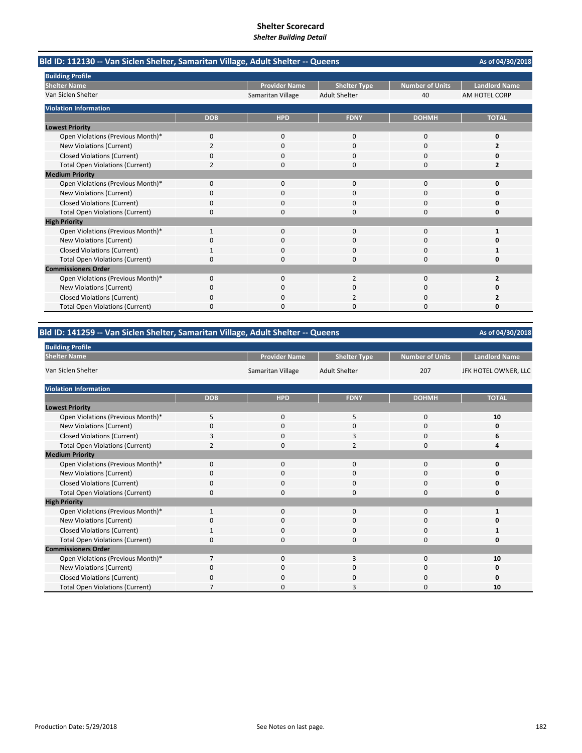# Shelter Scorecard
*Shelter Building Detail*

## Bld ID: 112130 -- Van Siclen Shelter, Samaritan Village, Adult Shelter -- Queens

As of 04/30/2018

**Building Profile**

| Shelter Name | Provider Name | Shelter Type | Number of Units | Landlord Name |
|---|---|---|---|---|
| Van Siclen Shelter | Samaritan Village | Adult Shelter | 40 | AM HOTEL CORP |

**Violation Information**

| | DOB | HPD | FDNY | DOHMH | TOTAL |
|---|---|---|---|---|---|
| **Lowest Priority** | | | | | |
| Open Violations (Previous Month)* | 0 | 0 | 0 | 0 | **0** |
| New Violations (Current) | 2 | 0 | 0 | 0 | **2** |
| Closed Violations (Current) | 0 | 0 | 0 | 0 | **0** |
| Total Open Violations (Current) | 2 | 0 | 0 | 0 | **2** |
| **Medium Priority** | | | | | |
| Open Violations (Previous Month)* | 0 | 0 | 0 | 0 | **0** |
| New Violations (Current) | 0 | 0 | 0 | 0 | **0** |
| Closed Violations (Current) | 0 | 0 | 0 | 0 | **0** |
| Total Open Violations (Current) | 0 | 0 | 0 | 0 | **0** |
| **High Priority** | | | | | |
| Open Violations (Previous Month)* | 1 | 0 | 0 | 0 | **1** |
| New Violations (Current) | 0 | 0 | 0 | 0 | **0** |
| Closed Violations (Current) | 1 | 0 | 0 | 0 | **1** |
| Total Open Violations (Current) | 0 | 0 | 0 | 0 | **0** |
| **Commissioners Order** | | | | | |
| Open Violations (Previous Month)* | 0 | 0 | 2 | 0 | **2** |
| New Violations (Current) | 0 | 0 | 0 | 0 | **0** |
| Closed Violations (Current) | 0 | 0 | 2 | 0 | **2** |
| Total Open Violations (Current) | 0 | 0 | 0 | 0 | **0** |

## Bld ID: 141259 -- Van Siclen Shelter, Samaritan Village, Adult Shelter -- Queens

As of 04/30/2018

**Building Profile**

| Shelter Name | Provider Name | Shelter Type | Number of Units | Landlord Name |
|---|---|---|---|---|
| Van Siclen Shelter | Samaritan Village | Adult Shelter | 207 | JFK HOTEL OWNER, LLC |

**Violation Information**

| | DOB | HPD | FDNY | DOHMH | TOTAL |
|---|---|---|---|---|---|
| **Lowest Priority** | | | | | |
| Open Violations (Previous Month)* | 5 | 0 | 5 | 0 | **10** |
| New Violations (Current) | 0 | 0 | 0 | 0 | **0** |
| Closed Violations (Current) | 3 | 0 | 3 | 0 | **6** |
| Total Open Violations (Current) | 2 | 0 | 2 | 0 | **4** |
| **Medium Priority** | | | | | |
| Open Violations (Previous Month)* | 0 | 0 | 0 | 0 | **0** |
| New Violations (Current) | 0 | 0 | 0 | 0 | **0** |
| Closed Violations (Current) | 0 | 0 | 0 | 0 | **0** |
| Total Open Violations (Current) | 0 | 0 | 0 | 0 | **0** |
| **High Priority** | | | | | |
| Open Violations (Previous Month)* | 1 | 0 | 0 | 0 | **1** |
| New Violations (Current) | 0 | 0 | 0 | 0 | **0** |
| Closed Violations (Current) | 1 | 0 | 0 | 0 | **1** |
| Total Open Violations (Current) | 0 | 0 | 0 | 0 | **0** |
| **Commissioners Order** | | | | | |
| Open Violations (Previous Month)* | 7 | 0 | 3 | 0 | **10** |
| New Violations (Current) | 0 | 0 | 0 | 0 | **0** |
| Closed Violations (Current) | 0 | 0 | 0 | 0 | **0** |
| Total Open Violations (Current) | 7 | 0 | 3 | 0 | **10** |

Production Date: 5/29/2018

See Notes on last page.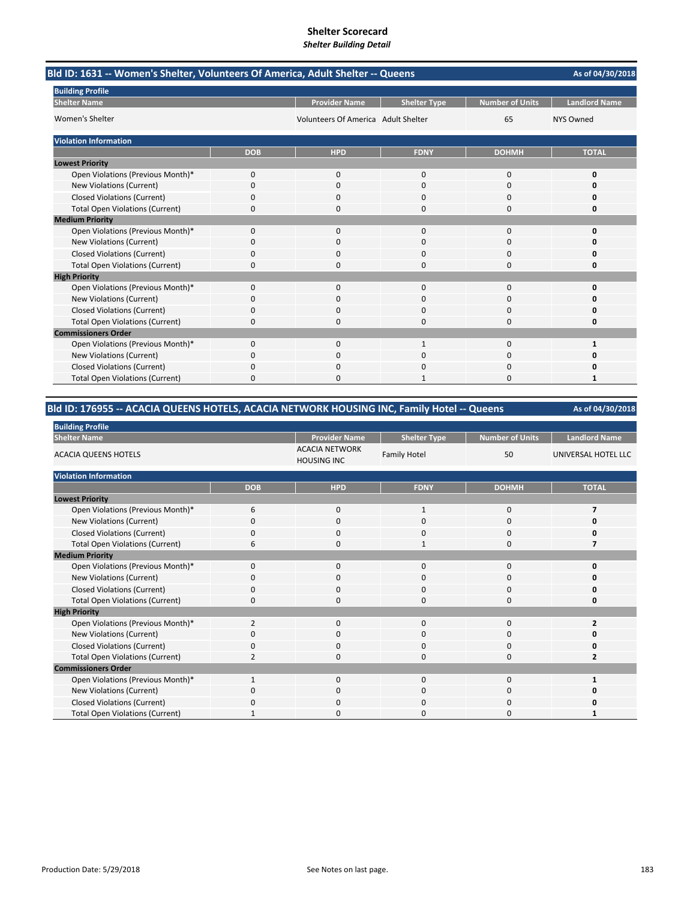# Shelter Scorecard
*Shelter Building Detail*

## Bld ID: 1631 -- Women's Shelter, Volunteers Of America, Adult Shelter -- Queens

As of 04/30/2018

**Building Profile**

| Shelter Name | Provider Name | Shelter Type | Number of Units | Landlord Name |
|---|---|---|---|---|
| Women's Shelter | Volunteers Of America | Adult Shelter | 65 | NYS Owned |

**Violation Information**

| | DOB | HPD | FDNY | DOHMH | TOTAL |
|---|---|---|---|---|---|
| **Lowest Priority** | | | | | |
| Open Violations (Previous Month)* | 0 | 0 | 0 | 0 | **0** |
| New Violations (Current) | 0 | 0 | 0 | 0 | **0** |
| Closed Violations (Current) | 0 | 0 | 0 | 0 | **0** |
| Total Open Violations (Current) | 0 | 0 | 0 | 0 | **0** |
| **Medium Priority** | | | | | |
| Open Violations (Previous Month)* | 0 | 0 | 0 | 0 | **0** |
| New Violations (Current) | 0 | 0 | 0 | 0 | **0** |
| Closed Violations (Current) | 0 | 0 | 0 | 0 | **0** |
| Total Open Violations (Current) | 0 | 0 | 0 | 0 | **0** |
| **High Priority** | | | | | |
| Open Violations (Previous Month)* | 0 | 0 | 0 | 0 | **0** |
| New Violations (Current) | 0 | 0 | 0 | 0 | **0** |
| Closed Violations (Current) | 0 | 0 | 0 | 0 | **0** |
| Total Open Violations (Current) | 0 | 0 | 0 | 0 | **0** |
| **Commissioners Order** | | | | | |
| Open Violations (Previous Month)* | 0 | 0 | 1 | 0 | **1** |
| New Violations (Current) | 0 | 0 | 0 | 0 | **0** |
| Closed Violations (Current) | 0 | 0 | 0 | 0 | **0** |
| Total Open Violations (Current) | 0 | 0 | 1 | 0 | **1** |

## Bld ID: 176955 -- ACACIA QUEENS HOTELS, ACACIA NETWORK HOUSING INC, Family Hotel -- Queens

As of 04/30/2018

**Building Profile**

| Shelter Name | Provider Name | Shelter Type | Number of Units | Landlord Name |
|---|---|---|---|---|
| ACACIA QUEENS HOTELS | ACACIA NETWORK HOUSING INC | Family Hotel | 50 | UNIVERSAL HOTEL LLC |

**Violation Information**

| | DOB | HPD | FDNY | DOHMH | TOTAL |
|---|---|---|---|---|---|
| **Lowest Priority** | | | | | |
| Open Violations (Previous Month)* | 6 | 0 | 1 | 0 | **7** |
| New Violations (Current) | 0 | 0 | 0 | 0 | **0** |
| Closed Violations (Current) | 0 | 0 | 0 | 0 | **0** |
| Total Open Violations (Current) | 6 | 0 | 1 | 0 | **7** |
| **Medium Priority** | | | | | |
| Open Violations (Previous Month)* | 0 | 0 | 0 | 0 | **0** |
| New Violations (Current) | 0 | 0 | 0 | 0 | **0** |
| Closed Violations (Current) | 0 | 0 | 0 | 0 | **0** |
| Total Open Violations (Current) | 0 | 0 | 0 | 0 | **0** |
| **High Priority** | | | | | |
| Open Violations (Previous Month)* | 2 | 0 | 0 | 0 | **2** |
| New Violations (Current) | 0 | 0 | 0 | 0 | **0** |
| Closed Violations (Current) | 0 | 0 | 0 | 0 | **0** |
| Total Open Violations (Current) | 2 | 0 | 0 | 0 | **2** |
| **Commissioners Order** | | | | | |
| Open Violations (Previous Month)* | 1 | 0 | 0 | 0 | **1** |
| New Violations (Current) | 0 | 0 | 0 | 0 | **0** |
| Closed Violations (Current) | 0 | 0 | 0 | 0 | **0** |
| Total Open Violations (Current) | 1 | 0 | 0 | 0 | **1** |

Production Date: 5/29/2018 — See Notes on last page.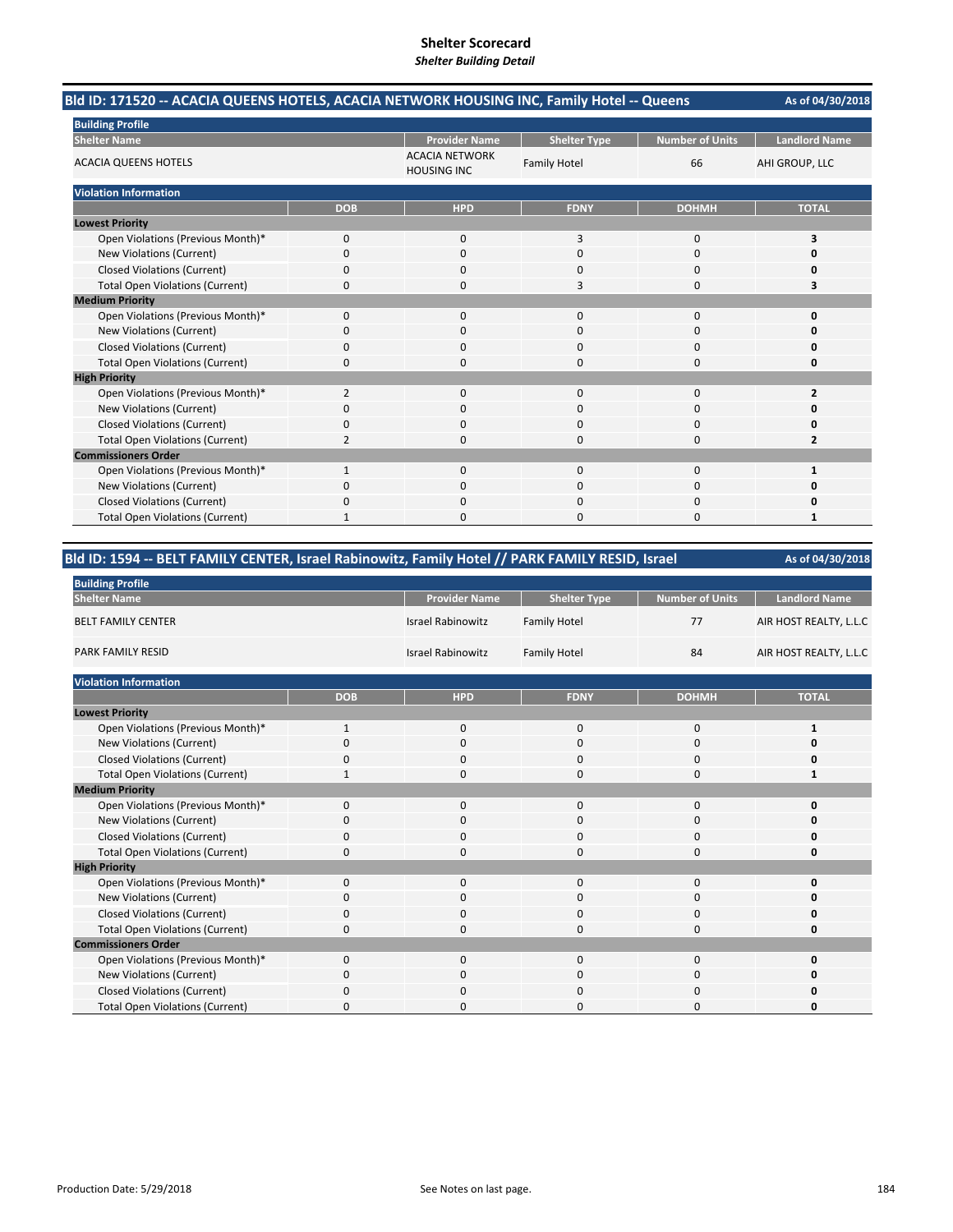# Shelter Scorecard

*Shelter Building Detail*

## Bld ID: 171520 -- ACACIA QUEENS HOTELS, ACACIA NETWORK HOUSING INC, Family Hotel -- Queens

As of 04/30/2018

**Building Profile**

| Shelter Name | Provider Name | Shelter Type | Number of Units | Landlord Name |
|---|---|---|---|---|
| ACACIA QUEENS HOTELS | ACACIA NETWORK HOUSING INC | Family Hotel | 66 | AHI GROUP, LLC |

**Violation Information**

| | DOB | HPD | FDNY | DOHMH | TOTAL |
|---|---|---|---|---|---|
| **Lowest Priority** | | | | | |
| Open Violations (Previous Month)* | 0 | 0 | 3 | 0 | **3** |
| New Violations (Current) | 0 | 0 | 0 | 0 | **0** |
| Closed Violations (Current) | 0 | 0 | 0 | 0 | **0** |
| Total Open Violations (Current) | 0 | 0 | 3 | 0 | **3** |
| **Medium Priority** | | | | | |
| Open Violations (Previous Month)* | 0 | 0 | 0 | 0 | **0** |
| New Violations (Current) | 0 | 0 | 0 | 0 | **0** |
| Closed Violations (Current) | 0 | 0 | 0 | 0 | **0** |
| Total Open Violations (Current) | 0 | 0 | 0 | 0 | **0** |
| **High Priority** | | | | | |
| Open Violations (Previous Month)* | 2 | 0 | 0 | 0 | **2** |
| New Violations (Current) | 0 | 0 | 0 | 0 | **0** |
| Closed Violations (Current) | 0 | 0 | 0 | 0 | **0** |
| Total Open Violations (Current) | 2 | 0 | 0 | 0 | **2** |
| **Commissioners Order** | | | | | |
| Open Violations (Previous Month)* | 1 | 0 | 0 | 0 | **1** |
| New Violations (Current) | 0 | 0 | 0 | 0 | **0** |
| Closed Violations (Current) | 0 | 0 | 0 | 0 | **0** |
| Total Open Violations (Current) | 1 | 0 | 0 | 0 | **1** |

## Bld ID: 1594 -- BELT FAMILY CENTER, Israel Rabinowitz, Family Hotel // PARK FAMILY RESID, Israel

As of 04/30/2018

**Building Profile**

| Shelter Name | Provider Name | Shelter Type | Number of Units | Landlord Name |
|---|---|---|---|---|
| BELT FAMILY CENTER | Israel Rabinowitz | Family Hotel | 77 | AIR HOST REALTY, L.L.C |
| PARK FAMILY RESID | Israel Rabinowitz | Family Hotel | 84 | AIR HOST REALTY, L.L.C |

**Violation Information**

| | DOB | HPD | FDNY | DOHMH | TOTAL |
|---|---|---|---|---|---|
| **Lowest Priority** | | | | | |
| Open Violations (Previous Month)* | 1 | 0 | 0 | 0 | **1** |
| New Violations (Current) | 0 | 0 | 0 | 0 | **0** |
| Closed Violations (Current) | 0 | 0 | 0 | 0 | **0** |
| Total Open Violations (Current) | 1 | 0 | 0 | 0 | **1** |
| **Medium Priority** | | | | | |
| Open Violations (Previous Month)* | 0 | 0 | 0 | 0 | **0** |
| New Violations (Current) | 0 | 0 | 0 | 0 | **0** |
| Closed Violations (Current) | 0 | 0 | 0 | 0 | **0** |
| Total Open Violations (Current) | 0 | 0 | 0 | 0 | **0** |
| **High Priority** | | | | | |
| Open Violations (Previous Month)* | 0 | 0 | 0 | 0 | **0** |
| New Violations (Current) | 0 | 0 | 0 | 0 | **0** |
| Closed Violations (Current) | 0 | 0 | 0 | 0 | **0** |
| Total Open Violations (Current) | 0 | 0 | 0 | 0 | **0** |
| **Commissioners Order** | | | | | |
| Open Violations (Previous Month)* | 0 | 0 | 0 | 0 | **0** |
| New Violations (Current) | 0 | 0 | 0 | 0 | **0** |
| Closed Violations (Current) | 0 | 0 | 0 | 0 | **0** |
| Total Open Violations (Current) | 0 | 0 | 0 | 0 | **0** |

Production Date: 5/29/2018

See Notes on last page.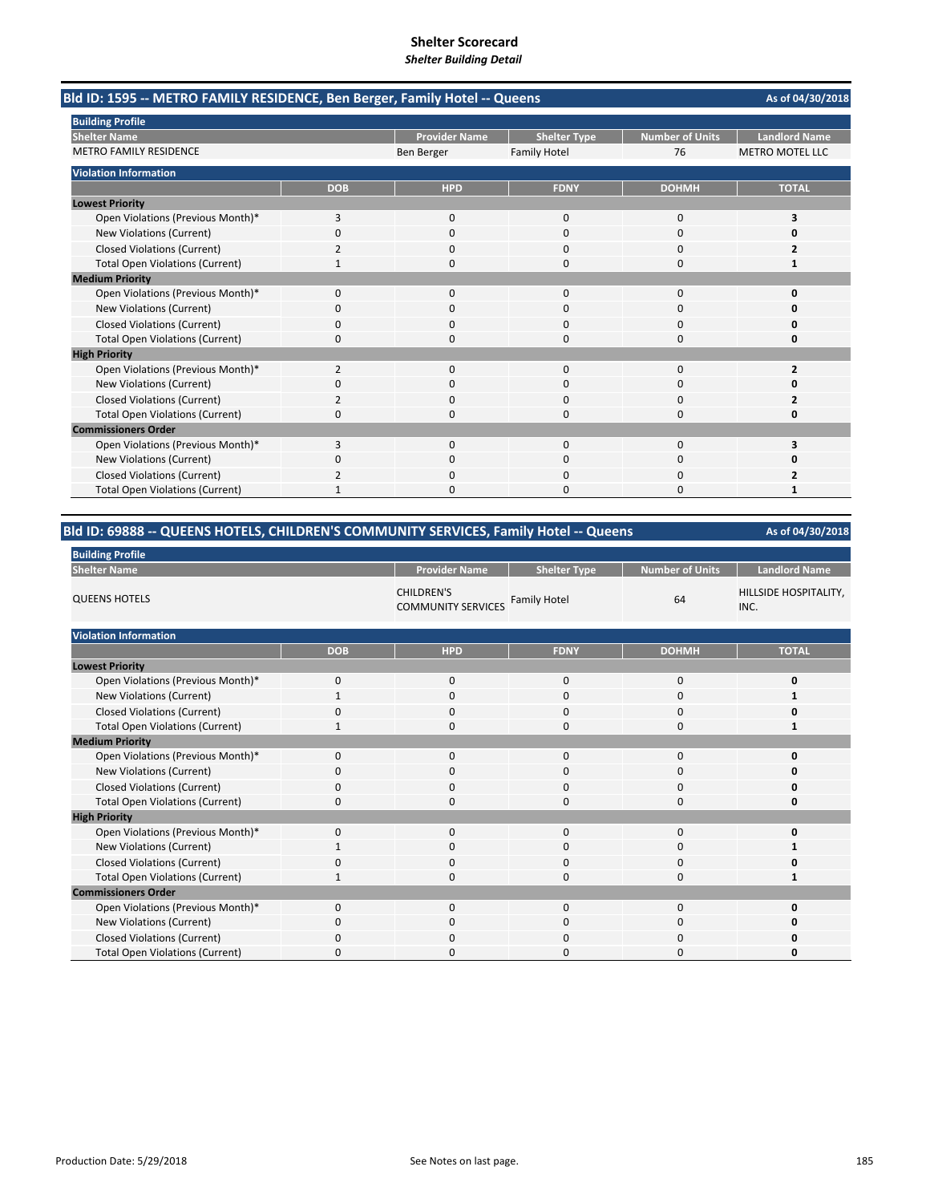# Shelter Scorecard

*Shelter Building Detail*

## Bld ID: 1595 -- METRO FAMILY RESIDENCE, Ben Berger, Family Hotel -- Queens

As of 04/30/2018

**Building Profile**

| Shelter Name | Provider Name | Shelter Type | Number of Units | Landlord Name |
|---|---|---|---|---|
| METRO FAMILY RESIDENCE | Ben Berger | Family Hotel | 76 | METRO MOTEL LLC |

**Violation Information**

| | DOB | HPD | FDNY | DOHMH | TOTAL |
|---|---|---|---|---|---|
| **Lowest Priority** | | | | | |
| Open Violations (Previous Month)* | 3 | 0 | 0 | 0 | **3** |
| New Violations (Current) | 0 | 0 | 0 | 0 | **0** |
| Closed Violations (Current) | 2 | 0 | 0 | 0 | **2** |
| Total Open Violations (Current) | 1 | 0 | 0 | 0 | **1** |
| **Medium Priority** | | | | | |
| Open Violations (Previous Month)* | 0 | 0 | 0 | 0 | **0** |
| New Violations (Current) | 0 | 0 | 0 | 0 | **0** |
| Closed Violations (Current) | 0 | 0 | 0 | 0 | **0** |
| Total Open Violations (Current) | 0 | 0 | 0 | 0 | **0** |
| **High Priority** | | | | | |
| Open Violations (Previous Month)* | 2 | 0 | 0 | 0 | **2** |
| New Violations (Current) | 0 | 0 | 0 | 0 | **0** |
| Closed Violations (Current) | 2 | 0 | 0 | 0 | **2** |
| Total Open Violations (Current) | 0 | 0 | 0 | 0 | **0** |
| **Commissioners Order** | | | | | |
| Open Violations (Previous Month)* | 3 | 0 | 0 | 0 | **3** |
| New Violations (Current) | 0 | 0 | 0 | 0 | **0** |
| Closed Violations (Current) | 2 | 0 | 0 | 0 | **2** |
| Total Open Violations (Current) | 1 | 0 | 0 | 0 | **1** |

## Bld ID: 69888 -- QUEENS HOTELS, CHILDREN'S COMMUNITY SERVICES, Family Hotel -- Queens

As of 04/30/2018

**Building Profile**

| Shelter Name | Provider Name | Shelter Type | Number of Units | Landlord Name |
|---|---|---|---|---|
| QUEENS HOTELS | CHILDREN'S COMMUNITY SERVICES | Family Hotel | 64 | HILLSIDE HOSPITALITY, INC. |

**Violation Information**

| | DOB | HPD | FDNY | DOHMH | TOTAL |
|---|---|---|---|---|---|
| **Lowest Priority** | | | | | |
| Open Violations (Previous Month)* | 0 | 0 | 0 | 0 | **0** |
| New Violations (Current) | 1 | 0 | 0 | 0 | **1** |
| Closed Violations (Current) | 0 | 0 | 0 | 0 | **0** |
| Total Open Violations (Current) | 1 | 0 | 0 | 0 | **1** |
| **Medium Priority** | | | | | |
| Open Violations (Previous Month)* | 0 | 0 | 0 | 0 | **0** |
| New Violations (Current) | 0 | 0 | 0 | 0 | **0** |
| Closed Violations (Current) | 0 | 0 | 0 | 0 | **0** |
| Total Open Violations (Current) | 0 | 0 | 0 | 0 | **0** |
| **High Priority** | | | | | |
| Open Violations (Previous Month)* | 0 | 0 | 0 | 0 | **0** |
| New Violations (Current) | 1 | 0 | 0 | 0 | **1** |
| Closed Violations (Current) | 0 | 0 | 0 | 0 | **0** |
| Total Open Violations (Current) | 1 | 0 | 0 | 0 | **1** |
| **Commissioners Order** | | | | | |
| Open Violations (Previous Month)* | 0 | 0 | 0 | 0 | **0** |
| New Violations (Current) | 0 | 0 | 0 | 0 | **0** |
| Closed Violations (Current) | 0 | 0 | 0 | 0 | **0** |
| Total Open Violations (Current) | 0 | 0 | 0 | 0 | **0** |

Production Date: 5/29/2018

See Notes on last page.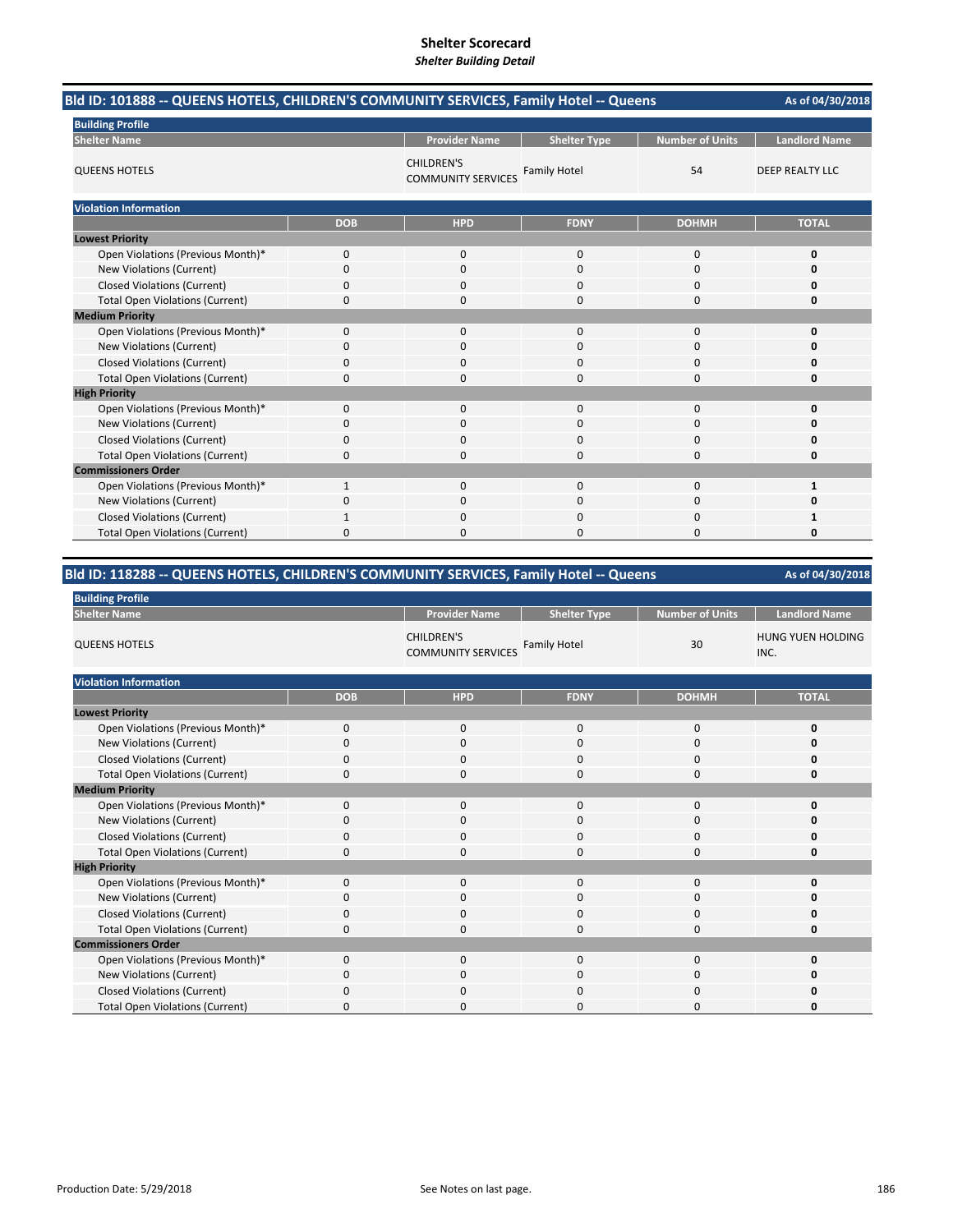# Shelter Scorecard

*Shelter Building Detail*

## Bld ID: 101888 -- QUEENS HOTELS, CHILDREN'S COMMUNITY SERVICES, Family Hotel -- Queens

As of 04/30/2018

**Building Profile**

| Shelter Name | Provider Name | Shelter Type | Number of Units | Landlord Name |
|---|---|---|---|---|
| QUEENS HOTELS | CHILDREN'S COMMUNITY SERVICES | Family Hotel | 54 | DEEP REALTY LLC |

**Violation Information**

| | DOB | HPD | FDNY | DOHMH | TOTAL |
|---|---|---|---|---|---|
| **Lowest Priority** | | | | | |
| Open Violations (Previous Month)* | 0 | 0 | 0 | 0 | **0** |
| New Violations (Current) | 0 | 0 | 0 | 0 | **0** |
| Closed Violations (Current) | 0 | 0 | 0 | 0 | **0** |
| Total Open Violations (Current) | 0 | 0 | 0 | 0 | **0** |
| **Medium Priority** | | | | | |
| Open Violations (Previous Month)* | 0 | 0 | 0 | 0 | **0** |
| New Violations (Current) | 0 | 0 | 0 | 0 | **0** |
| Closed Violations (Current) | 0 | 0 | 0 | 0 | **0** |
| Total Open Violations (Current) | 0 | 0 | 0 | 0 | **0** |
| **High Priority** | | | | | |
| Open Violations (Previous Month)* | 0 | 0 | 0 | 0 | **0** |
| New Violations (Current) | 0 | 0 | 0 | 0 | **0** |
| Closed Violations (Current) | 0 | 0 | 0 | 0 | **0** |
| Total Open Violations (Current) | 0 | 0 | 0 | 0 | **0** |
| **Commissioners Order** | | | | | |
| Open Violations (Previous Month)* | 1 | 0 | 0 | 0 | **1** |
| New Violations (Current) | 0 | 0 | 0 | 0 | **0** |
| Closed Violations (Current) | 1 | 0 | 0 | 0 | **1** |
| Total Open Violations (Current) | 0 | 0 | 0 | 0 | **0** |

## Bld ID: 118288 -- QUEENS HOTELS, CHILDREN'S COMMUNITY SERVICES, Family Hotel -- Queens

As of 04/30/2018

**Building Profile**

| Shelter Name | Provider Name | Shelter Type | Number of Units | Landlord Name |
|---|---|---|---|---|
| QUEENS HOTELS | CHILDREN'S COMMUNITY SERVICES | Family Hotel | 30 | HUNG YUEN HOLDING INC. |

**Violation Information**

| | DOB | HPD | FDNY | DOHMH | TOTAL |
|---|---|---|---|---|---|
| **Lowest Priority** | | | | | |
| Open Violations (Previous Month)* | 0 | 0 | 0 | 0 | **0** |
| New Violations (Current) | 0 | 0 | 0 | 0 | **0** |
| Closed Violations (Current) | 0 | 0 | 0 | 0 | **0** |
| Total Open Violations (Current) | 0 | 0 | 0 | 0 | **0** |
| **Medium Priority** | | | | | |
| Open Violations (Previous Month)* | 0 | 0 | 0 | 0 | **0** |
| New Violations (Current) | 0 | 0 | 0 | 0 | **0** |
| Closed Violations (Current) | 0 | 0 | 0 | 0 | **0** |
| Total Open Violations (Current) | 0 | 0 | 0 | 0 | **0** |
| **High Priority** | | | | | |
| Open Violations (Previous Month)* | 0 | 0 | 0 | 0 | **0** |
| New Violations (Current) | 0 | 0 | 0 | 0 | **0** |
| Closed Violations (Current) | 0 | 0 | 0 | 0 | **0** |
| Total Open Violations (Current) | 0 | 0 | 0 | 0 | **0** |
| **Commissioners Order** | | | | | |
| Open Violations (Previous Month)* | 0 | 0 | 0 | 0 | **0** |
| New Violations (Current) | 0 | 0 | 0 | 0 | **0** |
| Closed Violations (Current) | 0 | 0 | 0 | 0 | **0** |
| Total Open Violations (Current) | 0 | 0 | 0 | 0 | **0** |

Production Date: 5/29/2018

See Notes on last page.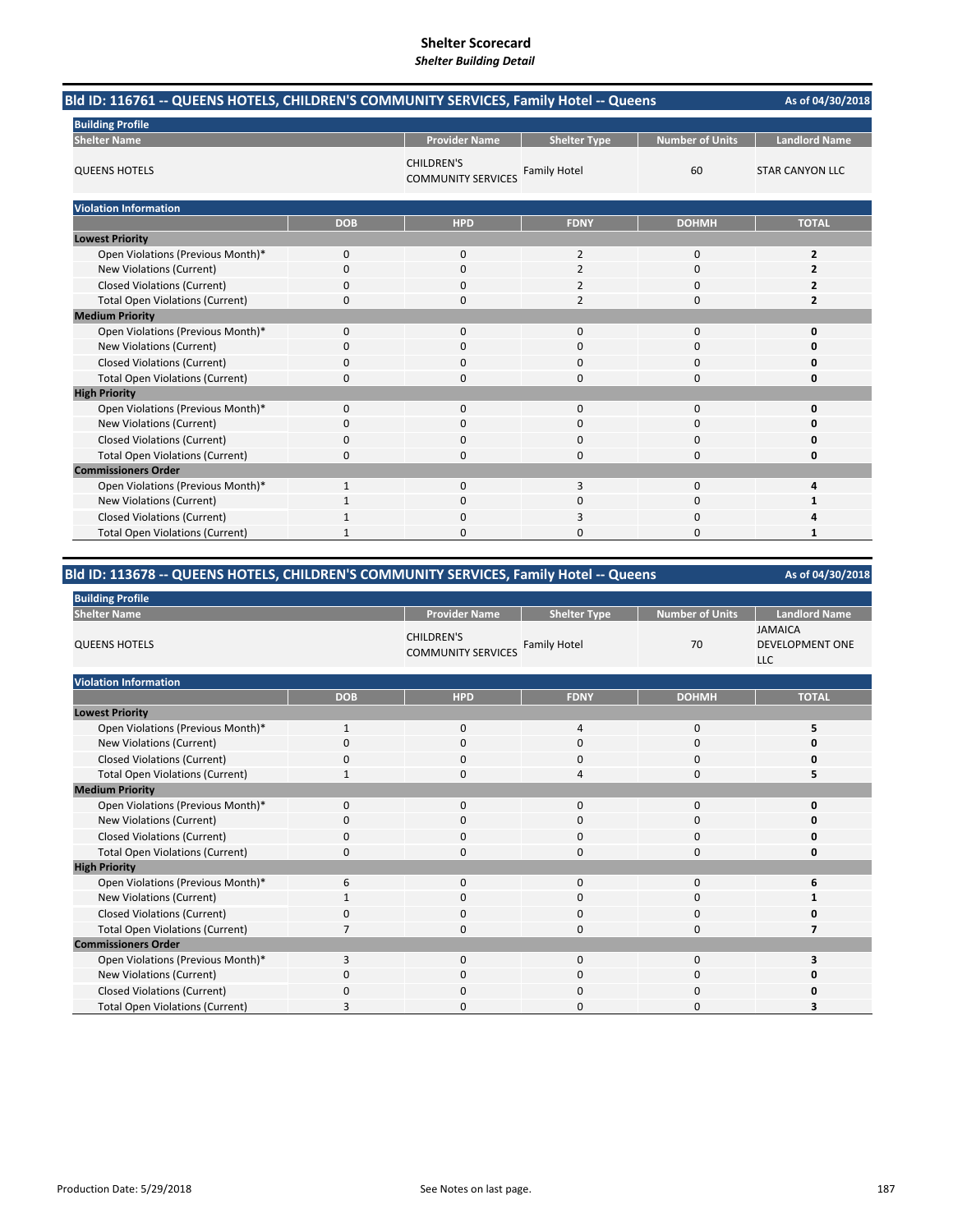# Shelter Scorecard

*Shelter Building Detail*

## Bld ID: 116761 -- QUEENS HOTELS, CHILDREN'S COMMUNITY SERVICES, Family Hotel -- Queens

As of 04/30/2018

**Building Profile**

| Shelter Name | Provider Name | Shelter Type | Number of Units | Landlord Name |
|---|---|---|---|---|
| QUEENS HOTELS | CHILDREN'S COMMUNITY SERVICES | Family Hotel | 60 | STAR CANYON LLC |

**Violation Information**

| | DOB | HPD | FDNY | DOHMH | TOTAL |
|---|---|---|---|---|---|
| **Lowest Priority** | | | | | |
| Open Violations (Previous Month)* | 0 | 0 | 2 | 0 | **2** |
| New Violations (Current) | 0 | 0 | 2 | 0 | **2** |
| Closed Violations (Current) | 0 | 0 | 2 | 0 | **2** |
| Total Open Violations (Current) | 0 | 0 | 2 | 0 | **2** |
| **Medium Priority** | | | | | |
| Open Violations (Previous Month)* | 0 | 0 | 0 | 0 | **0** |
| New Violations (Current) | 0 | 0 | 0 | 0 | **0** |
| Closed Violations (Current) | 0 | 0 | 0 | 0 | **0** |
| Total Open Violations (Current) | 0 | 0 | 0 | 0 | **0** |
| **High Priority** | | | | | |
| Open Violations (Previous Month)* | 0 | 0 | 0 | 0 | **0** |
| New Violations (Current) | 0 | 0 | 0 | 0 | **0** |
| Closed Violations (Current) | 0 | 0 | 0 | 0 | **0** |
| Total Open Violations (Current) | 0 | 0 | 0 | 0 | **0** |
| **Commissioners Order** | | | | | |
| Open Violations (Previous Month)* | 1 | 0 | 3 | 0 | **4** |
| New Violations (Current) | 1 | 0 | 0 | 0 | **1** |
| Closed Violations (Current) | 1 | 0 | 3 | 0 | **4** |
| Total Open Violations (Current) | 1 | 0 | 0 | 0 | **1** |

## Bld ID: 113678 -- QUEENS HOTELS, CHILDREN'S COMMUNITY SERVICES, Family Hotel -- Queens

As of 04/30/2018

**Building Profile**

| Shelter Name | Provider Name | Shelter Type | Number of Units | Landlord Name |
|---|---|---|---|---|
| QUEENS HOTELS | CHILDREN'S COMMUNITY SERVICES | Family Hotel | 70 | JAMAICA DEVELOPMENT ONE LLC |

**Violation Information**

| | DOB | HPD | FDNY | DOHMH | TOTAL |
|---|---|---|---|---|---|
| **Lowest Priority** | | | | | |
| Open Violations (Previous Month)* | 1 | 0 | 4 | 0 | **5** |
| New Violations (Current) | 0 | 0 | 0 | 0 | **0** |
| Closed Violations (Current) | 0 | 0 | 0 | 0 | **0** |
| Total Open Violations (Current) | 1 | 0 | 4 | 0 | **5** |
| **Medium Priority** | | | | | |
| Open Violations (Previous Month)* | 0 | 0 | 0 | 0 | **0** |
| New Violations (Current) | 0 | 0 | 0 | 0 | **0** |
| Closed Violations (Current) | 0 | 0 | 0 | 0 | **0** |
| Total Open Violations (Current) | 0 | 0 | 0 | 0 | **0** |
| **High Priority** | | | | | |
| Open Violations (Previous Month)* | 6 | 0 | 0 | 0 | **6** |
| New Violations (Current) | 1 | 0 | 0 | 0 | **1** |
| Closed Violations (Current) | 0 | 0 | 0 | 0 | **0** |
| Total Open Violations (Current) | 7 | 0 | 0 | 0 | **7** |
| **Commissioners Order** | | | | | |
| Open Violations (Previous Month)* | 3 | 0 | 0 | 0 | **3** |
| New Violations (Current) | 0 | 0 | 0 | 0 | **0** |
| Closed Violations (Current) | 0 | 0 | 0 | 0 | **0** |
| Total Open Violations (Current) | 3 | 0 | 0 | 0 | **3** |

Production Date: 5/29/2018

See Notes on last page.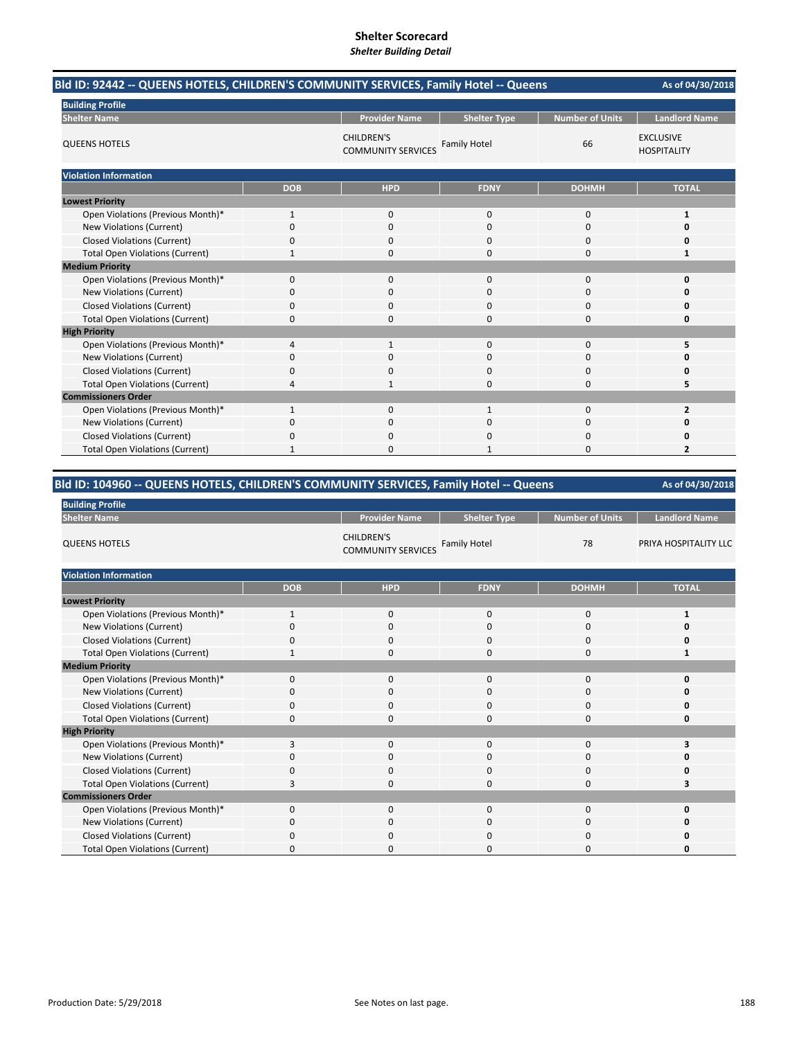# Shelter Scorecard

*Shelter Building Detail*

## Bld ID: 92442 -- QUEENS HOTELS, CHILDREN'S COMMUNITY SERVICES, Family Hotel -- Queens

As of 04/30/2018

**Building Profile**

| Shelter Name | Provider Name | Shelter Type | Number of Units | Landlord Name |
|---|---|---|---|---|
| QUEENS HOTELS | CHILDREN'S COMMUNITY SERVICES | Family Hotel | 66 | EXCLUSIVE HOSPITALITY |

**Violation Information**

| | DOB | HPD | FDNY | DOHMH | TOTAL |
|---|---|---|---|---|---|
| **Lowest Priority** | | | | | |
| Open Violations (Previous Month)* | 1 | 0 | 0 | 0 | **1** |
| New Violations (Current) | 0 | 0 | 0 | 0 | **0** |
| Closed Violations (Current) | 0 | 0 | 0 | 0 | **0** |
| Total Open Violations (Current) | 1 | 0 | 0 | 0 | **1** |
| **Medium Priority** | | | | | |
| Open Violations (Previous Month)* | 0 | 0 | 0 | 0 | **0** |
| New Violations (Current) | 0 | 0 | 0 | 0 | **0** |
| Closed Violations (Current) | 0 | 0 | 0 | 0 | **0** |
| Total Open Violations (Current) | 0 | 0 | 0 | 0 | **0** |
| **High Priority** | | | | | |
| Open Violations (Previous Month)* | 4 | 1 | 0 | 0 | **5** |
| New Violations (Current) | 0 | 0 | 0 | 0 | **0** |
| Closed Violations (Current) | 0 | 0 | 0 | 0 | **0** |
| Total Open Violations (Current) | 4 | 1 | 0 | 0 | **5** |
| **Commissioners Order** | | | | | |
| Open Violations (Previous Month)* | 1 | 0 | 1 | 0 | **2** |
| New Violations (Current) | 0 | 0 | 0 | 0 | **0** |
| Closed Violations (Current) | 0 | 0 | 0 | 0 | **0** |
| Total Open Violations (Current) | 1 | 0 | 1 | 0 | **2** |

## Bld ID: 104960 -- QUEENS HOTELS, CHILDREN'S COMMUNITY SERVICES, Family Hotel -- Queens

As of 04/30/2018

**Building Profile**

| Shelter Name | Provider Name | Shelter Type | Number of Units | Landlord Name |
|---|---|---|---|---|
| QUEENS HOTELS | CHILDREN'S COMMUNITY SERVICES | Family Hotel | 78 | PRIYA HOSPITALITY LLC |

**Violation Information**

| | DOB | HPD | FDNY | DOHMH | TOTAL |
|---|---|---|---|---|---|
| **Lowest Priority** | | | | | |
| Open Violations (Previous Month)* | 1 | 0 | 0 | 0 | **1** |
| New Violations (Current) | 0 | 0 | 0 | 0 | **0** |
| Closed Violations (Current) | 0 | 0 | 0 | 0 | **0** |
| Total Open Violations (Current) | 1 | 0 | 0 | 0 | **1** |
| **Medium Priority** | | | | | |
| Open Violations (Previous Month)* | 0 | 0 | 0 | 0 | **0** |
| New Violations (Current) | 0 | 0 | 0 | 0 | **0** |
| Closed Violations (Current) | 0 | 0 | 0 | 0 | **0** |
| Total Open Violations (Current) | 0 | 0 | 0 | 0 | **0** |
| **High Priority** | | | | | |
| Open Violations (Previous Month)* | 3 | 0 | 0 | 0 | **3** |
| New Violations (Current) | 0 | 0 | 0 | 0 | **0** |
| Closed Violations (Current) | 0 | 0 | 0 | 0 | **0** |
| Total Open Violations (Current) | 3 | 0 | 0 | 0 | **3** |
| **Commissioners Order** | | | | | |
| Open Violations (Previous Month)* | 0 | 0 | 0 | 0 | **0** |
| New Violations (Current) | 0 | 0 | 0 | 0 | **0** |
| Closed Violations (Current) | 0 | 0 | 0 | 0 | **0** |
| Total Open Violations (Current) | 0 | 0 | 0 | 0 | **0** |

Production Date: 5/29/2018

See Notes on last page.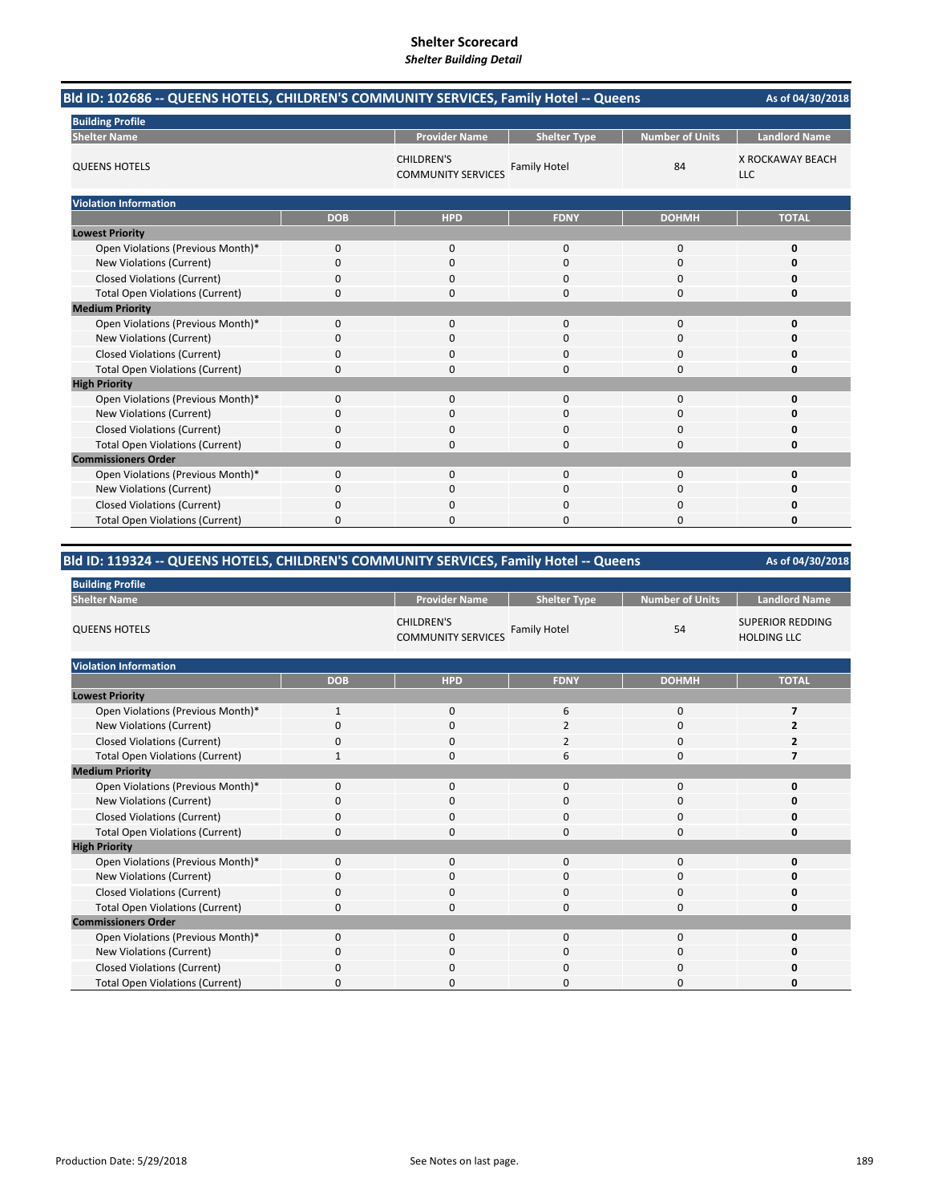# Shelter Scorecard
*Shelter Building Detail*

## Bld ID: 102686 -- QUEENS HOTELS, CHILDREN'S COMMUNITY SERVICES, Family Hotel -- Queens

As of 04/30/2018

**Building Profile**

| Shelter Name | Provider Name | Shelter Type | Number of Units | Landlord Name |
|---|---|---|---|---|
| QUEENS HOTELS | CHILDREN'S COMMUNITY SERVICES | Family Hotel | 84 | X ROCKAWAY BEACH LLC |

**Violation Information**

| | DOB | HPD | FDNY | DOHMH | TOTAL |
|---|---|---|---|---|---|
| **Lowest Priority** | | | | | |
| Open Violations (Previous Month)* | 0 | 0 | 0 | 0 | **0** |
| New Violations (Current) | 0 | 0 | 0 | 0 | **0** |
| Closed Violations (Current) | 0 | 0 | 0 | 0 | **0** |
| Total Open Violations (Current) | 0 | 0 | 0 | 0 | **0** |
| **Medium Priority** | | | | | |
| Open Violations (Previous Month)* | 0 | 0 | 0 | 0 | **0** |
| New Violations (Current) | 0 | 0 | 0 | 0 | **0** |
| Closed Violations (Current) | 0 | 0 | 0 | 0 | **0** |
| Total Open Violations (Current) | 0 | 0 | 0 | 0 | **0** |
| **High Priority** | | | | | |
| Open Violations (Previous Month)* | 0 | 0 | 0 | 0 | **0** |
| New Violations (Current) | 0 | 0 | 0 | 0 | **0** |
| Closed Violations (Current) | 0 | 0 | 0 | 0 | **0** |
| Total Open Violations (Current) | 0 | 0 | 0 | 0 | **0** |
| **Commissioners Order** | | | | | |
| Open Violations (Previous Month)* | 0 | 0 | 0 | 0 | **0** |
| New Violations (Current) | 0 | 0 | 0 | 0 | **0** |
| Closed Violations (Current) | 0 | 0 | 0 | 0 | **0** |
| Total Open Violations (Current) | 0 | 0 | 0 | 0 | **0** |

## Bld ID: 119324 -- QUEENS HOTELS, CHILDREN'S COMMUNITY SERVICES, Family Hotel -- Queens

As of 04/30/2018

**Building Profile**

| Shelter Name | Provider Name | Shelter Type | Number of Units | Landlord Name |
|---|---|---|---|---|
| QUEENS HOTELS | CHILDREN'S COMMUNITY SERVICES | Family Hotel | 54 | SUPERIOR REDDING HOLDING LLC |

**Violation Information**

| | DOB | HPD | FDNY | DOHMH | TOTAL |
|---|---|---|---|---|---|
| **Lowest Priority** | | | | | |
| Open Violations (Previous Month)* | 1 | 0 | 6 | 0 | **7** |
| New Violations (Current) | 0 | 0 | 2 | 0 | **2** |
| Closed Violations (Current) | 0 | 0 | 2 | 0 | **2** |
| Total Open Violations (Current) | 1 | 0 | 6 | 0 | **7** |
| **Medium Priority** | | | | | |
| Open Violations (Previous Month)* | 0 | 0 | 0 | 0 | **0** |
| New Violations (Current) | 0 | 0 | 0 | 0 | **0** |
| Closed Violations (Current) | 0 | 0 | 0 | 0 | **0** |
| Total Open Violations (Current) | 0 | 0 | 0 | 0 | **0** |
| **High Priority** | | | | | |
| Open Violations (Previous Month)* | 0 | 0 | 0 | 0 | **0** |
| New Violations (Current) | 0 | 0 | 0 | 0 | **0** |
| Closed Violations (Current) | 0 | 0 | 0 | 0 | **0** |
| Total Open Violations (Current) | 0 | 0 | 0 | 0 | **0** |
| **Commissioners Order** | | | | | |
| Open Violations (Previous Month)* | 0 | 0 | 0 | 0 | **0** |
| New Violations (Current) | 0 | 0 | 0 | 0 | **0** |
| Closed Violations (Current) | 0 | 0 | 0 | 0 | **0** |
| Total Open Violations (Current) | 0 | 0 | 0 | 0 | **0** |

Production Date: 5/29/2018

See Notes on last page.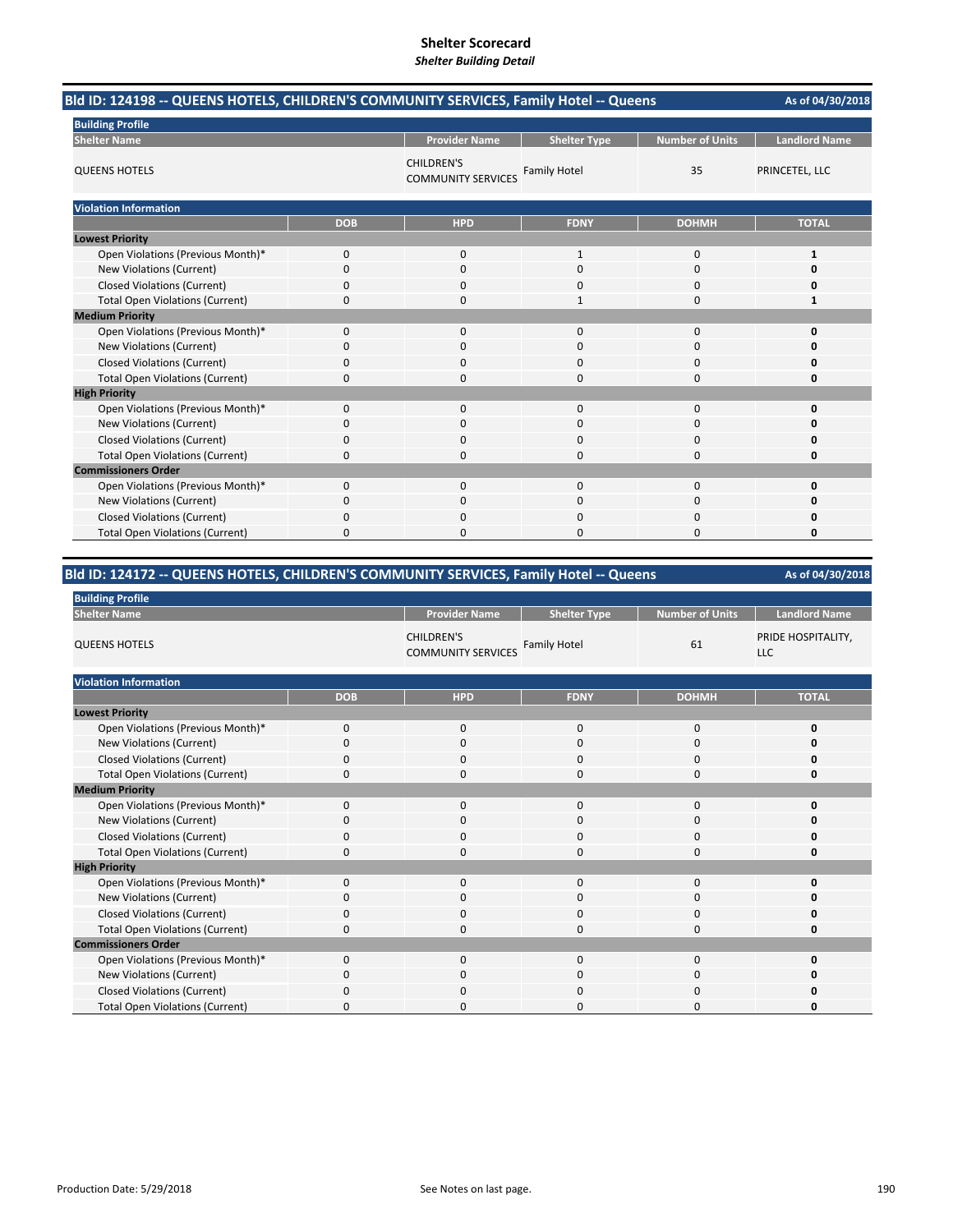# Shelter Scorecard

*Shelter Building Detail*

## Bld ID: 124198 -- QUEENS HOTELS, CHILDREN'S COMMUNITY SERVICES, Family Hotel -- Queens

As of 04/30/2018

**Building Profile**

| Shelter Name | Provider Name | Shelter Type | Number of Units | Landlord Name |
|---|---|---|---|---|
| QUEENS HOTELS | CHILDREN'S COMMUNITY SERVICES | Family Hotel | 35 | PRINCETEL, LLC |

**Violation Information**

| | DOB | HPD | FDNY | DOHMH | TOTAL |
|---|---|---|---|---|---|
| **Lowest Priority** | | | | | |
| Open Violations (Previous Month)* | 0 | 0 | 1 | 0 | **1** |
| New Violations (Current) | 0 | 0 | 0 | 0 | **0** |
| Closed Violations (Current) | 0 | 0 | 0 | 0 | **0** |
| Total Open Violations (Current) | 0 | 0 | 1 | 0 | **1** |
| **Medium Priority** | | | | | |
| Open Violations (Previous Month)* | 0 | 0 | 0 | 0 | **0** |
| New Violations (Current) | 0 | 0 | 0 | 0 | **0** |
| Closed Violations (Current) | 0 | 0 | 0 | 0 | **0** |
| Total Open Violations (Current) | 0 | 0 | 0 | 0 | **0** |
| **High Priority** | | | | | |
| Open Violations (Previous Month)* | 0 | 0 | 0 | 0 | **0** |
| New Violations (Current) | 0 | 0 | 0 | 0 | **0** |
| Closed Violations (Current) | 0 | 0 | 0 | 0 | **0** |
| Total Open Violations (Current) | 0 | 0 | 0 | 0 | **0** |
| **Commissioners Order** | | | | | |
| Open Violations (Previous Month)* | 0 | 0 | 0 | 0 | **0** |
| New Violations (Current) | 0 | 0 | 0 | 0 | **0** |
| Closed Violations (Current) | 0 | 0 | 0 | 0 | **0** |
| Total Open Violations (Current) | 0 | 0 | 0 | 0 | **0** |

## Bld ID: 124172 -- QUEENS HOTELS, CHILDREN'S COMMUNITY SERVICES, Family Hotel -- Queens

As of 04/30/2018

**Building Profile**

| Shelter Name | Provider Name | Shelter Type | Number of Units | Landlord Name |
|---|---|---|---|---|
| QUEENS HOTELS | CHILDREN'S COMMUNITY SERVICES | Family Hotel | 61 | PRIDE HOSPITALITY, LLC |

**Violation Information**

| | DOB | HPD | FDNY | DOHMH | TOTAL |
|---|---|---|---|---|---|
| **Lowest Priority** | | | | | |
| Open Violations (Previous Month)* | 0 | 0 | 0 | 0 | **0** |
| New Violations (Current) | 0 | 0 | 0 | 0 | **0** |
| Closed Violations (Current) | 0 | 0 | 0 | 0 | **0** |
| Total Open Violations (Current) | 0 | 0 | 0 | 0 | **0** |
| **Medium Priority** | | | | | |
| Open Violations (Previous Month)* | 0 | 0 | 0 | 0 | **0** |
| New Violations (Current) | 0 | 0 | 0 | 0 | **0** |
| Closed Violations (Current) | 0 | 0 | 0 | 0 | **0** |
| Total Open Violations (Current) | 0 | 0 | 0 | 0 | **0** |
| **High Priority** | | | | | |
| Open Violations (Previous Month)* | 0 | 0 | 0 | 0 | **0** |
| New Violations (Current) | 0 | 0 | 0 | 0 | **0** |
| Closed Violations (Current) | 0 | 0 | 0 | 0 | **0** |
| Total Open Violations (Current) | 0 | 0 | 0 | 0 | **0** |
| **Commissioners Order** | | | | | |
| Open Violations (Previous Month)* | 0 | 0 | 0 | 0 | **0** |
| New Violations (Current) | 0 | 0 | 0 | 0 | **0** |
| Closed Violations (Current) | 0 | 0 | 0 | 0 | **0** |
| Total Open Violations (Current) | 0 | 0 | 0 | 0 | **0** |

Production Date: 5/29/2018

See Notes on last page.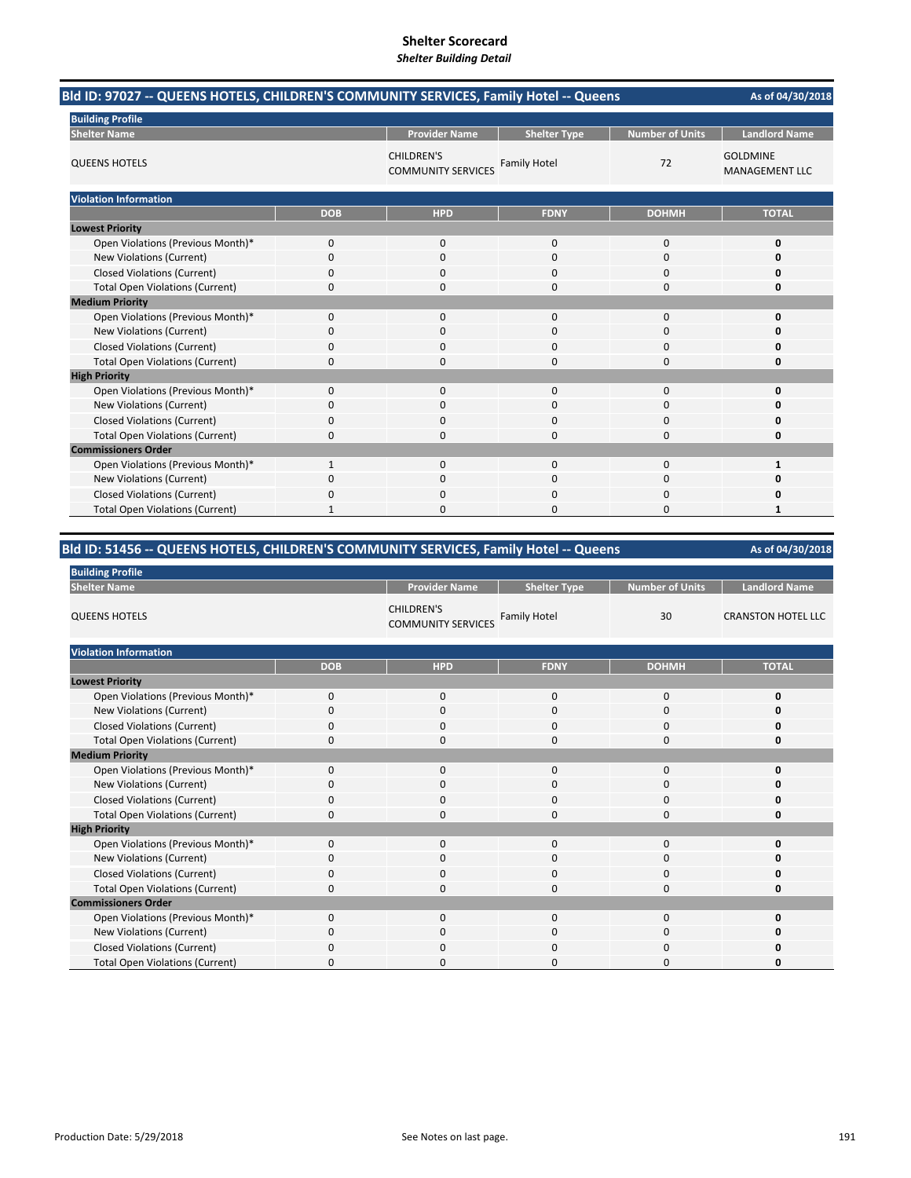# Shelter Scorecard

*Shelter Building Detail*

## Bld ID: 97027 -- QUEENS HOTELS, CHILDREN'S COMMUNITY SERVICES, Family Hotel -- Queens

As of 04/30/2018

**Building Profile**

| Shelter Name | Provider Name | Shelter Type | Number of Units | Landlord Name |
|---|---|---|---|---|
| QUEENS HOTELS | CHILDREN'S COMMUNITY SERVICES | Family Hotel | 72 | GOLDMINE MANAGEMENT LLC |

**Violation Information**

| | DOB | HPD | FDNY | DOHMH | TOTAL |
|---|---|---|---|---|---|
| **Lowest Priority** | | | | | |
| Open Violations (Previous Month)* | 0 | 0 | 0 | 0 | **0** |
| New Violations (Current) | 0 | 0 | 0 | 0 | **0** |
| Closed Violations (Current) | 0 | 0 | 0 | 0 | **0** |
| Total Open Violations (Current) | 0 | 0 | 0 | 0 | **0** |
| **Medium Priority** | | | | | |
| Open Violations (Previous Month)* | 0 | 0 | 0 | 0 | **0** |
| New Violations (Current) | 0 | 0 | 0 | 0 | **0** |
| Closed Violations (Current) | 0 | 0 | 0 | 0 | **0** |
| Total Open Violations (Current) | 0 | 0 | 0 | 0 | **0** |
| **High Priority** | | | | | |
| Open Violations (Previous Month)* | 0 | 0 | 0 | 0 | **0** |
| New Violations (Current) | 0 | 0 | 0 | 0 | **0** |
| Closed Violations (Current) | 0 | 0 | 0 | 0 | **0** |
| Total Open Violations (Current) | 0 | 0 | 0 | 0 | **0** |
| **Commissioners Order** | | | | | |
| Open Violations (Previous Month)* | 1 | 0 | 0 | 0 | **1** |
| New Violations (Current) | 0 | 0 | 0 | 0 | **0** |
| Closed Violations (Current) | 0 | 0 | 0 | 0 | **0** |
| Total Open Violations (Current) | 1 | 0 | 0 | 0 | **1** |

## Bld ID: 51456 -- QUEENS HOTELS, CHILDREN'S COMMUNITY SERVICES, Family Hotel -- Queens

As of 04/30/2018

**Building Profile**

| Shelter Name | Provider Name | Shelter Type | Number of Units | Landlord Name |
|---|---|---|---|---|
| QUEENS HOTELS | CHILDREN'S COMMUNITY SERVICES | Family Hotel | 30 | CRANSTON HOTEL LLC |

**Violation Information**

| | DOB | HPD | FDNY | DOHMH | TOTAL |
|---|---|---|---|---|---|
| **Lowest Priority** | | | | | |
| Open Violations (Previous Month)* | 0 | 0 | 0 | 0 | **0** |
| New Violations (Current) | 0 | 0 | 0 | 0 | **0** |
| Closed Violations (Current) | 0 | 0 | 0 | 0 | **0** |
| Total Open Violations (Current) | 0 | 0 | 0 | 0 | **0** |
| **Medium Priority** | | | | | |
| Open Violations (Previous Month)* | 0 | 0 | 0 | 0 | **0** |
| New Violations (Current) | 0 | 0 | 0 | 0 | **0** |
| Closed Violations (Current) | 0 | 0 | 0 | 0 | **0** |
| Total Open Violations (Current) | 0 | 0 | 0 | 0 | **0** |
| **High Priority** | | | | | |
| Open Violations (Previous Month)* | 0 | 0 | 0 | 0 | **0** |
| New Violations (Current) | 0 | 0 | 0 | 0 | **0** |
| Closed Violations (Current) | 0 | 0 | 0 | 0 | **0** |
| Total Open Violations (Current) | 0 | 0 | 0 | 0 | **0** |
| **Commissioners Order** | | | | | |
| Open Violations (Previous Month)* | 0 | 0 | 0 | 0 | **0** |
| New Violations (Current) | 0 | 0 | 0 | 0 | **0** |
| Closed Violations (Current) | 0 | 0 | 0 | 0 | **0** |
| Total Open Violations (Current) | 0 | 0 | 0 | 0 | **0** |

Production Date: 5/29/2018

See Notes on last page.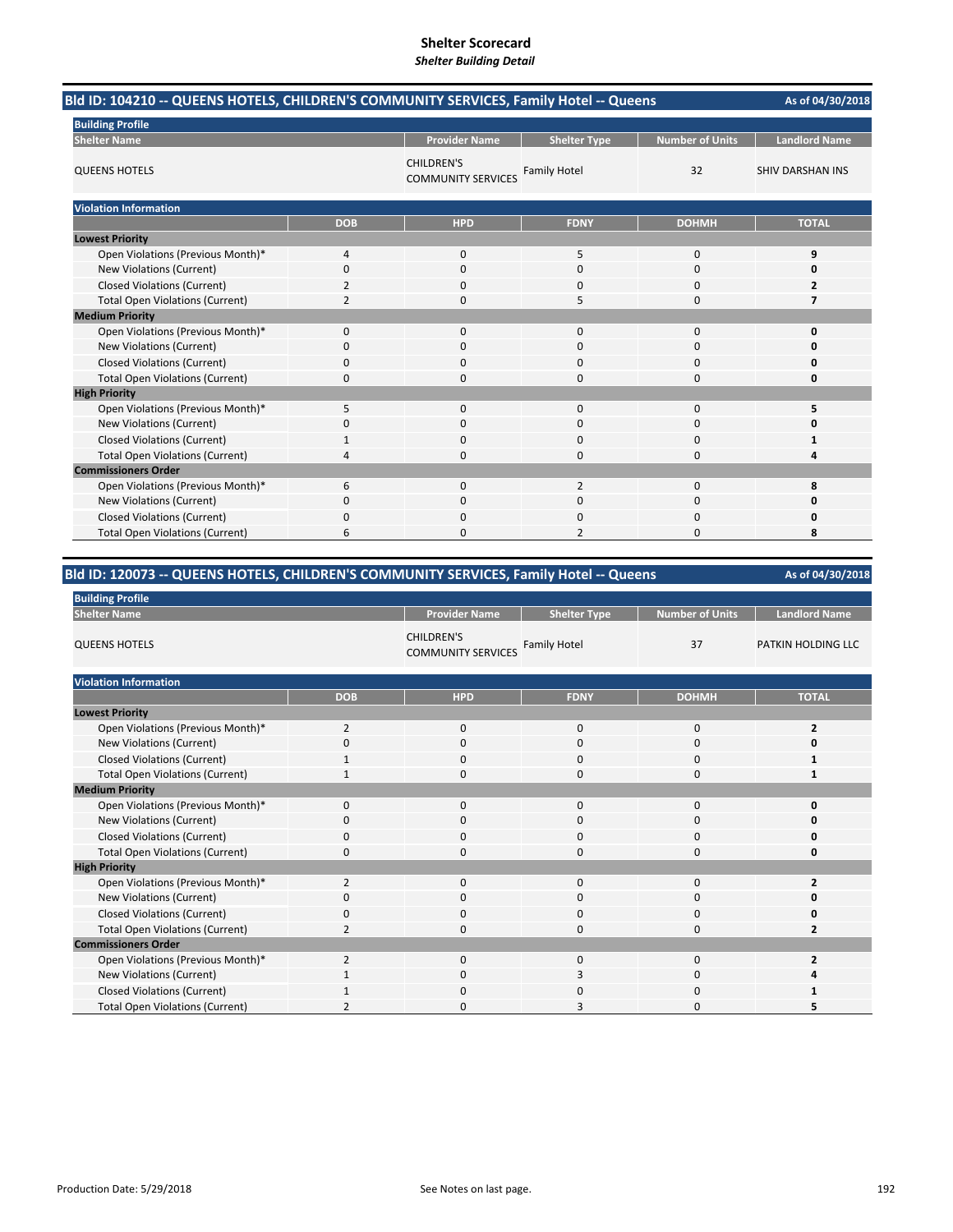# Shelter Scorecard
*Shelter Building Detail*

## Bld ID: 104210 -- QUEENS HOTELS, CHILDREN'S COMMUNITY SERVICES, Family Hotel -- Queens

As of 04/30/2018

**Building Profile**

| Shelter Name | Provider Name | Shelter Type | Number of Units | Landlord Name |
|---|---|---|---|---|
| QUEENS HOTELS | CHILDREN'S COMMUNITY SERVICES | Family Hotel | 32 | SHIV DARSHAN INS |

**Violation Information**

| | DOB | HPD | FDNY | DOHMH | TOTAL |
|---|---|---|---|---|---|
| **Lowest Priority** | | | | | |
| Open Violations (Previous Month)* | 4 | 0 | 5 | 0 | **9** |
| New Violations (Current) | 0 | 0 | 0 | 0 | **0** |
| Closed Violations (Current) | 2 | 0 | 0 | 0 | **2** |
| Total Open Violations (Current) | 2 | 0 | 5 | 0 | **7** |
| **Medium Priority** | | | | | |
| Open Violations (Previous Month)* | 0 | 0 | 0 | 0 | **0** |
| New Violations (Current) | 0 | 0 | 0 | 0 | **0** |
| Closed Violations (Current) | 0 | 0 | 0 | 0 | **0** |
| Total Open Violations (Current) | 0 | 0 | 0 | 0 | **0** |
| **High Priority** | | | | | |
| Open Violations (Previous Month)* | 5 | 0 | 0 | 0 | **5** |
| New Violations (Current) | 0 | 0 | 0 | 0 | **0** |
| Closed Violations (Current) | 1 | 0 | 0 | 0 | **1** |
| Total Open Violations (Current) | 4 | 0 | 0 | 0 | **4** |
| **Commissioners Order** | | | | | |
| Open Violations (Previous Month)* | 6 | 0 | 2 | 0 | **8** |
| New Violations (Current) | 0 | 0 | 0 | 0 | **0** |
| Closed Violations (Current) | 0 | 0 | 0 | 0 | **0** |
| Total Open Violations (Current) | 6 | 0 | 2 | 0 | **8** |

## Bld ID: 120073 -- QUEENS HOTELS, CHILDREN'S COMMUNITY SERVICES, Family Hotel -- Queens

As of 04/30/2018

**Building Profile**

| Shelter Name | Provider Name | Shelter Type | Number of Units | Landlord Name |
|---|---|---|---|---|
| QUEENS HOTELS | CHILDREN'S COMMUNITY SERVICES | Family Hotel | 37 | PATKIN HOLDING LLC |

**Violation Information**

| | DOB | HPD | FDNY | DOHMH | TOTAL |
|---|---|---|---|---|---|
| **Lowest Priority** | | | | | |
| Open Violations (Previous Month)* | 2 | 0 | 0 | 0 | **2** |
| New Violations (Current) | 0 | 0 | 0 | 0 | **0** |
| Closed Violations (Current) | 1 | 0 | 0 | 0 | **1** |
| Total Open Violations (Current) | 1 | 0 | 0 | 0 | **1** |
| **Medium Priority** | | | | | |
| Open Violations (Previous Month)* | 0 | 0 | 0 | 0 | **0** |
| New Violations (Current) | 0 | 0 | 0 | 0 | **0** |
| Closed Violations (Current) | 0 | 0 | 0 | 0 | **0** |
| Total Open Violations (Current) | 0 | 0 | 0 | 0 | **0** |
| **High Priority** | | | | | |
| Open Violations (Previous Month)* | 2 | 0 | 0 | 0 | **2** |
| New Violations (Current) | 0 | 0 | 0 | 0 | **0** |
| Closed Violations (Current) | 0 | 0 | 0 | 0 | **0** |
| Total Open Violations (Current) | 2 | 0 | 0 | 0 | **2** |
| **Commissioners Order** | | | | | |
| Open Violations (Previous Month)* | 2 | 0 | 0 | 0 | **2** |
| New Violations (Current) | 1 | 0 | 3 | 0 | **4** |
| Closed Violations (Current) | 1 | 0 | 0 | 0 | **1** |
| Total Open Violations (Current) | 2 | 0 | 3 | 0 | **5** |

Production Date: 5/29/2018

See Notes on last page.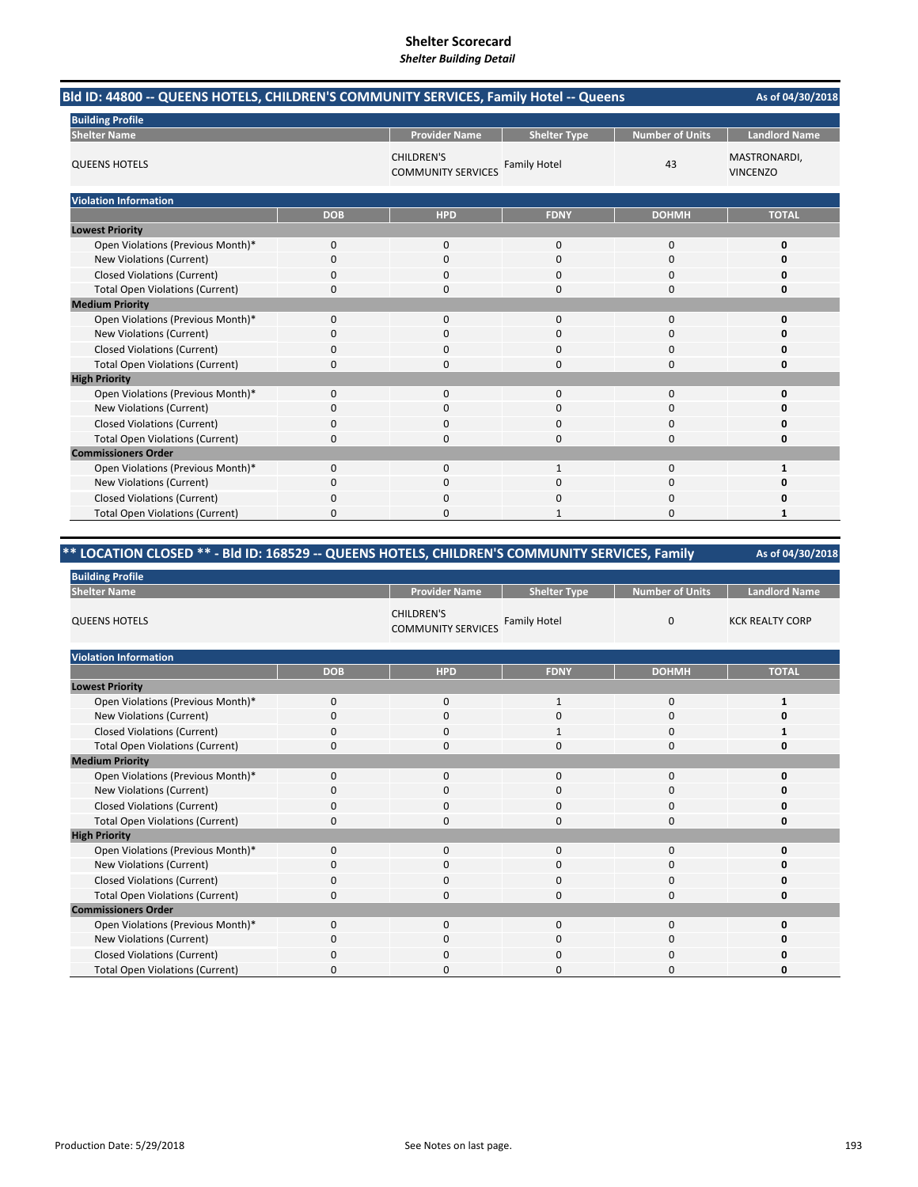# Shelter Scorecard

*Shelter Building Detail*

## Bld ID: 44800 -- QUEENS HOTELS, CHILDREN'S COMMUNITY SERVICES, Family Hotel -- Queens

As of 04/30/2018

**Building Profile**

| Shelter Name | Provider Name | Shelter Type | Number of Units | Landlord Name |
|---|---|---|---|---|
| QUEENS HOTELS | CHILDREN'S COMMUNITY SERVICES | Family Hotel | 43 | MASTRONARDI, VINCENZO |

**Violation Information**

| | DOB | HPD | FDNY | DOHMH | TOTAL |
|---|---|---|---|---|---|
| **Lowest Priority** | | | | | |
| Open Violations (Previous Month)* | 0 | 0 | 0 | 0 | **0** |
| New Violations (Current) | 0 | 0 | 0 | 0 | **0** |
| Closed Violations (Current) | 0 | 0 | 0 | 0 | **0** |
| Total Open Violations (Current) | 0 | 0 | 0 | 0 | **0** |
| **Medium Priority** | | | | | |
| Open Violations (Previous Month)* | 0 | 0 | 0 | 0 | **0** |
| New Violations (Current) | 0 | 0 | 0 | 0 | **0** |
| Closed Violations (Current) | 0 | 0 | 0 | 0 | **0** |
| Total Open Violations (Current) | 0 | 0 | 0 | 0 | **0** |
| **High Priority** | | | | | |
| Open Violations (Previous Month)* | 0 | 0 | 0 | 0 | **0** |
| New Violations (Current) | 0 | 0 | 0 | 0 | **0** |
| Closed Violations (Current) | 0 | 0 | 0 | 0 | **0** |
| Total Open Violations (Current) | 0 | 0 | 0 | 0 | **0** |
| **Commissioners Order** | | | | | |
| Open Violations (Previous Month)* | 0 | 0 | 1 | 0 | **1** |
| New Violations (Current) | 0 | 0 | 0 | 0 | **0** |
| Closed Violations (Current) | 0 | 0 | 0 | 0 | **0** |
| Total Open Violations (Current) | 0 | 0 | 1 | 0 | **1** |

## ** LOCATION CLOSED ** - Bld ID: 168529 -- QUEENS HOTELS, CHILDREN'S COMMUNITY SERVICES, Family

As of 04/30/2018

**Building Profile**

| Shelter Name | Provider Name | Shelter Type | Number of Units | Landlord Name |
|---|---|---|---|---|
| QUEENS HOTELS | CHILDREN'S COMMUNITY SERVICES | Family Hotel | 0 | KCK REALTY CORP |

**Violation Information**

| | DOB | HPD | FDNY | DOHMH | TOTAL |
|---|---|---|---|---|---|
| **Lowest Priority** | | | | | |
| Open Violations (Previous Month)* | 0 | 0 | 1 | 0 | **1** |
| New Violations (Current) | 0 | 0 | 0 | 0 | **0** |
| Closed Violations (Current) | 0 | 0 | 1 | 0 | **1** |
| Total Open Violations (Current) | 0 | 0 | 0 | 0 | **0** |
| **Medium Priority** | | | | | |
| Open Violations (Previous Month)* | 0 | 0 | 0 | 0 | **0** |
| New Violations (Current) | 0 | 0 | 0 | 0 | **0** |
| Closed Violations (Current) | 0 | 0 | 0 | 0 | **0** |
| Total Open Violations (Current) | 0 | 0 | 0 | 0 | **0** |
| **High Priority** | | | | | |
| Open Violations (Previous Month)* | 0 | 0 | 0 | 0 | **0** |
| New Violations (Current) | 0 | 0 | 0 | 0 | **0** |
| Closed Violations (Current) | 0 | 0 | 0 | 0 | **0** |
| Total Open Violations (Current) | 0 | 0 | 0 | 0 | **0** |
| **Commissioners Order** | | | | | |
| Open Violations (Previous Month)* | 0 | 0 | 0 | 0 | **0** |
| New Violations (Current) | 0 | 0 | 0 | 0 | **0** |
| Closed Violations (Current) | 0 | 0 | 0 | 0 | **0** |
| Total Open Violations (Current) | 0 | 0 | 0 | 0 | **0** |

Production Date: 5/29/2018

See Notes on last page.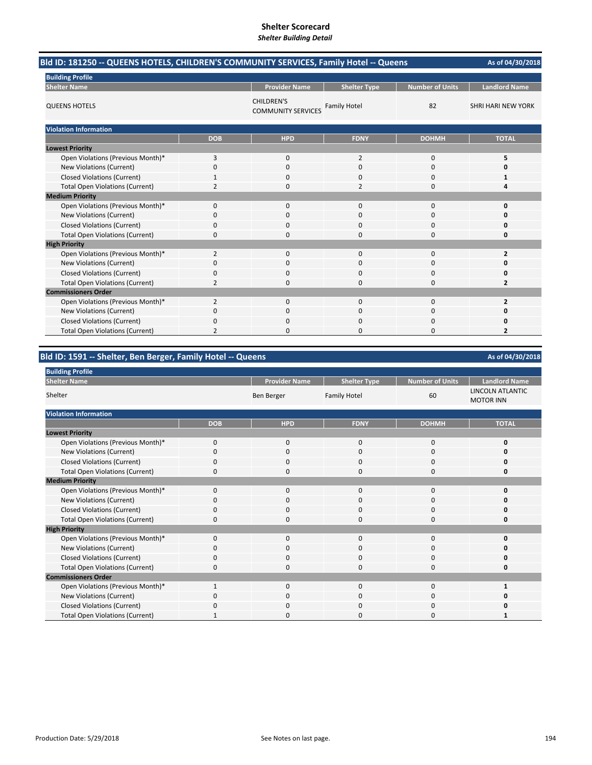# Shelter Scorecard

*Shelter Building Detail*

## Bld ID: 181250 -- QUEENS HOTELS, CHILDREN'S COMMUNITY SERVICES, Family Hotel -- Queens

As of 04/30/2018

**Building Profile**

| Shelter Name | Provider Name | Shelter Type | Number of Units | Landlord Name |
|---|---|---|---|---|
| QUEENS HOTELS | CHILDREN'S COMMUNITY SERVICES | Family Hotel | 82 | SHRI HARI NEW YORK |

**Violation Information**

| | DOB | HPD | FDNY | DOHMH | TOTAL |
|---|---|---|---|---|---|
| **Lowest Priority** | | | | | |
| Open Violations (Previous Month)* | 3 | 0 | 2 | 0 | **5** |
| New Violations (Current) | 0 | 0 | 0 | 0 | **0** |
| Closed Violations (Current) | 1 | 0 | 0 | 0 | **1** |
| Total Open Violations (Current) | 2 | 0 | 2 | 0 | **4** |
| **Medium Priority** | | | | | |
| Open Violations (Previous Month)* | 0 | 0 | 0 | 0 | **0** |
| New Violations (Current) | 0 | 0 | 0 | 0 | **0** |
| Closed Violations (Current) | 0 | 0 | 0 | 0 | **0** |
| Total Open Violations (Current) | 0 | 0 | 0 | 0 | **0** |
| **High Priority** | | | | | |
| Open Violations (Previous Month)* | 2 | 0 | 0 | 0 | **2** |
| New Violations (Current) | 0 | 0 | 0 | 0 | **0** |
| Closed Violations (Current) | 0 | 0 | 0 | 0 | **0** |
| Total Open Violations (Current) | 2 | 0 | 0 | 0 | **2** |
| **Commissioners Order** | | | | | |
| Open Violations (Previous Month)* | 2 | 0 | 0 | 0 | **2** |
| New Violations (Current) | 0 | 0 | 0 | 0 | **0** |
| Closed Violations (Current) | 0 | 0 | 0 | 0 | **0** |
| Total Open Violations (Current) | 2 | 0 | 0 | 0 | **2** |

## Bld ID: 1591 -- Shelter, Ben Berger, Family Hotel -- Queens

As of 04/30/2018

**Building Profile**

| Shelter Name | Provider Name | Shelter Type | Number of Units | Landlord Name |
|---|---|---|---|---|
| Shelter | Ben Berger | Family Hotel | 60 | LINCOLN ATLANTIC MOTOR INN |

**Violation Information**

| | DOB | HPD | FDNY | DOHMH | TOTAL |
|---|---|---|---|---|---|
| **Lowest Priority** | | | | | |
| Open Violations (Previous Month)* | 0 | 0 | 0 | 0 | **0** |
| New Violations (Current) | 0 | 0 | 0 | 0 | **0** |
| Closed Violations (Current) | 0 | 0 | 0 | 0 | **0** |
| Total Open Violations (Current) | 0 | 0 | 0 | 0 | **0** |
| **Medium Priority** | | | | | |
| Open Violations (Previous Month)* | 0 | 0 | 0 | 0 | **0** |
| New Violations (Current) | 0 | 0 | 0 | 0 | **0** |
| Closed Violations (Current) | 0 | 0 | 0 | 0 | **0** |
| Total Open Violations (Current) | 0 | 0 | 0 | 0 | **0** |
| **High Priority** | | | | | |
| Open Violations (Previous Month)* | 0 | 0 | 0 | 0 | **0** |
| New Violations (Current) | 0 | 0 | 0 | 0 | **0** |
| Closed Violations (Current) | 0 | 0 | 0 | 0 | **0** |
| Total Open Violations (Current) | 0 | 0 | 0 | 0 | **0** |
| **Commissioners Order** | | | | | |
| Open Violations (Previous Month)* | 1 | 0 | 0 | 0 | **1** |
| New Violations (Current) | 0 | 0 | 0 | 0 | **0** |
| Closed Violations (Current) | 0 | 0 | 0 | 0 | **0** |
| Total Open Violations (Current) | 1 | 0 | 0 | 0 | **1** |

Production Date: 5/29/2018

See Notes on last page.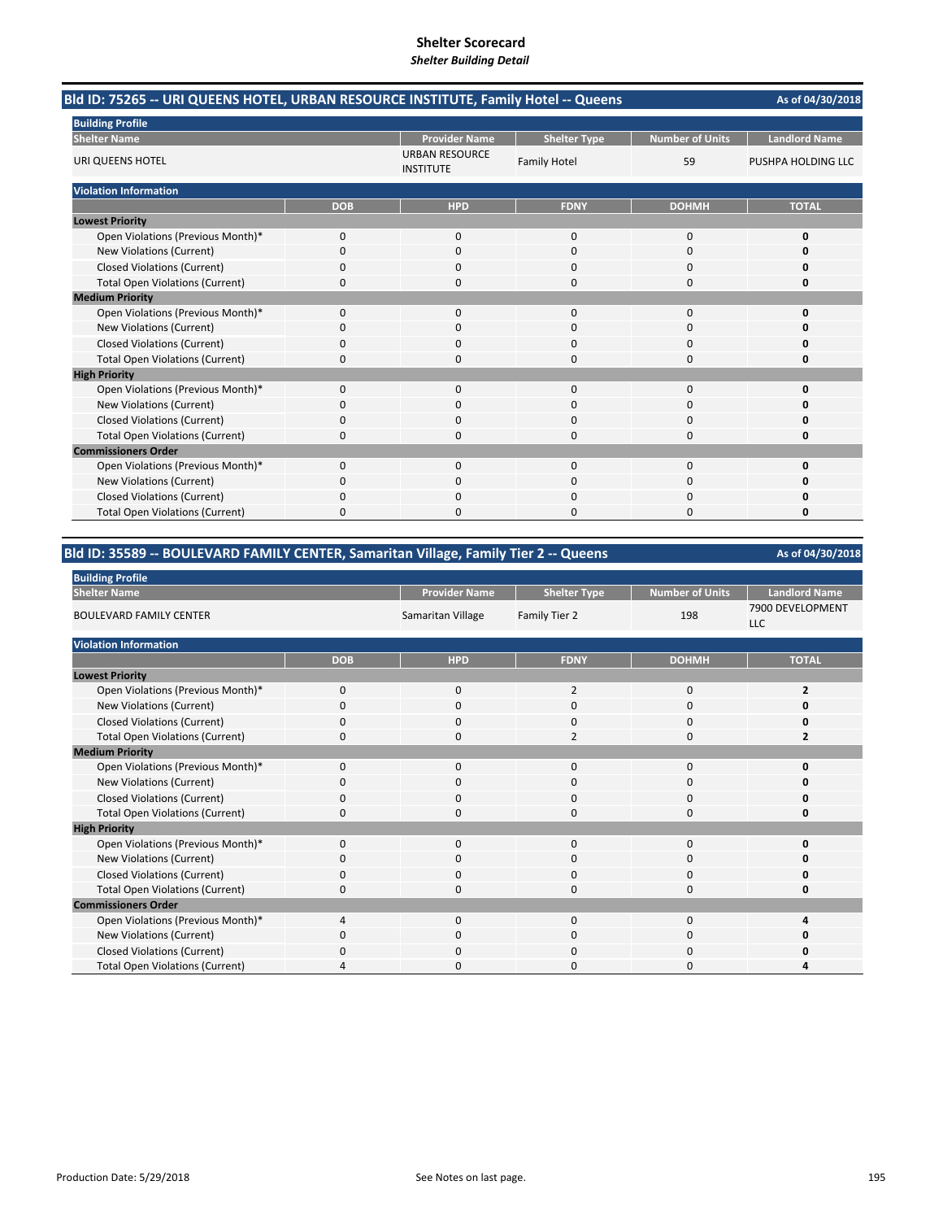# Shelter Scorecard

*Shelter Building Detail*

## Bld ID: 75265 -- URI QUEENS HOTEL, URBAN RESOURCE INSTITUTE, Family Hotel -- Queens

As of 04/30/2018

**Building Profile**

| Shelter Name | Provider Name | Shelter Type | Number of Units | Landlord Name |
|---|---|---|---|---|
| URI QUEENS HOTEL | URBAN RESOURCE INSTITUTE | Family Hotel | 59 | PUSHPA HOLDING LLC |

**Violation Information**

| | DOB | HPD | FDNY | DOHMH | TOTAL |
|---|---|---|---|---|---|
| **Lowest Priority** | | | | | |
| Open Violations (Previous Month)* | 0 | 0 | 0 | 0 | **0** |
| New Violations (Current) | 0 | 0 | 0 | 0 | **0** |
| Closed Violations (Current) | 0 | 0 | 0 | 0 | **0** |
| Total Open Violations (Current) | 0 | 0 | 0 | 0 | **0** |
| **Medium Priority** | | | | | |
| Open Violations (Previous Month)* | 0 | 0 | 0 | 0 | **0** |
| New Violations (Current) | 0 | 0 | 0 | 0 | **0** |
| Closed Violations (Current) | 0 | 0 | 0 | 0 | **0** |
| Total Open Violations (Current) | 0 | 0 | 0 | 0 | **0** |
| **High Priority** | | | | | |
| Open Violations (Previous Month)* | 0 | 0 | 0 | 0 | **0** |
| New Violations (Current) | 0 | 0 | 0 | 0 | **0** |
| Closed Violations (Current) | 0 | 0 | 0 | 0 | **0** |
| Total Open Violations (Current) | 0 | 0 | 0 | 0 | **0** |
| **Commissioners Order** | | | | | |
| Open Violations (Previous Month)* | 0 | 0 | 0 | 0 | **0** |
| New Violations (Current) | 0 | 0 | 0 | 0 | **0** |
| Closed Violations (Current) | 0 | 0 | 0 | 0 | **0** |
| Total Open Violations (Current) | 0 | 0 | 0 | 0 | **0** |

## Bld ID: 35589 -- BOULEVARD FAMILY CENTER, Samaritan Village, Family Tier 2 -- Queens

As of 04/30/2018

**Building Profile**

| Shelter Name | Provider Name | Shelter Type | Number of Units | Landlord Name |
|---|---|---|---|---|
| BOULEVARD FAMILY CENTER | Samaritan Village | Family Tier 2 | 198 | 7900 DEVELOPMENT LLC |

**Violation Information**

| | DOB | HPD | FDNY | DOHMH | TOTAL |
|---|---|---|---|---|---|
| **Lowest Priority** | | | | | |
| Open Violations (Previous Month)* | 0 | 0 | 2 | 0 | **2** |
| New Violations (Current) | 0 | 0 | 0 | 0 | **0** |
| Closed Violations (Current) | 0 | 0 | 0 | 0 | **0** |
| Total Open Violations (Current) | 0 | 0 | 2 | 0 | **2** |
| **Medium Priority** | | | | | |
| Open Violations (Previous Month)* | 0 | 0 | 0 | 0 | **0** |
| New Violations (Current) | 0 | 0 | 0 | 0 | **0** |
| Closed Violations (Current) | 0 | 0 | 0 | 0 | **0** |
| Total Open Violations (Current) | 0 | 0 | 0 | 0 | **0** |
| **High Priority** | | | | | |
| Open Violations (Previous Month)* | 0 | 0 | 0 | 0 | **0** |
| New Violations (Current) | 0 | 0 | 0 | 0 | **0** |
| Closed Violations (Current) | 0 | 0 | 0 | 0 | **0** |
| Total Open Violations (Current) | 0 | 0 | 0 | 0 | **0** |
| **Commissioners Order** | | | | | |
| Open Violations (Previous Month)* | 4 | 0 | 0 | 0 | **4** |
| New Violations (Current) | 0 | 0 | 0 | 0 | **0** |
| Closed Violations (Current) | 0 | 0 | 0 | 0 | **0** |
| Total Open Violations (Current) | 4 | 0 | 0 | 0 | **4** |

Production Date: 5/29/2018

See Notes on last page.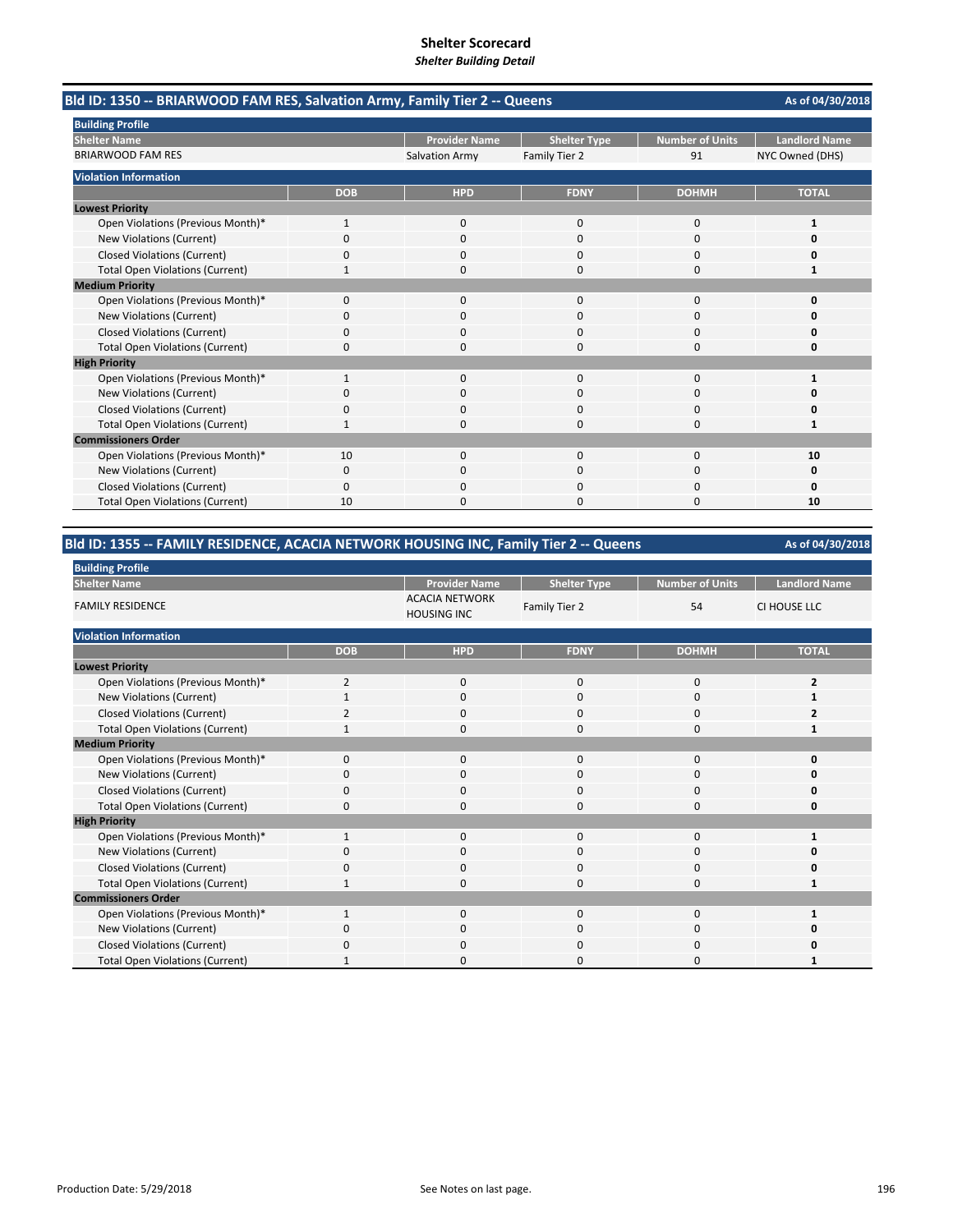# Shelter Scorecard

*Shelter Building Detail*

## Bld ID: 1350 -- BRIARWOOD FAM RES, Salvation Army, Family Tier 2 -- Queens

As of 04/30/2018

**Building Profile**

| Shelter Name | Provider Name | Shelter Type | Number of Units | Landlord Name |
|---|---|---|---|---|
| BRIARWOOD FAM RES | Salvation Army | Family Tier 2 | 91 | NYC Owned (DHS) |

**Violation Information**

| | DOB | HPD | FDNY | DOHMH | TOTAL |
|---|---|---|---|---|---|
| **Lowest Priority** | | | | | |
| Open Violations (Previous Month)* | 1 | 0 | 0 | 0 | **1** |
| New Violations (Current) | 0 | 0 | 0 | 0 | **0** |
| Closed Violations (Current) | 0 | 0 | 0 | 0 | **0** |
| Total Open Violations (Current) | 1 | 0 | 0 | 0 | **1** |
| **Medium Priority** | | | | | |
| Open Violations (Previous Month)* | 0 | 0 | 0 | 0 | **0** |
| New Violations (Current) | 0 | 0 | 0 | 0 | **0** |
| Closed Violations (Current) | 0 | 0 | 0 | 0 | **0** |
| Total Open Violations (Current) | 0 | 0 | 0 | 0 | **0** |
| **High Priority** | | | | | |
| Open Violations (Previous Month)* | 1 | 0 | 0 | 0 | **1** |
| New Violations (Current) | 0 | 0 | 0 | 0 | **0** |
| Closed Violations (Current) | 0 | 0 | 0 | 0 | **0** |
| Total Open Violations (Current) | 1 | 0 | 0 | 0 | **1** |
| **Commissioners Order** | | | | | |
| Open Violations (Previous Month)* | 10 | 0 | 0 | 0 | **10** |
| New Violations (Current) | 0 | 0 | 0 | 0 | **0** |
| Closed Violations (Current) | 0 | 0 | 0 | 0 | **0** |
| Total Open Violations (Current) | 10 | 0 | 0 | 0 | **10** |

## Bld ID: 1355 -- FAMILY RESIDENCE, ACACIA NETWORK HOUSING INC, Family Tier 2 -- Queens

As of 04/30/2018

**Building Profile**

| Shelter Name | Provider Name | Shelter Type | Number of Units | Landlord Name |
|---|---|---|---|---|
| FAMILY RESIDENCE | ACACIA NETWORK HOUSING INC | Family Tier 2 | 54 | CI HOUSE LLC |

**Violation Information**

| | DOB | HPD | FDNY | DOHMH | TOTAL |
|---|---|---|---|---|---|
| **Lowest Priority** | | | | | |
| Open Violations (Previous Month)* | 2 | 0 | 0 | 0 | **2** |
| New Violations (Current) | 1 | 0 | 0 | 0 | **1** |
| Closed Violations (Current) | 2 | 0 | 0 | 0 | **2** |
| Total Open Violations (Current) | 1 | 0 | 0 | 0 | **1** |
| **Medium Priority** | | | | | |
| Open Violations (Previous Month)* | 0 | 0 | 0 | 0 | **0** |
| New Violations (Current) | 0 | 0 | 0 | 0 | **0** |
| Closed Violations (Current) | 0 | 0 | 0 | 0 | **0** |
| Total Open Violations (Current) | 0 | 0 | 0 | 0 | **0** |
| **High Priority** | | | | | |
| Open Violations (Previous Month)* | 1 | 0 | 0 | 0 | **1** |
| New Violations (Current) | 0 | 0 | 0 | 0 | **0** |
| Closed Violations (Current) | 0 | 0 | 0 | 0 | **0** |
| Total Open Violations (Current) | 1 | 0 | 0 | 0 | **1** |
| **Commissioners Order** | | | | | |
| Open Violations (Previous Month)* | 1 | 0 | 0 | 0 | **1** |
| New Violations (Current) | 0 | 0 | 0 | 0 | **0** |
| Closed Violations (Current) | 0 | 0 | 0 | 0 | **0** |
| Total Open Violations (Current) | 1 | 0 | 0 | 0 | **1** |

Production Date: 5/29/2018

See Notes on last page.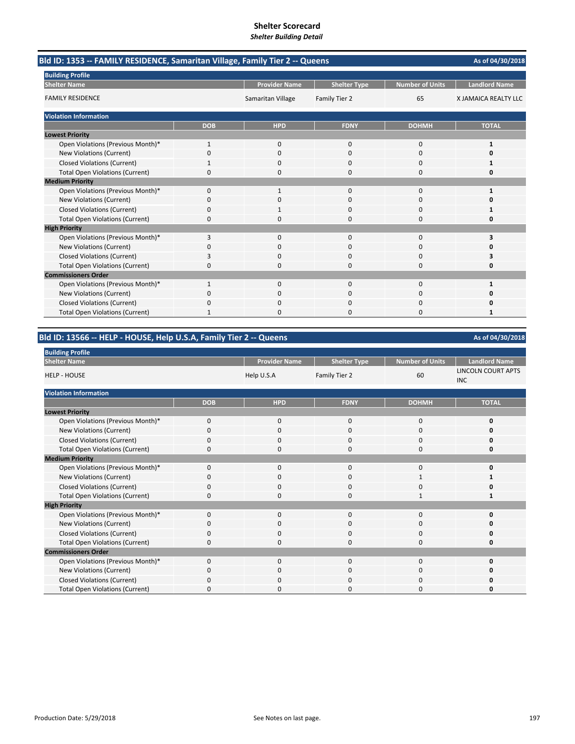# Shelter Scorecard
*Shelter Building Detail*

## Bld ID: 1353 -- FAMILY RESIDENCE, Samaritan Village, Family Tier 2 -- Queens

As of 04/30/2018

**Building Profile**

| Shelter Name | Provider Name | Shelter Type | Number of Units | Landlord Name |
|---|---|---|---|---|
| FAMILY RESIDENCE | Samaritan Village | Family Tier 2 | 65 | X JAMAICA REALTY LLC |

**Violation Information**

| | DOB | HPD | FDNY | DOHMH | TOTAL |
|---|---|---|---|---|---|
| **Lowest Priority** | | | | | |
| Open Violations (Previous Month)* | 1 | 0 | 0 | 0 | **1** |
| New Violations (Current) | 0 | 0 | 0 | 0 | **0** |
| Closed Violations (Current) | 1 | 0 | 0 | 0 | **1** |
| Total Open Violations (Current) | 0 | 0 | 0 | 0 | **0** |
| **Medium Priority** | | | | | |
| Open Violations (Previous Month)* | 0 | 1 | 0 | 0 | **1** |
| New Violations (Current) | 0 | 0 | 0 | 0 | **0** |
| Closed Violations (Current) | 0 | 1 | 0 | 0 | **1** |
| Total Open Violations (Current) | 0 | 0 | 0 | 0 | **0** |
| **High Priority** | | | | | |
| Open Violations (Previous Month)* | 3 | 0 | 0 | 0 | **3** |
| New Violations (Current) | 0 | 0 | 0 | 0 | **0** |
| Closed Violations (Current) | 3 | 0 | 0 | 0 | **3** |
| Total Open Violations (Current) | 0 | 0 | 0 | 0 | **0** |
| **Commissioners Order** | | | | | |
| Open Violations (Previous Month)* | 1 | 0 | 0 | 0 | **1** |
| New Violations (Current) | 0 | 0 | 0 | 0 | **0** |
| Closed Violations (Current) | 0 | 0 | 0 | 0 | **0** |
| Total Open Violations (Current) | 1 | 0 | 0 | 0 | **1** |

## Bld ID: 13566 -- HELP - HOUSE, Help U.S.A, Family Tier 2 -- Queens

As of 04/30/2018

**Building Profile**

| Shelter Name | Provider Name | Shelter Type | Number of Units | Landlord Name |
|---|---|---|---|---|
| HELP - HOUSE | Help U.S.A | Family Tier 2 | 60 | LINCOLN COURT APTS INC |

**Violation Information**

| | DOB | HPD | FDNY | DOHMH | TOTAL |
|---|---|---|---|---|---|
| **Lowest Priority** | | | | | |
| Open Violations (Previous Month)* | 0 | 0 | 0 | 0 | **0** |
| New Violations (Current) | 0 | 0 | 0 | 0 | **0** |
| Closed Violations (Current) | 0 | 0 | 0 | 0 | **0** |
| Total Open Violations (Current) | 0 | 0 | 0 | 0 | **0** |
| **Medium Priority** | | | | | |
| Open Violations (Previous Month)* | 0 | 0 | 0 | 0 | **0** |
| New Violations (Current) | 0 | 0 | 0 | 1 | **1** |
| Closed Violations (Current) | 0 | 0 | 0 | 0 | **0** |
| Total Open Violations (Current) | 0 | 0 | 0 | 1 | **1** |
| **High Priority** | | | | | |
| Open Violations (Previous Month)* | 0 | 0 | 0 | 0 | **0** |
| New Violations (Current) | 0 | 0 | 0 | 0 | **0** |
| Closed Violations (Current) | 0 | 0 | 0 | 0 | **0** |
| Total Open Violations (Current) | 0 | 0 | 0 | 0 | **0** |
| **Commissioners Order** | | | | | |
| Open Violations (Previous Month)* | 0 | 0 | 0 | 0 | **0** |
| New Violations (Current) | 0 | 0 | 0 | 0 | **0** |
| Closed Violations (Current) | 0 | 0 | 0 | 0 | **0** |
| Total Open Violations (Current) | 0 | 0 | 0 | 0 | **0** |

Production Date: 5/29/2018

See Notes on last page.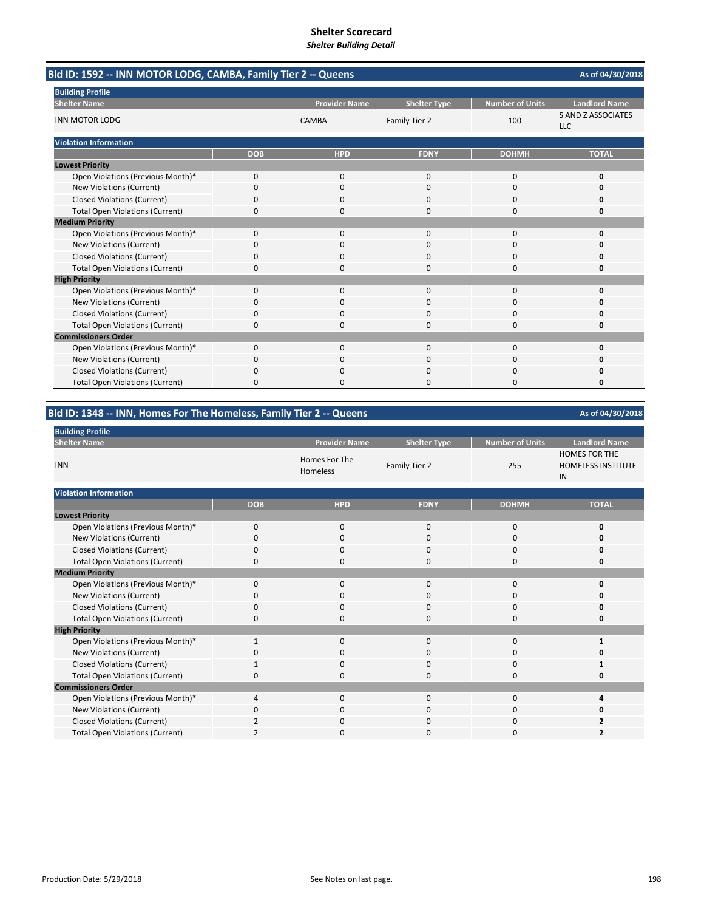# Shelter Scorecard
*Shelter Building Detail*

## Bld ID: 1592 -- INN MOTOR LODG, CAMBA, Family Tier 2 -- Queens

As of 04/30/2018

**Building Profile**

| Shelter Name | Provider Name | Shelter Type | Number of Units | Landlord Name |
|---|---|---|---|---|
| INN MOTOR LODG | CAMBA | Family Tier 2 | 100 | S AND Z ASSOCIATES LLC |

**Violation Information**

| | DOB | HPD | FDNY | DOHMH | TOTAL |
|---|---|---|---|---|---|
| **Lowest Priority** | | | | | |
| Open Violations (Previous Month)* | 0 | 0 | 0 | 0 | **0** |
| New Violations (Current) | 0 | 0 | 0 | 0 | **0** |
| Closed Violations (Current) | 0 | 0 | 0 | 0 | **0** |
| Total Open Violations (Current) | 0 | 0 | 0 | 0 | **0** |
| **Medium Priority** | | | | | |
| Open Violations (Previous Month)* | 0 | 0 | 0 | 0 | **0** |
| New Violations (Current) | 0 | 0 | 0 | 0 | **0** |
| Closed Violations (Current) | 0 | 0 | 0 | 0 | **0** |
| Total Open Violations (Current) | 0 | 0 | 0 | 0 | **0** |
| **High Priority** | | | | | |
| Open Violations (Previous Month)* | 0 | 0 | 0 | 0 | **0** |
| New Violations (Current) | 0 | 0 | 0 | 0 | **0** |
| Closed Violations (Current) | 0 | 0 | 0 | 0 | **0** |
| Total Open Violations (Current) | 0 | 0 | 0 | 0 | **0** |
| **Commissioners Order** | | | | | |
| Open Violations (Previous Month)* | 0 | 0 | 0 | 0 | **0** |
| New Violations (Current) | 0 | 0 | 0 | 0 | **0** |
| Closed Violations (Current) | 0 | 0 | 0 | 0 | **0** |
| Total Open Violations (Current) | 0 | 0 | 0 | 0 | **0** |

## Bld ID: 1348 -- INN, Homes For The Homeless, Family Tier 2 -- Queens

As of 04/30/2018

**Building Profile**

| Shelter Name | Provider Name | Shelter Type | Number of Units | Landlord Name |
|---|---|---|---|---|
| INN | Homes For The Homeless | Family Tier 2 | 255 | HOMES FOR THE HOMELESS INSTITUTE IN |

**Violation Information**

| | DOB | HPD | FDNY | DOHMH | TOTAL |
|---|---|---|---|---|---|
| **Lowest Priority** | | | | | |
| Open Violations (Previous Month)* | 0 | 0 | 0 | 0 | **0** |
| New Violations (Current) | 0 | 0 | 0 | 0 | **0** |
| Closed Violations (Current) | 0 | 0 | 0 | 0 | **0** |
| Total Open Violations (Current) | 0 | 0 | 0 | 0 | **0** |
| **Medium Priority** | | | | | |
| Open Violations (Previous Month)* | 0 | 0 | 0 | 0 | **0** |
| New Violations (Current) | 0 | 0 | 0 | 0 | **0** |
| Closed Violations (Current) | 0 | 0 | 0 | 0 | **0** |
| Total Open Violations (Current) | 0 | 0 | 0 | 0 | **0** |
| **High Priority** | | | | | |
| Open Violations (Previous Month)* | 1 | 0 | 0 | 0 | **1** |
| New Violations (Current) | 0 | 0 | 0 | 0 | **0** |
| Closed Violations (Current) | 1 | 0 | 0 | 0 | **1** |
| Total Open Violations (Current) | 0 | 0 | 0 | 0 | **0** |
| **Commissioners Order** | | | | | |
| Open Violations (Previous Month)* | 4 | 0 | 0 | 0 | **4** |
| New Violations (Current) | 0 | 0 | 0 | 0 | **0** |
| Closed Violations (Current) | 2 | 0 | 0 | 0 | **2** |
| Total Open Violations (Current) | 2 | 0 | 0 | 0 | **2** |

Production Date: 5/29/2018

See Notes on last page.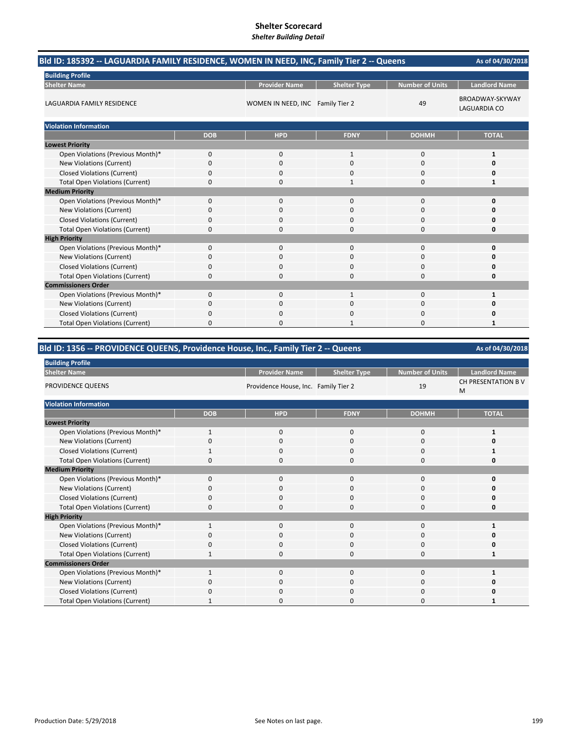# Shelter Scorecard

*Shelter Building Detail*

## Bld ID: 185392 -- LAGUARDIA FAMILY RESIDENCE, WOMEN IN NEED, INC, Family Tier 2 -- Queens

As of 04/30/2018

**Building Profile**

| Shelter Name | Provider Name | Shelter Type | Number of Units | Landlord Name |
|---|---|---|---|---|
| LAGUARDIA FAMILY RESIDENCE | WOMEN IN NEED, INC | Family Tier 2 | 49 | BROADWAY-SKYWAY LAGUARDIA CO |

**Violation Information**

| | DOB | HPD | FDNY | DOHMH | TOTAL |
|---|---|---|---|---|---|
| **Lowest Priority** | | | | | |
| Open Violations (Previous Month)* | 0 | 0 | 1 | 0 | **1** |
| New Violations (Current) | 0 | 0 | 0 | 0 | **0** |
| Closed Violations (Current) | 0 | 0 | 0 | 0 | **0** |
| Total Open Violations (Current) | 0 | 0 | 1 | 0 | **1** |
| **Medium Priority** | | | | | |
| Open Violations (Previous Month)* | 0 | 0 | 0 | 0 | **0** |
| New Violations (Current) | 0 | 0 | 0 | 0 | **0** |
| Closed Violations (Current) | 0 | 0 | 0 | 0 | **0** |
| Total Open Violations (Current) | 0 | 0 | 0 | 0 | **0** |
| **High Priority** | | | | | |
| Open Violations (Previous Month)* | 0 | 0 | 0 | 0 | **0** |
| New Violations (Current) | 0 | 0 | 0 | 0 | **0** |
| Closed Violations (Current) | 0 | 0 | 0 | 0 | **0** |
| Total Open Violations (Current) | 0 | 0 | 0 | 0 | **0** |
| **Commissioners Order** | | | | | |
| Open Violations (Previous Month)* | 0 | 0 | 1 | 0 | **1** |
| New Violations (Current) | 0 | 0 | 0 | 0 | **0** |
| Closed Violations (Current) | 0 | 0 | 0 | 0 | **0** |
| Total Open Violations (Current) | 0 | 0 | 1 | 0 | **1** |

## Bld ID: 1356 -- PROVIDENCE QUEENS, Providence House, Inc., Family Tier 2 -- Queens

As of 04/30/2018

**Building Profile**

| Shelter Name | Provider Name | Shelter Type | Number of Units | Landlord Name |
|---|---|---|---|---|
| PROVIDENCE QUEENS | Providence House, Inc. | Family Tier 2 | 19 | CH PRESENTATION B V M |

**Violation Information**

| | DOB | HPD | FDNY | DOHMH | TOTAL |
|---|---|---|---|---|---|
| **Lowest Priority** | | | | | |
| Open Violations (Previous Month)* | 1 | 0 | 0 | 0 | **1** |
| New Violations (Current) | 0 | 0 | 0 | 0 | **0** |
| Closed Violations (Current) | 1 | 0 | 0 | 0 | **1** |
| Total Open Violations (Current) | 0 | 0 | 0 | 0 | **0** |
| **Medium Priority** | | | | | |
| Open Violations (Previous Month)* | 0 | 0 | 0 | 0 | **0** |
| New Violations (Current) | 0 | 0 | 0 | 0 | **0** |
| Closed Violations (Current) | 0 | 0 | 0 | 0 | **0** |
| Total Open Violations (Current) | 0 | 0 | 0 | 0 | **0** |
| **High Priority** | | | | | |
| Open Violations (Previous Month)* | 1 | 0 | 0 | 0 | **1** |
| New Violations (Current) | 0 | 0 | 0 | 0 | **0** |
| Closed Violations (Current) | 0 | 0 | 0 | 0 | **0** |
| Total Open Violations (Current) | 1 | 0 | 0 | 0 | **1** |
| **Commissioners Order** | | | | | |
| Open Violations (Previous Month)* | 1 | 0 | 0 | 0 | **1** |
| New Violations (Current) | 0 | 0 | 0 | 0 | **0** |
| Closed Violations (Current) | 0 | 0 | 0 | 0 | **0** |
| Total Open Violations (Current) | 1 | 0 | 0 | 0 | **1** |

Production Date: 5/29/2018

See Notes on last page.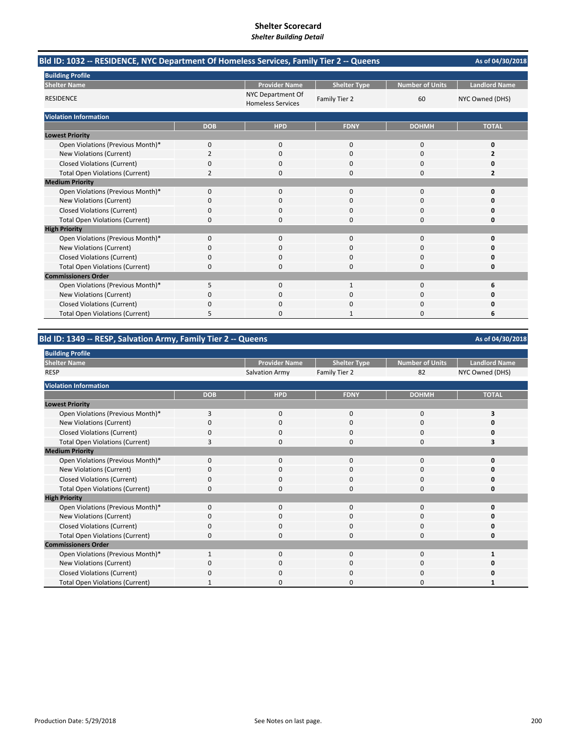# Shelter Scorecard

***Shelter Building Detail***

## Bld ID: 1032 -- RESIDENCE, NYC Department Of Homeless Services, Family Tier 2 -- Queens

As of 04/30/2018

**Building Profile**

| Shelter Name | Provider Name | Shelter Type | Number of Units | Landlord Name |
|---|---|---|---|---|
| RESIDENCE | NYC Department Of Homeless Services | Family Tier 2 | 60 | NYC Owned (DHS) |

**Violation Information**

| | DOB | HPD | FDNY | DOHMH | TOTAL |
|---|---|---|---|---|---|
| **Lowest Priority** | | | | | |
| Open Violations (Previous Month)* | 0 | 0 | 0 | 0 | **0** |
| New Violations (Current) | 2 | 0 | 0 | 0 | **2** |
| Closed Violations (Current) | 0 | 0 | 0 | 0 | **0** |
| Total Open Violations (Current) | 2 | 0 | 0 | 0 | **2** |
| **Medium Priority** | | | | | |
| Open Violations (Previous Month)* | 0 | 0 | 0 | 0 | **0** |
| New Violations (Current) | 0 | 0 | 0 | 0 | **0** |
| Closed Violations (Current) | 0 | 0 | 0 | 0 | **0** |
| Total Open Violations (Current) | 0 | 0 | 0 | 0 | **0** |
| **High Priority** | | | | | |
| Open Violations (Previous Month)* | 0 | 0 | 0 | 0 | **0** |
| New Violations (Current) | 0 | 0 | 0 | 0 | **0** |
| Closed Violations (Current) | 0 | 0 | 0 | 0 | **0** |
| Total Open Violations (Current) | 0 | 0 | 0 | 0 | **0** |
| **Commissioners Order** | | | | | |
| Open Violations (Previous Month)* | 5 | 0 | 1 | 0 | **6** |
| New Violations (Current) | 0 | 0 | 0 | 0 | **0** |
| Closed Violations (Current) | 0 | 0 | 0 | 0 | **0** |
| Total Open Violations (Current) | 5 | 0 | 1 | 0 | **6** |

## Bld ID: 1349 -- RESP, Salvation Army, Family Tier 2 -- Queens

As of 04/30/2018

**Building Profile**

| Shelter Name | Provider Name | Shelter Type | Number of Units | Landlord Name |
|---|---|---|---|---|
| RESP | Salvation Army | Family Tier 2 | 82 | NYC Owned (DHS) |

**Violation Information**

| | DOB | HPD | FDNY | DOHMH | TOTAL |
|---|---|---|---|---|---|
| **Lowest Priority** | | | | | |
| Open Violations (Previous Month)* | 3 | 0 | 0 | 0 | **3** |
| New Violations (Current) | 0 | 0 | 0 | 0 | **0** |
| Closed Violations (Current) | 0 | 0 | 0 | 0 | **0** |
| Total Open Violations (Current) | 3 | 0 | 0 | 0 | **3** |
| **Medium Priority** | | | | | |
| Open Violations (Previous Month)* | 0 | 0 | 0 | 0 | **0** |
| New Violations (Current) | 0 | 0 | 0 | 0 | **0** |
| Closed Violations (Current) | 0 | 0 | 0 | 0 | **0** |
| Total Open Violations (Current) | 0 | 0 | 0 | 0 | **0** |
| **High Priority** | | | | | |
| Open Violations (Previous Month)* | 0 | 0 | 0 | 0 | **0** |
| New Violations (Current) | 0 | 0 | 0 | 0 | **0** |
| Closed Violations (Current) | 0 | 0 | 0 | 0 | **0** |
| Total Open Violations (Current) | 0 | 0 | 0 | 0 | **0** |
| **Commissioners Order** | | | | | |
| Open Violations (Previous Month)* | 1 | 0 | 0 | 0 | **1** |
| New Violations (Current) | 0 | 0 | 0 | 0 | **0** |
| Closed Violations (Current) | 0 | 0 | 0 | 0 | **0** |
| Total Open Violations (Current) | 1 | 0 | 0 | 0 | **1** |

Production Date: 5/29/2018

See Notes on last page.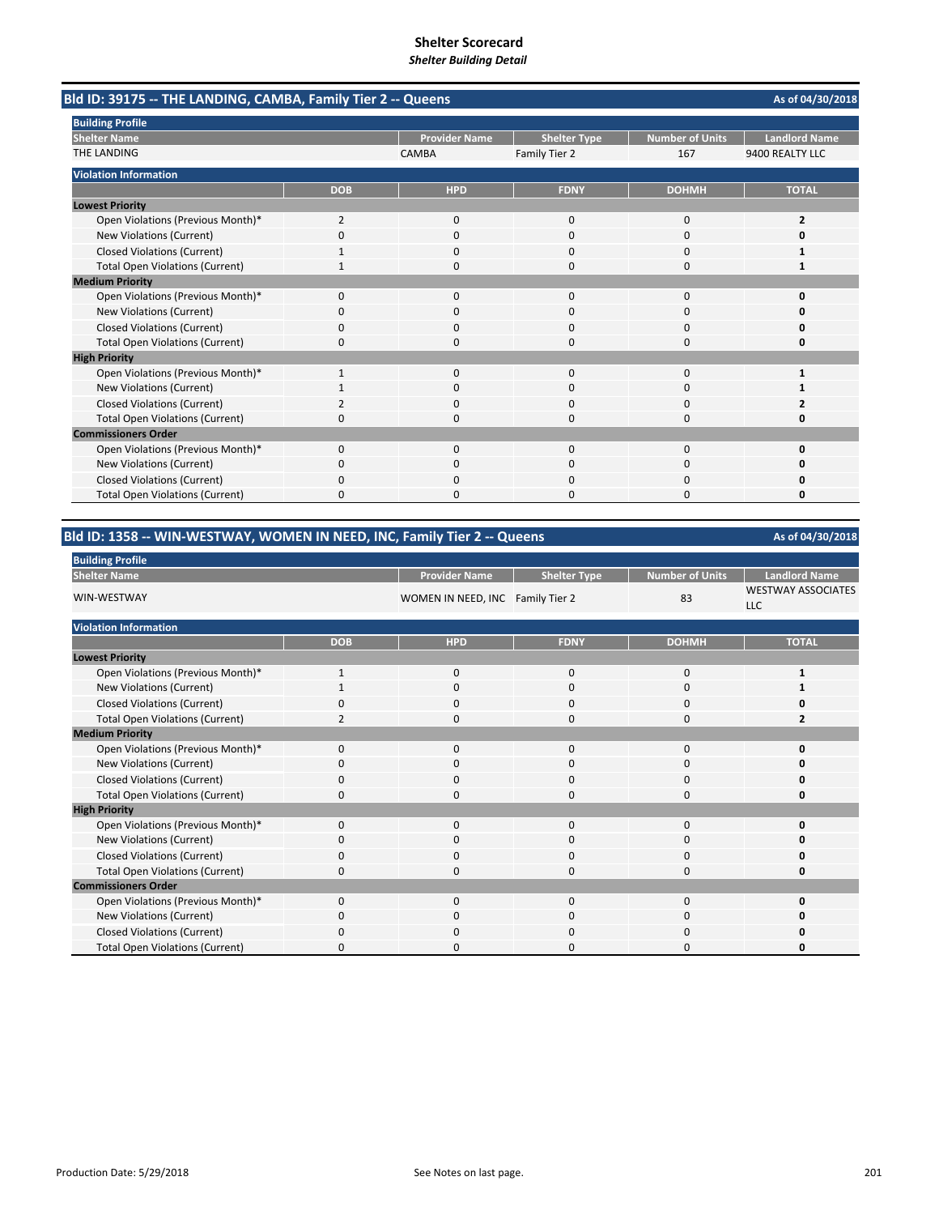# Shelter Scorecard

*Shelter Building Detail*

## Bld ID: 39175 -- THE LANDING, CAMBA, Family Tier 2 -- Queens

As of 04/30/2018

**Building Profile**

| Shelter Name | Provider Name | Shelter Type | Number of Units | Landlord Name |
|---|---|---|---|---|
| THE LANDING | CAMBA | Family Tier 2 | 167 | 9400 REALTY LLC |

**Violation Information**

| | DOB | HPD | FDNY | DOHMH | TOTAL |
|---|---|---|---|---|---|
| **Lowest Priority** | | | | | |
| Open Violations (Previous Month)* | 2 | 0 | 0 | 0 | **2** |
| New Violations (Current) | 0 | 0 | 0 | 0 | **0** |
| Closed Violations (Current) | 1 | 0 | 0 | 0 | **1** |
| Total Open Violations (Current) | 1 | 0 | 0 | 0 | **1** |
| **Medium Priority** | | | | | |
| Open Violations (Previous Month)* | 0 | 0 | 0 | 0 | **0** |
| New Violations (Current) | 0 | 0 | 0 | 0 | **0** |
| Closed Violations (Current) | 0 | 0 | 0 | 0 | **0** |
| Total Open Violations (Current) | 0 | 0 | 0 | 0 | **0** |
| **High Priority** | | | | | |
| Open Violations (Previous Month)* | 1 | 0 | 0 | 0 | **1** |
| New Violations (Current) | 1 | 0 | 0 | 0 | **1** |
| Closed Violations (Current) | 2 | 0 | 0 | 0 | **2** |
| Total Open Violations (Current) | 0 | 0 | 0 | 0 | **0** |
| **Commissioners Order** | | | | | |
| Open Violations (Previous Month)* | 0 | 0 | 0 | 0 | **0** |
| New Violations (Current) | 0 | 0 | 0 | 0 | **0** |
| Closed Violations (Current) | 0 | 0 | 0 | 0 | **0** |
| Total Open Violations (Current) | 0 | 0 | 0 | 0 | **0** |

## Bld ID: 1358 -- WIN-WESTWAY, WOMEN IN NEED, INC, Family Tier 2 -- Queens

As of 04/30/2018

**Building Profile**

| Shelter Name | Provider Name | Shelter Type | Number of Units | Landlord Name |
|---|---|---|---|---|
| WIN-WESTWAY | WOMEN IN NEED, INC | Family Tier 2 | 83 | WESTWAY ASSOCIATES LLC |

**Violation Information**

| | DOB | HPD | FDNY | DOHMH | TOTAL |
|---|---|---|---|---|---|
| **Lowest Priority** | | | | | |
| Open Violations (Previous Month)* | 1 | 0 | 0 | 0 | **1** |
| New Violations (Current) | 1 | 0 | 0 | 0 | **1** |
| Closed Violations (Current) | 0 | 0 | 0 | 0 | **0** |
| Total Open Violations (Current) | 2 | 0 | 0 | 0 | **2** |
| **Medium Priority** | | | | | |
| Open Violations (Previous Month)* | 0 | 0 | 0 | 0 | **0** |
| New Violations (Current) | 0 | 0 | 0 | 0 | **0** |
| Closed Violations (Current) | 0 | 0 | 0 | 0 | **0** |
| Total Open Violations (Current) | 0 | 0 | 0 | 0 | **0** |
| **High Priority** | | | | | |
| Open Violations (Previous Month)* | 0 | 0 | 0 | 0 | **0** |
| New Violations (Current) | 0 | 0 | 0 | 0 | **0** |
| Closed Violations (Current) | 0 | 0 | 0 | 0 | **0** |
| Total Open Violations (Current) | 0 | 0 | 0 | 0 | **0** |
| **Commissioners Order** | | | | | |
| Open Violations (Previous Month)* | 0 | 0 | 0 | 0 | **0** |
| New Violations (Current) | 0 | 0 | 0 | 0 | **0** |
| Closed Violations (Current) | 0 | 0 | 0 | 0 | **0** |
| Total Open Violations (Current) | 0 | 0 | 0 | 0 | **0** |

Production Date: 5/29/2018

See Notes on last page.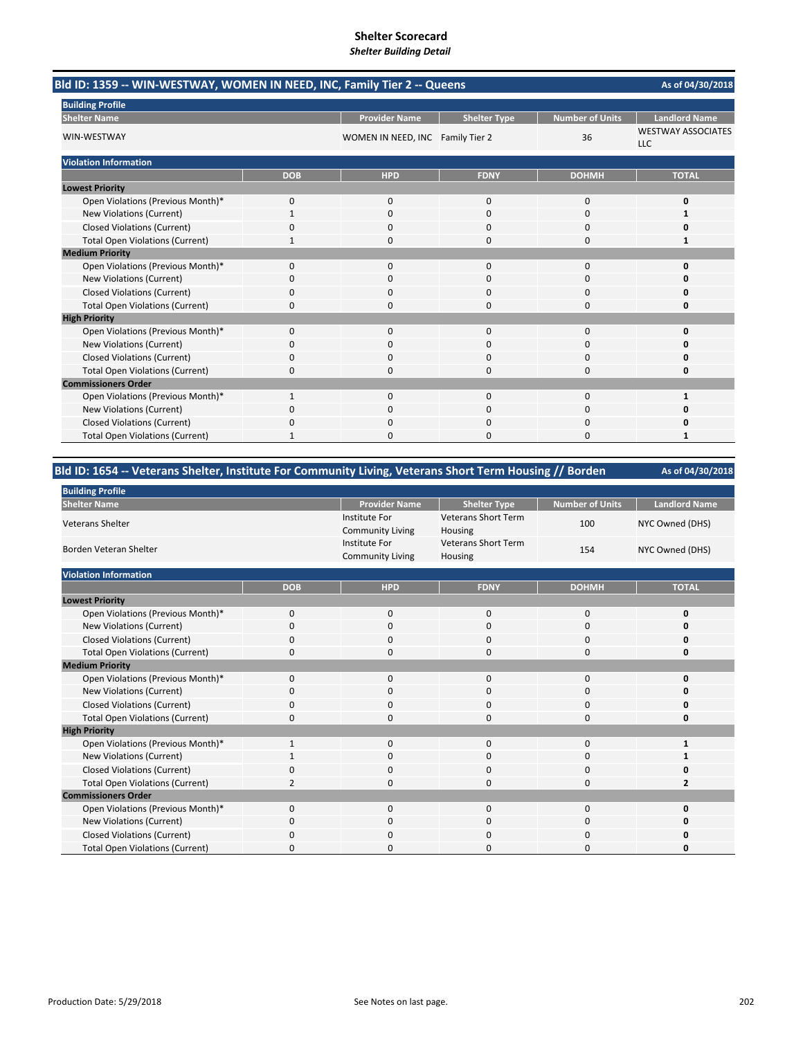# Shelter Scorecard

*Shelter Building Detail*

## Bld ID: 1359 -- WIN-WESTWAY, WOMEN IN NEED, INC, Family Tier 2 -- Queens

As of 04/30/2018

**Building Profile**

| Shelter Name | Provider Name | Shelter Type | Number of Units | Landlord Name |
|---|---|---|---|---|
| WIN-WESTWAY | WOMEN IN NEED, INC | Family Tier 2 | 36 | WESTWAY ASSOCIATES LLC |

**Violation Information**

| | DOB | HPD | FDNY | DOHMH | TOTAL |
|---|---|---|---|---|---|
| **Lowest Priority** | | | | | |
| Open Violations (Previous Month)* | 0 | 0 | 0 | 0 | **0** |
| New Violations (Current) | 1 | 0 | 0 | 0 | **1** |
| Closed Violations (Current) | 0 | 0 | 0 | 0 | **0** |
| Total Open Violations (Current) | 1 | 0 | 0 | 0 | **1** |
| **Medium Priority** | | | | | |
| Open Violations (Previous Month)* | 0 | 0 | 0 | 0 | **0** |
| New Violations (Current) | 0 | 0 | 0 | 0 | **0** |
| Closed Violations (Current) | 0 | 0 | 0 | 0 | **0** |
| Total Open Violations (Current) | 0 | 0 | 0 | 0 | **0** |
| **High Priority** | | | | | |
| Open Violations (Previous Month)* | 0 | 0 | 0 | 0 | **0** |
| New Violations (Current) | 0 | 0 | 0 | 0 | **0** |
| Closed Violations (Current) | 0 | 0 | 0 | 0 | **0** |
| Total Open Violations (Current) | 0 | 0 | 0 | 0 | **0** |
| **Commissioners Order** | | | | | |
| Open Violations (Previous Month)* | 1 | 0 | 0 | 0 | **1** |
| New Violations (Current) | 0 | 0 | 0 | 0 | **0** |
| Closed Violations (Current) | 0 | 0 | 0 | 0 | **0** |
| Total Open Violations (Current) | 1 | 0 | 0 | 0 | **1** |

## Bld ID: 1654 -- Veterans Shelter, Institute For Community Living, Veterans Short Term Housing // Borden

As of 04/30/2018

**Building Profile**

| Shelter Name | Provider Name | Shelter Type | Number of Units | Landlord Name |
|---|---|---|---|---|
| Veterans Shelter | Institute For Community Living | Veterans Short Term Housing | 100 | NYC Owned (DHS) |
| Borden Veteran Shelter | Institute For Community Living | Veterans Short Term Housing | 154 | NYC Owned (DHS) |

**Violation Information**

| | DOB | HPD | FDNY | DOHMH | TOTAL |
|---|---|---|---|---|---|
| **Lowest Priority** | | | | | |
| Open Violations (Previous Month)* | 0 | 0 | 0 | 0 | **0** |
| New Violations (Current) | 0 | 0 | 0 | 0 | **0** |
| Closed Violations (Current) | 0 | 0 | 0 | 0 | **0** |
| Total Open Violations (Current) | 0 | 0 | 0 | 0 | **0** |
| **Medium Priority** | | | | | |
| Open Violations (Previous Month)* | 0 | 0 | 0 | 0 | **0** |
| New Violations (Current) | 0 | 0 | 0 | 0 | **0** |
| Closed Violations (Current) | 0 | 0 | 0 | 0 | **0** |
| Total Open Violations (Current) | 0 | 0 | 0 | 0 | **0** |
| **High Priority** | | | | | |
| Open Violations (Previous Month)* | 1 | 0 | 0 | 0 | **1** |
| New Violations (Current) | 1 | 0 | 0 | 0 | **1** |
| Closed Violations (Current) | 0 | 0 | 0 | 0 | **0** |
| Total Open Violations (Current) | 2 | 0 | 0 | 0 | **2** |
| **Commissioners Order** | | | | | |
| Open Violations (Previous Month)* | 0 | 0 | 0 | 0 | **0** |
| New Violations (Current) | 0 | 0 | 0 | 0 | **0** |
| Closed Violations (Current) | 0 | 0 | 0 | 0 | **0** |
| Total Open Violations (Current) | 0 | 0 | 0 | 0 | **0** |

Production Date: 5/29/2018

See Notes on last page.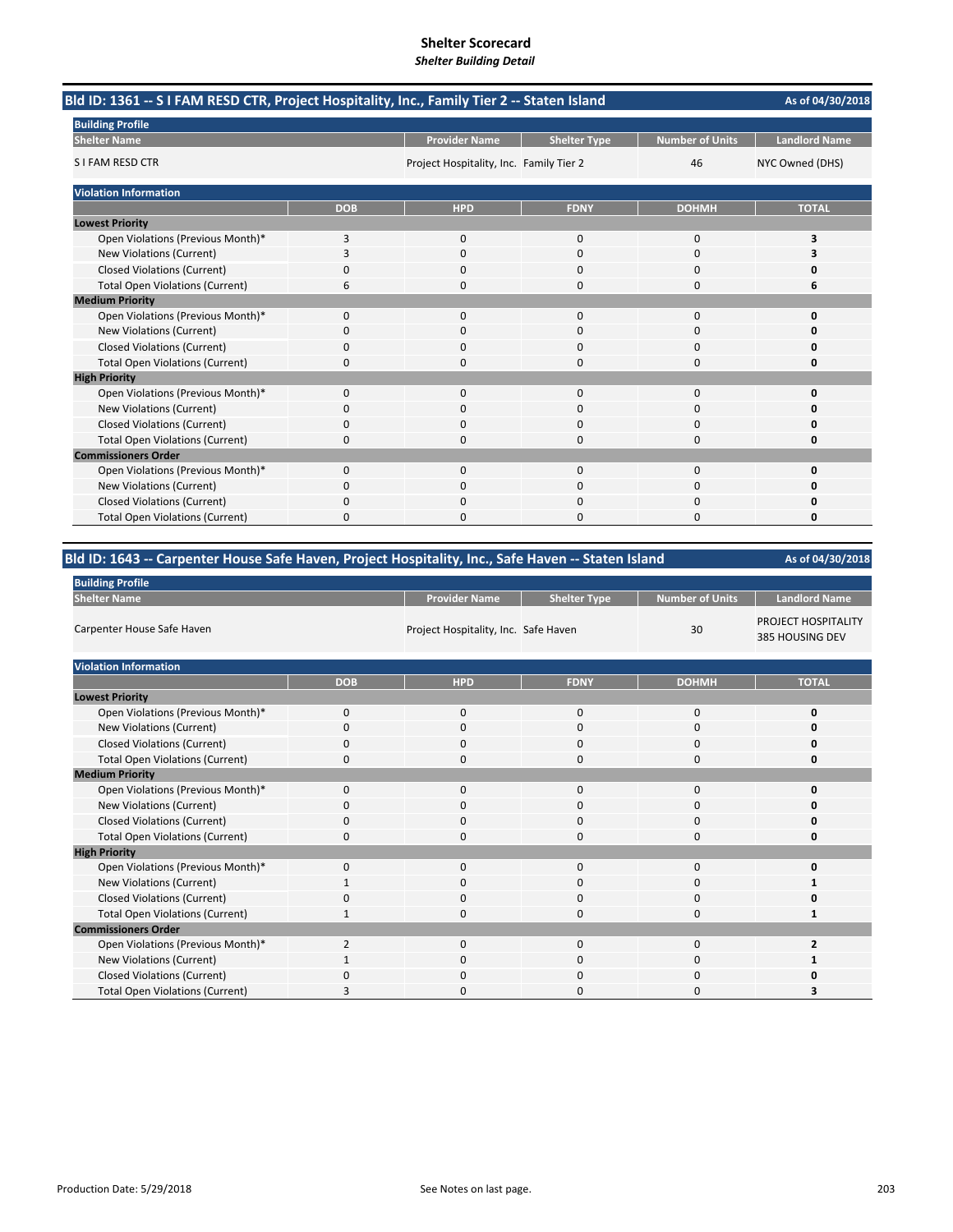# Shelter Scorecard
*Shelter Building Detail*

## Bld ID: 1361 -- S I FAM RESD CTR, Project Hospitality, Inc., Family Tier 2 -- Staten Island

As of 04/30/2018

**Building Profile**

| Shelter Name | Provider Name | Shelter Type | Number of Units | Landlord Name |
|---|---|---|---|---|
| S I FAM RESD CTR | Project Hospitality, Inc. | Family Tier 2 | 46 | NYC Owned (DHS) |

**Violation Information**

| | DOB | HPD | FDNY | DOHMH | TOTAL |
|---|---|---|---|---|---|
| **Lowest Priority** | | | | | |
| Open Violations (Previous Month)* | 3 | 0 | 0 | 0 | **3** |
| New Violations (Current) | 3 | 0 | 0 | 0 | **3** |
| Closed Violations (Current) | 0 | 0 | 0 | 0 | **0** |
| Total Open Violations (Current) | 6 | 0 | 0 | 0 | **6** |
| **Medium Priority** | | | | | |
| Open Violations (Previous Month)* | 0 | 0 | 0 | 0 | **0** |
| New Violations (Current) | 0 | 0 | 0 | 0 | **0** |
| Closed Violations (Current) | 0 | 0 | 0 | 0 | **0** |
| Total Open Violations (Current) | 0 | 0 | 0 | 0 | **0** |
| **High Priority** | | | | | |
| Open Violations (Previous Month)* | 0 | 0 | 0 | 0 | **0** |
| New Violations (Current) | 0 | 0 | 0 | 0 | **0** |
| Closed Violations (Current) | 0 | 0 | 0 | 0 | **0** |
| Total Open Violations (Current) | 0 | 0 | 0 | 0 | **0** |
| **Commissioners Order** | | | | | |
| Open Violations (Previous Month)* | 0 | 0 | 0 | 0 | **0** |
| New Violations (Current) | 0 | 0 | 0 | 0 | **0** |
| Closed Violations (Current) | 0 | 0 | 0 | 0 | **0** |
| Total Open Violations (Current) | 0 | 0 | 0 | 0 | **0** |

## Bld ID: 1643 -- Carpenter House Safe Haven, Project Hospitality, Inc., Safe Haven -- Staten Island

As of 04/30/2018

**Building Profile**

| Shelter Name | Provider Name | Shelter Type | Number of Units | Landlord Name |
|---|---|---|---|---|
| Carpenter House Safe Haven | Project Hospitality, Inc. | Safe Haven | 30 | PROJECT HOSPITALITY 385 HOUSING DEV |

**Violation Information**

| | DOB | HPD | FDNY | DOHMH | TOTAL |
|---|---|---|---|---|---|
| **Lowest Priority** | | | | | |
| Open Violations (Previous Month)* | 0 | 0 | 0 | 0 | **0** |
| New Violations (Current) | 0 | 0 | 0 | 0 | **0** |
| Closed Violations (Current) | 0 | 0 | 0 | 0 | **0** |
| Total Open Violations (Current) | 0 | 0 | 0 | 0 | **0** |
| **Medium Priority** | | | | | |
| Open Violations (Previous Month)* | 0 | 0 | 0 | 0 | **0** |
| New Violations (Current) | 0 | 0 | 0 | 0 | **0** |
| Closed Violations (Current) | 0 | 0 | 0 | 0 | **0** |
| Total Open Violations (Current) | 0 | 0 | 0 | 0 | **0** |
| **High Priority** | | | | | |
| Open Violations (Previous Month)* | 0 | 0 | 0 | 0 | **0** |
| New Violations (Current) | 1 | 0 | 0 | 0 | **1** |
| Closed Violations (Current) | 0 | 0 | 0 | 0 | **0** |
| Total Open Violations (Current) | 1 | 0 | 0 | 0 | **1** |
| **Commissioners Order** | | | | | |
| Open Violations (Previous Month)* | 2 | 0 | 0 | 0 | **2** |
| New Violations (Current) | 1 | 0 | 0 | 0 | **1** |
| Closed Violations (Current) | 0 | 0 | 0 | 0 | **0** |
| Total Open Violations (Current) | 3 | 0 | 0 | 0 | **3** |

Production Date: 5/29/2018

See Notes on last page.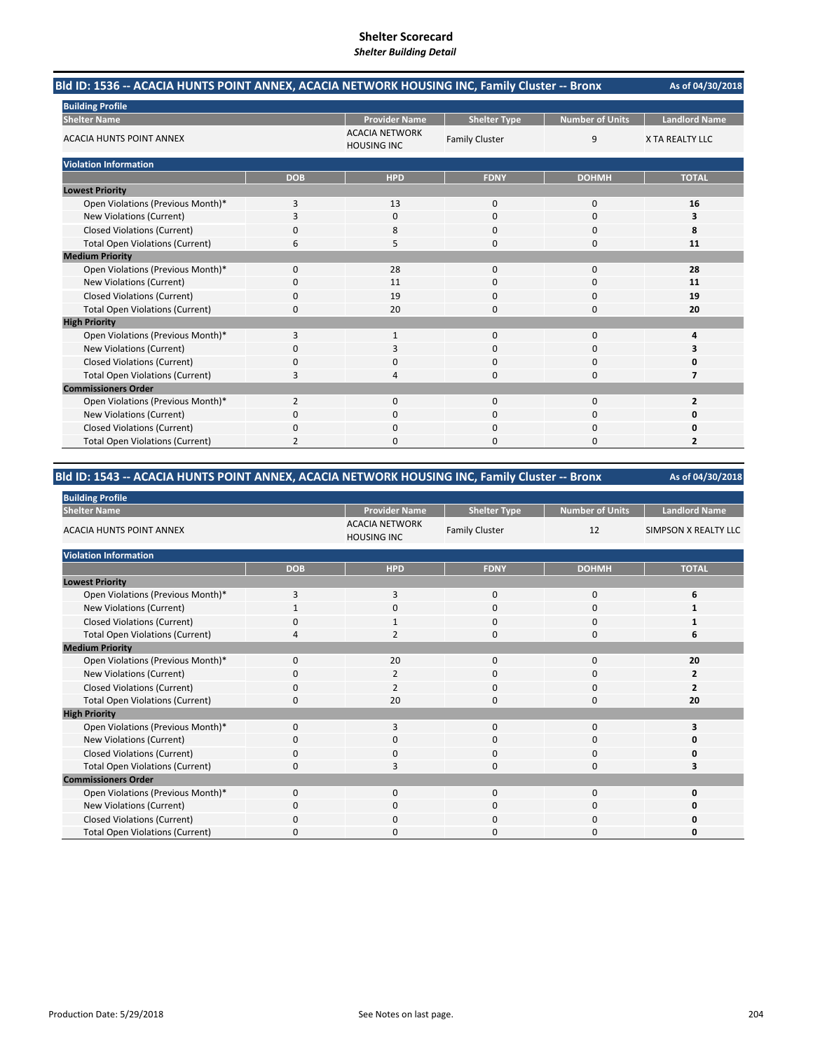# Shelter Scorecard
*Shelter Building Detail*

## Bld ID: 1536 -- ACACIA HUNTS POINT ANNEX, ACACIA NETWORK HOUSING INC, Family Cluster -- Bronx

As of 04/30/2018

**Building Profile**

| Shelter Name | Provider Name | Shelter Type | Number of Units | Landlord Name |
|---|---|---|---|---|
| ACACIA HUNTS POINT ANNEX | ACACIA NETWORK HOUSING INC | Family Cluster | 9 | X TA REALTY LLC |

**Violation Information**

| | DOB | HPD | FDNY | DOHMH | TOTAL |
|---|---|---|---|---|---|
| **Lowest Priority** | | | | | |
| Open Violations (Previous Month)* | 3 | 13 | 0 | 0 | **16** |
| New Violations (Current) | 3 | 0 | 0 | 0 | **3** |
| Closed Violations (Current) | 0 | 8 | 0 | 0 | **8** |
| Total Open Violations (Current) | 6 | 5 | 0 | 0 | **11** |
| **Medium Priority** | | | | | |
| Open Violations (Previous Month)* | 0 | 28 | 0 | 0 | **28** |
| New Violations (Current) | 0 | 11 | 0 | 0 | **11** |
| Closed Violations (Current) | 0 | 19 | 0 | 0 | **19** |
| Total Open Violations (Current) | 0 | 20 | 0 | 0 | **20** |
| **High Priority** | | | | | |
| Open Violations (Previous Month)* | 3 | 1 | 0 | 0 | **4** |
| New Violations (Current) | 0 | 3 | 0 | 0 | **3** |
| Closed Violations (Current) | 0 | 0 | 0 | 0 | **0** |
| Total Open Violations (Current) | 3 | 4 | 0 | 0 | **7** |
| **Commissioners Order** | | | | | |
| Open Violations (Previous Month)* | 2 | 0 | 0 | 0 | **2** |
| New Violations (Current) | 0 | 0 | 0 | 0 | **0** |
| Closed Violations (Current) | 0 | 0 | 0 | 0 | **0** |
| Total Open Violations (Current) | 2 | 0 | 0 | 0 | **2** |

## Bld ID: 1543 -- ACACIA HUNTS POINT ANNEX, ACACIA NETWORK HOUSING INC, Family Cluster -- Bronx

As of 04/30/2018

**Building Profile**

| Shelter Name | Provider Name | Shelter Type | Number of Units | Landlord Name |
|---|---|---|---|---|
| ACACIA HUNTS POINT ANNEX | ACACIA NETWORK HOUSING INC | Family Cluster | 12 | SIMPSON X REALTY LLC |

**Violation Information**

| | DOB | HPD | FDNY | DOHMH | TOTAL |
|---|---|---|---|---|---|
| **Lowest Priority** | | | | | |
| Open Violations (Previous Month)* | 3 | 3 | 0 | 0 | **6** |
| New Violations (Current) | 1 | 0 | 0 | 0 | **1** |
| Closed Violations (Current) | 0 | 1 | 0 | 0 | **1** |
| Total Open Violations (Current) | 4 | 2 | 0 | 0 | **6** |
| **Medium Priority** | | | | | |
| Open Violations (Previous Month)* | 0 | 20 | 0 | 0 | **20** |
| New Violations (Current) | 0 | 2 | 0 | 0 | **2** |
| Closed Violations (Current) | 0 | 2 | 0 | 0 | **2** |
| Total Open Violations (Current) | 0 | 20 | 0 | 0 | **20** |
| **High Priority** | | | | | |
| Open Violations (Previous Month)* | 0 | 3 | 0 | 0 | **3** |
| New Violations (Current) | 0 | 0 | 0 | 0 | **0** |
| Closed Violations (Current) | 0 | 0 | 0 | 0 | **0** |
| Total Open Violations (Current) | 0 | 3 | 0 | 0 | **3** |
| **Commissioners Order** | | | | | |
| Open Violations (Previous Month)* | 0 | 0 | 0 | 0 | **0** |
| New Violations (Current) | 0 | 0 | 0 | 0 | **0** |
| Closed Violations (Current) | 0 | 0 | 0 | 0 | **0** |
| Total Open Violations (Current) | 0 | 0 | 0 | 0 | **0** |

Production Date: 5/29/2018

See Notes on last page.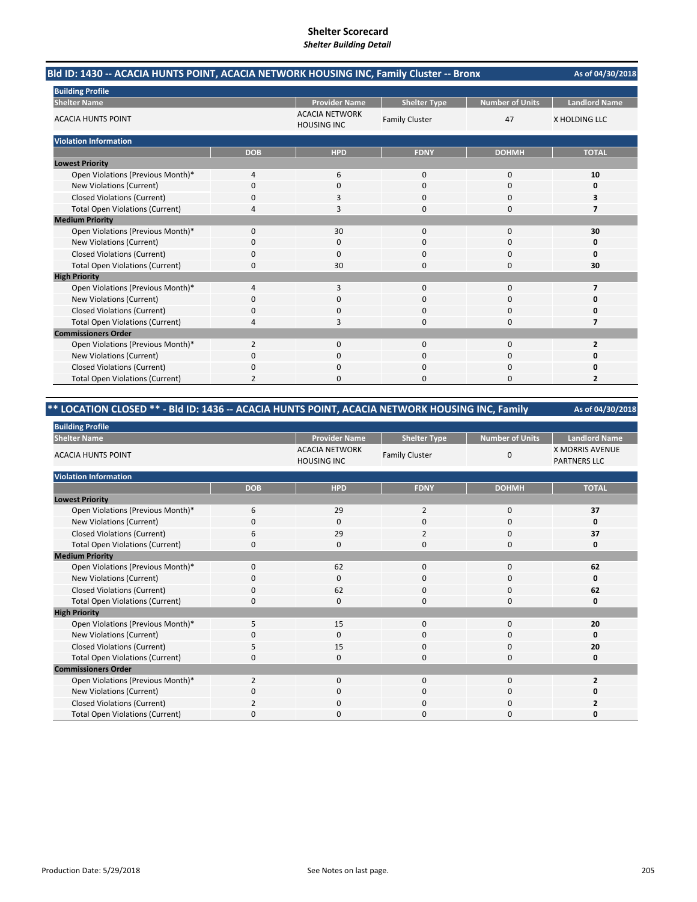# Shelter Scorecard

*Shelter Building Detail*

## Bld ID: 1430 -- ACACIA HUNTS POINT, ACACIA NETWORK HOUSING INC, Family Cluster -- Bronx

As of 04/30/2018

**Building Profile**

| Shelter Name | Provider Name | Shelter Type | Number of Units | Landlord Name |
|---|---|---|---|---|
| ACACIA HUNTS POINT | ACACIA NETWORK HOUSING INC | Family Cluster | 47 | X HOLDING LLC |

**Violation Information**

| | DOB | HPD | FDNY | DOHMH | TOTAL |
|---|---|---|---|---|---|
| **Lowest Priority** | | | | | |
| Open Violations (Previous Month)* | 4 | 6 | 0 | 0 | **10** |
| New Violations (Current) | 0 | 0 | 0 | 0 | **0** |
| Closed Violations (Current) | 0 | 3 | 0 | 0 | **3** |
| Total Open Violations (Current) | 4 | 3 | 0 | 0 | **7** |
| **Medium Priority** | | | | | |
| Open Violations (Previous Month)* | 0 | 30 | 0 | 0 | **30** |
| New Violations (Current) | 0 | 0 | 0 | 0 | **0** |
| Closed Violations (Current) | 0 | 0 | 0 | 0 | **0** |
| Total Open Violations (Current) | 0 | 30 | 0 | 0 | **30** |
| **High Priority** | | | | | |
| Open Violations (Previous Month)* | 4 | 3 | 0 | 0 | **7** |
| New Violations (Current) | 0 | 0 | 0 | 0 | **0** |
| Closed Violations (Current) | 0 | 0 | 0 | 0 | **0** |
| Total Open Violations (Current) | 4 | 3 | 0 | 0 | **7** |
| **Commissioners Order** | | | | | |
| Open Violations (Previous Month)* | 2 | 0 | 0 | 0 | **2** |
| New Violations (Current) | 0 | 0 | 0 | 0 | **0** |
| Closed Violations (Current) | 0 | 0 | 0 | 0 | **0** |
| Total Open Violations (Current) | 2 | 0 | 0 | 0 | **2** |

## ** LOCATION CLOSED ** - Bld ID: 1436 -- ACACIA HUNTS POINT, ACACIA NETWORK HOUSING INC, Family

As of 04/30/2018

**Building Profile**

| Shelter Name | Provider Name | Shelter Type | Number of Units | Landlord Name |
|---|---|---|---|---|
| ACACIA HUNTS POINT | ACACIA NETWORK HOUSING INC | Family Cluster | 0 | X MORRIS AVENUE PARTNERS LLC |

**Violation Information**

| | DOB | HPD | FDNY | DOHMH | TOTAL |
|---|---|---|---|---|---|
| **Lowest Priority** | | | | | |
| Open Violations (Previous Month)* | 6 | 29 | 2 | 0 | **37** |
| New Violations (Current) | 0 | 0 | 0 | 0 | **0** |
| Closed Violations (Current) | 6 | 29 | 2 | 0 | **37** |
| Total Open Violations (Current) | 0 | 0 | 0 | 0 | **0** |
| **Medium Priority** | | | | | |
| Open Violations (Previous Month)* | 0 | 62 | 0 | 0 | **62** |
| New Violations (Current) | 0 | 0 | 0 | 0 | **0** |
| Closed Violations (Current) | 0 | 62 | 0 | 0 | **62** |
| Total Open Violations (Current) | 0 | 0 | 0 | 0 | **0** |
| **High Priority** | | | | | |
| Open Violations (Previous Month)* | 5 | 15 | 0 | 0 | **20** |
| New Violations (Current) | 0 | 0 | 0 | 0 | **0** |
| Closed Violations (Current) | 5 | 15 | 0 | 0 | **20** |
| Total Open Violations (Current) | 0 | 0 | 0 | 0 | **0** |
| **Commissioners Order** | | | | | |
| Open Violations (Previous Month)* | 2 | 0 | 0 | 0 | **2** |
| New Violations (Current) | 0 | 0 | 0 | 0 | **0** |
| Closed Violations (Current) | 2 | 0 | 0 | 0 | **2** |
| Total Open Violations (Current) | 0 | 0 | 0 | 0 | **0** |

Production Date: 5/29/2018

See Notes on last page.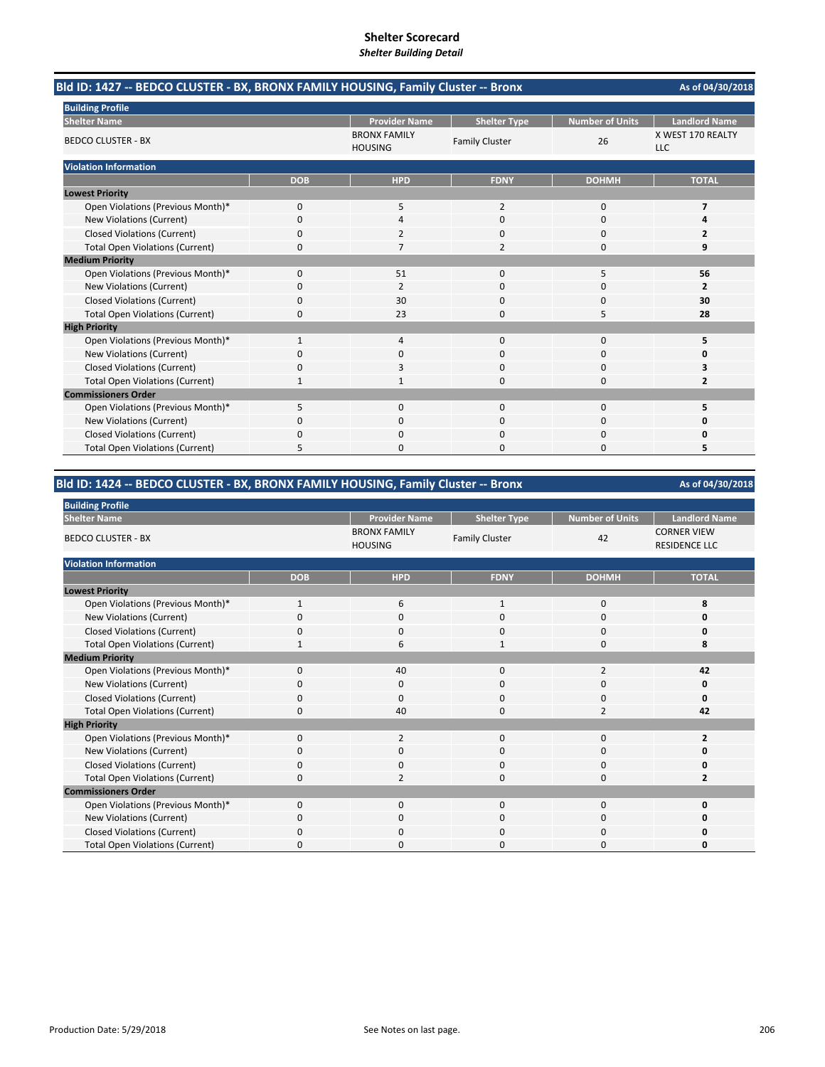# Shelter Scorecard
*Shelter Building Detail*

## Bld ID: 1427 -- BEDCO CLUSTER - BX, BRONX FAMILY HOUSING, Family Cluster -- Bronx

As of 04/30/2018

**Building Profile**

| Shelter Name | Provider Name | Shelter Type | Number of Units | Landlord Name |
|---|---|---|---|---|
| BEDCO CLUSTER - BX | BRONX FAMILY HOUSING | Family Cluster | 26 | X WEST 170 REALTY LLC |

**Violation Information**

| | DOB | HPD | FDNY | DOHMH | TOTAL |
|---|---|---|---|---|---|
| **Lowest Priority** | | | | | |
| Open Violations (Previous Month)* | 0 | 5 | 2 | 0 | **7** |
| New Violations (Current) | 0 | 4 | 0 | 0 | **4** |
| Closed Violations (Current) | 0 | 2 | 0 | 0 | **2** |
| Total Open Violations (Current) | 0 | 7 | 2 | 0 | **9** |
| **Medium Priority** | | | | | |
| Open Violations (Previous Month)* | 0 | 51 | 0 | 5 | **56** |
| New Violations (Current) | 0 | 2 | 0 | 0 | **2** |
| Closed Violations (Current) | 0 | 30 | 0 | 0 | **30** |
| Total Open Violations (Current) | 0 | 23 | 0 | 5 | **28** |
| **High Priority** | | | | | |
| Open Violations (Previous Month)* | 1 | 4 | 0 | 0 | **5** |
| New Violations (Current) | 0 | 0 | 0 | 0 | **0** |
| Closed Violations (Current) | 0 | 3 | 0 | 0 | **3** |
| Total Open Violations (Current) | 1 | 1 | 0 | 0 | **2** |
| **Commissioners Order** | | | | | |
| Open Violations (Previous Month)* | 5 | 0 | 0 | 0 | **5** |
| New Violations (Current) | 0 | 0 | 0 | 0 | **0** |
| Closed Violations (Current) | 0 | 0 | 0 | 0 | **0** |
| Total Open Violations (Current) | 5 | 0 | 0 | 0 | **5** |

## Bld ID: 1424 -- BEDCO CLUSTER - BX, BRONX FAMILY HOUSING, Family Cluster -- Bronx

As of 04/30/2018

**Building Profile**

| Shelter Name | Provider Name | Shelter Type | Number of Units | Landlord Name |
|---|---|---|---|---|
| BEDCO CLUSTER - BX | BRONX FAMILY HOUSING | Family Cluster | 42 | CORNER VIEW RESIDENCE LLC |

**Violation Information**

| | DOB | HPD | FDNY | DOHMH | TOTAL |
|---|---|---|---|---|---|
| **Lowest Priority** | | | | | |
| Open Violations (Previous Month)* | 1 | 6 | 1 | 0 | **8** |
| New Violations (Current) | 0 | 0 | 0 | 0 | **0** |
| Closed Violations (Current) | 0 | 0 | 0 | 0 | **0** |
| Total Open Violations (Current) | 1 | 6 | 1 | 0 | **8** |
| **Medium Priority** | | | | | |
| Open Violations (Previous Month)* | 0 | 40 | 0 | 2 | **42** |
| New Violations (Current) | 0 | 0 | 0 | 0 | **0** |
| Closed Violations (Current) | 0 | 0 | 0 | 0 | **0** |
| Total Open Violations (Current) | 0 | 40 | 0 | 2 | **42** |
| **High Priority** | | | | | |
| Open Violations (Previous Month)* | 0 | 2 | 0 | 0 | **2** |
| New Violations (Current) | 0 | 0 | 0 | 0 | **0** |
| Closed Violations (Current) | 0 | 0 | 0 | 0 | **0** |
| Total Open Violations (Current) | 0 | 2 | 0 | 0 | **2** |
| **Commissioners Order** | | | | | |
| Open Violations (Previous Month)* | 0 | 0 | 0 | 0 | **0** |
| New Violations (Current) | 0 | 0 | 0 | 0 | **0** |
| Closed Violations (Current) | 0 | 0 | 0 | 0 | **0** |
| Total Open Violations (Current) | 0 | 0 | 0 | 0 | **0** |

Production Date: 5/29/2018

See Notes on last page.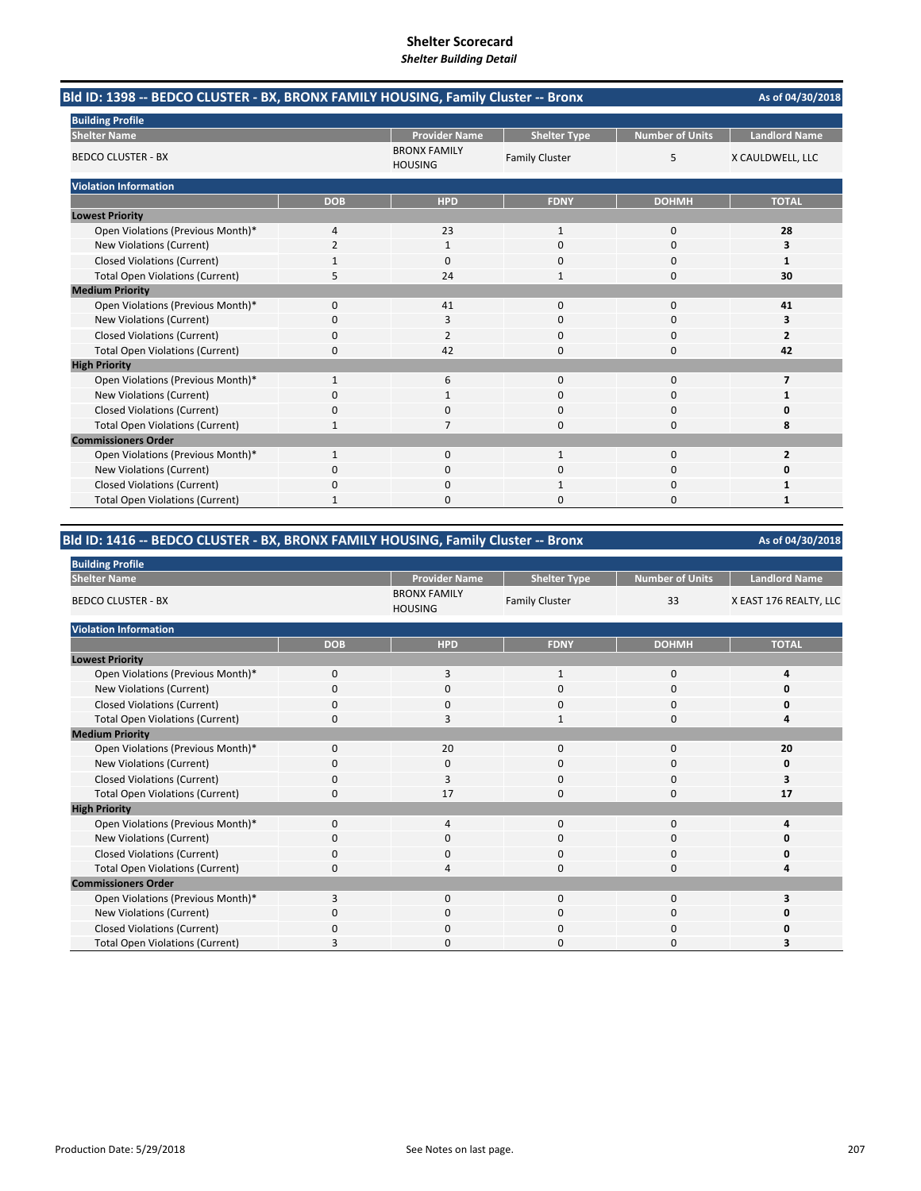# Shelter Scorecard

*Shelter Building Detail*

## Bld ID: 1398 -- BEDCO CLUSTER - BX, BRONX FAMILY HOUSING, Family Cluster -- Bronx

As of 04/30/2018

**Building Profile**

| Shelter Name | Provider Name | Shelter Type | Number of Units | Landlord Name |
|---|---|---|---|---|
| BEDCO CLUSTER - BX | BRONX FAMILY HOUSING | Family Cluster | 5 | X CAULDWELL, LLC |

**Violation Information**

| | DOB | HPD | FDNY | DOHMH | TOTAL |
|---|---|---|---|---|---|
| **Lowest Priority** | | | | | |
| Open Violations (Previous Month)* | 4 | 23 | 1 | 0 | **28** |
| New Violations (Current) | 2 | 1 | 0 | 0 | **3** |
| Closed Violations (Current) | 1 | 0 | 0 | 0 | **1** |
| Total Open Violations (Current) | 5 | 24 | 1 | 0 | **30** |
| **Medium Priority** | | | | | |
| Open Violations (Previous Month)* | 0 | 41 | 0 | 0 | **41** |
| New Violations (Current) | 0 | 3 | 0 | 0 | **3** |
| Closed Violations (Current) | 0 | 2 | 0 | 0 | **2** |
| Total Open Violations (Current) | 0 | 42 | 0 | 0 | **42** |
| **High Priority** | | | | | |
| Open Violations (Previous Month)* | 1 | 6 | 0 | 0 | **7** |
| New Violations (Current) | 0 | 1 | 0 | 0 | **1** |
| Closed Violations (Current) | 0 | 0 | 0 | 0 | **0** |
| Total Open Violations (Current) | 1 | 7 | 0 | 0 | **8** |
| **Commissioners Order** | | | | | |
| Open Violations (Previous Month)* | 1 | 0 | 1 | 0 | **2** |
| New Violations (Current) | 0 | 0 | 0 | 0 | **0** |
| Closed Violations (Current) | 0 | 0 | 1 | 0 | **1** |
| Total Open Violations (Current) | 1 | 0 | 0 | 0 | **1** |

## Bld ID: 1416 -- BEDCO CLUSTER - BX, BRONX FAMILY HOUSING, Family Cluster -- Bronx

As of 04/30/2018

**Building Profile**

| Shelter Name | Provider Name | Shelter Type | Number of Units | Landlord Name |
|---|---|---|---|---|
| BEDCO CLUSTER - BX | BRONX FAMILY HOUSING | Family Cluster | 33 | X EAST 176 REALTY, LLC |

**Violation Information**

| | DOB | HPD | FDNY | DOHMH | TOTAL |
|---|---|---|---|---|---|
| **Lowest Priority** | | | | | |
| Open Violations (Previous Month)* | 0 | 3 | 1 | 0 | **4** |
| New Violations (Current) | 0 | 0 | 0 | 0 | **0** |
| Closed Violations (Current) | 0 | 0 | 0 | 0 | **0** |
| Total Open Violations (Current) | 0 | 3 | 1 | 0 | **4** |
| **Medium Priority** | | | | | |
| Open Violations (Previous Month)* | 0 | 20 | 0 | 0 | **20** |
| New Violations (Current) | 0 | 0 | 0 | 0 | **0** |
| Closed Violations (Current) | 0 | 3 | 0 | 0 | **3** |
| Total Open Violations (Current) | 0 | 17 | 0 | 0 | **17** |
| **High Priority** | | | | | |
| Open Violations (Previous Month)* | 0 | 4 | 0 | 0 | **4** |
| New Violations (Current) | 0 | 0 | 0 | 0 | **0** |
| Closed Violations (Current) | 0 | 0 | 0 | 0 | **0** |
| Total Open Violations (Current) | 0 | 4 | 0 | 0 | **4** |
| **Commissioners Order** | | | | | |
| Open Violations (Previous Month)* | 3 | 0 | 0 | 0 | **3** |
| New Violations (Current) | 0 | 0 | 0 | 0 | **0** |
| Closed Violations (Current) | 0 | 0 | 0 | 0 | **0** |
| Total Open Violations (Current) | 3 | 0 | 0 | 0 | **3** |

Production Date: 5/29/2018

See Notes on last page.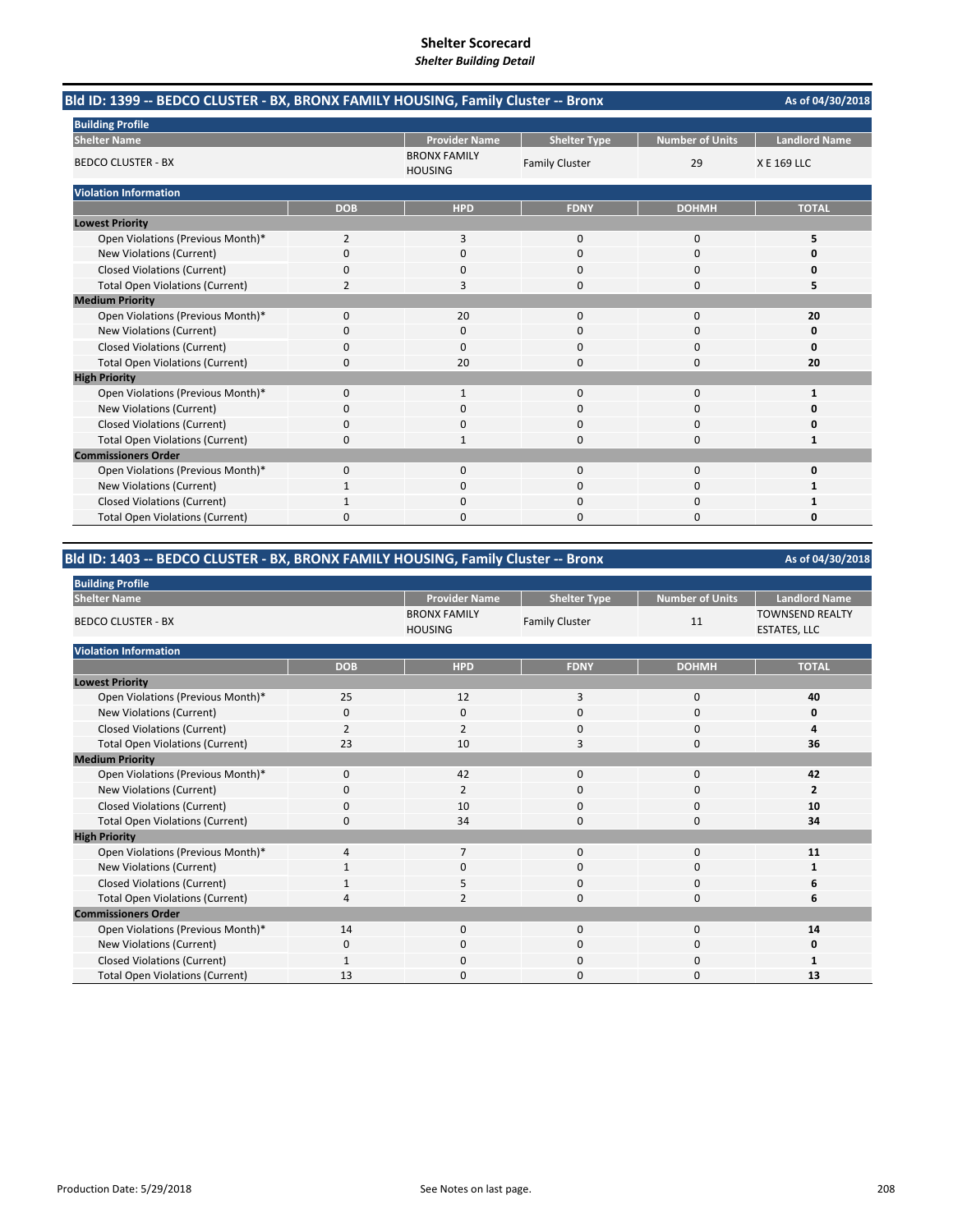# Shelter Scorecard

*Shelter Building Detail*

## Bld ID: 1399 -- BEDCO CLUSTER - BX, BRONX FAMILY HOUSING, Family Cluster -- Bronx

As of 04/30/2018

**Building Profile**

| Shelter Name | Provider Name | Shelter Type | Number of Units | Landlord Name |
|---|---|---|---|---|
| BEDCO CLUSTER - BX | BRONX FAMILY HOUSING | Family Cluster | 29 | X E 169 LLC |

**Violation Information**

| | DOB | HPD | FDNY | DOHMH | TOTAL |
|---|---|---|---|---|---|
| **Lowest Priority** | | | | | |
| Open Violations (Previous Month)* | 2 | 3 | 0 | 0 | **5** |
| New Violations (Current) | 0 | 0 | 0 | 0 | **0** |
| Closed Violations (Current) | 0 | 0 | 0 | 0 | **0** |
| Total Open Violations (Current) | 2 | 3 | 0 | 0 | **5** |
| **Medium Priority** | | | | | |
| Open Violations (Previous Month)* | 0 | 20 | 0 | 0 | **20** |
| New Violations (Current) | 0 | 0 | 0 | 0 | **0** |
| Closed Violations (Current) | 0 | 0 | 0 | 0 | **0** |
| Total Open Violations (Current) | 0 | 20 | 0 | 0 | **20** |
| **High Priority** | | | | | |
| Open Violations (Previous Month)* | 0 | 1 | 0 | 0 | **1** |
| New Violations (Current) | 0 | 0 | 0 | 0 | **0** |
| Closed Violations (Current) | 0 | 0 | 0 | 0 | **0** |
| Total Open Violations (Current) | 0 | 1 | 0 | 0 | **1** |
| **Commissioners Order** | | | | | |
| Open Violations (Previous Month)* | 0 | 0 | 0 | 0 | **0** |
| New Violations (Current) | 1 | 0 | 0 | 0 | **1** |
| Closed Violations (Current) | 1 | 0 | 0 | 0 | **1** |
| Total Open Violations (Current) | 0 | 0 | 0 | 0 | **0** |

## Bld ID: 1403 -- BEDCO CLUSTER - BX, BRONX FAMILY HOUSING, Family Cluster -- Bronx

As of 04/30/2018

**Building Profile**

| Shelter Name | Provider Name | Shelter Type | Number of Units | Landlord Name |
|---|---|---|---|---|
| BEDCO CLUSTER - BX | BRONX FAMILY HOUSING | Family Cluster | 11 | TOWNSEND REALTY ESTATES, LLC |

**Violation Information**

| | DOB | HPD | FDNY | DOHMH | TOTAL |
|---|---|---|---|---|---|
| **Lowest Priority** | | | | | |
| Open Violations (Previous Month)* | 25 | 12 | 3 | 0 | **40** |
| New Violations (Current) | 0 | 0 | 0 | 0 | **0** |
| Closed Violations (Current) | 2 | 2 | 0 | 0 | **4** |
| Total Open Violations (Current) | 23 | 10 | 3 | 0 | **36** |
| **Medium Priority** | | | | | |
| Open Violations (Previous Month)* | 0 | 42 | 0 | 0 | **42** |
| New Violations (Current) | 0 | 2 | 0 | 0 | **2** |
| Closed Violations (Current) | 0 | 10 | 0 | 0 | **10** |
| Total Open Violations (Current) | 0 | 34 | 0 | 0 | **34** |
| **High Priority** | | | | | |
| Open Violations (Previous Month)* | 4 | 7 | 0 | 0 | **11** |
| New Violations (Current) | 1 | 0 | 0 | 0 | **1** |
| Closed Violations (Current) | 1 | 5 | 0 | 0 | **6** |
| Total Open Violations (Current) | 4 | 2 | 0 | 0 | **6** |
| **Commissioners Order** | | | | | |
| Open Violations (Previous Month)* | 14 | 0 | 0 | 0 | **14** |
| New Violations (Current) | 0 | 0 | 0 | 0 | **0** |
| Closed Violations (Current) | 1 | 0 | 0 | 0 | **1** |
| Total Open Violations (Current) | 13 | 0 | 0 | 0 | **13** |

Production Date: 5/29/2018

See Notes on last page.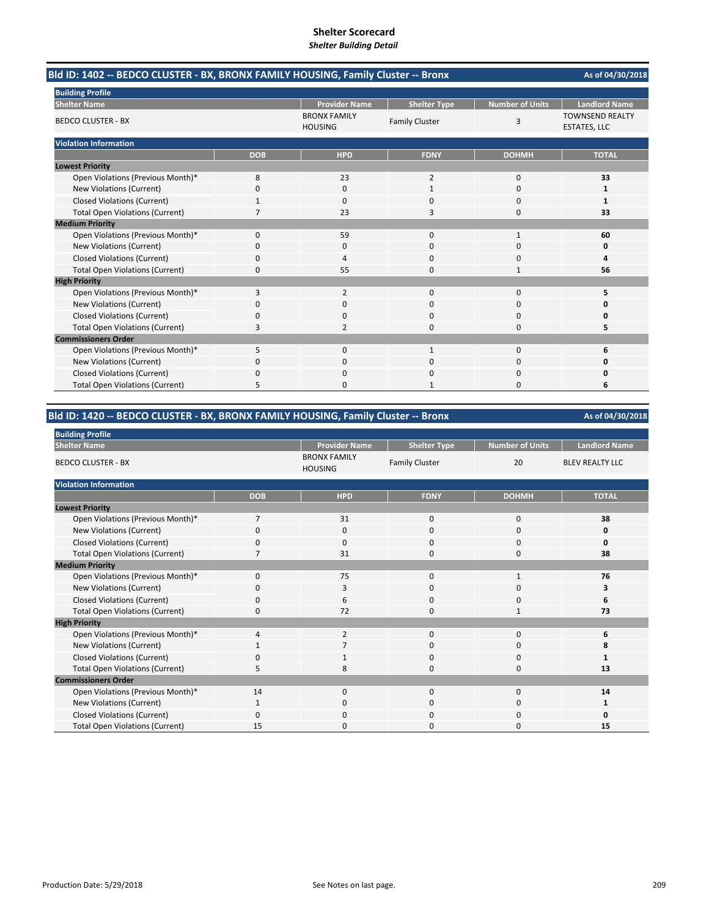# Shelter Scorecard
*Shelter Building Detail*

## Bld ID: 1402 -- BEDCO CLUSTER - BX, BRONX FAMILY HOUSING, Family Cluster -- Bronx

As of 04/30/2018

**Building Profile**

| Shelter Name | Provider Name | Shelter Type | Number of Units | Landlord Name |
|---|---|---|---|---|
| BEDCO CLUSTER - BX | BRONX FAMILY HOUSING | Family Cluster | 3 | TOWNSEND REALTY ESTATES, LLC |

**Violation Information**

| | DOB | HPD | FDNY | DOHMH | TOTAL |
|---|---|---|---|---|---|
| **Lowest Priority** | | | | | |
| Open Violations (Previous Month)* | 8 | 23 | 2 | 0 | **33** |
| New Violations (Current) | 0 | 0 | 1 | 0 | **1** |
| Closed Violations (Current) | 1 | 0 | 0 | 0 | **1** |
| Total Open Violations (Current) | 7 | 23 | 3 | 0 | **33** |
| **Medium Priority** | | | | | |
| Open Violations (Previous Month)* | 0 | 59 | 0 | 1 | **60** |
| New Violations (Current) | 0 | 0 | 0 | 0 | **0** |
| Closed Violations (Current) | 0 | 4 | 0 | 0 | **4** |
| Total Open Violations (Current) | 0 | 55 | 0 | 1 | **56** |
| **High Priority** | | | | | |
| Open Violations (Previous Month)* | 3 | 2 | 0 | 0 | **5** |
| New Violations (Current) | 0 | 0 | 0 | 0 | **0** |
| Closed Violations (Current) | 0 | 0 | 0 | 0 | **0** |
| Total Open Violations (Current) | 3 | 2 | 0 | 0 | **5** |
| **Commissioners Order** | | | | | |
| Open Violations (Previous Month)* | 5 | 0 | 1 | 0 | **6** |
| New Violations (Current) | 0 | 0 | 0 | 0 | **0** |
| Closed Violations (Current) | 0 | 0 | 0 | 0 | **0** |
| Total Open Violations (Current) | 5 | 0 | 1 | 0 | **6** |

## Bld ID: 1420 -- BEDCO CLUSTER - BX, BRONX FAMILY HOUSING, Family Cluster -- Bronx

As of 04/30/2018

**Building Profile**

| Shelter Name | Provider Name | Shelter Type | Number of Units | Landlord Name |
|---|---|---|---|---|
| BEDCO CLUSTER - BX | BRONX FAMILY HOUSING | Family Cluster | 20 | BLEV REALTY LLC |

**Violation Information**

| | DOB | HPD | FDNY | DOHMH | TOTAL |
|---|---|---|---|---|---|
| **Lowest Priority** | | | | | |
| Open Violations (Previous Month)* | 7 | 31 | 0 | 0 | **38** |
| New Violations (Current) | 0 | 0 | 0 | 0 | **0** |
| Closed Violations (Current) | 0 | 0 | 0 | 0 | **0** |
| Total Open Violations (Current) | 7 | 31 | 0 | 0 | **38** |
| **Medium Priority** | | | | | |
| Open Violations (Previous Month)* | 0 | 75 | 0 | 1 | **76** |
| New Violations (Current) | 0 | 3 | 0 | 0 | **3** |
| Closed Violations (Current) | 0 | 6 | 0 | 0 | **6** |
| Total Open Violations (Current) | 0 | 72 | 0 | 1 | **73** |
| **High Priority** | | | | | |
| Open Violations (Previous Month)* | 4 | 2 | 0 | 0 | **6** |
| New Violations (Current) | 1 | 7 | 0 | 0 | **8** |
| Closed Violations (Current) | 0 | 1 | 0 | 0 | **1** |
| Total Open Violations (Current) | 5 | 8 | 0 | 0 | **13** |
| **Commissioners Order** | | | | | |
| Open Violations (Previous Month)* | 14 | 0 | 0 | 0 | **14** |
| New Violations (Current) | 1 | 0 | 0 | 0 | **1** |
| Closed Violations (Current) | 0 | 0 | 0 | 0 | **0** |
| Total Open Violations (Current) | 15 | 0 | 0 | 0 | **15** |

Production Date: 5/29/2018

See Notes on last page.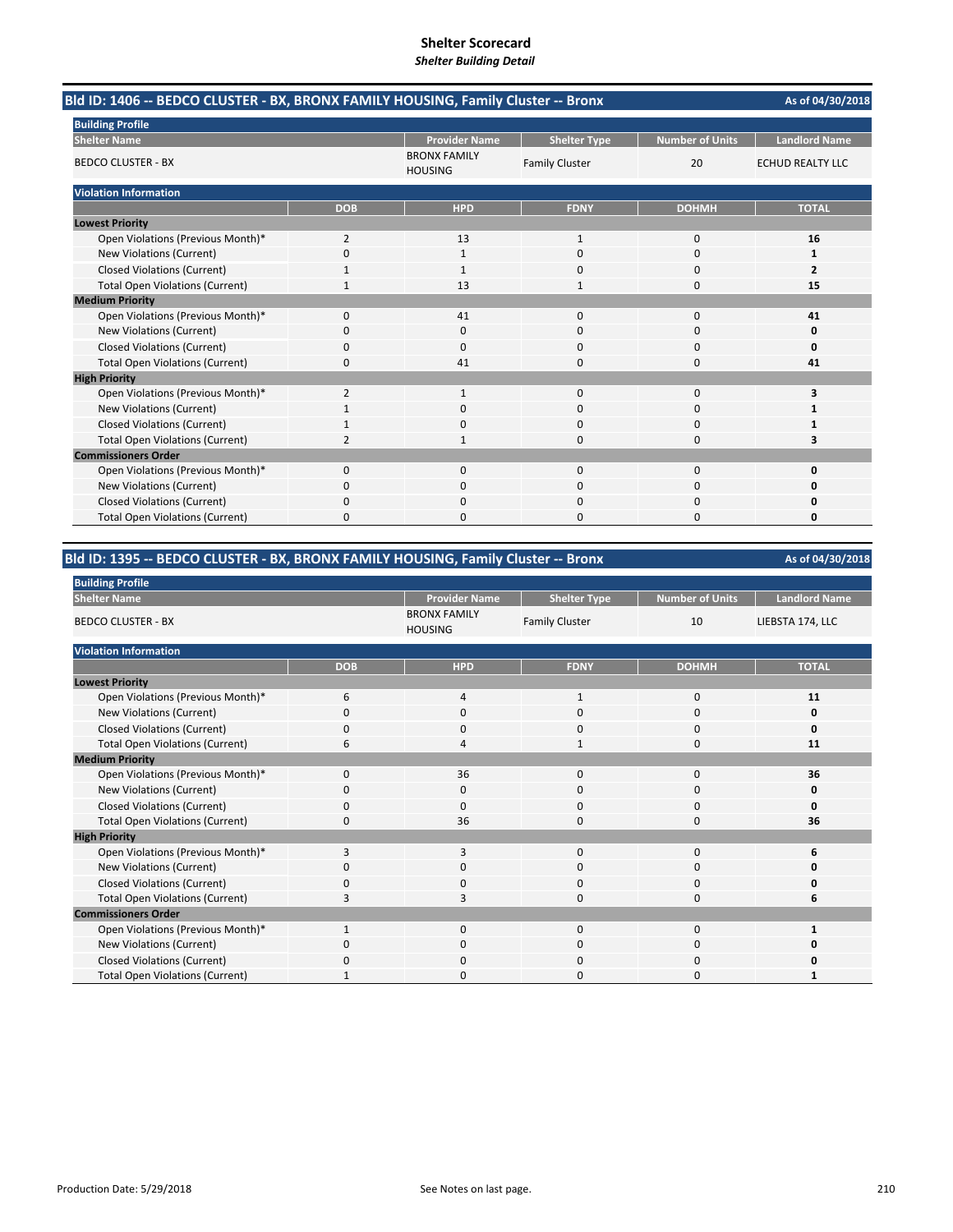# Shelter Scorecard
*Shelter Building Detail*

## Bld ID: 1406 -- BEDCO CLUSTER - BX, BRONX FAMILY HOUSING, Family Cluster -- Bronx

As of 04/30/2018

**Building Profile**

| Shelter Name | Provider Name | Shelter Type | Number of Units | Landlord Name |
|---|---|---|---|---|
| BEDCO CLUSTER - BX | BRONX FAMILY HOUSING | Family Cluster | 20 | ECHUD REALTY LLC |

**Violation Information**

| | DOB | HPD | FDNY | DOHMH | TOTAL |
|---|---|---|---|---|---|
| **Lowest Priority** | | | | | |
| Open Violations (Previous Month)* | 2 | 13 | 1 | 0 | **16** |
| New Violations (Current) | 0 | 1 | 0 | 0 | **1** |
| Closed Violations (Current) | 1 | 1 | 0 | 0 | **2** |
| Total Open Violations (Current) | 1 | 13 | 1 | 0 | **15** |
| **Medium Priority** | | | | | |
| Open Violations (Previous Month)* | 0 | 41 | 0 | 0 | **41** |
| New Violations (Current) | 0 | 0 | 0 | 0 | **0** |
| Closed Violations (Current) | 0 | 0 | 0 | 0 | **0** |
| Total Open Violations (Current) | 0 | 41 | 0 | 0 | **41** |
| **High Priority** | | | | | |
| Open Violations (Previous Month)* | 2 | 1 | 0 | 0 | **3** |
| New Violations (Current) | 1 | 0 | 0 | 0 | **1** |
| Closed Violations (Current) | 1 | 0 | 0 | 0 | **1** |
| Total Open Violations (Current) | 2 | 1 | 0 | 0 | **3** |
| **Commissioners Order** | | | | | |
| Open Violations (Previous Month)* | 0 | 0 | 0 | 0 | **0** |
| New Violations (Current) | 0 | 0 | 0 | 0 | **0** |
| Closed Violations (Current) | 0 | 0 | 0 | 0 | **0** |
| Total Open Violations (Current) | 0 | 0 | 0 | 0 | **0** |

## Bld ID: 1395 -- BEDCO CLUSTER - BX, BRONX FAMILY HOUSING, Family Cluster -- Bronx

As of 04/30/2018

**Building Profile**

| Shelter Name | Provider Name | Shelter Type | Number of Units | Landlord Name |
|---|---|---|---|---|
| BEDCO CLUSTER - BX | BRONX FAMILY HOUSING | Family Cluster | 10 | LIEBSTA 174, LLC |

**Violation Information**

| | DOB | HPD | FDNY | DOHMH | TOTAL |
|---|---|---|---|---|---|
| **Lowest Priority** | | | | | |
| Open Violations (Previous Month)* | 6 | 4 | 1 | 0 | **11** |
| New Violations (Current) | 0 | 0 | 0 | 0 | **0** |
| Closed Violations (Current) | 0 | 0 | 0 | 0 | **0** |
| Total Open Violations (Current) | 6 | 4 | 1 | 0 | **11** |
| **Medium Priority** | | | | | |
| Open Violations (Previous Month)* | 0 | 36 | 0 | 0 | **36** |
| New Violations (Current) | 0 | 0 | 0 | 0 | **0** |
| Closed Violations (Current) | 0 | 0 | 0 | 0 | **0** |
| Total Open Violations (Current) | 0 | 36 | 0 | 0 | **36** |
| **High Priority** | | | | | |
| Open Violations (Previous Month)* | 3 | 3 | 0 | 0 | **6** |
| New Violations (Current) | 0 | 0 | 0 | 0 | **0** |
| Closed Violations (Current) | 0 | 0 | 0 | 0 | **0** |
| Total Open Violations (Current) | 3 | 3 | 0 | 0 | **6** |
| **Commissioners Order** | | | | | |
| Open Violations (Previous Month)* | 1 | 0 | 0 | 0 | **1** |
| New Violations (Current) | 0 | 0 | 0 | 0 | **0** |
| Closed Violations (Current) | 0 | 0 | 0 | 0 | **0** |
| Total Open Violations (Current) | 1 | 0 | 0 | 0 | **1** |

Production Date: 5/29/2018

See Notes on last page.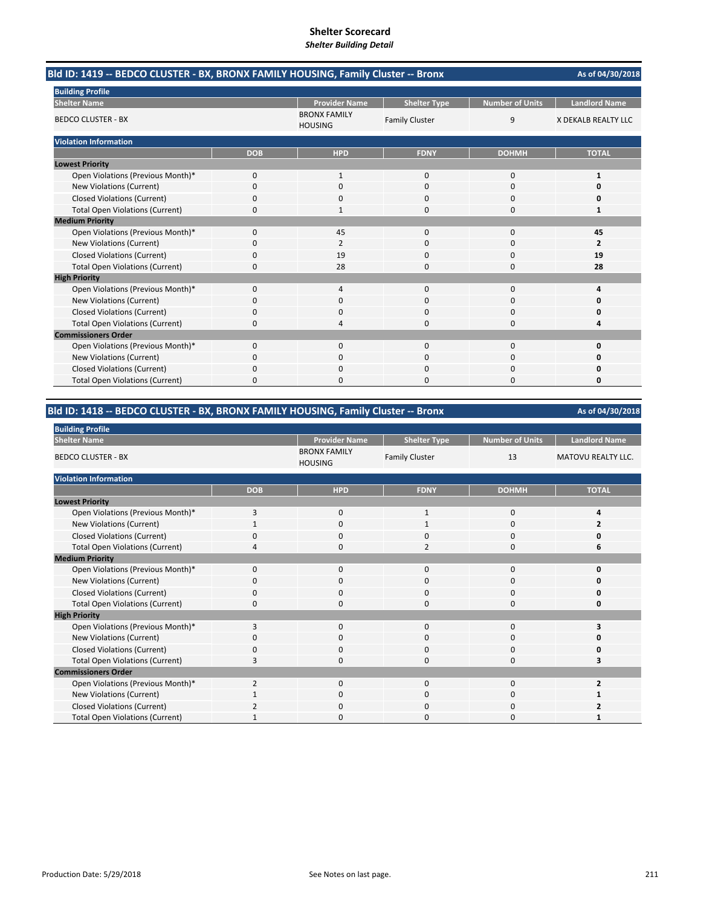# Shelter Scorecard
*Shelter Building Detail*

## Bld ID: 1419 -- BEDCO CLUSTER - BX, BRONX FAMILY HOUSING, Family Cluster -- Bronx

As of 04/30/2018

**Building Profile**

| Shelter Name | Provider Name | Shelter Type | Number of Units | Landlord Name |
|---|---|---|---|---|
| BEDCO CLUSTER - BX | BRONX FAMILY HOUSING | Family Cluster | 9 | X DEKALB REALTY LLC |

**Violation Information**

| | DOB | HPD | FDNY | DOHMH | TOTAL |
|---|---|---|---|---|---|
| **Lowest Priority** | | | | | |
| Open Violations (Previous Month)* | 0 | 1 | 0 | 0 | **1** |
| New Violations (Current) | 0 | 0 | 0 | 0 | **0** |
| Closed Violations (Current) | 0 | 0 | 0 | 0 | **0** |
| Total Open Violations (Current) | 0 | 1 | 0 | 0 | **1** |
| **Medium Priority** | | | | | |
| Open Violations (Previous Month)* | 0 | 45 | 0 | 0 | **45** |
| New Violations (Current) | 0 | 2 | 0 | 0 | **2** |
| Closed Violations (Current) | 0 | 19 | 0 | 0 | **19** |
| Total Open Violations (Current) | 0 | 28 | 0 | 0 | **28** |
| **High Priority** | | | | | |
| Open Violations (Previous Month)* | 0 | 4 | 0 | 0 | **4** |
| New Violations (Current) | 0 | 0 | 0 | 0 | **0** |
| Closed Violations (Current) | 0 | 0 | 0 | 0 | **0** |
| Total Open Violations (Current) | 0 | 4 | 0 | 0 | **4** |
| **Commissioners Order** | | | | | |
| Open Violations (Previous Month)* | 0 | 0 | 0 | 0 | **0** |
| New Violations (Current) | 0 | 0 | 0 | 0 | **0** |
| Closed Violations (Current) | 0 | 0 | 0 | 0 | **0** |
| Total Open Violations (Current) | 0 | 0 | 0 | 0 | **0** |

## Bld ID: 1418 -- BEDCO CLUSTER - BX, BRONX FAMILY HOUSING, Family Cluster -- Bronx

As of 04/30/2018

**Building Profile**

| Shelter Name | Provider Name | Shelter Type | Number of Units | Landlord Name |
|---|---|---|---|---|
| BEDCO CLUSTER - BX | BRONX FAMILY HOUSING | Family Cluster | 13 | MATOVU REALTY LLC. |

**Violation Information**

| | DOB | HPD | FDNY | DOHMH | TOTAL |
|---|---|---|---|---|---|
| **Lowest Priority** | | | | | |
| Open Violations (Previous Month)* | 3 | 0 | 1 | 0 | **4** |
| New Violations (Current) | 1 | 0 | 1 | 0 | **2** |
| Closed Violations (Current) | 0 | 0 | 0 | 0 | **0** |
| Total Open Violations (Current) | 4 | 0 | 2 | 0 | **6** |
| **Medium Priority** | | | | | |
| Open Violations (Previous Month)* | 0 | 0 | 0 | 0 | **0** |
| New Violations (Current) | 0 | 0 | 0 | 0 | **0** |
| Closed Violations (Current) | 0 | 0 | 0 | 0 | **0** |
| Total Open Violations (Current) | 0 | 0 | 0 | 0 | **0** |
| **High Priority** | | | | | |
| Open Violations (Previous Month)* | 3 | 0 | 0 | 0 | **3** |
| New Violations (Current) | 0 | 0 | 0 | 0 | **0** |
| Closed Violations (Current) | 0 | 0 | 0 | 0 | **0** |
| Total Open Violations (Current) | 3 | 0 | 0 | 0 | **3** |
| **Commissioners Order** | | | | | |
| Open Violations (Previous Month)* | 2 | 0 | 0 | 0 | **2** |
| New Violations (Current) | 1 | 0 | 0 | 0 | **1** |
| Closed Violations (Current) | 2 | 0 | 0 | 0 | **2** |
| Total Open Violations (Current) | 1 | 0 | 0 | 0 | **1** |

Production Date: 5/29/2018

See Notes on last page.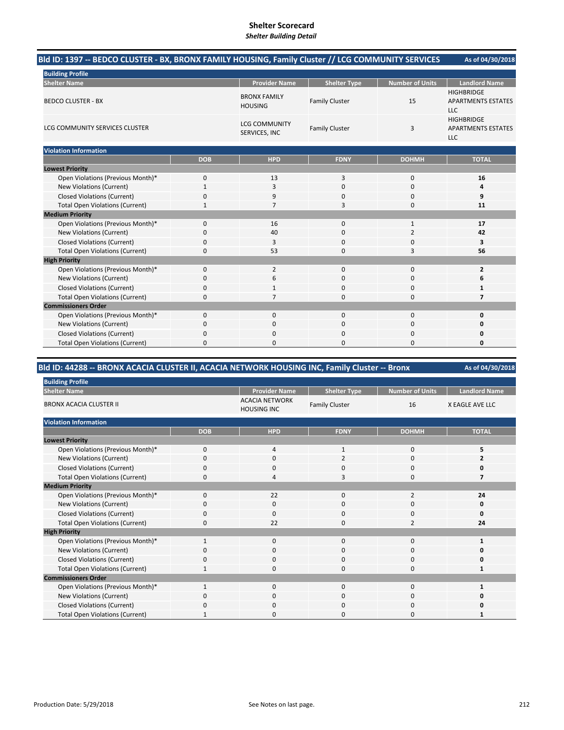# Shelter Scorecard
*Shelter Building Detail*

## Bld ID: 1397 -- BEDCO CLUSTER - BX, BRONX FAMILY HOUSING, Family Cluster // LCG COMMUNITY SERVICES

As of 04/30/2018

**Building Profile**

| Shelter Name | Provider Name | Shelter Type | Number of Units | Landlord Name |
|---|---|---|---|---|
| BEDCO CLUSTER - BX | BRONX FAMILY HOUSING | Family Cluster | 15 | HIGHBRIDGE APARTMENTS ESTATES LLC |
| LCG COMMUNITY SERVICES CLUSTER | LCG COMMUNITY SERVICES, INC | Family Cluster | 3 | HIGHBRIDGE APARTMENTS ESTATES LLC |

**Violation Information**

| | DOB | HPD | FDNY | DOHMH | TOTAL |
|---|---|---|---|---|---|
| **Lowest Priority** | | | | | |
| Open Violations (Previous Month)* | 0 | 13 | 3 | 0 | **16** |
| New Violations (Current) | 1 | 3 | 0 | 0 | **4** |
| Closed Violations (Current) | 0 | 9 | 0 | 0 | **9** |
| Total Open Violations (Current) | 1 | 7 | 3 | 0 | **11** |
| **Medium Priority** | | | | | |
| Open Violations (Previous Month)* | 0 | 16 | 0 | 1 | **17** |
| New Violations (Current) | 0 | 40 | 0 | 2 | **42** |
| Closed Violations (Current) | 0 | 3 | 0 | 0 | **3** |
| Total Open Violations (Current) | 0 | 53 | 0 | 3 | **56** |
| **High Priority** | | | | | |
| Open Violations (Previous Month)* | 0 | 2 | 0 | 0 | **2** |
| New Violations (Current) | 0 | 6 | 0 | 0 | **6** |
| Closed Violations (Current) | 0 | 1 | 0 | 0 | **1** |
| Total Open Violations (Current) | 0 | 7 | 0 | 0 | **7** |
| **Commissioners Order** | | | | | |
| Open Violations (Previous Month)* | 0 | 0 | 0 | 0 | **0** |
| New Violations (Current) | 0 | 0 | 0 | 0 | **0** |
| Closed Violations (Current) | 0 | 0 | 0 | 0 | **0** |
| Total Open Violations (Current) | 0 | 0 | 0 | 0 | **0** |

## Bld ID: 44288 -- BRONX ACACIA CLUSTER II, ACACIA NETWORK HOUSING INC, Family Cluster -- Bronx

As of 04/30/2018

**Building Profile**

| Shelter Name | Provider Name | Shelter Type | Number of Units | Landlord Name |
|---|---|---|---|---|
| BRONX ACACIA CLUSTER II | ACACIA NETWORK HOUSING INC | Family Cluster | 16 | X EAGLE AVE LLC |

**Violation Information**

| | DOB | HPD | FDNY | DOHMH | TOTAL |
|---|---|---|---|---|---|
| **Lowest Priority** | | | | | |
| Open Violations (Previous Month)* | 0 | 4 | 1 | 0 | **5** |
| New Violations (Current) | 0 | 0 | 2 | 0 | **2** |
| Closed Violations (Current) | 0 | 0 | 0 | 0 | **0** |
| Total Open Violations (Current) | 0 | 4 | 3 | 0 | **7** |
| **Medium Priority** | | | | | |
| Open Violations (Previous Month)* | 0 | 22 | 0 | 2 | **24** |
| New Violations (Current) | 0 | 0 | 0 | 0 | **0** |
| Closed Violations (Current) | 0 | 0 | 0 | 0 | **0** |
| Total Open Violations (Current) | 0 | 22 | 0 | 2 | **24** |
| **High Priority** | | | | | |
| Open Violations (Previous Month)* | 1 | 0 | 0 | 0 | **1** |
| New Violations (Current) | 0 | 0 | 0 | 0 | **0** |
| Closed Violations (Current) | 0 | 0 | 0 | 0 | **0** |
| Total Open Violations (Current) | 1 | 0 | 0 | 0 | **1** |
| **Commissioners Order** | | | | | |
| Open Violations (Previous Month)* | 1 | 0 | 0 | 0 | **1** |
| New Violations (Current) | 0 | 0 | 0 | 0 | **0** |
| Closed Violations (Current) | 0 | 0 | 0 | 0 | **0** |
| Total Open Violations (Current) | 1 | 0 | 0 | 0 | **1** |

Production Date: 5/29/2018

See Notes on last page.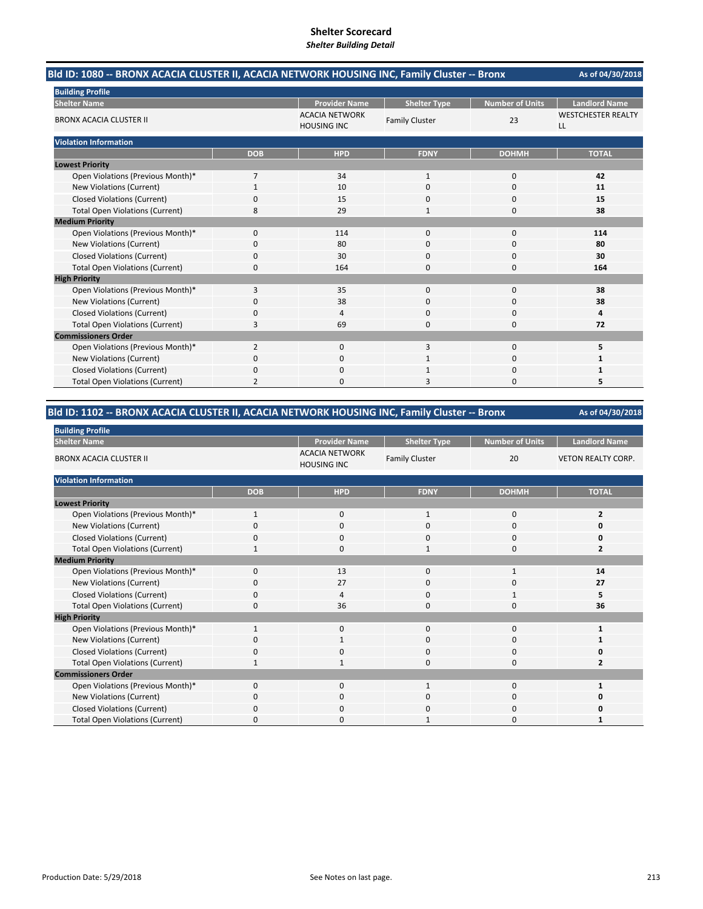# Shelter Scorecard

*Shelter Building Detail*

## Bld ID: 1080 -- BRONX ACACIA CLUSTER II, ACACIA NETWORK HOUSING INC, Family Cluster -- Bronx

As of 04/30/2018

**Building Profile**

| Shelter Name | Provider Name | Shelter Type | Number of Units | Landlord Name |
|---|---|---|---|---|
| BRONX ACACIA CLUSTER II | ACACIA NETWORK HOUSING INC | Family Cluster | 23 | WESTCHESTER REALTY LL |

**Violation Information**

| | DOB | HPD | FDNY | DOHMH | TOTAL |
|---|---|---|---|---|---|
| **Lowest Priority** | | | | | |
| Open Violations (Previous Month)* | 7 | 34 | 1 | 0 | **42** |
| New Violations (Current) | 1 | 10 | 0 | 0 | **11** |
| Closed Violations (Current) | 0 | 15 | 0 | 0 | **15** |
| Total Open Violations (Current) | 8 | 29 | 1 | 0 | **38** |
| **Medium Priority** | | | | | |
| Open Violations (Previous Month)* | 0 | 114 | 0 | 0 | **114** |
| New Violations (Current) | 0 | 80 | 0 | 0 | **80** |
| Closed Violations (Current) | 0 | 30 | 0 | 0 | **30** |
| Total Open Violations (Current) | 0 | 164 | 0 | 0 | **164** |
| **High Priority** | | | | | |
| Open Violations (Previous Month)* | 3 | 35 | 0 | 0 | **38** |
| New Violations (Current) | 0 | 38 | 0 | 0 | **38** |
| Closed Violations (Current) | 0 | 4 | 0 | 0 | **4** |
| Total Open Violations (Current) | 3 | 69 | 0 | 0 | **72** |
| **Commissioners Order** | | | | | |
| Open Violations (Previous Month)* | 2 | 0 | 3 | 0 | **5** |
| New Violations (Current) | 0 | 0 | 1 | 0 | **1** |
| Closed Violations (Current) | 0 | 0 | 1 | 0 | **1** |
| Total Open Violations (Current) | 2 | 0 | 3 | 0 | **5** |

## Bld ID: 1102 -- BRONX ACACIA CLUSTER II, ACACIA NETWORK HOUSING INC, Family Cluster -- Bronx

As of 04/30/2018

**Building Profile**

| Shelter Name | Provider Name | Shelter Type | Number of Units | Landlord Name |
|---|---|---|---|---|
| BRONX ACACIA CLUSTER II | ACACIA NETWORK HOUSING INC | Family Cluster | 20 | VETON REALTY CORP. |

**Violation Information**

| | DOB | HPD | FDNY | DOHMH | TOTAL |
|---|---|---|---|---|---|
| **Lowest Priority** | | | | | |
| Open Violations (Previous Month)* | 1 | 0 | 1 | 0 | **2** |
| New Violations (Current) | 0 | 0 | 0 | 0 | **0** |
| Closed Violations (Current) | 0 | 0 | 0 | 0 | **0** |
| Total Open Violations (Current) | 1 | 0 | 1 | 0 | **2** |
| **Medium Priority** | | | | | |
| Open Violations (Previous Month)* | 0 | 13 | 0 | 1 | **14** |
| New Violations (Current) | 0 | 27 | 0 | 0 | **27** |
| Closed Violations (Current) | 0 | 4 | 0 | 1 | **5** |
| Total Open Violations (Current) | 0 | 36 | 0 | 0 | **36** |
| **High Priority** | | | | | |
| Open Violations (Previous Month)* | 1 | 0 | 0 | 0 | **1** |
| New Violations (Current) | 0 | 1 | 0 | 0 | **1** |
| Closed Violations (Current) | 0 | 0 | 0 | 0 | **0** |
| Total Open Violations (Current) | 1 | 1 | 0 | 0 | **2** |
| **Commissioners Order** | | | | | |
| Open Violations (Previous Month)* | 0 | 0 | 1 | 0 | **1** |
| New Violations (Current) | 0 | 0 | 0 | 0 | **0** |
| Closed Violations (Current) | 0 | 0 | 0 | 0 | **0** |
| Total Open Violations (Current) | 0 | 0 | 1 | 0 | **1** |

Production Date: 5/29/2018

See Notes on last page.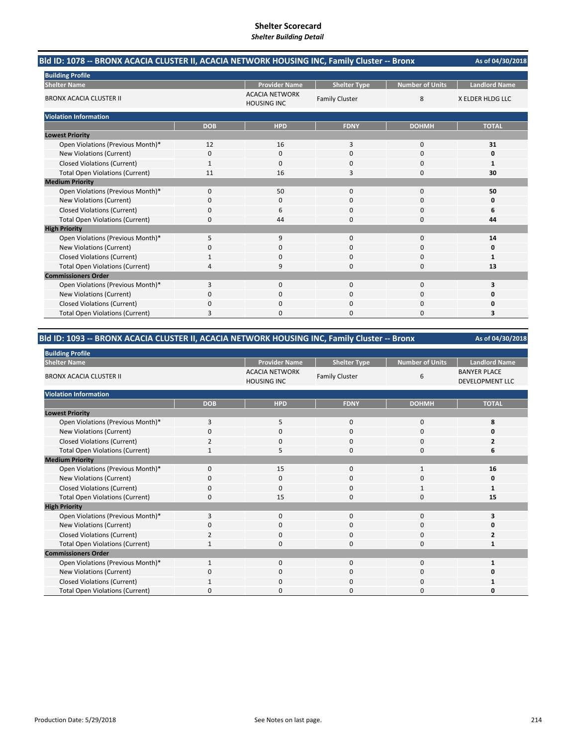# Shelter Scorecard

*Shelter Building Detail*

## Bld ID: 1078 -- BRONX ACACIA CLUSTER II, ACACIA NETWORK HOUSING INC, Family Cluster -- Bronx

As of 04/30/2018

**Building Profile**

| Shelter Name | Provider Name | Shelter Type | Number of Units | Landlord Name |
|---|---|---|---|---|
| BRONX ACACIA CLUSTER II | ACACIA NETWORK HOUSING INC | Family Cluster | 8 | X ELDER HLDG LLC |

**Violation Information**

| | DOB | HPD | FDNY | DOHMH | TOTAL |
|---|---|---|---|---|---|
| **Lowest Priority** | | | | | |
| Open Violations (Previous Month)* | 12 | 16 | 3 | 0 | **31** |
| New Violations (Current) | 0 | 0 | 0 | 0 | **0** |
| Closed Violations (Current) | 1 | 0 | 0 | 0 | **1** |
| Total Open Violations (Current) | 11 | 16 | 3 | 0 | **30** |
| **Medium Priority** | | | | | |
| Open Violations (Previous Month)* | 0 | 50 | 0 | 0 | **50** |
| New Violations (Current) | 0 | 0 | 0 | 0 | **0** |
| Closed Violations (Current) | 0 | 6 | 0 | 0 | **6** |
| Total Open Violations (Current) | 0 | 44 | 0 | 0 | **44** |
| **High Priority** | | | | | |
| Open Violations (Previous Month)* | 5 | 9 | 0 | 0 | **14** |
| New Violations (Current) | 0 | 0 | 0 | 0 | **0** |
| Closed Violations (Current) | 1 | 0 | 0 | 0 | **1** |
| Total Open Violations (Current) | 4 | 9 | 0 | 0 | **13** |
| **Commissioners Order** | | | | | |
| Open Violations (Previous Month)* | 3 | 0 | 0 | 0 | **3** |
| New Violations (Current) | 0 | 0 | 0 | 0 | **0** |
| Closed Violations (Current) | 0 | 0 | 0 | 0 | **0** |
| Total Open Violations (Current) | 3 | 0 | 0 | 0 | **3** |

## Bld ID: 1093 -- BRONX ACACIA CLUSTER II, ACACIA NETWORK HOUSING INC, Family Cluster -- Bronx

As of 04/30/2018

**Building Profile**

| Shelter Name | Provider Name | Shelter Type | Number of Units | Landlord Name |
|---|---|---|---|---|
| BRONX ACACIA CLUSTER II | ACACIA NETWORK HOUSING INC | Family Cluster | 6 | BANYER PLACE DEVELOPMENT LLC |

**Violation Information**

| | DOB | HPD | FDNY | DOHMH | TOTAL |
|---|---|---|---|---|---|
| **Lowest Priority** | | | | | |
| Open Violations (Previous Month)* | 3 | 5 | 0 | 0 | **8** |
| New Violations (Current) | 0 | 0 | 0 | 0 | **0** |
| Closed Violations (Current) | 2 | 0 | 0 | 0 | **2** |
| Total Open Violations (Current) | 1 | 5 | 0 | 0 | **6** |
| **Medium Priority** | | | | | |
| Open Violations (Previous Month)* | 0 | 15 | 0 | 1 | **16** |
| New Violations (Current) | 0 | 0 | 0 | 0 | **0** |
| Closed Violations (Current) | 0 | 0 | 0 | 1 | **1** |
| Total Open Violations (Current) | 0 | 15 | 0 | 0 | **15** |
| **High Priority** | | | | | |
| Open Violations (Previous Month)* | 3 | 0 | 0 | 0 | **3** |
| New Violations (Current) | 0 | 0 | 0 | 0 | **0** |
| Closed Violations (Current) | 2 | 0 | 0 | 0 | **2** |
| Total Open Violations (Current) | 1 | 0 | 0 | 0 | **1** |
| **Commissioners Order** | | | | | |
| Open Violations (Previous Month)* | 1 | 0 | 0 | 0 | **1** |
| New Violations (Current) | 0 | 0 | 0 | 0 | **0** |
| Closed Violations (Current) | 1 | 0 | 0 | 0 | **1** |
| Total Open Violations (Current) | 0 | 0 | 0 | 0 | **0** |

Production Date: 5/29/2018

See Notes on last page.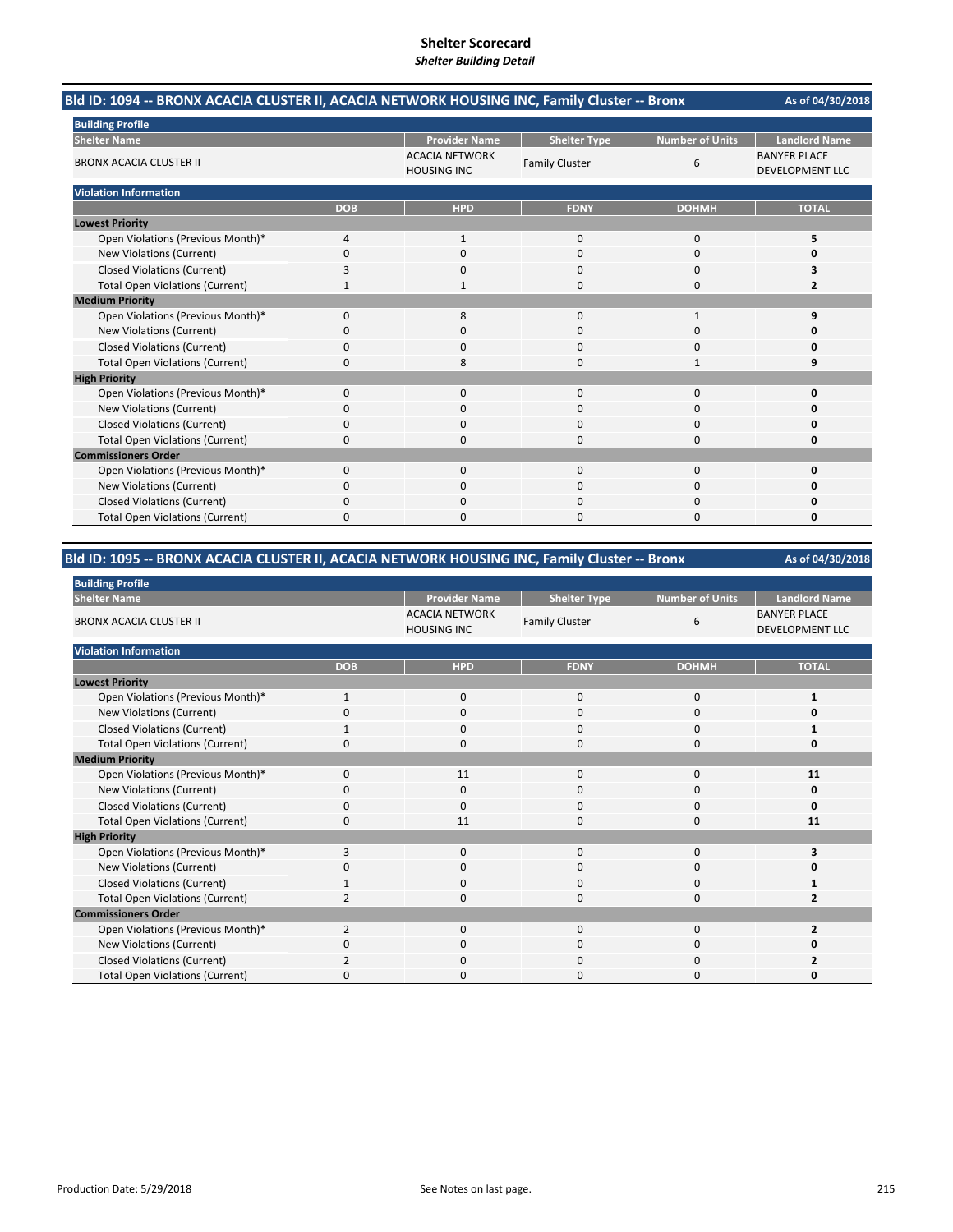# Shelter Scorecard
*Shelter Building Detail*

## Bld ID: 1094 -- BRONX ACACIA CLUSTER II, ACACIA NETWORK HOUSING INC, Family Cluster -- Bronx

As of 04/30/2018

**Building Profile**

| Shelter Name | Provider Name | Shelter Type | Number of Units | Landlord Name |
|---|---|---|---|---|
| BRONX ACACIA CLUSTER II | ACACIA NETWORK HOUSING INC | Family Cluster | 6 | BANYER PLACE DEVELOPMENT LLC |

**Violation Information**

| | DOB | HPD | FDNY | DOHMH | TOTAL |
|---|---|---|---|---|---|
| **Lowest Priority** | | | | | |
| Open Violations (Previous Month)* | 4 | 1 | 0 | 0 | **5** |
| New Violations (Current) | 0 | 0 | 0 | 0 | **0** |
| Closed Violations (Current) | 3 | 0 | 0 | 0 | **3** |
| Total Open Violations (Current) | 1 | 1 | 0 | 0 | **2** |
| **Medium Priority** | | | | | |
| Open Violations (Previous Month)* | 0 | 8 | 0 | 1 | **9** |
| New Violations (Current) | 0 | 0 | 0 | 0 | **0** |
| Closed Violations (Current) | 0 | 0 | 0 | 0 | **0** |
| Total Open Violations (Current) | 0 | 8 | 0 | 1 | **9** |
| **High Priority** | | | | | |
| Open Violations (Previous Month)* | 0 | 0 | 0 | 0 | **0** |
| New Violations (Current) | 0 | 0 | 0 | 0 | **0** |
| Closed Violations (Current) | 0 | 0 | 0 | 0 | **0** |
| Total Open Violations (Current) | 0 | 0 | 0 | 0 | **0** |
| **Commissioners Order** | | | | | |
| Open Violations (Previous Month)* | 0 | 0 | 0 | 0 | **0** |
| New Violations (Current) | 0 | 0 | 0 | 0 | **0** |
| Closed Violations (Current) | 0 | 0 | 0 | 0 | **0** |
| Total Open Violations (Current) | 0 | 0 | 0 | 0 | **0** |

## Bld ID: 1095 -- BRONX ACACIA CLUSTER II, ACACIA NETWORK HOUSING INC, Family Cluster -- Bronx

As of 04/30/2018

**Building Profile**

| Shelter Name | Provider Name | Shelter Type | Number of Units | Landlord Name |
|---|---|---|---|---|
| BRONX ACACIA CLUSTER II | ACACIA NETWORK HOUSING INC | Family Cluster | 6 | BANYER PLACE DEVELOPMENT LLC |

**Violation Information**

| | DOB | HPD | FDNY | DOHMH | TOTAL |
|---|---|---|---|---|---|
| **Lowest Priority** | | | | | |
| Open Violations (Previous Month)* | 1 | 0 | 0 | 0 | **1** |
| New Violations (Current) | 0 | 0 | 0 | 0 | **0** |
| Closed Violations (Current) | 1 | 0 | 0 | 0 | **1** |
| Total Open Violations (Current) | 0 | 0 | 0 | 0 | **0** |
| **Medium Priority** | | | | | |
| Open Violations (Previous Month)* | 0 | 11 | 0 | 0 | **11** |
| New Violations (Current) | 0 | 0 | 0 | 0 | **0** |
| Closed Violations (Current) | 0 | 0 | 0 | 0 | **0** |
| Total Open Violations (Current) | 0 | 11 | 0 | 0 | **11** |
| **High Priority** | | | | | |
| Open Violations (Previous Month)* | 3 | 0 | 0 | 0 | **3** |
| New Violations (Current) | 0 | 0 | 0 | 0 | **0** |
| Closed Violations (Current) | 1 | 0 | 0 | 0 | **1** |
| Total Open Violations (Current) | 2 | 0 | 0 | 0 | **2** |
| **Commissioners Order** | | | | | |
| Open Violations (Previous Month)* | 2 | 0 | 0 | 0 | **2** |
| New Violations (Current) | 0 | 0 | 0 | 0 | **0** |
| Closed Violations (Current) | 2 | 0 | 0 | 0 | **2** |
| Total Open Violations (Current) | 0 | 0 | 0 | 0 | **0** |

Production Date: 5/29/2018

See Notes on last page.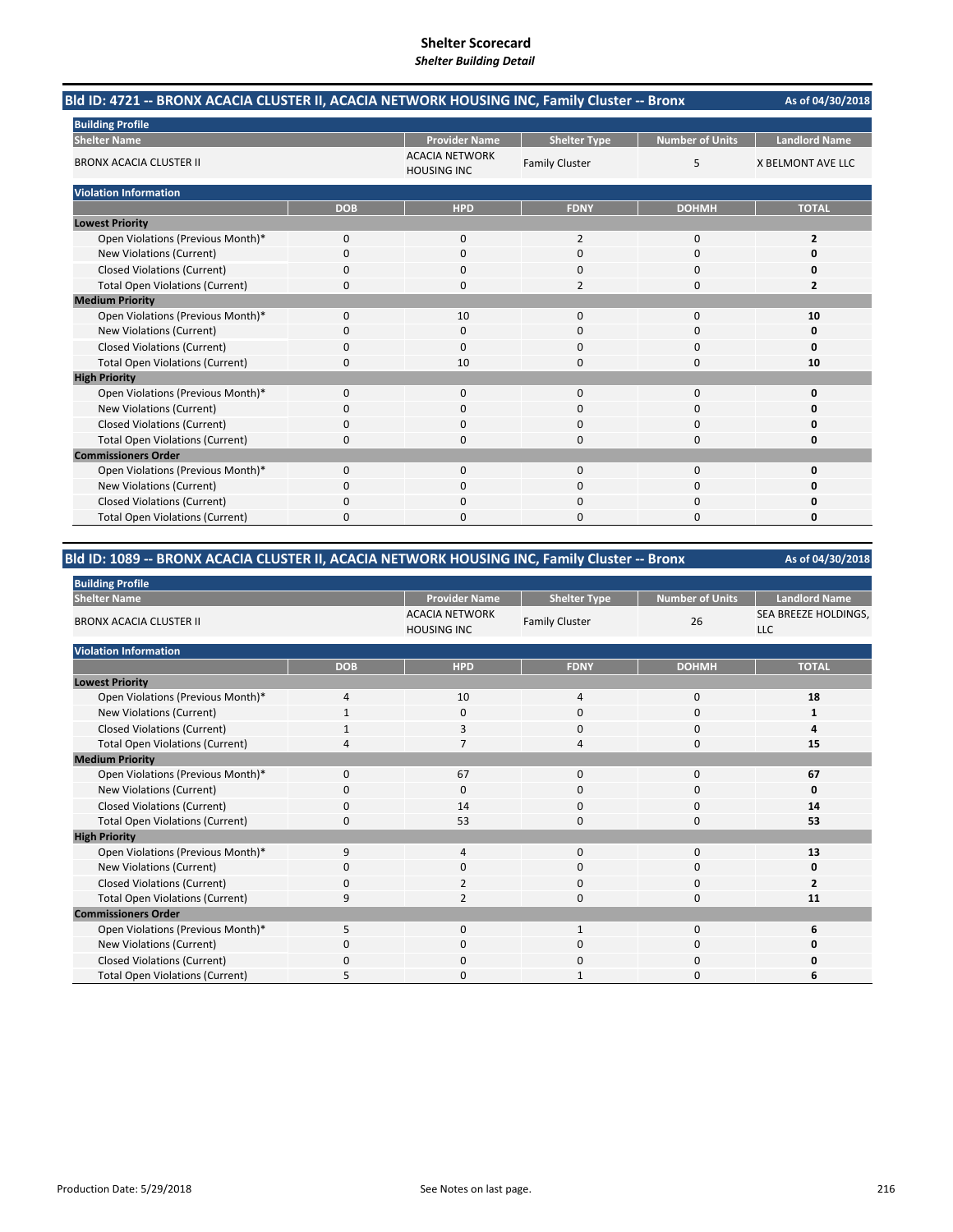# Shelter Scorecard

*Shelter Building Detail*

## Bld ID: 4721 -- BRONX ACACIA CLUSTER II, ACACIA NETWORK HOUSING INC, Family Cluster -- Bronx

As of 04/30/2018

**Building Profile**

| Shelter Name | Provider Name | Shelter Type | Number of Units | Landlord Name |
|---|---|---|---|---|
| BRONX ACACIA CLUSTER II | ACACIA NETWORK HOUSING INC | Family Cluster | 5 | X BELMONT AVE LLC |

**Violation Information**

| | DOB | HPD | FDNY | DOHMH | TOTAL |
|---|---|---|---|---|---|
| **Lowest Priority** | | | | | |
| Open Violations (Previous Month)* | 0 | 0 | 2 | 0 | **2** |
| New Violations (Current) | 0 | 0 | 0 | 0 | **0** |
| Closed Violations (Current) | 0 | 0 | 0 | 0 | **0** |
| Total Open Violations (Current) | 0 | 0 | 2 | 0 | **2** |
| **Medium Priority** | | | | | |
| Open Violations (Previous Month)* | 0 | 10 | 0 | 0 | **10** |
| New Violations (Current) | 0 | 0 | 0 | 0 | **0** |
| Closed Violations (Current) | 0 | 0 | 0 | 0 | **0** |
| Total Open Violations (Current) | 0 | 10 | 0 | 0 | **10** |
| **High Priority** | | | | | |
| Open Violations (Previous Month)* | 0 | 0 | 0 | 0 | **0** |
| New Violations (Current) | 0 | 0 | 0 | 0 | **0** |
| Closed Violations (Current) | 0 | 0 | 0 | 0 | **0** |
| Total Open Violations (Current) | 0 | 0 | 0 | 0 | **0** |
| **Commissioners Order** | | | | | |
| Open Violations (Previous Month)* | 0 | 0 | 0 | 0 | **0** |
| New Violations (Current) | 0 | 0 | 0 | 0 | **0** |
| Closed Violations (Current) | 0 | 0 | 0 | 0 | **0** |
| Total Open Violations (Current) | 0 | 0 | 0 | 0 | **0** |

## Bld ID: 1089 -- BRONX ACACIA CLUSTER II, ACACIA NETWORK HOUSING INC, Family Cluster -- Bronx

As of 04/30/2018

**Building Profile**

| Shelter Name | Provider Name | Shelter Type | Number of Units | Landlord Name |
|---|---|---|---|---|
| BRONX ACACIA CLUSTER II | ACACIA NETWORK HOUSING INC | Family Cluster | 26 | SEA BREEZE HOLDINGS, LLC |

**Violation Information**

| | DOB | HPD | FDNY | DOHMH | TOTAL |
|---|---|---|---|---|---|
| **Lowest Priority** | | | | | |
| Open Violations (Previous Month)* | 4 | 10 | 4 | 0 | **18** |
| New Violations (Current) | 1 | 0 | 0 | 0 | **1** |
| Closed Violations (Current) | 1 | 3 | 0 | 0 | **4** |
| Total Open Violations (Current) | 4 | 7 | 4 | 0 | **15** |
| **Medium Priority** | | | | | |
| Open Violations (Previous Month)* | 0 | 67 | 0 | 0 | **67** |
| New Violations (Current) | 0 | 0 | 0 | 0 | **0** |
| Closed Violations (Current) | 0 | 14 | 0 | 0 | **14** |
| Total Open Violations (Current) | 0 | 53 | 0 | 0 | **53** |
| **High Priority** | | | | | |
| Open Violations (Previous Month)* | 9 | 4 | 0 | 0 | **13** |
| New Violations (Current) | 0 | 0 | 0 | 0 | **0** |
| Closed Violations (Current) | 0 | 2 | 0 | 0 | **2** |
| Total Open Violations (Current) | 9 | 2 | 0 | 0 | **11** |
| **Commissioners Order** | | | | | |
| Open Violations (Previous Month)* | 5 | 0 | 1 | 0 | **6** |
| New Violations (Current) | 0 | 0 | 0 | 0 | **0** |
| Closed Violations (Current) | 0 | 0 | 0 | 0 | **0** |
| Total Open Violations (Current) | 5 | 0 | 1 | 0 | **6** |

Production Date: 5/29/2018

See Notes on last page.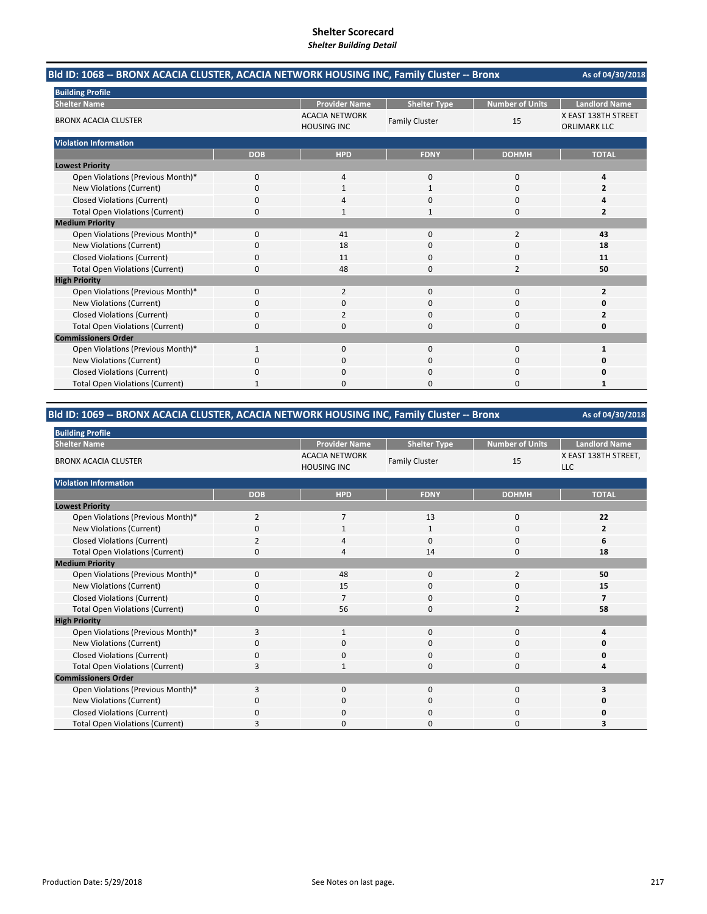# Shelter Scorecard
*Shelter Building Detail*

## Bld ID: 1068 -- BRONX ACACIA CLUSTER, ACACIA NETWORK HOUSING INC, Family Cluster -- Bronx

As of 04/30/2018

**Building Profile**

| Shelter Name | Provider Name | Shelter Type | Number of Units | Landlord Name |
|---|---|---|---|---|
| BRONX ACACIA CLUSTER | ACACIA NETWORK HOUSING INC | Family Cluster | 15 | X EAST 138TH STREET ORLIMARK LLC |

**Violation Information**

| | DOB | HPD | FDNY | DOHMH | TOTAL |
|---|---|---|---|---|---|
| **Lowest Priority** | | | | | |
| Open Violations (Previous Month)* | 0 | 4 | 0 | 0 | **4** |
| New Violations (Current) | 0 | 1 | 1 | 0 | **2** |
| Closed Violations (Current) | 0 | 4 | 0 | 0 | **4** |
| Total Open Violations (Current) | 0 | 1 | 1 | 0 | **2** |
| **Medium Priority** | | | | | |
| Open Violations (Previous Month)* | 0 | 41 | 0 | 2 | **43** |
| New Violations (Current) | 0 | 18 | 0 | 0 | **18** |
| Closed Violations (Current) | 0 | 11 | 0 | 0 | **11** |
| Total Open Violations (Current) | 0 | 48 | 0 | 2 | **50** |
| **High Priority** | | | | | |
| Open Violations (Previous Month)* | 0 | 2 | 0 | 0 | **2** |
| New Violations (Current) | 0 | 0 | 0 | 0 | **0** |
| Closed Violations (Current) | 0 | 2 | 0 | 0 | **2** |
| Total Open Violations (Current) | 0 | 0 | 0 | 0 | **0** |
| **Commissioners Order** | | | | | |
| Open Violations (Previous Month)* | 1 | 0 | 0 | 0 | **1** |
| New Violations (Current) | 0 | 0 | 0 | 0 | **0** |
| Closed Violations (Current) | 0 | 0 | 0 | 0 | **0** |
| Total Open Violations (Current) | 1 | 0 | 0 | 0 | **1** |

## Bld ID: 1069 -- BRONX ACACIA CLUSTER, ACACIA NETWORK HOUSING INC, Family Cluster -- Bronx

As of 04/30/2018

**Building Profile**

| Shelter Name | Provider Name | Shelter Type | Number of Units | Landlord Name |
|---|---|---|---|---|
| BRONX ACACIA CLUSTER | ACACIA NETWORK HOUSING INC | Family Cluster | 15 | X EAST 138TH STREET, LLC |

**Violation Information**

| | DOB | HPD | FDNY | DOHMH | TOTAL |
|---|---|---|---|---|---|
| **Lowest Priority** | | | | | |
| Open Violations (Previous Month)* | 2 | 7 | 13 | 0 | **22** |
| New Violations (Current) | 0 | 1 | 1 | 0 | **2** |
| Closed Violations (Current) | 2 | 4 | 0 | 0 | **6** |
| Total Open Violations (Current) | 0 | 4 | 14 | 0 | **18** |
| **Medium Priority** | | | | | |
| Open Violations (Previous Month)* | 0 | 48 | 0 | 2 | **50** |
| New Violations (Current) | 0 | 15 | 0 | 0 | **15** |
| Closed Violations (Current) | 0 | 7 | 0 | 0 | **7** |
| Total Open Violations (Current) | 0 | 56 | 0 | 2 | **58** |
| **High Priority** | | | | | |
| Open Violations (Previous Month)* | 3 | 1 | 0 | 0 | **4** |
| New Violations (Current) | 0 | 0 | 0 | 0 | **0** |
| Closed Violations (Current) | 0 | 0 | 0 | 0 | **0** |
| Total Open Violations (Current) | 3 | 1 | 0 | 0 | **4** |
| **Commissioners Order** | | | | | |
| Open Violations (Previous Month)* | 3 | 0 | 0 | 0 | **3** |
| New Violations (Current) | 0 | 0 | 0 | 0 | **0** |
| Closed Violations (Current) | 0 | 0 | 0 | 0 | **0** |
| Total Open Violations (Current) | 3 | 0 | 0 | 0 | **3** |

Production Date: 5/29/2018 See Notes on last page.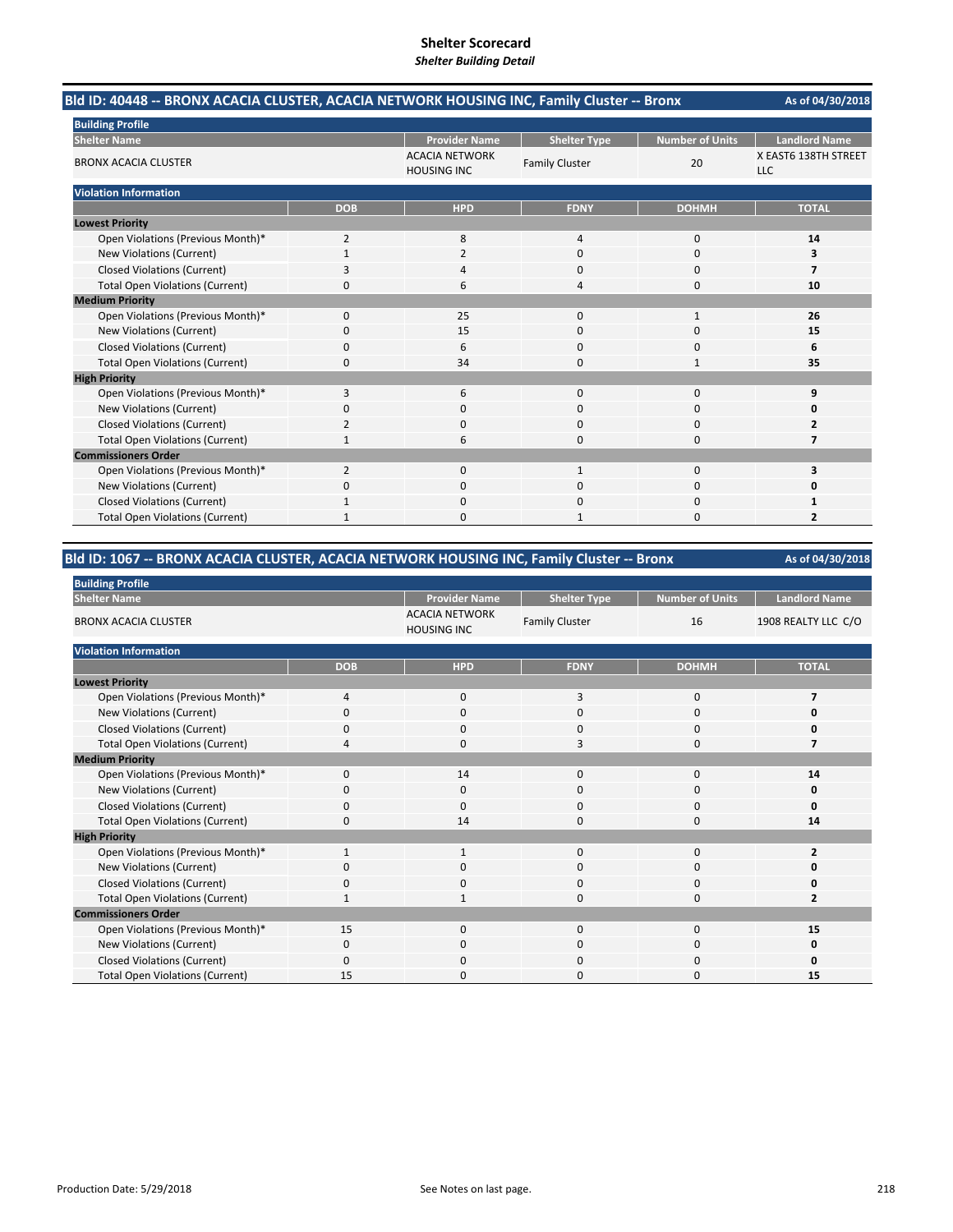# Shelter Scorecard
*Shelter Building Detail*

## Bld ID: 40448 -- BRONX ACACIA CLUSTER, ACACIA NETWORK HOUSING INC, Family Cluster -- Bronx

As of 04/30/2018

**Building Profile**

| Shelter Name | Provider Name | Shelter Type | Number of Units | Landlord Name |
|---|---|---|---|---|
| BRONX ACACIA CLUSTER | ACACIA NETWORK HOUSING INC | Family Cluster | 20 | X EAST6 138TH STREET LLC |

**Violation Information**

| | DOB | HPD | FDNY | DOHMH | TOTAL |
|---|---|---|---|---|---|
| **Lowest Priority** | | | | | |
| Open Violations (Previous Month)* | 2 | 8 | 4 | 0 | **14** |
| New Violations (Current) | 1 | 2 | 0 | 0 | **3** |
| Closed Violations (Current) | 3 | 4 | 0 | 0 | **7** |
| Total Open Violations (Current) | 0 | 6 | 4 | 0 | **10** |
| **Medium Priority** | | | | | |
| Open Violations (Previous Month)* | 0 | 25 | 0 | 1 | **26** |
| New Violations (Current) | 0 | 15 | 0 | 0 | **15** |
| Closed Violations (Current) | 0 | 6 | 0 | 0 | **6** |
| Total Open Violations (Current) | 0 | 34 | 0 | 1 | **35** |
| **High Priority** | | | | | |
| Open Violations (Previous Month)* | 3 | 6 | 0 | 0 | **9** |
| New Violations (Current) | 0 | 0 | 0 | 0 | **0** |
| Closed Violations (Current) | 2 | 0 | 0 | 0 | **2** |
| Total Open Violations (Current) | 1 | 6 | 0 | 0 | **7** |
| **Commissioners Order** | | | | | |
| Open Violations (Previous Month)* | 2 | 0 | 1 | 0 | **3** |
| New Violations (Current) | 0 | 0 | 0 | 0 | **0** |
| Closed Violations (Current) | 1 | 0 | 0 | 0 | **1** |
| Total Open Violations (Current) | 1 | 0 | 1 | 0 | **2** |

## Bld ID: 1067 -- BRONX ACACIA CLUSTER, ACACIA NETWORK HOUSING INC, Family Cluster -- Bronx

As of 04/30/2018

**Building Profile**

| Shelter Name | Provider Name | Shelter Type | Number of Units | Landlord Name |
|---|---|---|---|---|
| BRONX ACACIA CLUSTER | ACACIA NETWORK HOUSING INC | Family Cluster | 16 | 1908 REALTY LLC C/O |

**Violation Information**

| | DOB | HPD | FDNY | DOHMH | TOTAL |
|---|---|---|---|---|---|
| **Lowest Priority** | | | | | |
| Open Violations (Previous Month)* | 4 | 0 | 3 | 0 | **7** |
| New Violations (Current) | 0 | 0 | 0 | 0 | **0** |
| Closed Violations (Current) | 0 | 0 | 0 | 0 | **0** |
| Total Open Violations (Current) | 4 | 0 | 3 | 0 | **7** |
| **Medium Priority** | | | | | |
| Open Violations (Previous Month)* | 0 | 14 | 0 | 0 | **14** |
| New Violations (Current) | 0 | 0 | 0 | 0 | **0** |
| Closed Violations (Current) | 0 | 0 | 0 | 0 | **0** |
| Total Open Violations (Current) | 0 | 14 | 0 | 0 | **14** |
| **High Priority** | | | | | |
| Open Violations (Previous Month)* | 1 | 1 | 0 | 0 | **2** |
| New Violations (Current) | 0 | 0 | 0 | 0 | **0** |
| Closed Violations (Current) | 0 | 0 | 0 | 0 | **0** |
| Total Open Violations (Current) | 1 | 1 | 0 | 0 | **2** |
| **Commissioners Order** | | | | | |
| Open Violations (Previous Month)* | 15 | 0 | 0 | 0 | **15** |
| New Violations (Current) | 0 | 0 | 0 | 0 | **0** |
| Closed Violations (Current) | 0 | 0 | 0 | 0 | **0** |
| Total Open Violations (Current) | 15 | 0 | 0 | 0 | **15** |

Production Date: 5/29/2018

See Notes on last page.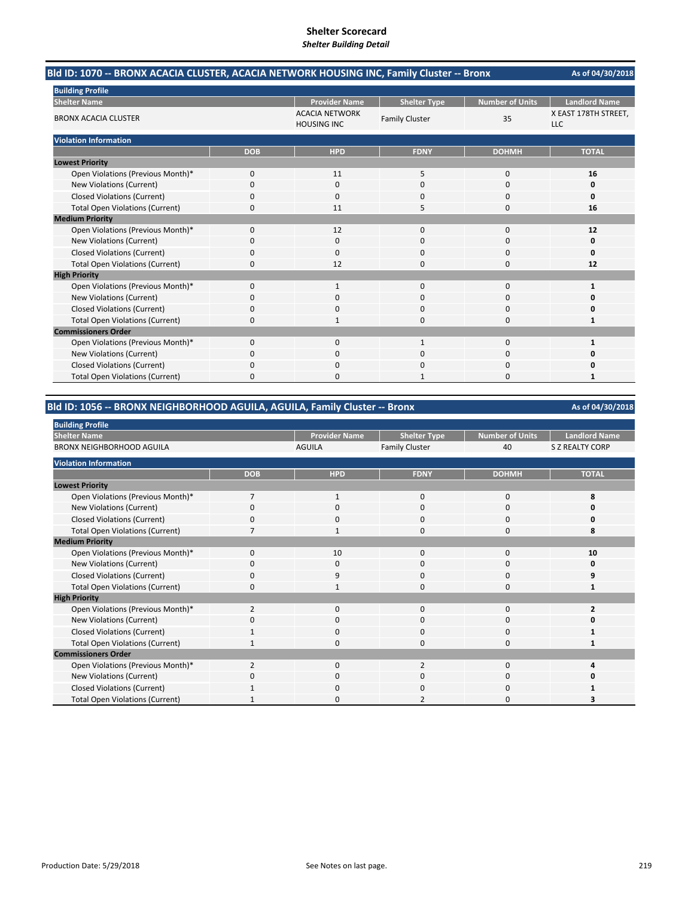# Shelter Scorecard
*Shelter Building Detail*

## Bld ID: 1070 -- BRONX ACACIA CLUSTER, ACACIA NETWORK HOUSING INC, Family Cluster -- Bronx

As of 04/30/2018

**Building Profile**

| Shelter Name | Provider Name | Shelter Type | Number of Units | Landlord Name |
|---|---|---|---|---|
| BRONX ACACIA CLUSTER | ACACIA NETWORK HOUSING INC | Family Cluster | 35 | X EAST 178TH STREET, LLC |

**Violation Information**

| | DOB | HPD | FDNY | DOHMH | TOTAL |
|---|---|---|---|---|---|
| **Lowest Priority** | | | | | |
| Open Violations (Previous Month)* | 0 | 11 | 5 | 0 | **16** |
| New Violations (Current) | 0 | 0 | 0 | 0 | **0** |
| Closed Violations (Current) | 0 | 0 | 0 | 0 | **0** |
| Total Open Violations (Current) | 0 | 11 | 5 | 0 | **16** |
| **Medium Priority** | | | | | |
| Open Violations (Previous Month)* | 0 | 12 | 0 | 0 | **12** |
| New Violations (Current) | 0 | 0 | 0 | 0 | **0** |
| Closed Violations (Current) | 0 | 0 | 0 | 0 | **0** |
| Total Open Violations (Current) | 0 | 12 | 0 | 0 | **12** |
| **High Priority** | | | | | |
| Open Violations (Previous Month)* | 0 | 1 | 0 | 0 | **1** |
| New Violations (Current) | 0 | 0 | 0 | 0 | **0** |
| Closed Violations (Current) | 0 | 0 | 0 | 0 | **0** |
| Total Open Violations (Current) | 0 | 1 | 0 | 0 | **1** |
| **Commissioners Order** | | | | | |
| Open Violations (Previous Month)* | 0 | 0 | 1 | 0 | **1** |
| New Violations (Current) | 0 | 0 | 0 | 0 | **0** |
| Closed Violations (Current) | 0 | 0 | 0 | 0 | **0** |
| Total Open Violations (Current) | 0 | 0 | 1 | 0 | **1** |

## Bld ID: 1056 -- BRONX NEIGHBORHOOD AGUILA, AGUILA, Family Cluster -- Bronx

As of 04/30/2018

**Building Profile**

| Shelter Name | Provider Name | Shelter Type | Number of Units | Landlord Name |
|---|---|---|---|---|
| BRONX NEIGHBORHOOD AGUILA | AGUILA | Family Cluster | 40 | S Z REALTY CORP |

**Violation Information**

| | DOB | HPD | FDNY | DOHMH | TOTAL |
|---|---|---|---|---|---|
| **Lowest Priority** | | | | | |
| Open Violations (Previous Month)* | 7 | 1 | 0 | 0 | **8** |
| New Violations (Current) | 0 | 0 | 0 | 0 | **0** |
| Closed Violations (Current) | 0 | 0 | 0 | 0 | **0** |
| Total Open Violations (Current) | 7 | 1 | 0 | 0 | **8** |
| **Medium Priority** | | | | | |
| Open Violations (Previous Month)* | 0 | 10 | 0 | 0 | **10** |
| New Violations (Current) | 0 | 0 | 0 | 0 | **0** |
| Closed Violations (Current) | 0 | 9 | 0 | 0 | **9** |
| Total Open Violations (Current) | 0 | 1 | 0 | 0 | **1** |
| **High Priority** | | | | | |
| Open Violations (Previous Month)* | 2 | 0 | 0 | 0 | **2** |
| New Violations (Current) | 0 | 0 | 0 | 0 | **0** |
| Closed Violations (Current) | 1 | 0 | 0 | 0 | **1** |
| Total Open Violations (Current) | 1 | 0 | 0 | 0 | **1** |
| **Commissioners Order** | | | | | |
| Open Violations (Previous Month)* | 2 | 0 | 2 | 0 | **4** |
| New Violations (Current) | 0 | 0 | 0 | 0 | **0** |
| Closed Violations (Current) | 1 | 0 | 0 | 0 | **1** |
| Total Open Violations (Current) | 1 | 0 | 2 | 0 | **3** |

Production Date: 5/29/2018

See Notes on last page.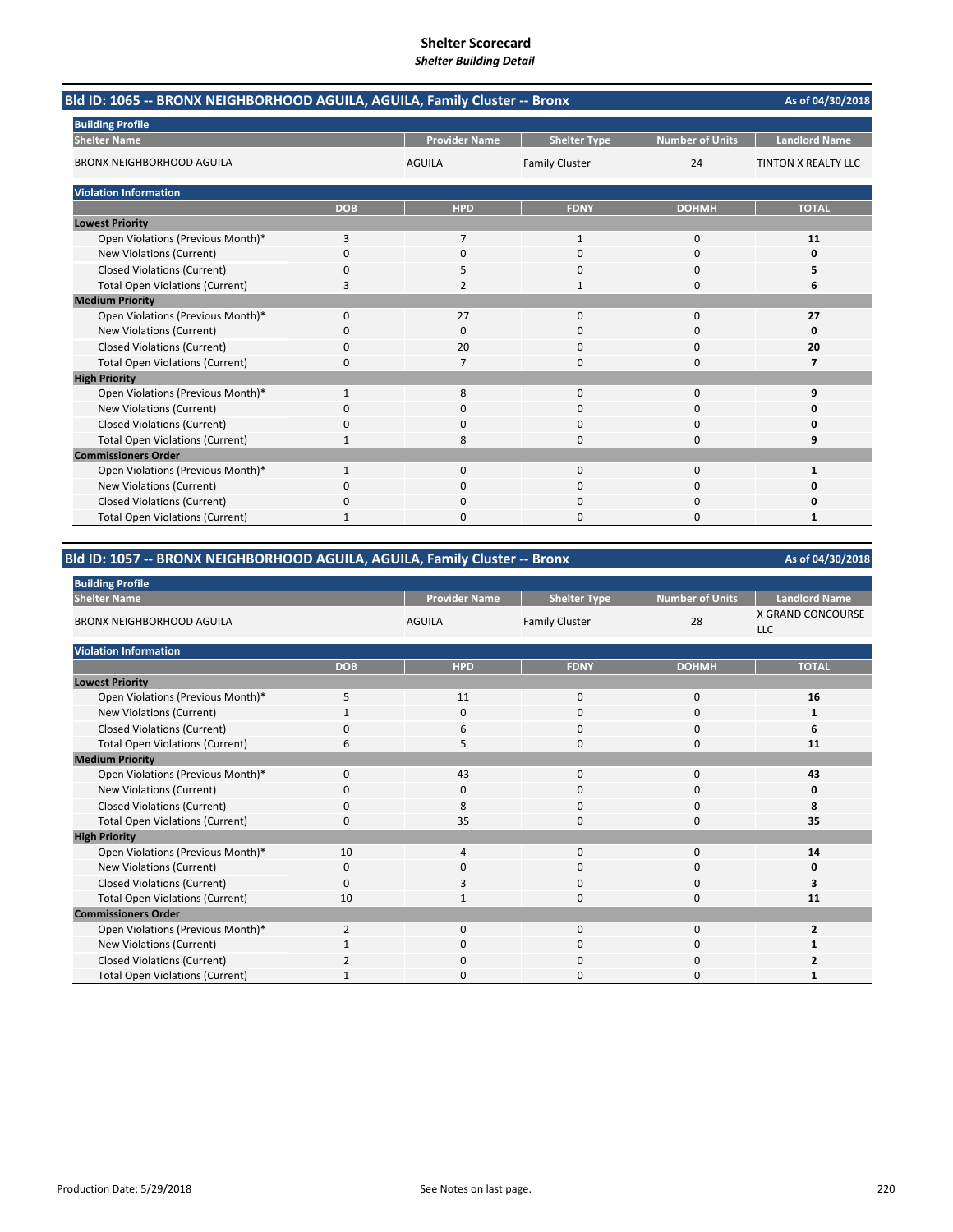# Shelter Scorecard
*Shelter Building Detail*

## Bld ID: 1065 -- BRONX NEIGHBORHOOD AGUILA, AGUILA, Family Cluster -- Bronx

As of 04/30/2018

**Building Profile**

| Shelter Name | Provider Name | Shelter Type | Number of Units | Landlord Name |
|---|---|---|---|---|
| BRONX NEIGHBORHOOD AGUILA | AGUILA | Family Cluster | 24 | TINTON X REALTY LLC |

**Violation Information**

| | DOB | HPD | FDNY | DOHMH | TOTAL |
|---|---|---|---|---|---|
| **Lowest Priority** | | | | | |
| Open Violations (Previous Month)* | 3 | 7 | 1 | 0 | **11** |
| New Violations (Current) | 0 | 0 | 0 | 0 | **0** |
| Closed Violations (Current) | 0 | 5 | 0 | 0 | **5** |
| Total Open Violations (Current) | 3 | 2 | 1 | 0 | **6** |
| **Medium Priority** | | | | | |
| Open Violations (Previous Month)* | 0 | 27 | 0 | 0 | **27** |
| New Violations (Current) | 0 | 0 | 0 | 0 | **0** |
| Closed Violations (Current) | 0 | 20 | 0 | 0 | **20** |
| Total Open Violations (Current) | 0 | 7 | 0 | 0 | **7** |
| **High Priority** | | | | | |
| Open Violations (Previous Month)* | 1 | 8 | 0 | 0 | **9** |
| New Violations (Current) | 0 | 0 | 0 | 0 | **0** |
| Closed Violations (Current) | 0 | 0 | 0 | 0 | **0** |
| Total Open Violations (Current) | 1 | 8 | 0 | 0 | **9** |
| **Commissioners Order** | | | | | |
| Open Violations (Previous Month)* | 1 | 0 | 0 | 0 | **1** |
| New Violations (Current) | 0 | 0 | 0 | 0 | **0** |
| Closed Violations (Current) | 0 | 0 | 0 | 0 | **0** |
| Total Open Violations (Current) | 1 | 0 | 0 | 0 | **1** |

## Bld ID: 1057 -- BRONX NEIGHBORHOOD AGUILA, AGUILA, Family Cluster -- Bronx

As of 04/30/2018

**Building Profile**

| Shelter Name | Provider Name | Shelter Type | Number of Units | Landlord Name |
|---|---|---|---|---|
| BRONX NEIGHBORHOOD AGUILA | AGUILA | Family Cluster | 28 | X GRAND CONCOURSE LLC |

**Violation Information**

| | DOB | HPD | FDNY | DOHMH | TOTAL |
|---|---|---|---|---|---|
| **Lowest Priority** | | | | | |
| Open Violations (Previous Month)* | 5 | 11 | 0 | 0 | **16** |
| New Violations (Current) | 1 | 0 | 0 | 0 | **1** |
| Closed Violations (Current) | 0 | 6 | 0 | 0 | **6** |
| Total Open Violations (Current) | 6 | 5 | 0 | 0 | **11** |
| **Medium Priority** | | | | | |
| Open Violations (Previous Month)* | 0 | 43 | 0 | 0 | **43** |
| New Violations (Current) | 0 | 0 | 0 | 0 | **0** |
| Closed Violations (Current) | 0 | 8 | 0 | 0 | **8** |
| Total Open Violations (Current) | 0 | 35 | 0 | 0 | **35** |
| **High Priority** | | | | | |
| Open Violations (Previous Month)* | 10 | 4 | 0 | 0 | **14** |
| New Violations (Current) | 0 | 0 | 0 | 0 | **0** |
| Closed Violations (Current) | 0 | 3 | 0 | 0 | **3** |
| Total Open Violations (Current) | 10 | 1 | 0 | 0 | **11** |
| **Commissioners Order** | | | | | |
| Open Violations (Previous Month)* | 2 | 0 | 0 | 0 | **2** |
| New Violations (Current) | 1 | 0 | 0 | 0 | **1** |
| Closed Violations (Current) | 2 | 0 | 0 | 0 | **2** |
| Total Open Violations (Current) | 1 | 0 | 0 | 0 | **1** |

Production Date: 5/29/2018

See Notes on last page.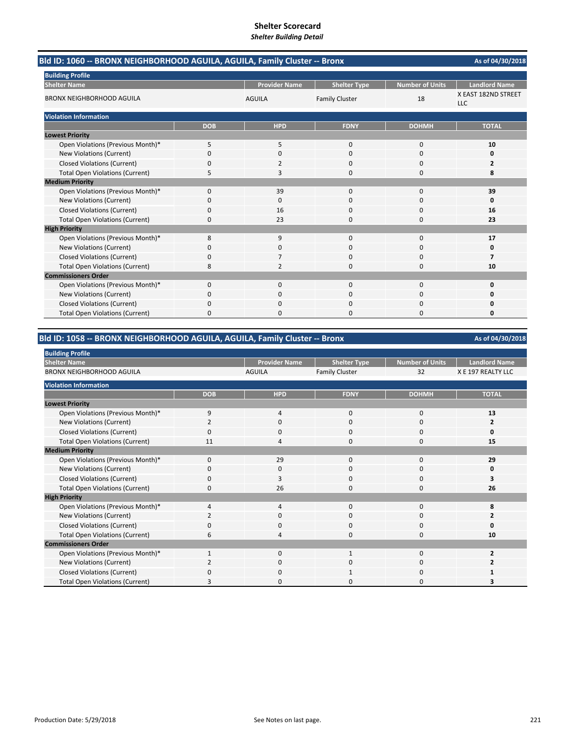# Shelter Scorecard

*Shelter Building Detail*

## Bld ID: 1060 -- BRONX NEIGHBORHOOD AGUILA, AGUILA, Family Cluster -- Bronx

As of 04/30/2018

**Building Profile**

| Shelter Name | Provider Name | Shelter Type | Number of Units | Landlord Name |
|---|---|---|---|---|
| BRONX NEIGHBORHOOD AGUILA | AGUILA | Family Cluster | 18 | X EAST 182ND STREET LLC |

**Violation Information**

| | DOB | HPD | FDNY | DOHMH | TOTAL |
|---|---|---|---|---|---|
| **Lowest Priority** | | | | | |
| Open Violations (Previous Month)* | 5 | 5 | 0 | 0 | **10** |
| New Violations (Current) | 0 | 0 | 0 | 0 | **0** |
| Closed Violations (Current) | 0 | 2 | 0 | 0 | **2** |
| Total Open Violations (Current) | 5 | 3 | 0 | 0 | **8** |
| **Medium Priority** | | | | | |
| Open Violations (Previous Month)* | 0 | 39 | 0 | 0 | **39** |
| New Violations (Current) | 0 | 0 | 0 | 0 | **0** |
| Closed Violations (Current) | 0 | 16 | 0 | 0 | **16** |
| Total Open Violations (Current) | 0 | 23 | 0 | 0 | **23** |
| **High Priority** | | | | | |
| Open Violations (Previous Month)* | 8 | 9 | 0 | 0 | **17** |
| New Violations (Current) | 0 | 0 | 0 | 0 | **0** |
| Closed Violations (Current) | 0 | 7 | 0 | 0 | **7** |
| Total Open Violations (Current) | 8 | 2 | 0 | 0 | **10** |
| **Commissioners Order** | | | | | |
| Open Violations (Previous Month)* | 0 | 0 | 0 | 0 | **0** |
| New Violations (Current) | 0 | 0 | 0 | 0 | **0** |
| Closed Violations (Current) | 0 | 0 | 0 | 0 | **0** |
| Total Open Violations (Current) | 0 | 0 | 0 | 0 | **0** |

## Bld ID: 1058 -- BRONX NEIGHBORHOOD AGUILA, AGUILA, Family Cluster -- Bronx

As of 04/30/2018

**Building Profile**

| Shelter Name | Provider Name | Shelter Type | Number of Units | Landlord Name |
|---|---|---|---|---|
| BRONX NEIGHBORHOOD AGUILA | AGUILA | Family Cluster | 32 | X E 197 REALTY LLC |

**Violation Information**

| | DOB | HPD | FDNY | DOHMH | TOTAL |
|---|---|---|---|---|---|
| **Lowest Priority** | | | | | |
| Open Violations (Previous Month)* | 9 | 4 | 0 | 0 | **13** |
| New Violations (Current) | 2 | 0 | 0 | 0 | **2** |
| Closed Violations (Current) | 0 | 0 | 0 | 0 | **0** |
| Total Open Violations (Current) | 11 | 4 | 0 | 0 | **15** |
| **Medium Priority** | | | | | |
| Open Violations (Previous Month)* | 0 | 29 | 0 | 0 | **29** |
| New Violations (Current) | 0 | 0 | 0 | 0 | **0** |
| Closed Violations (Current) | 0 | 3 | 0 | 0 | **3** |
| Total Open Violations (Current) | 0 | 26 | 0 | 0 | **26** |
| **High Priority** | | | | | |
| Open Violations (Previous Month)* | 4 | 4 | 0 | 0 | **8** |
| New Violations (Current) | 2 | 0 | 0 | 0 | **2** |
| Closed Violations (Current) | 0 | 0 | 0 | 0 | **0** |
| Total Open Violations (Current) | 6 | 4 | 0 | 0 | **10** |
| **Commissioners Order** | | | | | |
| Open Violations (Previous Month)* | 1 | 0 | 1 | 0 | **2** |
| New Violations (Current) | 2 | 0 | 0 | 0 | **2** |
| Closed Violations (Current) | 0 | 0 | 1 | 0 | **1** |
| Total Open Violations (Current) | 3 | 0 | 0 | 0 | **3** |

Production Date: 5/29/2018

See Notes on last page.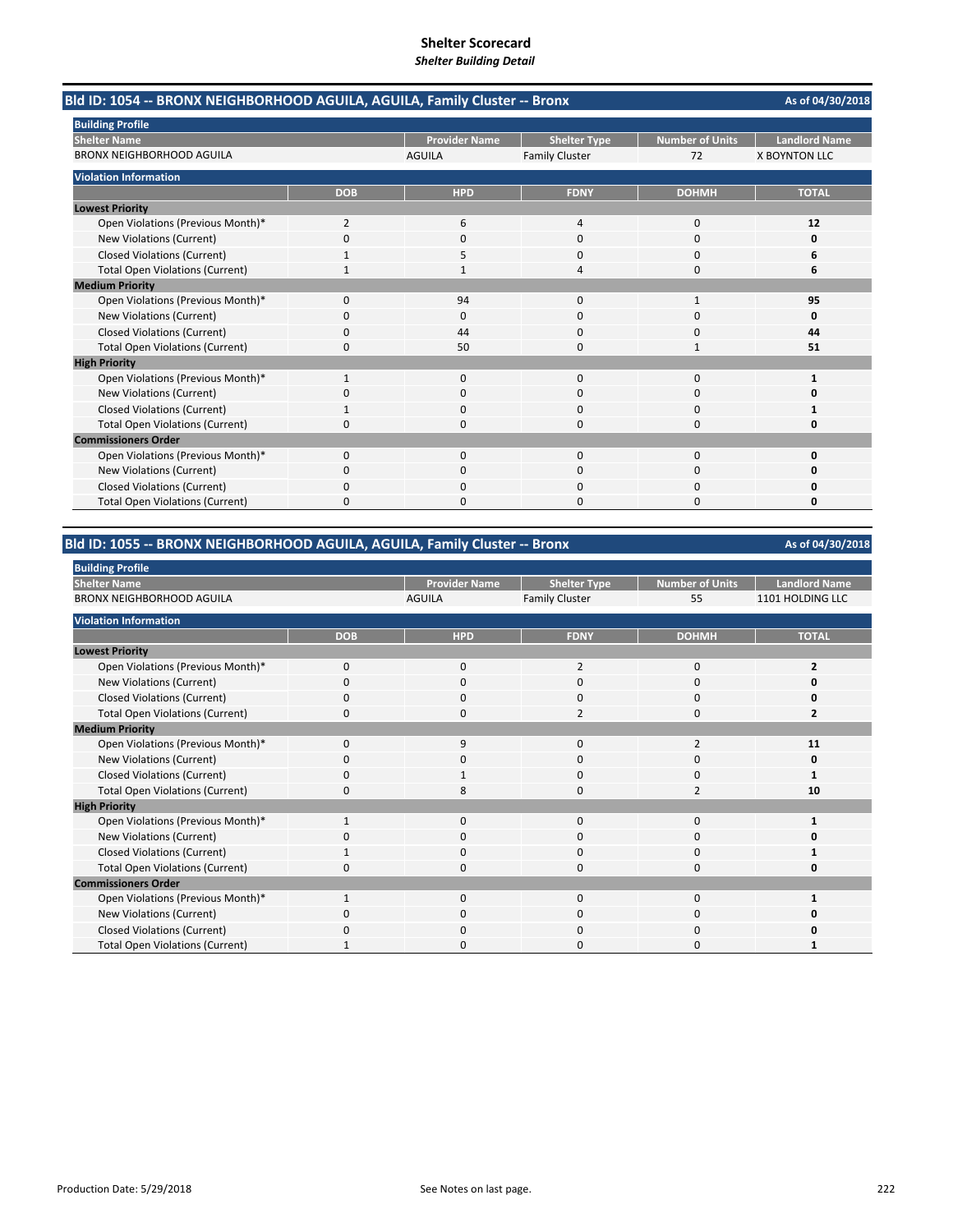# Shelter Scorecard
*Shelter Building Detail*

## Bld ID: 1054 -- BRONX NEIGHBORHOOD AGUILA, AGUILA, Family Cluster -- Bronx

As of 04/30/2018

**Building Profile**

| Shelter Name | Provider Name | Shelter Type | Number of Units | Landlord Name |
|---|---|---|---|---|
| BRONX NEIGHBORHOOD AGUILA | AGUILA | Family Cluster | 72 | X BOYNTON LLC |

**Violation Information**

| | DOB | HPD | FDNY | DOHMH | TOTAL |
|---|---|---|---|---|---|
| **Lowest Priority** | | | | | |
| Open Violations (Previous Month)* | 2 | 6 | 4 | 0 | **12** |
| New Violations (Current) | 0 | 0 | 0 | 0 | **0** |
| Closed Violations (Current) | 1 | 5 | 0 | 0 | **6** |
| Total Open Violations (Current) | 1 | 1 | 4 | 0 | **6** |
| **Medium Priority** | | | | | |
| Open Violations (Previous Month)* | 0 | 94 | 0 | 1 | **95** |
| New Violations (Current) | 0 | 0 | 0 | 0 | **0** |
| Closed Violations (Current) | 0 | 44 | 0 | 0 | **44** |
| Total Open Violations (Current) | 0 | 50 | 0 | 1 | **51** |
| **High Priority** | | | | | |
| Open Violations (Previous Month)* | 1 | 0 | 0 | 0 | **1** |
| New Violations (Current) | 0 | 0 | 0 | 0 | **0** |
| Closed Violations (Current) | 1 | 0 | 0 | 0 | **1** |
| Total Open Violations (Current) | 0 | 0 | 0 | 0 | **0** |
| **Commissioners Order** | | | | | |
| Open Violations (Previous Month)* | 0 | 0 | 0 | 0 | **0** |
| New Violations (Current) | 0 | 0 | 0 | 0 | **0** |
| Closed Violations (Current) | 0 | 0 | 0 | 0 | **0** |
| Total Open Violations (Current) | 0 | 0 | 0 | 0 | **0** |

## Bld ID: 1055 -- BRONX NEIGHBORHOOD AGUILA, AGUILA, Family Cluster -- Bronx

As of 04/30/2018

**Building Profile**

| Shelter Name | Provider Name | Shelter Type | Number of Units | Landlord Name |
|---|---|---|---|---|
| BRONX NEIGHBORHOOD AGUILA | AGUILA | Family Cluster | 55 | 1101 HOLDING LLC |

**Violation Information**

| | DOB | HPD | FDNY | DOHMH | TOTAL |
|---|---|---|---|---|---|
| **Lowest Priority** | | | | | |
| Open Violations (Previous Month)* | 0 | 0 | 2 | 0 | **2** |
| New Violations (Current) | 0 | 0 | 0 | 0 | **0** |
| Closed Violations (Current) | 0 | 0 | 0 | 0 | **0** |
| Total Open Violations (Current) | 0 | 0 | 2 | 0 | **2** |
| **Medium Priority** | | | | | |
| Open Violations (Previous Month)* | 0 | 9 | 0 | 2 | **11** |
| New Violations (Current) | 0 | 0 | 0 | 0 | **0** |
| Closed Violations (Current) | 0 | 1 | 0 | 0 | **1** |
| Total Open Violations (Current) | 0 | 8 | 0 | 2 | **10** |
| **High Priority** | | | | | |
| Open Violations (Previous Month)* | 1 | 0 | 0 | 0 | **1** |
| New Violations (Current) | 0 | 0 | 0 | 0 | **0** |
| Closed Violations (Current) | 1 | 0 | 0 | 0 | **1** |
| Total Open Violations (Current) | 0 | 0 | 0 | 0 | **0** |
| **Commissioners Order** | | | | | |
| Open Violations (Previous Month)* | 1 | 0 | 0 | 0 | **1** |
| New Violations (Current) | 0 | 0 | 0 | 0 | **0** |
| Closed Violations (Current) | 0 | 0 | 0 | 0 | **0** |
| Total Open Violations (Current) | 1 | 0 | 0 | 0 | **1** |

Production Date: 5/29/2018

See Notes on last page.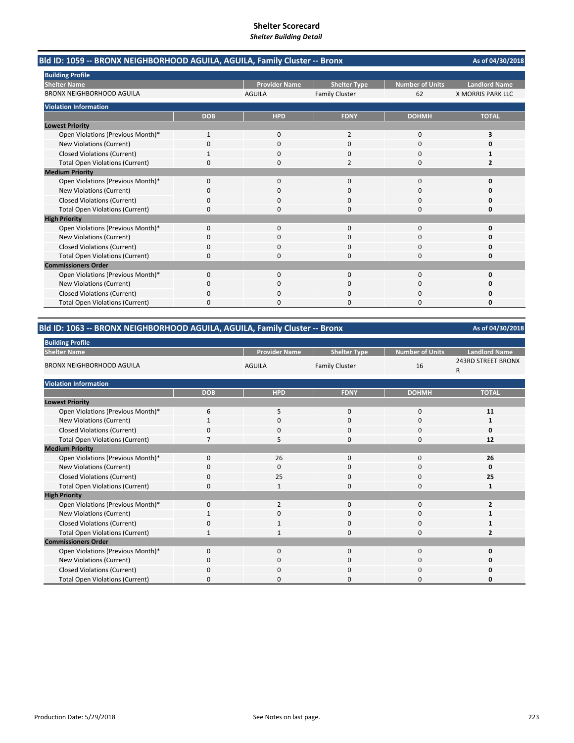# Shelter Scorecard

*Shelter Building Detail*

## Bld ID: 1059 -- BRONX NEIGHBORHOOD AGUILA, AGUILA, Family Cluster -- Bronx

As of 04/30/2018

**Building Profile**

| Shelter Name | Provider Name | Shelter Type | Number of Units | Landlord Name |
|---|---|---|---|---|
| BRONX NEIGHBORHOOD AGUILA | AGUILA | Family Cluster | 62 | X MORRIS PARK LLC |

**Violation Information**

| | DOB | HPD | FDNY | DOHMH | TOTAL |
|---|---|---|---|---|---|
| **Lowest Priority** | | | | | |
| Open Violations (Previous Month)* | 1 | 0 | 2 | 0 | **3** |
| New Violations (Current) | 0 | 0 | 0 | 0 | **0** |
| Closed Violations (Current) | 1 | 0 | 0 | 0 | **1** |
| Total Open Violations (Current) | 0 | 0 | 2 | 0 | **2** |
| **Medium Priority** | | | | | |
| Open Violations (Previous Month)* | 0 | 0 | 0 | 0 | **0** |
| New Violations (Current) | 0 | 0 | 0 | 0 | **0** |
| Closed Violations (Current) | 0 | 0 | 0 | 0 | **0** |
| Total Open Violations (Current) | 0 | 0 | 0 | 0 | **0** |
| **High Priority** | | | | | |
| Open Violations (Previous Month)* | 0 | 0 | 0 | 0 | **0** |
| New Violations (Current) | 0 | 0 | 0 | 0 | **0** |
| Closed Violations (Current) | 0 | 0 | 0 | 0 | **0** |
| Total Open Violations (Current) | 0 | 0 | 0 | 0 | **0** |
| **Commissioners Order** | | | | | |
| Open Violations (Previous Month)* | 0 | 0 | 0 | 0 | **0** |
| New Violations (Current) | 0 | 0 | 0 | 0 | **0** |
| Closed Violations (Current) | 0 | 0 | 0 | 0 | **0** |
| Total Open Violations (Current) | 0 | 0 | 0 | 0 | **0** |

## Bld ID: 1063 -- BRONX NEIGHBORHOOD AGUILA, AGUILA, Family Cluster -- Bronx

As of 04/30/2018

**Building Profile**

| Shelter Name | Provider Name | Shelter Type | Number of Units | Landlord Name |
|---|---|---|---|---|
| BRONX NEIGHBORHOOD AGUILA | AGUILA | Family Cluster | 16 | 243RD STREET BRONX R |

**Violation Information**

| | DOB | HPD | FDNY | DOHMH | TOTAL |
|---|---|---|---|---|---|
| **Lowest Priority** | | | | | |
| Open Violations (Previous Month)* | 6 | 5 | 0 | 0 | **11** |
| New Violations (Current) | 1 | 0 | 0 | 0 | **1** |
| Closed Violations (Current) | 0 | 0 | 0 | 0 | **0** |
| Total Open Violations (Current) | 7 | 5 | 0 | 0 | **12** |
| **Medium Priority** | | | | | |
| Open Violations (Previous Month)* | 0 | 26 | 0 | 0 | **26** |
| New Violations (Current) | 0 | 0 | 0 | 0 | **0** |
| Closed Violations (Current) | 0 | 25 | 0 | 0 | **25** |
| Total Open Violations (Current) | 0 | 1 | 0 | 0 | **1** |
| **High Priority** | | | | | |
| Open Violations (Previous Month)* | 0 | 2 | 0 | 0 | **2** |
| New Violations (Current) | 1 | 0 | 0 | 0 | **1** |
| Closed Violations (Current) | 0 | 1 | 0 | 0 | **1** |
| Total Open Violations (Current) | 1 | 1 | 0 | 0 | **2** |
| **Commissioners Order** | | | | | |
| Open Violations (Previous Month)* | 0 | 0 | 0 | 0 | **0** |
| New Violations (Current) | 0 | 0 | 0 | 0 | **0** |
| Closed Violations (Current) | 0 | 0 | 0 | 0 | **0** |
| Total Open Violations (Current) | 0 | 0 | 0 | 0 | **0** |

Production Date: 5/29/2018

See Notes on last page.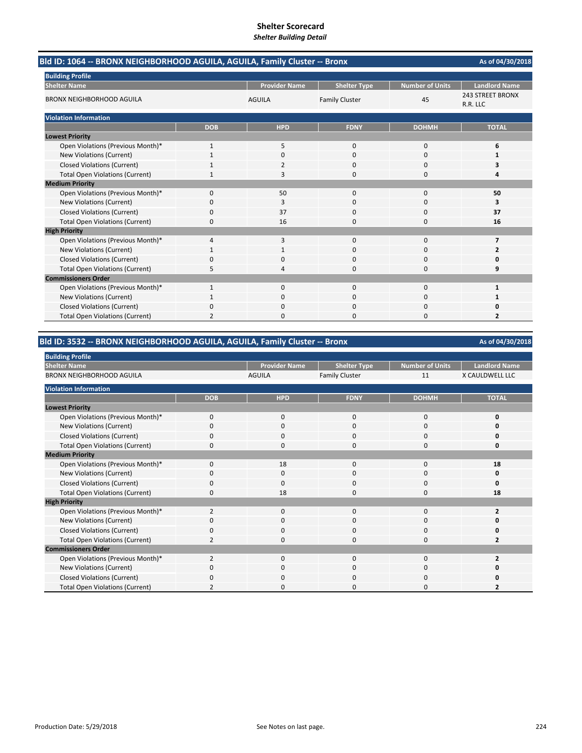# Shelter Scorecard

*Shelter Building Detail*

## Bld ID: 1064 -- BRONX NEIGHBORHOOD AGUILA, AGUILA, Family Cluster -- Bronx

As of 04/30/2018

**Building Profile**

| Shelter Name | Provider Name | Shelter Type | Number of Units | Landlord Name |
|---|---|---|---|---|
| BRONX NEIGHBORHOOD AGUILA | AGUILA | Family Cluster | 45 | 243 STREET BRONX R.R. LLC |

**Violation Information**

| | DOB | HPD | FDNY | DOHMH | TOTAL |
|---|---|---|---|---|---|
| **Lowest Priority** | | | | | |
| Open Violations (Previous Month)* | 1 | 5 | 0 | 0 | **6** |
| New Violations (Current) | 1 | 0 | 0 | 0 | **1** |
| Closed Violations (Current) | 1 | 2 | 0 | 0 | **3** |
| Total Open Violations (Current) | 1 | 3 | 0 | 0 | **4** |
| **Medium Priority** | | | | | |
| Open Violations (Previous Month)* | 0 | 50 | 0 | 0 | **50** |
| New Violations (Current) | 0 | 3 | 0 | 0 | **3** |
| Closed Violations (Current) | 0 | 37 | 0 | 0 | **37** |
| Total Open Violations (Current) | 0 | 16 | 0 | 0 | **16** |
| **High Priority** | | | | | |
| Open Violations (Previous Month)* | 4 | 3 | 0 | 0 | **7** |
| New Violations (Current) | 1 | 1 | 0 | 0 | **2** |
| Closed Violations (Current) | 0 | 0 | 0 | 0 | **0** |
| Total Open Violations (Current) | 5 | 4 | 0 | 0 | **9** |
| **Commissioners Order** | | | | | |
| Open Violations (Previous Month)* | 1 | 0 | 0 | 0 | **1** |
| New Violations (Current) | 1 | 0 | 0 | 0 | **1** |
| Closed Violations (Current) | 0 | 0 | 0 | 0 | **0** |
| Total Open Violations (Current) | 2 | 0 | 0 | 0 | **2** |

## Bld ID: 3532 -- BRONX NEIGHBORHOOD AGUILA, AGUILA, Family Cluster -- Bronx

As of 04/30/2018

**Building Profile**

| Shelter Name | Provider Name | Shelter Type | Number of Units | Landlord Name |
|---|---|---|---|---|
| BRONX NEIGHBORHOOD AGUILA | AGUILA | Family Cluster | 11 | X CAULDWELL LLC |

**Violation Information**

| | DOB | HPD | FDNY | DOHMH | TOTAL |
|---|---|---|---|---|---|
| **Lowest Priority** | | | | | |
| Open Violations (Previous Month)* | 0 | 0 | 0 | 0 | **0** |
| New Violations (Current) | 0 | 0 | 0 | 0 | **0** |
| Closed Violations (Current) | 0 | 0 | 0 | 0 | **0** |
| Total Open Violations (Current) | 0 | 0 | 0 | 0 | **0** |
| **Medium Priority** | | | | | |
| Open Violations (Previous Month)* | 0 | 18 | 0 | 0 | **18** |
| New Violations (Current) | 0 | 0 | 0 | 0 | **0** |
| Closed Violations (Current) | 0 | 0 | 0 | 0 | **0** |
| Total Open Violations (Current) | 0 | 18 | 0 | 0 | **18** |
| **High Priority** | | | | | |
| Open Violations (Previous Month)* | 2 | 0 | 0 | 0 | **2** |
| New Violations (Current) | 0 | 0 | 0 | 0 | **0** |
| Closed Violations (Current) | 0 | 0 | 0 | 0 | **0** |
| Total Open Violations (Current) | 2 | 0 | 0 | 0 | **2** |
| **Commissioners Order** | | | | | |
| Open Violations (Previous Month)* | 2 | 0 | 0 | 0 | **2** |
| New Violations (Current) | 0 | 0 | 0 | 0 | **0** |
| Closed Violations (Current) | 0 | 0 | 0 | 0 | **0** |
| Total Open Violations (Current) | 2 | 0 | 0 | 0 | **2** |

Production Date: 5/29/2018

See Notes on last page.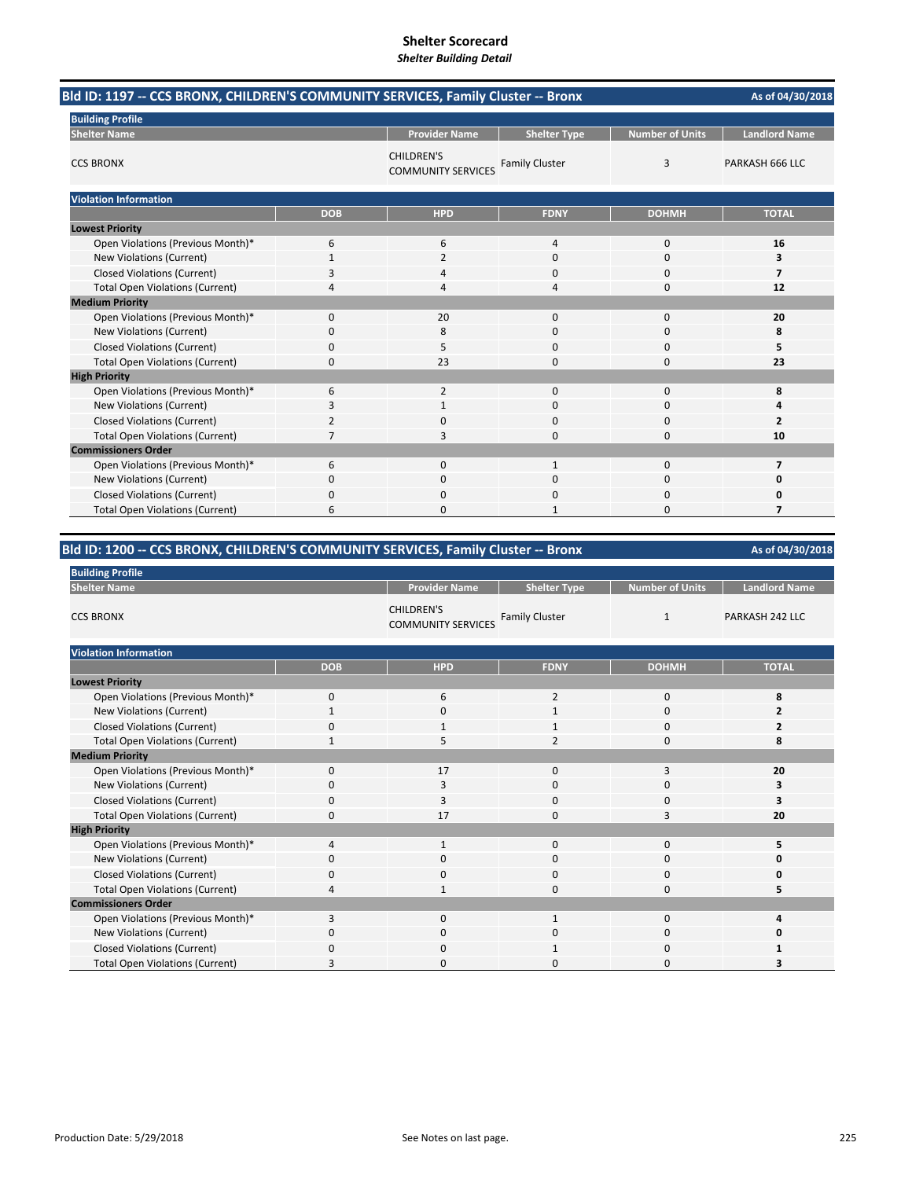# Shelter Scorecard

*Shelter Building Detail*

## Bld ID: 1197 -- CCS BRONX, CHILDREN'S COMMUNITY SERVICES, Family Cluster -- Bronx

As of 04/30/2018

**Building Profile**

| Shelter Name | Provider Name | Shelter Type | Number of Units | Landlord Name |
|---|---|---|---|---|
| CCS BRONX | CHILDREN'S COMMUNITY SERVICES | Family Cluster | 3 | PARKASH 666 LLC |

**Violation Information**

| | DOB | HPD | FDNY | DOHMH | TOTAL |
|---|---|---|---|---|---|
| **Lowest Priority** | | | | | |
| Open Violations (Previous Month)* | 6 | 6 | 4 | 0 | **16** |
| New Violations (Current) | 1 | 2 | 0 | 0 | **3** |
| Closed Violations (Current) | 3 | 4 | 0 | 0 | **7** |
| Total Open Violations (Current) | 4 | 4 | 4 | 0 | **12** |
| **Medium Priority** | | | | | |
| Open Violations (Previous Month)* | 0 | 20 | 0 | 0 | **20** |
| New Violations (Current) | 0 | 8 | 0 | 0 | **8** |
| Closed Violations (Current) | 0 | 5 | 0 | 0 | **5** |
| Total Open Violations (Current) | 0 | 23 | 0 | 0 | **23** |
| **High Priority** | | | | | |
| Open Violations (Previous Month)* | 6 | 2 | 0 | 0 | **8** |
| New Violations (Current) | 3 | 1 | 0 | 0 | **4** |
| Closed Violations (Current) | 2 | 0 | 0 | 0 | **2** |
| Total Open Violations (Current) | 7 | 3 | 0 | 0 | **10** |
| **Commissioners Order** | | | | | |
| Open Violations (Previous Month)* | 6 | 0 | 1 | 0 | **7** |
| New Violations (Current) | 0 | 0 | 0 | 0 | **0** |
| Closed Violations (Current) | 0 | 0 | 0 | 0 | **0** |
| Total Open Violations (Current) | 6 | 0 | 1 | 0 | **7** |

## Bld ID: 1200 -- CCS BRONX, CHILDREN'S COMMUNITY SERVICES, Family Cluster -- Bronx

As of 04/30/2018

**Building Profile**

| Shelter Name | Provider Name | Shelter Type | Number of Units | Landlord Name |
|---|---|---|---|---|
| CCS BRONX | CHILDREN'S COMMUNITY SERVICES | Family Cluster | 1 | PARKASH 242 LLC |

**Violation Information**

| | DOB | HPD | FDNY | DOHMH | TOTAL |
|---|---|---|---|---|---|
| **Lowest Priority** | | | | | |
| Open Violations (Previous Month)* | 0 | 6 | 2 | 0 | **8** |
| New Violations (Current) | 1 | 0 | 1 | 0 | **2** |
| Closed Violations (Current) | 0 | 1 | 1 | 0 | **2** |
| Total Open Violations (Current) | 1 | 5 | 2 | 0 | **8** |
| **Medium Priority** | | | | | |
| Open Violations (Previous Month)* | 0 | 17 | 0 | 3 | **20** |
| New Violations (Current) | 0 | 3 | 0 | 0 | **3** |
| Closed Violations (Current) | 0 | 3 | 0 | 0 | **3** |
| Total Open Violations (Current) | 0 | 17 | 0 | 3 | **20** |
| **High Priority** | | | | | |
| Open Violations (Previous Month)* | 4 | 1 | 0 | 0 | **5** |
| New Violations (Current) | 0 | 0 | 0 | 0 | **0** |
| Closed Violations (Current) | 0 | 0 | 0 | 0 | **0** |
| Total Open Violations (Current) | 4 | 1 | 0 | 0 | **5** |
| **Commissioners Order** | | | | | |
| Open Violations (Previous Month)* | 3 | 0 | 1 | 0 | **4** |
| New Violations (Current) | 0 | 0 | 0 | 0 | **0** |
| Closed Violations (Current) | 0 | 0 | 1 | 0 | **1** |
| Total Open Violations (Current) | 3 | 0 | 0 | 0 | **3** |

Production Date: 5/29/2018

See Notes on last page.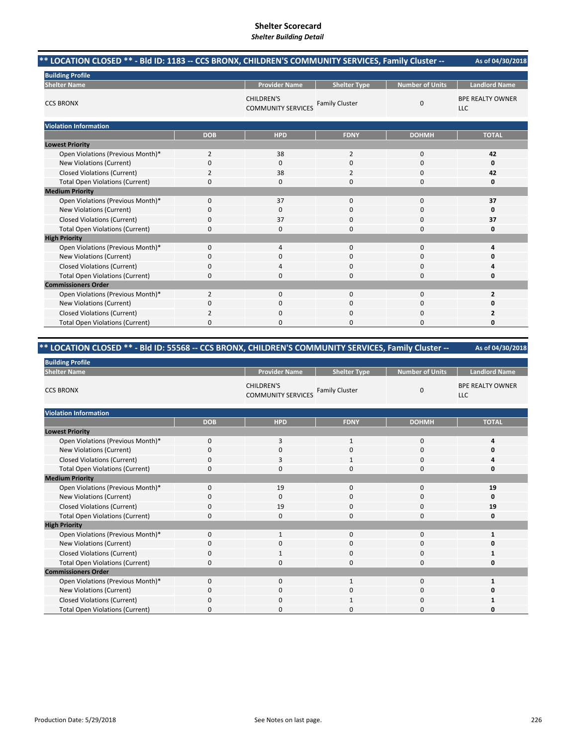# Shelter Scorecard

*Shelter Building Detail*

## ** LOCATION CLOSED ** - Bld ID: 1183 -- CCS BRONX, CHILDREN'S COMMUNITY SERVICES, Family Cluster --

As of 04/30/2018

**Building Profile**

| Shelter Name | Provider Name | Shelter Type | Number of Units | Landlord Name |
|---|---|---|---|---|
| CCS BRONX | CHILDREN'S COMMUNITY SERVICES | Family Cluster | 0 | BPE REALTY OWNER LLC |

**Violation Information**

| | DOB | HPD | FDNY | DOHMH | TOTAL |
|---|---|---|---|---|---|
| **Lowest Priority** | | | | | |
| Open Violations (Previous Month)* | 2 | 38 | 2 | 0 | **42** |
| New Violations (Current) | 0 | 0 | 0 | 0 | **0** |
| Closed Violations (Current) | 2 | 38 | 2 | 0 | **42** |
| Total Open Violations (Current) | 0 | 0 | 0 | 0 | **0** |
| **Medium Priority** | | | | | |
| Open Violations (Previous Month)* | 0 | 37 | 0 | 0 | **37** |
| New Violations (Current) | 0 | 0 | 0 | 0 | **0** |
| Closed Violations (Current) | 0 | 37 | 0 | 0 | **37** |
| Total Open Violations (Current) | 0 | 0 | 0 | 0 | **0** |
| **High Priority** | | | | | |
| Open Violations (Previous Month)* | 0 | 4 | 0 | 0 | **4** |
| New Violations (Current) | 0 | 0 | 0 | 0 | **0** |
| Closed Violations (Current) | 0 | 4 | 0 | 0 | **4** |
| Total Open Violations (Current) | 0 | 0 | 0 | 0 | **0** |
| **Commissioners Order** | | | | | |
| Open Violations (Previous Month)* | 2 | 0 | 0 | 0 | **2** |
| New Violations (Current) | 0 | 0 | 0 | 0 | **0** |
| Closed Violations (Current) | 2 | 0 | 0 | 0 | **2** |
| Total Open Violations (Current) | 0 | 0 | 0 | 0 | **0** |

## ** LOCATION CLOSED ** - Bld ID: 55568 -- CCS BRONX, CHILDREN'S COMMUNITY SERVICES, Family Cluster --

As of 04/30/2018

**Building Profile**

| Shelter Name | Provider Name | Shelter Type | Number of Units | Landlord Name |
|---|---|---|---|---|
| CCS BRONX | CHILDREN'S COMMUNITY SERVICES | Family Cluster | 0 | BPE REALTY OWNER LLC |

**Violation Information**

| | DOB | HPD | FDNY | DOHMH | TOTAL |
|---|---|---|---|---|---|
| **Lowest Priority** | | | | | |
| Open Violations (Previous Month)* | 0 | 3 | 1 | 0 | **4** |
| New Violations (Current) | 0 | 0 | 0 | 0 | **0** |
| Closed Violations (Current) | 0 | 3 | 1 | 0 | **4** |
| Total Open Violations (Current) | 0 | 0 | 0 | 0 | **0** |
| **Medium Priority** | | | | | |
| Open Violations (Previous Month)* | 0 | 19 | 0 | 0 | **19** |
| New Violations (Current) | 0 | 0 | 0 | 0 | **0** |
| Closed Violations (Current) | 0 | 19 | 0 | 0 | **19** |
| Total Open Violations (Current) | 0 | 0 | 0 | 0 | **0** |
| **High Priority** | | | | | |
| Open Violations (Previous Month)* | 0 | 1 | 0 | 0 | **1** |
| New Violations (Current) | 0 | 0 | 0 | 0 | **0** |
| Closed Violations (Current) | 0 | 1 | 0 | 0 | **1** |
| Total Open Violations (Current) | 0 | 0 | 0 | 0 | **0** |
| **Commissioners Order** | | | | | |
| Open Violations (Previous Month)* | 0 | 0 | 1 | 0 | **1** |
| New Violations (Current) | 0 | 0 | 0 | 0 | **0** |
| Closed Violations (Current) | 0 | 0 | 1 | 0 | **1** |
| Total Open Violations (Current) | 0 | 0 | 0 | 0 | **0** |

Production Date: 5/29/2018

See Notes on last page.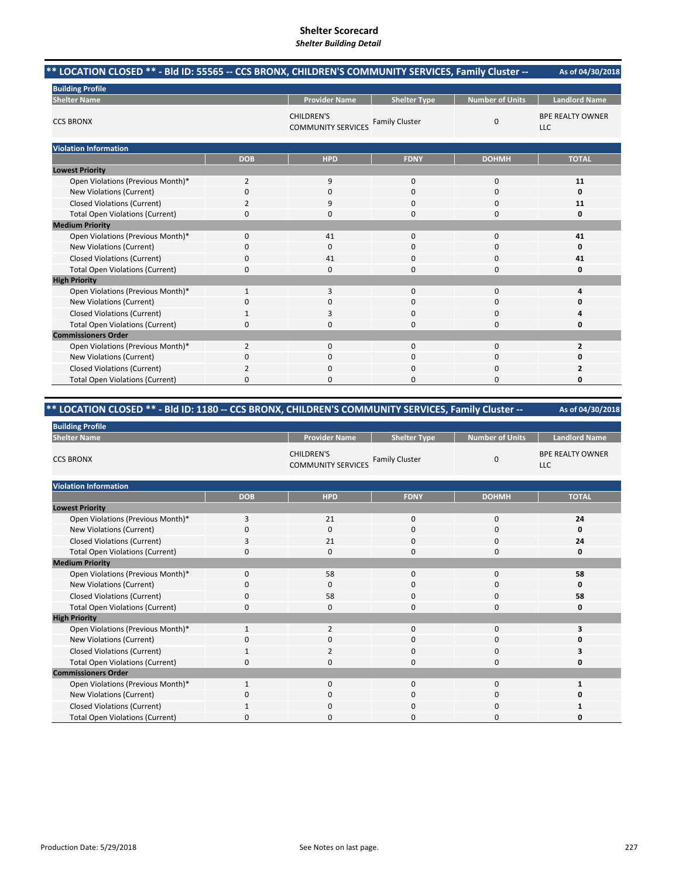# Shelter Scorecard

*Shelter Building Detail*

## ** LOCATION CLOSED ** - Bld ID: 55565 -- CCS BRONX, CHILDREN'S COMMUNITY SERVICES, Family Cluster --

As of 04/30/2018

**Building Profile**

| Shelter Name | Provider Name | Shelter Type | Number of Units | Landlord Name |
|---|---|---|---|---|
| CCS BRONX | CHILDREN'S COMMUNITY SERVICES | Family Cluster | 0 | BPE REALTY OWNER LLC |

**Violation Information**

| | DOB | HPD | FDNY | DOHMH | TOTAL |
|---|---|---|---|---|---|
| **Lowest Priority** | | | | | |
| Open Violations (Previous Month)* | 2 | 9 | 0 | 0 | **11** |
| New Violations (Current) | 0 | 0 | 0 | 0 | **0** |
| Closed Violations (Current) | 2 | 9 | 0 | 0 | **11** |
| Total Open Violations (Current) | 0 | 0 | 0 | 0 | **0** |
| **Medium Priority** | | | | | |
| Open Violations (Previous Month)* | 0 | 41 | 0 | 0 | **41** |
| New Violations (Current) | 0 | 0 | 0 | 0 | **0** |
| Closed Violations (Current) | 0 | 41 | 0 | 0 | **41** |
| Total Open Violations (Current) | 0 | 0 | 0 | 0 | **0** |
| **High Priority** | | | | | |
| Open Violations (Previous Month)* | 1 | 3 | 0 | 0 | **4** |
| New Violations (Current) | 0 | 0 | 0 | 0 | **0** |
| Closed Violations (Current) | 1 | 3 | 0 | 0 | **4** |
| Total Open Violations (Current) | 0 | 0 | 0 | 0 | **0** |
| **Commissioners Order** | | | | | |
| Open Violations (Previous Month)* | 2 | 0 | 0 | 0 | **2** |
| New Violations (Current) | 0 | 0 | 0 | 0 | **0** |
| Closed Violations (Current) | 2 | 0 | 0 | 0 | **2** |
| Total Open Violations (Current) | 0 | 0 | 0 | 0 | **0** |

## ** LOCATION CLOSED ** - Bld ID: 1180 -- CCS BRONX, CHILDREN'S COMMUNITY SERVICES, Family Cluster --

As of 04/30/2018

**Building Profile**

| Shelter Name | Provider Name | Shelter Type | Number of Units | Landlord Name |
|---|---|---|---|---|
| CCS BRONX | CHILDREN'S COMMUNITY SERVICES | Family Cluster | 0 | BPE REALTY OWNER LLC |

**Violation Information**

| | DOB | HPD | FDNY | DOHMH | TOTAL |
|---|---|---|---|---|---|
| **Lowest Priority** | | | | | |
| Open Violations (Previous Month)* | 3 | 21 | 0 | 0 | **24** |
| New Violations (Current) | 0 | 0 | 0 | 0 | **0** |
| Closed Violations (Current) | 3 | 21 | 0 | 0 | **24** |
| Total Open Violations (Current) | 0 | 0 | 0 | 0 | **0** |
| **Medium Priority** | | | | | |
| Open Violations (Previous Month)* | 0 | 58 | 0 | 0 | **58** |
| New Violations (Current) | 0 | 0 | 0 | 0 | **0** |
| Closed Violations (Current) | 0 | 58 | 0 | 0 | **58** |
| Total Open Violations (Current) | 0 | 0 | 0 | 0 | **0** |
| **High Priority** | | | | | |
| Open Violations (Previous Month)* | 1 | 2 | 0 | 0 | **3** |
| New Violations (Current) | 0 | 0 | 0 | 0 | **0** |
| Closed Violations (Current) | 1 | 2 | 0 | 0 | **3** |
| Total Open Violations (Current) | 0 | 0 | 0 | 0 | **0** |
| **Commissioners Order** | | | | | |
| Open Violations (Previous Month)* | 1 | 0 | 0 | 0 | **1** |
| New Violations (Current) | 0 | 0 | 0 | 0 | **0** |
| Closed Violations (Current) | 1 | 0 | 0 | 0 | **1** |
| Total Open Violations (Current) | 0 | 0 | 0 | 0 | **0** |

Production Date: 5/29/2018

See Notes on last page.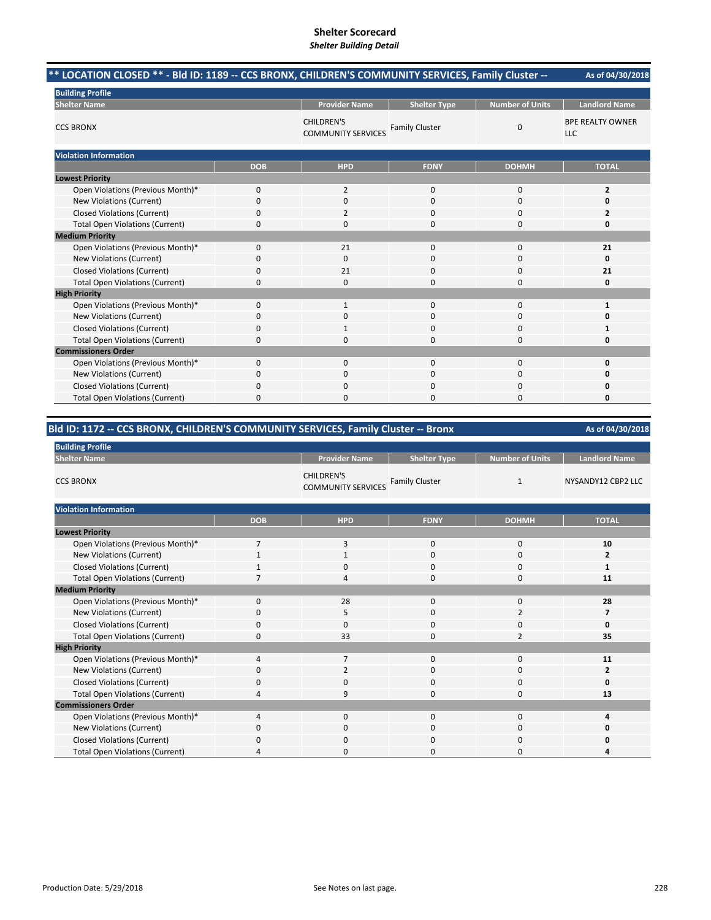# Shelter Scorecard
*Shelter Building Detail*

## ** LOCATION CLOSED ** - Bld ID: 1189 -- CCS BRONX, CHILDREN'S COMMUNITY SERVICES, Family Cluster --

As of 04/30/2018

**Building Profile**

| Shelter Name | Provider Name | Shelter Type | Number of Units | Landlord Name |
|---|---|---|---|---|
| CCS BRONX | CHILDREN'S COMMUNITY SERVICES | Family Cluster | 0 | BPE REALTY OWNER LLC |

**Violation Information**

| | DOB | HPD | FDNY | DOHMH | TOTAL |
|---|---|---|---|---|---|
| **Lowest Priority** | | | | | |
| Open Violations (Previous Month)* | 0 | 2 | 0 | 0 | **2** |
| New Violations (Current) | 0 | 0 | 0 | 0 | **0** |
| Closed Violations (Current) | 0 | 2 | 0 | 0 | **2** |
| Total Open Violations (Current) | 0 | 0 | 0 | 0 | **0** |
| **Medium Priority** | | | | | |
| Open Violations (Previous Month)* | 0 | 21 | 0 | 0 | **21** |
| New Violations (Current) | 0 | 0 | 0 | 0 | **0** |
| Closed Violations (Current) | 0 | 21 | 0 | 0 | **21** |
| Total Open Violations (Current) | 0 | 0 | 0 | 0 | **0** |
| **High Priority** | | | | | |
| Open Violations (Previous Month)* | 0 | 1 | 0 | 0 | **1** |
| New Violations (Current) | 0 | 0 | 0 | 0 | **0** |
| Closed Violations (Current) | 0 | 1 | 0 | 0 | **1** |
| Total Open Violations (Current) | 0 | 0 | 0 | 0 | **0** |
| **Commissioners Order** | | | | | |
| Open Violations (Previous Month)* | 0 | 0 | 0 | 0 | **0** |
| New Violations (Current) | 0 | 0 | 0 | 0 | **0** |
| Closed Violations (Current) | 0 | 0 | 0 | 0 | **0** |
| Total Open Violations (Current) | 0 | 0 | 0 | 0 | **0** |

## Bld ID: 1172 -- CCS BRONX, CHILDREN'S COMMUNITY SERVICES, Family Cluster -- Bronx

As of 04/30/2018

**Building Profile**

| Shelter Name | Provider Name | Shelter Type | Number of Units | Landlord Name |
|---|---|---|---|---|
| CCS BRONX | CHILDREN'S COMMUNITY SERVICES | Family Cluster | 1 | NYSANDY12 CBP2 LLC |

**Violation Information**

| | DOB | HPD | FDNY | DOHMH | TOTAL |
|---|---|---|---|---|---|
| **Lowest Priority** | | | | | |
| Open Violations (Previous Month)* | 7 | 3 | 0 | 0 | **10** |
| New Violations (Current) | 1 | 1 | 0 | 0 | **2** |
| Closed Violations (Current) | 1 | 0 | 0 | 0 | **1** |
| Total Open Violations (Current) | 7 | 4 | 0 | 0 | **11** |
| **Medium Priority** | | | | | |
| Open Violations (Previous Month)* | 0 | 28 | 0 | 0 | **28** |
| New Violations (Current) | 0 | 5 | 0 | 2 | **7** |
| Closed Violations (Current) | 0 | 0 | 0 | 0 | **0** |
| Total Open Violations (Current) | 0 | 33 | 0 | 2 | **35** |
| **High Priority** | | | | | |
| Open Violations (Previous Month)* | 4 | 7 | 0 | 0 | **11** |
| New Violations (Current) | 0 | 2 | 0 | 0 | **2** |
| Closed Violations (Current) | 0 | 0 | 0 | 0 | **0** |
| Total Open Violations (Current) | 4 | 9 | 0 | 0 | **13** |
| **Commissioners Order** | | | | | |
| Open Violations (Previous Month)* | 4 | 0 | 0 | 0 | **4** |
| New Violations (Current) | 0 | 0 | 0 | 0 | **0** |
| Closed Violations (Current) | 0 | 0 | 0 | 0 | **0** |
| Total Open Violations (Current) | 4 | 0 | 0 | 0 | **4** |

Production Date: 5/29/2018

See Notes on last page.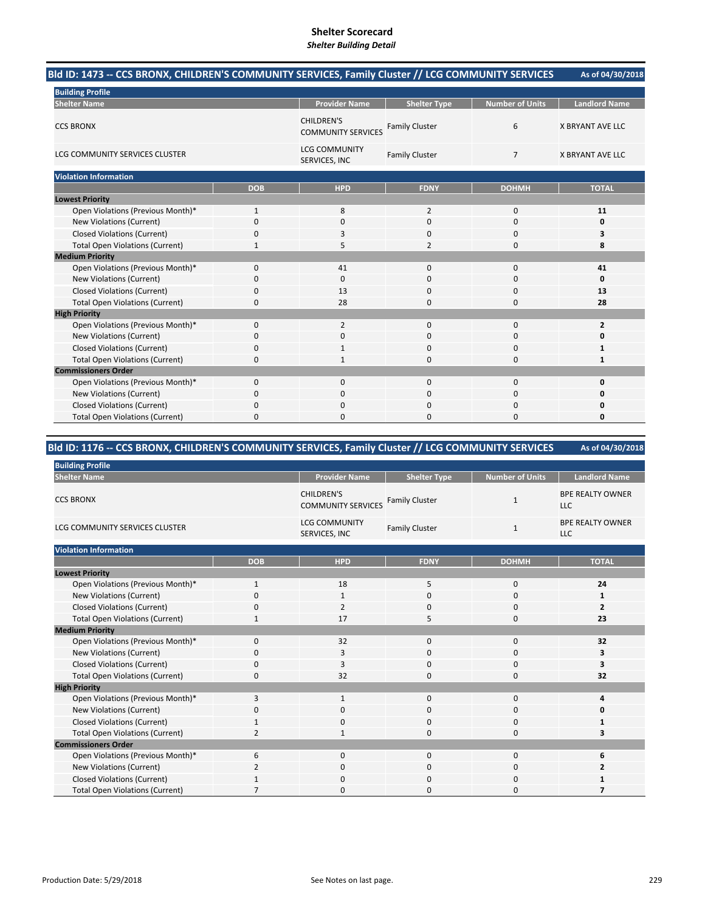# Shelter Scorecard

*Shelter Building Detail*

## Bld ID: 1473 -- CCS BRONX, CHILDREN'S COMMUNITY SERVICES, Family Cluster // LCG COMMUNITY SERVICES

As of 04/30/2018

**Building Profile**

| Shelter Name | Provider Name | Shelter Type | Number of Units | Landlord Name |
|---|---|---|---|---|
| CCS BRONX | CHILDREN'S COMMUNITY SERVICES | Family Cluster | 6 | X BRYANT AVE LLC |
| LCG COMMUNITY SERVICES CLUSTER | LCG COMMUNITY SERVICES, INC | Family Cluster | 7 | X BRYANT AVE LLC |

**Violation Information**

| | DOB | HPD | FDNY | DOHMH | TOTAL |
|---|---|---|---|---|---|
| **Lowest Priority** | | | | | |
| Open Violations (Previous Month)* | 1 | 8 | 2 | 0 | **11** |
| New Violations (Current) | 0 | 0 | 0 | 0 | **0** |
| Closed Violations (Current) | 0 | 3 | 0 | 0 | **3** |
| Total Open Violations (Current) | 1 | 5 | 2 | 0 | **8** |
| **Medium Priority** | | | | | |
| Open Violations (Previous Month)* | 0 | 41 | 0 | 0 | **41** |
| New Violations (Current) | 0 | 0 | 0 | 0 | **0** |
| Closed Violations (Current) | 0 | 13 | 0 | 0 | **13** |
| Total Open Violations (Current) | 0 | 28 | 0 | 0 | **28** |
| **High Priority** | | | | | |
| Open Violations (Previous Month)* | 0 | 2 | 0 | 0 | **2** |
| New Violations (Current) | 0 | 0 | 0 | 0 | **0** |
| Closed Violations (Current) | 0 | 1 | 0 | 0 | **1** |
| Total Open Violations (Current) | 0 | 1 | 0 | 0 | **1** |
| **Commissioners Order** | | | | | |
| Open Violations (Previous Month)* | 0 | 0 | 0 | 0 | **0** |
| New Violations (Current) | 0 | 0 | 0 | 0 | **0** |
| Closed Violations (Current) | 0 | 0 | 0 | 0 | **0** |
| Total Open Violations (Current) | 0 | 0 | 0 | 0 | **0** |

## Bld ID: 1176 -- CCS BRONX, CHILDREN'S COMMUNITY SERVICES, Family Cluster // LCG COMMUNITY SERVICES

As of 04/30/2018

**Building Profile**

| Shelter Name | Provider Name | Shelter Type | Number of Units | Landlord Name |
|---|---|---|---|---|
| CCS BRONX | CHILDREN'S COMMUNITY SERVICES | Family Cluster | 1 | BPE REALTY OWNER LLC |
| LCG COMMUNITY SERVICES CLUSTER | LCG COMMUNITY SERVICES, INC | Family Cluster | 1 | BPE REALTY OWNER LLC |

**Violation Information**

| | DOB | HPD | FDNY | DOHMH | TOTAL |
|---|---|---|---|---|---|
| **Lowest Priority** | | | | | |
| Open Violations (Previous Month)* | 1 | 18 | 5 | 0 | **24** |
| New Violations (Current) | 0 | 1 | 0 | 0 | **1** |
| Closed Violations (Current) | 0 | 2 | 0 | 0 | **2** |
| Total Open Violations (Current) | 1 | 17 | 5 | 0 | **23** |
| **Medium Priority** | | | | | |
| Open Violations (Previous Month)* | 0 | 32 | 0 | 0 | **32** |
| New Violations (Current) | 0 | 3 | 0 | 0 | **3** |
| Closed Violations (Current) | 0 | 3 | 0 | 0 | **3** |
| Total Open Violations (Current) | 0 | 32 | 0 | 0 | **32** |
| **High Priority** | | | | | |
| Open Violations (Previous Month)* | 3 | 1 | 0 | 0 | **4** |
| New Violations (Current) | 0 | 0 | 0 | 0 | **0** |
| Closed Violations (Current) | 1 | 0 | 0 | 0 | **1** |
| Total Open Violations (Current) | 2 | 1 | 0 | 0 | **3** |
| **Commissioners Order** | | | | | |
| Open Violations (Previous Month)* | 6 | 0 | 0 | 0 | **6** |
| New Violations (Current) | 2 | 0 | 0 | 0 | **2** |
| Closed Violations (Current) | 1 | 0 | 0 | 0 | **1** |
| Total Open Violations (Current) | 7 | 0 | 0 | 0 | **7** |

Production Date: 5/29/2018

See Notes on last page.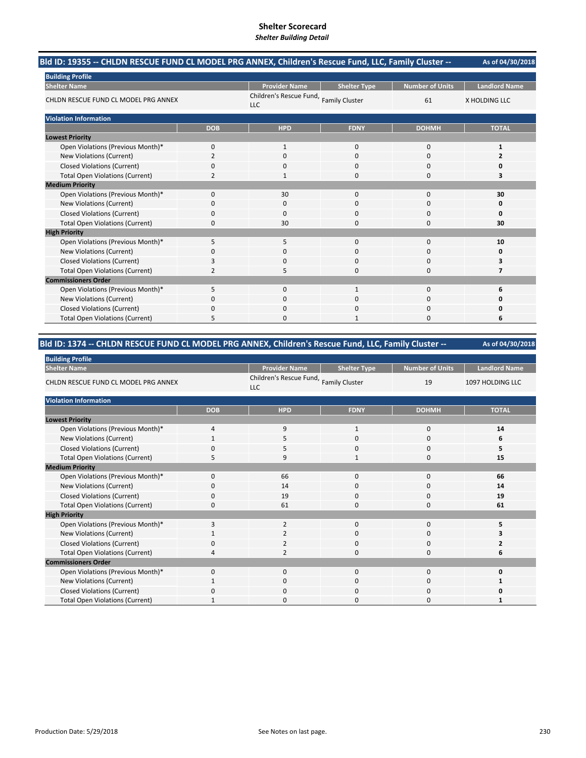# Shelter Scorecard
*Shelter Building Detail*

## Bld ID: 19355 -- CHLDN RESCUE FUND CL MODEL PRG ANNEX, Children's Rescue Fund, LLC, Family Cluster --

As of 04/30/2018

**Building Profile**

| Shelter Name | Provider Name | Shelter Type | Number of Units | Landlord Name |
|---|---|---|---|---|
| CHLDN RESCUE FUND CL MODEL PRG ANNEX | Children's Rescue Fund, LLC | Family Cluster | 61 | X HOLDING LLC |

**Violation Information**

| | DOB | HPD | FDNY | DOHMH | TOTAL |
|---|---|---|---|---|---|
| **Lowest Priority** | | | | | |
| Open Violations (Previous Month)* | 0 | 1 | 0 | 0 | **1** |
| New Violations (Current) | 2 | 0 | 0 | 0 | **2** |
| Closed Violations (Current) | 0 | 0 | 0 | 0 | **0** |
| Total Open Violations (Current) | 2 | 1 | 0 | 0 | **3** |
| **Medium Priority** | | | | | |
| Open Violations (Previous Month)* | 0 | 30 | 0 | 0 | **30** |
| New Violations (Current) | 0 | 0 | 0 | 0 | **0** |
| Closed Violations (Current) | 0 | 0 | 0 | 0 | **0** |
| Total Open Violations (Current) | 0 | 30 | 0 | 0 | **30** |
| **High Priority** | | | | | |
| Open Violations (Previous Month)* | 5 | 5 | 0 | 0 | **10** |
| New Violations (Current) | 0 | 0 | 0 | 0 | **0** |
| Closed Violations (Current) | 3 | 0 | 0 | 0 | **3** |
| Total Open Violations (Current) | 2 | 5 | 0 | 0 | **7** |
| **Commissioners Order** | | | | | |
| Open Violations (Previous Month)* | 5 | 0 | 1 | 0 | **6** |
| New Violations (Current) | 0 | 0 | 0 | 0 | **0** |
| Closed Violations (Current) | 0 | 0 | 0 | 0 | **0** |
| Total Open Violations (Current) | 5 | 0 | 1 | 0 | **6** |

## Bld ID: 1374 -- CHLDN RESCUE FUND CL MODEL PRG ANNEX, Children's Rescue Fund, LLC, Family Cluster --

As of 04/30/2018

**Building Profile**

| Shelter Name | Provider Name | Shelter Type | Number of Units | Landlord Name |
|---|---|---|---|---|
| CHLDN RESCUE FUND CL MODEL PRG ANNEX | Children's Rescue Fund, LLC | Family Cluster | 19 | 1097 HOLDING LLC |

**Violation Information**

| | DOB | HPD | FDNY | DOHMH | TOTAL |
|---|---|---|---|---|---|
| **Lowest Priority** | | | | | |
| Open Violations (Previous Month)* | 4 | 9 | 1 | 0 | **14** |
| New Violations (Current) | 1 | 5 | 0 | 0 | **6** |
| Closed Violations (Current) | 0 | 5 | 0 | 0 | **5** |
| Total Open Violations (Current) | 5 | 9 | 1 | 0 | **15** |
| **Medium Priority** | | | | | |
| Open Violations (Previous Month)* | 0 | 66 | 0 | 0 | **66** |
| New Violations (Current) | 0 | 14 | 0 | 0 | **14** |
| Closed Violations (Current) | 0 | 19 | 0 | 0 | **19** |
| Total Open Violations (Current) | 0 | 61 | 0 | 0 | **61** |
| **High Priority** | | | | | |
| Open Violations (Previous Month)* | 3 | 2 | 0 | 0 | **5** |
| New Violations (Current) | 1 | 2 | 0 | 0 | **3** |
| Closed Violations (Current) | 0 | 2 | 0 | 0 | **2** |
| Total Open Violations (Current) | 4 | 2 | 0 | 0 | **6** |
| **Commissioners Order** | | | | | |
| Open Violations (Previous Month)* | 0 | 0 | 0 | 0 | **0** |
| New Violations (Current) | 1 | 0 | 0 | 0 | **1** |
| Closed Violations (Current) | 0 | 0 | 0 | 0 | **0** |
| Total Open Violations (Current) | 1 | 0 | 0 | 0 | **1** |

Production Date: 5/29/2018

See Notes on last page.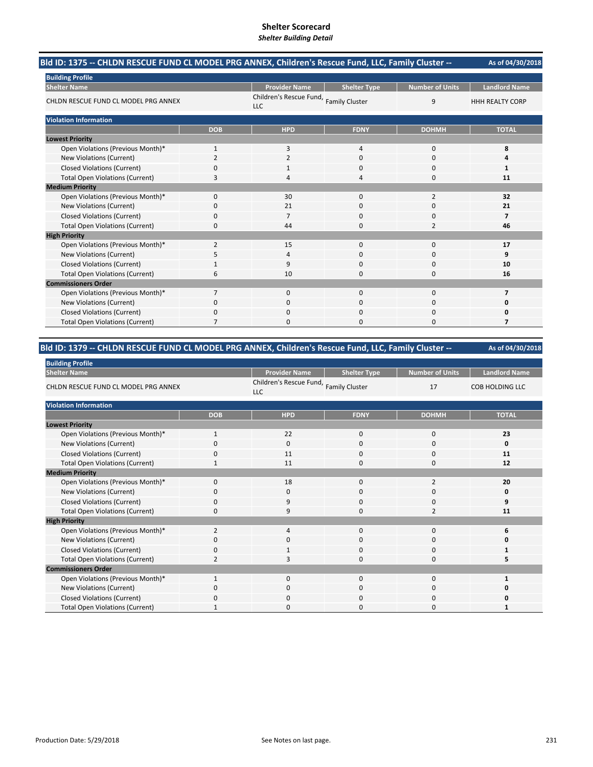# Shelter Scorecard
*Shelter Building Detail*

## Bld ID: 1375 -- CHLDN RESCUE FUND CL MODEL PRG ANNEX, Children's Rescue Fund, LLC, Family Cluster --

As of 04/30/2018

**Building Profile**

| Shelter Name | Provider Name | Shelter Type | Number of Units | Landlord Name |
|---|---|---|---|---|
| CHLDN RESCUE FUND CL MODEL PRG ANNEX | Children's Rescue Fund, LLC | Family Cluster | 9 | HHH REALTY CORP |

**Violation Information**

| | DOB | HPD | FDNY | DOHMH | TOTAL |
|---|---|---|---|---|---|
| **Lowest Priority** | | | | | |
| Open Violations (Previous Month)* | 1 | 3 | 4 | 0 | **8** |
| New Violations (Current) | 2 | 2 | 0 | 0 | **4** |
| Closed Violations (Current) | 0 | 1 | 0 | 0 | **1** |
| Total Open Violations (Current) | 3 | 4 | 4 | 0 | **11** |
| **Medium Priority** | | | | | |
| Open Violations (Previous Month)* | 0 | 30 | 0 | 2 | **32** |
| New Violations (Current) | 0 | 21 | 0 | 0 | **21** |
| Closed Violations (Current) | 0 | 7 | 0 | 0 | **7** |
| Total Open Violations (Current) | 0 | 44 | 0 | 2 | **46** |
| **High Priority** | | | | | |
| Open Violations (Previous Month)* | 2 | 15 | 0 | 0 | **17** |
| New Violations (Current) | 5 | 4 | 0 | 0 | **9** |
| Closed Violations (Current) | 1 | 9 | 0 | 0 | **10** |
| Total Open Violations (Current) | 6 | 10 | 0 | 0 | **16** |
| **Commissioners Order** | | | | | |
| Open Violations (Previous Month)* | 7 | 0 | 0 | 0 | **7** |
| New Violations (Current) | 0 | 0 | 0 | 0 | **0** |
| Closed Violations (Current) | 0 | 0 | 0 | 0 | **0** |
| Total Open Violations (Current) | 7 | 0 | 0 | 0 | **7** |

## Bld ID: 1379 -- CHLDN RESCUE FUND CL MODEL PRG ANNEX, Children's Rescue Fund, LLC, Family Cluster --

As of 04/30/2018

**Building Profile**

| Shelter Name | Provider Name | Shelter Type | Number of Units | Landlord Name |
|---|---|---|---|---|
| CHLDN RESCUE FUND CL MODEL PRG ANNEX | Children's Rescue Fund, LLC | Family Cluster | 17 | COB HOLDING LLC |

**Violation Information**

| | DOB | HPD | FDNY | DOHMH | TOTAL |
|---|---|---|---|---|---|
| **Lowest Priority** | | | | | |
| Open Violations (Previous Month)* | 1 | 22 | 0 | 0 | **23** |
| New Violations (Current) | 0 | 0 | 0 | 0 | **0** |
| Closed Violations (Current) | 0 | 11 | 0 | 0 | **11** |
| Total Open Violations (Current) | 1 | 11 | 0 | 0 | **12** |
| **Medium Priority** | | | | | |
| Open Violations (Previous Month)* | 0 | 18 | 0 | 2 | **20** |
| New Violations (Current) | 0 | 0 | 0 | 0 | **0** |
| Closed Violations (Current) | 0 | 9 | 0 | 0 | **9** |
| Total Open Violations (Current) | 0 | 9 | 0 | 2 | **11** |
| **High Priority** | | | | | |
| Open Violations (Previous Month)* | 2 | 4 | 0 | 0 | **6** |
| New Violations (Current) | 0 | 0 | 0 | 0 | **0** |
| Closed Violations (Current) | 0 | 1 | 0 | 0 | **1** |
| Total Open Violations (Current) | 2 | 3 | 0 | 0 | **5** |
| **Commissioners Order** | | | | | |
| Open Violations (Previous Month)* | 1 | 0 | 0 | 0 | **1** |
| New Violations (Current) | 0 | 0 | 0 | 0 | **0** |
| Closed Violations (Current) | 0 | 0 | 0 | 0 | **0** |
| Total Open Violations (Current) | 1 | 0 | 0 | 0 | **1** |

Production Date: 5/29/2018

See Notes on last page.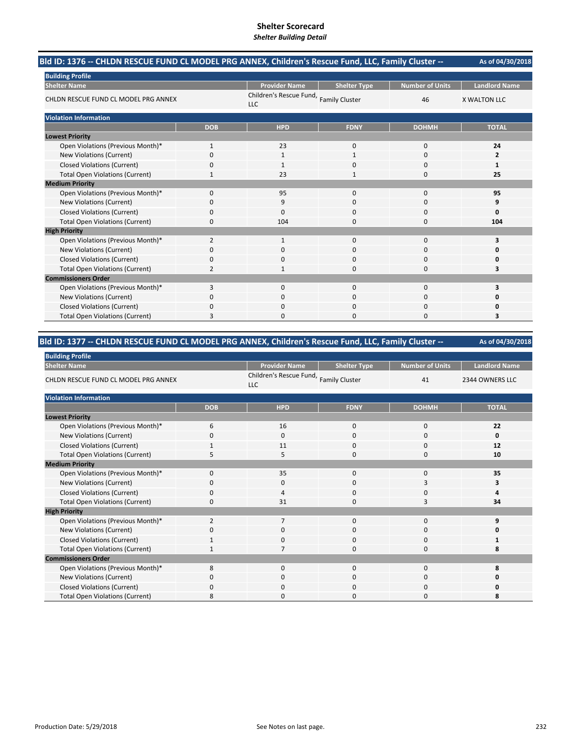# Shelter Scorecard
*Shelter Building Detail*

## Bld ID: 1376 -- CHLDN RESCUE FUND CL MODEL PRG ANNEX, Children's Rescue Fund, LLC, Family Cluster --

As of 04/30/2018

**Building Profile**

| Shelter Name | Provider Name | Shelter Type | Number of Units | Landlord Name |
|---|---|---|---|---|
| CHLDN RESCUE FUND CL MODEL PRG ANNEX | Children's Rescue Fund, LLC | Family Cluster | 46 | X WALTON LLC |

**Violation Information**

| | DOB | HPD | FDNY | DOHMH | TOTAL |
|---|---|---|---|---|---|
| **Lowest Priority** | | | | | |
| Open Violations (Previous Month)* | 1 | 23 | 0 | 0 | **24** |
| New Violations (Current) | 0 | 1 | 1 | 0 | **2** |
| Closed Violations (Current) | 0 | 1 | 0 | 0 | **1** |
| Total Open Violations (Current) | 1 | 23 | 1 | 0 | **25** |
| **Medium Priority** | | | | | |
| Open Violations (Previous Month)* | 0 | 95 | 0 | 0 | **95** |
| New Violations (Current) | 0 | 9 | 0 | 0 | **9** |
| Closed Violations (Current) | 0 | 0 | 0 | 0 | **0** |
| Total Open Violations (Current) | 0 | 104 | 0 | 0 | **104** |
| **High Priority** | | | | | |
| Open Violations (Previous Month)* | 2 | 1 | 0 | 0 | **3** |
| New Violations (Current) | 0 | 0 | 0 | 0 | **0** |
| Closed Violations (Current) | 0 | 0 | 0 | 0 | **0** |
| Total Open Violations (Current) | 2 | 1 | 0 | 0 | **3** |
| **Commissioners Order** | | | | | |
| Open Violations (Previous Month)* | 3 | 0 | 0 | 0 | **3** |
| New Violations (Current) | 0 | 0 | 0 | 0 | **0** |
| Closed Violations (Current) | 0 | 0 | 0 | 0 | **0** |
| Total Open Violations (Current) | 3 | 0 | 0 | 0 | **3** |

## Bld ID: 1377 -- CHLDN RESCUE FUND CL MODEL PRG ANNEX, Children's Rescue Fund, LLC, Family Cluster --

As of 04/30/2018

**Building Profile**

| Shelter Name | Provider Name | Shelter Type | Number of Units | Landlord Name |
|---|---|---|---|---|
| CHLDN RESCUE FUND CL MODEL PRG ANNEX | Children's Rescue Fund, LLC | Family Cluster | 41 | 2344 OWNERS LLC |

**Violation Information**

| | DOB | HPD | FDNY | DOHMH | TOTAL |
|---|---|---|---|---|---|
| **Lowest Priority** | | | | | |
| Open Violations (Previous Month)* | 6 | 16 | 0 | 0 | **22** |
| New Violations (Current) | 0 | 0 | 0 | 0 | **0** |
| Closed Violations (Current) | 1 | 11 | 0 | 0 | **12** |
| Total Open Violations (Current) | 5 | 5 | 0 | 0 | **10** |
| **Medium Priority** | | | | | |
| Open Violations (Previous Month)* | 0 | 35 | 0 | 0 | **35** |
| New Violations (Current) | 0 | 0 | 0 | 3 | **3** |
| Closed Violations (Current) | 0 | 4 | 0 | 0 | **4** |
| Total Open Violations (Current) | 0 | 31 | 0 | 3 | **34** |
| **High Priority** | | | | | |
| Open Violations (Previous Month)* | 2 | 7 | 0 | 0 | **9** |
| New Violations (Current) | 0 | 0 | 0 | 0 | **0** |
| Closed Violations (Current) | 1 | 0 | 0 | 0 | **1** |
| Total Open Violations (Current) | 1 | 7 | 0 | 0 | **8** |
| **Commissioners Order** | | | | | |
| Open Violations (Previous Month)* | 8 | 0 | 0 | 0 | **8** |
| New Violations (Current) | 0 | 0 | 0 | 0 | **0** |
| Closed Violations (Current) | 0 | 0 | 0 | 0 | **0** |
| Total Open Violations (Current) | 8 | 0 | 0 | 0 | **8** |

Production Date: 5/29/2018

See Notes on last page.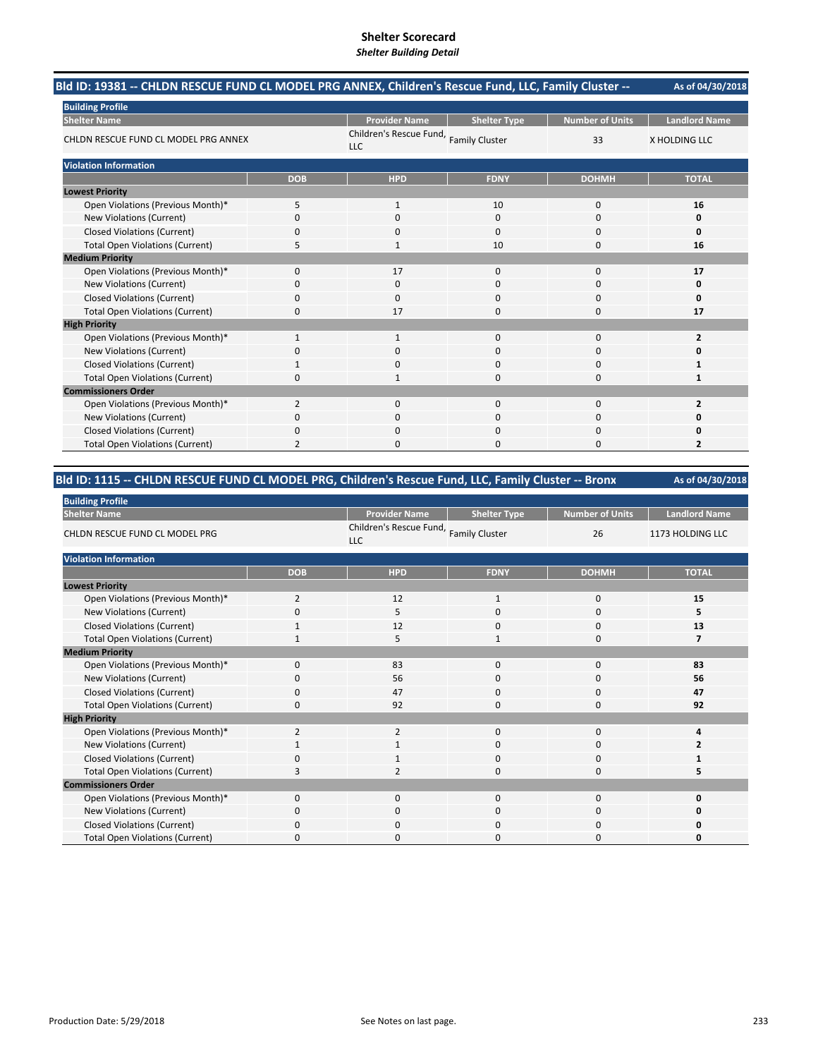# Shelter Scorecard
*Shelter Building Detail*

## Bld ID: 19381 -- CHLDN RESCUE FUND CL MODEL PRG ANNEX, Children's Rescue Fund, LLC, Family Cluster --

As of 04/30/2018

**Building Profile**

| Shelter Name | Provider Name | Shelter Type | Number of Units | Landlord Name |
|---|---|---|---|---|
| CHLDN RESCUE FUND CL MODEL PRG ANNEX | Children's Rescue Fund, LLC | Family Cluster | 33 | X HOLDING LLC |

**Violation Information**

| | DOB | HPD | FDNY | DOHMH | TOTAL |
|---|---|---|---|---|---|
| **Lowest Priority** | | | | | |
| Open Violations (Previous Month)* | 5 | 1 | 10 | 0 | **16** |
| New Violations (Current) | 0 | 0 | 0 | 0 | **0** |
| Closed Violations (Current) | 0 | 0 | 0 | 0 | **0** |
| Total Open Violations (Current) | 5 | 1 | 10 | 0 | **16** |
| **Medium Priority** | | | | | |
| Open Violations (Previous Month)* | 0 | 17 | 0 | 0 | **17** |
| New Violations (Current) | 0 | 0 | 0 | 0 | **0** |
| Closed Violations (Current) | 0 | 0 | 0 | 0 | **0** |
| Total Open Violations (Current) | 0 | 17 | 0 | 0 | **17** |
| **High Priority** | | | | | |
| Open Violations (Previous Month)* | 1 | 1 | 0 | 0 | **2** |
| New Violations (Current) | 0 | 0 | 0 | 0 | **0** |
| Closed Violations (Current) | 1 | 0 | 0 | 0 | **1** |
| Total Open Violations (Current) | 0 | 1 | 0 | 0 | **1** |
| **Commissioners Order** | | | | | |
| Open Violations (Previous Month)* | 2 | 0 | 0 | 0 | **2** |
| New Violations (Current) | 0 | 0 | 0 | 0 | **0** |
| Closed Violations (Current) | 0 | 0 | 0 | 0 | **0** |
| Total Open Violations (Current) | 2 | 0 | 0 | 0 | **2** |

## Bld ID: 1115 -- CHLDN RESCUE FUND CL MODEL PRG, Children's Rescue Fund, LLC, Family Cluster -- Bronx

As of 04/30/2018

**Building Profile**

| Shelter Name | Provider Name | Shelter Type | Number of Units | Landlord Name |
|---|---|---|---|---|
| CHLDN RESCUE FUND CL MODEL PRG | Children's Rescue Fund, LLC | Family Cluster | 26 | 1173 HOLDING LLC |

**Violation Information**

| | DOB | HPD | FDNY | DOHMH | TOTAL |
|---|---|---|---|---|---|
| **Lowest Priority** | | | | | |
| Open Violations (Previous Month)* | 2 | 12 | 1 | 0 | **15** |
| New Violations (Current) | 0 | 5 | 0 | 0 | **5** |
| Closed Violations (Current) | 1 | 12 | 0 | 0 | **13** |
| Total Open Violations (Current) | 1 | 5 | 1 | 0 | **7** |
| **Medium Priority** | | | | | |
| Open Violations (Previous Month)* | 0 | 83 | 0 | 0 | **83** |
| New Violations (Current) | 0 | 56 | 0 | 0 | **56** |
| Closed Violations (Current) | 0 | 47 | 0 | 0 | **47** |
| Total Open Violations (Current) | 0 | 92 | 0 | 0 | **92** |
| **High Priority** | | | | | |
| Open Violations (Previous Month)* | 2 | 2 | 0 | 0 | **4** |
| New Violations (Current) | 1 | 1 | 0 | 0 | **2** |
| Closed Violations (Current) | 0 | 1 | 0 | 0 | **1** |
| Total Open Violations (Current) | 3 | 2 | 0 | 0 | **5** |
| **Commissioners Order** | | | | | |
| Open Violations (Previous Month)* | 0 | 0 | 0 | 0 | **0** |
| New Violations (Current) | 0 | 0 | 0 | 0 | **0** |
| Closed Violations (Current) | 0 | 0 | 0 | 0 | **0** |
| Total Open Violations (Current) | 0 | 0 | 0 | 0 | **0** |

Production Date: 5/29/2018

See Notes on last page.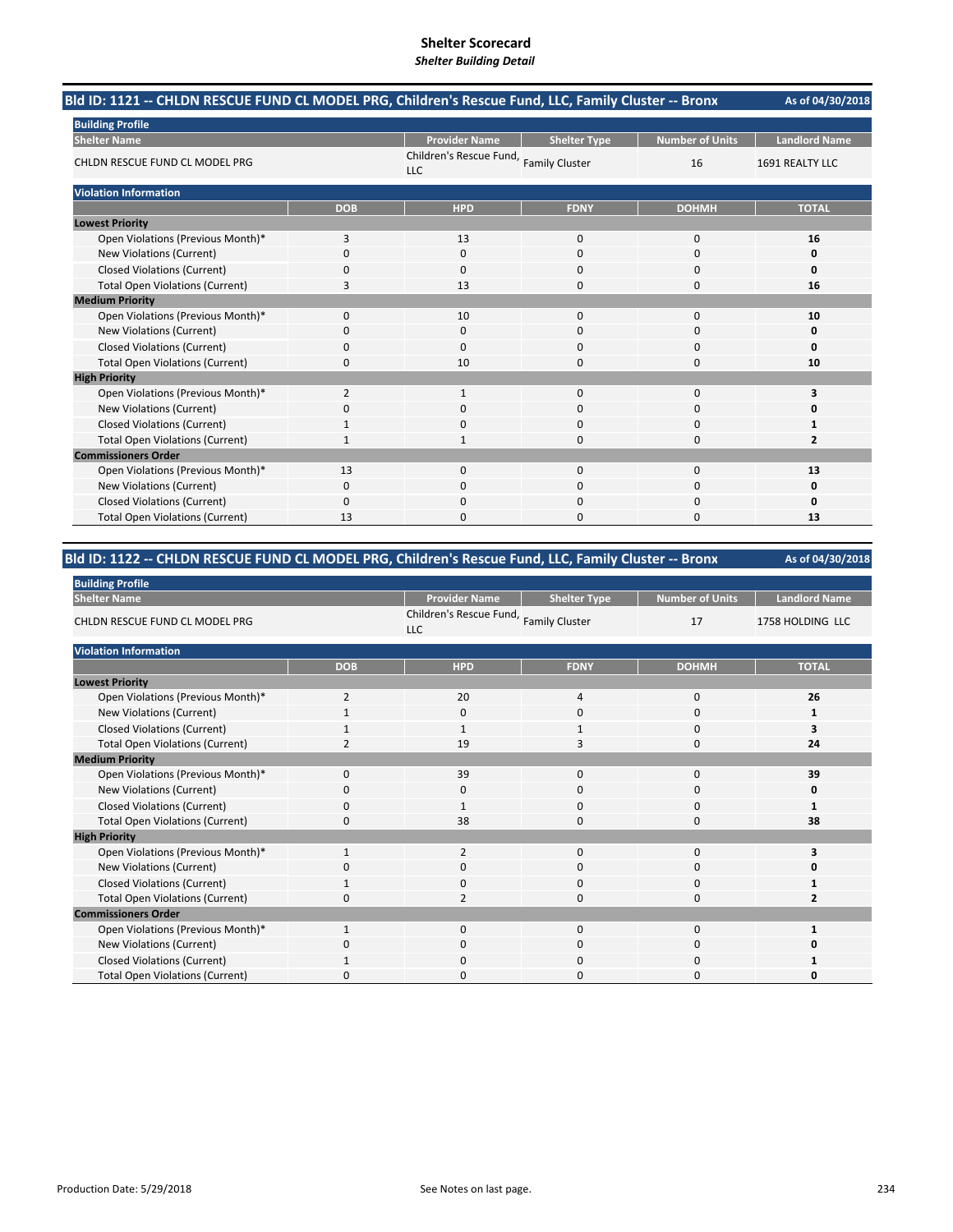# Shelter Scorecard
*Shelter Building Detail*

## Bld ID: 1121 -- CHLDN RESCUE FUND CL MODEL PRG, Children's Rescue Fund, LLC, Family Cluster -- Bronx

As of 04/30/2018

**Building Profile**

| Shelter Name | Provider Name | Shelter Type | Number of Units | Landlord Name |
|---|---|---|---|---|
| CHLDN RESCUE FUND CL MODEL PRG | Children's Rescue Fund, LLC | Family Cluster | 16 | 1691 REALTY LLC |

**Violation Information**

| | DOB | HPD | FDNY | DOHMH | TOTAL |
|---|---|---|---|---|---|
| **Lowest Priority** | | | | | |
| Open Violations (Previous Month)* | 3 | 13 | 0 | 0 | **16** |
| New Violations (Current) | 0 | 0 | 0 | 0 | **0** |
| Closed Violations (Current) | 0 | 0 | 0 | 0 | **0** |
| Total Open Violations (Current) | 3 | 13 | 0 | 0 | **16** |
| **Medium Priority** | | | | | |
| Open Violations (Previous Month)* | 0 | 10 | 0 | 0 | **10** |
| New Violations (Current) | 0 | 0 | 0 | 0 | **0** |
| Closed Violations (Current) | 0 | 0 | 0 | 0 | **0** |
| Total Open Violations (Current) | 0 | 10 | 0 | 0 | **10** |
| **High Priority** | | | | | |
| Open Violations (Previous Month)* | 2 | 1 | 0 | 0 | **3** |
| New Violations (Current) | 0 | 0 | 0 | 0 | **0** |
| Closed Violations (Current) | 1 | 0 | 0 | 0 | **1** |
| Total Open Violations (Current) | 1 | 1 | 0 | 0 | **2** |
| **Commissioners Order** | | | | | |
| Open Violations (Previous Month)* | 13 | 0 | 0 | 0 | **13** |
| New Violations (Current) | 0 | 0 | 0 | 0 | **0** |
| Closed Violations (Current) | 0 | 0 | 0 | 0 | **0** |
| Total Open Violations (Current) | 13 | 0 | 0 | 0 | **13** |

## Bld ID: 1122 -- CHLDN RESCUE FUND CL MODEL PRG, Children's Rescue Fund, LLC, Family Cluster -- Bronx

As of 04/30/2018

**Building Profile**

| Shelter Name | Provider Name | Shelter Type | Number of Units | Landlord Name |
|---|---|---|---|---|
| CHLDN RESCUE FUND CL MODEL PRG | Children's Rescue Fund, LLC | Family Cluster | 17 | 1758 HOLDING LLC |

**Violation Information**

| | DOB | HPD | FDNY | DOHMH | TOTAL |
|---|---|---|---|---|---|
| **Lowest Priority** | | | | | |
| Open Violations (Previous Month)* | 2 | 20 | 4 | 0 | **26** |
| New Violations (Current) | 1 | 0 | 0 | 0 | **1** |
| Closed Violations (Current) | 1 | 1 | 1 | 0 | **3** |
| Total Open Violations (Current) | 2 | 19 | 3 | 0 | **24** |
| **Medium Priority** | | | | | |
| Open Violations (Previous Month)* | 0 | 39 | 0 | 0 | **39** |
| New Violations (Current) | 0 | 0 | 0 | 0 | **0** |
| Closed Violations (Current) | 0 | 1 | 0 | 0 | **1** |
| Total Open Violations (Current) | 0 | 38 | 0 | 0 | **38** |
| **High Priority** | | | | | |
| Open Violations (Previous Month)* | 1 | 2 | 0 | 0 | **3** |
| New Violations (Current) | 0 | 0 | 0 | 0 | **0** |
| Closed Violations (Current) | 1 | 0 | 0 | 0 | **1** |
| Total Open Violations (Current) | 0 | 2 | 0 | 0 | **2** |
| **Commissioners Order** | | | | | |
| Open Violations (Previous Month)* | 1 | 0 | 0 | 0 | **1** |
| New Violations (Current) | 0 | 0 | 0 | 0 | **0** |
| Closed Violations (Current) | 1 | 0 | 0 | 0 | **1** |
| Total Open Violations (Current) | 0 | 0 | 0 | 0 | **0** |

Production Date: 5/29/2018

See Notes on last page.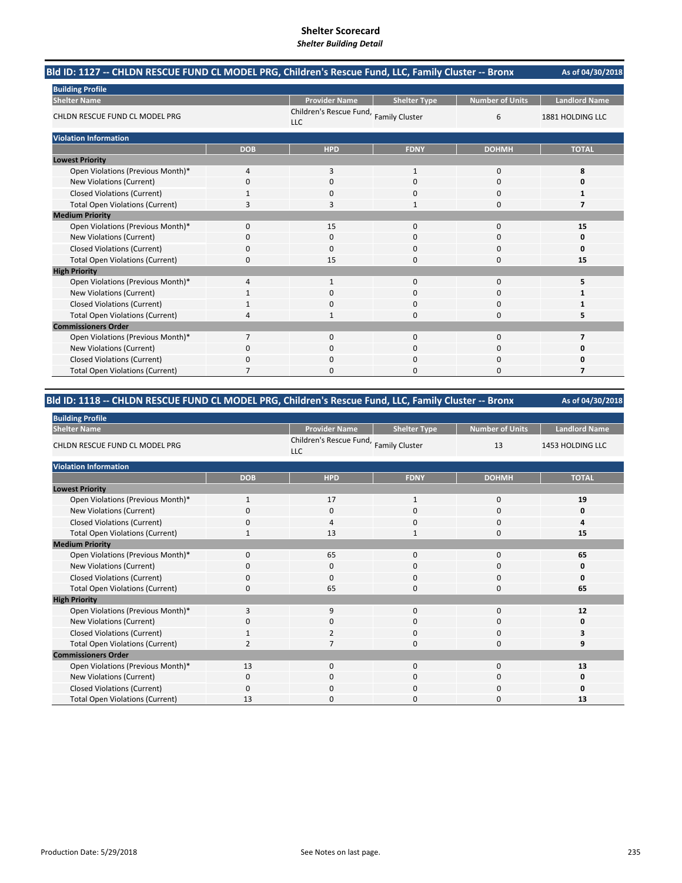# Shelter Scorecard
*Shelter Building Detail*

## Bld ID: 1127 -- CHLDN RESCUE FUND CL MODEL PRG, Children's Rescue Fund, LLC, Family Cluster -- Bronx

As of 04/30/2018

**Building Profile**

| Shelter Name | Provider Name | Shelter Type | Number of Units | Landlord Name |
|---|---|---|---|---|
| CHLDN RESCUE FUND CL MODEL PRG | Children's Rescue Fund, LLC | Family Cluster | 6 | 1881 HOLDING LLC |

**Violation Information**

| | DOB | HPD | FDNY | DOHMH | TOTAL |
|---|---|---|---|---|---|
| **Lowest Priority** | | | | | |
| Open Violations (Previous Month)* | 4 | 3 | 1 | 0 | **8** |
| New Violations (Current) | 0 | 0 | 0 | 0 | **0** |
| Closed Violations (Current) | 1 | 0 | 0 | 0 | **1** |
| Total Open Violations (Current) | 3 | 3 | 1 | 0 | **7** |
| **Medium Priority** | | | | | |
| Open Violations (Previous Month)* | 0 | 15 | 0 | 0 | **15** |
| New Violations (Current) | 0 | 0 | 0 | 0 | **0** |
| Closed Violations (Current) | 0 | 0 | 0 | 0 | **0** |
| Total Open Violations (Current) | 0 | 15 | 0 | 0 | **15** |
| **High Priority** | | | | | |
| Open Violations (Previous Month)* | 4 | 1 | 0 | 0 | **5** |
| New Violations (Current) | 1 | 0 | 0 | 0 | **1** |
| Closed Violations (Current) | 1 | 0 | 0 | 0 | **1** |
| Total Open Violations (Current) | 4 | 1 | 0 | 0 | **5** |
| **Commissioners Order** | | | | | |
| Open Violations (Previous Month)* | 7 | 0 | 0 | 0 | **7** |
| New Violations (Current) | 0 | 0 | 0 | 0 | **0** |
| Closed Violations (Current) | 0 | 0 | 0 | 0 | **0** |
| Total Open Violations (Current) | 7 | 0 | 0 | 0 | **7** |

## Bld ID: 1118 -- CHLDN RESCUE FUND CL MODEL PRG, Children's Rescue Fund, LLC, Family Cluster -- Bronx

As of 04/30/2018

**Building Profile**

| Shelter Name | Provider Name | Shelter Type | Number of Units | Landlord Name |
|---|---|---|---|---|
| CHLDN RESCUE FUND CL MODEL PRG | Children's Rescue Fund, LLC | Family Cluster | 13 | 1453 HOLDING LLC |

**Violation Information**

| | DOB | HPD | FDNY | DOHMH | TOTAL |
|---|---|---|---|---|---|
| **Lowest Priority** | | | | | |
| Open Violations (Previous Month)* | 1 | 17 | 1 | 0 | **19** |
| New Violations (Current) | 0 | 0 | 0 | 0 | **0** |
| Closed Violations (Current) | 0 | 4 | 0 | 0 | **4** |
| Total Open Violations (Current) | 1 | 13 | 1 | 0 | **15** |
| **Medium Priority** | | | | | |
| Open Violations (Previous Month)* | 0 | 65 | 0 | 0 | **65** |
| New Violations (Current) | 0 | 0 | 0 | 0 | **0** |
| Closed Violations (Current) | 0 | 0 | 0 | 0 | **0** |
| Total Open Violations (Current) | 0 | 65 | 0 | 0 | **65** |
| **High Priority** | | | | | |
| Open Violations (Previous Month)* | 3 | 9 | 0 | 0 | **12** |
| New Violations (Current) | 0 | 0 | 0 | 0 | **0** |
| Closed Violations (Current) | 1 | 2 | 0 | 0 | **3** |
| Total Open Violations (Current) | 2 | 7 | 0 | 0 | **9** |
| **Commissioners Order** | | | | | |
| Open Violations (Previous Month)* | 13 | 0 | 0 | 0 | **13** |
| New Violations (Current) | 0 | 0 | 0 | 0 | **0** |
| Closed Violations (Current) | 0 | 0 | 0 | 0 | **0** |
| Total Open Violations (Current) | 13 | 0 | 0 | 0 | **13** |

Production Date: 5/29/2018

See Notes on last page.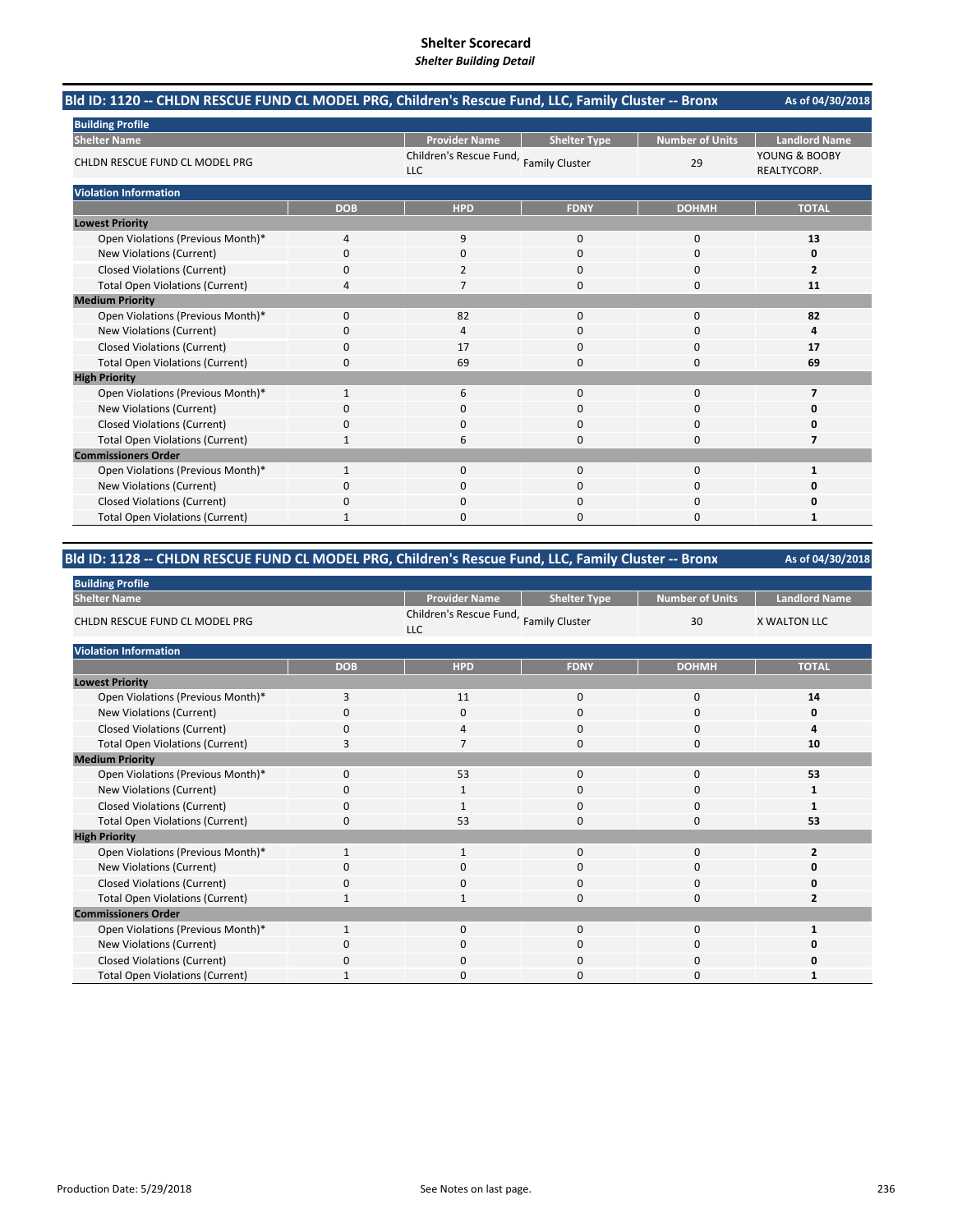# Shelter Scorecard
*Shelter Building Detail*

## Bld ID: 1120 -- CHLDN RESCUE FUND CL MODEL PRG, Children's Rescue Fund, LLC, Family Cluster -- Bronx

As of 04/30/2018

**Building Profile**

| Shelter Name | Provider Name | Shelter Type | Number of Units | Landlord Name |
|---|---|---|---|---|
| CHLDN RESCUE FUND CL MODEL PRG | Children's Rescue Fund, LLC | Family Cluster | 29 | YOUNG & BOOBY REALTYCORP. |

**Violation Information**

| | DOB | HPD | FDNY | DOHMH | TOTAL |
|---|---|---|---|---|---|
| **Lowest Priority** | | | | | |
| Open Violations (Previous Month)* | 4 | 9 | 0 | 0 | **13** |
| New Violations (Current) | 0 | 0 | 0 | 0 | **0** |
| Closed Violations (Current) | 0 | 2 | 0 | 0 | **2** |
| Total Open Violations (Current) | 4 | 7 | 0 | 0 | **11** |
| **Medium Priority** | | | | | |
| Open Violations (Previous Month)* | 0 | 82 | 0 | 0 | **82** |
| New Violations (Current) | 0 | 4 | 0 | 0 | **4** |
| Closed Violations (Current) | 0 | 17 | 0 | 0 | **17** |
| Total Open Violations (Current) | 0 | 69 | 0 | 0 | **69** |
| **High Priority** | | | | | |
| Open Violations (Previous Month)* | 1 | 6 | 0 | 0 | **7** |
| New Violations (Current) | 0 | 0 | 0 | 0 | **0** |
| Closed Violations (Current) | 0 | 0 | 0 | 0 | **0** |
| Total Open Violations (Current) | 1 | 6 | 0 | 0 | **7** |
| **Commissioners Order** | | | | | |
| Open Violations (Previous Month)* | 1 | 0 | 0 | 0 | **1** |
| New Violations (Current) | 0 | 0 | 0 | 0 | **0** |
| Closed Violations (Current) | 0 | 0 | 0 | 0 | **0** |
| Total Open Violations (Current) | 1 | 0 | 0 | 0 | **1** |

## Bld ID: 1128 -- CHLDN RESCUE FUND CL MODEL PRG, Children's Rescue Fund, LLC, Family Cluster -- Bronx

As of 04/30/2018

**Building Profile**

| Shelter Name | Provider Name | Shelter Type | Number of Units | Landlord Name |
|---|---|---|---|---|
| CHLDN RESCUE FUND CL MODEL PRG | Children's Rescue Fund, LLC | Family Cluster | 30 | X WALTON LLC |

**Violation Information**

| | DOB | HPD | FDNY | DOHMH | TOTAL |
|---|---|---|---|---|---|
| **Lowest Priority** | | | | | |
| Open Violations (Previous Month)* | 3 | 11 | 0 | 0 | **14** |
| New Violations (Current) | 0 | 0 | 0 | 0 | **0** |
| Closed Violations (Current) | 0 | 4 | 0 | 0 | **4** |
| Total Open Violations (Current) | 3 | 7 | 0 | 0 | **10** |
| **Medium Priority** | | | | | |
| Open Violations (Previous Month)* | 0 | 53 | 0 | 0 | **53** |
| New Violations (Current) | 0 | 1 | 0 | 0 | **1** |
| Closed Violations (Current) | 0 | 1 | 0 | 0 | **1** |
| Total Open Violations (Current) | 0 | 53 | 0 | 0 | **53** |
| **High Priority** | | | | | |
| Open Violations (Previous Month)* | 1 | 1 | 0 | 0 | **2** |
| New Violations (Current) | 0 | 0 | 0 | 0 | **0** |
| Closed Violations (Current) | 0 | 0 | 0 | 0 | **0** |
| Total Open Violations (Current) | 1 | 1 | 0 | 0 | **2** |
| **Commissioners Order** | | | | | |
| Open Violations (Previous Month)* | 1 | 0 | 0 | 0 | **1** |
| New Violations (Current) | 0 | 0 | 0 | 0 | **0** |
| Closed Violations (Current) | 0 | 0 | 0 | 0 | **0** |
| Total Open Violations (Current) | 1 | 0 | 0 | 0 | **1** |

Production Date: 5/29/2018

See Notes on last page.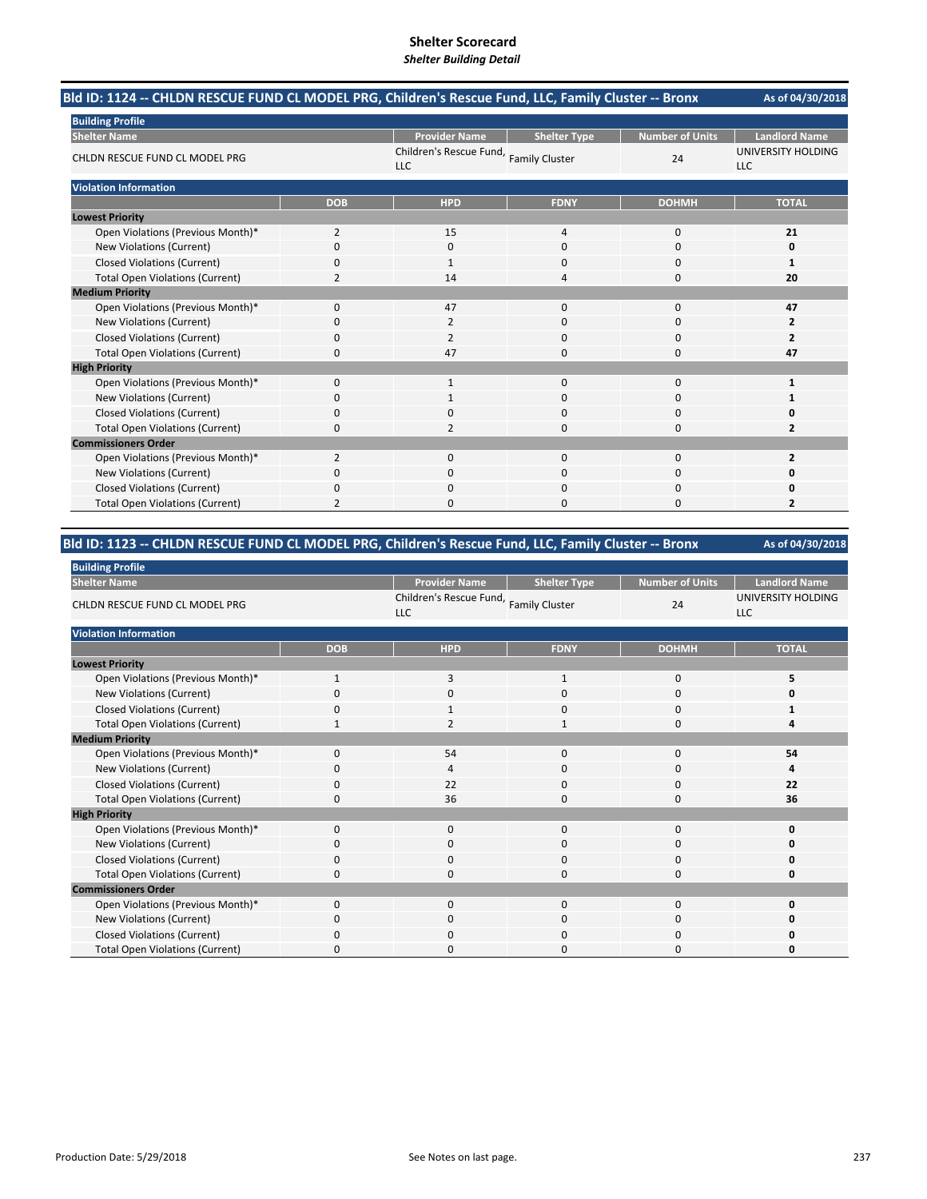# Shelter Scorecard
*Shelter Building Detail*

## Bld ID: 1124 -- CHLDN RESCUE FUND CL MODEL PRG, Children's Rescue Fund, LLC, Family Cluster -- Bronx

As of 04/30/2018

**Building Profile**

| Shelter Name | Provider Name | Shelter Type | Number of Units | Landlord Name |
|---|---|---|---|---|
| CHLDN RESCUE FUND CL MODEL PRG | Children's Rescue Fund, LLC | Family Cluster | 24 | UNIVERSITY HOLDING LLC |

**Violation Information**

| | DOB | HPD | FDNY | DOHMH | TOTAL |
|---|---|---|---|---|---|
| **Lowest Priority** | | | | | |
| Open Violations (Previous Month)* | 2 | 15 | 4 | 0 | **21** |
| New Violations (Current) | 0 | 0 | 0 | 0 | **0** |
| Closed Violations (Current) | 0 | 1 | 0 | 0 | **1** |
| Total Open Violations (Current) | 2 | 14 | 4 | 0 | **20** |
| **Medium Priority** | | | | | |
| Open Violations (Previous Month)* | 0 | 47 | 0 | 0 | **47** |
| New Violations (Current) | 0 | 2 | 0 | 0 | **2** |
| Closed Violations (Current) | 0 | 2 | 0 | 0 | **2** |
| Total Open Violations (Current) | 0 | 47 | 0 | 0 | **47** |
| **High Priority** | | | | | |
| Open Violations (Previous Month)* | 0 | 1 | 0 | 0 | **1** |
| New Violations (Current) | 0 | 1 | 0 | 0 | **1** |
| Closed Violations (Current) | 0 | 0 | 0 | 0 | **0** |
| Total Open Violations (Current) | 0 | 2 | 0 | 0 | **2** |
| **Commissioners Order** | | | | | |
| Open Violations (Previous Month)* | 2 | 0 | 0 | 0 | **2** |
| New Violations (Current) | 0 | 0 | 0 | 0 | **0** |
| Closed Violations (Current) | 0 | 0 | 0 | 0 | **0** |
| Total Open Violations (Current) | 2 | 0 | 0 | 0 | **2** |

## Bld ID: 1123 -- CHLDN RESCUE FUND CL MODEL PRG, Children's Rescue Fund, LLC, Family Cluster -- Bronx

As of 04/30/2018

**Building Profile**

| Shelter Name | Provider Name | Shelter Type | Number of Units | Landlord Name |
|---|---|---|---|---|
| CHLDN RESCUE FUND CL MODEL PRG | Children's Rescue Fund, LLC | Family Cluster | 24 | UNIVERSITY HOLDING LLC |

**Violation Information**

| | DOB | HPD | FDNY | DOHMH | TOTAL |
|---|---|---|---|---|---|
| **Lowest Priority** | | | | | |
| Open Violations (Previous Month)* | 1 | 3 | 1 | 0 | **5** |
| New Violations (Current) | 0 | 0 | 0 | 0 | **0** |
| Closed Violations (Current) | 0 | 1 | 0 | 0 | **1** |
| Total Open Violations (Current) | 1 | 2 | 1 | 0 | **4** |
| **Medium Priority** | | | | | |
| Open Violations (Previous Month)* | 0 | 54 | 0 | 0 | **54** |
| New Violations (Current) | 0 | 4 | 0 | 0 | **4** |
| Closed Violations (Current) | 0 | 22 | 0 | 0 | **22** |
| Total Open Violations (Current) | 0 | 36 | 0 | 0 | **36** |
| **High Priority** | | | | | |
| Open Violations (Previous Month)* | 0 | 0 | 0 | 0 | **0** |
| New Violations (Current) | 0 | 0 | 0 | 0 | **0** |
| Closed Violations (Current) | 0 | 0 | 0 | 0 | **0** |
| Total Open Violations (Current) | 0 | 0 | 0 | 0 | **0** |
| **Commissioners Order** | | | | | |
| Open Violations (Previous Month)* | 0 | 0 | 0 | 0 | **0** |
| New Violations (Current) | 0 | 0 | 0 | 0 | **0** |
| Closed Violations (Current) | 0 | 0 | 0 | 0 | **0** |
| Total Open Violations (Current) | 0 | 0 | 0 | 0 | **0** |

Production Date: 5/29/2018

See Notes on last page.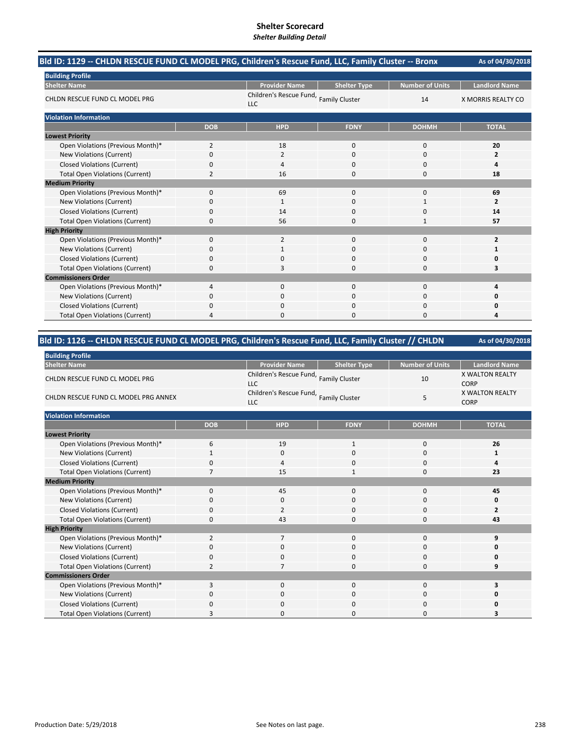# Shelter Scorecard

*Shelter Building Detail*

## Bld ID: 1129 -- CHLDN RESCUE FUND CL MODEL PRG, Children's Rescue Fund, LLC, Family Cluster -- Bronx

As of 04/30/2018

**Building Profile**

| Shelter Name | Provider Name | Shelter Type | Number of Units | Landlord Name |
|---|---|---|---|---|
| CHLDN RESCUE FUND CL MODEL PRG | Children's Rescue Fund, LLC | Family Cluster | 14 | X MORRIS REALTY CO |

**Violation Information**

| | DOB | HPD | FDNY | DOHMH | TOTAL |
|---|---|---|---|---|---|
| **Lowest Priority** | | | | | |
| Open Violations (Previous Month)* | 2 | 18 | 0 | 0 | **20** |
| New Violations (Current) | 0 | 2 | 0 | 0 | **2** |
| Closed Violations (Current) | 0 | 4 | 0 | 0 | **4** |
| Total Open Violations (Current) | 2 | 16 | 0 | 0 | **18** |
| **Medium Priority** | | | | | |
| Open Violations (Previous Month)* | 0 | 69 | 0 | 0 | **69** |
| New Violations (Current) | 0 | 1 | 0 | 1 | **2** |
| Closed Violations (Current) | 0 | 14 | 0 | 0 | **14** |
| Total Open Violations (Current) | 0 | 56 | 0 | 1 | **57** |
| **High Priority** | | | | | |
| Open Violations (Previous Month)* | 0 | 2 | 0 | 0 | **2** |
| New Violations (Current) | 0 | 1 | 0 | 0 | **1** |
| Closed Violations (Current) | 0 | 0 | 0 | 0 | **0** |
| Total Open Violations (Current) | 0 | 3 | 0 | 0 | **3** |
| **Commissioners Order** | | | | | |
| Open Violations (Previous Month)* | 4 | 0 | 0 | 0 | **4** |
| New Violations (Current) | 0 | 0 | 0 | 0 | **0** |
| Closed Violations (Current) | 0 | 0 | 0 | 0 | **0** |
| Total Open Violations (Current) | 4 | 0 | 0 | 0 | **4** |

## Bld ID: 1126 -- CHLDN RESCUE FUND CL MODEL PRG, Children's Rescue Fund, LLC, Family Cluster // CHLDN

As of 04/30/2018

**Building Profile**

| Shelter Name | Provider Name | Shelter Type | Number of Units | Landlord Name |
|---|---|---|---|---|
| CHLDN RESCUE FUND CL MODEL PRG | Children's Rescue Fund, LLC | Family Cluster | 10 | X WALTON REALTY CORP |
| CHLDN RESCUE FUND CL MODEL PRG ANNEX | Children's Rescue Fund, LLC | Family Cluster | 5 | X WALTON REALTY CORP |

**Violation Information**

| | DOB | HPD | FDNY | DOHMH | TOTAL |
|---|---|---|---|---|---|
| **Lowest Priority** | | | | | |
| Open Violations (Previous Month)* | 6 | 19 | 1 | 0 | **26** |
| New Violations (Current) | 1 | 0 | 0 | 0 | **1** |
| Closed Violations (Current) | 0 | 4 | 0 | 0 | **4** |
| Total Open Violations (Current) | 7 | 15 | 1 | 0 | **23** |
| **Medium Priority** | | | | | |
| Open Violations (Previous Month)* | 0 | 45 | 0 | 0 | **45** |
| New Violations (Current) | 0 | 0 | 0 | 0 | **0** |
| Closed Violations (Current) | 0 | 2 | 0 | 0 | **2** |
| Total Open Violations (Current) | 0 | 43 | 0 | 0 | **43** |
| **High Priority** | | | | | |
| Open Violations (Previous Month)* | 2 | 7 | 0 | 0 | **9** |
| New Violations (Current) | 0 | 0 | 0 | 0 | **0** |
| Closed Violations (Current) | 0 | 0 | 0 | 0 | **0** |
| Total Open Violations (Current) | 2 | 7 | 0 | 0 | **9** |
| **Commissioners Order** | | | | | |
| Open Violations (Previous Month)* | 3 | 0 | 0 | 0 | **3** |
| New Violations (Current) | 0 | 0 | 0 | 0 | **0** |
| Closed Violations (Current) | 0 | 0 | 0 | 0 | **0** |
| Total Open Violations (Current) | 3 | 0 | 0 | 0 | **3** |

Production Date: 5/29/2018

See Notes on last page.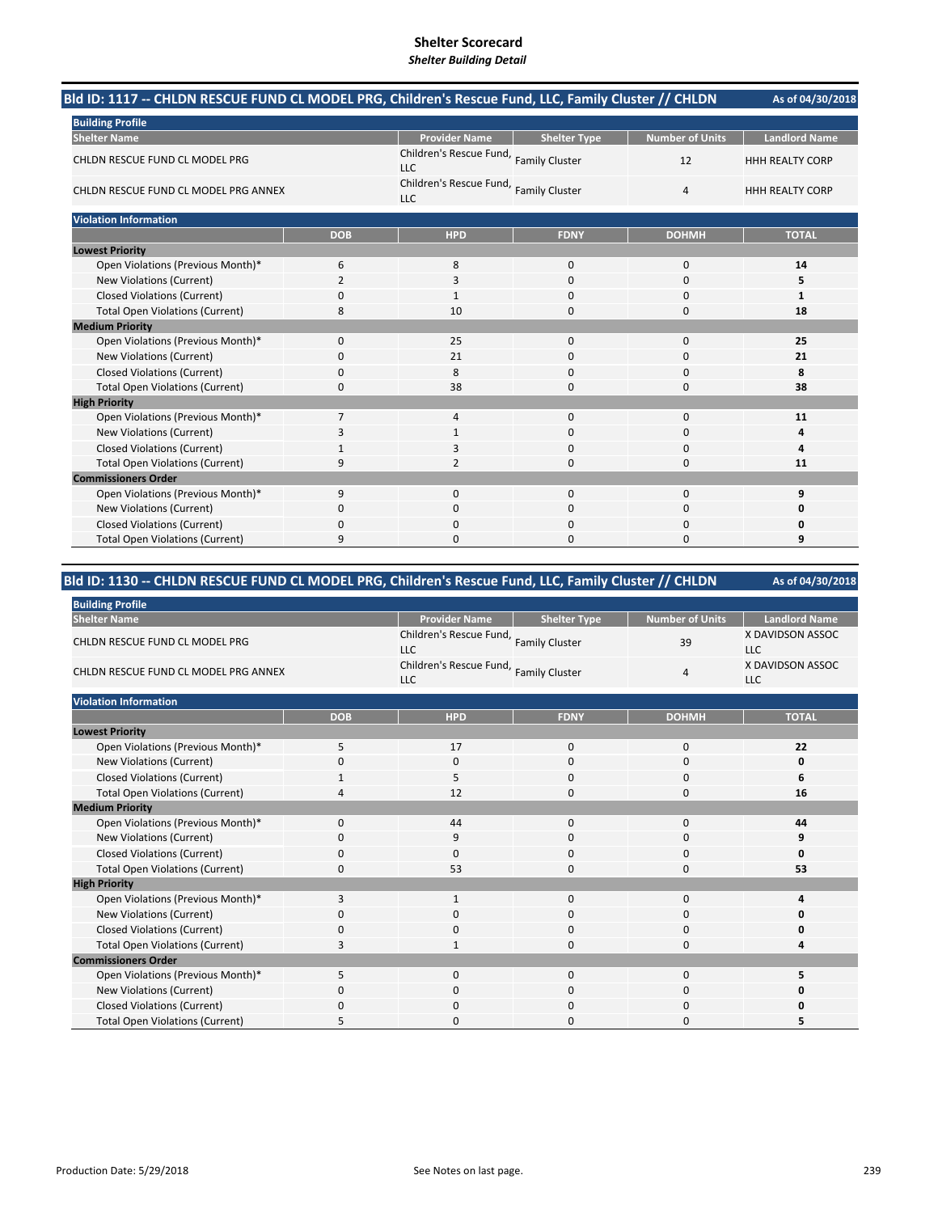# Shelter Scorecard
*Shelter Building Detail*

## Bld ID: 1117 -- CHLDN RESCUE FUND CL MODEL PRG, Children's Rescue Fund, LLC, Family Cluster // CHLDN

As of 04/30/2018

**Building Profile**

| Shelter Name | Provider Name | Shelter Type | Number of Units | Landlord Name |
|---|---|---|---|---|
| CHLDN RESCUE FUND CL MODEL PRG | Children's Rescue Fund, LLC | Family Cluster | 12 | HHH REALTY CORP |
| CHLDN RESCUE FUND CL MODEL PRG ANNEX | Children's Rescue Fund, LLC | Family Cluster | 4 | HHH REALTY CORP |

**Violation Information**

| | DOB | HPD | FDNY | DOHMH | TOTAL |
|---|---|---|---|---|---|
| **Lowest Priority** | | | | | |
| Open Violations (Previous Month)* | 6 | 8 | 0 | 0 | **14** |
| New Violations (Current) | 2 | 3 | 0 | 0 | **5** |
| Closed Violations (Current) | 0 | 1 | 0 | 0 | **1** |
| Total Open Violations (Current) | 8 | 10 | 0 | 0 | **18** |
| **Medium Priority** | | | | | |
| Open Violations (Previous Month)* | 0 | 25 | 0 | 0 | **25** |
| New Violations (Current) | 0 | 21 | 0 | 0 | **21** |
| Closed Violations (Current) | 0 | 8 | 0 | 0 | **8** |
| Total Open Violations (Current) | 0 | 38 | 0 | 0 | **38** |
| **High Priority** | | | | | |
| Open Violations (Previous Month)* | 7 | 4 | 0 | 0 | **11** |
| New Violations (Current) | 3 | 1 | 0 | 0 | **4** |
| Closed Violations (Current) | 1 | 3 | 0 | 0 | **4** |
| Total Open Violations (Current) | 9 | 2 | 0 | 0 | **11** |
| **Commissioners Order** | | | | | |
| Open Violations (Previous Month)* | 9 | 0 | 0 | 0 | **9** |
| New Violations (Current) | 0 | 0 | 0 | 0 | **0** |
| Closed Violations (Current) | 0 | 0 | 0 | 0 | **0** |
| Total Open Violations (Current) | 9 | 0 | 0 | 0 | **9** |

## Bld ID: 1130 -- CHLDN RESCUE FUND CL MODEL PRG, Children's Rescue Fund, LLC, Family Cluster // CHLDN

As of 04/30/2018

**Building Profile**

| Shelter Name | Provider Name | Shelter Type | Number of Units | Landlord Name |
|---|---|---|---|---|
| CHLDN RESCUE FUND CL MODEL PRG | Children's Rescue Fund, LLC | Family Cluster | 39 | X DAVIDSON ASSOC LLC |
| CHLDN RESCUE FUND CL MODEL PRG ANNEX | Children's Rescue Fund, LLC | Family Cluster | 4 | X DAVIDSON ASSOC LLC |

**Violation Information**

| | DOB | HPD | FDNY | DOHMH | TOTAL |
|---|---|---|---|---|---|
| **Lowest Priority** | | | | | |
| Open Violations (Previous Month)* | 5 | 17 | 0 | 0 | **22** |
| New Violations (Current) | 0 | 0 | 0 | 0 | **0** |
| Closed Violations (Current) | 1 | 5 | 0 | 0 | **6** |
| Total Open Violations (Current) | 4 | 12 | 0 | 0 | **16** |
| **Medium Priority** | | | | | |
| Open Violations (Previous Month)* | 0 | 44 | 0 | 0 | **44** |
| New Violations (Current) | 0 | 9 | 0 | 0 | **9** |
| Closed Violations (Current) | 0 | 0 | 0 | 0 | **0** |
| Total Open Violations (Current) | 0 | 53 | 0 | 0 | **53** |
| **High Priority** | | | | | |
| Open Violations (Previous Month)* | 3 | 1 | 0 | 0 | **4** |
| New Violations (Current) | 0 | 0 | 0 | 0 | **0** |
| Closed Violations (Current) | 0 | 0 | 0 | 0 | **0** |
| Total Open Violations (Current) | 3 | 1 | 0 | 0 | **4** |
| **Commissioners Order** | | | | | |
| Open Violations (Previous Month)* | 5 | 0 | 0 | 0 | **5** |
| New Violations (Current) | 0 | 0 | 0 | 0 | **0** |
| Closed Violations (Current) | 0 | 0 | 0 | 0 | **0** |
| Total Open Violations (Current) | 5 | 0 | 0 | 0 | **5** |

Production Date: 5/29/2018

See Notes on last page.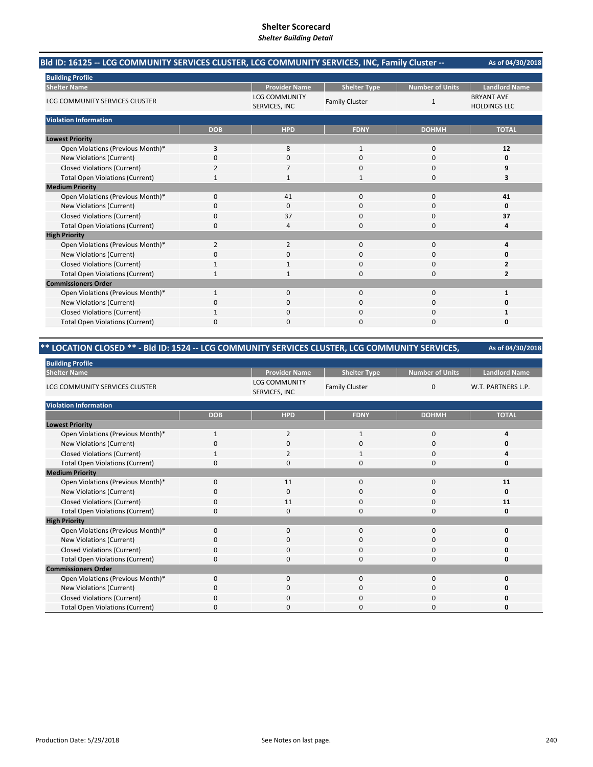# Shelter Scorecard

*Shelter Building Detail*

## Bld ID: 16125 -- LCG COMMUNITY SERVICES CLUSTER, LCG COMMUNITY SERVICES, INC, Family Cluster --

As of 04/30/2018

**Building Profile**

| Shelter Name | Provider Name | Shelter Type | Number of Units | Landlord Name |
|---|---|---|---|---|
| LCG COMMUNITY SERVICES CLUSTER | LCG COMMUNITY SERVICES, INC | Family Cluster | 1 | BRYANT AVE HOLDINGS LLC |

**Violation Information**

| | DOB | HPD | FDNY | DOHMH | TOTAL |
|---|---|---|---|---|---|
| **Lowest Priority** | | | | | |
| Open Violations (Previous Month)* | 3 | 8 | 1 | 0 | **12** |
| New Violations (Current) | 0 | 0 | 0 | 0 | **0** |
| Closed Violations (Current) | 2 | 7 | 0 | 0 | **9** |
| Total Open Violations (Current) | 1 | 1 | 1 | 0 | **3** |
| **Medium Priority** | | | | | |
| Open Violations (Previous Month)* | 0 | 41 | 0 | 0 | **41** |
| New Violations (Current) | 0 | 0 | 0 | 0 | **0** |
| Closed Violations (Current) | 0 | 37 | 0 | 0 | **37** |
| Total Open Violations (Current) | 0 | 4 | 0 | 0 | **4** |
| **High Priority** | | | | | |
| Open Violations (Previous Month)* | 2 | 2 | 0 | 0 | **4** |
| New Violations (Current) | 0 | 0 | 0 | 0 | **0** |
| Closed Violations (Current) | 1 | 1 | 0 | 0 | **2** |
| Total Open Violations (Current) | 1 | 1 | 0 | 0 | **2** |
| **Commissioners Order** | | | | | |
| Open Violations (Previous Month)* | 1 | 0 | 0 | 0 | **1** |
| New Violations (Current) | 0 | 0 | 0 | 0 | **0** |
| Closed Violations (Current) | 1 | 0 | 0 | 0 | **1** |
| Total Open Violations (Current) | 0 | 0 | 0 | 0 | **0** |

## ** LOCATION CLOSED ** - Bld ID: 1524 -- LCG COMMUNITY SERVICES CLUSTER, LCG COMMUNITY SERVICES,

As of 04/30/2018

**Building Profile**

| Shelter Name | Provider Name | Shelter Type | Number of Units | Landlord Name |
|---|---|---|---|---|
| LCG COMMUNITY SERVICES CLUSTER | LCG COMMUNITY SERVICES, INC | Family Cluster | 0 | W.T. PARTNERS L.P. |

**Violation Information**

| | DOB | HPD | FDNY | DOHMH | TOTAL |
|---|---|---|---|---|---|
| **Lowest Priority** | | | | | |
| Open Violations (Previous Month)* | 1 | 2 | 1 | 0 | **4** |
| New Violations (Current) | 0 | 0 | 0 | 0 | **0** |
| Closed Violations (Current) | 1 | 2 | 1 | 0 | **4** |
| Total Open Violations (Current) | 0 | 0 | 0 | 0 | **0** |
| **Medium Priority** | | | | | |
| Open Violations (Previous Month)* | 0 | 11 | 0 | 0 | **11** |
| New Violations (Current) | 0 | 0 | 0 | 0 | **0** |
| Closed Violations (Current) | 0 | 11 | 0 | 0 | **11** |
| Total Open Violations (Current) | 0 | 0 | 0 | 0 | **0** |
| **High Priority** | | | | | |
| Open Violations (Previous Month)* | 0 | 0 | 0 | 0 | **0** |
| New Violations (Current) | 0 | 0 | 0 | 0 | **0** |
| Closed Violations (Current) | 0 | 0 | 0 | 0 | **0** |
| Total Open Violations (Current) | 0 | 0 | 0 | 0 | **0** |
| **Commissioners Order** | | | | | |
| Open Violations (Previous Month)* | 0 | 0 | 0 | 0 | **0** |
| New Violations (Current) | 0 | 0 | 0 | 0 | **0** |
| Closed Violations (Current) | 0 | 0 | 0 | 0 | **0** |
| Total Open Violations (Current) | 0 | 0 | 0 | 0 | **0** |

Production Date: 5/29/2018

See Notes on last page.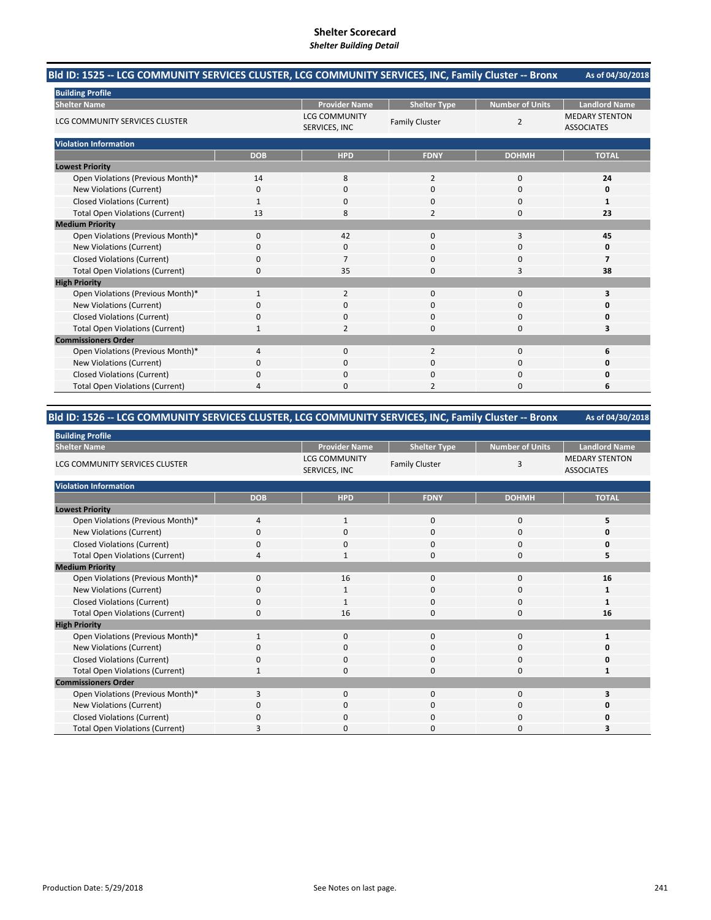# Shelter Scorecard
*Shelter Building Detail*

## Bld ID: 1525 -- LCG COMMUNITY SERVICES CLUSTER, LCG COMMUNITY SERVICES, INC, Family Cluster -- Bronx

As of 04/30/2018

**Building Profile**

| Shelter Name | Provider Name | Shelter Type | Number of Units | Landlord Name |
|---|---|---|---|---|
| LCG COMMUNITY SERVICES CLUSTER | LCG COMMUNITY SERVICES, INC | Family Cluster | 2 | MEDARY STENTON ASSOCIATES |

**Violation Information**

| | DOB | HPD | FDNY | DOHMH | TOTAL |
|---|---|---|---|---|---|
| **Lowest Priority** | | | | | |
| Open Violations (Previous Month)* | 14 | 8 | 2 | 0 | **24** |
| New Violations (Current) | 0 | 0 | 0 | 0 | **0** |
| Closed Violations (Current) | 1 | 0 | 0 | 0 | **1** |
| Total Open Violations (Current) | 13 | 8 | 2 | 0 | **23** |
| **Medium Priority** | | | | | |
| Open Violations (Previous Month)* | 0 | 42 | 0 | 3 | **45** |
| New Violations (Current) | 0 | 0 | 0 | 0 | **0** |
| Closed Violations (Current) | 0 | 7 | 0 | 0 | **7** |
| Total Open Violations (Current) | 0 | 35 | 0 | 3 | **38** |
| **High Priority** | | | | | |
| Open Violations (Previous Month)* | 1 | 2 | 0 | 0 | **3** |
| New Violations (Current) | 0 | 0 | 0 | 0 | **0** |
| Closed Violations (Current) | 0 | 0 | 0 | 0 | **0** |
| Total Open Violations (Current) | 1 | 2 | 0 | 0 | **3** |
| **Commissioners Order** | | | | | |
| Open Violations (Previous Month)* | 4 | 0 | 2 | 0 | **6** |
| New Violations (Current) | 0 | 0 | 0 | 0 | **0** |
| Closed Violations (Current) | 0 | 0 | 0 | 0 | **0** |
| Total Open Violations (Current) | 4 | 0 | 2 | 0 | **6** |

## Bld ID: 1526 -- LCG COMMUNITY SERVICES CLUSTER, LCG COMMUNITY SERVICES, INC, Family Cluster -- Bronx

As of 04/30/2018

**Building Profile**

| Shelter Name | Provider Name | Shelter Type | Number of Units | Landlord Name |
|---|---|---|---|---|
| LCG COMMUNITY SERVICES CLUSTER | LCG COMMUNITY SERVICES, INC | Family Cluster | 3 | MEDARY STENTON ASSOCIATES |

**Violation Information**

| | DOB | HPD | FDNY | DOHMH | TOTAL |
|---|---|---|---|---|---|
| **Lowest Priority** | | | | | |
| Open Violations (Previous Month)* | 4 | 1 | 0 | 0 | **5** |
| New Violations (Current) | 0 | 0 | 0 | 0 | **0** |
| Closed Violations (Current) | 0 | 0 | 0 | 0 | **0** |
| Total Open Violations (Current) | 4 | 1 | 0 | 0 | **5** |
| **Medium Priority** | | | | | |
| Open Violations (Previous Month)* | 0 | 16 | 0 | 0 | **16** |
| New Violations (Current) | 0 | 1 | 0 | 0 | **1** |
| Closed Violations (Current) | 0 | 1 | 0 | 0 | **1** |
| Total Open Violations (Current) | 0 | 16 | 0 | 0 | **16** |
| **High Priority** | | | | | |
| Open Violations (Previous Month)* | 1 | 0 | 0 | 0 | **1** |
| New Violations (Current) | 0 | 0 | 0 | 0 | **0** |
| Closed Violations (Current) | 0 | 0 | 0 | 0 | **0** |
| Total Open Violations (Current) | 1 | 0 | 0 | 0 | **1** |
| **Commissioners Order** | | | | | |
| Open Violations (Previous Month)* | 3 | 0 | 0 | 0 | **3** |
| New Violations (Current) | 0 | 0 | 0 | 0 | **0** |
| Closed Violations (Current) | 0 | 0 | 0 | 0 | **0** |
| Total Open Violations (Current) | 3 | 0 | 0 | 0 | **3** |

Production Date: 5/29/2018

See Notes on last page.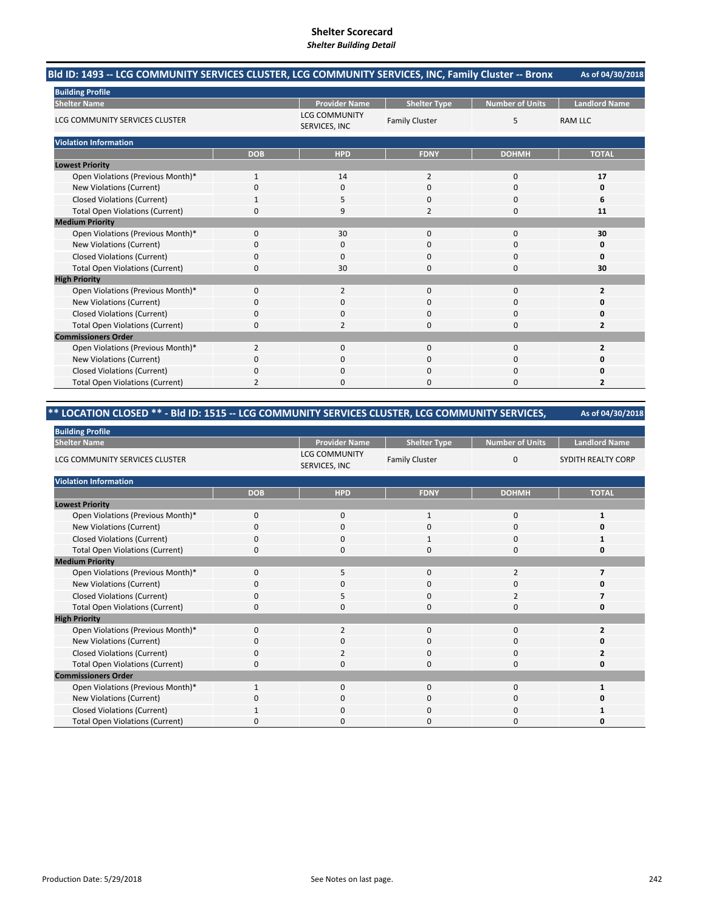# Shelter Scorecard
*Shelter Building Detail*

## Bld ID: 1493 -- LCG COMMUNITY SERVICES CLUSTER, LCG COMMUNITY SERVICES, INC, Family Cluster -- Bronx

As of 04/30/2018

**Building Profile**

| Shelter Name | Provider Name | Shelter Type | Number of Units | Landlord Name |
|---|---|---|---|---|
| LCG COMMUNITY SERVICES CLUSTER | LCG COMMUNITY SERVICES, INC | Family Cluster | 5 | RAM LLC |

**Violation Information**

| | DOB | HPD | FDNY | DOHMH | TOTAL |
|---|---|---|---|---|---|
| **Lowest Priority** | | | | | |
| Open Violations (Previous Month)* | 1 | 14 | 2 | 0 | **17** |
| New Violations (Current) | 0 | 0 | 0 | 0 | **0** |
| Closed Violations (Current) | 1 | 5 | 0 | 0 | **6** |
| Total Open Violations (Current) | 0 | 9 | 2 | 0 | **11** |
| **Medium Priority** | | | | | |
| Open Violations (Previous Month)* | 0 | 30 | 0 | 0 | **30** |
| New Violations (Current) | 0 | 0 | 0 | 0 | **0** |
| Closed Violations (Current) | 0 | 0 | 0 | 0 | **0** |
| Total Open Violations (Current) | 0 | 30 | 0 | 0 | **30** |
| **High Priority** | | | | | |
| Open Violations (Previous Month)* | 0 | 2 | 0 | 0 | **2** |
| New Violations (Current) | 0 | 0 | 0 | 0 | **0** |
| Closed Violations (Current) | 0 | 0 | 0 | 0 | **0** |
| Total Open Violations (Current) | 0 | 2 | 0 | 0 | **2** |
| **Commissioners Order** | | | | | |
| Open Violations (Previous Month)* | 2 | 0 | 0 | 0 | **2** |
| New Violations (Current) | 0 | 0 | 0 | 0 | **0** |
| Closed Violations (Current) | 0 | 0 | 0 | 0 | **0** |
| Total Open Violations (Current) | 2 | 0 | 0 | 0 | **2** |

## ** LOCATION CLOSED ** - Bld ID: 1515 -- LCG COMMUNITY SERVICES CLUSTER, LCG COMMUNITY SERVICES,

As of 04/30/2018

**Building Profile**

| Shelter Name | Provider Name | Shelter Type | Number of Units | Landlord Name |
|---|---|---|---|---|
| LCG COMMUNITY SERVICES CLUSTER | LCG COMMUNITY SERVICES, INC | Family Cluster | 0 | SYDITH REALTY CORP |

**Violation Information**

| | DOB | HPD | FDNY | DOHMH | TOTAL |
|---|---|---|---|---|---|
| **Lowest Priority** | | | | | |
| Open Violations (Previous Month)* | 0 | 0 | 1 | 0 | **1** |
| New Violations (Current) | 0 | 0 | 0 | 0 | **0** |
| Closed Violations (Current) | 0 | 0 | 1 | 0 | **1** |
| Total Open Violations (Current) | 0 | 0 | 0 | 0 | **0** |
| **Medium Priority** | | | | | |
| Open Violations (Previous Month)* | 0 | 5 | 0 | 2 | **7** |
| New Violations (Current) | 0 | 0 | 0 | 0 | **0** |
| Closed Violations (Current) | 0 | 5 | 0 | 2 | **7** |
| Total Open Violations (Current) | 0 | 0 | 0 | 0 | **0** |
| **High Priority** | | | | | |
| Open Violations (Previous Month)* | 0 | 2 | 0 | 0 | **2** |
| New Violations (Current) | 0 | 0 | 0 | 0 | **0** |
| Closed Violations (Current) | 0 | 2 | 0 | 0 | **2** |
| Total Open Violations (Current) | 0 | 0 | 0 | 0 | **0** |
| **Commissioners Order** | | | | | |
| Open Violations (Previous Month)* | 1 | 0 | 0 | 0 | **1** |
| New Violations (Current) | 0 | 0 | 0 | 0 | **0** |
| Closed Violations (Current) | 1 | 0 | 0 | 0 | **1** |
| Total Open Violations (Current) | 0 | 0 | 0 | 0 | **0** |

Production Date: 5/29/2018

See Notes on last page.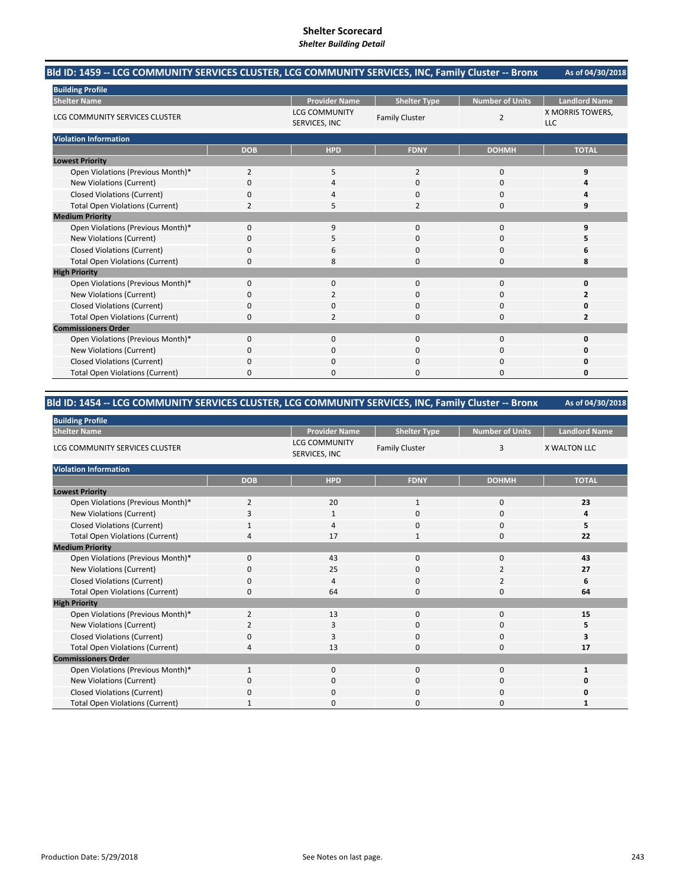# Shelter Scorecard
*Shelter Building Detail*

## Bld ID: 1459 -- LCG COMMUNITY SERVICES CLUSTER, LCG COMMUNITY SERVICES, INC, Family Cluster -- Bronx

As of 04/30/2018

**Building Profile**

| Shelter Name | Provider Name | Shelter Type | Number of Units | Landlord Name |
|---|---|---|---|---|
| LCG COMMUNITY SERVICES CLUSTER | LCG COMMUNITY SERVICES, INC | Family Cluster | 2 | X MORRIS TOWERS, LLC |

**Violation Information**

| | DOB | HPD | FDNY | DOHMH | TOTAL |
|---|---|---|---|---|---|
| **Lowest Priority** | | | | | |
| Open Violations (Previous Month)* | 2 | 5 | 2 | 0 | **9** |
| New Violations (Current) | 0 | 4 | 0 | 0 | **4** |
| Closed Violations (Current) | 0 | 4 | 0 | 0 | **4** |
| Total Open Violations (Current) | 2 | 5 | 2 | 0 | **9** |
| **Medium Priority** | | | | | |
| Open Violations (Previous Month)* | 0 | 9 | 0 | 0 | **9** |
| New Violations (Current) | 0 | 5 | 0 | 0 | **5** |
| Closed Violations (Current) | 0 | 6 | 0 | 0 | **6** |
| Total Open Violations (Current) | 0 | 8 | 0 | 0 | **8** |
| **High Priority** | | | | | |
| Open Violations (Previous Month)* | 0 | 0 | 0 | 0 | **0** |
| New Violations (Current) | 0 | 2 | 0 | 0 | **2** |
| Closed Violations (Current) | 0 | 0 | 0 | 0 | **0** |
| Total Open Violations (Current) | 0 | 2 | 0 | 0 | **2** |
| **Commissioners Order** | | | | | |
| Open Violations (Previous Month)* | 0 | 0 | 0 | 0 | **0** |
| New Violations (Current) | 0 | 0 | 0 | 0 | **0** |
| Closed Violations (Current) | 0 | 0 | 0 | 0 | **0** |
| Total Open Violations (Current) | 0 | 0 | 0 | 0 | **0** |

## Bld ID: 1454 -- LCG COMMUNITY SERVICES CLUSTER, LCG COMMUNITY SERVICES, INC, Family Cluster -- Bronx

As of 04/30/2018

**Building Profile**

| Shelter Name | Provider Name | Shelter Type | Number of Units | Landlord Name |
|---|---|---|---|---|
| LCG COMMUNITY SERVICES CLUSTER | LCG COMMUNITY SERVICES, INC | Family Cluster | 3 | X WALTON LLC |

**Violation Information**

| | DOB | HPD | FDNY | DOHMH | TOTAL |
|---|---|---|---|---|---|
| **Lowest Priority** | | | | | |
| Open Violations (Previous Month)* | 2 | 20 | 1 | 0 | **23** |
| New Violations (Current) | 3 | 1 | 0 | 0 | **4** |
| Closed Violations (Current) | 1 | 4 | 0 | 0 | **5** |
| Total Open Violations (Current) | 4 | 17 | 1 | 0 | **22** |
| **Medium Priority** | | | | | |
| Open Violations (Previous Month)* | 0 | 43 | 0 | 0 | **43** |
| New Violations (Current) | 0 | 25 | 0 | 2 | **27** |
| Closed Violations (Current) | 0 | 4 | 0 | 2 | **6** |
| Total Open Violations (Current) | 0 | 64 | 0 | 0 | **64** |
| **High Priority** | | | | | |
| Open Violations (Previous Month)* | 2 | 13 | 0 | 0 | **15** |
| New Violations (Current) | 2 | 3 | 0 | 0 | **5** |
| Closed Violations (Current) | 0 | 3 | 0 | 0 | **3** |
| Total Open Violations (Current) | 4 | 13 | 0 | 0 | **17** |
| **Commissioners Order** | | | | | |
| Open Violations (Previous Month)* | 1 | 0 | 0 | 0 | **1** |
| New Violations (Current) | 0 | 0 | 0 | 0 | **0** |
| Closed Violations (Current) | 0 | 0 | 0 | 0 | **0** |
| Total Open Violations (Current) | 1 | 0 | 0 | 0 | **1** |

Production Date: 5/29/2018

See Notes on last page.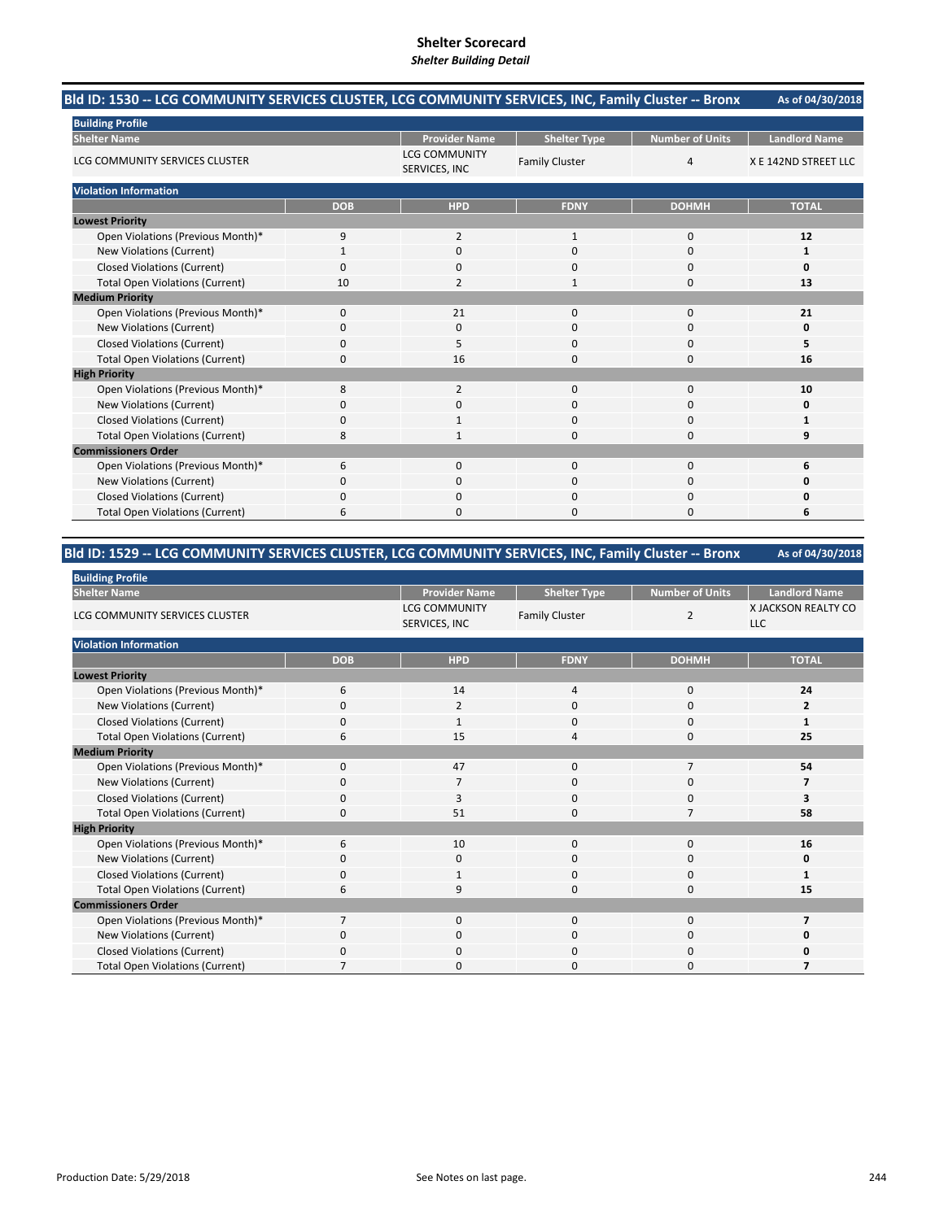# Shelter Scorecard

*Shelter Building Detail*

## Bld ID: 1530 -- LCG COMMUNITY SERVICES CLUSTER, LCG COMMUNITY SERVICES, INC, Family Cluster -- Bronx

As of 04/30/2018

**Building Profile**

| Shelter Name | Provider Name | Shelter Type | Number of Units | Landlord Name |
|---|---|---|---|---|
| LCG COMMUNITY SERVICES CLUSTER | LCG COMMUNITY SERVICES, INC | Family Cluster | 4 | X E 142ND STREET LLC |

**Violation Information**

| | DOB | HPD | FDNY | DOHMH | TOTAL |
|---|---|---|---|---|---|
| **Lowest Priority** | | | | | |
| Open Violations (Previous Month)* | 9 | 2 | 1 | 0 | **12** |
| New Violations (Current) | 1 | 0 | 0 | 0 | **1** |
| Closed Violations (Current) | 0 | 0 | 0 | 0 | **0** |
| Total Open Violations (Current) | 10 | 2 | 1 | 0 | **13** |
| **Medium Priority** | | | | | |
| Open Violations (Previous Month)* | 0 | 21 | 0 | 0 | **21** |
| New Violations (Current) | 0 | 0 | 0 | 0 | **0** |
| Closed Violations (Current) | 0 | 5 | 0 | 0 | **5** |
| Total Open Violations (Current) | 0 | 16 | 0 | 0 | **16** |
| **High Priority** | | | | | |
| Open Violations (Previous Month)* | 8 | 2 | 0 | 0 | **10** |
| New Violations (Current) | 0 | 0 | 0 | 0 | **0** |
| Closed Violations (Current) | 0 | 1 | 0 | 0 | **1** |
| Total Open Violations (Current) | 8 | 1 | 0 | 0 | **9** |
| **Commissioners Order** | | | | | |
| Open Violations (Previous Month)* | 6 | 0 | 0 | 0 | **6** |
| New Violations (Current) | 0 | 0 | 0 | 0 | **0** |
| Closed Violations (Current) | 0 | 0 | 0 | 0 | **0** |
| Total Open Violations (Current) | 6 | 0 | 0 | 0 | **6** |

## Bld ID: 1529 -- LCG COMMUNITY SERVICES CLUSTER, LCG COMMUNITY SERVICES, INC, Family Cluster -- Bronx

As of 04/30/2018

**Building Profile**

| Shelter Name | Provider Name | Shelter Type | Number of Units | Landlord Name |
|---|---|---|---|---|
| LCG COMMUNITY SERVICES CLUSTER | LCG COMMUNITY SERVICES, INC | Family Cluster | 2 | X JACKSON REALTY CO LLC |

**Violation Information**

| | DOB | HPD | FDNY | DOHMH | TOTAL |
|---|---|---|---|---|---|
| **Lowest Priority** | | | | | |
| Open Violations (Previous Month)* | 6 | 14 | 4 | 0 | **24** |
| New Violations (Current) | 0 | 2 | 0 | 0 | **2** |
| Closed Violations (Current) | 0 | 1 | 0 | 0 | **1** |
| Total Open Violations (Current) | 6 | 15 | 4 | 0 | **25** |
| **Medium Priority** | | | | | |
| Open Violations (Previous Month)* | 0 | 47 | 0 | 7 | **54** |
| New Violations (Current) | 0 | 7 | 0 | 0 | **7** |
| Closed Violations (Current) | 0 | 3 | 0 | 0 | **3** |
| Total Open Violations (Current) | 0 | 51 | 0 | 7 | **58** |
| **High Priority** | | | | | |
| Open Violations (Previous Month)* | 6 | 10 | 0 | 0 | **16** |
| New Violations (Current) | 0 | 0 | 0 | 0 | **0** |
| Closed Violations (Current) | 0 | 1 | 0 | 0 | **1** |
| Total Open Violations (Current) | 6 | 9 | 0 | 0 | **15** |
| **Commissioners Order** | | | | | |
| Open Violations (Previous Month)* | 7 | 0 | 0 | 0 | **7** |
| New Violations (Current) | 0 | 0 | 0 | 0 | **0** |
| Closed Violations (Current) | 0 | 0 | 0 | 0 | **0** |
| Total Open Violations (Current) | 7 | 0 | 0 | 0 | **7** |

Production Date: 5/29/2018

See Notes on last page.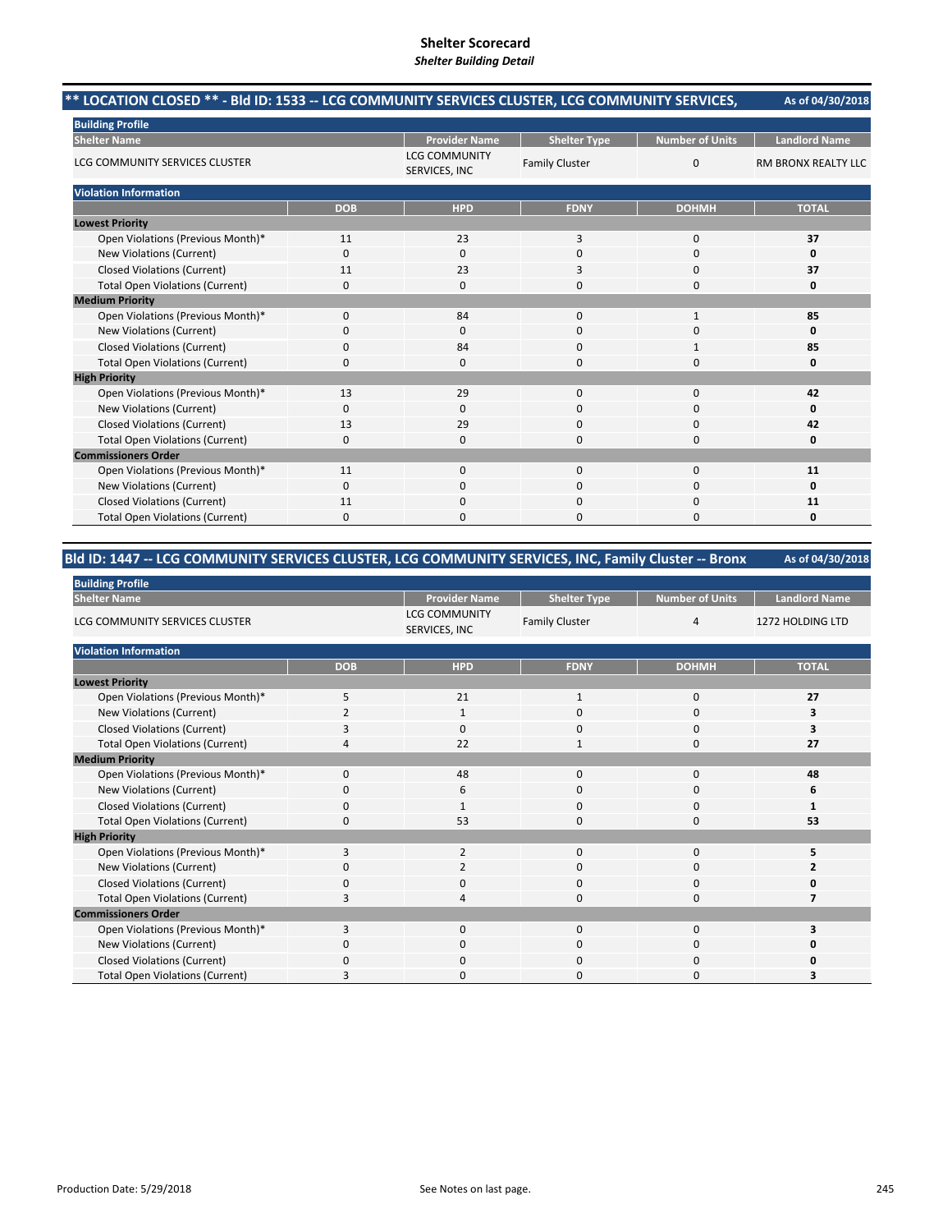# Shelter Scorecard

*Shelter Building Detail*

## ** LOCATION CLOSED ** - Bld ID: 1533 -- LCG COMMUNITY SERVICES CLUSTER, LCG COMMUNITY SERVICES,

As of 04/30/2018

**Building Profile**

| Shelter Name | Provider Name | Shelter Type | Number of Units | Landlord Name |
|---|---|---|---|---|
| LCG COMMUNITY SERVICES CLUSTER | LCG COMMUNITY SERVICES, INC | Family Cluster | 0 | RM BRONX REALTY LLC |

**Violation Information**

| | DOB | HPD | FDNY | DOHMH | TOTAL |
|---|---|---|---|---|---|
| **Lowest Priority** | | | | | |
| Open Violations (Previous Month)* | 11 | 23 | 3 | 0 | **37** |
| New Violations (Current) | 0 | 0 | 0 | 0 | **0** |
| Closed Violations (Current) | 11 | 23 | 3 | 0 | **37** |
| Total Open Violations (Current) | 0 | 0 | 0 | 0 | **0** |
| **Medium Priority** | | | | | |
| Open Violations (Previous Month)* | 0 | 84 | 0 | 1 | **85** |
| New Violations (Current) | 0 | 0 | 0 | 0 | **0** |
| Closed Violations (Current) | 0 | 84 | 0 | 1 | **85** |
| Total Open Violations (Current) | 0 | 0 | 0 | 0 | **0** |
| **High Priority** | | | | | |
| Open Violations (Previous Month)* | 13 | 29 | 0 | 0 | **42** |
| New Violations (Current) | 0 | 0 | 0 | 0 | **0** |
| Closed Violations (Current) | 13 | 29 | 0 | 0 | **42** |
| Total Open Violations (Current) | 0 | 0 | 0 | 0 | **0** |
| **Commissioners Order** | | | | | |
| Open Violations (Previous Month)* | 11 | 0 | 0 | 0 | **11** |
| New Violations (Current) | 0 | 0 | 0 | 0 | **0** |
| Closed Violations (Current) | 11 | 0 | 0 | 0 | **11** |
| Total Open Violations (Current) | 0 | 0 | 0 | 0 | **0** |

## Bld ID: 1447 -- LCG COMMUNITY SERVICES CLUSTER, LCG COMMUNITY SERVICES, INC, Family Cluster -- Bronx

As of 04/30/2018

**Building Profile**

| Shelter Name | Provider Name | Shelter Type | Number of Units | Landlord Name |
|---|---|---|---|---|
| LCG COMMUNITY SERVICES CLUSTER | LCG COMMUNITY SERVICES, INC | Family Cluster | 4 | 1272 HOLDING LTD |

**Violation Information**

| | DOB | HPD | FDNY | DOHMH | TOTAL |
|---|---|---|---|---|---|
| **Lowest Priority** | | | | | |
| Open Violations (Previous Month)* | 5 | 21 | 1 | 0 | **27** |
| New Violations (Current) | 2 | 1 | 0 | 0 | **3** |
| Closed Violations (Current) | 3 | 0 | 0 | 0 | **3** |
| Total Open Violations (Current) | 4 | 22 | 1 | 0 | **27** |
| **Medium Priority** | | | | | |
| Open Violations (Previous Month)* | 0 | 48 | 0 | 0 | **48** |
| New Violations (Current) | 0 | 6 | 0 | 0 | **6** |
| Closed Violations (Current) | 0 | 1 | 0 | 0 | **1** |
| Total Open Violations (Current) | 0 | 53 | 0 | 0 | **53** |
| **High Priority** | | | | | |
| Open Violations (Previous Month)* | 3 | 2 | 0 | 0 | **5** |
| New Violations (Current) | 0 | 2 | 0 | 0 | **2** |
| Closed Violations (Current) | 0 | 0 | 0 | 0 | **0** |
| Total Open Violations (Current) | 3 | 4 | 0 | 0 | **7** |
| **Commissioners Order** | | | | | |
| Open Violations (Previous Month)* | 3 | 0 | 0 | 0 | **3** |
| New Violations (Current) | 0 | 0 | 0 | 0 | **0** |
| Closed Violations (Current) | 0 | 0 | 0 | 0 | **0** |
| Total Open Violations (Current) | 3 | 0 | 0 | 0 | **3** |

Production Date: 5/29/2018

See Notes on last page.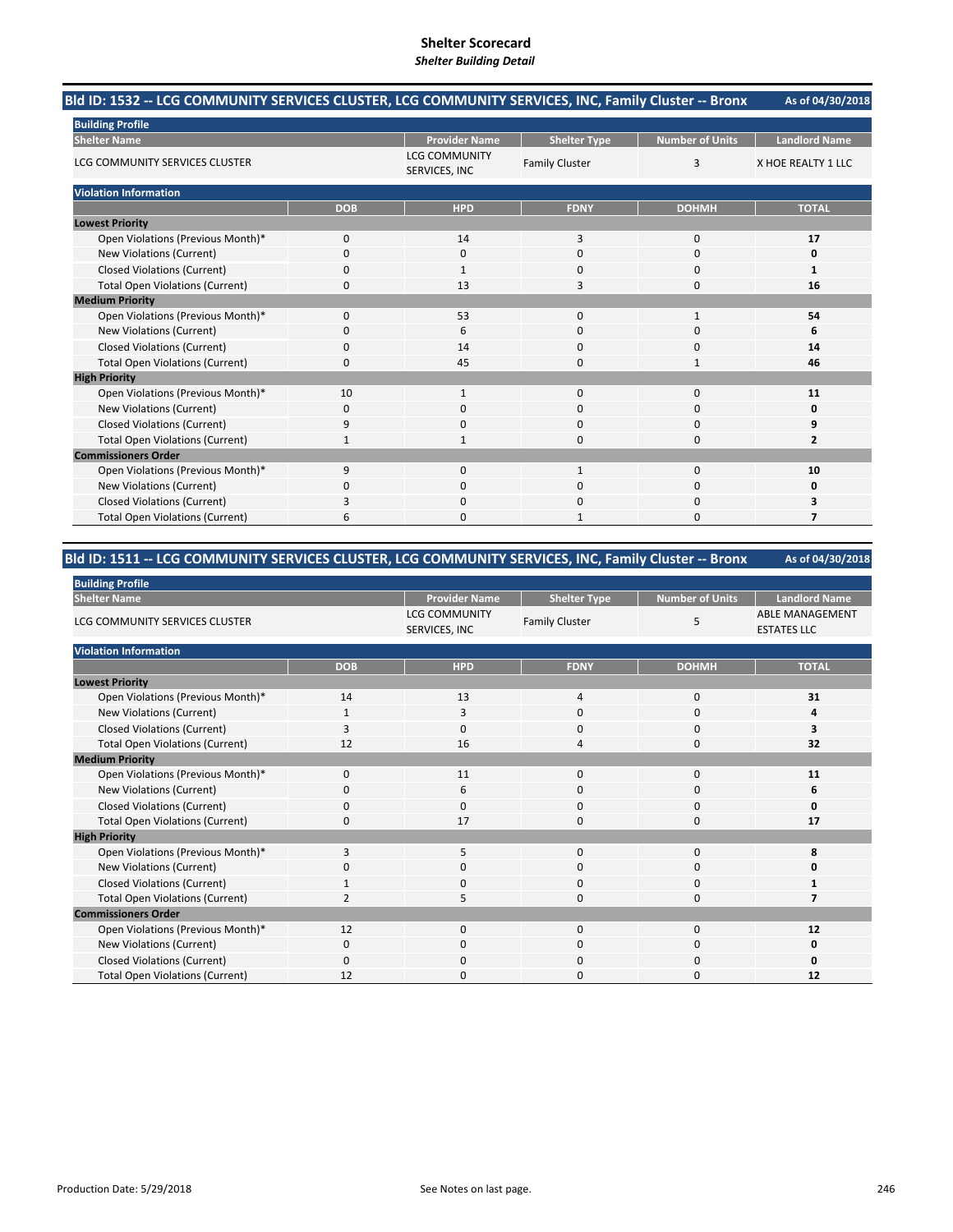# Shelter Scorecard

*Shelter Building Detail*

## Bld ID: 1532 -- LCG COMMUNITY SERVICES CLUSTER, LCG COMMUNITY SERVICES, INC, Family Cluster -- Bronx

As of 04/30/2018

**Building Profile**

| Shelter Name | Provider Name | Shelter Type | Number of Units | Landlord Name |
|---|---|---|---|---|
| LCG COMMUNITY SERVICES CLUSTER | LCG COMMUNITY SERVICES, INC | Family Cluster | 3 | X HOE REALTY 1 LLC |

**Violation Information**

| | DOB | HPD | FDNY | DOHMH | TOTAL |
|---|---|---|---|---|---|
| **Lowest Priority** | | | | | |
| Open Violations (Previous Month)* | 0 | 14 | 3 | 0 | **17** |
| New Violations (Current) | 0 | 0 | 0 | 0 | **0** |
| Closed Violations (Current) | 0 | 1 | 0 | 0 | **1** |
| Total Open Violations (Current) | 0 | 13 | 3 | 0 | **16** |
| **Medium Priority** | | | | | |
| Open Violations (Previous Month)* | 0 | 53 | 0 | 1 | **54** |
| New Violations (Current) | 0 | 6 | 0 | 0 | **6** |
| Closed Violations (Current) | 0 | 14 | 0 | 0 | **14** |
| Total Open Violations (Current) | 0 | 45 | 0 | 1 | **46** |
| **High Priority** | | | | | |
| Open Violations (Previous Month)* | 10 | 1 | 0 | 0 | **11** |
| New Violations (Current) | 0 | 0 | 0 | 0 | **0** |
| Closed Violations (Current) | 9 | 0 | 0 | 0 | **9** |
| Total Open Violations (Current) | 1 | 1 | 0 | 0 | **2** |
| **Commissioners Order** | | | | | |
| Open Violations (Previous Month)* | 9 | 0 | 1 | 0 | **10** |
| New Violations (Current) | 0 | 0 | 0 | 0 | **0** |
| Closed Violations (Current) | 3 | 0 | 0 | 0 | **3** |
| Total Open Violations (Current) | 6 | 0 | 1 | 0 | **7** |

## Bld ID: 1511 -- LCG COMMUNITY SERVICES CLUSTER, LCG COMMUNITY SERVICES, INC, Family Cluster -- Bronx

As of 04/30/2018

**Building Profile**

| Shelter Name | Provider Name | Shelter Type | Number of Units | Landlord Name |
|---|---|---|---|---|
| LCG COMMUNITY SERVICES CLUSTER | LCG COMMUNITY SERVICES, INC | Family Cluster | 5 | ABLE MANAGEMENT ESTATES LLC |

**Violation Information**

| | DOB | HPD | FDNY | DOHMH | TOTAL |
|---|---|---|---|---|---|
| **Lowest Priority** | | | | | |
| Open Violations (Previous Month)* | 14 | 13 | 4 | 0 | **31** |
| New Violations (Current) | 1 | 3 | 0 | 0 | **4** |
| Closed Violations (Current) | 3 | 0 | 0 | 0 | **3** |
| Total Open Violations (Current) | 12 | 16 | 4 | 0 | **32** |
| **Medium Priority** | | | | | |
| Open Violations (Previous Month)* | 0 | 11 | 0 | 0 | **11** |
| New Violations (Current) | 0 | 6 | 0 | 0 | **6** |
| Closed Violations (Current) | 0 | 0 | 0 | 0 | **0** |
| Total Open Violations (Current) | 0 | 17 | 0 | 0 | **17** |
| **High Priority** | | | | | |
| Open Violations (Previous Month)* | 3 | 5 | 0 | 0 | **8** |
| New Violations (Current) | 0 | 0 | 0 | 0 | **0** |
| Closed Violations (Current) | 1 | 0 | 0 | 0 | **1** |
| Total Open Violations (Current) | 2 | 5 | 0 | 0 | **7** |
| **Commissioners Order** | | | | | |
| Open Violations (Previous Month)* | 12 | 0 | 0 | 0 | **12** |
| New Violations (Current) | 0 | 0 | 0 | 0 | **0** |
| Closed Violations (Current) | 0 | 0 | 0 | 0 | **0** |
| Total Open Violations (Current) | 12 | 0 | 0 | 0 | **12** |

Production Date: 5/29/2018

See Notes on last page.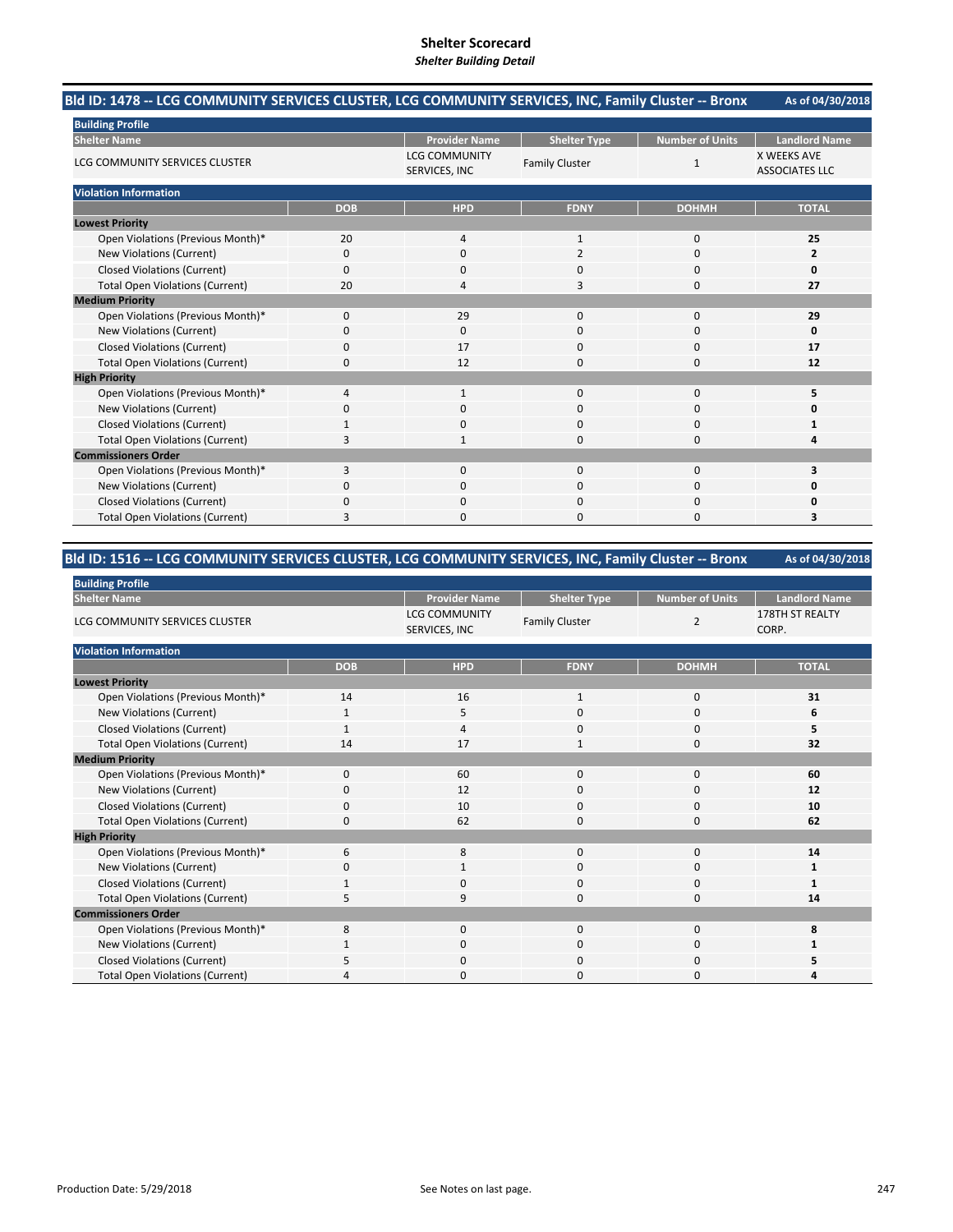# Shelter Scorecard

*Shelter Building Detail*

## Bld ID: 1478 -- LCG COMMUNITY SERVICES CLUSTER, LCG COMMUNITY SERVICES, INC, Family Cluster -- Bronx

As of 04/30/2018

**Building Profile**

| Shelter Name | Provider Name | Shelter Type | Number of Units | Landlord Name |
|---|---|---|---|---|
| LCG COMMUNITY SERVICES CLUSTER | LCG COMMUNITY SERVICES, INC | Family Cluster | 1 | X WEEKS AVE ASSOCIATES LLC |

**Violation Information**

| | DOB | HPD | FDNY | DOHMH | TOTAL |
|---|---|---|---|---|---|
| **Lowest Priority** | | | | | |
| Open Violations (Previous Month)* | 20 | 4 | 1 | 0 | **25** |
| New Violations (Current) | 0 | 0 | 2 | 0 | **2** |
| Closed Violations (Current) | 0 | 0 | 0 | 0 | **0** |
| Total Open Violations (Current) | 20 | 4 | 3 | 0 | **27** |
| **Medium Priority** | | | | | |
| Open Violations (Previous Month)* | 0 | 29 | 0 | 0 | **29** |
| New Violations (Current) | 0 | 0 | 0 | 0 | **0** |
| Closed Violations (Current) | 0 | 17 | 0 | 0 | **17** |
| Total Open Violations (Current) | 0 | 12 | 0 | 0 | **12** |
| **High Priority** | | | | | |
| Open Violations (Previous Month)* | 4 | 1 | 0 | 0 | **5** |
| New Violations (Current) | 0 | 0 | 0 | 0 | **0** |
| Closed Violations (Current) | 1 | 0 | 0 | 0 | **1** |
| Total Open Violations (Current) | 3 | 1 | 0 | 0 | **4** |
| **Commissioners Order** | | | | | |
| Open Violations (Previous Month)* | 3 | 0 | 0 | 0 | **3** |
| New Violations (Current) | 0 | 0 | 0 | 0 | **0** |
| Closed Violations (Current) | 0 | 0 | 0 | 0 | **0** |
| Total Open Violations (Current) | 3 | 0 | 0 | 0 | **3** |

## Bld ID: 1516 -- LCG COMMUNITY SERVICES CLUSTER, LCG COMMUNITY SERVICES, INC, Family Cluster -- Bronx

As of 04/30/2018

**Building Profile**

| Shelter Name | Provider Name | Shelter Type | Number of Units | Landlord Name |
|---|---|---|---|---|
| LCG COMMUNITY SERVICES CLUSTER | LCG COMMUNITY SERVICES, INC | Family Cluster | 2 | 178TH ST REALTY CORP. |

**Violation Information**

| | DOB | HPD | FDNY | DOHMH | TOTAL |
|---|---|---|---|---|---|
| **Lowest Priority** | | | | | |
| Open Violations (Previous Month)* | 14 | 16 | 1 | 0 | **31** |
| New Violations (Current) | 1 | 5 | 0 | 0 | **6** |
| Closed Violations (Current) | 1 | 4 | 0 | 0 | **5** |
| Total Open Violations (Current) | 14 | 17 | 1 | 0 | **32** |
| **Medium Priority** | | | | | |
| Open Violations (Previous Month)* | 0 | 60 | 0 | 0 | **60** |
| New Violations (Current) | 0 | 12 | 0 | 0 | **12** |
| Closed Violations (Current) | 0 | 10 | 0 | 0 | **10** |
| Total Open Violations (Current) | 0 | 62 | 0 | 0 | **62** |
| **High Priority** | | | | | |
| Open Violations (Previous Month)* | 6 | 8 | 0 | 0 | **14** |
| New Violations (Current) | 0 | 1 | 0 | 0 | **1** |
| Closed Violations (Current) | 1 | 0 | 0 | 0 | **1** |
| Total Open Violations (Current) | 5 | 9 | 0 | 0 | **14** |
| **Commissioners Order** | | | | | |
| Open Violations (Previous Month)* | 8 | 0 | 0 | 0 | **8** |
| New Violations (Current) | 1 | 0 | 0 | 0 | **1** |
| Closed Violations (Current) | 5 | 0 | 0 | 0 | **5** |
| Total Open Violations (Current) | 4 | 0 | 0 | 0 | **4** |

Production Date: 5/29/2018

See Notes on last page.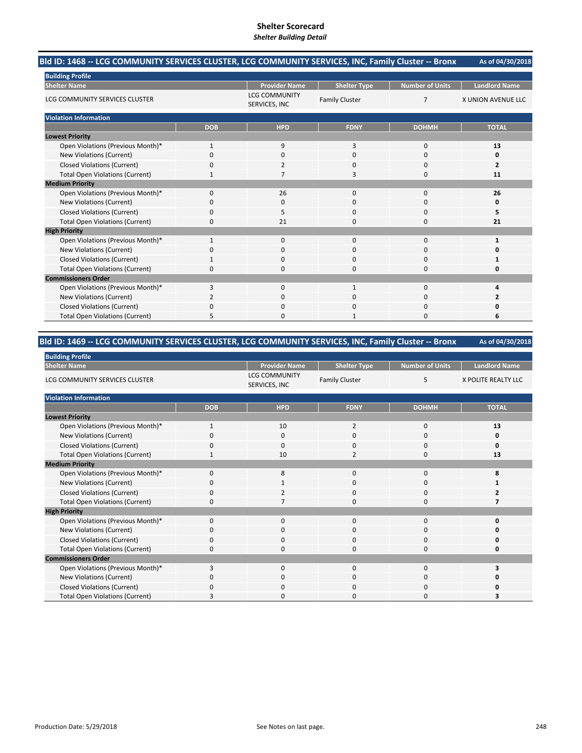# Shelter Scorecard

*Shelter Building Detail*

## Bld ID: 1468 -- LCG COMMUNITY SERVICES CLUSTER, LCG COMMUNITY SERVICES, INC, Family Cluster -- Bronx

As of 04/30/2018

**Building Profile**

| Shelter Name | Provider Name | Shelter Type | Number of Units | Landlord Name |
|---|---|---|---|---|
| LCG COMMUNITY SERVICES CLUSTER | LCG COMMUNITY SERVICES, INC | Family Cluster | 7 | X UNION AVENUE LLC |

**Violation Information**

| | DOB | HPD | FDNY | DOHMH | TOTAL |
|---|---|---|---|---|---|
| **Lowest Priority** | | | | | |
| Open Violations (Previous Month)* | 1 | 9 | 3 | 0 | **13** |
| New Violations (Current) | 0 | 0 | 0 | 0 | **0** |
| Closed Violations (Current) | 0 | 2 | 0 | 0 | **2** |
| Total Open Violations (Current) | 1 | 7 | 3 | 0 | **11** |
| **Medium Priority** | | | | | |
| Open Violations (Previous Month)* | 0 | 26 | 0 | 0 | **26** |
| New Violations (Current) | 0 | 0 | 0 | 0 | **0** |
| Closed Violations (Current) | 0 | 5 | 0 | 0 | **5** |
| Total Open Violations (Current) | 0 | 21 | 0 | 0 | **21** |
| **High Priority** | | | | | |
| Open Violations (Previous Month)* | 1 | 0 | 0 | 0 | **1** |
| New Violations (Current) | 0 | 0 | 0 | 0 | **0** |
| Closed Violations (Current) | 1 | 0 | 0 | 0 | **1** |
| Total Open Violations (Current) | 0 | 0 | 0 | 0 | **0** |
| **Commissioners Order** | | | | | |
| Open Violations (Previous Month)* | 3 | 0 | 1 | 0 | **4** |
| New Violations (Current) | 2 | 0 | 0 | 0 | **2** |
| Closed Violations (Current) | 0 | 0 | 0 | 0 | **0** |
| Total Open Violations (Current) | 5 | 0 | 1 | 0 | **6** |

## Bld ID: 1469 -- LCG COMMUNITY SERVICES CLUSTER, LCG COMMUNITY SERVICES, INC, Family Cluster -- Bronx

As of 04/30/2018

**Building Profile**

| Shelter Name | Provider Name | Shelter Type | Number of Units | Landlord Name |
|---|---|---|---|---|
| LCG COMMUNITY SERVICES CLUSTER | LCG COMMUNITY SERVICES, INC | Family Cluster | 5 | X POLITE REALTY LLC |

**Violation Information**

| | DOB | HPD | FDNY | DOHMH | TOTAL |
|---|---|---|---|---|---|
| **Lowest Priority** | | | | | |
| Open Violations (Previous Month)* | 1 | 10 | 2 | 0 | **13** |
| New Violations (Current) | 0 | 0 | 0 | 0 | **0** |
| Closed Violations (Current) | 0 | 0 | 0 | 0 | **0** |
| Total Open Violations (Current) | 1 | 10 | 2 | 0 | **13** |
| **Medium Priority** | | | | | |
| Open Violations (Previous Month)* | 0 | 8 | 0 | 0 | **8** |
| New Violations (Current) | 0 | 1 | 0 | 0 | **1** |
| Closed Violations (Current) | 0 | 2 | 0 | 0 | **2** |
| Total Open Violations (Current) | 0 | 7 | 0 | 0 | **7** |
| **High Priority** | | | | | |
| Open Violations (Previous Month)* | 0 | 0 | 0 | 0 | **0** |
| New Violations (Current) | 0 | 0 | 0 | 0 | **0** |
| Closed Violations (Current) | 0 | 0 | 0 | 0 | **0** |
| Total Open Violations (Current) | 0 | 0 | 0 | 0 | **0** |
| **Commissioners Order** | | | | | |
| Open Violations (Previous Month)* | 3 | 0 | 0 | 0 | **3** |
| New Violations (Current) | 0 | 0 | 0 | 0 | **0** |
| Closed Violations (Current) | 0 | 0 | 0 | 0 | **0** |
| Total Open Violations (Current) | 3 | 0 | 0 | 0 | **3** |

Production Date: 5/29/2018

See Notes on last page.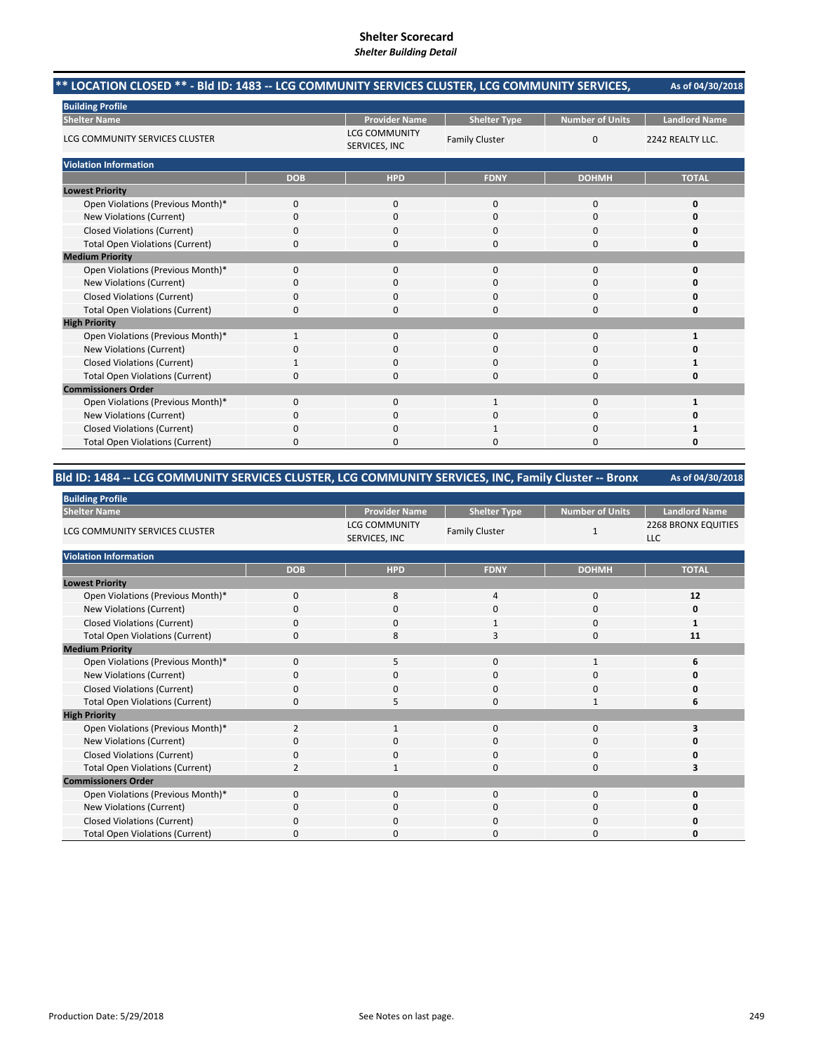# Shelter Scorecard
*Shelter Building Detail*

## ** LOCATION CLOSED ** - Bld ID: 1483 -- LCG COMMUNITY SERVICES CLUSTER, LCG COMMUNITY SERVICES,

As of 04/30/2018

**Building Profile**

| Shelter Name | Provider Name | Shelter Type | Number of Units | Landlord Name |
|---|---|---|---|---|
| LCG COMMUNITY SERVICES CLUSTER | LCG COMMUNITY SERVICES, INC | Family Cluster | 0 | 2242 REALTY LLC. |

**Violation Information**

| | DOB | HPD | FDNY | DOHMH | TOTAL |
|---|---|---|---|---|---|
| **Lowest Priority** | | | | | |
| Open Violations (Previous Month)* | 0 | 0 | 0 | 0 | **0** |
| New Violations (Current) | 0 | 0 | 0 | 0 | **0** |
| Closed Violations (Current) | 0 | 0 | 0 | 0 | **0** |
| Total Open Violations (Current) | 0 | 0 | 0 | 0 | **0** |
| **Medium Priority** | | | | | |
| Open Violations (Previous Month)* | 0 | 0 | 0 | 0 | **0** |
| New Violations (Current) | 0 | 0 | 0 | 0 | **0** |
| Closed Violations (Current) | 0 | 0 | 0 | 0 | **0** |
| Total Open Violations (Current) | 0 | 0 | 0 | 0 | **0** |
| **High Priority** | | | | | |
| Open Violations (Previous Month)* | 1 | 0 | 0 | 0 | **1** |
| New Violations (Current) | 0 | 0 | 0 | 0 | **0** |
| Closed Violations (Current) | 1 | 0 | 0 | 0 | **1** |
| Total Open Violations (Current) | 0 | 0 | 0 | 0 | **0** |
| **Commissioners Order** | | | | | |
| Open Violations (Previous Month)* | 0 | 0 | 1 | 0 | **1** |
| New Violations (Current) | 0 | 0 | 0 | 0 | **0** |
| Closed Violations (Current) | 0 | 0 | 1 | 0 | **1** |
| Total Open Violations (Current) | 0 | 0 | 0 | 0 | **0** |

## Bld ID: 1484 -- LCG COMMUNITY SERVICES CLUSTER, LCG COMMUNITY SERVICES, INC, Family Cluster -- Bronx

As of 04/30/2018

**Building Profile**

| Shelter Name | Provider Name | Shelter Type | Number of Units | Landlord Name |
|---|---|---|---|---|
| LCG COMMUNITY SERVICES CLUSTER | LCG COMMUNITY SERVICES, INC | Family Cluster | 1 | 2268 BRONX EQUITIES LLC |

**Violation Information**

| | DOB | HPD | FDNY | DOHMH | TOTAL |
|---|---|---|---|---|---|
| **Lowest Priority** | | | | | |
| Open Violations (Previous Month)* | 0 | 8 | 4 | 0 | **12** |
| New Violations (Current) | 0 | 0 | 0 | 0 | **0** |
| Closed Violations (Current) | 0 | 0 | 1 | 0 | **1** |
| Total Open Violations (Current) | 0 | 8 | 3 | 0 | **11** |
| **Medium Priority** | | | | | |
| Open Violations (Previous Month)* | 0 | 5 | 0 | 1 | **6** |
| New Violations (Current) | 0 | 0 | 0 | 0 | **0** |
| Closed Violations (Current) | 0 | 0 | 0 | 0 | **0** |
| Total Open Violations (Current) | 0 | 5 | 0 | 1 | **6** |
| **High Priority** | | | | | |
| Open Violations (Previous Month)* | 2 | 1 | 0 | 0 | **3** |
| New Violations (Current) | 0 | 0 | 0 | 0 | **0** |
| Closed Violations (Current) | 0 | 0 | 0 | 0 | **0** |
| Total Open Violations (Current) | 2 | 1 | 0 | 0 | **3** |
| **Commissioners Order** | | | | | |
| Open Violations (Previous Month)* | 0 | 0 | 0 | 0 | **0** |
| New Violations (Current) | 0 | 0 | 0 | 0 | **0** |
| Closed Violations (Current) | 0 | 0 | 0 | 0 | **0** |
| Total Open Violations (Current) | 0 | 0 | 0 | 0 | **0** |

Production Date: 5/29/2018

See Notes on last page.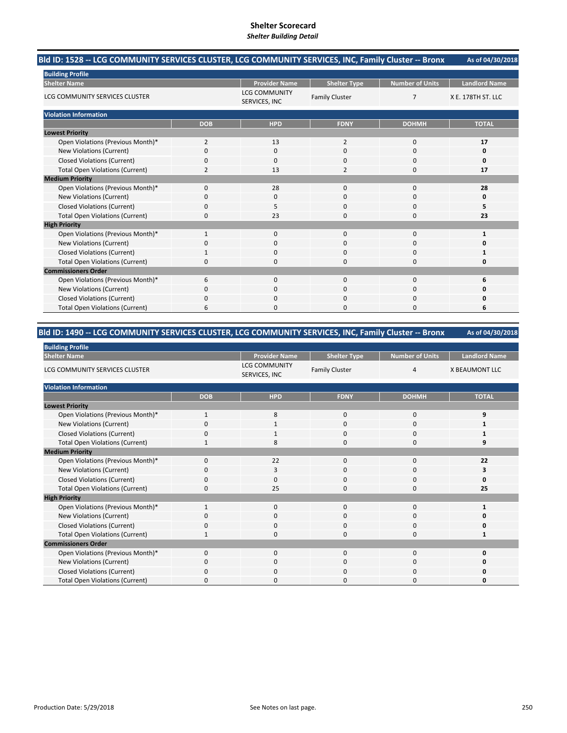# Shelter Scorecard

*Shelter Building Detail*

## Bld ID: 1528 -- LCG COMMUNITY SERVICES CLUSTER, LCG COMMUNITY SERVICES, INC, Family Cluster -- Bronx

As of 04/30/2018

**Building Profile**

| Shelter Name | Provider Name | Shelter Type | Number of Units | Landlord Name |
|---|---|---|---|---|
| LCG COMMUNITY SERVICES CLUSTER | LCG COMMUNITY SERVICES, INC | Family Cluster | 7 | X E. 178TH ST. LLC |

**Violation Information**

| | DOB | HPD | FDNY | DOHMH | TOTAL |
|---|---|---|---|---|---|
| **Lowest Priority** | | | | | |
| Open Violations (Previous Month)* | 2 | 13 | 2 | 0 | **17** |
| New Violations (Current) | 0 | 0 | 0 | 0 | **0** |
| Closed Violations (Current) | 0 | 0 | 0 | 0 | **0** |
| Total Open Violations (Current) | 2 | 13 | 2 | 0 | **17** |
| **Medium Priority** | | | | | |
| Open Violations (Previous Month)* | 0 | 28 | 0 | 0 | **28** |
| New Violations (Current) | 0 | 0 | 0 | 0 | **0** |
| Closed Violations (Current) | 0 | 5 | 0 | 0 | **5** |
| Total Open Violations (Current) | 0 | 23 | 0 | 0 | **23** |
| **High Priority** | | | | | |
| Open Violations (Previous Month)* | 1 | 0 | 0 | 0 | **1** |
| New Violations (Current) | 0 | 0 | 0 | 0 | **0** |
| Closed Violations (Current) | 1 | 0 | 0 | 0 | **1** |
| Total Open Violations (Current) | 0 | 0 | 0 | 0 | **0** |
| **Commissioners Order** | | | | | |
| Open Violations (Previous Month)* | 6 | 0 | 0 | 0 | **6** |
| New Violations (Current) | 0 | 0 | 0 | 0 | **0** |
| Closed Violations (Current) | 0 | 0 | 0 | 0 | **0** |
| Total Open Violations (Current) | 6 | 0 | 0 | 0 | **6** |

## Bld ID: 1490 -- LCG COMMUNITY SERVICES CLUSTER, LCG COMMUNITY SERVICES, INC, Family Cluster -- Bronx

As of 04/30/2018

**Building Profile**

| Shelter Name | Provider Name | Shelter Type | Number of Units | Landlord Name |
|---|---|---|---|---|
| LCG COMMUNITY SERVICES CLUSTER | LCG COMMUNITY SERVICES, INC | Family Cluster | 4 | X BEAUMONT LLC |

**Violation Information**

| | DOB | HPD | FDNY | DOHMH | TOTAL |
|---|---|---|---|---|---|
| **Lowest Priority** | | | | | |
| Open Violations (Previous Month)* | 1 | 8 | 0 | 0 | **9** |
| New Violations (Current) | 0 | 1 | 0 | 0 | **1** |
| Closed Violations (Current) | 0 | 1 | 0 | 0 | **1** |
| Total Open Violations (Current) | 1 | 8 | 0 | 0 | **9** |
| **Medium Priority** | | | | | |
| Open Violations (Previous Month)* | 0 | 22 | 0 | 0 | **22** |
| New Violations (Current) | 0 | 3 | 0 | 0 | **3** |
| Closed Violations (Current) | 0 | 0 | 0 | 0 | **0** |
| Total Open Violations (Current) | 0 | 25 | 0 | 0 | **25** |
| **High Priority** | | | | | |
| Open Violations (Previous Month)* | 1 | 0 | 0 | 0 | **1** |
| New Violations (Current) | 0 | 0 | 0 | 0 | **0** |
| Closed Violations (Current) | 0 | 0 | 0 | 0 | **0** |
| Total Open Violations (Current) | 1 | 0 | 0 | 0 | **1** |
| **Commissioners Order** | | | | | |
| Open Violations (Previous Month)* | 0 | 0 | 0 | 0 | **0** |
| New Violations (Current) | 0 | 0 | 0 | 0 | **0** |
| Closed Violations (Current) | 0 | 0 | 0 | 0 | **0** |
| Total Open Violations (Current) | 0 | 0 | 0 | 0 | **0** |

Production Date: 5/29/2018

See Notes on last page.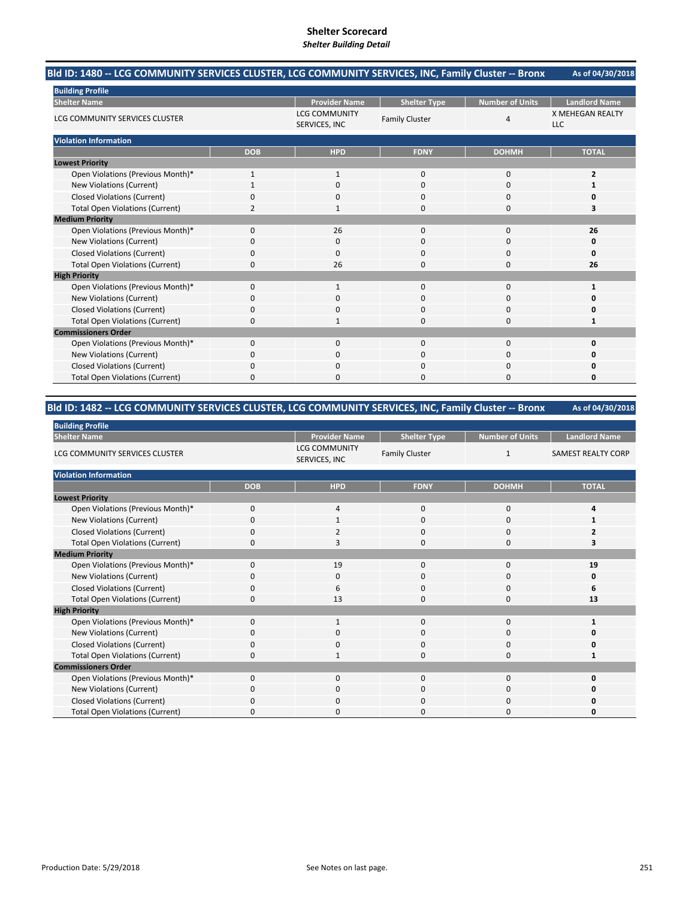# Shelter Scorecard

*Shelter Building Detail*

## Bld ID: 1480 -- LCG COMMUNITY SERVICES CLUSTER, LCG COMMUNITY SERVICES, INC, Family Cluster -- Bronx

As of 04/30/2018

**Building Profile**

| Shelter Name | Provider Name | Shelter Type | Number of Units | Landlord Name |
|---|---|---|---|---|
| LCG COMMUNITY SERVICES CLUSTER | LCG COMMUNITY SERVICES, INC | Family Cluster | 4 | X MEHEGAN REALTY LLC |

**Violation Information**

| | DOB | HPD | FDNY | DOHMH | TOTAL |
|---|---|---|---|---|---|
| **Lowest Priority** | | | | | |
| Open Violations (Previous Month)* | 1 | 1 | 0 | 0 | **2** |
| New Violations (Current) | 1 | 0 | 0 | 0 | **1** |
| Closed Violations (Current) | 0 | 0 | 0 | 0 | **0** |
| Total Open Violations (Current) | 2 | 1 | 0 | 0 | **3** |
| **Medium Priority** | | | | | |
| Open Violations (Previous Month)* | 0 | 26 | 0 | 0 | **26** |
| New Violations (Current) | 0 | 0 | 0 | 0 | **0** |
| Closed Violations (Current) | 0 | 0 | 0 | 0 | **0** |
| Total Open Violations (Current) | 0 | 26 | 0 | 0 | **26** |
| **High Priority** | | | | | |
| Open Violations (Previous Month)* | 0 | 1 | 0 | 0 | **1** |
| New Violations (Current) | 0 | 0 | 0 | 0 | **0** |
| Closed Violations (Current) | 0 | 0 | 0 | 0 | **0** |
| Total Open Violations (Current) | 0 | 1 | 0 | 0 | **1** |
| **Commissioners Order** | | | | | |
| Open Violations (Previous Month)* | 0 | 0 | 0 | 0 | **0** |
| New Violations (Current) | 0 | 0 | 0 | 0 | **0** |
| Closed Violations (Current) | 0 | 0 | 0 | 0 | **0** |
| Total Open Violations (Current) | 0 | 0 | 0 | 0 | **0** |

## Bld ID: 1482 -- LCG COMMUNITY SERVICES CLUSTER, LCG COMMUNITY SERVICES, INC, Family Cluster -- Bronx

As of 04/30/2018

**Building Profile**

| Shelter Name | Provider Name | Shelter Type | Number of Units | Landlord Name |
|---|---|---|---|---|
| LCG COMMUNITY SERVICES CLUSTER | LCG COMMUNITY SERVICES, INC | Family Cluster | 1 | SAMEST REALTY CORP |

**Violation Information**

| | DOB | HPD | FDNY | DOHMH | TOTAL |
|---|---|---|---|---|---|
| **Lowest Priority** | | | | | |
| Open Violations (Previous Month)* | 0 | 4 | 0 | 0 | **4** |
| New Violations (Current) | 0 | 1 | 0 | 0 | **1** |
| Closed Violations (Current) | 0 | 2 | 0 | 0 | **2** |
| Total Open Violations (Current) | 0 | 3 | 0 | 0 | **3** |
| **Medium Priority** | | | | | |
| Open Violations (Previous Month)* | 0 | 19 | 0 | 0 | **19** |
| New Violations (Current) | 0 | 0 | 0 | 0 | **0** |
| Closed Violations (Current) | 0 | 6 | 0 | 0 | **6** |
| Total Open Violations (Current) | 0 | 13 | 0 | 0 | **13** |
| **High Priority** | | | | | |
| Open Violations (Previous Month)* | 0 | 1 | 0 | 0 | **1** |
| New Violations (Current) | 0 | 0 | 0 | 0 | **0** |
| Closed Violations (Current) | 0 | 0 | 0 | 0 | **0** |
| Total Open Violations (Current) | 0 | 1 | 0 | 0 | **1** |
| **Commissioners Order** | | | | | |
| Open Violations (Previous Month)* | 0 | 0 | 0 | 0 | **0** |
| New Violations (Current) | 0 | 0 | 0 | 0 | **0** |
| Closed Violations (Current) | 0 | 0 | 0 | 0 | **0** |
| Total Open Violations (Current) | 0 | 0 | 0 | 0 | **0** |

Production Date: 5/29/2018

See Notes on last page.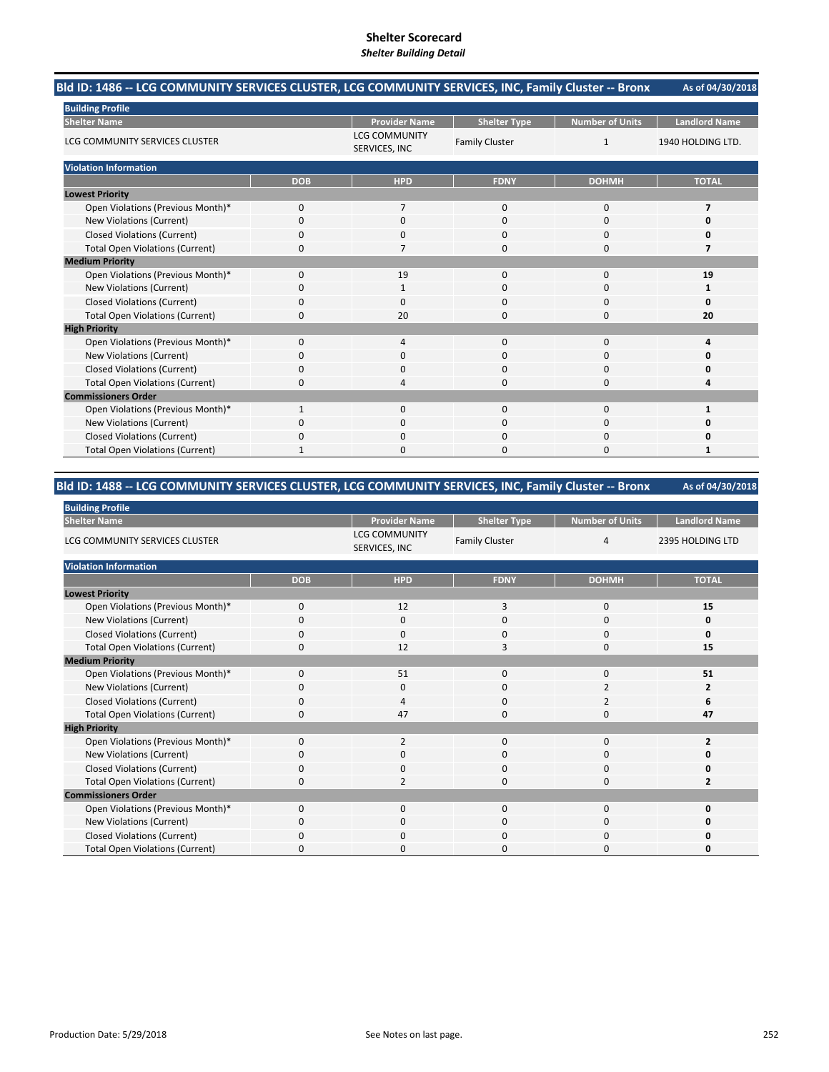# Shelter Scorecard
*Shelter Building Detail*

## Bld ID: 1486 -- LCG COMMUNITY SERVICES CLUSTER, LCG COMMUNITY SERVICES, INC, Family Cluster -- Bronx

As of 04/30/2018

**Building Profile**

| Shelter Name | Provider Name | Shelter Type | Number of Units | Landlord Name |
|---|---|---|---|---|
| LCG COMMUNITY SERVICES CLUSTER | LCG COMMUNITY SERVICES, INC | Family Cluster | 1 | 1940 HOLDING LTD. |

**Violation Information**

| | DOB | HPD | FDNY | DOHMH | TOTAL |
|---|---|---|---|---|---|
| **Lowest Priority** | | | | | |
| Open Violations (Previous Month)* | 0 | 7 | 0 | 0 | **7** |
| New Violations (Current) | 0 | 0 | 0 | 0 | **0** |
| Closed Violations (Current) | 0 | 0 | 0 | 0 | **0** |
| Total Open Violations (Current) | 0 | 7 | 0 | 0 | **7** |
| **Medium Priority** | | | | | |
| Open Violations (Previous Month)* | 0 | 19 | 0 | 0 | **19** |
| New Violations (Current) | 0 | 1 | 0 | 0 | **1** |
| Closed Violations (Current) | 0 | 0 | 0 | 0 | **0** |
| Total Open Violations (Current) | 0 | 20 | 0 | 0 | **20** |
| **High Priority** | | | | | |
| Open Violations (Previous Month)* | 0 | 4 | 0 | 0 | **4** |
| New Violations (Current) | 0 | 0 | 0 | 0 | **0** |
| Closed Violations (Current) | 0 | 0 | 0 | 0 | **0** |
| Total Open Violations (Current) | 0 | 4 | 0 | 0 | **4** |
| **Commissioners Order** | | | | | |
| Open Violations (Previous Month)* | 1 | 0 | 0 | 0 | **1** |
| New Violations (Current) | 0 | 0 | 0 | 0 | **0** |
| Closed Violations (Current) | 0 | 0 | 0 | 0 | **0** |
| Total Open Violations (Current) | 1 | 0 | 0 | 0 | **1** |

## Bld ID: 1488 -- LCG COMMUNITY SERVICES CLUSTER, LCG COMMUNITY SERVICES, INC, Family Cluster -- Bronx

As of 04/30/2018

**Building Profile**

| Shelter Name | Provider Name | Shelter Type | Number of Units | Landlord Name |
|---|---|---|---|---|
| LCG COMMUNITY SERVICES CLUSTER | LCG COMMUNITY SERVICES, INC | Family Cluster | 4 | 2395 HOLDING LTD |

**Violation Information**

| | DOB | HPD | FDNY | DOHMH | TOTAL |
|---|---|---|---|---|---|
| **Lowest Priority** | | | | | |
| Open Violations (Previous Month)* | 0 | 12 | 3 | 0 | **15** |
| New Violations (Current) | 0 | 0 | 0 | 0 | **0** |
| Closed Violations (Current) | 0 | 0 | 0 | 0 | **0** |
| Total Open Violations (Current) | 0 | 12 | 3 | 0 | **15** |
| **Medium Priority** | | | | | |
| Open Violations (Previous Month)* | 0 | 51 | 0 | 0 | **51** |
| New Violations (Current) | 0 | 0 | 0 | 2 | **2** |
| Closed Violations (Current) | 0 | 4 | 0 | 2 | **6** |
| Total Open Violations (Current) | 0 | 47 | 0 | 0 | **47** |
| **High Priority** | | | | | |
| Open Violations (Previous Month)* | 0 | 2 | 0 | 0 | **2** |
| New Violations (Current) | 0 | 0 | 0 | 0 | **0** |
| Closed Violations (Current) | 0 | 0 | 0 | 0 | **0** |
| Total Open Violations (Current) | 0 | 2 | 0 | 0 | **2** |
| **Commissioners Order** | | | | | |
| Open Violations (Previous Month)* | 0 | 0 | 0 | 0 | **0** |
| New Violations (Current) | 0 | 0 | 0 | 0 | **0** |
| Closed Violations (Current) | 0 | 0 | 0 | 0 | **0** |
| Total Open Violations (Current) | 0 | 0 | 0 | 0 | **0** |

Production Date: 5/29/2018 See Notes on last page.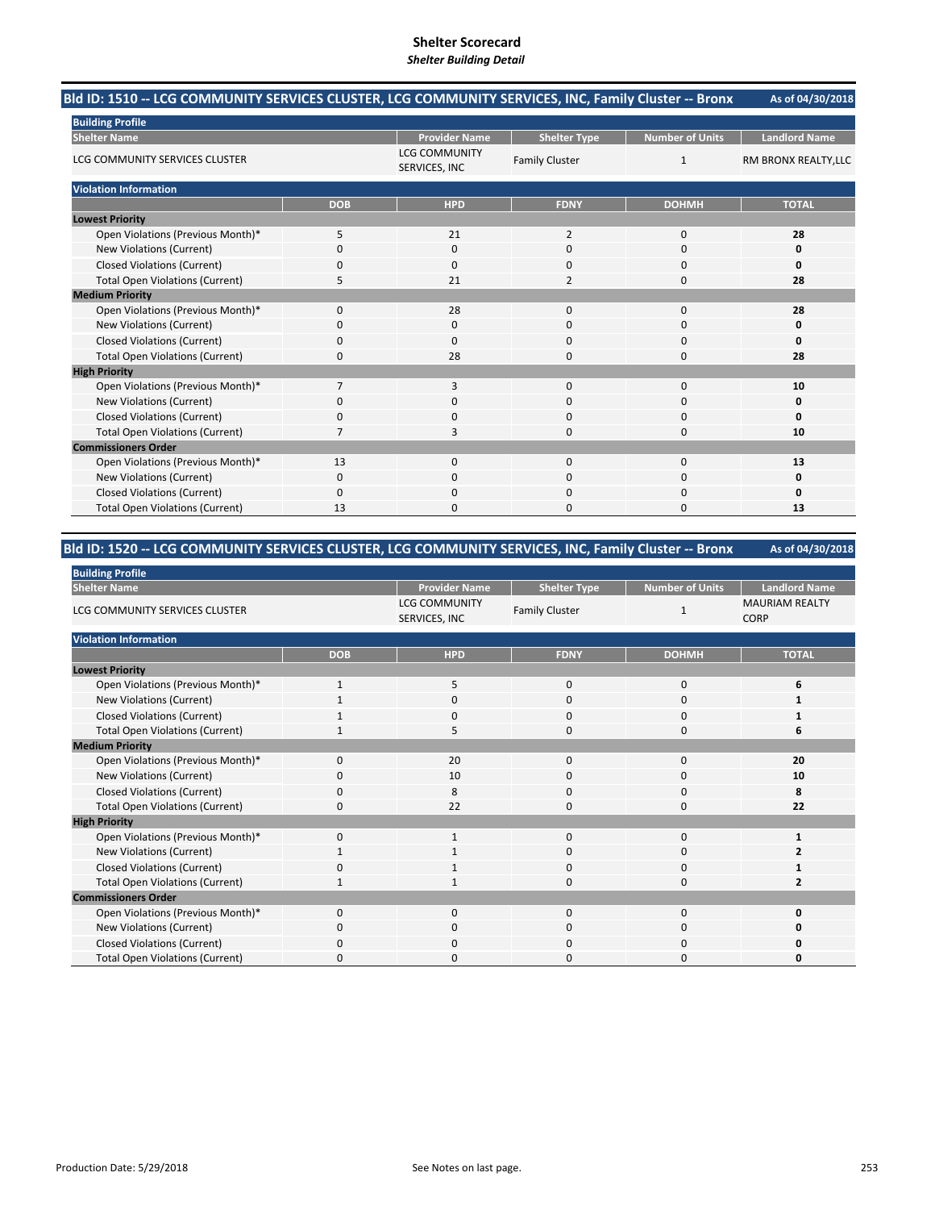# Shelter Scorecard
*Shelter Building Detail*

## Bld ID: 1510 -- LCG COMMUNITY SERVICES CLUSTER, LCG COMMUNITY SERVICES, INC, Family Cluster -- Bronx

As of 04/30/2018

**Building Profile**

| Shelter Name | Provider Name | Shelter Type | Number of Units | Landlord Name |
|---|---|---|---|---|
| LCG COMMUNITY SERVICES CLUSTER | LCG COMMUNITY SERVICES, INC | Family Cluster | 1 | RM BRONX REALTY,LLC |

**Violation Information**

| | DOB | HPD | FDNY | DOHMH | TOTAL |
|---|---|---|---|---|---|
| **Lowest Priority** | | | | | |
| Open Violations (Previous Month)* | 5 | 21 | 2 | 0 | **28** |
| New Violations (Current) | 0 | 0 | 0 | 0 | **0** |
| Closed Violations (Current) | 0 | 0 | 0 | 0 | **0** |
| Total Open Violations (Current) | 5 | 21 | 2 | 0 | **28** |
| **Medium Priority** | | | | | |
| Open Violations (Previous Month)* | 0 | 28 | 0 | 0 | **28** |
| New Violations (Current) | 0 | 0 | 0 | 0 | **0** |
| Closed Violations (Current) | 0 | 0 | 0 | 0 | **0** |
| Total Open Violations (Current) | 0 | 28 | 0 | 0 | **28** |
| **High Priority** | | | | | |
| Open Violations (Previous Month)* | 7 | 3 | 0 | 0 | **10** |
| New Violations (Current) | 0 | 0 | 0 | 0 | **0** |
| Closed Violations (Current) | 0 | 0 | 0 | 0 | **0** |
| Total Open Violations (Current) | 7 | 3 | 0 | 0 | **10** |
| **Commissioners Order** | | | | | |
| Open Violations (Previous Month)* | 13 | 0 | 0 | 0 | **13** |
| New Violations (Current) | 0 | 0 | 0 | 0 | **0** |
| Closed Violations (Current) | 0 | 0 | 0 | 0 | **0** |
| Total Open Violations (Current) | 13 | 0 | 0 | 0 | **13** |

## Bld ID: 1520 -- LCG COMMUNITY SERVICES CLUSTER, LCG COMMUNITY SERVICES, INC, Family Cluster -- Bronx

As of 04/30/2018

**Building Profile**

| Shelter Name | Provider Name | Shelter Type | Number of Units | Landlord Name |
|---|---|---|---|---|
| LCG COMMUNITY SERVICES CLUSTER | LCG COMMUNITY SERVICES, INC | Family Cluster | 1 | MAURIAM REALTY CORP |

**Violation Information**

| | DOB | HPD | FDNY | DOHMH | TOTAL |
|---|---|---|---|---|---|
| **Lowest Priority** | | | | | |
| Open Violations (Previous Month)* | 1 | 5 | 0 | 0 | **6** |
| New Violations (Current) | 1 | 0 | 0 | 0 | **1** |
| Closed Violations (Current) | 1 | 0 | 0 | 0 | **1** |
| Total Open Violations (Current) | 1 | 5 | 0 | 0 | **6** |
| **Medium Priority** | | | | | |
| Open Violations (Previous Month)* | 0 | 20 | 0 | 0 | **20** |
| New Violations (Current) | 0 | 10 | 0 | 0 | **10** |
| Closed Violations (Current) | 0 | 8 | 0 | 0 | **8** |
| Total Open Violations (Current) | 0 | 22 | 0 | 0 | **22** |
| **High Priority** | | | | | |
| Open Violations (Previous Month)* | 0 | 1 | 0 | 0 | **1** |
| New Violations (Current) | 1 | 1 | 0 | 0 | **2** |
| Closed Violations (Current) | 0 | 1 | 0 | 0 | **1** |
| Total Open Violations (Current) | 1 | 1 | 0 | 0 | **2** |
| **Commissioners Order** | | | | | |
| Open Violations (Previous Month)* | 0 | 0 | 0 | 0 | **0** |
| New Violations (Current) | 0 | 0 | 0 | 0 | **0** |
| Closed Violations (Current) | 0 | 0 | 0 | 0 | **0** |
| Total Open Violations (Current) | 0 | 0 | 0 | 0 | **0** |

Production Date: 5/29/2018

See Notes on last page.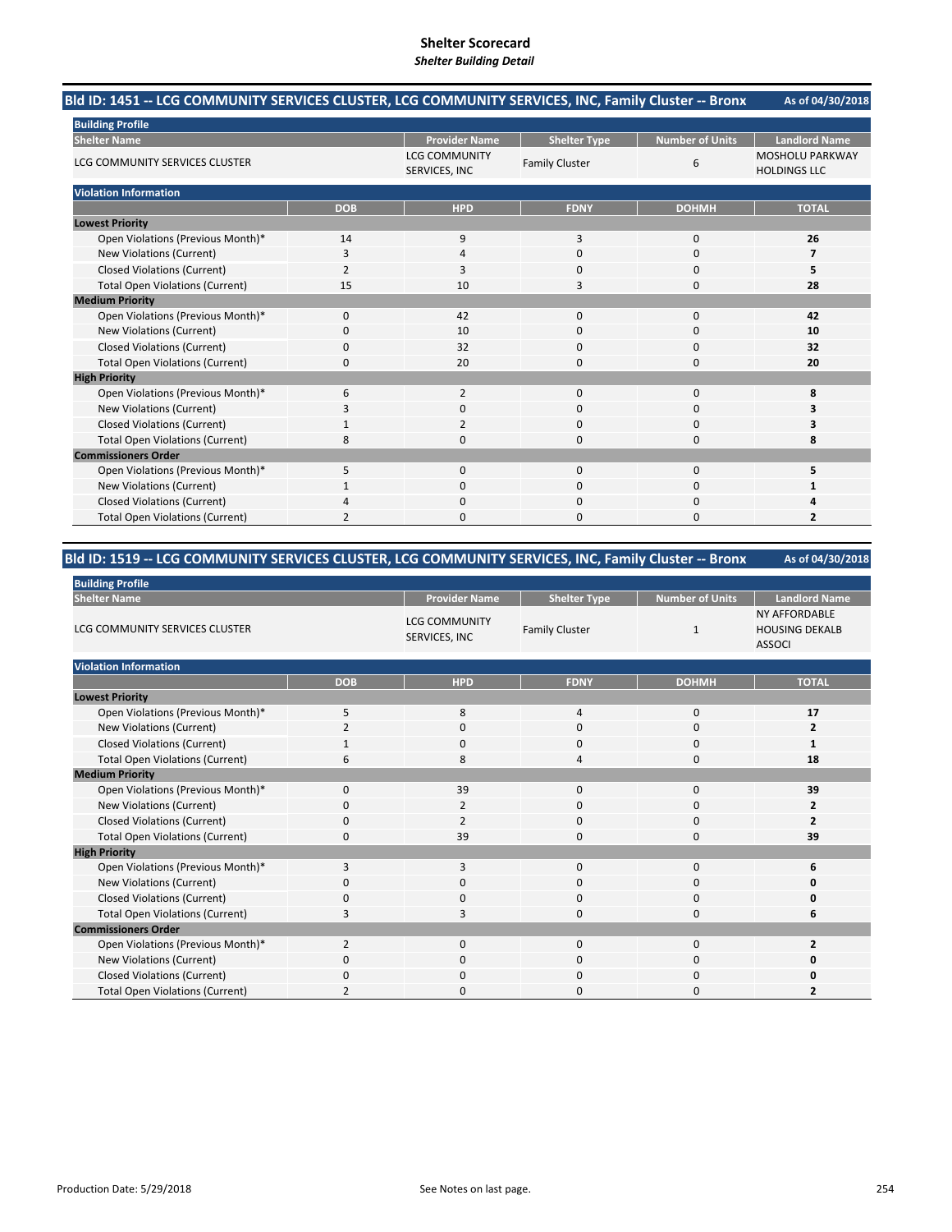# Shelter Scorecard

***Shelter Building Detail***

## Bld ID: 1451 -- LCG COMMUNITY SERVICES CLUSTER, LCG COMMUNITY SERVICES, INC, Family Cluster -- Bronx

**As of 04/30/2018**

**Building Profile**

| Shelter Name | Provider Name | Shelter Type | Number of Units | Landlord Name |
|---|---|---|---|---|
| LCG COMMUNITY SERVICES CLUSTER | LCG COMMUNITY SERVICES, INC | Family Cluster | 6 | MOSHOLU PARKWAY HOLDINGS LLC |

**Violation Information**

| | DOB | HPD | FDNY | DOHMH | TOTAL |
|---|---|---|---|---|---|
| **Lowest Priority** | | | | | |
| Open Violations (Previous Month)* | 14 | 9 | 3 | 0 | **26** |
| New Violations (Current) | 3 | 4 | 0 | 0 | **7** |
| Closed Violations (Current) | 2 | 3 | 0 | 0 | **5** |
| Total Open Violations (Current) | 15 | 10 | 3 | 0 | **28** |
| **Medium Priority** | | | | | |
| Open Violations (Previous Month)* | 0 | 42 | 0 | 0 | **42** |
| New Violations (Current) | 0 | 10 | 0 | 0 | **10** |
| Closed Violations (Current) | 0 | 32 | 0 | 0 | **32** |
| Total Open Violations (Current) | 0 | 20 | 0 | 0 | **20** |
| **High Priority** | | | | | |
| Open Violations (Previous Month)* | 6 | 2 | 0 | 0 | **8** |
| New Violations (Current) | 3 | 0 | 0 | 0 | **3** |
| Closed Violations (Current) | 1 | 2 | 0 | 0 | **3** |
| Total Open Violations (Current) | 8 | 0 | 0 | 0 | **8** |
| **Commissioners Order** | | | | | |
| Open Violations (Previous Month)* | 5 | 0 | 0 | 0 | **5** |
| New Violations (Current) | 1 | 0 | 0 | 0 | **1** |
| Closed Violations (Current) | 4 | 0 | 0 | 0 | **4** |
| Total Open Violations (Current) | 2 | 0 | 0 | 0 | **2** |

## Bld ID: 1519 -- LCG COMMUNITY SERVICES CLUSTER, LCG COMMUNITY SERVICES, INC, Family Cluster -- Bronx

**As of 04/30/2018**

**Building Profile**

| Shelter Name | Provider Name | Shelter Type | Number of Units | Landlord Name |
|---|---|---|---|---|
| LCG COMMUNITY SERVICES CLUSTER | LCG COMMUNITY SERVICES, INC | Family Cluster | 1 | NY AFFORDABLE HOUSING DEKALB ASSOCI |

**Violation Information**

| | DOB | HPD | FDNY | DOHMH | TOTAL |
|---|---|---|---|---|---|
| **Lowest Priority** | | | | | |
| Open Violations (Previous Month)* | 5 | 8 | 4 | 0 | **17** |
| New Violations (Current) | 2 | 0 | 0 | 0 | **2** |
| Closed Violations (Current) | 1 | 0 | 0 | 0 | **1** |
| Total Open Violations (Current) | 6 | 8 | 4 | 0 | **18** |
| **Medium Priority** | | | | | |
| Open Violations (Previous Month)* | 0 | 39 | 0 | 0 | **39** |
| New Violations (Current) | 0 | 2 | 0 | 0 | **2** |
| Closed Violations (Current) | 0 | 2 | 0 | 0 | **2** |
| Total Open Violations (Current) | 0 | 39 | 0 | 0 | **39** |
| **High Priority** | | | | | |
| Open Violations (Previous Month)* | 3 | 3 | 0 | 0 | **6** |
| New Violations (Current) | 0 | 0 | 0 | 0 | **0** |
| Closed Violations (Current) | 0 | 0 | 0 | 0 | **0** |
| Total Open Violations (Current) | 3 | 3 | 0 | 0 | **6** |
| **Commissioners Order** | | | | | |
| Open Violations (Previous Month)* | 2 | 0 | 0 | 0 | **2** |
| New Violations (Current) | 0 | 0 | 0 | 0 | **0** |
| Closed Violations (Current) | 0 | 0 | 0 | 0 | **0** |
| Total Open Violations (Current) | 2 | 0 | 0 | 0 | **2** |

Production Date: 5/29/2018

See Notes on last page.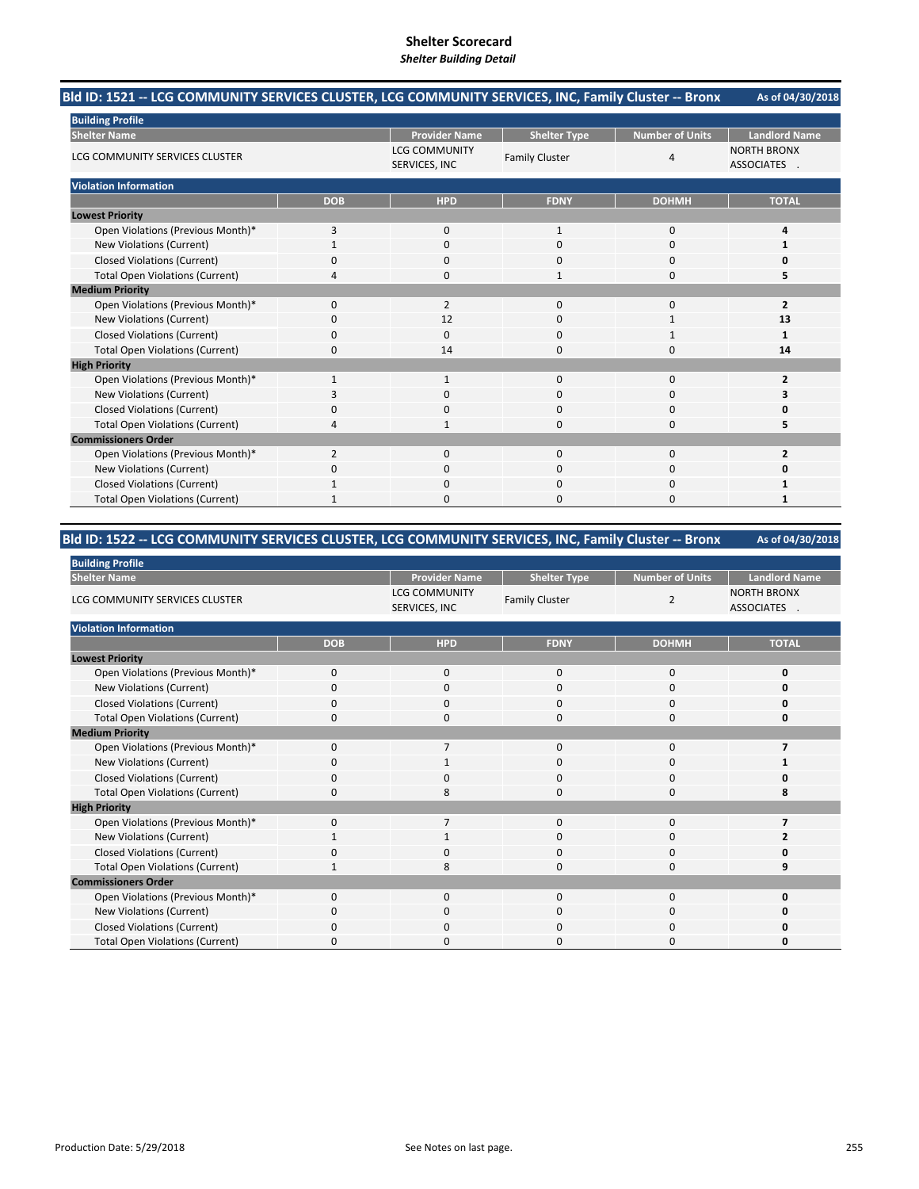# Shelter Scorecard
*Shelter Building Detail*

## Bld ID: 1521 -- LCG COMMUNITY SERVICES CLUSTER, LCG COMMUNITY SERVICES, INC, Family Cluster -- Bronx

As of 04/30/2018

**Building Profile**

| Shelter Name | Provider Name | Shelter Type | Number of Units | Landlord Name |
|---|---|---|---|---|
| LCG COMMUNITY SERVICES CLUSTER | LCG COMMUNITY SERVICES, INC | Family Cluster | 4 | NORTH BRONX ASSOCIATES . |

**Violation Information**

| | DOB | HPD | FDNY | DOHMH | TOTAL |
|---|---|---|---|---|---|
| **Lowest Priority** | | | | | |
| Open Violations (Previous Month)* | 3 | 0 | 1 | 0 | **4** |
| New Violations (Current) | 1 | 0 | 0 | 0 | **1** |
| Closed Violations (Current) | 0 | 0 | 0 | 0 | **0** |
| Total Open Violations (Current) | 4 | 0 | 1 | 0 | **5** |
| **Medium Priority** | | | | | |
| Open Violations (Previous Month)* | 0 | 2 | 0 | 0 | **2** |
| New Violations (Current) | 0 | 12 | 0 | 1 | **13** |
| Closed Violations (Current) | 0 | 0 | 0 | 1 | **1** |
| Total Open Violations (Current) | 0 | 14 | 0 | 0 | **14** |
| **High Priority** | | | | | |
| Open Violations (Previous Month)* | 1 | 1 | 0 | 0 | **2** |
| New Violations (Current) | 3 | 0 | 0 | 0 | **3** |
| Closed Violations (Current) | 0 | 0 | 0 | 0 | **0** |
| Total Open Violations (Current) | 4 | 1 | 0 | 0 | **5** |
| **Commissioners Order** | | | | | |
| Open Violations (Previous Month)* | 2 | 0 | 0 | 0 | **2** |
| New Violations (Current) | 0 | 0 | 0 | 0 | **0** |
| Closed Violations (Current) | 1 | 0 | 0 | 0 | **1** |
| Total Open Violations (Current) | 1 | 0 | 0 | 0 | **1** |

## Bld ID: 1522 -- LCG COMMUNITY SERVICES CLUSTER, LCG COMMUNITY SERVICES, INC, Family Cluster -- Bronx

As of 04/30/2018

**Building Profile**

| Shelter Name | Provider Name | Shelter Type | Number of Units | Landlord Name |
|---|---|---|---|---|
| LCG COMMUNITY SERVICES CLUSTER | LCG COMMUNITY SERVICES, INC | Family Cluster | 2 | NORTH BRONX ASSOCIATES . |

**Violation Information**

| | DOB | HPD | FDNY | DOHMH | TOTAL |
|---|---|---|---|---|---|
| **Lowest Priority** | | | | | |
| Open Violations (Previous Month)* | 0 | 0 | 0 | 0 | **0** |
| New Violations (Current) | 0 | 0 | 0 | 0 | **0** |
| Closed Violations (Current) | 0 | 0 | 0 | 0 | **0** |
| Total Open Violations (Current) | 0 | 0 | 0 | 0 | **0** |
| **Medium Priority** | | | | | |
| Open Violations (Previous Month)* | 0 | 7 | 0 | 0 | **7** |
| New Violations (Current) | 0 | 1 | 0 | 0 | **1** |
| Closed Violations (Current) | 0 | 0 | 0 | 0 | **0** |
| Total Open Violations (Current) | 0 | 8 | 0 | 0 | **8** |
| **High Priority** | | | | | |
| Open Violations (Previous Month)* | 0 | 7 | 0 | 0 | **7** |
| New Violations (Current) | 1 | 1 | 0 | 0 | **2** |
| Closed Violations (Current) | 0 | 0 | 0 | 0 | **0** |
| Total Open Violations (Current) | 1 | 8 | 0 | 0 | **9** |
| **Commissioners Order** | | | | | |
| Open Violations (Previous Month)* | 0 | 0 | 0 | 0 | **0** |
| New Violations (Current) | 0 | 0 | 0 | 0 | **0** |
| Closed Violations (Current) | 0 | 0 | 0 | 0 | **0** |
| Total Open Violations (Current) | 0 | 0 | 0 | 0 | **0** |

Production Date: 5/29/2018

See Notes on last page.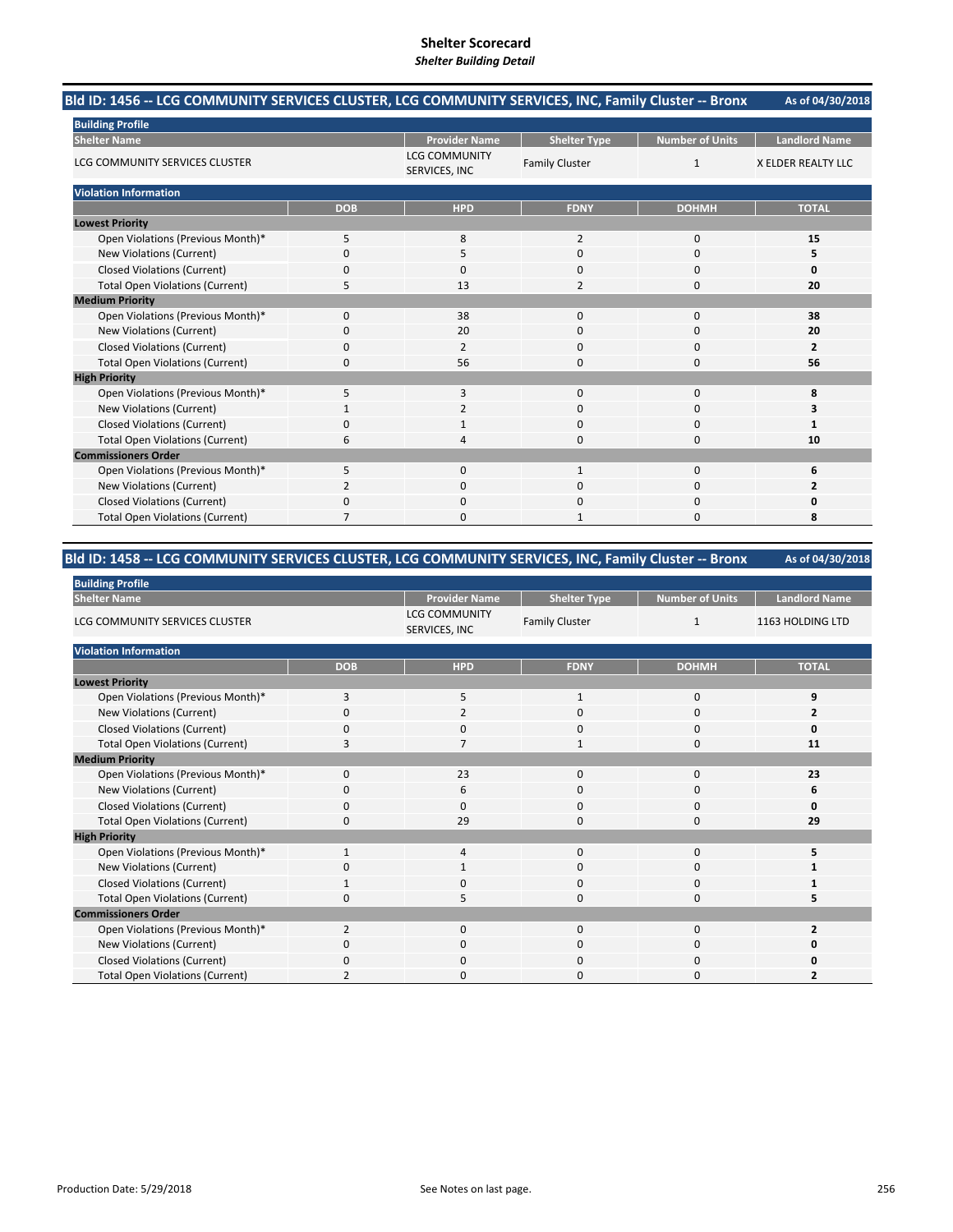# Shelter Scorecard

*Shelter Building Detail*

## Bld ID: 1456 -- LCG COMMUNITY SERVICES CLUSTER, LCG COMMUNITY SERVICES, INC, Family Cluster -- Bronx

As of 04/30/2018

**Building Profile**

| Shelter Name | Provider Name | Shelter Type | Number of Units | Landlord Name |
|---|---|---|---|---|
| LCG COMMUNITY SERVICES CLUSTER | LCG COMMUNITY SERVICES, INC | Family Cluster | 1 | X ELDER REALTY LLC |

**Violation Information**

| | DOB | HPD | FDNY | DOHMH | TOTAL |
|---|---|---|---|---|---|
| **Lowest Priority** | | | | | |
| Open Violations (Previous Month)* | 5 | 8 | 2 | 0 | **15** |
| New Violations (Current) | 0 | 5 | 0 | 0 | **5** |
| Closed Violations (Current) | 0 | 0 | 0 | 0 | **0** |
| Total Open Violations (Current) | 5 | 13 | 2 | 0 | **20** |
| **Medium Priority** | | | | | |
| Open Violations (Previous Month)* | 0 | 38 | 0 | 0 | **38** |
| New Violations (Current) | 0 | 20 | 0 | 0 | **20** |
| Closed Violations (Current) | 0 | 2 | 0 | 0 | **2** |
| Total Open Violations (Current) | 0 | 56 | 0 | 0 | **56** |
| **High Priority** | | | | | |
| Open Violations (Previous Month)* | 5 | 3 | 0 | 0 | **8** |
| New Violations (Current) | 1 | 2 | 0 | 0 | **3** |
| Closed Violations (Current) | 0 | 1 | 0 | 0 | **1** |
| Total Open Violations (Current) | 6 | 4 | 0 | 0 | **10** |
| **Commissioners Order** | | | | | |
| Open Violations (Previous Month)* | 5 | 0 | 1 | 0 | **6** |
| New Violations (Current) | 2 | 0 | 0 | 0 | **2** |
| Closed Violations (Current) | 0 | 0 | 0 | 0 | **0** |
| Total Open Violations (Current) | 7 | 0 | 1 | 0 | **8** |

## Bld ID: 1458 -- LCG COMMUNITY SERVICES CLUSTER, LCG COMMUNITY SERVICES, INC, Family Cluster -- Bronx

As of 04/30/2018

**Building Profile**

| Shelter Name | Provider Name | Shelter Type | Number of Units | Landlord Name |
|---|---|---|---|---|
| LCG COMMUNITY SERVICES CLUSTER | LCG COMMUNITY SERVICES, INC | Family Cluster | 1 | 1163 HOLDING LTD |

**Violation Information**

| | DOB | HPD | FDNY | DOHMH | TOTAL |
|---|---|---|---|---|---|
| **Lowest Priority** | | | | | |
| Open Violations (Previous Month)* | 3 | 5 | 1 | 0 | **9** |
| New Violations (Current) | 0 | 2 | 0 | 0 | **2** |
| Closed Violations (Current) | 0 | 0 | 0 | 0 | **0** |
| Total Open Violations (Current) | 3 | 7 | 1 | 0 | **11** |
| **Medium Priority** | | | | | |
| Open Violations (Previous Month)* | 0 | 23 | 0 | 0 | **23** |
| New Violations (Current) | 0 | 6 | 0 | 0 | **6** |
| Closed Violations (Current) | 0 | 0 | 0 | 0 | **0** |
| Total Open Violations (Current) | 0 | 29 | 0 | 0 | **29** |
| **High Priority** | | | | | |
| Open Violations (Previous Month)* | 1 | 4 | 0 | 0 | **5** |
| New Violations (Current) | 0 | 1 | 0 | 0 | **1** |
| Closed Violations (Current) | 1 | 0 | 0 | 0 | **1** |
| Total Open Violations (Current) | 0 | 5 | 0 | 0 | **5** |
| **Commissioners Order** | | | | | |
| Open Violations (Previous Month)* | 2 | 0 | 0 | 0 | **2** |
| New Violations (Current) | 0 | 0 | 0 | 0 | **0** |
| Closed Violations (Current) | 0 | 0 | 0 | 0 | **0** |
| Total Open Violations (Current) | 2 | 0 | 0 | 0 | **2** |

Production Date: 5/29/2018

See Notes on last page.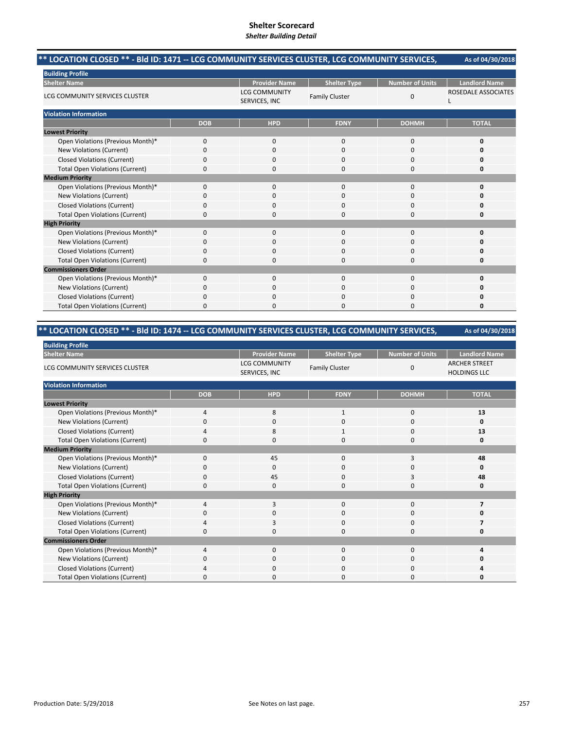# Shelter Scorecard
*Shelter Building Detail*

## ** LOCATION CLOSED ** - Bld ID: 1471 -- LCG COMMUNITY SERVICES CLUSTER, LCG COMMUNITY SERVICES,

As of 04/30/2018

**Building Profile**

| Shelter Name | Provider Name | Shelter Type | Number of Units | Landlord Name |
|---|---|---|---|---|
| LCG COMMUNITY SERVICES CLUSTER | LCG COMMUNITY SERVICES, INC | Family Cluster | 0 | ROSEDALE ASSOCIATES L |

**Violation Information**

| | DOB | HPD | FDNY | DOHMH | TOTAL |
|---|---|---|---|---|---|
| **Lowest Priority** | | | | | |
| Open Violations (Previous Month)* | 0 | 0 | 0 | 0 | **0** |
| New Violations (Current) | 0 | 0 | 0 | 0 | **0** |
| Closed Violations (Current) | 0 | 0 | 0 | 0 | **0** |
| Total Open Violations (Current) | 0 | 0 | 0 | 0 | **0** |
| **Medium Priority** | | | | | |
| Open Violations (Previous Month)* | 0 | 0 | 0 | 0 | **0** |
| New Violations (Current) | 0 | 0 | 0 | 0 | **0** |
| Closed Violations (Current) | 0 | 0 | 0 | 0 | **0** |
| Total Open Violations (Current) | 0 | 0 | 0 | 0 | **0** |
| **High Priority** | | | | | |
| Open Violations (Previous Month)* | 0 | 0 | 0 | 0 | **0** |
| New Violations (Current) | 0 | 0 | 0 | 0 | **0** |
| Closed Violations (Current) | 0 | 0 | 0 | 0 | **0** |
| Total Open Violations (Current) | 0 | 0 | 0 | 0 | **0** |
| **Commissioners Order** | | | | | |
| Open Violations (Previous Month)* | 0 | 0 | 0 | 0 | **0** |
| New Violations (Current) | 0 | 0 | 0 | 0 | **0** |
| Closed Violations (Current) | 0 | 0 | 0 | 0 | **0** |
| Total Open Violations (Current) | 0 | 0 | 0 | 0 | **0** |

## ** LOCATION CLOSED ** - Bld ID: 1474 -- LCG COMMUNITY SERVICES CLUSTER, LCG COMMUNITY SERVICES,

As of 04/30/2018

**Building Profile**

| Shelter Name | Provider Name | Shelter Type | Number of Units | Landlord Name |
|---|---|---|---|---|
| LCG COMMUNITY SERVICES CLUSTER | LCG COMMUNITY SERVICES, INC | Family Cluster | 0 | ARCHER STREET HOLDINGS LLC |

**Violation Information**

| | DOB | HPD | FDNY | DOHMH | TOTAL |
|---|---|---|---|---|---|
| **Lowest Priority** | | | | | |
| Open Violations (Previous Month)* | 4 | 8 | 1 | 0 | **13** |
| New Violations (Current) | 0 | 0 | 0 | 0 | **0** |
| Closed Violations (Current) | 4 | 8 | 1 | 0 | **13** |
| Total Open Violations (Current) | 0 | 0 | 0 | 0 | **0** |
| **Medium Priority** | | | | | |
| Open Violations (Previous Month)* | 0 | 45 | 0 | 3 | **48** |
| New Violations (Current) | 0 | 0 | 0 | 0 | **0** |
| Closed Violations (Current) | 0 | 45 | 0 | 3 | **48** |
| Total Open Violations (Current) | 0 | 0 | 0 | 0 | **0** |
| **High Priority** | | | | | |
| Open Violations (Previous Month)* | 4 | 3 | 0 | 0 | **7** |
| New Violations (Current) | 0 | 0 | 0 | 0 | **0** |
| Closed Violations (Current) | 4 | 3 | 0 | 0 | **7** |
| Total Open Violations (Current) | 0 | 0 | 0 | 0 | **0** |
| **Commissioners Order** | | | | | |
| Open Violations (Previous Month)* | 4 | 0 | 0 | 0 | **4** |
| New Violations (Current) | 0 | 0 | 0 | 0 | **0** |
| Closed Violations (Current) | 4 | 0 | 0 | 0 | **4** |
| Total Open Violations (Current) | 0 | 0 | 0 | 0 | **0** |

Production Date: 5/29/2018

See Notes on last page.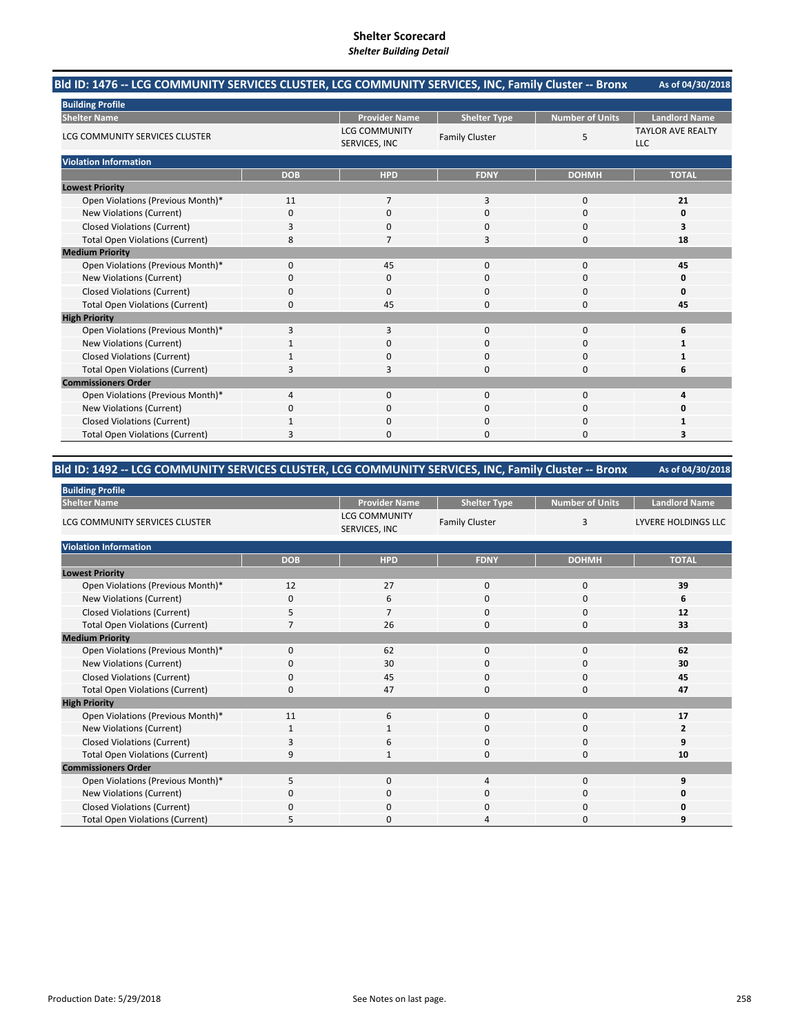# Shelter Scorecard

*Shelter Building Detail*

## Bld ID: 1476 -- LCG COMMUNITY SERVICES CLUSTER, LCG COMMUNITY SERVICES, INC, Family Cluster -- Bronx

As of 04/30/2018

**Building Profile**

| Shelter Name | Provider Name | Shelter Type | Number of Units | Landlord Name |
|---|---|---|---|---|
| LCG COMMUNITY SERVICES CLUSTER | LCG COMMUNITY SERVICES, INC | Family Cluster | 5 | TAYLOR AVE REALTY LLC |

**Violation Information**

| | DOB | HPD | FDNY | DOHMH | TOTAL |
|---|---|---|---|---|---|
| **Lowest Priority** | | | | | |
| Open Violations (Previous Month)* | 11 | 7 | 3 | 0 | **21** |
| New Violations (Current) | 0 | 0 | 0 | 0 | **0** |
| Closed Violations (Current) | 3 | 0 | 0 | 0 | **3** |
| Total Open Violations (Current) | 8 | 7 | 3 | 0 | **18** |
| **Medium Priority** | | | | | |
| Open Violations (Previous Month)* | 0 | 45 | 0 | 0 | **45** |
| New Violations (Current) | 0 | 0 | 0 | 0 | **0** |
| Closed Violations (Current) | 0 | 0 | 0 | 0 | **0** |
| Total Open Violations (Current) | 0 | 45 | 0 | 0 | **45** |
| **High Priority** | | | | | |
| Open Violations (Previous Month)* | 3 | 3 | 0 | 0 | **6** |
| New Violations (Current) | 1 | 0 | 0 | 0 | **1** |
| Closed Violations (Current) | 1 | 0 | 0 | 0 | **1** |
| Total Open Violations (Current) | 3 | 3 | 0 | 0 | **6** |
| **Commissioners Order** | | | | | |
| Open Violations (Previous Month)* | 4 | 0 | 0 | 0 | **4** |
| New Violations (Current) | 0 | 0 | 0 | 0 | **0** |
| Closed Violations (Current) | 1 | 0 | 0 | 0 | **1** |
| Total Open Violations (Current) | 3 | 0 | 0 | 0 | **3** |

## Bld ID: 1492 -- LCG COMMUNITY SERVICES CLUSTER, LCG COMMUNITY SERVICES, INC, Family Cluster -- Bronx

As of 04/30/2018

**Building Profile**

| Shelter Name | Provider Name | Shelter Type | Number of Units | Landlord Name |
|---|---|---|---|---|
| LCG COMMUNITY SERVICES CLUSTER | LCG COMMUNITY SERVICES, INC | Family Cluster | 3 | LYVERE HOLDINGS LLC |

**Violation Information**

| | DOB | HPD | FDNY | DOHMH | TOTAL |
|---|---|---|---|---|---|
| **Lowest Priority** | | | | | |
| Open Violations (Previous Month)* | 12 | 27 | 0 | 0 | **39** |
| New Violations (Current) | 0 | 6 | 0 | 0 | **6** |
| Closed Violations (Current) | 5 | 7 | 0 | 0 | **12** |
| Total Open Violations (Current) | 7 | 26 | 0 | 0 | **33** |
| **Medium Priority** | | | | | |
| Open Violations (Previous Month)* | 0 | 62 | 0 | 0 | **62** |
| New Violations (Current) | 0 | 30 | 0 | 0 | **30** |
| Closed Violations (Current) | 0 | 45 | 0 | 0 | **45** |
| Total Open Violations (Current) | 0 | 47 | 0 | 0 | **47** |
| **High Priority** | | | | | |
| Open Violations (Previous Month)* | 11 | 6 | 0 | 0 | **17** |
| New Violations (Current) | 1 | 1 | 0 | 0 | **2** |
| Closed Violations (Current) | 3 | 6 | 0 | 0 | **9** |
| Total Open Violations (Current) | 9 | 1 | 0 | 0 | **10** |
| **Commissioners Order** | | | | | |
| Open Violations (Previous Month)* | 5 | 0 | 4 | 0 | **9** |
| New Violations (Current) | 0 | 0 | 0 | 0 | **0** |
| Closed Violations (Current) | 0 | 0 | 0 | 0 | **0** |
| Total Open Violations (Current) | 5 | 0 | 4 | 0 | **9** |

Production Date: 5/29/2018

See Notes on last page.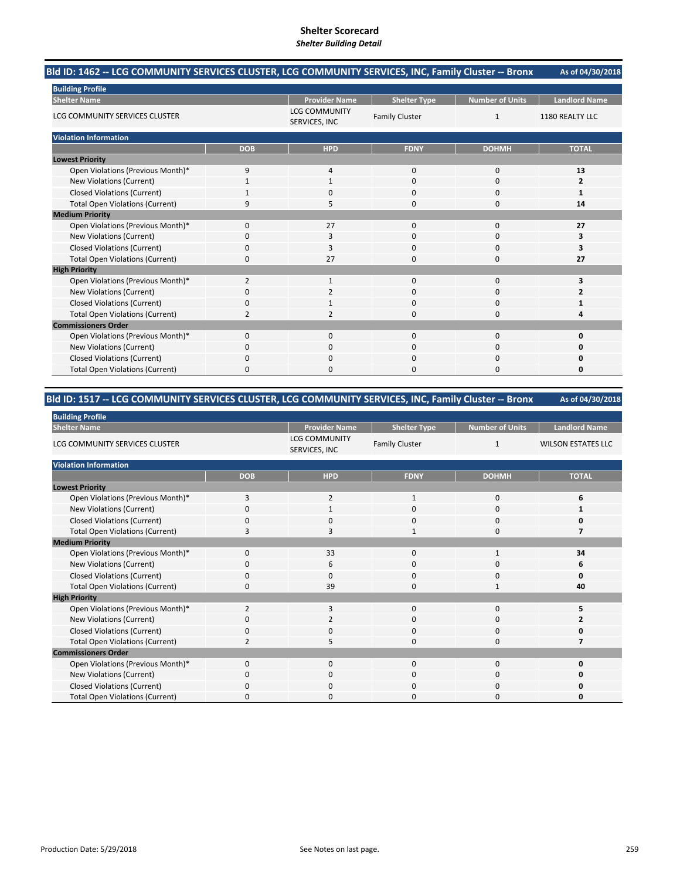# Shelter Scorecard
*Shelter Building Detail*

## Bld ID: 1462 -- LCG COMMUNITY SERVICES CLUSTER, LCG COMMUNITY SERVICES, INC, Family Cluster -- Bronx

As of 04/30/2018

**Building Profile**

| Shelter Name | Provider Name | Shelter Type | Number of Units | Landlord Name |
|---|---|---|---|---|
| LCG COMMUNITY SERVICES CLUSTER | LCG COMMUNITY SERVICES, INC | Family Cluster | 1 | 1180 REALTY LLC |

**Violation Information**

| | DOB | HPD | FDNY | DOHMH | TOTAL |
|---|---|---|---|---|---|
| **Lowest Priority** | | | | | |
| Open Violations (Previous Month)* | 9 | 4 | 0 | 0 | **13** |
| New Violations (Current) | 1 | 1 | 0 | 0 | **2** |
| Closed Violations (Current) | 1 | 0 | 0 | 0 | **1** |
| Total Open Violations (Current) | 9 | 5 | 0 | 0 | **14** |
| **Medium Priority** | | | | | |
| Open Violations (Previous Month)* | 0 | 27 | 0 | 0 | **27** |
| New Violations (Current) | 0 | 3 | 0 | 0 | **3** |
| Closed Violations (Current) | 0 | 3 | 0 | 0 | **3** |
| Total Open Violations (Current) | 0 | 27 | 0 | 0 | **27** |
| **High Priority** | | | | | |
| Open Violations (Previous Month)* | 2 | 1 | 0 | 0 | **3** |
| New Violations (Current) | 0 | 2 | 0 | 0 | **2** |
| Closed Violations (Current) | 0 | 1 | 0 | 0 | **1** |
| Total Open Violations (Current) | 2 | 2 | 0 | 0 | **4** |
| **Commissioners Order** | | | | | |
| Open Violations (Previous Month)* | 0 | 0 | 0 | 0 | **0** |
| New Violations (Current) | 0 | 0 | 0 | 0 | **0** |
| Closed Violations (Current) | 0 | 0 | 0 | 0 | **0** |
| Total Open Violations (Current) | 0 | 0 | 0 | 0 | **0** |

## Bld ID: 1517 -- LCG COMMUNITY SERVICES CLUSTER, LCG COMMUNITY SERVICES, INC, Family Cluster -- Bronx

As of 04/30/2018

**Building Profile**

| Shelter Name | Provider Name | Shelter Type | Number of Units | Landlord Name |
|---|---|---|---|---|
| LCG COMMUNITY SERVICES CLUSTER | LCG COMMUNITY SERVICES, INC | Family Cluster | 1 | WILSON ESTATES LLC |

**Violation Information**

| | DOB | HPD | FDNY | DOHMH | TOTAL |
|---|---|---|---|---|---|
| **Lowest Priority** | | | | | |
| Open Violations (Previous Month)* | 3 | 2 | 1 | 0 | **6** |
| New Violations (Current) | 0 | 1 | 0 | 0 | **1** |
| Closed Violations (Current) | 0 | 0 | 0 | 0 | **0** |
| Total Open Violations (Current) | 3 | 3 | 1 | 0 | **7** |
| **Medium Priority** | | | | | |
| Open Violations (Previous Month)* | 0 | 33 | 0 | 1 | **34** |
| New Violations (Current) | 0 | 6 | 0 | 0 | **6** |
| Closed Violations (Current) | 0 | 0 | 0 | 0 | **0** |
| Total Open Violations (Current) | 0 | 39 | 0 | 1 | **40** |
| **High Priority** | | | | | |
| Open Violations (Previous Month)* | 2 | 3 | 0 | 0 | **5** |
| New Violations (Current) | 0 | 2 | 0 | 0 | **2** |
| Closed Violations (Current) | 0 | 0 | 0 | 0 | **0** |
| Total Open Violations (Current) | 2 | 5 | 0 | 0 | **7** |
| **Commissioners Order** | | | | | |
| Open Violations (Previous Month)* | 0 | 0 | 0 | 0 | **0** |
| New Violations (Current) | 0 | 0 | 0 | 0 | **0** |
| Closed Violations (Current) | 0 | 0 | 0 | 0 | **0** |
| Total Open Violations (Current) | 0 | 0 | 0 | 0 | **0** |

Production Date: 5/29/2018

See Notes on last page.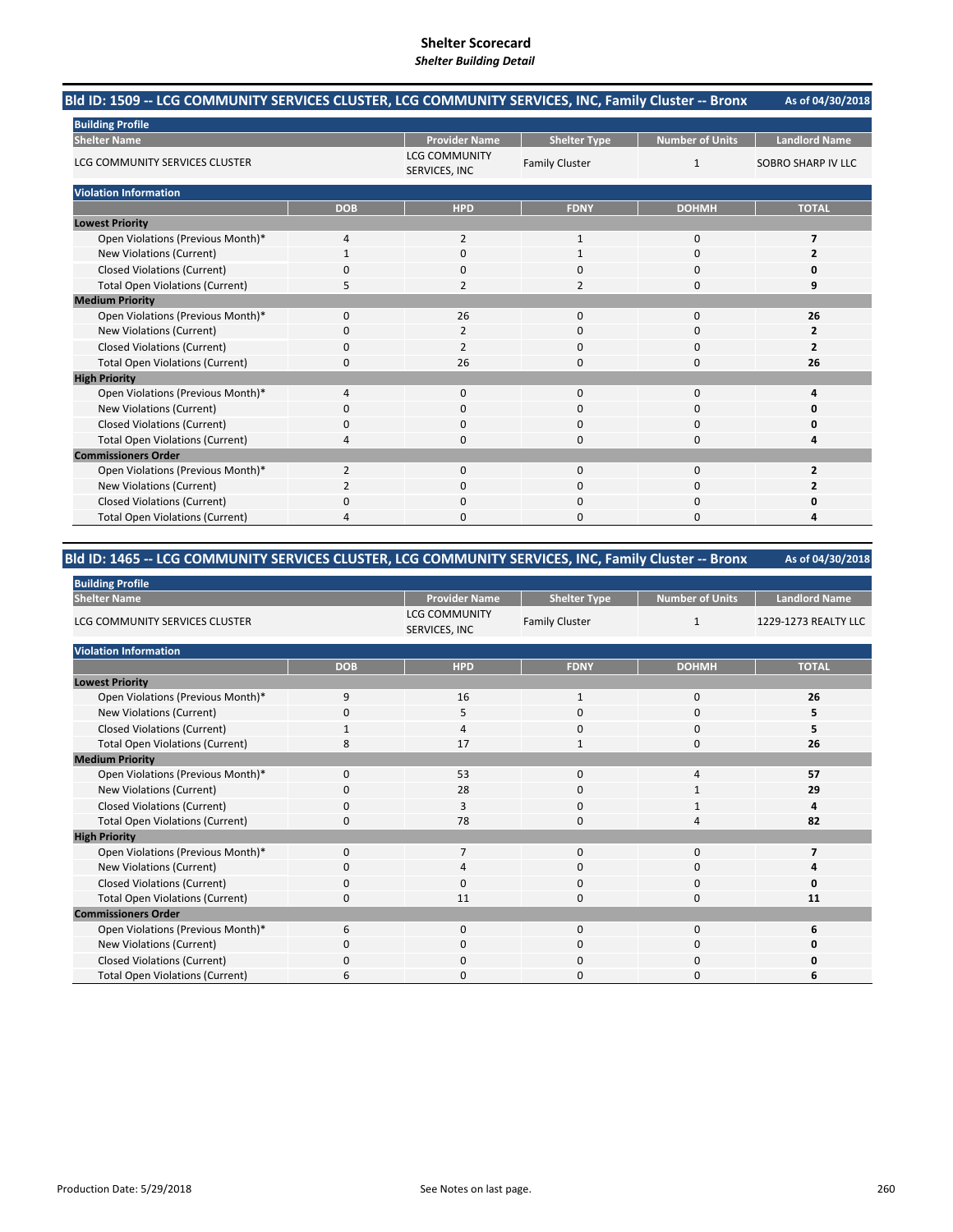# Shelter Scorecard

*Shelter Building Detail*

## Bld ID: 1509 -- LCG COMMUNITY SERVICES CLUSTER, LCG COMMUNITY SERVICES, INC, Family Cluster -- Bronx

As of 04/30/2018

**Building Profile**

| Shelter Name | Provider Name | Shelter Type | Number of Units | Landlord Name |
|---|---|---|---|---|
| LCG COMMUNITY SERVICES CLUSTER | LCG COMMUNITY SERVICES, INC | Family Cluster | 1 | SOBRO SHARP IV LLC |

**Violation Information**

| | DOB | HPD | FDNY | DOHMH | TOTAL |
|---|---|---|---|---|---|
| **Lowest Priority** | | | | | |
| Open Violations (Previous Month)* | 4 | 2 | 1 | 0 | **7** |
| New Violations (Current) | 1 | 0 | 1 | 0 | **2** |
| Closed Violations (Current) | 0 | 0 | 0 | 0 | **0** |
| Total Open Violations (Current) | 5 | 2 | 2 | 0 | **9** |
| **Medium Priority** | | | | | |
| Open Violations (Previous Month)* | 0 | 26 | 0 | 0 | **26** |
| New Violations (Current) | 0 | 2 | 0 | 0 | **2** |
| Closed Violations (Current) | 0 | 2 | 0 | 0 | **2** |
| Total Open Violations (Current) | 0 | 26 | 0 | 0 | **26** |
| **High Priority** | | | | | |
| Open Violations (Previous Month)* | 4 | 0 | 0 | 0 | **4** |
| New Violations (Current) | 0 | 0 | 0 | 0 | **0** |
| Closed Violations (Current) | 0 | 0 | 0 | 0 | **0** |
| Total Open Violations (Current) | 4 | 0 | 0 | 0 | **4** |
| **Commissioners Order** | | | | | |
| Open Violations (Previous Month)* | 2 | 0 | 0 | 0 | **2** |
| New Violations (Current) | 2 | 0 | 0 | 0 | **2** |
| Closed Violations (Current) | 0 | 0 | 0 | 0 | **0** |
| Total Open Violations (Current) | 4 | 0 | 0 | 0 | **4** |

## Bld ID: 1465 -- LCG COMMUNITY SERVICES CLUSTER, LCG COMMUNITY SERVICES, INC, Family Cluster -- Bronx

As of 04/30/2018

**Building Profile**

| Shelter Name | Provider Name | Shelter Type | Number of Units | Landlord Name |
|---|---|---|---|---|
| LCG COMMUNITY SERVICES CLUSTER | LCG COMMUNITY SERVICES, INC | Family Cluster | 1 | 1229-1273 REALTY LLC |

**Violation Information**

| | DOB | HPD | FDNY | DOHMH | TOTAL |
|---|---|---|---|---|---|
| **Lowest Priority** | | | | | |
| Open Violations (Previous Month)* | 9 | 16 | 1 | 0 | **26** |
| New Violations (Current) | 0 | 5 | 0 | 0 | **5** |
| Closed Violations (Current) | 1 | 4 | 0 | 0 | **5** |
| Total Open Violations (Current) | 8 | 17 | 1 | 0 | **26** |
| **Medium Priority** | | | | | |
| Open Violations (Previous Month)* | 0 | 53 | 0 | 4 | **57** |
| New Violations (Current) | 0 | 28 | 0 | 1 | **29** |
| Closed Violations (Current) | 0 | 3 | 0 | 1 | **4** |
| Total Open Violations (Current) | 0 | 78 | 0 | 4 | **82** |
| **High Priority** | | | | | |
| Open Violations (Previous Month)* | 0 | 7 | 0 | 0 | **7** |
| New Violations (Current) | 0 | 4 | 0 | 0 | **4** |
| Closed Violations (Current) | 0 | 0 | 0 | 0 | **0** |
| Total Open Violations (Current) | 0 | 11 | 0 | 0 | **11** |
| **Commissioners Order** | | | | | |
| Open Violations (Previous Month)* | 6 | 0 | 0 | 0 | **6** |
| New Violations (Current) | 0 | 0 | 0 | 0 | **0** |
| Closed Violations (Current) | 0 | 0 | 0 | 0 | **0** |
| Total Open Violations (Current) | 6 | 0 | 0 | 0 | **6** |

Production Date: 5/29/2018

See Notes on last page.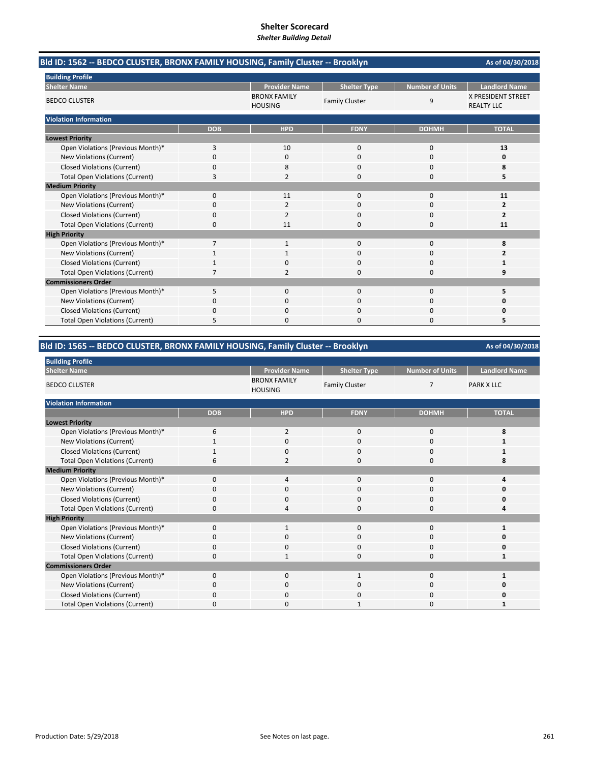# Shelter Scorecard
*Shelter Building Detail*

## Bld ID: 1562 -- BEDCO CLUSTER, BRONX FAMILY HOUSING, Family Cluster -- Brooklyn

As of 04/30/2018

**Building Profile**

| Shelter Name | Provider Name | Shelter Type | Number of Units | Landlord Name |
|---|---|---|---|---|
| BEDCO CLUSTER | BRONX FAMILY HOUSING | Family Cluster | 9 | X PRESIDENT STREET REALTY LLC |

**Violation Information**

| | DOB | HPD | FDNY | DOHMH | TOTAL |
|---|---|---|---|---|---|
| **Lowest Priority** | | | | | |
| Open Violations (Previous Month)* | 3 | 10 | 0 | 0 | **13** |
| New Violations (Current) | 0 | 0 | 0 | 0 | **0** |
| Closed Violations (Current) | 0 | 8 | 0 | 0 | **8** |
| Total Open Violations (Current) | 3 | 2 | 0 | 0 | **5** |
| **Medium Priority** | | | | | |
| Open Violations (Previous Month)* | 0 | 11 | 0 | 0 | **11** |
| New Violations (Current) | 0 | 2 | 0 | 0 | **2** |
| Closed Violations (Current) | 0 | 2 | 0 | 0 | **2** |
| Total Open Violations (Current) | 0 | 11 | 0 | 0 | **11** |
| **High Priority** | | | | | |
| Open Violations (Previous Month)* | 7 | 1 | 0 | 0 | **8** |
| New Violations (Current) | 1 | 1 | 0 | 0 | **2** |
| Closed Violations (Current) | 1 | 0 | 0 | 0 | **1** |
| Total Open Violations (Current) | 7 | 2 | 0 | 0 | **9** |
| **Commissioners Order** | | | | | |
| Open Violations (Previous Month)* | 5 | 0 | 0 | 0 | **5** |
| New Violations (Current) | 0 | 0 | 0 | 0 | **0** |
| Closed Violations (Current) | 0 | 0 | 0 | 0 | **0** |
| Total Open Violations (Current) | 5 | 0 | 0 | 0 | **5** |

## Bld ID: 1565 -- BEDCO CLUSTER, BRONX FAMILY HOUSING, Family Cluster -- Brooklyn

As of 04/30/2018

**Building Profile**

| Shelter Name | Provider Name | Shelter Type | Number of Units | Landlord Name |
|---|---|---|---|---|
| BEDCO CLUSTER | BRONX FAMILY HOUSING | Family Cluster | 7 | PARK X LLC |

**Violation Information**

| | DOB | HPD | FDNY | DOHMH | TOTAL |
|---|---|---|---|---|---|
| **Lowest Priority** | | | | | |
| Open Violations (Previous Month)* | 6 | 2 | 0 | 0 | **8** |
| New Violations (Current) | 1 | 0 | 0 | 0 | **1** |
| Closed Violations (Current) | 1 | 0 | 0 | 0 | **1** |
| Total Open Violations (Current) | 6 | 2 | 0 | 0 | **8** |
| **Medium Priority** | | | | | |
| Open Violations (Previous Month)* | 0 | 4 | 0 | 0 | **4** |
| New Violations (Current) | 0 | 0 | 0 | 0 | **0** |
| Closed Violations (Current) | 0 | 0 | 0 | 0 | **0** |
| Total Open Violations (Current) | 0 | 4 | 0 | 0 | **4** |
| **High Priority** | | | | | |
| Open Violations (Previous Month)* | 0 | 1 | 0 | 0 | **1** |
| New Violations (Current) | 0 | 0 | 0 | 0 | **0** |
| Closed Violations (Current) | 0 | 0 | 0 | 0 | **0** |
| Total Open Violations (Current) | 0 | 1 | 0 | 0 | **1** |
| **Commissioners Order** | | | | | |
| Open Violations (Previous Month)* | 0 | 0 | 1 | 0 | **1** |
| New Violations (Current) | 0 | 0 | 0 | 0 | **0** |
| Closed Violations (Current) | 0 | 0 | 0 | 0 | **0** |
| Total Open Violations (Current) | 0 | 0 | 1 | 0 | **1** |

Production Date: 5/29/2018

See Notes on last page.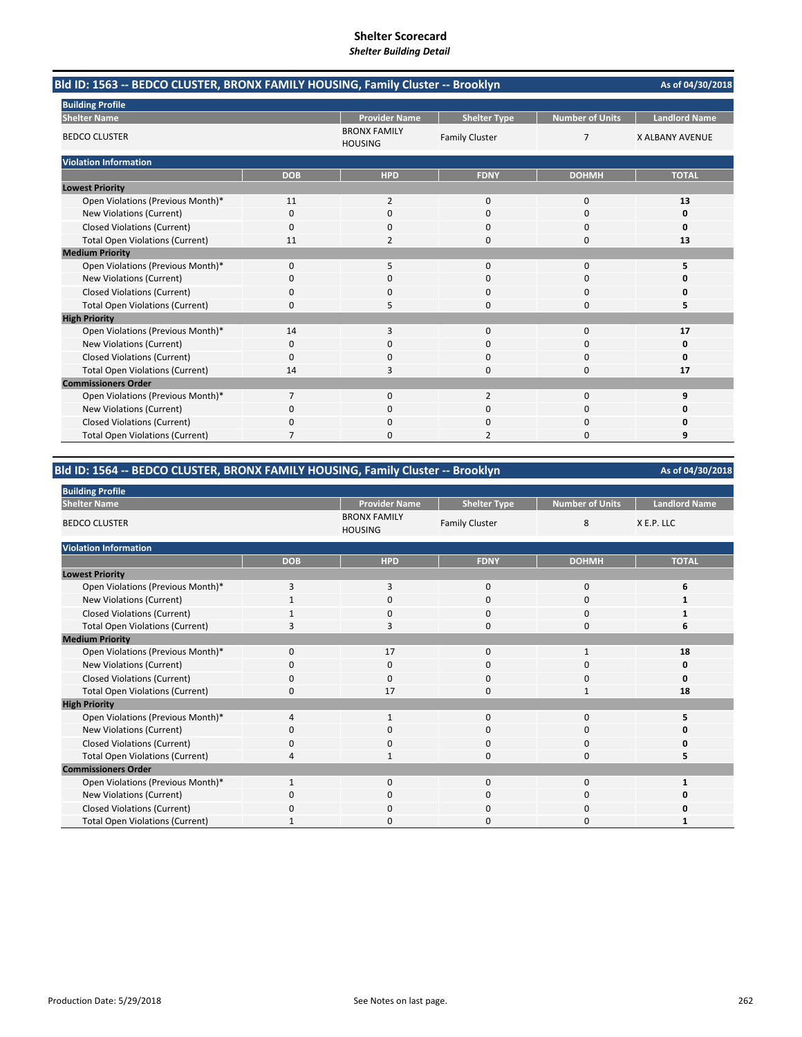# Shelter Scorecard

***Shelter Building Detail***

## Bld ID: 1563 -- BEDCO CLUSTER, BRONX FAMILY HOUSING, Family Cluster -- Brooklyn

As of 04/30/2018

**Building Profile**

| Shelter Name | Provider Name | Shelter Type | Number of Units | Landlord Name |
|---|---|---|---|---|
| BEDCO CLUSTER | BRONX FAMILY HOUSING | Family Cluster | 7 | X ALBANY AVENUE |

**Violation Information**

| | DOB | HPD | FDNY | DOHMH | TOTAL |
|---|---|---|---|---|---|
| **Lowest Priority** | | | | | |
| Open Violations (Previous Month)* | 11 | 2 | 0 | 0 | **13** |
| New Violations (Current) | 0 | 0 | 0 | 0 | **0** |
| Closed Violations (Current) | 0 | 0 | 0 | 0 | **0** |
| Total Open Violations (Current) | 11 | 2 | 0 | 0 | **13** |
| **Medium Priority** | | | | | |
| Open Violations (Previous Month)* | 0 | 5 | 0 | 0 | **5** |
| New Violations (Current) | 0 | 0 | 0 | 0 | **0** |
| Closed Violations (Current) | 0 | 0 | 0 | 0 | **0** |
| Total Open Violations (Current) | 0 | 5 | 0 | 0 | **5** |
| **High Priority** | | | | | |
| Open Violations (Previous Month)* | 14 | 3 | 0 | 0 | **17** |
| New Violations (Current) | 0 | 0 | 0 | 0 | **0** |
| Closed Violations (Current) | 0 | 0 | 0 | 0 | **0** |
| Total Open Violations (Current) | 14 | 3 | 0 | 0 | **17** |
| **Commissioners Order** | | | | | |
| Open Violations (Previous Month)* | 7 | 0 | 2 | 0 | **9** |
| New Violations (Current) | 0 | 0 | 0 | 0 | **0** |
| Closed Violations (Current) | 0 | 0 | 0 | 0 | **0** |
| Total Open Violations (Current) | 7 | 0 | 2 | 0 | **9** |

## Bld ID: 1564 -- BEDCO CLUSTER, BRONX FAMILY HOUSING, Family Cluster -- Brooklyn

As of 04/30/2018

**Building Profile**

| Shelter Name | Provider Name | Shelter Type | Number of Units | Landlord Name |
|---|---|---|---|---|
| BEDCO CLUSTER | BRONX FAMILY HOUSING | Family Cluster | 8 | X E.P. LLC |

**Violation Information**

| | DOB | HPD | FDNY | DOHMH | TOTAL |
|---|---|---|---|---|---|
| **Lowest Priority** | | | | | |
| Open Violations (Previous Month)* | 3 | 3 | 0 | 0 | **6** |
| New Violations (Current) | 1 | 0 | 0 | 0 | **1** |
| Closed Violations (Current) | 1 | 0 | 0 | 0 | **1** |
| Total Open Violations (Current) | 3 | 3 | 0 | 0 | **6** |
| **Medium Priority** | | | | | |
| Open Violations (Previous Month)* | 0 | 17 | 0 | 1 | **18** |
| New Violations (Current) | 0 | 0 | 0 | 0 | **0** |
| Closed Violations (Current) | 0 | 0 | 0 | 0 | **0** |
| Total Open Violations (Current) | 0 | 17 | 0 | 1 | **18** |
| **High Priority** | | | | | |
| Open Violations (Previous Month)* | 4 | 1 | 0 | 0 | **5** |
| New Violations (Current) | 0 | 0 | 0 | 0 | **0** |
| Closed Violations (Current) | 0 | 0 | 0 | 0 | **0** |
| Total Open Violations (Current) | 4 | 1 | 0 | 0 | **5** |
| **Commissioners Order** | | | | | |
| Open Violations (Previous Month)* | 1 | 0 | 0 | 0 | **1** |
| New Violations (Current) | 0 | 0 | 0 | 0 | **0** |
| Closed Violations (Current) | 0 | 0 | 0 | 0 | **0** |
| Total Open Violations (Current) | 1 | 0 | 0 | 0 | **1** |

Production Date: 5/29/2018

See Notes on last page.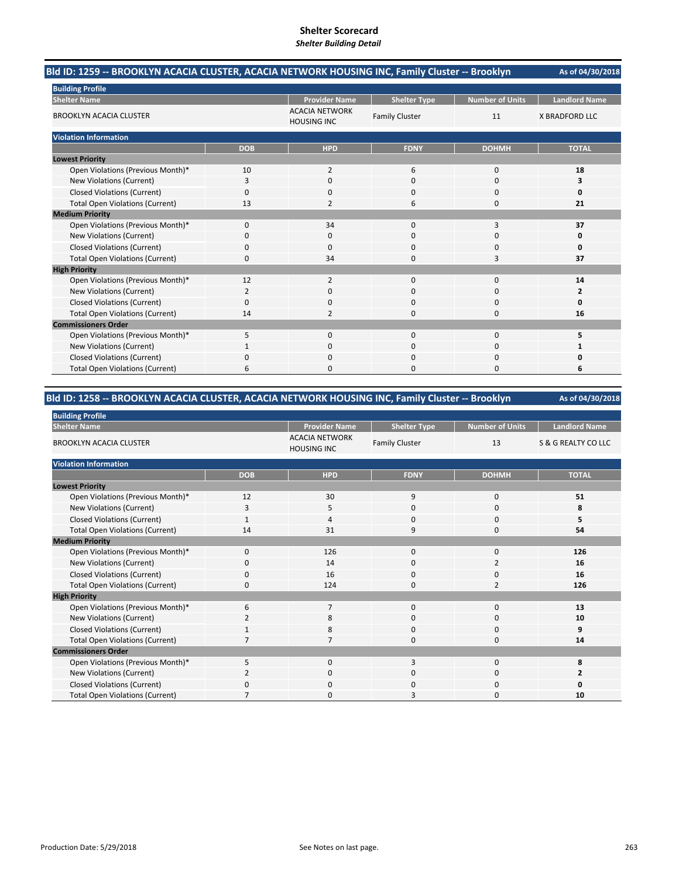# Shelter Scorecard

***Shelter Building Detail***

## Bld ID: 1259 -- BROOKLYN ACACIA CLUSTER, ACACIA NETWORK HOUSING INC, Family Cluster -- Brooklyn

As of 04/30/2018

**Building Profile**

| Shelter Name | Provider Name | Shelter Type | Number of Units | Landlord Name |
|---|---|---|---|---|
| BROOKLYN ACACIA CLUSTER | ACACIA NETWORK HOUSING INC | Family Cluster | 11 | X BRADFORD LLC |

**Violation Information**

| | DOB | HPD | FDNY | DOHMH | TOTAL |
|---|---|---|---|---|---|
| **Lowest Priority** | | | | | |
| Open Violations (Previous Month)* | 10 | 2 | 6 | 0 | **18** |
| New Violations (Current) | 3 | 0 | 0 | 0 | **3** |
| Closed Violations (Current) | 0 | 0 | 0 | 0 | **0** |
| Total Open Violations (Current) | 13 | 2 | 6 | 0 | **21** |
| **Medium Priority** | | | | | |
| Open Violations (Previous Month)* | 0 | 34 | 0 | 3 | **37** |
| New Violations (Current) | 0 | 0 | 0 | 0 | **0** |
| Closed Violations (Current) | 0 | 0 | 0 | 0 | **0** |
| Total Open Violations (Current) | 0 | 34 | 0 | 3 | **37** |
| **High Priority** | | | | | |
| Open Violations (Previous Month)* | 12 | 2 | 0 | 0 | **14** |
| New Violations (Current) | 2 | 0 | 0 | 0 | **2** |
| Closed Violations (Current) | 0 | 0 | 0 | 0 | **0** |
| Total Open Violations (Current) | 14 | 2 | 0 | 0 | **16** |
| **Commissioners Order** | | | | | |
| Open Violations (Previous Month)* | 5 | 0 | 0 | 0 | **5** |
| New Violations (Current) | 1 | 0 | 0 | 0 | **1** |
| Closed Violations (Current) | 0 | 0 | 0 | 0 | **0** |
| Total Open Violations (Current) | 6 | 0 | 0 | 0 | **6** |

## Bld ID: 1258 -- BROOKLYN ACACIA CLUSTER, ACACIA NETWORK HOUSING INC, Family Cluster -- Brooklyn

As of 04/30/2018

**Building Profile**

| Shelter Name | Provider Name | Shelter Type | Number of Units | Landlord Name |
|---|---|---|---|---|
| BROOKLYN ACACIA CLUSTER | ACACIA NETWORK HOUSING INC | Family Cluster | 13 | S & G REALTY CO LLC |

**Violation Information**

| | DOB | HPD | FDNY | DOHMH | TOTAL |
|---|---|---|---|---|---|
| **Lowest Priority** | | | | | |
| Open Violations (Previous Month)* | 12 | 30 | 9 | 0 | **51** |
| New Violations (Current) | 3 | 5 | 0 | 0 | **8** |
| Closed Violations (Current) | 1 | 4 | 0 | 0 | **5** |
| Total Open Violations (Current) | 14 | 31 | 9 | 0 | **54** |
| **Medium Priority** | | | | | |
| Open Violations (Previous Month)* | 0 | 126 | 0 | 0 | **126** |
| New Violations (Current) | 0 | 14 | 0 | 2 | **16** |
| Closed Violations (Current) | 0 | 16 | 0 | 0 | **16** |
| Total Open Violations (Current) | 0 | 124 | 0 | 2 | **126** |
| **High Priority** | | | | | |
| Open Violations (Previous Month)* | 6 | 7 | 0 | 0 | **13** |
| New Violations (Current) | 2 | 8 | 0 | 0 | **10** |
| Closed Violations (Current) | 1 | 8 | 0 | 0 | **9** |
| Total Open Violations (Current) | 7 | 7 | 0 | 0 | **14** |
| **Commissioners Order** | | | | | |
| Open Violations (Previous Month)* | 5 | 0 | 3 | 0 | **8** |
| New Violations (Current) | 2 | 0 | 0 | 0 | **2** |
| Closed Violations (Current) | 0 | 0 | 0 | 0 | **0** |
| Total Open Violations (Current) | 7 | 0 | 3 | 0 | **10** |

Production Date: 5/29/2018

See Notes on last page.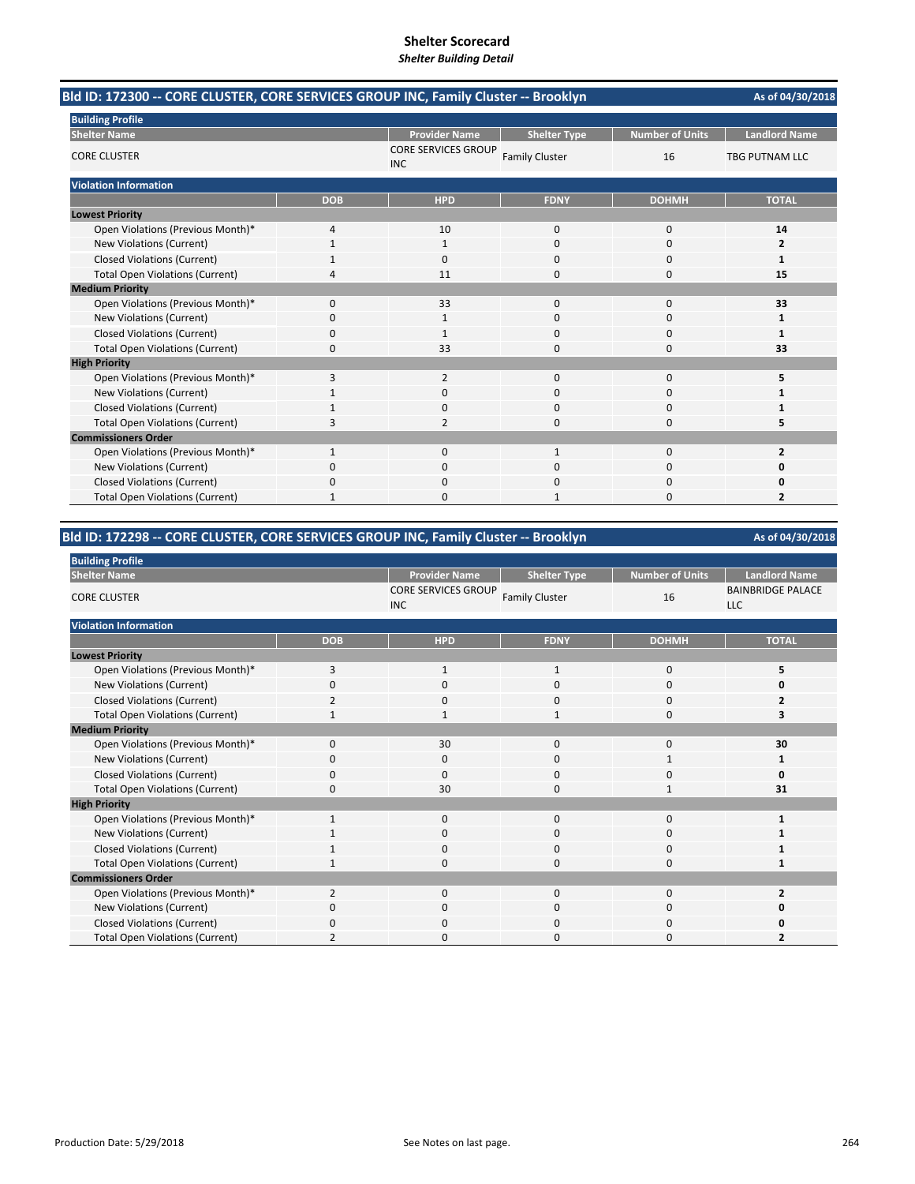# Shelter Scorecard
*Shelter Building Detail*

## Bld ID: 172300 -- CORE CLUSTER, CORE SERVICES GROUP INC, Family Cluster -- Brooklyn

As of 04/30/2018

**Building Profile**

| Shelter Name | Provider Name | Shelter Type | Number of Units | Landlord Name |
|---|---|---|---|---|
| CORE CLUSTER | CORE SERVICES GROUP INC | Family Cluster | 16 | TBG PUTNAM LLC |

**Violation Information**

| | DOB | HPD | FDNY | DOHMH | TOTAL |
|---|---|---|---|---|---|
| **Lowest Priority** | | | | | |
| Open Violations (Previous Month)* | 4 | 10 | 0 | 0 | **14** |
| New Violations (Current) | 1 | 1 | 0 | 0 | **2** |
| Closed Violations (Current) | 1 | 0 | 0 | 0 | **1** |
| Total Open Violations (Current) | 4 | 11 | 0 | 0 | **15** |
| **Medium Priority** | | | | | |
| Open Violations (Previous Month)* | 0 | 33 | 0 | 0 | **33** |
| New Violations (Current) | 0 | 1 | 0 | 0 | **1** |
| Closed Violations (Current) | 0 | 1 | 0 | 0 | **1** |
| Total Open Violations (Current) | 0 | 33 | 0 | 0 | **33** |
| **High Priority** | | | | | |
| Open Violations (Previous Month)* | 3 | 2 | 0 | 0 | **5** |
| New Violations (Current) | 1 | 0 | 0 | 0 | **1** |
| Closed Violations (Current) | 1 | 0 | 0 | 0 | **1** |
| Total Open Violations (Current) | 3 | 2 | 0 | 0 | **5** |
| **Commissioners Order** | | | | | |
| Open Violations (Previous Month)* | 1 | 0 | 1 | 0 | **2** |
| New Violations (Current) | 0 | 0 | 0 | 0 | **0** |
| Closed Violations (Current) | 0 | 0 | 0 | 0 | **0** |
| Total Open Violations (Current) | 1 | 0 | 1 | 0 | **2** |

## Bld ID: 172298 -- CORE CLUSTER, CORE SERVICES GROUP INC, Family Cluster -- Brooklyn

As of 04/30/2018

**Building Profile**

| Shelter Name | Provider Name | Shelter Type | Number of Units | Landlord Name |
|---|---|---|---|---|
| CORE CLUSTER | CORE SERVICES GROUP INC | Family Cluster | 16 | BAINBRIDGE PALACE LLC |

**Violation Information**

| | DOB | HPD | FDNY | DOHMH | TOTAL |
|---|---|---|---|---|---|
| **Lowest Priority** | | | | | |
| Open Violations (Previous Month)* | 3 | 1 | 1 | 0 | **5** |
| New Violations (Current) | 0 | 0 | 0 | 0 | **0** |
| Closed Violations (Current) | 2 | 0 | 0 | 0 | **2** |
| Total Open Violations (Current) | 1 | 1 | 1 | 0 | **3** |
| **Medium Priority** | | | | | |
| Open Violations (Previous Month)* | 0 | 30 | 0 | 0 | **30** |
| New Violations (Current) | 0 | 0 | 0 | 1 | **1** |
| Closed Violations (Current) | 0 | 0 | 0 | 0 | **0** |
| Total Open Violations (Current) | 0 | 30 | 0 | 1 | **31** |
| **High Priority** | | | | | |
| Open Violations (Previous Month)* | 1 | 0 | 0 | 0 | **1** |
| New Violations (Current) | 1 | 0 | 0 | 0 | **1** |
| Closed Violations (Current) | 1 | 0 | 0 | 0 | **1** |
| Total Open Violations (Current) | 1 | 0 | 0 | 0 | **1** |
| **Commissioners Order** | | | | | |
| Open Violations (Previous Month)* | 2 | 0 | 0 | 0 | **2** |
| New Violations (Current) | 0 | 0 | 0 | 0 | **0** |
| Closed Violations (Current) | 0 | 0 | 0 | 0 | **0** |
| Total Open Violations (Current) | 2 | 0 | 0 | 0 | **2** |

Production Date: 5/29/2018

See Notes on last page.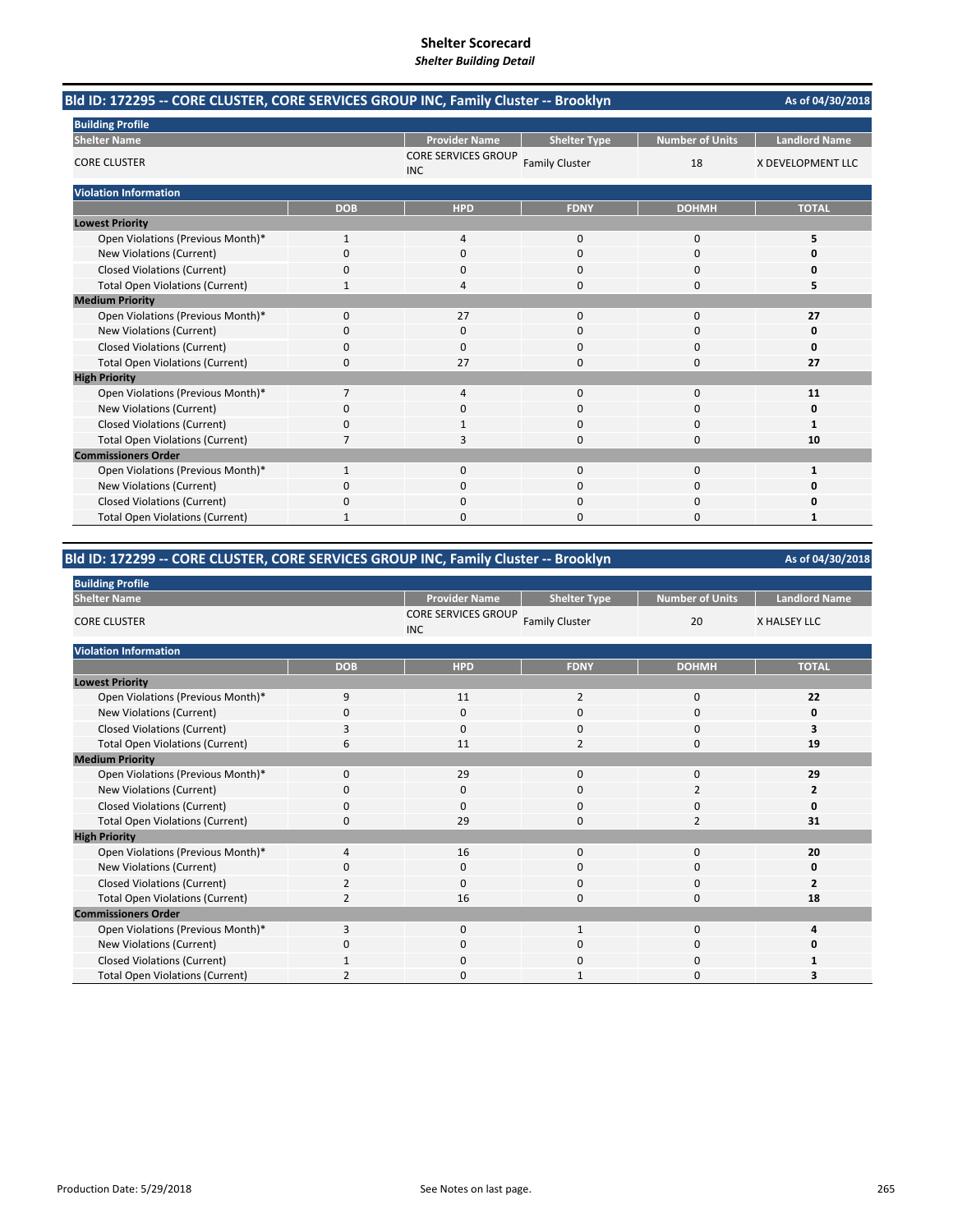# Shelter Scorecard
*Shelter Building Detail*

## Bld ID: 172295 -- CORE CLUSTER, CORE SERVICES GROUP INC, Family Cluster -- Brooklyn

As of 04/30/2018

**Building Profile**

| Shelter Name | Provider Name | Shelter Type | Number of Units | Landlord Name |
|---|---|---|---|---|
| CORE CLUSTER | CORE SERVICES GROUP INC | Family Cluster | 18 | X DEVELOPMENT LLC |

**Violation Information**

| | DOB | HPD | FDNY | DOHMH | TOTAL |
|---|---|---|---|---|---|
| **Lowest Priority** | | | | | |
| Open Violations (Previous Month)* | 1 | 4 | 0 | 0 | **5** |
| New Violations (Current) | 0 | 0 | 0 | 0 | **0** |
| Closed Violations (Current) | 0 | 0 | 0 | 0 | **0** |
| Total Open Violations (Current) | 1 | 4 | 0 | 0 | **5** |
| **Medium Priority** | | | | | |
| Open Violations (Previous Month)* | 0 | 27 | 0 | 0 | **27** |
| New Violations (Current) | 0 | 0 | 0 | 0 | **0** |
| Closed Violations (Current) | 0 | 0 | 0 | 0 | **0** |
| Total Open Violations (Current) | 0 | 27 | 0 | 0 | **27** |
| **High Priority** | | | | | |
| Open Violations (Previous Month)* | 7 | 4 | 0 | 0 | **11** |
| New Violations (Current) | 0 | 0 | 0 | 0 | **0** |
| Closed Violations (Current) | 0 | 1 | 0 | 0 | **1** |
| Total Open Violations (Current) | 7 | 3 | 0 | 0 | **10** |
| **Commissioners Order** | | | | | |
| Open Violations (Previous Month)* | 1 | 0 | 0 | 0 | **1** |
| New Violations (Current) | 0 | 0 | 0 | 0 | **0** |
| Closed Violations (Current) | 0 | 0 | 0 | 0 | **0** |
| Total Open Violations (Current) | 1 | 0 | 0 | 0 | **1** |

## Bld ID: 172299 -- CORE CLUSTER, CORE SERVICES GROUP INC, Family Cluster -- Brooklyn

As of 04/30/2018

**Building Profile**

| Shelter Name | Provider Name | Shelter Type | Number of Units | Landlord Name |
|---|---|---|---|---|
| CORE CLUSTER | CORE SERVICES GROUP INC | Family Cluster | 20 | X HALSEY LLC |

**Violation Information**

| | DOB | HPD | FDNY | DOHMH | TOTAL |
|---|---|---|---|---|---|
| **Lowest Priority** | | | | | |
| Open Violations (Previous Month)* | 9 | 11 | 2 | 0 | **22** |
| New Violations (Current) | 0 | 0 | 0 | 0 | **0** |
| Closed Violations (Current) | 3 | 0 | 0 | 0 | **3** |
| Total Open Violations (Current) | 6 | 11 | 2 | 0 | **19** |
| **Medium Priority** | | | | | |
| Open Violations (Previous Month)* | 0 | 29 | 0 | 0 | **29** |
| New Violations (Current) | 0 | 0 | 0 | 2 | **2** |
| Closed Violations (Current) | 0 | 0 | 0 | 0 | **0** |
| Total Open Violations (Current) | 0 | 29 | 0 | 2 | **31** |
| **High Priority** | | | | | |
| Open Violations (Previous Month)* | 4 | 16 | 0 | 0 | **20** |
| New Violations (Current) | 0 | 0 | 0 | 0 | **0** |
| Closed Violations (Current) | 2 | 0 | 0 | 0 | **2** |
| Total Open Violations (Current) | 2 | 16 | 0 | 0 | **18** |
| **Commissioners Order** | | | | | |
| Open Violations (Previous Month)* | 3 | 0 | 1 | 0 | **4** |
| New Violations (Current) | 0 | 0 | 0 | 0 | **0** |
| Closed Violations (Current) | 1 | 0 | 0 | 0 | **1** |
| Total Open Violations (Current) | 2 | 0 | 1 | 0 | **3** |

Production Date: 5/29/2018

See Notes on last page.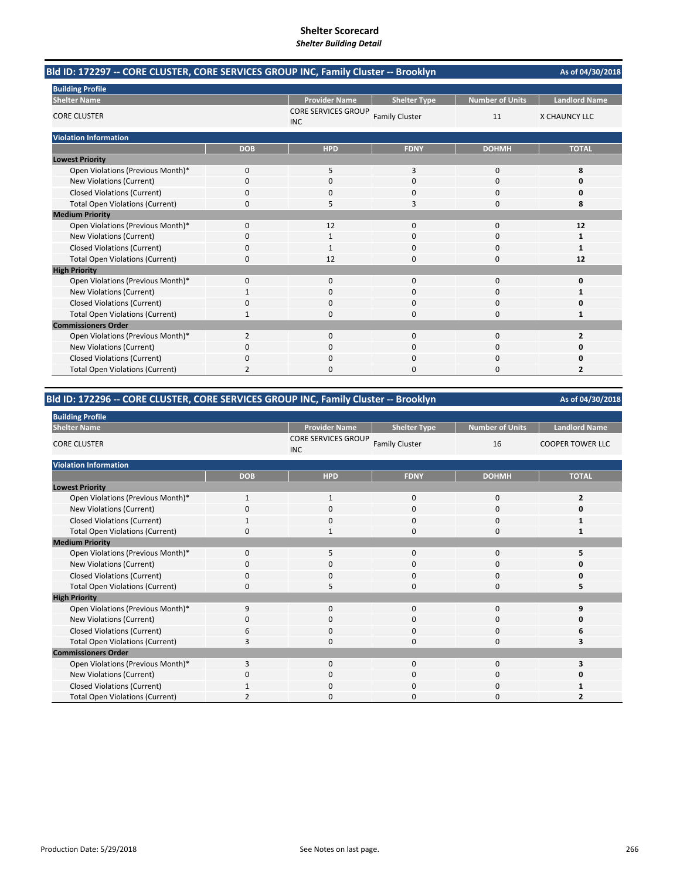# Shelter Scorecard

***Shelter Building Detail***

## Bld ID: 172297 -- CORE CLUSTER, CORE SERVICES GROUP INC, Family Cluster -- Brooklyn

As of 04/30/2018

**Building Profile**

| Shelter Name | Provider Name | Shelter Type | Number of Units | Landlord Name |
|---|---|---|---|---|
| CORE CLUSTER | CORE SERVICES GROUP INC | Family Cluster | 11 | X CHAUNCY LLC |

**Violation Information**

| | DOB | HPD | FDNY | DOHMH | TOTAL |
|---|---|---|---|---|---|
| **Lowest Priority** | | | | | |
| Open Violations (Previous Month)* | 0 | 5 | 3 | 0 | **8** |
| New Violations (Current) | 0 | 0 | 0 | 0 | **0** |
| Closed Violations (Current) | 0 | 0 | 0 | 0 | **0** |
| Total Open Violations (Current) | 0 | 5 | 3 | 0 | **8** |
| **Medium Priority** | | | | | |
| Open Violations (Previous Month)* | 0 | 12 | 0 | 0 | **12** |
| New Violations (Current) | 0 | 1 | 0 | 0 | **1** |
| Closed Violations (Current) | 0 | 1 | 0 | 0 | **1** |
| Total Open Violations (Current) | 0 | 12 | 0 | 0 | **12** |
| **High Priority** | | | | | |
| Open Violations (Previous Month)* | 0 | 0 | 0 | 0 | **0** |
| New Violations (Current) | 1 | 0 | 0 | 0 | **1** |
| Closed Violations (Current) | 0 | 0 | 0 | 0 | **0** |
| Total Open Violations (Current) | 1 | 0 | 0 | 0 | **1** |
| **Commissioners Order** | | | | | |
| Open Violations (Previous Month)* | 2 | 0 | 0 | 0 | **2** |
| New Violations (Current) | 0 | 0 | 0 | 0 | **0** |
| Closed Violations (Current) | 0 | 0 | 0 | 0 | **0** |
| Total Open Violations (Current) | 2 | 0 | 0 | 0 | **2** |

## Bld ID: 172296 -- CORE CLUSTER, CORE SERVICES GROUP INC, Family Cluster -- Brooklyn

As of 04/30/2018

**Building Profile**

| Shelter Name | Provider Name | Shelter Type | Number of Units | Landlord Name |
|---|---|---|---|---|
| CORE CLUSTER | CORE SERVICES GROUP INC | Family Cluster | 16 | COOPER TOWER LLC |

**Violation Information**

| | DOB | HPD | FDNY | DOHMH | TOTAL |
|---|---|---|---|---|---|
| **Lowest Priority** | | | | | |
| Open Violations (Previous Month)* | 1 | 1 | 0 | 0 | **2** |
| New Violations (Current) | 0 | 0 | 0 | 0 | **0** |
| Closed Violations (Current) | 1 | 0 | 0 | 0 | **1** |
| Total Open Violations (Current) | 0 | 1 | 0 | 0 | **1** |
| **Medium Priority** | | | | | |
| Open Violations (Previous Month)* | 0 | 5 | 0 | 0 | **5** |
| New Violations (Current) | 0 | 0 | 0 | 0 | **0** |
| Closed Violations (Current) | 0 | 0 | 0 | 0 | **0** |
| Total Open Violations (Current) | 0 | 5 | 0 | 0 | **5** |
| **High Priority** | | | | | |
| Open Violations (Previous Month)* | 9 | 0 | 0 | 0 | **9** |
| New Violations (Current) | 0 | 0 | 0 | 0 | **0** |
| Closed Violations (Current) | 6 | 0 | 0 | 0 | **6** |
| Total Open Violations (Current) | 3 | 0 | 0 | 0 | **3** |
| **Commissioners Order** | | | | | |
| Open Violations (Previous Month)* | 3 | 0 | 0 | 0 | **3** |
| New Violations (Current) | 0 | 0 | 0 | 0 | **0** |
| Closed Violations (Current) | 1 | 0 | 0 | 0 | **1** |
| Total Open Violations (Current) | 2 | 0 | 0 | 0 | **2** |

Production Date: 5/29/2018

See Notes on last page.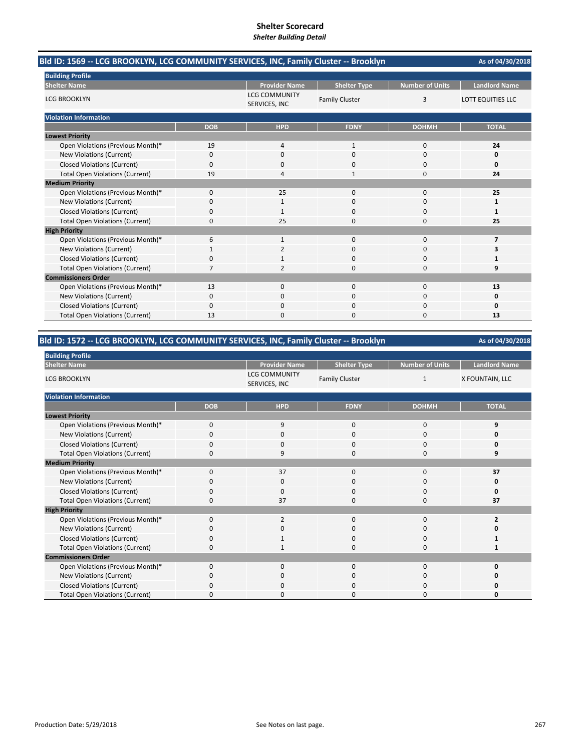# Shelter Scorecard

*Shelter Building Detail*

## Bld ID: 1569 -- LCG BROOKLYN, LCG COMMUNITY SERVICES, INC, Family Cluster -- Brooklyn

As of 04/30/2018

**Building Profile**

| Shelter Name | Provider Name | Shelter Type | Number of Units | Landlord Name |
|---|---|---|---|---|
| LCG BROOKLYN | LCG COMMUNITY SERVICES, INC | Family Cluster | 3 | LOTT EQUITIES LLC |

**Violation Information**

| | DOB | HPD | FDNY | DOHMH | TOTAL |
|---|---|---|---|---|---|
| **Lowest Priority** | | | | | |
| Open Violations (Previous Month)* | 19 | 4 | 1 | 0 | **24** |
| New Violations (Current) | 0 | 0 | 0 | 0 | **0** |
| Closed Violations (Current) | 0 | 0 | 0 | 0 | **0** |
| Total Open Violations (Current) | 19 | 4 | 1 | 0 | **24** |
| **Medium Priority** | | | | | |
| Open Violations (Previous Month)* | 0 | 25 | 0 | 0 | **25** |
| New Violations (Current) | 0 | 1 | 0 | 0 | **1** |
| Closed Violations (Current) | 0 | 1 | 0 | 0 | **1** |
| Total Open Violations (Current) | 0 | 25 | 0 | 0 | **25** |
| **High Priority** | | | | | |
| Open Violations (Previous Month)* | 6 | 1 | 0 | 0 | **7** |
| New Violations (Current) | 1 | 2 | 0 | 0 | **3** |
| Closed Violations (Current) | 0 | 1 | 0 | 0 | **1** |
| Total Open Violations (Current) | 7 | 2 | 0 | 0 | **9** |
| **Commissioners Order** | | | | | |
| Open Violations (Previous Month)* | 13 | 0 | 0 | 0 | **13** |
| New Violations (Current) | 0 | 0 | 0 | 0 | **0** |
| Closed Violations (Current) | 0 | 0 | 0 | 0 | **0** |
| Total Open Violations (Current) | 13 | 0 | 0 | 0 | **13** |

## Bld ID: 1572 -- LCG BROOKLYN, LCG COMMUNITY SERVICES, INC, Family Cluster -- Brooklyn

As of 04/30/2018

**Building Profile**

| Shelter Name | Provider Name | Shelter Type | Number of Units | Landlord Name |
|---|---|---|---|---|
| LCG BROOKLYN | LCG COMMUNITY SERVICES, INC | Family Cluster | 1 | X FOUNTAIN, LLC |

**Violation Information**

| | DOB | HPD | FDNY | DOHMH | TOTAL |
|---|---|---|---|---|---|
| **Lowest Priority** | | | | | |
| Open Violations (Previous Month)* | 0 | 9 | 0 | 0 | **9** |
| New Violations (Current) | 0 | 0 | 0 | 0 | **0** |
| Closed Violations (Current) | 0 | 0 | 0 | 0 | **0** |
| Total Open Violations (Current) | 0 | 9 | 0 | 0 | **9** |
| **Medium Priority** | | | | | |
| Open Violations (Previous Month)* | 0 | 37 | 0 | 0 | **37** |
| New Violations (Current) | 0 | 0 | 0 | 0 | **0** |
| Closed Violations (Current) | 0 | 0 | 0 | 0 | **0** |
| Total Open Violations (Current) | 0 | 37 | 0 | 0 | **37** |
| **High Priority** | | | | | |
| Open Violations (Previous Month)* | 0 | 2 | 0 | 0 | **2** |
| New Violations (Current) | 0 | 0 | 0 | 0 | **0** |
| Closed Violations (Current) | 0 | 1 | 0 | 0 | **1** |
| Total Open Violations (Current) | 0 | 1 | 0 | 0 | **1** |
| **Commissioners Order** | | | | | |
| Open Violations (Previous Month)* | 0 | 0 | 0 | 0 | **0** |
| New Violations (Current) | 0 | 0 | 0 | 0 | **0** |
| Closed Violations (Current) | 0 | 0 | 0 | 0 | **0** |
| Total Open Violations (Current) | 0 | 0 | 0 | 0 | **0** |

Production Date: 5/29/2018

See Notes on last page.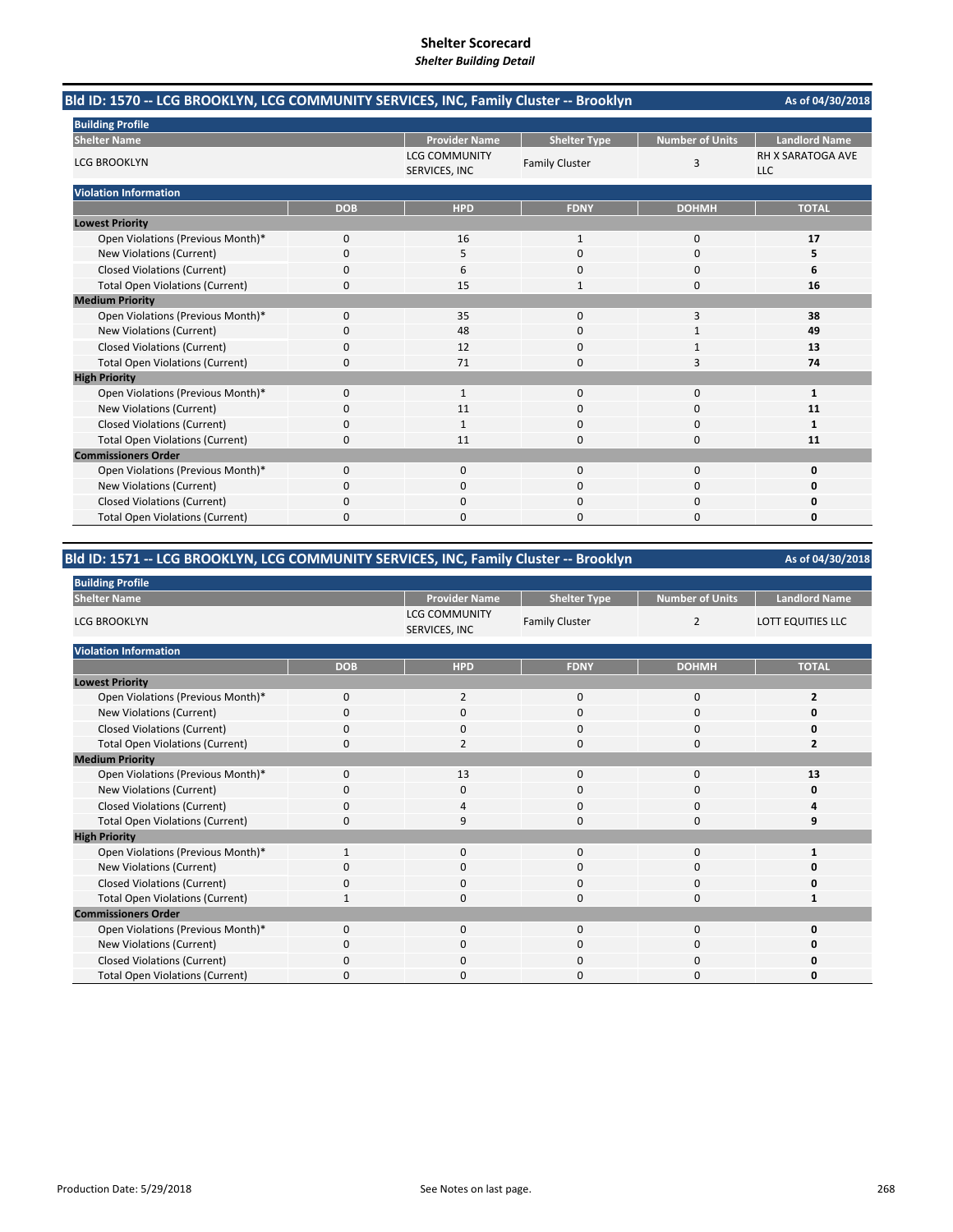# Shelter Scorecard

*Shelter Building Detail*

## Bld ID: 1570 -- LCG BROOKLYN, LCG COMMUNITY SERVICES, INC, Family Cluster -- Brooklyn

As of 04/30/2018

**Building Profile**

| Shelter Name | Provider Name | Shelter Type | Number of Units | Landlord Name |
|---|---|---|---|---|
| LCG BROOKLYN | LCG COMMUNITY SERVICES, INC | Family Cluster | 3 | RH X SARATOGA AVE LLC |

**Violation Information**

| | DOB | HPD | FDNY | DOHMH | TOTAL |
|---|---|---|---|---|---|
| **Lowest Priority** | | | | | |
| Open Violations (Previous Month)* | 0 | 16 | 1 | 0 | **17** |
| New Violations (Current) | 0 | 5 | 0 | 0 | **5** |
| Closed Violations (Current) | 0 | 6 | 0 | 0 | **6** |
| Total Open Violations (Current) | 0 | 15 | 1 | 0 | **16** |
| **Medium Priority** | | | | | |
| Open Violations (Previous Month)* | 0 | 35 | 0 | 3 | **38** |
| New Violations (Current) | 0 | 48 | 0 | 1 | **49** |
| Closed Violations (Current) | 0 | 12 | 0 | 1 | **13** |
| Total Open Violations (Current) | 0 | 71 | 0 | 3 | **74** |
| **High Priority** | | | | | |
| Open Violations (Previous Month)* | 0 | 1 | 0 | 0 | **1** |
| New Violations (Current) | 0 | 11 | 0 | 0 | **11** |
| Closed Violations (Current) | 0 | 1 | 0 | 0 | **1** |
| Total Open Violations (Current) | 0 | 11 | 0 | 0 | **11** |
| **Commissioners Order** | | | | | |
| Open Violations (Previous Month)* | 0 | 0 | 0 | 0 | **0** |
| New Violations (Current) | 0 | 0 | 0 | 0 | **0** |
| Closed Violations (Current) | 0 | 0 | 0 | 0 | **0** |
| Total Open Violations (Current) | 0 | 0 | 0 | 0 | **0** |

## Bld ID: 1571 -- LCG BROOKLYN, LCG COMMUNITY SERVICES, INC, Family Cluster -- Brooklyn

As of 04/30/2018

**Building Profile**

| Shelter Name | Provider Name | Shelter Type | Number of Units | Landlord Name |
|---|---|---|---|---|
| LCG BROOKLYN | LCG COMMUNITY SERVICES, INC | Family Cluster | 2 | LOTT EQUITIES LLC |

**Violation Information**

| | DOB | HPD | FDNY | DOHMH | TOTAL |
|---|---|---|---|---|---|
| **Lowest Priority** | | | | | |
| Open Violations (Previous Month)* | 0 | 2 | 0 | 0 | **2** |
| New Violations (Current) | 0 | 0 | 0 | 0 | **0** |
| Closed Violations (Current) | 0 | 0 | 0 | 0 | **0** |
| Total Open Violations (Current) | 0 | 2 | 0 | 0 | **2** |
| **Medium Priority** | | | | | |
| Open Violations (Previous Month)* | 0 | 13 | 0 | 0 | **13** |
| New Violations (Current) | 0 | 0 | 0 | 0 | **0** |
| Closed Violations (Current) | 0 | 4 | 0 | 0 | **4** |
| Total Open Violations (Current) | 0 | 9 | 0 | 0 | **9** |
| **High Priority** | | | | | |
| Open Violations (Previous Month)* | 1 | 0 | 0 | 0 | **1** |
| New Violations (Current) | 0 | 0 | 0 | 0 | **0** |
| Closed Violations (Current) | 0 | 0 | 0 | 0 | **0** |
| Total Open Violations (Current) | 1 | 0 | 0 | 0 | **1** |
| **Commissioners Order** | | | | | |
| Open Violations (Previous Month)* | 0 | 0 | 0 | 0 | **0** |
| New Violations (Current) | 0 | 0 | 0 | 0 | **0** |
| Closed Violations (Current) | 0 | 0 | 0 | 0 | **0** |
| Total Open Violations (Current) | 0 | 0 | 0 | 0 | **0** |

Production Date: 5/29/2018

See Notes on last page.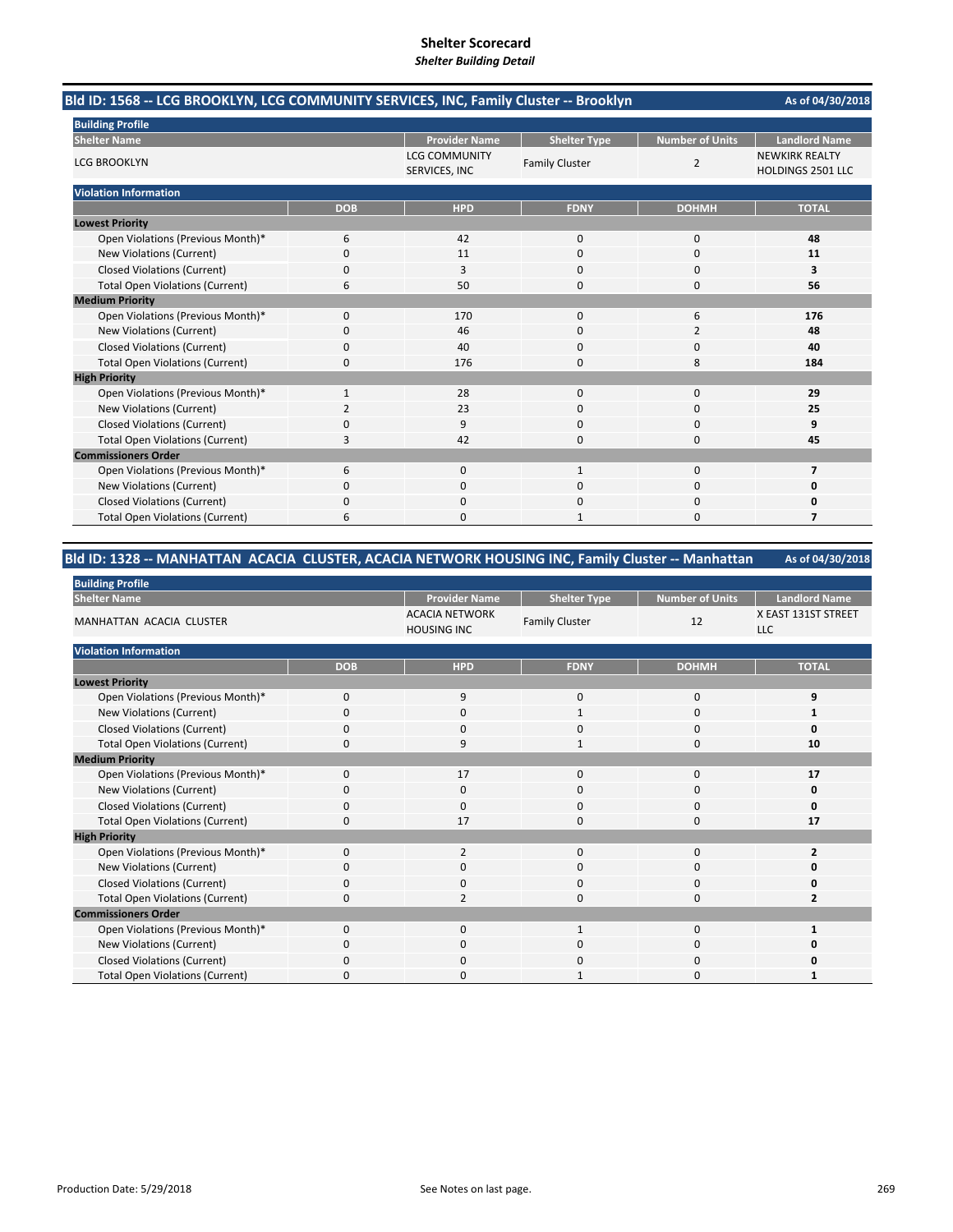# Shelter Scorecard
*Shelter Building Detail*

## Bld ID: 1568 -- LCG BROOKLYN, LCG COMMUNITY SERVICES, INC, Family Cluster -- Brooklyn

As of 04/30/2018

**Building Profile**

| Shelter Name | Provider Name | Shelter Type | Number of Units | Landlord Name |
|---|---|---|---|---|
| LCG BROOKLYN | LCG COMMUNITY SERVICES, INC | Family Cluster | 2 | NEWKIRK REALTY HOLDINGS 2501 LLC |

**Violation Information**

| | DOB | HPD | FDNY | DOHMH | TOTAL |
|---|---|---|---|---|---|
| **Lowest Priority** | | | | | |
| Open Violations (Previous Month)* | 6 | 42 | 0 | 0 | **48** |
| New Violations (Current) | 0 | 11 | 0 | 0 | **11** |
| Closed Violations (Current) | 0 | 3 | 0 | 0 | **3** |
| Total Open Violations (Current) | 6 | 50 | 0 | 0 | **56** |
| **Medium Priority** | | | | | |
| Open Violations (Previous Month)* | 0 | 170 | 0 | 6 | **176** |
| New Violations (Current) | 0 | 46 | 0 | 2 | **48** |
| Closed Violations (Current) | 0 | 40 | 0 | 0 | **40** |
| Total Open Violations (Current) | 0 | 176 | 0 | 8 | **184** |
| **High Priority** | | | | | |
| Open Violations (Previous Month)* | 1 | 28 | 0 | 0 | **29** |
| New Violations (Current) | 2 | 23 | 0 | 0 | **25** |
| Closed Violations (Current) | 0 | 9 | 0 | 0 | **9** |
| Total Open Violations (Current) | 3 | 42 | 0 | 0 | **45** |
| **Commissioners Order** | | | | | |
| Open Violations (Previous Month)* | 6 | 0 | 1 | 0 | **7** |
| New Violations (Current) | 0 | 0 | 0 | 0 | **0** |
| Closed Violations (Current) | 0 | 0 | 0 | 0 | **0** |
| Total Open Violations (Current) | 6 | 0 | 1 | 0 | **7** |

## Bld ID: 1328 -- MANHATTAN ACACIA CLUSTER, ACACIA NETWORK HOUSING INC, Family Cluster -- Manhattan

As of 04/30/2018

**Building Profile**

| Shelter Name | Provider Name | Shelter Type | Number of Units | Landlord Name |
|---|---|---|---|---|
| MANHATTAN ACACIA CLUSTER | ACACIA NETWORK HOUSING INC | Family Cluster | 12 | X EAST 131ST STREET LLC |

**Violation Information**

| | DOB | HPD | FDNY | DOHMH | TOTAL |
|---|---|---|---|---|---|
| **Lowest Priority** | | | | | |
| Open Violations (Previous Month)* | 0 | 9 | 0 | 0 | **9** |
| New Violations (Current) | 0 | 0 | 1 | 0 | **1** |
| Closed Violations (Current) | 0 | 0 | 0 | 0 | **0** |
| Total Open Violations (Current) | 0 | 9 | 1 | 0 | **10** |
| **Medium Priority** | | | | | |
| Open Violations (Previous Month)* | 0 | 17 | 0 | 0 | **17** |
| New Violations (Current) | 0 | 0 | 0 | 0 | **0** |
| Closed Violations (Current) | 0 | 0 | 0 | 0 | **0** |
| Total Open Violations (Current) | 0 | 17 | 0 | 0 | **17** |
| **High Priority** | | | | | |
| Open Violations (Previous Month)* | 0 | 2 | 0 | 0 | **2** |
| New Violations (Current) | 0 | 0 | 0 | 0 | **0** |
| Closed Violations (Current) | 0 | 0 | 0 | 0 | **0** |
| Total Open Violations (Current) | 0 | 2 | 0 | 0 | **2** |
| **Commissioners Order** | | | | | |
| Open Violations (Previous Month)* | 0 | 0 | 1 | 0 | **1** |
| New Violations (Current) | 0 | 0 | 0 | 0 | **0** |
| Closed Violations (Current) | 0 | 0 | 0 | 0 | **0** |
| Total Open Violations (Current) | 0 | 0 | 1 | 0 | **1** |

Production Date: 5/29/2018

See Notes on last page.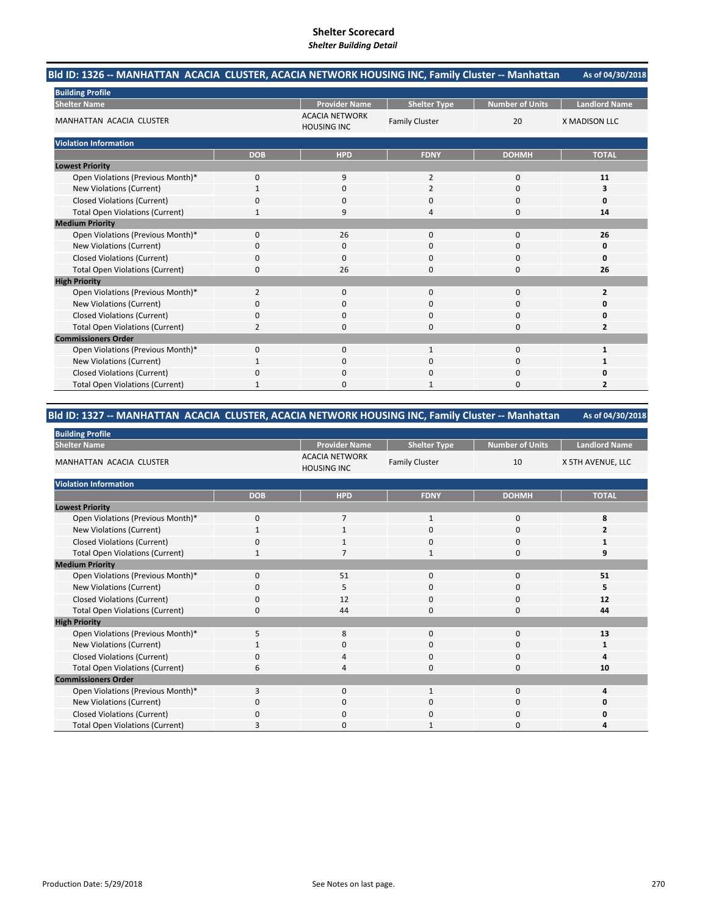# Shelter Scorecard
*Shelter Building Detail*

## Bld ID: 1326 -- MANHATTAN ACACIA CLUSTER, ACACIA NETWORK HOUSING INC, Family Cluster -- Manhattan

As of 04/30/2018

**Building Profile**

| Shelter Name | Provider Name | Shelter Type | Number of Units | Landlord Name |
|---|---|---|---|---|
| MANHATTAN ACACIA CLUSTER | ACACIA NETWORK HOUSING INC | Family Cluster | 20 | X MADISON LLC |

**Violation Information**

| | DOB | HPD | FDNY | DOHMH | TOTAL |
|---|---|---|---|---|---|
| **Lowest Priority** | | | | | |
| Open Violations (Previous Month)* | 0 | 9 | 2 | 0 | **11** |
| New Violations (Current) | 1 | 0 | 2 | 0 | **3** |
| Closed Violations (Current) | 0 | 0 | 0 | 0 | **0** |
| Total Open Violations (Current) | 1 | 9 | 4 | 0 | **14** |
| **Medium Priority** | | | | | |
| Open Violations (Previous Month)* | 0 | 26 | 0 | 0 | **26** |
| New Violations (Current) | 0 | 0 | 0 | 0 | **0** |
| Closed Violations (Current) | 0 | 0 | 0 | 0 | **0** |
| Total Open Violations (Current) | 0 | 26 | 0 | 0 | **26** |
| **High Priority** | | | | | |
| Open Violations (Previous Month)* | 2 | 0 | 0 | 0 | **2** |
| New Violations (Current) | 0 | 0 | 0 | 0 | **0** |
| Closed Violations (Current) | 0 | 0 | 0 | 0 | **0** |
| Total Open Violations (Current) | 2 | 0 | 0 | 0 | **2** |
| **Commissioners Order** | | | | | |
| Open Violations (Previous Month)* | 0 | 0 | 1 | 0 | **1** |
| New Violations (Current) | 1 | 0 | 0 | 0 | **1** |
| Closed Violations (Current) | 0 | 0 | 0 | 0 | **0** |
| Total Open Violations (Current) | 1 | 0 | 1 | 0 | **2** |

## Bld ID: 1327 -- MANHATTAN ACACIA CLUSTER, ACACIA NETWORK HOUSING INC, Family Cluster -- Manhattan

As of 04/30/2018

**Building Profile**

| Shelter Name | Provider Name | Shelter Type | Number of Units | Landlord Name |
|---|---|---|---|---|
| MANHATTAN ACACIA CLUSTER | ACACIA NETWORK HOUSING INC | Family Cluster | 10 | X 5TH AVENUE, LLC |

**Violation Information**

| | DOB | HPD | FDNY | DOHMH | TOTAL |
|---|---|---|---|---|---|
| **Lowest Priority** | | | | | |
| Open Violations (Previous Month)* | 0 | 7 | 1 | 0 | **8** |
| New Violations (Current) | 1 | 1 | 0 | 0 | **2** |
| Closed Violations (Current) | 0 | 1 | 0 | 0 | **1** |
| Total Open Violations (Current) | 1 | 7 | 1 | 0 | **9** |
| **Medium Priority** | | | | | |
| Open Violations (Previous Month)* | 0 | 51 | 0 | 0 | **51** |
| New Violations (Current) | 0 | 5 | 0 | 0 | **5** |
| Closed Violations (Current) | 0 | 12 | 0 | 0 | **12** |
| Total Open Violations (Current) | 0 | 44 | 0 | 0 | **44** |
| **High Priority** | | | | | |
| Open Violations (Previous Month)* | 5 | 8 | 0 | 0 | **13** |
| New Violations (Current) | 1 | 0 | 0 | 0 | **1** |
| Closed Violations (Current) | 0 | 4 | 0 | 0 | **4** |
| Total Open Violations (Current) | 6 | 4 | 0 | 0 | **10** |
| **Commissioners Order** | | | | | |
| Open Violations (Previous Month)* | 3 | 0 | 1 | 0 | **4** |
| New Violations (Current) | 0 | 0 | 0 | 0 | **0** |
| Closed Violations (Current) | 0 | 0 | 0 | 0 | **0** |
| Total Open Violations (Current) | 3 | 0 | 1 | 0 | **4** |

Production Date: 5/29/2018

See Notes on last page.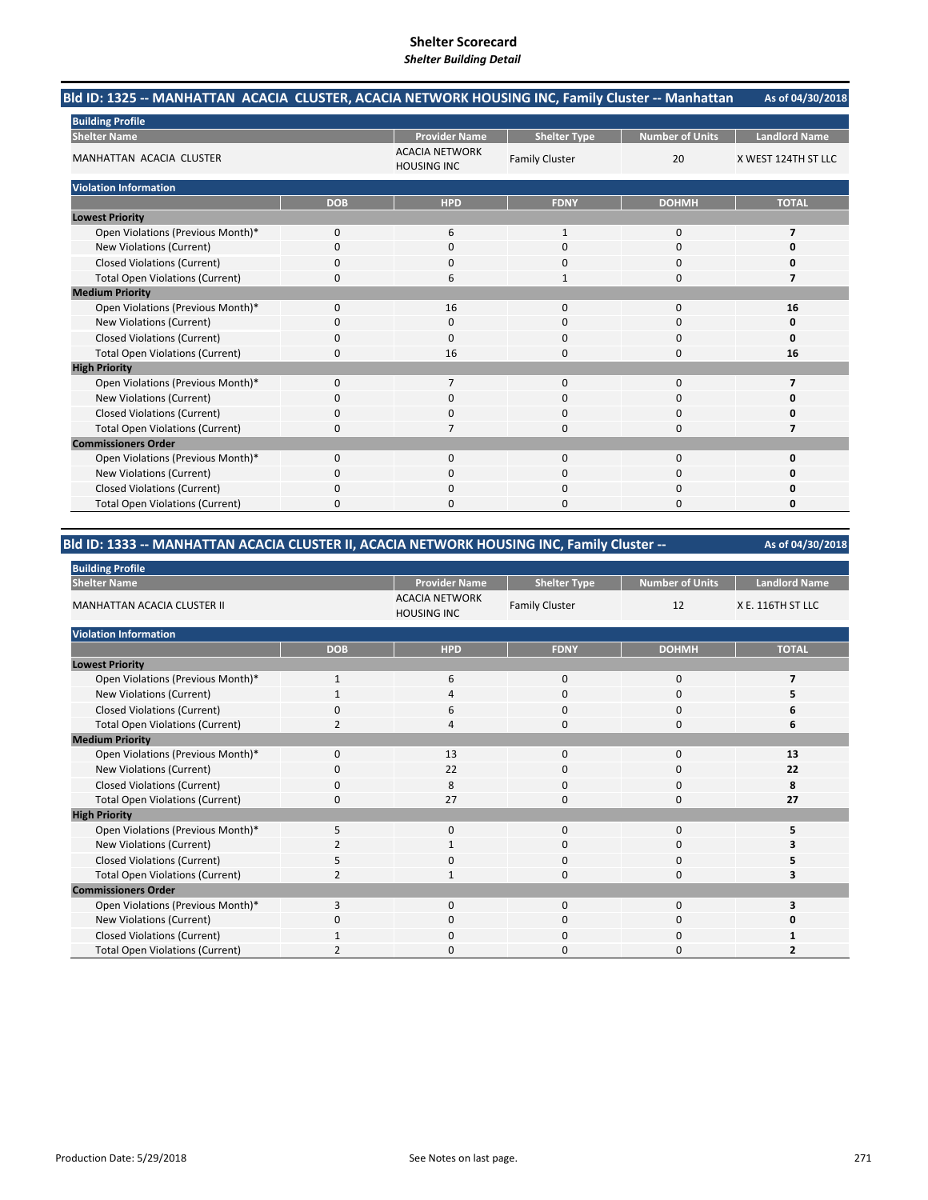# Shelter Scorecard

*Shelter Building Detail*

## Bld ID: 1325 -- MANHATTAN ACACIA CLUSTER, ACACIA NETWORK HOUSING INC, Family Cluster -- Manhattan

As of 04/30/2018

**Building Profile**

| Shelter Name | Provider Name | Shelter Type | Number of Units | Landlord Name |
|---|---|---|---|---|
| MANHATTAN ACACIA CLUSTER | ACACIA NETWORK HOUSING INC | Family Cluster | 20 | X WEST 124TH ST LLC |

**Violation Information**

| | DOB | HPD | FDNY | DOHMH | TOTAL |
|---|---|---|---|---|---|
| **Lowest Priority** | | | | | |
| Open Violations (Previous Month)* | 0 | 6 | 1 | 0 | **7** |
| New Violations (Current) | 0 | 0 | 0 | 0 | **0** |
| Closed Violations (Current) | 0 | 0 | 0 | 0 | **0** |
| Total Open Violations (Current) | 0 | 6 | 1 | 0 | **7** |
| **Medium Priority** | | | | | |
| Open Violations (Previous Month)* | 0 | 16 | 0 | 0 | **16** |
| New Violations (Current) | 0 | 0 | 0 | 0 | **0** |
| Closed Violations (Current) | 0 | 0 | 0 | 0 | **0** |
| Total Open Violations (Current) | 0 | 16 | 0 | 0 | **16** |
| **High Priority** | | | | | |
| Open Violations (Previous Month)* | 0 | 7 | 0 | 0 | **7** |
| New Violations (Current) | 0 | 0 | 0 | 0 | **0** |
| Closed Violations (Current) | 0 | 0 | 0 | 0 | **0** |
| Total Open Violations (Current) | 0 | 7 | 0 | 0 | **7** |
| **Commissioners Order** | | | | | |
| Open Violations (Previous Month)* | 0 | 0 | 0 | 0 | **0** |
| New Violations (Current) | 0 | 0 | 0 | 0 | **0** |
| Closed Violations (Current) | 0 | 0 | 0 | 0 | **0** |
| Total Open Violations (Current) | 0 | 0 | 0 | 0 | **0** |

## Bld ID: 1333 -- MANHATTAN ACACIA CLUSTER II, ACACIA NETWORK HOUSING INC, Family Cluster --

As of 04/30/2018

**Building Profile**

| Shelter Name | Provider Name | Shelter Type | Number of Units | Landlord Name |
|---|---|---|---|---|
| MANHATTAN ACACIA CLUSTER II | ACACIA NETWORK HOUSING INC | Family Cluster | 12 | X E. 116TH ST LLC |

**Violation Information**

| | DOB | HPD | FDNY | DOHMH | TOTAL |
|---|---|---|---|---|---|
| **Lowest Priority** | | | | | |
| Open Violations (Previous Month)* | 1 | 6 | 0 | 0 | **7** |
| New Violations (Current) | 1 | 4 | 0 | 0 | **5** |
| Closed Violations (Current) | 0 | 6 | 0 | 0 | **6** |
| Total Open Violations (Current) | 2 | 4 | 0 | 0 | **6** |
| **Medium Priority** | | | | | |
| Open Violations (Previous Month)* | 0 | 13 | 0 | 0 | **13** |
| New Violations (Current) | 0 | 22 | 0 | 0 | **22** |
| Closed Violations (Current) | 0 | 8 | 0 | 0 | **8** |
| Total Open Violations (Current) | 0 | 27 | 0 | 0 | **27** |
| **High Priority** | | | | | |
| Open Violations (Previous Month)* | 5 | 0 | 0 | 0 | **5** |
| New Violations (Current) | 2 | 1 | 0 | 0 | **3** |
| Closed Violations (Current) | 5 | 0 | 0 | 0 | **5** |
| Total Open Violations (Current) | 2 | 1 | 0 | 0 | **3** |
| **Commissioners Order** | | | | | |
| Open Violations (Previous Month)* | 3 | 0 | 0 | 0 | **3** |
| New Violations (Current) | 0 | 0 | 0 | 0 | **0** |
| Closed Violations (Current) | 1 | 0 | 0 | 0 | **1** |
| Total Open Violations (Current) | 2 | 0 | 0 | 0 | **2** |

Production Date: 5/29/2018

See Notes on last page.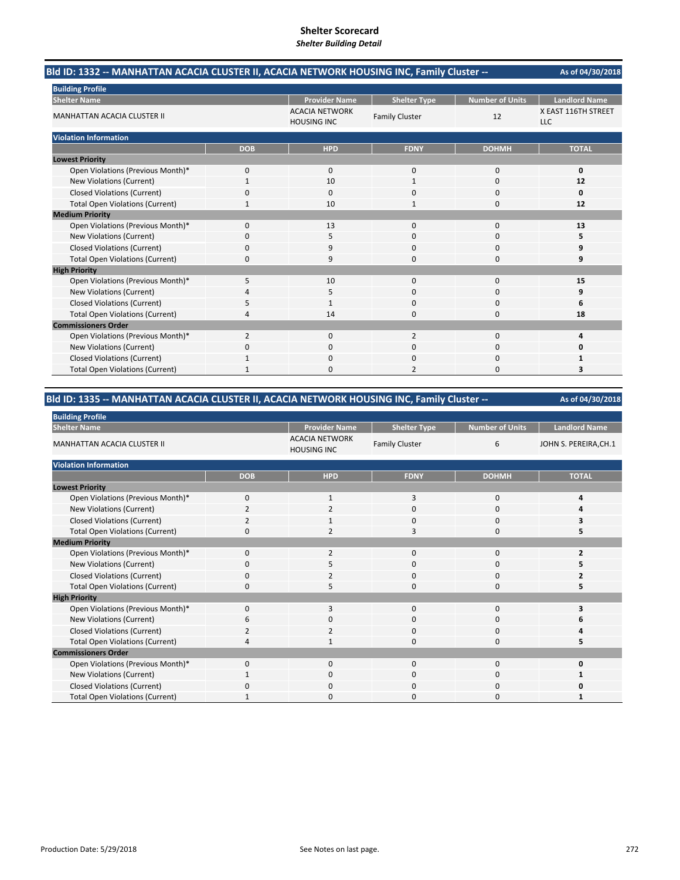# Shelter Scorecard
*Shelter Building Detail*

## Bld ID: 1332 -- MANHATTAN ACACIA CLUSTER II, ACACIA NETWORK HOUSING INC, Family Cluster --

As of 04/30/2018

**Building Profile**

| Shelter Name | Provider Name | Shelter Type | Number of Units | Landlord Name |
|---|---|---|---|---|
| MANHATTAN ACACIA CLUSTER II | ACACIA NETWORK HOUSING INC | Family Cluster | 12 | X EAST 116TH STREET LLC |

**Violation Information**

| | DOB | HPD | FDNY | DOHMH | TOTAL |
|---|---|---|---|---|---|
| **Lowest Priority** | | | | | |
| Open Violations (Previous Month)* | 0 | 0 | 0 | 0 | **0** |
| New Violations (Current) | 1 | 10 | 1 | 0 | **12** |
| Closed Violations (Current) | 0 | 0 | 0 | 0 | **0** |
| Total Open Violations (Current) | 1 | 10 | 1 | 0 | **12** |
| **Medium Priority** | | | | | |
| Open Violations (Previous Month)* | 0 | 13 | 0 | 0 | **13** |
| New Violations (Current) | 0 | 5 | 0 | 0 | **5** |
| Closed Violations (Current) | 0 | 9 | 0 | 0 | **9** |
| Total Open Violations (Current) | 0 | 9 | 0 | 0 | **9** |
| **High Priority** | | | | | |
| Open Violations (Previous Month)* | 5 | 10 | 0 | 0 | **15** |
| New Violations (Current) | 4 | 5 | 0 | 0 | **9** |
| Closed Violations (Current) | 5 | 1 | 0 | 0 | **6** |
| Total Open Violations (Current) | 4 | 14 | 0 | 0 | **18** |
| **Commissioners Order** | | | | | |
| Open Violations (Previous Month)* | 2 | 0 | 2 | 0 | **4** |
| New Violations (Current) | 0 | 0 | 0 | 0 | **0** |
| Closed Violations (Current) | 1 | 0 | 0 | 0 | **1** |
| Total Open Violations (Current) | 1 | 0 | 2 | 0 | **3** |

## Bld ID: 1335 -- MANHATTAN ACACIA CLUSTER II, ACACIA NETWORK HOUSING INC, Family Cluster --

As of 04/30/2018

**Building Profile**

| Shelter Name | Provider Name | Shelter Type | Number of Units | Landlord Name |
|---|---|---|---|---|
| MANHATTAN ACACIA CLUSTER II | ACACIA NETWORK HOUSING INC | Family Cluster | 6 | JOHN S. PEREIRA,CH.1 |

**Violation Information**

| | DOB | HPD | FDNY | DOHMH | TOTAL |
|---|---|---|---|---|---|
| **Lowest Priority** | | | | | |
| Open Violations (Previous Month)* | 0 | 1 | 3 | 0 | **4** |
| New Violations (Current) | 2 | 2 | 0 | 0 | **4** |
| Closed Violations (Current) | 2 | 1 | 0 | 0 | **3** |
| Total Open Violations (Current) | 0 | 2 | 3 | 0 | **5** |
| **Medium Priority** | | | | | |
| Open Violations (Previous Month)* | 0 | 2 | 0 | 0 | **2** |
| New Violations (Current) | 0 | 5 | 0 | 0 | **5** |
| Closed Violations (Current) | 0 | 2 | 0 | 0 | **2** |
| Total Open Violations (Current) | 0 | 5 | 0 | 0 | **5** |
| **High Priority** | | | | | |
| Open Violations (Previous Month)* | 0 | 3 | 0 | 0 | **3** |
| New Violations (Current) | 6 | 0 | 0 | 0 | **6** |
| Closed Violations (Current) | 2 | 2 | 0 | 0 | **4** |
| Total Open Violations (Current) | 4 | 1 | 0 | 0 | **5** |
| **Commissioners Order** | | | | | |
| Open Violations (Previous Month)* | 0 | 0 | 0 | 0 | **0** |
| New Violations (Current) | 1 | 0 | 0 | 0 | **1** |
| Closed Violations (Current) | 0 | 0 | 0 | 0 | **0** |
| Total Open Violations (Current) | 1 | 0 | 0 | 0 | **1** |

Production Date: 5/29/2018

See Notes on last page.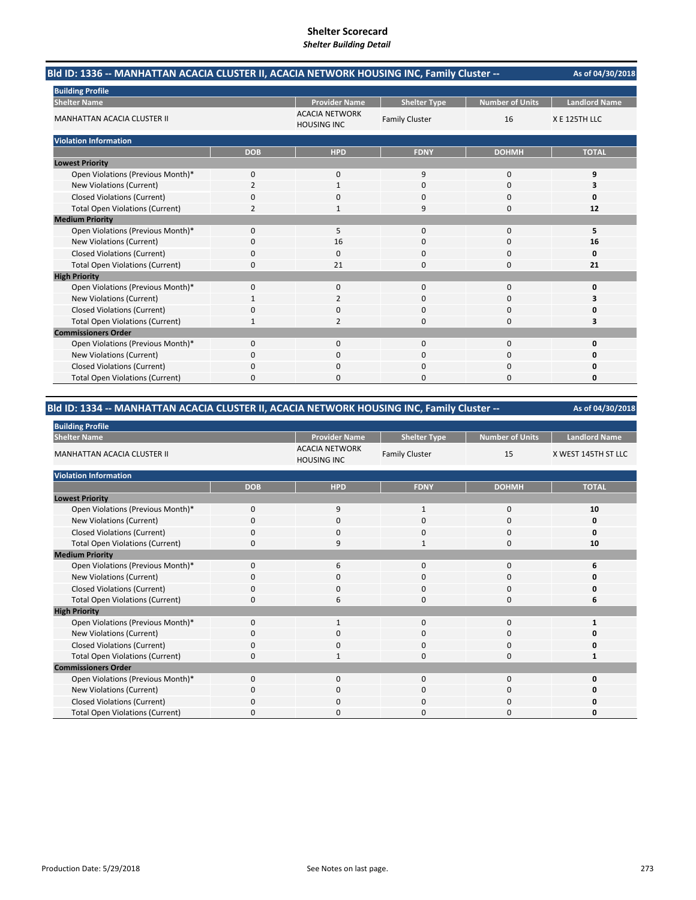# Shelter Scorecard

*Shelter Building Detail*

## Bld ID: 1336 -- MANHATTAN ACACIA CLUSTER II, ACACIA NETWORK HOUSING INC, Family Cluster --

As of 04/30/2018

**Building Profile**

| Shelter Name | Provider Name | Shelter Type | Number of Units | Landlord Name |
|---|---|---|---|---|
| MANHATTAN ACACIA CLUSTER II | ACACIA NETWORK HOUSING INC | Family Cluster | 16 | X E 125TH LLC |

**Violation Information**

| | DOB | HPD | FDNY | DOHMH | TOTAL |
|---|---|---|---|---|---|
| **Lowest Priority** | | | | | |
| Open Violations (Previous Month)* | 0 | 0 | 9 | 0 | **9** |
| New Violations (Current) | 2 | 1 | 0 | 0 | **3** |
| Closed Violations (Current) | 0 | 0 | 0 | 0 | **0** |
| Total Open Violations (Current) | 2 | 1 | 9 | 0 | **12** |
| **Medium Priority** | | | | | |
| Open Violations (Previous Month)* | 0 | 5 | 0 | 0 | **5** |
| New Violations (Current) | 0 | 16 | 0 | 0 | **16** |
| Closed Violations (Current) | 0 | 0 | 0 | 0 | **0** |
| Total Open Violations (Current) | 0 | 21 | 0 | 0 | **21** |
| **High Priority** | | | | | |
| Open Violations (Previous Month)* | 0 | 0 | 0 | 0 | **0** |
| New Violations (Current) | 1 | 2 | 0 | 0 | **3** |
| Closed Violations (Current) | 0 | 0 | 0 | 0 | **0** |
| Total Open Violations (Current) | 1 | 2 | 0 | 0 | **3** |
| **Commissioners Order** | | | | | |
| Open Violations (Previous Month)* | 0 | 0 | 0 | 0 | **0** |
| New Violations (Current) | 0 | 0 | 0 | 0 | **0** |
| Closed Violations (Current) | 0 | 0 | 0 | 0 | **0** |
| Total Open Violations (Current) | 0 | 0 | 0 | 0 | **0** |

## Bld ID: 1334 -- MANHATTAN ACACIA CLUSTER II, ACACIA NETWORK HOUSING INC, Family Cluster --

As of 04/30/2018

**Building Profile**

| Shelter Name | Provider Name | Shelter Type | Number of Units | Landlord Name |
|---|---|---|---|---|
| MANHATTAN ACACIA CLUSTER II | ACACIA NETWORK HOUSING INC | Family Cluster | 15 | X WEST 145TH ST LLC |

**Violation Information**

| | DOB | HPD | FDNY | DOHMH | TOTAL |
|---|---|---|---|---|---|
| **Lowest Priority** | | | | | |
| Open Violations (Previous Month)* | 0 | 9 | 1 | 0 | **10** |
| New Violations (Current) | 0 | 0 | 0 | 0 | **0** |
| Closed Violations (Current) | 0 | 0 | 0 | 0 | **0** |
| Total Open Violations (Current) | 0 | 9 | 1 | 0 | **10** |
| **Medium Priority** | | | | | |
| Open Violations (Previous Month)* | 0 | 6 | 0 | 0 | **6** |
| New Violations (Current) | 0 | 0 | 0 | 0 | **0** |
| Closed Violations (Current) | 0 | 0 | 0 | 0 | **0** |
| Total Open Violations (Current) | 0 | 6 | 0 | 0 | **6** |
| **High Priority** | | | | | |
| Open Violations (Previous Month)* | 0 | 1 | 0 | 0 | **1** |
| New Violations (Current) | 0 | 0 | 0 | 0 | **0** |
| Closed Violations (Current) | 0 | 0 | 0 | 0 | **0** |
| Total Open Violations (Current) | 0 | 1 | 0 | 0 | **1** |
| **Commissioners Order** | | | | | |
| Open Violations (Previous Month)* | 0 | 0 | 0 | 0 | **0** |
| New Violations (Current) | 0 | 0 | 0 | 0 | **0** |
| Closed Violations (Current) | 0 | 0 | 0 | 0 | **0** |
| Total Open Violations (Current) | 0 | 0 | 0 | 0 | **0** |

Production Date: 5/29/2018

See Notes on last page.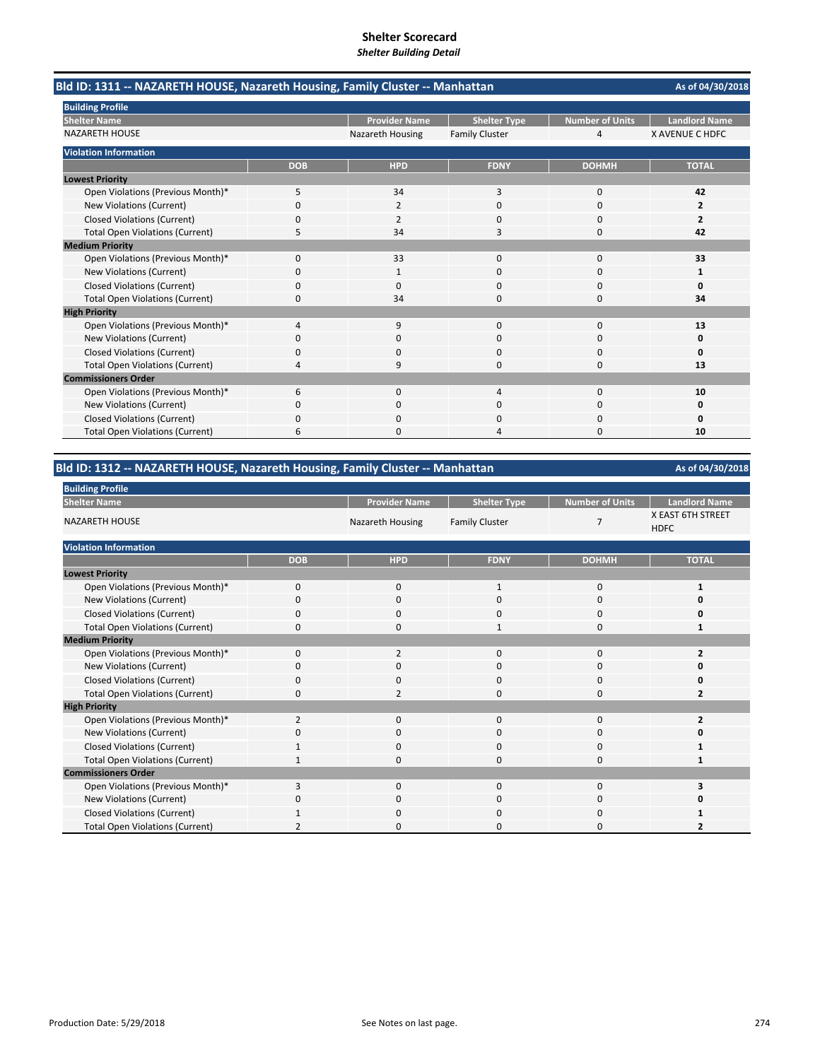# Shelter Scorecard
*Shelter Building Detail*

## Bld ID: 1311 -- NAZARETH HOUSE, Nazareth Housing, Family Cluster -- Manhattan

As of 04/30/2018

**Building Profile**

| Shelter Name | Provider Name | Shelter Type | Number of Units | Landlord Name |
|---|---|---|---|---|
| NAZARETH HOUSE | Nazareth Housing | Family Cluster | 4 | X AVENUE C HDFC |

**Violation Information**

| | DOB | HPD | FDNY | DOHMH | TOTAL |
|---|---|---|---|---|---|
| **Lowest Priority** | | | | | |
| Open Violations (Previous Month)* | 5 | 34 | 3 | 0 | **42** |
| New Violations (Current) | 0 | 2 | 0 | 0 | **2** |
| Closed Violations (Current) | 0 | 2 | 0 | 0 | **2** |
| Total Open Violations (Current) | 5 | 34 | 3 | 0 | **42** |
| **Medium Priority** | | | | | |
| Open Violations (Previous Month)* | 0 | 33 | 0 | 0 | **33** |
| New Violations (Current) | 0 | 1 | 0 | 0 | **1** |
| Closed Violations (Current) | 0 | 0 | 0 | 0 | **0** |
| Total Open Violations (Current) | 0 | 34 | 0 | 0 | **34** |
| **High Priority** | | | | | |
| Open Violations (Previous Month)* | 4 | 9 | 0 | 0 | **13** |
| New Violations (Current) | 0 | 0 | 0 | 0 | **0** |
| Closed Violations (Current) | 0 | 0 | 0 | 0 | **0** |
| Total Open Violations (Current) | 4 | 9 | 0 | 0 | **13** |
| **Commissioners Order** | | | | | |
| Open Violations (Previous Month)* | 6 | 0 | 4 | 0 | **10** |
| New Violations (Current) | 0 | 0 | 0 | 0 | **0** |
| Closed Violations (Current) | 0 | 0 | 0 | 0 | **0** |
| Total Open Violations (Current) | 6 | 0 | 4 | 0 | **10** |

## Bld ID: 1312 -- NAZARETH HOUSE, Nazareth Housing, Family Cluster -- Manhattan

As of 04/30/2018

**Building Profile**

| Shelter Name | Provider Name | Shelter Type | Number of Units | Landlord Name |
|---|---|---|---|---|
| NAZARETH HOUSE | Nazareth Housing | Family Cluster | 7 | X EAST 6TH STREET HDFC |

**Violation Information**

| | DOB | HPD | FDNY | DOHMH | TOTAL |
|---|---|---|---|---|---|
| **Lowest Priority** | | | | | |
| Open Violations (Previous Month)* | 0 | 0 | 1 | 0 | **1** |
| New Violations (Current) | 0 | 0 | 0 | 0 | **0** |
| Closed Violations (Current) | 0 | 0 | 0 | 0 | **0** |
| Total Open Violations (Current) | 0 | 0 | 1 | 0 | **1** |
| **Medium Priority** | | | | | |
| Open Violations (Previous Month)* | 0 | 2 | 0 | 0 | **2** |
| New Violations (Current) | 0 | 0 | 0 | 0 | **0** |
| Closed Violations (Current) | 0 | 0 | 0 | 0 | **0** |
| Total Open Violations (Current) | 0 | 2 | 0 | 0 | **2** |
| **High Priority** | | | | | |
| Open Violations (Previous Month)* | 2 | 0 | 0 | 0 | **2** |
| New Violations (Current) | 0 | 0 | 0 | 0 | **0** |
| Closed Violations (Current) | 1 | 0 | 0 | 0 | **1** |
| Total Open Violations (Current) | 1 | 0 | 0 | 0 | **1** |
| **Commissioners Order** | | | | | |
| Open Violations (Previous Month)* | 3 | 0 | 0 | 0 | **3** |
| New Violations (Current) | 0 | 0 | 0 | 0 | **0** |
| Closed Violations (Current) | 1 | 0 | 0 | 0 | **1** |
| Total Open Violations (Current) | 2 | 0 | 0 | 0 | **2** |

Production Date: 5/29/2018

See Notes on last page.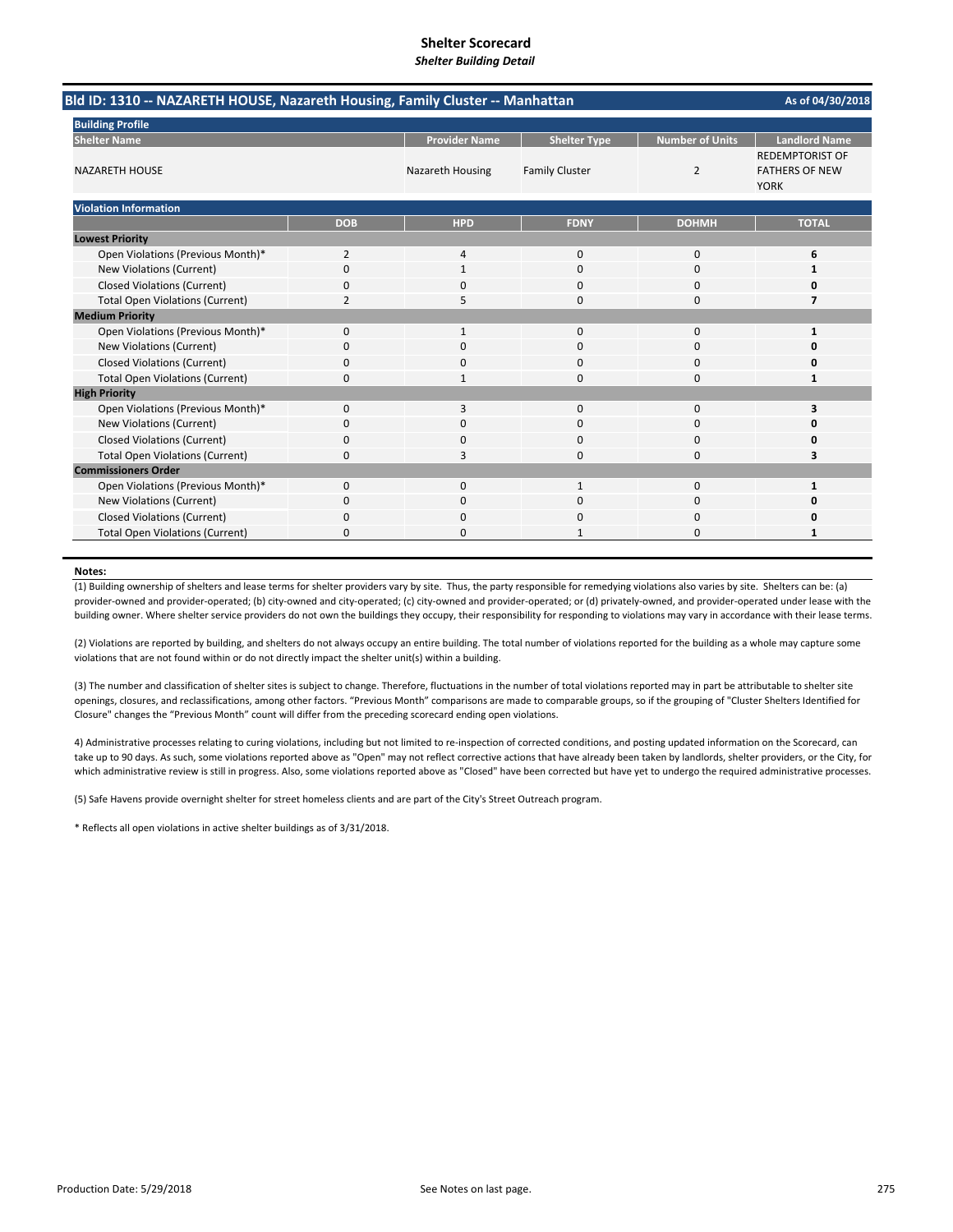# Shelter Scorecard

***Shelter Building Detail***

## Bld ID: 1310 -- NAZARETH HOUSE, Nazareth Housing, Family Cluster -- Manhattan

As of 04/30/2018

### Building Profile

| Shelter Name | Provider Name | Shelter Type | Number of Units | Landlord Name |
|---|---|---|---|---|
| NAZARETH HOUSE | Nazareth Housing | Family Cluster | 2 | REDEMPTORIST OF FATHERS OF NEW YORK |

### Violation Information

| | DOB | HPD | FDNY | DOHMH | TOTAL |
|---|---|---|---|---|---|
| **Lowest Priority** | | | | | |
| Open Violations (Previous Month)* | 2 | 4 | 0 | 0 | **6** |
| New Violations (Current) | 0 | 1 | 0 | 0 | **1** |
| Closed Violations (Current) | 0 | 0 | 0 | 0 | **0** |
| Total Open Violations (Current) | 2 | 5 | 0 | 0 | **7** |
| **Medium Priority** | | | | | |
| Open Violations (Previous Month)* | 0 | 1 | 0 | 0 | **1** |
| New Violations (Current) | 0 | 0 | 0 | 0 | **0** |
| Closed Violations (Current) | 0 | 0 | 0 | 0 | **0** |
| Total Open Violations (Current) | 0 | 1 | 0 | 0 | **1** |
| **High Priority** | | | | | |
| Open Violations (Previous Month)* | 0 | 3 | 0 | 0 | **3** |
| New Violations (Current) | 0 | 0 | 0 | 0 | **0** |
| Closed Violations (Current) | 0 | 0 | 0 | 0 | **0** |
| Total Open Violations (Current) | 0 | 3 | 0 | 0 | **3** |
| **Commissioners Order** | | | | | |
| Open Violations (Previous Month)* | 0 | 0 | 1 | 0 | **1** |
| New Violations (Current) | 0 | 0 | 0 | 0 | **0** |
| Closed Violations (Current) | 0 | 0 | 0 | 0 | **0** |
| Total Open Violations (Current) | 0 | 0 | 1 | 0 | **1** |

**Notes:**

(1) Building ownership of shelters and lease terms for shelter providers vary by site. Thus, the party responsible for remedying violations also varies by site. Shelters can be: (a) provider-owned and provider-operated; (b) city-owned and city-operated; (c) city-owned and provider-operated; or (d) privately-owned, and provider-operated under lease with the building owner. Where shelter service providers do not own the buildings they occupy, their responsibility for responding to violations may vary in accordance with their lease terms.

(2) Violations are reported by building, and shelters do not always occupy an entire building. The total number of violations reported for the building as a whole may capture some violations that are not found within or do not directly impact the shelter unit(s) within a building.

(3) The number and classification of shelter sites is subject to change. Therefore, fluctuations in the number of total violations reported may in part be attributable to shelter site openings, closures, and reclassifications, among other factors. "Previous Month" comparisons are made to comparable groups, so if the grouping of "Cluster Shelters Identified for Closure" changes the "Previous Month" count will differ from the preceding scorecard ending open violations.

4) Administrative processes relating to curing violations, including but not limited to re-inspection of corrected conditions, and posting updated information on the Scorecard, can take up to 90 days. As such, some violations reported above as "Open" may not reflect corrective actions that have already been taken by landlords, shelter providers, or the City, for which administrative review is still in progress. Also, some violations reported above as "Closed" have been corrected but have yet to undergo the required administrative processes.

(5) Safe Havens provide overnight shelter for street homeless clients and are part of the City's Street Outreach program.

* Reflects all open violations in active shelter buildings as of 3/31/2018.

Production Date: 5/29/2018

See Notes on last page.